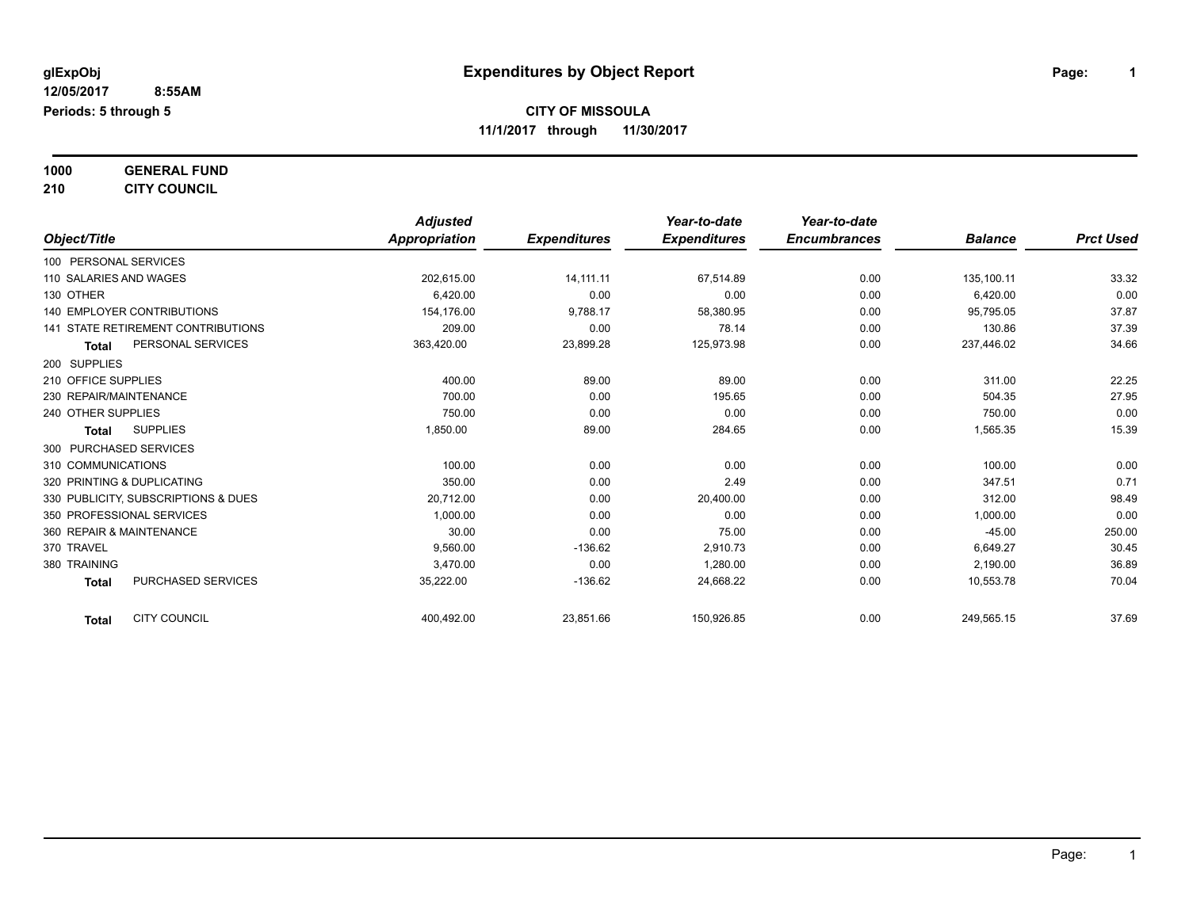glExpObj
12/05/2017 8:55AM
Periods: 5 through 5

# Expenditures by Object Report

**CITY OF MISSOULA**
**11/1/2017 through 11/30/2017**

**1000 GENERAL FUND**
**210 CITY COUNCIL**

| Object/Title | | Adjusted Appropriation | Expenditures | Year-to-date Expenditures | Year-to-date Encumbrances | Balance | Prct Used |
|---|---|---|---|---|---|---|---|
| 100 PERSONAL SERVICES | | | | | | | |
| 110 SALARIES AND WAGES | | 202,615.00 | 14,111.11 | 67,514.89 | 0.00 | 135,100.11 | 33.32 |
| 130 OTHER | | 6,420.00 | 0.00 | 0.00 | 0.00 | 6,420.00 | 0.00 |
| 140 EMPLOYER CONTRIBUTIONS | | 154,176.00 | 9,788.17 | 58,380.95 | 0.00 | 95,795.05 | 37.87 |
| 141 STATE RETIREMENT CONTRIBUTIONS | | 209.00 | 0.00 | 78.14 | 0.00 | 130.86 | 37.39 |
| **Total** | PERSONAL SERVICES | 363,420.00 | 23,899.28 | 125,973.98 | 0.00 | 237,446.02 | 34.66 |
| 200 SUPPLIES | | | | | | | |
| 210 OFFICE SUPPLIES | | 400.00 | 89.00 | 89.00 | 0.00 | 311.00 | 22.25 |
| 230 REPAIR/MAINTENANCE | | 700.00 | 0.00 | 195.65 | 0.00 | 504.35 | 27.95 |
| 240 OTHER SUPPLIES | | 750.00 | 0.00 | 0.00 | 0.00 | 750.00 | 0.00 |
| **Total** | SUPPLIES | 1,850.00 | 89.00 | 284.65 | 0.00 | 1,565.35 | 15.39 |
| 300 PURCHASED SERVICES | | | | | | | |
| 310 COMMUNICATIONS | | 100.00 | 0.00 | 0.00 | 0.00 | 100.00 | 0.00 |
| 320 PRINTING & DUPLICATING | | 350.00 | 0.00 | 2.49 | 0.00 | 347.51 | 0.71 |
| 330 PUBLICITY, SUBSCRIPTIONS & DUES | | 20,712.00 | 0.00 | 20,400.00 | 0.00 | 312.00 | 98.49 |
| 350 PROFESSIONAL SERVICES | | 1,000.00 | 0.00 | 0.00 | 0.00 | 1,000.00 | 0.00 |
| 360 REPAIR & MAINTENANCE | | 30.00 | 0.00 | 75.00 | 0.00 | -45.00 | 250.00 |
| 370 TRAVEL | | 9,560.00 | -136.62 | 2,910.73 | 0.00 | 6,649.27 | 30.45 |
| 380 TRAINING | | 3,470.00 | 0.00 | 1,280.00 | 0.00 | 2,190.00 | 36.89 |
| **Total** | PURCHASED SERVICES | 35,222.00 | -136.62 | 24,668.22 | 0.00 | 10,553.78 | 70.04 |
| **Total** | CITY COUNCIL | 400,492.00 | 23,851.66 | 150,926.85 | 0.00 | 249,565.15 | 37.69 |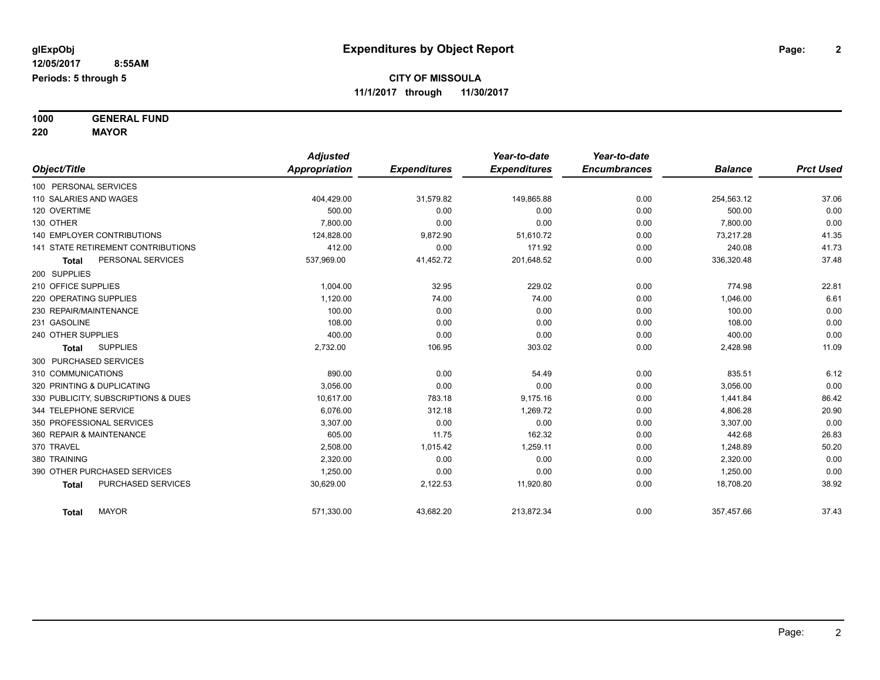**glExpObj** 
**12/05/2017 8:55AM**
**Periods: 5 through 5**

# Expenditures by Object Report

**CITY OF MISSOULA**
**11/1/2017 through 11/30/2017**

**1000 GENERAL FUND**
**220 MAYOR**

| Object/Title | Adjusted Appropriation | Expenditures | Year-to-date Expenditures | Year-to-date Encumbrances | Balance | Prct Used |
|---|---|---|---|---|---|---|
| 100 PERSONAL SERVICES | | | | | | |
| 110 SALARIES AND WAGES | 404,429.00 | 31,579.82 | 149,865.88 | 0.00 | 254,563.12 | 37.06 |
| 120 OVERTIME | 500.00 | 0.00 | 0.00 | 0.00 | 500.00 | 0.00 |
| 130 OTHER | 7,800.00 | 0.00 | 0.00 | 0.00 | 7,800.00 | 0.00 |
| 140 EMPLOYER CONTRIBUTIONS | 124,828.00 | 9,872.90 | 51,610.72 | 0.00 | 73,217.28 | 41.35 |
| 141 STATE RETIREMENT CONTRIBUTIONS | 412.00 | 0.00 | 171.92 | 0.00 | 240.08 | 41.73 |
| **Total** PERSONAL SERVICES | 537,969.00 | 41,452.72 | 201,648.52 | 0.00 | 336,320.48 | 37.48 |
| 200 SUPPLIES | | | | | | |
| 210 OFFICE SUPPLIES | 1,004.00 | 32.95 | 229.02 | 0.00 | 774.98 | 22.81 |
| 220 OPERATING SUPPLIES | 1,120.00 | 74.00 | 74.00 | 0.00 | 1,046.00 | 6.61 |
| 230 REPAIR/MAINTENANCE | 100.00 | 0.00 | 0.00 | 0.00 | 100.00 | 0.00 |
| 231 GASOLINE | 108.00 | 0.00 | 0.00 | 0.00 | 108.00 | 0.00 |
| 240 OTHER SUPPLIES | 400.00 | 0.00 | 0.00 | 0.00 | 400.00 | 0.00 |
| **Total** SUPPLIES | 2,732.00 | 106.95 | 303.02 | 0.00 | 2,428.98 | 11.09 |
| 300 PURCHASED SERVICES | | | | | | |
| 310 COMMUNICATIONS | 890.00 | 0.00 | 54.49 | 0.00 | 835.51 | 6.12 |
| 320 PRINTING & DUPLICATING | 3,056.00 | 0.00 | 0.00 | 0.00 | 3,056.00 | 0.00 |
| 330 PUBLICITY, SUBSCRIPTIONS & DUES | 10,617.00 | 783.18 | 9,175.16 | 0.00 | 1,441.84 | 86.42 |
| 344 TELEPHONE SERVICE | 6,076.00 | 312.18 | 1,269.72 | 0.00 | 4,806.28 | 20.90 |
| 350 PROFESSIONAL SERVICES | 3,307.00 | 0.00 | 0.00 | 0.00 | 3,307.00 | 0.00 |
| 360 REPAIR & MAINTENANCE | 605.00 | 11.75 | 162.32 | 0.00 | 442.68 | 26.83 |
| 370 TRAVEL | 2,508.00 | 1,015.42 | 1,259.11 | 0.00 | 1,248.89 | 50.20 |
| 380 TRAINING | 2,320.00 | 0.00 | 0.00 | 0.00 | 2,320.00 | 0.00 |
| 390 OTHER PURCHASED SERVICES | 1,250.00 | 0.00 | 0.00 | 0.00 | 1,250.00 | 0.00 |
| **Total** PURCHASED SERVICES | 30,629.00 | 2,122.53 | 11,920.80 | 0.00 | 18,708.20 | 38.92 |
| **Total** MAYOR | 571,330.00 | 43,682.20 | 213,872.34 | 0.00 | 357,457.66 | 37.43 |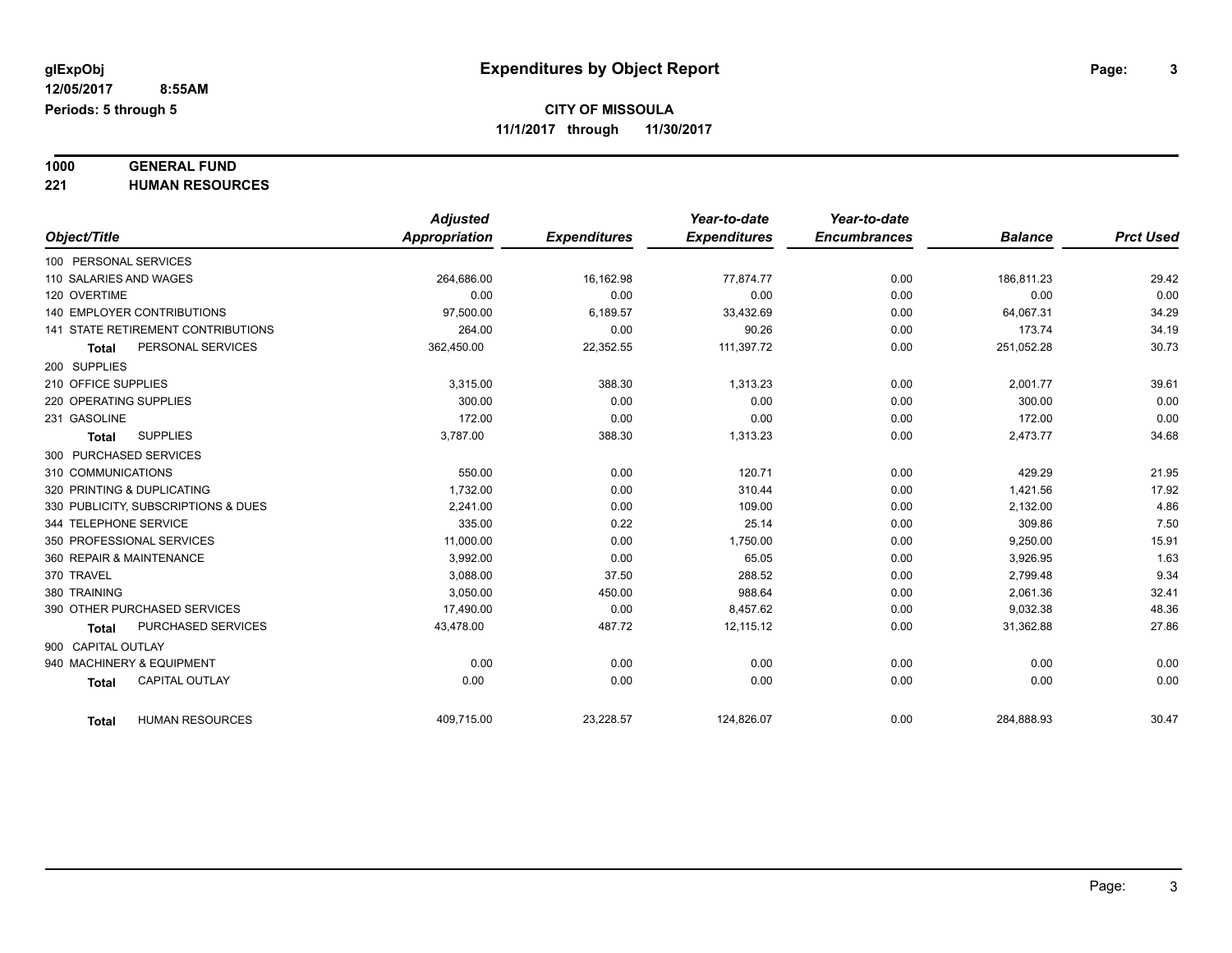**glExpObj** | **Expenditures by Object Report**

**12/05/2017 8:55AM**

**Periods: 5 through 5**

**CITY OF MISSOULA**

**11/1/2017 through 11/30/2017**

**1000 GENERAL FUND**

**221 HUMAN RESOURCES**

| Object/Title | Adjusted Appropriation | Expenditures | Year-to-date Expenditures | Year-to-date Encumbrances | Balance | Prct Used |
|---|---|---|---|---|---|---|
| 100 PERSONAL SERVICES | | | | | | |
| 110 SALARIES AND WAGES | 264,686.00 | 16,162.98 | 77,874.77 | 0.00 | 186,811.23 | 29.42 |
| 120 OVERTIME | 0.00 | 0.00 | 0.00 | 0.00 | 0.00 | 0.00 |
| 140 EMPLOYER CONTRIBUTIONS | 97,500.00 | 6,189.57 | 33,432.69 | 0.00 | 64,067.31 | 34.29 |
| 141 STATE RETIREMENT CONTRIBUTIONS | 264.00 | 0.00 | 90.26 | 0.00 | 173.74 | 34.19 |
| **Total** PERSONAL SERVICES | 362,450.00 | 22,352.55 | 111,397.72 | 0.00 | 251,052.28 | 30.73 |
| 200 SUPPLIES | | | | | | |
| 210 OFFICE SUPPLIES | 3,315.00 | 388.30 | 1,313.23 | 0.00 | 2,001.77 | 39.61 |
| 220 OPERATING SUPPLIES | 300.00 | 0.00 | 0.00 | 0.00 | 300.00 | 0.00 |
| 231 GASOLINE | 172.00 | 0.00 | 0.00 | 0.00 | 172.00 | 0.00 |
| **Total** SUPPLIES | 3,787.00 | 388.30 | 1,313.23 | 0.00 | 2,473.77 | 34.68 |
| 300 PURCHASED SERVICES | | | | | | |
| 310 COMMUNICATIONS | 550.00 | 0.00 | 120.71 | 0.00 | 429.29 | 21.95 |
| 320 PRINTING & DUPLICATING | 1,732.00 | 0.00 | 310.44 | 0.00 | 1,421.56 | 17.92 |
| 330 PUBLICITY, SUBSCRIPTIONS & DUES | 2,241.00 | 0.00 | 109.00 | 0.00 | 2,132.00 | 4.86 |
| 344 TELEPHONE SERVICE | 335.00 | 0.22 | 25.14 | 0.00 | 309.86 | 7.50 |
| 350 PROFESSIONAL SERVICES | 11,000.00 | 0.00 | 1,750.00 | 0.00 | 9,250.00 | 15.91 |
| 360 REPAIR & MAINTENANCE | 3,992.00 | 0.00 | 65.05 | 0.00 | 3,926.95 | 1.63 |
| 370 TRAVEL | 3,088.00 | 37.50 | 288.52 | 0.00 | 2,799.48 | 9.34 |
| 380 TRAINING | 3,050.00 | 450.00 | 988.64 | 0.00 | 2,061.36 | 32.41 |
| 390 OTHER PURCHASED SERVICES | 17,490.00 | 0.00 | 8,457.62 | 0.00 | 9,032.38 | 48.36 |
| **Total** PURCHASED SERVICES | 43,478.00 | 487.72 | 12,115.12 | 0.00 | 31,362.88 | 27.86 |
| 900 CAPITAL OUTLAY | | | | | | |
| 940 MACHINERY & EQUIPMENT | 0.00 | 0.00 | 0.00 | 0.00 | 0.00 | 0.00 |
| **Total** CAPITAL OUTLAY | 0.00 | 0.00 | 0.00 | 0.00 | 0.00 | 0.00 |
| **Total** HUMAN RESOURCES | 409,715.00 | 23,228.57 | 124,826.07 | 0.00 | 284,888.93 | 30.47 |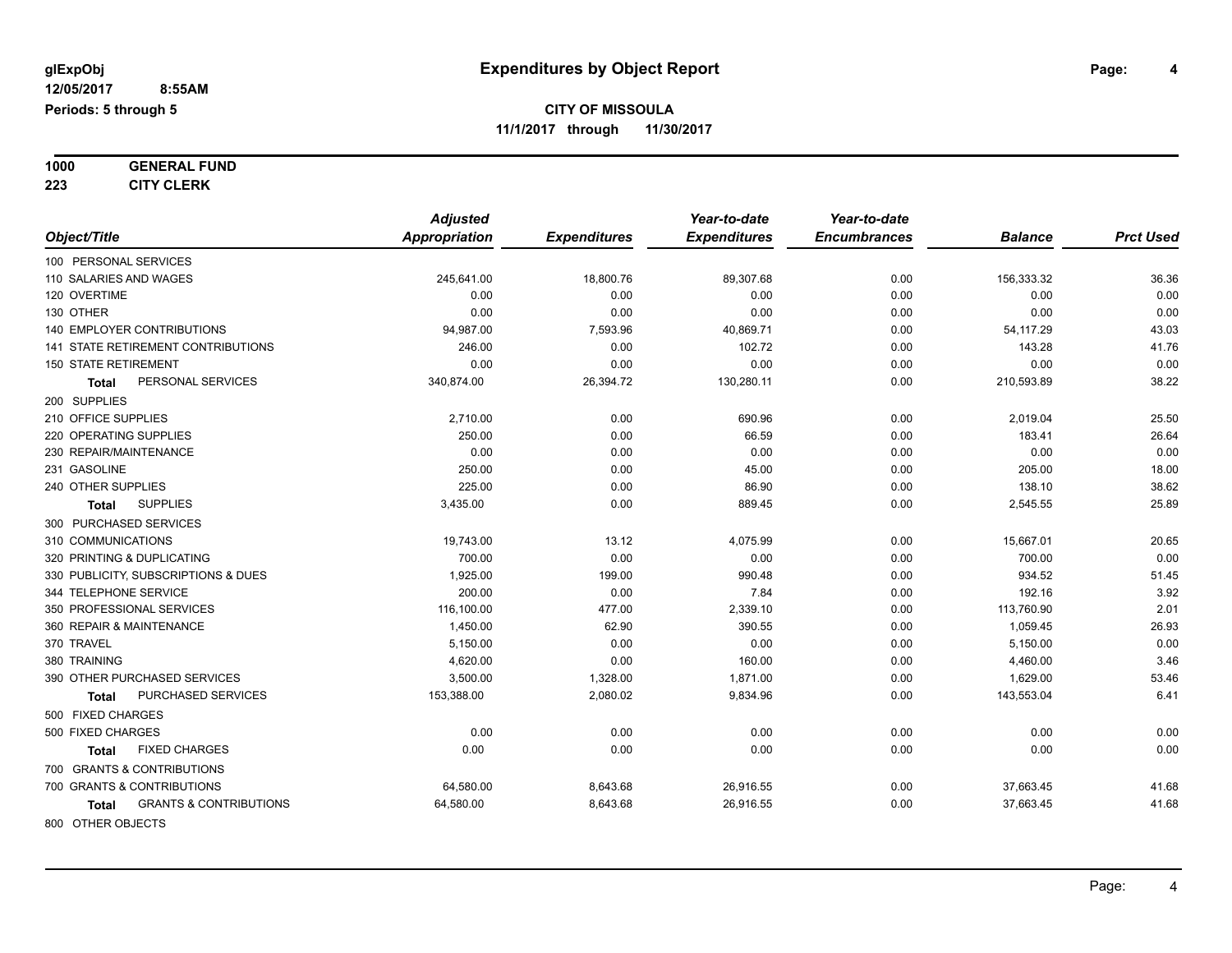glExpObj
12/05/2017 8:55AM
Periods: 5 through 5

# Expenditures by Object Report

## CITY OF MISSOULA

11/1/2017 through 11/30/2017

**1000 GENERAL FUND**
**223 CITY CLERK**

| Object/Title | Adjusted Appropriation | Expenditures | Year-to-date Expenditures | Year-to-date Encumbrances | Balance | Prct Used |
|---|---|---|---|---|---|---|
| 100 PERSONAL SERVICES | | | | | | |
| 110 SALARIES AND WAGES | 245,641.00 | 18,800.76 | 89,307.68 | 0.00 | 156,333.32 | 36.36 |
| 120 OVERTIME | 0.00 | 0.00 | 0.00 | 0.00 | 0.00 | 0.00 |
| 130 OTHER | 0.00 | 0.00 | 0.00 | 0.00 | 0.00 | 0.00 |
| 140 EMPLOYER CONTRIBUTIONS | 94,987.00 | 7,593.96 | 40,869.71 | 0.00 | 54,117.29 | 43.03 |
| 141 STATE RETIREMENT CONTRIBUTIONS | 246.00 | 0.00 | 102.72 | 0.00 | 143.28 | 41.76 |
| 150 STATE RETIREMENT | 0.00 | 0.00 | 0.00 | 0.00 | 0.00 | 0.00 |
| **Total** PERSONAL SERVICES | 340,874.00 | 26,394.72 | 130,280.11 | 0.00 | 210,593.89 | 38.22 |
| 200 SUPPLIES | | | | | | |
| 210 OFFICE SUPPLIES | 2,710.00 | 0.00 | 690.96 | 0.00 | 2,019.04 | 25.50 |
| 220 OPERATING SUPPLIES | 250.00 | 0.00 | 66.59 | 0.00 | 183.41 | 26.64 |
| 230 REPAIR/MAINTENANCE | 0.00 | 0.00 | 0.00 | 0.00 | 0.00 | 0.00 |
| 231 GASOLINE | 250.00 | 0.00 | 45.00 | 0.00 | 205.00 | 18.00 |
| 240 OTHER SUPPLIES | 225.00 | 0.00 | 86.90 | 0.00 | 138.10 | 38.62 |
| **Total** SUPPLIES | 3,435.00 | 0.00 | 889.45 | 0.00 | 2,545.55 | 25.89 |
| 300 PURCHASED SERVICES | | | | | | |
| 310 COMMUNICATIONS | 19,743.00 | 13.12 | 4,075.99 | 0.00 | 15,667.01 | 20.65 |
| 320 PRINTING & DUPLICATING | 700.00 | 0.00 | 0.00 | 0.00 | 700.00 | 0.00 |
| 330 PUBLICITY, SUBSCRIPTIONS & DUES | 1,925.00 | 199.00 | 990.48 | 0.00 | 934.52 | 51.45 |
| 344 TELEPHONE SERVICE | 200.00 | 0.00 | 7.84 | 0.00 | 192.16 | 3.92 |
| 350 PROFESSIONAL SERVICES | 116,100.00 | 477.00 | 2,339.10 | 0.00 | 113,760.90 | 2.01 |
| 360 REPAIR & MAINTENANCE | 1,450.00 | 62.90 | 390.55 | 0.00 | 1,059.45 | 26.93 |
| 370 TRAVEL | 5,150.00 | 0.00 | 0.00 | 0.00 | 5,150.00 | 0.00 |
| 380 TRAINING | 4,620.00 | 0.00 | 160.00 | 0.00 | 4,460.00 | 3.46 |
| 390 OTHER PURCHASED SERVICES | 3,500.00 | 1,328.00 | 1,871.00 | 0.00 | 1,629.00 | 53.46 |
| **Total** PURCHASED SERVICES | 153,388.00 | 2,080.02 | 9,834.96 | 0.00 | 143,553.04 | 6.41 |
| 500 FIXED CHARGES | | | | | | |
| 500 FIXED CHARGES | 0.00 | 0.00 | 0.00 | 0.00 | 0.00 | 0.00 |
| **Total** FIXED CHARGES | 0.00 | 0.00 | 0.00 | 0.00 | 0.00 | 0.00 |
| 700 GRANTS & CONTRIBUTIONS | | | | | | |
| 700 GRANTS & CONTRIBUTIONS | 64,580.00 | 8,643.68 | 26,916.55 | 0.00 | 37,663.45 | 41.68 |
| **Total** GRANTS & CONTRIBUTIONS | 64,580.00 | 8,643.68 | 26,916.55 | 0.00 | 37,663.45 | 41.68 |
| 800 OTHER OBJECTS | | | | | | |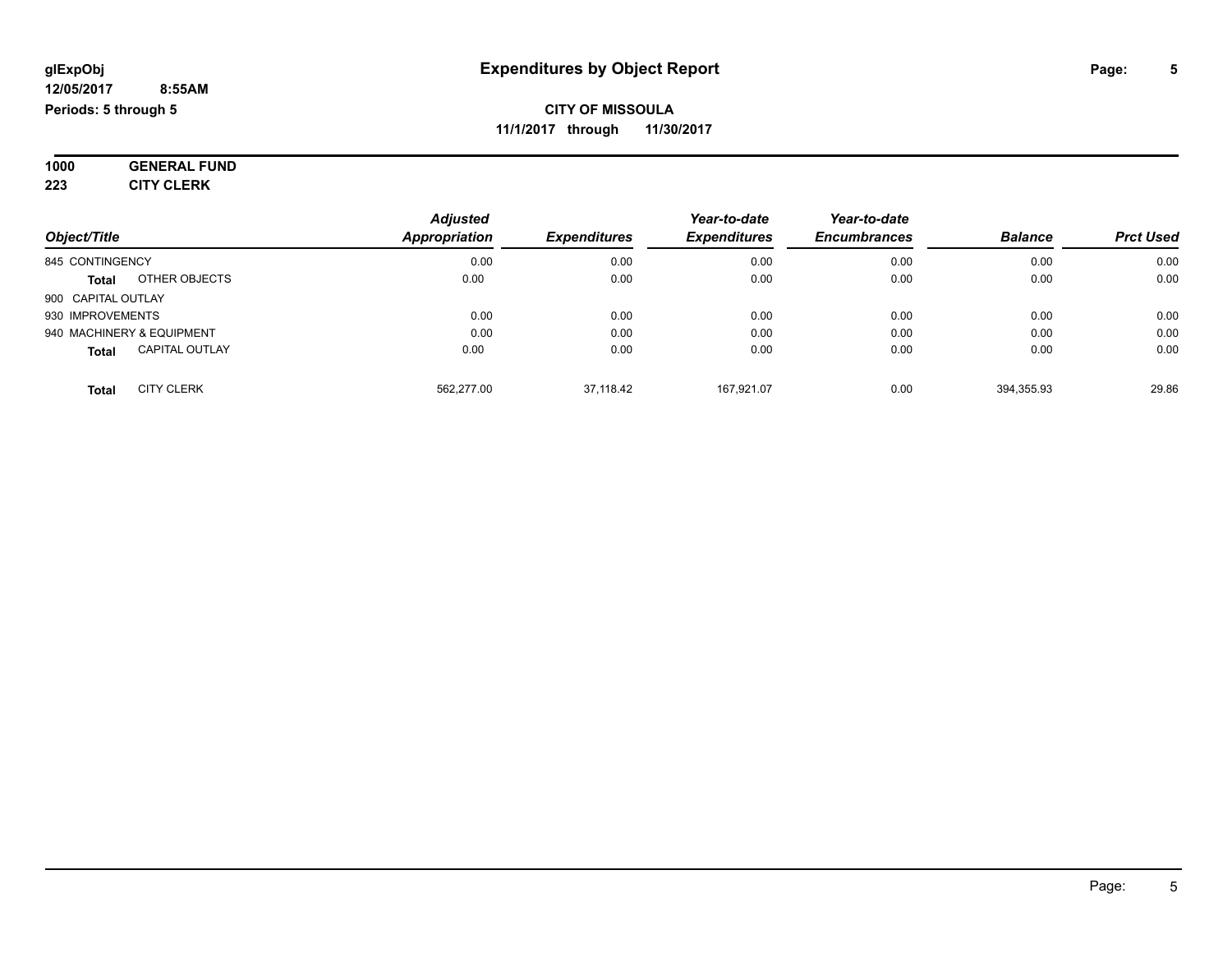# Expenditures by Object Report

glExpObj
12/05/2017 8:55AM
Periods: 5 through 5

**CITY OF MISSOULA**
**11/1/2017 through 11/30/2017**

**1000 GENERAL FUND**
**223 CITY CLERK**

| Object/Title | | Adjusted Appropriation | Expenditures | Year-to-date Expenditures | Year-to-date Encumbrances | Balance | Prct Used |
|---|---|---|---|---|---|---|---|
| 845 CONTINGENCY | | 0.00 | 0.00 | 0.00 | 0.00 | 0.00 | 0.00 |
| **Total** | OTHER OBJECTS | 0.00 | 0.00 | 0.00 | 0.00 | 0.00 | 0.00 |
| 900 CAPITAL OUTLAY | | | | | | | |
| 930 IMPROVEMENTS | | 0.00 | 0.00 | 0.00 | 0.00 | 0.00 | 0.00 |
| 940 MACHINERY & EQUIPMENT | | 0.00 | 0.00 | 0.00 | 0.00 | 0.00 | 0.00 |
| **Total** | CAPITAL OUTLAY | 0.00 | 0.00 | 0.00 | 0.00 | 0.00 | 0.00 |
| **Total** | CITY CLERK | 562,277.00 | 37,118.42 | 167,921.07 | 0.00 | 394,355.93 | 29.86 |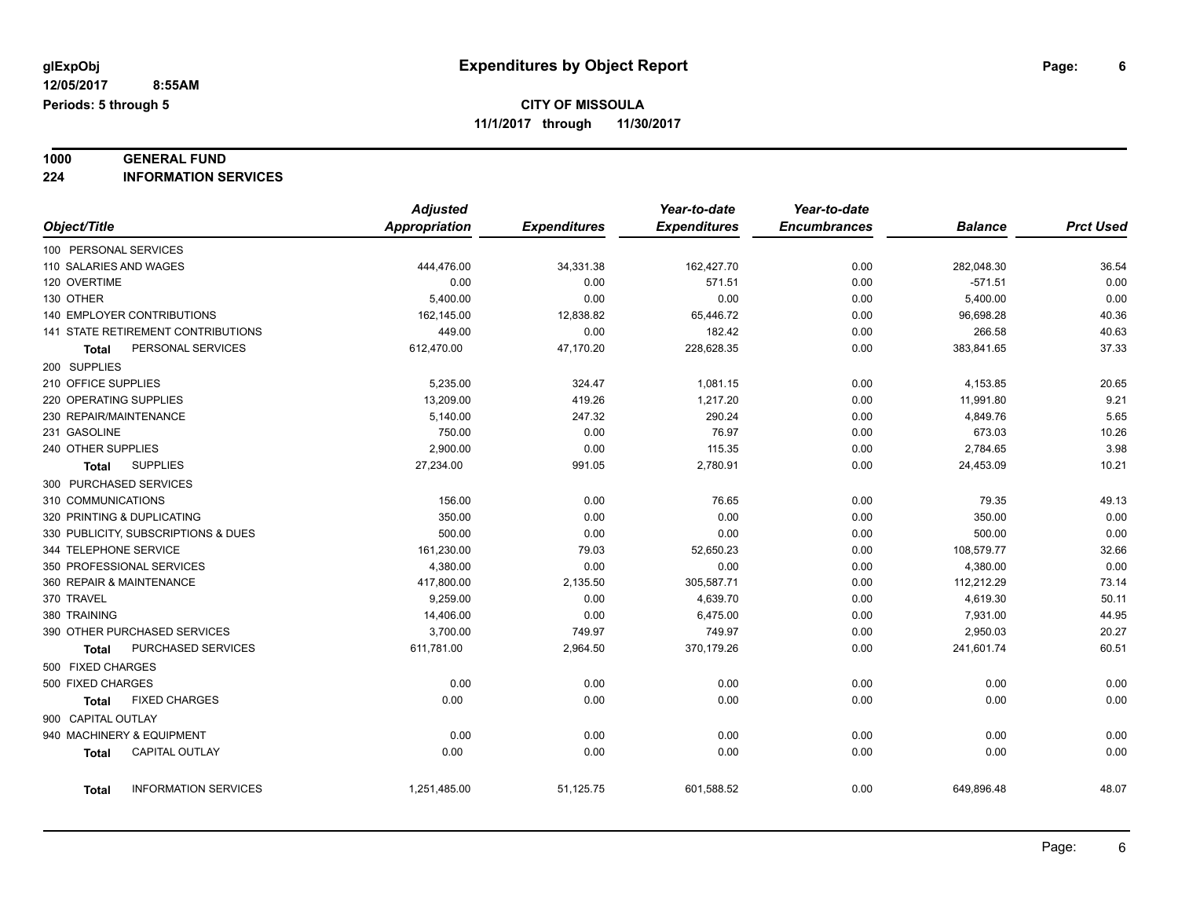**glExpObj** **Expenditures by Object Report**

**12/05/2017 8:55AM**

**Periods: 5 through 5**

**CITY OF MISSOULA**

**11/1/2017 through 11/30/2017**

**1000 GENERAL FUND**

**224 INFORMATION SERVICES**

| Object/Title | Adjusted Appropriation | Expenditures | Year-to-date Expenditures | Year-to-date Encumbrances | Balance | Prct Used |
|---|---|---|---|---|---|---|
| 100 PERSONAL SERVICES | | | | | | |
| 110 SALARIES AND WAGES | 444,476.00 | 34,331.38 | 162,427.70 | 0.00 | 282,048.30 | 36.54 |
| 120 OVERTIME | 0.00 | 0.00 | 571.51 | 0.00 | -571.51 | 0.00 |
| 130 OTHER | 5,400.00 | 0.00 | 0.00 | 0.00 | 5,400.00 | 0.00 |
| 140 EMPLOYER CONTRIBUTIONS | 162,145.00 | 12,838.82 | 65,446.72 | 0.00 | 96,698.28 | 40.36 |
| 141 STATE RETIREMENT CONTRIBUTIONS | 449.00 | 0.00 | 182.42 | 0.00 | 266.58 | 40.63 |
| **Total** PERSONAL SERVICES | 612,470.00 | 47,170.20 | 228,628.35 | 0.00 | 383,841.65 | 37.33 |
| 200 SUPPLIES | | | | | | |
| 210 OFFICE SUPPLIES | 5,235.00 | 324.47 | 1,081.15 | 0.00 | 4,153.85 | 20.65 |
| 220 OPERATING SUPPLIES | 13,209.00 | 419.26 | 1,217.20 | 0.00 | 11,991.80 | 9.21 |
| 230 REPAIR/MAINTENANCE | 5,140.00 | 247.32 | 290.24 | 0.00 | 4,849.76 | 5.65 |
| 231 GASOLINE | 750.00 | 0.00 | 76.97 | 0.00 | 673.03 | 10.26 |
| 240 OTHER SUPPLIES | 2,900.00 | 0.00 | 115.35 | 0.00 | 2,784.65 | 3.98 |
| **Total** SUPPLIES | 27,234.00 | 991.05 | 2,780.91 | 0.00 | 24,453.09 | 10.21 |
| 300 PURCHASED SERVICES | | | | | | |
| 310 COMMUNICATIONS | 156.00 | 0.00 | 76.65 | 0.00 | 79.35 | 49.13 |
| 320 PRINTING & DUPLICATING | 350.00 | 0.00 | 0.00 | 0.00 | 350.00 | 0.00 |
| 330 PUBLICITY, SUBSCRIPTIONS & DUES | 500.00 | 0.00 | 0.00 | 0.00 | 500.00 | 0.00 |
| 344 TELEPHONE SERVICE | 161,230.00 | 79.03 | 52,650.23 | 0.00 | 108,579.77 | 32.66 |
| 350 PROFESSIONAL SERVICES | 4,380.00 | 0.00 | 0.00 | 0.00 | 4,380.00 | 0.00 |
| 360 REPAIR & MAINTENANCE | 417,800.00 | 2,135.50 | 305,587.71 | 0.00 | 112,212.29 | 73.14 |
| 370 TRAVEL | 9,259.00 | 0.00 | 4,639.70 | 0.00 | 4,619.30 | 50.11 |
| 380 TRAINING | 14,406.00 | 0.00 | 6,475.00 | 0.00 | 7,931.00 | 44.95 |
| 390 OTHER PURCHASED SERVICES | 3,700.00 | 749.97 | 749.97 | 0.00 | 2,950.03 | 20.27 |
| **Total** PURCHASED SERVICES | 611,781.00 | 2,964.50 | 370,179.26 | 0.00 | 241,601.74 | 60.51 |
| 500 FIXED CHARGES | | | | | | |
| 500 FIXED CHARGES | 0.00 | 0.00 | 0.00 | 0.00 | 0.00 | 0.00 |
| **Total** FIXED CHARGES | 0.00 | 0.00 | 0.00 | 0.00 | 0.00 | 0.00 |
| 900 CAPITAL OUTLAY | | | | | | |
| 940 MACHINERY & EQUIPMENT | 0.00 | 0.00 | 0.00 | 0.00 | 0.00 | 0.00 |
| **Total** CAPITAL OUTLAY | 0.00 | 0.00 | 0.00 | 0.00 | 0.00 | 0.00 |
| **Total** INFORMATION SERVICES | 1,251,485.00 | 51,125.75 | 601,588.52 | 0.00 | 649,896.48 | 48.07 |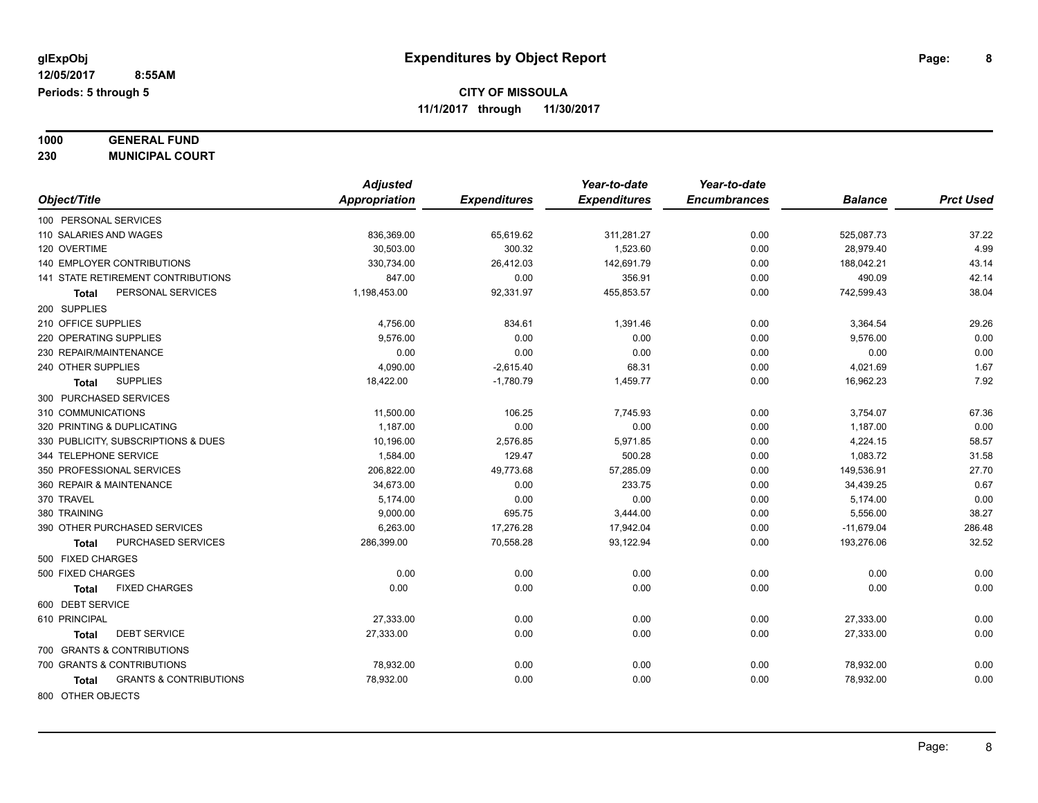glExpObj
12/05/2017 8:55AM
Periods: 5 through 5

# Expenditures by Object Report

**CITY OF MISSOULA**
**11/1/2017 through 11/30/2017**

**1000 GENERAL FUND**
**230 MUNICIPAL COURT**

| Object/Title | Adjusted Appropriation | Expenditures | Year-to-date Expenditures | Year-to-date Encumbrances | Balance | Prct Used |
|---|---|---|---|---|---|---|
| 100 PERSONAL SERVICES | | | | | | |
| 110 SALARIES AND WAGES | 836,369.00 | 65,619.62 | 311,281.27 | 0.00 | 525,087.73 | 37.22 |
| 120 OVERTIME | 30,503.00 | 300.32 | 1,523.60 | 0.00 | 28,979.40 | 4.99 |
| 140 EMPLOYER CONTRIBUTIONS | 330,734.00 | 26,412.03 | 142,691.79 | 0.00 | 188,042.21 | 43.14 |
| 141 STATE RETIREMENT CONTRIBUTIONS | 847.00 | 0.00 | 356.91 | 0.00 | 490.09 | 42.14 |
| **Total** PERSONAL SERVICES | 1,198,453.00 | 92,331.97 | 455,853.57 | 0.00 | 742,599.43 | 38.04 |
| 200 SUPPLIES | | | | | | |
| 210 OFFICE SUPPLIES | 4,756.00 | 834.61 | 1,391.46 | 0.00 | 3,364.54 | 29.26 |
| 220 OPERATING SUPPLIES | 9,576.00 | 0.00 | 0.00 | 0.00 | 9,576.00 | 0.00 |
| 230 REPAIR/MAINTENANCE | 0.00 | 0.00 | 0.00 | 0.00 | 0.00 | 0.00 |
| 240 OTHER SUPPLIES | 4,090.00 | -2,615.40 | 68.31 | 0.00 | 4,021.69 | 1.67 |
| **Total** SUPPLIES | 18,422.00 | -1,780.79 | 1,459.77 | 0.00 | 16,962.23 | 7.92 |
| 300 PURCHASED SERVICES | | | | | | |
| 310 COMMUNICATIONS | 11,500.00 | 106.25 | 7,745.93 | 0.00 | 3,754.07 | 67.36 |
| 320 PRINTING & DUPLICATING | 1,187.00 | 0.00 | 0.00 | 0.00 | 1,187.00 | 0.00 |
| 330 PUBLICITY, SUBSCRIPTIONS & DUES | 10,196.00 | 2,576.85 | 5,971.85 | 0.00 | 4,224.15 | 58.57 |
| 344 TELEPHONE SERVICE | 1,584.00 | 129.47 | 500.28 | 0.00 | 1,083.72 | 31.58 |
| 350 PROFESSIONAL SERVICES | 206,822.00 | 49,773.68 | 57,285.09 | 0.00 | 149,536.91 | 27.70 |
| 360 REPAIR & MAINTENANCE | 34,673.00 | 0.00 | 233.75 | 0.00 | 34,439.25 | 0.67 |
| 370 TRAVEL | 5,174.00 | 0.00 | 0.00 | 0.00 | 5,174.00 | 0.00 |
| 380 TRAINING | 9,000.00 | 695.75 | 3,444.00 | 0.00 | 5,556.00 | 38.27 |
| 390 OTHER PURCHASED SERVICES | 6,263.00 | 17,276.28 | 17,942.04 | 0.00 | -11,679.04 | 286.48 |
| **Total** PURCHASED SERVICES | 286,399.00 | 70,558.28 | 93,122.94 | 0.00 | 193,276.06 | 32.52 |
| 500 FIXED CHARGES | | | | | | |
| 500 FIXED CHARGES | 0.00 | 0.00 | 0.00 | 0.00 | 0.00 | 0.00 |
| **Total** FIXED CHARGES | 0.00 | 0.00 | 0.00 | 0.00 | 0.00 | 0.00 |
| 600 DEBT SERVICE | | | | | | |
| 610 PRINCIPAL | 27,333.00 | 0.00 | 0.00 | 0.00 | 27,333.00 | 0.00 |
| **Total** DEBT SERVICE | 27,333.00 | 0.00 | 0.00 | 0.00 | 27,333.00 | 0.00 |
| 700 GRANTS & CONTRIBUTIONS | | | | | | |
| 700 GRANTS & CONTRIBUTIONS | 78,932.00 | 0.00 | 0.00 | 0.00 | 78,932.00 | 0.00 |
| **Total** GRANTS & CONTRIBUTIONS | 78,932.00 | 0.00 | 0.00 | 0.00 | 78,932.00 | 0.00 |
| 800 OTHER OBJECTS | | | | | | |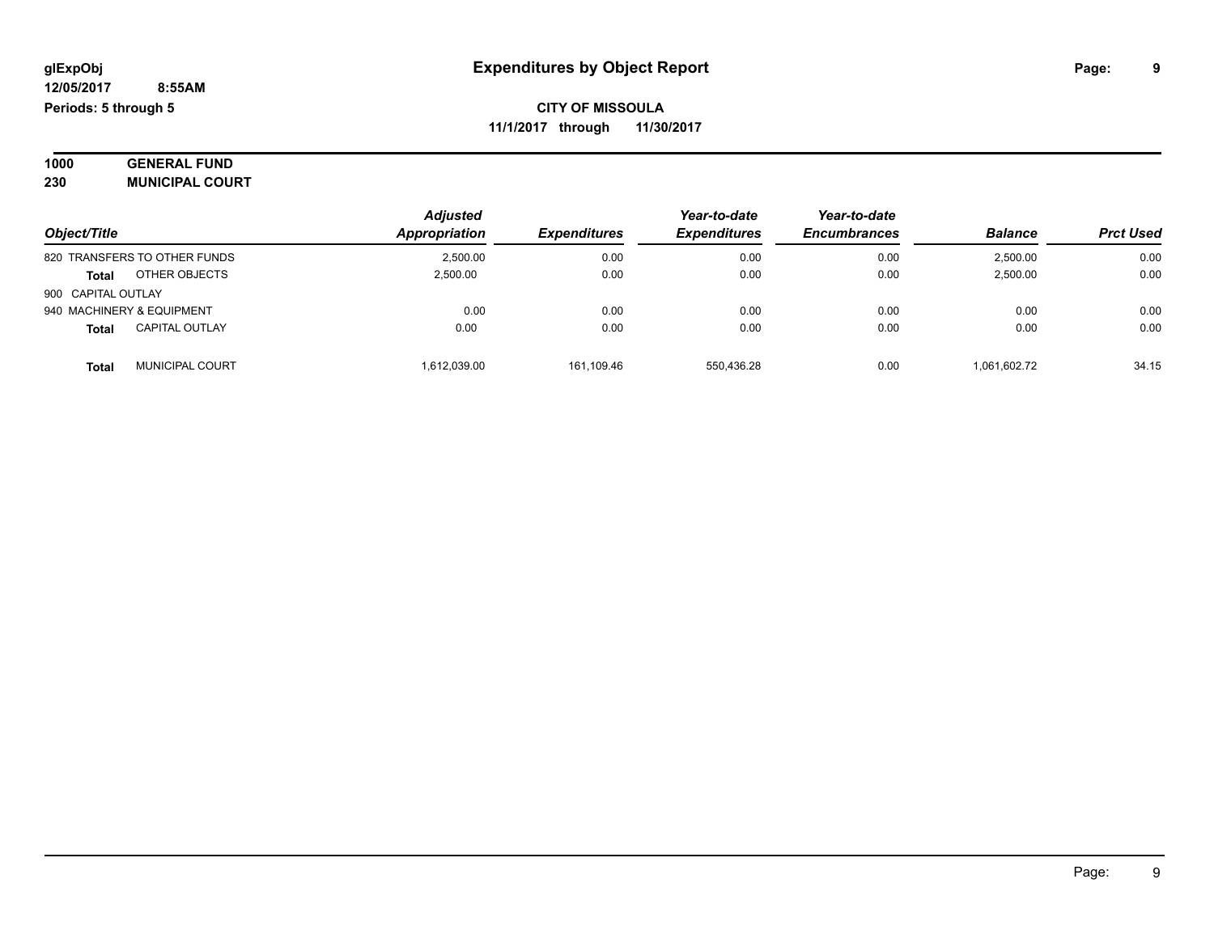**glExpObj**
**12/05/2017 8:55AM**
**Periods: 5 through 5**

# Expenditures by Object Report

**CITY OF MISSOULA**
**11/1/2017 through 11/30/2017**

**1000 GENERAL FUND**
**230 MUNICIPAL COURT**

| Object/Title | Adjusted Appropriation | Expenditures | Year-to-date Expenditures | Year-to-date Encumbrances | Balance | Prct Used |
|---|---|---|---|---|---|---|
| 820 TRANSFERS TO OTHER FUNDS | 2,500.00 | 0.00 | 0.00 | 0.00 | 2,500.00 | 0.00 |
| **Total** OTHER OBJECTS | 2,500.00 | 0.00 | 0.00 | 0.00 | 2,500.00 | 0.00 |
| 900 CAPITAL OUTLAY | | | | | | |
| 940 MACHINERY & EQUIPMENT | 0.00 | 0.00 | 0.00 | 0.00 | 0.00 | 0.00 |
| **Total** CAPITAL OUTLAY | 0.00 | 0.00 | 0.00 | 0.00 | 0.00 | 0.00 |
| **Total** MUNICIPAL COURT | 1,612,039.00 | 161,109.46 | 550,436.28 | 0.00 | 1,061,602.72 | 34.15 |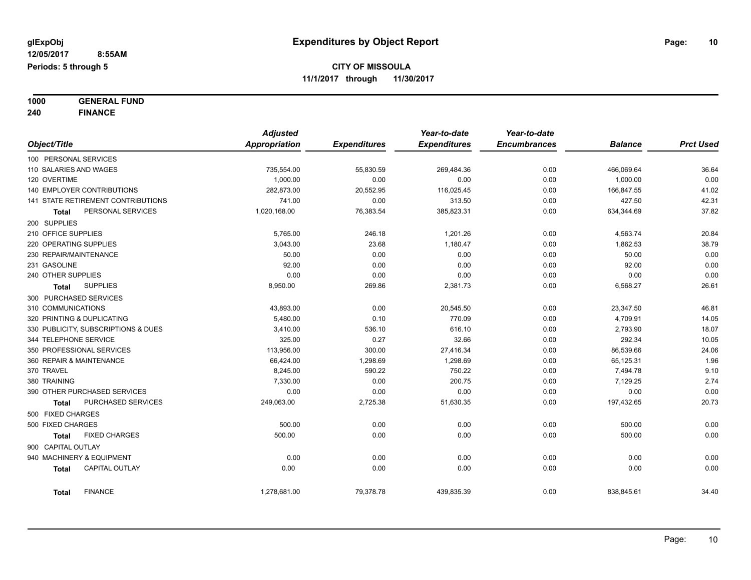# Expenditures by Object Report

glExpObj
12/05/2017 8:55AM
Periods: 5 through 5

**CITY OF MISSOULA**
**11/1/2017 through 11/30/2017**

**1000 GENERAL FUND**
**240 FINANCE**

| Object/Title | Adjusted Appropriation | Expenditures | Year-to-date Expenditures | Year-to-date Encumbrances | Balance | Prct Used |
|---|---|---|---|---|---|---|
| 100 PERSONAL SERVICES | | | | | | |
| 110 SALARIES AND WAGES | 735,554.00 | 55,830.59 | 269,484.36 | 0.00 | 466,069.64 | 36.64 |
| 120 OVERTIME | 1,000.00 | 0.00 | 0.00 | 0.00 | 1,000.00 | 0.00 |
| 140 EMPLOYER CONTRIBUTIONS | 282,873.00 | 20,552.95 | 116,025.45 | 0.00 | 166,847.55 | 41.02 |
| 141 STATE RETIREMENT CONTRIBUTIONS | 741.00 | 0.00 | 313.50 | 0.00 | 427.50 | 42.31 |
| **Total** PERSONAL SERVICES | 1,020,168.00 | 76,383.54 | 385,823.31 | 0.00 | 634,344.69 | 37.82 |
| 200 SUPPLIES | | | | | | |
| 210 OFFICE SUPPLIES | 5,765.00 | 246.18 | 1,201.26 | 0.00 | 4,563.74 | 20.84 |
| 220 OPERATING SUPPLIES | 3,043.00 | 23.68 | 1,180.47 | 0.00 | 1,862.53 | 38.79 |
| 230 REPAIR/MAINTENANCE | 50.00 | 0.00 | 0.00 | 0.00 | 50.00 | 0.00 |
| 231 GASOLINE | 92.00 | 0.00 | 0.00 | 0.00 | 92.00 | 0.00 |
| 240 OTHER SUPPLIES | 0.00 | 0.00 | 0.00 | 0.00 | 0.00 | 0.00 |
| **Total** SUPPLIES | 8,950.00 | 269.86 | 2,381.73 | 0.00 | 6,568.27 | 26.61 |
| 300 PURCHASED SERVICES | | | | | | |
| 310 COMMUNICATIONS | 43,893.00 | 0.00 | 20,545.50 | 0.00 | 23,347.50 | 46.81 |
| 320 PRINTING & DUPLICATING | 5,480.00 | 0.10 | 770.09 | 0.00 | 4,709.91 | 14.05 |
| 330 PUBLICITY, SUBSCRIPTIONS & DUES | 3,410.00 | 536.10 | 616.10 | 0.00 | 2,793.90 | 18.07 |
| 344 TELEPHONE SERVICE | 325.00 | 0.27 | 32.66 | 0.00 | 292.34 | 10.05 |
| 350 PROFESSIONAL SERVICES | 113,956.00 | 300.00 | 27,416.34 | 0.00 | 86,539.66 | 24.06 |
| 360 REPAIR & MAINTENANCE | 66,424.00 | 1,298.69 | 1,298.69 | 0.00 | 65,125.31 | 1.96 |
| 370 TRAVEL | 8,245.00 | 590.22 | 750.22 | 0.00 | 7,494.78 | 9.10 |
| 380 TRAINING | 7,330.00 | 0.00 | 200.75 | 0.00 | 7,129.25 | 2.74 |
| 390 OTHER PURCHASED SERVICES | 0.00 | 0.00 | 0.00 | 0.00 | 0.00 | 0.00 |
| **Total** PURCHASED SERVICES | 249,063.00 | 2,725.38 | 51,630.35 | 0.00 | 197,432.65 | 20.73 |
| 500 FIXED CHARGES | | | | | | |
| 500 FIXED CHARGES | 500.00 | 0.00 | 0.00 | 0.00 | 500.00 | 0.00 |
| **Total** FIXED CHARGES | 500.00 | 0.00 | 0.00 | 0.00 | 500.00 | 0.00 |
| 900 CAPITAL OUTLAY | | | | | | |
| 940 MACHINERY & EQUIPMENT | 0.00 | 0.00 | 0.00 | 0.00 | 0.00 | 0.00 |
| **Total** CAPITAL OUTLAY | 0.00 | 0.00 | 0.00 | 0.00 | 0.00 | 0.00 |
| **Total** FINANCE | 1,278,681.00 | 79,378.78 | 439,835.39 | 0.00 | 838,845.61 | 34.40 |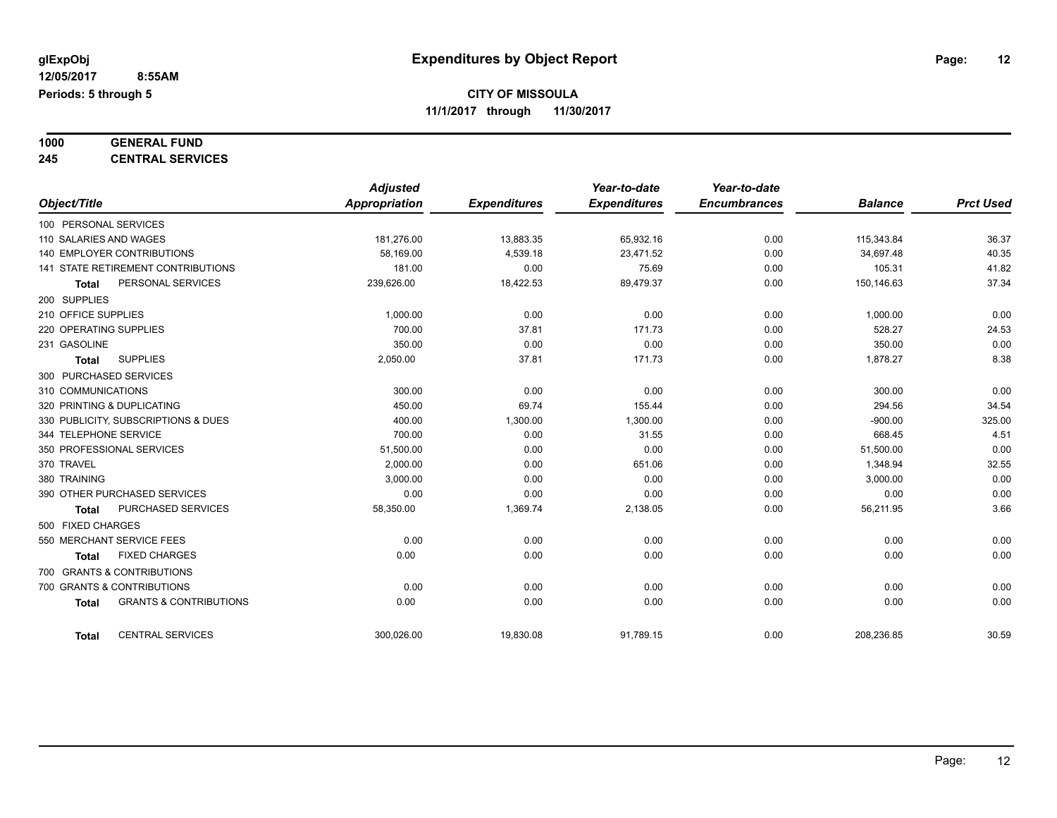**glExpObj**
**12/05/2017 8:55AM**
**Periods: 5 through 5**

# Expenditures by Object Report

**CITY OF MISSOULA**
**11/1/2017 through 11/30/2017**

## 1000 GENERAL FUND
## 245 CENTRAL SERVICES

| Object/Title | Adjusted Appropriation | Expenditures | Year-to-date Expenditures | Year-to-date Encumbrances | Balance | Prct Used |
|---|---|---|---|---|---|---|
| 100 PERSONAL SERVICES | | | | | | |
| 110 SALARIES AND WAGES | 181,276.00 | 13,883.35 | 65,932.16 | 0.00 | 115,343.84 | 36.37 |
| 140 EMPLOYER CONTRIBUTIONS | 58,169.00 | 4,539.18 | 23,471.52 | 0.00 | 34,697.48 | 40.35 |
| 141 STATE RETIREMENT CONTRIBUTIONS | 181.00 | 0.00 | 75.69 | 0.00 | 105.31 | 41.82 |
| **Total** PERSONAL SERVICES | 239,626.00 | 18,422.53 | 89,479.37 | 0.00 | 150,146.63 | 37.34 |
| 200 SUPPLIES | | | | | | |
| 210 OFFICE SUPPLIES | 1,000.00 | 0.00 | 0.00 | 0.00 | 1,000.00 | 0.00 |
| 220 OPERATING SUPPLIES | 700.00 | 37.81 | 171.73 | 0.00 | 528.27 | 24.53 |
| 231 GASOLINE | 350.00 | 0.00 | 0.00 | 0.00 | 350.00 | 0.00 |
| **Total** SUPPLIES | 2,050.00 | 37.81 | 171.73 | 0.00 | 1,878.27 | 8.38 |
| 300 PURCHASED SERVICES | | | | | | |
| 310 COMMUNICATIONS | 300.00 | 0.00 | 0.00 | 0.00 | 300.00 | 0.00 |
| 320 PRINTING & DUPLICATING | 450.00 | 69.74 | 155.44 | 0.00 | 294.56 | 34.54 |
| 330 PUBLICITY, SUBSCRIPTIONS & DUES | 400.00 | 1,300.00 | 1,300.00 | 0.00 | -900.00 | 325.00 |
| 344 TELEPHONE SERVICE | 700.00 | 0.00 | 31.55 | 0.00 | 668.45 | 4.51 |
| 350 PROFESSIONAL SERVICES | 51,500.00 | 0.00 | 0.00 | 0.00 | 51,500.00 | 0.00 |
| 370 TRAVEL | 2,000.00 | 0.00 | 651.06 | 0.00 | 1,348.94 | 32.55 |
| 380 TRAINING | 3,000.00 | 0.00 | 0.00 | 0.00 | 3,000.00 | 0.00 |
| 390 OTHER PURCHASED SERVICES | 0.00 | 0.00 | 0.00 | 0.00 | 0.00 | 0.00 |
| **Total** PURCHASED SERVICES | 58,350.00 | 1,369.74 | 2,138.05 | 0.00 | 56,211.95 | 3.66 |
| 500 FIXED CHARGES | | | | | | |
| 550 MERCHANT SERVICE FEES | 0.00 | 0.00 | 0.00 | 0.00 | 0.00 | 0.00 |
| **Total** FIXED CHARGES | 0.00 | 0.00 | 0.00 | 0.00 | 0.00 | 0.00 |
| 700 GRANTS & CONTRIBUTIONS | | | | | | |
| 700 GRANTS & CONTRIBUTIONS | 0.00 | 0.00 | 0.00 | 0.00 | 0.00 | 0.00 |
| **Total** GRANTS & CONTRIBUTIONS | 0.00 | 0.00 | 0.00 | 0.00 | 0.00 | 0.00 |
| **Total** CENTRAL SERVICES | 300,026.00 | 19,830.08 | 91,789.15 | 0.00 | 208,236.85 | 30.59 |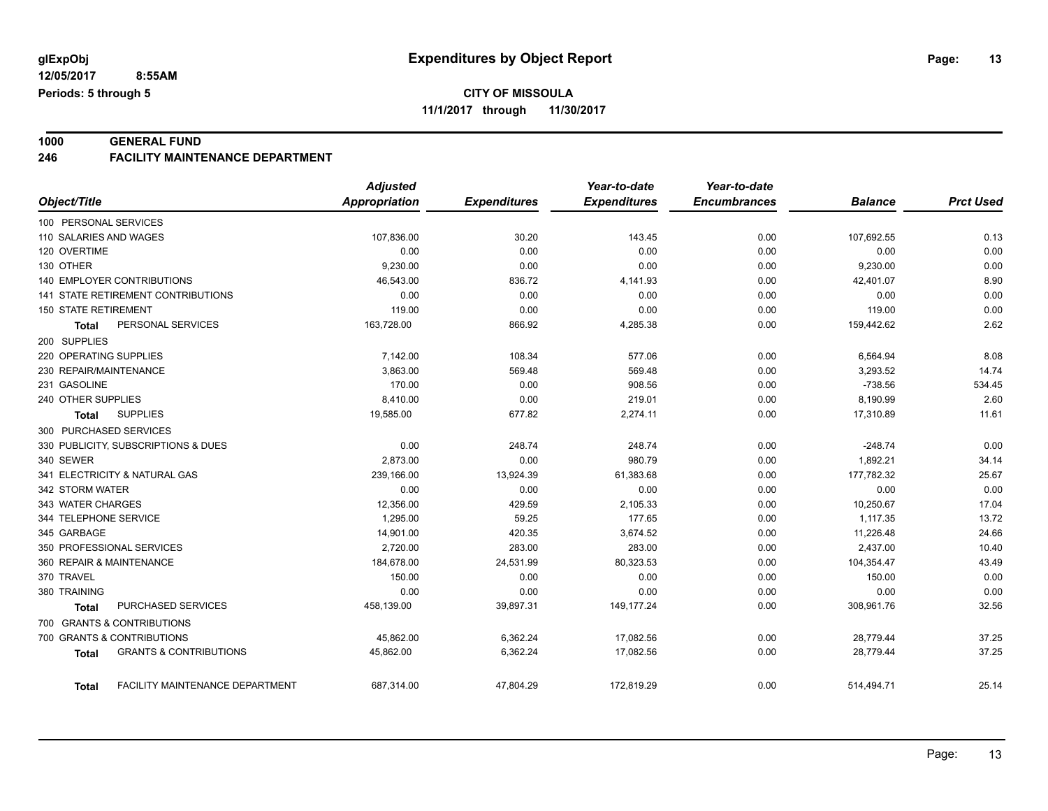**glExpObj** — **Expenditures by Object Report**

**12/05/2017 8:55AM**

**Periods: 5 through 5**

**CITY OF MISSOULA**

**11/1/2017 through 11/30/2017**

## 1000 GENERAL FUND

### 246 FACILITY MAINTENANCE DEPARTMENT

| Object/Title | Adjusted Appropriation | Expenditures | Year-to-date Expenditures | Year-to-date Encumbrances | Balance | Prct Used |
|---|---|---|---|---|---|---|
| 100 PERSONAL SERVICES | | | | | | |
| 110 SALARIES AND WAGES | 107,836.00 | 30.20 | 143.45 | 0.00 | 107,692.55 | 0.13 |
| 120 OVERTIME | 0.00 | 0.00 | 0.00 | 0.00 | 0.00 | 0.00 |
| 130 OTHER | 9,230.00 | 0.00 | 0.00 | 0.00 | 9,230.00 | 0.00 |
| 140 EMPLOYER CONTRIBUTIONS | 46,543.00 | 836.72 | 4,141.93 | 0.00 | 42,401.07 | 8.90 |
| 141 STATE RETIREMENT CONTRIBUTIONS | 0.00 | 0.00 | 0.00 | 0.00 | 0.00 | 0.00 |
| 150 STATE RETIREMENT | 119.00 | 0.00 | 0.00 | 0.00 | 119.00 | 0.00 |
| **Total** PERSONAL SERVICES | 163,728.00 | 866.92 | 4,285.38 | 0.00 | 159,442.62 | 2.62 |
| 200 SUPPLIES | | | | | | |
| 220 OPERATING SUPPLIES | 7,142.00 | 108.34 | 577.06 | 0.00 | 6,564.94 | 8.08 |
| 230 REPAIR/MAINTENANCE | 3,863.00 | 569.48 | 569.48 | 0.00 | 3,293.52 | 14.74 |
| 231 GASOLINE | 170.00 | 0.00 | 908.56 | 0.00 | -738.56 | 534.45 |
| 240 OTHER SUPPLIES | 8,410.00 | 0.00 | 219.01 | 0.00 | 8,190.99 | 2.60 |
| **Total** SUPPLIES | 19,585.00 | 677.82 | 2,274.11 | 0.00 | 17,310.89 | 11.61 |
| 300 PURCHASED SERVICES | | | | | | |
| 330 PUBLICITY, SUBSCRIPTIONS & DUES | 0.00 | 248.74 | 248.74 | 0.00 | -248.74 | 0.00 |
| 340 SEWER | 2,873.00 | 0.00 | 980.79 | 0.00 | 1,892.21 | 34.14 |
| 341 ELECTRICITY & NATURAL GAS | 239,166.00 | 13,924.39 | 61,383.68 | 0.00 | 177,782.32 | 25.67 |
| 342 STORM WATER | 0.00 | 0.00 | 0.00 | 0.00 | 0.00 | 0.00 |
| 343 WATER CHARGES | 12,356.00 | 429.59 | 2,105.33 | 0.00 | 10,250.67 | 17.04 |
| 344 TELEPHONE SERVICE | 1,295.00 | 59.25 | 177.65 | 0.00 | 1,117.35 | 13.72 |
| 345 GARBAGE | 14,901.00 | 420.35 | 3,674.52 | 0.00 | 11,226.48 | 24.66 |
| 350 PROFESSIONAL SERVICES | 2,720.00 | 283.00 | 283.00 | 0.00 | 2,437.00 | 10.40 |
| 360 REPAIR & MAINTENANCE | 184,678.00 | 24,531.99 | 80,323.53 | 0.00 | 104,354.47 | 43.49 |
| 370 TRAVEL | 150.00 | 0.00 | 0.00 | 0.00 | 150.00 | 0.00 |
| 380 TRAINING | 0.00 | 0.00 | 0.00 | 0.00 | 0.00 | 0.00 |
| **Total** PURCHASED SERVICES | 458,139.00 | 39,897.31 | 149,177.24 | 0.00 | 308,961.76 | 32.56 |
| 700 GRANTS & CONTRIBUTIONS | | | | | | |
| 700 GRANTS & CONTRIBUTIONS | 45,862.00 | 6,362.24 | 17,082.56 | 0.00 | 28,779.44 | 37.25 |
| **Total** GRANTS & CONTRIBUTIONS | 45,862.00 | 6,362.24 | 17,082.56 | 0.00 | 28,779.44 | 37.25 |
| **Total** FACILITY MAINTENANCE DEPARTMENT | 687,314.00 | 47,804.29 | 172,819.29 | 0.00 | 514,494.71 | 25.14 |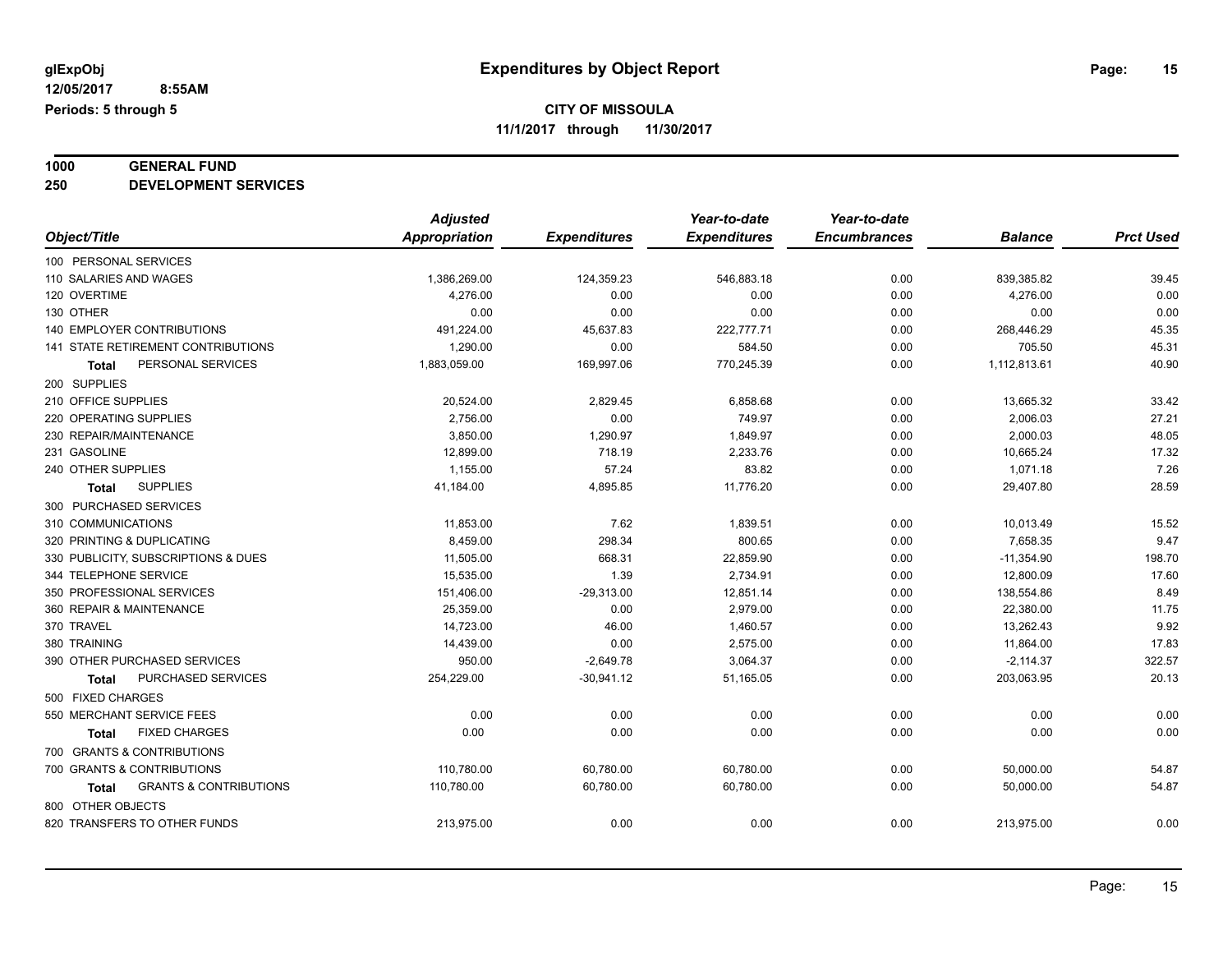glExpObj
12/05/2017 8:55AM
Periods: 5 through 5

# Expenditures by Object Report

**CITY OF MISSOULA**
**11/1/2017 through 11/30/2017**

**1000 GENERAL FUND**
**250 DEVELOPMENT SERVICES**

| Object/Title | Adjusted Appropriation | Expenditures | Year-to-date Expenditures | Year-to-date Encumbrances | Balance | Prct Used |
|---|---|---|---|---|---|---|
| 100 PERSONAL SERVICES | | | | | | |
| 110 SALARIES AND WAGES | 1,386,269.00 | 124,359.23 | 546,883.18 | 0.00 | 839,385.82 | 39.45 |
| 120 OVERTIME | 4,276.00 | 0.00 | 0.00 | 0.00 | 4,276.00 | 0.00 |
| 130 OTHER | 0.00 | 0.00 | 0.00 | 0.00 | 0.00 | 0.00 |
| 140 EMPLOYER CONTRIBUTIONS | 491,224.00 | 45,637.83 | 222,777.71 | 0.00 | 268,446.29 | 45.35 |
| 141 STATE RETIREMENT CONTRIBUTIONS | 1,290.00 | 0.00 | 584.50 | 0.00 | 705.50 | 45.31 |
| **Total** PERSONAL SERVICES | 1,883,059.00 | 169,997.06 | 770,245.39 | 0.00 | 1,112,813.61 | 40.90 |
| 200 SUPPLIES | | | | | | |
| 210 OFFICE SUPPLIES | 20,524.00 | 2,829.45 | 6,858.68 | 0.00 | 13,665.32 | 33.42 |
| 220 OPERATING SUPPLIES | 2,756.00 | 0.00 | 749.97 | 0.00 | 2,006.03 | 27.21 |
| 230 REPAIR/MAINTENANCE | 3,850.00 | 1,290.97 | 1,849.97 | 0.00 | 2,000.03 | 48.05 |
| 231 GASOLINE | 12,899.00 | 718.19 | 2,233.76 | 0.00 | 10,665.24 | 17.32 |
| 240 OTHER SUPPLIES | 1,155.00 | 57.24 | 83.82 | 0.00 | 1,071.18 | 7.26 |
| **Total** SUPPLIES | 41,184.00 | 4,895.85 | 11,776.20 | 0.00 | 29,407.80 | 28.59 |
| 300 PURCHASED SERVICES | | | | | | |
| 310 COMMUNICATIONS | 11,853.00 | 7.62 | 1,839.51 | 0.00 | 10,013.49 | 15.52 |
| 320 PRINTING & DUPLICATING | 8,459.00 | 298.34 | 800.65 | 0.00 | 7,658.35 | 9.47 |
| 330 PUBLICITY, SUBSCRIPTIONS & DUES | 11,505.00 | 668.31 | 22,859.90 | 0.00 | -11,354.90 | 198.70 |
| 344 TELEPHONE SERVICE | 15,535.00 | 1.39 | 2,734.91 | 0.00 | 12,800.09 | 17.60 |
| 350 PROFESSIONAL SERVICES | 151,406.00 | -29,313.00 | 12,851.14 | 0.00 | 138,554.86 | 8.49 |
| 360 REPAIR & MAINTENANCE | 25,359.00 | 0.00 | 2,979.00 | 0.00 | 22,380.00 | 11.75 |
| 370 TRAVEL | 14,723.00 | 46.00 | 1,460.57 | 0.00 | 13,262.43 | 9.92 |
| 380 TRAINING | 14,439.00 | 0.00 | 2,575.00 | 0.00 | 11,864.00 | 17.83 |
| 390 OTHER PURCHASED SERVICES | 950.00 | -2,649.78 | 3,064.37 | 0.00 | -2,114.37 | 322.57 |
| **Total** PURCHASED SERVICES | 254,229.00 | -30,941.12 | 51,165.05 | 0.00 | 203,063.95 | 20.13 |
| 500 FIXED CHARGES | | | | | | |
| 550 MERCHANT SERVICE FEES | 0.00 | 0.00 | 0.00 | 0.00 | 0.00 | 0.00 |
| **Total** FIXED CHARGES | 0.00 | 0.00 | 0.00 | 0.00 | 0.00 | 0.00 |
| 700 GRANTS & CONTRIBUTIONS | | | | | | |
| 700 GRANTS & CONTRIBUTIONS | 110,780.00 | 60,780.00 | 60,780.00 | 0.00 | 50,000.00 | 54.87 |
| **Total** GRANTS & CONTRIBUTIONS | 110,780.00 | 60,780.00 | 60,780.00 | 0.00 | 50,000.00 | 54.87 |
| 800 OTHER OBJECTS | | | | | | |
| 820 TRANSFERS TO OTHER FUNDS | 213,975.00 | 0.00 | 0.00 | 0.00 | 213,975.00 | 0.00 |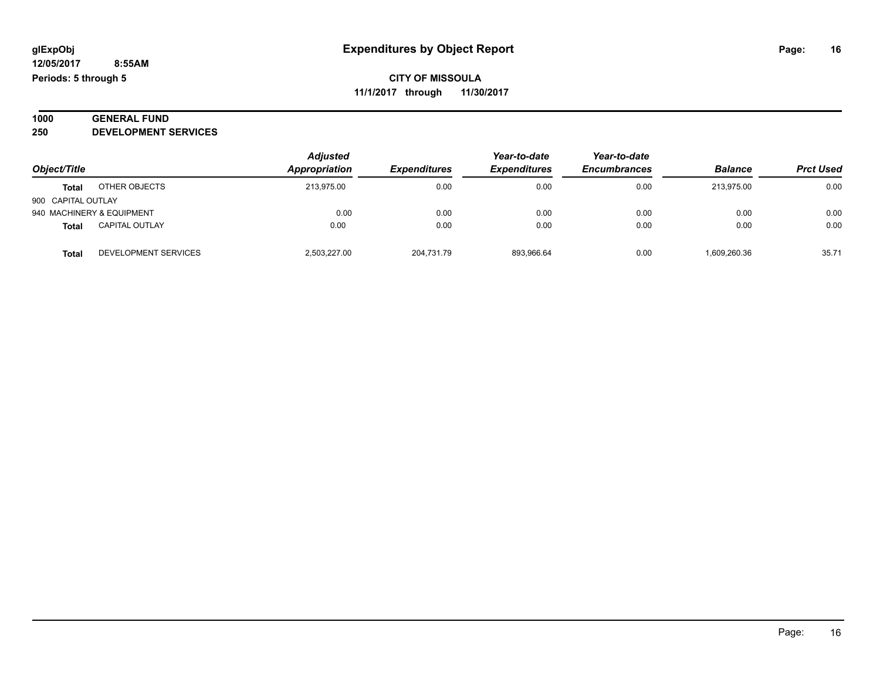**CITY OF MISSOULA**

**11/1/2017 through 11/30/2017**

**Expenditures by Object Report**

glExpObj
12/05/2017 8:55AM
Periods: 5 through 5

## 1000 GENERAL FUND
## 250 DEVELOPMENT SERVICES

| Object/Title | | Adjusted Appropriation | Expenditures | Year-to-date Expenditures | Year-to-date Encumbrances | Balance | Prct Used |
|---|---|---|---|---|---|---|---|
| **Total** | OTHER OBJECTS | 213,975.00 | 0.00 | 0.00 | 0.00 | 213,975.00 | 0.00 |
| 900 CAPITAL OUTLAY | | | | | | | |
| 940 MACHINERY & EQUIPMENT | | 0.00 | 0.00 | 0.00 | 0.00 | 0.00 | 0.00 |
| **Total** | CAPITAL OUTLAY | 0.00 | 0.00 | 0.00 | 0.00 | 0.00 | 0.00 |
| **Total** | DEVELOPMENT SERVICES | 2,503,227.00 | 204,731.79 | 893,966.64 | 0.00 | 1,609,260.36 | 35.71 |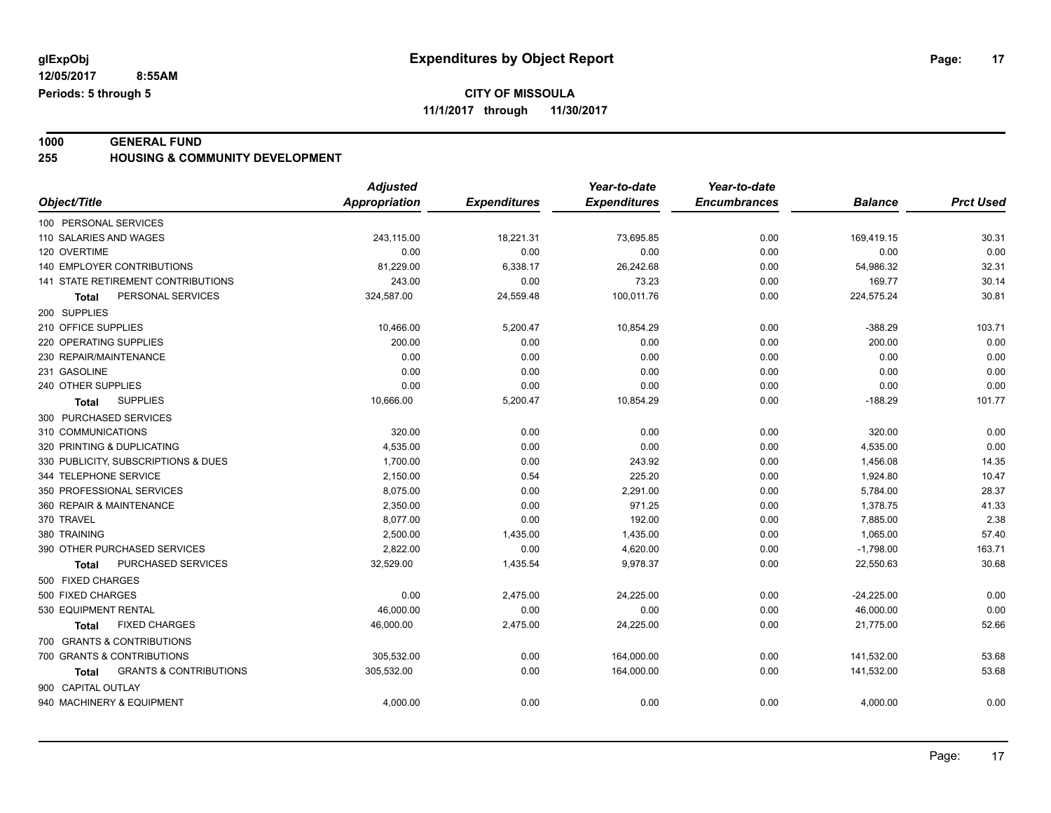**glExpObj**
**12/05/2017 8:55AM**
**Periods: 5 through 5**

# Expenditures by Object Report

**CITY OF MISSOULA**
**11/1/2017 through 11/30/2017**

**1000 GENERAL FUND**
**255 HOUSING & COMMUNITY DEVELOPMENT**

| Object/Title | Adjusted Appropriation | Expenditures | Year-to-date Expenditures | Year-to-date Encumbrances | Balance | Prct Used |
|---|---|---|---|---|---|---|
| 100 PERSONAL SERVICES | | | | | | |
| 110 SALARIES AND WAGES | 243,115.00 | 18,221.31 | 73,695.85 | 0.00 | 169,419.15 | 30.31 |
| 120 OVERTIME | 0.00 | 0.00 | 0.00 | 0.00 | 0.00 | 0.00 |
| 140 EMPLOYER CONTRIBUTIONS | 81,229.00 | 6,338.17 | 26,242.68 | 0.00 | 54,986.32 | 32.31 |
| 141 STATE RETIREMENT CONTRIBUTIONS | 243.00 | 0.00 | 73.23 | 0.00 | 169.77 | 30.14 |
| **Total** PERSONAL SERVICES | 324,587.00 | 24,559.48 | 100,011.76 | 0.00 | 224,575.24 | 30.81 |
| 200 SUPPLIES | | | | | | |
| 210 OFFICE SUPPLIES | 10,466.00 | 5,200.47 | 10,854.29 | 0.00 | -388.29 | 103.71 |
| 220 OPERATING SUPPLIES | 200.00 | 0.00 | 0.00 | 0.00 | 200.00 | 0.00 |
| 230 REPAIR/MAINTENANCE | 0.00 | 0.00 | 0.00 | 0.00 | 0.00 | 0.00 |
| 231 GASOLINE | 0.00 | 0.00 | 0.00 | 0.00 | 0.00 | 0.00 |
| 240 OTHER SUPPLIES | 0.00 | 0.00 | 0.00 | 0.00 | 0.00 | 0.00 |
| **Total** SUPPLIES | 10,666.00 | 5,200.47 | 10,854.29 | 0.00 | -188.29 | 101.77 |
| 300 PURCHASED SERVICES | | | | | | |
| 310 COMMUNICATIONS | 320.00 | 0.00 | 0.00 | 0.00 | 320.00 | 0.00 |
| 320 PRINTING & DUPLICATING | 4,535.00 | 0.00 | 0.00 | 0.00 | 4,535.00 | 0.00 |
| 330 PUBLICITY, SUBSCRIPTIONS & DUES | 1,700.00 | 0.00 | 243.92 | 0.00 | 1,456.08 | 14.35 |
| 344 TELEPHONE SERVICE | 2,150.00 | 0.54 | 225.20 | 0.00 | 1,924.80 | 10.47 |
| 350 PROFESSIONAL SERVICES | 8,075.00 | 0.00 | 2,291.00 | 0.00 | 5,784.00 | 28.37 |
| 360 REPAIR & MAINTENANCE | 2,350.00 | 0.00 | 971.25 | 0.00 | 1,378.75 | 41.33 |
| 370 TRAVEL | 8,077.00 | 0.00 | 192.00 | 0.00 | 7,885.00 | 2.38 |
| 380 TRAINING | 2,500.00 | 1,435.00 | 1,435.00 | 0.00 | 1,065.00 | 57.40 |
| 390 OTHER PURCHASED SERVICES | 2,822.00 | 0.00 | 4,620.00 | 0.00 | -1,798.00 | 163.71 |
| **Total** PURCHASED SERVICES | 32,529.00 | 1,435.54 | 9,978.37 | 0.00 | 22,550.63 | 30.68 |
| 500 FIXED CHARGES | | | | | | |
| 500 FIXED CHARGES | 0.00 | 2,475.00 | 24,225.00 | 0.00 | -24,225.00 | 0.00 |
| 530 EQUIPMENT RENTAL | 46,000.00 | 0.00 | 0.00 | 0.00 | 46,000.00 | 0.00 |
| **Total** FIXED CHARGES | 46,000.00 | 2,475.00 | 24,225.00 | 0.00 | 21,775.00 | 52.66 |
| 700 GRANTS & CONTRIBUTIONS | | | | | | |
| 700 GRANTS & CONTRIBUTIONS | 305,532.00 | 0.00 | 164,000.00 | 0.00 | 141,532.00 | 53.68 |
| **Total** GRANTS & CONTRIBUTIONS | 305,532.00 | 0.00 | 164,000.00 | 0.00 | 141,532.00 | 53.68 |
| 900 CAPITAL OUTLAY | | | | | | |
| 940 MACHINERY & EQUIPMENT | 4,000.00 | 0.00 | 0.00 | 0.00 | 4,000.00 | 0.00 |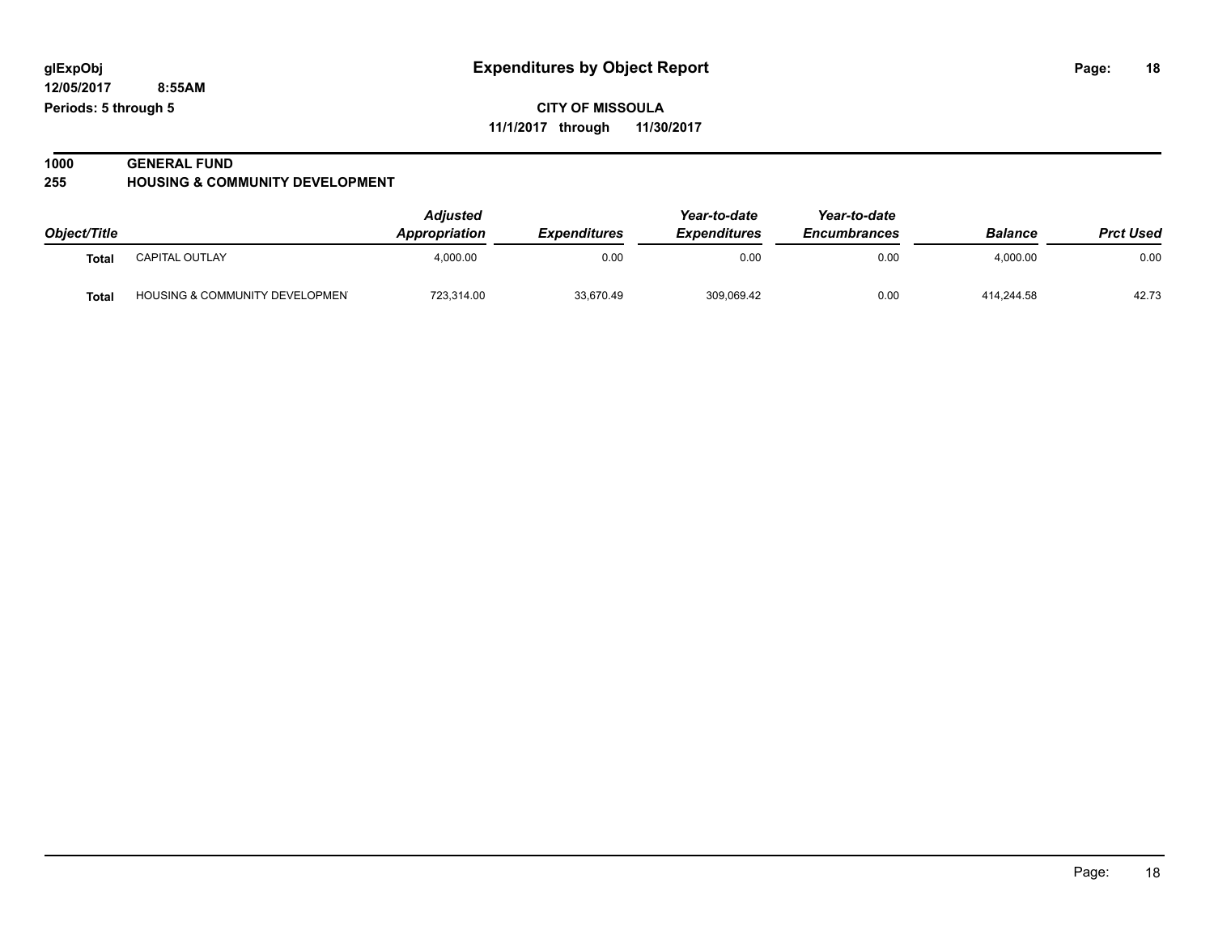glExpObj
12/05/2017 8:55AM
Periods: 5 through 5

# Expenditures by Object Report

**CITY OF MISSOULA**
**11/1/2017 through 11/30/2017**

**1000 GENERAL FUND**
**255 HOUSING & COMMUNITY DEVELOPMENT**

| Object/Title | | Adjusted Appropriation | Expenditures | Year-to-date Expenditures | Year-to-date Encumbrances | Balance | Prct Used |
|---|---|---|---|---|---|---|---|
| **Total** | CAPITAL OUTLAY | 4,000.00 | 0.00 | 0.00 | 0.00 | 4,000.00 | 0.00 |
| **Total** | HOUSING & COMMUNITY DEVELOPMEN | 723,314.00 | 33,670.49 | 309,069.42 | 0.00 | 414,244.58 | 42.73 |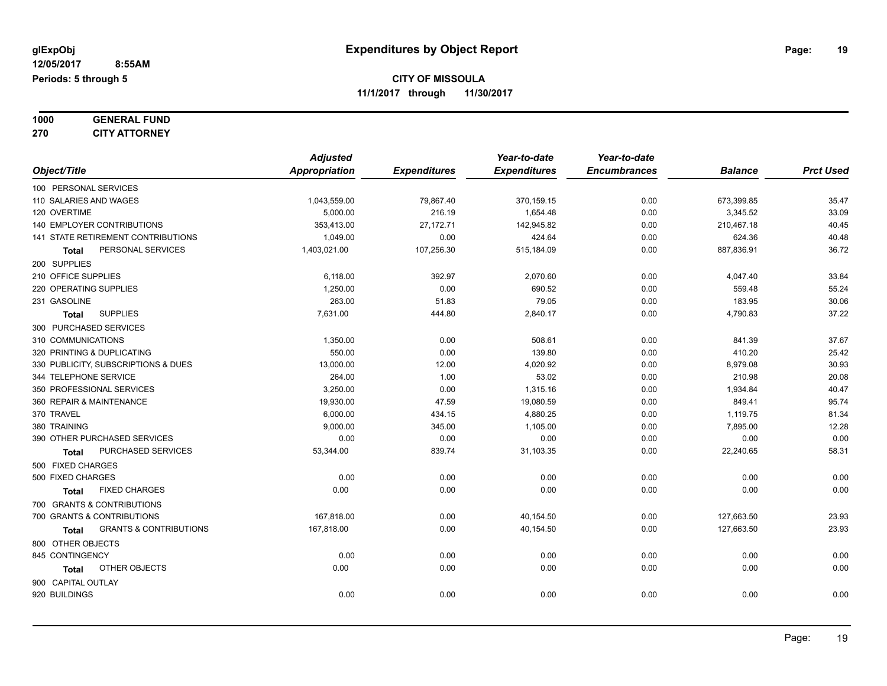**glExpObj**
**12/05/2017 8:55AM**
**Periods: 5 through 5**

# Expenditures by Object Report

**CITY OF MISSOULA**
**11/1/2017 through 11/30/2017**

**1000 GENERAL FUND**
**270 CITY ATTORNEY**

| Object/Title | Adjusted Appropriation | Expenditures | Year-to-date Expenditures | Year-to-date Encumbrances | Balance | Prct Used |
|---|---|---|---|---|---|---|
| 100 PERSONAL SERVICES | | | | | | |
| 110 SALARIES AND WAGES | 1,043,559.00 | 79,867.40 | 370,159.15 | 0.00 | 673,399.85 | 35.47 |
| 120 OVERTIME | 5,000.00 | 216.19 | 1,654.48 | 0.00 | 3,345.52 | 33.09 |
| 140 EMPLOYER CONTRIBUTIONS | 353,413.00 | 27,172.71 | 142,945.82 | 0.00 | 210,467.18 | 40.45 |
| 141 STATE RETIREMENT CONTRIBUTIONS | 1,049.00 | 0.00 | 424.64 | 0.00 | 624.36 | 40.48 |
| **Total** PERSONAL SERVICES | 1,403,021.00 | 107,256.30 | 515,184.09 | 0.00 | 887,836.91 | 36.72 |
| 200 SUPPLIES | | | | | | |
| 210 OFFICE SUPPLIES | 6,118.00 | 392.97 | 2,070.60 | 0.00 | 4,047.40 | 33.84 |
| 220 OPERATING SUPPLIES | 1,250.00 | 0.00 | 690.52 | 0.00 | 559.48 | 55.24 |
| 231 GASOLINE | 263.00 | 51.83 | 79.05 | 0.00 | 183.95 | 30.06 |
| **Total** SUPPLIES | 7,631.00 | 444.80 | 2,840.17 | 0.00 | 4,790.83 | 37.22 |
| 300 PURCHASED SERVICES | | | | | | |
| 310 COMMUNICATIONS | 1,350.00 | 0.00 | 508.61 | 0.00 | 841.39 | 37.67 |
| 320 PRINTING & DUPLICATING | 550.00 | 0.00 | 139.80 | 0.00 | 410.20 | 25.42 |
| 330 PUBLICITY, SUBSCRIPTIONS & DUES | 13,000.00 | 12.00 | 4,020.92 | 0.00 | 8,979.08 | 30.93 |
| 344 TELEPHONE SERVICE | 264.00 | 1.00 | 53.02 | 0.00 | 210.98 | 20.08 |
| 350 PROFESSIONAL SERVICES | 3,250.00 | 0.00 | 1,315.16 | 0.00 | 1,934.84 | 40.47 |
| 360 REPAIR & MAINTENANCE | 19,930.00 | 47.59 | 19,080.59 | 0.00 | 849.41 | 95.74 |
| 370 TRAVEL | 6,000.00 | 434.15 | 4,880.25 | 0.00 | 1,119.75 | 81.34 |
| 380 TRAINING | 9,000.00 | 345.00 | 1,105.00 | 0.00 | 7,895.00 | 12.28 |
| 390 OTHER PURCHASED SERVICES | 0.00 | 0.00 | 0.00 | 0.00 | 0.00 | 0.00 |
| **Total** PURCHASED SERVICES | 53,344.00 | 839.74 | 31,103.35 | 0.00 | 22,240.65 | 58.31 |
| 500 FIXED CHARGES | | | | | | |
| 500 FIXED CHARGES | 0.00 | 0.00 | 0.00 | 0.00 | 0.00 | 0.00 |
| **Total** FIXED CHARGES | 0.00 | 0.00 | 0.00 | 0.00 | 0.00 | 0.00 |
| 700 GRANTS & CONTRIBUTIONS | | | | | | |
| 700 GRANTS & CONTRIBUTIONS | 167,818.00 | 0.00 | 40,154.50 | 0.00 | 127,663.50 | 23.93 |
| **Total** GRANTS & CONTRIBUTIONS | 167,818.00 | 0.00 | 40,154.50 | 0.00 | 127,663.50 | 23.93 |
| 800 OTHER OBJECTS | | | | | | |
| 845 CONTINGENCY | 0.00 | 0.00 | 0.00 | 0.00 | 0.00 | 0.00 |
| **Total** OTHER OBJECTS | 0.00 | 0.00 | 0.00 | 0.00 | 0.00 | 0.00 |
| 900 CAPITAL OUTLAY | | | | | | |
| 920 BUILDINGS | 0.00 | 0.00 | 0.00 | 0.00 | 0.00 | 0.00 |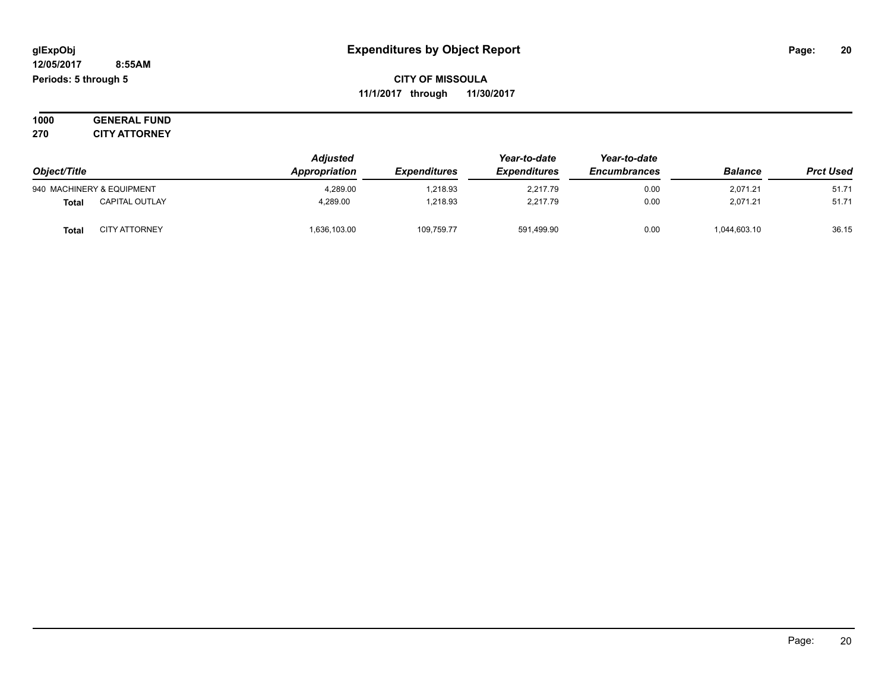**glExpObj**
**12/05/2017 8:55AM**
**Periods: 5 through 5**

# Expenditures by Object Report

**CITY OF MISSOULA**
**11/1/2017 through 11/30/2017**

**1000 GENERAL FUND**
**270 CITY ATTORNEY**

| Object/Title | | Adjusted Appropriation | Expenditures | Year-to-date Expenditures | Year-to-date Encumbrances | Balance | Prct Used |
|---|---|---|---|---|---|---|---|
| 940 MACHINERY & EQUIPMENT | | 4,289.00 | 1,218.93 | 2,217.79 | 0.00 | 2,071.21 | 51.71 |
| **Total** | CAPITAL OUTLAY | 4,289.00 | 1,218.93 | 2,217.79 | 0.00 | 2,071.21 | 51.71 |
| **Total** | CITY ATTORNEY | 1,636,103.00 | 109,759.77 | 591,499.90 | 0.00 | 1,044,603.10 | 36.15 |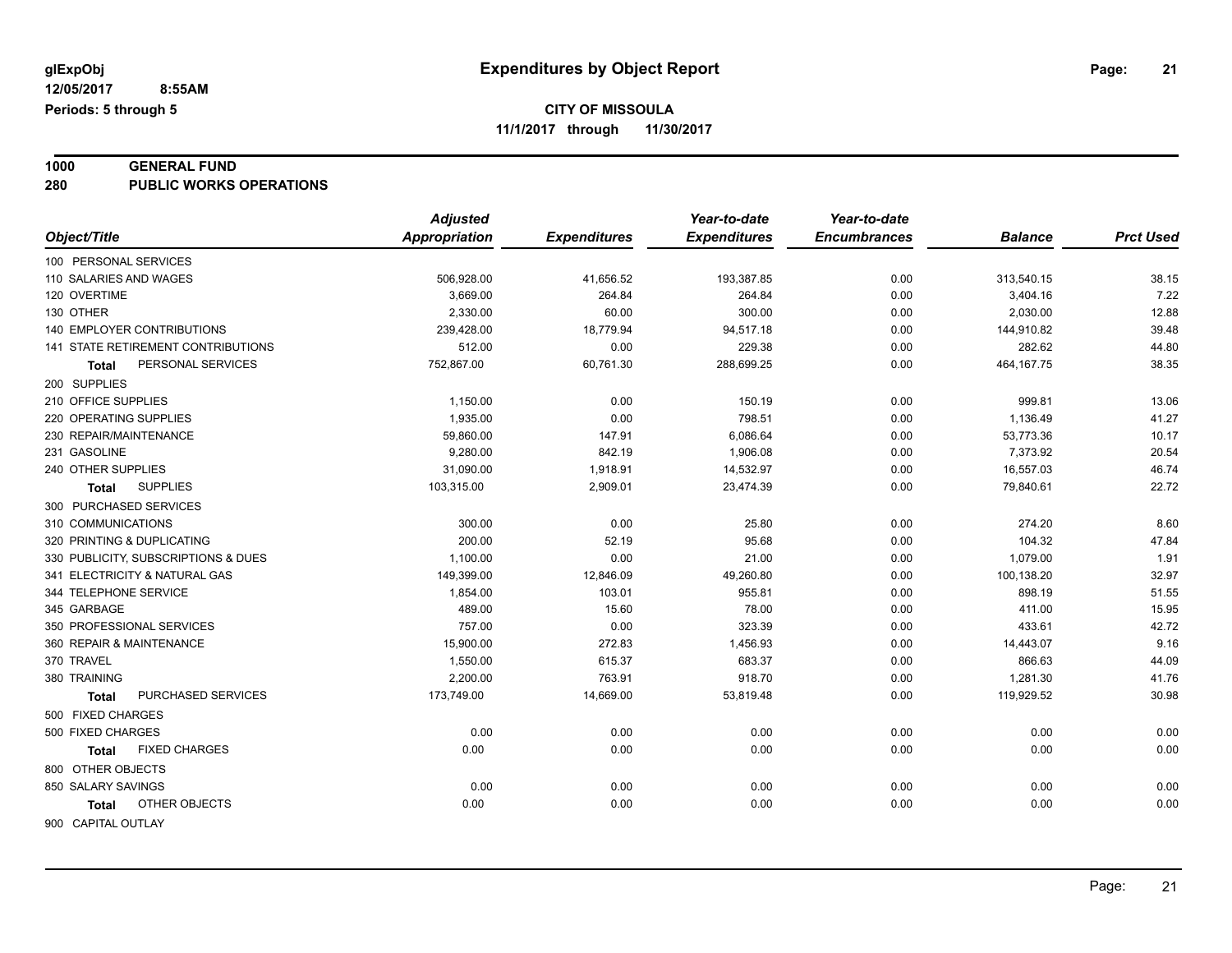# Expenditures by Object Report

glExpObj
12/05/2017 8:55AM
Periods: 5 through 5

**CITY OF MISSOULA**
**11/1/2017 through 11/30/2017**

**1000 GENERAL FUND**
**280 PUBLIC WORKS OPERATIONS**

| Object/Title | Adjusted Appropriation | Expenditures | Year-to-date Expenditures | Year-to-date Encumbrances | Balance | Prct Used |
|---|---|---|---|---|---|---|
| 100 PERSONAL SERVICES | | | | | | |
| 110 SALARIES AND WAGES | 506,928.00 | 41,656.52 | 193,387.85 | 0.00 | 313,540.15 | 38.15 |
| 120 OVERTIME | 3,669.00 | 264.84 | 264.84 | 0.00 | 3,404.16 | 7.22 |
| 130 OTHER | 2,330.00 | 60.00 | 300.00 | 0.00 | 2,030.00 | 12.88 |
| 140 EMPLOYER CONTRIBUTIONS | 239,428.00 | 18,779.94 | 94,517.18 | 0.00 | 144,910.82 | 39.48 |
| 141 STATE RETIREMENT CONTRIBUTIONS | 512.00 | 0.00 | 229.38 | 0.00 | 282.62 | 44.80 |
| **Total** PERSONAL SERVICES | 752,867.00 | 60,761.30 | 288,699.25 | 0.00 | 464,167.75 | 38.35 |
| 200 SUPPLIES | | | | | | |
| 210 OFFICE SUPPLIES | 1,150.00 | 0.00 | 150.19 | 0.00 | 999.81 | 13.06 |
| 220 OPERATING SUPPLIES | 1,935.00 | 0.00 | 798.51 | 0.00 | 1,136.49 | 41.27 |
| 230 REPAIR/MAINTENANCE | 59,860.00 | 147.91 | 6,086.64 | 0.00 | 53,773.36 | 10.17 |
| 231 GASOLINE | 9,280.00 | 842.19 | 1,906.08 | 0.00 | 7,373.92 | 20.54 |
| 240 OTHER SUPPLIES | 31,090.00 | 1,918.91 | 14,532.97 | 0.00 | 16,557.03 | 46.74 |
| **Total** SUPPLIES | 103,315.00 | 2,909.01 | 23,474.39 | 0.00 | 79,840.61 | 22.72 |
| 300 PURCHASED SERVICES | | | | | | |
| 310 COMMUNICATIONS | 300.00 | 0.00 | 25.80 | 0.00 | 274.20 | 8.60 |
| 320 PRINTING & DUPLICATING | 200.00 | 52.19 | 95.68 | 0.00 | 104.32 | 47.84 |
| 330 PUBLICITY, SUBSCRIPTIONS & DUES | 1,100.00 | 0.00 | 21.00 | 0.00 | 1,079.00 | 1.91 |
| 341 ELECTRICITY & NATURAL GAS | 149,399.00 | 12,846.09 | 49,260.80 | 0.00 | 100,138.20 | 32.97 |
| 344 TELEPHONE SERVICE | 1,854.00 | 103.01 | 955.81 | 0.00 | 898.19 | 51.55 |
| 345 GARBAGE | 489.00 | 15.60 | 78.00 | 0.00 | 411.00 | 15.95 |
| 350 PROFESSIONAL SERVICES | 757.00 | 0.00 | 323.39 | 0.00 | 433.61 | 42.72 |
| 360 REPAIR & MAINTENANCE | 15,900.00 | 272.83 | 1,456.93 | 0.00 | 14,443.07 | 9.16 |
| 370 TRAVEL | 1,550.00 | 615.37 | 683.37 | 0.00 | 866.63 | 44.09 |
| 380 TRAINING | 2,200.00 | 763.91 | 918.70 | 0.00 | 1,281.30 | 41.76 |
| **Total** PURCHASED SERVICES | 173,749.00 | 14,669.00 | 53,819.48 | 0.00 | 119,929.52 | 30.98 |
| 500 FIXED CHARGES | | | | | | |
| 500 FIXED CHARGES | 0.00 | 0.00 | 0.00 | 0.00 | 0.00 | 0.00 |
| **Total** FIXED CHARGES | 0.00 | 0.00 | 0.00 | 0.00 | 0.00 | 0.00 |
| 800 OTHER OBJECTS | | | | | | |
| 850 SALARY SAVINGS | 0.00 | 0.00 | 0.00 | 0.00 | 0.00 | 0.00 |
| **Total** OTHER OBJECTS | 0.00 | 0.00 | 0.00 | 0.00 | 0.00 | 0.00 |
| 900 CAPITAL OUTLAY | | | | | | |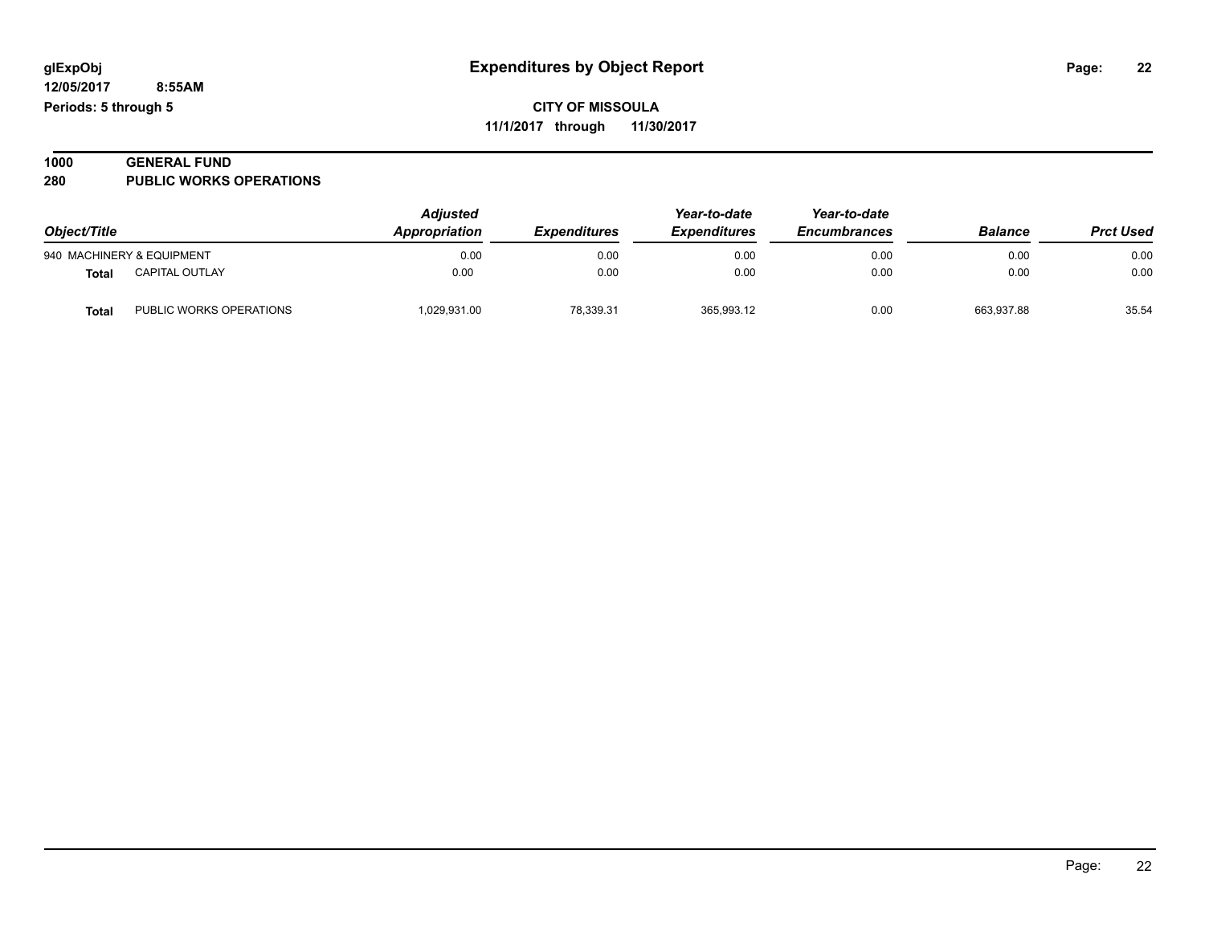# Expenditures by Object Report

glExpObj
12/05/2017 8:55AM
Periods: 5 through 5

**CITY OF MISSOULA**
**11/1/2017 through 11/30/2017**

## 1000 GENERAL FUND
## 280 PUBLIC WORKS OPERATIONS

| Object/Title | | Adjusted Appropriation | Expenditures | Year-to-date Expenditures | Year-to-date Encumbrances | Balance | Prct Used |
|---|---|---|---|---|---|---|---|
| 940 MACHINERY & EQUIPMENT | | 0.00 | 0.00 | 0.00 | 0.00 | 0.00 | 0.00 |
| **Total** | CAPITAL OUTLAY | 0.00 | 0.00 | 0.00 | 0.00 | 0.00 | 0.00 |
| **Total** | PUBLIC WORKS OPERATIONS | 1,029,931.00 | 78,339.31 | 365,993.12 | 0.00 | 663,937.88 | 35.54 |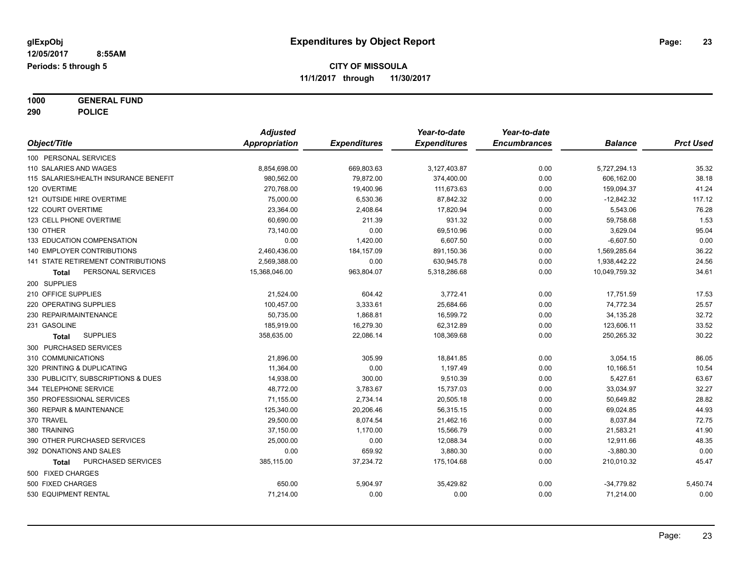**glExpObj** | **Expenditures by Object Report**

**12/05/2017 8:55AM**

**Periods: 5 through 5**

**CITY OF MISSOULA**

**11/1/2017 through 11/30/2017**

**1000 GENERAL FUND**

**290 POLICE**

| Object/Title | Adjusted Appropriation | Expenditures | Year-to-date Expenditures | Year-to-date Encumbrances | Balance | Prct Used |
|---|---|---|---|---|---|---|
| 100 PERSONAL SERVICES | | | | | | |
| 110 SALARIES AND WAGES | 8,854,698.00 | 669,803.63 | 3,127,403.87 | 0.00 | 5,727,294.13 | 35.32 |
| 115 SALARIES/HEALTH INSURANCE BENEFIT | 980,562.00 | 79,872.00 | 374,400.00 | 0.00 | 606,162.00 | 38.18 |
| 120 OVERTIME | 270,768.00 | 19,400.96 | 111,673.63 | 0.00 | 159,094.37 | 41.24 |
| 121 OUTSIDE HIRE OVERTIME | 75,000.00 | 6,530.36 | 87,842.32 | 0.00 | -12,842.32 | 117.12 |
| 122 COURT OVERTIME | 23,364.00 | 2,408.64 | 17,820.94 | 0.00 | 5,543.06 | 76.28 |
| 123 CELL PHONE OVERTIME | 60,690.00 | 211.39 | 931.32 | 0.00 | 59,758.68 | 1.53 |
| 130 OTHER | 73,140.00 | 0.00 | 69,510.96 | 0.00 | 3,629.04 | 95.04 |
| 133 EDUCATION COMPENSATION | 0.00 | 1,420.00 | 6,607.50 | 0.00 | -6,607.50 | 0.00 |
| 140 EMPLOYER CONTRIBUTIONS | 2,460,436.00 | 184,157.09 | 891,150.36 | 0.00 | 1,569,285.64 | 36.22 |
| 141 STATE RETIREMENT CONTRIBUTIONS | 2,569,388.00 | 0.00 | 630,945.78 | 0.00 | 1,938,442.22 | 24.56 |
| **Total** PERSONAL SERVICES | 15,368,046.00 | 963,804.07 | 5,318,286.68 | 0.00 | 10,049,759.32 | 34.61 |
| 200 SUPPLIES | | | | | | |
| 210 OFFICE SUPPLIES | 21,524.00 | 604.42 | 3,772.41 | 0.00 | 17,751.59 | 17.53 |
| 220 OPERATING SUPPLIES | 100,457.00 | 3,333.61 | 25,684.66 | 0.00 | 74,772.34 | 25.57 |
| 230 REPAIR/MAINTENANCE | 50,735.00 | 1,868.81 | 16,599.72 | 0.00 | 34,135.28 | 32.72 |
| 231 GASOLINE | 185,919.00 | 16,279.30 | 62,312.89 | 0.00 | 123,606.11 | 33.52 |
| **Total** SUPPLIES | 358,635.00 | 22,086.14 | 108,369.68 | 0.00 | 250,265.32 | 30.22 |
| 300 PURCHASED SERVICES | | | | | | |
| 310 COMMUNICATIONS | 21,896.00 | 305.99 | 18,841.85 | 0.00 | 3,054.15 | 86.05 |
| 320 PRINTING & DUPLICATING | 11,364.00 | 0.00 | 1,197.49 | 0.00 | 10,166.51 | 10.54 |
| 330 PUBLICITY, SUBSCRIPTIONS & DUES | 14,938.00 | 300.00 | 9,510.39 | 0.00 | 5,427.61 | 63.67 |
| 344 TELEPHONE SERVICE | 48,772.00 | 3,783.67 | 15,737.03 | 0.00 | 33,034.97 | 32.27 |
| 350 PROFESSIONAL SERVICES | 71,155.00 | 2,734.14 | 20,505.18 | 0.00 | 50,649.82 | 28.82 |
| 360 REPAIR & MAINTENANCE | 125,340.00 | 20,206.46 | 56,315.15 | 0.00 | 69,024.85 | 44.93 |
| 370 TRAVEL | 29,500.00 | 8,074.54 | 21,462.16 | 0.00 | 8,037.84 | 72.75 |
| 380 TRAINING | 37,150.00 | 1,170.00 | 15,566.79 | 0.00 | 21,583.21 | 41.90 |
| 390 OTHER PURCHASED SERVICES | 25,000.00 | 0.00 | 12,088.34 | 0.00 | 12,911.66 | 48.35 |
| 392 DONATIONS AND SALES | 0.00 | 659.92 | 3,880.30 | 0.00 | -3,880.30 | 0.00 |
| **Total** PURCHASED SERVICES | 385,115.00 | 37,234.72 | 175,104.68 | 0.00 | 210,010.32 | 45.47 |
| 500 FIXED CHARGES | | | | | | |
| 500 FIXED CHARGES | 650.00 | 5,904.97 | 35,429.82 | 0.00 | -34,779.82 | 5,450.74 |
| 530 EQUIPMENT RENTAL | 71,214.00 | 0.00 | 0.00 | 0.00 | 71,214.00 | 0.00 |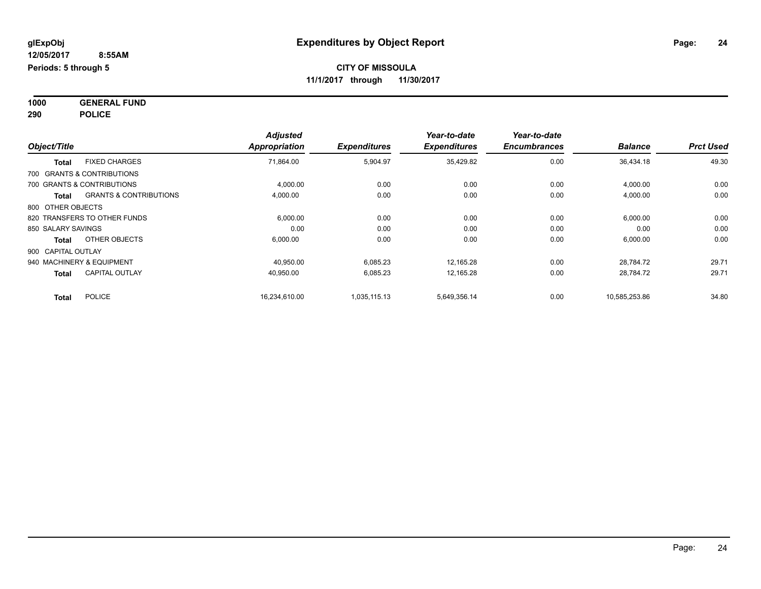# Expenditures by Object Report

glExpObj
12/05/2017 8:55AM
Periods: 5 through 5

**CITY OF MISSOULA**
**11/1/2017 through 11/30/2017**

**1000 GENERAL FUND**
**290 POLICE**

| Object/Title | | Adjusted Appropriation | Expenditures | Year-to-date Expenditures | Year-to-date Encumbrances | Balance | Prct Used |
|---|---|---|---|---|---|---|---|
| Total | FIXED CHARGES | 71,864.00 | 5,904.97 | 35,429.82 | 0.00 | 36,434.18 | 49.30 |
| 700 GRANTS & CONTRIBUTIONS | | | | | | | |
| 700 GRANTS & CONTRIBUTIONS | | 4,000.00 | 0.00 | 0.00 | 0.00 | 4,000.00 | 0.00 |
| Total | GRANTS & CONTRIBUTIONS | 4,000.00 | 0.00 | 0.00 | 0.00 | 4,000.00 | 0.00 |
| 800 OTHER OBJECTS | | | | | | | |
| 820 TRANSFERS TO OTHER FUNDS | | 6,000.00 | 0.00 | 0.00 | 0.00 | 6,000.00 | 0.00 |
| 850 SALARY SAVINGS | | 0.00 | 0.00 | 0.00 | 0.00 | 0.00 | 0.00 |
| Total | OTHER OBJECTS | 6,000.00 | 0.00 | 0.00 | 0.00 | 6,000.00 | 0.00 |
| 900 CAPITAL OUTLAY | | | | | | | |
| 940 MACHINERY & EQUIPMENT | | 40,950.00 | 6,085.23 | 12,165.28 | 0.00 | 28,784.72 | 29.71 |
| Total | CAPITAL OUTLAY | 40,950.00 | 6,085.23 | 12,165.28 | 0.00 | 28,784.72 | 29.71 |
| Total | POLICE | 16,234,610.00 | 1,035,115.13 | 5,649,356.14 | 0.00 | 10,585,253.86 | 34.80 |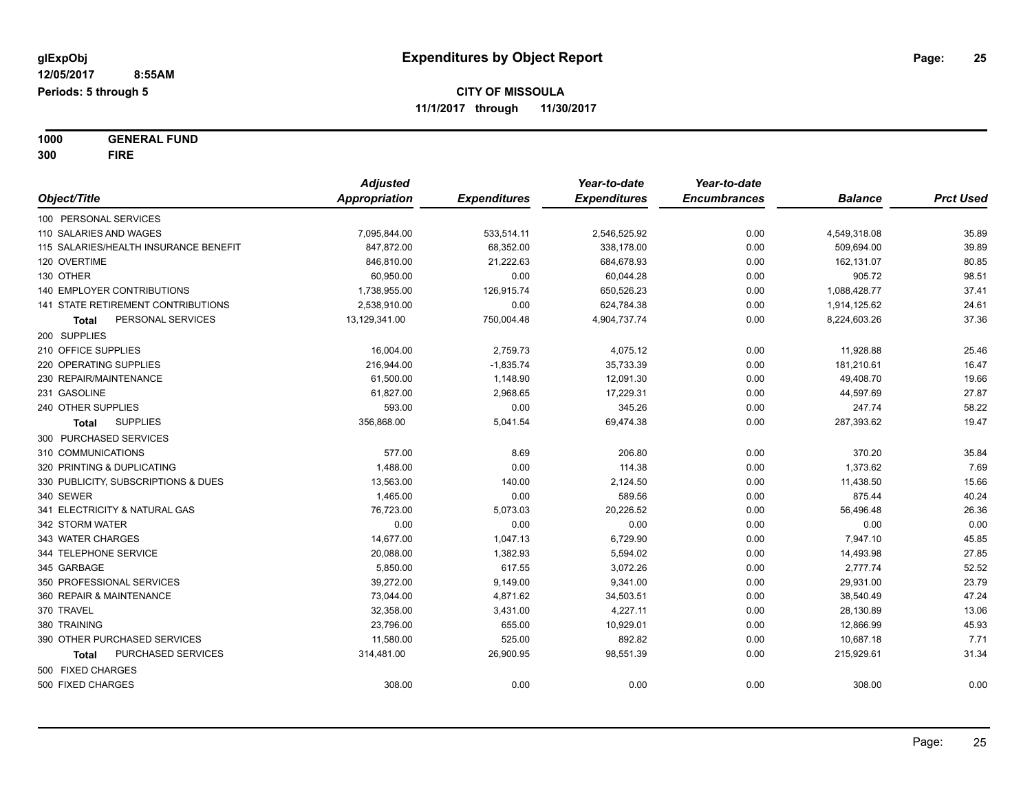glExpObj
12/05/2017 8:55AM
Periods: 5 through 5

# Expenditures by Object Report

**CITY OF MISSOULA**
**11/1/2017 through 11/30/2017**

**1000 GENERAL FUND**
**300 FIRE**

| Object/Title | Adjusted Appropriation | Expenditures | Year-to-date Expenditures | Year-to-date Encumbrances | Balance | Prct Used |
|---|---|---|---|---|---|---|
| 100 PERSONAL SERVICES | | | | | | |
| 110 SALARIES AND WAGES | 7,095,844.00 | 533,514.11 | 2,546,525.92 | 0.00 | 4,549,318.08 | 35.89 |
| 115 SALARIES/HEALTH INSURANCE BENEFIT | 847,872.00 | 68,352.00 | 338,178.00 | 0.00 | 509,694.00 | 39.89 |
| 120 OVERTIME | 846,810.00 | 21,222.63 | 684,678.93 | 0.00 | 162,131.07 | 80.85 |
| 130 OTHER | 60,950.00 | 0.00 | 60,044.28 | 0.00 | 905.72 | 98.51 |
| 140 EMPLOYER CONTRIBUTIONS | 1,738,955.00 | 126,915.74 | 650,526.23 | 0.00 | 1,088,428.77 | 37.41 |
| 141 STATE RETIREMENT CONTRIBUTIONS | 2,538,910.00 | 0.00 | 624,784.38 | 0.00 | 1,914,125.62 | 24.61 |
| **Total** PERSONAL SERVICES | 13,129,341.00 | 750,004.48 | 4,904,737.74 | 0.00 | 8,224,603.26 | 37.36 |
| 200 SUPPLIES | | | | | | |
| 210 OFFICE SUPPLIES | 16,004.00 | 2,759.73 | 4,075.12 | 0.00 | 11,928.88 | 25.46 |
| 220 OPERATING SUPPLIES | 216,944.00 | -1,835.74 | 35,733.39 | 0.00 | 181,210.61 | 16.47 |
| 230 REPAIR/MAINTENANCE | 61,500.00 | 1,148.90 | 12,091.30 | 0.00 | 49,408.70 | 19.66 |
| 231 GASOLINE | 61,827.00 | 2,968.65 | 17,229.31 | 0.00 | 44,597.69 | 27.87 |
| 240 OTHER SUPPLIES | 593.00 | 0.00 | 345.26 | 0.00 | 247.74 | 58.22 |
| **Total** SUPPLIES | 356,868.00 | 5,041.54 | 69,474.38 | 0.00 | 287,393.62 | 19.47 |
| 300 PURCHASED SERVICES | | | | | | |
| 310 COMMUNICATIONS | 577.00 | 8.69 | 206.80 | 0.00 | 370.20 | 35.84 |
| 320 PRINTING & DUPLICATING | 1,488.00 | 0.00 | 114.38 | 0.00 | 1,373.62 | 7.69 |
| 330 PUBLICITY, SUBSCRIPTIONS & DUES | 13,563.00 | 140.00 | 2,124.50 | 0.00 | 11,438.50 | 15.66 |
| 340 SEWER | 1,465.00 | 0.00 | 589.56 | 0.00 | 875.44 | 40.24 |
| 341 ELECTRICITY & NATURAL GAS | 76,723.00 | 5,073.03 | 20,226.52 | 0.00 | 56,496.48 | 26.36 |
| 342 STORM WATER | 0.00 | 0.00 | 0.00 | 0.00 | 0.00 | 0.00 |
| 343 WATER CHARGES | 14,677.00 | 1,047.13 | 6,729.90 | 0.00 | 7,947.10 | 45.85 |
| 344 TELEPHONE SERVICE | 20,088.00 | 1,382.93 | 5,594.02 | 0.00 | 14,493.98 | 27.85 |
| 345 GARBAGE | 5,850.00 | 617.55 | 3,072.26 | 0.00 | 2,777.74 | 52.52 |
| 350 PROFESSIONAL SERVICES | 39,272.00 | 9,149.00 | 9,341.00 | 0.00 | 29,931.00 | 23.79 |
| 360 REPAIR & MAINTENANCE | 73,044.00 | 4,871.62 | 34,503.51 | 0.00 | 38,540.49 | 47.24 |
| 370 TRAVEL | 32,358.00 | 3,431.00 | 4,227.11 | 0.00 | 28,130.89 | 13.06 |
| 380 TRAINING | 23,796.00 | 655.00 | 10,929.01 | 0.00 | 12,866.99 | 45.93 |
| 390 OTHER PURCHASED SERVICES | 11,580.00 | 525.00 | 892.82 | 0.00 | 10,687.18 | 7.71 |
| **Total** PURCHASED SERVICES | 314,481.00 | 26,900.95 | 98,551.39 | 0.00 | 215,929.61 | 31.34 |
| 500 FIXED CHARGES | | | | | | |
| 500 FIXED CHARGES | 308.00 | 0.00 | 0.00 | 0.00 | 308.00 | 0.00 |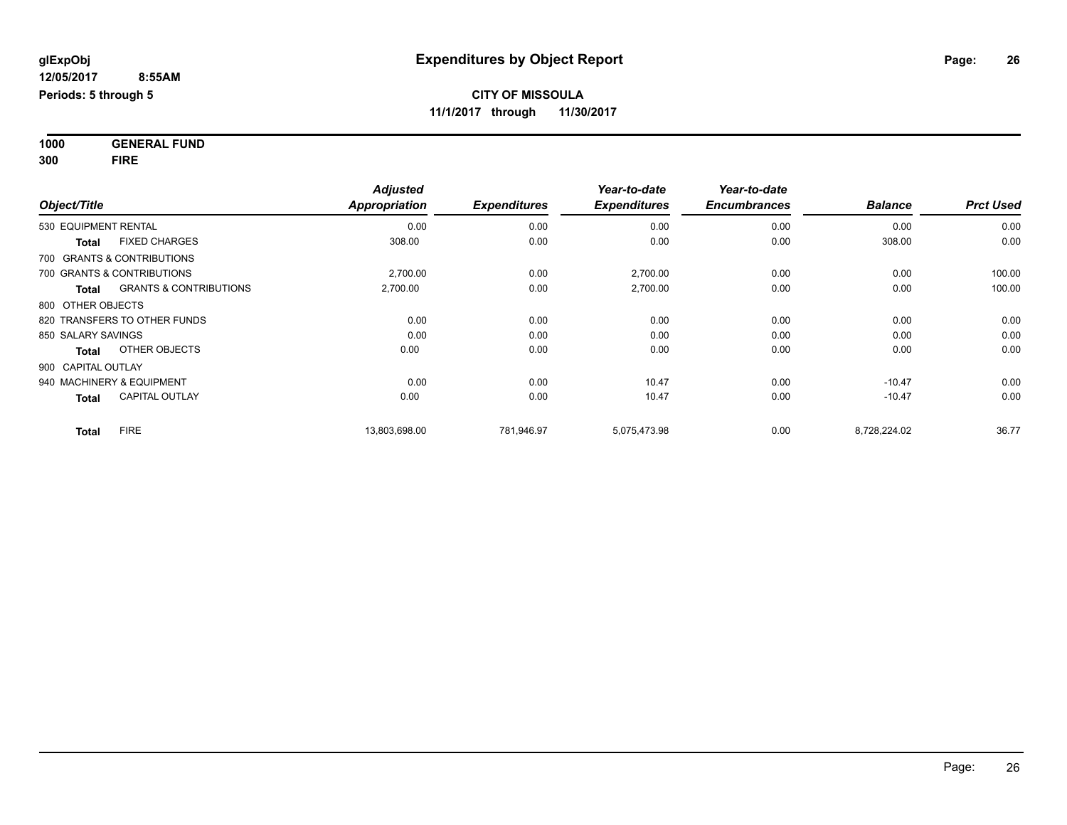**glExpObj** | **Expenditures by Object Report**
**12/05/2017 8:55AM**
**Periods: 5 through 5**

**CITY OF MISSOULA**
**11/1/2017 through 11/30/2017**

**1000 GENERAL FUND**
**300 FIRE**

| Object/Title | | Adjusted Appropriation | Expenditures | Year-to-date Expenditures | Year-to-date Encumbrances | Balance | Prct Used |
|---|---|---|---|---|---|---|---|
| 530 EQUIPMENT RENTAL | | 0.00 | 0.00 | 0.00 | 0.00 | 0.00 | 0.00 |
| **Total** | FIXED CHARGES | 308.00 | 0.00 | 0.00 | 0.00 | 308.00 | 0.00 |
| 700 GRANTS & CONTRIBUTIONS | | | | | | | |
| 700 GRANTS & CONTRIBUTIONS | | 2,700.00 | 0.00 | 2,700.00 | 0.00 | 0.00 | 100.00 |
| **Total** | GRANTS & CONTRIBUTIONS | 2,700.00 | 0.00 | 2,700.00 | 0.00 | 0.00 | 100.00 |
| 800 OTHER OBJECTS | | | | | | | |
| 820 TRANSFERS TO OTHER FUNDS | | 0.00 | 0.00 | 0.00 | 0.00 | 0.00 | 0.00 |
| 850 SALARY SAVINGS | | 0.00 | 0.00 | 0.00 | 0.00 | 0.00 | 0.00 |
| **Total** | OTHER OBJECTS | 0.00 | 0.00 | 0.00 | 0.00 | 0.00 | 0.00 |
| 900 CAPITAL OUTLAY | | | | | | | |
| 940 MACHINERY & EQUIPMENT | | 0.00 | 0.00 | 10.47 | 0.00 | -10.47 | 0.00 |
| **Total** | CAPITAL OUTLAY | 0.00 | 0.00 | 10.47 | 0.00 | -10.47 | 0.00 |
| **Total** | FIRE | 13,803,698.00 | 781,946.97 | 5,075,473.98 | 0.00 | 8,728,224.02 | 36.77 |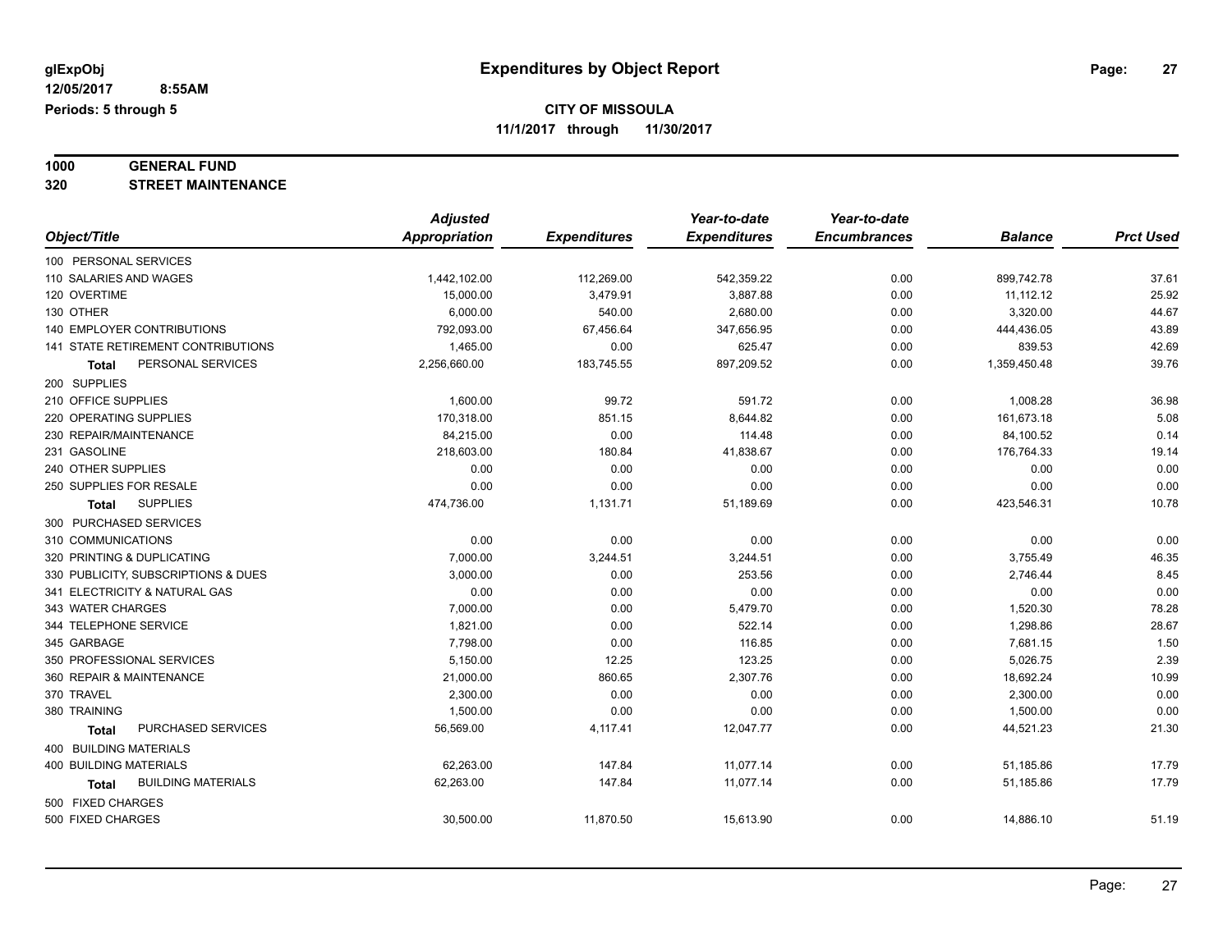# Expenditures by Object Report

glExpObj
12/05/2017 8:55AM
Periods: 5 through 5

**CITY OF MISSOULA**
**11/1/2017 through 11/30/2017**

**1000 GENERAL FUND**
**320 STREET MAINTENANCE**

| Object/Title | Adjusted Appropriation | Expenditures | Year-to-date Expenditures | Year-to-date Encumbrances | Balance | Prct Used |
|---|---|---|---|---|---|---|
| 100 PERSONAL SERVICES | | | | | | |
| 110 SALARIES AND WAGES | 1,442,102.00 | 112,269.00 | 542,359.22 | 0.00 | 899,742.78 | 37.61 |
| 120 OVERTIME | 15,000.00 | 3,479.91 | 3,887.88 | 0.00 | 11,112.12 | 25.92 |
| 130 OTHER | 6,000.00 | 540.00 | 2,680.00 | 0.00 | 3,320.00 | 44.67 |
| 140 EMPLOYER CONTRIBUTIONS | 792,093.00 | 67,456.64 | 347,656.95 | 0.00 | 444,436.05 | 43.89 |
| 141 STATE RETIREMENT CONTRIBUTIONS | 1,465.00 | 0.00 | 625.47 | 0.00 | 839.53 | 42.69 |
| **Total** PERSONAL SERVICES | 2,256,660.00 | 183,745.55 | 897,209.52 | 0.00 | 1,359,450.48 | 39.76 |
| 200 SUPPLIES | | | | | | |
| 210 OFFICE SUPPLIES | 1,600.00 | 99.72 | 591.72 | 0.00 | 1,008.28 | 36.98 |
| 220 OPERATING SUPPLIES | 170,318.00 | 851.15 | 8,644.82 | 0.00 | 161,673.18 | 5.08 |
| 230 REPAIR/MAINTENANCE | 84,215.00 | 0.00 | 114.48 | 0.00 | 84,100.52 | 0.14 |
| 231 GASOLINE | 218,603.00 | 180.84 | 41,838.67 | 0.00 | 176,764.33 | 19.14 |
| 240 OTHER SUPPLIES | 0.00 | 0.00 | 0.00 | 0.00 | 0.00 | 0.00 |
| 250 SUPPLIES FOR RESALE | 0.00 | 0.00 | 0.00 | 0.00 | 0.00 | 0.00 |
| **Total** SUPPLIES | 474,736.00 | 1,131.71 | 51,189.69 | 0.00 | 423,546.31 | 10.78 |
| 300 PURCHASED SERVICES | | | | | | |
| 310 COMMUNICATIONS | 0.00 | 0.00 | 0.00 | 0.00 | 0.00 | 0.00 |
| 320 PRINTING & DUPLICATING | 7,000.00 | 3,244.51 | 3,244.51 | 0.00 | 3,755.49 | 46.35 |
| 330 PUBLICITY, SUBSCRIPTIONS & DUES | 3,000.00 | 0.00 | 253.56 | 0.00 | 2,746.44 | 8.45 |
| 341 ELECTRICITY & NATURAL GAS | 0.00 | 0.00 | 0.00 | 0.00 | 0.00 | 0.00 |
| 343 WATER CHARGES | 7,000.00 | 0.00 | 5,479.70 | 0.00 | 1,520.30 | 78.28 |
| 344 TELEPHONE SERVICE | 1,821.00 | 0.00 | 522.14 | 0.00 | 1,298.86 | 28.67 |
| 345 GARBAGE | 7,798.00 | 0.00 | 116.85 | 0.00 | 7,681.15 | 1.50 |
| 350 PROFESSIONAL SERVICES | 5,150.00 | 12.25 | 123.25 | 0.00 | 5,026.75 | 2.39 |
| 360 REPAIR & MAINTENANCE | 21,000.00 | 860.65 | 2,307.76 | 0.00 | 18,692.24 | 10.99 |
| 370 TRAVEL | 2,300.00 | 0.00 | 0.00 | 0.00 | 2,300.00 | 0.00 |
| 380 TRAINING | 1,500.00 | 0.00 | 0.00 | 0.00 | 1,500.00 | 0.00 |
| **Total** PURCHASED SERVICES | 56,569.00 | 4,117.41 | 12,047.77 | 0.00 | 44,521.23 | 21.30 |
| 400 BUILDING MATERIALS | | | | | | |
| 400 BUILDING MATERIALS | 62,263.00 | 147.84 | 11,077.14 | 0.00 | 51,185.86 | 17.79 |
| **Total** BUILDING MATERIALS | 62,263.00 | 147.84 | 11,077.14 | 0.00 | 51,185.86 | 17.79 |
| 500 FIXED CHARGES | | | | | | |
| 500 FIXED CHARGES | 30,500.00 | 11,870.50 | 15,613.90 | 0.00 | 14,886.10 | 51.19 |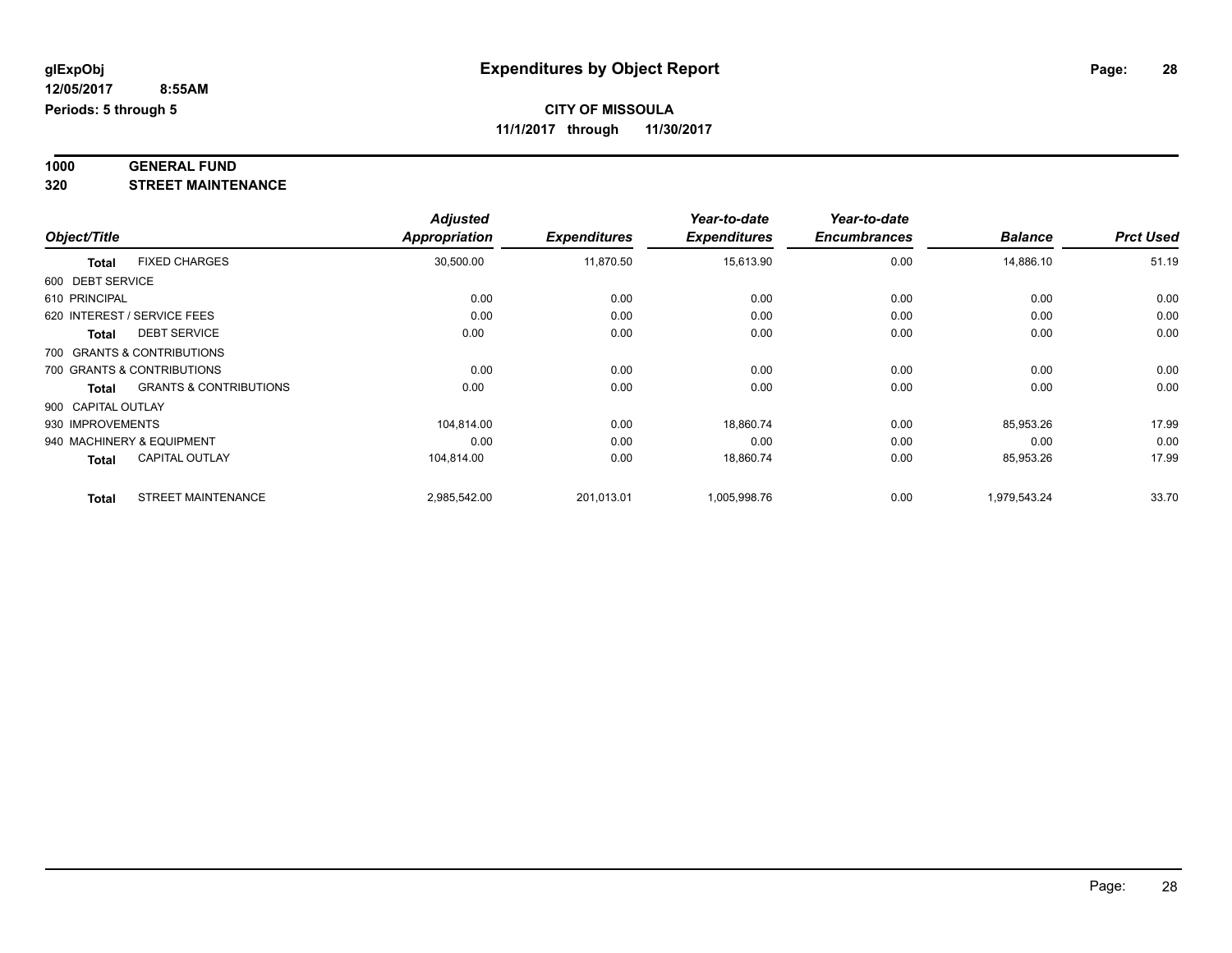**glExpObj** **Expenditures by Object Report**

**12/05/2017 8:55AM**

**Periods: 5 through 5**

**CITY OF MISSOULA**

**11/1/2017 through 11/30/2017**

**1000 GENERAL FUND**

**320 STREET MAINTENANCE**

| Object/Title | | Adjusted Appropriation | Expenditures | Year-to-date Expenditures | Year-to-date Encumbrances | Balance | Prct Used |
|---|---|---|---|---|---|---|---|
| **Total** | FIXED CHARGES | 30,500.00 | 11,870.50 | 15,613.90 | 0.00 | 14,886.10 | 51.19 |
| 600 DEBT SERVICE | | | | | | | |
| 610 PRINCIPAL | | 0.00 | 0.00 | 0.00 | 0.00 | 0.00 | 0.00 |
| 620 INTEREST / SERVICE FEES | | 0.00 | 0.00 | 0.00 | 0.00 | 0.00 | 0.00 |
| **Total** | DEBT SERVICE | 0.00 | 0.00 | 0.00 | 0.00 | 0.00 | 0.00 |
| 700 GRANTS & CONTRIBUTIONS | | | | | | | |
| 700 GRANTS & CONTRIBUTIONS | | 0.00 | 0.00 | 0.00 | 0.00 | 0.00 | 0.00 |
| **Total** | GRANTS & CONTRIBUTIONS | 0.00 | 0.00 | 0.00 | 0.00 | 0.00 | 0.00 |
| 900 CAPITAL OUTLAY | | | | | | | |
| 930 IMPROVEMENTS | | 104,814.00 | 0.00 | 18,860.74 | 0.00 | 85,953.26 | 17.99 |
| 940 MACHINERY & EQUIPMENT | | 0.00 | 0.00 | 0.00 | 0.00 | 0.00 | 0.00 |
| **Total** | CAPITAL OUTLAY | 104,814.00 | 0.00 | 18,860.74 | 0.00 | 85,953.26 | 17.99 |
| **Total** | STREET MAINTENANCE | 2,985,542.00 | 201,013.01 | 1,005,998.76 | 0.00 | 1,979,543.24 | 33.70 |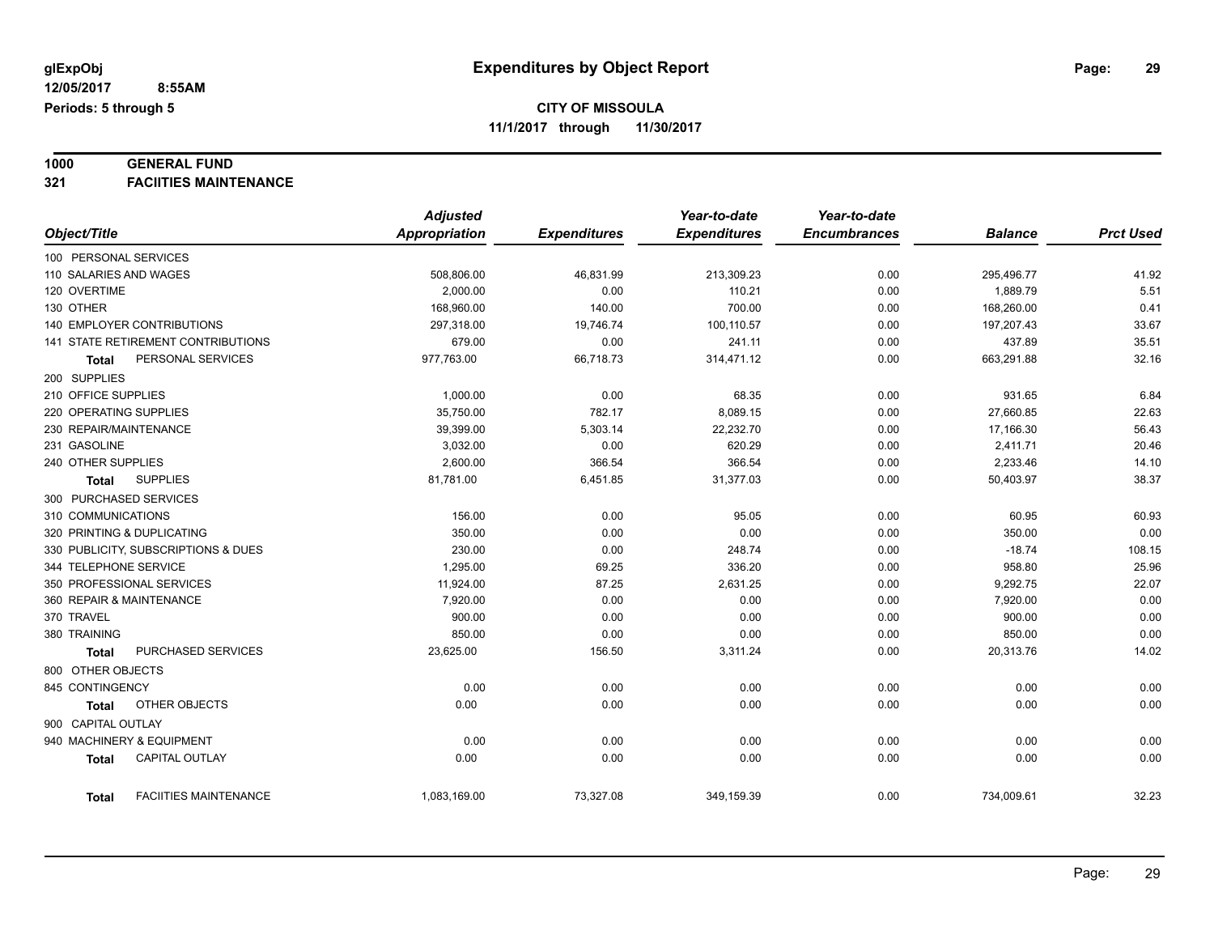glExpObj
12/05/2017 8:55AM
Periods: 5 through 5

# Expenditures by Object Report

**CITY OF MISSOULA**
**11/1/2017 through 11/30/2017**

**1000 GENERAL FUND**
**321 FACIITIES MAINTENANCE**

| Object/Title | Adjusted Appropriation | Expenditures | Year-to-date Expenditures | Year-to-date Encumbrances | Balance | Prct Used |
|---|---|---|---|---|---|---|
| 100 PERSONAL SERVICES | | | | | | |
| 110 SALARIES AND WAGES | 508,806.00 | 46,831.99 | 213,309.23 | 0.00 | 295,496.77 | 41.92 |
| 120 OVERTIME | 2,000.00 | 0.00 | 110.21 | 0.00 | 1,889.79 | 5.51 |
| 130 OTHER | 168,960.00 | 140.00 | 700.00 | 0.00 | 168,260.00 | 0.41 |
| 140 EMPLOYER CONTRIBUTIONS | 297,318.00 | 19,746.74 | 100,110.57 | 0.00 | 197,207.43 | 33.67 |
| 141 STATE RETIREMENT CONTRIBUTIONS | 679.00 | 0.00 | 241.11 | 0.00 | 437.89 | 35.51 |
| **Total** PERSONAL SERVICES | 977,763.00 | 66,718.73 | 314,471.12 | 0.00 | 663,291.88 | 32.16 |
| 200 SUPPLIES | | | | | | |
| 210 OFFICE SUPPLIES | 1,000.00 | 0.00 | 68.35 | 0.00 | 931.65 | 6.84 |
| 220 OPERATING SUPPLIES | 35,750.00 | 782.17 | 8,089.15 | 0.00 | 27,660.85 | 22.63 |
| 230 REPAIR/MAINTENANCE | 39,399.00 | 5,303.14 | 22,232.70 | 0.00 | 17,166.30 | 56.43 |
| 231 GASOLINE | 3,032.00 | 0.00 | 620.29 | 0.00 | 2,411.71 | 20.46 |
| 240 OTHER SUPPLIES | 2,600.00 | 366.54 | 366.54 | 0.00 | 2,233.46 | 14.10 |
| **Total** SUPPLIES | 81,781.00 | 6,451.85 | 31,377.03 | 0.00 | 50,403.97 | 38.37 |
| 300 PURCHASED SERVICES | | | | | | |
| 310 COMMUNICATIONS | 156.00 | 0.00 | 95.05 | 0.00 | 60.95 | 60.93 |
| 320 PRINTING & DUPLICATING | 350.00 | 0.00 | 0.00 | 0.00 | 350.00 | 0.00 |
| 330 PUBLICITY, SUBSCRIPTIONS & DUES | 230.00 | 0.00 | 248.74 | 0.00 | -18.74 | 108.15 |
| 344 TELEPHONE SERVICE | 1,295.00 | 69.25 | 336.20 | 0.00 | 958.80 | 25.96 |
| 350 PROFESSIONAL SERVICES | 11,924.00 | 87.25 | 2,631.25 | 0.00 | 9,292.75 | 22.07 |
| 360 REPAIR & MAINTENANCE | 7,920.00 | 0.00 | 0.00 | 0.00 | 7,920.00 | 0.00 |
| 370 TRAVEL | 900.00 | 0.00 | 0.00 | 0.00 | 900.00 | 0.00 |
| 380 TRAINING | 850.00 | 0.00 | 0.00 | 0.00 | 850.00 | 0.00 |
| **Total** PURCHASED SERVICES | 23,625.00 | 156.50 | 3,311.24 | 0.00 | 20,313.76 | 14.02 |
| 800 OTHER OBJECTS | | | | | | |
| 845 CONTINGENCY | 0.00 | 0.00 | 0.00 | 0.00 | 0.00 | 0.00 |
| **Total** OTHER OBJECTS | 0.00 | 0.00 | 0.00 | 0.00 | 0.00 | 0.00 |
| 900 CAPITAL OUTLAY | | | | | | |
| 940 MACHINERY & EQUIPMENT | 0.00 | 0.00 | 0.00 | 0.00 | 0.00 | 0.00 |
| **Total** CAPITAL OUTLAY | 0.00 | 0.00 | 0.00 | 0.00 | 0.00 | 0.00 |
| **Total** FACIITIES MAINTENANCE | 1,083,169.00 | 73,327.08 | 349,159.39 | 0.00 | 734,009.61 | 32.23 |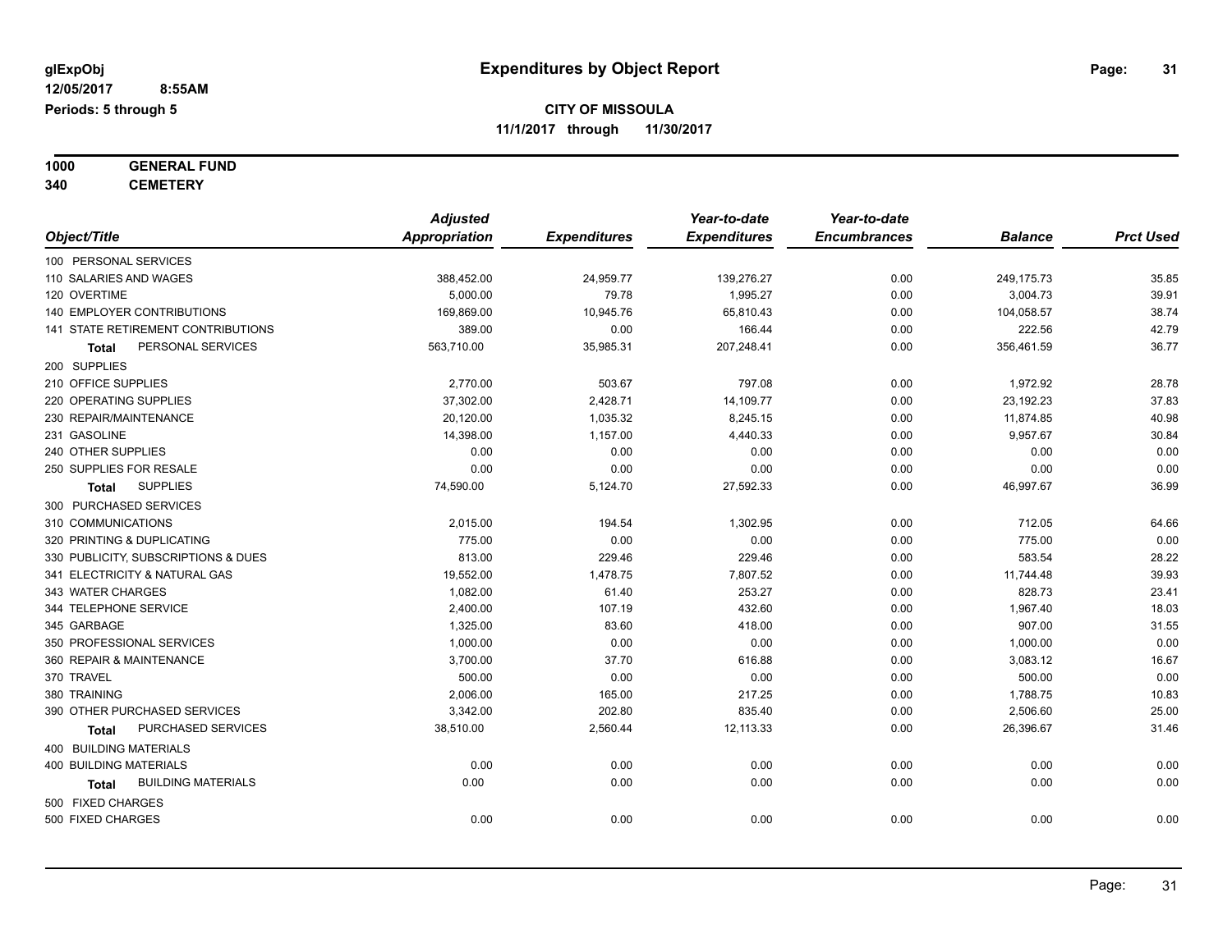**glExpObj**
**12/05/2017 8:55AM**
**Periods: 5 through 5**

# Expenditures by Object Report

**CITY OF MISSOULA**
**11/1/2017 through 11/30/2017**

**1000 GENERAL FUND**
**340 CEMETERY**

| Object/Title | Adjusted Appropriation | Expenditures | Year-to-date Expenditures | Year-to-date Encumbrances | Balance | Prct Used |
|---|---|---|---|---|---|---|
| 100 PERSONAL SERVICES | | | | | | |
| 110 SALARIES AND WAGES | 388,452.00 | 24,959.77 | 139,276.27 | 0.00 | 249,175.73 | 35.85 |
| 120 OVERTIME | 5,000.00 | 79.78 | 1,995.27 | 0.00 | 3,004.73 | 39.91 |
| 140 EMPLOYER CONTRIBUTIONS | 169,869.00 | 10,945.76 | 65,810.43 | 0.00 | 104,058.57 | 38.74 |
| 141 STATE RETIREMENT CONTRIBUTIONS | 389.00 | 0.00 | 166.44 | 0.00 | 222.56 | 42.79 |
| **Total** PERSONAL SERVICES | 563,710.00 | 35,985.31 | 207,248.41 | 0.00 | 356,461.59 | 36.77 |
| 200 SUPPLIES | | | | | | |
| 210 OFFICE SUPPLIES | 2,770.00 | 503.67 | 797.08 | 0.00 | 1,972.92 | 28.78 |
| 220 OPERATING SUPPLIES | 37,302.00 | 2,428.71 | 14,109.77 | 0.00 | 23,192.23 | 37.83 |
| 230 REPAIR/MAINTENANCE | 20,120.00 | 1,035.32 | 8,245.15 | 0.00 | 11,874.85 | 40.98 |
| 231 GASOLINE | 14,398.00 | 1,157.00 | 4,440.33 | 0.00 | 9,957.67 | 30.84 |
| 240 OTHER SUPPLIES | 0.00 | 0.00 | 0.00 | 0.00 | 0.00 | 0.00 |
| 250 SUPPLIES FOR RESALE | 0.00 | 0.00 | 0.00 | 0.00 | 0.00 | 0.00 |
| **Total** SUPPLIES | 74,590.00 | 5,124.70 | 27,592.33 | 0.00 | 46,997.67 | 36.99 |
| 300 PURCHASED SERVICES | | | | | | |
| 310 COMMUNICATIONS | 2,015.00 | 194.54 | 1,302.95 | 0.00 | 712.05 | 64.66 |
| 320 PRINTING & DUPLICATING | 775.00 | 0.00 | 0.00 | 0.00 | 775.00 | 0.00 |
| 330 PUBLICITY, SUBSCRIPTIONS & DUES | 813.00 | 229.46 | 229.46 | 0.00 | 583.54 | 28.22 |
| 341 ELECTRICITY & NATURAL GAS | 19,552.00 | 1,478.75 | 7,807.52 | 0.00 | 11,744.48 | 39.93 |
| 343 WATER CHARGES | 1,082.00 | 61.40 | 253.27 | 0.00 | 828.73 | 23.41 |
| 344 TELEPHONE SERVICE | 2,400.00 | 107.19 | 432.60 | 0.00 | 1,967.40 | 18.03 |
| 345 GARBAGE | 1,325.00 | 83.60 | 418.00 | 0.00 | 907.00 | 31.55 |
| 350 PROFESSIONAL SERVICES | 1,000.00 | 0.00 | 0.00 | 0.00 | 1,000.00 | 0.00 |
| 360 REPAIR & MAINTENANCE | 3,700.00 | 37.70 | 616.88 | 0.00 | 3,083.12 | 16.67 |
| 370 TRAVEL | 500.00 | 0.00 | 0.00 | 0.00 | 500.00 | 0.00 |
| 380 TRAINING | 2,006.00 | 165.00 | 217.25 | 0.00 | 1,788.75 | 10.83 |
| 390 OTHER PURCHASED SERVICES | 3,342.00 | 202.80 | 835.40 | 0.00 | 2,506.60 | 25.00 |
| **Total** PURCHASED SERVICES | 38,510.00 | 2,560.44 | 12,113.33 | 0.00 | 26,396.67 | 31.46 |
| 400 BUILDING MATERIALS | | | | | | |
| 400 BUILDING MATERIALS | 0.00 | 0.00 | 0.00 | 0.00 | 0.00 | 0.00 |
| **Total** BUILDING MATERIALS | 0.00 | 0.00 | 0.00 | 0.00 | 0.00 | 0.00 |
| 500 FIXED CHARGES | | | | | | |
| 500 FIXED CHARGES | 0.00 | 0.00 | 0.00 | 0.00 | 0.00 | 0.00 |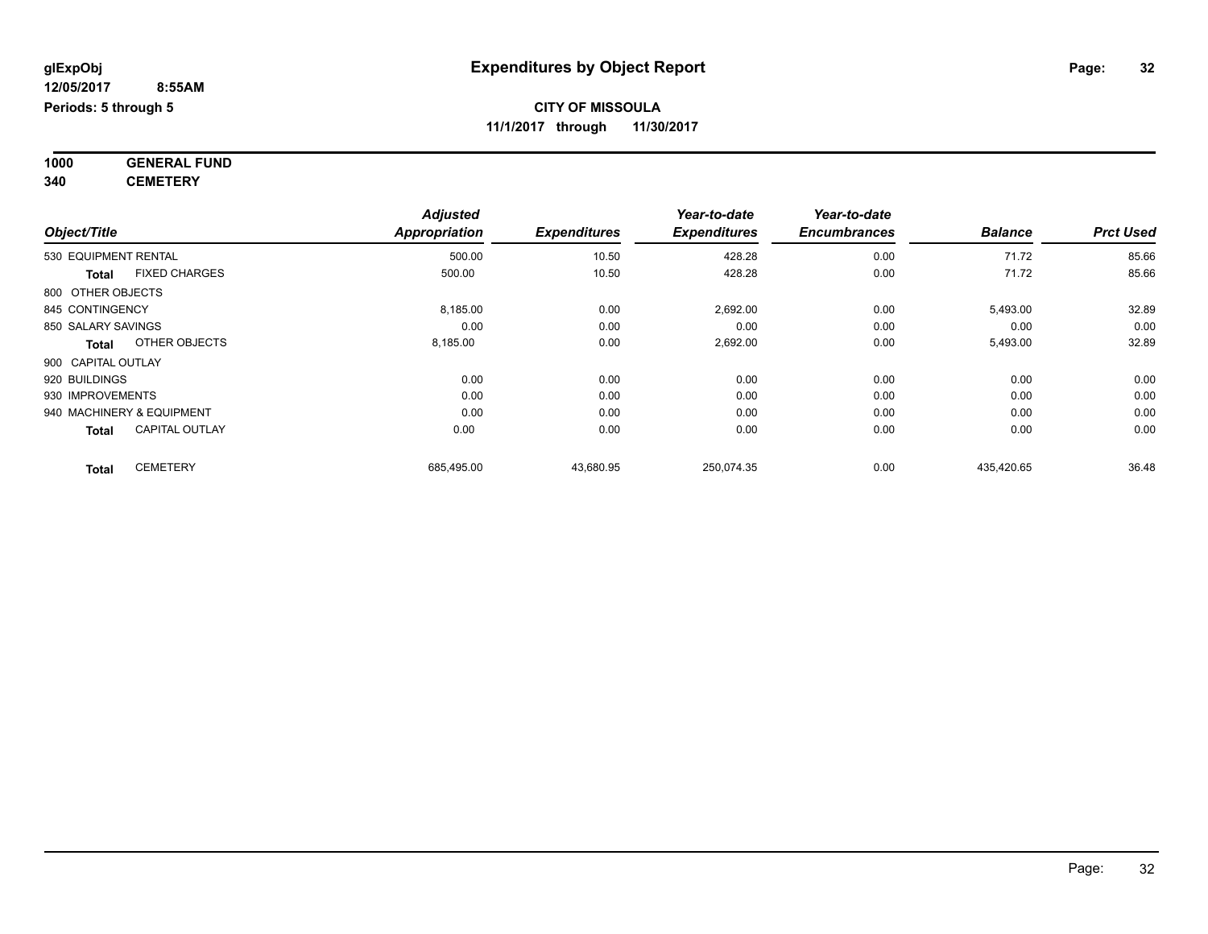# Expenditures by Object Report

glExpObj
12/05/2017 8:55AM
Periods: 5 through 5

**CITY OF MISSOULA**
**11/1/2017 through 11/30/2017**

**1000 GENERAL FUND**
**340 CEMETERY**

| Object/Title | Adjusted Appropriation | Expenditures | Year-to-date Expenditures | Year-to-date Encumbrances | Balance | Prct Used |
|---|---|---|---|---|---|---|
| 530 EQUIPMENT RENTAL | 500.00 | 10.50 | 428.28 | 0.00 | 71.72 | 85.66 |
| **Total** FIXED CHARGES | 500.00 | 10.50 | 428.28 | 0.00 | 71.72 | 85.66 |
| 800 OTHER OBJECTS | | | | | | |
| 845 CONTINGENCY | 8,185.00 | 0.00 | 2,692.00 | 0.00 | 5,493.00 | 32.89 |
| 850 SALARY SAVINGS | 0.00 | 0.00 | 0.00 | 0.00 | 0.00 | 0.00 |
| **Total** OTHER OBJECTS | 8,185.00 | 0.00 | 2,692.00 | 0.00 | 5,493.00 | 32.89 |
| 900 CAPITAL OUTLAY | | | | | | |
| 920 BUILDINGS | 0.00 | 0.00 | 0.00 | 0.00 | 0.00 | 0.00 |
| 930 IMPROVEMENTS | 0.00 | 0.00 | 0.00 | 0.00 | 0.00 | 0.00 |
| 940 MACHINERY & EQUIPMENT | 0.00 | 0.00 | 0.00 | 0.00 | 0.00 | 0.00 |
| **Total** CAPITAL OUTLAY | 0.00 | 0.00 | 0.00 | 0.00 | 0.00 | 0.00 |
| **Total** CEMETERY | 685,495.00 | 43,680.95 | 250,074.35 | 0.00 | 435,420.65 | 36.48 |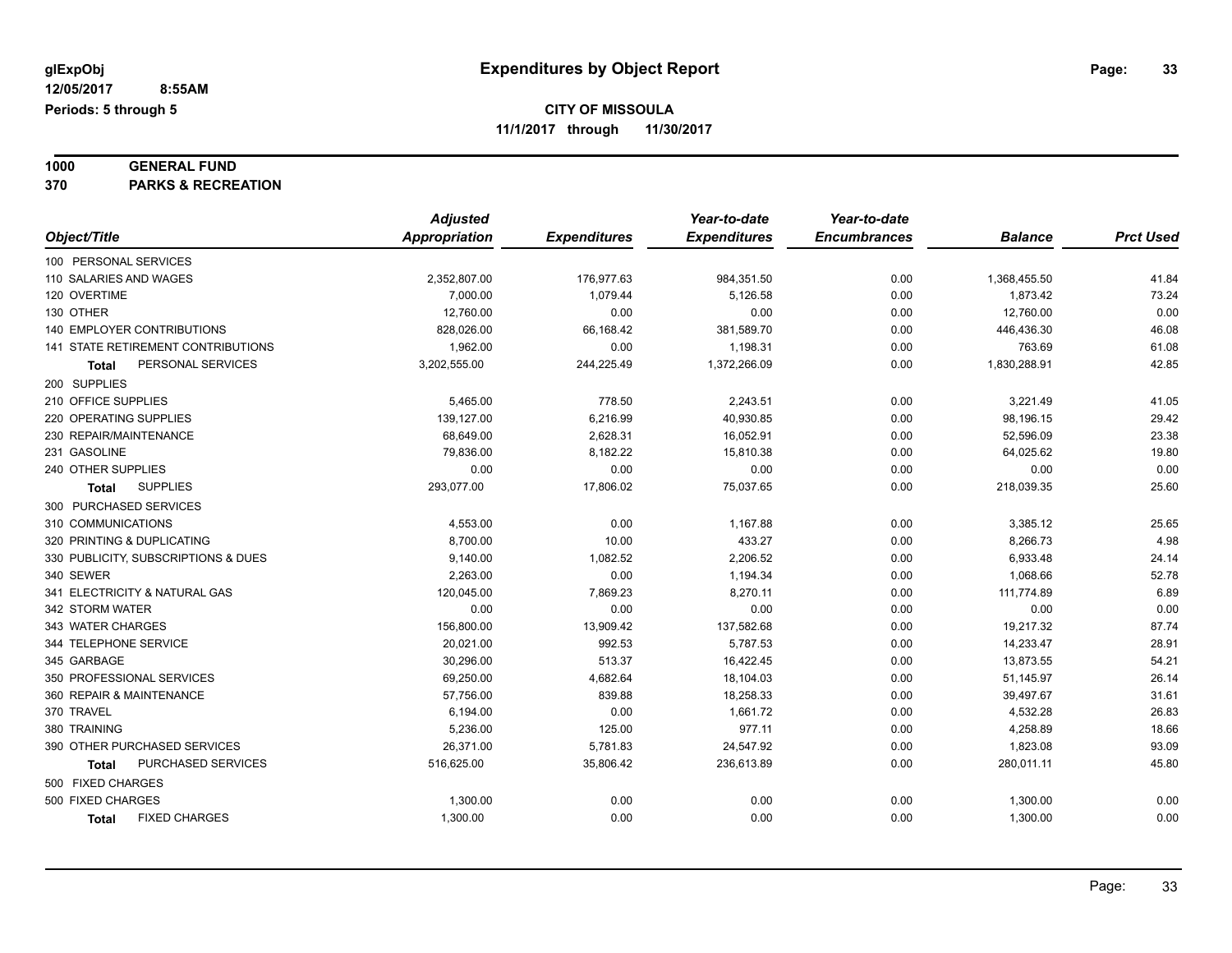# Expenditures by Object Report

glExpObj
12/05/2017 8:55AM
Periods: 5 through 5

**CITY OF MISSOULA**
**11/1/2017 through 11/30/2017**

**1000 GENERAL FUND**
**370 PARKS & RECREATION**

| Object/Title | Adjusted Appropriation | Expenditures | Year-to-date Expenditures | Year-to-date Encumbrances | Balance | Prct Used |
|---|---|---|---|---|---|---|
| 100 PERSONAL SERVICES | | | | | | |
| 110 SALARIES AND WAGES | 2,352,807.00 | 176,977.63 | 984,351.50 | 0.00 | 1,368,455.50 | 41.84 |
| 120 OVERTIME | 7,000.00 | 1,079.44 | 5,126.58 | 0.00 | 1,873.42 | 73.24 |
| 130 OTHER | 12,760.00 | 0.00 | 0.00 | 0.00 | 12,760.00 | 0.00 |
| 140 EMPLOYER CONTRIBUTIONS | 828,026.00 | 66,168.42 | 381,589.70 | 0.00 | 446,436.30 | 46.08 |
| 141 STATE RETIREMENT CONTRIBUTIONS | 1,962.00 | 0.00 | 1,198.31 | 0.00 | 763.69 | 61.08 |
| **Total** PERSONAL SERVICES | 3,202,555.00 | 244,225.49 | 1,372,266.09 | 0.00 | 1,830,288.91 | 42.85 |
| 200 SUPPLIES | | | | | | |
| 210 OFFICE SUPPLIES | 5,465.00 | 778.50 | 2,243.51 | 0.00 | 3,221.49 | 41.05 |
| 220 OPERATING SUPPLIES | 139,127.00 | 6,216.99 | 40,930.85 | 0.00 | 98,196.15 | 29.42 |
| 230 REPAIR/MAINTENANCE | 68,649.00 | 2,628.31 | 16,052.91 | 0.00 | 52,596.09 | 23.38 |
| 231 GASOLINE | 79,836.00 | 8,182.22 | 15,810.38 | 0.00 | 64,025.62 | 19.80 |
| 240 OTHER SUPPLIES | 0.00 | 0.00 | 0.00 | 0.00 | 0.00 | 0.00 |
| **Total** SUPPLIES | 293,077.00 | 17,806.02 | 75,037.65 | 0.00 | 218,039.35 | 25.60 |
| 300 PURCHASED SERVICES | | | | | | |
| 310 COMMUNICATIONS | 4,553.00 | 0.00 | 1,167.88 | 0.00 | 3,385.12 | 25.65 |
| 320 PRINTING & DUPLICATING | 8,700.00 | 10.00 | 433.27 | 0.00 | 8,266.73 | 4.98 |
| 330 PUBLICITY, SUBSCRIPTIONS & DUES | 9,140.00 | 1,082.52 | 2,206.52 | 0.00 | 6,933.48 | 24.14 |
| 340 SEWER | 2,263.00 | 0.00 | 1,194.34 | 0.00 | 1,068.66 | 52.78 |
| 341 ELECTRICITY & NATURAL GAS | 120,045.00 | 7,869.23 | 8,270.11 | 0.00 | 111,774.89 | 6.89 |
| 342 STORM WATER | 0.00 | 0.00 | 0.00 | 0.00 | 0.00 | 0.00 |
| 343 WATER CHARGES | 156,800.00 | 13,909.42 | 137,582.68 | 0.00 | 19,217.32 | 87.74 |
| 344 TELEPHONE SERVICE | 20,021.00 | 992.53 | 5,787.53 | 0.00 | 14,233.47 | 28.91 |
| 345 GARBAGE | 30,296.00 | 513.37 | 16,422.45 | 0.00 | 13,873.55 | 54.21 |
| 350 PROFESSIONAL SERVICES | 69,250.00 | 4,682.64 | 18,104.03 | 0.00 | 51,145.97 | 26.14 |
| 360 REPAIR & MAINTENANCE | 57,756.00 | 839.88 | 18,258.33 | 0.00 | 39,497.67 | 31.61 |
| 370 TRAVEL | 6,194.00 | 0.00 | 1,661.72 | 0.00 | 4,532.28 | 26.83 |
| 380 TRAINING | 5,236.00 | 125.00 | 977.11 | 0.00 | 4,258.89 | 18.66 |
| 390 OTHER PURCHASED SERVICES | 26,371.00 | 5,781.83 | 24,547.92 | 0.00 | 1,823.08 | 93.09 |
| **Total** PURCHASED SERVICES | 516,625.00 | 35,806.42 | 236,613.89 | 0.00 | 280,011.11 | 45.80 |
| 500 FIXED CHARGES | | | | | | |
| 500 FIXED CHARGES | 1,300.00 | 0.00 | 0.00 | 0.00 | 1,300.00 | 0.00 |
| **Total** FIXED CHARGES | 1,300.00 | 0.00 | 0.00 | 0.00 | 1,300.00 | 0.00 |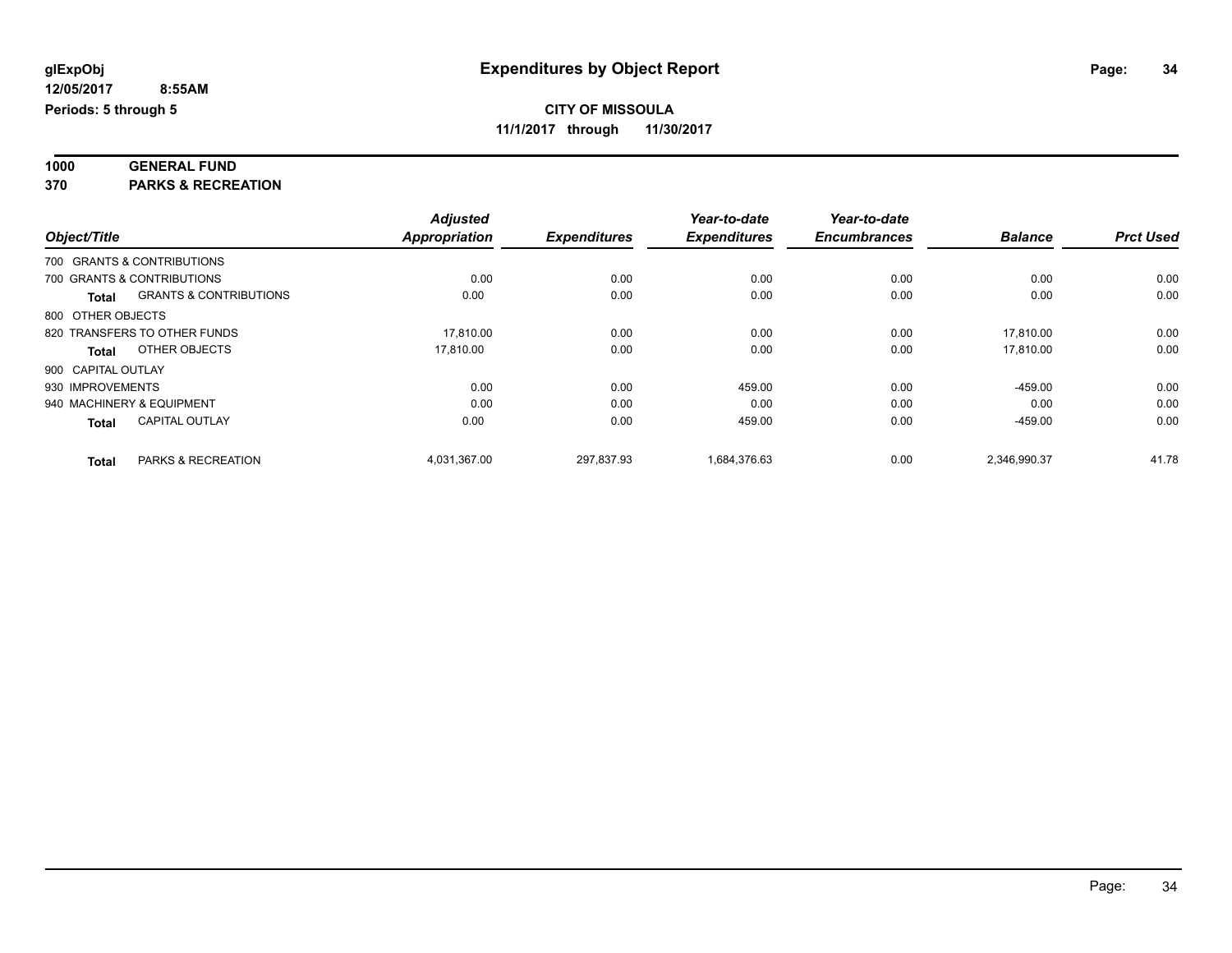**glExpObj**
**12/05/2017 8:55AM**
**Periods: 5 through 5**

# Expenditures by Object Report

**CITY OF MISSOULA**
**11/1/2017 through 11/30/2017**

**1000 GENERAL FUND**
**370 PARKS & RECREATION**

| Object/Title | | Adjusted Appropriation | Expenditures | Year-to-date Expenditures | Year-to-date Encumbrances | Balance | Prct Used |
|---|---|---|---|---|---|---|---|
| 700 GRANTS & CONTRIBUTIONS | | | | | | | |
| 700 GRANTS & CONTRIBUTIONS | | 0.00 | 0.00 | 0.00 | 0.00 | 0.00 | 0.00 |
| **Total** | GRANTS & CONTRIBUTIONS | 0.00 | 0.00 | 0.00 | 0.00 | 0.00 | 0.00 |
| 800 OTHER OBJECTS | | | | | | | |
| 820 TRANSFERS TO OTHER FUNDS | | 17,810.00 | 0.00 | 0.00 | 0.00 | 17,810.00 | 0.00 |
| **Total** | OTHER OBJECTS | 17,810.00 | 0.00 | 0.00 | 0.00 | 17,810.00 | 0.00 |
| 900 CAPITAL OUTLAY | | | | | | | |
| 930 IMPROVEMENTS | | 0.00 | 0.00 | 459.00 | 0.00 | -459.00 | 0.00 |
| 940 MACHINERY & EQUIPMENT | | 0.00 | 0.00 | 0.00 | 0.00 | 0.00 | 0.00 |
| **Total** | CAPITAL OUTLAY | 0.00 | 0.00 | 459.00 | 0.00 | -459.00 | 0.00 |
| **Total** | PARKS & RECREATION | 4,031,367.00 | 297,837.93 | 1,684,376.63 | 0.00 | 2,346,990.37 | 41.78 |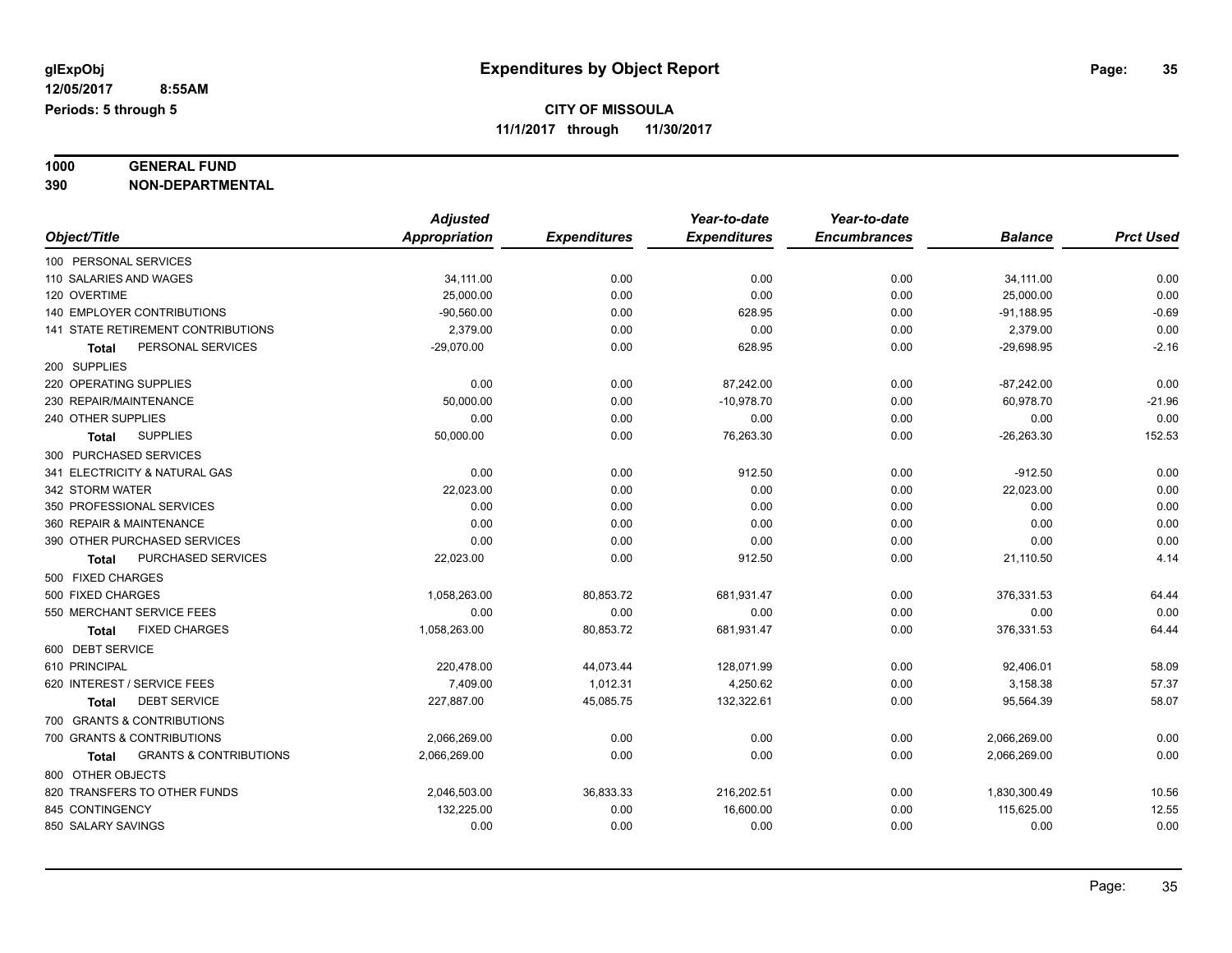glExpObj
12/05/2017 8:55AM
Periods: 5 through 5

# Expenditures by Object Report

**CITY OF MISSOULA**
**11/1/2017 through 11/30/2017**

**1000 GENERAL FUND**
**390 NON-DEPARTMENTAL**

| Object/Title | Adjusted Appropriation | Expenditures | Year-to-date Expenditures | Year-to-date Encumbrances | Balance | Prct Used |
|---|---|---|---|---|---|---|
| 100 PERSONAL SERVICES | | | | | | |
| 110 SALARIES AND WAGES | 34,111.00 | 0.00 | 0.00 | 0.00 | 34,111.00 | 0.00 |
| 120 OVERTIME | 25,000.00 | 0.00 | 0.00 | 0.00 | 25,000.00 | 0.00 |
| 140 EMPLOYER CONTRIBUTIONS | -90,560.00 | 0.00 | 628.95 | 0.00 | -91,188.95 | -0.69 |
| 141 STATE RETIREMENT CONTRIBUTIONS | 2,379.00 | 0.00 | 0.00 | 0.00 | 2,379.00 | 0.00 |
| **Total** PERSONAL SERVICES | -29,070.00 | 0.00 | 628.95 | 0.00 | -29,698.95 | -2.16 |
| 200 SUPPLIES | | | | | | |
| 220 OPERATING SUPPLIES | 0.00 | 0.00 | 87,242.00 | 0.00 | -87,242.00 | 0.00 |
| 230 REPAIR/MAINTENANCE | 50,000.00 | 0.00 | -10,978.70 | 0.00 | 60,978.70 | -21.96 |
| 240 OTHER SUPPLIES | 0.00 | 0.00 | 0.00 | 0.00 | 0.00 | 0.00 |
| **Total** SUPPLIES | 50,000.00 | 0.00 | 76,263.30 | 0.00 | -26,263.30 | 152.53 |
| 300 PURCHASED SERVICES | | | | | | |
| 341 ELECTRICITY & NATURAL GAS | 0.00 | 0.00 | 912.50 | 0.00 | -912.50 | 0.00 |
| 342 STORM WATER | 22,023.00 | 0.00 | 0.00 | 0.00 | 22,023.00 | 0.00 |
| 350 PROFESSIONAL SERVICES | 0.00 | 0.00 | 0.00 | 0.00 | 0.00 | 0.00 |
| 360 REPAIR & MAINTENANCE | 0.00 | 0.00 | 0.00 | 0.00 | 0.00 | 0.00 |
| 390 OTHER PURCHASED SERVICES | 0.00 | 0.00 | 0.00 | 0.00 | 0.00 | 0.00 |
| **Total** PURCHASED SERVICES | 22,023.00 | 0.00 | 912.50 | 0.00 | 21,110.50 | 4.14 |
| 500 FIXED CHARGES | | | | | | |
| 500 FIXED CHARGES | 1,058,263.00 | 80,853.72 | 681,931.47 | 0.00 | 376,331.53 | 64.44 |
| 550 MERCHANT SERVICE FEES | 0.00 | 0.00 | 0.00 | 0.00 | 0.00 | 0.00 |
| **Total** FIXED CHARGES | 1,058,263.00 | 80,853.72 | 681,931.47 | 0.00 | 376,331.53 | 64.44 |
| 600 DEBT SERVICE | | | | | | |
| 610 PRINCIPAL | 220,478.00 | 44,073.44 | 128,071.99 | 0.00 | 92,406.01 | 58.09 |
| 620 INTEREST / SERVICE FEES | 7,409.00 | 1,012.31 | 4,250.62 | 0.00 | 3,158.38 | 57.37 |
| **Total** DEBT SERVICE | 227,887.00 | 45,085.75 | 132,322.61 | 0.00 | 95,564.39 | 58.07 |
| 700 GRANTS & CONTRIBUTIONS | | | | | | |
| 700 GRANTS & CONTRIBUTIONS | 2,066,269.00 | 0.00 | 0.00 | 0.00 | 2,066,269.00 | 0.00 |
| **Total** GRANTS & CONTRIBUTIONS | 2,066,269.00 | 0.00 | 0.00 | 0.00 | 2,066,269.00 | 0.00 |
| 800 OTHER OBJECTS | | | | | | |
| 820 TRANSFERS TO OTHER FUNDS | 2,046,503.00 | 36,833.33 | 216,202.51 | 0.00 | 1,830,300.49 | 10.56 |
| 845 CONTINGENCY | 132,225.00 | 0.00 | 16,600.00 | 0.00 | 115,625.00 | 12.55 |
| 850 SALARY SAVINGS | 0.00 | 0.00 | 0.00 | 0.00 | 0.00 | 0.00 |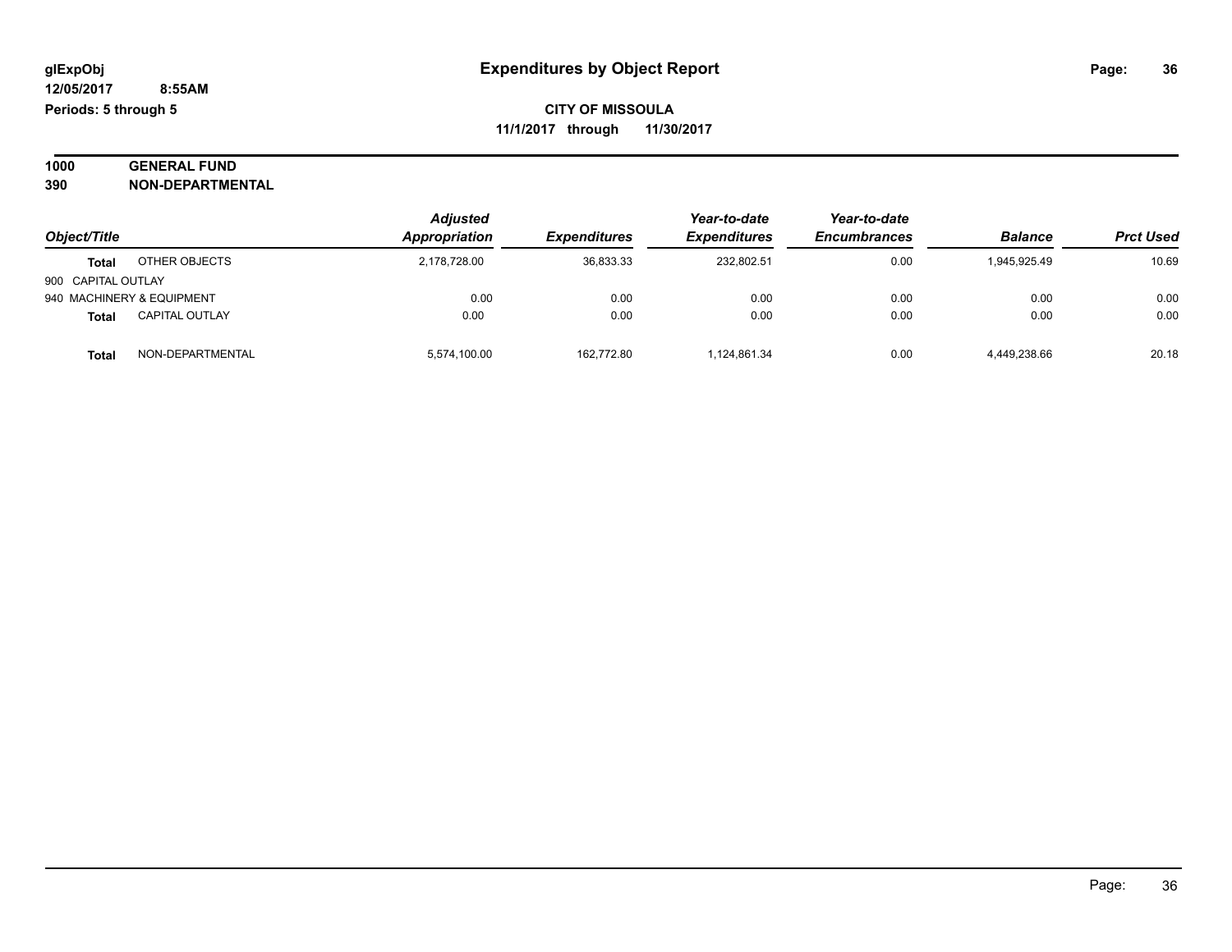**glExpObj** **Expenditures by Object Report**

**12/05/2017 8:55AM**

**Periods: 5 through 5**

**CITY OF MISSOULA**

**11/1/2017 through 11/30/2017**

**1000 GENERAL FUND**

**390 NON-DEPARTMENTAL**

| Object/Title | | Adjusted Appropriation | Expenditures | Year-to-date Expenditures | Year-to-date Encumbrances | Balance | Prct Used |
|---|---|---|---|---|---|---|---|
| **Total** | OTHER OBJECTS | 2,178,728.00 | 36,833.33 | 232,802.51 | 0.00 | 1,945,925.49 | 10.69 |
| 900 CAPITAL OUTLAY | | | | | | | |
| 940 MACHINERY & EQUIPMENT | | 0.00 | 0.00 | 0.00 | 0.00 | 0.00 | 0.00 |
| **Total** | CAPITAL OUTLAY | 0.00 | 0.00 | 0.00 | 0.00 | 0.00 | 0.00 |
| **Total** | NON-DEPARTMENTAL | 5,574,100.00 | 162,772.80 | 1,124,861.34 | 0.00 | 4,449,238.66 | 20.18 |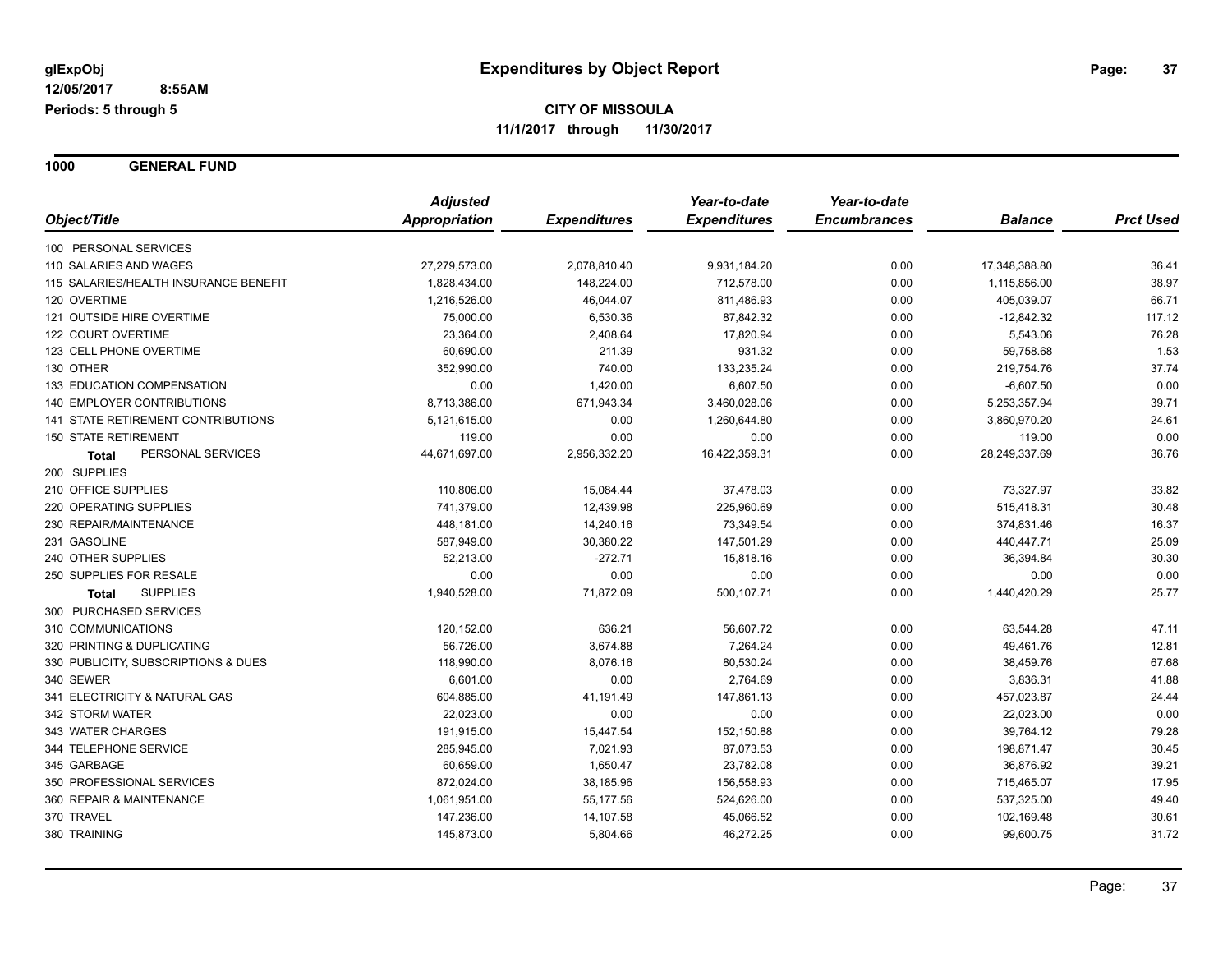# Expenditures by Object Report

glExpObj
12/05/2017 8:55AM
Periods: 5 through 5

**CITY OF MISSOULA**
**11/1/2017 through 11/30/2017**

## 1000 GENERAL FUND

| Object/Title | Adjusted Appropriation | Expenditures | Year-to-date Expenditures | Year-to-date Encumbrances | Balance | Prct Used |
|---|---|---|---|---|---|---|
| 100 PERSONAL SERVICES | | | | | | |
| 110 SALARIES AND WAGES | 27,279,573.00 | 2,078,810.40 | 9,931,184.20 | 0.00 | 17,348,388.80 | 36.41 |
| 115 SALARIES/HEALTH INSURANCE BENEFIT | 1,828,434.00 | 148,224.00 | 712,578.00 | 0.00 | 1,115,856.00 | 38.97 |
| 120 OVERTIME | 1,216,526.00 | 46,044.07 | 811,486.93 | 0.00 | 405,039.07 | 66.71 |
| 121 OUTSIDE HIRE OVERTIME | 75,000.00 | 6,530.36 | 87,842.32 | 0.00 | -12,842.32 | 117.12 |
| 122 COURT OVERTIME | 23,364.00 | 2,408.64 | 17,820.94 | 0.00 | 5,543.06 | 76.28 |
| 123 CELL PHONE OVERTIME | 60,690.00 | 211.39 | 931.32 | 0.00 | 59,758.68 | 1.53 |
| 130 OTHER | 352,990.00 | 740.00 | 133,235.24 | 0.00 | 219,754.76 | 37.74 |
| 133 EDUCATION COMPENSATION | 0.00 | 1,420.00 | 6,607.50 | 0.00 | -6,607.50 | 0.00 |
| 140 EMPLOYER CONTRIBUTIONS | 8,713,386.00 | 671,943.34 | 3,460,028.06 | 0.00 | 5,253,357.94 | 39.71 |
| 141 STATE RETIREMENT CONTRIBUTIONS | 5,121,615.00 | 0.00 | 1,260,644.80 | 0.00 | 3,860,970.20 | 24.61 |
| 150 STATE RETIREMENT | 119.00 | 0.00 | 0.00 | 0.00 | 119.00 | 0.00 |
| **Total** PERSONAL SERVICES | 44,671,697.00 | 2,956,332.20 | 16,422,359.31 | 0.00 | 28,249,337.69 | 36.76 |
| 200 SUPPLIES | | | | | | |
| 210 OFFICE SUPPLIES | 110,806.00 | 15,084.44 | 37,478.03 | 0.00 | 73,327.97 | 33.82 |
| 220 OPERATING SUPPLIES | 741,379.00 | 12,439.98 | 225,960.69 | 0.00 | 515,418.31 | 30.48 |
| 230 REPAIR/MAINTENANCE | 448,181.00 | 14,240.16 | 73,349.54 | 0.00 | 374,831.46 | 16.37 |
| 231 GASOLINE | 587,949.00 | 30,380.22 | 147,501.29 | 0.00 | 440,447.71 | 25.09 |
| 240 OTHER SUPPLIES | 52,213.00 | -272.71 | 15,818.16 | 0.00 | 36,394.84 | 30.30 |
| 250 SUPPLIES FOR RESALE | 0.00 | 0.00 | 0.00 | 0.00 | 0.00 | 0.00 |
| **Total** SUPPLIES | 1,940,528.00 | 71,872.09 | 500,107.71 | 0.00 | 1,440,420.29 | 25.77 |
| 300 PURCHASED SERVICES | | | | | | |
| 310 COMMUNICATIONS | 120,152.00 | 636.21 | 56,607.72 | 0.00 | 63,544.28 | 47.11 |
| 320 PRINTING & DUPLICATING | 56,726.00 | 3,674.88 | 7,264.24 | 0.00 | 49,461.76 | 12.81 |
| 330 PUBLICITY, SUBSCRIPTIONS & DUES | 118,990.00 | 8,076.16 | 80,530.24 | 0.00 | 38,459.76 | 67.68 |
| 340 SEWER | 6,601.00 | 0.00 | 2,764.69 | 0.00 | 3,836.31 | 41.88 |
| 341 ELECTRICITY & NATURAL GAS | 604,885.00 | 41,191.49 | 147,861.13 | 0.00 | 457,023.87 | 24.44 |
| 342 STORM WATER | 22,023.00 | 0.00 | 0.00 | 0.00 | 22,023.00 | 0.00 |
| 343 WATER CHARGES | 191,915.00 | 15,447.54 | 152,150.88 | 0.00 | 39,764.12 | 79.28 |
| 344 TELEPHONE SERVICE | 285,945.00 | 7,021.93 | 87,073.53 | 0.00 | 198,871.47 | 30.45 |
| 345 GARBAGE | 60,659.00 | 1,650.47 | 23,782.08 | 0.00 | 36,876.92 | 39.21 |
| 350 PROFESSIONAL SERVICES | 872,024.00 | 38,185.96 | 156,558.93 | 0.00 | 715,465.07 | 17.95 |
| 360 REPAIR & MAINTENANCE | 1,061,951.00 | 55,177.56 | 524,626.00 | 0.00 | 537,325.00 | 49.40 |
| 370 TRAVEL | 147,236.00 | 14,107.58 | 45,066.52 | 0.00 | 102,169.48 | 30.61 |
| 380 TRAINING | 145,873.00 | 5,804.66 | 46,272.25 | 0.00 | 99,600.75 | 31.72 |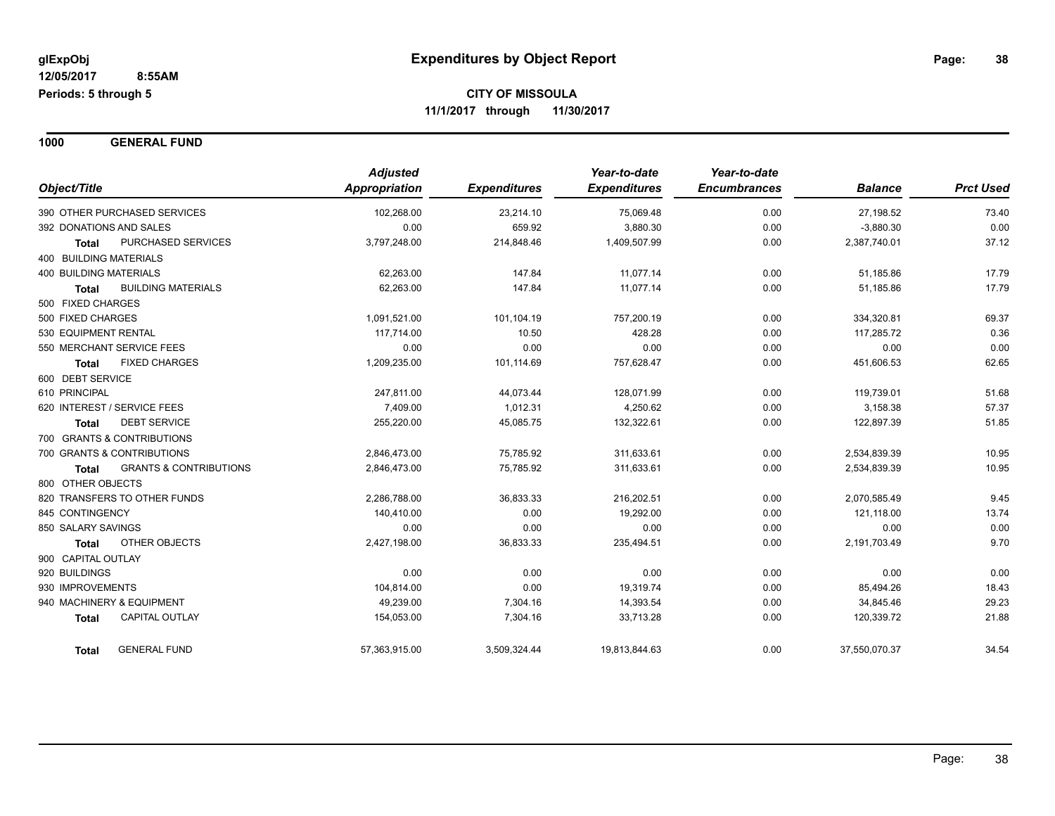# Expenditures by Object Report

glExpObj
12/05/2017 8:55AM
Periods: 5 through 5

**CITY OF MISSOULA**
**11/1/2017 through 11/30/2017**

## 1000 GENERAL FUND

| Object/Title | Adjusted Appropriation | Expenditures | Year-to-date Expenditures | Year-to-date Encumbrances | Balance | Prct Used |
|---|---|---|---|---|---|---|
| 390 OTHER PURCHASED SERVICES | 102,268.00 | 23,214.10 | 75,069.48 | 0.00 | 27,198.52 | 73.40 |
| 392 DONATIONS AND SALES | 0.00 | 659.92 | 3,880.30 | 0.00 | -3,880.30 | 0.00 |
| **Total** PURCHASED SERVICES | 3,797,248.00 | 214,848.46 | 1,409,507.99 | 0.00 | 2,387,740.01 | 37.12 |
| 400 BUILDING MATERIALS | | | | | | |
| 400 BUILDING MATERIALS | 62,263.00 | 147.84 | 11,077.14 | 0.00 | 51,185.86 | 17.79 |
| **Total** BUILDING MATERIALS | 62,263.00 | 147.84 | 11,077.14 | 0.00 | 51,185.86 | 17.79 |
| 500 FIXED CHARGES | | | | | | |
| 500 FIXED CHARGES | 1,091,521.00 | 101,104.19 | 757,200.19 | 0.00 | 334,320.81 | 69.37 |
| 530 EQUIPMENT RENTAL | 117,714.00 | 10.50 | 428.28 | 0.00 | 117,285.72 | 0.36 |
| 550 MERCHANT SERVICE FEES | 0.00 | 0.00 | 0.00 | 0.00 | 0.00 | 0.00 |
| **Total** FIXED CHARGES | 1,209,235.00 | 101,114.69 | 757,628.47 | 0.00 | 451,606.53 | 62.65 |
| 600 DEBT SERVICE | | | | | | |
| 610 PRINCIPAL | 247,811.00 | 44,073.44 | 128,071.99 | 0.00 | 119,739.01 | 51.68 |
| 620 INTEREST / SERVICE FEES | 7,409.00 | 1,012.31 | 4,250.62 | 0.00 | 3,158.38 | 57.37 |
| **Total** DEBT SERVICE | 255,220.00 | 45,085.75 | 132,322.61 | 0.00 | 122,897.39 | 51.85 |
| 700 GRANTS & CONTRIBUTIONS | | | | | | |
| 700 GRANTS & CONTRIBUTIONS | 2,846,473.00 | 75,785.92 | 311,633.61 | 0.00 | 2,534,839.39 | 10.95 |
| **Total** GRANTS & CONTRIBUTIONS | 2,846,473.00 | 75,785.92 | 311,633.61 | 0.00 | 2,534,839.39 | 10.95 |
| 800 OTHER OBJECTS | | | | | | |
| 820 TRANSFERS TO OTHER FUNDS | 2,286,788.00 | 36,833.33 | 216,202.51 | 0.00 | 2,070,585.49 | 9.45 |
| 845 CONTINGENCY | 140,410.00 | 0.00 | 19,292.00 | 0.00 | 121,118.00 | 13.74 |
| 850 SALARY SAVINGS | 0.00 | 0.00 | 0.00 | 0.00 | 0.00 | 0.00 |
| **Total** OTHER OBJECTS | 2,427,198.00 | 36,833.33 | 235,494.51 | 0.00 | 2,191,703.49 | 9.70 |
| 900 CAPITAL OUTLAY | | | | | | |
| 920 BUILDINGS | 0.00 | 0.00 | 0.00 | 0.00 | 0.00 | 0.00 |
| 930 IMPROVEMENTS | 104,814.00 | 0.00 | 19,319.74 | 0.00 | 85,494.26 | 18.43 |
| 940 MACHINERY & EQUIPMENT | 49,239.00 | 7,304.16 | 14,393.54 | 0.00 | 34,845.46 | 29.23 |
| **Total** CAPITAL OUTLAY | 154,053.00 | 7,304.16 | 33,713.28 | 0.00 | 120,339.72 | 21.88 |
| **Total** GENERAL FUND | 57,363,915.00 | 3,509,324.44 | 19,813,844.63 | 0.00 | 37,550,070.37 | 34.54 |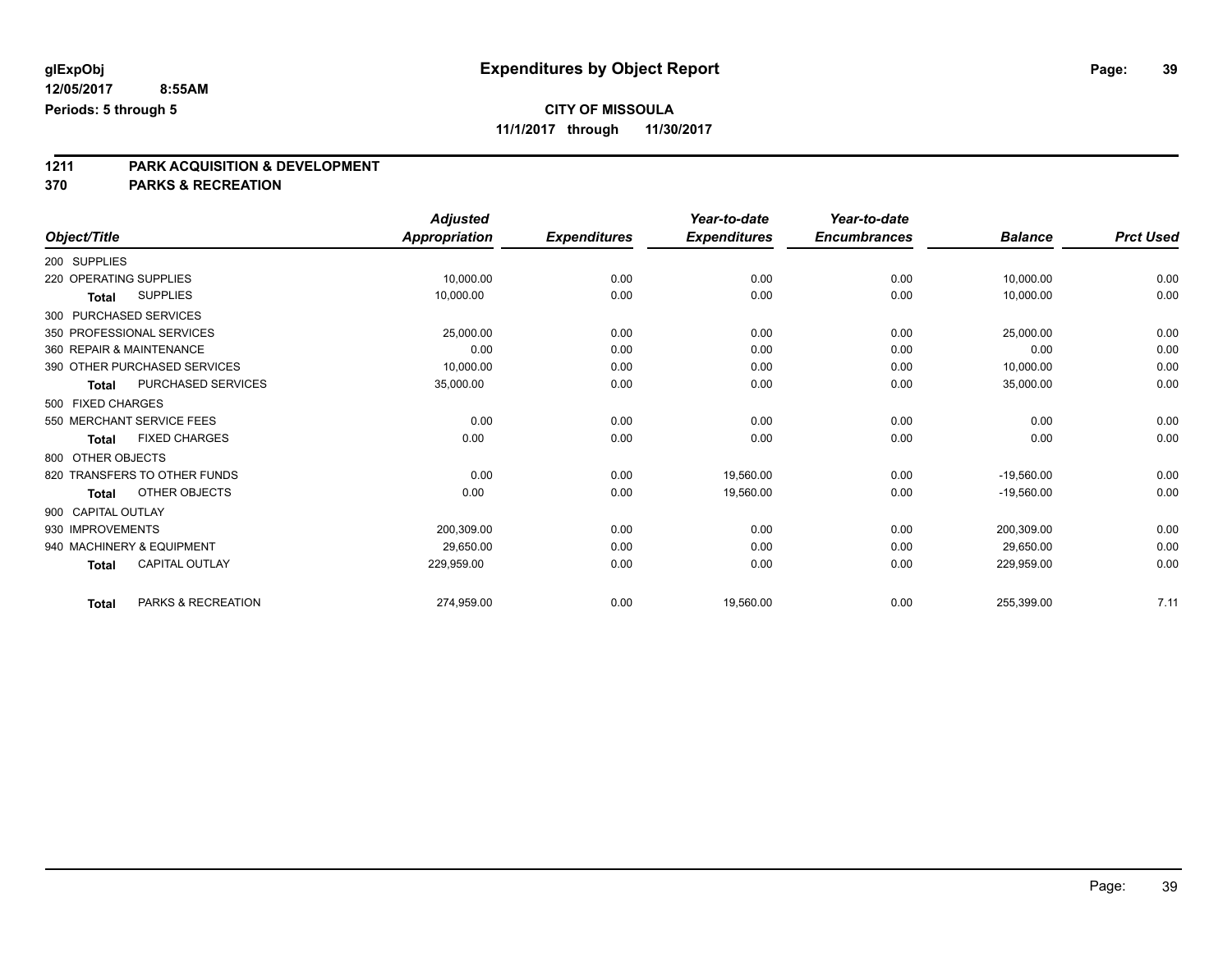# Expenditures by Object Report

glExpObj
12/05/2017 8:55AM
Periods: 5 through 5

**CITY OF MISSOULA**
**11/1/2017 through 11/30/2017**

## 1211 PARK ACQUISITION & DEVELOPMENT
## 370 PARKS & RECREATION

| Object/Title | Adjusted Appropriation | Expenditures | Year-to-date Expenditures | Year-to-date Encumbrances | Balance | Prct Used |
|---|---|---|---|---|---|---|
| 200 SUPPLIES | | | | | | |
| 220 OPERATING SUPPLIES | 10,000.00 | 0.00 | 0.00 | 0.00 | 10,000.00 | 0.00 |
| **Total** SUPPLIES | 10,000.00 | 0.00 | 0.00 | 0.00 | 10,000.00 | 0.00 |
| 300 PURCHASED SERVICES | | | | | | |
| 350 PROFESSIONAL SERVICES | 25,000.00 | 0.00 | 0.00 | 0.00 | 25,000.00 | 0.00 |
| 360 REPAIR & MAINTENANCE | 0.00 | 0.00 | 0.00 | 0.00 | 0.00 | 0.00 |
| 390 OTHER PURCHASED SERVICES | 10,000.00 | 0.00 | 0.00 | 0.00 | 10,000.00 | 0.00 |
| **Total** PURCHASED SERVICES | 35,000.00 | 0.00 | 0.00 | 0.00 | 35,000.00 | 0.00 |
| 500 FIXED CHARGES | | | | | | |
| 550 MERCHANT SERVICE FEES | 0.00 | 0.00 | 0.00 | 0.00 | 0.00 | 0.00 |
| **Total** FIXED CHARGES | 0.00 | 0.00 | 0.00 | 0.00 | 0.00 | 0.00 |
| 800 OTHER OBJECTS | | | | | | |
| 820 TRANSFERS TO OTHER FUNDS | 0.00 | 0.00 | 19,560.00 | 0.00 | -19,560.00 | 0.00 |
| **Total** OTHER OBJECTS | 0.00 | 0.00 | 19,560.00 | 0.00 | -19,560.00 | 0.00 |
| 900 CAPITAL OUTLAY | | | | | | |
| 930 IMPROVEMENTS | 200,309.00 | 0.00 | 0.00 | 0.00 | 200,309.00 | 0.00 |
| 940 MACHINERY & EQUIPMENT | 29,650.00 | 0.00 | 0.00 | 0.00 | 29,650.00 | 0.00 |
| **Total** CAPITAL OUTLAY | 229,959.00 | 0.00 | 0.00 | 0.00 | 229,959.00 | 0.00 |
| **Total** PARKS & RECREATION | 274,959.00 | 0.00 | 19,560.00 | 0.00 | 255,399.00 | 7.11 |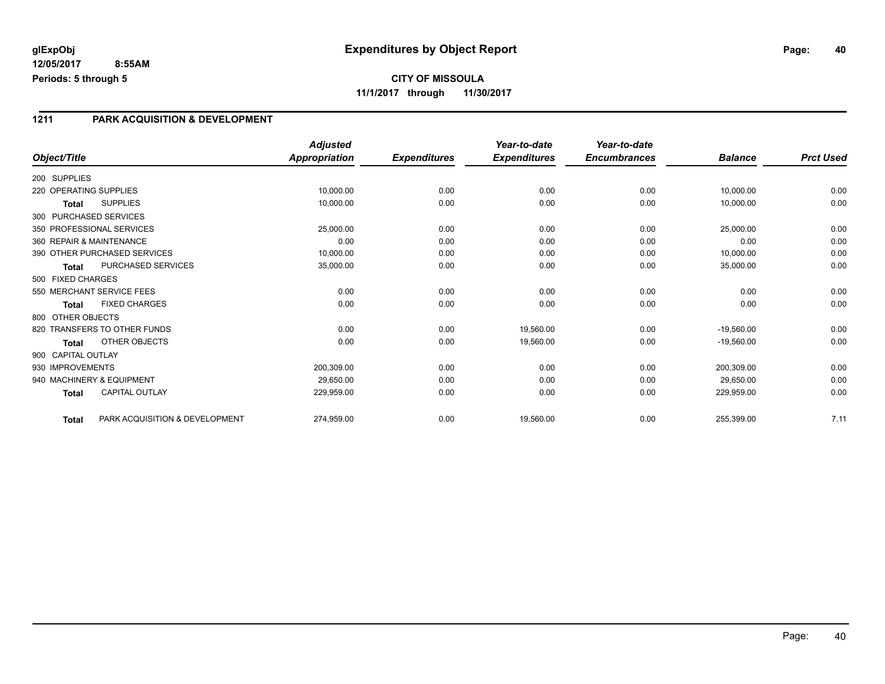**glExpObj** — **Expenditures by Object Report**

**12/05/2017 8:55AM**

**Periods: 5 through 5**

**CITY OF MISSOULA**

**11/1/2017 through 11/30/2017**

## 1211 PARK ACQUISITION & DEVELOPMENT

| Object/Title | | Adjusted Appropriation | Expenditures | Year-to-date Expenditures | Year-to-date Encumbrances | Balance | Prct Used |
|---|---|---|---|---|---|---|---|
| 200 SUPPLIES | | | | | | | |
| 220 OPERATING SUPPLIES | | 10,000.00 | 0.00 | 0.00 | 0.00 | 10,000.00 | 0.00 |
| **Total** | SUPPLIES | 10,000.00 | 0.00 | 0.00 | 0.00 | 10,000.00 | 0.00 |
| 300 PURCHASED SERVICES | | | | | | | |
| 350 PROFESSIONAL SERVICES | | 25,000.00 | 0.00 | 0.00 | 0.00 | 25,000.00 | 0.00 |
| 360 REPAIR & MAINTENANCE | | 0.00 | 0.00 | 0.00 | 0.00 | 0.00 | 0.00 |
| 390 OTHER PURCHASED SERVICES | | 10,000.00 | 0.00 | 0.00 | 0.00 | 10,000.00 | 0.00 |
| **Total** | PURCHASED SERVICES | 35,000.00 | 0.00 | 0.00 | 0.00 | 35,000.00 | 0.00 |
| 500 FIXED CHARGES | | | | | | | |
| 550 MERCHANT SERVICE FEES | | 0.00 | 0.00 | 0.00 | 0.00 | 0.00 | 0.00 |
| **Total** | FIXED CHARGES | 0.00 | 0.00 | 0.00 | 0.00 | 0.00 | 0.00 |
| 800 OTHER OBJECTS | | | | | | | |
| 820 TRANSFERS TO OTHER FUNDS | | 0.00 | 0.00 | 19,560.00 | 0.00 | -19,560.00 | 0.00 |
| **Total** | OTHER OBJECTS | 0.00 | 0.00 | 19,560.00 | 0.00 | -19,560.00 | 0.00 |
| 900 CAPITAL OUTLAY | | | | | | | |
| 930 IMPROVEMENTS | | 200,309.00 | 0.00 | 0.00 | 0.00 | 200,309.00 | 0.00 |
| 940 MACHINERY & EQUIPMENT | | 29,650.00 | 0.00 | 0.00 | 0.00 | 29,650.00 | 0.00 |
| **Total** | CAPITAL OUTLAY | 229,959.00 | 0.00 | 0.00 | 0.00 | 229,959.00 | 0.00 |
| **Total** | PARK ACQUISITION & DEVELOPMENT | 274,959.00 | 0.00 | 19,560.00 | 0.00 | 255,399.00 | 7.11 |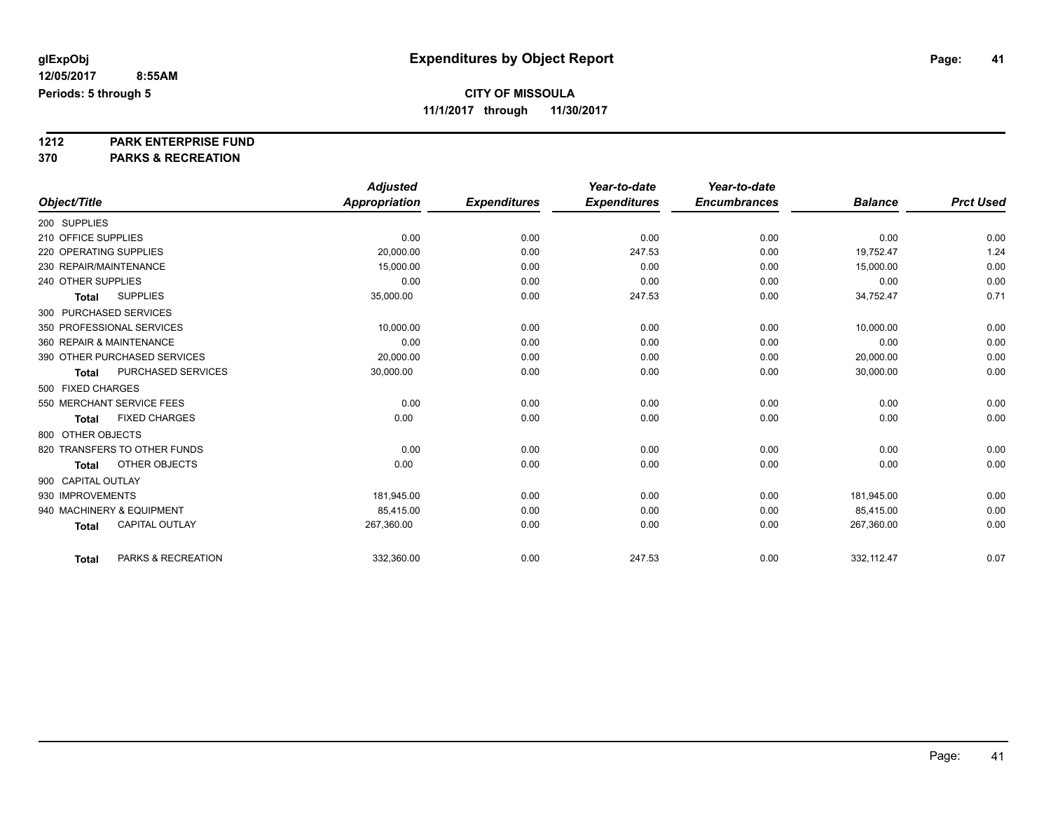# Expenditures by Object Report

glExpObj
12/05/2017 8:55AM
Periods: 5 through 5

**CITY OF MISSOULA**
**11/1/2017 through 11/30/2017**

**1212 PARK ENTERPRISE FUND**
**370 PARKS & RECREATION**

| Object/Title | Adjusted Appropriation | Expenditures | Year-to-date Expenditures | Year-to-date Encumbrances | Balance | Prct Used |
|---|---|---|---|---|---|---|
| 200 SUPPLIES | | | | | | |
| 210 OFFICE SUPPLIES | 0.00 | 0.00 | 0.00 | 0.00 | 0.00 | 0.00 |
| 220 OPERATING SUPPLIES | 20,000.00 | 0.00 | 247.53 | 0.00 | 19,752.47 | 1.24 |
| 230 REPAIR/MAINTENANCE | 15,000.00 | 0.00 | 0.00 | 0.00 | 15,000.00 | 0.00 |
| 240 OTHER SUPPLIES | 0.00 | 0.00 | 0.00 | 0.00 | 0.00 | 0.00 |
| **Total** SUPPLIES | 35,000.00 | 0.00 | 247.53 | 0.00 | 34,752.47 | 0.71 |
| 300 PURCHASED SERVICES | | | | | | |
| 350 PROFESSIONAL SERVICES | 10,000.00 | 0.00 | 0.00 | 0.00 | 10,000.00 | 0.00 |
| 360 REPAIR & MAINTENANCE | 0.00 | 0.00 | 0.00 | 0.00 | 0.00 | 0.00 |
| 390 OTHER PURCHASED SERVICES | 20,000.00 | 0.00 | 0.00 | 0.00 | 20,000.00 | 0.00 |
| **Total** PURCHASED SERVICES | 30,000.00 | 0.00 | 0.00 | 0.00 | 30,000.00 | 0.00 |
| 500 FIXED CHARGES | | | | | | |
| 550 MERCHANT SERVICE FEES | 0.00 | 0.00 | 0.00 | 0.00 | 0.00 | 0.00 |
| **Total** FIXED CHARGES | 0.00 | 0.00 | 0.00 | 0.00 | 0.00 | 0.00 |
| 800 OTHER OBJECTS | | | | | | |
| 820 TRANSFERS TO OTHER FUNDS | 0.00 | 0.00 | 0.00 | 0.00 | 0.00 | 0.00 |
| **Total** OTHER OBJECTS | 0.00 | 0.00 | 0.00 | 0.00 | 0.00 | 0.00 |
| 900 CAPITAL OUTLAY | | | | | | |
| 930 IMPROVEMENTS | 181,945.00 | 0.00 | 0.00 | 0.00 | 181,945.00 | 0.00 |
| 940 MACHINERY & EQUIPMENT | 85,415.00 | 0.00 | 0.00 | 0.00 | 85,415.00 | 0.00 |
| **Total** CAPITAL OUTLAY | 267,360.00 | 0.00 | 0.00 | 0.00 | 267,360.00 | 0.00 |
| **Total** PARKS & RECREATION | 332,360.00 | 0.00 | 247.53 | 0.00 | 332,112.47 | 0.07 |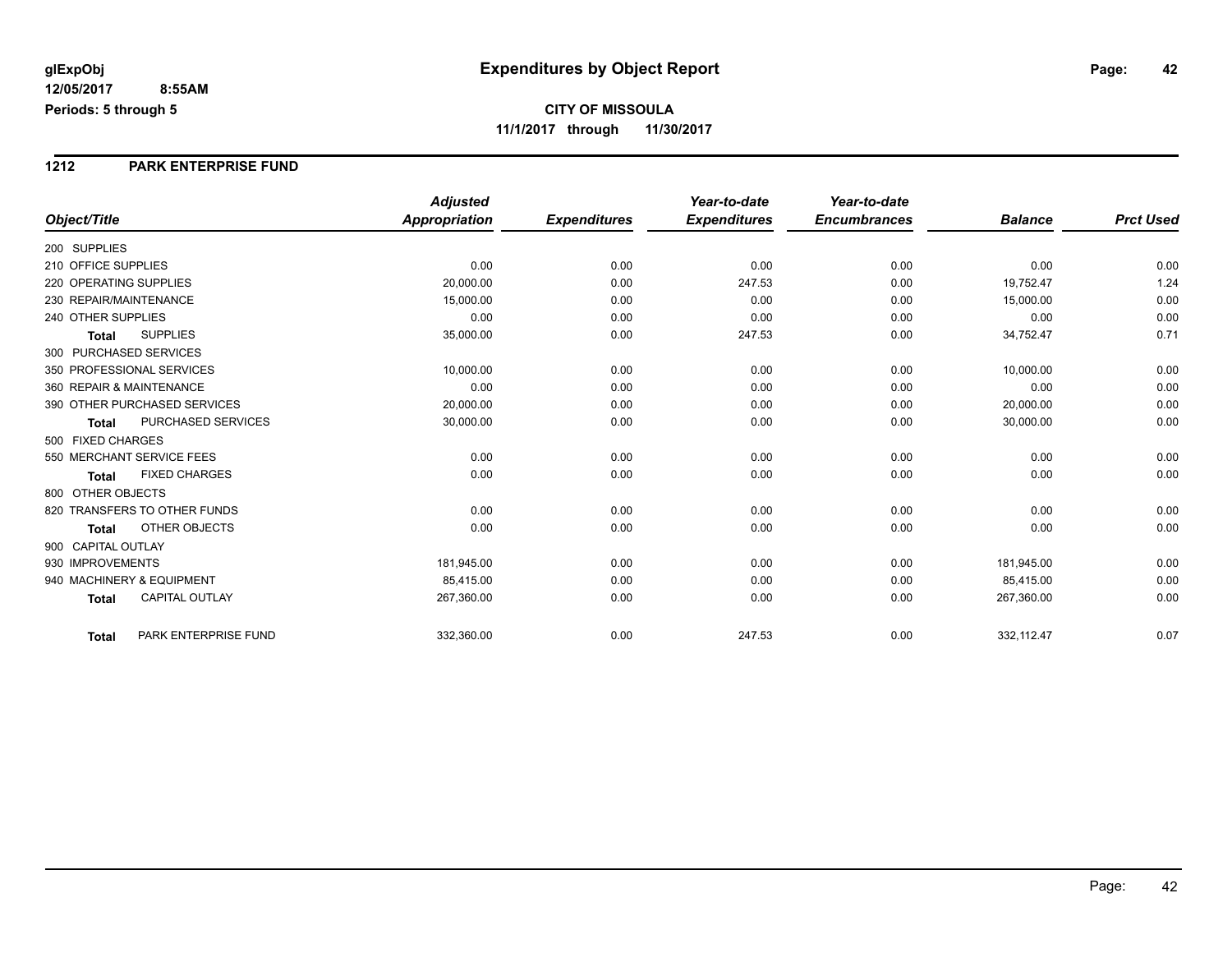**glExpObj** 
**12/05/2017 8:55AM** 
**Periods: 5 through 5**

# Expenditures by Object Report

**CITY OF MISSOULA**
**11/1/2017 through 11/30/2017**

## 1212 PARK ENTERPRISE FUND

| Object/Title | | *Adjusted Appropriation* | *Expenditures* | *Year-to-date Expenditures* | *Year-to-date Encumbrances* | *Balance* | *Prct Used* |
|---|---|---|---|---|---|---|---|
| 200 SUPPLIES | | | | | | | |
| 210 OFFICE SUPPLIES | | 0.00 | 0.00 | 0.00 | 0.00 | 0.00 | 0.00 |
| 220 OPERATING SUPPLIES | | 20,000.00 | 0.00 | 247.53 | 0.00 | 19,752.47 | 1.24 |
| 230 REPAIR/MAINTENANCE | | 15,000.00 | 0.00 | 0.00 | 0.00 | 15,000.00 | 0.00 |
| 240 OTHER SUPPLIES | | 0.00 | 0.00 | 0.00 | 0.00 | 0.00 | 0.00 |
| **Total** | SUPPLIES | 35,000.00 | 0.00 | 247.53 | 0.00 | 34,752.47 | 0.71 |
| 300 PURCHASED SERVICES | | | | | | | |
| 350 PROFESSIONAL SERVICES | | 10,000.00 | 0.00 | 0.00 | 0.00 | 10,000.00 | 0.00 |
| 360 REPAIR & MAINTENANCE | | 0.00 | 0.00 | 0.00 | 0.00 | 0.00 | 0.00 |
| 390 OTHER PURCHASED SERVICES | | 20,000.00 | 0.00 | 0.00 | 0.00 | 20,000.00 | 0.00 |
| **Total** | PURCHASED SERVICES | 30,000.00 | 0.00 | 0.00 | 0.00 | 30,000.00 | 0.00 |
| 500 FIXED CHARGES | | | | | | | |
| 550 MERCHANT SERVICE FEES | | 0.00 | 0.00 | 0.00 | 0.00 | 0.00 | 0.00 |
| **Total** | FIXED CHARGES | 0.00 | 0.00 | 0.00 | 0.00 | 0.00 | 0.00 |
| 800 OTHER OBJECTS | | | | | | | |
| 820 TRANSFERS TO OTHER FUNDS | | 0.00 | 0.00 | 0.00 | 0.00 | 0.00 | 0.00 |
| **Total** | OTHER OBJECTS | 0.00 | 0.00 | 0.00 | 0.00 | 0.00 | 0.00 |
| 900 CAPITAL OUTLAY | | | | | | | |
| 930 IMPROVEMENTS | | 181,945.00 | 0.00 | 0.00 | 0.00 | 181,945.00 | 0.00 |
| 940 MACHINERY & EQUIPMENT | | 85,415.00 | 0.00 | 0.00 | 0.00 | 85,415.00 | 0.00 |
| **Total** | CAPITAL OUTLAY | 267,360.00 | 0.00 | 0.00 | 0.00 | 267,360.00 | 0.00 |
| **Total** | PARK ENTERPRISE FUND | 332,360.00 | 0.00 | 247.53 | 0.00 | 332,112.47 | 0.07 |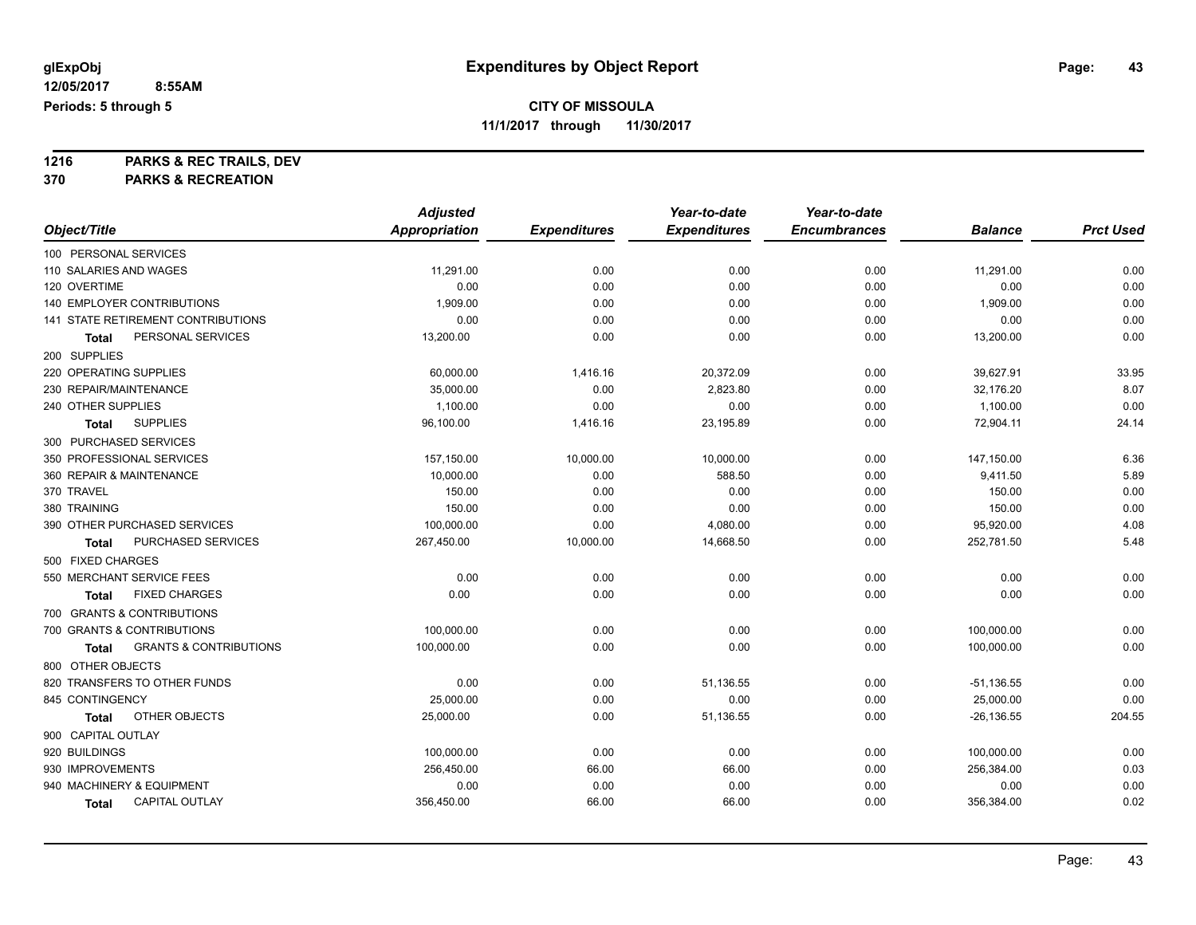**glExpObj** | **Expenditures by Object Report**

**12/05/2017 8:55AM**

**Periods: 5 through 5**

**CITY OF MISSOULA**

**11/1/2017 through 11/30/2017**

**1216 PARKS & REC TRAILS, DEV**

**370 PARKS & RECREATION**

| Object/Title | Adjusted Appropriation | Expenditures | Year-to-date Expenditures | Year-to-date Encumbrances | Balance | Prct Used |
|---|---|---|---|---|---|---|
| 100 PERSONAL SERVICES | | | | | | |
| 110 SALARIES AND WAGES | 11,291.00 | 0.00 | 0.00 | 0.00 | 11,291.00 | 0.00 |
| 120 OVERTIME | 0.00 | 0.00 | 0.00 | 0.00 | 0.00 | 0.00 |
| 140 EMPLOYER CONTRIBUTIONS | 1,909.00 | 0.00 | 0.00 | 0.00 | 1,909.00 | 0.00 |
| 141 STATE RETIREMENT CONTRIBUTIONS | 0.00 | 0.00 | 0.00 | 0.00 | 0.00 | 0.00 |
| **Total** PERSONAL SERVICES | 13,200.00 | 0.00 | 0.00 | 0.00 | 13,200.00 | 0.00 |
| 200 SUPPLIES | | | | | | |
| 220 OPERATING SUPPLIES | 60,000.00 | 1,416.16 | 20,372.09 | 0.00 | 39,627.91 | 33.95 |
| 230 REPAIR/MAINTENANCE | 35,000.00 | 0.00 | 2,823.80 | 0.00 | 32,176.20 | 8.07 |
| 240 OTHER SUPPLIES | 1,100.00 | 0.00 | 0.00 | 0.00 | 1,100.00 | 0.00 |
| **Total** SUPPLIES | 96,100.00 | 1,416.16 | 23,195.89 | 0.00 | 72,904.11 | 24.14 |
| 300 PURCHASED SERVICES | | | | | | |
| 350 PROFESSIONAL SERVICES | 157,150.00 | 10,000.00 | 10,000.00 | 0.00 | 147,150.00 | 6.36 |
| 360 REPAIR & MAINTENANCE | 10,000.00 | 0.00 | 588.50 | 0.00 | 9,411.50 | 5.89 |
| 370 TRAVEL | 150.00 | 0.00 | 0.00 | 0.00 | 150.00 | 0.00 |
| 380 TRAINING | 150.00 | 0.00 | 0.00 | 0.00 | 150.00 | 0.00 |
| 390 OTHER PURCHASED SERVICES | 100,000.00 | 0.00 | 4,080.00 | 0.00 | 95,920.00 | 4.08 |
| **Total** PURCHASED SERVICES | 267,450.00 | 10,000.00 | 14,668.50 | 0.00 | 252,781.50 | 5.48 |
| 500 FIXED CHARGES | | | | | | |
| 550 MERCHANT SERVICE FEES | 0.00 | 0.00 | 0.00 | 0.00 | 0.00 | 0.00 |
| **Total** FIXED CHARGES | 0.00 | 0.00 | 0.00 | 0.00 | 0.00 | 0.00 |
| 700 GRANTS & CONTRIBUTIONS | | | | | | |
| 700 GRANTS & CONTRIBUTIONS | 100,000.00 | 0.00 | 0.00 | 0.00 | 100,000.00 | 0.00 |
| **Total** GRANTS & CONTRIBUTIONS | 100,000.00 | 0.00 | 0.00 | 0.00 | 100,000.00 | 0.00 |
| 800 OTHER OBJECTS | | | | | | |
| 820 TRANSFERS TO OTHER FUNDS | 0.00 | 0.00 | 51,136.55 | 0.00 | -51,136.55 | 0.00 |
| 845 CONTINGENCY | 25,000.00 | 0.00 | 0.00 | 0.00 | 25,000.00 | 0.00 |
| **Total** OTHER OBJECTS | 25,000.00 | 0.00 | 51,136.55 | 0.00 | -26,136.55 | 204.55 |
| 900 CAPITAL OUTLAY | | | | | | |
| 920 BUILDINGS | 100,000.00 | 0.00 | 0.00 | 0.00 | 100,000.00 | 0.00 |
| 930 IMPROVEMENTS | 256,450.00 | 66.00 | 66.00 | 0.00 | 256,384.00 | 0.03 |
| 940 MACHINERY & EQUIPMENT | 0.00 | 0.00 | 0.00 | 0.00 | 0.00 | 0.00 |
| **Total** CAPITAL OUTLAY | 356,450.00 | 66.00 | 66.00 | 0.00 | 356,384.00 | 0.02 |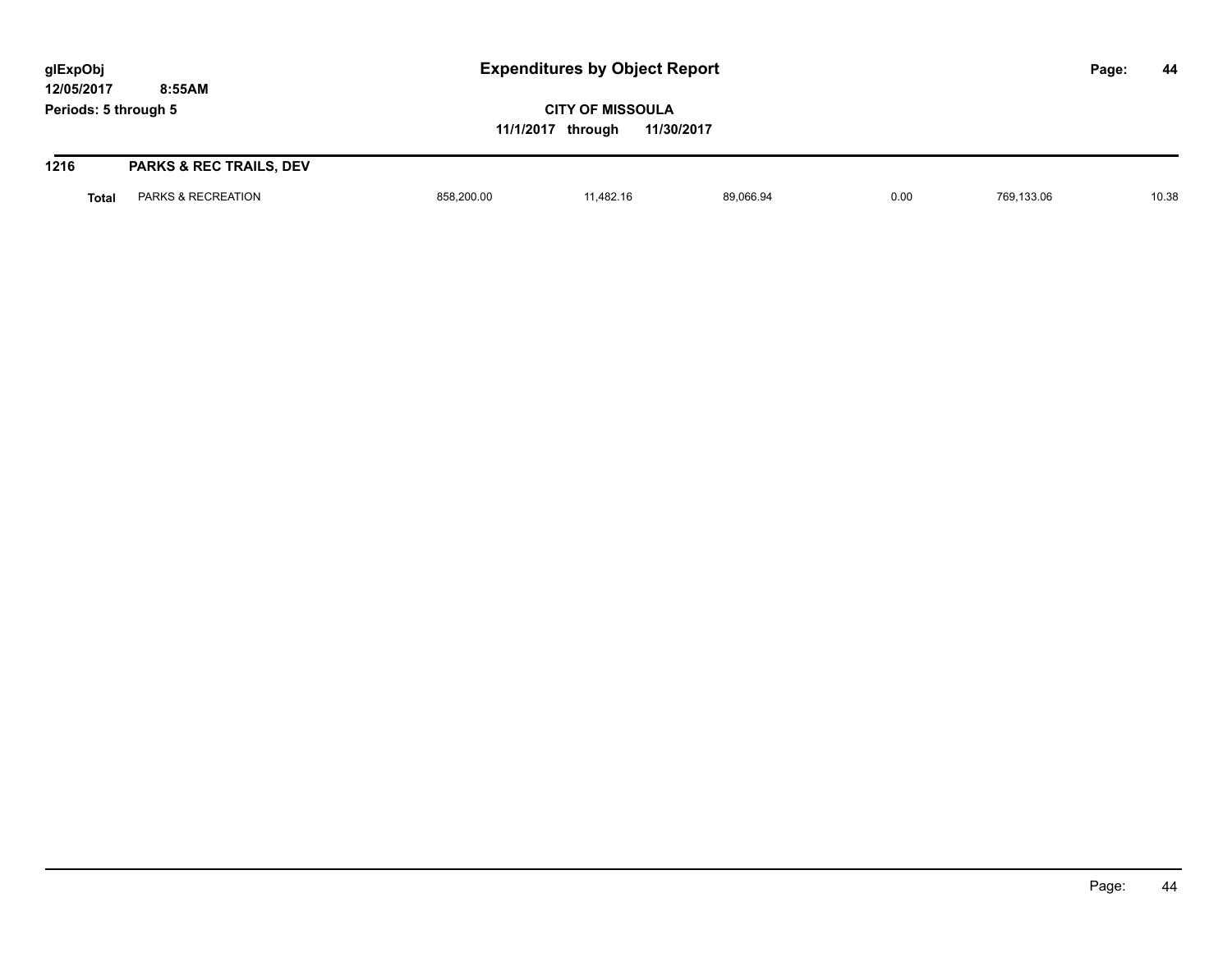**1216 PARKS & REC TRAILS, DEV**

| | | | | | | | |
|---|---|---|---|---|---|---|---|
| **Total** | PARKS & RECREATION | 858,200.00 | 11,482.16 | 89,066.94 | 0.00 | 769,133.06 | 10.38 |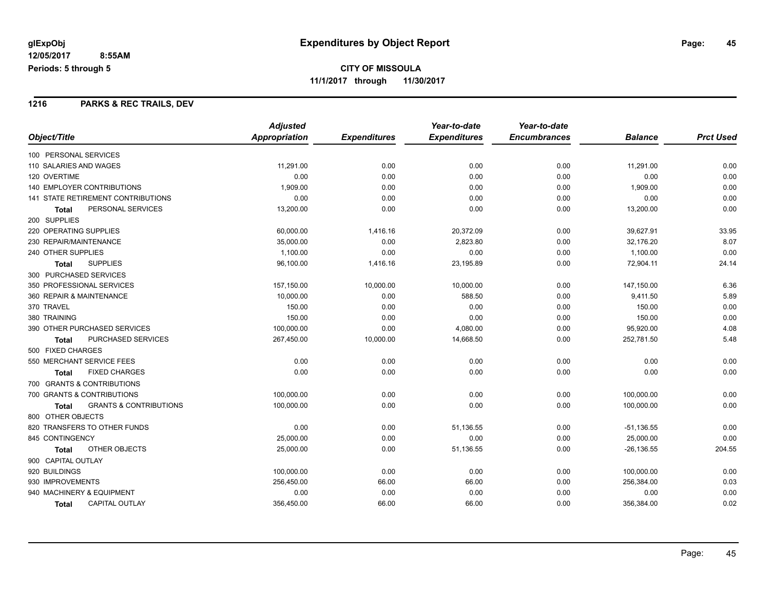# Expenditures by Object Report

glExpObj
12/05/2017 8:55AM
Periods: 5 through 5

**CITY OF MISSOULA**
**11/1/2017 through 11/30/2017**

## 1216 PARKS & REC TRAILS, DEV

| Object/Title | Adjusted Appropriation | Expenditures | Year-to-date Expenditures | Year-to-date Encumbrances | Balance | Prct Used |
|---|---|---|---|---|---|---|
| 100 PERSONAL SERVICES | | | | | | |
| 110 SALARIES AND WAGES | 11,291.00 | 0.00 | 0.00 | 0.00 | 11,291.00 | 0.00 |
| 120 OVERTIME | 0.00 | 0.00 | 0.00 | 0.00 | 0.00 | 0.00 |
| 140 EMPLOYER CONTRIBUTIONS | 1,909.00 | 0.00 | 0.00 | 0.00 | 1,909.00 | 0.00 |
| 141 STATE RETIREMENT CONTRIBUTIONS | 0.00 | 0.00 | 0.00 | 0.00 | 0.00 | 0.00 |
| **Total** PERSONAL SERVICES | 13,200.00 | 0.00 | 0.00 | 0.00 | 13,200.00 | 0.00 |
| 200 SUPPLIES | | | | | | |
| 220 OPERATING SUPPLIES | 60,000.00 | 1,416.16 | 20,372.09 | 0.00 | 39,627.91 | 33.95 |
| 230 REPAIR/MAINTENANCE | 35,000.00 | 0.00 | 2,823.80 | 0.00 | 32,176.20 | 8.07 |
| 240 OTHER SUPPLIES | 1,100.00 | 0.00 | 0.00 | 0.00 | 1,100.00 | 0.00 |
| **Total** SUPPLIES | 96,100.00 | 1,416.16 | 23,195.89 | 0.00 | 72,904.11 | 24.14 |
| 300 PURCHASED SERVICES | | | | | | |
| 350 PROFESSIONAL SERVICES | 157,150.00 | 10,000.00 | 10,000.00 | 0.00 | 147,150.00 | 6.36 |
| 360 REPAIR & MAINTENANCE | 10,000.00 | 0.00 | 588.50 | 0.00 | 9,411.50 | 5.89 |
| 370 TRAVEL | 150.00 | 0.00 | 0.00 | 0.00 | 150.00 | 0.00 |
| 380 TRAINING | 150.00 | 0.00 | 0.00 | 0.00 | 150.00 | 0.00 |
| 390 OTHER PURCHASED SERVICES | 100,000.00 | 0.00 | 4,080.00 | 0.00 | 95,920.00 | 4.08 |
| **Total** PURCHASED SERVICES | 267,450.00 | 10,000.00 | 14,668.50 | 0.00 | 252,781.50 | 5.48 |
| 500 FIXED CHARGES | | | | | | |
| 550 MERCHANT SERVICE FEES | 0.00 | 0.00 | 0.00 | 0.00 | 0.00 | 0.00 |
| **Total** FIXED CHARGES | 0.00 | 0.00 | 0.00 | 0.00 | 0.00 | 0.00 |
| 700 GRANTS & CONTRIBUTIONS | | | | | | |
| 700 GRANTS & CONTRIBUTIONS | 100,000.00 | 0.00 | 0.00 | 0.00 | 100,000.00 | 0.00 |
| **Total** GRANTS & CONTRIBUTIONS | 100,000.00 | 0.00 | 0.00 | 0.00 | 100,000.00 | 0.00 |
| 800 OTHER OBJECTS | | | | | | |
| 820 TRANSFERS TO OTHER FUNDS | 0.00 | 0.00 | 51,136.55 | 0.00 | -51,136.55 | 0.00 |
| 845 CONTINGENCY | 25,000.00 | 0.00 | 0.00 | 0.00 | 25,000.00 | 0.00 |
| **Total** OTHER OBJECTS | 25,000.00 | 0.00 | 51,136.55 | 0.00 | -26,136.55 | 204.55 |
| 900 CAPITAL OUTLAY | | | | | | |
| 920 BUILDINGS | 100,000.00 | 0.00 | 0.00 | 0.00 | 100,000.00 | 0.00 |
| 930 IMPROVEMENTS | 256,450.00 | 66.00 | 66.00 | 0.00 | 256,384.00 | 0.03 |
| 940 MACHINERY & EQUIPMENT | 0.00 | 0.00 | 0.00 | 0.00 | 0.00 | 0.00 |
| **Total** CAPITAL OUTLAY | 356,450.00 | 66.00 | 66.00 | 0.00 | 356,384.00 | 0.02 |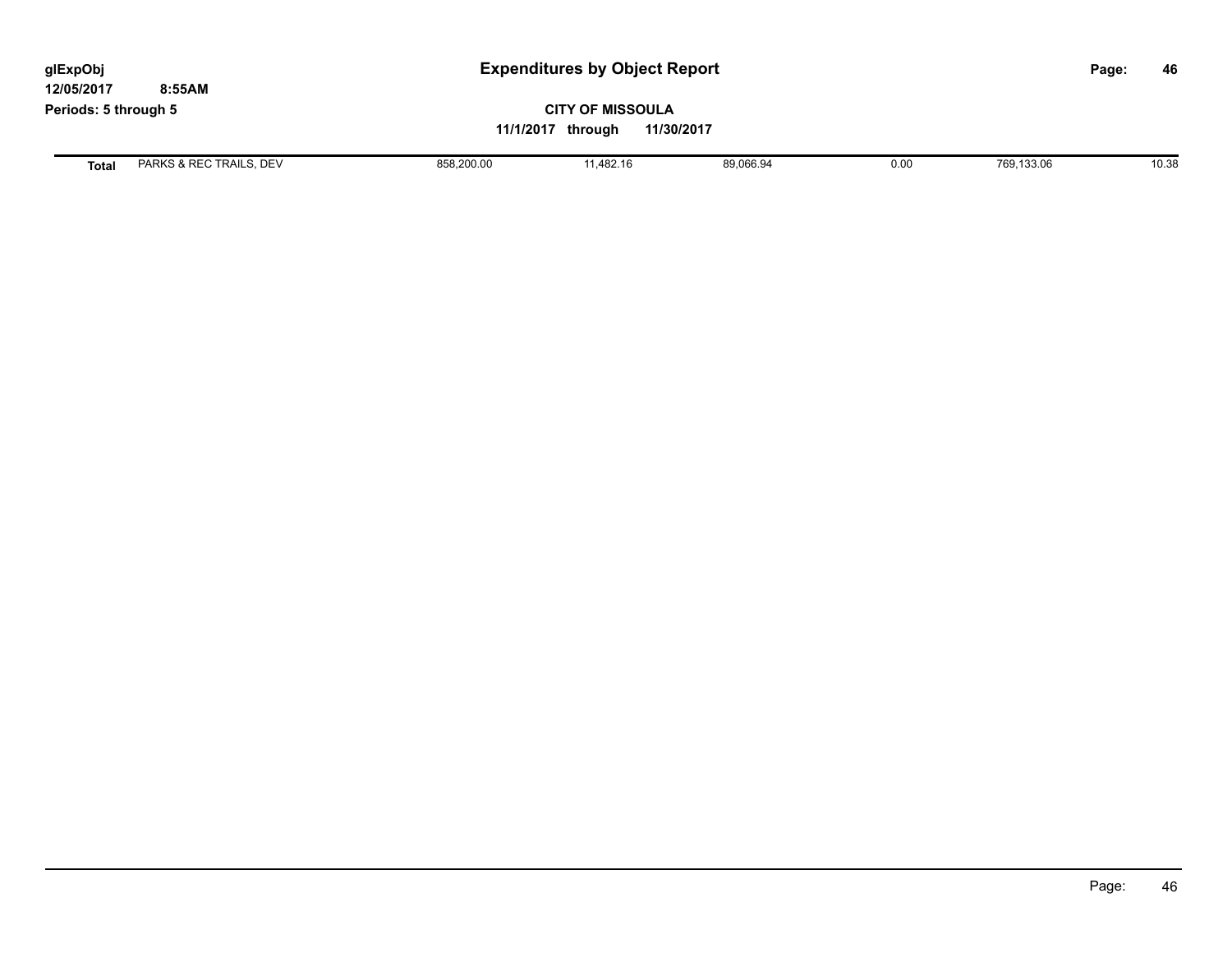| Total | PARKS & REC TRAILS, DEV | 858,200.00 | 11,482.16 | 89,066.94 | 0.00 | 769,133.06 | 10.38 |
|---|---|---|---|---|---|---|---|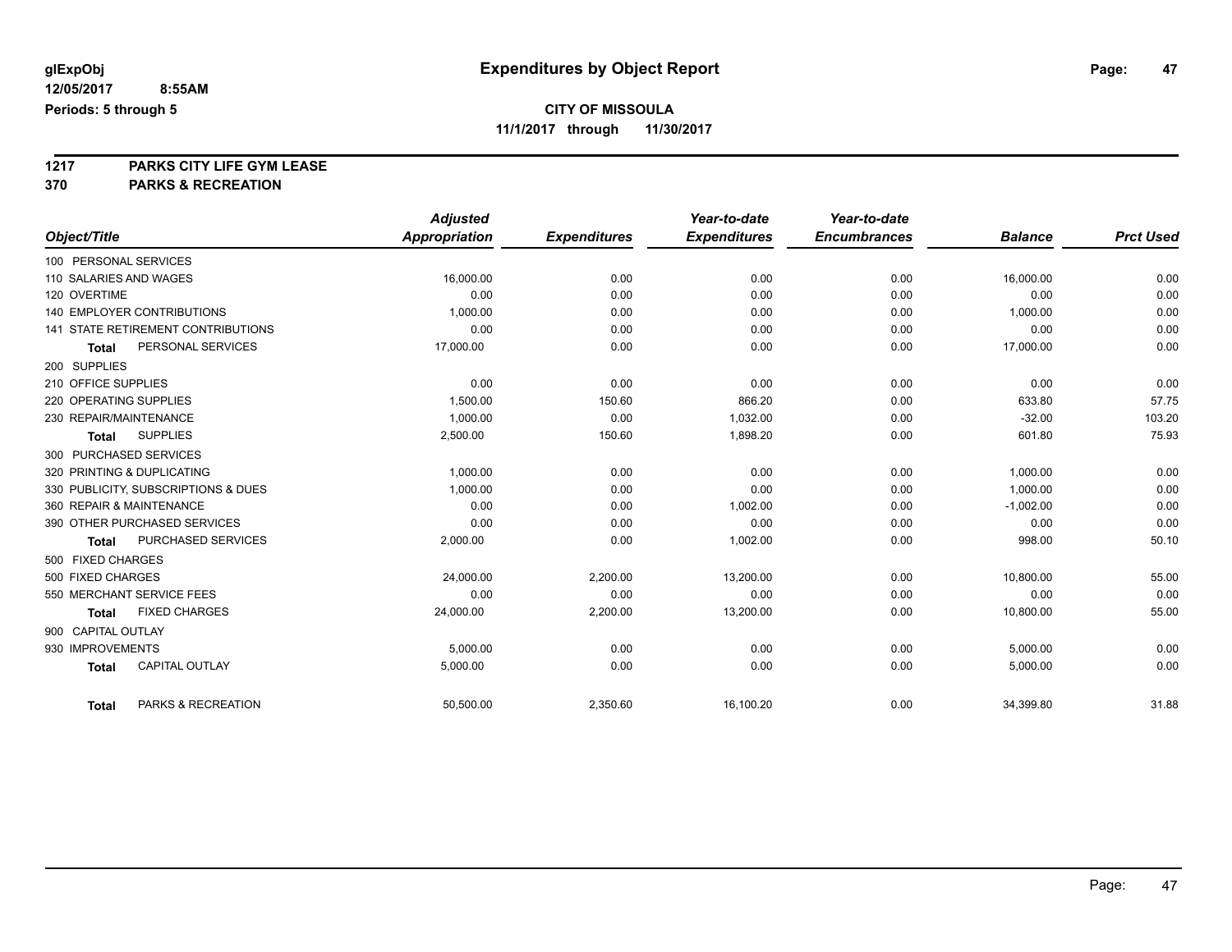**glExpObj**
**12/05/2017 8:55AM**
**Periods: 5 through 5**

# Expenditures by Object Report

**CITY OF MISSOULA**
**11/1/2017 through 11/30/2017**

**1217 PARKS CITY LIFE GYM LEASE**
**370 PARKS & RECREATION**

| Object/Title | Adjusted Appropriation | Expenditures | Year-to-date Expenditures | Year-to-date Encumbrances | Balance | Prct Used |
|---|---|---|---|---|---|---|
| 100 PERSONAL SERVICES | | | | | | |
| 110 SALARIES AND WAGES | 16,000.00 | 0.00 | 0.00 | 0.00 | 16,000.00 | 0.00 |
| 120 OVERTIME | 0.00 | 0.00 | 0.00 | 0.00 | 0.00 | 0.00 |
| 140 EMPLOYER CONTRIBUTIONS | 1,000.00 | 0.00 | 0.00 | 0.00 | 1,000.00 | 0.00 |
| 141 STATE RETIREMENT CONTRIBUTIONS | 0.00 | 0.00 | 0.00 | 0.00 | 0.00 | 0.00 |
| **Total** PERSONAL SERVICES | 17,000.00 | 0.00 | 0.00 | 0.00 | 17,000.00 | 0.00 |
| 200 SUPPLIES | | | | | | |
| 210 OFFICE SUPPLIES | 0.00 | 0.00 | 0.00 | 0.00 | 0.00 | 0.00 |
| 220 OPERATING SUPPLIES | 1,500.00 | 150.60 | 866.20 | 0.00 | 633.80 | 57.75 |
| 230 REPAIR/MAINTENANCE | 1,000.00 | 0.00 | 1,032.00 | 0.00 | -32.00 | 103.20 |
| **Total** SUPPLIES | 2,500.00 | 150.60 | 1,898.20 | 0.00 | 601.80 | 75.93 |
| 300 PURCHASED SERVICES | | | | | | |
| 320 PRINTING & DUPLICATING | 1,000.00 | 0.00 | 0.00 | 0.00 | 1,000.00 | 0.00 |
| 330 PUBLICITY, SUBSCRIPTIONS & DUES | 1,000.00 | 0.00 | 0.00 | 0.00 | 1,000.00 | 0.00 |
| 360 REPAIR & MAINTENANCE | 0.00 | 0.00 | 1,002.00 | 0.00 | -1,002.00 | 0.00 |
| 390 OTHER PURCHASED SERVICES | 0.00 | 0.00 | 0.00 | 0.00 | 0.00 | 0.00 |
| **Total** PURCHASED SERVICES | 2,000.00 | 0.00 | 1,002.00 | 0.00 | 998.00 | 50.10 |
| 500 FIXED CHARGES | | | | | | |
| 500 FIXED CHARGES | 24,000.00 | 2,200.00 | 13,200.00 | 0.00 | 10,800.00 | 55.00 |
| 550 MERCHANT SERVICE FEES | 0.00 | 0.00 | 0.00 | 0.00 | 0.00 | 0.00 |
| **Total** FIXED CHARGES | 24,000.00 | 2,200.00 | 13,200.00 | 0.00 | 10,800.00 | 55.00 |
| 900 CAPITAL OUTLAY | | | | | | |
| 930 IMPROVEMENTS | 5,000.00 | 0.00 | 0.00 | 0.00 | 5,000.00 | 0.00 |
| **Total** CAPITAL OUTLAY | 5,000.00 | 0.00 | 0.00 | 0.00 | 5,000.00 | 0.00 |
| **Total** PARKS & RECREATION | 50,500.00 | 2,350.60 | 16,100.20 | 0.00 | 34,399.80 | 31.88 |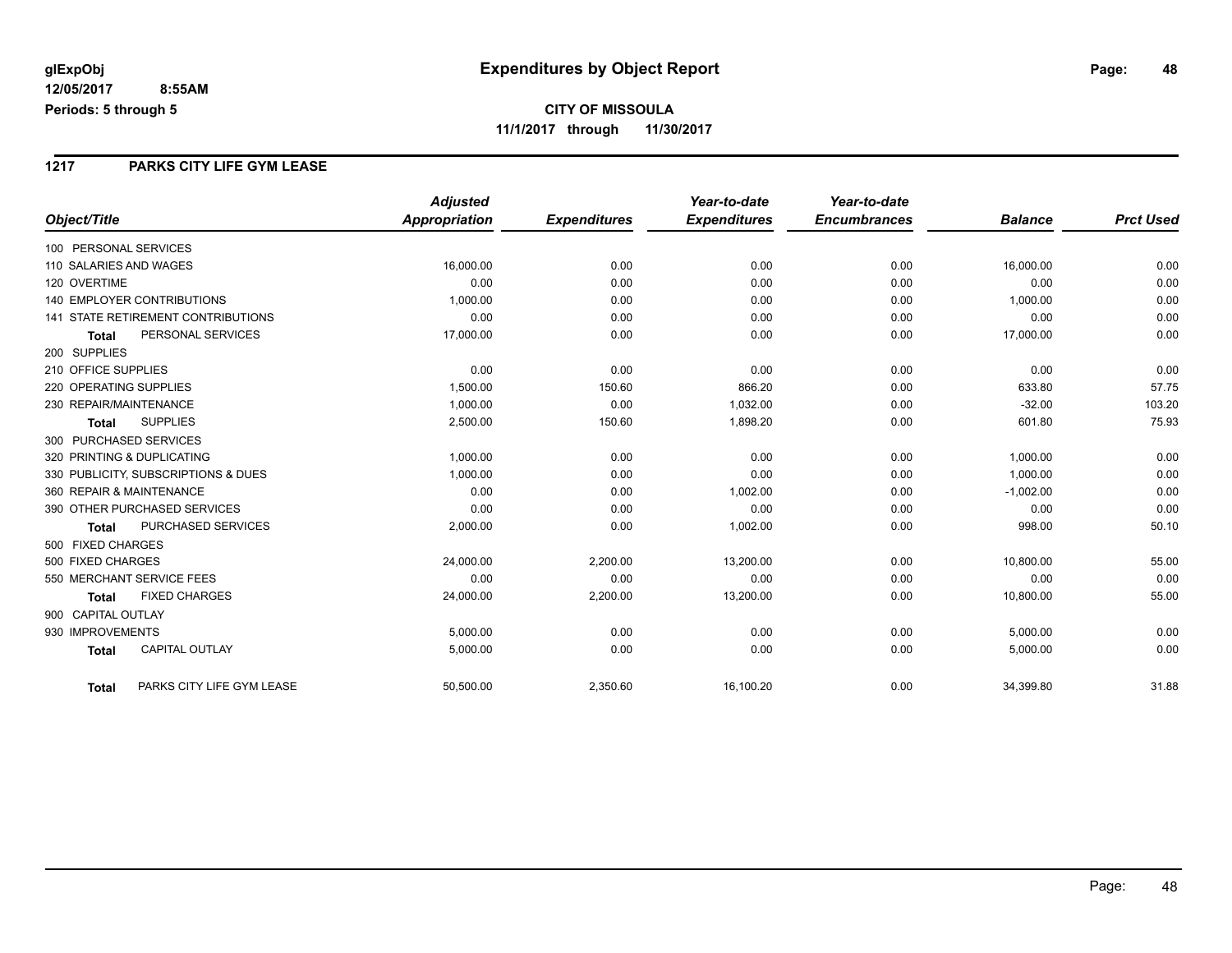# Expenditures by Object Report

glExpObj
12/05/2017 8:55AM
Periods: 5 through 5

**CITY OF MISSOULA**
**11/1/2017 through 11/30/2017**

## 1217 PARKS CITY LIFE GYM LEASE

| Object/Title | Adjusted Appropriation | Expenditures | Year-to-date Expenditures | Year-to-date Encumbrances | Balance | Prct Used |
|---|---|---|---|---|---|---|
| 100 PERSONAL SERVICES | | | | | | |
| 110 SALARIES AND WAGES | 16,000.00 | 0.00 | 0.00 | 0.00 | 16,000.00 | 0.00 |
| 120 OVERTIME | 0.00 | 0.00 | 0.00 | 0.00 | 0.00 | 0.00 |
| 140 EMPLOYER CONTRIBUTIONS | 1,000.00 | 0.00 | 0.00 | 0.00 | 1,000.00 | 0.00 |
| 141 STATE RETIREMENT CONTRIBUTIONS | 0.00 | 0.00 | 0.00 | 0.00 | 0.00 | 0.00 |
| **Total** PERSONAL SERVICES | 17,000.00 | 0.00 | 0.00 | 0.00 | 17,000.00 | 0.00 |
| 200 SUPPLIES | | | | | | |
| 210 OFFICE SUPPLIES | 0.00 | 0.00 | 0.00 | 0.00 | 0.00 | 0.00 |
| 220 OPERATING SUPPLIES | 1,500.00 | 150.60 | 866.20 | 0.00 | 633.80 | 57.75 |
| 230 REPAIR/MAINTENANCE | 1,000.00 | 0.00 | 1,032.00 | 0.00 | -32.00 | 103.20 |
| **Total** SUPPLIES | 2,500.00 | 150.60 | 1,898.20 | 0.00 | 601.80 | 75.93 |
| 300 PURCHASED SERVICES | | | | | | |
| 320 PRINTING & DUPLICATING | 1,000.00 | 0.00 | 0.00 | 0.00 | 1,000.00 | 0.00 |
| 330 PUBLICITY, SUBSCRIPTIONS & DUES | 1,000.00 | 0.00 | 0.00 | 0.00 | 1,000.00 | 0.00 |
| 360 REPAIR & MAINTENANCE | 0.00 | 0.00 | 1,002.00 | 0.00 | -1,002.00 | 0.00 |
| 390 OTHER PURCHASED SERVICES | 0.00 | 0.00 | 0.00 | 0.00 | 0.00 | 0.00 |
| **Total** PURCHASED SERVICES | 2,000.00 | 0.00 | 1,002.00 | 0.00 | 998.00 | 50.10 |
| 500 FIXED CHARGES | | | | | | |
| 500 FIXED CHARGES | 24,000.00 | 2,200.00 | 13,200.00 | 0.00 | 10,800.00 | 55.00 |
| 550 MERCHANT SERVICE FEES | 0.00 | 0.00 | 0.00 | 0.00 | 0.00 | 0.00 |
| **Total** FIXED CHARGES | 24,000.00 | 2,200.00 | 13,200.00 | 0.00 | 10,800.00 | 55.00 |
| 900 CAPITAL OUTLAY | | | | | | |
| 930 IMPROVEMENTS | 5,000.00 | 0.00 | 0.00 | 0.00 | 5,000.00 | 0.00 |
| **Total** CAPITAL OUTLAY | 5,000.00 | 0.00 | 0.00 | 0.00 | 5,000.00 | 0.00 |
| **Total** PARKS CITY LIFE GYM LEASE | 50,500.00 | 2,350.60 | 16,100.20 | 0.00 | 34,399.80 | 31.88 |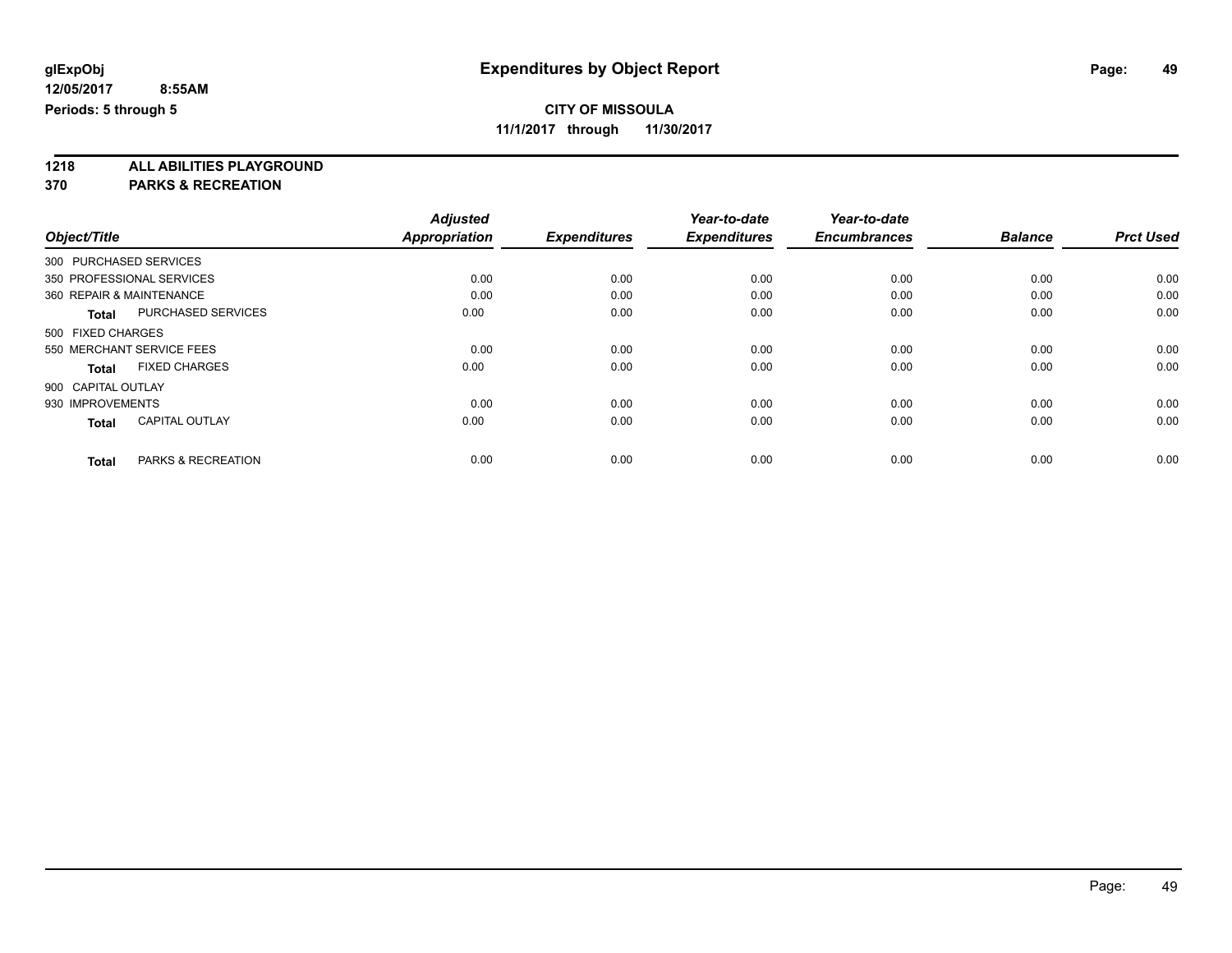**glExpObj** — **Expenditures by Object Report**

**12/05/2017 8:55AM**

**Periods: 5 through 5**

**CITY OF MISSOULA**

**11/1/2017 through 11/30/2017**

## 1218 ALL ABILITIES PLAYGROUND
## 370 PARKS & RECREATION

| Object/Title | Adjusted Appropriation | Expenditures | Year-to-date Expenditures | Year-to-date Encumbrances | Balance | Prct Used |
|---|---|---|---|---|---|---|
| 300 PURCHASED SERVICES | | | | | | |
| 350 PROFESSIONAL SERVICES | 0.00 | 0.00 | 0.00 | 0.00 | 0.00 | 0.00 |
| 360 REPAIR & MAINTENANCE | 0.00 | 0.00 | 0.00 | 0.00 | 0.00 | 0.00 |
| **Total** PURCHASED SERVICES | 0.00 | 0.00 | 0.00 | 0.00 | 0.00 | 0.00 |
| 500 FIXED CHARGES | | | | | | |
| 550 MERCHANT SERVICE FEES | 0.00 | 0.00 | 0.00 | 0.00 | 0.00 | 0.00 |
| **Total** FIXED CHARGES | 0.00 | 0.00 | 0.00 | 0.00 | 0.00 | 0.00 |
| 900 CAPITAL OUTLAY | | | | | | |
| 930 IMPROVEMENTS | 0.00 | 0.00 | 0.00 | 0.00 | 0.00 | 0.00 |
| **Total** CAPITAL OUTLAY | 0.00 | 0.00 | 0.00 | 0.00 | 0.00 | 0.00 |
| **Total** PARKS & RECREATION | 0.00 | 0.00 | 0.00 | 0.00 | 0.00 | 0.00 |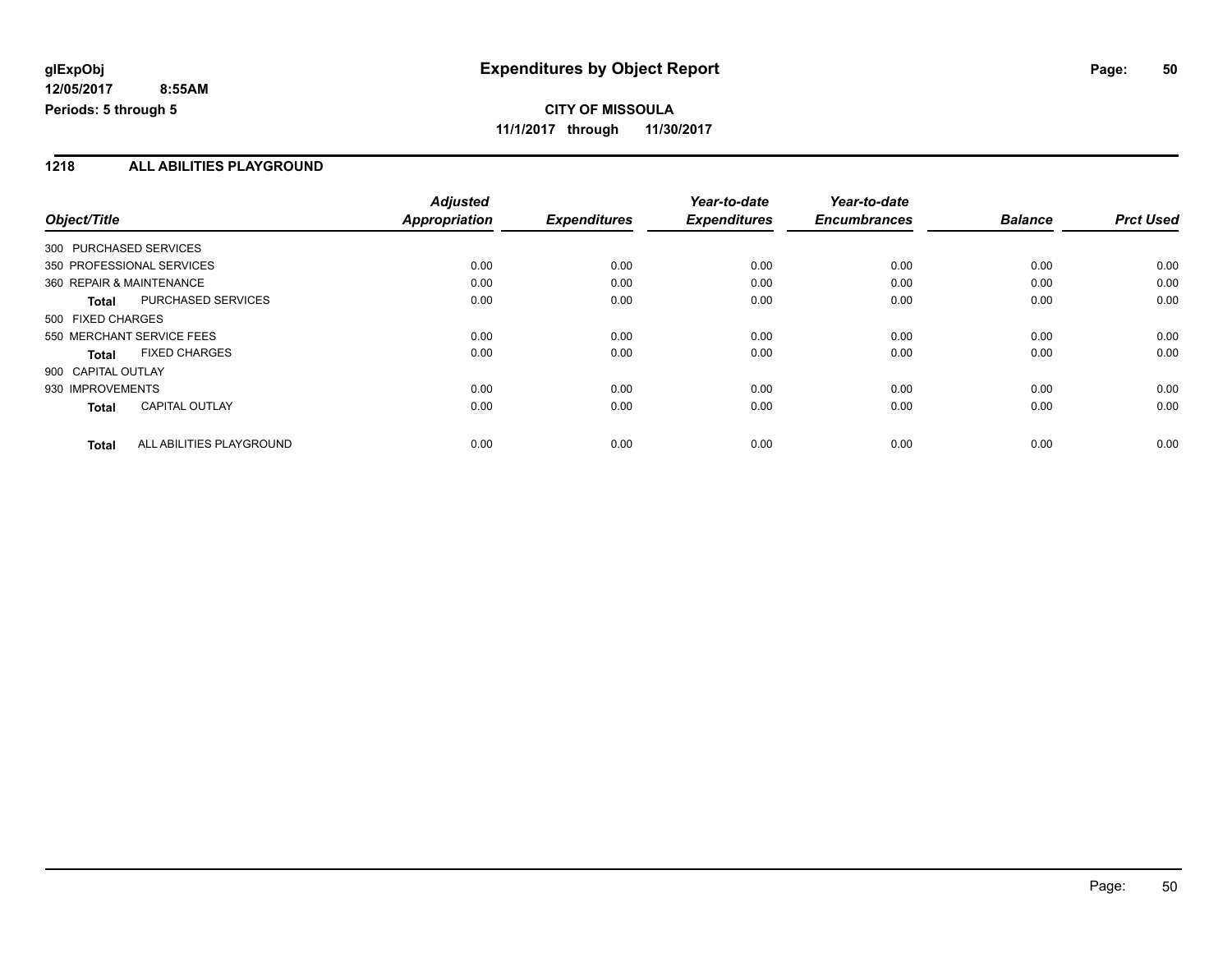# Expenditures by Object Report

glExpObj
12/05/2017 8:55AM
Periods: 5 through 5

**CITY OF MISSOULA**
**11/1/2017 through 11/30/2017**

## 1218 ALL ABILITIES PLAYGROUND

| Object/Title | Adjusted Appropriation | Expenditures | Year-to-date Expenditures | Year-to-date Encumbrances | Balance | Prct Used |
|---|---|---|---|---|---|---|
| 300 PURCHASED SERVICES | | | | | | |
| 350 PROFESSIONAL SERVICES | 0.00 | 0.00 | 0.00 | 0.00 | 0.00 | 0.00 |
| 360 REPAIR & MAINTENANCE | 0.00 | 0.00 | 0.00 | 0.00 | 0.00 | 0.00 |
| **Total** PURCHASED SERVICES | 0.00 | 0.00 | 0.00 | 0.00 | 0.00 | 0.00 |
| 500 FIXED CHARGES | | | | | | |
| 550 MERCHANT SERVICE FEES | 0.00 | 0.00 | 0.00 | 0.00 | 0.00 | 0.00 |
| **Total** FIXED CHARGES | 0.00 | 0.00 | 0.00 | 0.00 | 0.00 | 0.00 |
| 900 CAPITAL OUTLAY | | | | | | |
| 930 IMPROVEMENTS | 0.00 | 0.00 | 0.00 | 0.00 | 0.00 | 0.00 |
| **Total** CAPITAL OUTLAY | 0.00 | 0.00 | 0.00 | 0.00 | 0.00 | 0.00 |
| **Total** ALL ABILITIES PLAYGROUND | 0.00 | 0.00 | 0.00 | 0.00 | 0.00 | 0.00 |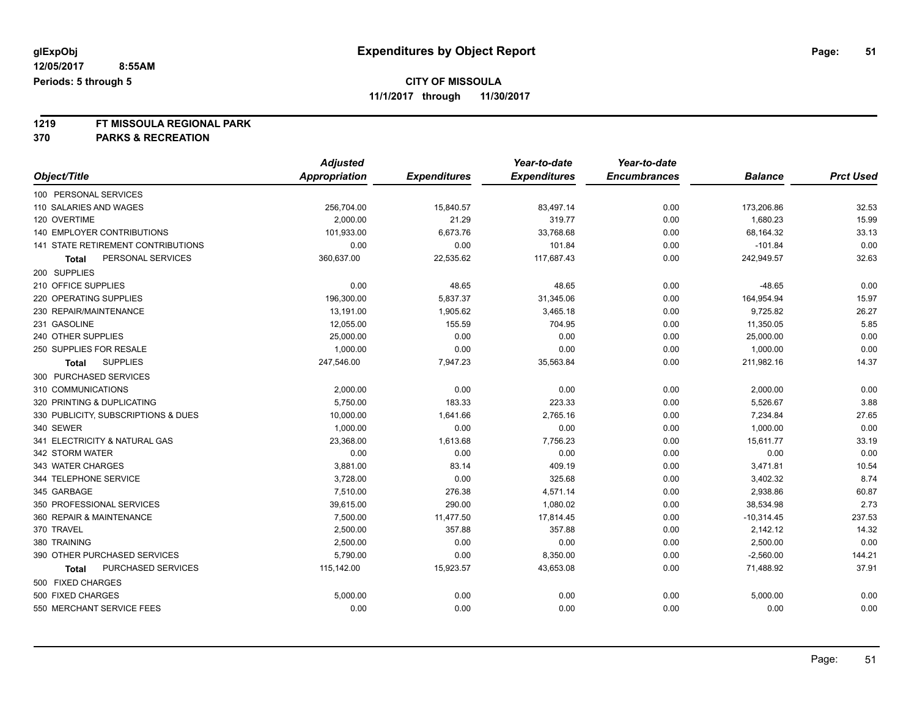# Expenditures by Object Report

glExpObj
12/05/2017 8:55AM
Periods: 5 through 5

**CITY OF MISSOULA**
**11/1/2017 through 11/30/2017**

**1219 FT MISSOULA REGIONAL PARK**
**370 PARKS & RECREATION**

| Object/Title | Adjusted Appropriation | Expenditures | Year-to-date Expenditures | Year-to-date Encumbrances | Balance | Prct Used |
|---|---|---|---|---|---|---|
| 100 PERSONAL SERVICES | | | | | | |
| 110 SALARIES AND WAGES | 256,704.00 | 15,840.57 | 83,497.14 | 0.00 | 173,206.86 | 32.53 |
| 120 OVERTIME | 2,000.00 | 21.29 | 319.77 | 0.00 | 1,680.23 | 15.99 |
| 140 EMPLOYER CONTRIBUTIONS | 101,933.00 | 6,673.76 | 33,768.68 | 0.00 | 68,164.32 | 33.13 |
| 141 STATE RETIREMENT CONTRIBUTIONS | 0.00 | 0.00 | 101.84 | 0.00 | -101.84 | 0.00 |
| **Total** PERSONAL SERVICES | 360,637.00 | 22,535.62 | 117,687.43 | 0.00 | 242,949.57 | 32.63 |
| 200 SUPPLIES | | | | | | |
| 210 OFFICE SUPPLIES | 0.00 | 48.65 | 48.65 | 0.00 | -48.65 | 0.00 |
| 220 OPERATING SUPPLIES | 196,300.00 | 5,837.37 | 31,345.06 | 0.00 | 164,954.94 | 15.97 |
| 230 REPAIR/MAINTENANCE | 13,191.00 | 1,905.62 | 3,465.18 | 0.00 | 9,725.82 | 26.27 |
| 231 GASOLINE | 12,055.00 | 155.59 | 704.95 | 0.00 | 11,350.05 | 5.85 |
| 240 OTHER SUPPLIES | 25,000.00 | 0.00 | 0.00 | 0.00 | 25,000.00 | 0.00 |
| 250 SUPPLIES FOR RESALE | 1,000.00 | 0.00 | 0.00 | 0.00 | 1,000.00 | 0.00 |
| **Total** SUPPLIES | 247,546.00 | 7,947.23 | 35,563.84 | 0.00 | 211,982.16 | 14.37 |
| 300 PURCHASED SERVICES | | | | | | |
| 310 COMMUNICATIONS | 2,000.00 | 0.00 | 0.00 | 0.00 | 2,000.00 | 0.00 |
| 320 PRINTING & DUPLICATING | 5,750.00 | 183.33 | 223.33 | 0.00 | 5,526.67 | 3.88 |
| 330 PUBLICITY, SUBSCRIPTIONS & DUES | 10,000.00 | 1,641.66 | 2,765.16 | 0.00 | 7,234.84 | 27.65 |
| 340 SEWER | 1,000.00 | 0.00 | 0.00 | 0.00 | 1,000.00 | 0.00 |
| 341 ELECTRICITY & NATURAL GAS | 23,368.00 | 1,613.68 | 7,756.23 | 0.00 | 15,611.77 | 33.19 |
| 342 STORM WATER | 0.00 | 0.00 | 0.00 | 0.00 | 0.00 | 0.00 |
| 343 WATER CHARGES | 3,881.00 | 83.14 | 409.19 | 0.00 | 3,471.81 | 10.54 |
| 344 TELEPHONE SERVICE | 3,728.00 | 0.00 | 325.68 | 0.00 | 3,402.32 | 8.74 |
| 345 GARBAGE | 7,510.00 | 276.38 | 4,571.14 | 0.00 | 2,938.86 | 60.87 |
| 350 PROFESSIONAL SERVICES | 39,615.00 | 290.00 | 1,080.02 | 0.00 | 38,534.98 | 2.73 |
| 360 REPAIR & MAINTENANCE | 7,500.00 | 11,477.50 | 17,814.45 | 0.00 | -10,314.45 | 237.53 |
| 370 TRAVEL | 2,500.00 | 357.88 | 357.88 | 0.00 | 2,142.12 | 14.32 |
| 380 TRAINING | 2,500.00 | 0.00 | 0.00 | 0.00 | 2,500.00 | 0.00 |
| 390 OTHER PURCHASED SERVICES | 5,790.00 | 0.00 | 8,350.00 | 0.00 | -2,560.00 | 144.21 |
| **Total** PURCHASED SERVICES | 115,142.00 | 15,923.57 | 43,653.08 | 0.00 | 71,488.92 | 37.91 |
| 500 FIXED CHARGES | | | | | | |
| 500 FIXED CHARGES | 5,000.00 | 0.00 | 0.00 | 0.00 | 5,000.00 | 0.00 |
| 550 MERCHANT SERVICE FEES | 0.00 | 0.00 | 0.00 | 0.00 | 0.00 | 0.00 |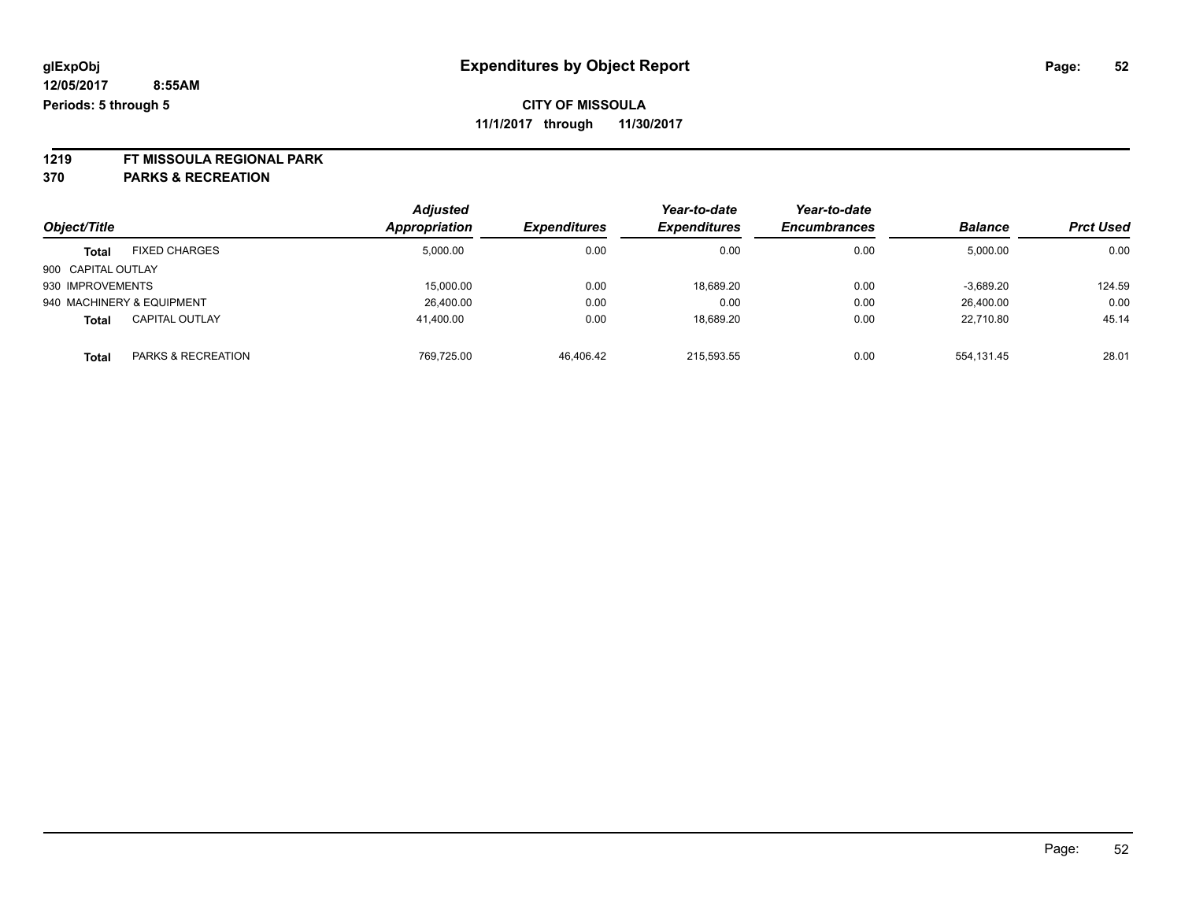# Expenditures by Object Report

glExpObj
12/05/2017 8:55AM
Periods: 5 through 5

**CITY OF MISSOULA**
**11/1/2017 through 11/30/2017**

**1219 FT MISSOULA REGIONAL PARK**
**370 PARKS & RECREATION**

| Object/Title | | Adjusted Appropriation | Expenditures | Year-to-date Expenditures | Year-to-date Encumbrances | Balance | Prct Used |
|---|---|---|---|---|---|---|---|
| **Total** | FIXED CHARGES | 5,000.00 | 0.00 | 0.00 | 0.00 | 5,000.00 | 0.00 |
| 900 CAPITAL OUTLAY | | | | | | | |
| 930 IMPROVEMENTS | | 15,000.00 | 0.00 | 18,689.20 | 0.00 | -3,689.20 | 124.59 |
| 940 MACHINERY & EQUIPMENT | | 26,400.00 | 0.00 | 0.00 | 0.00 | 26,400.00 | 0.00 |
| **Total** | CAPITAL OUTLAY | 41,400.00 | 0.00 | 18,689.20 | 0.00 | 22,710.80 | 45.14 |
| **Total** | PARKS & RECREATION | 769,725.00 | 46,406.42 | 215,593.55 | 0.00 | 554,131.45 | 28.01 |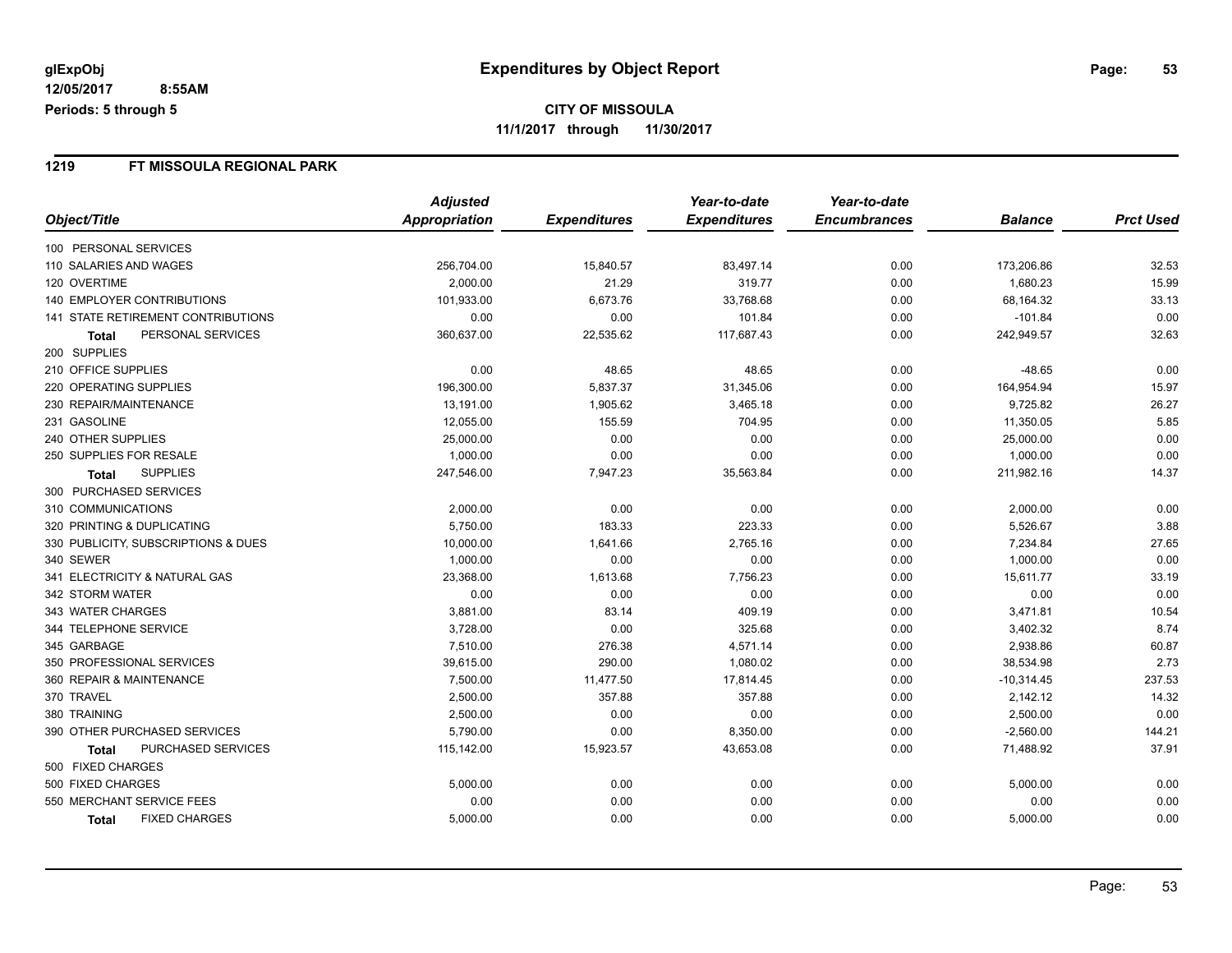# Expenditures by Object Report

glExpObj
12/05/2017 8:55AM
Periods: 5 through 5

**CITY OF MISSOULA**
**11/1/2017 through 11/30/2017**

## 1219 FT MISSOULA REGIONAL PARK

| Object/Title | Adjusted Appropriation | Expenditures | Year-to-date Expenditures | Year-to-date Encumbrances | Balance | Prct Used |
|---|---|---|---|---|---|---|
| 100 PERSONAL SERVICES | | | | | | |
| 110 SALARIES AND WAGES | 256,704.00 | 15,840.57 | 83,497.14 | 0.00 | 173,206.86 | 32.53 |
| 120 OVERTIME | 2,000.00 | 21.29 | 319.77 | 0.00 | 1,680.23 | 15.99 |
| 140 EMPLOYER CONTRIBUTIONS | 101,933.00 | 6,673.76 | 33,768.68 | 0.00 | 68,164.32 | 33.13 |
| 141 STATE RETIREMENT CONTRIBUTIONS | 0.00 | 0.00 | 101.84 | 0.00 | -101.84 | 0.00 |
| **Total** PERSONAL SERVICES | 360,637.00 | 22,535.62 | 117,687.43 | 0.00 | 242,949.57 | 32.63 |
| 200 SUPPLIES | | | | | | |
| 210 OFFICE SUPPLIES | 0.00 | 48.65 | 48.65 | 0.00 | -48.65 | 0.00 |
| 220 OPERATING SUPPLIES | 196,300.00 | 5,837.37 | 31,345.06 | 0.00 | 164,954.94 | 15.97 |
| 230 REPAIR/MAINTENANCE | 13,191.00 | 1,905.62 | 3,465.18 | 0.00 | 9,725.82 | 26.27 |
| 231 GASOLINE | 12,055.00 | 155.59 | 704.95 | 0.00 | 11,350.05 | 5.85 |
| 240 OTHER SUPPLIES | 25,000.00 | 0.00 | 0.00 | 0.00 | 25,000.00 | 0.00 |
| 250 SUPPLIES FOR RESALE | 1,000.00 | 0.00 | 0.00 | 0.00 | 1,000.00 | 0.00 |
| **Total** SUPPLIES | 247,546.00 | 7,947.23 | 35,563.84 | 0.00 | 211,982.16 | 14.37 |
| 300 PURCHASED SERVICES | | | | | | |
| 310 COMMUNICATIONS | 2,000.00 | 0.00 | 0.00 | 0.00 | 2,000.00 | 0.00 |
| 320 PRINTING & DUPLICATING | 5,750.00 | 183.33 | 223.33 | 0.00 | 5,526.67 | 3.88 |
| 330 PUBLICITY, SUBSCRIPTIONS & DUES | 10,000.00 | 1,641.66 | 2,765.16 | 0.00 | 7,234.84 | 27.65 |
| 340 SEWER | 1,000.00 | 0.00 | 0.00 | 0.00 | 1,000.00 | 0.00 |
| 341 ELECTRICITY & NATURAL GAS | 23,368.00 | 1,613.68 | 7,756.23 | 0.00 | 15,611.77 | 33.19 |
| 342 STORM WATER | 0.00 | 0.00 | 0.00 | 0.00 | 0.00 | 0.00 |
| 343 WATER CHARGES | 3,881.00 | 83.14 | 409.19 | 0.00 | 3,471.81 | 10.54 |
| 344 TELEPHONE SERVICE | 3,728.00 | 0.00 | 325.68 | 0.00 | 3,402.32 | 8.74 |
| 345 GARBAGE | 7,510.00 | 276.38 | 4,571.14 | 0.00 | 2,938.86 | 60.87 |
| 350 PROFESSIONAL SERVICES | 39,615.00 | 290.00 | 1,080.02 | 0.00 | 38,534.98 | 2.73 |
| 360 REPAIR & MAINTENANCE | 7,500.00 | 11,477.50 | 17,814.45 | 0.00 | -10,314.45 | 237.53 |
| 370 TRAVEL | 2,500.00 | 357.88 | 357.88 | 0.00 | 2,142.12 | 14.32 |
| 380 TRAINING | 2,500.00 | 0.00 | 0.00 | 0.00 | 2,500.00 | 0.00 |
| 390 OTHER PURCHASED SERVICES | 5,790.00 | 0.00 | 8,350.00 | 0.00 | -2,560.00 | 144.21 |
| **Total** PURCHASED SERVICES | 115,142.00 | 15,923.57 | 43,653.08 | 0.00 | 71,488.92 | 37.91 |
| 500 FIXED CHARGES | | | | | | |
| 500 FIXED CHARGES | 5,000.00 | 0.00 | 0.00 | 0.00 | 5,000.00 | 0.00 |
| 550 MERCHANT SERVICE FEES | 0.00 | 0.00 | 0.00 | 0.00 | 0.00 | 0.00 |
| **Total** FIXED CHARGES | 5,000.00 | 0.00 | 0.00 | 0.00 | 5,000.00 | 0.00 |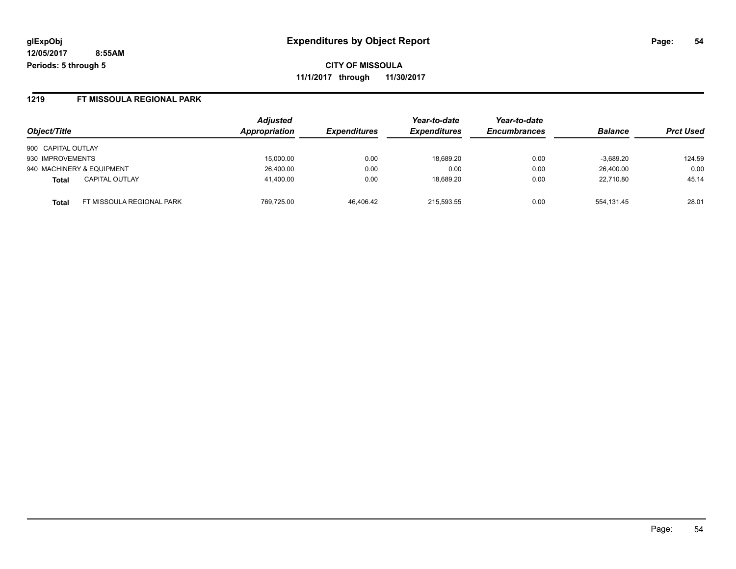# Expenditures by Object Report

glExpObj
12/05/2017 8:55AM
Periods: 5 through 5

**CITY OF MISSOULA**
**11/1/2017 through 11/30/2017**

## 1219 FT MISSOULA REGIONAL PARK

| Object/Title | | Adjusted Appropriation | Expenditures | Year-to-date Expenditures | Year-to-date Encumbrances | Balance | Prct Used |
|---|---|---|---|---|---|---|---|
| 900 CAPITAL OUTLAY | | | | | | | |
| 930 IMPROVEMENTS | | 15,000.00 | 0.00 | 18,689.20 | 0.00 | -3,689.20 | 124.59 |
| 940 MACHINERY & EQUIPMENT | | 26,400.00 | 0.00 | 0.00 | 0.00 | 26,400.00 | 0.00 |
| **Total** | CAPITAL OUTLAY | 41,400.00 | 0.00 | 18,689.20 | 0.00 | 22,710.80 | 45.14 |
| **Total** | FT MISSOULA REGIONAL PARK | 769,725.00 | 46,406.42 | 215,593.55 | 0.00 | 554,131.45 | 28.01 |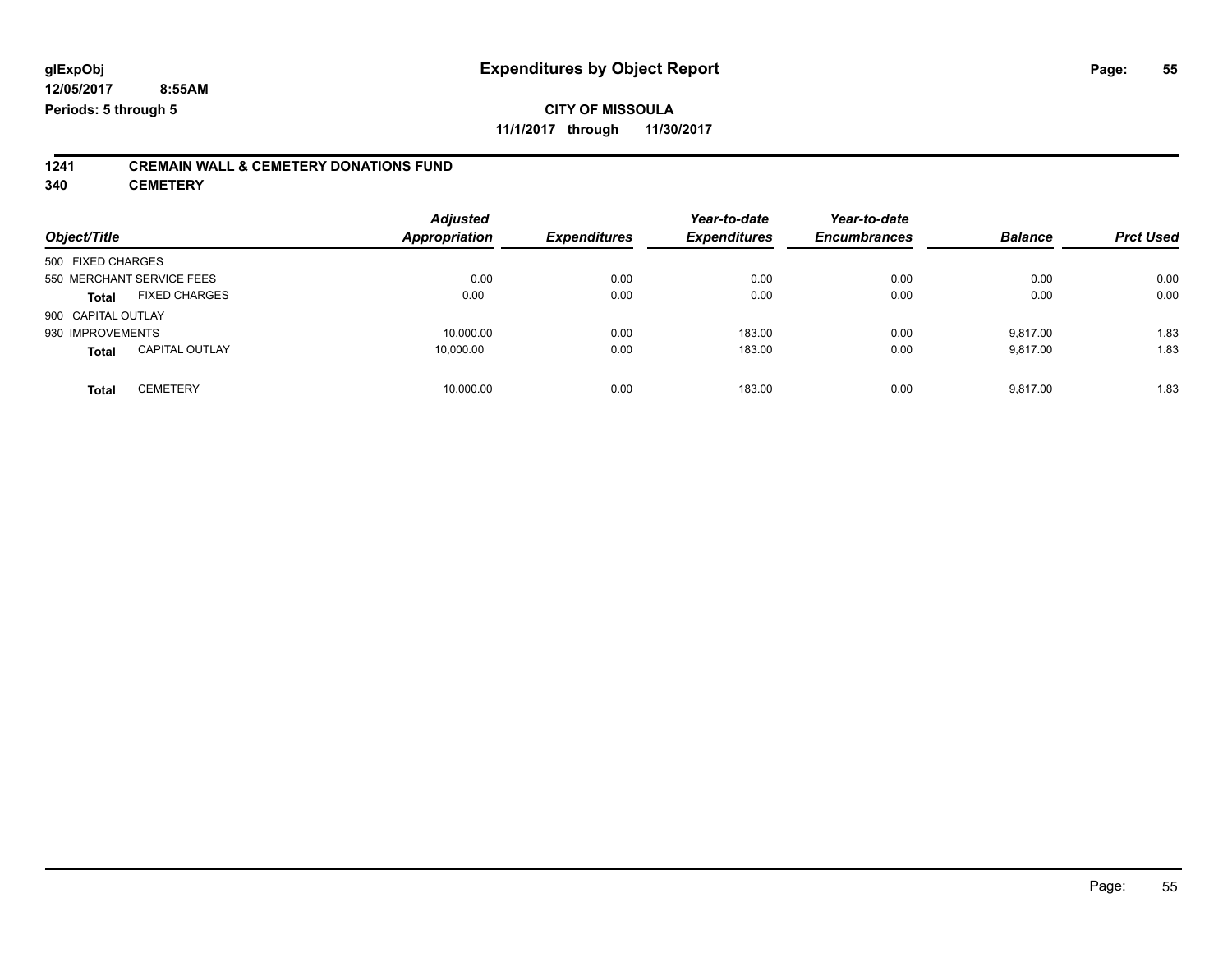**glExpObj**
**12/05/2017 8:55AM**
**Periods: 5 through 5**

# Expenditures by Object Report

**CITY OF MISSOULA**
**11/1/2017 through 11/30/2017**

## 1241 CREMAIN WALL & CEMETERY DONATIONS FUND
## 340 CEMETERY

| Object/Title | Adjusted Appropriation | Expenditures | Year-to-date Expenditures | Year-to-date Encumbrances | Balance | Prct Used |
|---|---|---|---|---|---|---|
| 500 FIXED CHARGES | | | | | | |
| 550 MERCHANT SERVICE FEES | 0.00 | 0.00 | 0.00 | 0.00 | 0.00 | 0.00 |
| **Total** FIXED CHARGES | 0.00 | 0.00 | 0.00 | 0.00 | 0.00 | 0.00 |
| 900 CAPITAL OUTLAY | | | | | | |
| 930 IMPROVEMENTS | 10,000.00 | 0.00 | 183.00 | 0.00 | 9,817.00 | 1.83 |
| **Total** CAPITAL OUTLAY | 10,000.00 | 0.00 | 183.00 | 0.00 | 9,817.00 | 1.83 |
| **Total** CEMETERY | 10,000.00 | 0.00 | 183.00 | 0.00 | 9,817.00 | 1.83 |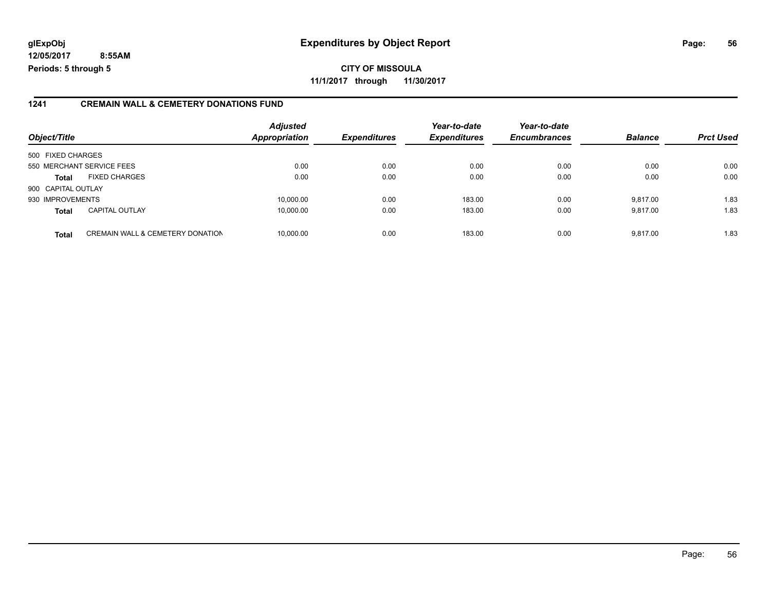**glExpObj**
**12/05/2017 8:55AM**
**Periods: 5 through 5**

# Expenditures by Object Report

**CITY OF MISSOULA**
**11/1/2017 through 11/30/2017**

## 1241 CREMAIN WALL & CEMETERY DONATIONS FUND

| Object/Title | | *Adjusted Appropriation* | *Expenditures* | *Year-to-date Expenditures* | *Year-to-date Encumbrances* | *Balance* | *Prct Used* |
|---|---|---|---|---|---|---|---|
| 500 FIXED CHARGES | | | | | | | |
| 550 MERCHANT SERVICE FEES | | 0.00 | 0.00 | 0.00 | 0.00 | 0.00 | 0.00 |
| **Total** | FIXED CHARGES | 0.00 | 0.00 | 0.00 | 0.00 | 0.00 | 0.00 |
| 900 CAPITAL OUTLAY | | | | | | | |
| 930 IMPROVEMENTS | | 10,000.00 | 0.00 | 183.00 | 0.00 | 9,817.00 | 1.83 |
| **Total** | CAPITAL OUTLAY | 10,000.00 | 0.00 | 183.00 | 0.00 | 9,817.00 | 1.83 |
| **Total** | CREMAIN WALL & CEMETERY DONATION | 10,000.00 | 0.00 | 183.00 | 0.00 | 9,817.00 | 1.83 |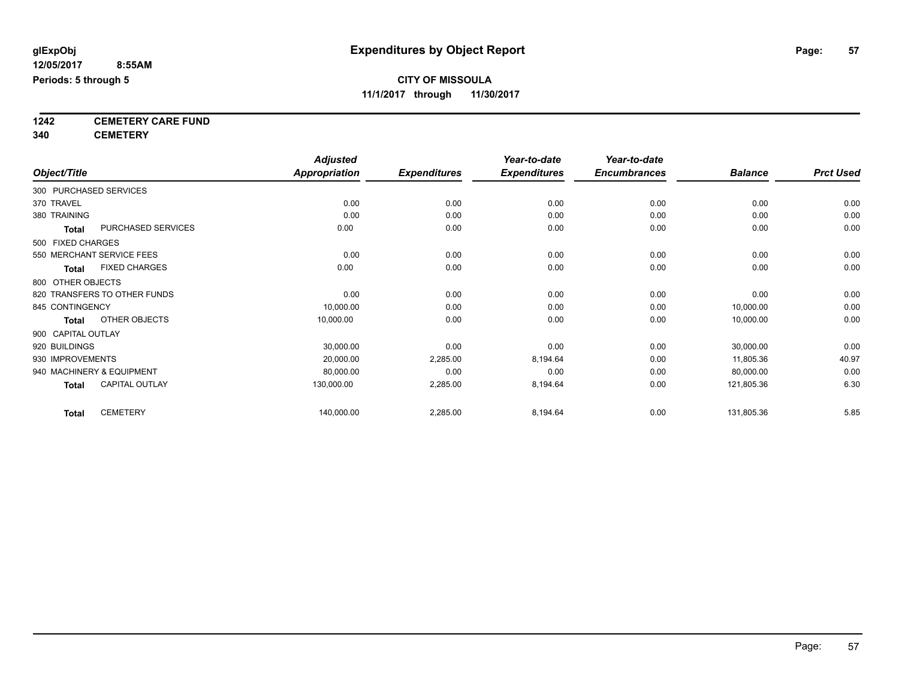# Expenditures by Object Report

glExpObj
12/05/2017 8:55AM
Periods: 5 through 5

**CITY OF MISSOULA**
**11/1/2017 through 11/30/2017**

**1242 CEMETERY CARE FUND**
**340 CEMETERY**

| Object/Title | Adjusted Appropriation | Expenditures | Year-to-date Expenditures | Year-to-date Encumbrances | Balance | Prct Used |
|---|---|---|---|---|---|---|
| 300 PURCHASED SERVICES | | | | | | |
| 370 TRAVEL | 0.00 | 0.00 | 0.00 | 0.00 | 0.00 | 0.00 |
| 380 TRAINING | 0.00 | 0.00 | 0.00 | 0.00 | 0.00 | 0.00 |
| **Total** PURCHASED SERVICES | 0.00 | 0.00 | 0.00 | 0.00 | 0.00 | 0.00 |
| 500 FIXED CHARGES | | | | | | |
| 550 MERCHANT SERVICE FEES | 0.00 | 0.00 | 0.00 | 0.00 | 0.00 | 0.00 |
| **Total** FIXED CHARGES | 0.00 | 0.00 | 0.00 | 0.00 | 0.00 | 0.00 |
| 800 OTHER OBJECTS | | | | | | |
| 820 TRANSFERS TO OTHER FUNDS | 0.00 | 0.00 | 0.00 | 0.00 | 0.00 | 0.00 |
| 845 CONTINGENCY | 10,000.00 | 0.00 | 0.00 | 0.00 | 10,000.00 | 0.00 |
| **Total** OTHER OBJECTS | 10,000.00 | 0.00 | 0.00 | 0.00 | 10,000.00 | 0.00 |
| 900 CAPITAL OUTLAY | | | | | | |
| 920 BUILDINGS | 30,000.00 | 0.00 | 0.00 | 0.00 | 30,000.00 | 0.00 |
| 930 IMPROVEMENTS | 20,000.00 | 2,285.00 | 8,194.64 | 0.00 | 11,805.36 | 40.97 |
| 940 MACHINERY & EQUIPMENT | 80,000.00 | 0.00 | 0.00 | 0.00 | 80,000.00 | 0.00 |
| **Total** CAPITAL OUTLAY | 130,000.00 | 2,285.00 | 8,194.64 | 0.00 | 121,805.36 | 6.30 |
| **Total** CEMETERY | 140,000.00 | 2,285.00 | 8,194.64 | 0.00 | 131,805.36 | 5.85 |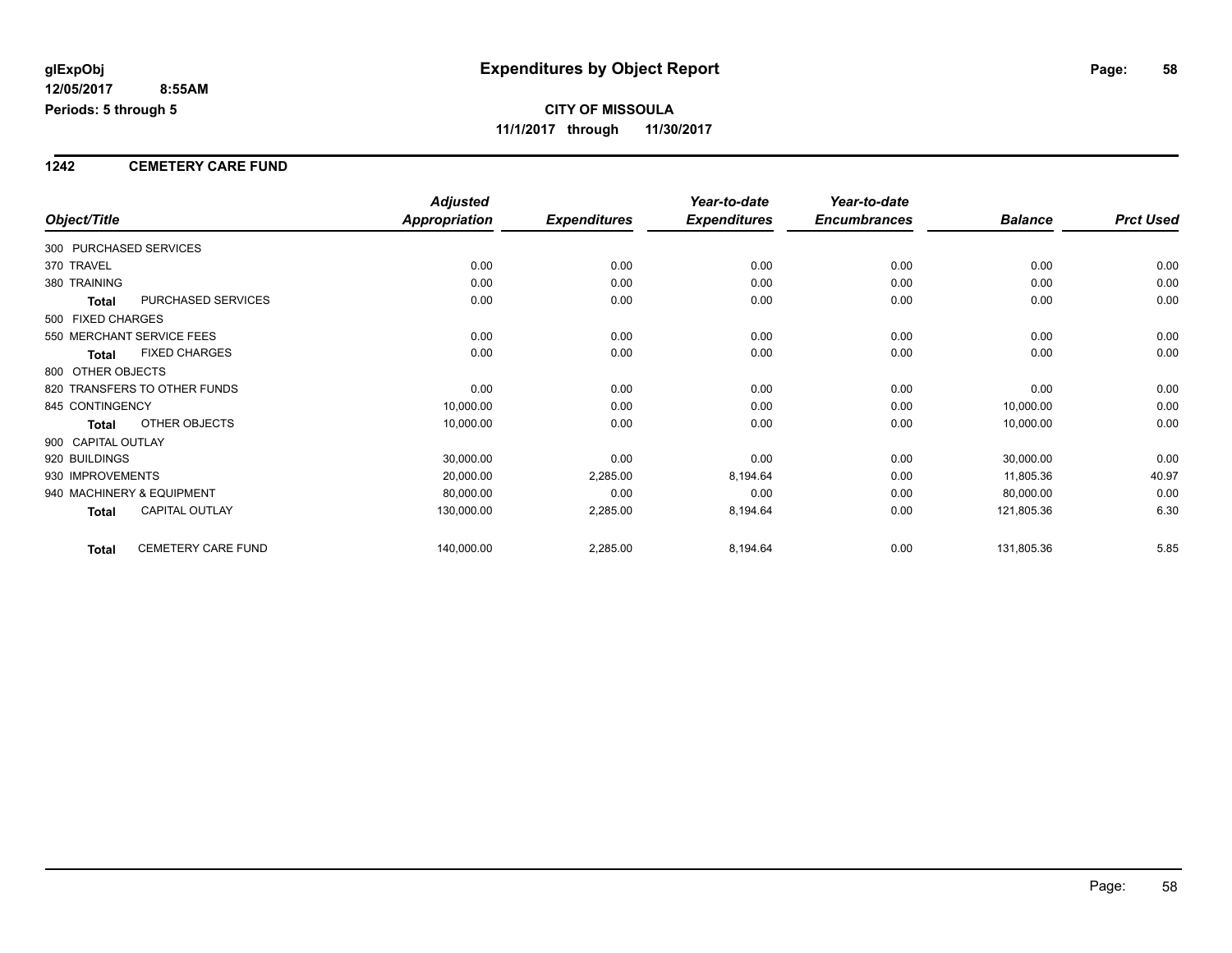# Expenditures by Object Report

glExpObj
12/05/2017 8:55AM
Periods: 5 through 5

**CITY OF MISSOULA**
**11/1/2017 through 11/30/2017**

## 1242 CEMETERY CARE FUND

| Object/Title | | Adjusted Appropriation | Expenditures | Year-to-date Expenditures | Year-to-date Encumbrances | Balance | Prct Used |
|---|---|---|---|---|---|---|---|
| 300 PURCHASED SERVICES | | | | | | | |
| 370 TRAVEL | | 0.00 | 0.00 | 0.00 | 0.00 | 0.00 | 0.00 |
| 380 TRAINING | | 0.00 | 0.00 | 0.00 | 0.00 | 0.00 | 0.00 |
| **Total** | PURCHASED SERVICES | 0.00 | 0.00 | 0.00 | 0.00 | 0.00 | 0.00 |
| 500 FIXED CHARGES | | | | | | | |
| 550 MERCHANT SERVICE FEES | | 0.00 | 0.00 | 0.00 | 0.00 | 0.00 | 0.00 |
| **Total** | FIXED CHARGES | 0.00 | 0.00 | 0.00 | 0.00 | 0.00 | 0.00 |
| 800 OTHER OBJECTS | | | | | | | |
| 820 TRANSFERS TO OTHER FUNDS | | 0.00 | 0.00 | 0.00 | 0.00 | 0.00 | 0.00 |
| 845 CONTINGENCY | | 10,000.00 | 0.00 | 0.00 | 0.00 | 10,000.00 | 0.00 |
| **Total** | OTHER OBJECTS | 10,000.00 | 0.00 | 0.00 | 0.00 | 10,000.00 | 0.00 |
| 900 CAPITAL OUTLAY | | | | | | | |
| 920 BUILDINGS | | 30,000.00 | 0.00 | 0.00 | 0.00 | 30,000.00 | 0.00 |
| 930 IMPROVEMENTS | | 20,000.00 | 2,285.00 | 8,194.64 | 0.00 | 11,805.36 | 40.97 |
| 940 MACHINERY & EQUIPMENT | | 80,000.00 | 0.00 | 0.00 | 0.00 | 80,000.00 | 0.00 |
| **Total** | CAPITAL OUTLAY | 130,000.00 | 2,285.00 | 8,194.64 | 0.00 | 121,805.36 | 6.30 |
| **Total** | CEMETERY CARE FUND | 140,000.00 | 2,285.00 | 8,194.64 | 0.00 | 131,805.36 | 5.85 |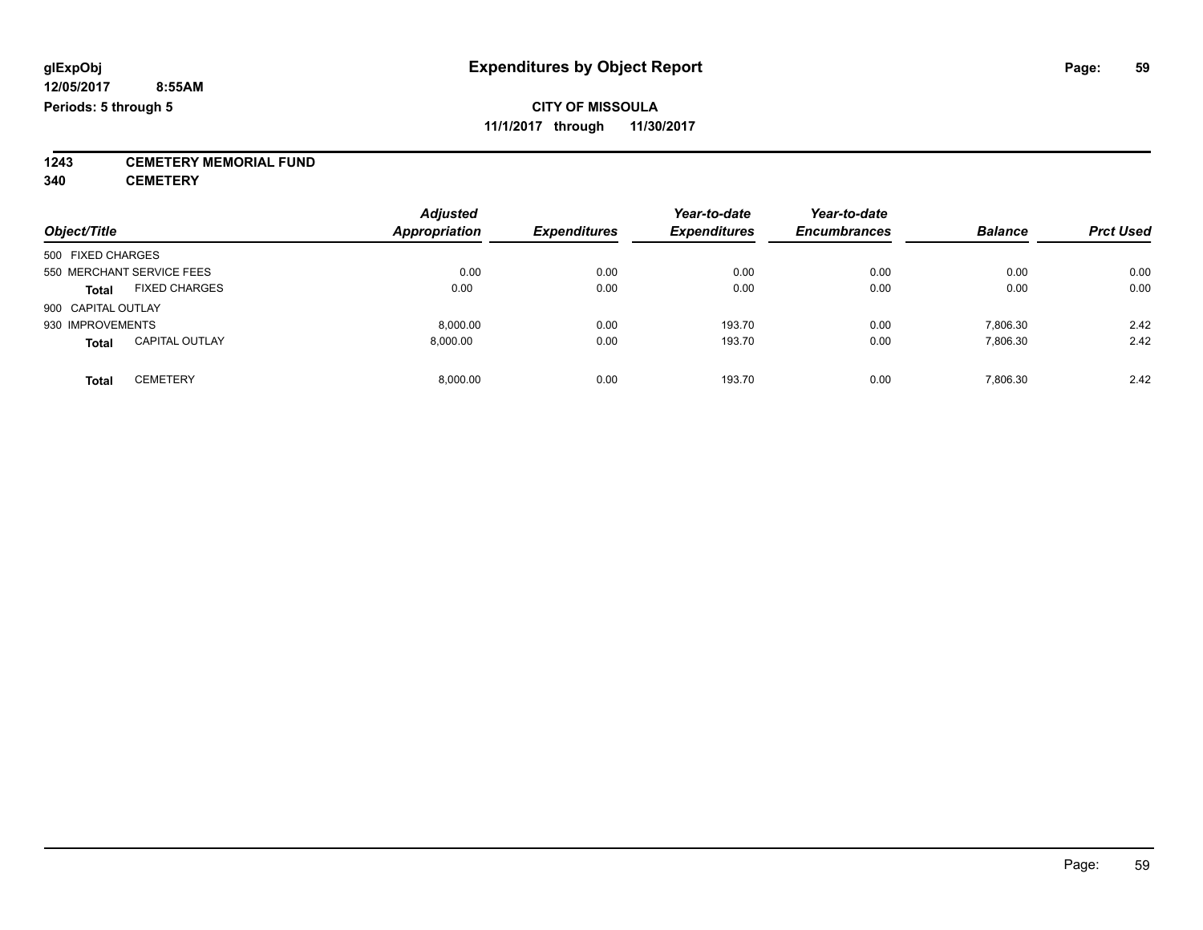**glExpObj** | **Expenditures by Object Report**

**12/05/2017 8:55AM**

**Periods: 5 through 5**

**CITY OF MISSOULA**

**11/1/2017 through 11/30/2017**

**1243 CEMETERY MEMORIAL FUND**

**340 CEMETERY**

| Object/Title | | Adjusted Appropriation | Expenditures | Year-to-date Expenditures | Year-to-date Encumbrances | Balance | Prct Used |
|---|---|---|---|---|---|---|---|
| 500 FIXED CHARGES | | | | | | | |
| 550 MERCHANT SERVICE FEES | | 0.00 | 0.00 | 0.00 | 0.00 | 0.00 | 0.00 |
| **Total** | FIXED CHARGES | 0.00 | 0.00 | 0.00 | 0.00 | 0.00 | 0.00 |
| 900 CAPITAL OUTLAY | | | | | | | |
| 930 IMPROVEMENTS | | 8,000.00 | 0.00 | 193.70 | 0.00 | 7,806.30 | 2.42 |
| **Total** | CAPITAL OUTLAY | 8,000.00 | 0.00 | 193.70 | 0.00 | 7,806.30 | 2.42 |
| **Total** | CEMETERY | 8,000.00 | 0.00 | 193.70 | 0.00 | 7,806.30 | 2.42 |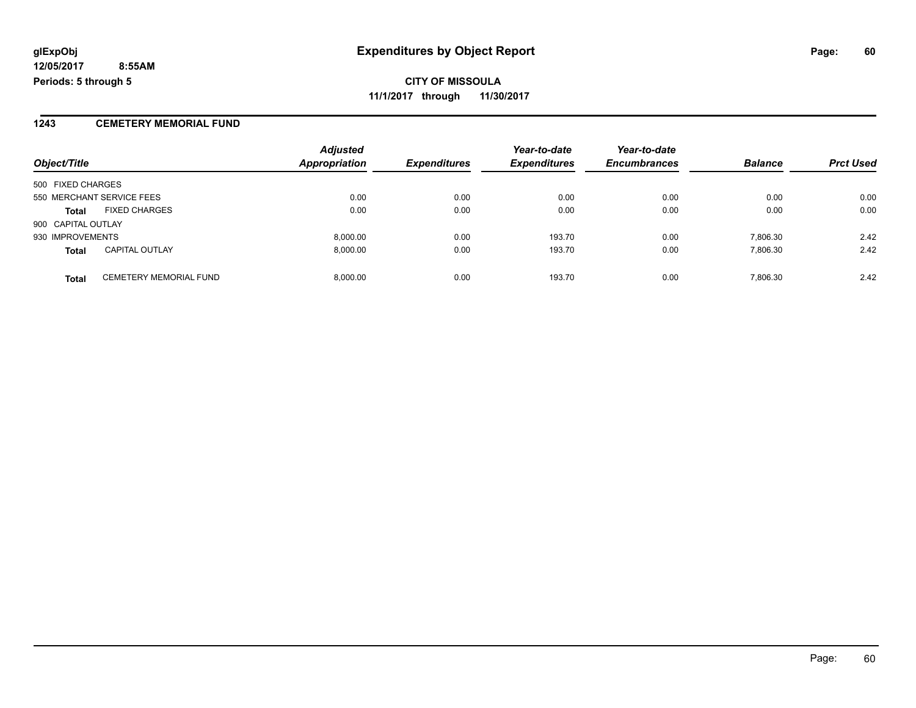# Expenditures by Object Report

glExpObj
12/05/2017 8:55AM
Periods: 5 through 5

**CITY OF MISSOULA**
**11/1/2017 through 11/30/2017**

## 1243 CEMETERY MEMORIAL FUND

| Object/Title | | Adjusted Appropriation | Expenditures | Year-to-date Expenditures | Year-to-date Encumbrances | Balance | Prct Used |
|---|---|---|---|---|---|---|---|
| 500 FIXED CHARGES | | | | | | | |
| 550 MERCHANT SERVICE FEES | | 0.00 | 0.00 | 0.00 | 0.00 | 0.00 | 0.00 |
| **Total** | FIXED CHARGES | 0.00 | 0.00 | 0.00 | 0.00 | 0.00 | 0.00 |
| 900 CAPITAL OUTLAY | | | | | | | |
| 930 IMPROVEMENTS | | 8,000.00 | 0.00 | 193.70 | 0.00 | 7,806.30 | 2.42 |
| **Total** | CAPITAL OUTLAY | 8,000.00 | 0.00 | 193.70 | 0.00 | 7,806.30 | 2.42 |
| **Total** | CEMETERY MEMORIAL FUND | 8,000.00 | 0.00 | 193.70 | 0.00 | 7,806.30 | 2.42 |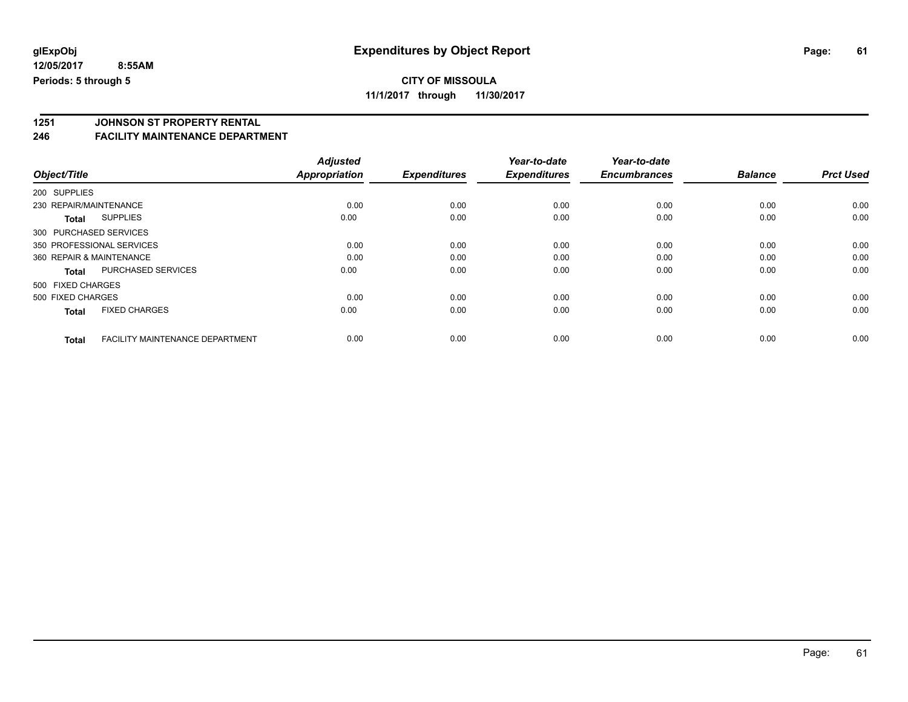# Expenditures by Object Report

glExpObj
12/05/2017 8:55AM
Periods: 5 through 5

**CITY OF MISSOULA**
**11/1/2017 through 11/30/2017**

## 1251 JOHNSON ST PROPERTY RENTAL
## 246 FACILITY MAINTENANCE DEPARTMENT

| Object/Title | Adjusted Appropriation | Expenditures | Year-to-date Expenditures | Year-to-date Encumbrances | Balance | Prct Used |
|---|---|---|---|---|---|---|
| 200 SUPPLIES | | | | | | |
| 230 REPAIR/MAINTENANCE | 0.00 | 0.00 | 0.00 | 0.00 | 0.00 | 0.00 |
| **Total** SUPPLIES | 0.00 | 0.00 | 0.00 | 0.00 | 0.00 | 0.00 |
| 300 PURCHASED SERVICES | | | | | | |
| 350 PROFESSIONAL SERVICES | 0.00 | 0.00 | 0.00 | 0.00 | 0.00 | 0.00 |
| 360 REPAIR & MAINTENANCE | 0.00 | 0.00 | 0.00 | 0.00 | 0.00 | 0.00 |
| **Total** PURCHASED SERVICES | 0.00 | 0.00 | 0.00 | 0.00 | 0.00 | 0.00 |
| 500 FIXED CHARGES | | | | | | |
| 500 FIXED CHARGES | 0.00 | 0.00 | 0.00 | 0.00 | 0.00 | 0.00 |
| **Total** FIXED CHARGES | 0.00 | 0.00 | 0.00 | 0.00 | 0.00 | 0.00 |
| **Total** FACILITY MAINTENANCE DEPARTMENT | 0.00 | 0.00 | 0.00 | 0.00 | 0.00 | 0.00 |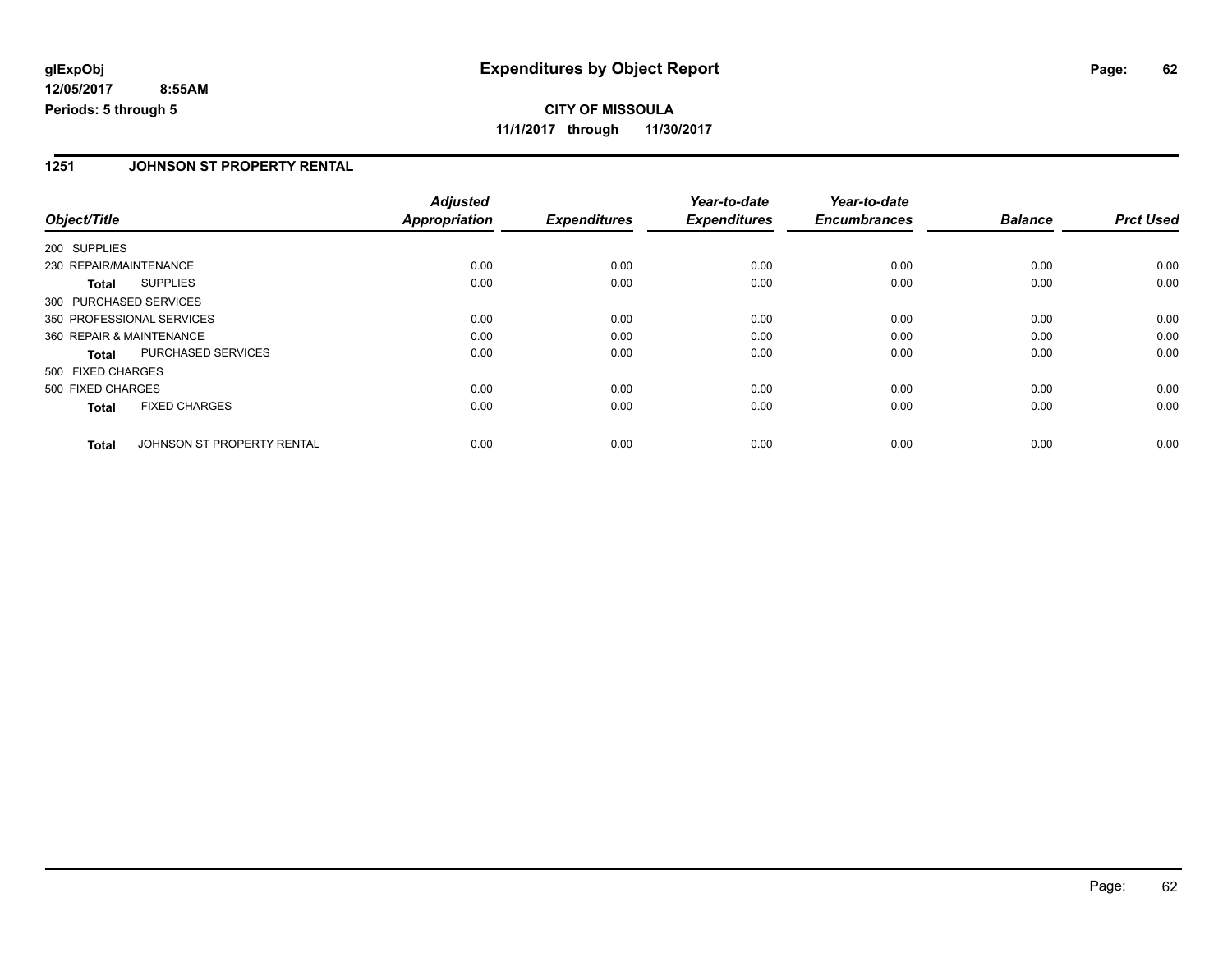**glExpObj** — **Expenditures by Object Report**

**12/05/2017 8:55AM**

**Periods: 5 through 5**

**CITY OF MISSOULA**

**11/1/2017 through 11/30/2017**

## 1251 JOHNSON ST PROPERTY RENTAL

| Object/Title | Adjusted Appropriation | Expenditures | Year-to-date Expenditures | Year-to-date Encumbrances | Balance | Prct Used |
|---|---|---|---|---|---|---|
| 200 SUPPLIES | | | | | | |
| 230 REPAIR/MAINTENANCE | 0.00 | 0.00 | 0.00 | 0.00 | 0.00 | 0.00 |
| **Total** SUPPLIES | 0.00 | 0.00 | 0.00 | 0.00 | 0.00 | 0.00 |
| 300 PURCHASED SERVICES | | | | | | |
| 350 PROFESSIONAL SERVICES | 0.00 | 0.00 | 0.00 | 0.00 | 0.00 | 0.00 |
| 360 REPAIR & MAINTENANCE | 0.00 | 0.00 | 0.00 | 0.00 | 0.00 | 0.00 |
| **Total** PURCHASED SERVICES | 0.00 | 0.00 | 0.00 | 0.00 | 0.00 | 0.00 |
| 500 FIXED CHARGES | | | | | | |
| 500 FIXED CHARGES | 0.00 | 0.00 | 0.00 | 0.00 | 0.00 | 0.00 |
| **Total** FIXED CHARGES | 0.00 | 0.00 | 0.00 | 0.00 | 0.00 | 0.00 |
| **Total** JOHNSON ST PROPERTY RENTAL | 0.00 | 0.00 | 0.00 | 0.00 | 0.00 | 0.00 |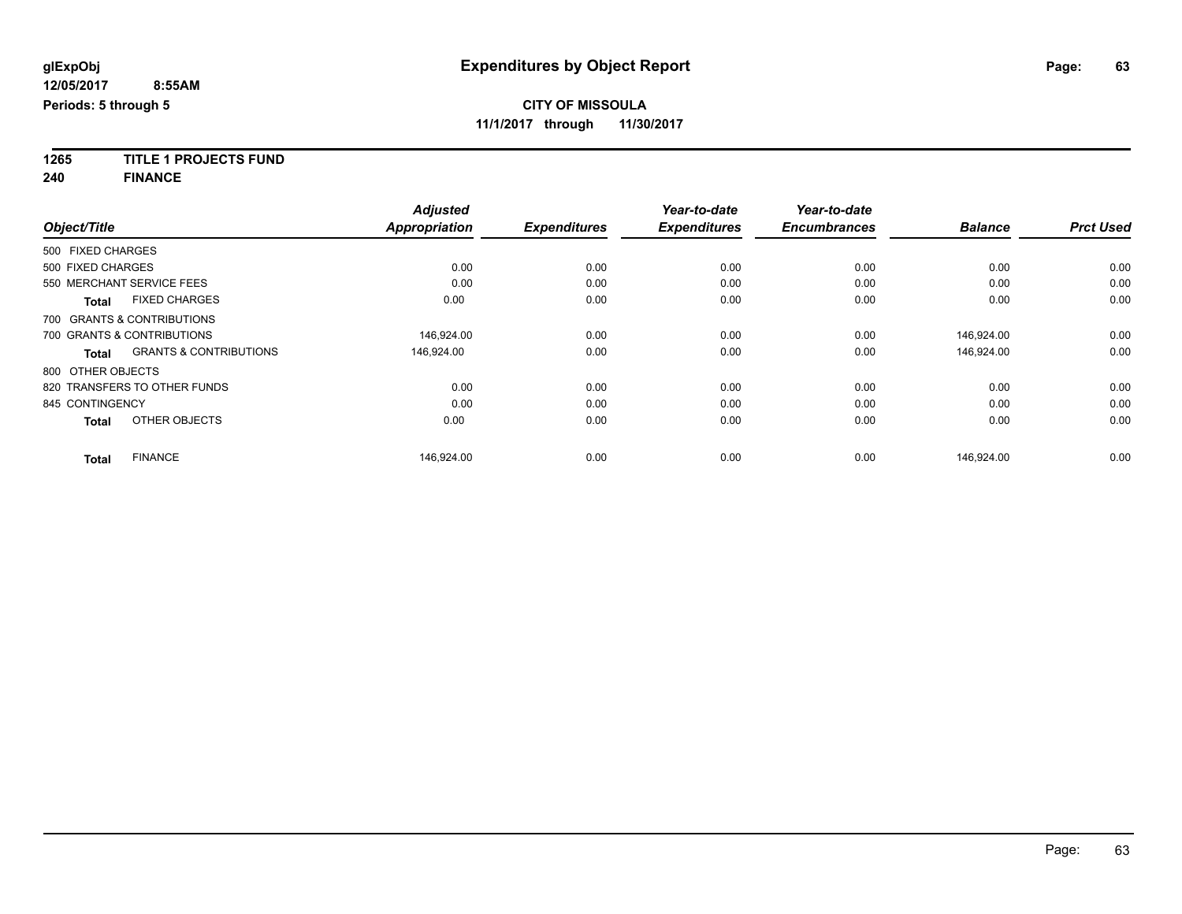# Expenditures by Object Report

glExpObj
12/05/2017 8:55AM
Periods: 5 through 5

**CITY OF MISSOULA**
**11/1/2017 through 11/30/2017**

**1265 TITLE 1 PROJECTS FUND**
**240 FINANCE**

| Object/Title | | Adjusted Appropriation | Expenditures | Year-to-date Expenditures | Year-to-date Encumbrances | Balance | Prct Used |
|---|---|---|---|---|---|---|---|
| 500 FIXED CHARGES | | | | | | | |
| 500 FIXED CHARGES | | 0.00 | 0.00 | 0.00 | 0.00 | 0.00 | 0.00 |
| 550 MERCHANT SERVICE FEES | | 0.00 | 0.00 | 0.00 | 0.00 | 0.00 | 0.00 |
| **Total** | FIXED CHARGES | 0.00 | 0.00 | 0.00 | 0.00 | 0.00 | 0.00 |
| 700 GRANTS & CONTRIBUTIONS | | | | | | | |
| 700 GRANTS & CONTRIBUTIONS | | 146,924.00 | 0.00 | 0.00 | 0.00 | 146,924.00 | 0.00 |
| **Total** | GRANTS & CONTRIBUTIONS | 146,924.00 | 0.00 | 0.00 | 0.00 | 146,924.00 | 0.00 |
| 800 OTHER OBJECTS | | | | | | | |
| 820 TRANSFERS TO OTHER FUNDS | | 0.00 | 0.00 | 0.00 | 0.00 | 0.00 | 0.00 |
| 845 CONTINGENCY | | 0.00 | 0.00 | 0.00 | 0.00 | 0.00 | 0.00 |
| **Total** | OTHER OBJECTS | 0.00 | 0.00 | 0.00 | 0.00 | 0.00 | 0.00 |
| **Total** | FINANCE | 146,924.00 | 0.00 | 0.00 | 0.00 | 146,924.00 | 0.00 |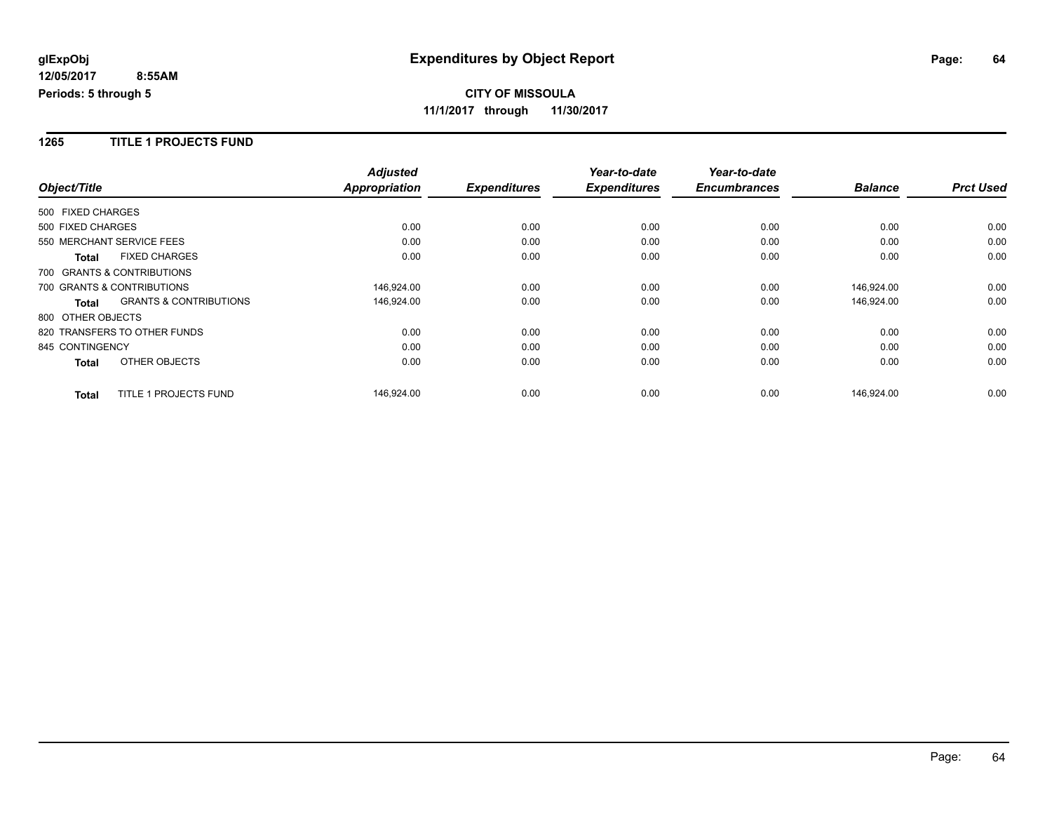**glExpObj** **Expenditures by Object Report**

**12/05/2017 8:55AM**

**Periods: 5 through 5**

**CITY OF MISSOULA**

**11/1/2017 through 11/30/2017**

## 1265 TITLE 1 PROJECTS FUND

| Object/Title | Adjusted Appropriation | Expenditures | Year-to-date Expenditures | Year-to-date Encumbrances | Balance | Prct Used |
|---|---|---|---|---|---|---|
| 500 FIXED CHARGES | | | | | | |
| 500 FIXED CHARGES | 0.00 | 0.00 | 0.00 | 0.00 | 0.00 | 0.00 |
| 550 MERCHANT SERVICE FEES | 0.00 | 0.00 | 0.00 | 0.00 | 0.00 | 0.00 |
| **Total** FIXED CHARGES | 0.00 | 0.00 | 0.00 | 0.00 | 0.00 | 0.00 |
| 700 GRANTS & CONTRIBUTIONS | | | | | | |
| 700 GRANTS & CONTRIBUTIONS | 146,924.00 | 0.00 | 0.00 | 0.00 | 146,924.00 | 0.00 |
| **Total** GRANTS & CONTRIBUTIONS | 146,924.00 | 0.00 | 0.00 | 0.00 | 146,924.00 | 0.00 |
| 800 OTHER OBJECTS | | | | | | |
| 820 TRANSFERS TO OTHER FUNDS | 0.00 | 0.00 | 0.00 | 0.00 | 0.00 | 0.00 |
| 845 CONTINGENCY | 0.00 | 0.00 | 0.00 | 0.00 | 0.00 | 0.00 |
| **Total** OTHER OBJECTS | 0.00 | 0.00 | 0.00 | 0.00 | 0.00 | 0.00 |
| **Total** TITLE 1 PROJECTS FUND | 146,924.00 | 0.00 | 0.00 | 0.00 | 146,924.00 | 0.00 |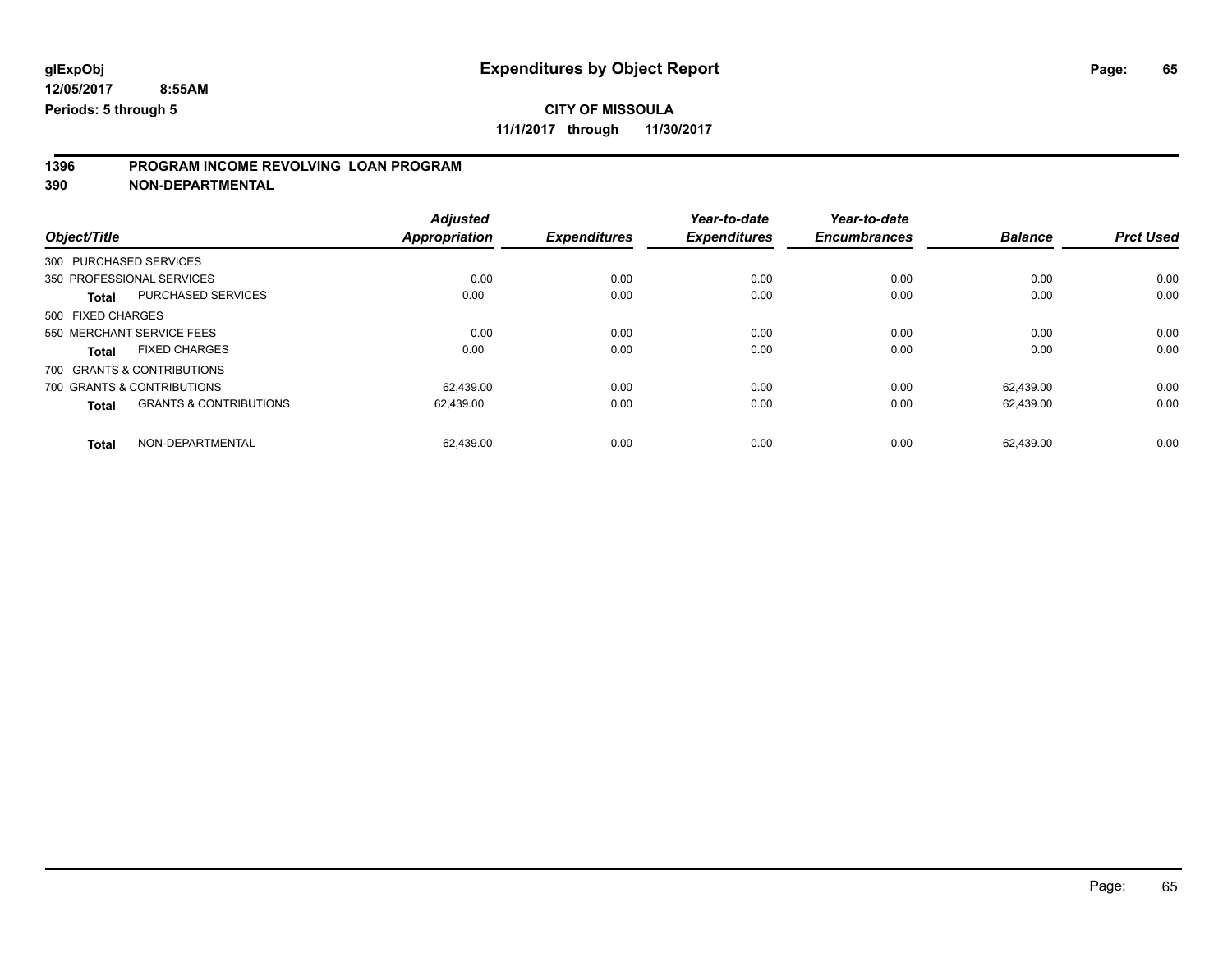**glExpObj** **Expenditures by Object Report**
**12/05/2017 8:55AM**
**Periods: 5 through 5**

**CITY OF MISSOULA**
**11/1/2017 through 11/30/2017**

## 1396 PROGRAM INCOME REVOLVING LOAN PROGRAM
## 390 NON-DEPARTMENTAL

| Object/Title | | Adjusted Appropriation | Expenditures | Year-to-date Expenditures | Year-to-date Encumbrances | Balance | Prct Used |
|---|---|---|---|---|---|---|---|
| 300 PURCHASED SERVICES | | | | | | | |
| 350 PROFESSIONAL SERVICES | | 0.00 | 0.00 | 0.00 | 0.00 | 0.00 | 0.00 |
| **Total** | PURCHASED SERVICES | 0.00 | 0.00 | 0.00 | 0.00 | 0.00 | 0.00 |
| 500 FIXED CHARGES | | | | | | | |
| 550 MERCHANT SERVICE FEES | | 0.00 | 0.00 | 0.00 | 0.00 | 0.00 | 0.00 |
| **Total** | FIXED CHARGES | 0.00 | 0.00 | 0.00 | 0.00 | 0.00 | 0.00 |
| 700 GRANTS & CONTRIBUTIONS | | | | | | | |
| 700 GRANTS & CONTRIBUTIONS | | 62,439.00 | 0.00 | 0.00 | 0.00 | 62,439.00 | 0.00 |
| **Total** | GRANTS & CONTRIBUTIONS | 62,439.00 | 0.00 | 0.00 | 0.00 | 62,439.00 | 0.00 |
| **Total** | NON-DEPARTMENTAL | 62,439.00 | 0.00 | 0.00 | 0.00 | 62,439.00 | 0.00 |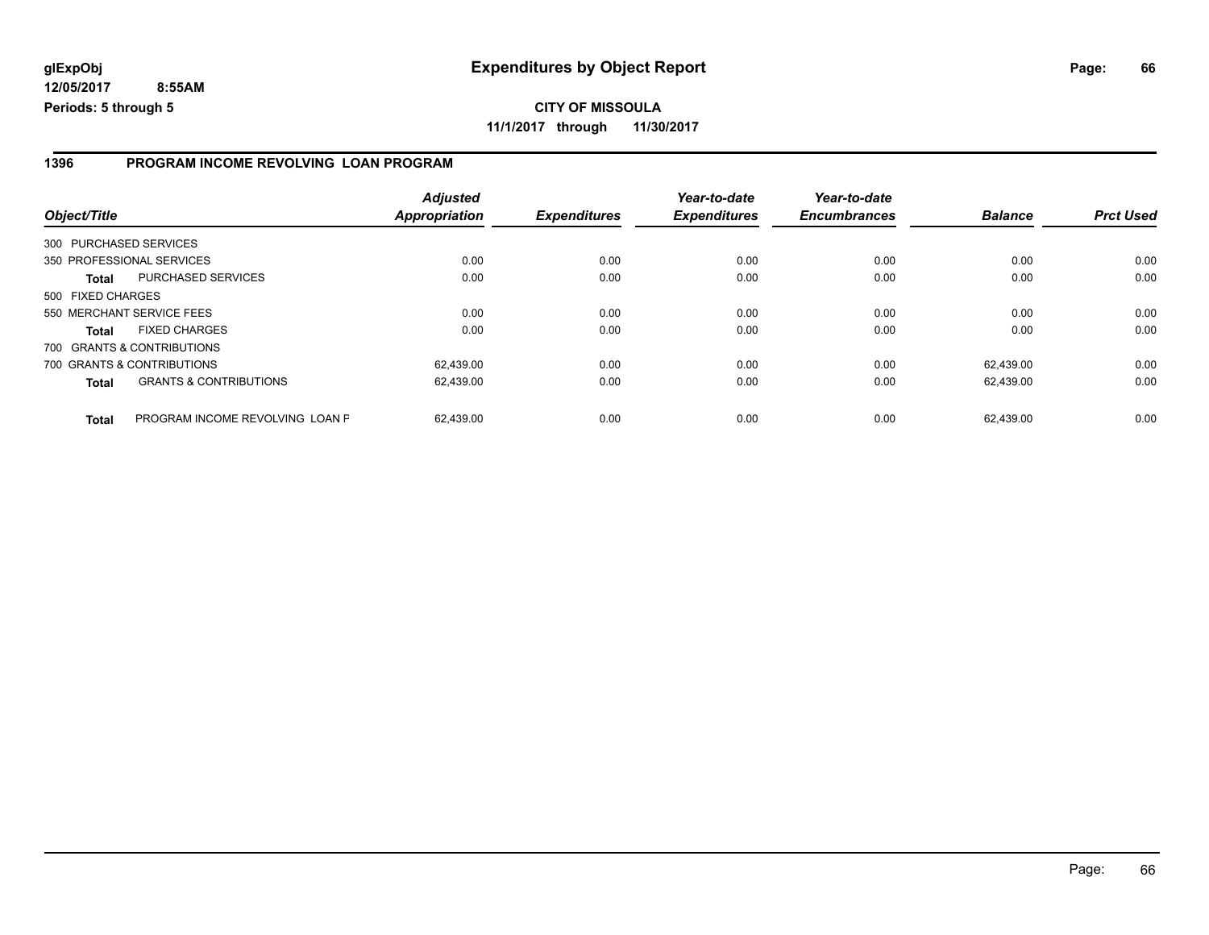# Expenditures by Object Report

glExpObj
12/05/2017 8:55AM
Periods: 5 through 5

**CITY OF MISSOULA**
**11/1/2017 through 11/30/2017**

## 1396 PROGRAM INCOME REVOLVING LOAN PROGRAM

| Object/Title | | Adjusted Appropriation | Expenditures | Year-to-date Expenditures | Year-to-date Encumbrances | Balance | Prct Used |
|---|---|---|---|---|---|---|---|
| 300 PURCHASED SERVICES | | | | | | | |
| 350 PROFESSIONAL SERVICES | | 0.00 | 0.00 | 0.00 | 0.00 | 0.00 | 0.00 |
| **Total** | PURCHASED SERVICES | 0.00 | 0.00 | 0.00 | 0.00 | 0.00 | 0.00 |
| 500 FIXED CHARGES | | | | | | | |
| 550 MERCHANT SERVICE FEES | | 0.00 | 0.00 | 0.00 | 0.00 | 0.00 | 0.00 |
| **Total** | FIXED CHARGES | 0.00 | 0.00 | 0.00 | 0.00 | 0.00 | 0.00 |
| 700 GRANTS & CONTRIBUTIONS | | | | | | | |
| 700 GRANTS & CONTRIBUTIONS | | 62,439.00 | 0.00 | 0.00 | 0.00 | 62,439.00 | 0.00 |
| **Total** | GRANTS & CONTRIBUTIONS | 62,439.00 | 0.00 | 0.00 | 0.00 | 62,439.00 | 0.00 |
| **Total** | PROGRAM INCOME REVOLVING LOAN F | 62,439.00 | 0.00 | 0.00 | 0.00 | 62,439.00 | 0.00 |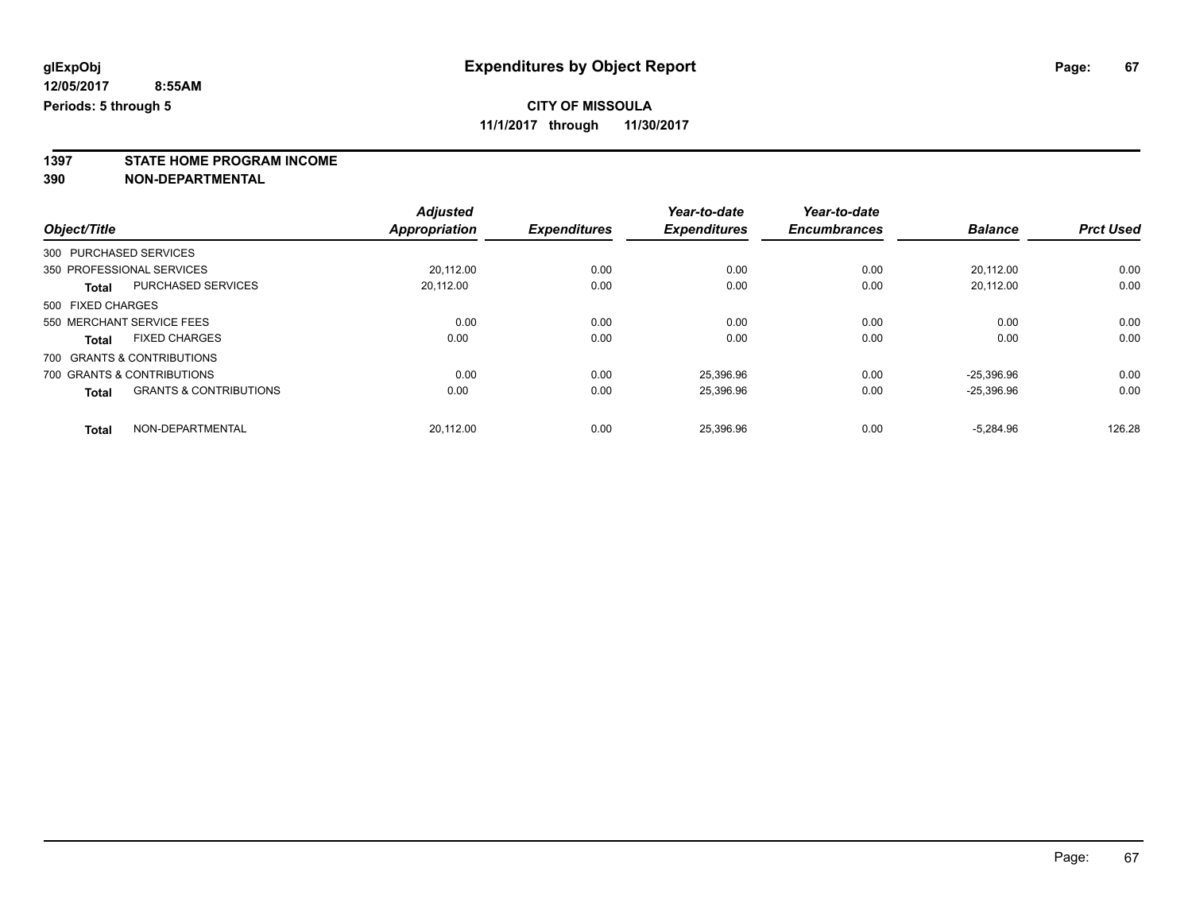glExpObj
12/05/2017 8:55AM
Periods: 5 through 5

# Expenditures by Object Report

**CITY OF MISSOULA**
**11/1/2017 through 11/30/2017**

**1397 STATE HOME PROGRAM INCOME**
**390 NON-DEPARTMENTAL**

| Object/Title | | Adjusted Appropriation | Expenditures | Year-to-date Expenditures | Year-to-date Encumbrances | Balance | Prct Used |
|---|---|---|---|---|---|---|---|
| 300 PURCHASED SERVICES | | | | | | | |
| 350 PROFESSIONAL SERVICES | | 20,112.00 | 0.00 | 0.00 | 0.00 | 20,112.00 | 0.00 |
| **Total** | PURCHASED SERVICES | 20,112.00 | 0.00 | 0.00 | 0.00 | 20,112.00 | 0.00 |
| 500 FIXED CHARGES | | | | | | | |
| 550 MERCHANT SERVICE FEES | | 0.00 | 0.00 | 0.00 | 0.00 | 0.00 | 0.00 |
| **Total** | FIXED CHARGES | 0.00 | 0.00 | 0.00 | 0.00 | 0.00 | 0.00 |
| 700 GRANTS & CONTRIBUTIONS | | | | | | | |
| 700 GRANTS & CONTRIBUTIONS | | 0.00 | 0.00 | 25,396.96 | 0.00 | -25,396.96 | 0.00 |
| **Total** | GRANTS & CONTRIBUTIONS | 0.00 | 0.00 | 25,396.96 | 0.00 | -25,396.96 | 0.00 |
| **Total** | NON-DEPARTMENTAL | 20,112.00 | 0.00 | 25,396.96 | 0.00 | -5,284.96 | 126.28 |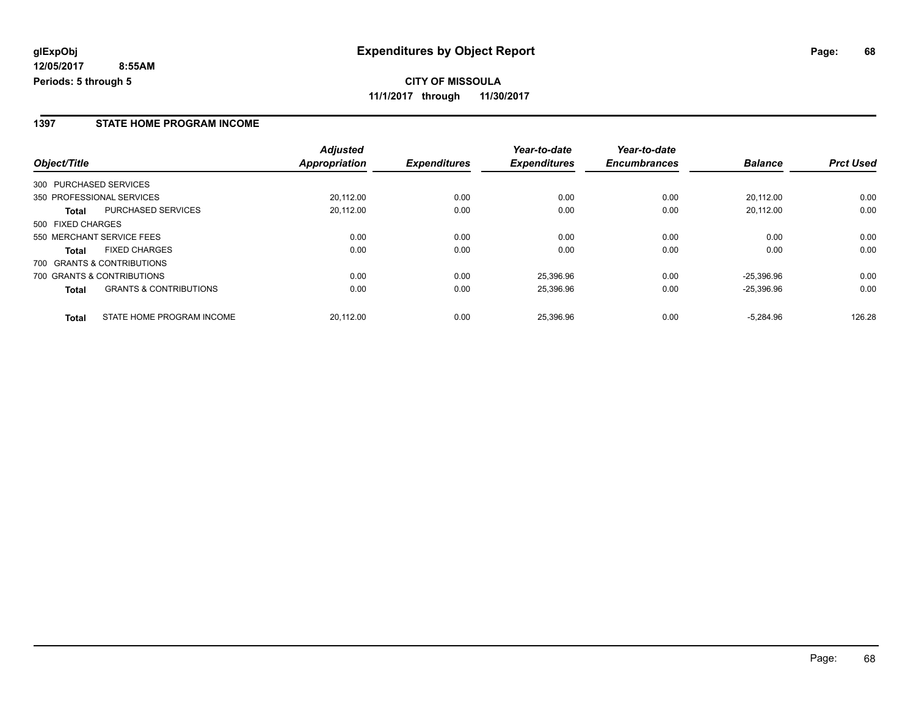**glExpObj** — **Expenditures by Object Report**

**12/05/2017 8:55AM**

**Periods: 5 through 5**

**CITY OF MISSOULA**

**11/1/2017 through 11/30/2017**

## 1397 STATE HOME PROGRAM INCOME

| Object/Title | | Adjusted Appropriation | Expenditures | Year-to-date Expenditures | Year-to-date Encumbrances | Balance | Prct Used |
|---|---|---|---|---|---|---|---|
| 300 PURCHASED SERVICES | | | | | | | |
| 350 PROFESSIONAL SERVICES | | 20,112.00 | 0.00 | 0.00 | 0.00 | 20,112.00 | 0.00 |
| **Total** | PURCHASED SERVICES | 20,112.00 | 0.00 | 0.00 | 0.00 | 20,112.00 | 0.00 |
| 500 FIXED CHARGES | | | | | | | |
| 550 MERCHANT SERVICE FEES | | 0.00 | 0.00 | 0.00 | 0.00 | 0.00 | 0.00 |
| **Total** | FIXED CHARGES | 0.00 | 0.00 | 0.00 | 0.00 | 0.00 | 0.00 |
| 700 GRANTS & CONTRIBUTIONS | | | | | | | |
| 700 GRANTS & CONTRIBUTIONS | | 0.00 | 0.00 | 25,396.96 | 0.00 | -25,396.96 | 0.00 |
| **Total** | GRANTS & CONTRIBUTIONS | 0.00 | 0.00 | 25,396.96 | 0.00 | -25,396.96 | 0.00 |
| **Total** | STATE HOME PROGRAM INCOME | 20,112.00 | 0.00 | 25,396.96 | 0.00 | -5,284.96 | 126.28 |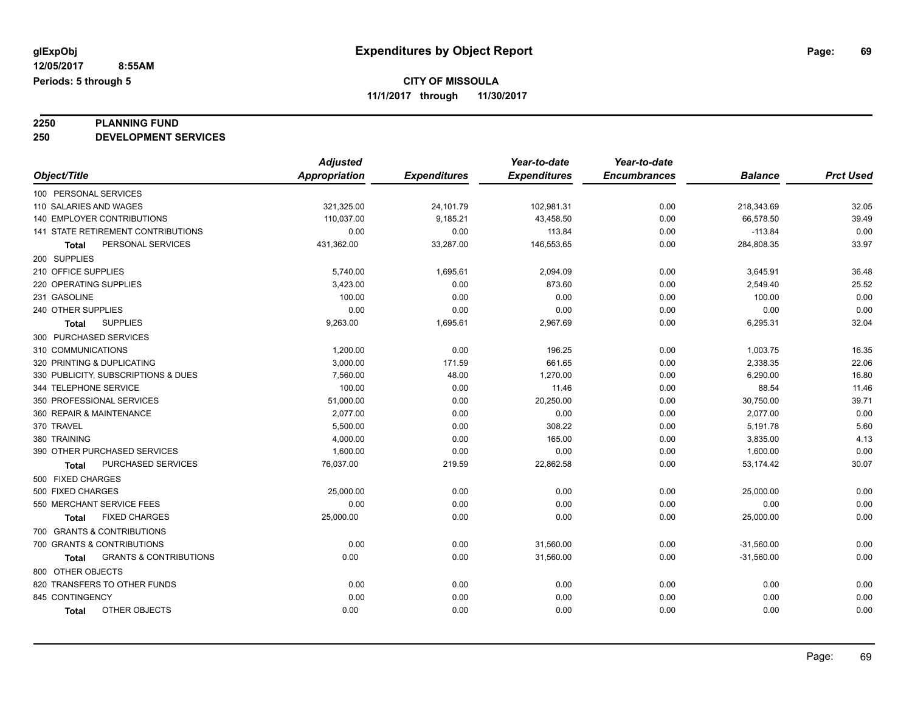# Expenditures by Object Report

glExpObj
12/05/2017 8:55AM
Periods: 5 through 5

**CITY OF MISSOULA**
**11/1/2017 through 11/30/2017**

**2250 PLANNING FUND**
**250 DEVELOPMENT SERVICES**

| Object/Title | Adjusted Appropriation | Expenditures | Year-to-date Expenditures | Year-to-date Encumbrances | Balance | Prct Used |
|---|---|---|---|---|---|---|
| 100 PERSONAL SERVICES | | | | | | |
| 110 SALARIES AND WAGES | 321,325.00 | 24,101.79 | 102,981.31 | 0.00 | 218,343.69 | 32.05 |
| 140 EMPLOYER CONTRIBUTIONS | 110,037.00 | 9,185.21 | 43,458.50 | 0.00 | 66,578.50 | 39.49 |
| 141 STATE RETIREMENT CONTRIBUTIONS | 0.00 | 0.00 | 113.84 | 0.00 | -113.84 | 0.00 |
| **Total** PERSONAL SERVICES | 431,362.00 | 33,287.00 | 146,553.65 | 0.00 | 284,808.35 | 33.97 |
| 200 SUPPLIES | | | | | | |
| 210 OFFICE SUPPLIES | 5,740.00 | 1,695.61 | 2,094.09 | 0.00 | 3,645.91 | 36.48 |
| 220 OPERATING SUPPLIES | 3,423.00 | 0.00 | 873.60 | 0.00 | 2,549.40 | 25.52 |
| 231 GASOLINE | 100.00 | 0.00 | 0.00 | 0.00 | 100.00 | 0.00 |
| 240 OTHER SUPPLIES | 0.00 | 0.00 | 0.00 | 0.00 | 0.00 | 0.00 |
| **Total** SUPPLIES | 9,263.00 | 1,695.61 | 2,967.69 | 0.00 | 6,295.31 | 32.04 |
| 300 PURCHASED SERVICES | | | | | | |
| 310 COMMUNICATIONS | 1,200.00 | 0.00 | 196.25 | 0.00 | 1,003.75 | 16.35 |
| 320 PRINTING & DUPLICATING | 3,000.00 | 171.59 | 661.65 | 0.00 | 2,338.35 | 22.06 |
| 330 PUBLICITY, SUBSCRIPTIONS & DUES | 7,560.00 | 48.00 | 1,270.00 | 0.00 | 6,290.00 | 16.80 |
| 344 TELEPHONE SERVICE | 100.00 | 0.00 | 11.46 | 0.00 | 88.54 | 11.46 |
| 350 PROFESSIONAL SERVICES | 51,000.00 | 0.00 | 20,250.00 | 0.00 | 30,750.00 | 39.71 |
| 360 REPAIR & MAINTENANCE | 2,077.00 | 0.00 | 0.00 | 0.00 | 2,077.00 | 0.00 |
| 370 TRAVEL | 5,500.00 | 0.00 | 308.22 | 0.00 | 5,191.78 | 5.60 |
| 380 TRAINING | 4,000.00 | 0.00 | 165.00 | 0.00 | 3,835.00 | 4.13 |
| 390 OTHER PURCHASED SERVICES | 1,600.00 | 0.00 | 0.00 | 0.00 | 1,600.00 | 0.00 |
| **Total** PURCHASED SERVICES | 76,037.00 | 219.59 | 22,862.58 | 0.00 | 53,174.42 | 30.07 |
| 500 FIXED CHARGES | | | | | | |
| 500 FIXED CHARGES | 25,000.00 | 0.00 | 0.00 | 0.00 | 25,000.00 | 0.00 |
| 550 MERCHANT SERVICE FEES | 0.00 | 0.00 | 0.00 | 0.00 | 0.00 | 0.00 |
| **Total** FIXED CHARGES | 25,000.00 | 0.00 | 0.00 | 0.00 | 25,000.00 | 0.00 |
| 700 GRANTS & CONTRIBUTIONS | | | | | | |
| 700 GRANTS & CONTRIBUTIONS | 0.00 | 0.00 | 31,560.00 | 0.00 | -31,560.00 | 0.00 |
| **Total** GRANTS & CONTRIBUTIONS | 0.00 | 0.00 | 31,560.00 | 0.00 | -31,560.00 | 0.00 |
| 800 OTHER OBJECTS | | | | | | |
| 820 TRANSFERS TO OTHER FUNDS | 0.00 | 0.00 | 0.00 | 0.00 | 0.00 | 0.00 |
| 845 CONTINGENCY | 0.00 | 0.00 | 0.00 | 0.00 | 0.00 | 0.00 |
| **Total** OTHER OBJECTS | 0.00 | 0.00 | 0.00 | 0.00 | 0.00 | 0.00 |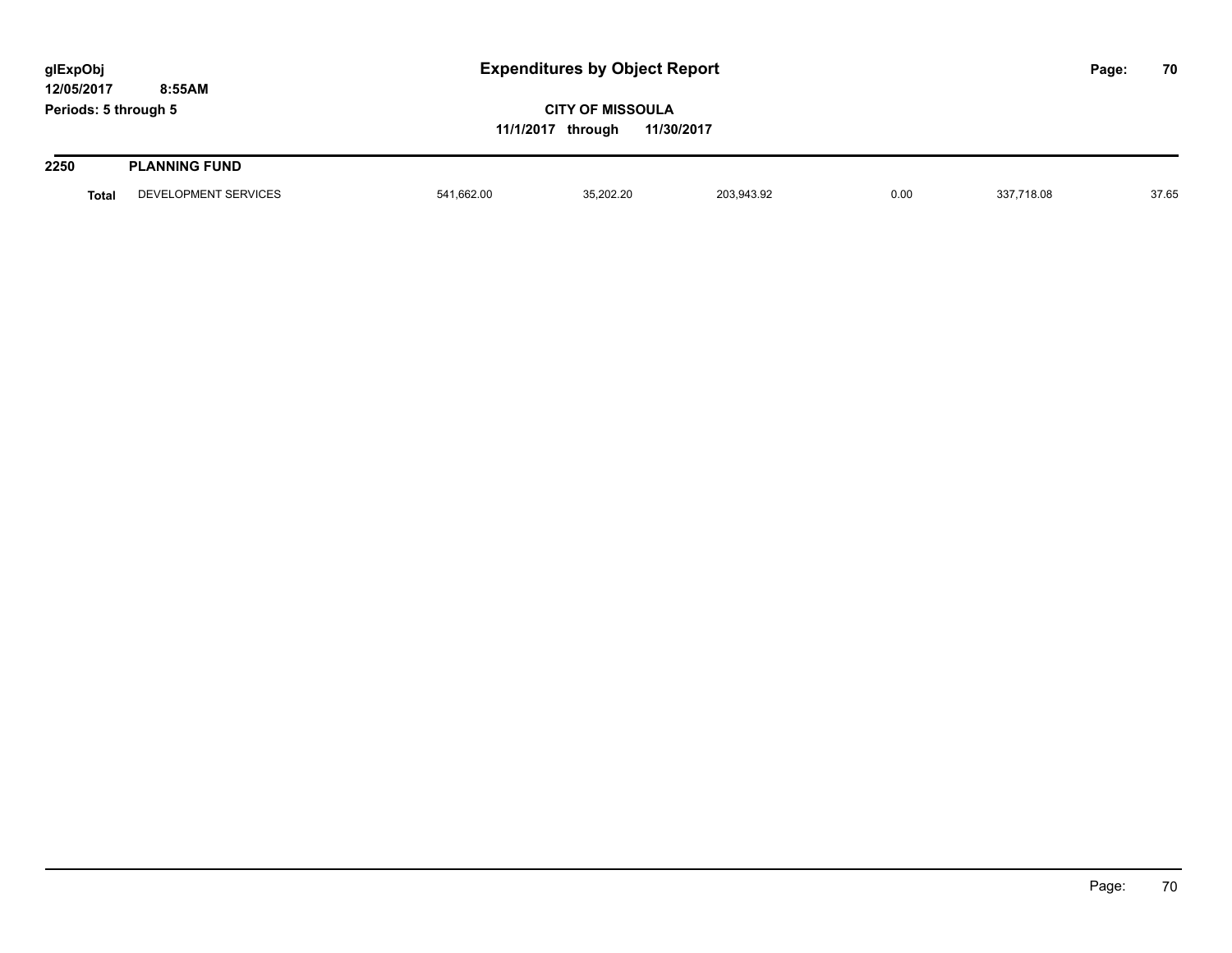# Expenditures by Object Report

glExpObj
12/05/2017 8:55AM
Periods: 5 through 5

**CITY OF MISSOULA**
**11/1/2017 through 11/30/2017**

## 2250 PLANNING FUND

| | | | | | | | |
|---|---|---|---|---|---|---|---|
| **Total** | DEVELOPMENT SERVICES | 541,662.00 | 35,202.20 | 203,943.92 | 0.00 | 337,718.08 | 37.65 |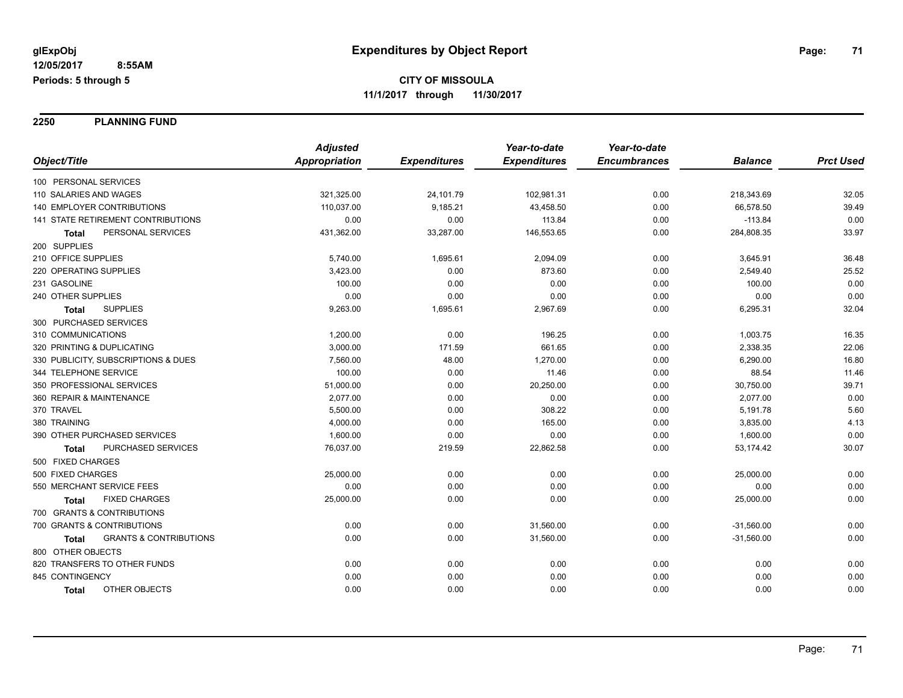# Expenditures by Object Report

glExpObj
12/05/2017 8:55AM
Periods: 5 through 5

**CITY OF MISSOULA**
**11/1/2017 through 11/30/2017**

## 2250 PLANNING FUND

| Object/Title | Adjusted Appropriation | Expenditures | Year-to-date Expenditures | Year-to-date Encumbrances | Balance | Prct Used |
|---|---|---|---|---|---|---|
| 100 PERSONAL SERVICES | | | | | | |
| 110 SALARIES AND WAGES | 321,325.00 | 24,101.79 | 102,981.31 | 0.00 | 218,343.69 | 32.05 |
| 140 EMPLOYER CONTRIBUTIONS | 110,037.00 | 9,185.21 | 43,458.50 | 0.00 | 66,578.50 | 39.49 |
| 141 STATE RETIREMENT CONTRIBUTIONS | 0.00 | 0.00 | 113.84 | 0.00 | -113.84 | 0.00 |
| **Total** PERSONAL SERVICES | 431,362.00 | 33,287.00 | 146,553.65 | 0.00 | 284,808.35 | 33.97 |
| 200 SUPPLIES | | | | | | |
| 210 OFFICE SUPPLIES | 5,740.00 | 1,695.61 | 2,094.09 | 0.00 | 3,645.91 | 36.48 |
| 220 OPERATING SUPPLIES | 3,423.00 | 0.00 | 873.60 | 0.00 | 2,549.40 | 25.52 |
| 231 GASOLINE | 100.00 | 0.00 | 0.00 | 0.00 | 100.00 | 0.00 |
| 240 OTHER SUPPLIES | 0.00 | 0.00 | 0.00 | 0.00 | 0.00 | 0.00 |
| **Total** SUPPLIES | 9,263.00 | 1,695.61 | 2,967.69 | 0.00 | 6,295.31 | 32.04 |
| 300 PURCHASED SERVICES | | | | | | |
| 310 COMMUNICATIONS | 1,200.00 | 0.00 | 196.25 | 0.00 | 1,003.75 | 16.35 |
| 320 PRINTING & DUPLICATING | 3,000.00 | 171.59 | 661.65 | 0.00 | 2,338.35 | 22.06 |
| 330 PUBLICITY, SUBSCRIPTIONS & DUES | 7,560.00 | 48.00 | 1,270.00 | 0.00 | 6,290.00 | 16.80 |
| 344 TELEPHONE SERVICE | 100.00 | 0.00 | 11.46 | 0.00 | 88.54 | 11.46 |
| 350 PROFESSIONAL SERVICES | 51,000.00 | 0.00 | 20,250.00 | 0.00 | 30,750.00 | 39.71 |
| 360 REPAIR & MAINTENANCE | 2,077.00 | 0.00 | 0.00 | 0.00 | 2,077.00 | 0.00 |
| 370 TRAVEL | 5,500.00 | 0.00 | 308.22 | 0.00 | 5,191.78 | 5.60 |
| 380 TRAINING | 4,000.00 | 0.00 | 165.00 | 0.00 | 3,835.00 | 4.13 |
| 390 OTHER PURCHASED SERVICES | 1,600.00 | 0.00 | 0.00 | 0.00 | 1,600.00 | 0.00 |
| **Total** PURCHASED SERVICES | 76,037.00 | 219.59 | 22,862.58 | 0.00 | 53,174.42 | 30.07 |
| 500 FIXED CHARGES | | | | | | |
| 500 FIXED CHARGES | 25,000.00 | 0.00 | 0.00 | 0.00 | 25,000.00 | 0.00 |
| 550 MERCHANT SERVICE FEES | 0.00 | 0.00 | 0.00 | 0.00 | 0.00 | 0.00 |
| **Total** FIXED CHARGES | 25,000.00 | 0.00 | 0.00 | 0.00 | 25,000.00 | 0.00 |
| 700 GRANTS & CONTRIBUTIONS | | | | | | |
| 700 GRANTS & CONTRIBUTIONS | 0.00 | 0.00 | 31,560.00 | 0.00 | -31,560.00 | 0.00 |
| **Total** GRANTS & CONTRIBUTIONS | 0.00 | 0.00 | 31,560.00 | 0.00 | -31,560.00 | 0.00 |
| 800 OTHER OBJECTS | | | | | | |
| 820 TRANSFERS TO OTHER FUNDS | 0.00 | 0.00 | 0.00 | 0.00 | 0.00 | 0.00 |
| 845 CONTINGENCY | 0.00 | 0.00 | 0.00 | 0.00 | 0.00 | 0.00 |
| **Total** OTHER OBJECTS | 0.00 | 0.00 | 0.00 | 0.00 | 0.00 | 0.00 |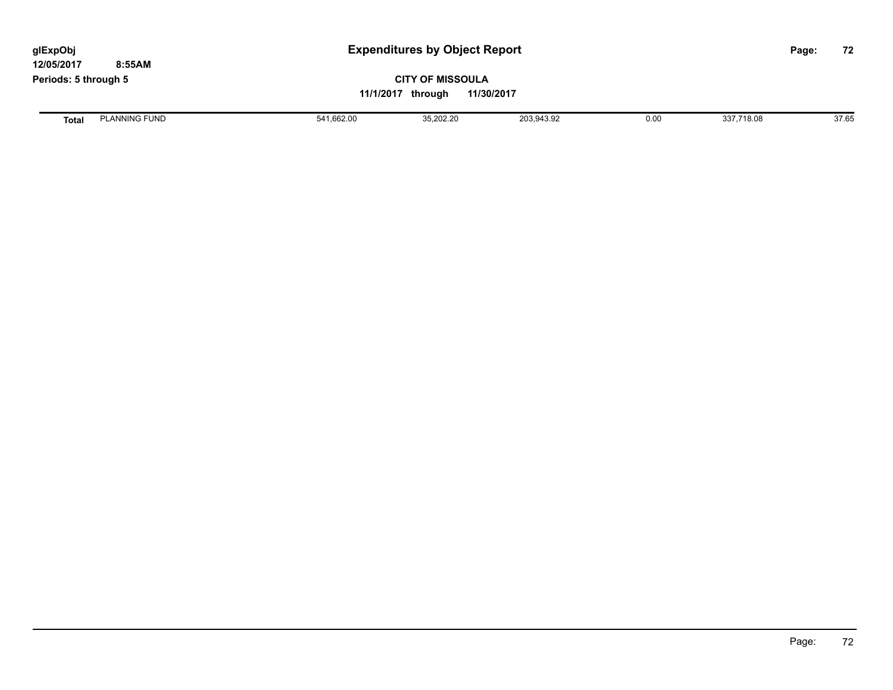# Expenditures by Object Report

glExpObj
12/05/2017 8:55AM
Periods: 5 through 5

**CITY OF MISSOULA**

**11/1/2017 through 11/30/2017**

| | | | | | | | |
|---|---|---|---|---|---|---|---|
| **Total** | PLANNING FUND | 541,662.00 | 35,202.20 | 203,943.92 | 0.00 | 337,718.08 | 37.65 |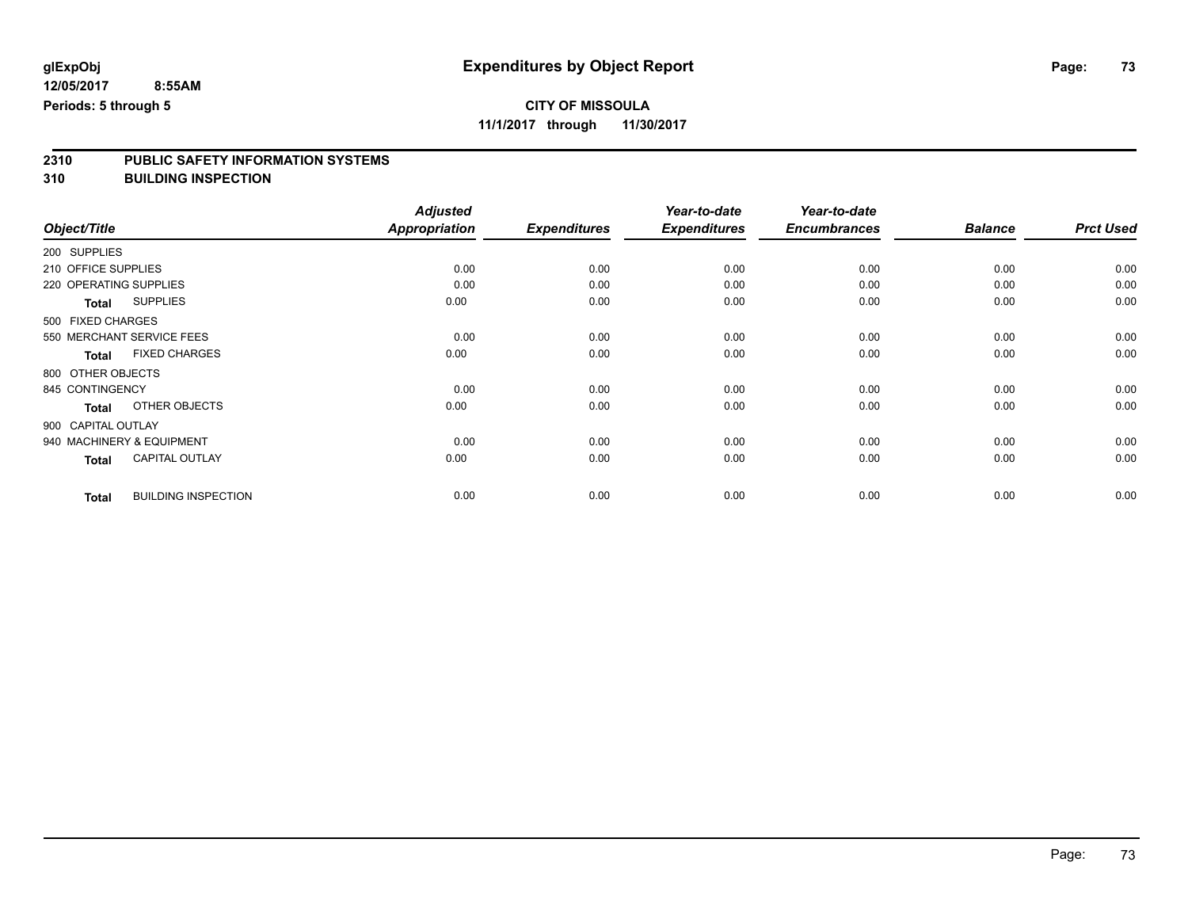# Expenditures by Object Report

glExpObj
12/05/2017 8:55AM
Periods: 5 through 5

**CITY OF MISSOULA**
**11/1/2017 through 11/30/2017**

## 2310 PUBLIC SAFETY INFORMATION SYSTEMS
## 310 BUILDING INSPECTION

| Object/Title | Adjusted Appropriation | Expenditures | Year-to-date Expenditures | Year-to-date Encumbrances | Balance | Prct Used |
|---|---|---|---|---|---|---|
| 200 SUPPLIES | | | | | | |
| 210 OFFICE SUPPLIES | 0.00 | 0.00 | 0.00 | 0.00 | 0.00 | 0.00 |
| 220 OPERATING SUPPLIES | 0.00 | 0.00 | 0.00 | 0.00 | 0.00 | 0.00 |
| **Total** SUPPLIES | 0.00 | 0.00 | 0.00 | 0.00 | 0.00 | 0.00 |
| 500 FIXED CHARGES | | | | | | |
| 550 MERCHANT SERVICE FEES | 0.00 | 0.00 | 0.00 | 0.00 | 0.00 | 0.00 |
| **Total** FIXED CHARGES | 0.00 | 0.00 | 0.00 | 0.00 | 0.00 | 0.00 |
| 800 OTHER OBJECTS | | | | | | |
| 845 CONTINGENCY | 0.00 | 0.00 | 0.00 | 0.00 | 0.00 | 0.00 |
| **Total** OTHER OBJECTS | 0.00 | 0.00 | 0.00 | 0.00 | 0.00 | 0.00 |
| 900 CAPITAL OUTLAY | | | | | | |
| 940 MACHINERY & EQUIPMENT | 0.00 | 0.00 | 0.00 | 0.00 | 0.00 | 0.00 |
| **Total** CAPITAL OUTLAY | 0.00 | 0.00 | 0.00 | 0.00 | 0.00 | 0.00 |
| **Total** BUILDING INSPECTION | 0.00 | 0.00 | 0.00 | 0.00 | 0.00 | 0.00 |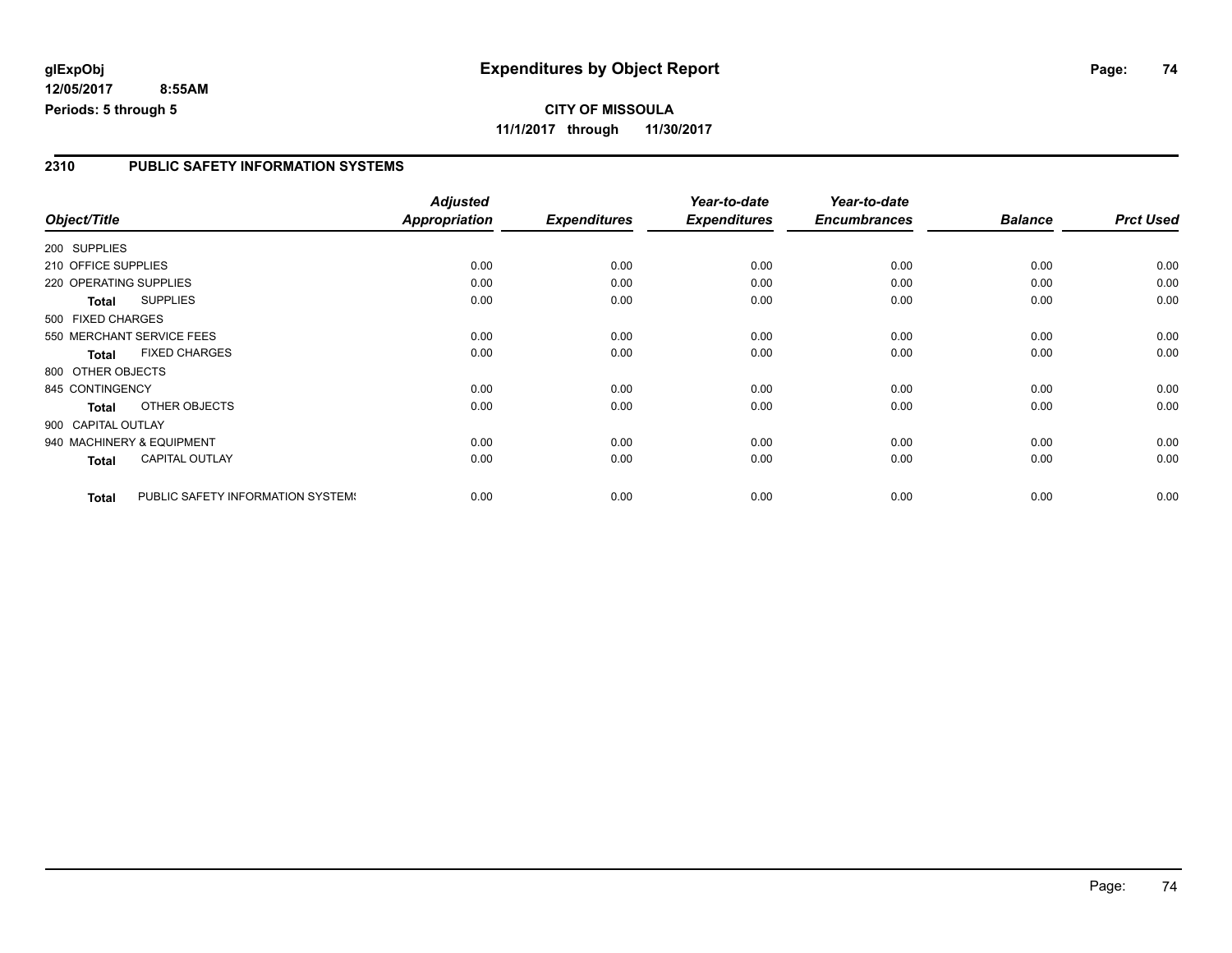**glExpObj**
**12/05/2017 8:55AM**
**Periods: 5 through 5**

# Expenditures by Object Report

**CITY OF MISSOULA**
**11/1/2017 through 11/30/2017**

## 2310 PUBLIC SAFETY INFORMATION SYSTEMS

| Object/Title | Adjusted Appropriation | Expenditures | Year-to-date Expenditures | Year-to-date Encumbrances | Balance | Prct Used |
|---|---|---|---|---|---|---|
| 200 SUPPLIES | | | | | | |
| 210 OFFICE SUPPLIES | 0.00 | 0.00 | 0.00 | 0.00 | 0.00 | 0.00 |
| 220 OPERATING SUPPLIES | 0.00 | 0.00 | 0.00 | 0.00 | 0.00 | 0.00 |
| **Total** SUPPLIES | 0.00 | 0.00 | 0.00 | 0.00 | 0.00 | 0.00 |
| 500 FIXED CHARGES | | | | | | |
| 550 MERCHANT SERVICE FEES | 0.00 | 0.00 | 0.00 | 0.00 | 0.00 | 0.00 |
| **Total** FIXED CHARGES | 0.00 | 0.00 | 0.00 | 0.00 | 0.00 | 0.00 |
| 800 OTHER OBJECTS | | | | | | |
| 845 CONTINGENCY | 0.00 | 0.00 | 0.00 | 0.00 | 0.00 | 0.00 |
| **Total** OTHER OBJECTS | 0.00 | 0.00 | 0.00 | 0.00 | 0.00 | 0.00 |
| 900 CAPITAL OUTLAY | | | | | | |
| 940 MACHINERY & EQUIPMENT | 0.00 | 0.00 | 0.00 | 0.00 | 0.00 | 0.00 |
| **Total** CAPITAL OUTLAY | 0.00 | 0.00 | 0.00 | 0.00 | 0.00 | 0.00 |
| **Total** PUBLIC SAFETY INFORMATION SYSTEMS | 0.00 | 0.00 | 0.00 | 0.00 | 0.00 | 0.00 |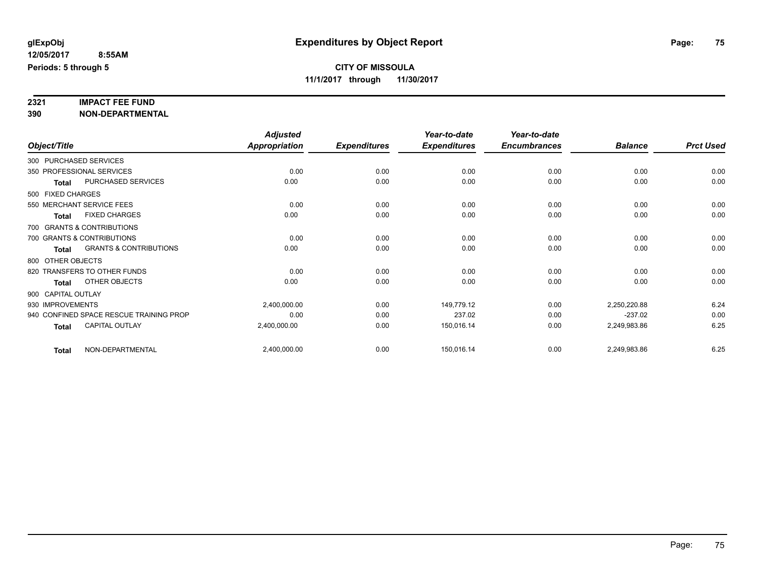**glExpObj** **Expenditures by Object Report**

**12/05/2017 8:55AM**

**Periods: 5 through 5**

**CITY OF MISSOULA**

**11/1/2017 through 11/30/2017**

**2321 IMPACT FEE FUND**

**390 NON-DEPARTMENTAL**

| Object/Title | | *Adjusted Appropriation* | *Expenditures* | *Year-to-date Expenditures* | *Year-to-date Encumbrances* | *Balance* | *Prct Used* |
|---|---|---|---|---|---|---|---|
| 300 PURCHASED SERVICES | | | | | | | |
| 350 PROFESSIONAL SERVICES | | 0.00 | 0.00 | 0.00 | 0.00 | 0.00 | 0.00 |
| **Total** | PURCHASED SERVICES | 0.00 | 0.00 | 0.00 | 0.00 | 0.00 | 0.00 |
| 500 FIXED CHARGES | | | | | | | |
| 550 MERCHANT SERVICE FEES | | 0.00 | 0.00 | 0.00 | 0.00 | 0.00 | 0.00 |
| **Total** | FIXED CHARGES | 0.00 | 0.00 | 0.00 | 0.00 | 0.00 | 0.00 |
| 700 GRANTS & CONTRIBUTIONS | | | | | | | |
| 700 GRANTS & CONTRIBUTIONS | | 0.00 | 0.00 | 0.00 | 0.00 | 0.00 | 0.00 |
| **Total** | GRANTS & CONTRIBUTIONS | 0.00 | 0.00 | 0.00 | 0.00 | 0.00 | 0.00 |
| 800 OTHER OBJECTS | | | | | | | |
| 820 TRANSFERS TO OTHER FUNDS | | 0.00 | 0.00 | 0.00 | 0.00 | 0.00 | 0.00 |
| **Total** | OTHER OBJECTS | 0.00 | 0.00 | 0.00 | 0.00 | 0.00 | 0.00 |
| 900 CAPITAL OUTLAY | | | | | | | |
| 930 IMPROVEMENTS | | 2,400,000.00 | 0.00 | 149,779.12 | 0.00 | 2,250,220.88 | 6.24 |
| 940 CONFINED SPACE RESCUE TRAINING PROP | | 0.00 | 0.00 | 237.02 | 0.00 | -237.02 | 0.00 |
| **Total** | CAPITAL OUTLAY | 2,400,000.00 | 0.00 | 150,016.14 | 0.00 | 2,249,983.86 | 6.25 |
| **Total** | NON-DEPARTMENTAL | 2,400,000.00 | 0.00 | 150,016.14 | 0.00 | 2,249,983.86 | 6.25 |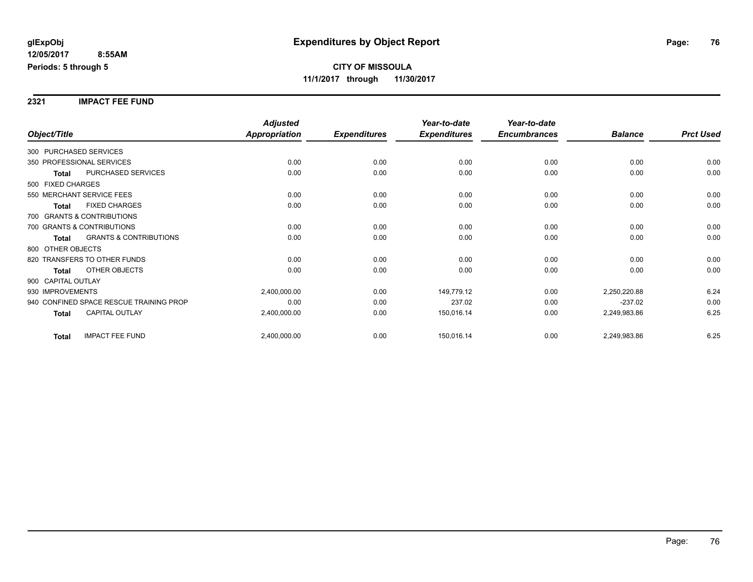# Expenditures by Object Report

glExpObj
12/05/2017 8:55AM
Periods: 5 through 5

**CITY OF MISSOULA**
**11/1/2017 through 11/30/2017**

## 2321 IMPACT FEE FUND

| Object/Title | Adjusted Appropriation | Expenditures | Year-to-date Expenditures | Year-to-date Encumbrances | Balance | Prct Used |
|---|---|---|---|---|---|---|
| 300 PURCHASED SERVICES | | | | | | |
| 350 PROFESSIONAL SERVICES | 0.00 | 0.00 | 0.00 | 0.00 | 0.00 | 0.00 |
| **Total** PURCHASED SERVICES | 0.00 | 0.00 | 0.00 | 0.00 | 0.00 | 0.00 |
| 500 FIXED CHARGES | | | | | | |
| 550 MERCHANT SERVICE FEES | 0.00 | 0.00 | 0.00 | 0.00 | 0.00 | 0.00 |
| **Total** FIXED CHARGES | 0.00 | 0.00 | 0.00 | 0.00 | 0.00 | 0.00 |
| 700 GRANTS & CONTRIBUTIONS | | | | | | |
| 700 GRANTS & CONTRIBUTIONS | 0.00 | 0.00 | 0.00 | 0.00 | 0.00 | 0.00 |
| **Total** GRANTS & CONTRIBUTIONS | 0.00 | 0.00 | 0.00 | 0.00 | 0.00 | 0.00 |
| 800 OTHER OBJECTS | | | | | | |
| 820 TRANSFERS TO OTHER FUNDS | 0.00 | 0.00 | 0.00 | 0.00 | 0.00 | 0.00 |
| **Total** OTHER OBJECTS | 0.00 | 0.00 | 0.00 | 0.00 | 0.00 | 0.00 |
| 900 CAPITAL OUTLAY | | | | | | |
| 930 IMPROVEMENTS | 2,400,000.00 | 0.00 | 149,779.12 | 0.00 | 2,250,220.88 | 6.24 |
| 940 CONFINED SPACE RESCUE TRAINING PROP | 0.00 | 0.00 | 237.02 | 0.00 | -237.02 | 0.00 |
| **Total** CAPITAL OUTLAY | 2,400,000.00 | 0.00 | 150,016.14 | 0.00 | 2,249,983.86 | 6.25 |
| **Total** IMPACT FEE FUND | 2,400,000.00 | 0.00 | 150,016.14 | 0.00 | 2,249,983.86 | 6.25 |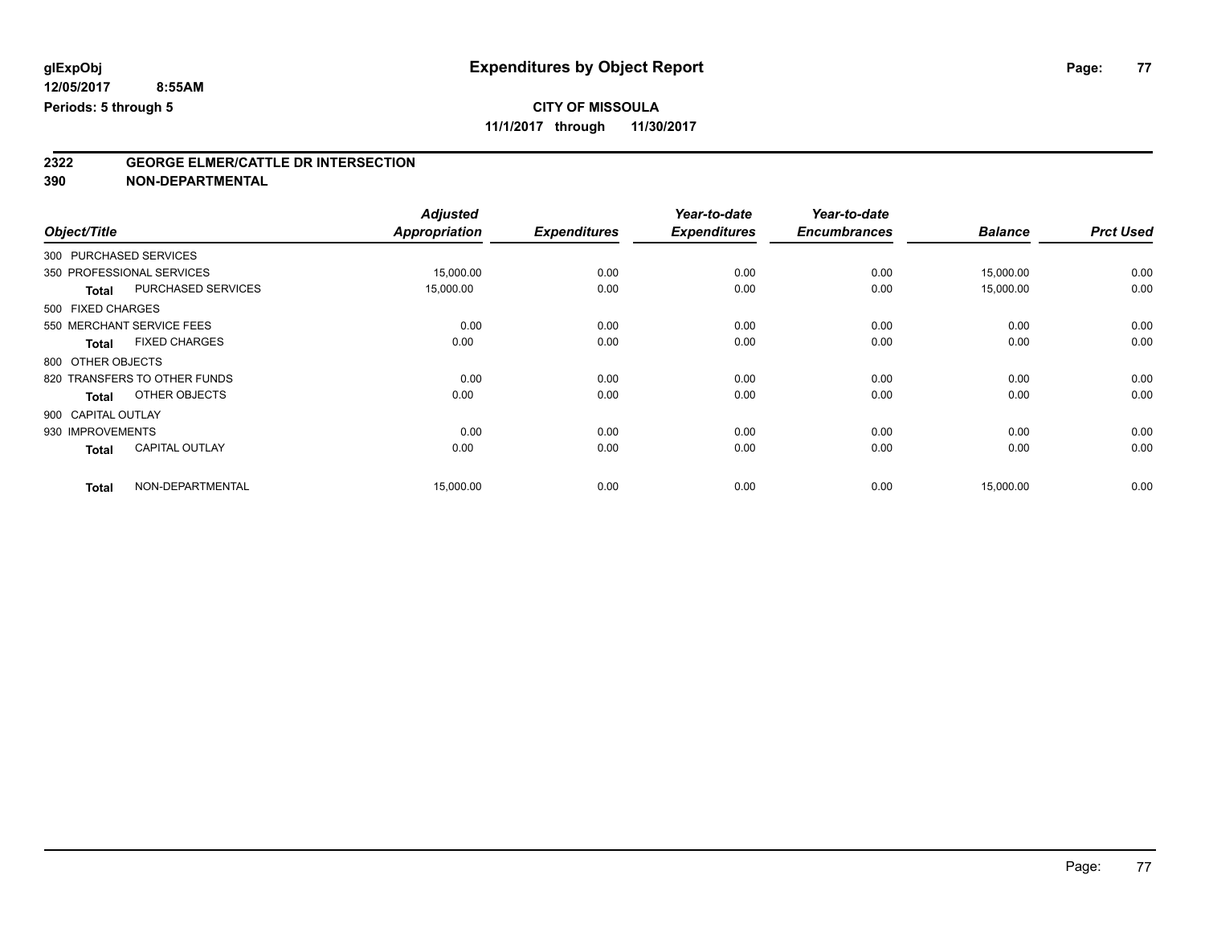**glExpObj**
**12/05/2017 8:55AM**
**Periods: 5 through 5**

# Expenditures by Object Report

**CITY OF MISSOULA**
**11/1/2017 through 11/30/2017**

## 2322 GEORGE ELMER/CATTLE DR INTERSECTION
## 390 NON-DEPARTMENTAL

| Object/Title | | Adjusted Appropriation | Expenditures | Year-to-date Expenditures | Year-to-date Encumbrances | Balance | Prct Used |
|---|---|---|---|---|---|---|---|
| 300 PURCHASED SERVICES | | | | | | | |
| 350 PROFESSIONAL SERVICES | | 15,000.00 | 0.00 | 0.00 | 0.00 | 15,000.00 | 0.00 |
| **Total** | PURCHASED SERVICES | 15,000.00 | 0.00 | 0.00 | 0.00 | 15,000.00 | 0.00 |
| 500 FIXED CHARGES | | | | | | | |
| 550 MERCHANT SERVICE FEES | | 0.00 | 0.00 | 0.00 | 0.00 | 0.00 | 0.00 |
| **Total** | FIXED CHARGES | 0.00 | 0.00 | 0.00 | 0.00 | 0.00 | 0.00 |
| 800 OTHER OBJECTS | | | | | | | |
| 820 TRANSFERS TO OTHER FUNDS | | 0.00 | 0.00 | 0.00 | 0.00 | 0.00 | 0.00 |
| **Total** | OTHER OBJECTS | 0.00 | 0.00 | 0.00 | 0.00 | 0.00 | 0.00 |
| 900 CAPITAL OUTLAY | | | | | | | |
| 930 IMPROVEMENTS | | 0.00 | 0.00 | 0.00 | 0.00 | 0.00 | 0.00 |
| **Total** | CAPITAL OUTLAY | 0.00 | 0.00 | 0.00 | 0.00 | 0.00 | 0.00 |
| **Total** | NON-DEPARTMENTAL | 15,000.00 | 0.00 | 0.00 | 0.00 | 15,000.00 | 0.00 |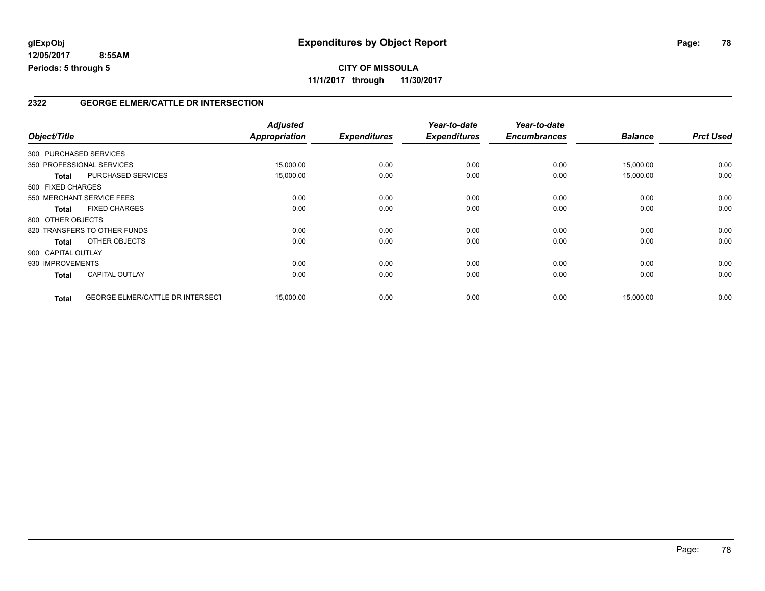**glExpObj**
**12/05/2017 8:55AM**
**Periods: 5 through 5**

# Expenditures by Object Report

**CITY OF MISSOULA**
**11/1/2017 through 11/30/2017**

## 2322 GEORGE ELMER/CATTLE DR INTERSECTION

| Object/Title | | Adjusted Appropriation | Expenditures | Year-to-date Expenditures | Year-to-date Encumbrances | Balance | Prct Used |
|---|---|---|---|---|---|---|---|
| 300 PURCHASED SERVICES | | | | | | | |
| 350 PROFESSIONAL SERVICES | | 15,000.00 | 0.00 | 0.00 | 0.00 | 15,000.00 | 0.00 |
| **Total** | PURCHASED SERVICES | 15,000.00 | 0.00 | 0.00 | 0.00 | 15,000.00 | 0.00 |
| 500 FIXED CHARGES | | | | | | | |
| 550 MERCHANT SERVICE FEES | | 0.00 | 0.00 | 0.00 | 0.00 | 0.00 | 0.00 |
| **Total** | FIXED CHARGES | 0.00 | 0.00 | 0.00 | 0.00 | 0.00 | 0.00 |
| 800 OTHER OBJECTS | | | | | | | |
| 820 TRANSFERS TO OTHER FUNDS | | 0.00 | 0.00 | 0.00 | 0.00 | 0.00 | 0.00 |
| **Total** | OTHER OBJECTS | 0.00 | 0.00 | 0.00 | 0.00 | 0.00 | 0.00 |
| 900 CAPITAL OUTLAY | | | | | | | |
| 930 IMPROVEMENTS | | 0.00 | 0.00 | 0.00 | 0.00 | 0.00 | 0.00 |
| **Total** | CAPITAL OUTLAY | 0.00 | 0.00 | 0.00 | 0.00 | 0.00 | 0.00 |
| **Total** | GEORGE ELMER/CATTLE DR INTERSECT | 15,000.00 | 0.00 | 0.00 | 0.00 | 15,000.00 | 0.00 |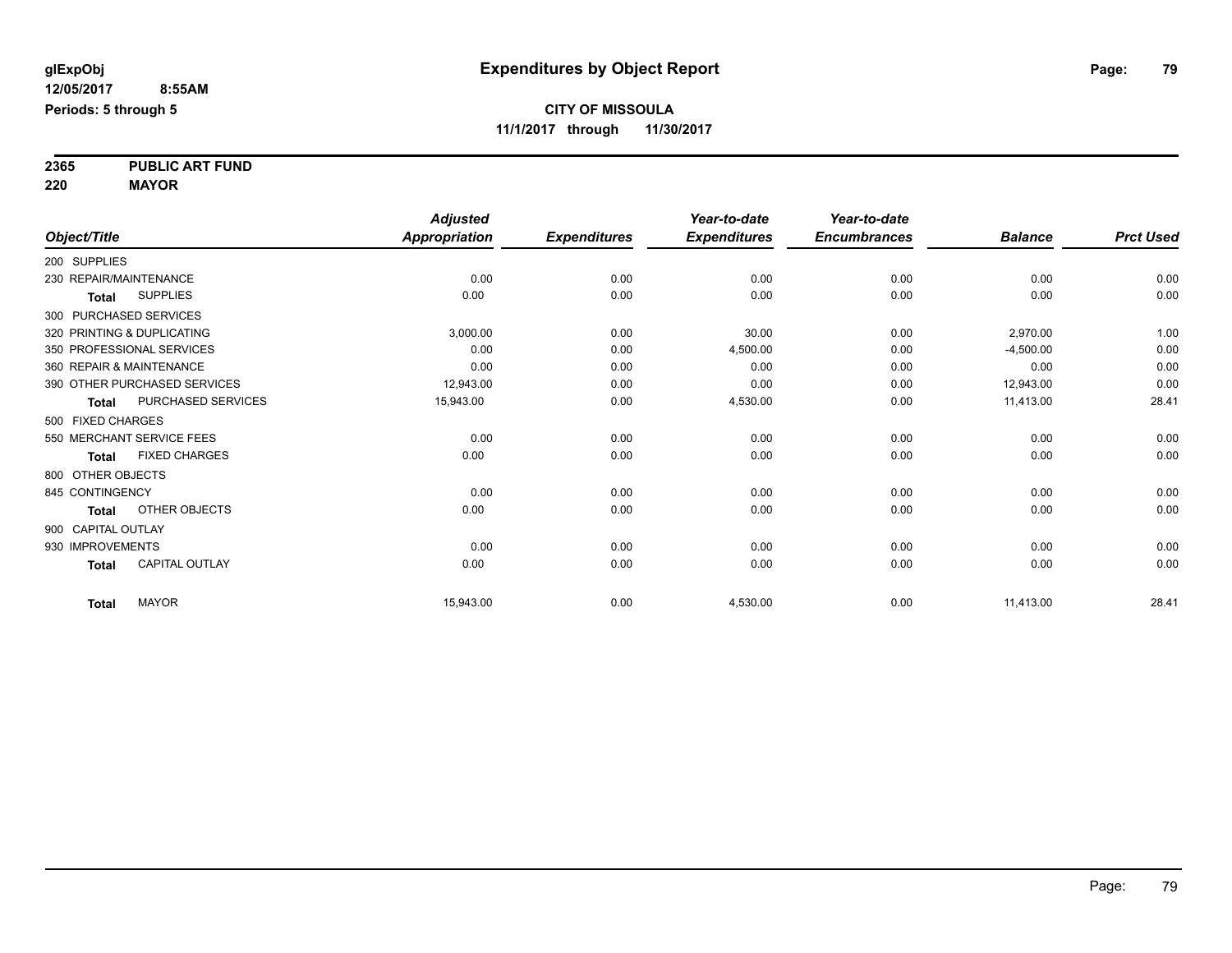**glExpObj**
**12/05/2017 8:55AM**
**Periods: 5 through 5**

# Expenditures by Object Report

**CITY OF MISSOULA**
**11/1/2017 through 11/30/2017**

**2365 PUBLIC ART FUND**
**220 MAYOR**

| Object/Title | Adjusted Appropriation | Expenditures | Year-to-date Expenditures | Year-to-date Encumbrances | Balance | Prct Used |
|---|---|---|---|---|---|---|
| 200 SUPPLIES | | | | | | |
| 230 REPAIR/MAINTENANCE | 0.00 | 0.00 | 0.00 | 0.00 | 0.00 | 0.00 |
| **Total** SUPPLIES | 0.00 | 0.00 | 0.00 | 0.00 | 0.00 | 0.00 |
| 300 PURCHASED SERVICES | | | | | | |
| 320 PRINTING & DUPLICATING | 3,000.00 | 0.00 | 30.00 | 0.00 | 2,970.00 | 1.00 |
| 350 PROFESSIONAL SERVICES | 0.00 | 0.00 | 4,500.00 | 0.00 | -4,500.00 | 0.00 |
| 360 REPAIR & MAINTENANCE | 0.00 | 0.00 | 0.00 | 0.00 | 0.00 | 0.00 |
| 390 OTHER PURCHASED SERVICES | 12,943.00 | 0.00 | 0.00 | 0.00 | 12,943.00 | 0.00 |
| **Total** PURCHASED SERVICES | 15,943.00 | 0.00 | 4,530.00 | 0.00 | 11,413.00 | 28.41 |
| 500 FIXED CHARGES | | | | | | |
| 550 MERCHANT SERVICE FEES | 0.00 | 0.00 | 0.00 | 0.00 | 0.00 | 0.00 |
| **Total** FIXED CHARGES | 0.00 | 0.00 | 0.00 | 0.00 | 0.00 | 0.00 |
| 800 OTHER OBJECTS | | | | | | |
| 845 CONTINGENCY | 0.00 | 0.00 | 0.00 | 0.00 | 0.00 | 0.00 |
| **Total** OTHER OBJECTS | 0.00 | 0.00 | 0.00 | 0.00 | 0.00 | 0.00 |
| 900 CAPITAL OUTLAY | | | | | | |
| 930 IMPROVEMENTS | 0.00 | 0.00 | 0.00 | 0.00 | 0.00 | 0.00 |
| **Total** CAPITAL OUTLAY | 0.00 | 0.00 | 0.00 | 0.00 | 0.00 | 0.00 |
| **Total** MAYOR | 15,943.00 | 0.00 | 4,530.00 | 0.00 | 11,413.00 | 28.41 |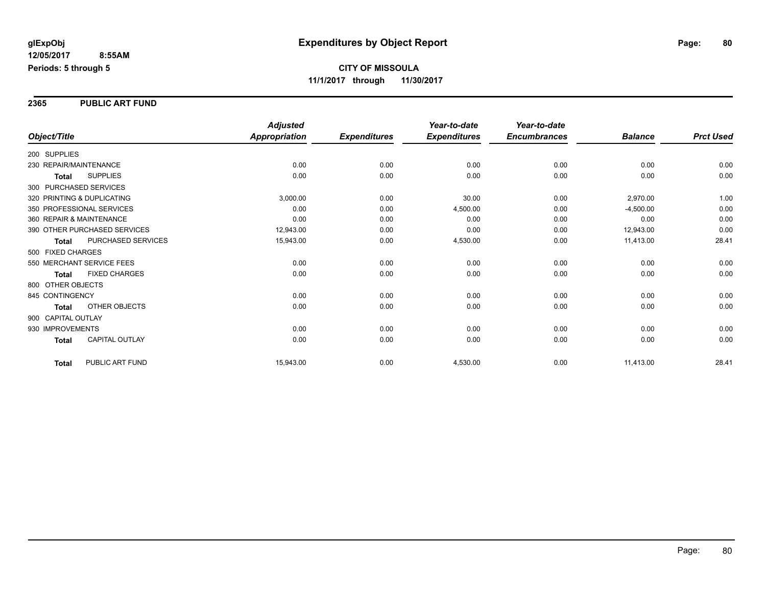**glExpObj** **Expenditures by Object Report**

**12/05/2017 8:55AM**

**Periods: 5 through 5**

**CITY OF MISSOULA**

**11/1/2017 through 11/30/2017**

## 2365 PUBLIC ART FUND

| Object/Title | | Adjusted Appropriation | Expenditures | Year-to-date Expenditures | Year-to-date Encumbrances | Balance | Prct Used |
|---|---|---|---|---|---|---|---|
| 200 SUPPLIES | | | | | | | |
| 230 REPAIR/MAINTENANCE | | 0.00 | 0.00 | 0.00 | 0.00 | 0.00 | 0.00 |
| **Total** | SUPPLIES | 0.00 | 0.00 | 0.00 | 0.00 | 0.00 | 0.00 |
| 300 PURCHASED SERVICES | | | | | | | |
| 320 PRINTING & DUPLICATING | | 3,000.00 | 0.00 | 30.00 | 0.00 | 2,970.00 | 1.00 |
| 350 PROFESSIONAL SERVICES | | 0.00 | 0.00 | 4,500.00 | 0.00 | -4,500.00 | 0.00 |
| 360 REPAIR & MAINTENANCE | | 0.00 | 0.00 | 0.00 | 0.00 | 0.00 | 0.00 |
| 390 OTHER PURCHASED SERVICES | | 12,943.00 | 0.00 | 0.00 | 0.00 | 12,943.00 | 0.00 |
| **Total** | PURCHASED SERVICES | 15,943.00 | 0.00 | 4,530.00 | 0.00 | 11,413.00 | 28.41 |
| 500 FIXED CHARGES | | | | | | | |
| 550 MERCHANT SERVICE FEES | | 0.00 | 0.00 | 0.00 | 0.00 | 0.00 | 0.00 |
| **Total** | FIXED CHARGES | 0.00 | 0.00 | 0.00 | 0.00 | 0.00 | 0.00 |
| 800 OTHER OBJECTS | | | | | | | |
| 845 CONTINGENCY | | 0.00 | 0.00 | 0.00 | 0.00 | 0.00 | 0.00 |
| **Total** | OTHER OBJECTS | 0.00 | 0.00 | 0.00 | 0.00 | 0.00 | 0.00 |
| 900 CAPITAL OUTLAY | | | | | | | |
| 930 IMPROVEMENTS | | 0.00 | 0.00 | 0.00 | 0.00 | 0.00 | 0.00 |
| **Total** | CAPITAL OUTLAY | 0.00 | 0.00 | 0.00 | 0.00 | 0.00 | 0.00 |
| **Total** | PUBLIC ART FUND | 15,943.00 | 0.00 | 4,530.00 | 0.00 | 11,413.00 | 28.41 |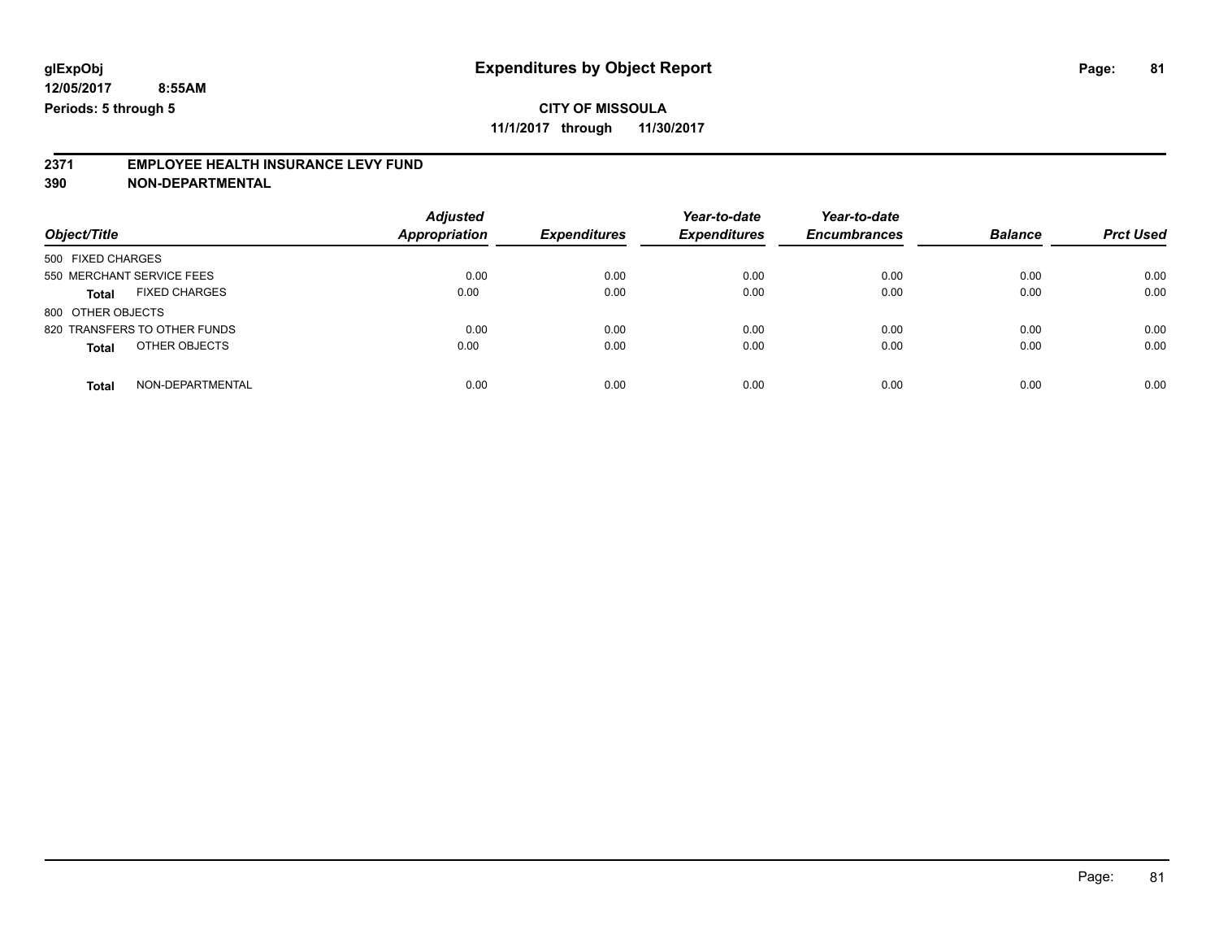glExpObj
12/05/2017 8:55AM
Periods: 5 through 5

# Expenditures by Object Report

**CITY OF MISSOULA**
**11/1/2017 through 11/30/2017**

**2371 EMPLOYEE HEALTH INSURANCE LEVY FUND**
**390 NON-DEPARTMENTAL**

| Object/Title | Adjusted Appropriation | Expenditures | Year-to-date Expenditures | Year-to-date Encumbrances | Balance | Prct Used |
|---|---|---|---|---|---|---|
| 500 FIXED CHARGES | | | | | | |
| 550 MERCHANT SERVICE FEES | 0.00 | 0.00 | 0.00 | 0.00 | 0.00 | 0.00 |
| **Total** FIXED CHARGES | 0.00 | 0.00 | 0.00 | 0.00 | 0.00 | 0.00 |
| 800 OTHER OBJECTS | | | | | | |
| 820 TRANSFERS TO OTHER FUNDS | 0.00 | 0.00 | 0.00 | 0.00 | 0.00 | 0.00 |
| **Total** OTHER OBJECTS | 0.00 | 0.00 | 0.00 | 0.00 | 0.00 | 0.00 |
| **Total** NON-DEPARTMENTAL | 0.00 | 0.00 | 0.00 | 0.00 | 0.00 | 0.00 |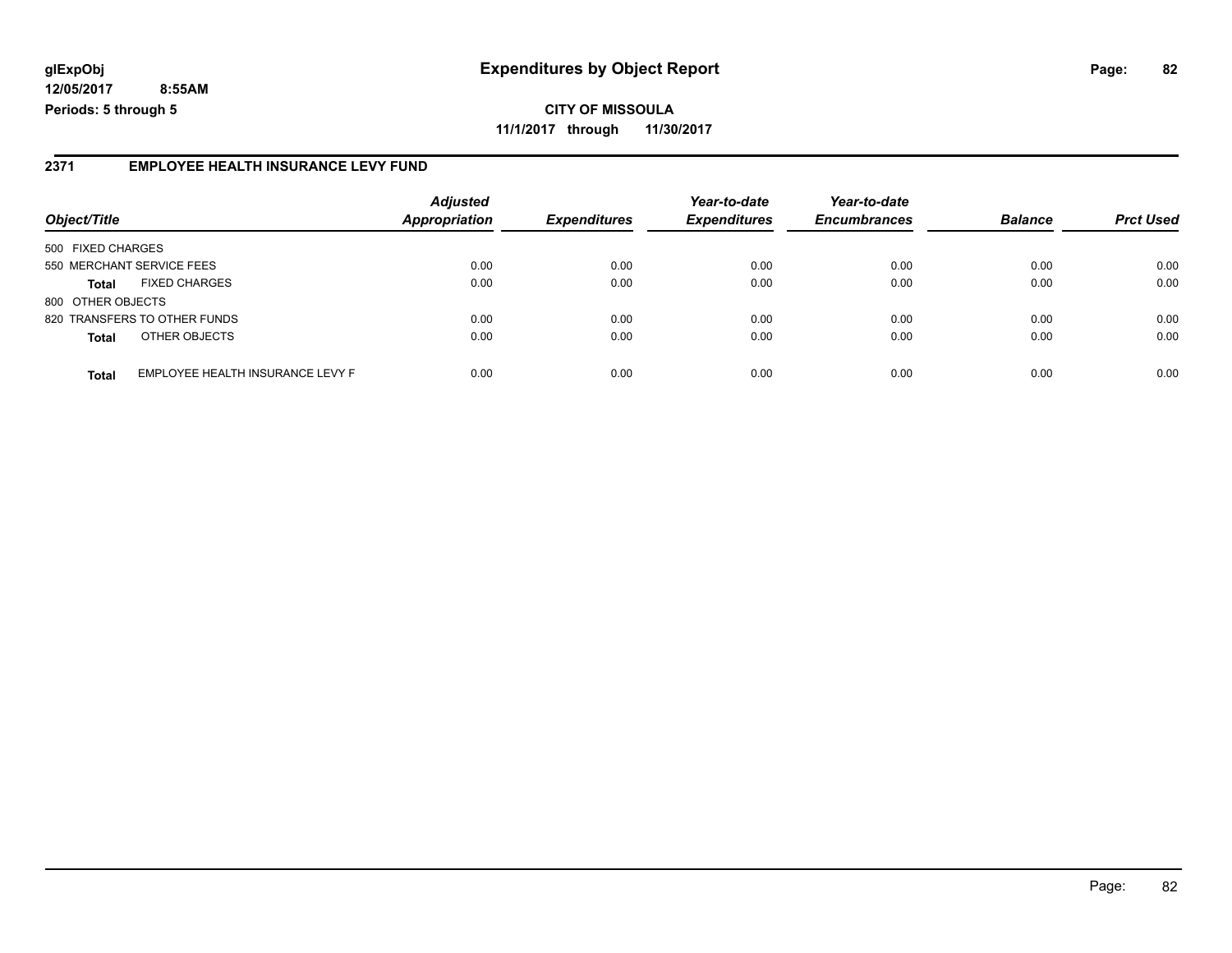**glExpObj**
**12/05/2017 8:55AM**
**Periods: 5 through 5**

# Expenditures by Object Report

**CITY OF MISSOULA**
**11/1/2017 through 11/30/2017**

## 2371 EMPLOYEE HEALTH INSURANCE LEVY FUND

| Object/Title | | Adjusted Appropriation | Expenditures | Year-to-date Expenditures | Year-to-date Encumbrances | Balance | Prct Used |
|---|---|---|---|---|---|---|---|
| 500 FIXED CHARGES | | | | | | | |
| 550 MERCHANT SERVICE FEES | | 0.00 | 0.00 | 0.00 | 0.00 | 0.00 | 0.00 |
| **Total** | FIXED CHARGES | 0.00 | 0.00 | 0.00 | 0.00 | 0.00 | 0.00 |
| 800 OTHER OBJECTS | | | | | | | |
| 820 TRANSFERS TO OTHER FUNDS | | 0.00 | 0.00 | 0.00 | 0.00 | 0.00 | 0.00 |
| **Total** | OTHER OBJECTS | 0.00 | 0.00 | 0.00 | 0.00 | 0.00 | 0.00 |
| **Total** | EMPLOYEE HEALTH INSURANCE LEVY F | 0.00 | 0.00 | 0.00 | 0.00 | 0.00 | 0.00 |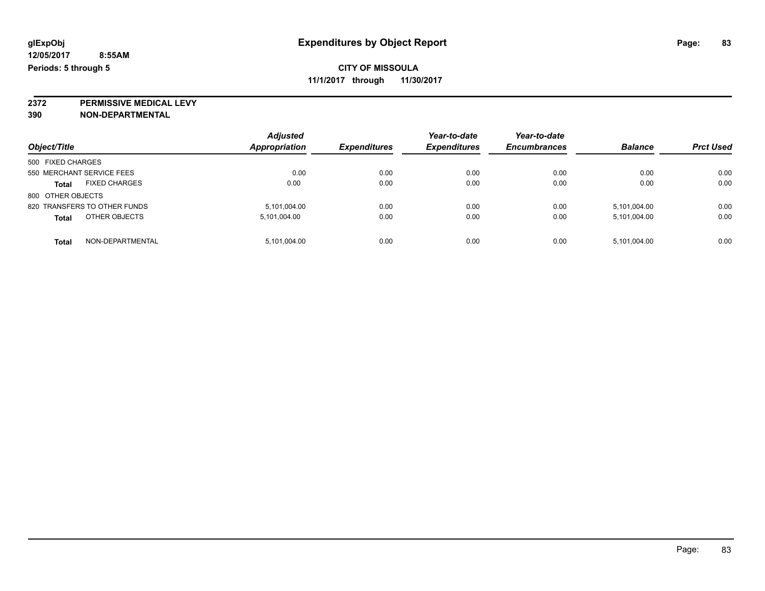**glExpObj** | **Expenditures by Object Report**

**12/05/2017 8:55AM**

**Periods: 5 through 5**

**CITY OF MISSOULA**

**11/1/2017 through 11/30/2017**

**2372 PERMISSIVE MEDICAL LEVY**

**390 NON-DEPARTMENTAL**

| Object/Title | Adjusted Appropriation | Expenditures | Year-to-date Expenditures | Year-to-date Encumbrances | Balance | Prct Used |
|---|---|---|---|---|---|---|
| 500 FIXED CHARGES | | | | | | |
| 550 MERCHANT SERVICE FEES | 0.00 | 0.00 | 0.00 | 0.00 | 0.00 | 0.00 |
| **Total** FIXED CHARGES | 0.00 | 0.00 | 0.00 | 0.00 | 0.00 | 0.00 |
| 800 OTHER OBJECTS | | | | | | |
| 820 TRANSFERS TO OTHER FUNDS | 5,101,004.00 | 0.00 | 0.00 | 0.00 | 5,101,004.00 | 0.00 |
| **Total** OTHER OBJECTS | 5,101,004.00 | 0.00 | 0.00 | 0.00 | 5,101,004.00 | 0.00 |
| **Total** NON-DEPARTMENTAL | 5,101,004.00 | 0.00 | 0.00 | 0.00 | 5,101,004.00 | 0.00 |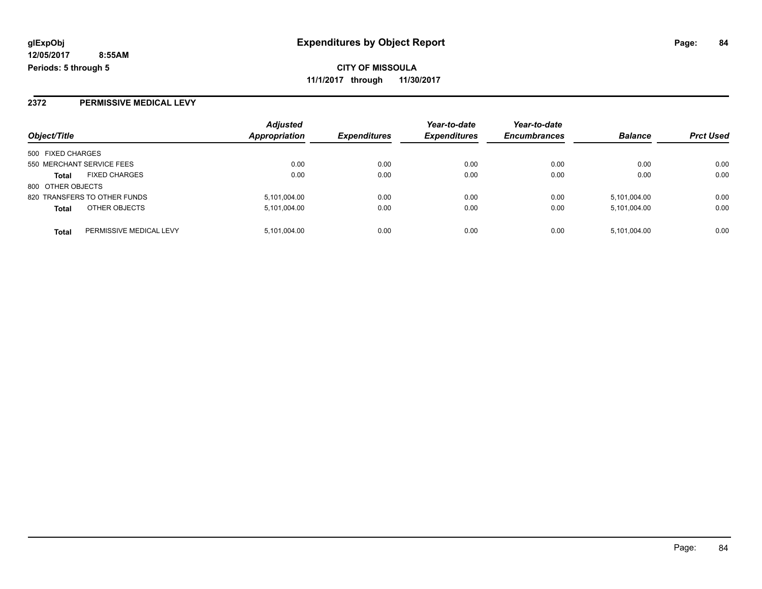# Expenditures by Object Report

glExpObj
12/05/2017 8:55AM
Periods: 5 through 5

**CITY OF MISSOULA**
**11/1/2017 through 11/30/2017**

## 2372 PERMISSIVE MEDICAL LEVY

| Object/Title | | *Adjusted Appropriation* | *Expenditures* | *Year-to-date Expenditures* | *Year-to-date Encumbrances* | *Balance* | *Prct Used* |
|---|---|---|---|---|---|---|---|
| 500 FIXED CHARGES | | | | | | | |
| 550 MERCHANT SERVICE FEES | | 0.00 | 0.00 | 0.00 | 0.00 | 0.00 | 0.00 |
| **Total** | FIXED CHARGES | 0.00 | 0.00 | 0.00 | 0.00 | 0.00 | 0.00 |
| 800 OTHER OBJECTS | | | | | | | |
| 820 TRANSFERS TO OTHER FUNDS | | 5,101,004.00 | 0.00 | 0.00 | 0.00 | 5,101,004.00 | 0.00 |
| **Total** | OTHER OBJECTS | 5,101,004.00 | 0.00 | 0.00 | 0.00 | 5,101,004.00 | 0.00 |
| **Total** | PERMISSIVE MEDICAL LEVY | 5,101,004.00 | 0.00 | 0.00 | 0.00 | 5,101,004.00 | 0.00 |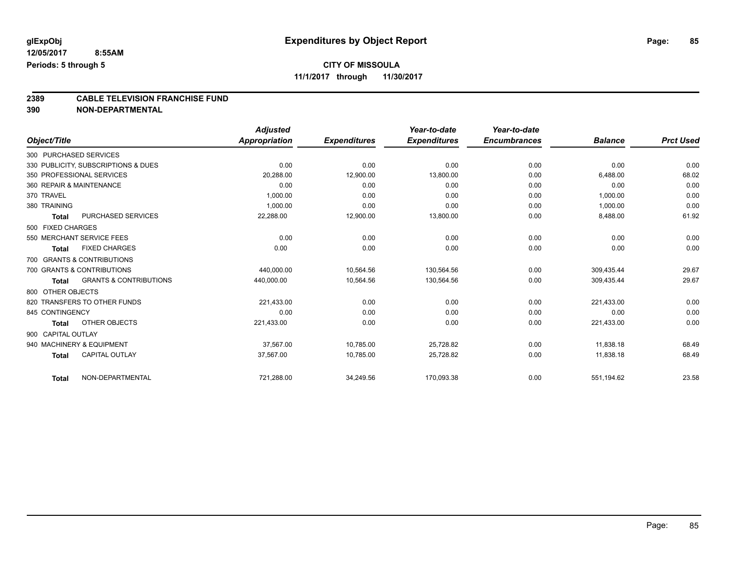**glExpObj** **Expenditures by Object Report**

**12/05/2017 8:55AM**

**Periods: 5 through 5**

**CITY OF MISSOULA**

**11/1/2017 through 11/30/2017**

## 2389 CABLE TELEVISION FRANCHISE FUND
## 390 NON-DEPARTMENTAL

| Object/Title | Adjusted Appropriation | Expenditures | Year-to-date Expenditures | Year-to-date Encumbrances | Balance | Prct Used |
|---|---|---|---|---|---|---|
| 300 PURCHASED SERVICES | | | | | | |
| 330 PUBLICITY, SUBSCRIPTIONS & DUES | 0.00 | 0.00 | 0.00 | 0.00 | 0.00 | 0.00 |
| 350 PROFESSIONAL SERVICES | 20,288.00 | 12,900.00 | 13,800.00 | 0.00 | 6,488.00 | 68.02 |
| 360 REPAIR & MAINTENANCE | 0.00 | 0.00 | 0.00 | 0.00 | 0.00 | 0.00 |
| 370 TRAVEL | 1,000.00 | 0.00 | 0.00 | 0.00 | 1,000.00 | 0.00 |
| 380 TRAINING | 1,000.00 | 0.00 | 0.00 | 0.00 | 1,000.00 | 0.00 |
| **Total** PURCHASED SERVICES | 22,288.00 | 12,900.00 | 13,800.00 | 0.00 | 8,488.00 | 61.92 |
| 500 FIXED CHARGES | | | | | | |
| 550 MERCHANT SERVICE FEES | 0.00 | 0.00 | 0.00 | 0.00 | 0.00 | 0.00 |
| **Total** FIXED CHARGES | 0.00 | 0.00 | 0.00 | 0.00 | 0.00 | 0.00 |
| 700 GRANTS & CONTRIBUTIONS | | | | | | |
| 700 GRANTS & CONTRIBUTIONS | 440,000.00 | 10,564.56 | 130,564.56 | 0.00 | 309,435.44 | 29.67 |
| **Total** GRANTS & CONTRIBUTIONS | 440,000.00 | 10,564.56 | 130,564.56 | 0.00 | 309,435.44 | 29.67 |
| 800 OTHER OBJECTS | | | | | | |
| 820 TRANSFERS TO OTHER FUNDS | 221,433.00 | 0.00 | 0.00 | 0.00 | 221,433.00 | 0.00 |
| 845 CONTINGENCY | 0.00 | 0.00 | 0.00 | 0.00 | 0.00 | 0.00 |
| **Total** OTHER OBJECTS | 221,433.00 | 0.00 | 0.00 | 0.00 | 221,433.00 | 0.00 |
| 900 CAPITAL OUTLAY | | | | | | |
| 940 MACHINERY & EQUIPMENT | 37,567.00 | 10,785.00 | 25,728.82 | 0.00 | 11,838.18 | 68.49 |
| **Total** CAPITAL OUTLAY | 37,567.00 | 10,785.00 | 25,728.82 | 0.00 | 11,838.18 | 68.49 |
| **Total** NON-DEPARTMENTAL | 721,288.00 | 34,249.56 | 170,093.38 | 0.00 | 551,194.62 | 23.58 |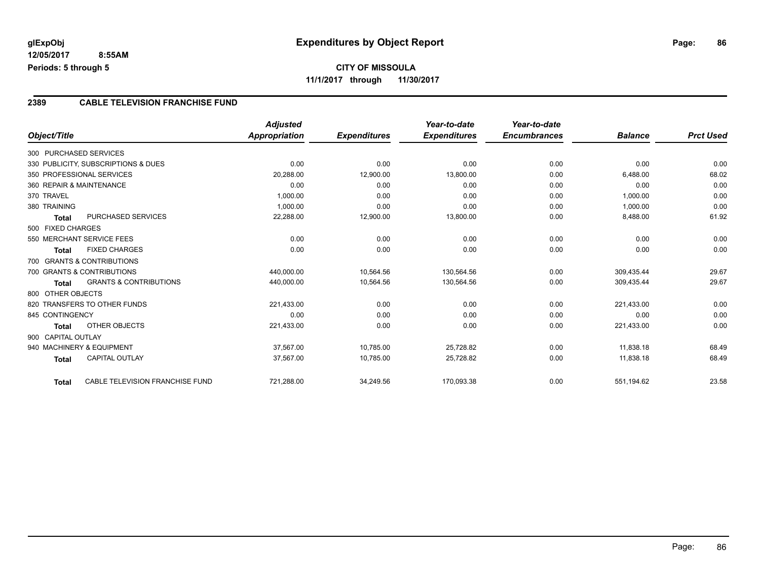# Expenditures by Object Report

glExpObj
12/05/2017 8:55AM
Periods: 5 through 5

**CITY OF MISSOULA**
**11/1/2017 through 11/30/2017**

## 2389 CABLE TELEVISION FRANCHISE FUND

| Object/Title | Adjusted Appropriation | Expenditures | Year-to-date Expenditures | Year-to-date Encumbrances | Balance | Prct Used |
|---|---|---|---|---|---|---|
| 300 PURCHASED SERVICES | | | | | | |
| 330 PUBLICITY, SUBSCRIPTIONS & DUES | 0.00 | 0.00 | 0.00 | 0.00 | 0.00 | 0.00 |
| 350 PROFESSIONAL SERVICES | 20,288.00 | 12,900.00 | 13,800.00 | 0.00 | 6,488.00 | 68.02 |
| 360 REPAIR & MAINTENANCE | 0.00 | 0.00 | 0.00 | 0.00 | 0.00 | 0.00 |
| 370 TRAVEL | 1,000.00 | 0.00 | 0.00 | 0.00 | 1,000.00 | 0.00 |
| 380 TRAINING | 1,000.00 | 0.00 | 0.00 | 0.00 | 1,000.00 | 0.00 |
| **Total** PURCHASED SERVICES | 22,288.00 | 12,900.00 | 13,800.00 | 0.00 | 8,488.00 | 61.92 |
| 500 FIXED CHARGES | | | | | | |
| 550 MERCHANT SERVICE FEES | 0.00 | 0.00 | 0.00 | 0.00 | 0.00 | 0.00 |
| **Total** FIXED CHARGES | 0.00 | 0.00 | 0.00 | 0.00 | 0.00 | 0.00 |
| 700 GRANTS & CONTRIBUTIONS | | | | | | |
| 700 GRANTS & CONTRIBUTIONS | 440,000.00 | 10,564.56 | 130,564.56 | 0.00 | 309,435.44 | 29.67 |
| **Total** GRANTS & CONTRIBUTIONS | 440,000.00 | 10,564.56 | 130,564.56 | 0.00 | 309,435.44 | 29.67 |
| 800 OTHER OBJECTS | | | | | | |
| 820 TRANSFERS TO OTHER FUNDS | 221,433.00 | 0.00 | 0.00 | 0.00 | 221,433.00 | 0.00 |
| 845 CONTINGENCY | 0.00 | 0.00 | 0.00 | 0.00 | 0.00 | 0.00 |
| **Total** OTHER OBJECTS | 221,433.00 | 0.00 | 0.00 | 0.00 | 221,433.00 | 0.00 |
| 900 CAPITAL OUTLAY | | | | | | |
| 940 MACHINERY & EQUIPMENT | 37,567.00 | 10,785.00 | 25,728.82 | 0.00 | 11,838.18 | 68.49 |
| **Total** CAPITAL OUTLAY | 37,567.00 | 10,785.00 | 25,728.82 | 0.00 | 11,838.18 | 68.49 |
| **Total** CABLE TELEVISION FRANCHISE FUND | 721,288.00 | 34,249.56 | 170,093.38 | 0.00 | 551,194.62 | 23.58 |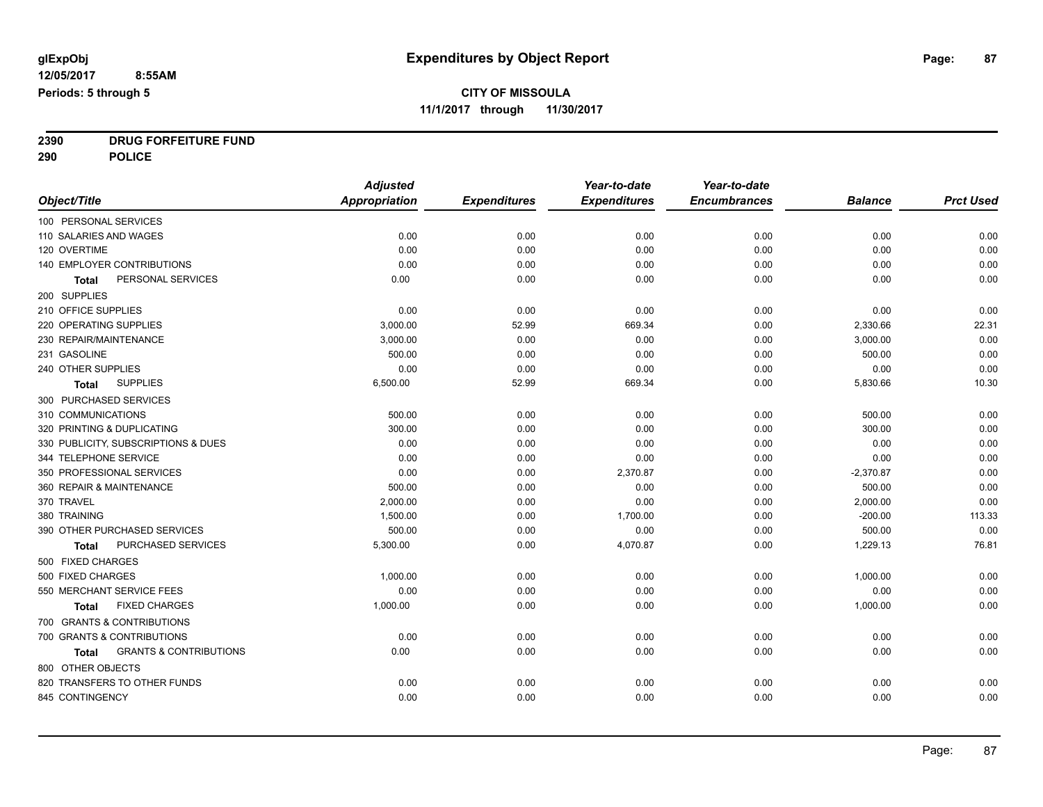# Expenditures by Object Report

glExpObj
12/05/2017 8:55AM
Periods: 5 through 5

**CITY OF MISSOULA**
**11/1/2017 through 11/30/2017**

**2390 DRUG FORFEITURE FUND**
**290 POLICE**

| Object/Title | Adjusted Appropriation | Expenditures | Year-to-date Expenditures | Year-to-date Encumbrances | Balance | Prct Used |
|---|---|---|---|---|---|---|
| 100 PERSONAL SERVICES | | | | | | |
| 110 SALARIES AND WAGES | 0.00 | 0.00 | 0.00 | 0.00 | 0.00 | 0.00 |
| 120 OVERTIME | 0.00 | 0.00 | 0.00 | 0.00 | 0.00 | 0.00 |
| 140 EMPLOYER CONTRIBUTIONS | 0.00 | 0.00 | 0.00 | 0.00 | 0.00 | 0.00 |
| **Total** PERSONAL SERVICES | 0.00 | 0.00 | 0.00 | 0.00 | 0.00 | 0.00 |
| 200 SUPPLIES | | | | | | |
| 210 OFFICE SUPPLIES | 0.00 | 0.00 | 0.00 | 0.00 | 0.00 | 0.00 |
| 220 OPERATING SUPPLIES | 3,000.00 | 52.99 | 669.34 | 0.00 | 2,330.66 | 22.31 |
| 230 REPAIR/MAINTENANCE | 3,000.00 | 0.00 | 0.00 | 0.00 | 3,000.00 | 0.00 |
| 231 GASOLINE | 500.00 | 0.00 | 0.00 | 0.00 | 500.00 | 0.00 |
| 240 OTHER SUPPLIES | 0.00 | 0.00 | 0.00 | 0.00 | 0.00 | 0.00 |
| **Total** SUPPLIES | 6,500.00 | 52.99 | 669.34 | 0.00 | 5,830.66 | 10.30 |
| 300 PURCHASED SERVICES | | | | | | |
| 310 COMMUNICATIONS | 500.00 | 0.00 | 0.00 | 0.00 | 500.00 | 0.00 |
| 320 PRINTING & DUPLICATING | 300.00 | 0.00 | 0.00 | 0.00 | 300.00 | 0.00 |
| 330 PUBLICITY, SUBSCRIPTIONS & DUES | 0.00 | 0.00 | 0.00 | 0.00 | 0.00 | 0.00 |
| 344 TELEPHONE SERVICE | 0.00 | 0.00 | 0.00 | 0.00 | 0.00 | 0.00 |
| 350 PROFESSIONAL SERVICES | 0.00 | 0.00 | 2,370.87 | 0.00 | -2,370.87 | 0.00 |
| 360 REPAIR & MAINTENANCE | 500.00 | 0.00 | 0.00 | 0.00 | 500.00 | 0.00 |
| 370 TRAVEL | 2,000.00 | 0.00 | 0.00 | 0.00 | 2,000.00 | 0.00 |
| 380 TRAINING | 1,500.00 | 0.00 | 1,700.00 | 0.00 | -200.00 | 113.33 |
| 390 OTHER PURCHASED SERVICES | 500.00 | 0.00 | 0.00 | 0.00 | 500.00 | 0.00 |
| **Total** PURCHASED SERVICES | 5,300.00 | 0.00 | 4,070.87 | 0.00 | 1,229.13 | 76.81 |
| 500 FIXED CHARGES | | | | | | |
| 500 FIXED CHARGES | 1,000.00 | 0.00 | 0.00 | 0.00 | 1,000.00 | 0.00 |
| 550 MERCHANT SERVICE FEES | 0.00 | 0.00 | 0.00 | 0.00 | 0.00 | 0.00 |
| **Total** FIXED CHARGES | 1,000.00 | 0.00 | 0.00 | 0.00 | 1,000.00 | 0.00 |
| 700 GRANTS & CONTRIBUTIONS | | | | | | |
| 700 GRANTS & CONTRIBUTIONS | 0.00 | 0.00 | 0.00 | 0.00 | 0.00 | 0.00 |
| **Total** GRANTS & CONTRIBUTIONS | 0.00 | 0.00 | 0.00 | 0.00 | 0.00 | 0.00 |
| 800 OTHER OBJECTS | | | | | | |
| 820 TRANSFERS TO OTHER FUNDS | 0.00 | 0.00 | 0.00 | 0.00 | 0.00 | 0.00 |
| 845 CONTINGENCY | 0.00 | 0.00 | 0.00 | 0.00 | 0.00 | 0.00 |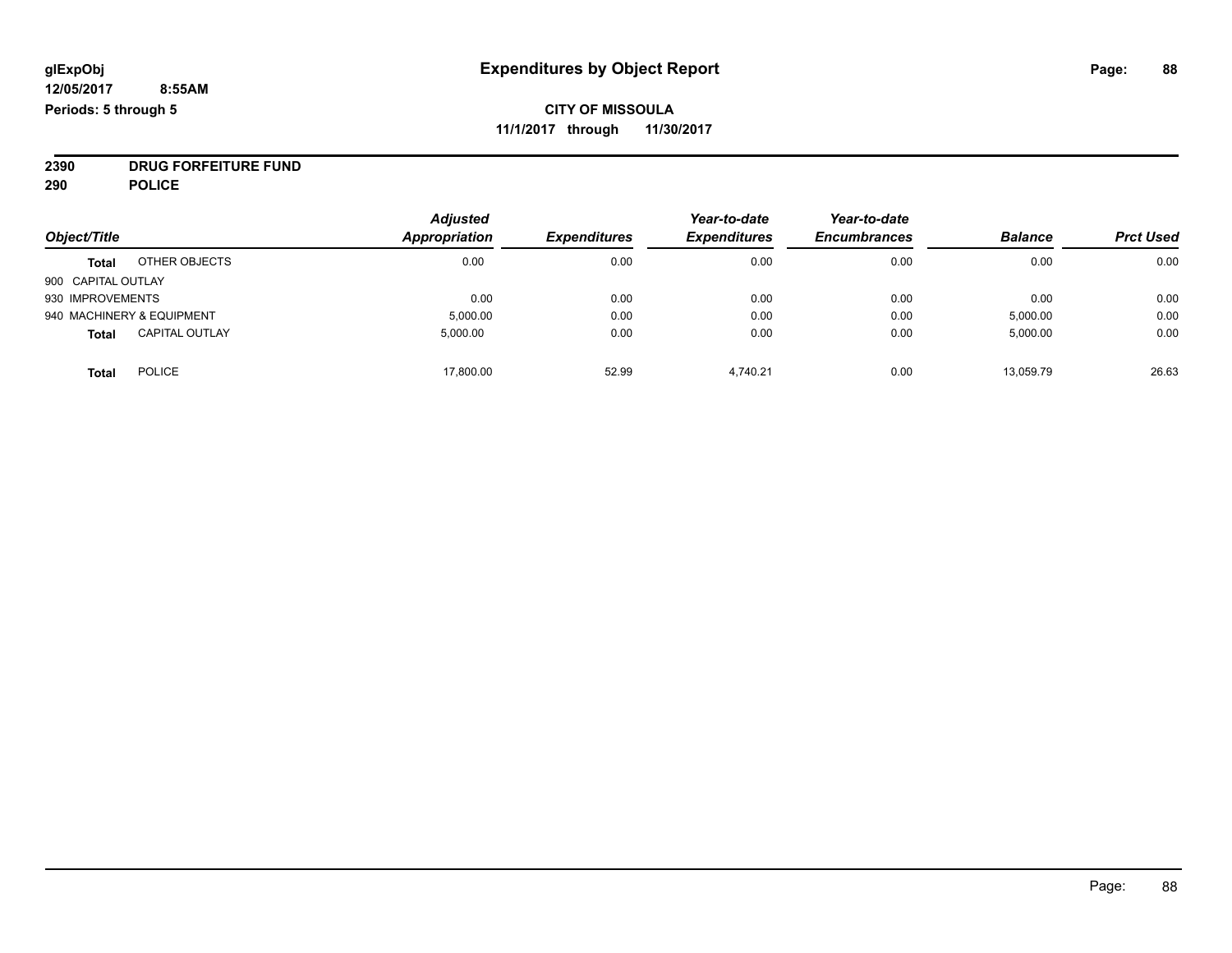**glExpObj**
**12/05/2017 8:55AM**
**Periods: 5 through 5**

# Expenditures by Object Report

**CITY OF MISSOULA**
**11/1/2017 through 11/30/2017**

**2390 DRUG FORFEITURE FUND**
**290 POLICE**

| Object/Title | | Adjusted Appropriation | Expenditures | Year-to-date Expenditures | Year-to-date Encumbrances | Balance | Prct Used |
|---|---|---|---|---|---|---|---|
| **Total** | OTHER OBJECTS | 0.00 | 0.00 | 0.00 | 0.00 | 0.00 | 0.00 |
| 900 CAPITAL OUTLAY | | | | | | | |
| 930 IMPROVEMENTS | | 0.00 | 0.00 | 0.00 | 0.00 | 0.00 | 0.00 |
| 940 MACHINERY & EQUIPMENT | | 5,000.00 | 0.00 | 0.00 | 0.00 | 5,000.00 | 0.00 |
| **Total** | CAPITAL OUTLAY | 5,000.00 | 0.00 | 0.00 | 0.00 | 5,000.00 | 0.00 |
| **Total** | POLICE | 17,800.00 | 52.99 | 4,740.21 | 0.00 | 13,059.79 | 26.63 |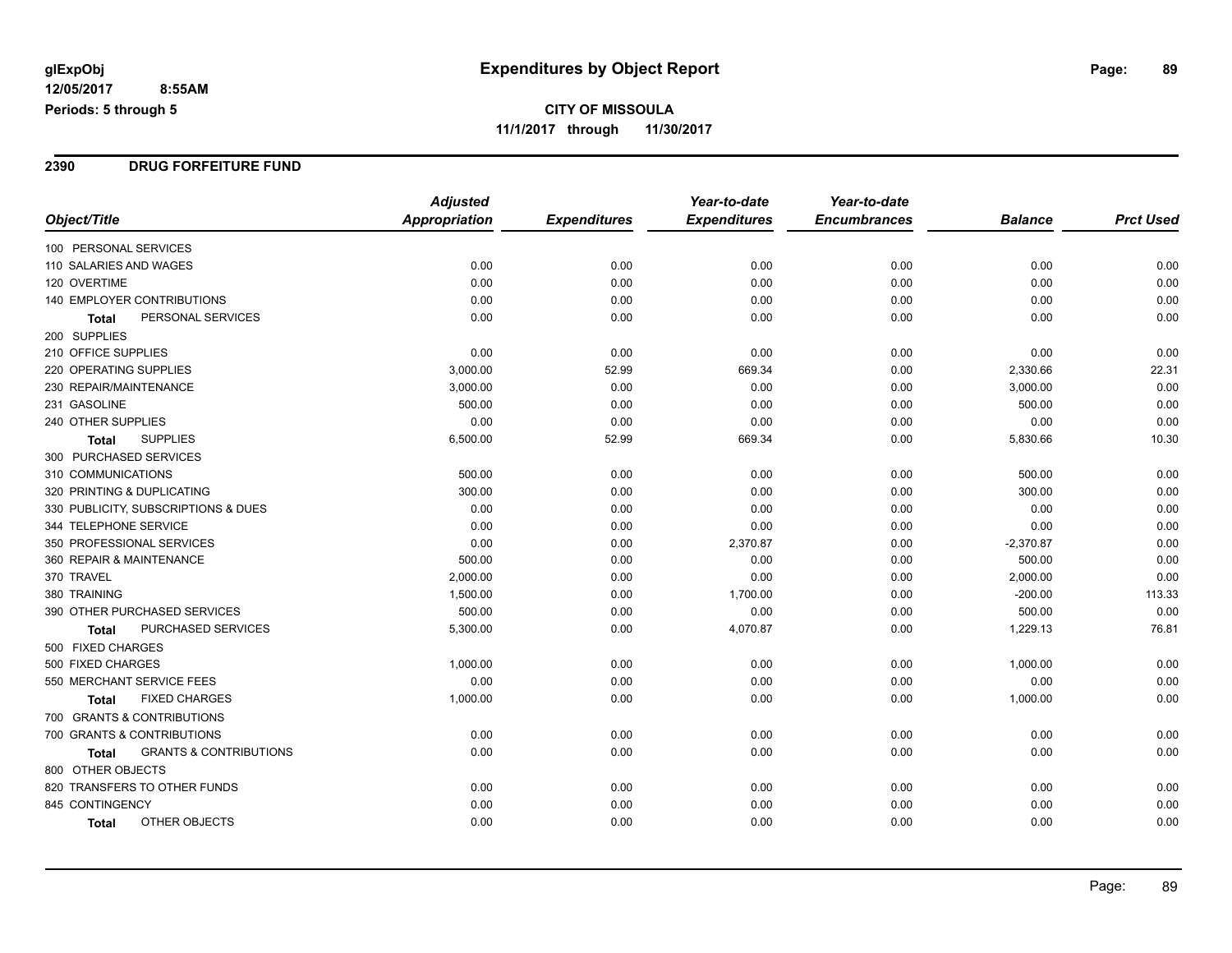# Expenditures by Object Report

glExpObj
12/05/2017 8:55AM
Periods: 5 through 5

**CITY OF MISSOULA**
**11/1/2017 through 11/30/2017**

## 2390 DRUG FORFEITURE FUND

| Object/Title | Adjusted Appropriation | Expenditures | Year-to-date Expenditures | Year-to-date Encumbrances | Balance | Prct Used |
|---|---|---|---|---|---|---|
| 100 PERSONAL SERVICES | | | | | | |
| 110 SALARIES AND WAGES | 0.00 | 0.00 | 0.00 | 0.00 | 0.00 | 0.00 |
| 120 OVERTIME | 0.00 | 0.00 | 0.00 | 0.00 | 0.00 | 0.00 |
| 140 EMPLOYER CONTRIBUTIONS | 0.00 | 0.00 | 0.00 | 0.00 | 0.00 | 0.00 |
| Total PERSONAL SERVICES | 0.00 | 0.00 | 0.00 | 0.00 | 0.00 | 0.00 |
| 200 SUPPLIES | | | | | | |
| 210 OFFICE SUPPLIES | 0.00 | 0.00 | 0.00 | 0.00 | 0.00 | 0.00 |
| 220 OPERATING SUPPLIES | 3,000.00 | 52.99 | 669.34 | 0.00 | 2,330.66 | 22.31 |
| 230 REPAIR/MAINTENANCE | 3,000.00 | 0.00 | 0.00 | 0.00 | 3,000.00 | 0.00 |
| 231 GASOLINE | 500.00 | 0.00 | 0.00 | 0.00 | 500.00 | 0.00 |
| 240 OTHER SUPPLIES | 0.00 | 0.00 | 0.00 | 0.00 | 0.00 | 0.00 |
| Total SUPPLIES | 6,500.00 | 52.99 | 669.34 | 0.00 | 5,830.66 | 10.30 |
| 300 PURCHASED SERVICES | | | | | | |
| 310 COMMUNICATIONS | 500.00 | 0.00 | 0.00 | 0.00 | 500.00 | 0.00 |
| 320 PRINTING & DUPLICATING | 300.00 | 0.00 | 0.00 | 0.00 | 300.00 | 0.00 |
| 330 PUBLICITY, SUBSCRIPTIONS & DUES | 0.00 | 0.00 | 0.00 | 0.00 | 0.00 | 0.00 |
| 344 TELEPHONE SERVICE | 0.00 | 0.00 | 0.00 | 0.00 | 0.00 | 0.00 |
| 350 PROFESSIONAL SERVICES | 0.00 | 0.00 | 2,370.87 | 0.00 | -2,370.87 | 0.00 |
| 360 REPAIR & MAINTENANCE | 500.00 | 0.00 | 0.00 | 0.00 | 500.00 | 0.00 |
| 370 TRAVEL | 2,000.00 | 0.00 | 0.00 | 0.00 | 2,000.00 | 0.00 |
| 380 TRAINING | 1,500.00 | 0.00 | 1,700.00 | 0.00 | -200.00 | 113.33 |
| 390 OTHER PURCHASED SERVICES | 500.00 | 0.00 | 0.00 | 0.00 | 500.00 | 0.00 |
| Total PURCHASED SERVICES | 5,300.00 | 0.00 | 4,070.87 | 0.00 | 1,229.13 | 76.81 |
| 500 FIXED CHARGES | | | | | | |
| 500 FIXED CHARGES | 1,000.00 | 0.00 | 0.00 | 0.00 | 1,000.00 | 0.00 |
| 550 MERCHANT SERVICE FEES | 0.00 | 0.00 | 0.00 | 0.00 | 0.00 | 0.00 |
| Total FIXED CHARGES | 1,000.00 | 0.00 | 0.00 | 0.00 | 1,000.00 | 0.00 |
| 700 GRANTS & CONTRIBUTIONS | | | | | | |
| 700 GRANTS & CONTRIBUTIONS | 0.00 | 0.00 | 0.00 | 0.00 | 0.00 | 0.00 |
| Total GRANTS & CONTRIBUTIONS | 0.00 | 0.00 | 0.00 | 0.00 | 0.00 | 0.00 |
| 800 OTHER OBJECTS | | | | | | |
| 820 TRANSFERS TO OTHER FUNDS | 0.00 | 0.00 | 0.00 | 0.00 | 0.00 | 0.00 |
| 845 CONTINGENCY | 0.00 | 0.00 | 0.00 | 0.00 | 0.00 | 0.00 |
| Total OTHER OBJECTS | 0.00 | 0.00 | 0.00 | 0.00 | 0.00 | 0.00 |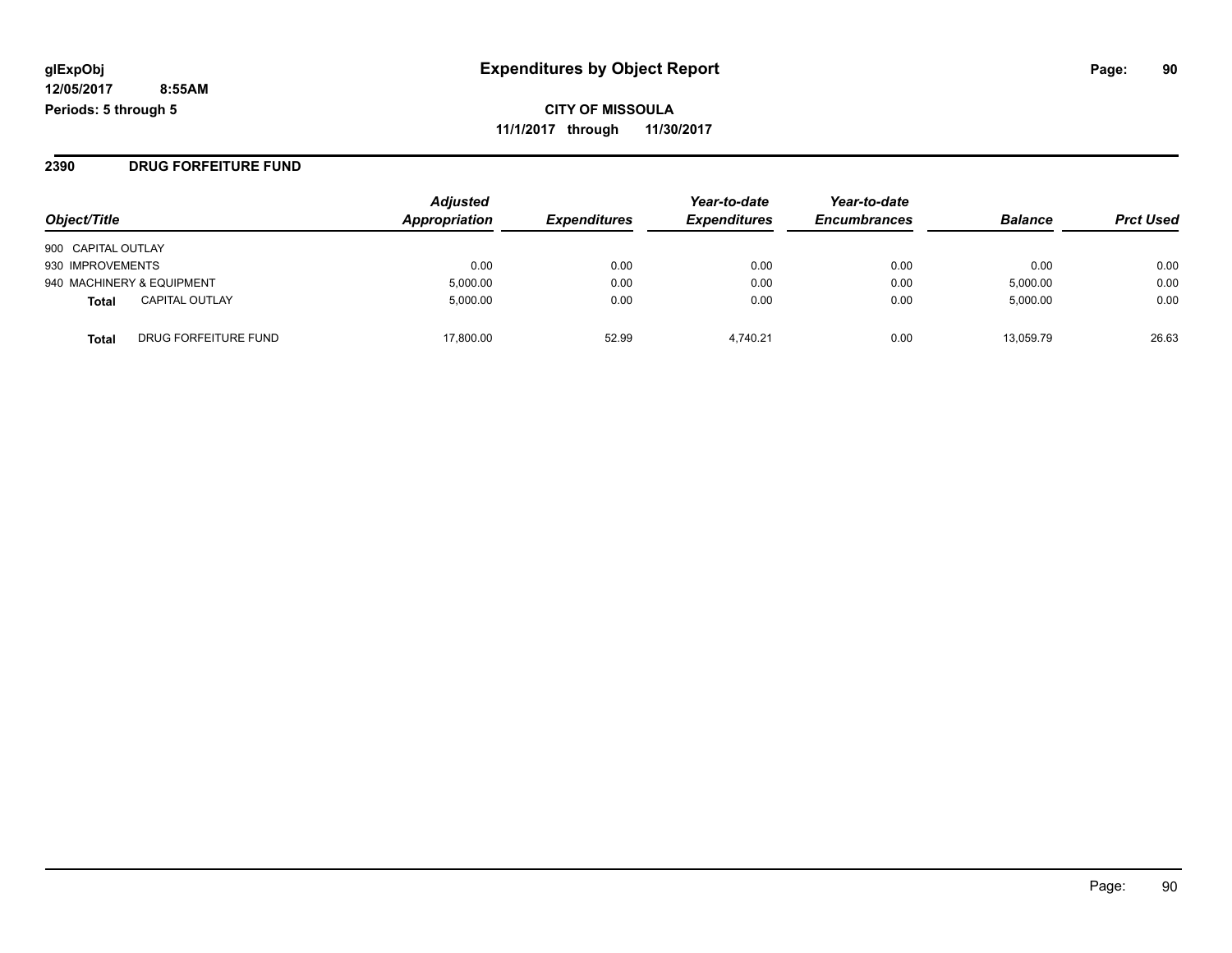**glExpObj** **Expenditures by Object Report**

**12/05/2017 8:55AM**

**Periods: 5 through 5**

**CITY OF MISSOULA**

**11/1/2017 through 11/30/2017**

## 2390 DRUG FORFEITURE FUND

| Object/Title | | *Adjusted Appropriation* | *Expenditures* | *Year-to-date Expenditures* | *Year-to-date Encumbrances* | *Balance* | *Prct Used* |
|---|---|---|---|---|---|---|---|
| 900 CAPITAL OUTLAY | | | | | | | |
| 930 IMPROVEMENTS | | 0.00 | 0.00 | 0.00 | 0.00 | 0.00 | 0.00 |
| 940 MACHINERY & EQUIPMENT | | 5,000.00 | 0.00 | 0.00 | 0.00 | 5,000.00 | 0.00 |
| **Total** | CAPITAL OUTLAY | 5,000.00 | 0.00 | 0.00 | 0.00 | 5,000.00 | 0.00 |
| **Total** | DRUG FORFEITURE FUND | 17,800.00 | 52.99 | 4,740.21 | 0.00 | 13,059.79 | 26.63 |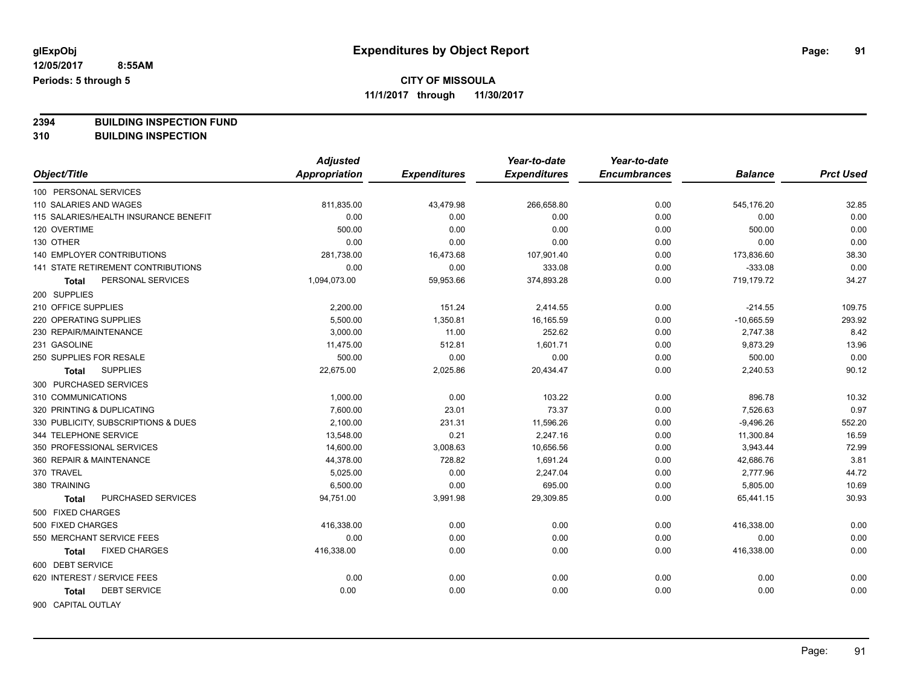**glExpObj**
**12/05/2017 8:55AM**
**Periods: 5 through 5**

# Expenditures by Object Report

**CITY OF MISSOULA**
**11/1/2017 through 11/30/2017**

**2394 BUILDING INSPECTION FUND**
**310 BUILDING INSPECTION**

| Object/Title | Adjusted Appropriation | Expenditures | Year-to-date Expenditures | Year-to-date Encumbrances | Balance | Prct Used |
|---|---|---|---|---|---|---|
| 100 PERSONAL SERVICES | | | | | | |
| 110 SALARIES AND WAGES | 811,835.00 | 43,479.98 | 266,658.80 | 0.00 | 545,176.20 | 32.85 |
| 115 SALARIES/HEALTH INSURANCE BENEFIT | 0.00 | 0.00 | 0.00 | 0.00 | 0.00 | 0.00 |
| 120 OVERTIME | 500.00 | 0.00 | 0.00 | 0.00 | 500.00 | 0.00 |
| 130 OTHER | 0.00 | 0.00 | 0.00 | 0.00 | 0.00 | 0.00 |
| 140 EMPLOYER CONTRIBUTIONS | 281,738.00 | 16,473.68 | 107,901.40 | 0.00 | 173,836.60 | 38.30 |
| 141 STATE RETIREMENT CONTRIBUTIONS | 0.00 | 0.00 | 333.08 | 0.00 | -333.08 | 0.00 |
| **Total** PERSONAL SERVICES | 1,094,073.00 | 59,953.66 | 374,893.28 | 0.00 | 719,179.72 | 34.27 |
| 200 SUPPLIES | | | | | | |
| 210 OFFICE SUPPLIES | 2,200.00 | 151.24 | 2,414.55 | 0.00 | -214.55 | 109.75 |
| 220 OPERATING SUPPLIES | 5,500.00 | 1,350.81 | 16,165.59 | 0.00 | -10,665.59 | 293.92 |
| 230 REPAIR/MAINTENANCE | 3,000.00 | 11.00 | 252.62 | 0.00 | 2,747.38 | 8.42 |
| 231 GASOLINE | 11,475.00 | 512.81 | 1,601.71 | 0.00 | 9,873.29 | 13.96 |
| 250 SUPPLIES FOR RESALE | 500.00 | 0.00 | 0.00 | 0.00 | 500.00 | 0.00 |
| **Total** SUPPLIES | 22,675.00 | 2,025.86 | 20,434.47 | 0.00 | 2,240.53 | 90.12 |
| 300 PURCHASED SERVICES | | | | | | |
| 310 COMMUNICATIONS | 1,000.00 | 0.00 | 103.22 | 0.00 | 896.78 | 10.32 |
| 320 PRINTING & DUPLICATING | 7,600.00 | 23.01 | 73.37 | 0.00 | 7,526.63 | 0.97 |
| 330 PUBLICITY, SUBSCRIPTIONS & DUES | 2,100.00 | 231.31 | 11,596.26 | 0.00 | -9,496.26 | 552.20 |
| 344 TELEPHONE SERVICE | 13,548.00 | 0.21 | 2,247.16 | 0.00 | 11,300.84 | 16.59 |
| 350 PROFESSIONAL SERVICES | 14,600.00 | 3,008.63 | 10,656.56 | 0.00 | 3,943.44 | 72.99 |
| 360 REPAIR & MAINTENANCE | 44,378.00 | 728.82 | 1,691.24 | 0.00 | 42,686.76 | 3.81 |
| 370 TRAVEL | 5,025.00 | 0.00 | 2,247.04 | 0.00 | 2,777.96 | 44.72 |
| 380 TRAINING | 6,500.00 | 0.00 | 695.00 | 0.00 | 5,805.00 | 10.69 |
| **Total** PURCHASED SERVICES | 94,751.00 | 3,991.98 | 29,309.85 | 0.00 | 65,441.15 | 30.93 |
| 500 FIXED CHARGES | | | | | | |
| 500 FIXED CHARGES | 416,338.00 | 0.00 | 0.00 | 0.00 | 416,338.00 | 0.00 |
| 550 MERCHANT SERVICE FEES | 0.00 | 0.00 | 0.00 | 0.00 | 0.00 | 0.00 |
| **Total** FIXED CHARGES | 416,338.00 | 0.00 | 0.00 | 0.00 | 416,338.00 | 0.00 |
| 600 DEBT SERVICE | | | | | | |
| 620 INTEREST / SERVICE FEES | 0.00 | 0.00 | 0.00 | 0.00 | 0.00 | 0.00 |
| **Total** DEBT SERVICE | 0.00 | 0.00 | 0.00 | 0.00 | 0.00 | 0.00 |
| 900 CAPITAL OUTLAY | | | | | | |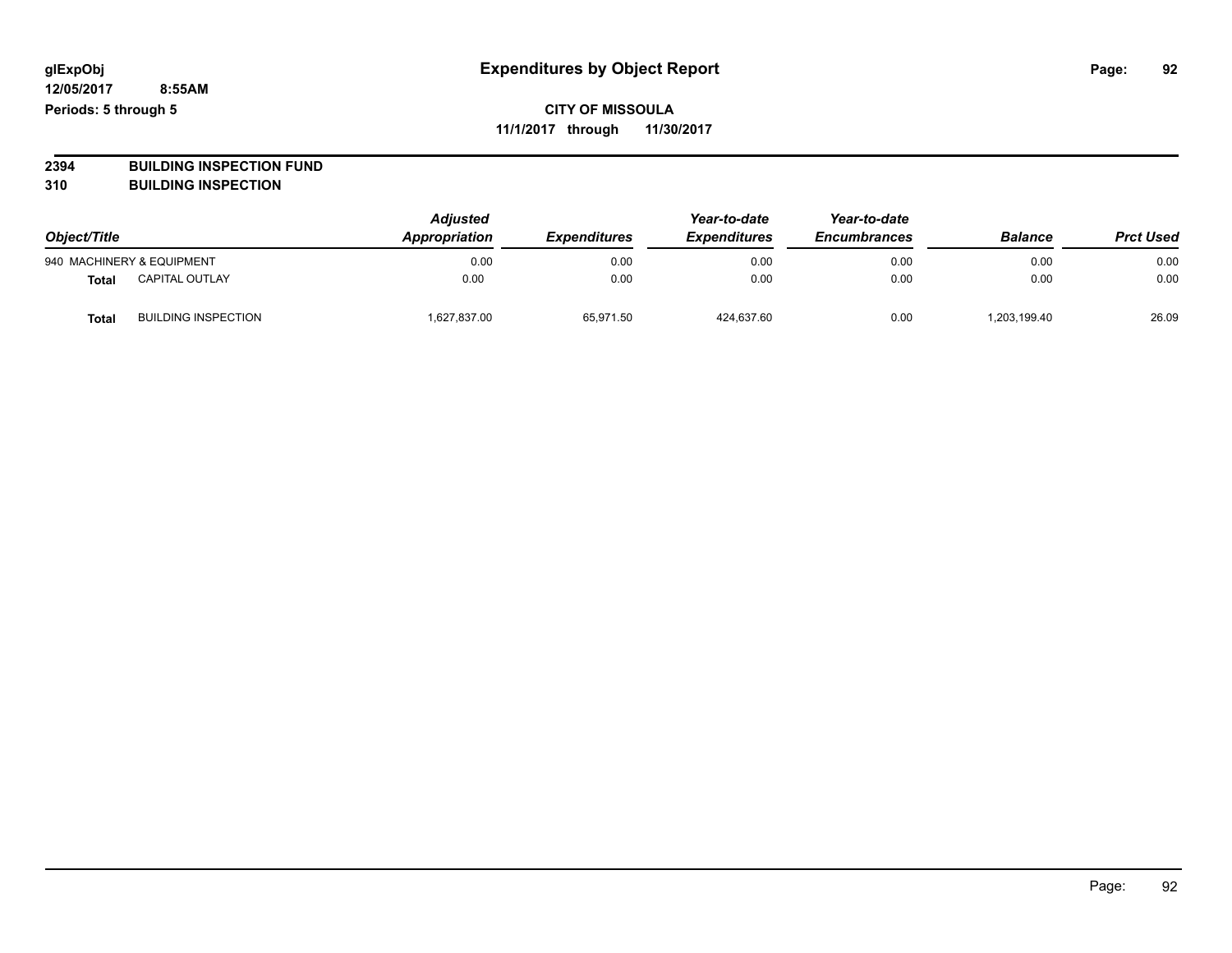# Expenditures by Object Report

glExpObj
12/05/2017 8:55AM
Periods: 5 through 5

**CITY OF MISSOULA**
**11/1/2017 through 11/30/2017**

**2394 BUILDING INSPECTION FUND**
**310 BUILDING INSPECTION**

| Object/Title | | Adjusted Appropriation | Expenditures | Year-to-date Expenditures | Year-to-date Encumbrances | Balance | Prct Used |
|---|---|---|---|---|---|---|---|
| 940 MACHINERY & EQUIPMENT | | 0.00 | 0.00 | 0.00 | 0.00 | 0.00 | 0.00 |
| **Total** | CAPITAL OUTLAY | 0.00 | 0.00 | 0.00 | 0.00 | 0.00 | 0.00 |
| **Total** | BUILDING INSPECTION | 1,627,837.00 | 65,971.50 | 424,637.60 | 0.00 | 1,203,199.40 | 26.09 |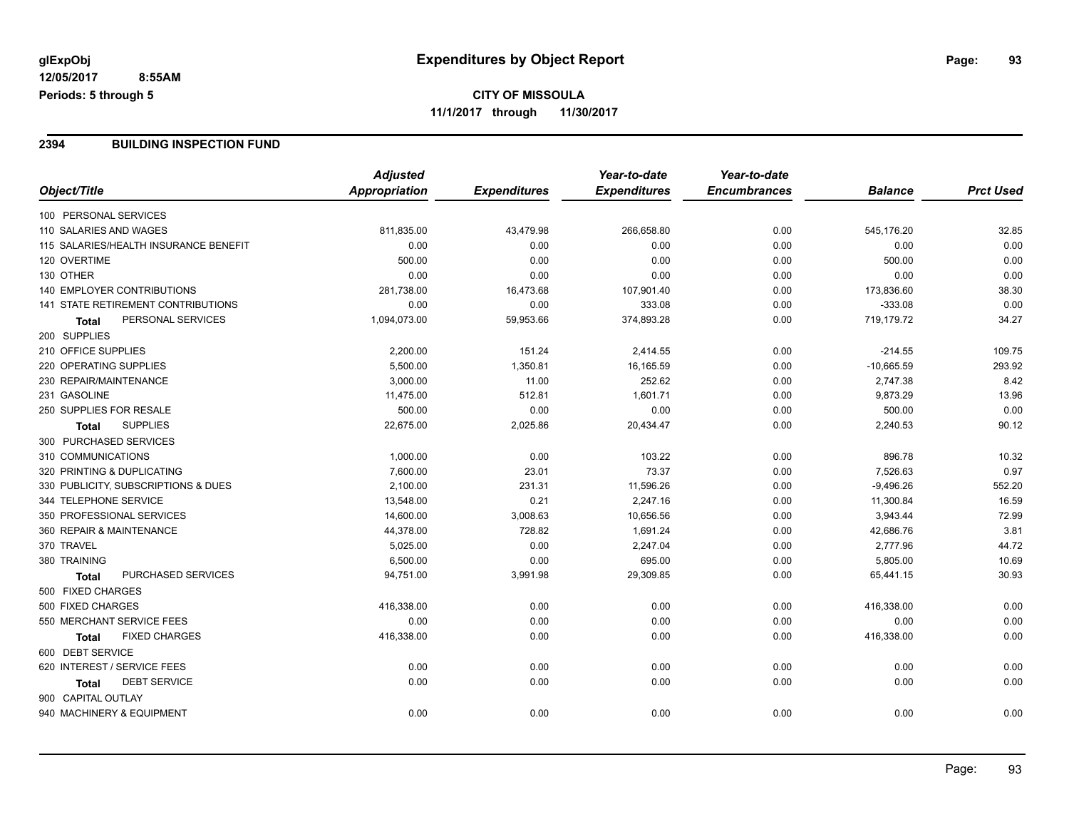# CITY OF MISSOULA

**Expenditures by Object Report**

glExpObj
12/05/2017 8:55AM
Periods: 5 through 5

11/1/2017 through 11/30/2017

## 2394 BUILDING INSPECTION FUND

| Object/Title | Adjusted Appropriation | Expenditures | Year-to-date Expenditures | Year-to-date Encumbrances | Balance | Prct Used |
|---|---|---|---|---|---|---|
| 100 PERSONAL SERVICES | | | | | | |
| 110 SALARIES AND WAGES | 811,835.00 | 43,479.98 | 266,658.80 | 0.00 | 545,176.20 | 32.85 |
| 115 SALARIES/HEALTH INSURANCE BENEFIT | 0.00 | 0.00 | 0.00 | 0.00 | 0.00 | 0.00 |
| 120 OVERTIME | 500.00 | 0.00 | 0.00 | 0.00 | 500.00 | 0.00 |
| 130 OTHER | 0.00 | 0.00 | 0.00 | 0.00 | 0.00 | 0.00 |
| 140 EMPLOYER CONTRIBUTIONS | 281,738.00 | 16,473.68 | 107,901.40 | 0.00 | 173,836.60 | 38.30 |
| 141 STATE RETIREMENT CONTRIBUTIONS | 0.00 | 0.00 | 333.08 | 0.00 | -333.08 | 0.00 |
| **Total** PERSONAL SERVICES | 1,094,073.00 | 59,953.66 | 374,893.28 | 0.00 | 719,179.72 | 34.27 |
| 200 SUPPLIES | | | | | | |
| 210 OFFICE SUPPLIES | 2,200.00 | 151.24 | 2,414.55 | 0.00 | -214.55 | 109.75 |
| 220 OPERATING SUPPLIES | 5,500.00 | 1,350.81 | 16,165.59 | 0.00 | -10,665.59 | 293.92 |
| 230 REPAIR/MAINTENANCE | 3,000.00 | 11.00 | 252.62 | 0.00 | 2,747.38 | 8.42 |
| 231 GASOLINE | 11,475.00 | 512.81 | 1,601.71 | 0.00 | 9,873.29 | 13.96 |
| 250 SUPPLIES FOR RESALE | 500.00 | 0.00 | 0.00 | 0.00 | 500.00 | 0.00 |
| **Total** SUPPLIES | 22,675.00 | 2,025.86 | 20,434.47 | 0.00 | 2,240.53 | 90.12 |
| 300 PURCHASED SERVICES | | | | | | |
| 310 COMMUNICATIONS | 1,000.00 | 0.00 | 103.22 | 0.00 | 896.78 | 10.32 |
| 320 PRINTING & DUPLICATING | 7,600.00 | 23.01 | 73.37 | 0.00 | 7,526.63 | 0.97 |
| 330 PUBLICITY, SUBSCRIPTIONS & DUES | 2,100.00 | 231.31 | 11,596.26 | 0.00 | -9,496.26 | 552.20 |
| 344 TELEPHONE SERVICE | 13,548.00 | 0.21 | 2,247.16 | 0.00 | 11,300.84 | 16.59 |
| 350 PROFESSIONAL SERVICES | 14,600.00 | 3,008.63 | 10,656.56 | 0.00 | 3,943.44 | 72.99 |
| 360 REPAIR & MAINTENANCE | 44,378.00 | 728.82 | 1,691.24 | 0.00 | 42,686.76 | 3.81 |
| 370 TRAVEL | 5,025.00 | 0.00 | 2,247.04 | 0.00 | 2,777.96 | 44.72 |
| 380 TRAINING | 6,500.00 | 0.00 | 695.00 | 0.00 | 5,805.00 | 10.69 |
| **Total** PURCHASED SERVICES | 94,751.00 | 3,991.98 | 29,309.85 | 0.00 | 65,441.15 | 30.93 |
| 500 FIXED CHARGES | | | | | | |
| 500 FIXED CHARGES | 416,338.00 | 0.00 | 0.00 | 0.00 | 416,338.00 | 0.00 |
| 550 MERCHANT SERVICE FEES | 0.00 | 0.00 | 0.00 | 0.00 | 0.00 | 0.00 |
| **Total** FIXED CHARGES | 416,338.00 | 0.00 | 0.00 | 0.00 | 416,338.00 | 0.00 |
| 600 DEBT SERVICE | | | | | | |
| 620 INTEREST / SERVICE FEES | 0.00 | 0.00 | 0.00 | 0.00 | 0.00 | 0.00 |
| **Total** DEBT SERVICE | 0.00 | 0.00 | 0.00 | 0.00 | 0.00 | 0.00 |
| 900 CAPITAL OUTLAY | | | | | | |
| 940 MACHINERY & EQUIPMENT | 0.00 | 0.00 | 0.00 | 0.00 | 0.00 | 0.00 |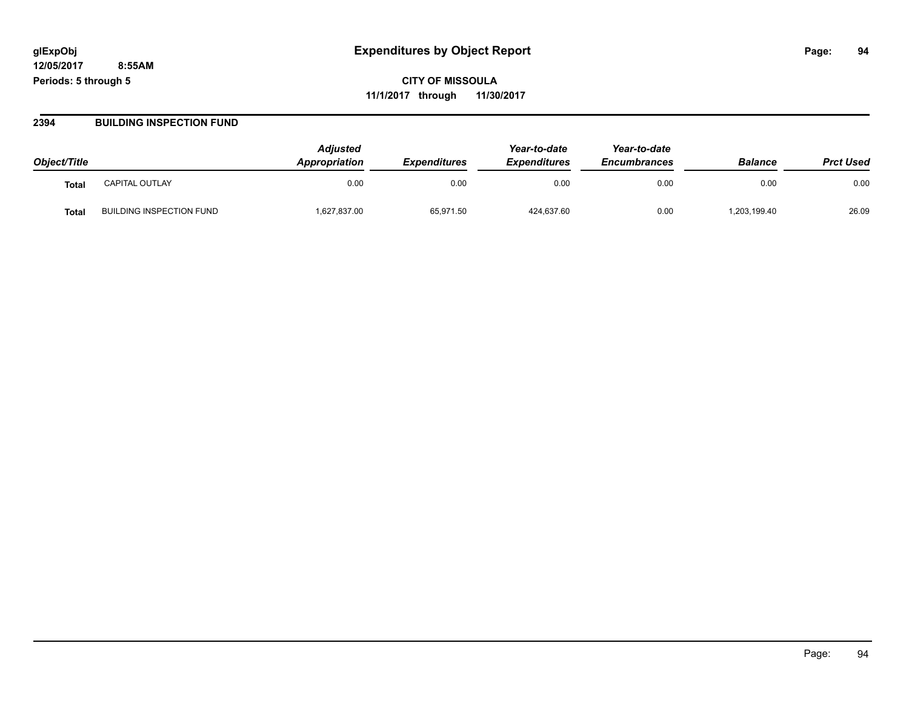**glExpObj**
**12/05/2017 8:55AM**
**Periods: 5 through 5**

# Expenditures by Object Report

**CITY OF MISSOULA**
**11/1/2017 through 11/30/2017**

## 2394 BUILDING INSPECTION FUND

| Object/Title | | *Adjusted Appropriation* | *Expenditures* | *Year-to-date Expenditures* | *Year-to-date Encumbrances* | *Balance* | *Prct Used* |
|---|---|---|---|---|---|---|---|
| **Total** | CAPITAL OUTLAY | 0.00 | 0.00 | 0.00 | 0.00 | 0.00 | 0.00 |
| **Total** | BUILDING INSPECTION FUND | 1,627,837.00 | 65,971.50 | 424,637.60 | 0.00 | 1,203,199.40 | 26.09 |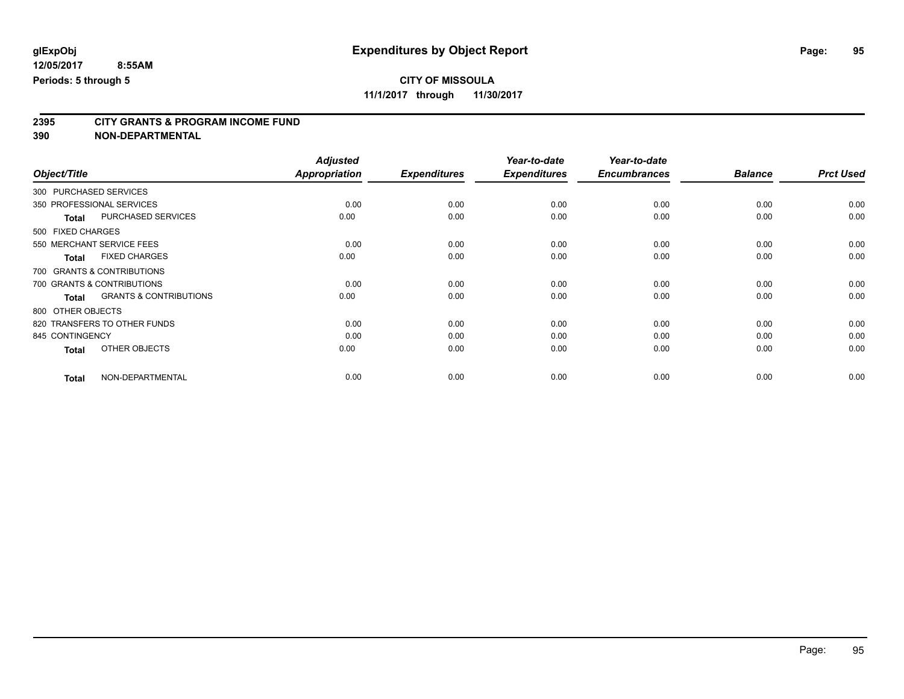**glExpObj** **Expenditures by Object Report**

**12/05/2017 8:55AM**

**Periods: 5 through 5**

**CITY OF MISSOULA**

**11/1/2017 through 11/30/2017**

## 2395 CITY GRANTS & PROGRAM INCOME FUND

## 390 NON-DEPARTMENTAL

| Object/Title | | Adjusted Appropriation | Expenditures | Year-to-date Expenditures | Year-to-date Encumbrances | Balance | Prct Used |
|---|---|---|---|---|---|---|---|
| 300 PURCHASED SERVICES | | | | | | | |
| 350 PROFESSIONAL SERVICES | | 0.00 | 0.00 | 0.00 | 0.00 | 0.00 | 0.00 |
| **Total** | PURCHASED SERVICES | 0.00 | 0.00 | 0.00 | 0.00 | 0.00 | 0.00 |
| 500 FIXED CHARGES | | | | | | | |
| 550 MERCHANT SERVICE FEES | | 0.00 | 0.00 | 0.00 | 0.00 | 0.00 | 0.00 |
| **Total** | FIXED CHARGES | 0.00 | 0.00 | 0.00 | 0.00 | 0.00 | 0.00 |
| 700 GRANTS & CONTRIBUTIONS | | | | | | | |
| 700 GRANTS & CONTRIBUTIONS | | 0.00 | 0.00 | 0.00 | 0.00 | 0.00 | 0.00 |
| **Total** | GRANTS & CONTRIBUTIONS | 0.00 | 0.00 | 0.00 | 0.00 | 0.00 | 0.00 |
| 800 OTHER OBJECTS | | | | | | | |
| 820 TRANSFERS TO OTHER FUNDS | | 0.00 | 0.00 | 0.00 | 0.00 | 0.00 | 0.00 |
| 845 CONTINGENCY | | 0.00 | 0.00 | 0.00 | 0.00 | 0.00 | 0.00 |
| **Total** | OTHER OBJECTS | 0.00 | 0.00 | 0.00 | 0.00 | 0.00 | 0.00 |
| **Total** | NON-DEPARTMENTAL | 0.00 | 0.00 | 0.00 | 0.00 | 0.00 | 0.00 |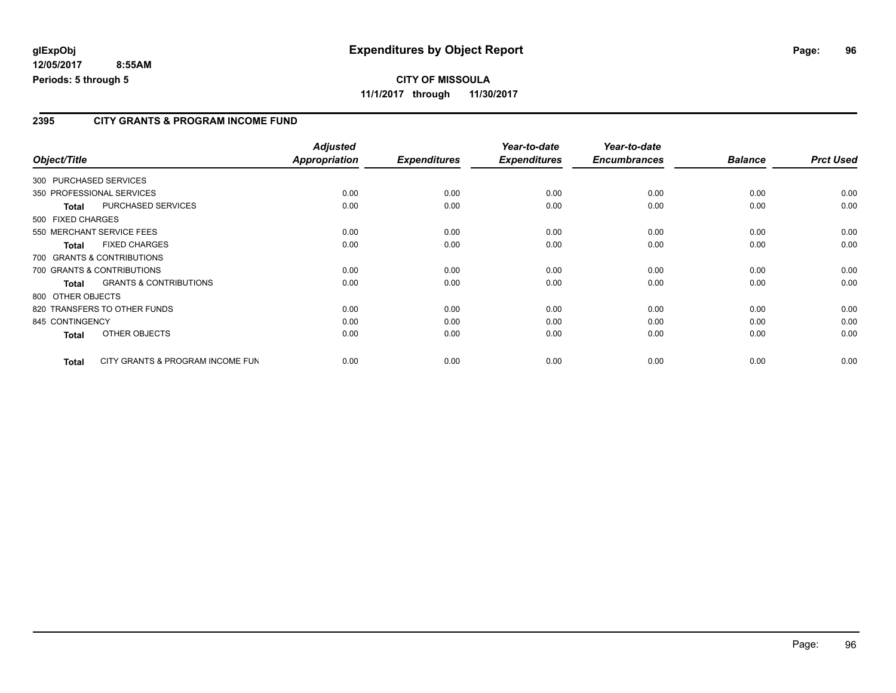**glExpObj** **Expenditures by Object Report**

**12/05/2017 8:55AM**

**Periods: 5 through 5**

**CITY OF MISSOULA**

**11/1/2017 through 11/30/2017**

## 2395 CITY GRANTS & PROGRAM INCOME FUND

| Object/Title | | Adjusted Appropriation | Expenditures | Year-to-date Expenditures | Year-to-date Encumbrances | Balance | Prct Used |
|---|---|---|---|---|---|---|---|
| 300 PURCHASED SERVICES | | | | | | | |
| 350 PROFESSIONAL SERVICES | | 0.00 | 0.00 | 0.00 | 0.00 | 0.00 | 0.00 |
| **Total** | PURCHASED SERVICES | 0.00 | 0.00 | 0.00 | 0.00 | 0.00 | 0.00 |
| 500 FIXED CHARGES | | | | | | | |
| 550 MERCHANT SERVICE FEES | | 0.00 | 0.00 | 0.00 | 0.00 | 0.00 | 0.00 |
| **Total** | FIXED CHARGES | 0.00 | 0.00 | 0.00 | 0.00 | 0.00 | 0.00 |
| 700 GRANTS & CONTRIBUTIONS | | | | | | | |
| 700 GRANTS & CONTRIBUTIONS | | 0.00 | 0.00 | 0.00 | 0.00 | 0.00 | 0.00 |
| **Total** | GRANTS & CONTRIBUTIONS | 0.00 | 0.00 | 0.00 | 0.00 | 0.00 | 0.00 |
| 800 OTHER OBJECTS | | | | | | | |
| 820 TRANSFERS TO OTHER FUNDS | | 0.00 | 0.00 | 0.00 | 0.00 | 0.00 | 0.00 |
| 845 CONTINGENCY | | 0.00 | 0.00 | 0.00 | 0.00 | 0.00 | 0.00 |
| **Total** | OTHER OBJECTS | 0.00 | 0.00 | 0.00 | 0.00 | 0.00 | 0.00 |
| **Total** | CITY GRANTS & PROGRAM INCOME FUN | 0.00 | 0.00 | 0.00 | 0.00 | 0.00 | 0.00 |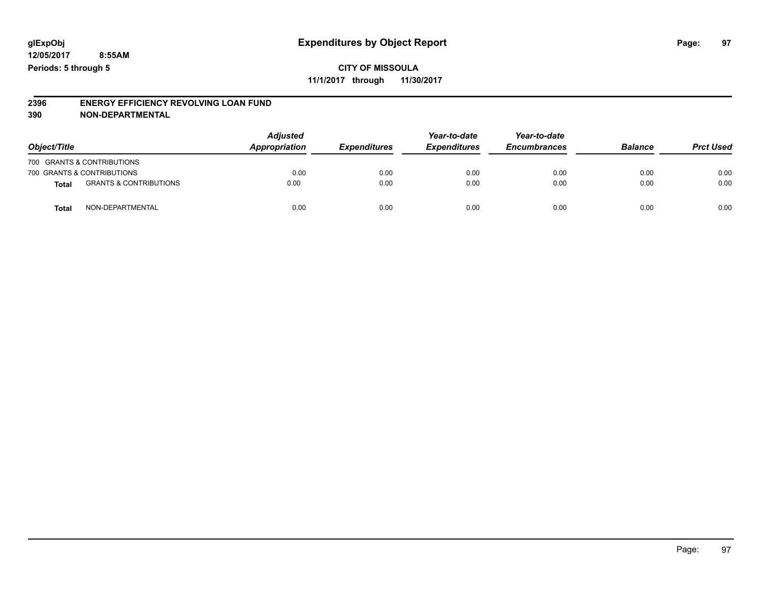glExpObj **Expenditures by Object Report**

12/05/2017 8:55AM

Periods: 5 through 5

**CITY OF MISSOULA**

**11/1/2017 through 11/30/2017**

**2396 ENERGY EFFICIENCY REVOLVING LOAN FUND**

**390 NON-DEPARTMENTAL**

| Object/Title | | Adjusted Appropriation | Expenditures | Year-to-date Expenditures | Year-to-date Encumbrances | Balance | Prct Used |
|---|---|---|---|---|---|---|---|
| 700 GRANTS & CONTRIBUTIONS | | | | | | | |
| 700 GRANTS & CONTRIBUTIONS | | 0.00 | 0.00 | 0.00 | 0.00 | 0.00 | 0.00 |
| **Total** | GRANTS & CONTRIBUTIONS | 0.00 | 0.00 | 0.00 | 0.00 | 0.00 | 0.00 |
| **Total** | NON-DEPARTMENTAL | 0.00 | 0.00 | 0.00 | 0.00 | 0.00 | 0.00 |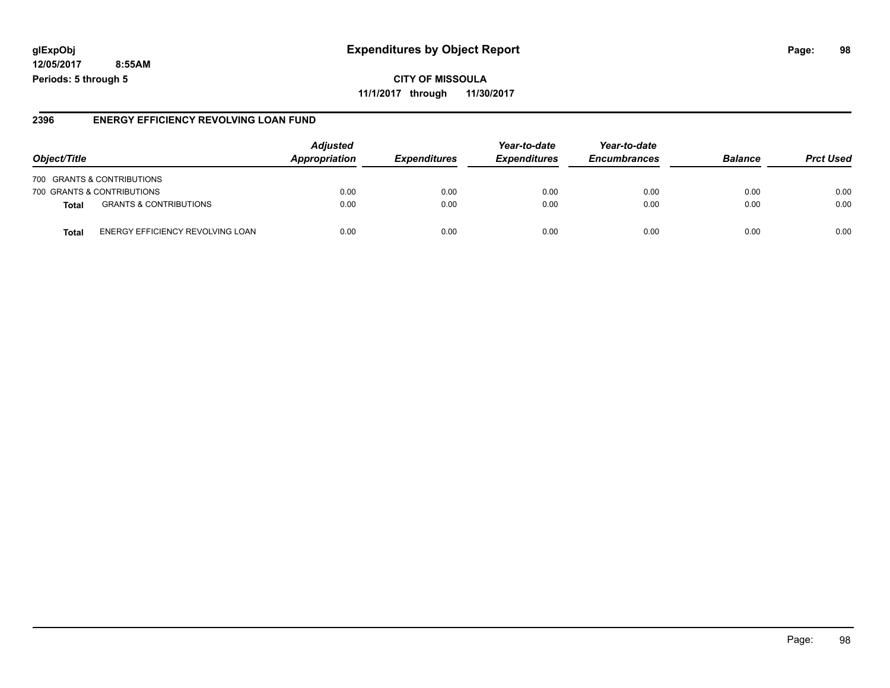**glExpObj**
**12/05/2017 8:55AM**
**Periods: 5 through 5**

# Expenditures by Object Report

**CITY OF MISSOULA**
**11/1/2017 through 11/30/2017**

## 2396 ENERGY EFFICIENCY REVOLVING LOAN FUND

| Object/Title | | *Adjusted Appropriation* | *Expenditures* | *Year-to-date Expenditures* | *Year-to-date Encumbrances* | *Balance* | *Prct Used* |
|---|---|---|---|---|---|---|---|
| 700 GRANTS & CONTRIBUTIONS | | | | | | | |
| 700 GRANTS & CONTRIBUTIONS | | 0.00 | 0.00 | 0.00 | 0.00 | 0.00 | 0.00 |
| **Total** | GRANTS & CONTRIBUTIONS | 0.00 | 0.00 | 0.00 | 0.00 | 0.00 | 0.00 |
| **Total** | ENERGY EFFICIENCY REVOLVING LOAN | 0.00 | 0.00 | 0.00 | 0.00 | 0.00 | 0.00 |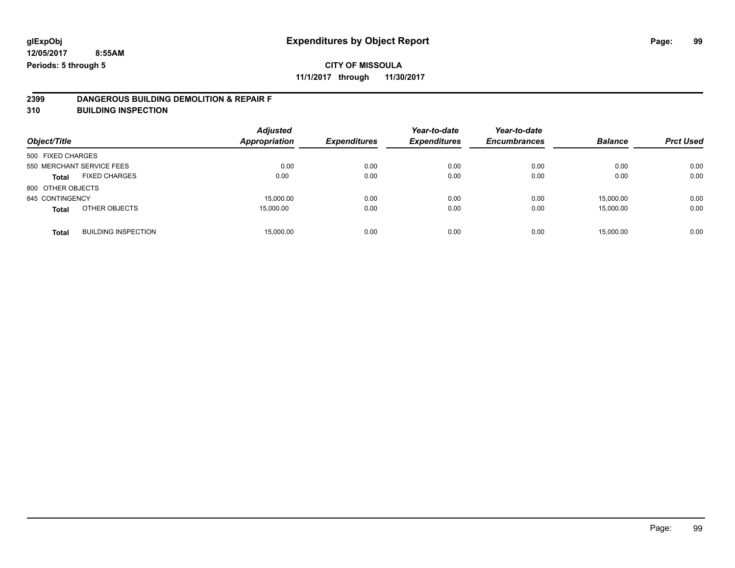**glExpObj**
**12/05/2017 8:55AM**
**Periods: 5 through 5**

# Expenditures by Object Report

**CITY OF MISSOULA**
**11/1/2017 through 11/30/2017**

## 2399 DANGEROUS BUILDING DEMOLITION & REPAIR F
## 310 BUILDING INSPECTION

| Object/Title | | Adjusted Appropriation | Expenditures | Year-to-date Expenditures | Year-to-date Encumbrances | Balance | Prct Used |
|---|---|---|---|---|---|---|---|
| 500 FIXED CHARGES | | | | | | | |
| 550 MERCHANT SERVICE FEES | | 0.00 | 0.00 | 0.00 | 0.00 | 0.00 | 0.00 |
| **Total** | FIXED CHARGES | 0.00 | 0.00 | 0.00 | 0.00 | 0.00 | 0.00 |
| 800 OTHER OBJECTS | | | | | | | |
| 845 CONTINGENCY | | 15,000.00 | 0.00 | 0.00 | 0.00 | 15,000.00 | 0.00 |
| **Total** | OTHER OBJECTS | 15,000.00 | 0.00 | 0.00 | 0.00 | 15,000.00 | 0.00 |
| **Total** | BUILDING INSPECTION | 15,000.00 | 0.00 | 0.00 | 0.00 | 15,000.00 | 0.00 |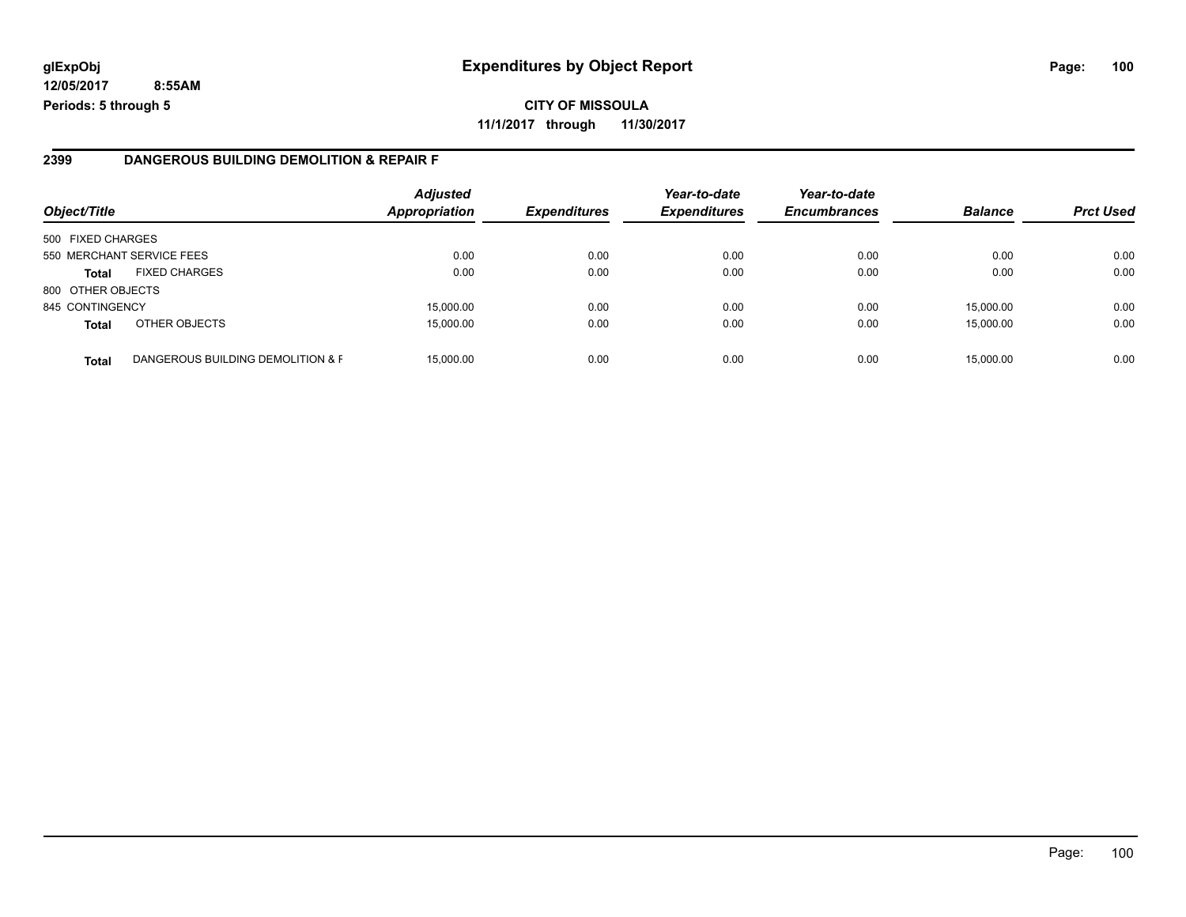**glExpObj**
**12/05/2017 8:55AM**
**Periods: 5 through 5**

# Expenditures by Object Report

**CITY OF MISSOULA**
**11/1/2017 through 11/30/2017**

## 2399 DANGEROUS BUILDING DEMOLITION & REPAIR F

| Object/Title | | *Adjusted Appropriation* | *Expenditures* | *Year-to-date Expenditures* | *Year-to-date Encumbrances* | *Balance* | *Prct Used* |
|---|---|---|---|---|---|---|---|
| 500 FIXED CHARGES | | | | | | | |
| 550 MERCHANT SERVICE FEES | | 0.00 | 0.00 | 0.00 | 0.00 | 0.00 | 0.00 |
| **Total** | FIXED CHARGES | 0.00 | 0.00 | 0.00 | 0.00 | 0.00 | 0.00 |
| 800 OTHER OBJECTS | | | | | | | |
| 845 CONTINGENCY | | 15,000.00 | 0.00 | 0.00 | 0.00 | 15,000.00 | 0.00 |
| **Total** | OTHER OBJECTS | 15,000.00 | 0.00 | 0.00 | 0.00 | 15,000.00 | 0.00 |
| **Total** | DANGEROUS BUILDING DEMOLITION & F | 15,000.00 | 0.00 | 0.00 | 0.00 | 15,000.00 | 0.00 |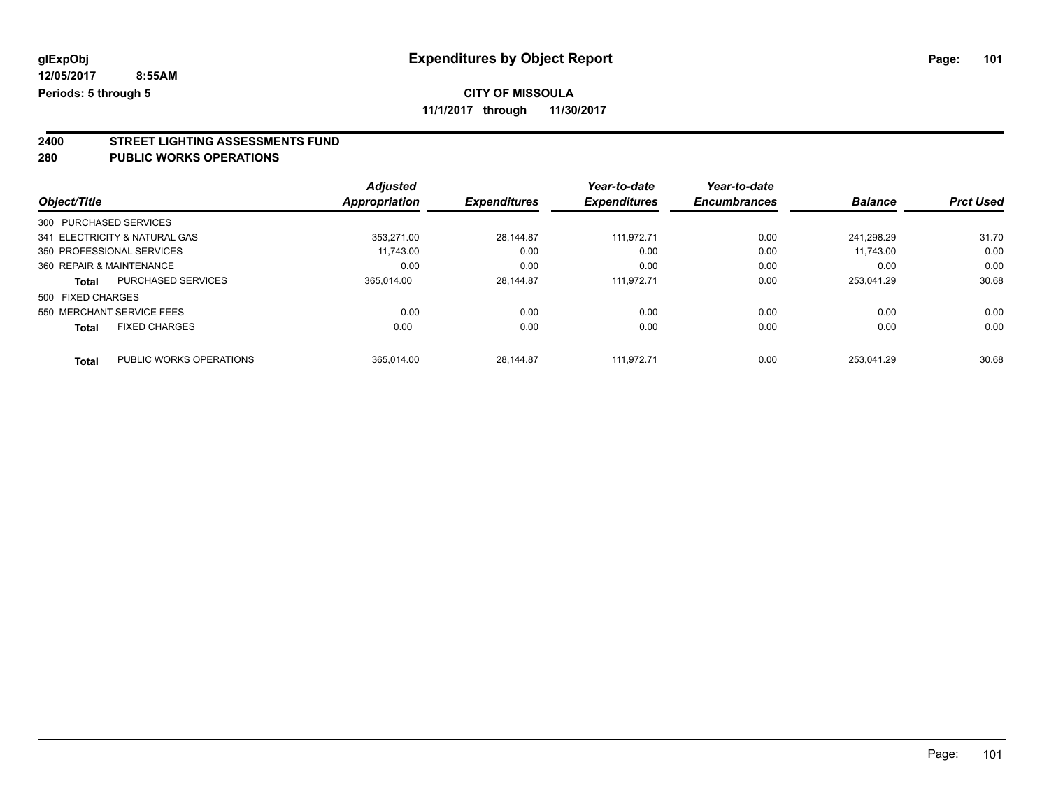**glExpObj** **Expenditures by Object Report**

**12/05/2017 8:55AM**

**Periods: 5 through 5**

**CITY OF MISSOULA**

**11/1/2017 through 11/30/2017**

## 2400 STREET LIGHTING ASSESSMENTS FUND
## 280 PUBLIC WORKS OPERATIONS

| Object/Title | | Adjusted Appropriation | Expenditures | Year-to-date Expenditures | Year-to-date Encumbrances | Balance | Prct Used |
|---|---|---|---|---|---|---|---|
| 300 PURCHASED SERVICES | | | | | | | |
| 341 ELECTRICITY & NATURAL GAS | | 353,271.00 | 28,144.87 | 111,972.71 | 0.00 | 241,298.29 | 31.70 |
| 350 PROFESSIONAL SERVICES | | 11,743.00 | 0.00 | 0.00 | 0.00 | 11,743.00 | 0.00 |
| 360 REPAIR & MAINTENANCE | | 0.00 | 0.00 | 0.00 | 0.00 | 0.00 | 0.00 |
| **Total** | PURCHASED SERVICES | 365,014.00 | 28,144.87 | 111,972.71 | 0.00 | 253,041.29 | 30.68 |
| 500 FIXED CHARGES | | | | | | | |
| 550 MERCHANT SERVICE FEES | | 0.00 | 0.00 | 0.00 | 0.00 | 0.00 | 0.00 |
| **Total** | FIXED CHARGES | 0.00 | 0.00 | 0.00 | 0.00 | 0.00 | 0.00 |
| **Total** | PUBLIC WORKS OPERATIONS | 365,014.00 | 28,144.87 | 111,972.71 | 0.00 | 253,041.29 | 30.68 |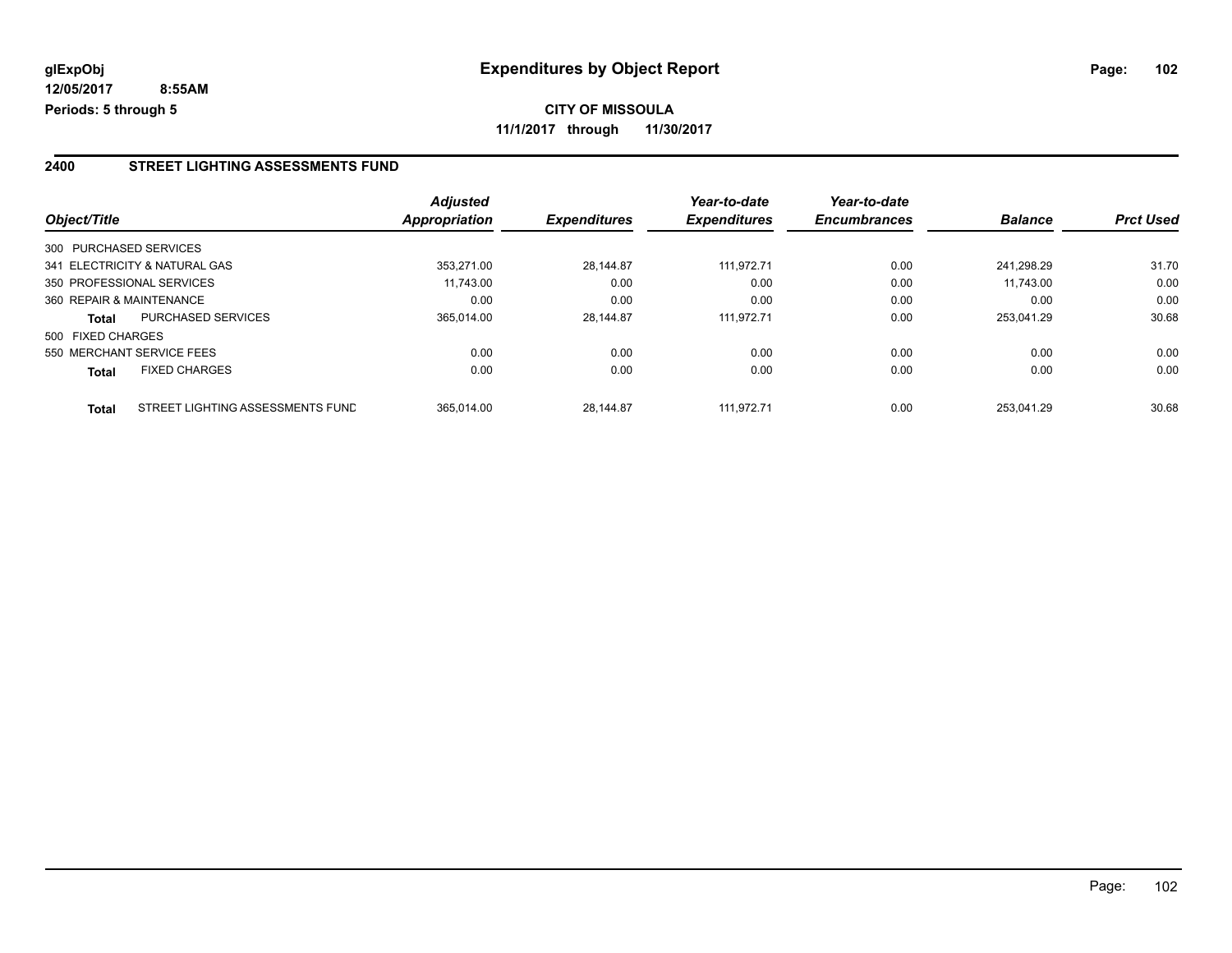**glExpObj**
**12/05/2017 8:55AM**
**Periods: 5 through 5**

# Expenditures by Object Report

**CITY OF MISSOULA**
**11/1/2017 through 11/30/2017**

## 2400 STREET LIGHTING ASSESSMENTS FUND

| Object/Title | | *Adjusted Appropriation* | *Expenditures* | *Year-to-date Expenditures* | *Year-to-date Encumbrances* | *Balance* | *Prct Used* |
|---|---|---|---|---|---|---|---|
| 300 PURCHASED SERVICES | | | | | | | |
| 341 ELECTRICITY & NATURAL GAS | | 353,271.00 | 28,144.87 | 111,972.71 | 0.00 | 241,298.29 | 31.70 |
| 350 PROFESSIONAL SERVICES | | 11,743.00 | 0.00 | 0.00 | 0.00 | 11,743.00 | 0.00 |
| 360 REPAIR & MAINTENANCE | | 0.00 | 0.00 | 0.00 | 0.00 | 0.00 | 0.00 |
| **Total** | PURCHASED SERVICES | 365,014.00 | 28,144.87 | 111,972.71 | 0.00 | 253,041.29 | 30.68 |
| 500 FIXED CHARGES | | | | | | | |
| 550 MERCHANT SERVICE FEES | | 0.00 | 0.00 | 0.00 | 0.00 | 0.00 | 0.00 |
| **Total** | FIXED CHARGES | 0.00 | 0.00 | 0.00 | 0.00 | 0.00 | 0.00 |
| **Total** | STREET LIGHTING ASSESSMENTS FUND | 365,014.00 | 28,144.87 | 111,972.71 | 0.00 | 253,041.29 | 30.68 |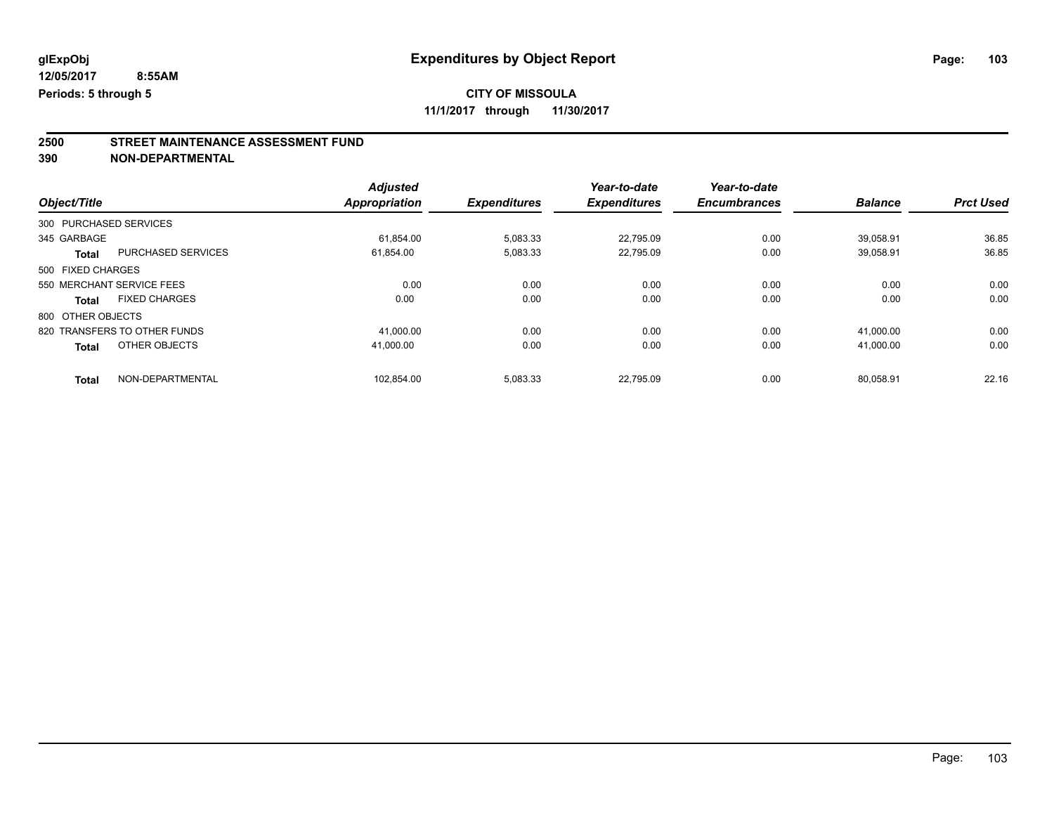**glExpObj**
**12/05/2017 8:55AM**
**Periods: 5 through 5**

# Expenditures by Object Report

**CITY OF MISSOULA**
**11/1/2017 through 11/30/2017**

## 2500 STREET MAINTENANCE ASSESSMENT FUND
## 390 NON-DEPARTMENTAL

| Object/Title | | Adjusted Appropriation | Expenditures | Year-to-date Expenditures | Year-to-date Encumbrances | Balance | Prct Used |
|---|---|---|---|---|---|---|---|
| 300 PURCHASED SERVICES | | | | | | | |
| 345 GARBAGE | | 61,854.00 | 5,083.33 | 22,795.09 | 0.00 | 39,058.91 | 36.85 |
| **Total** | PURCHASED SERVICES | 61,854.00 | 5,083.33 | 22,795.09 | 0.00 | 39,058.91 | 36.85 |
| 500 FIXED CHARGES | | | | | | | |
| 550 MERCHANT SERVICE FEES | | 0.00 | 0.00 | 0.00 | 0.00 | 0.00 | 0.00 |
| **Total** | FIXED CHARGES | 0.00 | 0.00 | 0.00 | 0.00 | 0.00 | 0.00 |
| 800 OTHER OBJECTS | | | | | | | |
| 820 TRANSFERS TO OTHER FUNDS | | 41,000.00 | 0.00 | 0.00 | 0.00 | 41,000.00 | 0.00 |
| **Total** | OTHER OBJECTS | 41,000.00 | 0.00 | 0.00 | 0.00 | 41,000.00 | 0.00 |
| **Total** | NON-DEPARTMENTAL | 102,854.00 | 5,083.33 | 22,795.09 | 0.00 | 80,058.91 | 22.16 |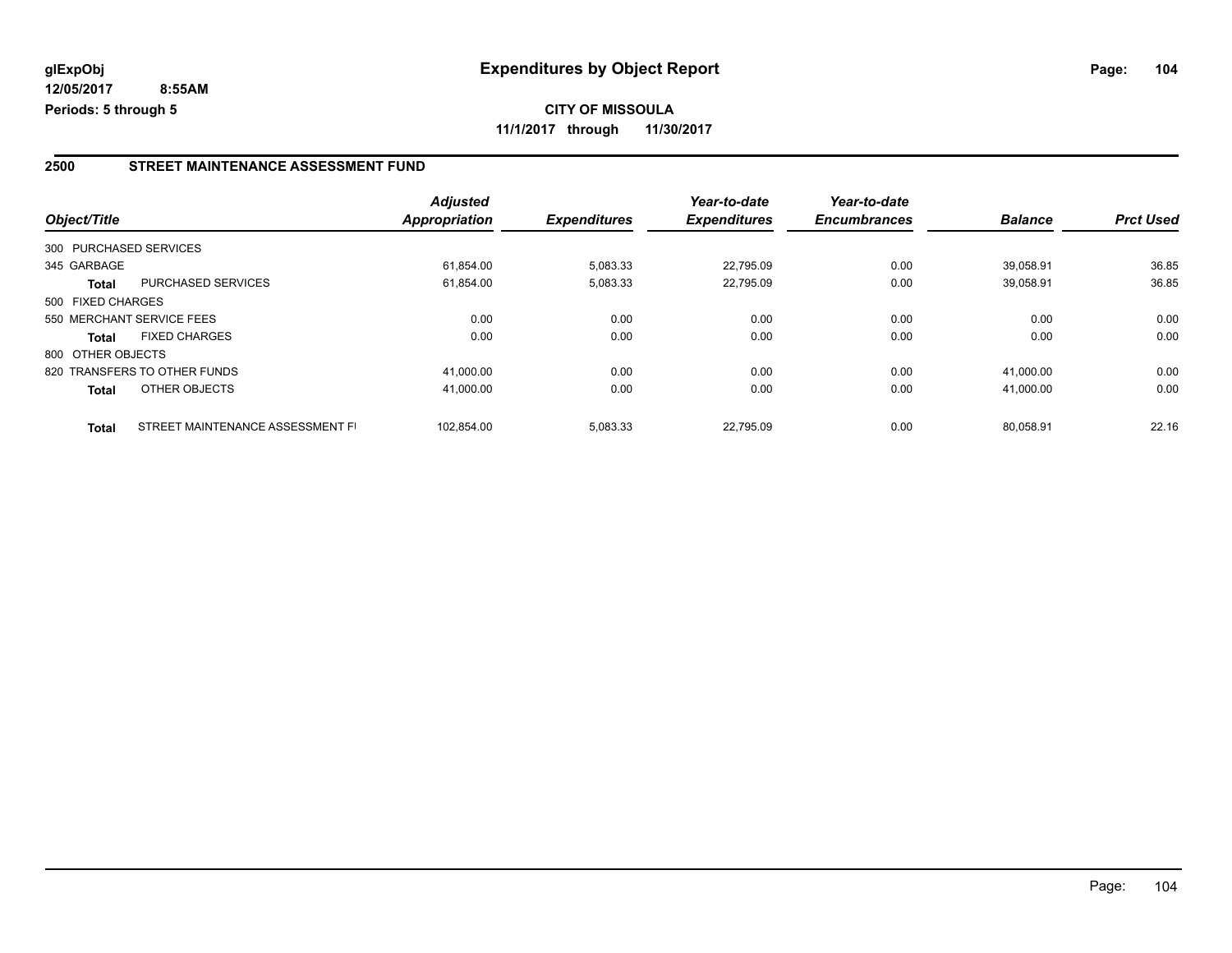**glExpObj** **Expenditures by Object Report**

**12/05/2017 8:55AM**

**Periods: 5 through 5**

**CITY OF MISSOULA**

**11/1/2017 through 11/30/2017**

## 2500 STREET MAINTENANCE ASSESSMENT FUND

| Object/Title | | Adjusted Appropriation | Expenditures | Year-to-date Expenditures | Year-to-date Encumbrances | Balance | Prct Used |
|---|---|---|---|---|---|---|---|
| 300 PURCHASED SERVICES | | | | | | | |
| 345 GARBAGE | | 61,854.00 | 5,083.33 | 22,795.09 | 0.00 | 39,058.91 | 36.85 |
| **Total** | PURCHASED SERVICES | 61,854.00 | 5,083.33 | 22,795.09 | 0.00 | 39,058.91 | 36.85 |
| 500 FIXED CHARGES | | | | | | | |
| 550 MERCHANT SERVICE FEES | | 0.00 | 0.00 | 0.00 | 0.00 | 0.00 | 0.00 |
| **Total** | FIXED CHARGES | 0.00 | 0.00 | 0.00 | 0.00 | 0.00 | 0.00 |
| 800 OTHER OBJECTS | | | | | | | |
| 820 TRANSFERS TO OTHER FUNDS | | 41,000.00 | 0.00 | 0.00 | 0.00 | 41,000.00 | 0.00 |
| **Total** | OTHER OBJECTS | 41,000.00 | 0.00 | 0.00 | 0.00 | 41,000.00 | 0.00 |
| **Total** | STREET MAINTENANCE ASSESSMENT FI | 102,854.00 | 5,083.33 | 22,795.09 | 0.00 | 80,058.91 | 22.16 |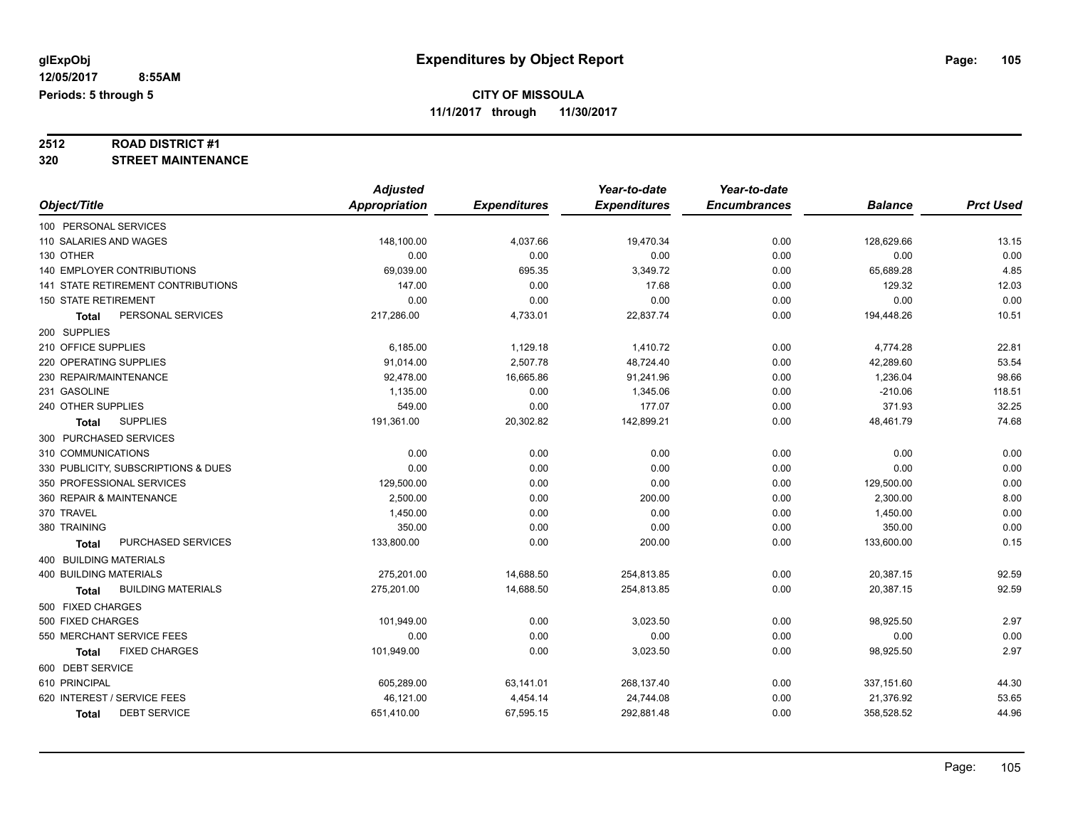glExpObj
12/05/2017 8:55AM
Periods: 5 through 5

# Expenditures by Object Report

## CITY OF MISSOULA

**11/1/2017 through 11/30/2017**

**2512 ROAD DISTRICT #1**
**320 STREET MAINTENANCE**

| Object/Title | Adjusted Appropriation | Expenditures | Year-to-date Expenditures | Year-to-date Encumbrances | Balance | Prct Used |
|---|---|---|---|---|---|---|
| 100 PERSONAL SERVICES | | | | | | |
| 110 SALARIES AND WAGES | 148,100.00 | 4,037.66 | 19,470.34 | 0.00 | 128,629.66 | 13.15 |
| 130 OTHER | 0.00 | 0.00 | 0.00 | 0.00 | 0.00 | 0.00 |
| 140 EMPLOYER CONTRIBUTIONS | 69,039.00 | 695.35 | 3,349.72 | 0.00 | 65,689.28 | 4.85 |
| 141 STATE RETIREMENT CONTRIBUTIONS | 147.00 | 0.00 | 17.68 | 0.00 | 129.32 | 12.03 |
| 150 STATE RETIREMENT | 0.00 | 0.00 | 0.00 | 0.00 | 0.00 | 0.00 |
| **Total** PERSONAL SERVICES | 217,286.00 | 4,733.01 | 22,837.74 | 0.00 | 194,448.26 | 10.51 |
| 200 SUPPLIES | | | | | | |
| 210 OFFICE SUPPLIES | 6,185.00 | 1,129.18 | 1,410.72 | 0.00 | 4,774.28 | 22.81 |
| 220 OPERATING SUPPLIES | 91,014.00 | 2,507.78 | 48,724.40 | 0.00 | 42,289.60 | 53.54 |
| 230 REPAIR/MAINTENANCE | 92,478.00 | 16,665.86 | 91,241.96 | 0.00 | 1,236.04 | 98.66 |
| 231 GASOLINE | 1,135.00 | 0.00 | 1,345.06 | 0.00 | -210.06 | 118.51 |
| 240 OTHER SUPPLIES | 549.00 | 0.00 | 177.07 | 0.00 | 371.93 | 32.25 |
| **Total** SUPPLIES | 191,361.00 | 20,302.82 | 142,899.21 | 0.00 | 48,461.79 | 74.68 |
| 300 PURCHASED SERVICES | | | | | | |
| 310 COMMUNICATIONS | 0.00 | 0.00 | 0.00 | 0.00 | 0.00 | 0.00 |
| 330 PUBLICITY, SUBSCRIPTIONS & DUES | 0.00 | 0.00 | 0.00 | 0.00 | 0.00 | 0.00 |
| 350 PROFESSIONAL SERVICES | 129,500.00 | 0.00 | 0.00 | 0.00 | 129,500.00 | 0.00 |
| 360 REPAIR & MAINTENANCE | 2,500.00 | 0.00 | 200.00 | 0.00 | 2,300.00 | 8.00 |
| 370 TRAVEL | 1,450.00 | 0.00 | 0.00 | 0.00 | 1,450.00 | 0.00 |
| 380 TRAINING | 350.00 | 0.00 | 0.00 | 0.00 | 350.00 | 0.00 |
| **Total** PURCHASED SERVICES | 133,800.00 | 0.00 | 200.00 | 0.00 | 133,600.00 | 0.15 |
| 400 BUILDING MATERIALS | | | | | | |
| 400 BUILDING MATERIALS | 275,201.00 | 14,688.50 | 254,813.85 | 0.00 | 20,387.15 | 92.59 |
| **Total** BUILDING MATERIALS | 275,201.00 | 14,688.50 | 254,813.85 | 0.00 | 20,387.15 | 92.59 |
| 500 FIXED CHARGES | | | | | | |
| 500 FIXED CHARGES | 101,949.00 | 0.00 | 3,023.50 | 0.00 | 98,925.50 | 2.97 |
| 550 MERCHANT SERVICE FEES | 0.00 | 0.00 | 0.00 | 0.00 | 0.00 | 0.00 |
| **Total** FIXED CHARGES | 101,949.00 | 0.00 | 3,023.50 | 0.00 | 98,925.50 | 2.97 |
| 600 DEBT SERVICE | | | | | | |
| 610 PRINCIPAL | 605,289.00 | 63,141.01 | 268,137.40 | 0.00 | 337,151.60 | 44.30 |
| 620 INTEREST / SERVICE FEES | 46,121.00 | 4,454.14 | 24,744.08 | 0.00 | 21,376.92 | 53.65 |
| **Total** DEBT SERVICE | 651,410.00 | 67,595.15 | 292,881.48 | 0.00 | 358,528.52 | 44.96 |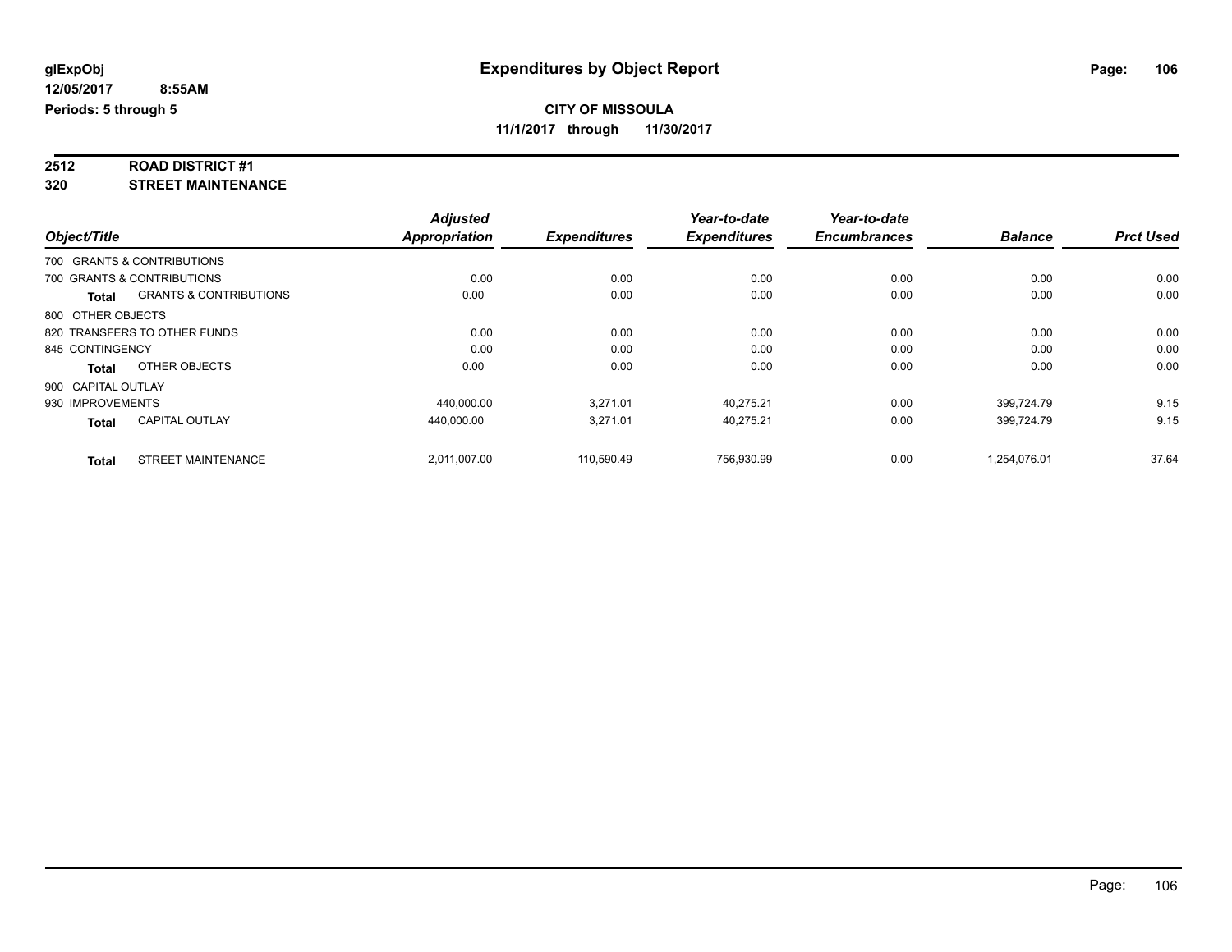# Expenditures by Object Report

glExpObj
12/05/2017 8:55AM
Periods: 5 through 5

**CITY OF MISSOULA**
**11/1/2017 through 11/30/2017**

**2512 ROAD DISTRICT #1**
**320 STREET MAINTENANCE**

| Object/Title | | Adjusted Appropriation | Expenditures | Year-to-date Expenditures | Year-to-date Encumbrances | Balance | Prct Used |
|---|---|---|---|---|---|---|---|
| 700 GRANTS & CONTRIBUTIONS | | | | | | | |
| 700 GRANTS & CONTRIBUTIONS | | 0.00 | 0.00 | 0.00 | 0.00 | 0.00 | 0.00 |
| **Total** | GRANTS & CONTRIBUTIONS | 0.00 | 0.00 | 0.00 | 0.00 | 0.00 | 0.00 |
| 800 OTHER OBJECTS | | | | | | | |
| 820 TRANSFERS TO OTHER FUNDS | | 0.00 | 0.00 | 0.00 | 0.00 | 0.00 | 0.00 |
| 845 CONTINGENCY | | 0.00 | 0.00 | 0.00 | 0.00 | 0.00 | 0.00 |
| **Total** | OTHER OBJECTS | 0.00 | 0.00 | 0.00 | 0.00 | 0.00 | 0.00 |
| 900 CAPITAL OUTLAY | | | | | | | |
| 930 IMPROVEMENTS | | 440,000.00 | 3,271.01 | 40,275.21 | 0.00 | 399,724.79 | 9.15 |
| **Total** | CAPITAL OUTLAY | 440,000.00 | 3,271.01 | 40,275.21 | 0.00 | 399,724.79 | 9.15 |
| **Total** | STREET MAINTENANCE | 2,011,007.00 | 110,590.49 | 756,930.99 | 0.00 | 1,254,076.01 | 37.64 |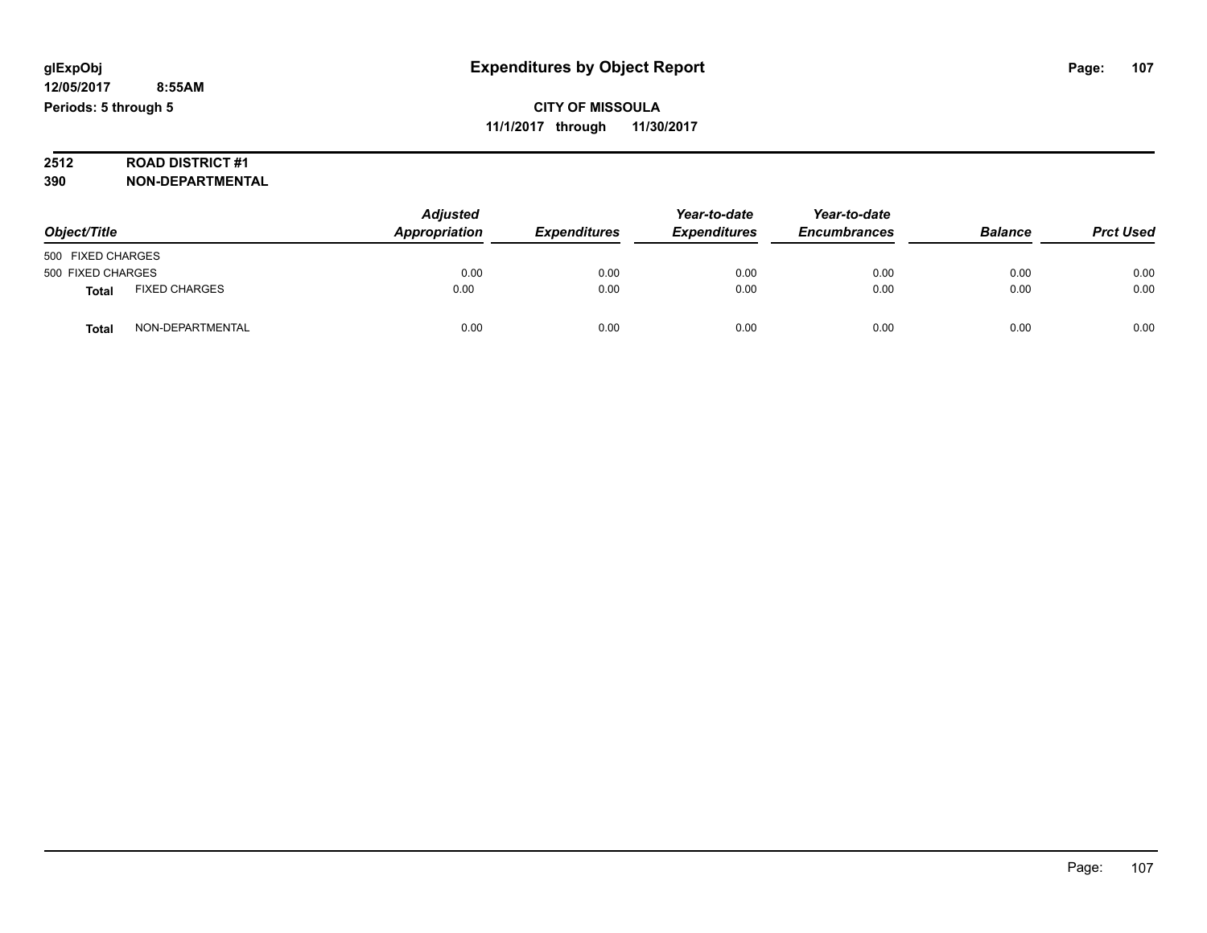**glExpObj** **Expenditures by Object Report**

**12/05/2017 8:55AM**

**Periods: 5 through 5**

**CITY OF MISSOULA**

**11/1/2017 through 11/30/2017**

**2512 ROAD DISTRICT #1**

**390 NON-DEPARTMENTAL**

| Object/Title | | Adjusted Appropriation | Expenditures | Year-to-date Expenditures | Year-to-date Encumbrances | Balance | Prct Used |
|---|---|---|---|---|---|---|---|
| 500 FIXED CHARGES | | | | | | | |
| 500 FIXED CHARGES | | 0.00 | 0.00 | 0.00 | 0.00 | 0.00 | 0.00 |
| **Total** | FIXED CHARGES | 0.00 | 0.00 | 0.00 | 0.00 | 0.00 | 0.00 |
| **Total** | NON-DEPARTMENTAL | 0.00 | 0.00 | 0.00 | 0.00 | 0.00 | 0.00 |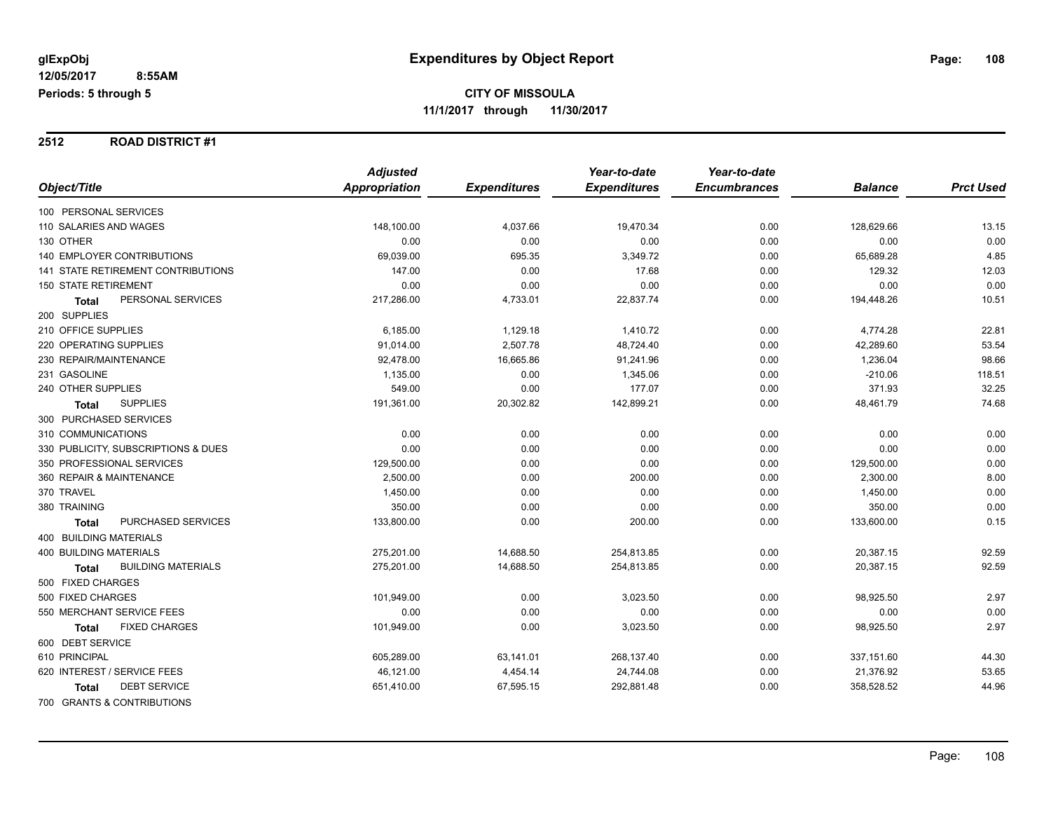# Expenditures by Object Report

glExpObj
12/05/2017 8:55AM
Periods: 5 through 5

**CITY OF MISSOULA**
**11/1/2017 through 11/30/2017**

## 2512 ROAD DISTRICT #1

| Object/Title | Adjusted Appropriation | Expenditures | Year-to-date Expenditures | Year-to-date Encumbrances | Balance | Prct Used |
|---|---|---|---|---|---|---|
| 100 PERSONAL SERVICES | | | | | | |
| 110 SALARIES AND WAGES | 148,100.00 | 4,037.66 | 19,470.34 | 0.00 | 128,629.66 | 13.15 |
| 130 OTHER | 0.00 | 0.00 | 0.00 | 0.00 | 0.00 | 0.00 |
| 140 EMPLOYER CONTRIBUTIONS | 69,039.00 | 695.35 | 3,349.72 | 0.00 | 65,689.28 | 4.85 |
| 141 STATE RETIREMENT CONTRIBUTIONS | 147.00 | 0.00 | 17.68 | 0.00 | 129.32 | 12.03 |
| 150 STATE RETIREMENT | 0.00 | 0.00 | 0.00 | 0.00 | 0.00 | 0.00 |
| **Total** PERSONAL SERVICES | 217,286.00 | 4,733.01 | 22,837.74 | 0.00 | 194,448.26 | 10.51 |
| 200 SUPPLIES | | | | | | |
| 210 OFFICE SUPPLIES | 6,185.00 | 1,129.18 | 1,410.72 | 0.00 | 4,774.28 | 22.81 |
| 220 OPERATING SUPPLIES | 91,014.00 | 2,507.78 | 48,724.40 | 0.00 | 42,289.60 | 53.54 |
| 230 REPAIR/MAINTENANCE | 92,478.00 | 16,665.86 | 91,241.96 | 0.00 | 1,236.04 | 98.66 |
| 231 GASOLINE | 1,135.00 | 0.00 | 1,345.06 | 0.00 | -210.06 | 118.51 |
| 240 OTHER SUPPLIES | 549.00 | 0.00 | 177.07 | 0.00 | 371.93 | 32.25 |
| **Total** SUPPLIES | 191,361.00 | 20,302.82 | 142,899.21 | 0.00 | 48,461.79 | 74.68 |
| 300 PURCHASED SERVICES | | | | | | |
| 310 COMMUNICATIONS | 0.00 | 0.00 | 0.00 | 0.00 | 0.00 | 0.00 |
| 330 PUBLICITY, SUBSCRIPTIONS & DUES | 0.00 | 0.00 | 0.00 | 0.00 | 0.00 | 0.00 |
| 350 PROFESSIONAL SERVICES | 129,500.00 | 0.00 | 0.00 | 0.00 | 129,500.00 | 0.00 |
| 360 REPAIR & MAINTENANCE | 2,500.00 | 0.00 | 200.00 | 0.00 | 2,300.00 | 8.00 |
| 370 TRAVEL | 1,450.00 | 0.00 | 0.00 | 0.00 | 1,450.00 | 0.00 |
| 380 TRAINING | 350.00 | 0.00 | 0.00 | 0.00 | 350.00 | 0.00 |
| **Total** PURCHASED SERVICES | 133,800.00 | 0.00 | 200.00 | 0.00 | 133,600.00 | 0.15 |
| 400 BUILDING MATERIALS | | | | | | |
| 400 BUILDING MATERIALS | 275,201.00 | 14,688.50 | 254,813.85 | 0.00 | 20,387.15 | 92.59 |
| **Total** BUILDING MATERIALS | 275,201.00 | 14,688.50 | 254,813.85 | 0.00 | 20,387.15 | 92.59 |
| 500 FIXED CHARGES | | | | | | |
| 500 FIXED CHARGES | 101,949.00 | 0.00 | 3,023.50 | 0.00 | 98,925.50 | 2.97 |
| 550 MERCHANT SERVICE FEES | 0.00 | 0.00 | 0.00 | 0.00 | 0.00 | 0.00 |
| **Total** FIXED CHARGES | 101,949.00 | 0.00 | 3,023.50 | 0.00 | 98,925.50 | 2.97 |
| 600 DEBT SERVICE | | | | | | |
| 610 PRINCIPAL | 605,289.00 | 63,141.01 | 268,137.40 | 0.00 | 337,151.60 | 44.30 |
| 620 INTEREST / SERVICE FEES | 46,121.00 | 4,454.14 | 24,744.08 | 0.00 | 21,376.92 | 53.65 |
| **Total** DEBT SERVICE | 651,410.00 | 67,595.15 | 292,881.48 | 0.00 | 358,528.52 | 44.96 |
| 700 GRANTS & CONTRIBUTIONS | | | | | | |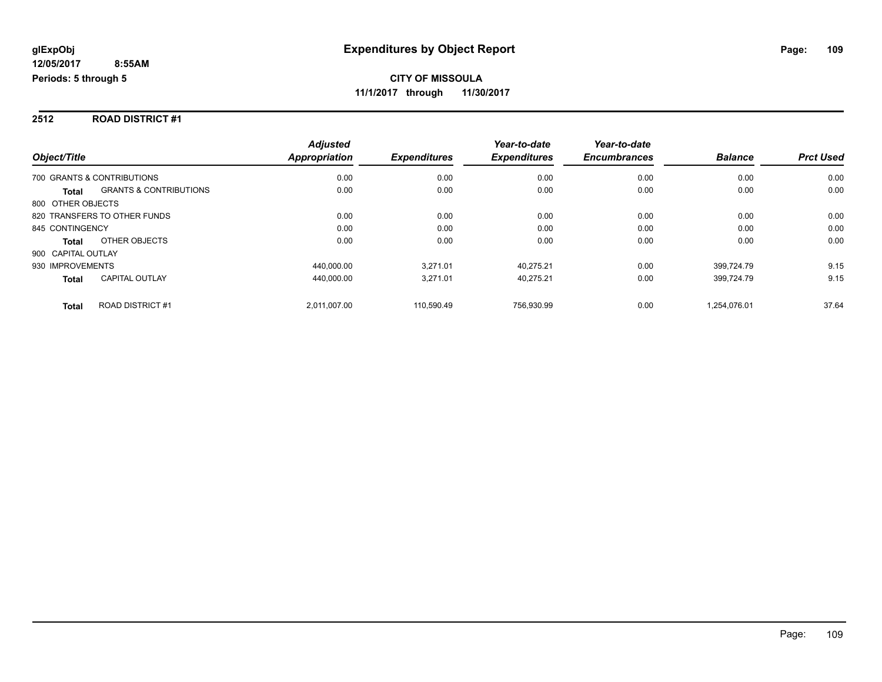glExpObj
12/05/2017 8:55AM
Periods: 5 through 5

# Expenditures by Object Report

**CITY OF MISSOULA**
**11/1/2017 through 11/30/2017**

## 2512 ROAD DISTRICT #1

| Object/Title | | Adjusted Appropriation | Expenditures | Year-to-date Expenditures | Year-to-date Encumbrances | Balance | Prct Used |
|---|---|---|---|---|---|---|---|
| 700 GRANTS & CONTRIBUTIONS | | 0.00 | 0.00 | 0.00 | 0.00 | 0.00 | 0.00 |
| Total | GRANTS & CONTRIBUTIONS | 0.00 | 0.00 | 0.00 | 0.00 | 0.00 | 0.00 |
| 800 OTHER OBJECTS | | | | | | | |
| 820 TRANSFERS TO OTHER FUNDS | | 0.00 | 0.00 | 0.00 | 0.00 | 0.00 | 0.00 |
| 845 CONTINGENCY | | 0.00 | 0.00 | 0.00 | 0.00 | 0.00 | 0.00 |
| Total | OTHER OBJECTS | 0.00 | 0.00 | 0.00 | 0.00 | 0.00 | 0.00 |
| 900 CAPITAL OUTLAY | | | | | | | |
| 930 IMPROVEMENTS | | 440,000.00 | 3,271.01 | 40,275.21 | 0.00 | 399,724.79 | 9.15 |
| Total | CAPITAL OUTLAY | 440,000.00 | 3,271.01 | 40,275.21 | 0.00 | 399,724.79 | 9.15 |
| Total | ROAD DISTRICT #1 | 2,011,007.00 | 110,590.49 | 756,930.99 | 0.00 | 1,254,076.01 | 37.64 |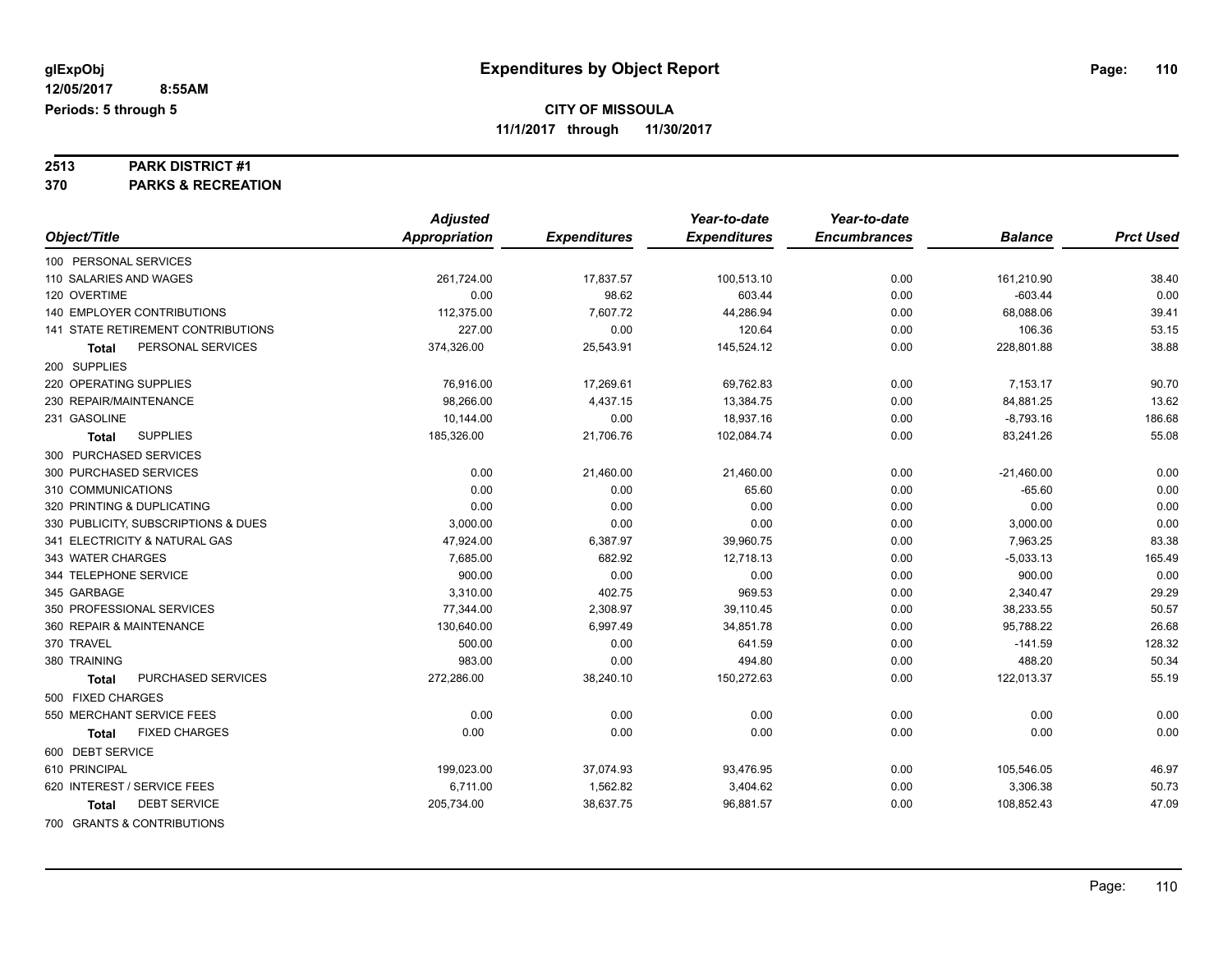# Expenditures by Object Report

glExpObj
12/05/2017 8:55AM
Periods: 5 through 5

**CITY OF MISSOULA**
**11/1/2017 through 11/30/2017**

**2513 PARK DISTRICT #1**
**370 PARKS & RECREATION**

| Object/Title | Adjusted Appropriation | Expenditures | Year-to-date Expenditures | Year-to-date Encumbrances | Balance | Prct Used |
|---|---|---|---|---|---|---|
| 100 PERSONAL SERVICES | | | | | | |
| 110 SALARIES AND WAGES | 261,724.00 | 17,837.57 | 100,513.10 | 0.00 | 161,210.90 | 38.40 |
| 120 OVERTIME | 0.00 | 98.62 | 603.44 | 0.00 | -603.44 | 0.00 |
| 140 EMPLOYER CONTRIBUTIONS | 112,375.00 | 7,607.72 | 44,286.94 | 0.00 | 68,088.06 | 39.41 |
| 141 STATE RETIREMENT CONTRIBUTIONS | 227.00 | 0.00 | 120.64 | 0.00 | 106.36 | 53.15 |
| **Total** PERSONAL SERVICES | 374,326.00 | 25,543.91 | 145,524.12 | 0.00 | 228,801.88 | 38.88 |
| 200 SUPPLIES | | | | | | |
| 220 OPERATING SUPPLIES | 76,916.00 | 17,269.61 | 69,762.83 | 0.00 | 7,153.17 | 90.70 |
| 230 REPAIR/MAINTENANCE | 98,266.00 | 4,437.15 | 13,384.75 | 0.00 | 84,881.25 | 13.62 |
| 231 GASOLINE | 10,144.00 | 0.00 | 18,937.16 | 0.00 | -8,793.16 | 186.68 |
| **Total** SUPPLIES | 185,326.00 | 21,706.76 | 102,084.74 | 0.00 | 83,241.26 | 55.08 |
| 300 PURCHASED SERVICES | | | | | | |
| 300 PURCHASED SERVICES | 0.00 | 21,460.00 | 21,460.00 | 0.00 | -21,460.00 | 0.00 |
| 310 COMMUNICATIONS | 0.00 | 0.00 | 65.60 | 0.00 | -65.60 | 0.00 |
| 320 PRINTING & DUPLICATING | 0.00 | 0.00 | 0.00 | 0.00 | 0.00 | 0.00 |
| 330 PUBLICITY, SUBSCRIPTIONS & DUES | 3,000.00 | 0.00 | 0.00 | 0.00 | 3,000.00 | 0.00 |
| 341 ELECTRICITY & NATURAL GAS | 47,924.00 | 6,387.97 | 39,960.75 | 0.00 | 7,963.25 | 83.38 |
| 343 WATER CHARGES | 7,685.00 | 682.92 | 12,718.13 | 0.00 | -5,033.13 | 165.49 |
| 344 TELEPHONE SERVICE | 900.00 | 0.00 | 0.00 | 0.00 | 900.00 | 0.00 |
| 345 GARBAGE | 3,310.00 | 402.75 | 969.53 | 0.00 | 2,340.47 | 29.29 |
| 350 PROFESSIONAL SERVICES | 77,344.00 | 2,308.97 | 39,110.45 | 0.00 | 38,233.55 | 50.57 |
| 360 REPAIR & MAINTENANCE | 130,640.00 | 6,997.49 | 34,851.78 | 0.00 | 95,788.22 | 26.68 |
| 370 TRAVEL | 500.00 | 0.00 | 641.59 | 0.00 | -141.59 | 128.32 |
| 380 TRAINING | 983.00 | 0.00 | 494.80 | 0.00 | 488.20 | 50.34 |
| **Total** PURCHASED SERVICES | 272,286.00 | 38,240.10 | 150,272.63 | 0.00 | 122,013.37 | 55.19 |
| 500 FIXED CHARGES | | | | | | |
| 550 MERCHANT SERVICE FEES | 0.00 | 0.00 | 0.00 | 0.00 | 0.00 | 0.00 |
| **Total** FIXED CHARGES | 0.00 | 0.00 | 0.00 | 0.00 | 0.00 | 0.00 |
| 600 DEBT SERVICE | | | | | | |
| 610 PRINCIPAL | 199,023.00 | 37,074.93 | 93,476.95 | 0.00 | 105,546.05 | 46.97 |
| 620 INTEREST / SERVICE FEES | 6,711.00 | 1,562.82 | 3,404.62 | 0.00 | 3,306.38 | 50.73 |
| **Total** DEBT SERVICE | 205,734.00 | 38,637.75 | 96,881.57 | 0.00 | 108,852.43 | 47.09 |
| 700 GRANTS & CONTRIBUTIONS | | | | | | |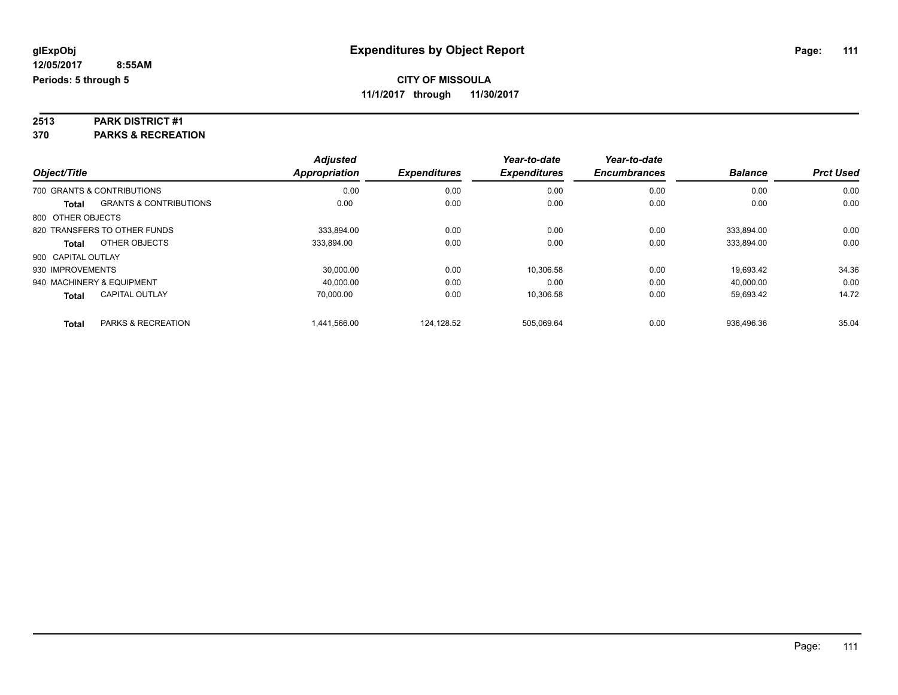**glExpObj** | **Expenditures by Object Report**

**12/05/2017 8:55AM**

**Periods: 5 through 5**

**CITY OF MISSOULA**

**11/1/2017 through 11/30/2017**

## 2513 PARK DISTRICT #1
## 370 PARKS & RECREATION

| Object/Title | | *Adjusted Appropriation* | *Expenditures* | *Year-to-date Expenditures* | *Year-to-date Encumbrances* | *Balance* | *Prct Used* |
|---|---|---|---|---|---|---|---|
| 700 GRANTS & CONTRIBUTIONS | | 0.00 | 0.00 | 0.00 | 0.00 | 0.00 | 0.00 |
| **Total** | GRANTS & CONTRIBUTIONS | 0.00 | 0.00 | 0.00 | 0.00 | 0.00 | 0.00 |
| 800 OTHER OBJECTS | | | | | | | |
| 820 TRANSFERS TO OTHER FUNDS | | 333,894.00 | 0.00 | 0.00 | 0.00 | 333,894.00 | 0.00 |
| **Total** | OTHER OBJECTS | 333,894.00 | 0.00 | 0.00 | 0.00 | 333,894.00 | 0.00 |
| 900 CAPITAL OUTLAY | | | | | | | |
| 930 IMPROVEMENTS | | 30,000.00 | 0.00 | 10,306.58 | 0.00 | 19,693.42 | 34.36 |
| 940 MACHINERY & EQUIPMENT | | 40,000.00 | 0.00 | 0.00 | 0.00 | 40,000.00 | 0.00 |
| **Total** | CAPITAL OUTLAY | 70,000.00 | 0.00 | 10,306.58 | 0.00 | 59,693.42 | 14.72 |
| **Total** | PARKS & RECREATION | 1,441,566.00 | 124,128.52 | 505,069.64 | 0.00 | 936,496.36 | 35.04 |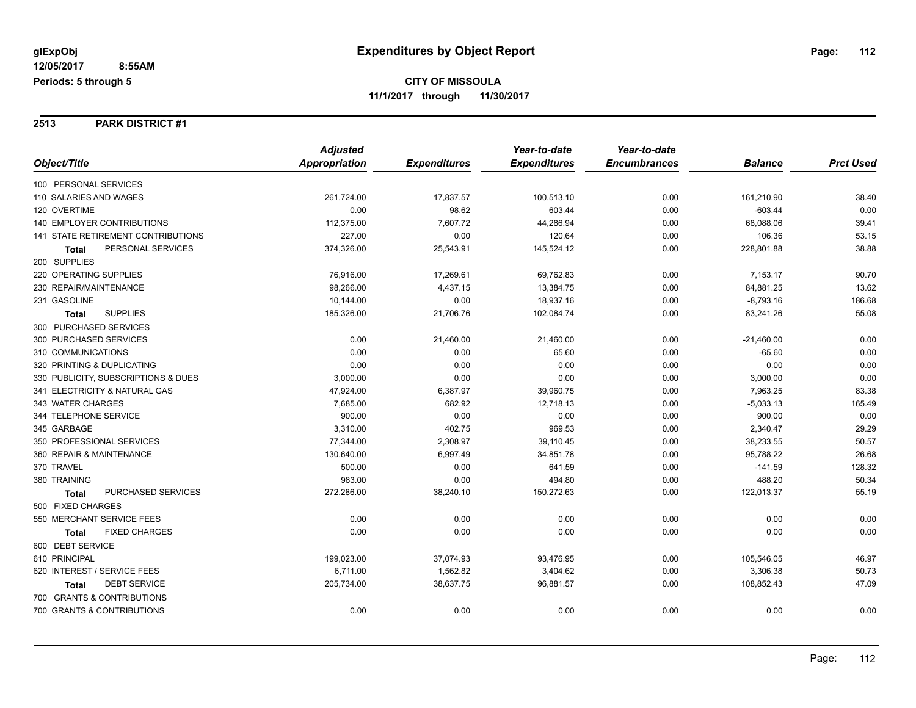**glExpObj** | **Expenditures by Object Report**

**12/05/2017 8:55AM**

**Periods: 5 through 5**

**CITY OF MISSOULA**

**11/1/2017 through 11/30/2017**

## 2513 PARK DISTRICT #1

| Object/Title | Adjusted Appropriation | Expenditures | Year-to-date Expenditures | Year-to-date Encumbrances | Balance | Prct Used |
|---|---|---|---|---|---|---|
| 100 PERSONAL SERVICES | | | | | | |
| 110 SALARIES AND WAGES | 261,724.00 | 17,837.57 | 100,513.10 | 0.00 | 161,210.90 | 38.40 |
| 120 OVERTIME | 0.00 | 98.62 | 603.44 | 0.00 | -603.44 | 0.00 |
| 140 EMPLOYER CONTRIBUTIONS | 112,375.00 | 7,607.72 | 44,286.94 | 0.00 | 68,088.06 | 39.41 |
| 141 STATE RETIREMENT CONTRIBUTIONS | 227.00 | 0.00 | 120.64 | 0.00 | 106.36 | 53.15 |
| **Total** PERSONAL SERVICES | 374,326.00 | 25,543.91 | 145,524.12 | 0.00 | 228,801.88 | 38.88 |
| 200 SUPPLIES | | | | | | |
| 220 OPERATING SUPPLIES | 76,916.00 | 17,269.61 | 69,762.83 | 0.00 | 7,153.17 | 90.70 |
| 230 REPAIR/MAINTENANCE | 98,266.00 | 4,437.15 | 13,384.75 | 0.00 | 84,881.25 | 13.62 |
| 231 GASOLINE | 10,144.00 | 0.00 | 18,937.16 | 0.00 | -8,793.16 | 186.68 |
| **Total** SUPPLIES | 185,326.00 | 21,706.76 | 102,084.74 | 0.00 | 83,241.26 | 55.08 |
| 300 PURCHASED SERVICES | | | | | | |
| 300 PURCHASED SERVICES | 0.00 | 21,460.00 | 21,460.00 | 0.00 | -21,460.00 | 0.00 |
| 310 COMMUNICATIONS | 0.00 | 0.00 | 65.60 | 0.00 | -65.60 | 0.00 |
| 320 PRINTING & DUPLICATING | 0.00 | 0.00 | 0.00 | 0.00 | 0.00 | 0.00 |
| 330 PUBLICITY, SUBSCRIPTIONS & DUES | 3,000.00 | 0.00 | 0.00 | 0.00 | 3,000.00 | 0.00 |
| 341 ELECTRICITY & NATURAL GAS | 47,924.00 | 6,387.97 | 39,960.75 | 0.00 | 7,963.25 | 83.38 |
| 343 WATER CHARGES | 7,685.00 | 682.92 | 12,718.13 | 0.00 | -5,033.13 | 165.49 |
| 344 TELEPHONE SERVICE | 900.00 | 0.00 | 0.00 | 0.00 | 900.00 | 0.00 |
| 345 GARBAGE | 3,310.00 | 402.75 | 969.53 | 0.00 | 2,340.47 | 29.29 |
| 350 PROFESSIONAL SERVICES | 77,344.00 | 2,308.97 | 39,110.45 | 0.00 | 38,233.55 | 50.57 |
| 360 REPAIR & MAINTENANCE | 130,640.00 | 6,997.49 | 34,851.78 | 0.00 | 95,788.22 | 26.68 |
| 370 TRAVEL | 500.00 | 0.00 | 641.59 | 0.00 | -141.59 | 128.32 |
| 380 TRAINING | 983.00 | 0.00 | 494.80 | 0.00 | 488.20 | 50.34 |
| **Total** PURCHASED SERVICES | 272,286.00 | 38,240.10 | 150,272.63 | 0.00 | 122,013.37 | 55.19 |
| 500 FIXED CHARGES | | | | | | |
| 550 MERCHANT SERVICE FEES | 0.00 | 0.00 | 0.00 | 0.00 | 0.00 | 0.00 |
| **Total** FIXED CHARGES | 0.00 | 0.00 | 0.00 | 0.00 | 0.00 | 0.00 |
| 600 DEBT SERVICE | | | | | | |
| 610 PRINCIPAL | 199,023.00 | 37,074.93 | 93,476.95 | 0.00 | 105,546.05 | 46.97 |
| 620 INTEREST / SERVICE FEES | 6,711.00 | 1,562.82 | 3,404.62 | 0.00 | 3,306.38 | 50.73 |
| **Total** DEBT SERVICE | 205,734.00 | 38,637.75 | 96,881.57 | 0.00 | 108,852.43 | 47.09 |
| 700 GRANTS & CONTRIBUTIONS | | | | | | |
| 700 GRANTS & CONTRIBUTIONS | 0.00 | 0.00 | 0.00 | 0.00 | 0.00 | 0.00 |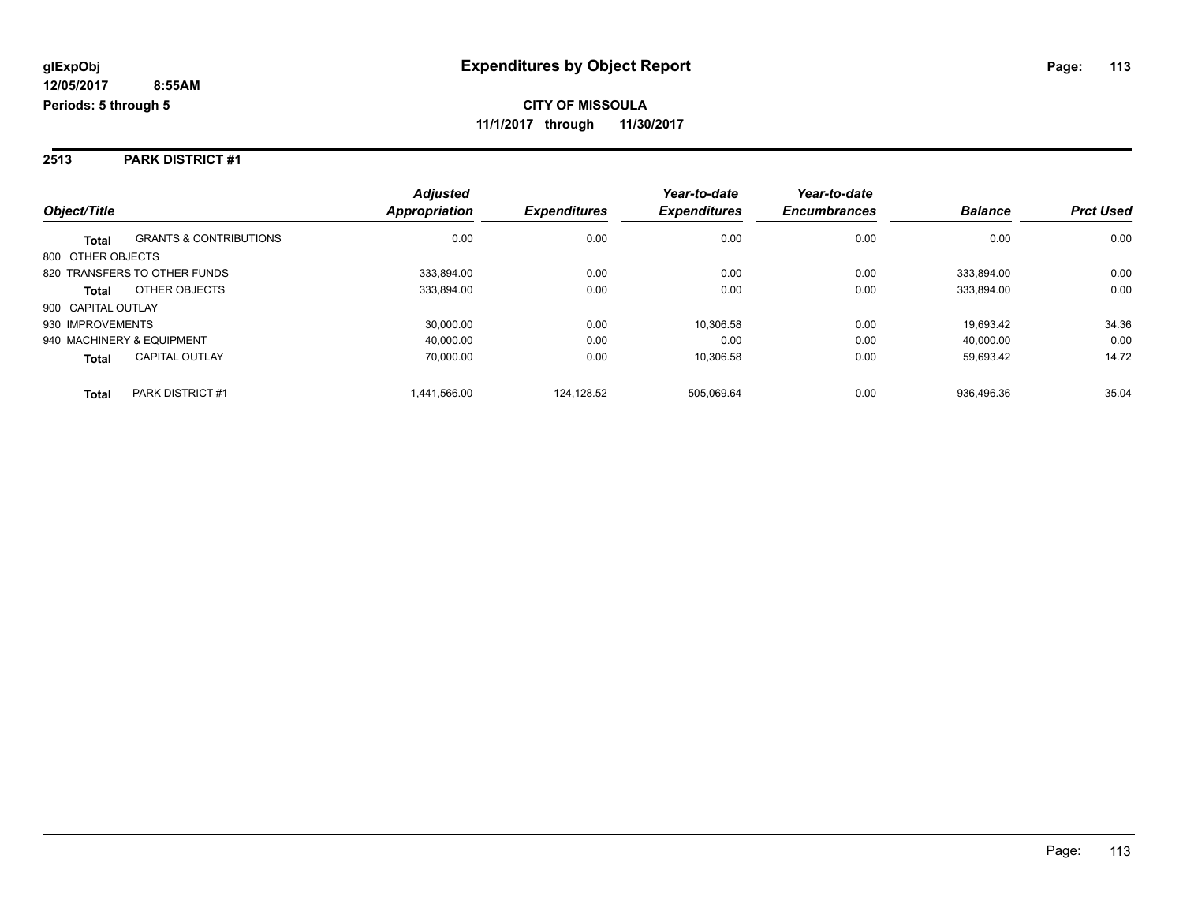**glExpObj** | **Expenditures by Object Report**
**12/05/2017 8:55AM**
**Periods: 5 through 5**

**CITY OF MISSOULA**
**11/1/2017 through 11/30/2017**

## 2513 PARK DISTRICT #1

| Object/Title | | Adjusted Appropriation | Expenditures | Year-to-date Expenditures | Year-to-date Encumbrances | Balance | Prct Used |
|---|---|---|---|---|---|---|---|
| **Total** | GRANTS & CONTRIBUTIONS | 0.00 | 0.00 | 0.00 | 0.00 | 0.00 | 0.00 |
| 800 OTHER OBJECTS | | | | | | | |
| 820 TRANSFERS TO OTHER FUNDS | | 333,894.00 | 0.00 | 0.00 | 0.00 | 333,894.00 | 0.00 |
| **Total** | OTHER OBJECTS | 333,894.00 | 0.00 | 0.00 | 0.00 | 333,894.00 | 0.00 |
| 900 CAPITAL OUTLAY | | | | | | | |
| 930 IMPROVEMENTS | | 30,000.00 | 0.00 | 10,306.58 | 0.00 | 19,693.42 | 34.36 |
| 940 MACHINERY & EQUIPMENT | | 40,000.00 | 0.00 | 0.00 | 0.00 | 40,000.00 | 0.00 |
| **Total** | CAPITAL OUTLAY | 70,000.00 | 0.00 | 10,306.58 | 0.00 | 59,693.42 | 14.72 |
| **Total** | PARK DISTRICT #1 | 1,441,566.00 | 124,128.52 | 505,069.64 | 0.00 | 936,496.36 | 35.04 |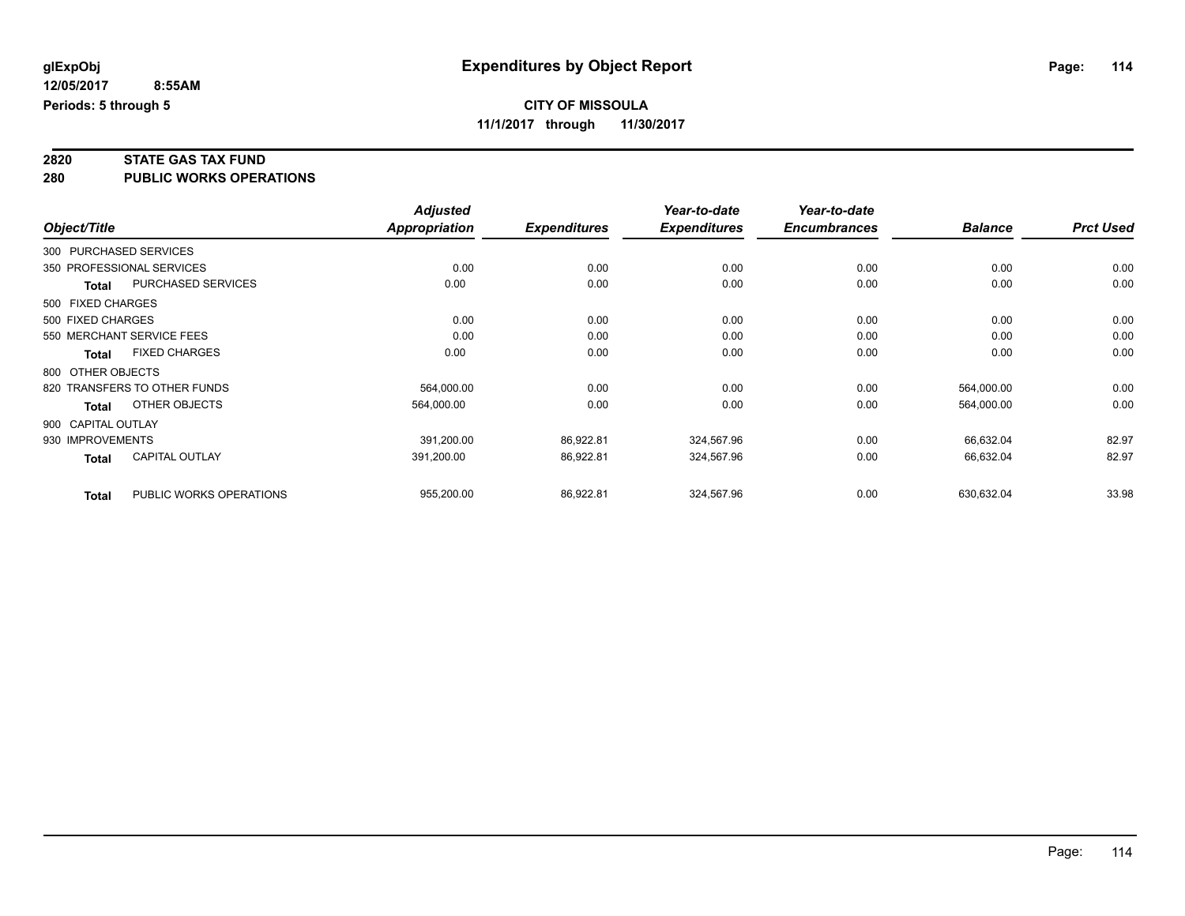# Expenditures by Object Report

glExpObj
12/05/2017 8:55AM
Periods: 5 through 5

**CITY OF MISSOULA**
**11/1/2017 through 11/30/2017**

## 2820 STATE GAS TAX FUND
## 280 PUBLIC WORKS OPERATIONS

| Object/Title | | Adjusted Appropriation | Expenditures | Year-to-date Expenditures | Year-to-date Encumbrances | Balance | Prct Used |
|---|---|---|---|---|---|---|---|
| 300 PURCHASED SERVICES | | | | | | | |
| 350 PROFESSIONAL SERVICES | | 0.00 | 0.00 | 0.00 | 0.00 | 0.00 | 0.00 |
| **Total** | PURCHASED SERVICES | 0.00 | 0.00 | 0.00 | 0.00 | 0.00 | 0.00 |
| 500 FIXED CHARGES | | | | | | | |
| 500 FIXED CHARGES | | 0.00 | 0.00 | 0.00 | 0.00 | 0.00 | 0.00 |
| 550 MERCHANT SERVICE FEES | | 0.00 | 0.00 | 0.00 | 0.00 | 0.00 | 0.00 |
| **Total** | FIXED CHARGES | 0.00 | 0.00 | 0.00 | 0.00 | 0.00 | 0.00 |
| 800 OTHER OBJECTS | | | | | | | |
| 820 TRANSFERS TO OTHER FUNDS | | 564,000.00 | 0.00 | 0.00 | 0.00 | 564,000.00 | 0.00 |
| **Total** | OTHER OBJECTS | 564,000.00 | 0.00 | 0.00 | 0.00 | 564,000.00 | 0.00 |
| 900 CAPITAL OUTLAY | | | | | | | |
| 930 IMPROVEMENTS | | 391,200.00 | 86,922.81 | 324,567.96 | 0.00 | 66,632.04 | 82.97 |
| **Total** | CAPITAL OUTLAY | 391,200.00 | 86,922.81 | 324,567.96 | 0.00 | 66,632.04 | 82.97 |
| **Total** | PUBLIC WORKS OPERATIONS | 955,200.00 | 86,922.81 | 324,567.96 | 0.00 | 630,632.04 | 33.98 |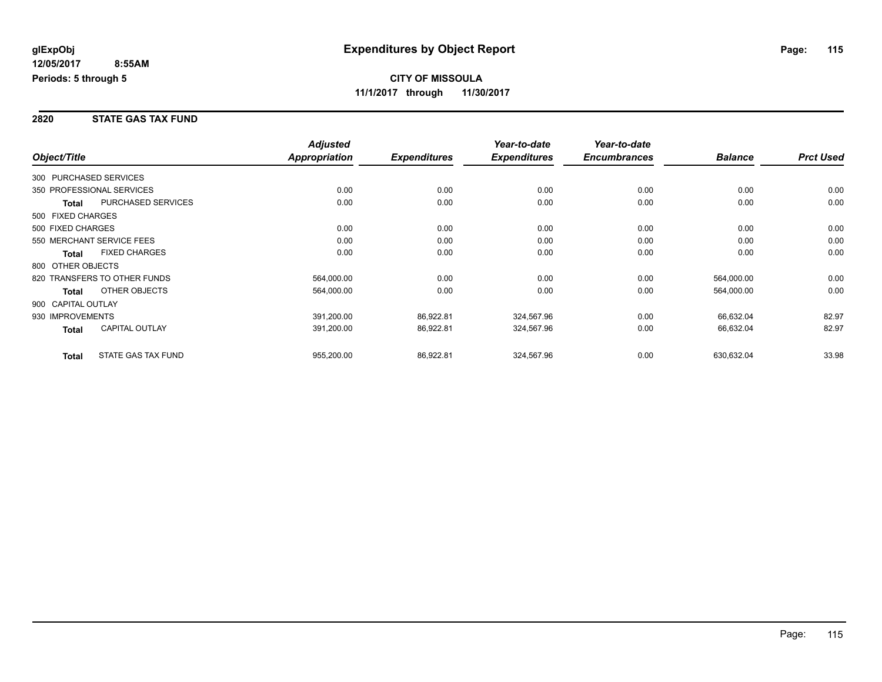**glExpObj** **Expenditures by Object Report**

**12/05/2017 8:55AM**

**Periods: 5 through 5**

**CITY OF MISSOULA**

**11/1/2017 through 11/30/2017**

## 2820 STATE GAS TAX FUND

| Object/Title | | Adjusted Appropriation | Expenditures | Year-to-date Expenditures | Year-to-date Encumbrances | Balance | Prct Used |
|---|---|---|---|---|---|---|---|
| 300 PURCHASED SERVICES | | | | | | | |
| 350 PROFESSIONAL SERVICES | | 0.00 | 0.00 | 0.00 | 0.00 | 0.00 | 0.00 |
| **Total** | PURCHASED SERVICES | 0.00 | 0.00 | 0.00 | 0.00 | 0.00 | 0.00 |
| 500 FIXED CHARGES | | | | | | | |
| 500 FIXED CHARGES | | 0.00 | 0.00 | 0.00 | 0.00 | 0.00 | 0.00 |
| 550 MERCHANT SERVICE FEES | | 0.00 | 0.00 | 0.00 | 0.00 | 0.00 | 0.00 |
| **Total** | FIXED CHARGES | 0.00 | 0.00 | 0.00 | 0.00 | 0.00 | 0.00 |
| 800 OTHER OBJECTS | | | | | | | |
| 820 TRANSFERS TO OTHER FUNDS | | 564,000.00 | 0.00 | 0.00 | 0.00 | 564,000.00 | 0.00 |
| **Total** | OTHER OBJECTS | 564,000.00 | 0.00 | 0.00 | 0.00 | 564,000.00 | 0.00 |
| 900 CAPITAL OUTLAY | | | | | | | |
| 930 IMPROVEMENTS | | 391,200.00 | 86,922.81 | 324,567.96 | 0.00 | 66,632.04 | 82.97 |
| **Total** | CAPITAL OUTLAY | 391,200.00 | 86,922.81 | 324,567.96 | 0.00 | 66,632.04 | 82.97 |
| **Total** | STATE GAS TAX FUND | 955,200.00 | 86,922.81 | 324,567.96 | 0.00 | 630,632.04 | 33.98 |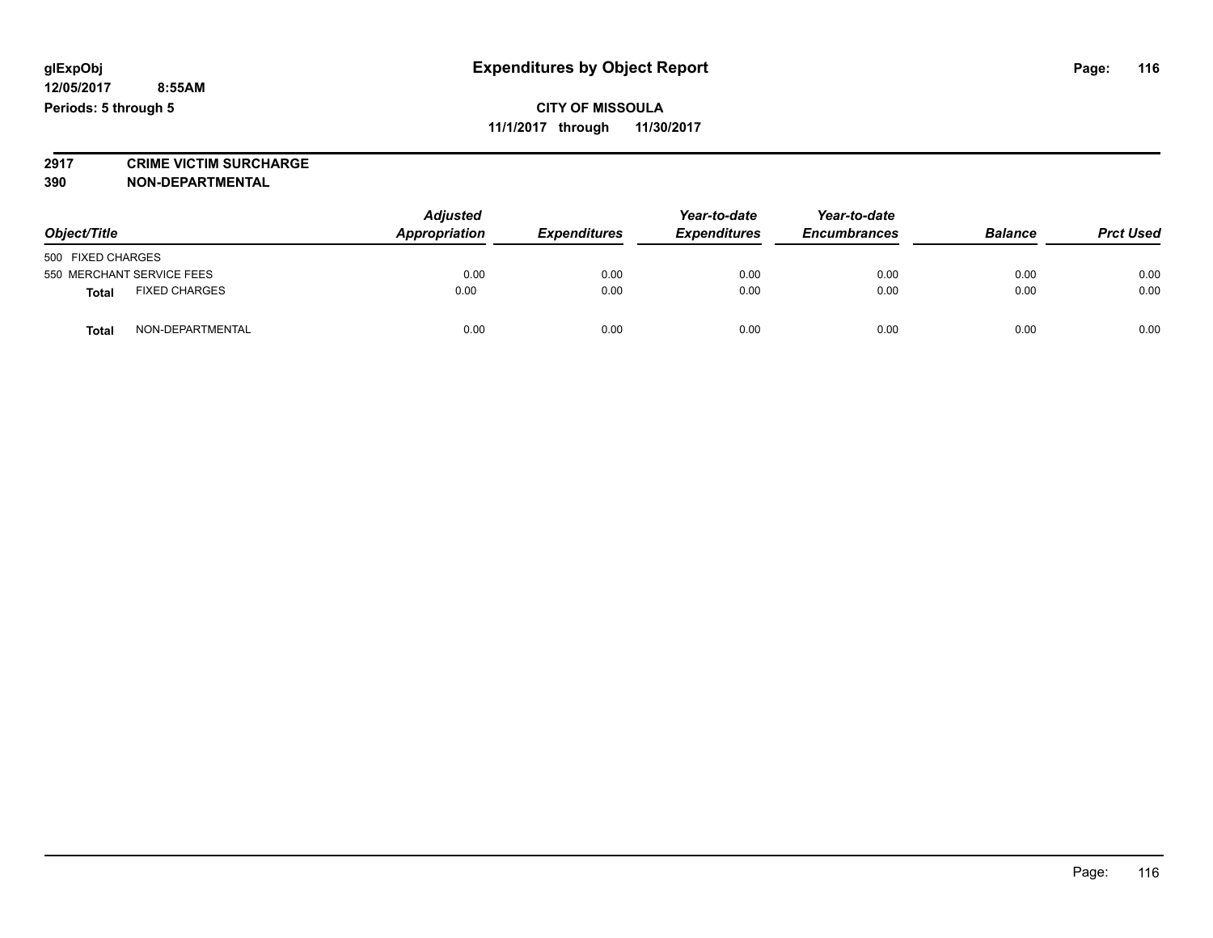glExpObj
12/05/2017 8:55AM
Periods: 5 through 5

# Expenditures by Object Report

**CITY OF MISSOULA**
**11/1/2017 through 11/30/2017**

**2917 CRIME VICTIM SURCHARGE**
**390 NON-DEPARTMENTAL**

| Object/Title | Adjusted Appropriation | Expenditures | Year-to-date Expenditures | Year-to-date Encumbrances | Balance | Prct Used |
|---|---|---|---|---|---|---|
| 500 FIXED CHARGES | | | | | | |
| 550 MERCHANT SERVICE FEES | 0.00 | 0.00 | 0.00 | 0.00 | 0.00 | 0.00 |
| **Total** FIXED CHARGES | 0.00 | 0.00 | 0.00 | 0.00 | 0.00 | 0.00 |
| **Total** NON-DEPARTMENTAL | 0.00 | 0.00 | 0.00 | 0.00 | 0.00 | 0.00 |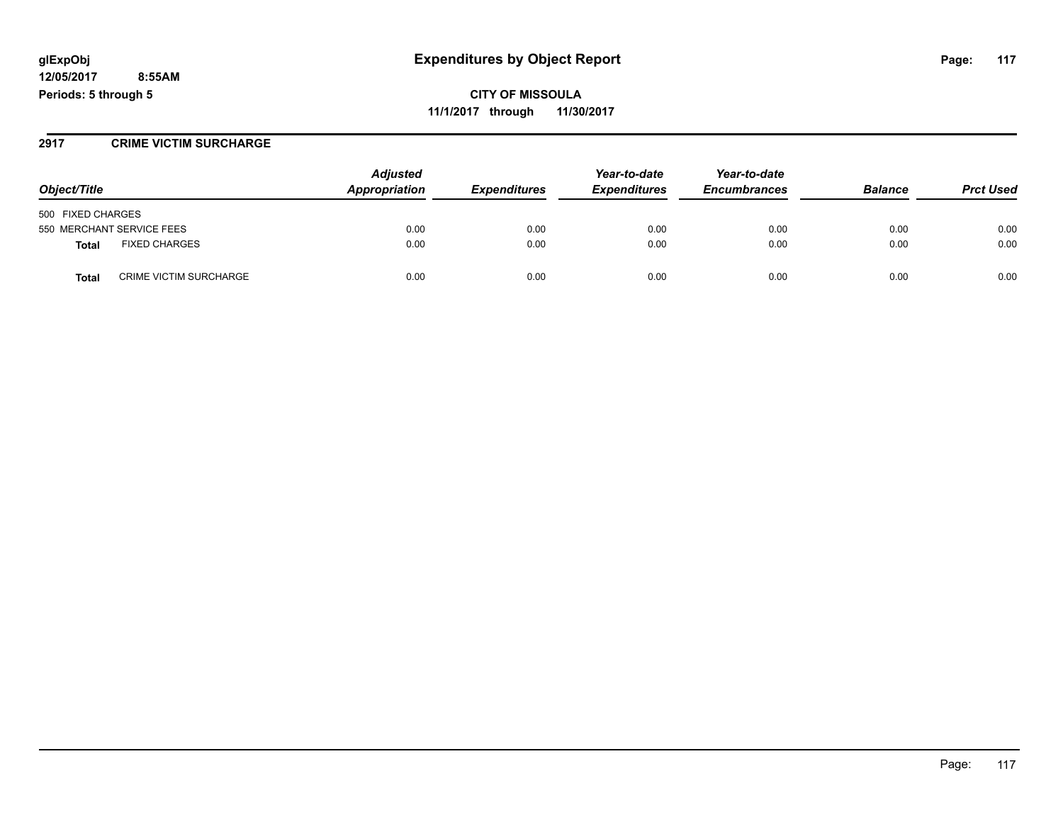glExpObj
12/05/2017 8:55AM
Periods: 5 through 5

# Expenditures by Object Report

**CITY OF MISSOULA**
**11/1/2017 through 11/30/2017**

## 2917 CRIME VICTIM SURCHARGE

| Object/Title | | Adjusted Appropriation | Expenditures | Year-to-date Expenditures | Year-to-date Encumbrances | Balance | Prct Used |
|---|---|---|---|---|---|---|---|
| 500 FIXED CHARGES | | | | | | | |
| 550 MERCHANT SERVICE FEES | | 0.00 | 0.00 | 0.00 | 0.00 | 0.00 | 0.00 |
| **Total** | FIXED CHARGES | 0.00 | 0.00 | 0.00 | 0.00 | 0.00 | 0.00 |
| **Total** | CRIME VICTIM SURCHARGE | 0.00 | 0.00 | 0.00 | 0.00 | 0.00 | 0.00 |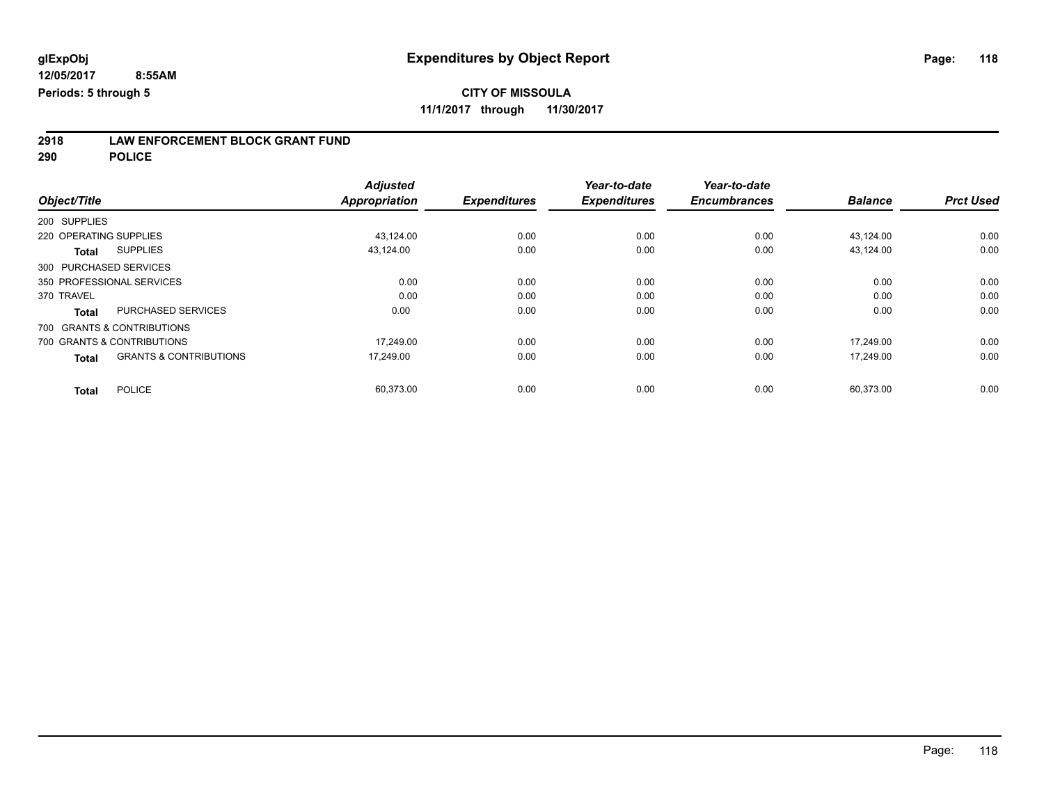**glExpObj** | **Expenditures by Object Report**

**12/05/2017 8:55AM**

**Periods: 5 through 5**

**CITY OF MISSOULA**

**11/1/2017 through 11/30/2017**

## 2918 LAW ENFORCEMENT BLOCK GRANT FUND
## 290 POLICE

| Object/Title | Adjusted Appropriation | Expenditures | Year-to-date Expenditures | Year-to-date Encumbrances | Balance | Prct Used |
|---|---|---|---|---|---|---|
| 200 SUPPLIES | | | | | | |
| 220 OPERATING SUPPLIES | 43,124.00 | 0.00 | 0.00 | 0.00 | 43,124.00 | 0.00 |
| **Total** SUPPLIES | 43,124.00 | 0.00 | 0.00 | 0.00 | 43,124.00 | 0.00 |
| 300 PURCHASED SERVICES | | | | | | |
| 350 PROFESSIONAL SERVICES | 0.00 | 0.00 | 0.00 | 0.00 | 0.00 | 0.00 |
| 370 TRAVEL | 0.00 | 0.00 | 0.00 | 0.00 | 0.00 | 0.00 |
| **Total** PURCHASED SERVICES | 0.00 | 0.00 | 0.00 | 0.00 | 0.00 | 0.00 |
| 700 GRANTS & CONTRIBUTIONS | | | | | | |
| 700 GRANTS & CONTRIBUTIONS | 17,249.00 | 0.00 | 0.00 | 0.00 | 17,249.00 | 0.00 |
| **Total** GRANTS & CONTRIBUTIONS | 17,249.00 | 0.00 | 0.00 | 0.00 | 17,249.00 | 0.00 |
| **Total** POLICE | 60,373.00 | 0.00 | 0.00 | 0.00 | 60,373.00 | 0.00 |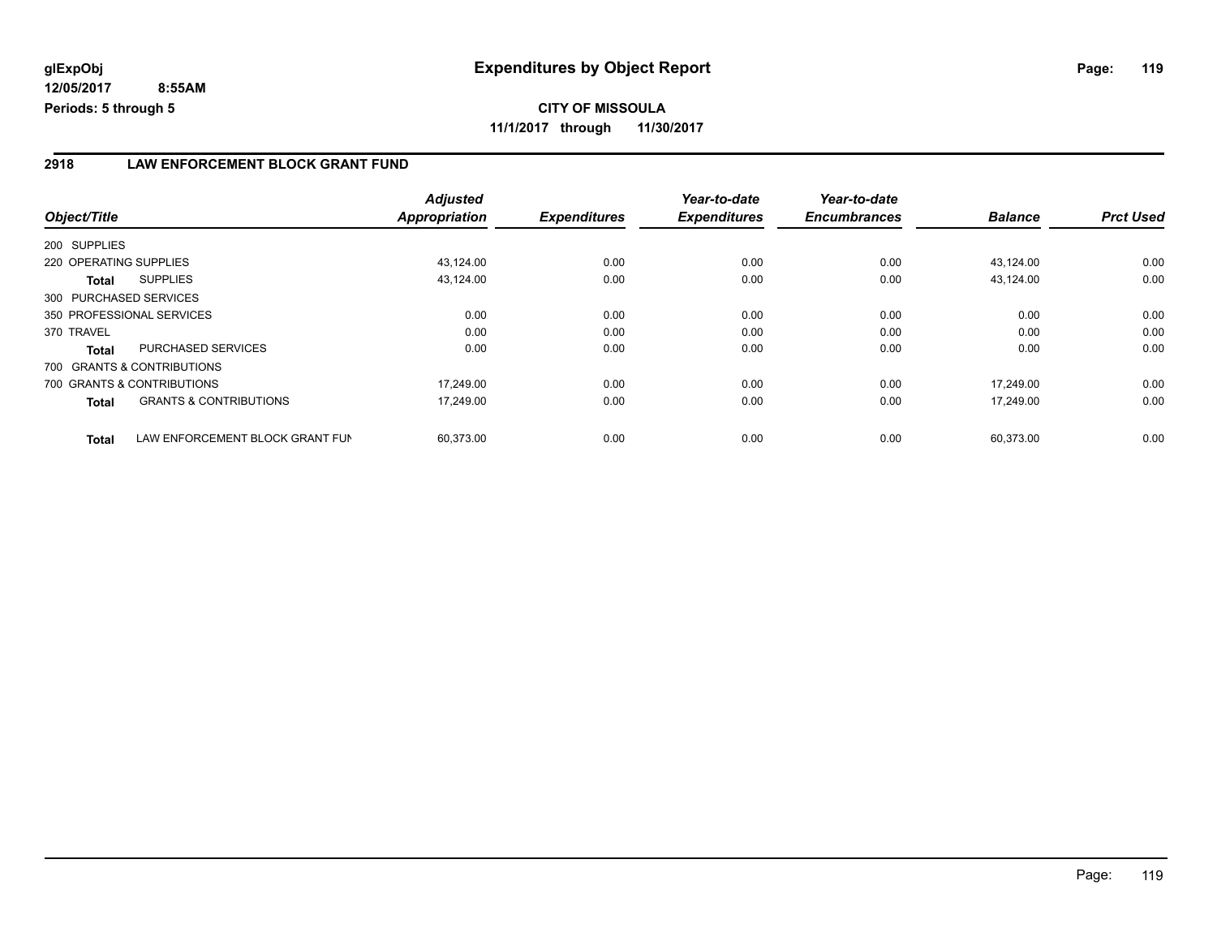**glExpObj** 
**12/05/2017 8:55AM**
**Periods: 5 through 5**

# Expenditures by Object Report

**CITY OF MISSOULA**
**11/1/2017 through 11/30/2017**

## 2918 LAW ENFORCEMENT BLOCK GRANT FUND

| Object/Title | | *Adjusted Appropriation* | *Expenditures* | *Year-to-date Expenditures* | *Year-to-date Encumbrances* | *Balance* | *Prct Used* |
|---|---|---|---|---|---|---|---|
| 200 SUPPLIES | | | | | | | |
| 220 OPERATING SUPPLIES | | 43,124.00 | 0.00 | 0.00 | 0.00 | 43,124.00 | 0.00 |
| **Total** | SUPPLIES | 43,124.00 | 0.00 | 0.00 | 0.00 | 43,124.00 | 0.00 |
| 300 PURCHASED SERVICES | | | | | | | |
| 350 PROFESSIONAL SERVICES | | 0.00 | 0.00 | 0.00 | 0.00 | 0.00 | 0.00 |
| 370 TRAVEL | | 0.00 | 0.00 | 0.00 | 0.00 | 0.00 | 0.00 |
| **Total** | PURCHASED SERVICES | 0.00 | 0.00 | 0.00 | 0.00 | 0.00 | 0.00 |
| 700 GRANTS & CONTRIBUTIONS | | | | | | | |
| 700 GRANTS & CONTRIBUTIONS | | 17,249.00 | 0.00 | 0.00 | 0.00 | 17,249.00 | 0.00 |
| **Total** | GRANTS & CONTRIBUTIONS | 17,249.00 | 0.00 | 0.00 | 0.00 | 17,249.00 | 0.00 |
| **Total** | LAW ENFORCEMENT BLOCK GRANT FUN | 60,373.00 | 0.00 | 0.00 | 0.00 | 60,373.00 | 0.00 |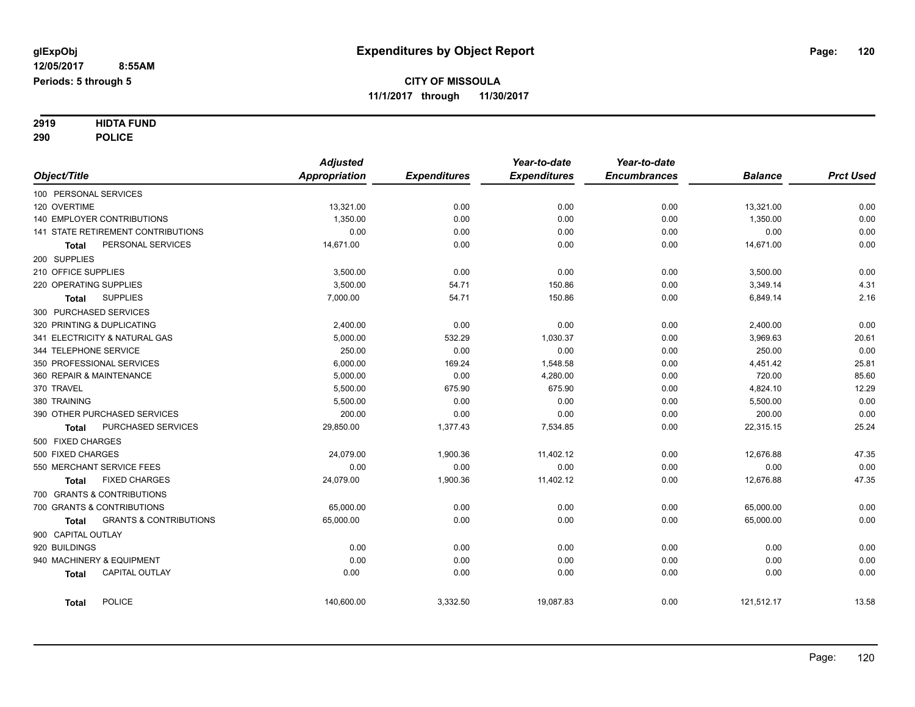**glExpObj**
**12/05/2017 8:55AM**
**Periods: 5 through 5**

# Expenditures by Object Report

**CITY OF MISSOULA**
**11/1/2017 through 11/30/2017**

**2919 HIDTA FUND**
**290 POLICE**

| Object/Title | Adjusted Appropriation | Expenditures | Year-to-date Expenditures | Year-to-date Encumbrances | Balance | Prct Used |
|---|---|---|---|---|---|---|
| 100 PERSONAL SERVICES | | | | | | |
| 120 OVERTIME | 13,321.00 | 0.00 | 0.00 | 0.00 | 13,321.00 | 0.00 |
| 140 EMPLOYER CONTRIBUTIONS | 1,350.00 | 0.00 | 0.00 | 0.00 | 1,350.00 | 0.00 |
| 141 STATE RETIREMENT CONTRIBUTIONS | 0.00 | 0.00 | 0.00 | 0.00 | 0.00 | 0.00 |
| **Total** PERSONAL SERVICES | 14,671.00 | 0.00 | 0.00 | 0.00 | 14,671.00 | 0.00 |
| 200 SUPPLIES | | | | | | |
| 210 OFFICE SUPPLIES | 3,500.00 | 0.00 | 0.00 | 0.00 | 3,500.00 | 0.00 |
| 220 OPERATING SUPPLIES | 3,500.00 | 54.71 | 150.86 | 0.00 | 3,349.14 | 4.31 |
| **Total** SUPPLIES | 7,000.00 | 54.71 | 150.86 | 0.00 | 6,849.14 | 2.16 |
| 300 PURCHASED SERVICES | | | | | | |
| 320 PRINTING & DUPLICATING | 2,400.00 | 0.00 | 0.00 | 0.00 | 2,400.00 | 0.00 |
| 341 ELECTRICITY & NATURAL GAS | 5,000.00 | 532.29 | 1,030.37 | 0.00 | 3,969.63 | 20.61 |
| 344 TELEPHONE SERVICE | 250.00 | 0.00 | 0.00 | 0.00 | 250.00 | 0.00 |
| 350 PROFESSIONAL SERVICES | 6,000.00 | 169.24 | 1,548.58 | 0.00 | 4,451.42 | 25.81 |
| 360 REPAIR & MAINTENANCE | 5,000.00 | 0.00 | 4,280.00 | 0.00 | 720.00 | 85.60 |
| 370 TRAVEL | 5,500.00 | 675.90 | 675.90 | 0.00 | 4,824.10 | 12.29 |
| 380 TRAINING | 5,500.00 | 0.00 | 0.00 | 0.00 | 5,500.00 | 0.00 |
| 390 OTHER PURCHASED SERVICES | 200.00 | 0.00 | 0.00 | 0.00 | 200.00 | 0.00 |
| **Total** PURCHASED SERVICES | 29,850.00 | 1,377.43 | 7,534.85 | 0.00 | 22,315.15 | 25.24 |
| 500 FIXED CHARGES | | | | | | |
| 500 FIXED CHARGES | 24,079.00 | 1,900.36 | 11,402.12 | 0.00 | 12,676.88 | 47.35 |
| 550 MERCHANT SERVICE FEES | 0.00 | 0.00 | 0.00 | 0.00 | 0.00 | 0.00 |
| **Total** FIXED CHARGES | 24,079.00 | 1,900.36 | 11,402.12 | 0.00 | 12,676.88 | 47.35 |
| 700 GRANTS & CONTRIBUTIONS | | | | | | |
| 700 GRANTS & CONTRIBUTIONS | 65,000.00 | 0.00 | 0.00 | 0.00 | 65,000.00 | 0.00 |
| **Total** GRANTS & CONTRIBUTIONS | 65,000.00 | 0.00 | 0.00 | 0.00 | 65,000.00 | 0.00 |
| 900 CAPITAL OUTLAY | | | | | | |
| 920 BUILDINGS | 0.00 | 0.00 | 0.00 | 0.00 | 0.00 | 0.00 |
| 940 MACHINERY & EQUIPMENT | 0.00 | 0.00 | 0.00 | 0.00 | 0.00 | 0.00 |
| **Total** CAPITAL OUTLAY | 0.00 | 0.00 | 0.00 | 0.00 | 0.00 | 0.00 |
| **Total** POLICE | 140,600.00 | 3,332.50 | 19,087.83 | 0.00 | 121,512.17 | 13.58 |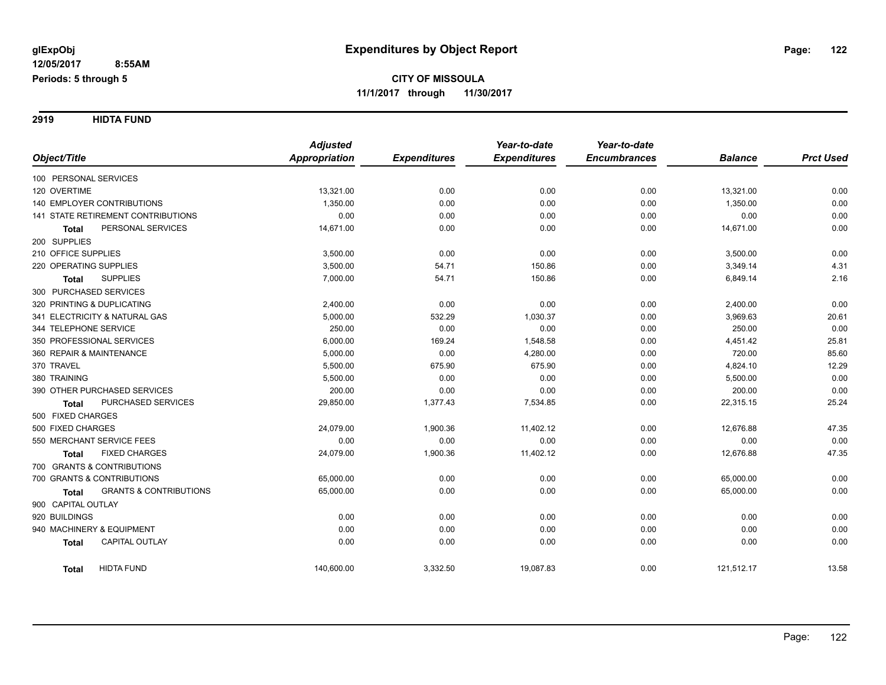**glExpObj** **Expenditures by Object Report**

**12/05/2017 8:55AM**

**Periods: 5 through 5**

**CITY OF MISSOULA**

**11/1/2017 through 11/30/2017**

## 2919 HIDTA FUND

| Object/Title | Adjusted Appropriation | Expenditures | Year-to-date Expenditures | Year-to-date Encumbrances | Balance | Prct Used |
|---|---|---|---|---|---|---|
| 100 PERSONAL SERVICES | | | | | | |
| 120 OVERTIME | 13,321.00 | 0.00 | 0.00 | 0.00 | 13,321.00 | 0.00 |
| 140 EMPLOYER CONTRIBUTIONS | 1,350.00 | 0.00 | 0.00 | 0.00 | 1,350.00 | 0.00 |
| 141 STATE RETIREMENT CONTRIBUTIONS | 0.00 | 0.00 | 0.00 | 0.00 | 0.00 | 0.00 |
| **Total** PERSONAL SERVICES | 14,671.00 | 0.00 | 0.00 | 0.00 | 14,671.00 | 0.00 |
| 200 SUPPLIES | | | | | | |
| 210 OFFICE SUPPLIES | 3,500.00 | 0.00 | 0.00 | 0.00 | 3,500.00 | 0.00 |
| 220 OPERATING SUPPLIES | 3,500.00 | 54.71 | 150.86 | 0.00 | 3,349.14 | 4.31 |
| **Total** SUPPLIES | 7,000.00 | 54.71 | 150.86 | 0.00 | 6,849.14 | 2.16 |
| 300 PURCHASED SERVICES | | | | | | |
| 320 PRINTING & DUPLICATING | 2,400.00 | 0.00 | 0.00 | 0.00 | 2,400.00 | 0.00 |
| 341 ELECTRICITY & NATURAL GAS | 5,000.00 | 532.29 | 1,030.37 | 0.00 | 3,969.63 | 20.61 |
| 344 TELEPHONE SERVICE | 250.00 | 0.00 | 0.00 | 0.00 | 250.00 | 0.00 |
| 350 PROFESSIONAL SERVICES | 6,000.00 | 169.24 | 1,548.58 | 0.00 | 4,451.42 | 25.81 |
| 360 REPAIR & MAINTENANCE | 5,000.00 | 0.00 | 4,280.00 | 0.00 | 720.00 | 85.60 |
| 370 TRAVEL | 5,500.00 | 675.90 | 675.90 | 0.00 | 4,824.10 | 12.29 |
| 380 TRAINING | 5,500.00 | 0.00 | 0.00 | 0.00 | 5,500.00 | 0.00 |
| 390 OTHER PURCHASED SERVICES | 200.00 | 0.00 | 0.00 | 0.00 | 200.00 | 0.00 |
| **Total** PURCHASED SERVICES | 29,850.00 | 1,377.43 | 7,534.85 | 0.00 | 22,315.15 | 25.24 |
| 500 FIXED CHARGES | | | | | | |
| 500 FIXED CHARGES | 24,079.00 | 1,900.36 | 11,402.12 | 0.00 | 12,676.88 | 47.35 |
| 550 MERCHANT SERVICE FEES | 0.00 | 0.00 | 0.00 | 0.00 | 0.00 | 0.00 |
| **Total** FIXED CHARGES | 24,079.00 | 1,900.36 | 11,402.12 | 0.00 | 12,676.88 | 47.35 |
| 700 GRANTS & CONTRIBUTIONS | | | | | | |
| 700 GRANTS & CONTRIBUTIONS | 65,000.00 | 0.00 | 0.00 | 0.00 | 65,000.00 | 0.00 |
| **Total** GRANTS & CONTRIBUTIONS | 65,000.00 | 0.00 | 0.00 | 0.00 | 65,000.00 | 0.00 |
| 900 CAPITAL OUTLAY | | | | | | |
| 920 BUILDINGS | 0.00 | 0.00 | 0.00 | 0.00 | 0.00 | 0.00 |
| 940 MACHINERY & EQUIPMENT | 0.00 | 0.00 | 0.00 | 0.00 | 0.00 | 0.00 |
| **Total** CAPITAL OUTLAY | 0.00 | 0.00 | 0.00 | 0.00 | 0.00 | 0.00 |
| **Total** HIDTA FUND | 140,600.00 | 3,332.50 | 19,087.83 | 0.00 | 121,512.17 | 13.58 |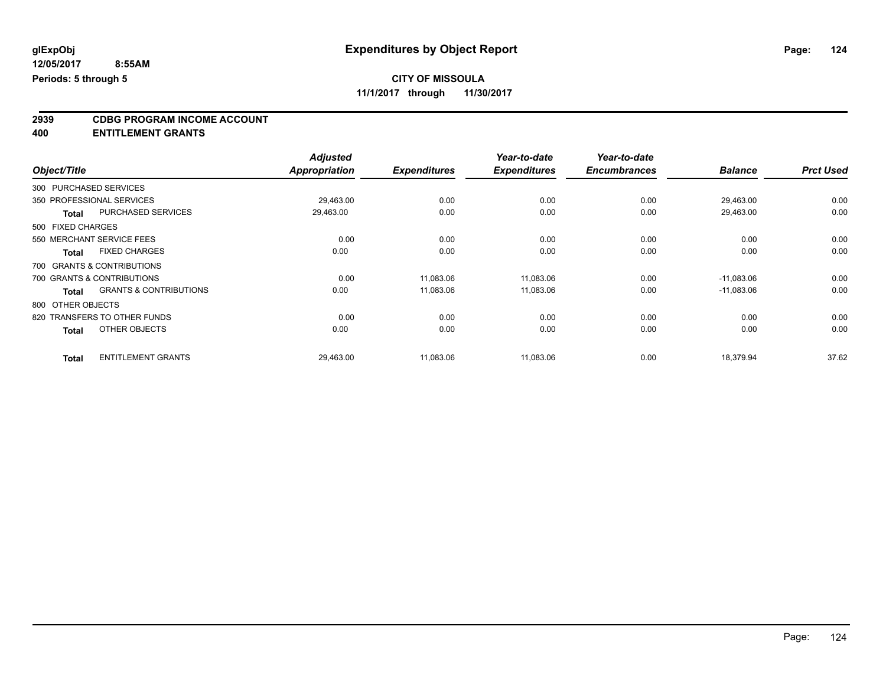**glExpObj** **Expenditures by Object Report**

**12/05/2017 8:55AM**

**Periods: 5 through 5**

**CITY OF MISSOULA**

**11/1/2017 through 11/30/2017**

## 2939 CDBG PROGRAM INCOME ACCOUNT
## 400 ENTITLEMENT GRANTS

| Object/Title | Adjusted Appropriation | Expenditures | Year-to-date Expenditures | Year-to-date Encumbrances | Balance | Prct Used |
|---|---|---|---|---|---|---|
| 300 PURCHASED SERVICES | | | | | | |
| 350 PROFESSIONAL SERVICES | 29,463.00 | 0.00 | 0.00 | 0.00 | 29,463.00 | 0.00 |
| **Total** PURCHASED SERVICES | 29,463.00 | 0.00 | 0.00 | 0.00 | 29,463.00 | 0.00 |
| 500 FIXED CHARGES | | | | | | |
| 550 MERCHANT SERVICE FEES | 0.00 | 0.00 | 0.00 | 0.00 | 0.00 | 0.00 |
| **Total** FIXED CHARGES | 0.00 | 0.00 | 0.00 | 0.00 | 0.00 | 0.00 |
| 700 GRANTS & CONTRIBUTIONS | | | | | | |
| 700 GRANTS & CONTRIBUTIONS | 0.00 | 11,083.06 | 11,083.06 | 0.00 | -11,083.06 | 0.00 |
| **Total** GRANTS & CONTRIBUTIONS | 0.00 | 11,083.06 | 11,083.06 | 0.00 | -11,083.06 | 0.00 |
| 800 OTHER OBJECTS | | | | | | |
| 820 TRANSFERS TO OTHER FUNDS | 0.00 | 0.00 | 0.00 | 0.00 | 0.00 | 0.00 |
| **Total** OTHER OBJECTS | 0.00 | 0.00 | 0.00 | 0.00 | 0.00 | 0.00 |
| **Total** ENTITLEMENT GRANTS | 29,463.00 | 11,083.06 | 11,083.06 | 0.00 | 18,379.94 | 37.62 |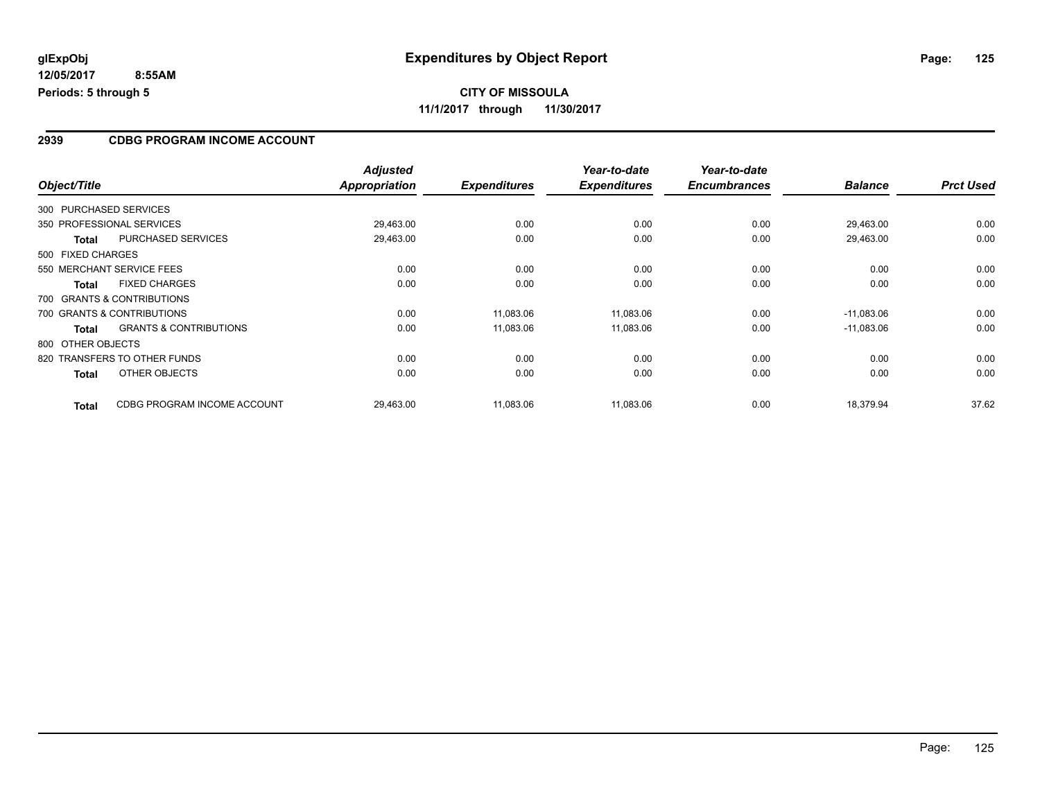**glExpObj**
**12/05/2017 8:55AM**
**Periods: 5 through 5**

# Expenditures by Object Report

**CITY OF MISSOULA**
**11/1/2017 through 11/30/2017**

## 2939 CDBG PROGRAM INCOME ACCOUNT

| Object/Title | | Adjusted Appropriation | Expenditures | Year-to-date Expenditures | Year-to-date Encumbrances | Balance | Prct Used |
|---|---|---|---|---|---|---|---|
| 300 PURCHASED SERVICES | | | | | | | |
| 350 PROFESSIONAL SERVICES | | 29,463.00 | 0.00 | 0.00 | 0.00 | 29,463.00 | 0.00 |
| **Total** | PURCHASED SERVICES | 29,463.00 | 0.00 | 0.00 | 0.00 | 29,463.00 | 0.00 |
| 500 FIXED CHARGES | | | | | | | |
| 550 MERCHANT SERVICE FEES | | 0.00 | 0.00 | 0.00 | 0.00 | 0.00 | 0.00 |
| **Total** | FIXED CHARGES | 0.00 | 0.00 | 0.00 | 0.00 | 0.00 | 0.00 |
| 700 GRANTS & CONTRIBUTIONS | | | | | | | |
| 700 GRANTS & CONTRIBUTIONS | | 0.00 | 11,083.06 | 11,083.06 | 0.00 | -11,083.06 | 0.00 |
| **Total** | GRANTS & CONTRIBUTIONS | 0.00 | 11,083.06 | 11,083.06 | 0.00 | -11,083.06 | 0.00 |
| 800 OTHER OBJECTS | | | | | | | |
| 820 TRANSFERS TO OTHER FUNDS | | 0.00 | 0.00 | 0.00 | 0.00 | 0.00 | 0.00 |
| **Total** | OTHER OBJECTS | 0.00 | 0.00 | 0.00 | 0.00 | 0.00 | 0.00 |
| **Total** | CDBG PROGRAM INCOME ACCOUNT | 29,463.00 | 11,083.06 | 11,083.06 | 0.00 | 18,379.94 | 37.62 |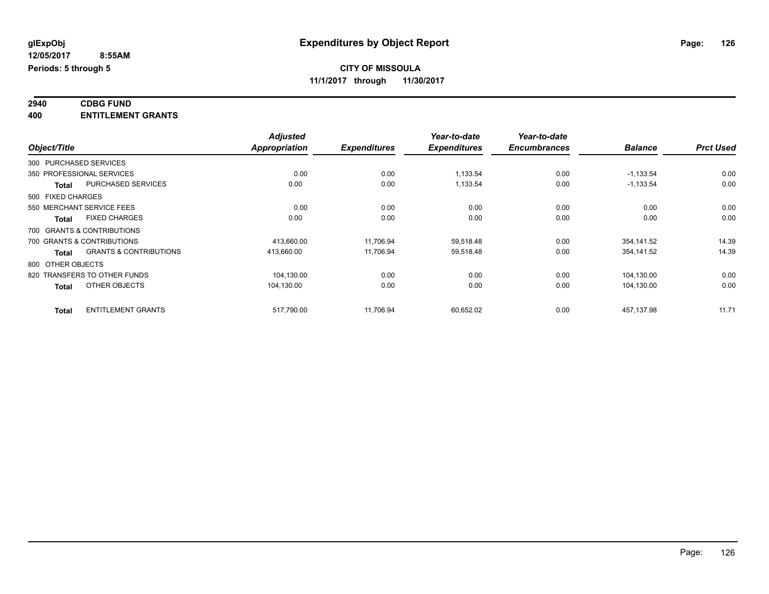**glExpObj** **Expenditures by Object Report**

**12/05/2017 8:55AM**

**Periods: 5 through 5**

**CITY OF MISSOULA**

**11/1/2017 through 11/30/2017**

**2940 CDBG FUND**

**400 ENTITLEMENT GRANTS**

| Object/Title | | *Adjusted Appropriation* | *Expenditures* | *Year-to-date Expenditures* | *Year-to-date Encumbrances* | *Balance* | *Prct Used* |
|---|---|---|---|---|---|---|---|
| 300 PURCHASED SERVICES | | | | | | | |
| 350 PROFESSIONAL SERVICES | | 0.00 | 0.00 | 1,133.54 | 0.00 | -1,133.54 | 0.00 |
| **Total** | PURCHASED SERVICES | 0.00 | 0.00 | 1,133.54 | 0.00 | -1,133.54 | 0.00 |
| 500 FIXED CHARGES | | | | | | | |
| 550 MERCHANT SERVICE FEES | | 0.00 | 0.00 | 0.00 | 0.00 | 0.00 | 0.00 |
| **Total** | FIXED CHARGES | 0.00 | 0.00 | 0.00 | 0.00 | 0.00 | 0.00 |
| 700 GRANTS & CONTRIBUTIONS | | | | | | | |
| 700 GRANTS & CONTRIBUTIONS | | 413,660.00 | 11,706.94 | 59,518.48 | 0.00 | 354,141.52 | 14.39 |
| **Total** | GRANTS & CONTRIBUTIONS | 413,660.00 | 11,706.94 | 59,518.48 | 0.00 | 354,141.52 | 14.39 |
| 800 OTHER OBJECTS | | | | | | | |
| 820 TRANSFERS TO OTHER FUNDS | | 104,130.00 | 0.00 | 0.00 | 0.00 | 104,130.00 | 0.00 |
| **Total** | OTHER OBJECTS | 104,130.00 | 0.00 | 0.00 | 0.00 | 104,130.00 | 0.00 |
| **Total** | ENTITLEMENT GRANTS | 517,790.00 | 11,706.94 | 60,652.02 | 0.00 | 457,137.98 | 11.71 |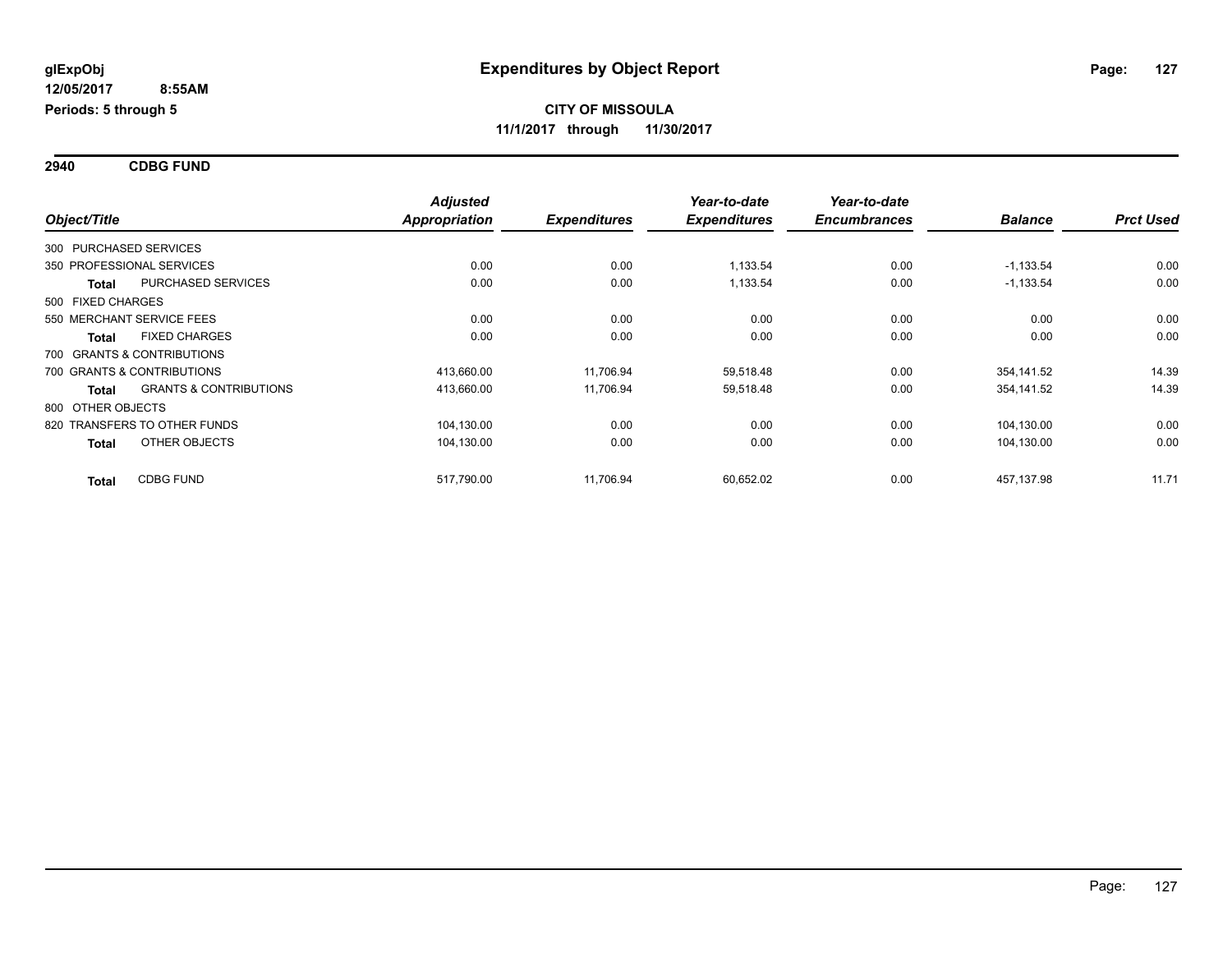**glExpObj**
**12/05/2017 8:55AM**
**Periods: 5 through 5**

# Expenditures by Object Report

**CITY OF MISSOULA**
**11/1/2017 through 11/30/2017**

## 2940 CDBG FUND

| Object/Title | | Adjusted Appropriation | Expenditures | Year-to-date Expenditures | Year-to-date Encumbrances | Balance | Prct Used |
|---|---|---|---|---|---|---|---|
| 300 PURCHASED SERVICES | | | | | | | |
| 350 PROFESSIONAL SERVICES | | 0.00 | 0.00 | 1,133.54 | 0.00 | -1,133.54 | 0.00 |
| **Total** | PURCHASED SERVICES | 0.00 | 0.00 | 1,133.54 | 0.00 | -1,133.54 | 0.00 |
| 500 FIXED CHARGES | | | | | | | |
| 550 MERCHANT SERVICE FEES | | 0.00 | 0.00 | 0.00 | 0.00 | 0.00 | 0.00 |
| **Total** | FIXED CHARGES | 0.00 | 0.00 | 0.00 | 0.00 | 0.00 | 0.00 |
| 700 GRANTS & CONTRIBUTIONS | | | | | | | |
| 700 GRANTS & CONTRIBUTIONS | | 413,660.00 | 11,706.94 | 59,518.48 | 0.00 | 354,141.52 | 14.39 |
| **Total** | GRANTS & CONTRIBUTIONS | 413,660.00 | 11,706.94 | 59,518.48 | 0.00 | 354,141.52 | 14.39 |
| 800 OTHER OBJECTS | | | | | | | |
| 820 TRANSFERS TO OTHER FUNDS | | 104,130.00 | 0.00 | 0.00 | 0.00 | 104,130.00 | 0.00 |
| **Total** | OTHER OBJECTS | 104,130.00 | 0.00 | 0.00 | 0.00 | 104,130.00 | 0.00 |
| **Total** | CDBG FUND | 517,790.00 | 11,706.94 | 60,652.02 | 0.00 | 457,137.98 | 11.71 |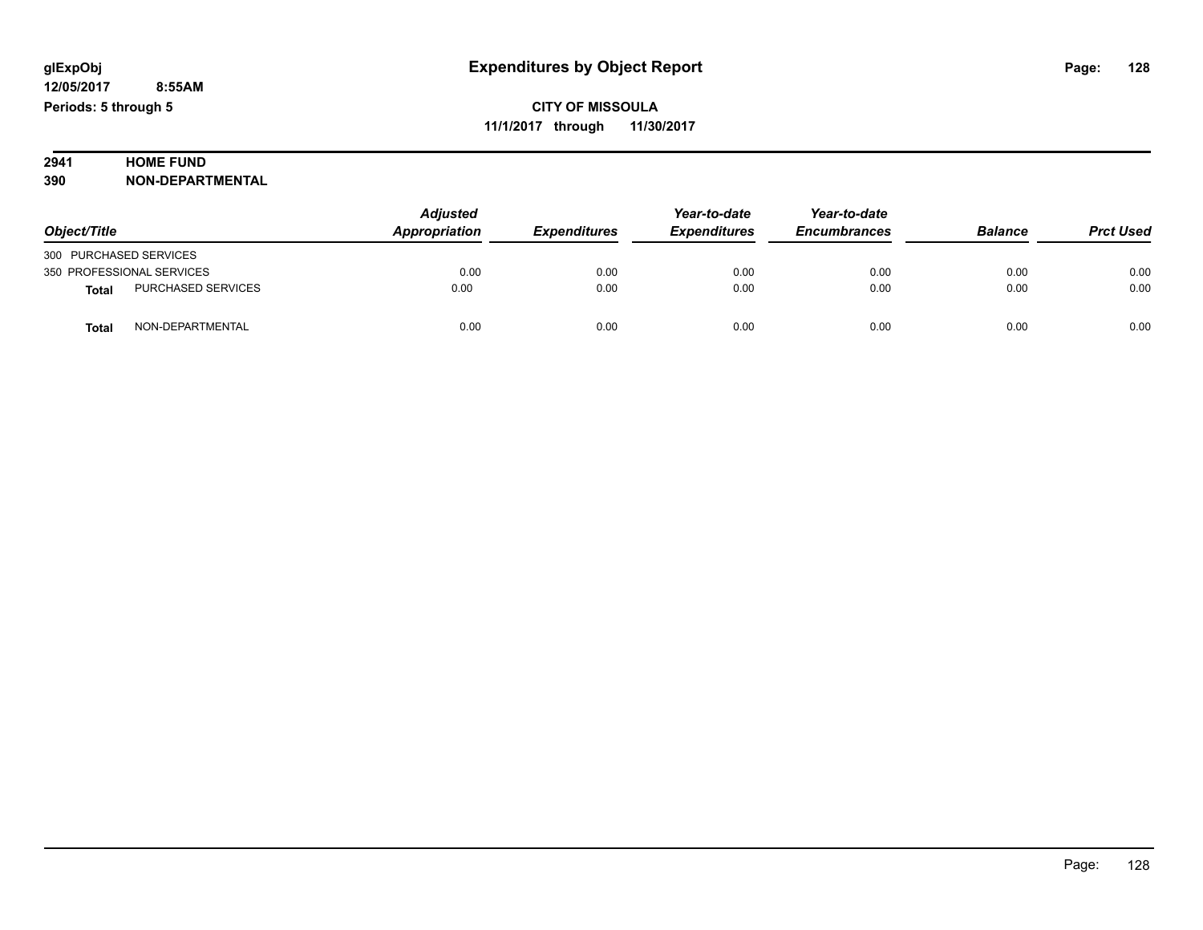# Expenditures by Object Report

glExpObj
12/05/2017 8:55AM
Periods: 5 through 5

**CITY OF MISSOULA**
**11/1/2017 through 11/30/2017**

**2941 HOME FUND**
**390 NON-DEPARTMENTAL**

| Object/Title | Adjusted Appropriation | Expenditures | Year-to-date Expenditures | Year-to-date Encumbrances | Balance | Prct Used |
|---|---|---|---|---|---|---|
| 300 PURCHASED SERVICES | | | | | | |
| 350 PROFESSIONAL SERVICES | 0.00 | 0.00 | 0.00 | 0.00 | 0.00 | 0.00 |
| **Total** PURCHASED SERVICES | 0.00 | 0.00 | 0.00 | 0.00 | 0.00 | 0.00 |
| **Total** NON-DEPARTMENTAL | 0.00 | 0.00 | 0.00 | 0.00 | 0.00 | 0.00 |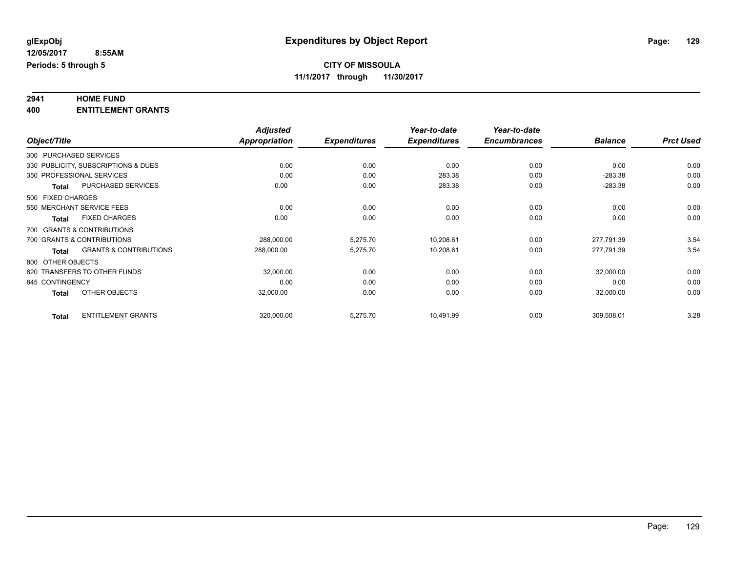# Expenditures by Object Report

glExpObj
12/05/2017 8:55AM
Periods: 5 through 5

**CITY OF MISSOULA**
**11/1/2017 through 11/30/2017**

**2941 HOME FUND**
**400 ENTITLEMENT GRANTS**

| Object/Title | Adjusted Appropriation | Expenditures | Year-to-date Expenditures | Year-to-date Encumbrances | Balance | Prct Used |
|---|---|---|---|---|---|---|
| 300 PURCHASED SERVICES | | | | | | |
| 330 PUBLICITY, SUBSCRIPTIONS & DUES | 0.00 | 0.00 | 0.00 | 0.00 | 0.00 | 0.00 |
| 350 PROFESSIONAL SERVICES | 0.00 | 0.00 | 283.38 | 0.00 | -283.38 | 0.00 |
| **Total** PURCHASED SERVICES | 0.00 | 0.00 | 283.38 | 0.00 | -283.38 | 0.00 |
| 500 FIXED CHARGES | | | | | | |
| 550 MERCHANT SERVICE FEES | 0.00 | 0.00 | 0.00 | 0.00 | 0.00 | 0.00 |
| **Total** FIXED CHARGES | 0.00 | 0.00 | 0.00 | 0.00 | 0.00 | 0.00 |
| 700 GRANTS & CONTRIBUTIONS | | | | | | |
| 700 GRANTS & CONTRIBUTIONS | 288,000.00 | 5,275.70 | 10,208.61 | 0.00 | 277,791.39 | 3.54 |
| **Total** GRANTS & CONTRIBUTIONS | 288,000.00 | 5,275.70 | 10,208.61 | 0.00 | 277,791.39 | 3.54 |
| 800 OTHER OBJECTS | | | | | | |
| 820 TRANSFERS TO OTHER FUNDS | 32,000.00 | 0.00 | 0.00 | 0.00 | 32,000.00 | 0.00 |
| 845 CONTINGENCY | 0.00 | 0.00 | 0.00 | 0.00 | 0.00 | 0.00 |
| **Total** OTHER OBJECTS | 32,000.00 | 0.00 | 0.00 | 0.00 | 32,000.00 | 0.00 |
| **Total** ENTITLEMENT GRANTS | 320,000.00 | 5,275.70 | 10,491.99 | 0.00 | 309,508.01 | 3.28 |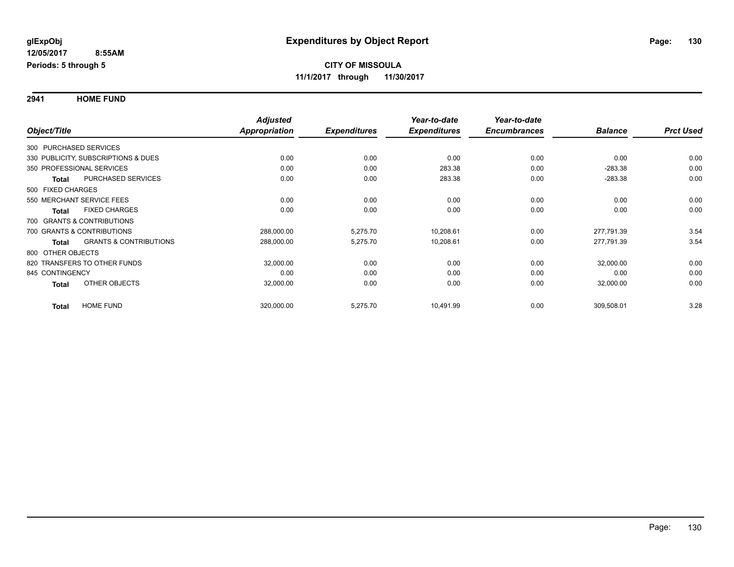# Expenditures by Object Report

glExpObj
12/05/2017 8:55AM
Periods: 5 through 5

**CITY OF MISSOULA**
**11/1/2017 through 11/30/2017**

## 2941 HOME FUND

| Object/Title | Adjusted Appropriation | Expenditures | Year-to-date Expenditures | Year-to-date Encumbrances | Balance | Prct Used |
|---|---|---|---|---|---|---|
| 300 PURCHASED SERVICES | | | | | | |
| 330 PUBLICITY, SUBSCRIPTIONS & DUES | 0.00 | 0.00 | 0.00 | 0.00 | 0.00 | 0.00 |
| 350 PROFESSIONAL SERVICES | 0.00 | 0.00 | 283.38 | 0.00 | -283.38 | 0.00 |
| **Total** PURCHASED SERVICES | 0.00 | 0.00 | 283.38 | 0.00 | -283.38 | 0.00 |
| 500 FIXED CHARGES | | | | | | |
| 550 MERCHANT SERVICE FEES | 0.00 | 0.00 | 0.00 | 0.00 | 0.00 | 0.00 |
| **Total** FIXED CHARGES | 0.00 | 0.00 | 0.00 | 0.00 | 0.00 | 0.00 |
| 700 GRANTS & CONTRIBUTIONS | | | | | | |
| 700 GRANTS & CONTRIBUTIONS | 288,000.00 | 5,275.70 | 10,208.61 | 0.00 | 277,791.39 | 3.54 |
| **Total** GRANTS & CONTRIBUTIONS | 288,000.00 | 5,275.70 | 10,208.61 | 0.00 | 277,791.39 | 3.54 |
| 800 OTHER OBJECTS | | | | | | |
| 820 TRANSFERS TO OTHER FUNDS | 32,000.00 | 0.00 | 0.00 | 0.00 | 32,000.00 | 0.00 |
| 845 CONTINGENCY | 0.00 | 0.00 | 0.00 | 0.00 | 0.00 | 0.00 |
| **Total** OTHER OBJECTS | 32,000.00 | 0.00 | 0.00 | 0.00 | 32,000.00 | 0.00 |
| **Total** HOME FUND | 320,000.00 | 5,275.70 | 10,491.99 | 0.00 | 309,508.01 | 3.28 |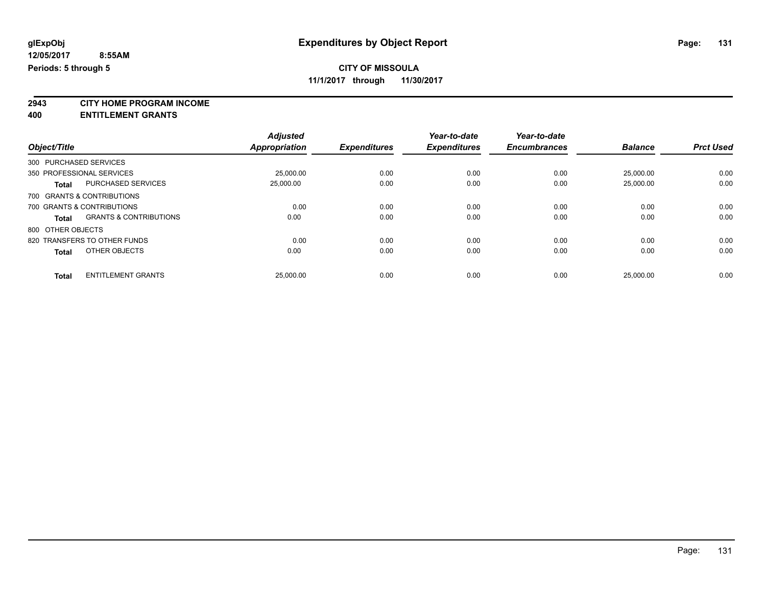glExpObj
12/05/2017 8:55AM
Periods: 5 through 5

# Expenditures by Object Report

**CITY OF MISSOULA**
**11/1/2017 through 11/30/2017**

**2943 CITY HOME PROGRAM INCOME**
**400 ENTITLEMENT GRANTS**

| Object/Title | | Adjusted Appropriation | Expenditures | Year-to-date Expenditures | Year-to-date Encumbrances | Balance | Prct Used |
|---|---|---|---|---|---|---|---|
| 300 PURCHASED SERVICES | | | | | | | |
| 350 PROFESSIONAL SERVICES | | 25,000.00 | 0.00 | 0.00 | 0.00 | 25,000.00 | 0.00 |
| **Total** | PURCHASED SERVICES | 25,000.00 | 0.00 | 0.00 | 0.00 | 25,000.00 | 0.00 |
| 700 GRANTS & CONTRIBUTIONS | | | | | | | |
| 700 GRANTS & CONTRIBUTIONS | | 0.00 | 0.00 | 0.00 | 0.00 | 0.00 | 0.00 |
| **Total** | GRANTS & CONTRIBUTIONS | 0.00 | 0.00 | 0.00 | 0.00 | 0.00 | 0.00 |
| 800 OTHER OBJECTS | | | | | | | |
| 820 TRANSFERS TO OTHER FUNDS | | 0.00 | 0.00 | 0.00 | 0.00 | 0.00 | 0.00 |
| **Total** | OTHER OBJECTS | 0.00 | 0.00 | 0.00 | 0.00 | 0.00 | 0.00 |
| **Total** | ENTITLEMENT GRANTS | 25,000.00 | 0.00 | 0.00 | 0.00 | 25,000.00 | 0.00 |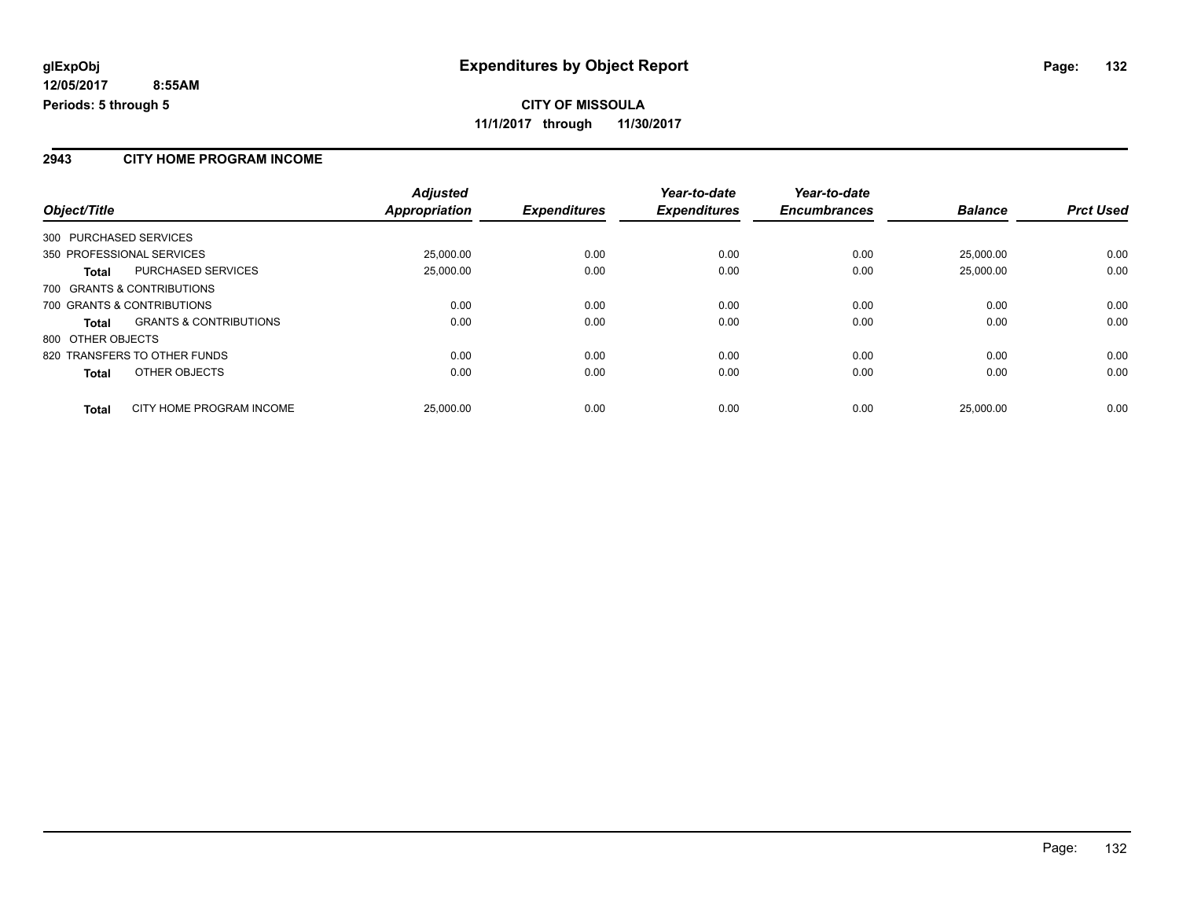# Expenditures by Object Report

glExpObj
12/05/2017 8:55AM
Periods: 5 through 5

**CITY OF MISSOULA**
**11/1/2017 through 11/30/2017**

## 2943 CITY HOME PROGRAM INCOME

| Object/Title | | Adjusted Appropriation | Expenditures | Year-to-date Expenditures | Year-to-date Encumbrances | Balance | Prct Used |
|---|---|---|---|---|---|---|---|
| 300 PURCHASED SERVICES | | | | | | | |
| 350 PROFESSIONAL SERVICES | | 25,000.00 | 0.00 | 0.00 | 0.00 | 25,000.00 | 0.00 |
| **Total** | PURCHASED SERVICES | 25,000.00 | 0.00 | 0.00 | 0.00 | 25,000.00 | 0.00 |
| 700 GRANTS & CONTRIBUTIONS | | | | | | | |
| 700 GRANTS & CONTRIBUTIONS | | 0.00 | 0.00 | 0.00 | 0.00 | 0.00 | 0.00 |
| **Total** | GRANTS & CONTRIBUTIONS | 0.00 | 0.00 | 0.00 | 0.00 | 0.00 | 0.00 |
| 800 OTHER OBJECTS | | | | | | | |
| 820 TRANSFERS TO OTHER FUNDS | | 0.00 | 0.00 | 0.00 | 0.00 | 0.00 | 0.00 |
| **Total** | OTHER OBJECTS | 0.00 | 0.00 | 0.00 | 0.00 | 0.00 | 0.00 |
| **Total** | CITY HOME PROGRAM INCOME | 25,000.00 | 0.00 | 0.00 | 0.00 | 25,000.00 | 0.00 |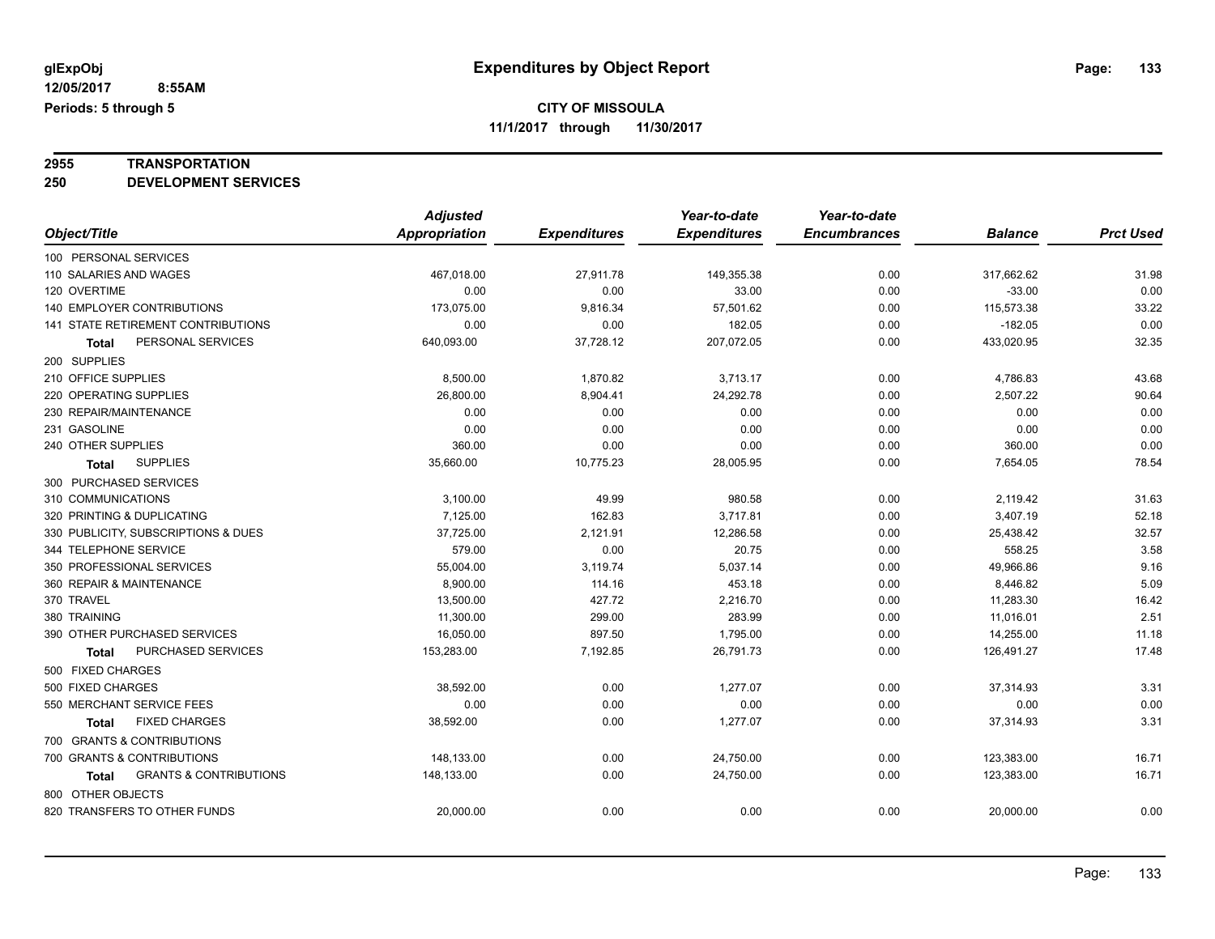**glExpObj**
**12/05/2017 8:55AM**
**Periods: 5 through 5**

# Expenditures by Object Report

**CITY OF MISSOULA**
**11/1/2017 through 11/30/2017**

**2955 TRANSPORTATION**
**250 DEVELOPMENT SERVICES**

| Object/Title | Adjusted Appropriation | Expenditures | Year-to-date Expenditures | Year-to-date Encumbrances | Balance | Prct Used |
|---|---|---|---|---|---|---|
| 100 PERSONAL SERVICES | | | | | | |
| 110 SALARIES AND WAGES | 467,018.00 | 27,911.78 | 149,355.38 | 0.00 | 317,662.62 | 31.98 |
| 120 OVERTIME | 0.00 | 0.00 | 33.00 | 0.00 | -33.00 | 0.00 |
| 140 EMPLOYER CONTRIBUTIONS | 173,075.00 | 9,816.34 | 57,501.62 | 0.00 | 115,573.38 | 33.22 |
| 141 STATE RETIREMENT CONTRIBUTIONS | 0.00 | 0.00 | 182.05 | 0.00 | -182.05 | 0.00 |
| **Total** PERSONAL SERVICES | 640,093.00 | 37,728.12 | 207,072.05 | 0.00 | 433,020.95 | 32.35 |
| 200 SUPPLIES | | | | | | |
| 210 OFFICE SUPPLIES | 8,500.00 | 1,870.82 | 3,713.17 | 0.00 | 4,786.83 | 43.68 |
| 220 OPERATING SUPPLIES | 26,800.00 | 8,904.41 | 24,292.78 | 0.00 | 2,507.22 | 90.64 |
| 230 REPAIR/MAINTENANCE | 0.00 | 0.00 | 0.00 | 0.00 | 0.00 | 0.00 |
| 231 GASOLINE | 0.00 | 0.00 | 0.00 | 0.00 | 0.00 | 0.00 |
| 240 OTHER SUPPLIES | 360.00 | 0.00 | 0.00 | 0.00 | 360.00 | 0.00 |
| **Total** SUPPLIES | 35,660.00 | 10,775.23 | 28,005.95 | 0.00 | 7,654.05 | 78.54 |
| 300 PURCHASED SERVICES | | | | | | |
| 310 COMMUNICATIONS | 3,100.00 | 49.99 | 980.58 | 0.00 | 2,119.42 | 31.63 |
| 320 PRINTING & DUPLICATING | 7,125.00 | 162.83 | 3,717.81 | 0.00 | 3,407.19 | 52.18 |
| 330 PUBLICITY, SUBSCRIPTIONS & DUES | 37,725.00 | 2,121.91 | 12,286.58 | 0.00 | 25,438.42 | 32.57 |
| 344 TELEPHONE SERVICE | 579.00 | 0.00 | 20.75 | 0.00 | 558.25 | 3.58 |
| 350 PROFESSIONAL SERVICES | 55,004.00 | 3,119.74 | 5,037.14 | 0.00 | 49,966.86 | 9.16 |
| 360 REPAIR & MAINTENANCE | 8,900.00 | 114.16 | 453.18 | 0.00 | 8,446.82 | 5.09 |
| 370 TRAVEL | 13,500.00 | 427.72 | 2,216.70 | 0.00 | 11,283.30 | 16.42 |
| 380 TRAINING | 11,300.00 | 299.00 | 283.99 | 0.00 | 11,016.01 | 2.51 |
| 390 OTHER PURCHASED SERVICES | 16,050.00 | 897.50 | 1,795.00 | 0.00 | 14,255.00 | 11.18 |
| **Total** PURCHASED SERVICES | 153,283.00 | 7,192.85 | 26,791.73 | 0.00 | 126,491.27 | 17.48 |
| 500 FIXED CHARGES | | | | | | |
| 500 FIXED CHARGES | 38,592.00 | 0.00 | 1,277.07 | 0.00 | 37,314.93 | 3.31 |
| 550 MERCHANT SERVICE FEES | 0.00 | 0.00 | 0.00 | 0.00 | 0.00 | 0.00 |
| **Total** FIXED CHARGES | 38,592.00 | 0.00 | 1,277.07 | 0.00 | 37,314.93 | 3.31 |
| 700 GRANTS & CONTRIBUTIONS | | | | | | |
| 700 GRANTS & CONTRIBUTIONS | 148,133.00 | 0.00 | 24,750.00 | 0.00 | 123,383.00 | 16.71 |
| **Total** GRANTS & CONTRIBUTIONS | 148,133.00 | 0.00 | 24,750.00 | 0.00 | 123,383.00 | 16.71 |
| 800 OTHER OBJECTS | | | | | | |
| 820 TRANSFERS TO OTHER FUNDS | 20,000.00 | 0.00 | 0.00 | 0.00 | 20,000.00 | 0.00 |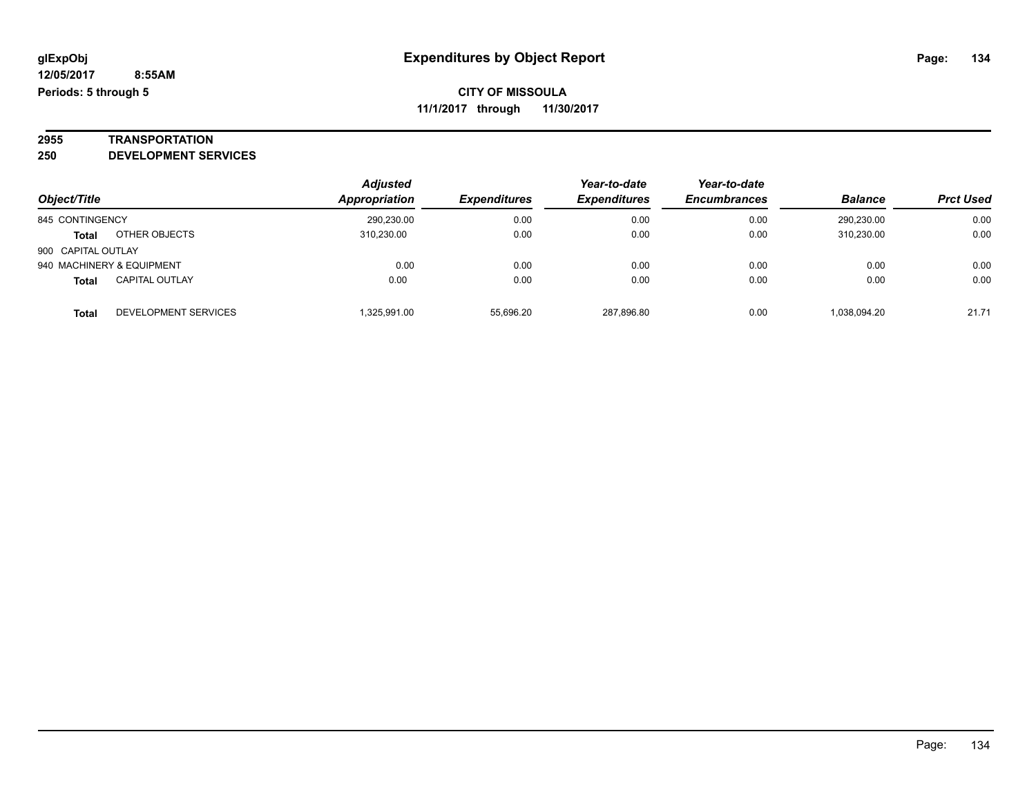**glExpObj**
**12/05/2017 8:55AM**
**Periods: 5 through 5**

# Expenditures by Object Report

**CITY OF MISSOULA**
**11/1/2017 through 11/30/2017**

**2955 TRANSPORTATION**
**250 DEVELOPMENT SERVICES**

| Object/Title | | Adjusted Appropriation | Expenditures | Year-to-date Expenditures | Year-to-date Encumbrances | Balance | Prct Used |
|---|---|---|---|---|---|---|---|
| 845 CONTINGENCY | | 290,230.00 | 0.00 | 0.00 | 0.00 | 290,230.00 | 0.00 |
| **Total** | OTHER OBJECTS | 310,230.00 | 0.00 | 0.00 | 0.00 | 310,230.00 | 0.00 |
| 900 CAPITAL OUTLAY | | | | | | | |
| 940 MACHINERY & EQUIPMENT | | 0.00 | 0.00 | 0.00 | 0.00 | 0.00 | 0.00 |
| **Total** | CAPITAL OUTLAY | 0.00 | 0.00 | 0.00 | 0.00 | 0.00 | 0.00 |
| **Total** | DEVELOPMENT SERVICES | 1,325,991.00 | 55,696.20 | 287,896.80 | 0.00 | 1,038,094.20 | 21.71 |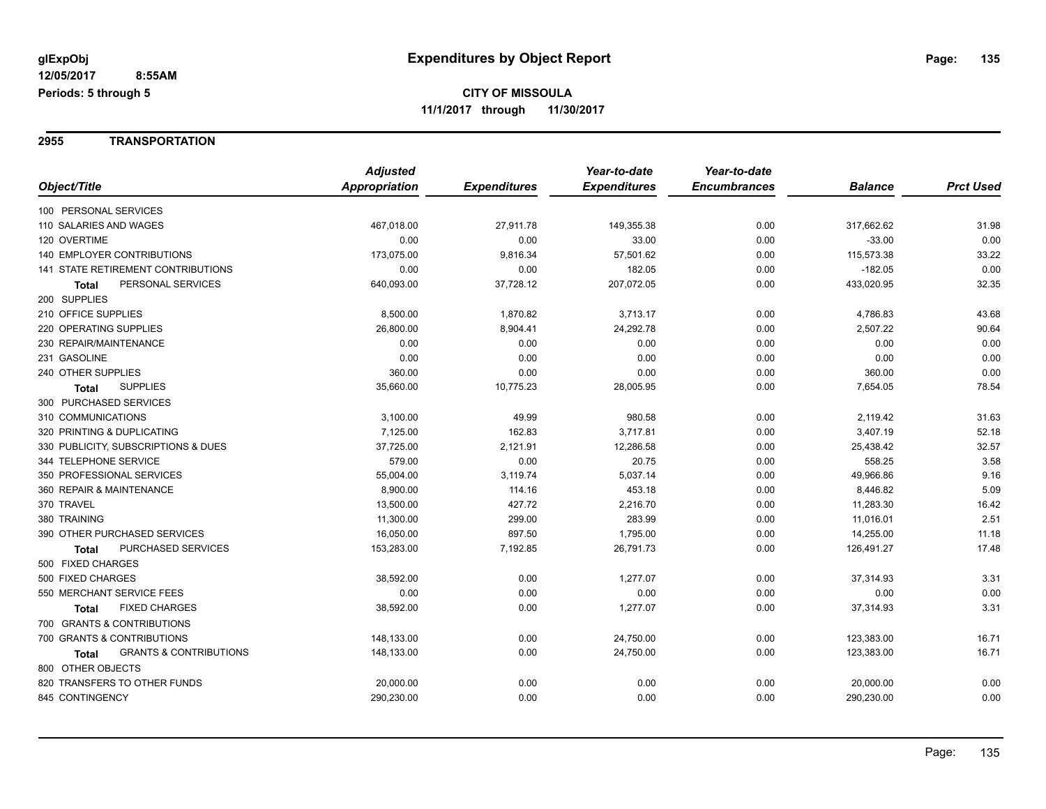# Expenditures by Object Report

glExpObj
12/05/2017 8:55AM
Periods: 5 through 5

**CITY OF MISSOULA**
**11/1/2017 through 11/30/2017**

## 2955 TRANSPORTATION

| Object/Title | Adjusted Appropriation | Expenditures | Year-to-date Expenditures | Year-to-date Encumbrances | Balance | Prct Used |
|---|---|---|---|---|---|---|
| 100 PERSONAL SERVICES | | | | | | |
| 110 SALARIES AND WAGES | 467,018.00 | 27,911.78 | 149,355.38 | 0.00 | 317,662.62 | 31.98 |
| 120 OVERTIME | 0.00 | 0.00 | 33.00 | 0.00 | -33.00 | 0.00 |
| 140 EMPLOYER CONTRIBUTIONS | 173,075.00 | 9,816.34 | 57,501.62 | 0.00 | 115,573.38 | 33.22 |
| 141 STATE RETIREMENT CONTRIBUTIONS | 0.00 | 0.00 | 182.05 | 0.00 | -182.05 | 0.00 |
| **Total** PERSONAL SERVICES | 640,093.00 | 37,728.12 | 207,072.05 | 0.00 | 433,020.95 | 32.35 |
| 200 SUPPLIES | | | | | | |
| 210 OFFICE SUPPLIES | 8,500.00 | 1,870.82 | 3,713.17 | 0.00 | 4,786.83 | 43.68 |
| 220 OPERATING SUPPLIES | 26,800.00 | 8,904.41 | 24,292.78 | 0.00 | 2,507.22 | 90.64 |
| 230 REPAIR/MAINTENANCE | 0.00 | 0.00 | 0.00 | 0.00 | 0.00 | 0.00 |
| 231 GASOLINE | 0.00 | 0.00 | 0.00 | 0.00 | 0.00 | 0.00 |
| 240 OTHER SUPPLIES | 360.00 | 0.00 | 0.00 | 0.00 | 360.00 | 0.00 |
| **Total** SUPPLIES | 35,660.00 | 10,775.23 | 28,005.95 | 0.00 | 7,654.05 | 78.54 |
| 300 PURCHASED SERVICES | | | | | | |
| 310 COMMUNICATIONS | 3,100.00 | 49.99 | 980.58 | 0.00 | 2,119.42 | 31.63 |
| 320 PRINTING & DUPLICATING | 7,125.00 | 162.83 | 3,717.81 | 0.00 | 3,407.19 | 52.18 |
| 330 PUBLICITY, SUBSCRIPTIONS & DUES | 37,725.00 | 2,121.91 | 12,286.58 | 0.00 | 25,438.42 | 32.57 |
| 344 TELEPHONE SERVICE | 579.00 | 0.00 | 20.75 | 0.00 | 558.25 | 3.58 |
| 350 PROFESSIONAL SERVICES | 55,004.00 | 3,119.74 | 5,037.14 | 0.00 | 49,966.86 | 9.16 |
| 360 REPAIR & MAINTENANCE | 8,900.00 | 114.16 | 453.18 | 0.00 | 8,446.82 | 5.09 |
| 370 TRAVEL | 13,500.00 | 427.72 | 2,216.70 | 0.00 | 11,283.30 | 16.42 |
| 380 TRAINING | 11,300.00 | 299.00 | 283.99 | 0.00 | 11,016.01 | 2.51 |
| 390 OTHER PURCHASED SERVICES | 16,050.00 | 897.50 | 1,795.00 | 0.00 | 14,255.00 | 11.18 |
| **Total** PURCHASED SERVICES | 153,283.00 | 7,192.85 | 26,791.73 | 0.00 | 126,491.27 | 17.48 |
| 500 FIXED CHARGES | | | | | | |
| 500 FIXED CHARGES | 38,592.00 | 0.00 | 1,277.07 | 0.00 | 37,314.93 | 3.31 |
| 550 MERCHANT SERVICE FEES | 0.00 | 0.00 | 0.00 | 0.00 | 0.00 | 0.00 |
| **Total** FIXED CHARGES | 38,592.00 | 0.00 | 1,277.07 | 0.00 | 37,314.93 | 3.31 |
| 700 GRANTS & CONTRIBUTIONS | | | | | | |
| 700 GRANTS & CONTRIBUTIONS | 148,133.00 | 0.00 | 24,750.00 | 0.00 | 123,383.00 | 16.71 |
| **Total** GRANTS & CONTRIBUTIONS | 148,133.00 | 0.00 | 24,750.00 | 0.00 | 123,383.00 | 16.71 |
| 800 OTHER OBJECTS | | | | | | |
| 820 TRANSFERS TO OTHER FUNDS | 20,000.00 | 0.00 | 0.00 | 0.00 | 20,000.00 | 0.00 |
| 845 CONTINGENCY | 290,230.00 | 0.00 | 0.00 | 0.00 | 290,230.00 | 0.00 |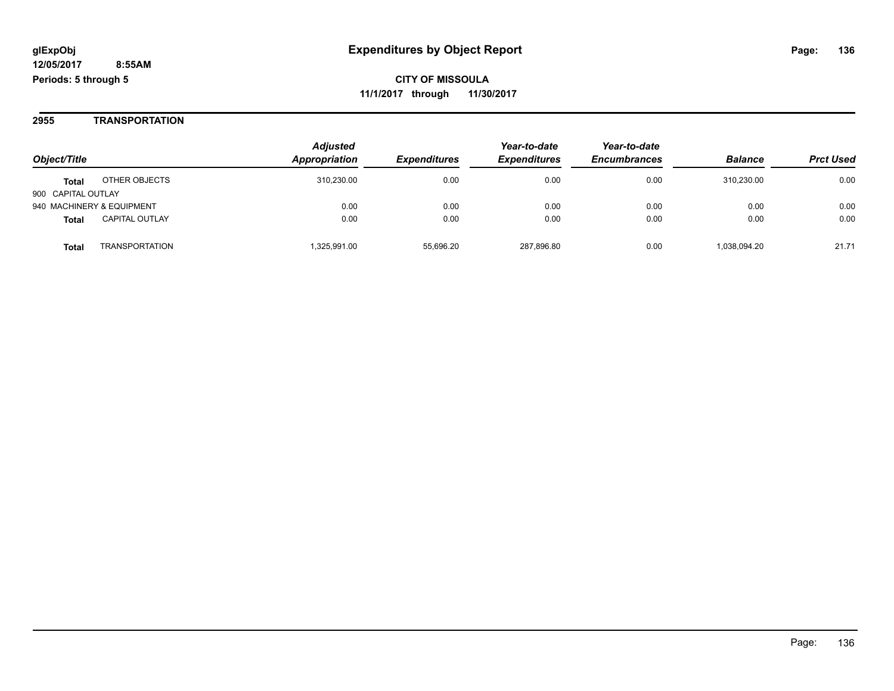# Expenditures by Object Report

glExpObj
12/05/2017 8:55AM
Periods: 5 through 5

**CITY OF MISSOULA**
**11/1/2017 through 11/30/2017**

## 2955 TRANSPORTATION

| Object/Title | | Adjusted Appropriation | Expenditures | Year-to-date Expenditures | Year-to-date Encumbrances | Balance | Prct Used |
|---|---|---|---|---|---|---|---|
| **Total** | OTHER OBJECTS | 310,230.00 | 0.00 | 0.00 | 0.00 | 310,230.00 | 0.00 |
| 900 CAPITAL OUTLAY | | | | | | | |
| 940 MACHINERY & EQUIPMENT | | 0.00 | 0.00 | 0.00 | 0.00 | 0.00 | 0.00 |
| **Total** | CAPITAL OUTLAY | 0.00 | 0.00 | 0.00 | 0.00 | 0.00 | 0.00 |
| **Total** | TRANSPORTATION | 1,325,991.00 | 55,696.20 | 287,896.80 | 0.00 | 1,038,094.20 | 21.71 |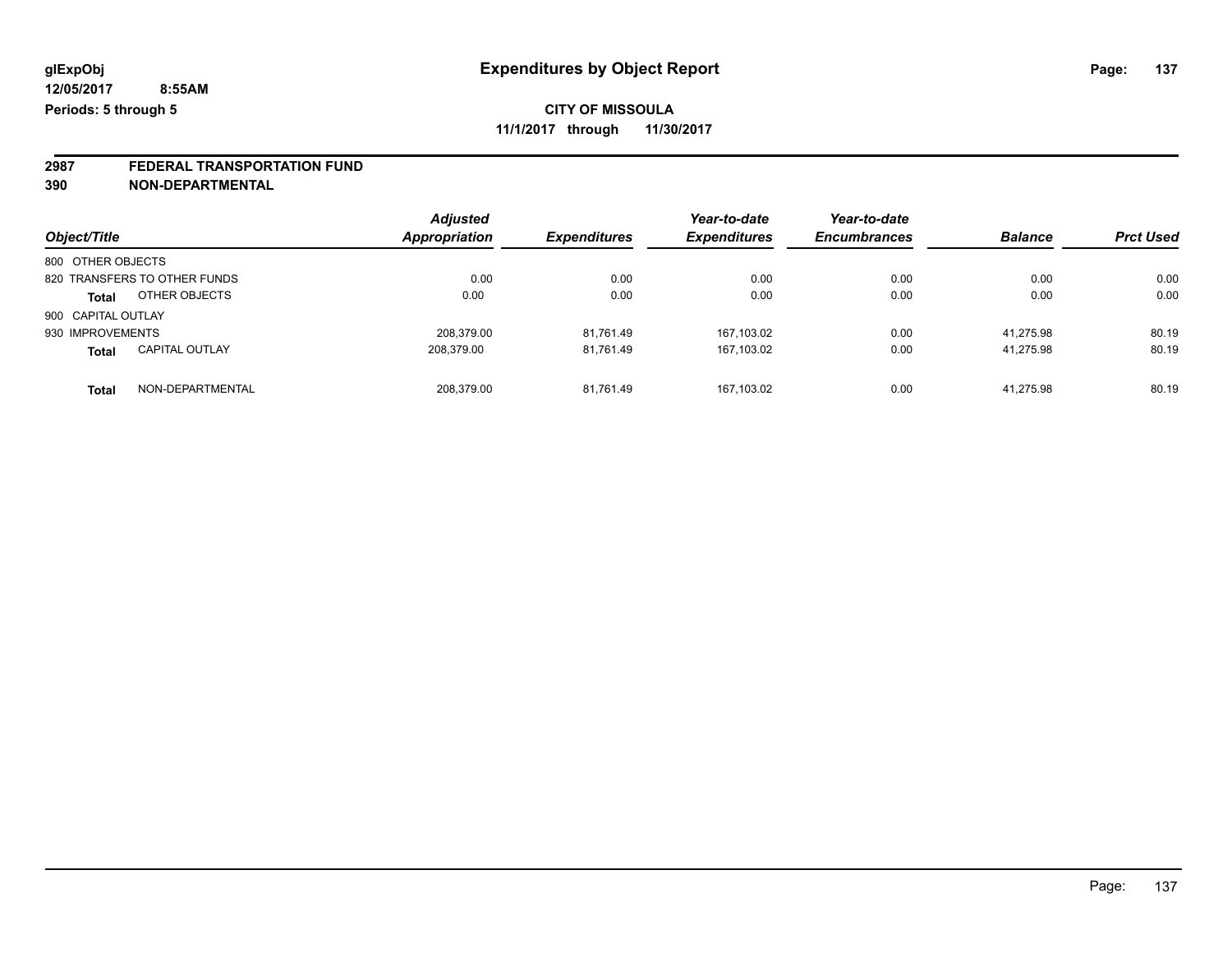# Expenditures by Object Report

glExpObj
12/05/2017 8:55AM
Periods: 5 through 5

**CITY OF MISSOULA**
**11/1/2017 through 11/30/2017**

**2987 FEDERAL TRANSPORTATION FUND**
**390 NON-DEPARTMENTAL**

| Object/Title | Adjusted Appropriation | Expenditures | Year-to-date Expenditures | Year-to-date Encumbrances | Balance | Prct Used |
|---|---|---|---|---|---|---|
| 800 OTHER OBJECTS | | | | | | |
| 820 TRANSFERS TO OTHER FUNDS | 0.00 | 0.00 | 0.00 | 0.00 | 0.00 | 0.00 |
| **Total** OTHER OBJECTS | 0.00 | 0.00 | 0.00 | 0.00 | 0.00 | 0.00 |
| 900 CAPITAL OUTLAY | | | | | | |
| 930 IMPROVEMENTS | 208,379.00 | 81,761.49 | 167,103.02 | 0.00 | 41,275.98 | 80.19 |
| **Total** CAPITAL OUTLAY | 208,379.00 | 81,761.49 | 167,103.02 | 0.00 | 41,275.98 | 80.19 |
| **Total** NON-DEPARTMENTAL | 208,379.00 | 81,761.49 | 167,103.02 | 0.00 | 41,275.98 | 80.19 |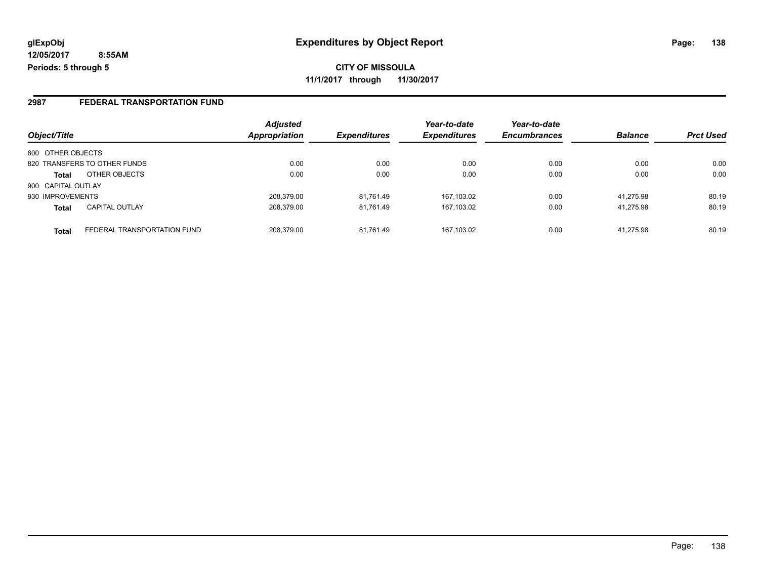**glExpObj**
**12/05/2017 8:55AM**
**Periods: 5 through 5**

# Expenditures by Object Report

**CITY OF MISSOULA**
**11/1/2017 through 11/30/2017**

## 2987 FEDERAL TRANSPORTATION FUND

| Object/Title | | Adjusted Appropriation | Expenditures | Year-to-date Expenditures | Year-to-date Encumbrances | Balance | Prct Used |
|---|---|---|---|---|---|---|---|
| 800 OTHER OBJECTS | | | | | | | |
| 820 TRANSFERS TO OTHER FUNDS | | 0.00 | 0.00 | 0.00 | 0.00 | 0.00 | 0.00 |
| **Total** | OTHER OBJECTS | 0.00 | 0.00 | 0.00 | 0.00 | 0.00 | 0.00 |
| 900 CAPITAL OUTLAY | | | | | | | |
| 930 IMPROVEMENTS | | 208,379.00 | 81,761.49 | 167,103.02 | 0.00 | 41,275.98 | 80.19 |
| **Total** | CAPITAL OUTLAY | 208,379.00 | 81,761.49 | 167,103.02 | 0.00 | 41,275.98 | 80.19 |
| **Total** | FEDERAL TRANSPORTATION FUND | 208,379.00 | 81,761.49 | 167,103.02 | 0.00 | 41,275.98 | 80.19 |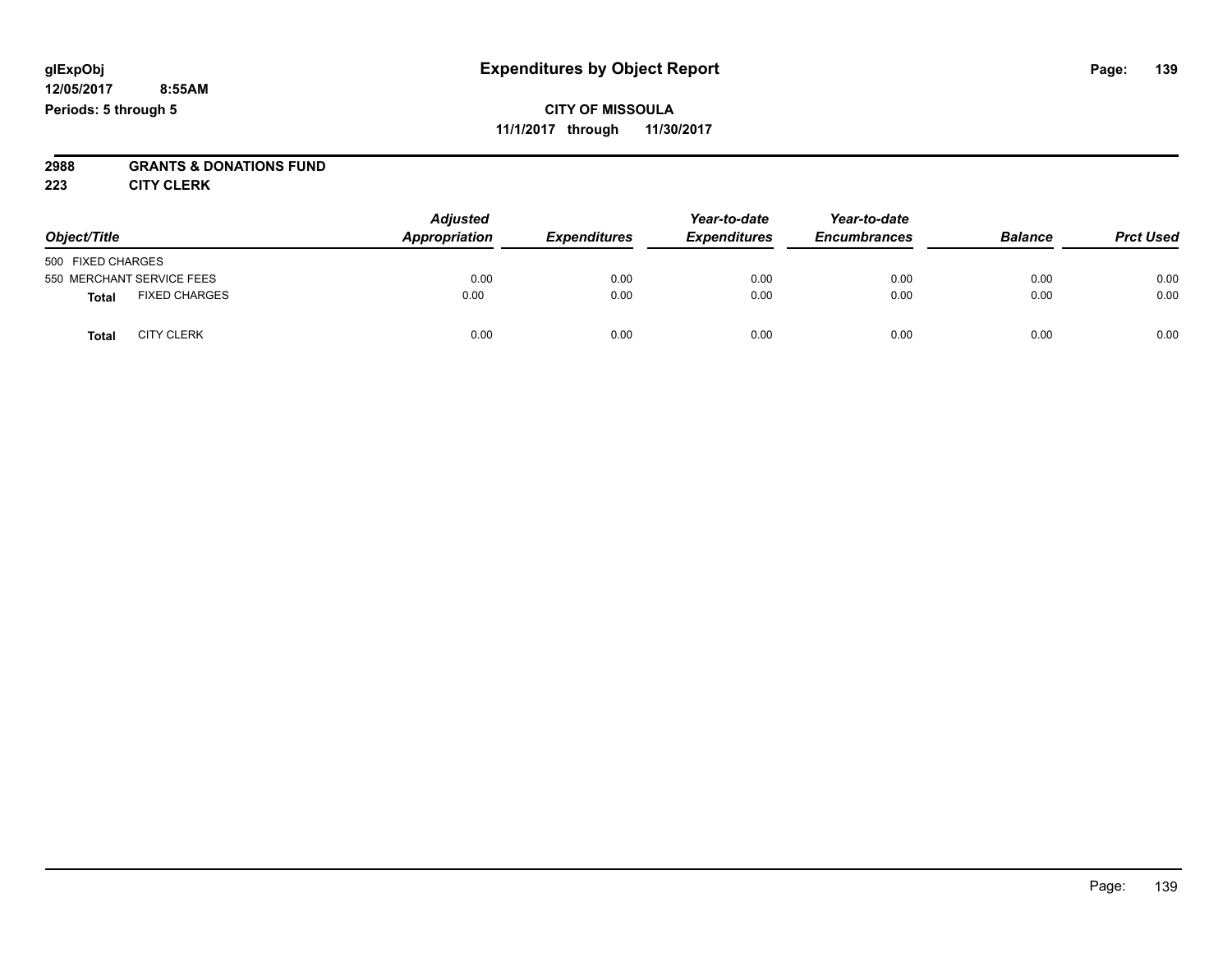# Expenditures by Object Report

glExpObj
12/05/2017 8:55AM
Periods: 5 through 5

**CITY OF MISSOULA**
**11/1/2017 through 11/30/2017**

**2988 GRANTS & DONATIONS FUND**
**223 CITY CLERK**

| Object/Title | Adjusted Appropriation | Expenditures | Year-to-date Expenditures | Year-to-date Encumbrances | Balance | Prct Used |
|---|---|---|---|---|---|---|
| 500 FIXED CHARGES | | | | | | |
| 550 MERCHANT SERVICE FEES | 0.00 | 0.00 | 0.00 | 0.00 | 0.00 | 0.00 |
| **Total** FIXED CHARGES | 0.00 | 0.00 | 0.00 | 0.00 | 0.00 | 0.00 |
| **Total** CITY CLERK | 0.00 | 0.00 | 0.00 | 0.00 | 0.00 | 0.00 |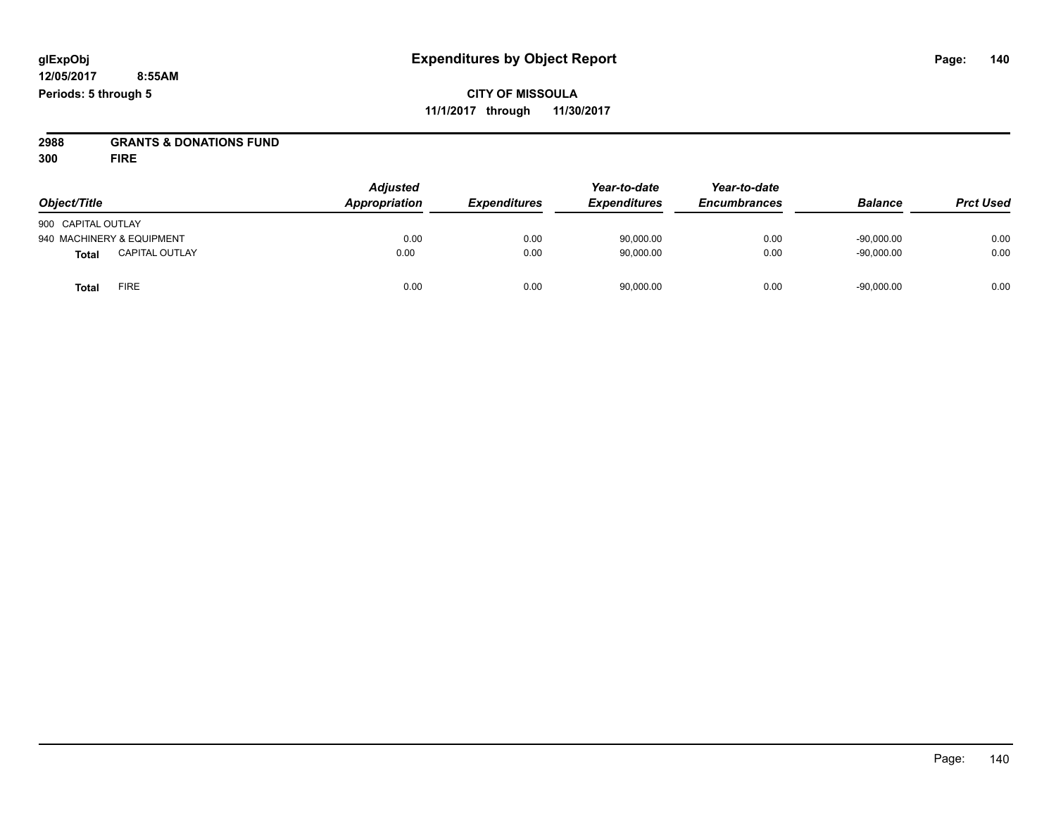glExpObj
12/05/2017 8:55AM
Periods: 5 through 5

# Expenditures by Object Report

**CITY OF MISSOULA**
**11/1/2017 through 11/30/2017**

**2988 GRANTS & DONATIONS FUND**
**300 FIRE**

| Object/Title | Adjusted Appropriation | Expenditures | Year-to-date Expenditures | Year-to-date Encumbrances | Balance | Prct Used |
|---|---|---|---|---|---|---|
| 900 CAPITAL OUTLAY | | | | | | |
| 940 MACHINERY & EQUIPMENT | 0.00 | 0.00 | 90,000.00 | 0.00 | -90,000.00 | 0.00 |
| **Total** CAPITAL OUTLAY | 0.00 | 0.00 | 90,000.00 | 0.00 | -90,000.00 | 0.00 |
| **Total** FIRE | 0.00 | 0.00 | 90,000.00 | 0.00 | -90,000.00 | 0.00 |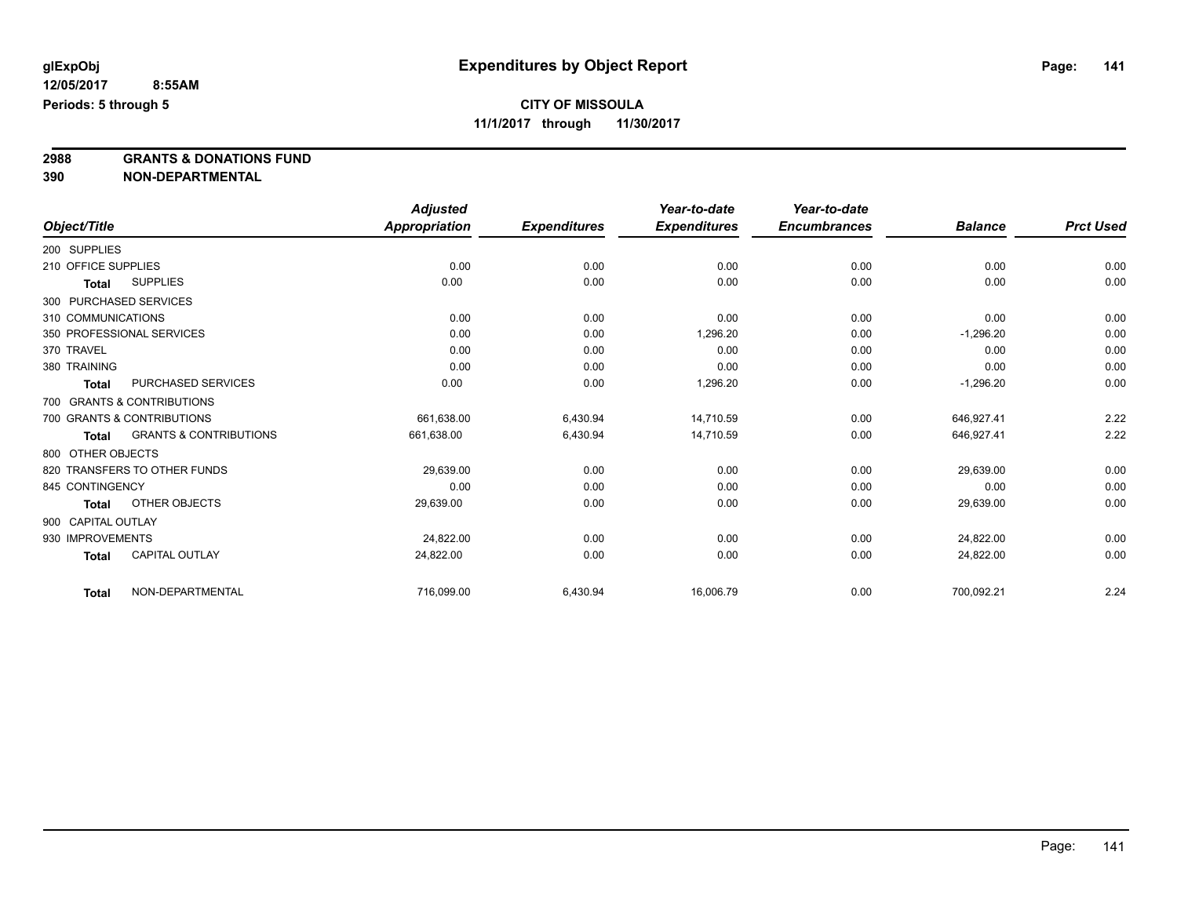**glExpObj** **Expenditures by Object Report**

**12/05/2017 8:55AM**

**Periods: 5 through 5**

**CITY OF MISSOULA**

**11/1/2017 through 11/30/2017**

## 2988 GRANTS & DONATIONS FUND
## 390 NON-DEPARTMENTAL

| Object/Title | | Adjusted Appropriation | Expenditures | Year-to-date Expenditures | Year-to-date Encumbrances | Balance | Prct Used |
|---|---|---|---|---|---|---|---|
| 200 SUPPLIES | | | | | | | |
| 210 OFFICE SUPPLIES | | 0.00 | 0.00 | 0.00 | 0.00 | 0.00 | 0.00 |
| **Total** | SUPPLIES | 0.00 | 0.00 | 0.00 | 0.00 | 0.00 | 0.00 |
| 300 PURCHASED SERVICES | | | | | | | |
| 310 COMMUNICATIONS | | 0.00 | 0.00 | 0.00 | 0.00 | 0.00 | 0.00 |
| 350 PROFESSIONAL SERVICES | | 0.00 | 0.00 | 1,296.20 | 0.00 | -1,296.20 | 0.00 |
| 370 TRAVEL | | 0.00 | 0.00 | 0.00 | 0.00 | 0.00 | 0.00 |
| 380 TRAINING | | 0.00 | 0.00 | 0.00 | 0.00 | 0.00 | 0.00 |
| **Total** | PURCHASED SERVICES | 0.00 | 0.00 | 1,296.20 | 0.00 | -1,296.20 | 0.00 |
| 700 GRANTS & CONTRIBUTIONS | | | | | | | |
| 700 GRANTS & CONTRIBUTIONS | | 661,638.00 | 6,430.94 | 14,710.59 | 0.00 | 646,927.41 | 2.22 |
| **Total** | GRANTS & CONTRIBUTIONS | 661,638.00 | 6,430.94 | 14,710.59 | 0.00 | 646,927.41 | 2.22 |
| 800 OTHER OBJECTS | | | | | | | |
| 820 TRANSFERS TO OTHER FUNDS | | 29,639.00 | 0.00 | 0.00 | 0.00 | 29,639.00 | 0.00 |
| 845 CONTINGENCY | | 0.00 | 0.00 | 0.00 | 0.00 | 0.00 | 0.00 |
| **Total** | OTHER OBJECTS | 29,639.00 | 0.00 | 0.00 | 0.00 | 29,639.00 | 0.00 |
| 900 CAPITAL OUTLAY | | | | | | | |
| 930 IMPROVEMENTS | | 24,822.00 | 0.00 | 0.00 | 0.00 | 24,822.00 | 0.00 |
| **Total** | CAPITAL OUTLAY | 24,822.00 | 0.00 | 0.00 | 0.00 | 24,822.00 | 0.00 |
| **Total** | NON-DEPARTMENTAL | 716,099.00 | 6,430.94 | 16,006.79 | 0.00 | 700,092.21 | 2.24 |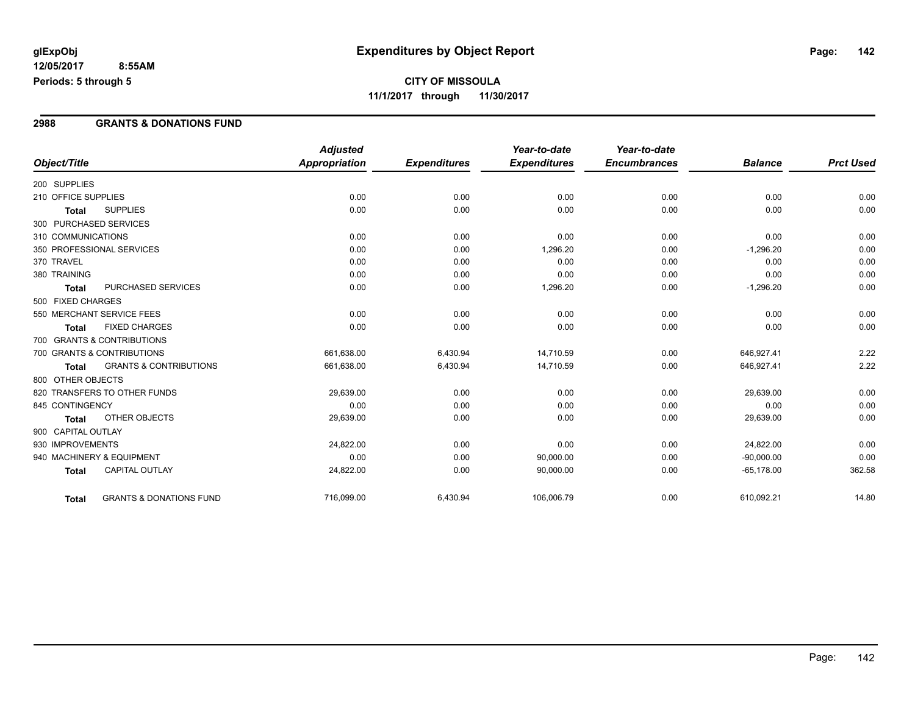# Expenditures by Object Report

glExpObj
12/05/2017 8:55AM
Periods: 5 through 5

**CITY OF MISSOULA**
**11/1/2017 through 11/30/2017**

## 2988 GRANTS & DONATIONS FUND

| Object/Title | Adjusted Appropriation | Expenditures | Year-to-date Expenditures | Year-to-date Encumbrances | Balance | Prct Used |
|---|---|---|---|---|---|---|
| 200 SUPPLIES | | | | | | |
| 210 OFFICE SUPPLIES | 0.00 | 0.00 | 0.00 | 0.00 | 0.00 | 0.00 |
| Total SUPPLIES | 0.00 | 0.00 | 0.00 | 0.00 | 0.00 | 0.00 |
| 300 PURCHASED SERVICES | | | | | | |
| 310 COMMUNICATIONS | 0.00 | 0.00 | 0.00 | 0.00 | 0.00 | 0.00 |
| 350 PROFESSIONAL SERVICES | 0.00 | 0.00 | 1,296.20 | 0.00 | -1,296.20 | 0.00 |
| 370 TRAVEL | 0.00 | 0.00 | 0.00 | 0.00 | 0.00 | 0.00 |
| 380 TRAINING | 0.00 | 0.00 | 0.00 | 0.00 | 0.00 | 0.00 |
| Total PURCHASED SERVICES | 0.00 | 0.00 | 1,296.20 | 0.00 | -1,296.20 | 0.00 |
| 500 FIXED CHARGES | | | | | | |
| 550 MERCHANT SERVICE FEES | 0.00 | 0.00 | 0.00 | 0.00 | 0.00 | 0.00 |
| Total FIXED CHARGES | 0.00 | 0.00 | 0.00 | 0.00 | 0.00 | 0.00 |
| 700 GRANTS & CONTRIBUTIONS | | | | | | |
| 700 GRANTS & CONTRIBUTIONS | 661,638.00 | 6,430.94 | 14,710.59 | 0.00 | 646,927.41 | 2.22 |
| Total GRANTS & CONTRIBUTIONS | 661,638.00 | 6,430.94 | 14,710.59 | 0.00 | 646,927.41 | 2.22 |
| 800 OTHER OBJECTS | | | | | | |
| 820 TRANSFERS TO OTHER FUNDS | 29,639.00 | 0.00 | 0.00 | 0.00 | 29,639.00 | 0.00 |
| 845 CONTINGENCY | 0.00 | 0.00 | 0.00 | 0.00 | 0.00 | 0.00 |
| Total OTHER OBJECTS | 29,639.00 | 0.00 | 0.00 | 0.00 | 29,639.00 | 0.00 |
| 900 CAPITAL OUTLAY | | | | | | |
| 930 IMPROVEMENTS | 24,822.00 | 0.00 | 0.00 | 0.00 | 24,822.00 | 0.00 |
| 940 MACHINERY & EQUIPMENT | 0.00 | 0.00 | 90,000.00 | 0.00 | -90,000.00 | 0.00 |
| Total CAPITAL OUTLAY | 24,822.00 | 0.00 | 90,000.00 | 0.00 | -65,178.00 | 362.58 |
| Total GRANTS & DONATIONS FUND | 716,099.00 | 6,430.94 | 106,006.79 | 0.00 | 610,092.21 | 14.80 |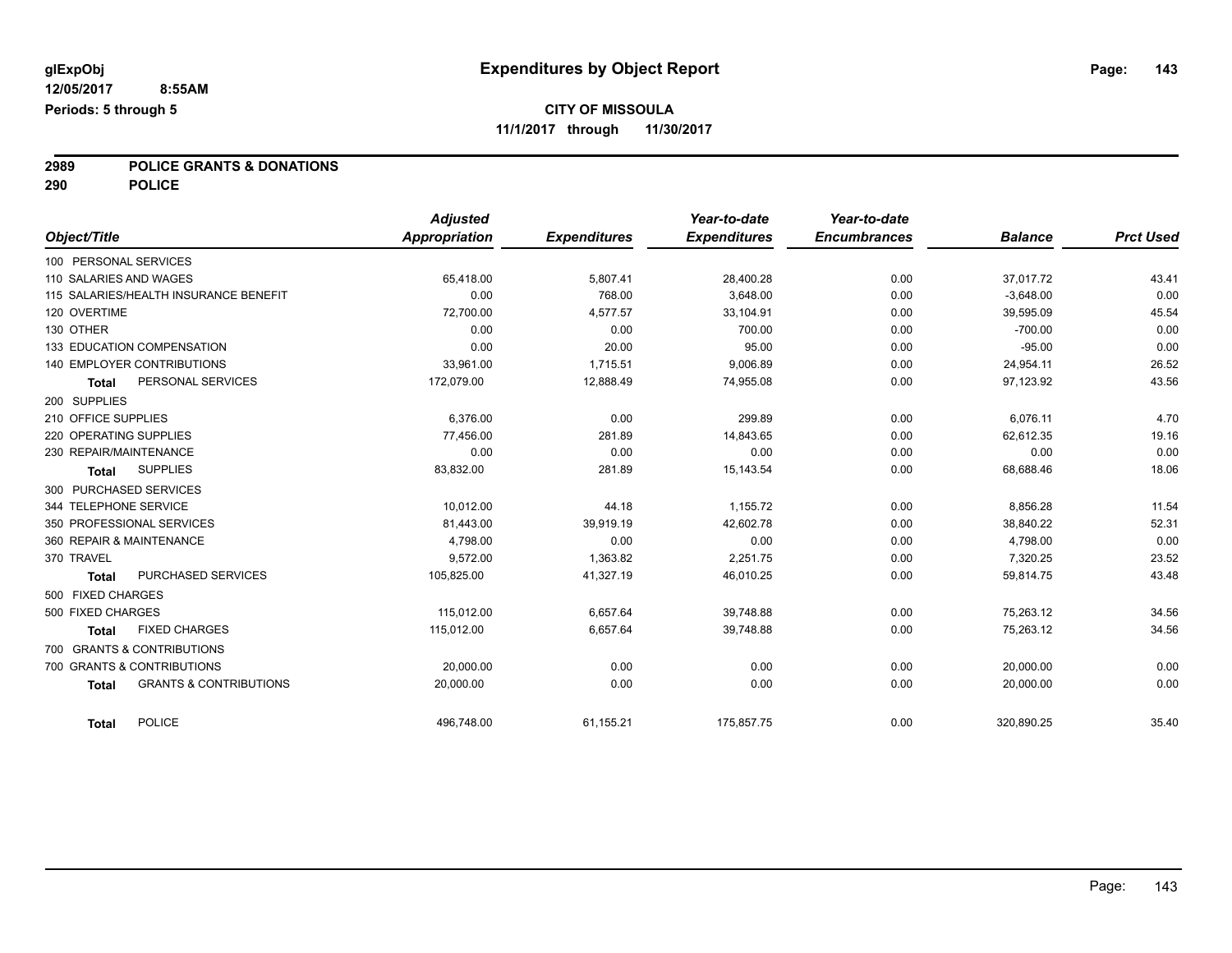glExpObj
12/05/2017 8:55AM
Periods: 5 through 5

# Expenditures by Object Report

**CITY OF MISSOULA**
**11/1/2017 through 11/30/2017**

**2989 POLICE GRANTS & DONATIONS**
**290 POLICE**

| Object/Title | Adjusted Appropriation | Expenditures | Year-to-date Expenditures | Year-to-date Encumbrances | Balance | Prct Used |
|---|---|---|---|---|---|---|
| 100 PERSONAL SERVICES | | | | | | |
| 110 SALARIES AND WAGES | 65,418.00 | 5,807.41 | 28,400.28 | 0.00 | 37,017.72 | 43.41 |
| 115 SALARIES/HEALTH INSURANCE BENEFIT | 0.00 | 768.00 | 3,648.00 | 0.00 | -3,648.00 | 0.00 |
| 120 OVERTIME | 72,700.00 | 4,577.57 | 33,104.91 | 0.00 | 39,595.09 | 45.54 |
| 130 OTHER | 0.00 | 0.00 | 700.00 | 0.00 | -700.00 | 0.00 |
| 133 EDUCATION COMPENSATION | 0.00 | 20.00 | 95.00 | 0.00 | -95.00 | 0.00 |
| 140 EMPLOYER CONTRIBUTIONS | 33,961.00 | 1,715.51 | 9,006.89 | 0.00 | 24,954.11 | 26.52 |
| **Total** PERSONAL SERVICES | 172,079.00 | 12,888.49 | 74,955.08 | 0.00 | 97,123.92 | 43.56 |
| 200 SUPPLIES | | | | | | |
| 210 OFFICE SUPPLIES | 6,376.00 | 0.00 | 299.89 | 0.00 | 6,076.11 | 4.70 |
| 220 OPERATING SUPPLIES | 77,456.00 | 281.89 | 14,843.65 | 0.00 | 62,612.35 | 19.16 |
| 230 REPAIR/MAINTENANCE | 0.00 | 0.00 | 0.00 | 0.00 | 0.00 | 0.00 |
| **Total** SUPPLIES | 83,832.00 | 281.89 | 15,143.54 | 0.00 | 68,688.46 | 18.06 |
| 300 PURCHASED SERVICES | | | | | | |
| 344 TELEPHONE SERVICE | 10,012.00 | 44.18 | 1,155.72 | 0.00 | 8,856.28 | 11.54 |
| 350 PROFESSIONAL SERVICES | 81,443.00 | 39,919.19 | 42,602.78 | 0.00 | 38,840.22 | 52.31 |
| 360 REPAIR & MAINTENANCE | 4,798.00 | 0.00 | 0.00 | 0.00 | 4,798.00 | 0.00 |
| 370 TRAVEL | 9,572.00 | 1,363.82 | 2,251.75 | 0.00 | 7,320.25 | 23.52 |
| **Total** PURCHASED SERVICES | 105,825.00 | 41,327.19 | 46,010.25 | 0.00 | 59,814.75 | 43.48 |
| 500 FIXED CHARGES | | | | | | |
| 500 FIXED CHARGES | 115,012.00 | 6,657.64 | 39,748.88 | 0.00 | 75,263.12 | 34.56 |
| **Total** FIXED CHARGES | 115,012.00 | 6,657.64 | 39,748.88 | 0.00 | 75,263.12 | 34.56 |
| 700 GRANTS & CONTRIBUTIONS | | | | | | |
| 700 GRANTS & CONTRIBUTIONS | 20,000.00 | 0.00 | 0.00 | 0.00 | 20,000.00 | 0.00 |
| **Total** GRANTS & CONTRIBUTIONS | 20,000.00 | 0.00 | 0.00 | 0.00 | 20,000.00 | 0.00 |
| **Total** POLICE | 496,748.00 | 61,155.21 | 175,857.75 | 0.00 | 320,890.25 | 35.40 |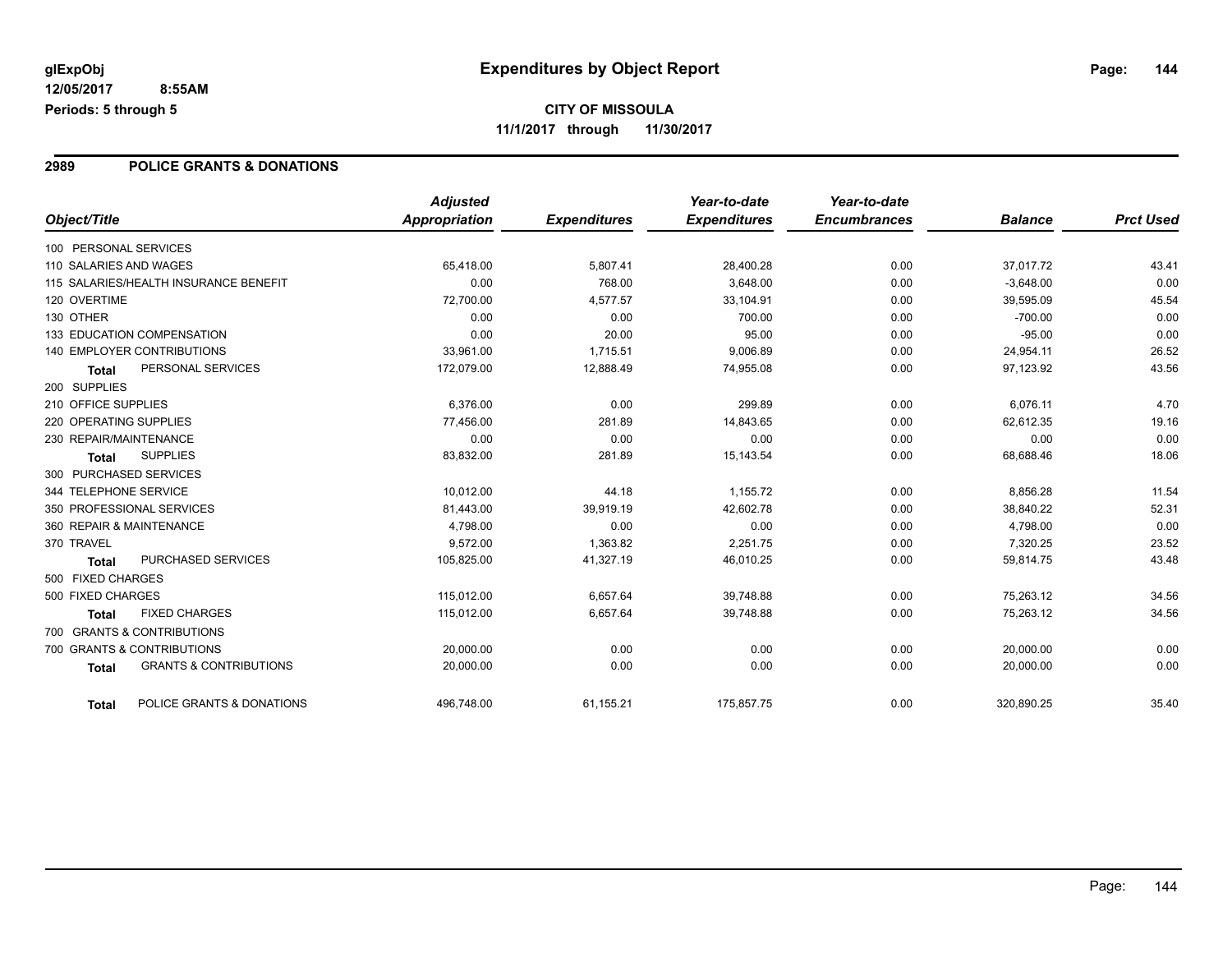**glExpObj** **Expenditures by Object Report**

**12/05/2017 8:55AM**

**Periods: 5 through 5**

**CITY OF MISSOULA**

**11/1/2017 through 11/30/2017**

## 2989 POLICE GRANTS & DONATIONS

| Object/Title | Adjusted Appropriation | Expenditures | Year-to-date Expenditures | Year-to-date Encumbrances | Balance | Prct Used |
|---|---|---|---|---|---|---|
| 100 PERSONAL SERVICES | | | | | | |
| 110 SALARIES AND WAGES | 65,418.00 | 5,807.41 | 28,400.28 | 0.00 | 37,017.72 | 43.41 |
| 115 SALARIES/HEALTH INSURANCE BENEFIT | 0.00 | 768.00 | 3,648.00 | 0.00 | -3,648.00 | 0.00 |
| 120 OVERTIME | 72,700.00 | 4,577.57 | 33,104.91 | 0.00 | 39,595.09 | 45.54 |
| 130 OTHER | 0.00 | 0.00 | 700.00 | 0.00 | -700.00 | 0.00 |
| 133 EDUCATION COMPENSATION | 0.00 | 20.00 | 95.00 | 0.00 | -95.00 | 0.00 |
| 140 EMPLOYER CONTRIBUTIONS | 33,961.00 | 1,715.51 | 9,006.89 | 0.00 | 24,954.11 | 26.52 |
| **Total** PERSONAL SERVICES | 172,079.00 | 12,888.49 | 74,955.08 | 0.00 | 97,123.92 | 43.56 |
| 200 SUPPLIES | | | | | | |
| 210 OFFICE SUPPLIES | 6,376.00 | 0.00 | 299.89 | 0.00 | 6,076.11 | 4.70 |
| 220 OPERATING SUPPLIES | 77,456.00 | 281.89 | 14,843.65 | 0.00 | 62,612.35 | 19.16 |
| 230 REPAIR/MAINTENANCE | 0.00 | 0.00 | 0.00 | 0.00 | 0.00 | 0.00 |
| **Total** SUPPLIES | 83,832.00 | 281.89 | 15,143.54 | 0.00 | 68,688.46 | 18.06 |
| 300 PURCHASED SERVICES | | | | | | |
| 344 TELEPHONE SERVICE | 10,012.00 | 44.18 | 1,155.72 | 0.00 | 8,856.28 | 11.54 |
| 350 PROFESSIONAL SERVICES | 81,443.00 | 39,919.19 | 42,602.78 | 0.00 | 38,840.22 | 52.31 |
| 360 REPAIR & MAINTENANCE | 4,798.00 | 0.00 | 0.00 | 0.00 | 4,798.00 | 0.00 |
| 370 TRAVEL | 9,572.00 | 1,363.82 | 2,251.75 | 0.00 | 7,320.25 | 23.52 |
| **Total** PURCHASED SERVICES | 105,825.00 | 41,327.19 | 46,010.25 | 0.00 | 59,814.75 | 43.48 |
| 500 FIXED CHARGES | | | | | | |
| 500 FIXED CHARGES | 115,012.00 | 6,657.64 | 39,748.88 | 0.00 | 75,263.12 | 34.56 |
| **Total** FIXED CHARGES | 115,012.00 | 6,657.64 | 39,748.88 | 0.00 | 75,263.12 | 34.56 |
| 700 GRANTS & CONTRIBUTIONS | | | | | | |
| 700 GRANTS & CONTRIBUTIONS | 20,000.00 | 0.00 | 0.00 | 0.00 | 20,000.00 | 0.00 |
| **Total** GRANTS & CONTRIBUTIONS | 20,000.00 | 0.00 | 0.00 | 0.00 | 20,000.00 | 0.00 |
| **Total** POLICE GRANTS & DONATIONS | 496,748.00 | 61,155.21 | 175,857.75 | 0.00 | 320,890.25 | 35.40 |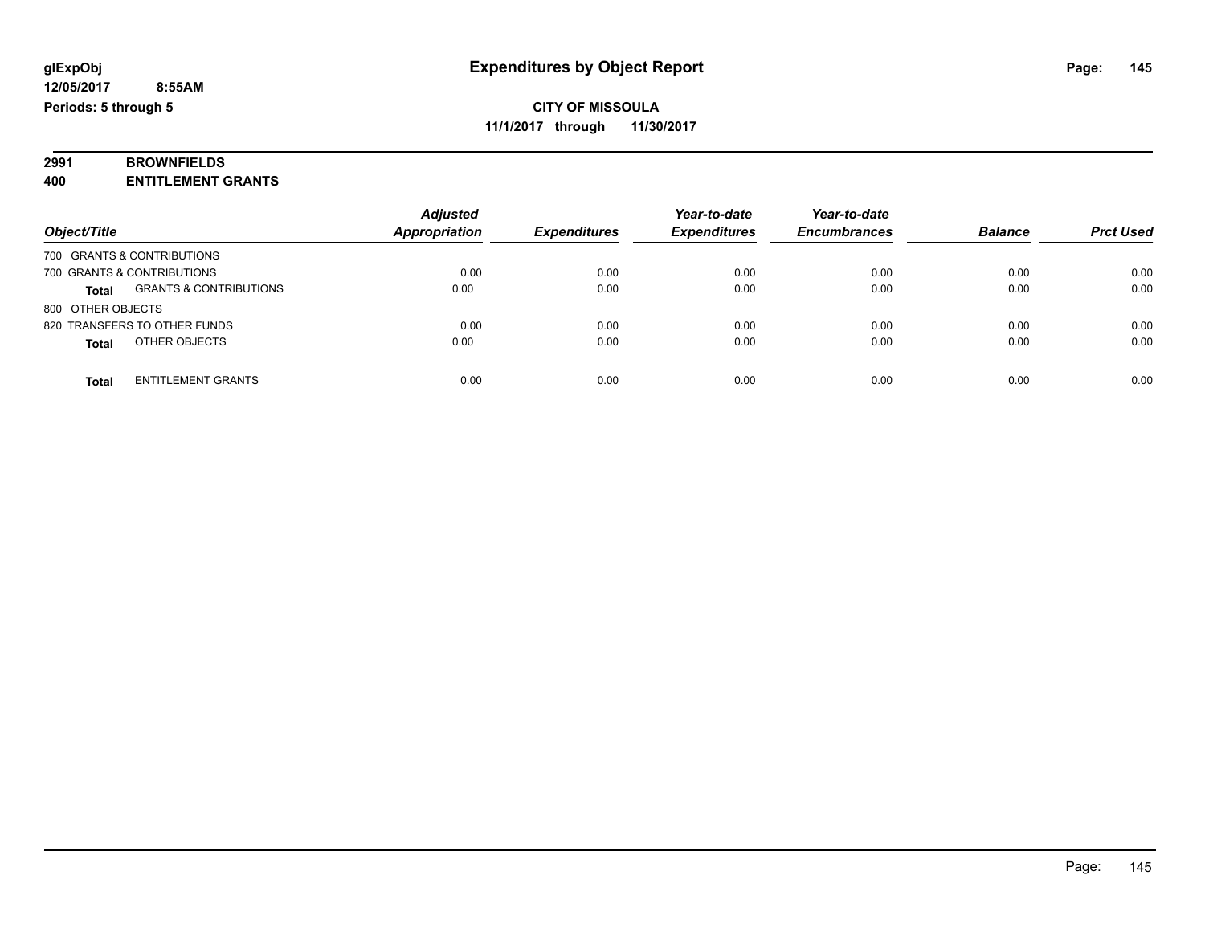**glExpObj** **Expenditures by Object Report**

**12/05/2017 8:55AM**

**Periods: 5 through 5**

**CITY OF MISSOULA**

**11/1/2017 through 11/30/2017**

## 2991 BROWNFIELDS

## 400 ENTITLEMENT GRANTS

| Object/Title | | *Adjusted Appropriation* | *Expenditures* | *Year-to-date Expenditures* | *Year-to-date Encumbrances* | *Balance* | *Prct Used* |
|---|---|---|---|---|---|---|---|
| 700 GRANTS & CONTRIBUTIONS | | | | | | | |
| 700 GRANTS & CONTRIBUTIONS | | 0.00 | 0.00 | 0.00 | 0.00 | 0.00 | 0.00 |
| **Total** | GRANTS & CONTRIBUTIONS | 0.00 | 0.00 | 0.00 | 0.00 | 0.00 | 0.00 |
| 800 OTHER OBJECTS | | | | | | | |
| 820 TRANSFERS TO OTHER FUNDS | | 0.00 | 0.00 | 0.00 | 0.00 | 0.00 | 0.00 |
| **Total** | OTHER OBJECTS | 0.00 | 0.00 | 0.00 | 0.00 | 0.00 | 0.00 |
| **Total** | ENTITLEMENT GRANTS | 0.00 | 0.00 | 0.00 | 0.00 | 0.00 | 0.00 |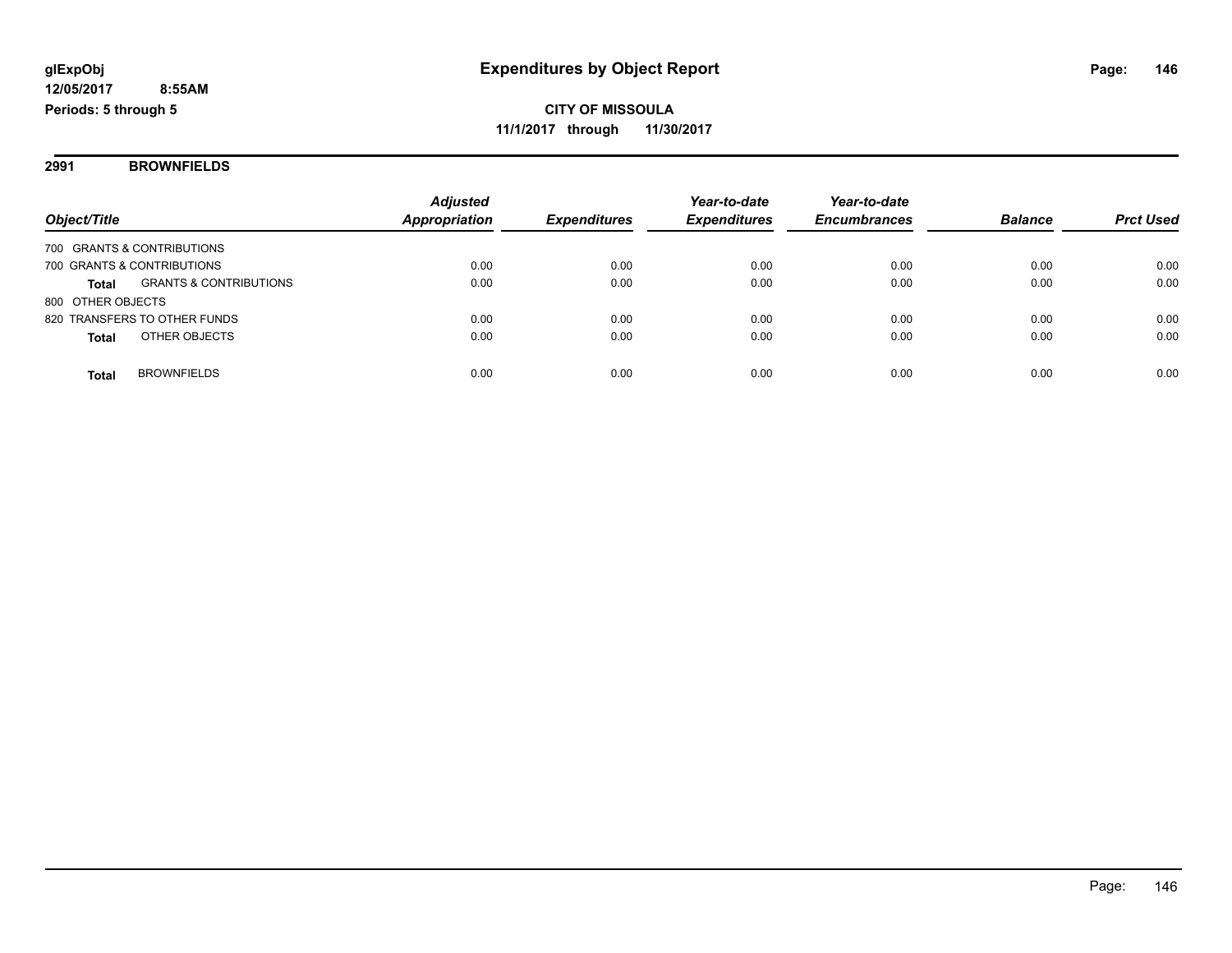# Expenditures by Object Report

glExpObj
12/05/2017 8:55AM
Periods: 5 through 5

**CITY OF MISSOULA**
**11/1/2017 through 11/30/2017**

## 2991 BROWNFIELDS

| Object/Title | | Adjusted Appropriation | Expenditures | Year-to-date Expenditures | Year-to-date Encumbrances | Balance | Prct Used |
|---|---|---|---|---|---|---|---|
| 700 GRANTS & CONTRIBUTIONS | | | | | | | |
| 700 GRANTS & CONTRIBUTIONS | | 0.00 | 0.00 | 0.00 | 0.00 | 0.00 | 0.00 |
| **Total** | GRANTS & CONTRIBUTIONS | 0.00 | 0.00 | 0.00 | 0.00 | 0.00 | 0.00 |
| 800 OTHER OBJECTS | | | | | | | |
| 820 TRANSFERS TO OTHER FUNDS | | 0.00 | 0.00 | 0.00 | 0.00 | 0.00 | 0.00 |
| **Total** | OTHER OBJECTS | 0.00 | 0.00 | 0.00 | 0.00 | 0.00 | 0.00 |
| **Total** | BROWNFIELDS | 0.00 | 0.00 | 0.00 | 0.00 | 0.00 | 0.00 |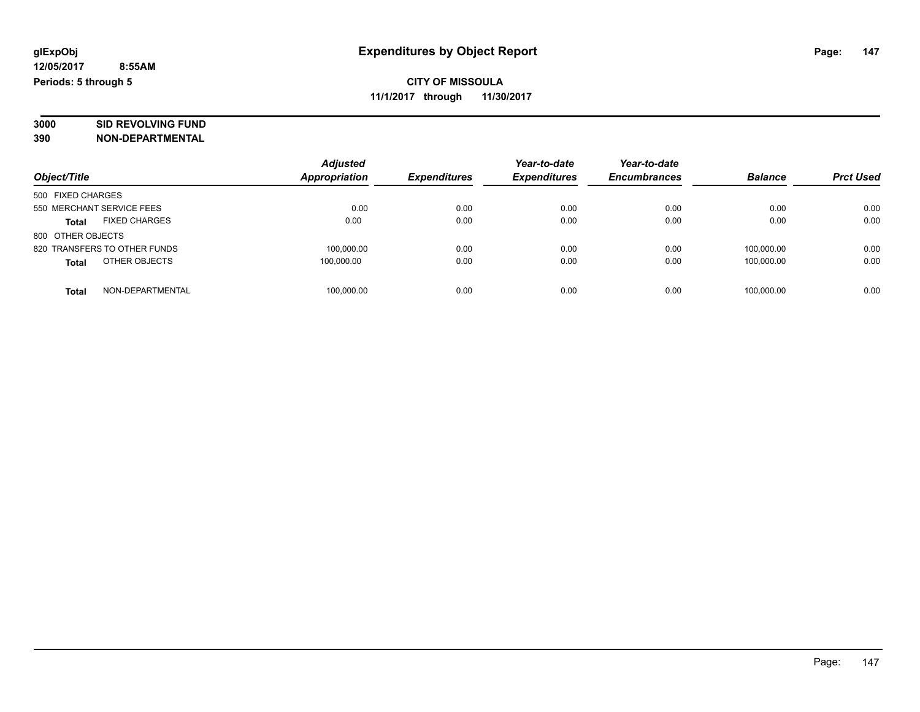**glExpObj**
**12/05/2017 8:55AM**
**Periods: 5 through 5**

# Expenditures by Object Report

**CITY OF MISSOULA**
**11/1/2017 through 11/30/2017**

**3000 SID REVOLVING FUND**
**390 NON-DEPARTMENTAL**

| Object/Title | Adjusted Appropriation | Expenditures | Year-to-date Expenditures | Year-to-date Encumbrances | Balance | Prct Used |
|---|---|---|---|---|---|---|
| 500 FIXED CHARGES | | | | | | |
| 550 MERCHANT SERVICE FEES | 0.00 | 0.00 | 0.00 | 0.00 | 0.00 | 0.00 |
| **Total** FIXED CHARGES | 0.00 | 0.00 | 0.00 | 0.00 | 0.00 | 0.00 |
| 800 OTHER OBJECTS | | | | | | |
| 820 TRANSFERS TO OTHER FUNDS | 100,000.00 | 0.00 | 0.00 | 0.00 | 100,000.00 | 0.00 |
| **Total** OTHER OBJECTS | 100,000.00 | 0.00 | 0.00 | 0.00 | 100,000.00 | 0.00 |
| **Total** NON-DEPARTMENTAL | 100,000.00 | 0.00 | 0.00 | 0.00 | 100,000.00 | 0.00 |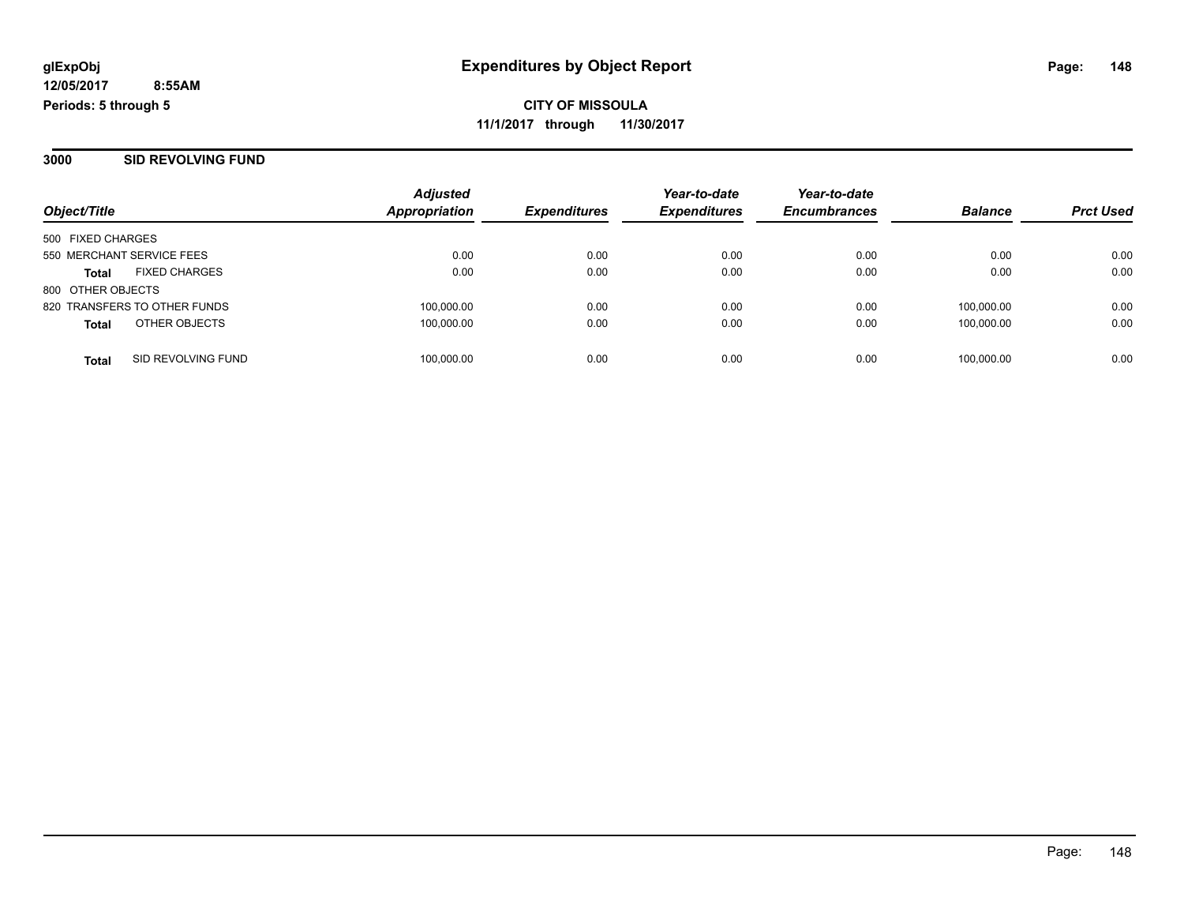# Expenditures by Object Report

glExpObj
12/05/2017 8:55AM
Periods: 5 through 5

**CITY OF MISSOULA**
**11/1/2017 through 11/30/2017**

## 3000 SID REVOLVING FUND

| Object/Title | | Adjusted Appropriation | Expenditures | Year-to-date Expenditures | Year-to-date Encumbrances | Balance | Prct Used |
|---|---|---|---|---|---|---|---|
| 500 FIXED CHARGES | | | | | | | |
| 550 MERCHANT SERVICE FEES | | 0.00 | 0.00 | 0.00 | 0.00 | 0.00 | 0.00 |
| **Total** | FIXED CHARGES | 0.00 | 0.00 | 0.00 | 0.00 | 0.00 | 0.00 |
| 800 OTHER OBJECTS | | | | | | | |
| 820 TRANSFERS TO OTHER FUNDS | | 100,000.00 | 0.00 | 0.00 | 0.00 | 100,000.00 | 0.00 |
| **Total** | OTHER OBJECTS | 100,000.00 | 0.00 | 0.00 | 0.00 | 100,000.00 | 0.00 |
| **Total** | SID REVOLVING FUND | 100,000.00 | 0.00 | 0.00 | 0.00 | 100,000.00 | 0.00 |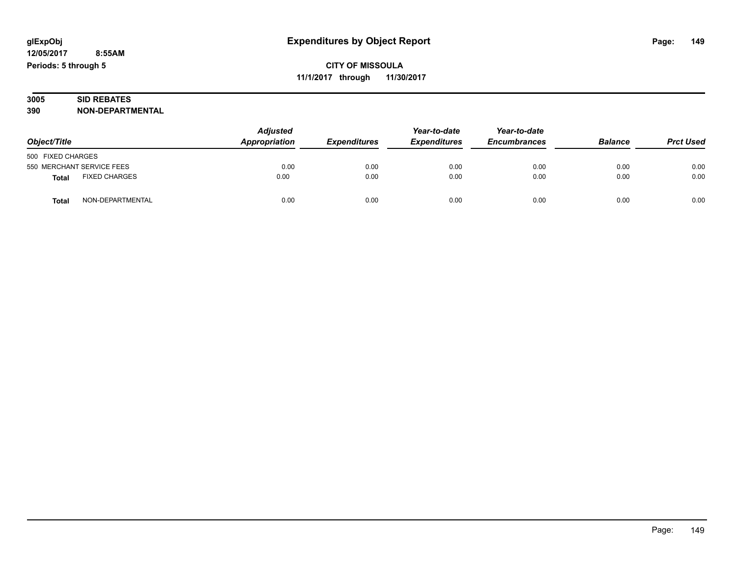# Expenditures by Object Report

glExpObj
12/05/2017 8:55AM
Periods: 5 through 5

**CITY OF MISSOULA**
**11/1/2017 through 11/30/2017**

**3005 SID REBATES**
**390 NON-DEPARTMENTAL**

| Object/Title | | Adjusted Appropriation | Expenditures | Year-to-date Expenditures | Year-to-date Encumbrances | Balance | Prct Used |
|---|---|---|---|---|---|---|---|
| 500 FIXED CHARGES | | | | | | | |
| 550 MERCHANT SERVICE FEES | | 0.00 | 0.00 | 0.00 | 0.00 | 0.00 | 0.00 |
| **Total** | FIXED CHARGES | 0.00 | 0.00 | 0.00 | 0.00 | 0.00 | 0.00 |
| **Total** | NON-DEPARTMENTAL | 0.00 | 0.00 | 0.00 | 0.00 | 0.00 | 0.00 |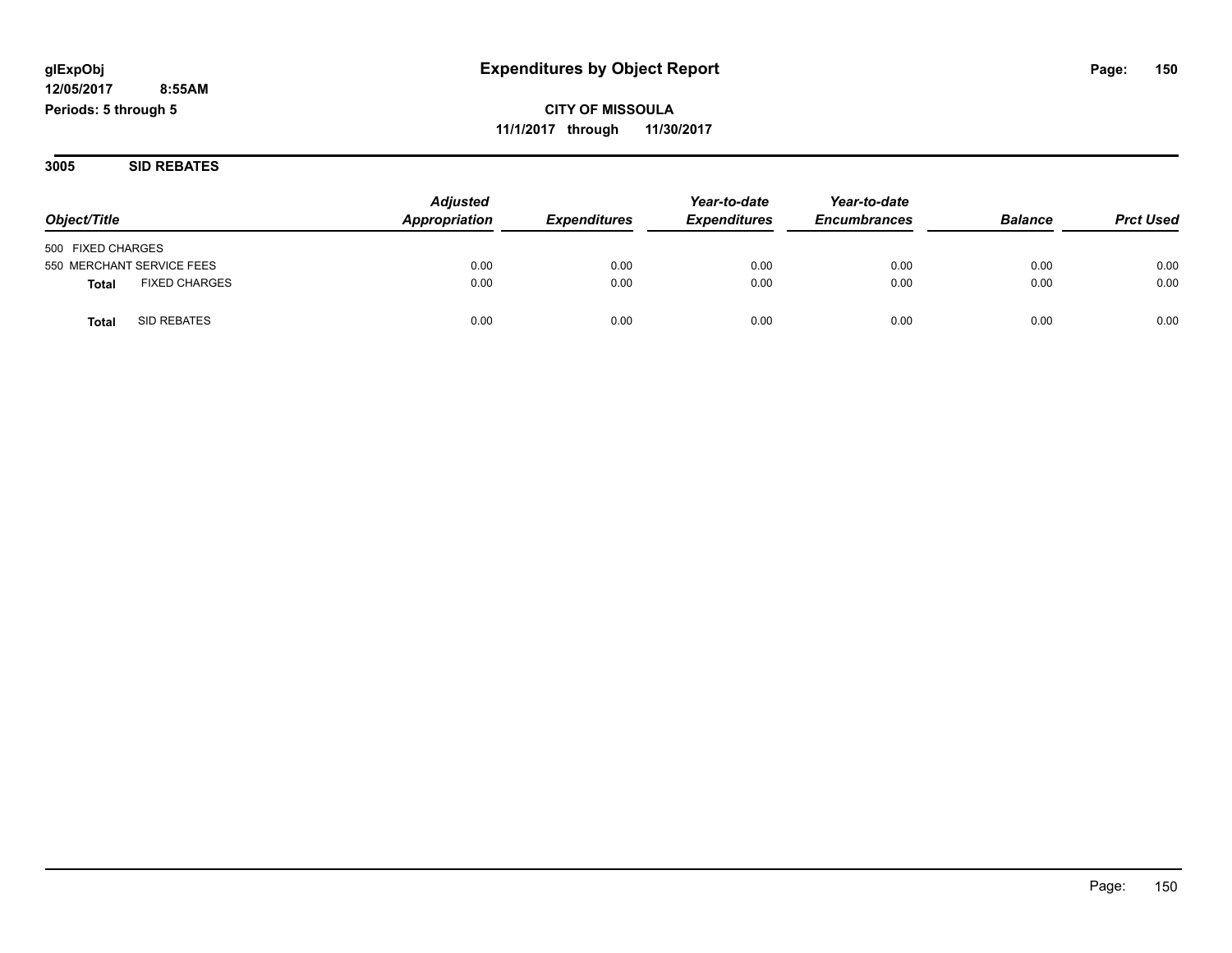**glExpObj**
**12/05/2017 8:55AM**
**Periods: 5 through 5**

# Expenditures by Object Report

**CITY OF MISSOULA**
**11/1/2017 through 11/30/2017**

## 3005 SID REBATES

| Object/Title | Adjusted Appropriation | Expenditures | Year-to-date Expenditures | Year-to-date Encumbrances | Balance | Prct Used |
|---|---|---|---|---|---|---|
| 500 FIXED CHARGES | | | | | | |
| 550 MERCHANT SERVICE FEES | 0.00 | 0.00 | 0.00 | 0.00 | 0.00 | 0.00 |
| **Total** FIXED CHARGES | 0.00 | 0.00 | 0.00 | 0.00 | 0.00 | 0.00 |
| **Total** SID REBATES | 0.00 | 0.00 | 0.00 | 0.00 | 0.00 | 0.00 |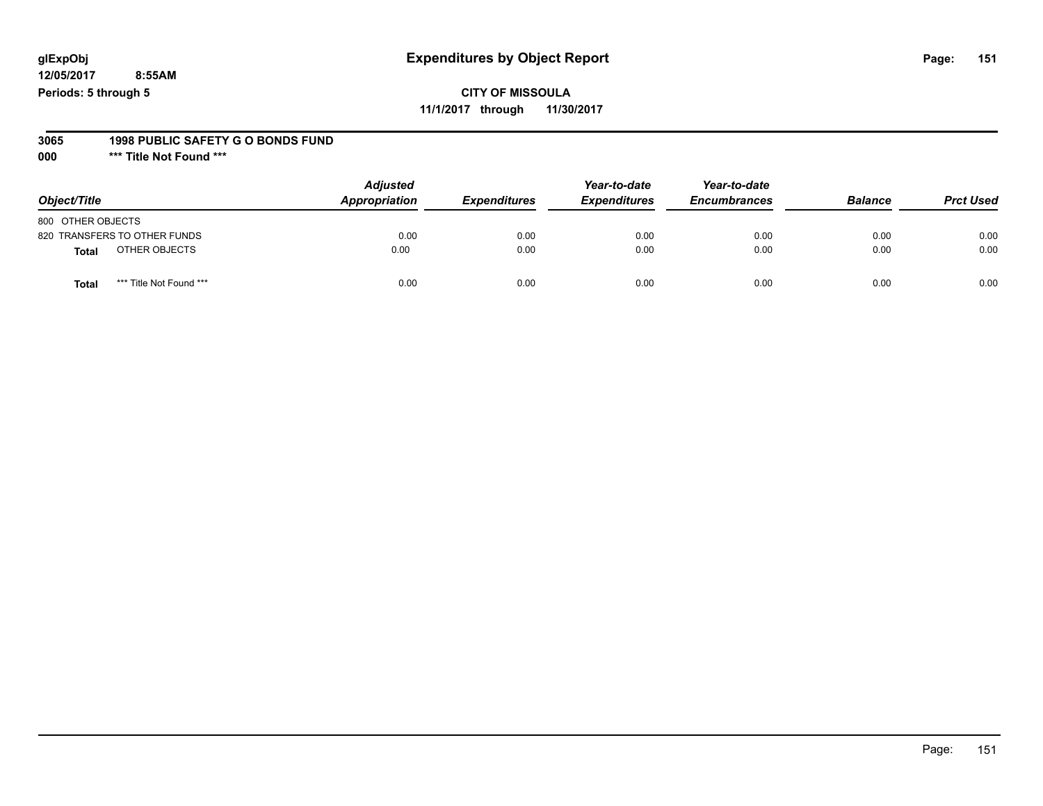glExpObj
12/05/2017 8:55AM
Periods: 5 through 5

# Expenditures by Object Report

**CITY OF MISSOULA**
**11/1/2017 through 11/30/2017**

**3065 1998 PUBLIC SAFETY G O BONDS FUND**
**000 \*\*\* Title Not Found \*\*\***

| Object/Title | Adjusted Appropriation | Expenditures | Year-to-date Expenditures | Year-to-date Encumbrances | Balance | Prct Used |
|---|---|---|---|---|---|---|
| 800 OTHER OBJECTS | | | | | | |
| 820 TRANSFERS TO OTHER FUNDS | 0.00 | 0.00 | 0.00 | 0.00 | 0.00 | 0.00 |
| **Total** OTHER OBJECTS | 0.00 | 0.00 | 0.00 | 0.00 | 0.00 | 0.00 |
| **Total** \*\*\* Title Not Found \*\*\* | 0.00 | 0.00 | 0.00 | 0.00 | 0.00 | 0.00 |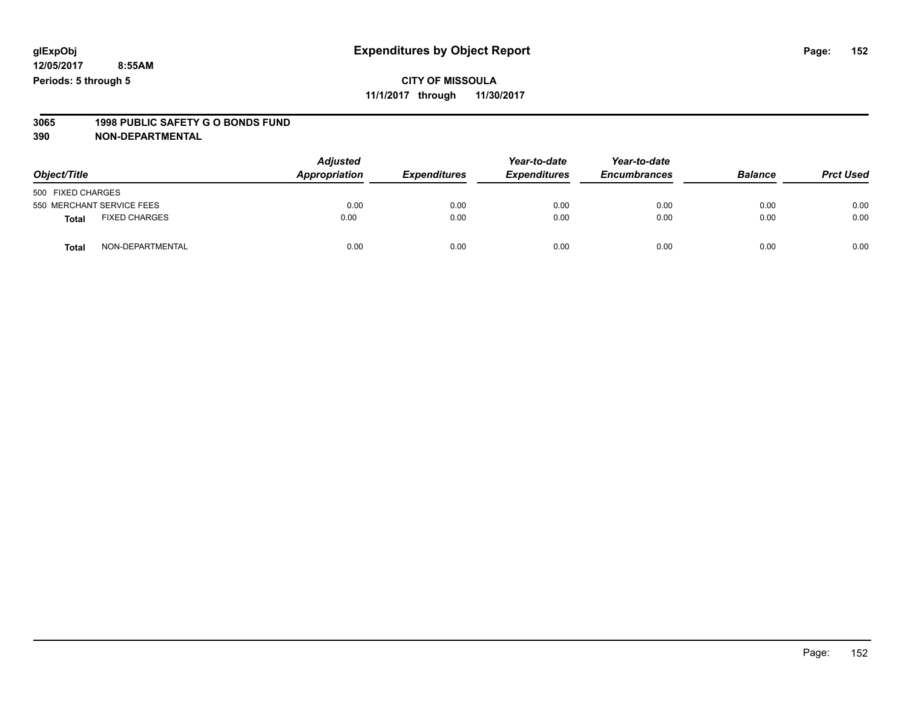**glExpObj** **Expenditures by Object Report**

**12/05/2017 8:55AM**

**Periods: 5 through 5**

**CITY OF MISSOULA**

**11/1/2017 through 11/30/2017**

## 3065 1998 PUBLIC SAFETY G O BONDS FUND

## 390 NON-DEPARTMENTAL

| Object/Title | | Adjusted Appropriation | Expenditures | Year-to-date Expenditures | Year-to-date Encumbrances | Balance | Prct Used |
|---|---|---|---|---|---|---|---|
| 500 FIXED CHARGES | | | | | | | |
| 550 MERCHANT SERVICE FEES | | 0.00 | 0.00 | 0.00 | 0.00 | 0.00 | 0.00 |
| **Total** | FIXED CHARGES | 0.00 | 0.00 | 0.00 | 0.00 | 0.00 | 0.00 |
| **Total** | NON-DEPARTMENTAL | 0.00 | 0.00 | 0.00 | 0.00 | 0.00 | 0.00 |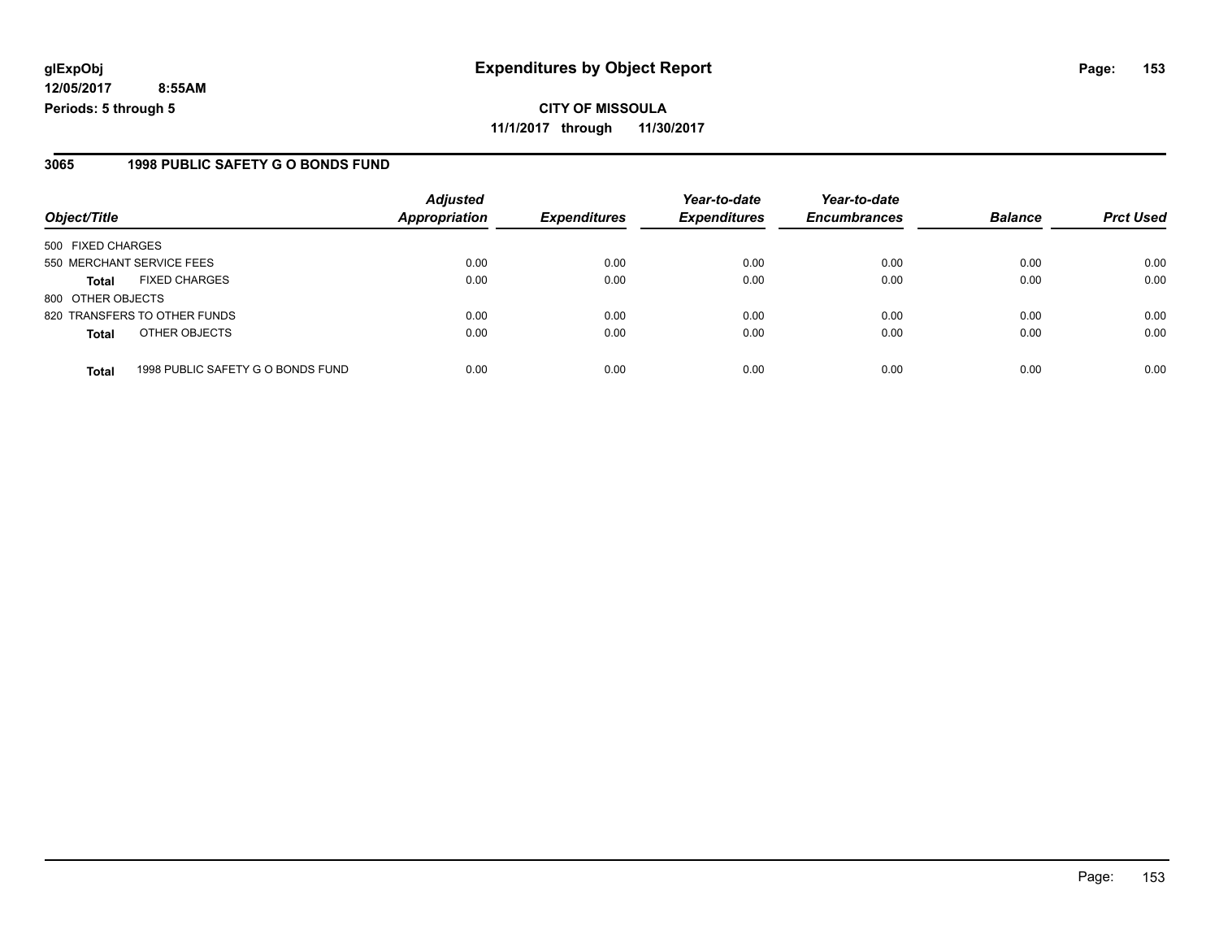glExpObj
12/05/2017 8:55AM
Periods: 5 through 5

# Expenditures by Object Report

**CITY OF MISSOULA**
**11/1/2017 through 11/30/2017**

## 3065 1998 PUBLIC SAFETY G O BONDS FUND

| Object/Title | | Adjusted Appropriation | Expenditures | Year-to-date Expenditures | Year-to-date Encumbrances | Balance | Prct Used |
|---|---|---|---|---|---|---|---|
| 500 FIXED CHARGES | | | | | | | |
| 550 MERCHANT SERVICE FEES | | 0.00 | 0.00 | 0.00 | 0.00 | 0.00 | 0.00 |
| **Total** | FIXED CHARGES | 0.00 | 0.00 | 0.00 | 0.00 | 0.00 | 0.00 |
| 800 OTHER OBJECTS | | | | | | | |
| 820 TRANSFERS TO OTHER FUNDS | | 0.00 | 0.00 | 0.00 | 0.00 | 0.00 | 0.00 |
| **Total** | OTHER OBJECTS | 0.00 | 0.00 | 0.00 | 0.00 | 0.00 | 0.00 |
| **Total** | 1998 PUBLIC SAFETY G O BONDS FUND | 0.00 | 0.00 | 0.00 | 0.00 | 0.00 | 0.00 |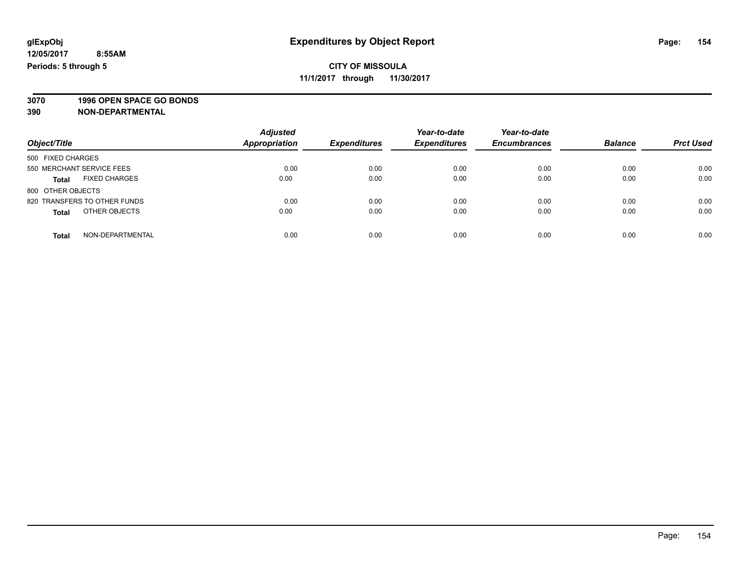**glExpObj** | **Expenditures by Object Report**

**12/05/2017 8:55AM**

**Periods: 5 through 5**

**CITY OF MISSOULA**

**11/1/2017 through 11/30/2017**

**3070 1996 OPEN SPACE GO BONDS**

**390 NON-DEPARTMENTAL**

| Object/Title | Adjusted Appropriation | Expenditures | Year-to-date Expenditures | Year-to-date Encumbrances | Balance | Prct Used |
|---|---|---|---|---|---|---|
| 500 FIXED CHARGES | | | | | | |
| 550 MERCHANT SERVICE FEES | 0.00 | 0.00 | 0.00 | 0.00 | 0.00 | 0.00 |
| **Total** FIXED CHARGES | 0.00 | 0.00 | 0.00 | 0.00 | 0.00 | 0.00 |
| 800 OTHER OBJECTS | | | | | | |
| 820 TRANSFERS TO OTHER FUNDS | 0.00 | 0.00 | 0.00 | 0.00 | 0.00 | 0.00 |
| **Total** OTHER OBJECTS | 0.00 | 0.00 | 0.00 | 0.00 | 0.00 | 0.00 |
| **Total** NON-DEPARTMENTAL | 0.00 | 0.00 | 0.00 | 0.00 | 0.00 | 0.00 |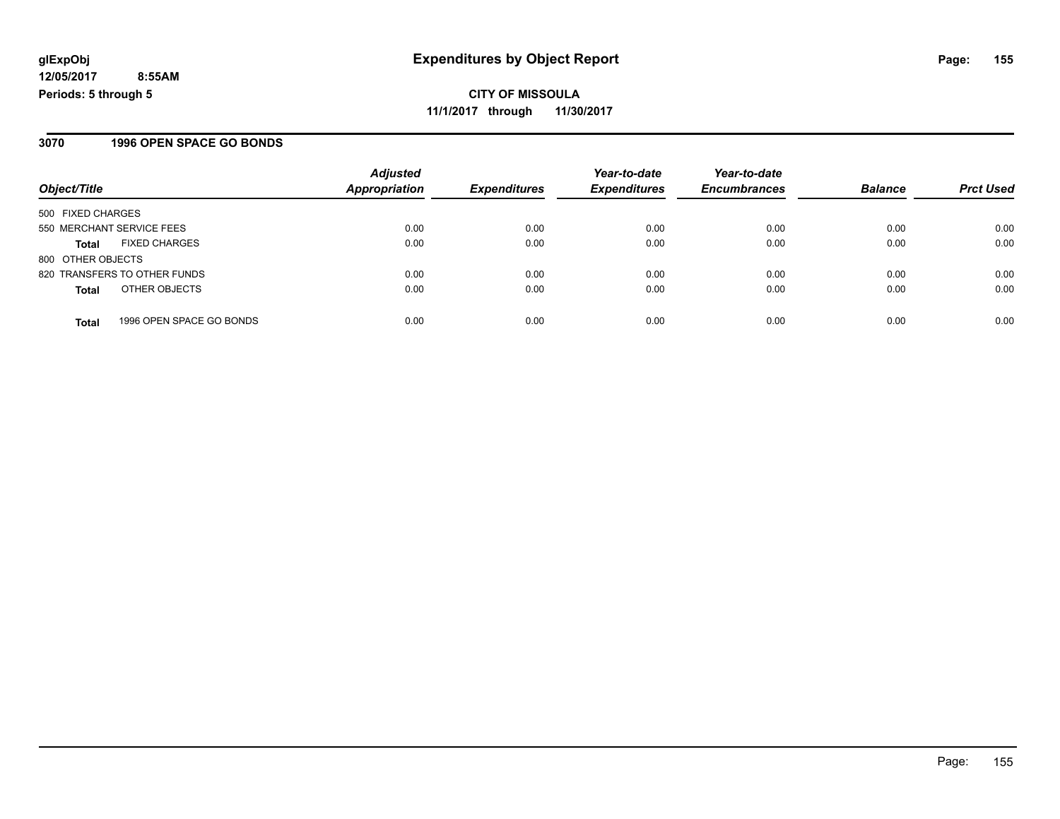**glExpObj**
**12/05/2017 8:55AM**
**Periods: 5 through 5**

# Expenditures by Object Report

**CITY OF MISSOULA**
**11/1/2017 through 11/30/2017**

## 3070 1996 OPEN SPACE GO BONDS

| Object/Title | | Adjusted Appropriation | Expenditures | Year-to-date Expenditures | Year-to-date Encumbrances | Balance | Prct Used |
|---|---|---|---|---|---|---|---|
| 500 FIXED CHARGES | | | | | | | |
| 550 MERCHANT SERVICE FEES | | 0.00 | 0.00 | 0.00 | 0.00 | 0.00 | 0.00 |
| **Total** | FIXED CHARGES | 0.00 | 0.00 | 0.00 | 0.00 | 0.00 | 0.00 |
| 800 OTHER OBJECTS | | | | | | | |
| 820 TRANSFERS TO OTHER FUNDS | | 0.00 | 0.00 | 0.00 | 0.00 | 0.00 | 0.00 |
| **Total** | OTHER OBJECTS | 0.00 | 0.00 | 0.00 | 0.00 | 0.00 | 0.00 |
| **Total** | 1996 OPEN SPACE GO BONDS | 0.00 | 0.00 | 0.00 | 0.00 | 0.00 | 0.00 |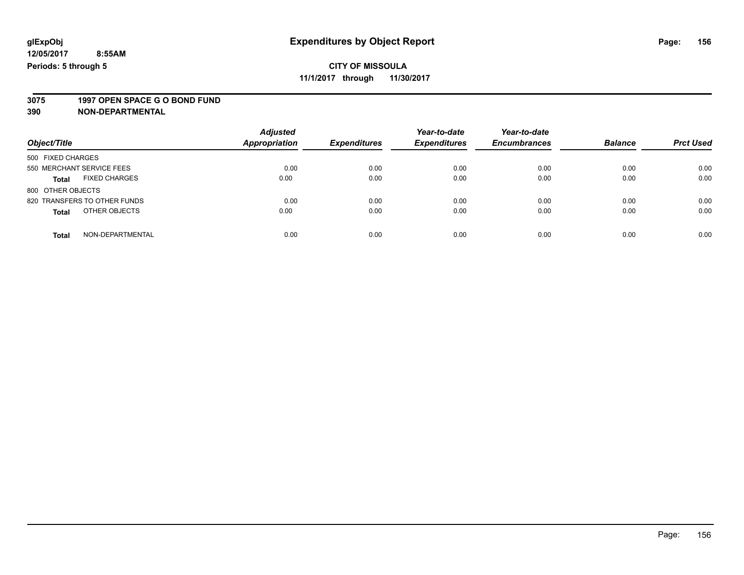# Expenditures by Object Report

glExpObj
12/05/2017 8:55AM
Periods: 5 through 5

**CITY OF MISSOULA**
**11/1/2017 through 11/30/2017**

**3075 1997 OPEN SPACE G O BOND FUND**
**390 NON-DEPARTMENTAL**

| Object/Title | Adjusted Appropriation | Expenditures | Year-to-date Expenditures | Year-to-date Encumbrances | Balance | Prct Used |
|---|---|---|---|---|---|---|
| 500 FIXED CHARGES | | | | | | |
| 550 MERCHANT SERVICE FEES | 0.00 | 0.00 | 0.00 | 0.00 | 0.00 | 0.00 |
| **Total** FIXED CHARGES | 0.00 | 0.00 | 0.00 | 0.00 | 0.00 | 0.00 |
| 800 OTHER OBJECTS | | | | | | |
| 820 TRANSFERS TO OTHER FUNDS | 0.00 | 0.00 | 0.00 | 0.00 | 0.00 | 0.00 |
| **Total** OTHER OBJECTS | 0.00 | 0.00 | 0.00 | 0.00 | 0.00 | 0.00 |
| **Total** NON-DEPARTMENTAL | 0.00 | 0.00 | 0.00 | 0.00 | 0.00 | 0.00 |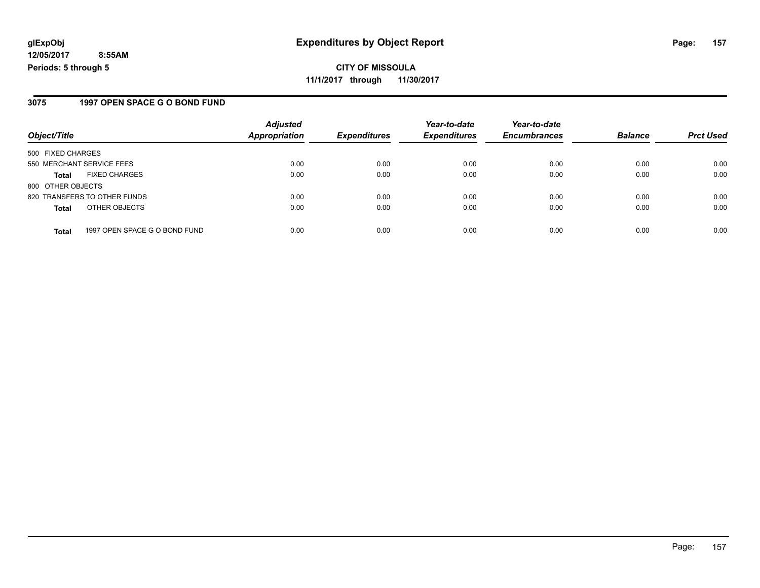**glExpObj**
**12/05/2017 8:55AM**
**Periods: 5 through 5**

# Expenditures by Object Report

**CITY OF MISSOULA**
**11/1/2017 through 11/30/2017**

## 3075 1997 OPEN SPACE G O BOND FUND

| Object/Title | Adjusted Appropriation | Expenditures | Year-to-date Expenditures | Year-to-date Encumbrances | Balance | Prct Used |
|---|---|---|---|---|---|---|
| 500 FIXED CHARGES | | | | | | |
| 550 MERCHANT SERVICE FEES | 0.00 | 0.00 | 0.00 | 0.00 | 0.00 | 0.00 |
| **Total** FIXED CHARGES | 0.00 | 0.00 | 0.00 | 0.00 | 0.00 | 0.00 |
| 800 OTHER OBJECTS | | | | | | |
| 820 TRANSFERS TO OTHER FUNDS | 0.00 | 0.00 | 0.00 | 0.00 | 0.00 | 0.00 |
| **Total** OTHER OBJECTS | 0.00 | 0.00 | 0.00 | 0.00 | 0.00 | 0.00 |
| **Total** 1997 OPEN SPACE G O BOND FUND | 0.00 | 0.00 | 0.00 | 0.00 | 0.00 | 0.00 |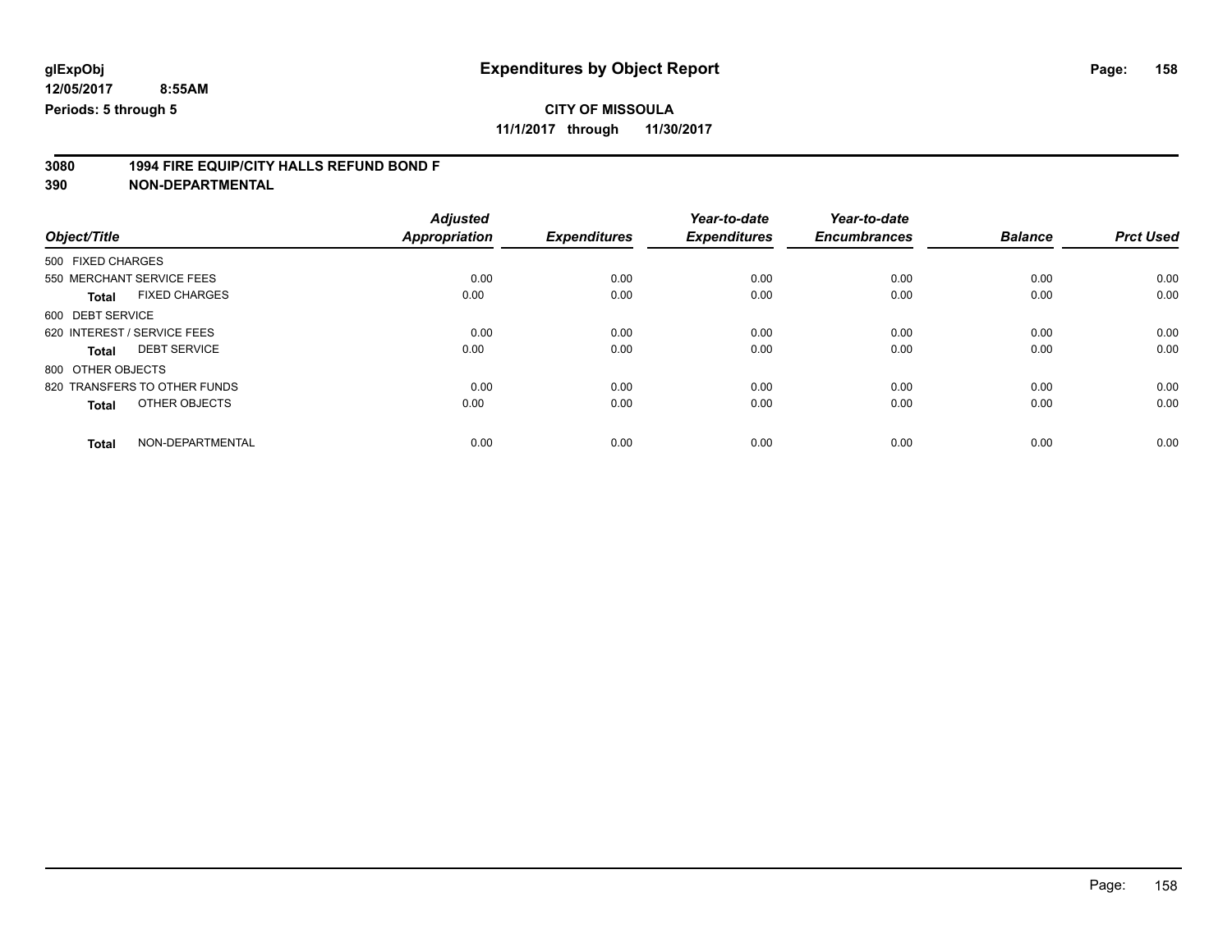glExpObj
12/05/2017 8:55AM
Periods: 5 through 5

# Expenditures by Object Report

**CITY OF MISSOULA**
**11/1/2017 through 11/30/2017**

**3080 1994 FIRE EQUIP/CITY HALLS REFUND BOND F**
**390 NON-DEPARTMENTAL**

| Object/Title | Adjusted Appropriation | Expenditures | Year-to-date Expenditures | Year-to-date Encumbrances | Balance | Prct Used |
|---|---|---|---|---|---|---|
| 500 FIXED CHARGES | | | | | | |
| 550 MERCHANT SERVICE FEES | 0.00 | 0.00 | 0.00 | 0.00 | 0.00 | 0.00 |
| **Total** FIXED CHARGES | 0.00 | 0.00 | 0.00 | 0.00 | 0.00 | 0.00 |
| 600 DEBT SERVICE | | | | | | |
| 620 INTEREST / SERVICE FEES | 0.00 | 0.00 | 0.00 | 0.00 | 0.00 | 0.00 |
| **Total** DEBT SERVICE | 0.00 | 0.00 | 0.00 | 0.00 | 0.00 | 0.00 |
| 800 OTHER OBJECTS | | | | | | |
| 820 TRANSFERS TO OTHER FUNDS | 0.00 | 0.00 | 0.00 | 0.00 | 0.00 | 0.00 |
| **Total** OTHER OBJECTS | 0.00 | 0.00 | 0.00 | 0.00 | 0.00 | 0.00 |
| **Total** NON-DEPARTMENTAL | 0.00 | 0.00 | 0.00 | 0.00 | 0.00 | 0.00 |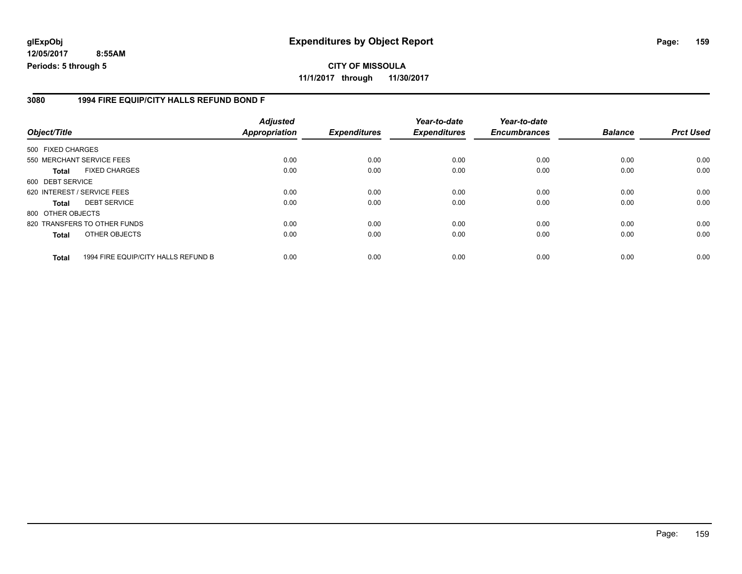# Expenditures by Object Report

glExpObj
12/05/2017 8:55AM
Periods: 5 through 5

**CITY OF MISSOULA**
**11/1/2017 through 11/30/2017**

## 3080 1994 FIRE EQUIP/CITY HALLS REFUND BOND F

| Object/Title | | Adjusted Appropriation | Expenditures | Year-to-date Expenditures | Year-to-date Encumbrances | Balance | Prct Used |
|---|---|---|---|---|---|---|---|
| 500 FIXED CHARGES | | | | | | | |
| 550 MERCHANT SERVICE FEES | | 0.00 | 0.00 | 0.00 | 0.00 | 0.00 | 0.00 |
| **Total** | FIXED CHARGES | 0.00 | 0.00 | 0.00 | 0.00 | 0.00 | 0.00 |
| 600 DEBT SERVICE | | | | | | | |
| 620 INTEREST / SERVICE FEES | | 0.00 | 0.00 | 0.00 | 0.00 | 0.00 | 0.00 |
| **Total** | DEBT SERVICE | 0.00 | 0.00 | 0.00 | 0.00 | 0.00 | 0.00 |
| 800 OTHER OBJECTS | | | | | | | |
| 820 TRANSFERS TO OTHER FUNDS | | 0.00 | 0.00 | 0.00 | 0.00 | 0.00 | 0.00 |
| **Total** | OTHER OBJECTS | 0.00 | 0.00 | 0.00 | 0.00 | 0.00 | 0.00 |
| **Total** | 1994 FIRE EQUIP/CITY HALLS REFUND B | 0.00 | 0.00 | 0.00 | 0.00 | 0.00 | 0.00 |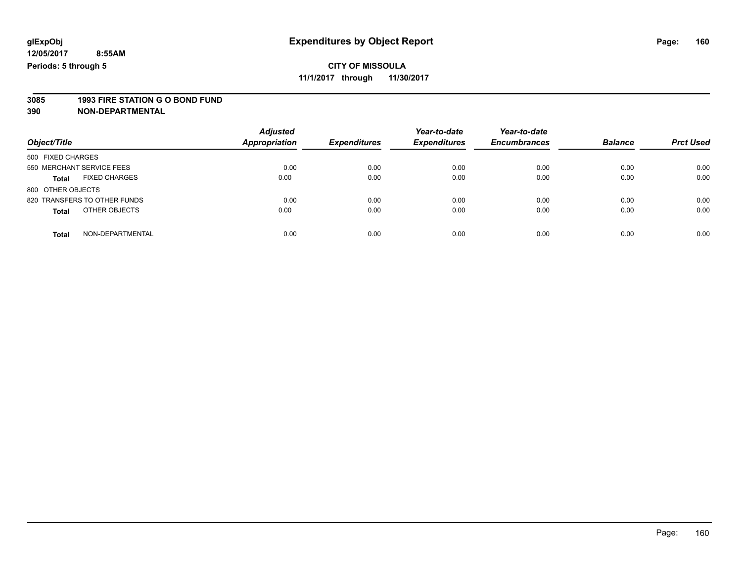glExpObj
12/05/2017 8:55AM
Periods: 5 through 5

# Expenditures by Object Report

**CITY OF MISSOULA**
**11/1/2017 through 11/30/2017**

**3085 1993 FIRE STATION G O BOND FUND**
**390 NON-DEPARTMENTAL**

| Object/Title | | Adjusted Appropriation | Expenditures | Year-to-date Expenditures | Year-to-date Encumbrances | Balance | Prct Used |
|---|---|---|---|---|---|---|---|
| 500 FIXED CHARGES | | | | | | | |
| 550 MERCHANT SERVICE FEES | | 0.00 | 0.00 | 0.00 | 0.00 | 0.00 | 0.00 |
| **Total** | FIXED CHARGES | 0.00 | 0.00 | 0.00 | 0.00 | 0.00 | 0.00 |
| 800 OTHER OBJECTS | | | | | | | |
| 820 TRANSFERS TO OTHER FUNDS | | 0.00 | 0.00 | 0.00 | 0.00 | 0.00 | 0.00 |
| **Total** | OTHER OBJECTS | 0.00 | 0.00 | 0.00 | 0.00 | 0.00 | 0.00 |
| **Total** | NON-DEPARTMENTAL | 0.00 | 0.00 | 0.00 | 0.00 | 0.00 | 0.00 |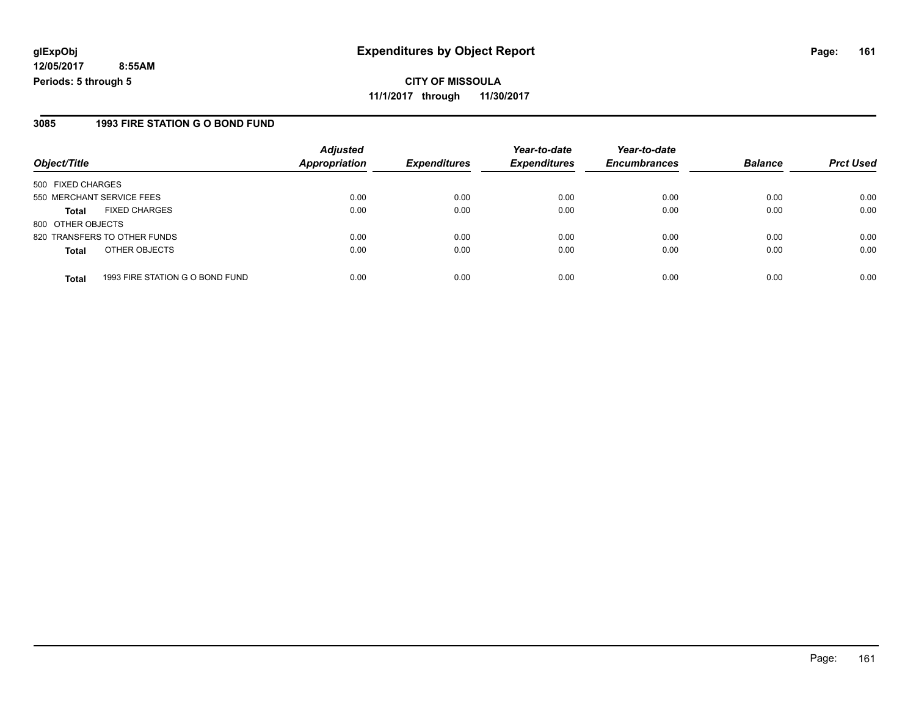**glExpObj**
**12/05/2017 8:55AM**
**Periods: 5 through 5**

# Expenditures by Object Report

**CITY OF MISSOULA**
**11/1/2017 through 11/30/2017**

## 3085 1993 FIRE STATION G O BOND FUND

| Object/Title | Adjusted Appropriation | Expenditures | Year-to-date Expenditures | Year-to-date Encumbrances | Balance | Prct Used |
|---|---|---|---|---|---|---|
| 500 FIXED CHARGES | | | | | | |
| 550 MERCHANT SERVICE FEES | 0.00 | 0.00 | 0.00 | 0.00 | 0.00 | 0.00 |
| **Total** FIXED CHARGES | 0.00 | 0.00 | 0.00 | 0.00 | 0.00 | 0.00 |
| 800 OTHER OBJECTS | | | | | | |
| 820 TRANSFERS TO OTHER FUNDS | 0.00 | 0.00 | 0.00 | 0.00 | 0.00 | 0.00 |
| **Total** OTHER OBJECTS | 0.00 | 0.00 | 0.00 | 0.00 | 0.00 | 0.00 |
| **Total** 1993 FIRE STATION G O BOND FUND | 0.00 | 0.00 | 0.00 | 0.00 | 0.00 | 0.00 |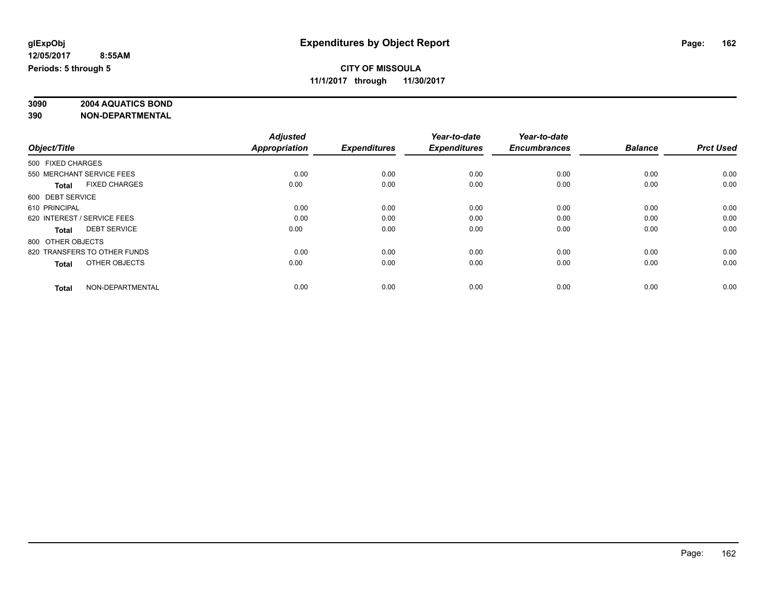**glExpObj**
**12/05/2017 8:55AM**
**Periods: 5 through 5**

# Expenditures by Object Report

**CITY OF MISSOULA**
**11/1/2017 through 11/30/2017**

**3090 2004 AQUATICS BOND**
**390 NON-DEPARTMENTAL**

| Object/Title | Adjusted Appropriation | Expenditures | Year-to-date Expenditures | Year-to-date Encumbrances | Balance | Prct Used |
|---|---|---|---|---|---|---|
| 500 FIXED CHARGES | | | | | | |
| 550 MERCHANT SERVICE FEES | 0.00 | 0.00 | 0.00 | 0.00 | 0.00 | 0.00 |
| **Total** FIXED CHARGES | 0.00 | 0.00 | 0.00 | 0.00 | 0.00 | 0.00 |
| 600 DEBT SERVICE | | | | | | |
| 610 PRINCIPAL | 0.00 | 0.00 | 0.00 | 0.00 | 0.00 | 0.00 |
| 620 INTEREST / SERVICE FEES | 0.00 | 0.00 | 0.00 | 0.00 | 0.00 | 0.00 |
| **Total** DEBT SERVICE | 0.00 | 0.00 | 0.00 | 0.00 | 0.00 | 0.00 |
| 800 OTHER OBJECTS | | | | | | |
| 820 TRANSFERS TO OTHER FUNDS | 0.00 | 0.00 | 0.00 | 0.00 | 0.00 | 0.00 |
| **Total** OTHER OBJECTS | 0.00 | 0.00 | 0.00 | 0.00 | 0.00 | 0.00 |
| **Total** NON-DEPARTMENTAL | 0.00 | 0.00 | 0.00 | 0.00 | 0.00 | 0.00 |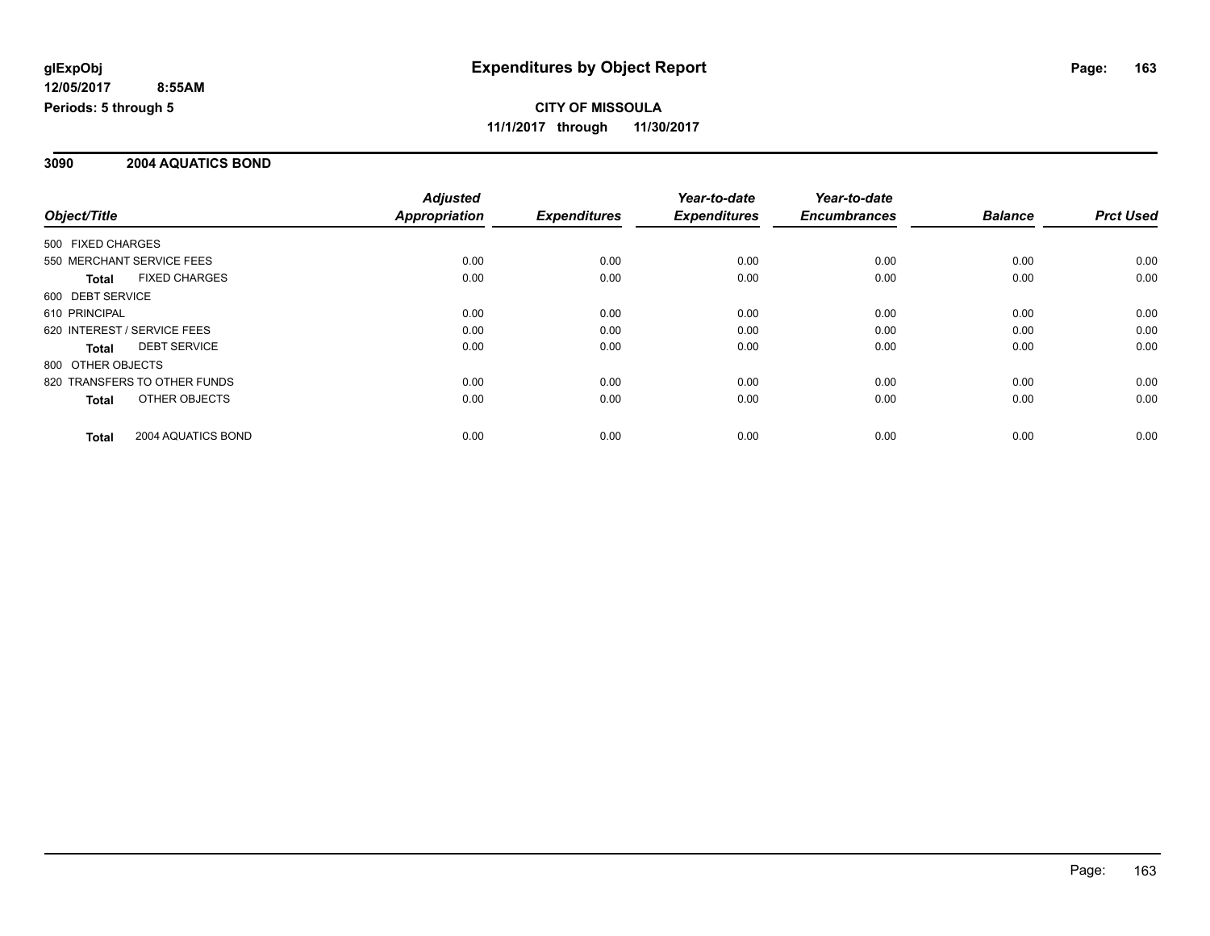**glExpObj** **Expenditures by Object Report**

**12/05/2017 8:55AM**

**Periods: 5 through 5**

**CITY OF MISSOULA**

**11/1/2017 through 11/30/2017**

## 3090 2004 AQUATICS BOND

| Object/Title | Adjusted Appropriation | Expenditures | Year-to-date Expenditures | Year-to-date Encumbrances | Balance | Prct Used |
|---|---|---|---|---|---|---|
| 500 FIXED CHARGES | | | | | | |
| 550 MERCHANT SERVICE FEES | 0.00 | 0.00 | 0.00 | 0.00 | 0.00 | 0.00 |
| **Total** FIXED CHARGES | 0.00 | 0.00 | 0.00 | 0.00 | 0.00 | 0.00 |
| 600 DEBT SERVICE | | | | | | |
| 610 PRINCIPAL | 0.00 | 0.00 | 0.00 | 0.00 | 0.00 | 0.00 |
| 620 INTEREST / SERVICE FEES | 0.00 | 0.00 | 0.00 | 0.00 | 0.00 | 0.00 |
| **Total** DEBT SERVICE | 0.00 | 0.00 | 0.00 | 0.00 | 0.00 | 0.00 |
| 800 OTHER OBJECTS | | | | | | |
| 820 TRANSFERS TO OTHER FUNDS | 0.00 | 0.00 | 0.00 | 0.00 | 0.00 | 0.00 |
| **Total** OTHER OBJECTS | 0.00 | 0.00 | 0.00 | 0.00 | 0.00 | 0.00 |
| **Total** 2004 AQUATICS BOND | 0.00 | 0.00 | 0.00 | 0.00 | 0.00 | 0.00 |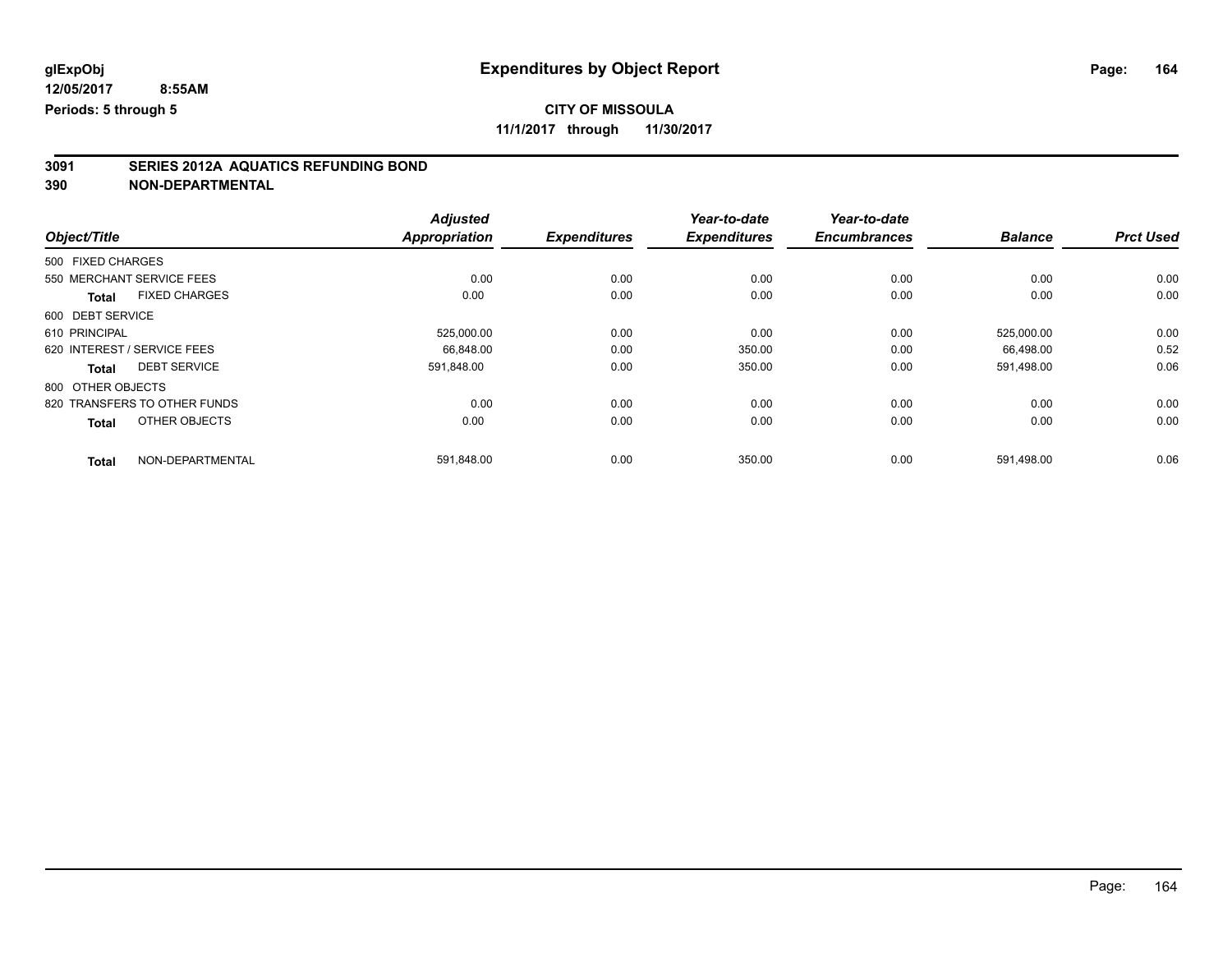**glExpObj** — **Expenditures by Object Report**

**12/05/2017 8:55AM**

**Periods: 5 through 5**

**CITY OF MISSOULA**

**11/1/2017 through 11/30/2017**

## 3091 SERIES 2012A AQUATICS REFUNDING BOND
## 390 NON-DEPARTMENTAL

| Object/Title | Adjusted Appropriation | Expenditures | Year-to-date Expenditures | Year-to-date Encumbrances | Balance | Prct Used |
|---|---|---|---|---|---|---|
| 500 FIXED CHARGES | | | | | | |
| 550 MERCHANT SERVICE FEES | 0.00 | 0.00 | 0.00 | 0.00 | 0.00 | 0.00 |
| **Total** FIXED CHARGES | 0.00 | 0.00 | 0.00 | 0.00 | 0.00 | 0.00 |
| 600 DEBT SERVICE | | | | | | |
| 610 PRINCIPAL | 525,000.00 | 0.00 | 0.00 | 0.00 | 525,000.00 | 0.00 |
| 620 INTEREST / SERVICE FEES | 66,848.00 | 0.00 | 350.00 | 0.00 | 66,498.00 | 0.52 |
| **Total** DEBT SERVICE | 591,848.00 | 0.00 | 350.00 | 0.00 | 591,498.00 | 0.06 |
| 800 OTHER OBJECTS | | | | | | |
| 820 TRANSFERS TO OTHER FUNDS | 0.00 | 0.00 | 0.00 | 0.00 | 0.00 | 0.00 |
| **Total** OTHER OBJECTS | 0.00 | 0.00 | 0.00 | 0.00 | 0.00 | 0.00 |
| **Total** NON-DEPARTMENTAL | 591,848.00 | 0.00 | 350.00 | 0.00 | 591,498.00 | 0.06 |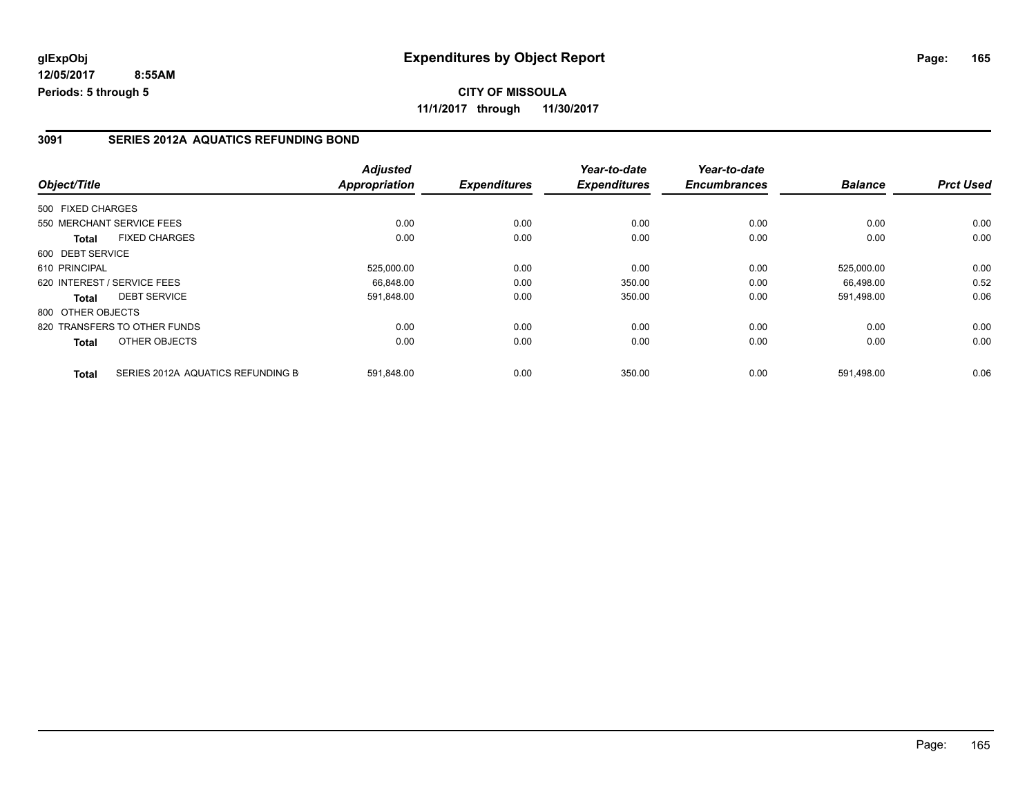# Expenditures by Object Report

glExpObj
12/05/2017 8:55AM
Periods: 5 through 5

**CITY OF MISSOULA**
**11/1/2017 through 11/30/2017**

## 3091 SERIES 2012A AQUATICS REFUNDING BOND

| Object/Title | | Adjusted Appropriation | Expenditures | Year-to-date Expenditures | Year-to-date Encumbrances | Balance | Prct Used |
|---|---|---|---|---|---|---|---|
| 500 FIXED CHARGES | | | | | | | |
| 550 MERCHANT SERVICE FEES | | 0.00 | 0.00 | 0.00 | 0.00 | 0.00 | 0.00 |
| Total | FIXED CHARGES | 0.00 | 0.00 | 0.00 | 0.00 | 0.00 | 0.00 |
| 600 DEBT SERVICE | | | | | | | |
| 610 PRINCIPAL | | 525,000.00 | 0.00 | 0.00 | 0.00 | 525,000.00 | 0.00 |
| 620 INTEREST / SERVICE FEES | | 66,848.00 | 0.00 | 350.00 | 0.00 | 66,498.00 | 0.52 |
| Total | DEBT SERVICE | 591,848.00 | 0.00 | 350.00 | 0.00 | 591,498.00 | 0.06 |
| 800 OTHER OBJECTS | | | | | | | |
| 820 TRANSFERS TO OTHER FUNDS | | 0.00 | 0.00 | 0.00 | 0.00 | 0.00 | 0.00 |
| Total | OTHER OBJECTS | 0.00 | 0.00 | 0.00 | 0.00 | 0.00 | 0.00 |
| Total | SERIES 2012A AQUATICS REFUNDING B | 591,848.00 | 0.00 | 350.00 | 0.00 | 591,498.00 | 0.06 |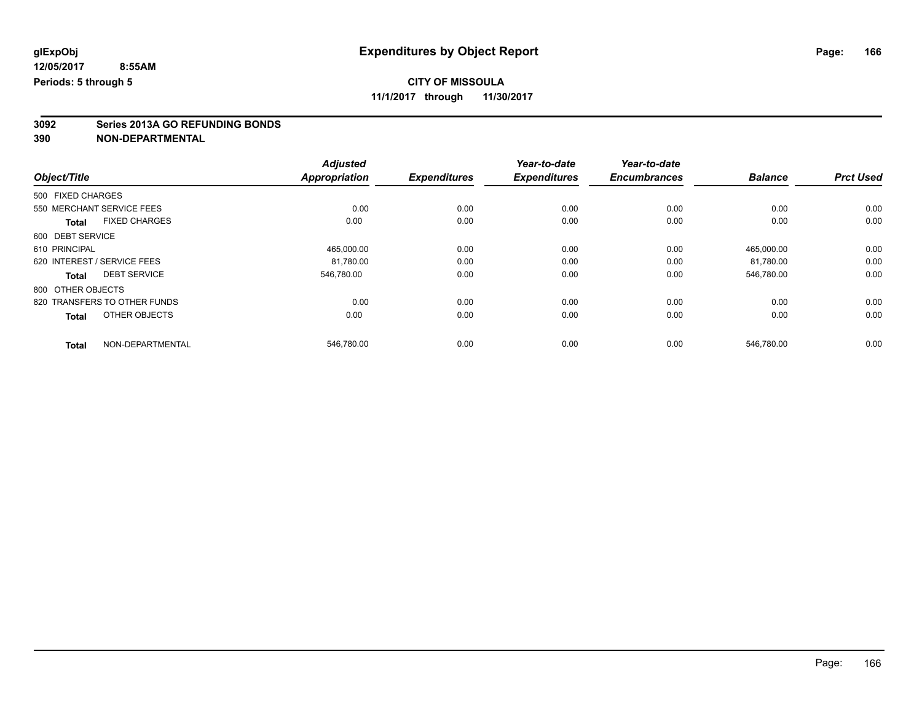**glExpObj**
**12/05/2017 8:55AM**
**Periods: 5 through 5**

# Expenditures by Object Report

**CITY OF MISSOULA**
**11/1/2017 through 11/30/2017**

**3092 Series 2013A GO REFUNDING BONDS**
**390 NON-DEPARTMENTAL**

| Object/Title | | Adjusted Appropriation | Expenditures | Year-to-date Expenditures | Year-to-date Encumbrances | Balance | Prct Used |
|---|---|---|---|---|---|---|---|
| 500 FIXED CHARGES | | | | | | | |
| 550 MERCHANT SERVICE FEES | | 0.00 | 0.00 | 0.00 | 0.00 | 0.00 | 0.00 |
| **Total** | FIXED CHARGES | 0.00 | 0.00 | 0.00 | 0.00 | 0.00 | 0.00 |
| 600 DEBT SERVICE | | | | | | | |
| 610 PRINCIPAL | | 465,000.00 | 0.00 | 0.00 | 0.00 | 465,000.00 | 0.00 |
| 620 INTEREST / SERVICE FEES | | 81,780.00 | 0.00 | 0.00 | 0.00 | 81,780.00 | 0.00 |
| **Total** | DEBT SERVICE | 546,780.00 | 0.00 | 0.00 | 0.00 | 546,780.00 | 0.00 |
| 800 OTHER OBJECTS | | | | | | | |
| 820 TRANSFERS TO OTHER FUNDS | | 0.00 | 0.00 | 0.00 | 0.00 | 0.00 | 0.00 |
| **Total** | OTHER OBJECTS | 0.00 | 0.00 | 0.00 | 0.00 | 0.00 | 0.00 |
| **Total** | NON-DEPARTMENTAL | 546,780.00 | 0.00 | 0.00 | 0.00 | 546,780.00 | 0.00 |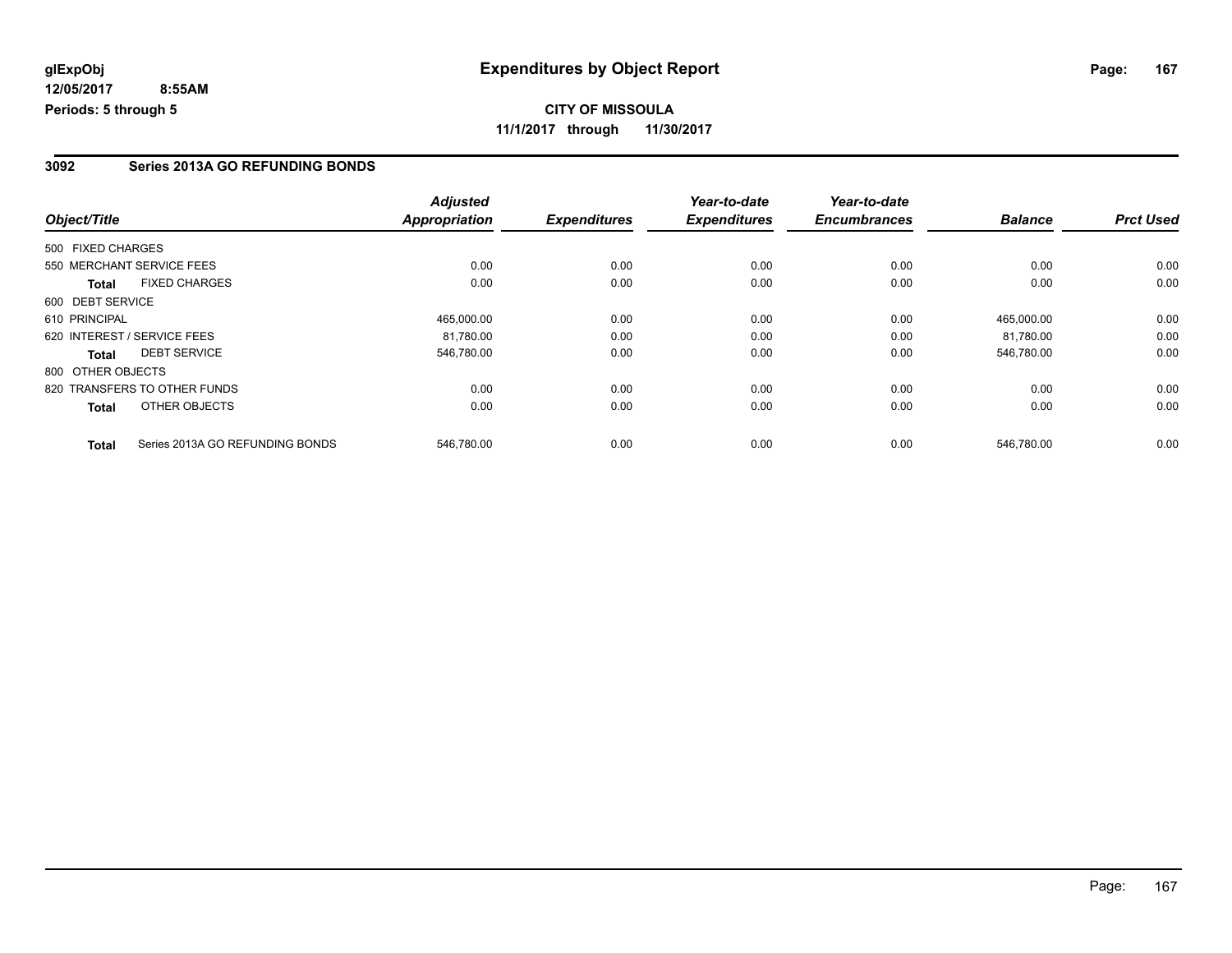**glExpObj**
**12/05/2017 8:55AM**
**Periods: 5 through 5**

# Expenditures by Object Report

**CITY OF MISSOULA**
**11/1/2017 through 11/30/2017**

## 3092 Series 2013A GO REFUNDING BONDS

| Object/Title | Adjusted Appropriation | Expenditures | Year-to-date Expenditures | Year-to-date Encumbrances | Balance | Prct Used |
|---|---|---|---|---|---|---|
| 500 FIXED CHARGES | | | | | | |
| 550 MERCHANT SERVICE FEES | 0.00 | 0.00 | 0.00 | 0.00 | 0.00 | 0.00 |
| **Total** FIXED CHARGES | 0.00 | 0.00 | 0.00 | 0.00 | 0.00 | 0.00 |
| 600 DEBT SERVICE | | | | | | |
| 610 PRINCIPAL | 465,000.00 | 0.00 | 0.00 | 0.00 | 465,000.00 | 0.00 |
| 620 INTEREST / SERVICE FEES | 81,780.00 | 0.00 | 0.00 | 0.00 | 81,780.00 | 0.00 |
| **Total** DEBT SERVICE | 546,780.00 | 0.00 | 0.00 | 0.00 | 546,780.00 | 0.00 |
| 800 OTHER OBJECTS | | | | | | |
| 820 TRANSFERS TO OTHER FUNDS | 0.00 | 0.00 | 0.00 | 0.00 | 0.00 | 0.00 |
| **Total** OTHER OBJECTS | 0.00 | 0.00 | 0.00 | 0.00 | 0.00 | 0.00 |
| **Total** Series 2013A GO REFUNDING BONDS | 546,780.00 | 0.00 | 0.00 | 0.00 | 546,780.00 | 0.00 |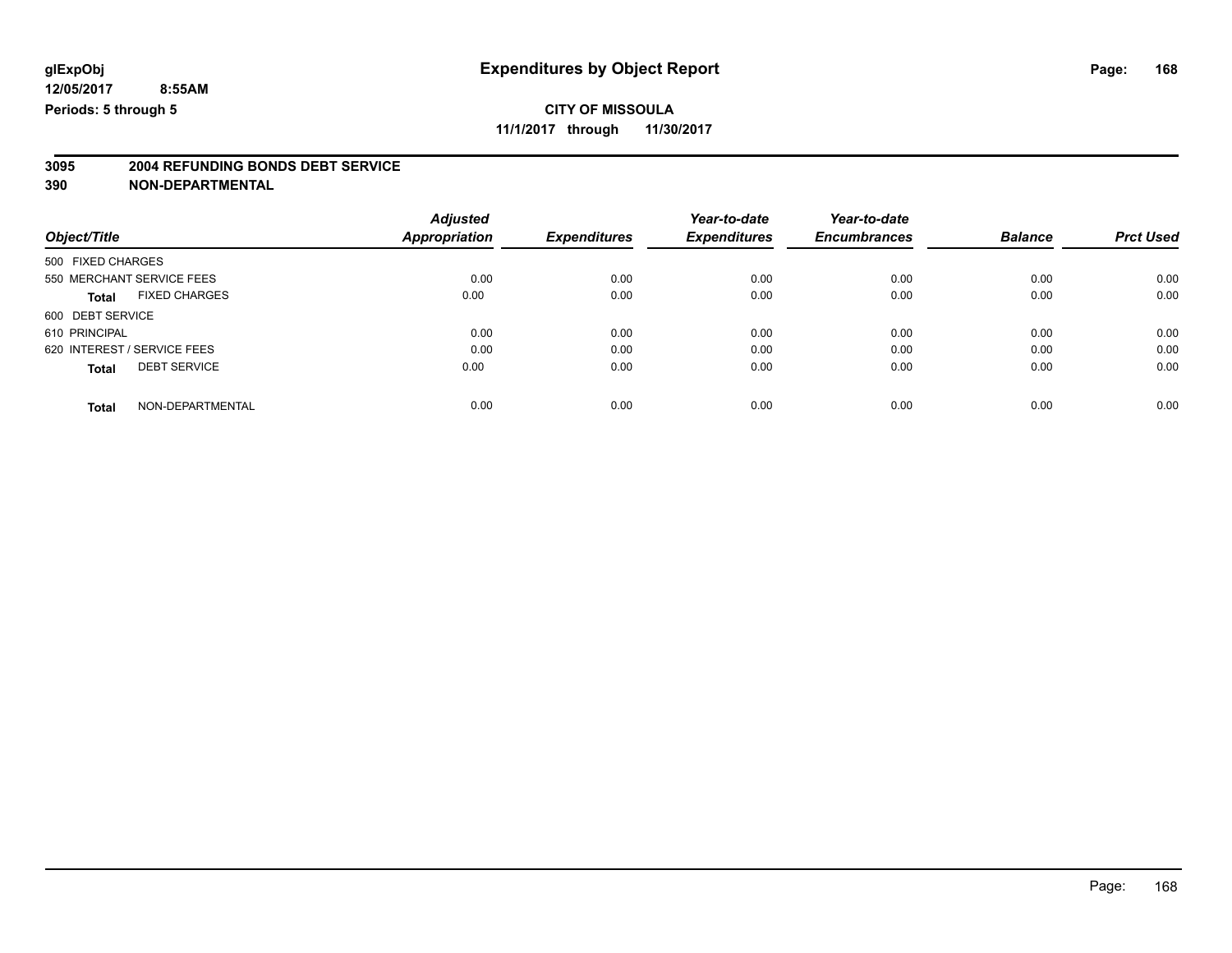# Expenditures by Object Report

glExpObj
12/05/2017 8:55AM
Periods: 5 through 5

**CITY OF MISSOULA**
**11/1/2017 through 11/30/2017**

**3095 2004 REFUNDING BONDS DEBT SERVICE**
**390 NON-DEPARTMENTAL**

| Object/Title | Adjusted Appropriation | Expenditures | Year-to-date Expenditures | Year-to-date Encumbrances | Balance | Prct Used |
|---|---|---|---|---|---|---|
| 500 FIXED CHARGES | | | | | | |
| 550 MERCHANT SERVICE FEES | 0.00 | 0.00 | 0.00 | 0.00 | 0.00 | 0.00 |
| **Total** FIXED CHARGES | 0.00 | 0.00 | 0.00 | 0.00 | 0.00 | 0.00 |
| 600 DEBT SERVICE | | | | | | |
| 610 PRINCIPAL | 0.00 | 0.00 | 0.00 | 0.00 | 0.00 | 0.00 |
| 620 INTEREST / SERVICE FEES | 0.00 | 0.00 | 0.00 | 0.00 | 0.00 | 0.00 |
| **Total** DEBT SERVICE | 0.00 | 0.00 | 0.00 | 0.00 | 0.00 | 0.00 |
| **Total** NON-DEPARTMENTAL | 0.00 | 0.00 | 0.00 | 0.00 | 0.00 | 0.00 |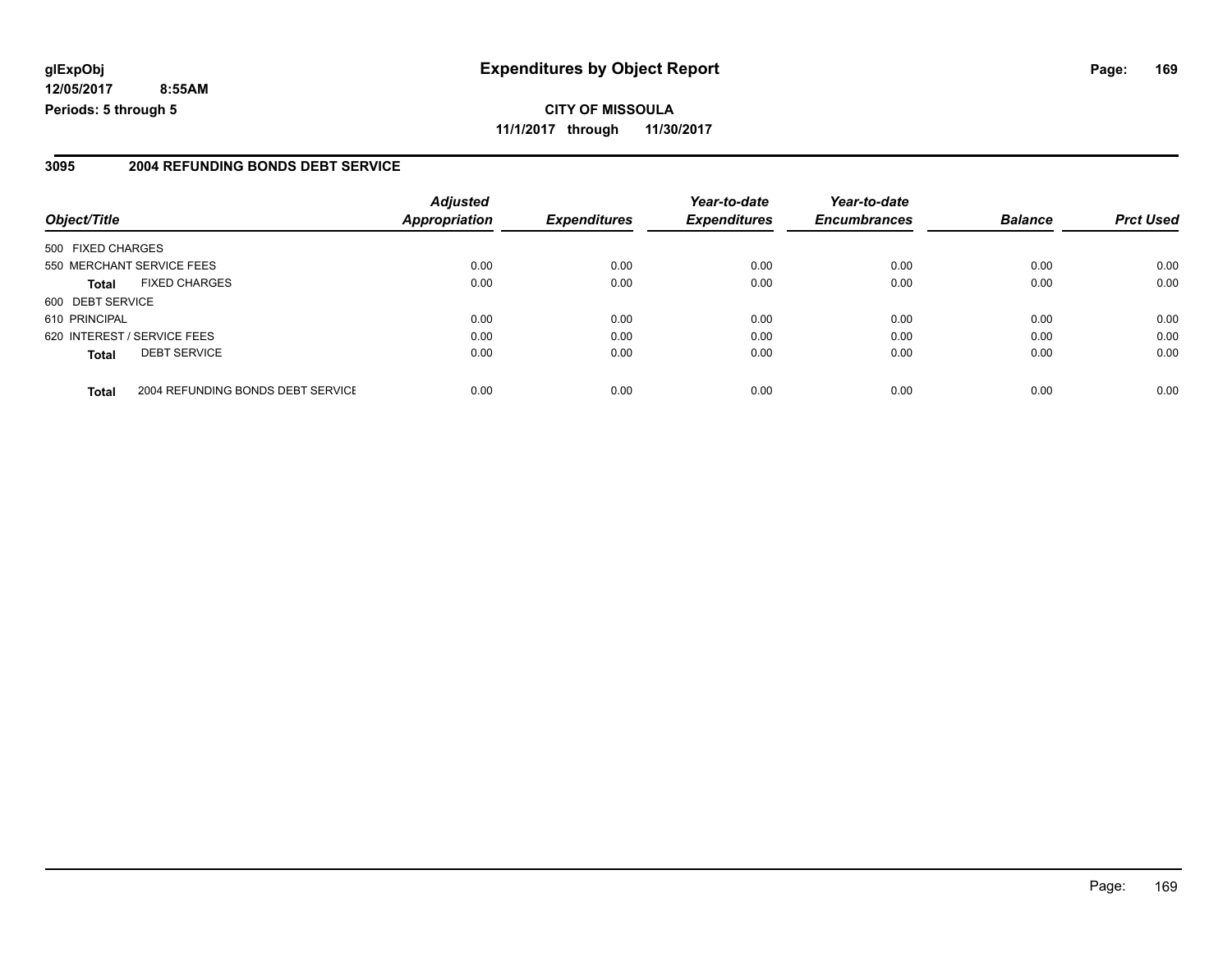**glExpObj** **Expenditures by Object Report**

**12/05/2017 8:55AM**

**Periods: 5 through 5**

**CITY OF MISSOULA**

**11/1/2017 through 11/30/2017**

## 3095 2004 REFUNDING BONDS DEBT SERVICE

| Object/Title | Adjusted Appropriation | Expenditures | Year-to-date Expenditures | Year-to-date Encumbrances | Balance | Prct Used |
|---|---|---|---|---|---|---|
| 500 FIXED CHARGES | | | | | | |
| 550 MERCHANT SERVICE FEES | 0.00 | 0.00 | 0.00 | 0.00 | 0.00 | 0.00 |
| **Total** FIXED CHARGES | 0.00 | 0.00 | 0.00 | 0.00 | 0.00 | 0.00 |
| 600 DEBT SERVICE | | | | | | |
| 610 PRINCIPAL | 0.00 | 0.00 | 0.00 | 0.00 | 0.00 | 0.00 |
| 620 INTEREST / SERVICE FEES | 0.00 | 0.00 | 0.00 | 0.00 | 0.00 | 0.00 |
| **Total** DEBT SERVICE | 0.00 | 0.00 | 0.00 | 0.00 | 0.00 | 0.00 |
| **Total** 2004 REFUNDING BONDS DEBT SERVICE | 0.00 | 0.00 | 0.00 | 0.00 | 0.00 | 0.00 |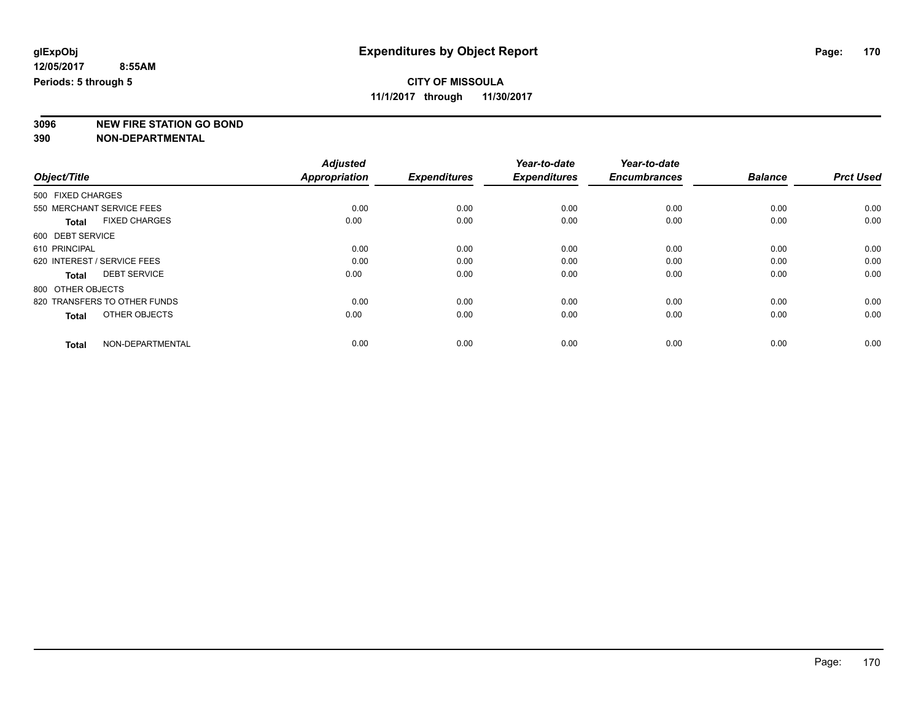**glExpObj**
**12/05/2017 8:55AM**
**Periods: 5 through 5**

# Expenditures by Object Report

**CITY OF MISSOULA**
**11/1/2017 through 11/30/2017**

**3096 NEW FIRE STATION GO BOND**
**390 NON-DEPARTMENTAL**

| Object/Title | Adjusted Appropriation | Expenditures | Year-to-date Expenditures | Year-to-date Encumbrances | Balance | Prct Used |
|---|---|---|---|---|---|---|
| 500 FIXED CHARGES | | | | | | |
| 550 MERCHANT SERVICE FEES | 0.00 | 0.00 | 0.00 | 0.00 | 0.00 | 0.00 |
| **Total** FIXED CHARGES | 0.00 | 0.00 | 0.00 | 0.00 | 0.00 | 0.00 |
| 600 DEBT SERVICE | | | | | | |
| 610 PRINCIPAL | 0.00 | 0.00 | 0.00 | 0.00 | 0.00 | 0.00 |
| 620 INTEREST / SERVICE FEES | 0.00 | 0.00 | 0.00 | 0.00 | 0.00 | 0.00 |
| **Total** DEBT SERVICE | 0.00 | 0.00 | 0.00 | 0.00 | 0.00 | 0.00 |
| 800 OTHER OBJECTS | | | | | | |
| 820 TRANSFERS TO OTHER FUNDS | 0.00 | 0.00 | 0.00 | 0.00 | 0.00 | 0.00 |
| **Total** OTHER OBJECTS | 0.00 | 0.00 | 0.00 | 0.00 | 0.00 | 0.00 |
| **Total** NON-DEPARTMENTAL | 0.00 | 0.00 | 0.00 | 0.00 | 0.00 | 0.00 |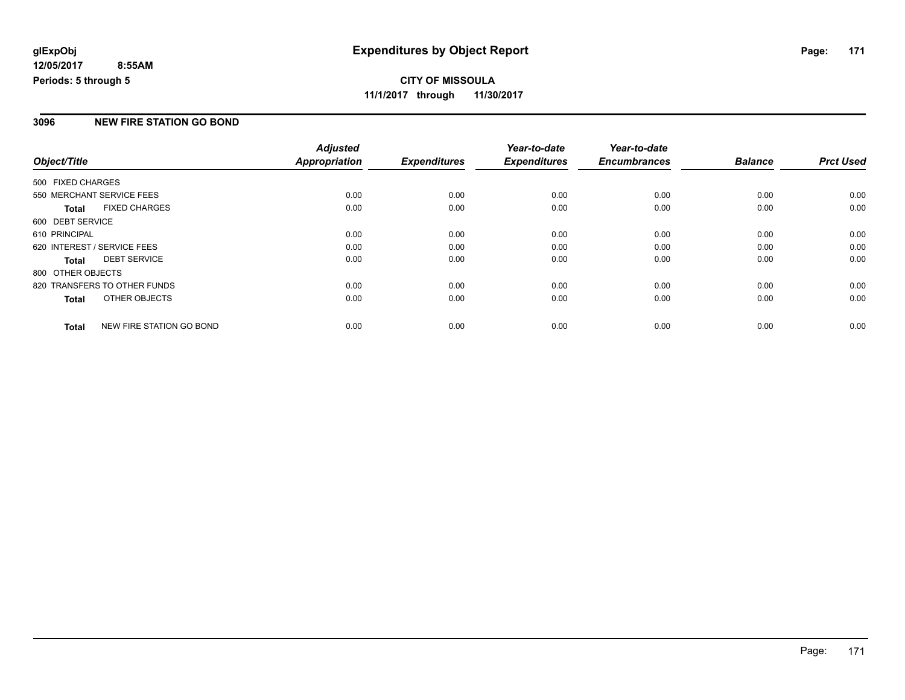**glExpObj**
**12/05/2017 8:55AM**
**Periods: 5 through 5**

# Expenditures by Object Report

**CITY OF MISSOULA**
**11/1/2017 through 11/30/2017**

## 3096 NEW FIRE STATION GO BOND

| Object/Title | Adjusted Appropriation | Expenditures | Year-to-date Expenditures | Year-to-date Encumbrances | Balance | Prct Used |
|---|---|---|---|---|---|---|
| 500 FIXED CHARGES | | | | | | |
| 550 MERCHANT SERVICE FEES | 0.00 | 0.00 | 0.00 | 0.00 | 0.00 | 0.00 |
| **Total** FIXED CHARGES | 0.00 | 0.00 | 0.00 | 0.00 | 0.00 | 0.00 |
| 600 DEBT SERVICE | | | | | | |
| 610 PRINCIPAL | 0.00 | 0.00 | 0.00 | 0.00 | 0.00 | 0.00 |
| 620 INTEREST / SERVICE FEES | 0.00 | 0.00 | 0.00 | 0.00 | 0.00 | 0.00 |
| **Total** DEBT SERVICE | 0.00 | 0.00 | 0.00 | 0.00 | 0.00 | 0.00 |
| 800 OTHER OBJECTS | | | | | | |
| 820 TRANSFERS TO OTHER FUNDS | 0.00 | 0.00 | 0.00 | 0.00 | 0.00 | 0.00 |
| **Total** OTHER OBJECTS | 0.00 | 0.00 | 0.00 | 0.00 | 0.00 | 0.00 |
| **Total** NEW FIRE STATION GO BOND | 0.00 | 0.00 | 0.00 | 0.00 | 0.00 | 0.00 |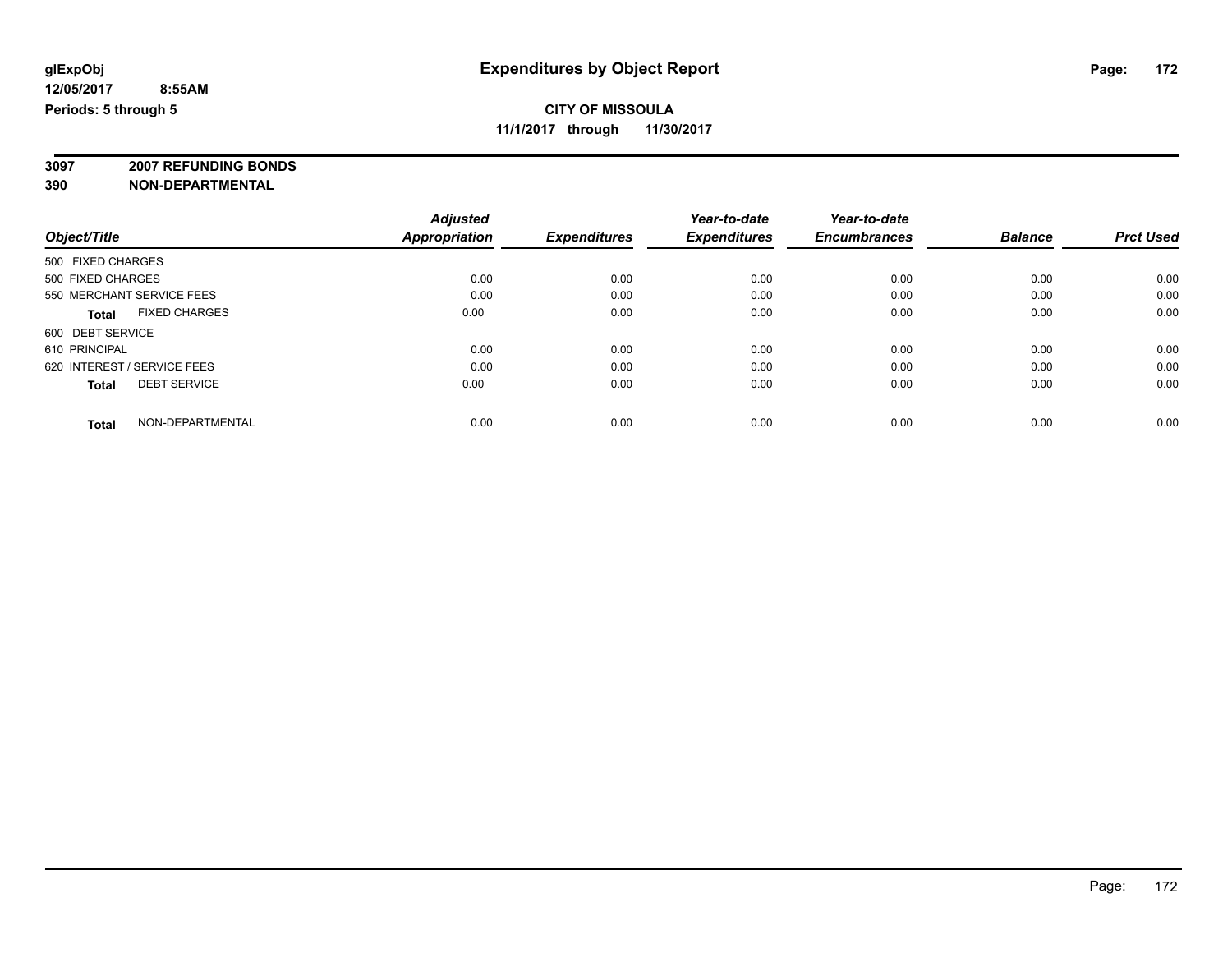# Expenditures by Object Report

**glExpObj**
**12/05/2017 8:55AM**
**Periods: 5 through 5**

**CITY OF MISSOULA**
**11/1/2017 through 11/30/2017**

**3097 2007 REFUNDING BONDS**
**390 NON-DEPARTMENTAL**

| Object/Title | Adjusted Appropriation | Expenditures | Year-to-date Expenditures | Year-to-date Encumbrances | Balance | Prct Used |
|---|---|---|---|---|---|---|
| 500 FIXED CHARGES | | | | | | |
| 500 FIXED CHARGES | 0.00 | 0.00 | 0.00 | 0.00 | 0.00 | 0.00 |
| 550 MERCHANT SERVICE FEES | 0.00 | 0.00 | 0.00 | 0.00 | 0.00 | 0.00 |
| **Total** FIXED CHARGES | 0.00 | 0.00 | 0.00 | 0.00 | 0.00 | 0.00 |
| 600 DEBT SERVICE | | | | | | |
| 610 PRINCIPAL | 0.00 | 0.00 | 0.00 | 0.00 | 0.00 | 0.00 |
| 620 INTEREST / SERVICE FEES | 0.00 | 0.00 | 0.00 | 0.00 | 0.00 | 0.00 |
| **Total** DEBT SERVICE | 0.00 | 0.00 | 0.00 | 0.00 | 0.00 | 0.00 |
| **Total** NON-DEPARTMENTAL | 0.00 | 0.00 | 0.00 | 0.00 | 0.00 | 0.00 |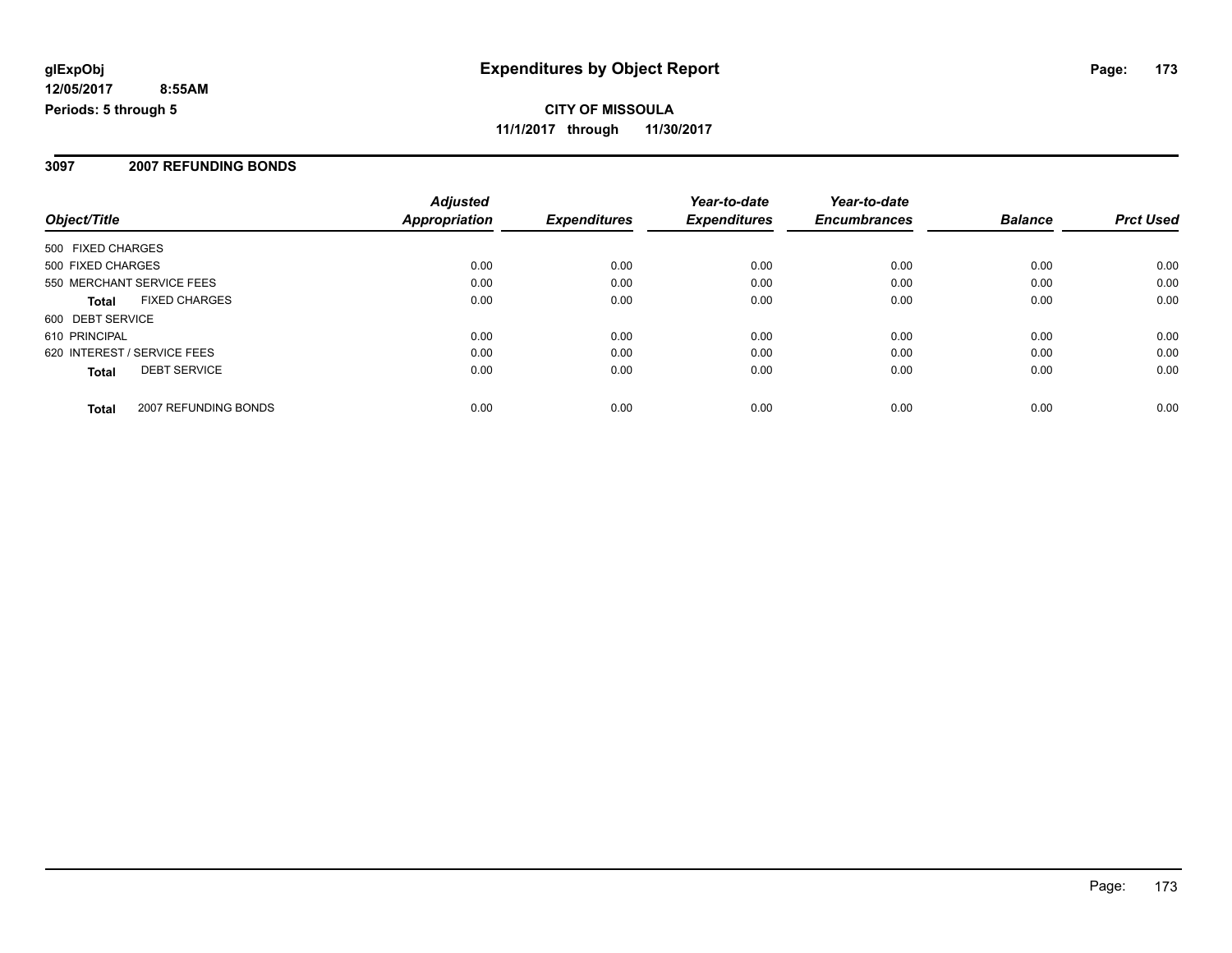**glExpObj**
**12/05/2017 8:55AM**
**Periods: 5 through 5**

# Expenditures by Object Report

**CITY OF MISSOULA**
**11/1/2017 through 11/30/2017**

## 3097 2007 REFUNDING BONDS

| Object/Title | Adjusted Appropriation | Expenditures | Year-to-date Expenditures | Year-to-date Encumbrances | Balance | Prct Used |
|---|---|---|---|---|---|---|
| 500 FIXED CHARGES | | | | | | |
| 500 FIXED CHARGES | 0.00 | 0.00 | 0.00 | 0.00 | 0.00 | 0.00 |
| 550 MERCHANT SERVICE FEES | 0.00 | 0.00 | 0.00 | 0.00 | 0.00 | 0.00 |
| **Total** FIXED CHARGES | 0.00 | 0.00 | 0.00 | 0.00 | 0.00 | 0.00 |
| 600 DEBT SERVICE | | | | | | |
| 610 PRINCIPAL | 0.00 | 0.00 | 0.00 | 0.00 | 0.00 | 0.00 |
| 620 INTEREST / SERVICE FEES | 0.00 | 0.00 | 0.00 | 0.00 | 0.00 | 0.00 |
| **Total** DEBT SERVICE | 0.00 | 0.00 | 0.00 | 0.00 | 0.00 | 0.00 |
| **Total** 2007 REFUNDING BONDS | 0.00 | 0.00 | 0.00 | 0.00 | 0.00 | 0.00 |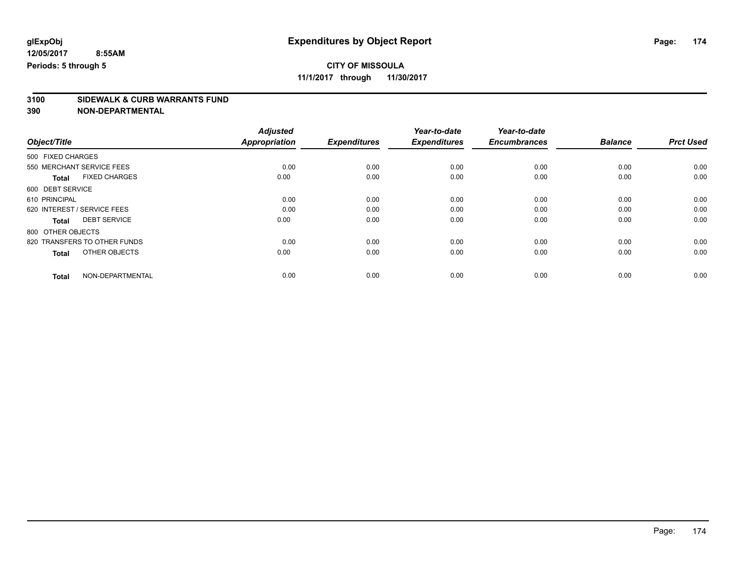glExpObj
12/05/2017 8:55AM
Periods: 5 through 5

# Expenditures by Object Report

**CITY OF MISSOULA**
**11/1/2017 through 11/30/2017**

**3100 SIDEWALK & CURB WARRANTS FUND**
**390 NON-DEPARTMENTAL**

| Object/Title | Adjusted Appropriation | Expenditures | Year-to-date Expenditures | Year-to-date Encumbrances | Balance | Prct Used |
|---|---|---|---|---|---|---|
| 500 FIXED CHARGES | | | | | | |
| 550 MERCHANT SERVICE FEES | 0.00 | 0.00 | 0.00 | 0.00 | 0.00 | 0.00 |
| **Total** FIXED CHARGES | 0.00 | 0.00 | 0.00 | 0.00 | 0.00 | 0.00 |
| 600 DEBT SERVICE | | | | | | |
| 610 PRINCIPAL | 0.00 | 0.00 | 0.00 | 0.00 | 0.00 | 0.00 |
| 620 INTEREST / SERVICE FEES | 0.00 | 0.00 | 0.00 | 0.00 | 0.00 | 0.00 |
| **Total** DEBT SERVICE | 0.00 | 0.00 | 0.00 | 0.00 | 0.00 | 0.00 |
| 800 OTHER OBJECTS | | | | | | |
| 820 TRANSFERS TO OTHER FUNDS | 0.00 | 0.00 | 0.00 | 0.00 | 0.00 | 0.00 |
| **Total** OTHER OBJECTS | 0.00 | 0.00 | 0.00 | 0.00 | 0.00 | 0.00 |
| **Total** NON-DEPARTMENTAL | 0.00 | 0.00 | 0.00 | 0.00 | 0.00 | 0.00 |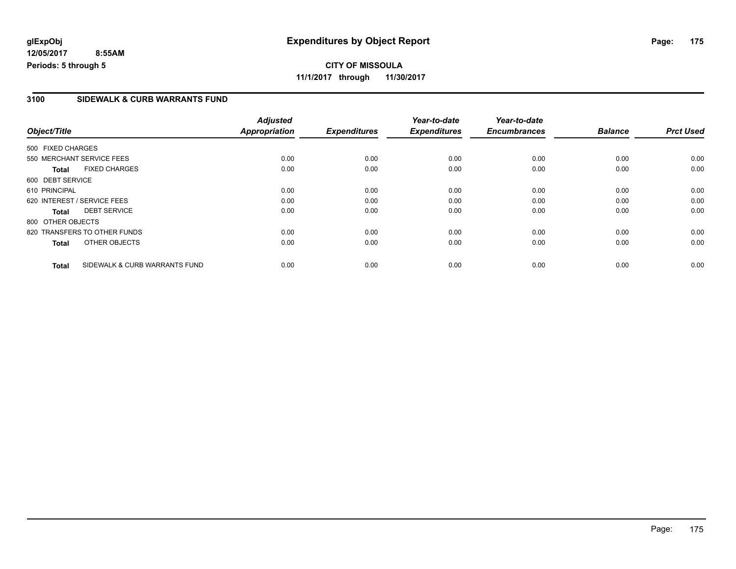glExpObj
12/05/2017 8:55AM
Periods: 5 through 5

# Expenditures by Object Report

CITY OF MISSOULA
11/1/2017 through 11/30/2017

## 3100 SIDEWALK & CURB WARRANTS FUND

| Object/Title | Adjusted Appropriation | Expenditures | Year-to-date Expenditures | Year-to-date Encumbrances | Balance | Prct Used |
|---|---|---|---|---|---|---|
| 500 FIXED CHARGES | | | | | | |
| 550 MERCHANT SERVICE FEES | 0.00 | 0.00 | 0.00 | 0.00 | 0.00 | 0.00 |
| **Total** FIXED CHARGES | 0.00 | 0.00 | 0.00 | 0.00 | 0.00 | 0.00 |
| 600 DEBT SERVICE | | | | | | |
| 610 PRINCIPAL | 0.00 | 0.00 | 0.00 | 0.00 | 0.00 | 0.00 |
| 620 INTEREST / SERVICE FEES | 0.00 | 0.00 | 0.00 | 0.00 | 0.00 | 0.00 |
| **Total** DEBT SERVICE | 0.00 | 0.00 | 0.00 | 0.00 | 0.00 | 0.00 |
| 800 OTHER OBJECTS | | | | | | |
| 820 TRANSFERS TO OTHER FUNDS | 0.00 | 0.00 | 0.00 | 0.00 | 0.00 | 0.00 |
| **Total** OTHER OBJECTS | 0.00 | 0.00 | 0.00 | 0.00 | 0.00 | 0.00 |
| **Total** SIDEWALK & CURB WARRANTS FUND | 0.00 | 0.00 | 0.00 | 0.00 | 0.00 | 0.00 |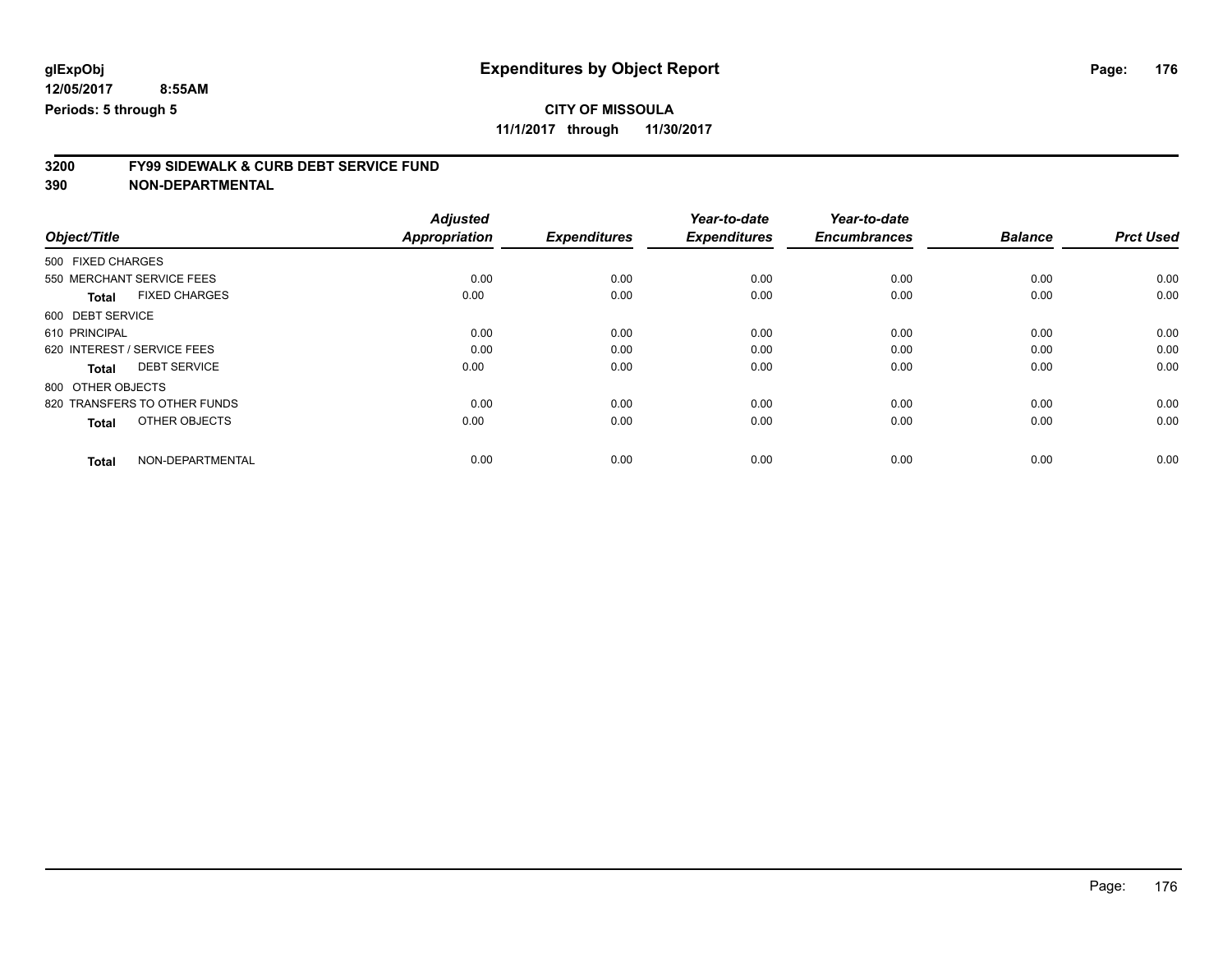**glExpObj**
**12/05/2017 8:55AM**
**Periods: 5 through 5**

# Expenditures by Object Report

**CITY OF MISSOULA**
**11/1/2017 through 11/30/2017**

**3200 FY99 SIDEWALK & CURB DEBT SERVICE FUND**
**390 NON-DEPARTMENTAL**

| Object/Title | Adjusted Appropriation | Expenditures | Year-to-date Expenditures | Year-to-date Encumbrances | Balance | Prct Used |
|---|---|---|---|---|---|---|
| 500 FIXED CHARGES | | | | | | |
| 550 MERCHANT SERVICE FEES | 0.00 | 0.00 | 0.00 | 0.00 | 0.00 | 0.00 |
| **Total** FIXED CHARGES | 0.00 | 0.00 | 0.00 | 0.00 | 0.00 | 0.00 |
| 600 DEBT SERVICE | | | | | | |
| 610 PRINCIPAL | 0.00 | 0.00 | 0.00 | 0.00 | 0.00 | 0.00 |
| 620 INTEREST / SERVICE FEES | 0.00 | 0.00 | 0.00 | 0.00 | 0.00 | 0.00 |
| **Total** DEBT SERVICE | 0.00 | 0.00 | 0.00 | 0.00 | 0.00 | 0.00 |
| 800 OTHER OBJECTS | | | | | | |
| 820 TRANSFERS TO OTHER FUNDS | 0.00 | 0.00 | 0.00 | 0.00 | 0.00 | 0.00 |
| **Total** OTHER OBJECTS | 0.00 | 0.00 | 0.00 | 0.00 | 0.00 | 0.00 |
| **Total** NON-DEPARTMENTAL | 0.00 | 0.00 | 0.00 | 0.00 | 0.00 | 0.00 |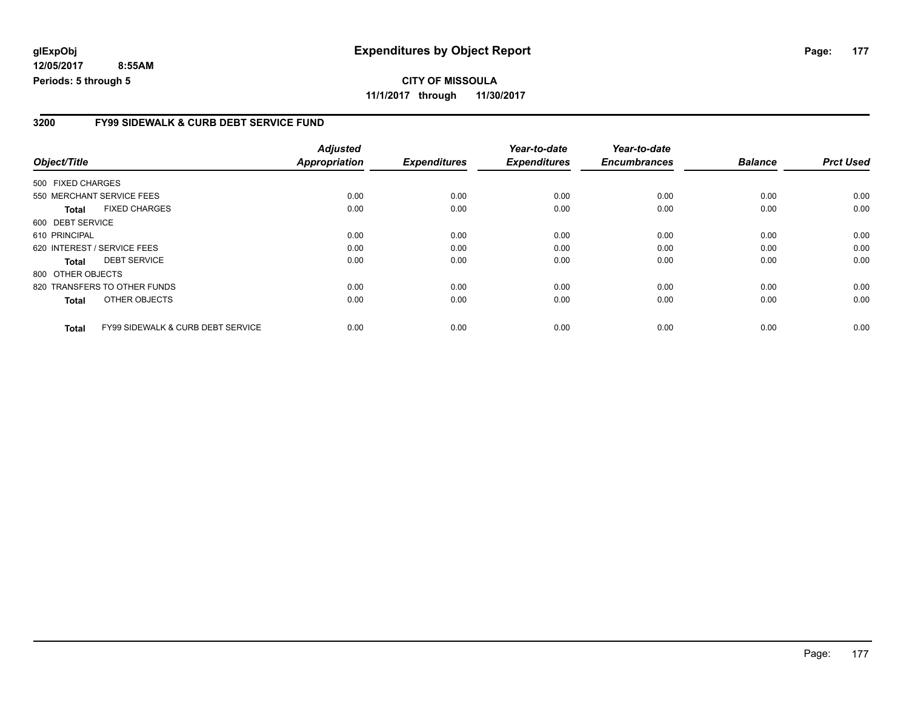# Expenditures by Object Report

glExpObj
12/05/2017 8:55AM
Periods: 5 through 5

**CITY OF MISSOULA**
**11/1/2017 through 11/30/2017**

## 3200 FY99 SIDEWALK & CURB DEBT SERVICE FUND

| Object/Title | Adjusted Appropriation | Expenditures | Year-to-date Expenditures | Year-to-date Encumbrances | Balance | Prct Used |
|---|---|---|---|---|---|---|
| 500 FIXED CHARGES | | | | | | |
| 550 MERCHANT SERVICE FEES | 0.00 | 0.00 | 0.00 | 0.00 | 0.00 | 0.00 |
| **Total** FIXED CHARGES | 0.00 | 0.00 | 0.00 | 0.00 | 0.00 | 0.00 |
| 600 DEBT SERVICE | | | | | | |
| 610 PRINCIPAL | 0.00 | 0.00 | 0.00 | 0.00 | 0.00 | 0.00 |
| 620 INTEREST / SERVICE FEES | 0.00 | 0.00 | 0.00 | 0.00 | 0.00 | 0.00 |
| **Total** DEBT SERVICE | 0.00 | 0.00 | 0.00 | 0.00 | 0.00 | 0.00 |
| 800 OTHER OBJECTS | | | | | | |
| 820 TRANSFERS TO OTHER FUNDS | 0.00 | 0.00 | 0.00 | 0.00 | 0.00 | 0.00 |
| **Total** OTHER OBJECTS | 0.00 | 0.00 | 0.00 | 0.00 | 0.00 | 0.00 |
| **Total** FY99 SIDEWALK & CURB DEBT SERVICE | 0.00 | 0.00 | 0.00 | 0.00 | 0.00 | 0.00 |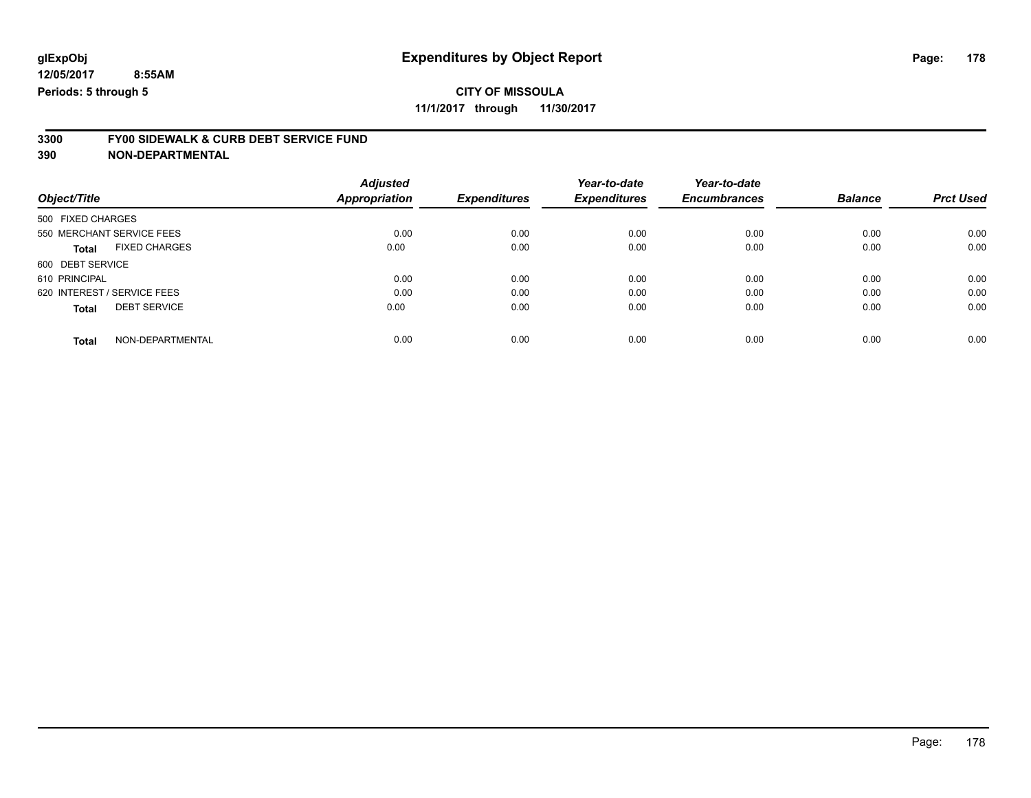**CITY OF MISSOULA**

**11/1/2017 through 11/30/2017**

**glExpObj**
**12/05/2017 8:55AM**
**Periods: 5 through 5**

# Expenditures by Object Report

## 3300 FY00 SIDEWALK & CURB DEBT SERVICE FUND
## 390 NON-DEPARTMENTAL

| Object/Title | Adjusted Appropriation | Expenditures | Year-to-date Expenditures | Year-to-date Encumbrances | Balance | Prct Used |
|---|---|---|---|---|---|---|
| 500 FIXED CHARGES | | | | | | |
| 550 MERCHANT SERVICE FEES | 0.00 | 0.00 | 0.00 | 0.00 | 0.00 | 0.00 |
| **Total** FIXED CHARGES | 0.00 | 0.00 | 0.00 | 0.00 | 0.00 | 0.00 |
| 600 DEBT SERVICE | | | | | | |
| 610 PRINCIPAL | 0.00 | 0.00 | 0.00 | 0.00 | 0.00 | 0.00 |
| 620 INTEREST / SERVICE FEES | 0.00 | 0.00 | 0.00 | 0.00 | 0.00 | 0.00 |
| **Total** DEBT SERVICE | 0.00 | 0.00 | 0.00 | 0.00 | 0.00 | 0.00 |
| **Total** NON-DEPARTMENTAL | 0.00 | 0.00 | 0.00 | 0.00 | 0.00 | 0.00 |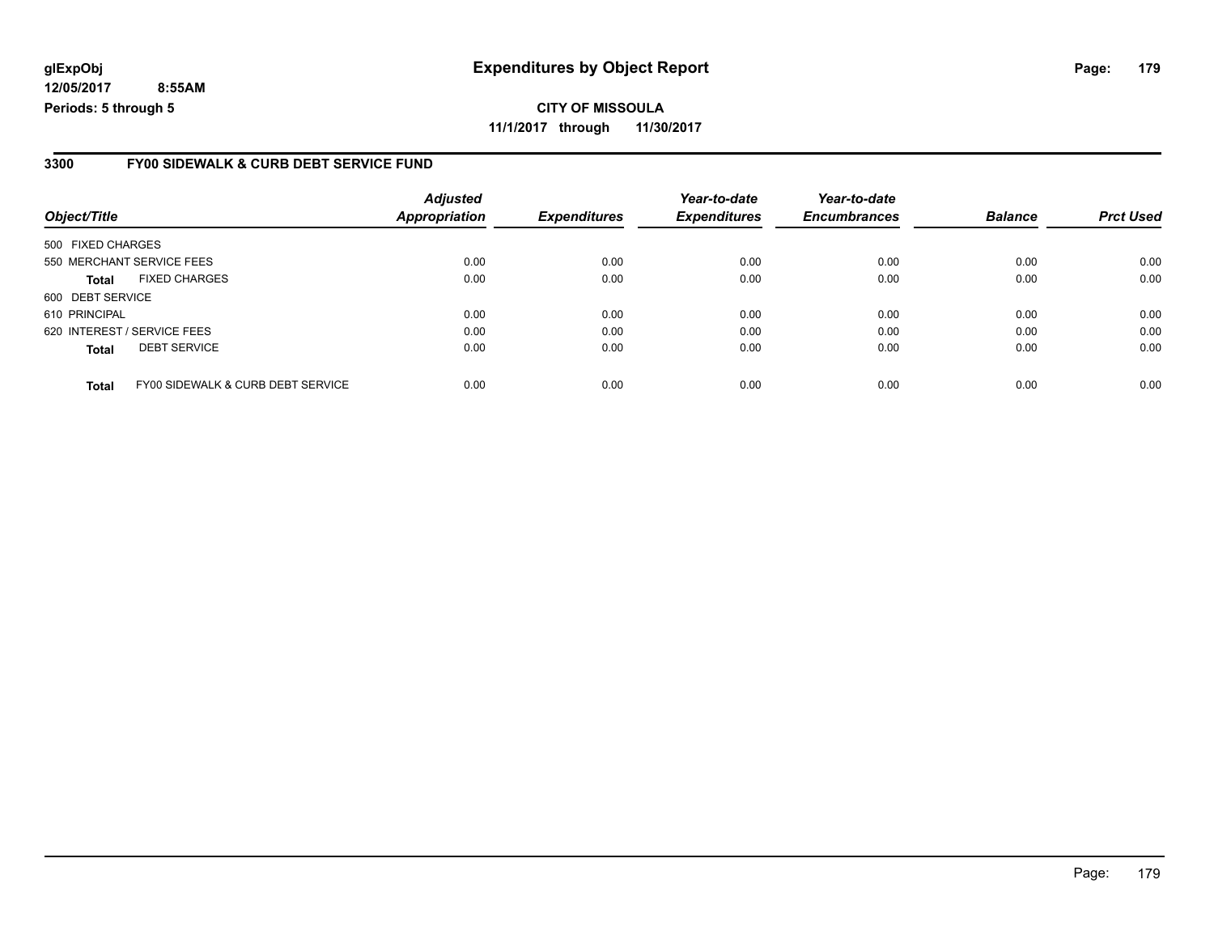# Expenditures by Object Report

glExpObj
12/05/2017 8:55AM
Periods: 5 through 5

**CITY OF MISSOULA**
**11/1/2017 through 11/30/2017**

## 3300 FY00 SIDEWALK & CURB DEBT SERVICE FUND

| Object/Title | Adjusted Appropriation | Expenditures | Year-to-date Expenditures | Year-to-date Encumbrances | Balance | Prct Used |
|---|---|---|---|---|---|---|
| 500 FIXED CHARGES | | | | | | |
| 550 MERCHANT SERVICE FEES | 0.00 | 0.00 | 0.00 | 0.00 | 0.00 | 0.00 |
| **Total** FIXED CHARGES | 0.00 | 0.00 | 0.00 | 0.00 | 0.00 | 0.00 |
| 600 DEBT SERVICE | | | | | | |
| 610 PRINCIPAL | 0.00 | 0.00 | 0.00 | 0.00 | 0.00 | 0.00 |
| 620 INTEREST / SERVICE FEES | 0.00 | 0.00 | 0.00 | 0.00 | 0.00 | 0.00 |
| **Total** DEBT SERVICE | 0.00 | 0.00 | 0.00 | 0.00 | 0.00 | 0.00 |
| **Total** FY00 SIDEWALK & CURB DEBT SERVICE | 0.00 | 0.00 | 0.00 | 0.00 | 0.00 | 0.00 |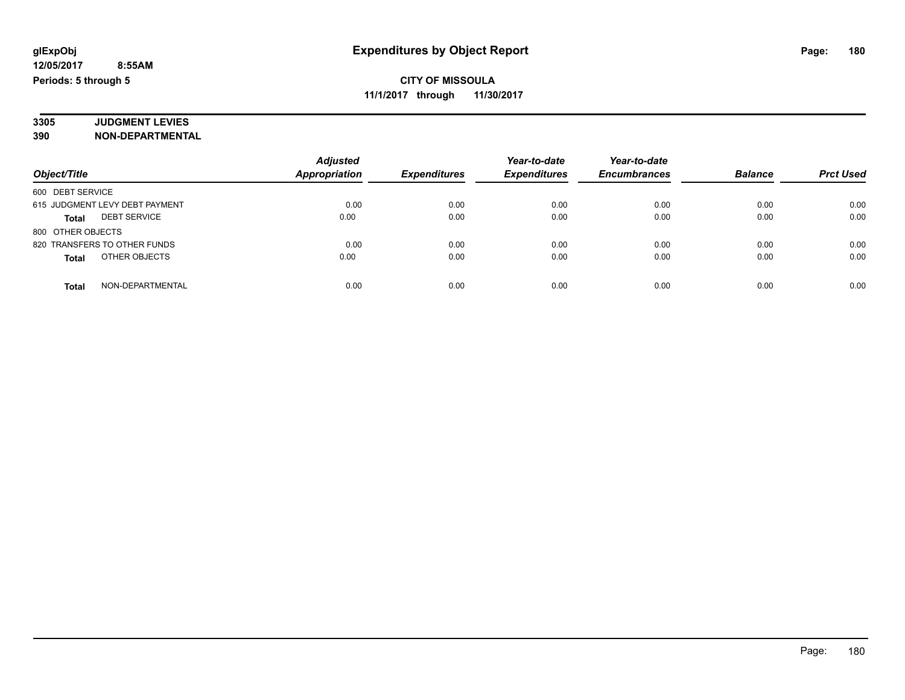# Expenditures by Object Report

glExpObj
12/05/2017 8:55AM
Periods: 5 through 5

**CITY OF MISSOULA**
**11/1/2017 through 11/30/2017**

## 3305 JUDGMENT LEVIES
## 390 NON-DEPARTMENTAL

| Object/Title | Adjusted Appropriation | Expenditures | Year-to-date Expenditures | Year-to-date Encumbrances | Balance | Prct Used |
|---|---|---|---|---|---|---|
| 600 DEBT SERVICE | | | | | | |
| 615 JUDGMENT LEVY DEBT PAYMENT | 0.00 | 0.00 | 0.00 | 0.00 | 0.00 | 0.00 |
| **Total** DEBT SERVICE | 0.00 | 0.00 | 0.00 | 0.00 | 0.00 | 0.00 |
| 800 OTHER OBJECTS | | | | | | |
| 820 TRANSFERS TO OTHER FUNDS | 0.00 | 0.00 | 0.00 | 0.00 | 0.00 | 0.00 |
| **Total** OTHER OBJECTS | 0.00 | 0.00 | 0.00 | 0.00 | 0.00 | 0.00 |
| **Total** NON-DEPARTMENTAL | 0.00 | 0.00 | 0.00 | 0.00 | 0.00 | 0.00 |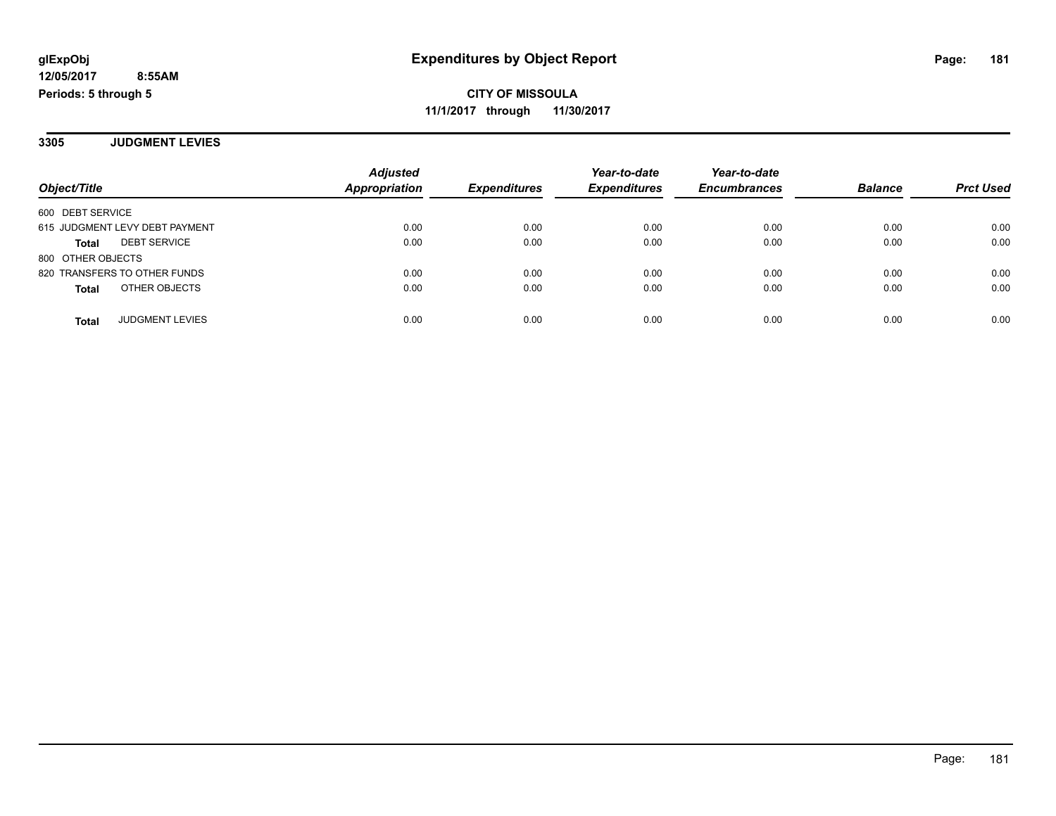**glExpObj**
**12/05/2017 8:55AM**
**Periods: 5 through 5**

# Expenditures by Object Report

**CITY OF MISSOULA**
**11/1/2017 through 11/30/2017**

## 3305 JUDGMENT LEVIES

| Object/Title | Adjusted Appropriation | Expenditures | Year-to-date Expenditures | Year-to-date Encumbrances | Balance | Prct Used |
|---|---|---|---|---|---|---|
| 600 DEBT SERVICE | | | | | | |
| 615 JUDGMENT LEVY DEBT PAYMENT | 0.00 | 0.00 | 0.00 | 0.00 | 0.00 | 0.00 |
| **Total** DEBT SERVICE | 0.00 | 0.00 | 0.00 | 0.00 | 0.00 | 0.00 |
| 800 OTHER OBJECTS | | | | | | |
| 820 TRANSFERS TO OTHER FUNDS | 0.00 | 0.00 | 0.00 | 0.00 | 0.00 | 0.00 |
| **Total** OTHER OBJECTS | 0.00 | 0.00 | 0.00 | 0.00 | 0.00 | 0.00 |
| **Total** JUDGMENT LEVIES | 0.00 | 0.00 | 0.00 | 0.00 | 0.00 | 0.00 |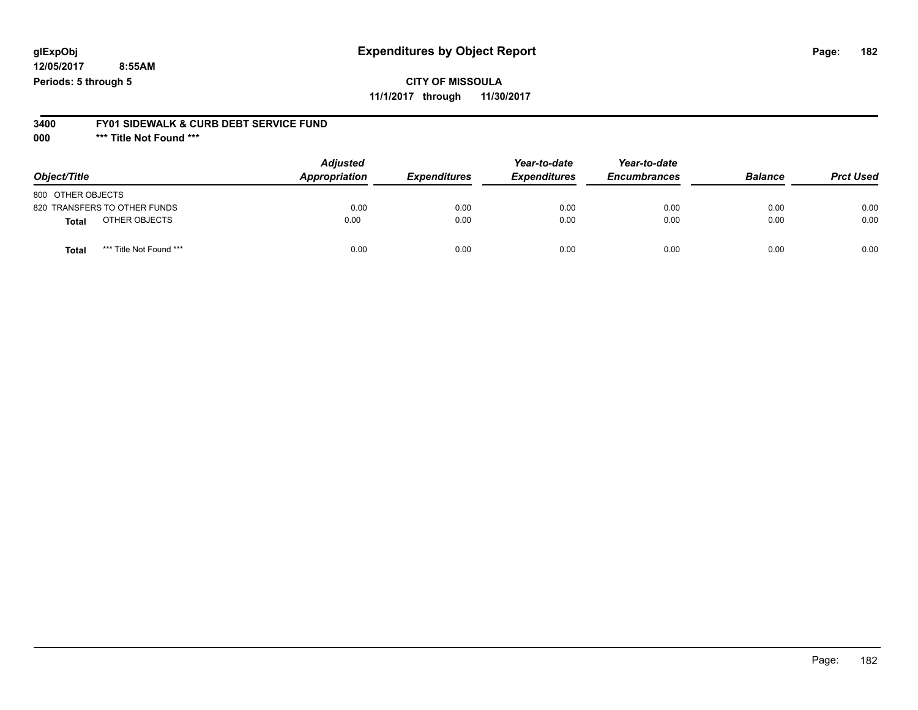# Expenditures by Object Report

glExpObj
12/05/2017 8:55AM
Periods: 5 through 5

**CITY OF MISSOULA**
**11/1/2017 through 11/30/2017**

**3400 FY01 SIDEWALK & CURB DEBT SERVICE FUND**
**000 *** Title Not Found *****

| Object/Title | Adjusted Appropriation | Expenditures | Year-to-date Expenditures | Year-to-date Encumbrances | Balance | Prct Used |
|---|---|---|---|---|---|---|
| 800 OTHER OBJECTS | | | | | | |
| 820 TRANSFERS TO OTHER FUNDS | 0.00 | 0.00 | 0.00 | 0.00 | 0.00 | 0.00 |
| **Total** OTHER OBJECTS | 0.00 | 0.00 | 0.00 | 0.00 | 0.00 | 0.00 |
| **Total** *** Title Not Found *** | 0.00 | 0.00 | 0.00 | 0.00 | 0.00 | 0.00 |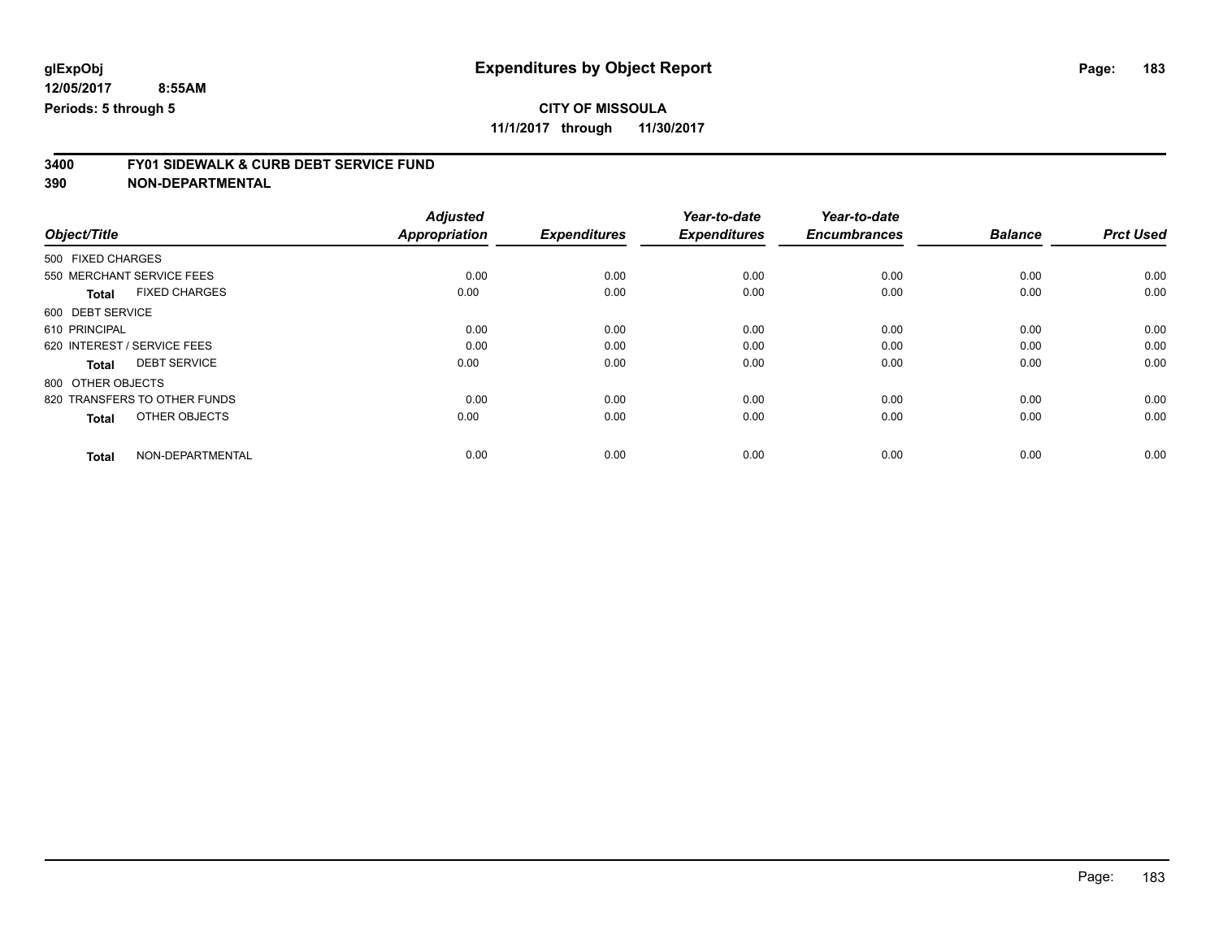**glExpObj**
**12/05/2017 8:55AM**
**Periods: 5 through 5**

# Expenditures by Object Report

**CITY OF MISSOULA**
**11/1/2017 through 11/30/2017**

## 3400 FY01 SIDEWALK & CURB DEBT SERVICE FUND
## 390 NON-DEPARTMENTAL

| Object/Title | Adjusted Appropriation | Expenditures | Year-to-date Expenditures | Year-to-date Encumbrances | Balance | Prct Used |
|---|---|---|---|---|---|---|
| 500 FIXED CHARGES | | | | | | |
| 550 MERCHANT SERVICE FEES | 0.00 | 0.00 | 0.00 | 0.00 | 0.00 | 0.00 |
| **Total** FIXED CHARGES | 0.00 | 0.00 | 0.00 | 0.00 | 0.00 | 0.00 |
| 600 DEBT SERVICE | | | | | | |
| 610 PRINCIPAL | 0.00 | 0.00 | 0.00 | 0.00 | 0.00 | 0.00 |
| 620 INTEREST / SERVICE FEES | 0.00 | 0.00 | 0.00 | 0.00 | 0.00 | 0.00 |
| **Total** DEBT SERVICE | 0.00 | 0.00 | 0.00 | 0.00 | 0.00 | 0.00 |
| 800 OTHER OBJECTS | | | | | | |
| 820 TRANSFERS TO OTHER FUNDS | 0.00 | 0.00 | 0.00 | 0.00 | 0.00 | 0.00 |
| **Total** OTHER OBJECTS | 0.00 | 0.00 | 0.00 | 0.00 | 0.00 | 0.00 |
| **Total** NON-DEPARTMENTAL | 0.00 | 0.00 | 0.00 | 0.00 | 0.00 | 0.00 |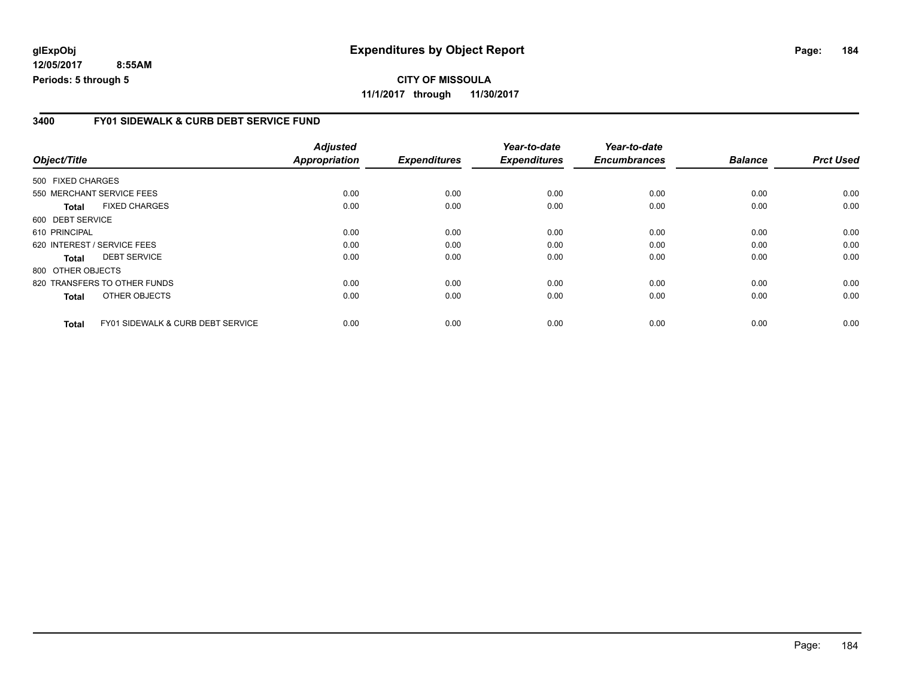glExpObj
12/05/2017 8:55AM
Periods: 5 through 5

# Expenditures by Object Report

**CITY OF MISSOULA**
**11/1/2017 through 11/30/2017**

## 3400 FY01 SIDEWALK & CURB DEBT SERVICE FUND

| Object/Title | | Adjusted Appropriation | Expenditures | Year-to-date Expenditures | Year-to-date Encumbrances | Balance | Prct Used |
|---|---|---|---|---|---|---|---|
| 500 FIXED CHARGES | | | | | | | |
| 550 MERCHANT SERVICE FEES | | 0.00 | 0.00 | 0.00 | 0.00 | 0.00 | 0.00 |
| **Total** | FIXED CHARGES | 0.00 | 0.00 | 0.00 | 0.00 | 0.00 | 0.00 |
| 600 DEBT SERVICE | | | | | | | |
| 610 PRINCIPAL | | 0.00 | 0.00 | 0.00 | 0.00 | 0.00 | 0.00 |
| 620 INTEREST / SERVICE FEES | | 0.00 | 0.00 | 0.00 | 0.00 | 0.00 | 0.00 |
| **Total** | DEBT SERVICE | 0.00 | 0.00 | 0.00 | 0.00 | 0.00 | 0.00 |
| 800 OTHER OBJECTS | | | | | | | |
| 820 TRANSFERS TO OTHER FUNDS | | 0.00 | 0.00 | 0.00 | 0.00 | 0.00 | 0.00 |
| **Total** | OTHER OBJECTS | 0.00 | 0.00 | 0.00 | 0.00 | 0.00 | 0.00 |
| **Total** | FY01 SIDEWALK & CURB DEBT SERVICE | 0.00 | 0.00 | 0.00 | 0.00 | 0.00 | 0.00 |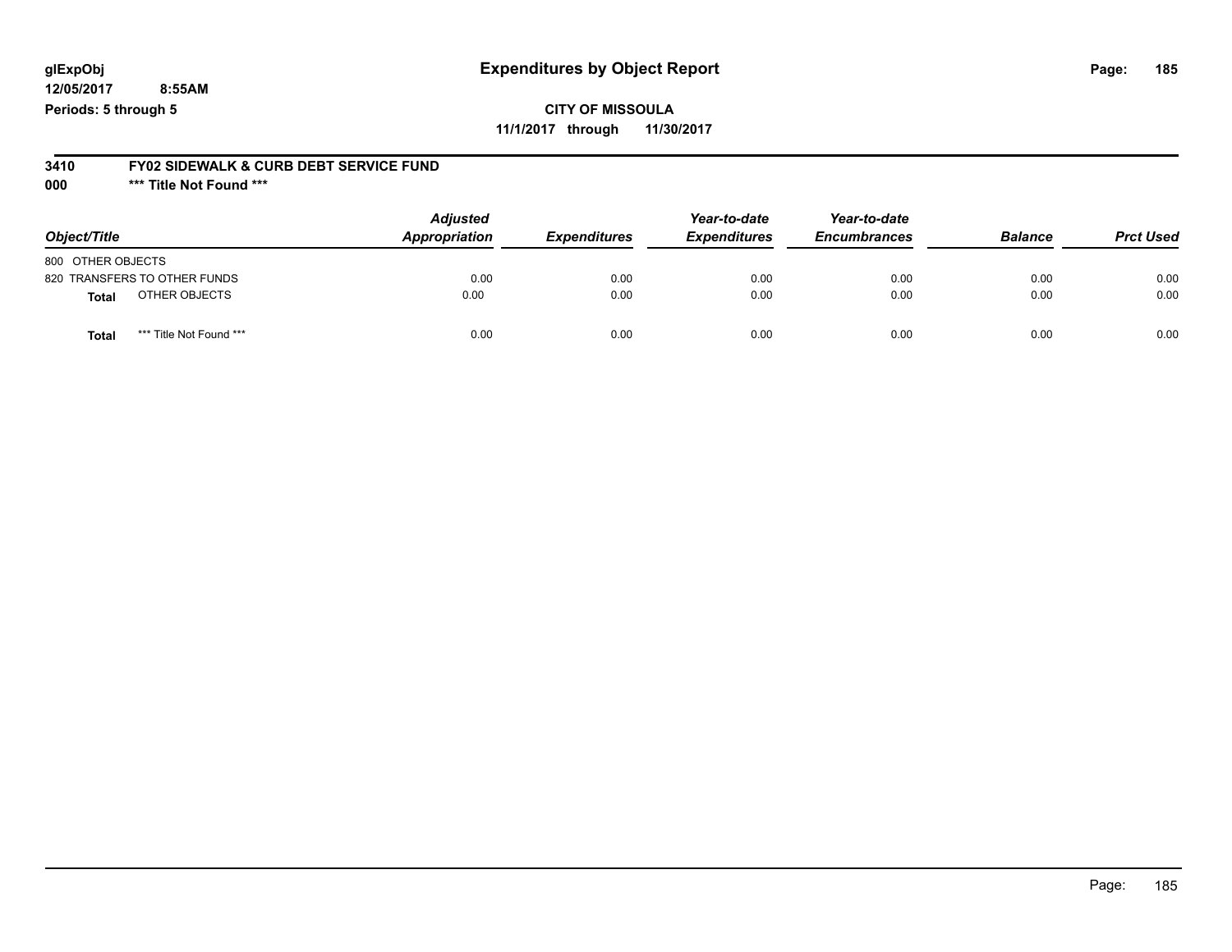glExpObj
12/05/2017 8:55AM
Periods: 5 through 5

# Expenditures by Object Report

**CITY OF MISSOULA**
**11/1/2017 through 11/30/2017**

**3410 FY02 SIDEWALK & CURB DEBT SERVICE FUND**
**000 *** Title Not Found *****

| Object/Title | Adjusted Appropriation | Expenditures | Year-to-date Expenditures | Year-to-date Encumbrances | Balance | Prct Used |
|---|---|---|---|---|---|---|
| 800 OTHER OBJECTS | | | | | | |
| 820 TRANSFERS TO OTHER FUNDS | 0.00 | 0.00 | 0.00 | 0.00 | 0.00 | 0.00 |
| **Total** OTHER OBJECTS | 0.00 | 0.00 | 0.00 | 0.00 | 0.00 | 0.00 |
| **Total** *** Title Not Found *** | 0.00 | 0.00 | 0.00 | 0.00 | 0.00 | 0.00 |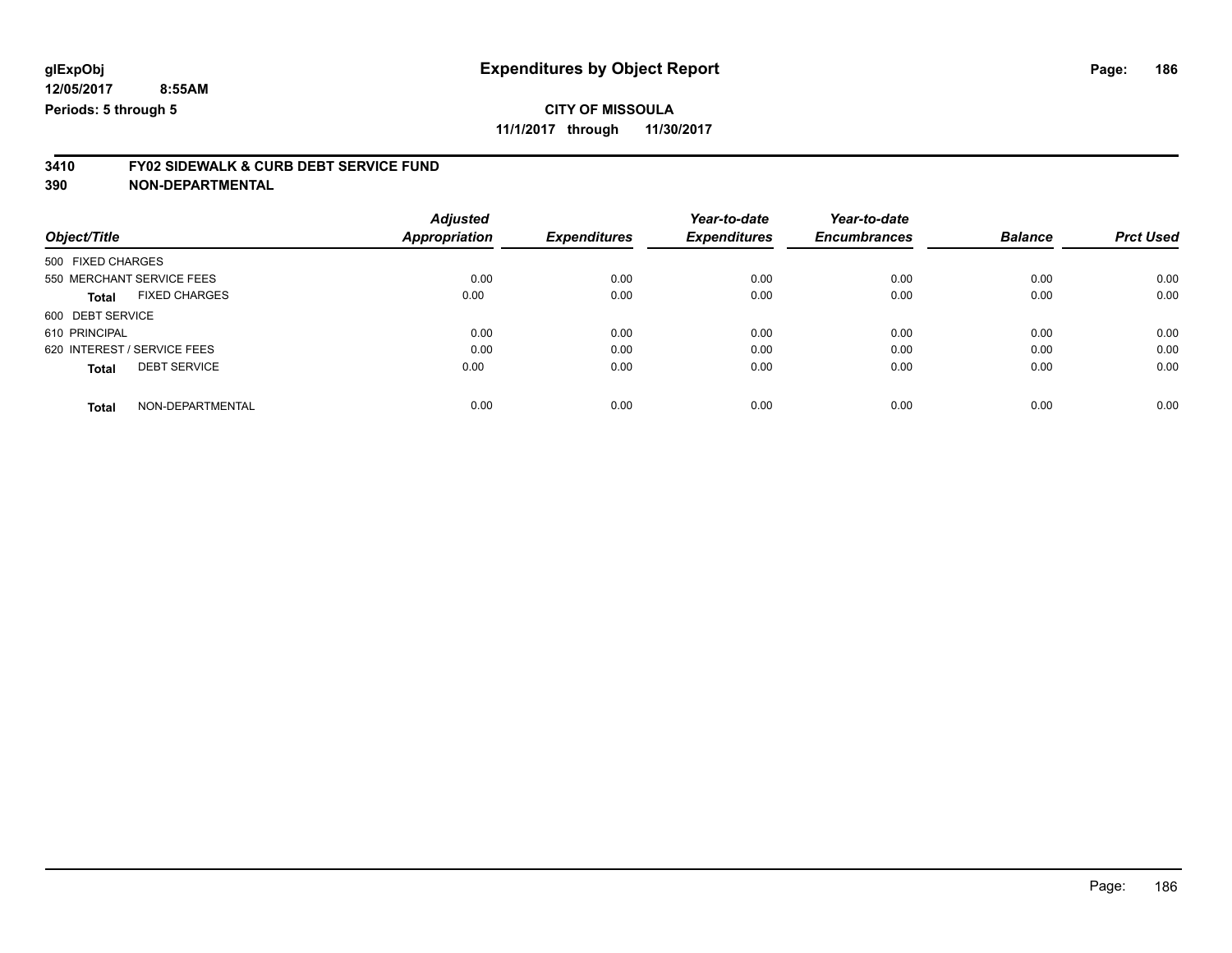**glExpObj** | **Expenditures by Object Report**

**12/05/2017 8:55AM**

**Periods: 5 through 5**

**CITY OF MISSOULA**

**11/1/2017 through 11/30/2017**

**3410 FY02 SIDEWALK & CURB DEBT SERVICE FUND**

**390 NON-DEPARTMENTAL**

| Object/Title | Adjusted Appropriation | Expenditures | Year-to-date Expenditures | Year-to-date Encumbrances | Balance | Prct Used |
|---|---|---|---|---|---|---|
| 500 FIXED CHARGES | | | | | | |
| 550 MERCHANT SERVICE FEES | 0.00 | 0.00 | 0.00 | 0.00 | 0.00 | 0.00 |
| **Total** FIXED CHARGES | 0.00 | 0.00 | 0.00 | 0.00 | 0.00 | 0.00 |
| 600 DEBT SERVICE | | | | | | |
| 610 PRINCIPAL | 0.00 | 0.00 | 0.00 | 0.00 | 0.00 | 0.00 |
| 620 INTEREST / SERVICE FEES | 0.00 | 0.00 | 0.00 | 0.00 | 0.00 | 0.00 |
| **Total** DEBT SERVICE | 0.00 | 0.00 | 0.00 | 0.00 | 0.00 | 0.00 |
| **Total** NON-DEPARTMENTAL | 0.00 | 0.00 | 0.00 | 0.00 | 0.00 | 0.00 |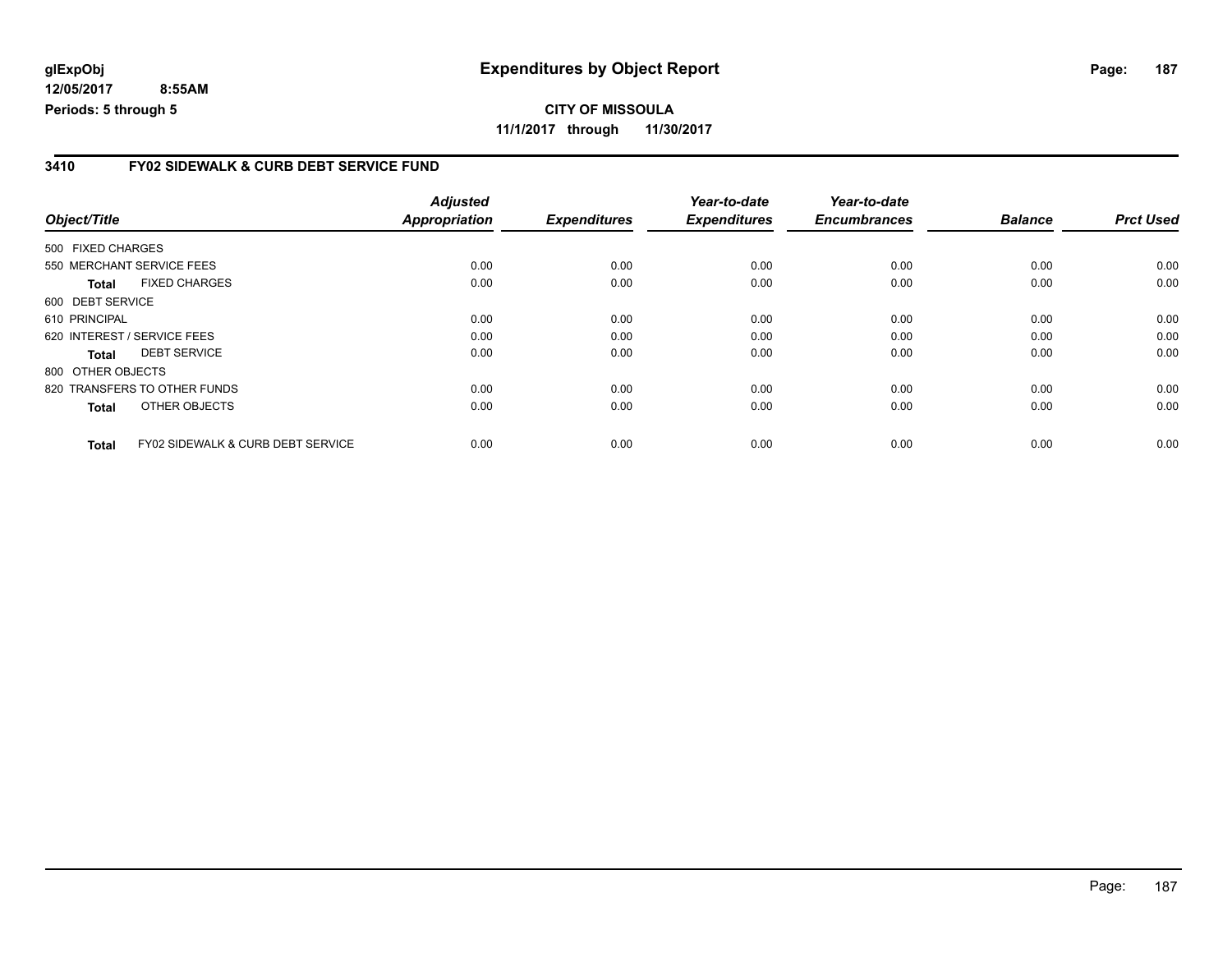**glExpObj** **Expenditures by Object Report**

**12/05/2017 8:55AM**

**Periods: 5 through 5**

**CITY OF MISSOULA**

**11/1/2017 through 11/30/2017**

## 3410 FY02 SIDEWALK & CURB DEBT SERVICE FUND

| Object/Title | Adjusted Appropriation | Expenditures | Year-to-date Expenditures | Year-to-date Encumbrances | Balance | Prct Used |
|---|---|---|---|---|---|---|
| 500 FIXED CHARGES | | | | | | |
| 550 MERCHANT SERVICE FEES | 0.00 | 0.00 | 0.00 | 0.00 | 0.00 | 0.00 |
| **Total** FIXED CHARGES | 0.00 | 0.00 | 0.00 | 0.00 | 0.00 | 0.00 |
| 600 DEBT SERVICE | | | | | | |
| 610 PRINCIPAL | 0.00 | 0.00 | 0.00 | 0.00 | 0.00 | 0.00 |
| 620 INTEREST / SERVICE FEES | 0.00 | 0.00 | 0.00 | 0.00 | 0.00 | 0.00 |
| **Total** DEBT SERVICE | 0.00 | 0.00 | 0.00 | 0.00 | 0.00 | 0.00 |
| 800 OTHER OBJECTS | | | | | | |
| 820 TRANSFERS TO OTHER FUNDS | 0.00 | 0.00 | 0.00 | 0.00 | 0.00 | 0.00 |
| **Total** OTHER OBJECTS | 0.00 | 0.00 | 0.00 | 0.00 | 0.00 | 0.00 |
| **Total** FY02 SIDEWALK & CURB DEBT SERVICE | 0.00 | 0.00 | 0.00 | 0.00 | 0.00 | 0.00 |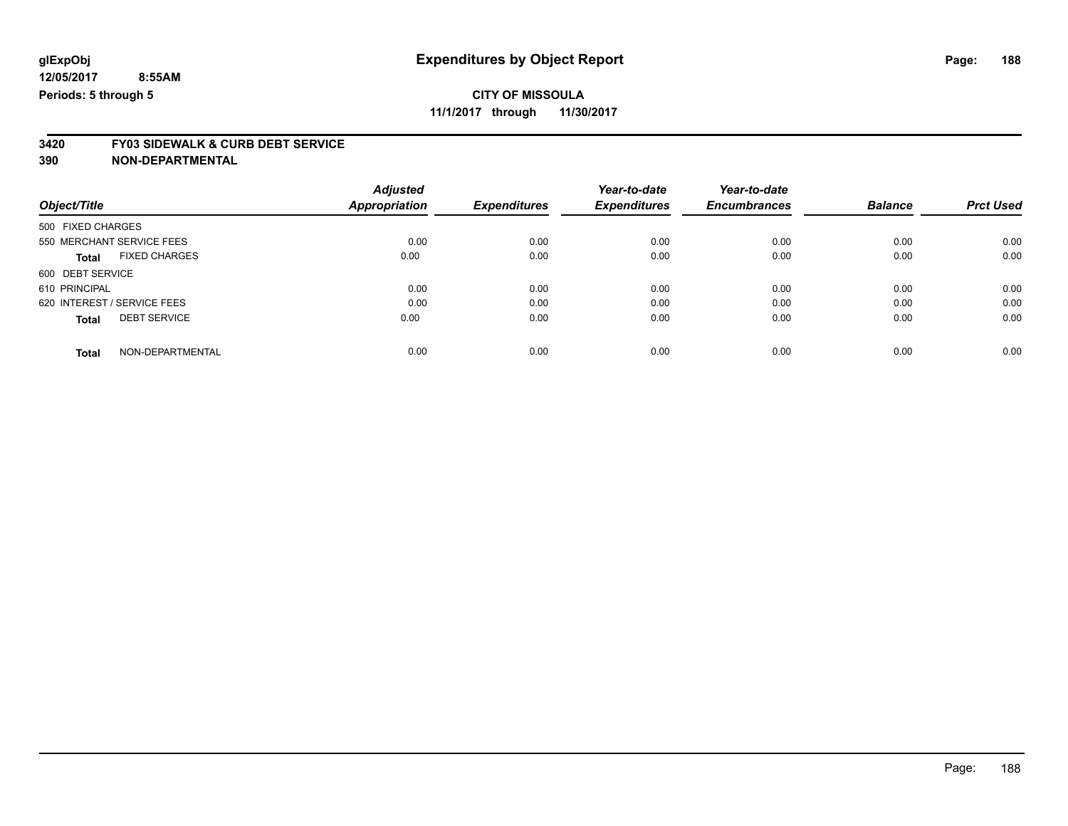# Expenditures by Object Report

glExpObj
12/05/2017 8:55AM
Periods: 5 through 5

**CITY OF MISSOULA**
**11/1/2017 through 11/30/2017**

**3420 FY03 SIDEWALK & CURB DEBT SERVICE**
**390 NON-DEPARTMENTAL**

| Object/Title | Adjusted Appropriation | Expenditures | Year-to-date Expenditures | Year-to-date Encumbrances | Balance | Prct Used |
|---|---|---|---|---|---|---|
| 500 FIXED CHARGES | | | | | | |
| 550 MERCHANT SERVICE FEES | 0.00 | 0.00 | 0.00 | 0.00 | 0.00 | 0.00 |
| **Total** FIXED CHARGES | 0.00 | 0.00 | 0.00 | 0.00 | 0.00 | 0.00 |
| 600 DEBT SERVICE | | | | | | |
| 610 PRINCIPAL | 0.00 | 0.00 | 0.00 | 0.00 | 0.00 | 0.00 |
| 620 INTEREST / SERVICE FEES | 0.00 | 0.00 | 0.00 | 0.00 | 0.00 | 0.00 |
| **Total** DEBT SERVICE | 0.00 | 0.00 | 0.00 | 0.00 | 0.00 | 0.00 |
| **Total** NON-DEPARTMENTAL | 0.00 | 0.00 | 0.00 | 0.00 | 0.00 | 0.00 |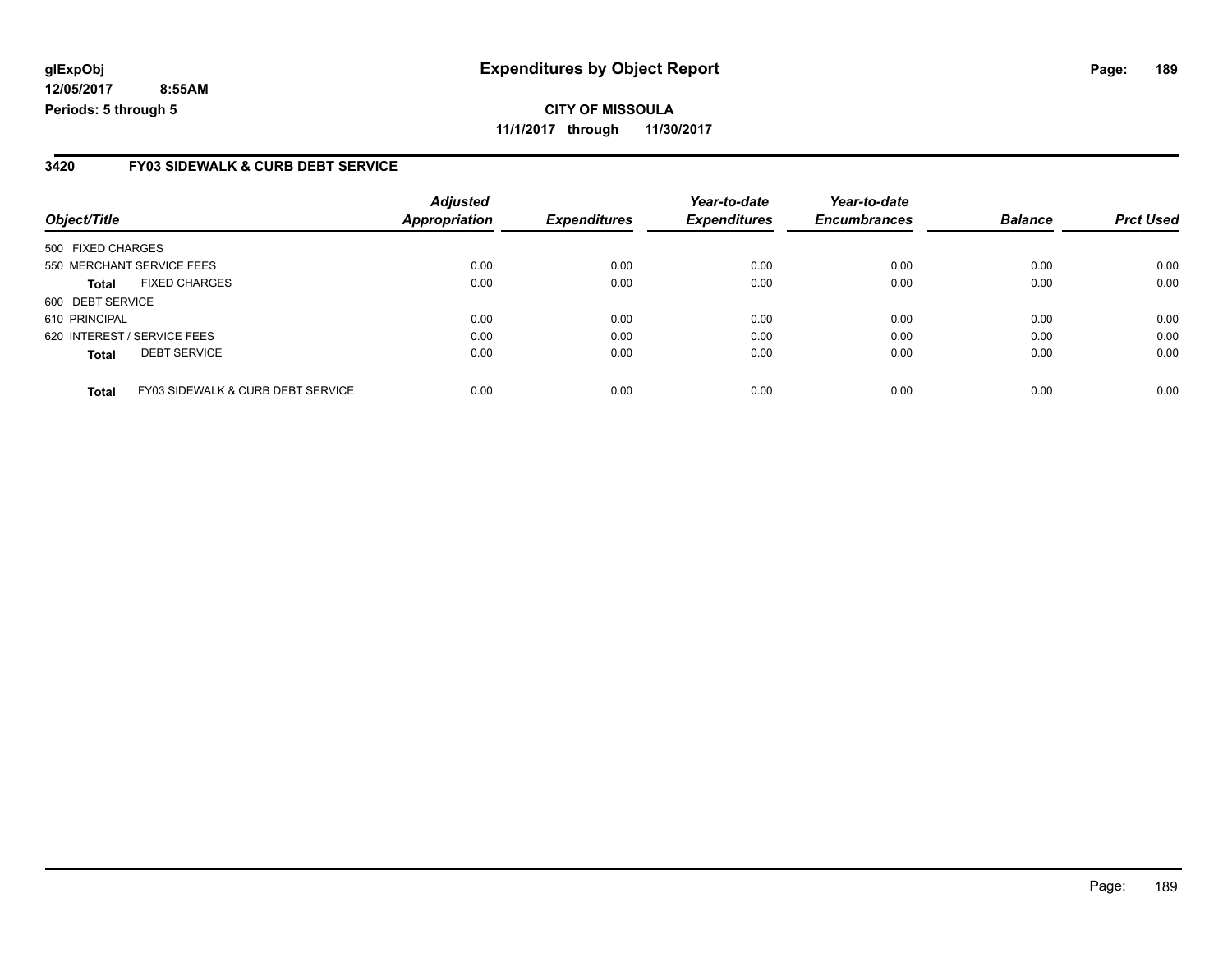# Expenditures by Object Report

glExpObj
12/05/2017 8:55AM
Periods: 5 through 5

**CITY OF MISSOULA**
**11/1/2017 through 11/30/2017**

## 3420 FY03 SIDEWALK & CURB DEBT SERVICE

| Object/Title | | Adjusted Appropriation | Expenditures | Year-to-date Expenditures | Year-to-date Encumbrances | Balance | Prct Used |
|---|---|---|---|---|---|---|---|
| 500 FIXED CHARGES | | | | | | | |
| 550 MERCHANT SERVICE FEES | | 0.00 | 0.00 | 0.00 | 0.00 | 0.00 | 0.00 |
| **Total** | FIXED CHARGES | 0.00 | 0.00 | 0.00 | 0.00 | 0.00 | 0.00 |
| 600 DEBT SERVICE | | | | | | | |
| 610 PRINCIPAL | | 0.00 | 0.00 | 0.00 | 0.00 | 0.00 | 0.00 |
| 620 INTEREST / SERVICE FEES | | 0.00 | 0.00 | 0.00 | 0.00 | 0.00 | 0.00 |
| **Total** | DEBT SERVICE | 0.00 | 0.00 | 0.00 | 0.00 | 0.00 | 0.00 |
| **Total** | FY03 SIDEWALK & CURB DEBT SERVICE | 0.00 | 0.00 | 0.00 | 0.00 | 0.00 | 0.00 |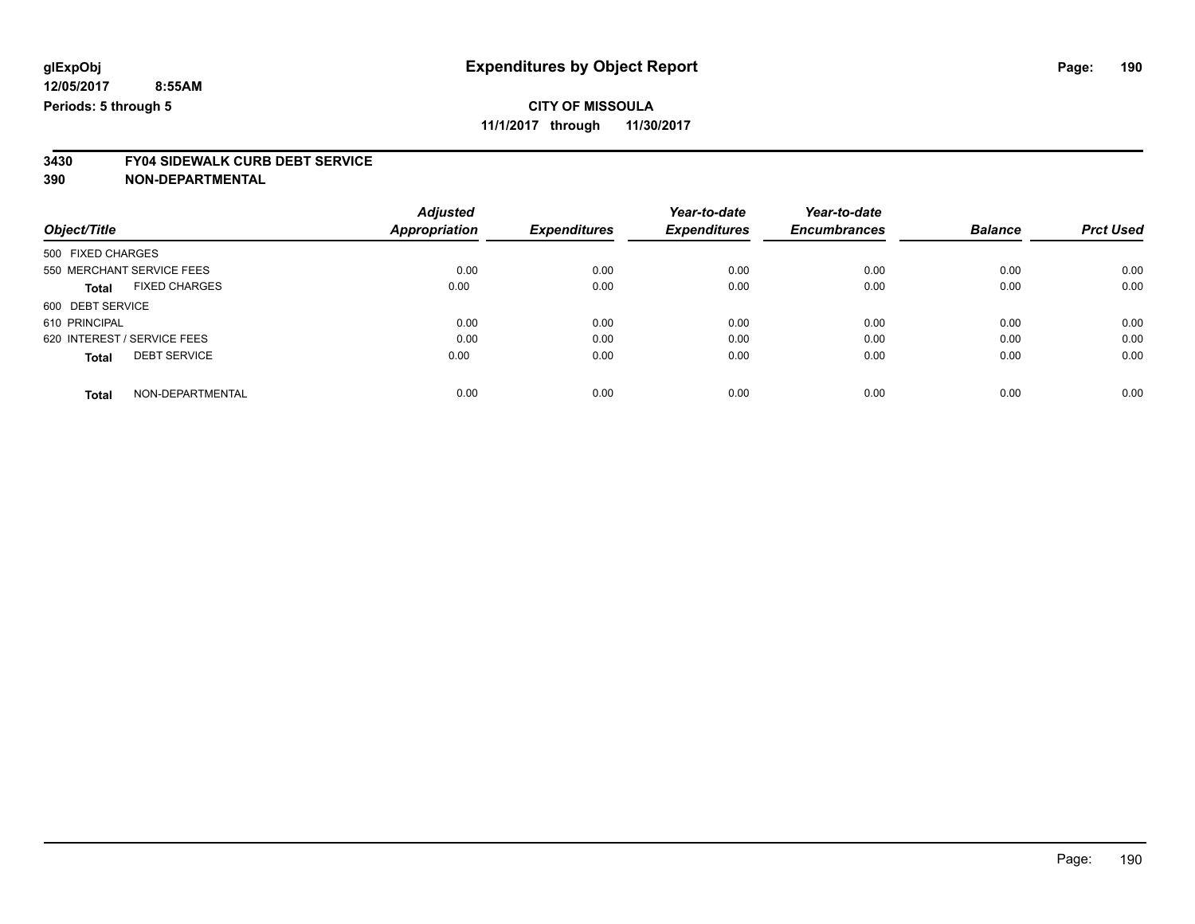**glExpObj**
**12/05/2017 8:55AM**
**Periods: 5 through 5**

# Expenditures by Object Report

**CITY OF MISSOULA**
**11/1/2017 through 11/30/2017**

**3430 FY04 SIDEWALK CURB DEBT SERVICE**
**390 NON-DEPARTMENTAL**

| Object/Title | Adjusted Appropriation | Expenditures | Year-to-date Expenditures | Year-to-date Encumbrances | Balance | Prct Used |
|---|---|---|---|---|---|---|
| 500 FIXED CHARGES | | | | | | |
| 550 MERCHANT SERVICE FEES | 0.00 | 0.00 | 0.00 | 0.00 | 0.00 | 0.00 |
| **Total** FIXED CHARGES | 0.00 | 0.00 | 0.00 | 0.00 | 0.00 | 0.00 |
| 600 DEBT SERVICE | | | | | | |
| 610 PRINCIPAL | 0.00 | 0.00 | 0.00 | 0.00 | 0.00 | 0.00 |
| 620 INTEREST / SERVICE FEES | 0.00 | 0.00 | 0.00 | 0.00 | 0.00 | 0.00 |
| **Total** DEBT SERVICE | 0.00 | 0.00 | 0.00 | 0.00 | 0.00 | 0.00 |
| **Total** NON-DEPARTMENTAL | 0.00 | 0.00 | 0.00 | 0.00 | 0.00 | 0.00 |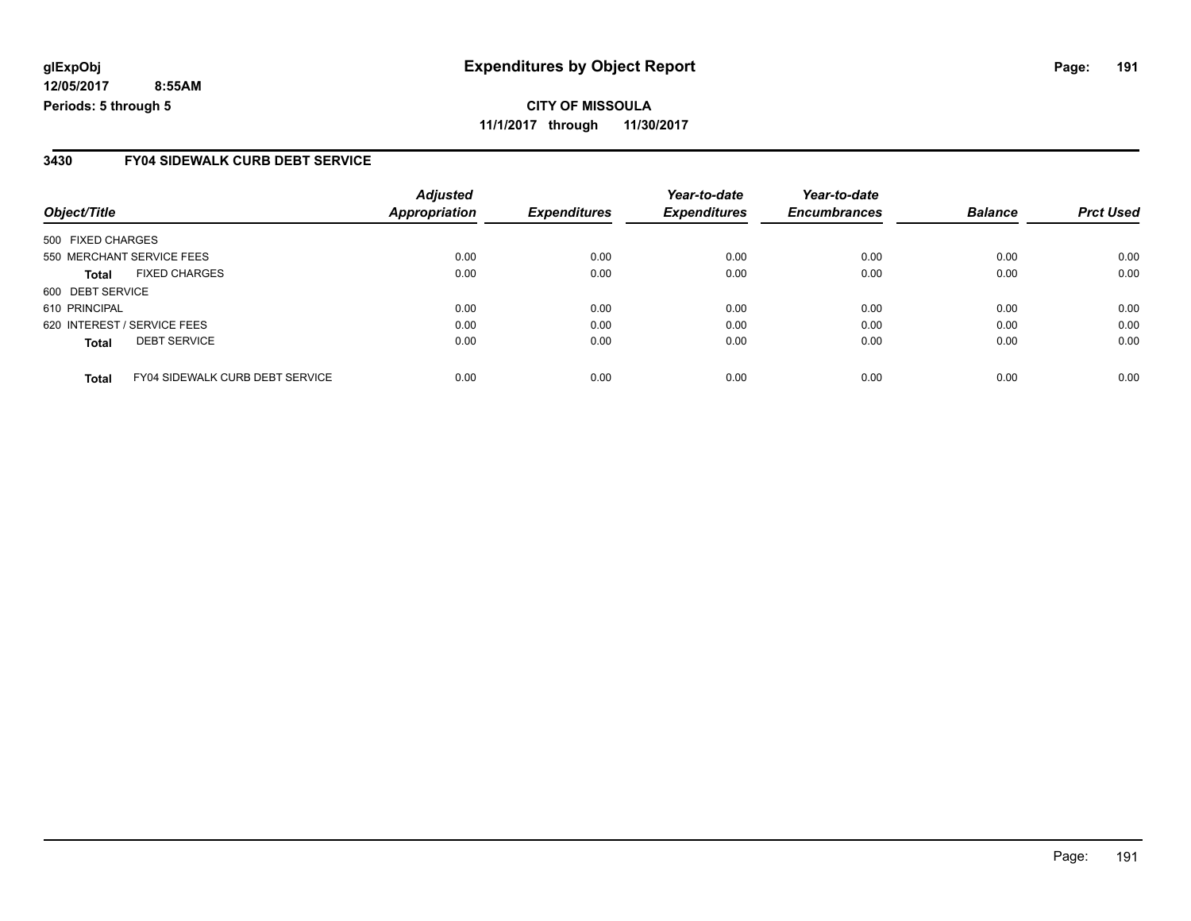**CITY OF MISSOULA**

**11/1/2017 through 11/30/2017**

## 3430 FY04 SIDEWALK CURB DEBT SERVICE

| Object/Title | Adjusted Appropriation | Expenditures | Year-to-date Expenditures | Year-to-date Encumbrances | Balance | Prct Used |
|---|---|---|---|---|---|---|
| 500 FIXED CHARGES | | | | | | |
| 550 MERCHANT SERVICE FEES | 0.00 | 0.00 | 0.00 | 0.00 | 0.00 | 0.00 |
| **Total** FIXED CHARGES | 0.00 | 0.00 | 0.00 | 0.00 | 0.00 | 0.00 |
| 600 DEBT SERVICE | | | | | | |
| 610 PRINCIPAL | 0.00 | 0.00 | 0.00 | 0.00 | 0.00 | 0.00 |
| 620 INTEREST / SERVICE FEES | 0.00 | 0.00 | 0.00 | 0.00 | 0.00 | 0.00 |
| **Total** DEBT SERVICE | 0.00 | 0.00 | 0.00 | 0.00 | 0.00 | 0.00 |
| **Total** FY04 SIDEWALK CURB DEBT SERVICE | 0.00 | 0.00 | 0.00 | 0.00 | 0.00 | 0.00 |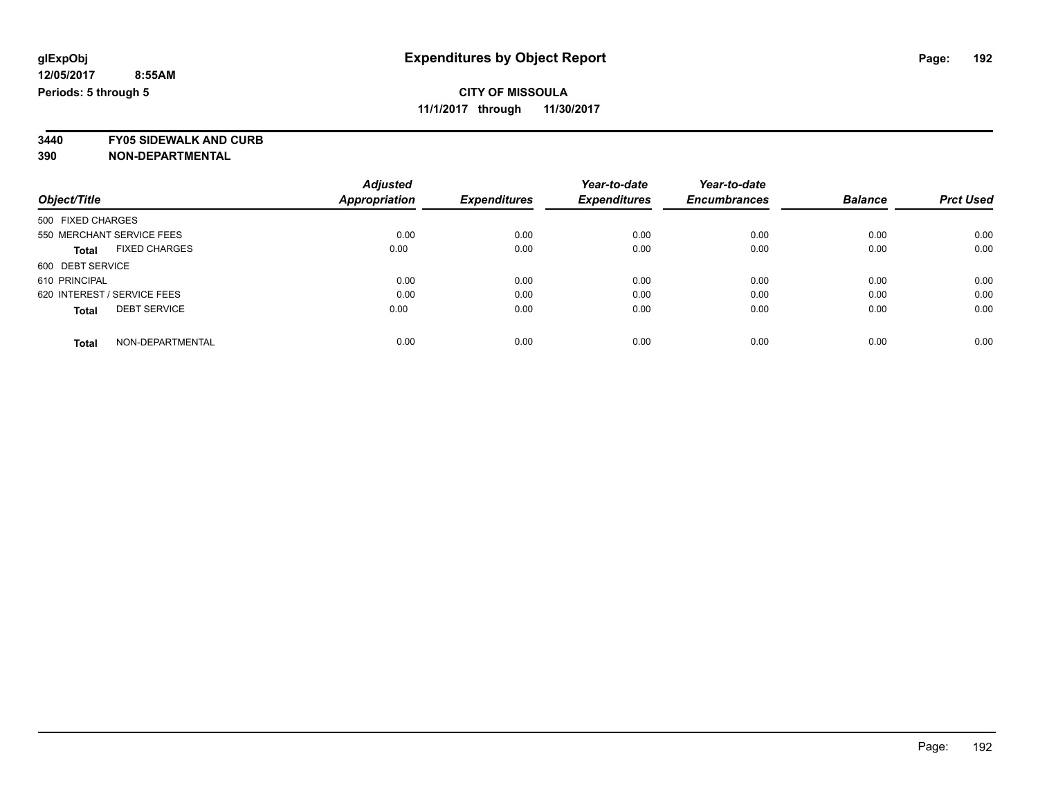**glExpObj**
**12/05/2017 8:55AM**
**Periods: 5 through 5**

# Expenditures by Object Report

**CITY OF MISSOULA**
**11/1/2017 through 11/30/2017**

**3440 FY05 SIDEWALK AND CURB**
**390 NON-DEPARTMENTAL**

| Object/Title | Adjusted Appropriation | Expenditures | Year-to-date Expenditures | Year-to-date Encumbrances | Balance | Prct Used |
|---|---|---|---|---|---|---|
| 500 FIXED CHARGES | | | | | | |
| 550 MERCHANT SERVICE FEES | 0.00 | 0.00 | 0.00 | 0.00 | 0.00 | 0.00 |
| **Total** FIXED CHARGES | 0.00 | 0.00 | 0.00 | 0.00 | 0.00 | 0.00 |
| 600 DEBT SERVICE | | | | | | |
| 610 PRINCIPAL | 0.00 | 0.00 | 0.00 | 0.00 | 0.00 | 0.00 |
| 620 INTEREST / SERVICE FEES | 0.00 | 0.00 | 0.00 | 0.00 | 0.00 | 0.00 |
| **Total** DEBT SERVICE | 0.00 | 0.00 | 0.00 | 0.00 | 0.00 | 0.00 |
| **Total** NON-DEPARTMENTAL | 0.00 | 0.00 | 0.00 | 0.00 | 0.00 | 0.00 |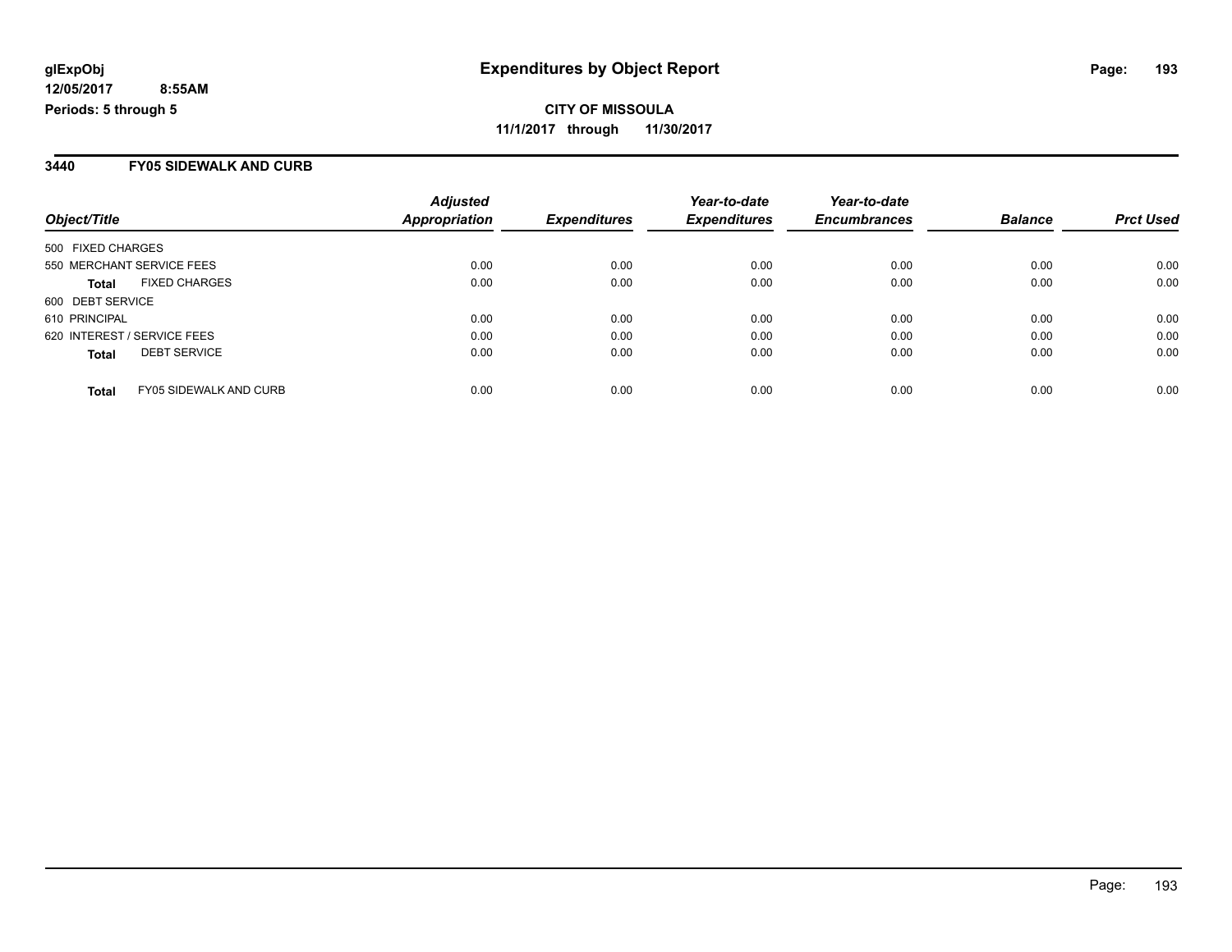**glExpObj** **Expenditures by Object Report**

**12/05/2017 8:55AM**

**Periods: 5 through 5**

**CITY OF MISSOULA**

**11/1/2017 through 11/30/2017**

## 3440 FY05 SIDEWALK AND CURB

| Object/Title | Adjusted Appropriation | Expenditures | Year-to-date Expenditures | Year-to-date Encumbrances | Balance | Prct Used |
|---|---|---|---|---|---|---|
| 500 FIXED CHARGES | | | | | | |
| 550 MERCHANT SERVICE FEES | 0.00 | 0.00 | 0.00 | 0.00 | 0.00 | 0.00 |
| **Total** FIXED CHARGES | 0.00 | 0.00 | 0.00 | 0.00 | 0.00 | 0.00 |
| 600 DEBT SERVICE | | | | | | |
| 610 PRINCIPAL | 0.00 | 0.00 | 0.00 | 0.00 | 0.00 | 0.00 |
| 620 INTEREST / SERVICE FEES | 0.00 | 0.00 | 0.00 | 0.00 | 0.00 | 0.00 |
| **Total** DEBT SERVICE | 0.00 | 0.00 | 0.00 | 0.00 | 0.00 | 0.00 |
| **Total** FY05 SIDEWALK AND CURB | 0.00 | 0.00 | 0.00 | 0.00 | 0.00 | 0.00 |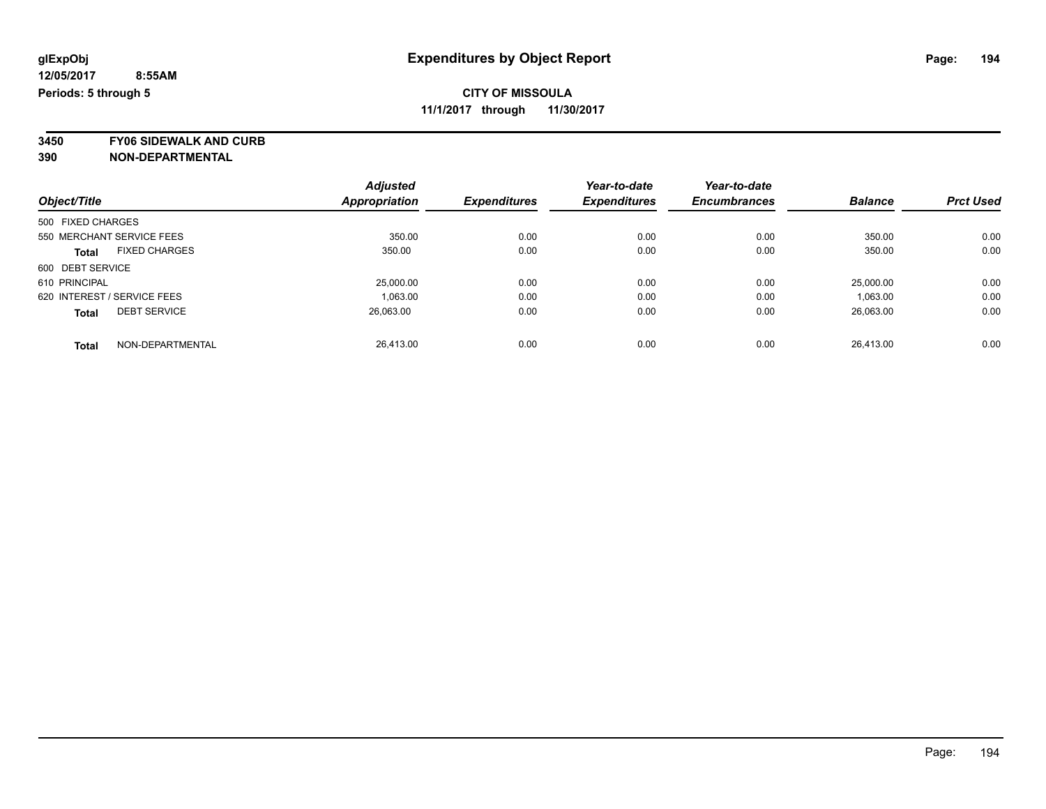glExpObj
12/05/2017 8:55AM
Periods: 5 through 5

# Expenditures by Object Report

**CITY OF MISSOULA**
**11/1/2017 through 11/30/2017**

**3450 FY06 SIDEWALK AND CURB**
**390 NON-DEPARTMENTAL**

| Object/Title | Adjusted Appropriation | Expenditures | Year-to-date Expenditures | Year-to-date Encumbrances | Balance | Prct Used |
|---|---|---|---|---|---|---|
| 500 FIXED CHARGES | | | | | | |
| 550 MERCHANT SERVICE FEES | 350.00 | 0.00 | 0.00 | 0.00 | 350.00 | 0.00 |
| **Total** FIXED CHARGES | 350.00 | 0.00 | 0.00 | 0.00 | 350.00 | 0.00 |
| 600 DEBT SERVICE | | | | | | |
| 610 PRINCIPAL | 25,000.00 | 0.00 | 0.00 | 0.00 | 25,000.00 | 0.00 |
| 620 INTEREST / SERVICE FEES | 1,063.00 | 0.00 | 0.00 | 0.00 | 1,063.00 | 0.00 |
| **Total** DEBT SERVICE | 26,063.00 | 0.00 | 0.00 | 0.00 | 26,063.00 | 0.00 |
| **Total** NON-DEPARTMENTAL | 26,413.00 | 0.00 | 0.00 | 0.00 | 26,413.00 | 0.00 |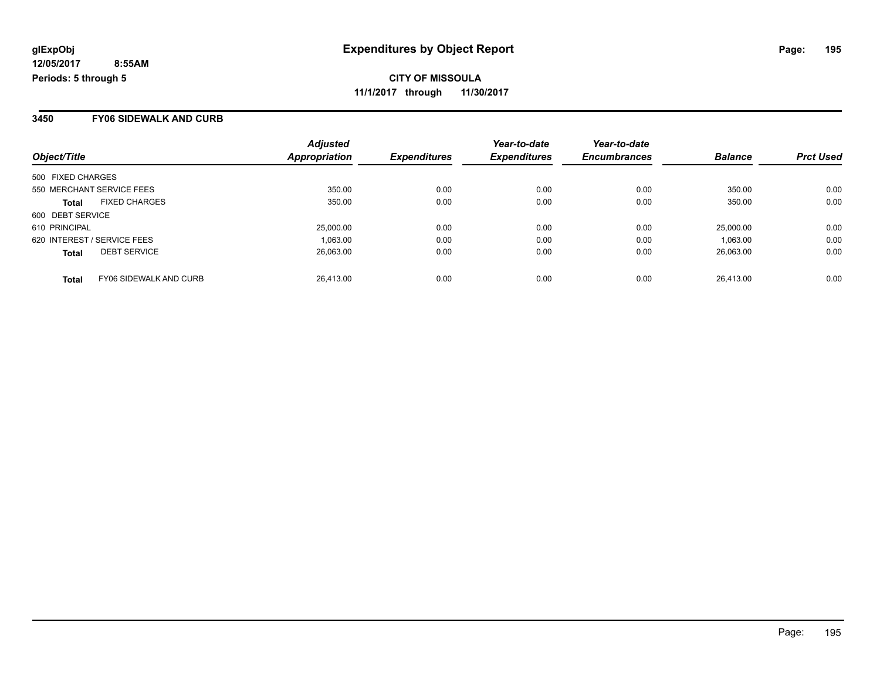**glExpObj** **Expenditures by Object Report**

**12/05/2017 8:55AM**

**Periods: 5 through 5**

**CITY OF MISSOULA**

**11/1/2017 through 11/30/2017**

## 3450 FY06 SIDEWALK AND CURB

| Object/Title | | Adjusted Appropriation | Expenditures | Year-to-date Expenditures | Year-to-date Encumbrances | Balance | Prct Used |
|---|---|---|---|---|---|---|---|
| 500 FIXED CHARGES | | | | | | | |
| 550 MERCHANT SERVICE FEES | | 350.00 | 0.00 | 0.00 | 0.00 | 350.00 | 0.00 |
| **Total** | FIXED CHARGES | 350.00 | 0.00 | 0.00 | 0.00 | 350.00 | 0.00 |
| 600 DEBT SERVICE | | | | | | | |
| 610 PRINCIPAL | | 25,000.00 | 0.00 | 0.00 | 0.00 | 25,000.00 | 0.00 |
| 620 INTEREST / SERVICE FEES | | 1,063.00 | 0.00 | 0.00 | 0.00 | 1,063.00 | 0.00 |
| **Total** | DEBT SERVICE | 26,063.00 | 0.00 | 0.00 | 0.00 | 26,063.00 | 0.00 |
| **Total** | FY06 SIDEWALK AND CURB | 26,413.00 | 0.00 | 0.00 | 0.00 | 26,413.00 | 0.00 |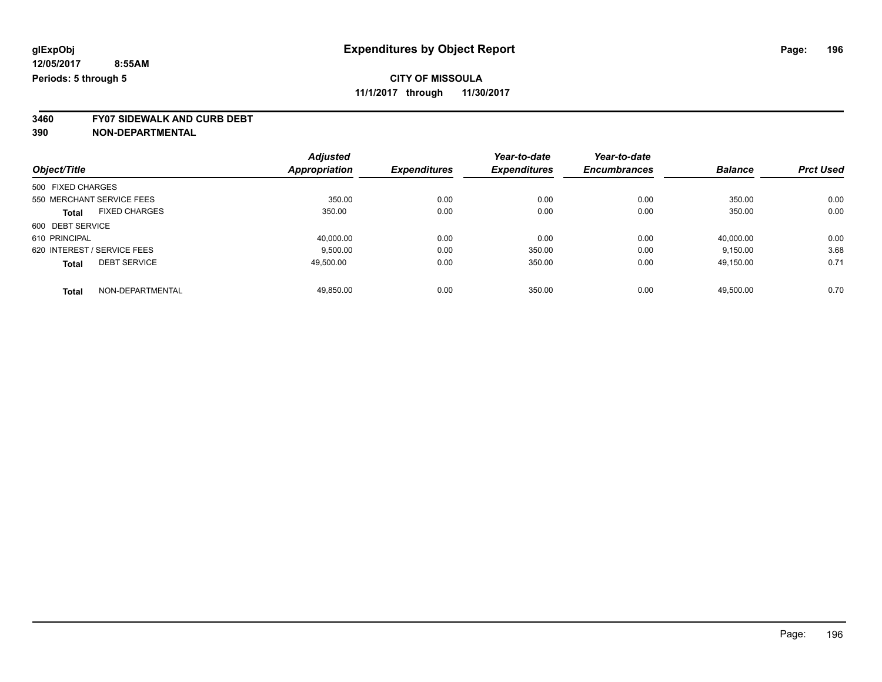glExpObj
12/05/2017 8:55AM
Periods: 5 through 5

# Expenditures by Object Report

**CITY OF MISSOULA**
**11/1/2017 through 11/30/2017**

**3460 FY07 SIDEWALK AND CURB DEBT**
**390 NON-DEPARTMENTAL**

| Object/Title | | Adjusted Appropriation | Expenditures | Year-to-date Expenditures | Year-to-date Encumbrances | Balance | Prct Used |
|---|---|---|---|---|---|---|---|
| 500 FIXED CHARGES | | | | | | | |
| 550 MERCHANT SERVICE FEES | | 350.00 | 0.00 | 0.00 | 0.00 | 350.00 | 0.00 |
| **Total** | FIXED CHARGES | 350.00 | 0.00 | 0.00 | 0.00 | 350.00 | 0.00 |
| 600 DEBT SERVICE | | | | | | | |
| 610 PRINCIPAL | | 40,000.00 | 0.00 | 0.00 | 0.00 | 40,000.00 | 0.00 |
| 620 INTEREST / SERVICE FEES | | 9,500.00 | 0.00 | 350.00 | 0.00 | 9,150.00 | 3.68 |
| **Total** | DEBT SERVICE | 49,500.00 | 0.00 | 350.00 | 0.00 | 49,150.00 | 0.71 |
| **Total** | NON-DEPARTMENTAL | 49,850.00 | 0.00 | 350.00 | 0.00 | 49,500.00 | 0.70 |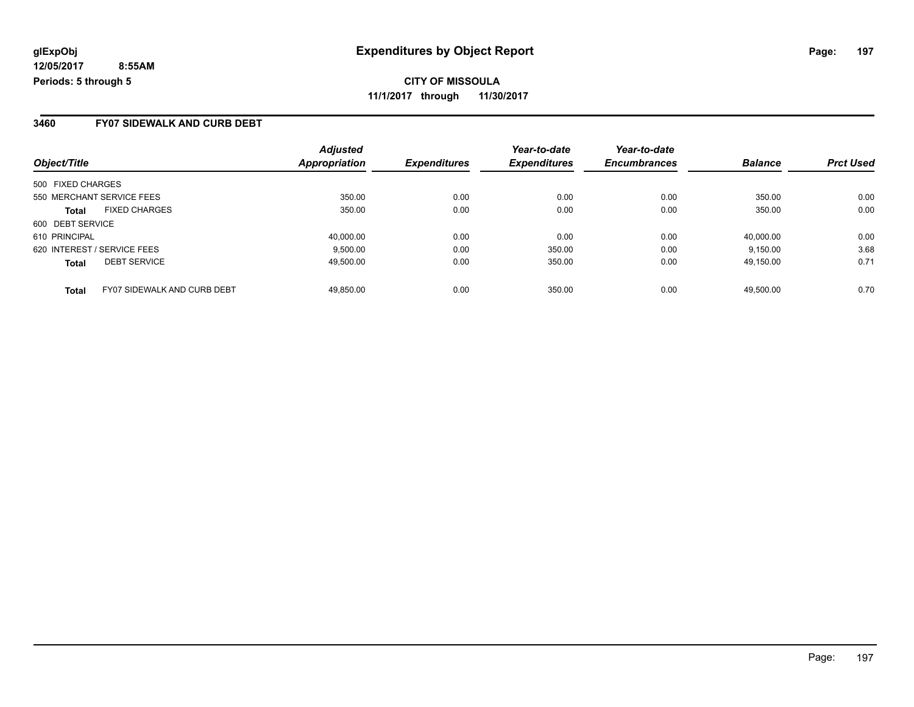**glExpObj** | **Expenditures by Object Report**

**12/05/2017 8:55AM**

**Periods: 5 through 5**

**CITY OF MISSOULA**

**11/1/2017 through 11/30/2017**

### 3460 FY07 SIDEWALK AND CURB DEBT

| Object/Title | Adjusted Appropriation | Expenditures | Year-to-date Expenditures | Year-to-date Encumbrances | Balance | Prct Used |
|---|---|---|---|---|---|---|
| 500 FIXED CHARGES | | | | | | |
| 550 MERCHANT SERVICE FEES | 350.00 | 0.00 | 0.00 | 0.00 | 350.00 | 0.00 |
| **Total** FIXED CHARGES | 350.00 | 0.00 | 0.00 | 0.00 | 350.00 | 0.00 |
| 600 DEBT SERVICE | | | | | | |
| 610 PRINCIPAL | 40,000.00 | 0.00 | 0.00 | 0.00 | 40,000.00 | 0.00 |
| 620 INTEREST / SERVICE FEES | 9,500.00 | 0.00 | 350.00 | 0.00 | 9,150.00 | 3.68 |
| **Total** DEBT SERVICE | 49,500.00 | 0.00 | 350.00 | 0.00 | 49,150.00 | 0.71 |
| **Total** FY07 SIDEWALK AND CURB DEBT | 49,850.00 | 0.00 | 350.00 | 0.00 | 49,500.00 | 0.70 |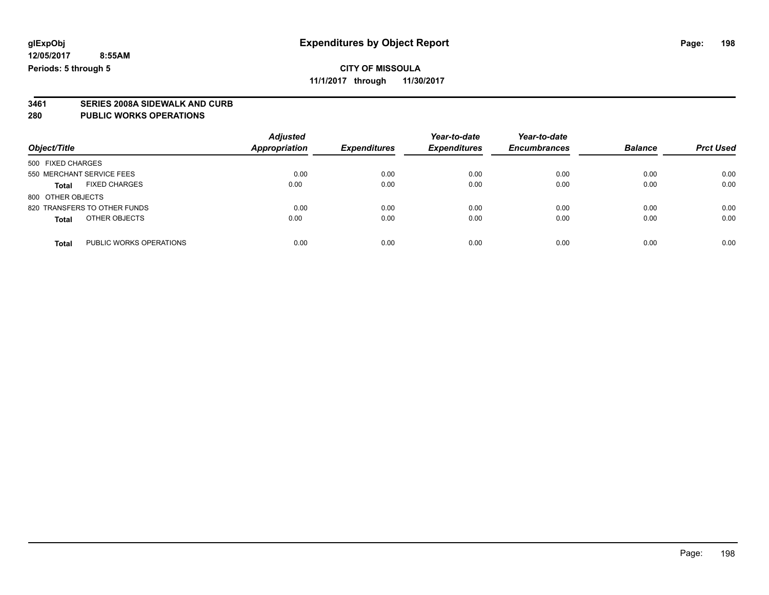**glExpObj**
**12/05/2017 8:55AM**
**Periods: 5 through 5**

# Expenditures by Object Report

**CITY OF MISSOULA**
**11/1/2017 through 11/30/2017**

**3461 SERIES 2008A SIDEWALK AND CURB**
**280 PUBLIC WORKS OPERATIONS**

| Object/Title | | *Adjusted Appropriation* | *Expenditures* | *Year-to-date Expenditures* | *Year-to-date Encumbrances* | *Balance* | *Prct Used* |
|---|---|---|---|---|---|---|---|
| 500 FIXED CHARGES | | | | | | | |
| 550 MERCHANT SERVICE FEES | | 0.00 | 0.00 | 0.00 | 0.00 | 0.00 | 0.00 |
| **Total** | FIXED CHARGES | 0.00 | 0.00 | 0.00 | 0.00 | 0.00 | 0.00 |
| 800 OTHER OBJECTS | | | | | | | |
| 820 TRANSFERS TO OTHER FUNDS | | 0.00 | 0.00 | 0.00 | 0.00 | 0.00 | 0.00 |
| **Total** | OTHER OBJECTS | 0.00 | 0.00 | 0.00 | 0.00 | 0.00 | 0.00 |
| **Total** | PUBLIC WORKS OPERATIONS | 0.00 | 0.00 | 0.00 | 0.00 | 0.00 | 0.00 |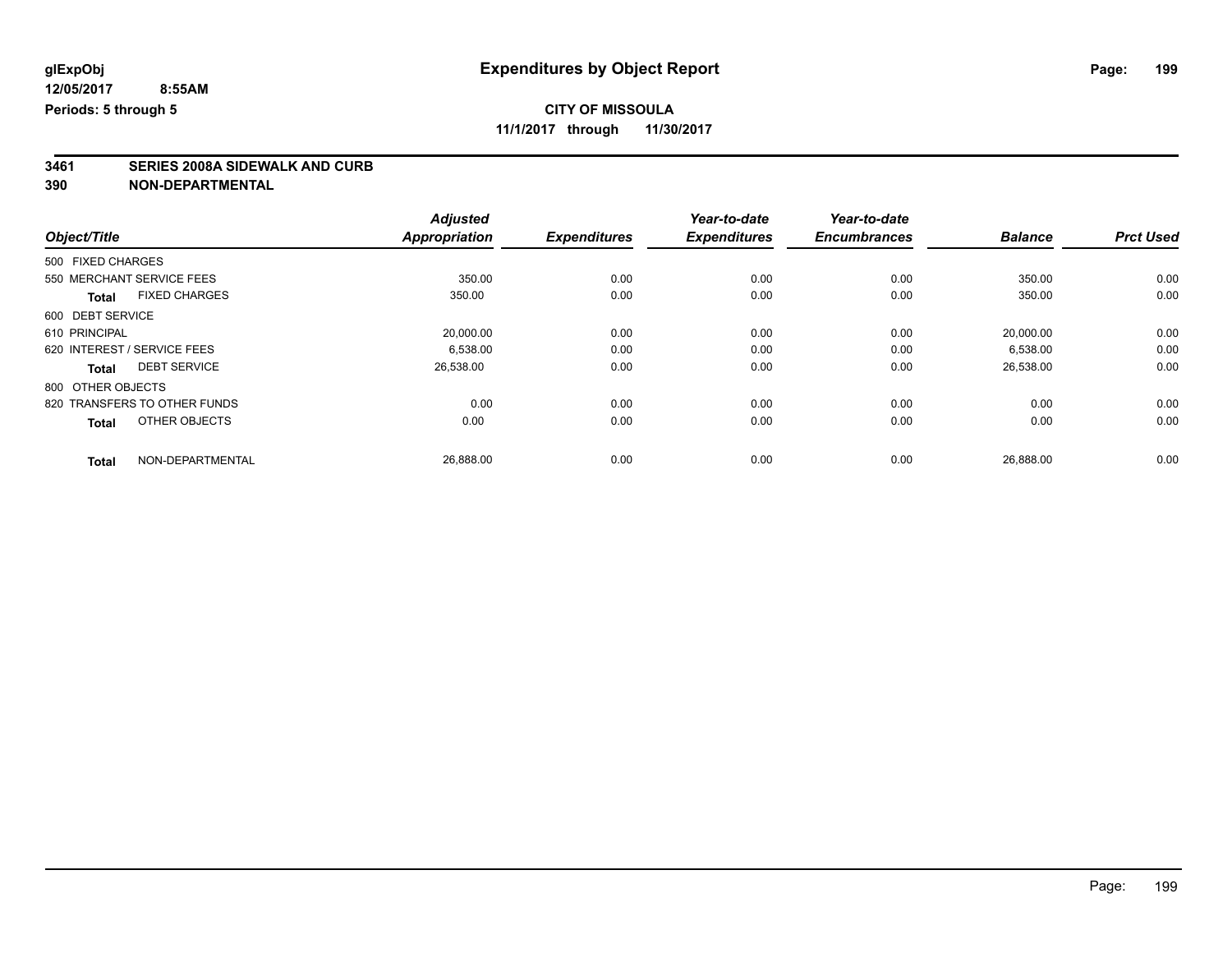**glExpObj** **Expenditures by Object Report**

**12/05/2017 8:55AM**

**Periods: 5 through 5**

**CITY OF MISSOULA**

**11/1/2017 through 11/30/2017**

**3461 SERIES 2008A SIDEWALK AND CURB**

**390 NON-DEPARTMENTAL**

| Object/Title | Adjusted Appropriation | Expenditures | Year-to-date Expenditures | Year-to-date Encumbrances | Balance | Prct Used |
|---|---|---|---|---|---|---|
| 500 FIXED CHARGES | | | | | | |
| 550 MERCHANT SERVICE FEES | 350.00 | 0.00 | 0.00 | 0.00 | 350.00 | 0.00 |
| **Total** FIXED CHARGES | 350.00 | 0.00 | 0.00 | 0.00 | 350.00 | 0.00 |
| 600 DEBT SERVICE | | | | | | |
| 610 PRINCIPAL | 20,000.00 | 0.00 | 0.00 | 0.00 | 20,000.00 | 0.00 |
| 620 INTEREST / SERVICE FEES | 6,538.00 | 0.00 | 0.00 | 0.00 | 6,538.00 | 0.00 |
| **Total** DEBT SERVICE | 26,538.00 | 0.00 | 0.00 | 0.00 | 26,538.00 | 0.00 |
| 800 OTHER OBJECTS | | | | | | |
| 820 TRANSFERS TO OTHER FUNDS | 0.00 | 0.00 | 0.00 | 0.00 | 0.00 | 0.00 |
| **Total** OTHER OBJECTS | 0.00 | 0.00 | 0.00 | 0.00 | 0.00 | 0.00 |
| **Total** NON-DEPARTMENTAL | 26,888.00 | 0.00 | 0.00 | 0.00 | 26,888.00 | 0.00 |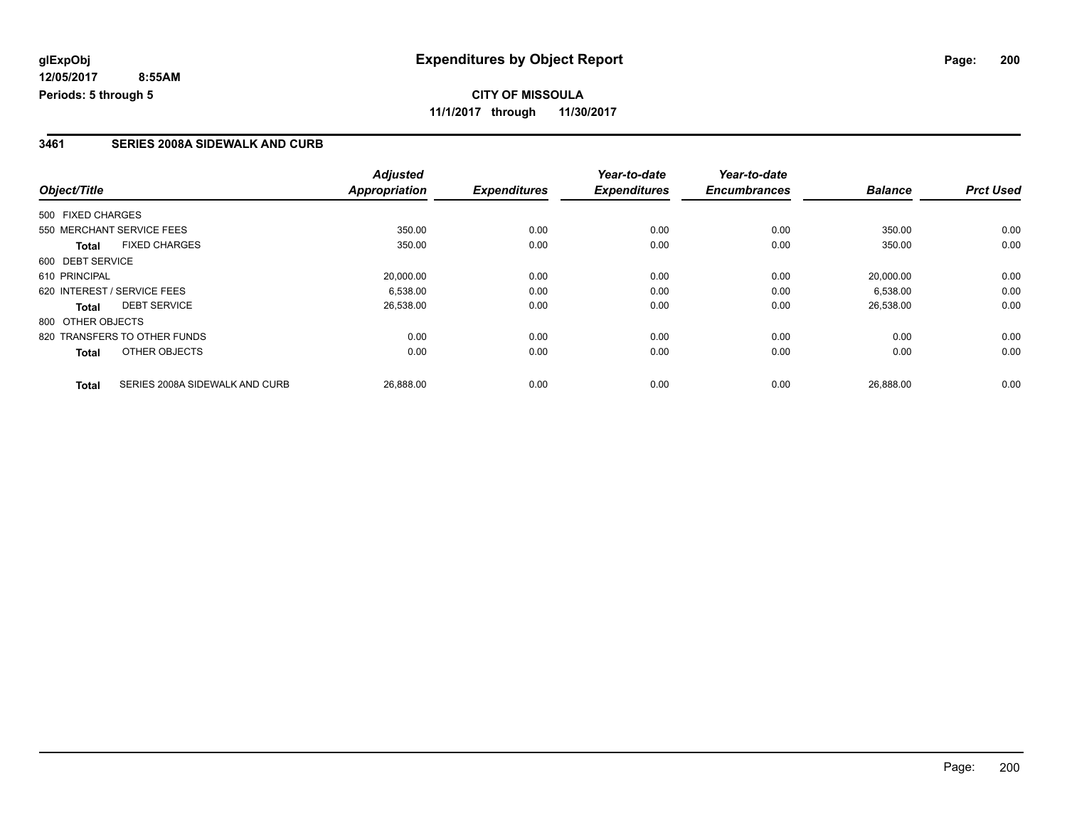**glExpObj**
**12/05/2017 8:55AM**
**Periods: 5 through 5**

# Expenditures by Object Report

**CITY OF MISSOULA**
**11/1/2017 through 11/30/2017**

## 3461 SERIES 2008A SIDEWALK AND CURB

| Object/Title | | *Adjusted Appropriation* | *Expenditures* | *Year-to-date Expenditures* | *Year-to-date Encumbrances* | *Balance* | *Prct Used* |
|---|---|---|---|---|---|---|---|
| 500 FIXED CHARGES | | | | | | | |
| 550 MERCHANT SERVICE FEES | | 350.00 | 0.00 | 0.00 | 0.00 | 350.00 | 0.00 |
| **Total** | FIXED CHARGES | 350.00 | 0.00 | 0.00 | 0.00 | 350.00 | 0.00 |
| 600 DEBT SERVICE | | | | | | | |
| 610 PRINCIPAL | | 20,000.00 | 0.00 | 0.00 | 0.00 | 20,000.00 | 0.00 |
| 620 INTEREST / SERVICE FEES | | 6,538.00 | 0.00 | 0.00 | 0.00 | 6,538.00 | 0.00 |
| **Total** | DEBT SERVICE | 26,538.00 | 0.00 | 0.00 | 0.00 | 26,538.00 | 0.00 |
| 800 OTHER OBJECTS | | | | | | | |
| 820 TRANSFERS TO OTHER FUNDS | | 0.00 | 0.00 | 0.00 | 0.00 | 0.00 | 0.00 |
| **Total** | OTHER OBJECTS | 0.00 | 0.00 | 0.00 | 0.00 | 0.00 | 0.00 |
| **Total** | SERIES 2008A SIDEWALK AND CURB | 26,888.00 | 0.00 | 0.00 | 0.00 | 26,888.00 | 0.00 |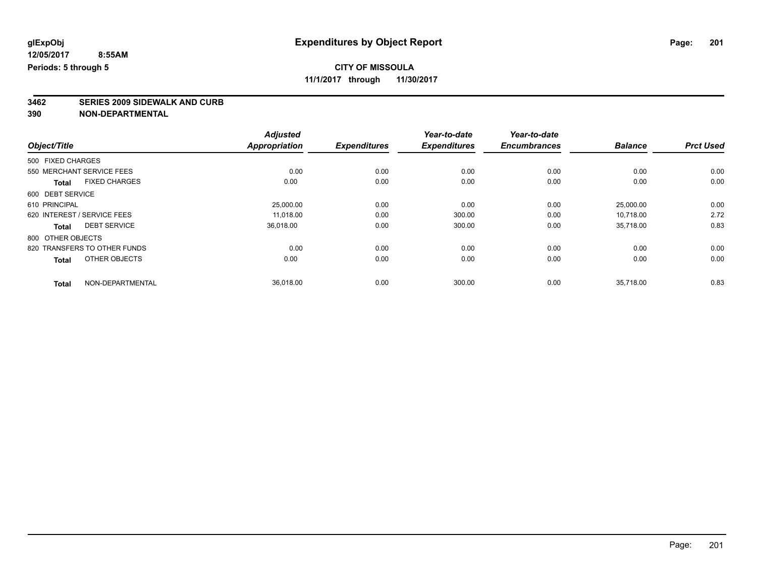**glExpObj**
**12/05/2017 8:55AM**
**Periods: 5 through 5**

# Expenditures by Object Report

**CITY OF MISSOULA**
**11/1/2017 through 11/30/2017**

## 3462 SERIES 2009 SIDEWALK AND CURB
## 390 NON-DEPARTMENTAL

| Object/Title | Adjusted Appropriation | Expenditures | Year-to-date Expenditures | Year-to-date Encumbrances | Balance | Prct Used |
|---|---|---|---|---|---|---|
| 500 FIXED CHARGES | | | | | | |
| 550 MERCHANT SERVICE FEES | 0.00 | 0.00 | 0.00 | 0.00 | 0.00 | 0.00 |
| **Total** FIXED CHARGES | 0.00 | 0.00 | 0.00 | 0.00 | 0.00 | 0.00 |
| 600 DEBT SERVICE | | | | | | |
| 610 PRINCIPAL | 25,000.00 | 0.00 | 0.00 | 0.00 | 25,000.00 | 0.00 |
| 620 INTEREST / SERVICE FEES | 11,018.00 | 0.00 | 300.00 | 0.00 | 10,718.00 | 2.72 |
| **Total** DEBT SERVICE | 36,018.00 | 0.00 | 300.00 | 0.00 | 35,718.00 | 0.83 |
| 800 OTHER OBJECTS | | | | | | |
| 820 TRANSFERS TO OTHER FUNDS | 0.00 | 0.00 | 0.00 | 0.00 | 0.00 | 0.00 |
| **Total** OTHER OBJECTS | 0.00 | 0.00 | 0.00 | 0.00 | 0.00 | 0.00 |
| **Total** NON-DEPARTMENTAL | 36,018.00 | 0.00 | 300.00 | 0.00 | 35,718.00 | 0.83 |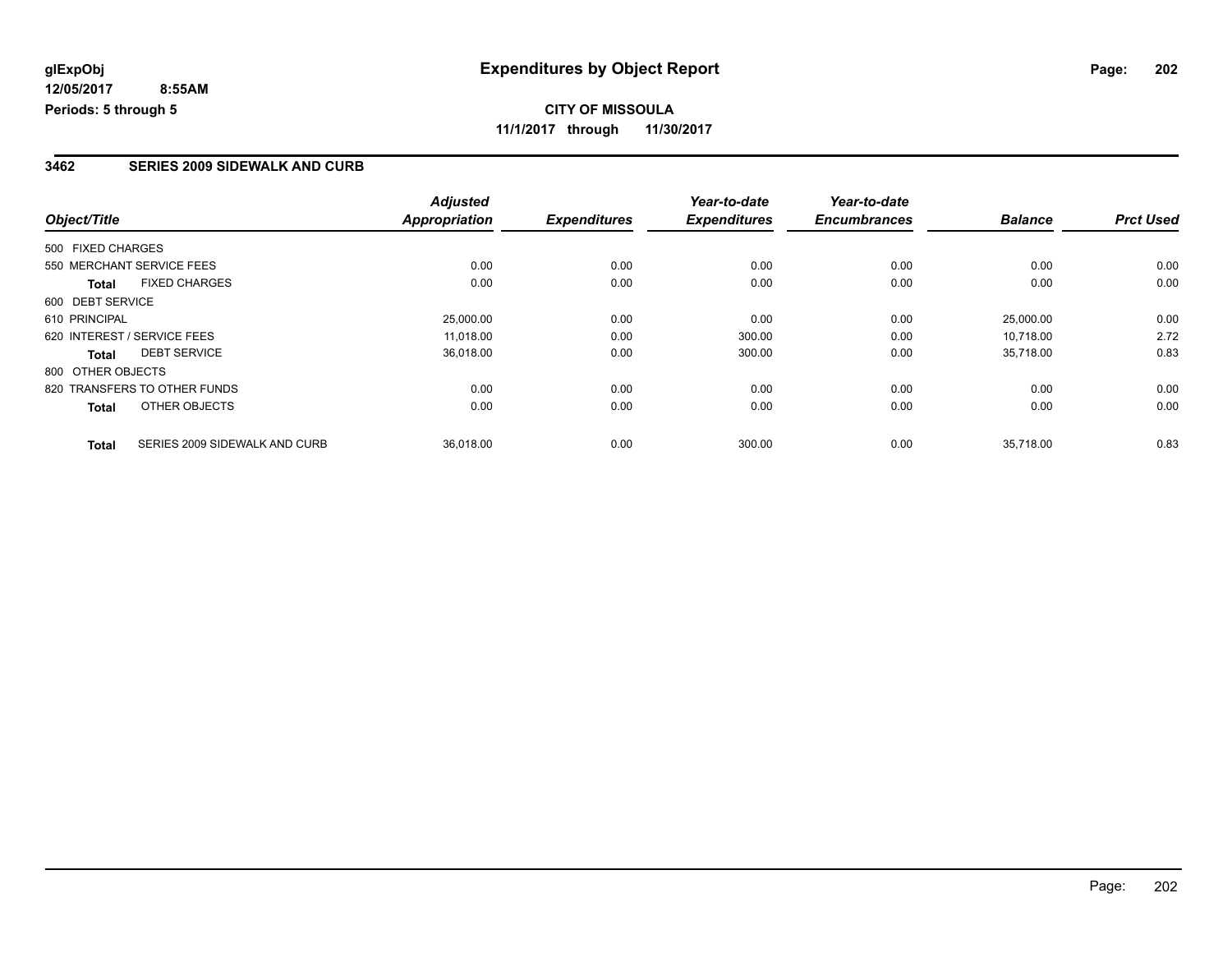# Expenditures by Object Report

glExpObj
12/05/2017 8:55AM
Periods: 5 through 5

**CITY OF MISSOULA**
11/1/2017 through 11/30/2017

## 3462 SERIES 2009 SIDEWALK AND CURB

| Object/Title | | Adjusted Appropriation | Expenditures | Year-to-date Expenditures | Year-to-date Encumbrances | Balance | Prct Used |
|---|---|---|---|---|---|---|---|
| 500 FIXED CHARGES | | | | | | | |
| 550 MERCHANT SERVICE FEES | | 0.00 | 0.00 | 0.00 | 0.00 | 0.00 | 0.00 |
| **Total** | FIXED CHARGES | 0.00 | 0.00 | 0.00 | 0.00 | 0.00 | 0.00 |
| 600 DEBT SERVICE | | | | | | | |
| 610 PRINCIPAL | | 25,000.00 | 0.00 | 0.00 | 0.00 | 25,000.00 | 0.00 |
| 620 INTEREST / SERVICE FEES | | 11,018.00 | 0.00 | 300.00 | 0.00 | 10,718.00 | 2.72 |
| **Total** | DEBT SERVICE | 36,018.00 | 0.00 | 300.00 | 0.00 | 35,718.00 | 0.83 |
| 800 OTHER OBJECTS | | | | | | | |
| 820 TRANSFERS TO OTHER FUNDS | | 0.00 | 0.00 | 0.00 | 0.00 | 0.00 | 0.00 |
| **Total** | OTHER OBJECTS | 0.00 | 0.00 | 0.00 | 0.00 | 0.00 | 0.00 |
| **Total** | SERIES 2009 SIDEWALK AND CURB | 36,018.00 | 0.00 | 300.00 | 0.00 | 35,718.00 | 0.83 |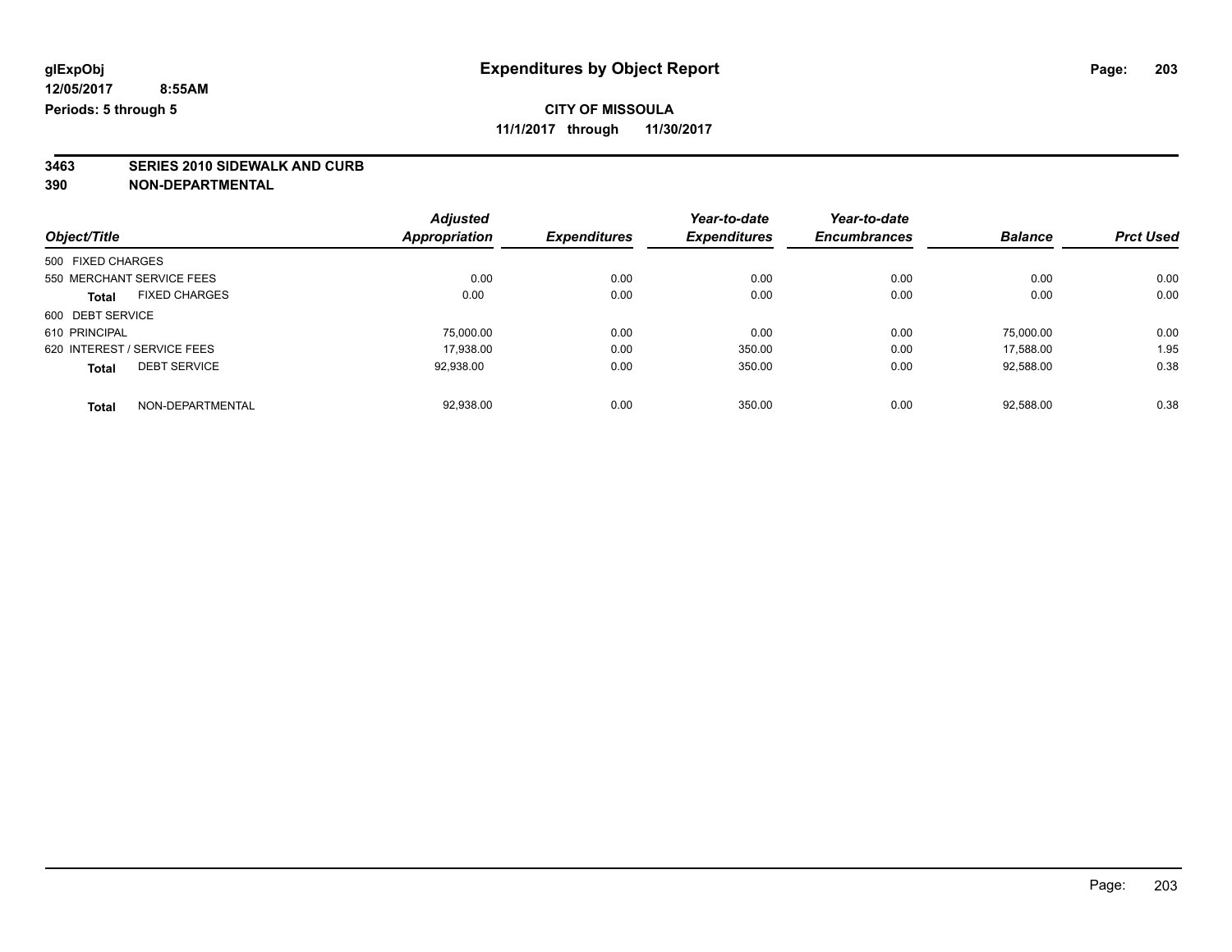**glExpObj** **Expenditures by Object Report**

**12/05/2017 8:55AM**

**Periods: 5 through 5**

**CITY OF MISSOULA**

**11/1/2017 through 11/30/2017**

**3463 SERIES 2010 SIDEWALK AND CURB**

**390 NON-DEPARTMENTAL**

| Object/Title | Adjusted Appropriation | Expenditures | Year-to-date Expenditures | Year-to-date Encumbrances | Balance | Prct Used |
|---|---|---|---|---|---|---|
| 500 FIXED CHARGES | | | | | | |
| 550 MERCHANT SERVICE FEES | 0.00 | 0.00 | 0.00 | 0.00 | 0.00 | 0.00 |
| **Total** FIXED CHARGES | 0.00 | 0.00 | 0.00 | 0.00 | 0.00 | 0.00 |
| 600 DEBT SERVICE | | | | | | |
| 610 PRINCIPAL | 75,000.00 | 0.00 | 0.00 | 0.00 | 75,000.00 | 0.00 |
| 620 INTEREST / SERVICE FEES | 17,938.00 | 0.00 | 350.00 | 0.00 | 17,588.00 | 1.95 |
| **Total** DEBT SERVICE | 92,938.00 | 0.00 | 350.00 | 0.00 | 92,588.00 | 0.38 |
| **Total** NON-DEPARTMENTAL | 92,938.00 | 0.00 | 350.00 | 0.00 | 92,588.00 | 0.38 |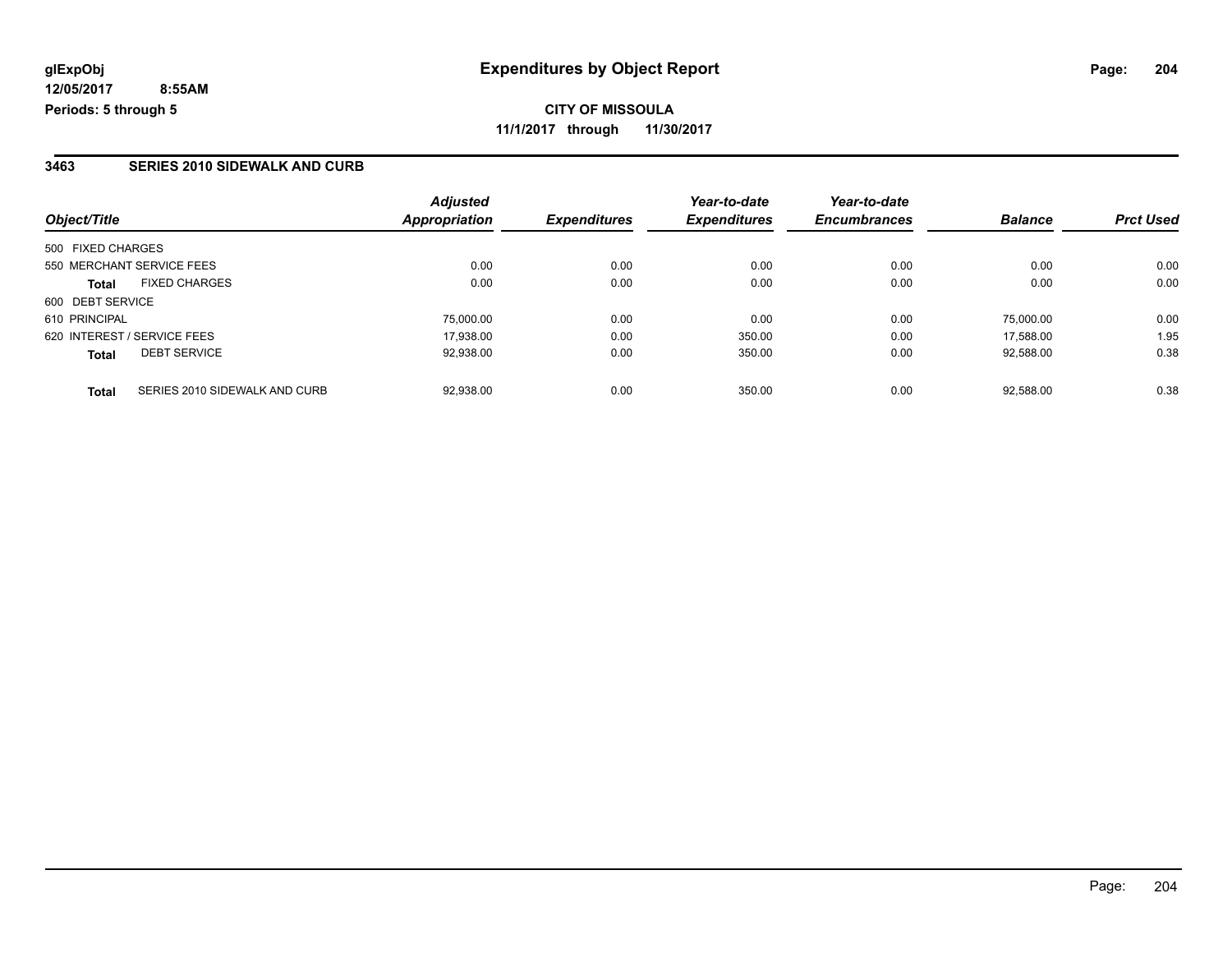# Expenditures by Object Report

glExpObj
12/05/2017 8:55AM
Periods: 5 through 5

**CITY OF MISSOULA**
**11/1/2017 through 11/30/2017**

### 3463 SERIES 2010 SIDEWALK AND CURB

| Object/Title | | Adjusted Appropriation | Expenditures | Year-to-date Expenditures | Year-to-date Encumbrances | Balance | Prct Used |
|---|---|---|---|---|---|---|---|
| 500 FIXED CHARGES | | | | | | | |
| 550 MERCHANT SERVICE FEES | | 0.00 | 0.00 | 0.00 | 0.00 | 0.00 | 0.00 |
| **Total** | FIXED CHARGES | 0.00 | 0.00 | 0.00 | 0.00 | 0.00 | 0.00 |
| 600 DEBT SERVICE | | | | | | | |
| 610 PRINCIPAL | | 75,000.00 | 0.00 | 0.00 | 0.00 | 75,000.00 | 0.00 |
| 620 INTEREST / SERVICE FEES | | 17,938.00 | 0.00 | 350.00 | 0.00 | 17,588.00 | 1.95 |
| **Total** | DEBT SERVICE | 92,938.00 | 0.00 | 350.00 | 0.00 | 92,588.00 | 0.38 |
| **Total** | SERIES 2010 SIDEWALK AND CURB | 92,938.00 | 0.00 | 350.00 | 0.00 | 92,588.00 | 0.38 |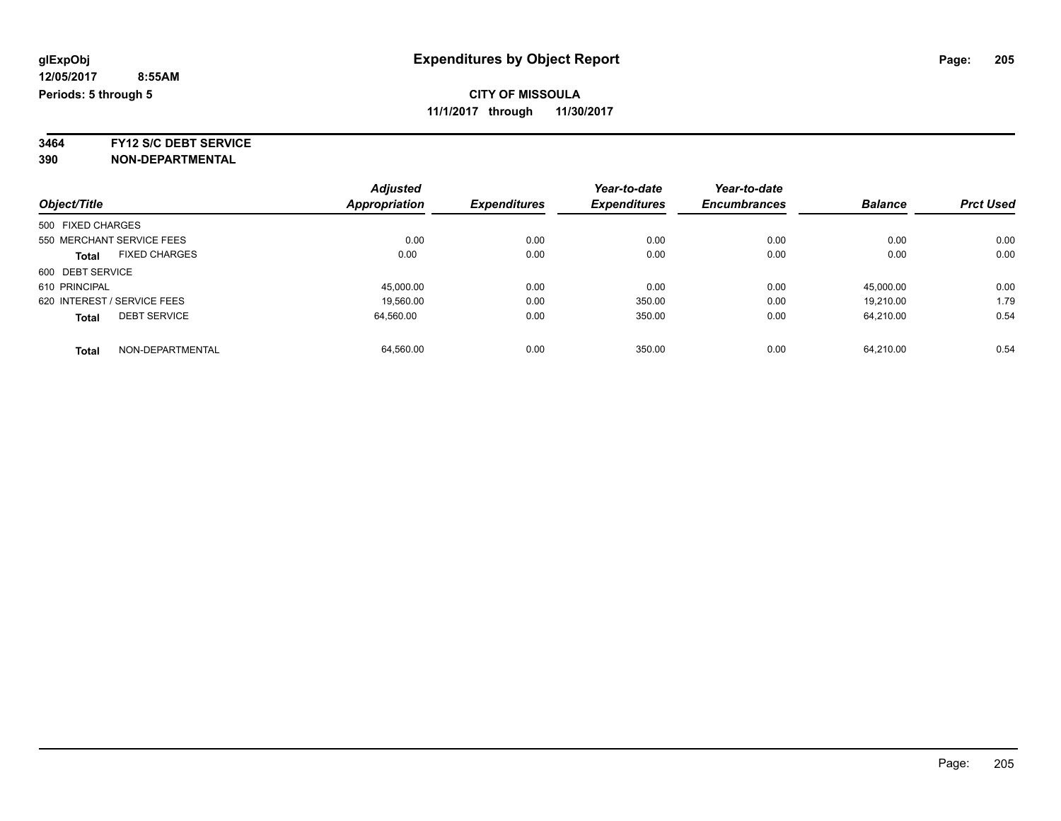**glExpObj** 

**12/05/2017 8:55AM**

**Periods: 5 through 5**

# Expenditures by Object Report

## CITY OF MISSOULA

**11/1/2017 through 11/30/2017**

**3464 FY12 S/C DEBT SERVICE**

**390 NON-DEPARTMENTAL**

| Object/Title | | Adjusted Appropriation | Expenditures | Year-to-date Expenditures | Year-to-date Encumbrances | Balance | Prct Used |
|---|---|---|---|---|---|---|---|
| 500 FIXED CHARGES | | | | | | | |
| 550 MERCHANT SERVICE FEES | | 0.00 | 0.00 | 0.00 | 0.00 | 0.00 | 0.00 |
| **Total** | FIXED CHARGES | 0.00 | 0.00 | 0.00 | 0.00 | 0.00 | 0.00 |
| 600 DEBT SERVICE | | | | | | | |
| 610 PRINCIPAL | | 45,000.00 | 0.00 | 0.00 | 0.00 | 45,000.00 | 0.00 |
| 620 INTEREST / SERVICE FEES | | 19,560.00 | 0.00 | 350.00 | 0.00 | 19,210.00 | 1.79 |
| **Total** | DEBT SERVICE | 64,560.00 | 0.00 | 350.00 | 0.00 | 64,210.00 | 0.54 |
| **Total** | NON-DEPARTMENTAL | 64,560.00 | 0.00 | 350.00 | 0.00 | 64,210.00 | 0.54 |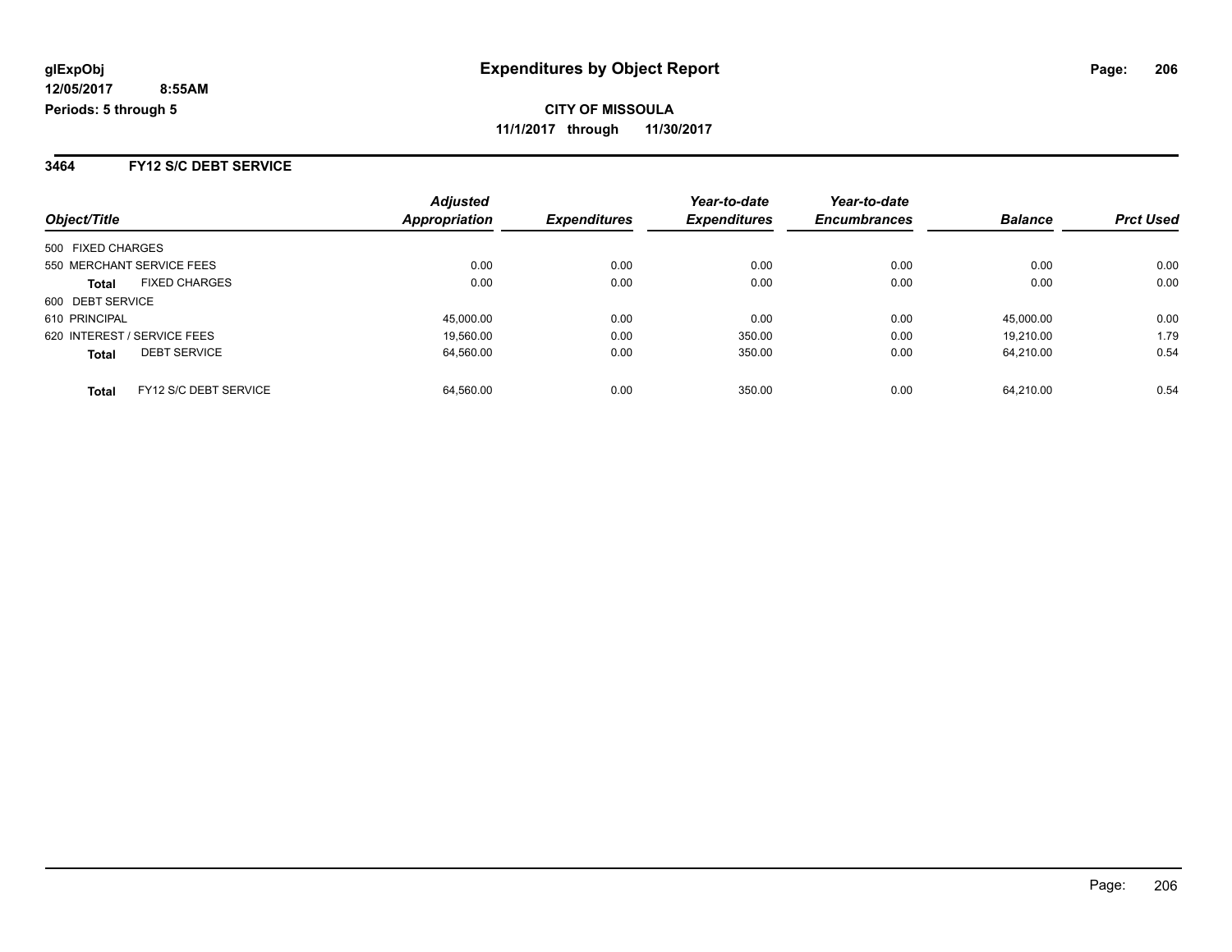# Expenditures by Object Report

glExpObj
12/05/2017 8:55AM
Periods: 5 through 5

**CITY OF MISSOULA**
**11/1/2017 through 11/30/2017**

## 3464 FY12 S/C DEBT SERVICE

| Object/Title | Adjusted Appropriation | Expenditures | Year-to-date Expenditures | Year-to-date Encumbrances | Balance | Prct Used |
|---|---|---|---|---|---|---|
| 500 FIXED CHARGES | | | | | | |
| 550 MERCHANT SERVICE FEES | 0.00 | 0.00 | 0.00 | 0.00 | 0.00 | 0.00 |
| **Total** FIXED CHARGES | 0.00 | 0.00 | 0.00 | 0.00 | 0.00 | 0.00 |
| 600 DEBT SERVICE | | | | | | |
| 610 PRINCIPAL | 45,000.00 | 0.00 | 0.00 | 0.00 | 45,000.00 | 0.00 |
| 620 INTEREST / SERVICE FEES | 19,560.00 | 0.00 | 350.00 | 0.00 | 19,210.00 | 1.79 |
| **Total** DEBT SERVICE | 64,560.00 | 0.00 | 350.00 | 0.00 | 64,210.00 | 0.54 |
| **Total** FY12 S/C DEBT SERVICE | 64,560.00 | 0.00 | 350.00 | 0.00 | 64,210.00 | 0.54 |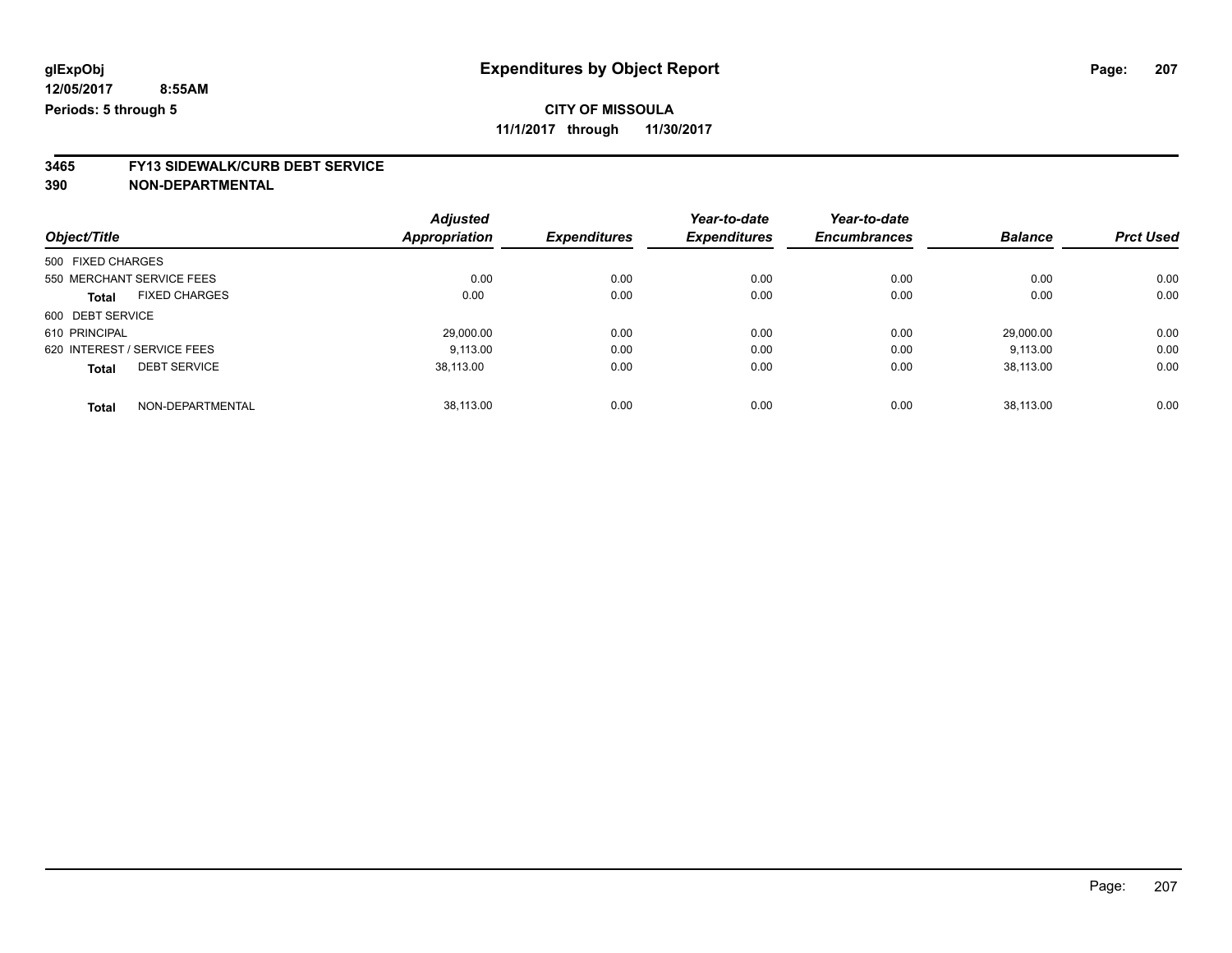glExpObj
12/05/2017 8:55AM
Periods: 5 through 5

# Expenditures by Object Report

**CITY OF MISSOULA**
**11/1/2017 through 11/30/2017**

**3465 FY13 SIDEWALK/CURB DEBT SERVICE**
**390 NON-DEPARTMENTAL**

| Object/Title | Adjusted Appropriation | Expenditures | Year-to-date Expenditures | Year-to-date Encumbrances | Balance | Prct Used |
|---|---|---|---|---|---|---|
| 500 FIXED CHARGES | | | | | | |
| 550 MERCHANT SERVICE FEES | 0.00 | 0.00 | 0.00 | 0.00 | 0.00 | 0.00 |
| **Total** FIXED CHARGES | 0.00 | 0.00 | 0.00 | 0.00 | 0.00 | 0.00 |
| 600 DEBT SERVICE | | | | | | |
| 610 PRINCIPAL | 29,000.00 | 0.00 | 0.00 | 0.00 | 29,000.00 | 0.00 |
| 620 INTEREST / SERVICE FEES | 9,113.00 | 0.00 | 0.00 | 0.00 | 9,113.00 | 0.00 |
| **Total** DEBT SERVICE | 38,113.00 | 0.00 | 0.00 | 0.00 | 38,113.00 | 0.00 |
| **Total** NON-DEPARTMENTAL | 38,113.00 | 0.00 | 0.00 | 0.00 | 38,113.00 | 0.00 |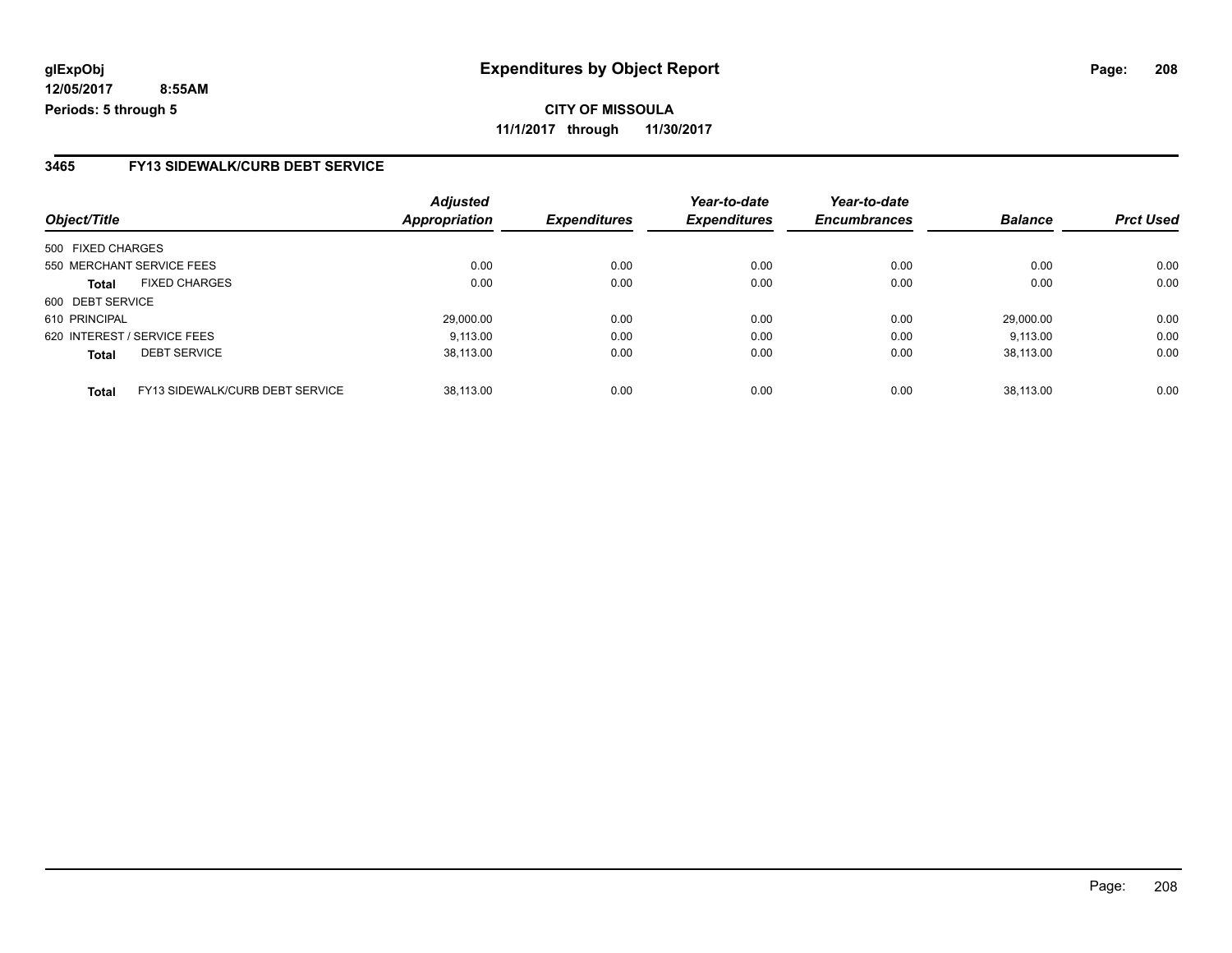glExpObj
12/05/2017 8:55AM
Periods: 5 through 5

# Expenditures by Object Report

**CITY OF MISSOULA**
**11/1/2017 through 11/30/2017**

## 3465 FY13 SIDEWALK/CURB DEBT SERVICE

| Object/Title | | Adjusted Appropriation | Expenditures | Year-to-date Expenditures | Year-to-date Encumbrances | Balance | Prct Used |
|---|---|---|---|---|---|---|---|
| 500 FIXED CHARGES | | | | | | | |
| 550 MERCHANT SERVICE FEES | | 0.00 | 0.00 | 0.00 | 0.00 | 0.00 | 0.00 |
| **Total** | FIXED CHARGES | 0.00 | 0.00 | 0.00 | 0.00 | 0.00 | 0.00 |
| 600 DEBT SERVICE | | | | | | | |
| 610 PRINCIPAL | | 29,000.00 | 0.00 | 0.00 | 0.00 | 29,000.00 | 0.00 |
| 620 INTEREST / SERVICE FEES | | 9,113.00 | 0.00 | 0.00 | 0.00 | 9,113.00 | 0.00 |
| **Total** | DEBT SERVICE | 38,113.00 | 0.00 | 0.00 | 0.00 | 38,113.00 | 0.00 |
| **Total** | FY13 SIDEWALK/CURB DEBT SERVICE | 38,113.00 | 0.00 | 0.00 | 0.00 | 38,113.00 | 0.00 |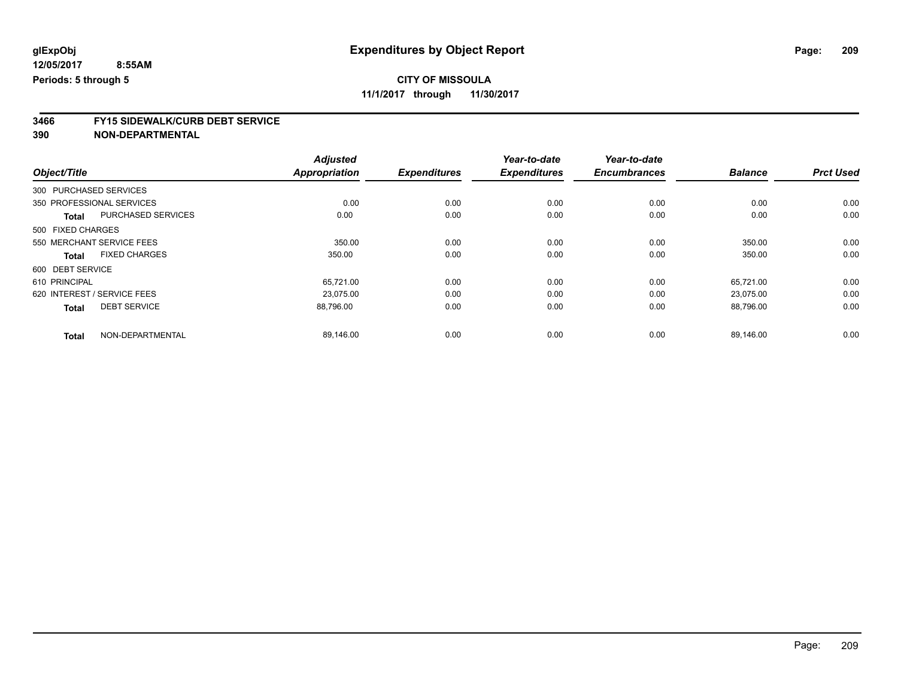**glExpObj** | **Expenditures by Object Report**
**12/05/2017 8:55AM**
**Periods: 5 through 5**

**CITY OF MISSOULA**
**11/1/2017 through 11/30/2017**

## 3466 FY15 SIDEWALK/CURB DEBT SERVICE
## 390 NON-DEPARTMENTAL

| Object/Title | | Adjusted Appropriation | Expenditures | Year-to-date Expenditures | Year-to-date Encumbrances | Balance | Prct Used |
|---|---|---|---|---|---|---|---|
| 300 PURCHASED SERVICES | | | | | | | |
| 350 PROFESSIONAL SERVICES | | 0.00 | 0.00 | 0.00 | 0.00 | 0.00 | 0.00 |
| **Total** | PURCHASED SERVICES | 0.00 | 0.00 | 0.00 | 0.00 | 0.00 | 0.00 |
| 500 FIXED CHARGES | | | | | | | |
| 550 MERCHANT SERVICE FEES | | 350.00 | 0.00 | 0.00 | 0.00 | 350.00 | 0.00 |
| **Total** | FIXED CHARGES | 350.00 | 0.00 | 0.00 | 0.00 | 350.00 | 0.00 |
| 600 DEBT SERVICE | | | | | | | |
| 610 PRINCIPAL | | 65,721.00 | 0.00 | 0.00 | 0.00 | 65,721.00 | 0.00 |
| 620 INTEREST / SERVICE FEES | | 23,075.00 | 0.00 | 0.00 | 0.00 | 23,075.00 | 0.00 |
| **Total** | DEBT SERVICE | 88,796.00 | 0.00 | 0.00 | 0.00 | 88,796.00 | 0.00 |
| **Total** | NON-DEPARTMENTAL | 89,146.00 | 0.00 | 0.00 | 0.00 | 89,146.00 | 0.00 |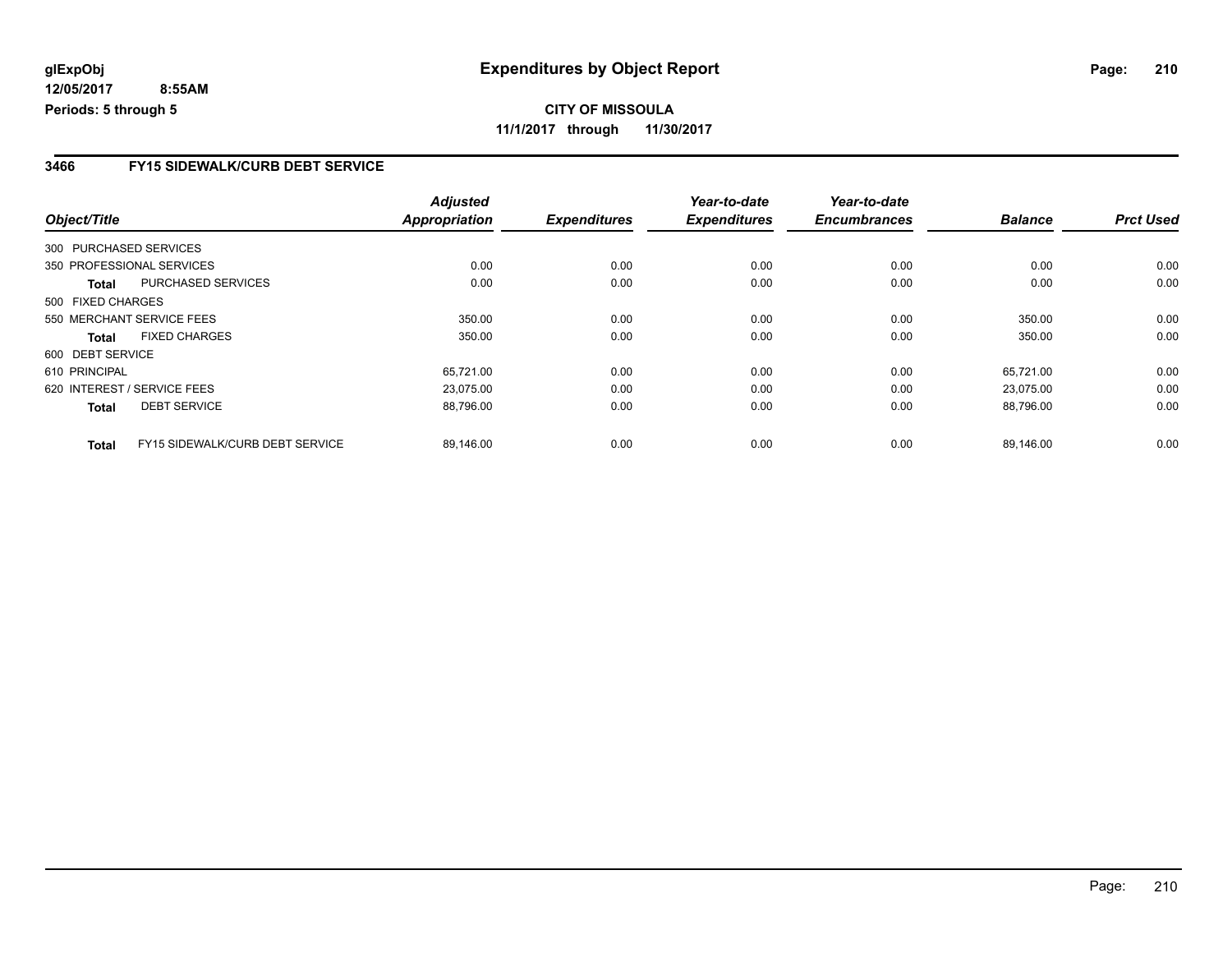glExpObj
12/05/2017 8:55AM
Periods: 5 through 5

# Expenditures by Object Report

**CITY OF MISSOULA**
**11/1/2017 through 11/30/2017**

## 3466 FY15 SIDEWALK/CURB DEBT SERVICE

| Object/Title | | Adjusted Appropriation | Expenditures | Year-to-date Expenditures | Year-to-date Encumbrances | Balance | Prct Used |
|---|---|---|---|---|---|---|---|
| 300 PURCHASED SERVICES | | | | | | | |
| 350 PROFESSIONAL SERVICES | | 0.00 | 0.00 | 0.00 | 0.00 | 0.00 | 0.00 |
| **Total** | PURCHASED SERVICES | 0.00 | 0.00 | 0.00 | 0.00 | 0.00 | 0.00 |
| 500 FIXED CHARGES | | | | | | | |
| 550 MERCHANT SERVICE FEES | | 350.00 | 0.00 | 0.00 | 0.00 | 350.00 | 0.00 |
| **Total** | FIXED CHARGES | 350.00 | 0.00 | 0.00 | 0.00 | 350.00 | 0.00 |
| 600 DEBT SERVICE | | | | | | | |
| 610 PRINCIPAL | | 65,721.00 | 0.00 | 0.00 | 0.00 | 65,721.00 | 0.00 |
| 620 INTEREST / SERVICE FEES | | 23,075.00 | 0.00 | 0.00 | 0.00 | 23,075.00 | 0.00 |
| **Total** | DEBT SERVICE | 88,796.00 | 0.00 | 0.00 | 0.00 | 88,796.00 | 0.00 |
| **Total** | FY15 SIDEWALK/CURB DEBT SERVICE | 89,146.00 | 0.00 | 0.00 | 0.00 | 89,146.00 | 0.00 |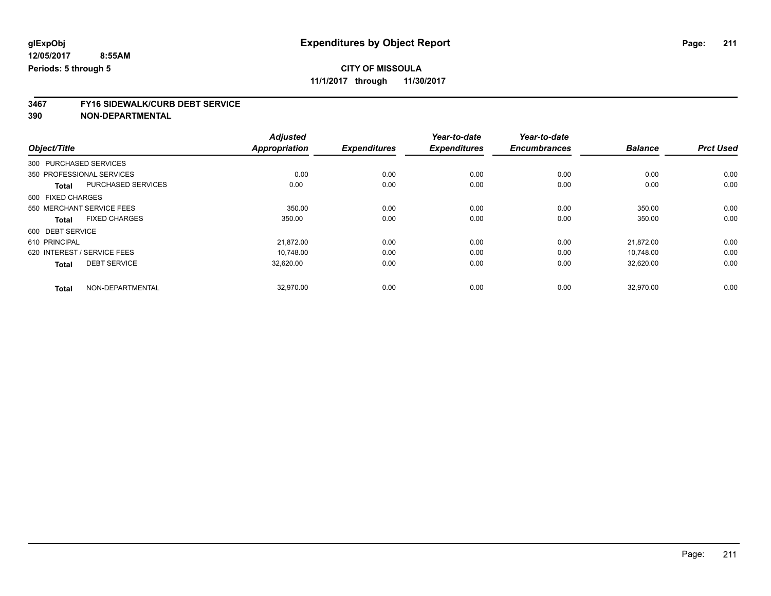**glExpObj**
**12/05/2017 8:55AM**
**Periods: 5 through 5**

# Expenditures by Object Report

**CITY OF MISSOULA**
**11/1/2017 through 11/30/2017**

**3467 FY16 SIDEWALK/CURB DEBT SERVICE**
**390 NON-DEPARTMENTAL**

| Object/Title | | Adjusted Appropriation | Expenditures | Year-to-date Expenditures | Year-to-date Encumbrances | Balance | Prct Used |
|---|---|---|---|---|---|---|---|
| 300 PURCHASED SERVICES | | | | | | | |
| 350 PROFESSIONAL SERVICES | | 0.00 | 0.00 | 0.00 | 0.00 | 0.00 | 0.00 |
| **Total** | PURCHASED SERVICES | 0.00 | 0.00 | 0.00 | 0.00 | 0.00 | 0.00 |
| 500 FIXED CHARGES | | | | | | | |
| 550 MERCHANT SERVICE FEES | | 350.00 | 0.00 | 0.00 | 0.00 | 350.00 | 0.00 |
| **Total** | FIXED CHARGES | 350.00 | 0.00 | 0.00 | 0.00 | 350.00 | 0.00 |
| 600 DEBT SERVICE | | | | | | | |
| 610 PRINCIPAL | | 21,872.00 | 0.00 | 0.00 | 0.00 | 21,872.00 | 0.00 |
| 620 INTEREST / SERVICE FEES | | 10,748.00 | 0.00 | 0.00 | 0.00 | 10,748.00 | 0.00 |
| **Total** | DEBT SERVICE | 32,620.00 | 0.00 | 0.00 | 0.00 | 32,620.00 | 0.00 |
| **Total** | NON-DEPARTMENTAL | 32,970.00 | 0.00 | 0.00 | 0.00 | 32,970.00 | 0.00 |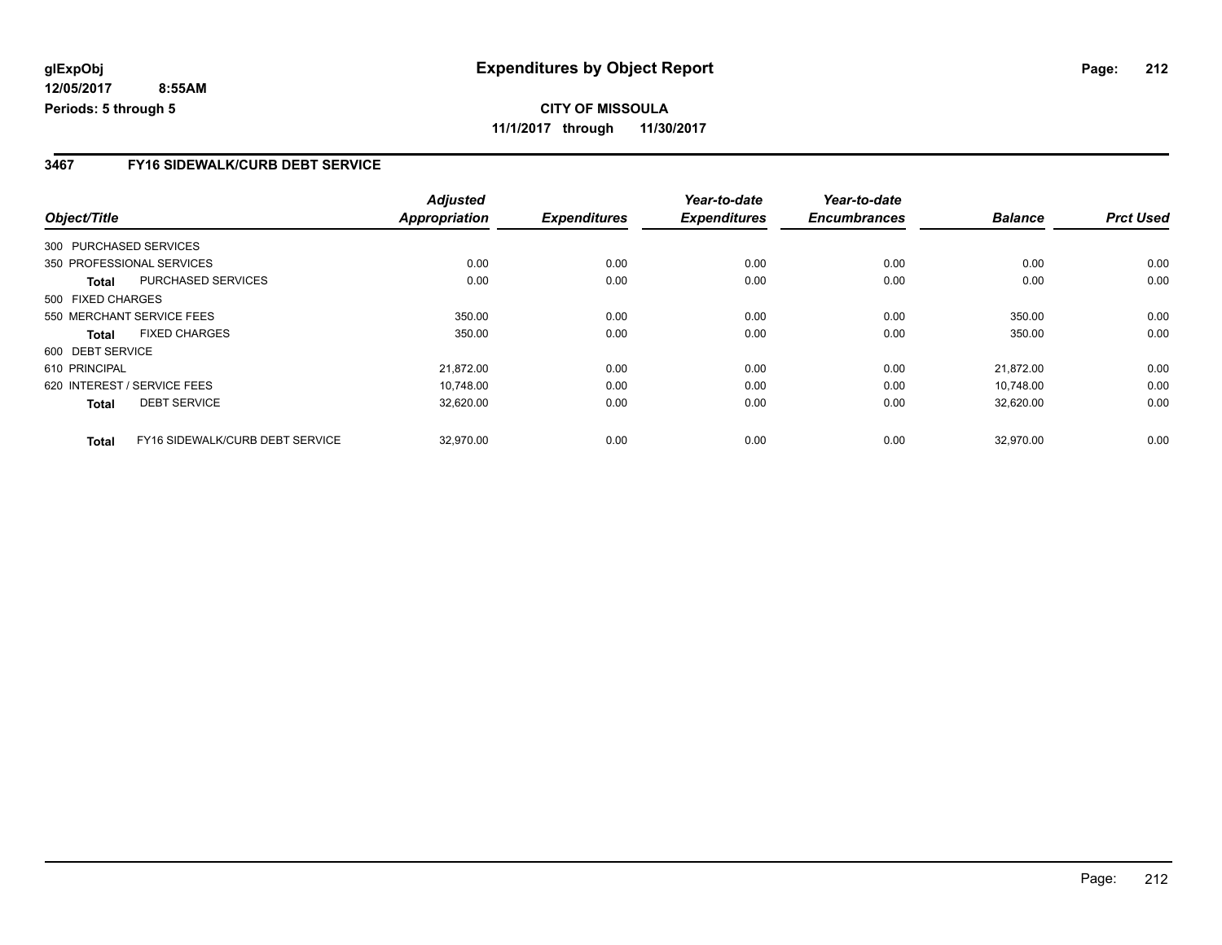# Expenditures by Object Report

**CITY OF MISSOULA**

**11/1/2017 through 11/30/2017**

glExpObj
12/05/2017 8:55AM
Periods: 5 through 5

## 3467 FY16 SIDEWALK/CURB DEBT SERVICE

| Object/Title | | Adjusted Appropriation | Expenditures | Year-to-date Expenditures | Year-to-date Encumbrances | Balance | Prct Used |
|---|---|---|---|---|---|---|---|
| 300 PURCHASED SERVICES | | | | | | | |
| 350 PROFESSIONAL SERVICES | | 0.00 | 0.00 | 0.00 | 0.00 | 0.00 | 0.00 |
| **Total** | PURCHASED SERVICES | 0.00 | 0.00 | 0.00 | 0.00 | 0.00 | 0.00 |
| 500 FIXED CHARGES | | | | | | | |
| 550 MERCHANT SERVICE FEES | | 350.00 | 0.00 | 0.00 | 0.00 | 350.00 | 0.00 |
| **Total** | FIXED CHARGES | 350.00 | 0.00 | 0.00 | 0.00 | 350.00 | 0.00 |
| 600 DEBT SERVICE | | | | | | | |
| 610 PRINCIPAL | | 21,872.00 | 0.00 | 0.00 | 0.00 | 21,872.00 | 0.00 |
| 620 INTEREST / SERVICE FEES | | 10,748.00 | 0.00 | 0.00 | 0.00 | 10,748.00 | 0.00 |
| **Total** | DEBT SERVICE | 32,620.00 | 0.00 | 0.00 | 0.00 | 32,620.00 | 0.00 |
| **Total** | FY16 SIDEWALK/CURB DEBT SERVICE | 32,970.00 | 0.00 | 0.00 | 0.00 | 32,970.00 | 0.00 |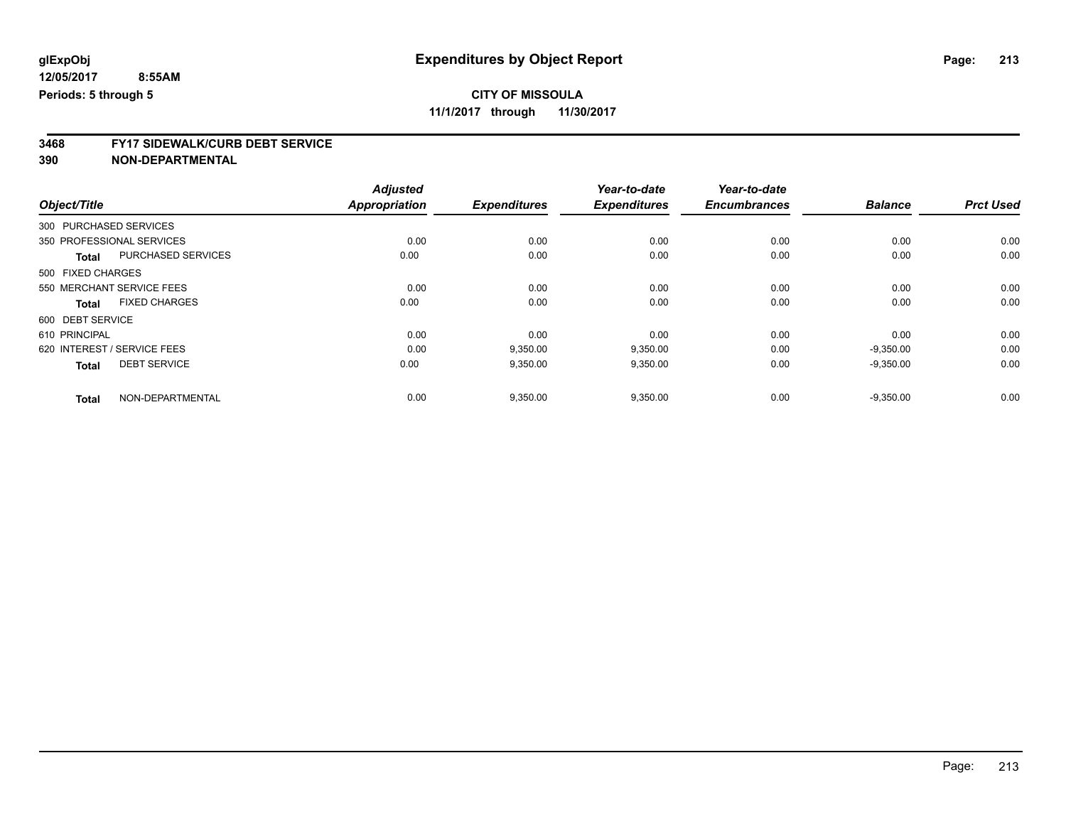**glExpObj**
**12/05/2017 8:55AM**
**Periods: 5 through 5**

# Expenditures by Object Report

**CITY OF MISSOULA**
**11/1/2017 through 11/30/2017**

## 3468 FY17 SIDEWALK/CURB DEBT SERVICE
## 390 NON-DEPARTMENTAL

| Object/Title | | Adjusted Appropriation | Expenditures | Year-to-date Expenditures | Year-to-date Encumbrances | Balance | Prct Used |
|---|---|---|---|---|---|---|---|
| 300 PURCHASED SERVICES | | | | | | | |
| 350 PROFESSIONAL SERVICES | | 0.00 | 0.00 | 0.00 | 0.00 | 0.00 | 0.00 |
| **Total** | PURCHASED SERVICES | 0.00 | 0.00 | 0.00 | 0.00 | 0.00 | 0.00 |
| 500 FIXED CHARGES | | | | | | | |
| 550 MERCHANT SERVICE FEES | | 0.00 | 0.00 | 0.00 | 0.00 | 0.00 | 0.00 |
| **Total** | FIXED CHARGES | 0.00 | 0.00 | 0.00 | 0.00 | 0.00 | 0.00 |
| 600 DEBT SERVICE | | | | | | | |
| 610 PRINCIPAL | | 0.00 | 0.00 | 0.00 | 0.00 | 0.00 | 0.00 |
| 620 INTEREST / SERVICE FEES | | 0.00 | 9,350.00 | 9,350.00 | 0.00 | -9,350.00 | 0.00 |
| **Total** | DEBT SERVICE | 0.00 | 9,350.00 | 9,350.00 | 0.00 | -9,350.00 | 0.00 |
| **Total** | NON-DEPARTMENTAL | 0.00 | 9,350.00 | 9,350.00 | 0.00 | -9,350.00 | 0.00 |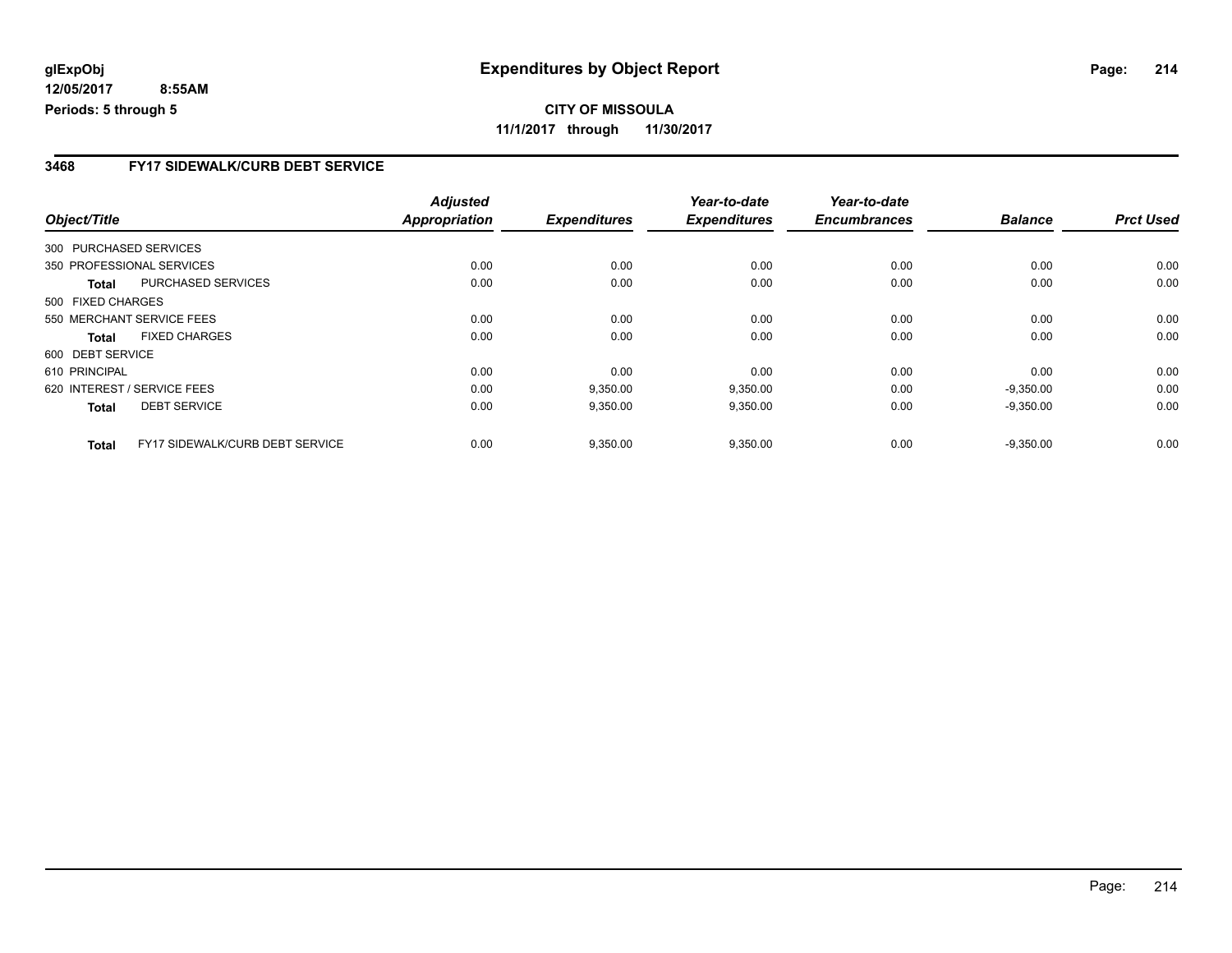# Expenditures by Object Report

**glExpObj**
**12/05/2017 8:55AM**
**Periods: 5 through 5**

**CITY OF MISSOULA**
**11/1/2017 through 11/30/2017**

## 3468 FY17 SIDEWALK/CURB DEBT SERVICE

| Object/Title | | Adjusted Appropriation | Expenditures | Year-to-date Expenditures | Year-to-date Encumbrances | Balance | Prct Used |
|---|---|---|---|---|---|---|---|
| 300 PURCHASED SERVICES | | | | | | | |
| 350 PROFESSIONAL SERVICES | | 0.00 | 0.00 | 0.00 | 0.00 | 0.00 | 0.00 |
| **Total** | PURCHASED SERVICES | 0.00 | 0.00 | 0.00 | 0.00 | 0.00 | 0.00 |
| 500 FIXED CHARGES | | | | | | | |
| 550 MERCHANT SERVICE FEES | | 0.00 | 0.00 | 0.00 | 0.00 | 0.00 | 0.00 |
| **Total** | FIXED CHARGES | 0.00 | 0.00 | 0.00 | 0.00 | 0.00 | 0.00 |
| 600 DEBT SERVICE | | | | | | | |
| 610 PRINCIPAL | | 0.00 | 0.00 | 0.00 | 0.00 | 0.00 | 0.00 |
| 620 INTEREST / SERVICE FEES | | 0.00 | 9,350.00 | 9,350.00 | 0.00 | -9,350.00 | 0.00 |
| **Total** | DEBT SERVICE | 0.00 | 9,350.00 | 9,350.00 | 0.00 | -9,350.00 | 0.00 |
| **Total** | FY17 SIDEWALK/CURB DEBT SERVICE | 0.00 | 9,350.00 | 9,350.00 | 0.00 | -9,350.00 | 0.00 |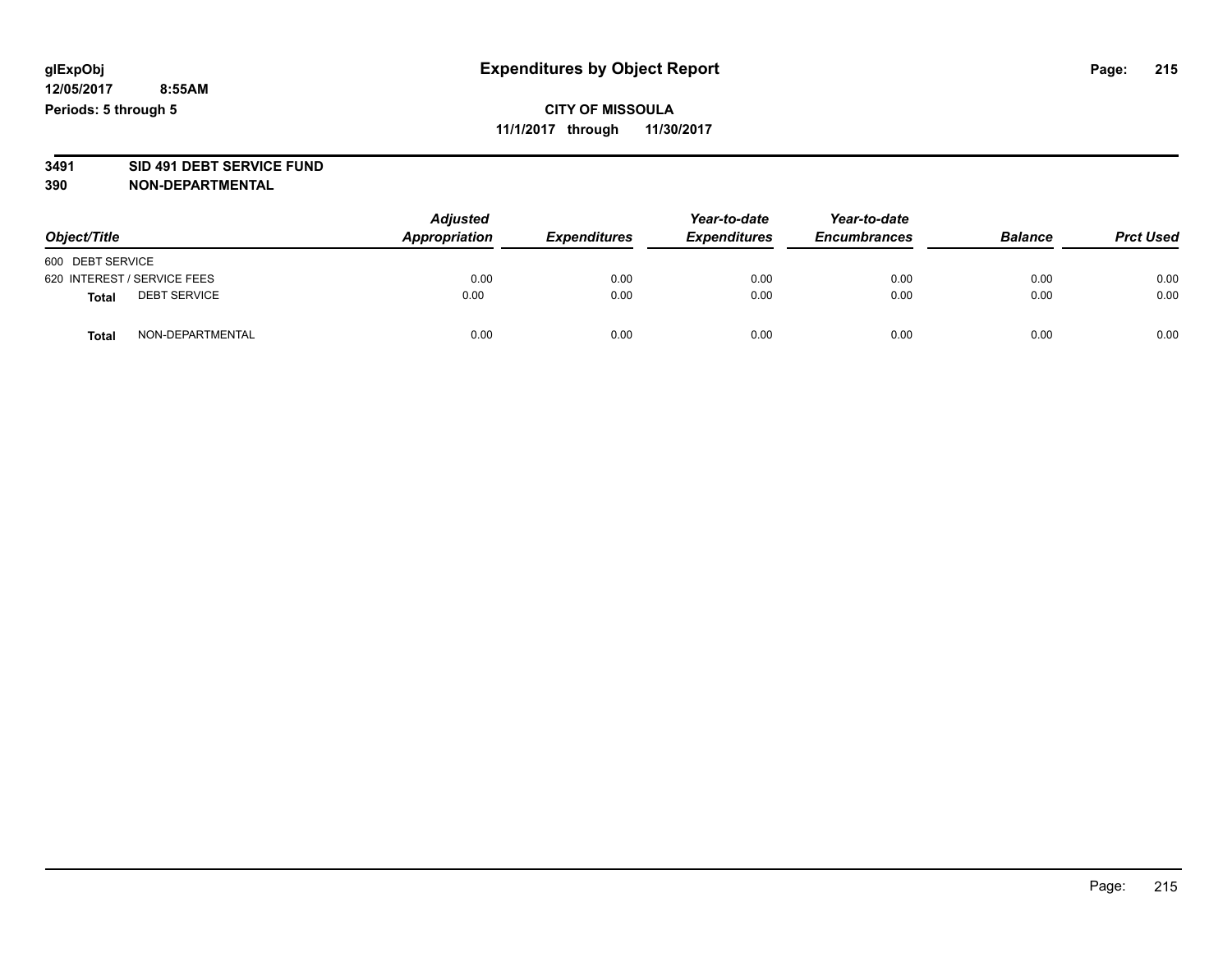**glExpObj** **Expenditures by Object Report**

**12/05/2017 8:55AM**

**Periods: 5 through 5**

**CITY OF MISSOULA**

**11/1/2017 through 11/30/2017**

**3491 SID 491 DEBT SERVICE FUND**

**390 NON-DEPARTMENTAL**

| Object/Title | Adjusted Appropriation | Expenditures | Year-to-date Expenditures | Year-to-date Encumbrances | Balance | Prct Used |
|---|---|---|---|---|---|---|
| 600 DEBT SERVICE | | | | | | |
| 620 INTEREST / SERVICE FEES | 0.00 | 0.00 | 0.00 | 0.00 | 0.00 | 0.00 |
| **Total** DEBT SERVICE | 0.00 | 0.00 | 0.00 | 0.00 | 0.00 | 0.00 |
| **Total** NON-DEPARTMENTAL | 0.00 | 0.00 | 0.00 | 0.00 | 0.00 | 0.00 |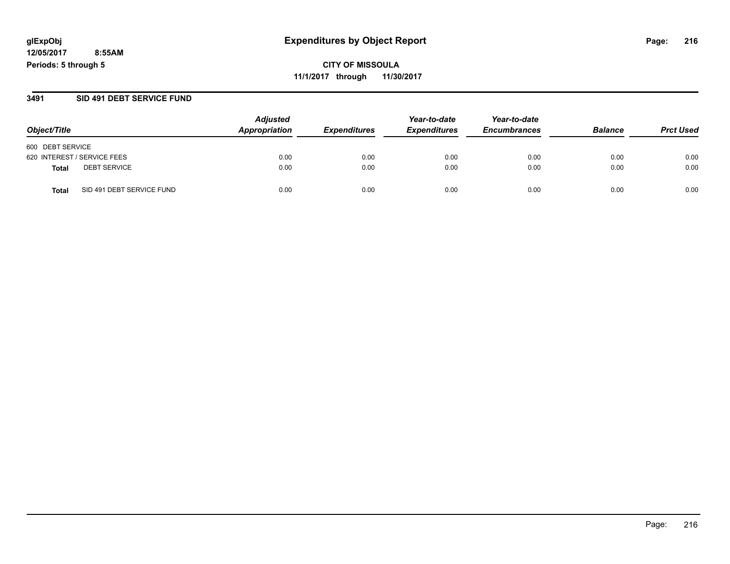**glExpObj**
**12/05/2017 8:55AM**
**Periods: 5 through 5**

# Expenditures by Object Report

**CITY OF MISSOULA**
**11/1/2017 through 11/30/2017**

## 3491 SID 491 DEBT SERVICE FUND

| Object/Title | | Adjusted Appropriation | Expenditures | Year-to-date Expenditures | Year-to-date Encumbrances | Balance | Prct Used |
|---|---|---|---|---|---|---|---|
| 600 DEBT SERVICE | | | | | | | |
| 620 INTEREST / SERVICE FEES | | 0.00 | 0.00 | 0.00 | 0.00 | 0.00 | 0.00 |
| **Total** | DEBT SERVICE | 0.00 | 0.00 | 0.00 | 0.00 | 0.00 | 0.00 |
| **Total** | SID 491 DEBT SERVICE FUND | 0.00 | 0.00 | 0.00 | 0.00 | 0.00 | 0.00 |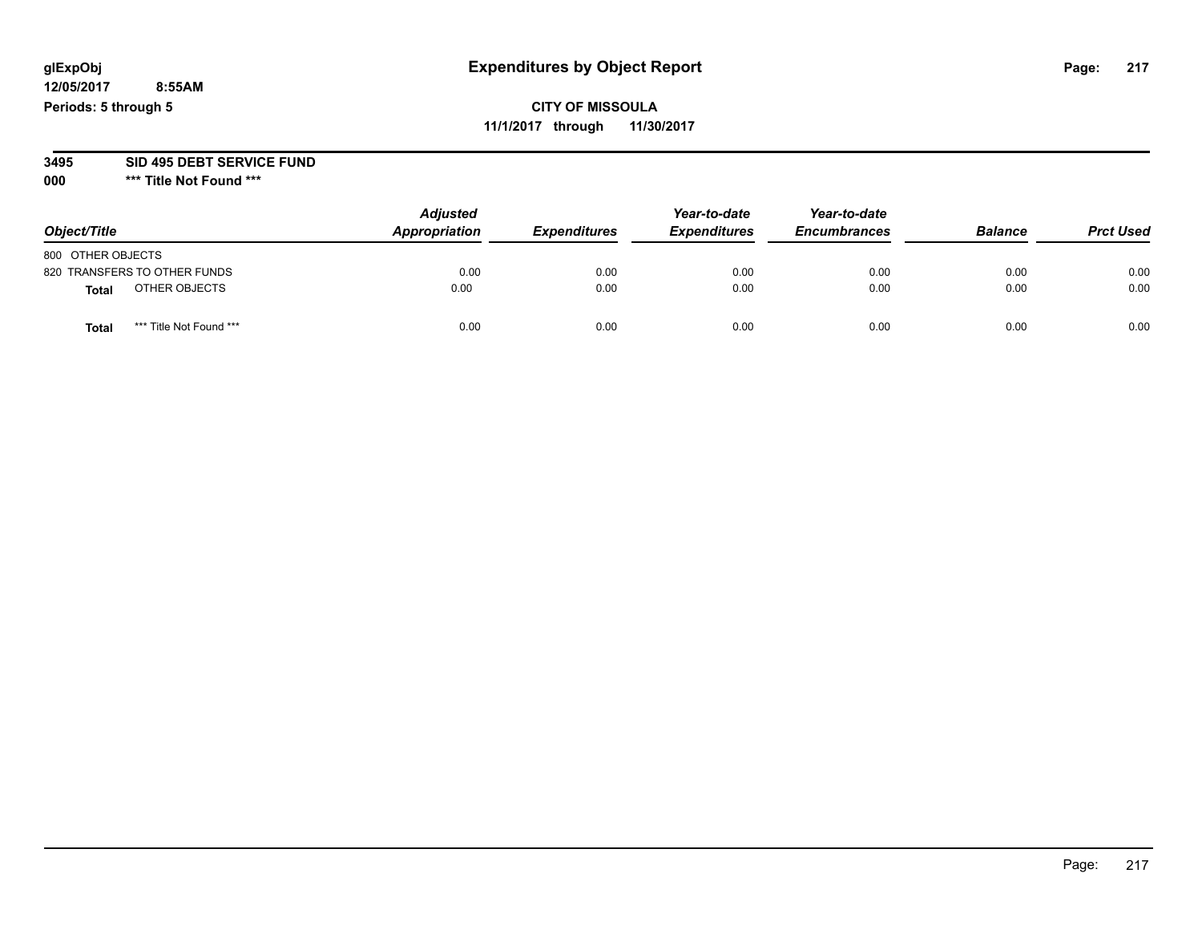# Expenditures by Object Report

glExpObj
12/05/2017 8:55AM
Periods: 5 through 5

**CITY OF MISSOULA**
**11/1/2017 through 11/30/2017**

**3495 SID 495 DEBT SERVICE FUND**
**000 \*\*\* Title Not Found \*\*\***

| Object/Title | Adjusted Appropriation | Expenditures | Year-to-date Expenditures | Year-to-date Encumbrances | Balance | Prct Used |
|---|---|---|---|---|---|---|
| 800 OTHER OBJECTS | | | | | | |
| 820 TRANSFERS TO OTHER FUNDS | 0.00 | 0.00 | 0.00 | 0.00 | 0.00 | 0.00 |
| **Total** OTHER OBJECTS | 0.00 | 0.00 | 0.00 | 0.00 | 0.00 | 0.00 |
| **Total** *** Title Not Found *** | 0.00 | 0.00 | 0.00 | 0.00 | 0.00 | 0.00 |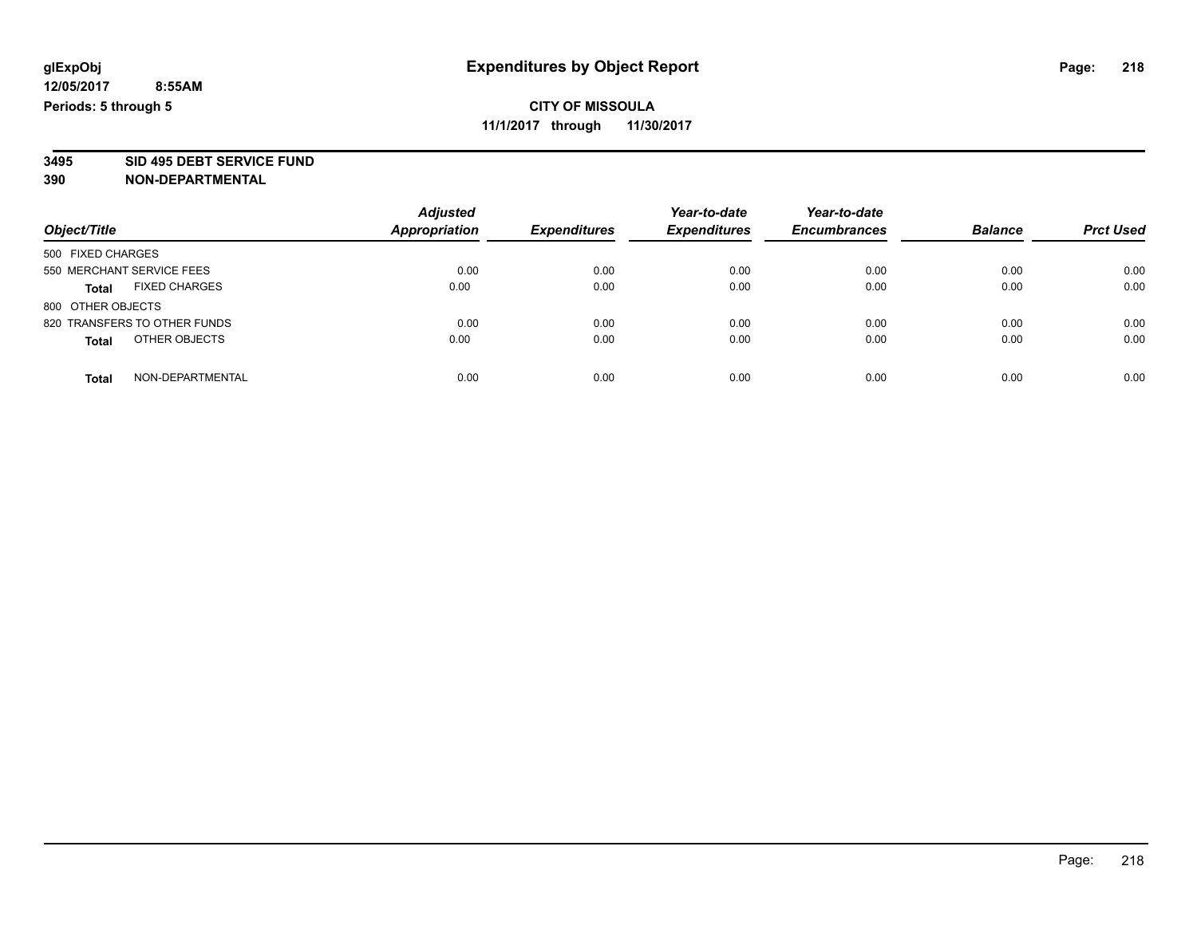glExpObj
12/05/2017 8:55AM
Periods: 5 through 5

# Expenditures by Object Report

**CITY OF MISSOULA**
**11/1/2017 through 11/30/2017**

**3495 SID 495 DEBT SERVICE FUND**
**390 NON-DEPARTMENTAL**

| Object/Title | | Adjusted Appropriation | Expenditures | Year-to-date Expenditures | Year-to-date Encumbrances | Balance | Prct Used |
|---|---|---|---|---|---|---|---|
| 500 FIXED CHARGES | | | | | | | |
| 550 MERCHANT SERVICE FEES | | 0.00 | 0.00 | 0.00 | 0.00 | 0.00 | 0.00 |
| **Total** | FIXED CHARGES | 0.00 | 0.00 | 0.00 | 0.00 | 0.00 | 0.00 |
| 800 OTHER OBJECTS | | | | | | | |
| 820 TRANSFERS TO OTHER FUNDS | | 0.00 | 0.00 | 0.00 | 0.00 | 0.00 | 0.00 |
| **Total** | OTHER OBJECTS | 0.00 | 0.00 | 0.00 | 0.00 | 0.00 | 0.00 |
| **Total** | NON-DEPARTMENTAL | 0.00 | 0.00 | 0.00 | 0.00 | 0.00 | 0.00 |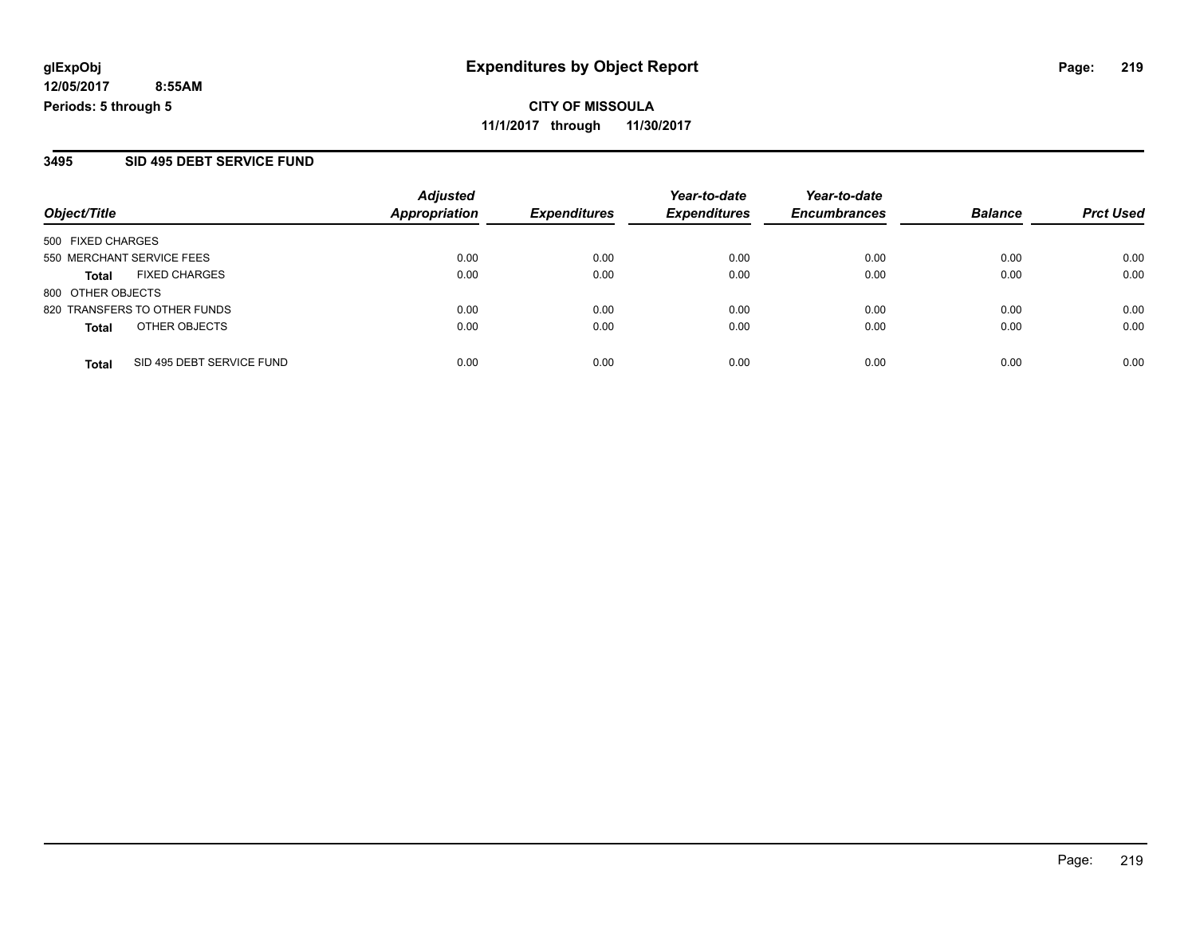# Expenditures by Object Report

**CITY OF MISSOULA**

**11/1/2017 through 11/30/2017**

glExpObj
12/05/2017 8:55AM
Periods: 5 through 5

## 3495 SID 495 DEBT SERVICE FUND

| Object/Title | Adjusted Appropriation | Expenditures | Year-to-date Expenditures | Year-to-date Encumbrances | Balance | Prct Used |
|---|---|---|---|---|---|---|
| 500 FIXED CHARGES | | | | | | |
| 550 MERCHANT SERVICE FEES | 0.00 | 0.00 | 0.00 | 0.00 | 0.00 | 0.00 |
| **Total** FIXED CHARGES | 0.00 | 0.00 | 0.00 | 0.00 | 0.00 | 0.00 |
| 800 OTHER OBJECTS | | | | | | |
| 820 TRANSFERS TO OTHER FUNDS | 0.00 | 0.00 | 0.00 | 0.00 | 0.00 | 0.00 |
| **Total** OTHER OBJECTS | 0.00 | 0.00 | 0.00 | 0.00 | 0.00 | 0.00 |
| **Total** SID 495 DEBT SERVICE FUND | 0.00 | 0.00 | 0.00 | 0.00 | 0.00 | 0.00 |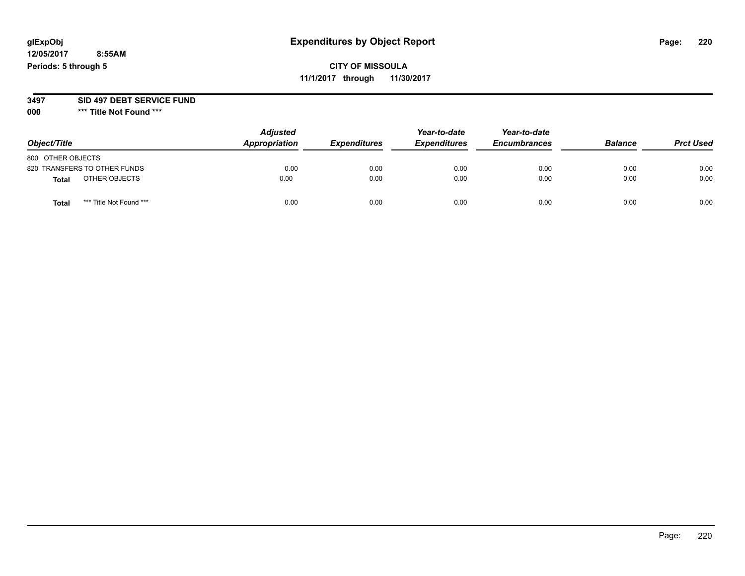**glExpObj**
**12/05/2017 8:55AM**
**Periods: 5 through 5**

# Expenditures by Object Report

**CITY OF MISSOULA**
**11/1/2017 through 11/30/2017**

**3497 SID 497 DEBT SERVICE FUND**
**000 *** Title Not Found *****

| Object/Title | Adjusted Appropriation | Expenditures | Year-to-date Expenditures | Year-to-date Encumbrances | Balance | Prct Used |
|---|---|---|---|---|---|---|
| 800 OTHER OBJECTS | | | | | | |
| 820 TRANSFERS TO OTHER FUNDS | 0.00 | 0.00 | 0.00 | 0.00 | 0.00 | 0.00 |
| **Total** OTHER OBJECTS | 0.00 | 0.00 | 0.00 | 0.00 | 0.00 | 0.00 |
| **Total** *** Title Not Found *** | 0.00 | 0.00 | 0.00 | 0.00 | 0.00 | 0.00 |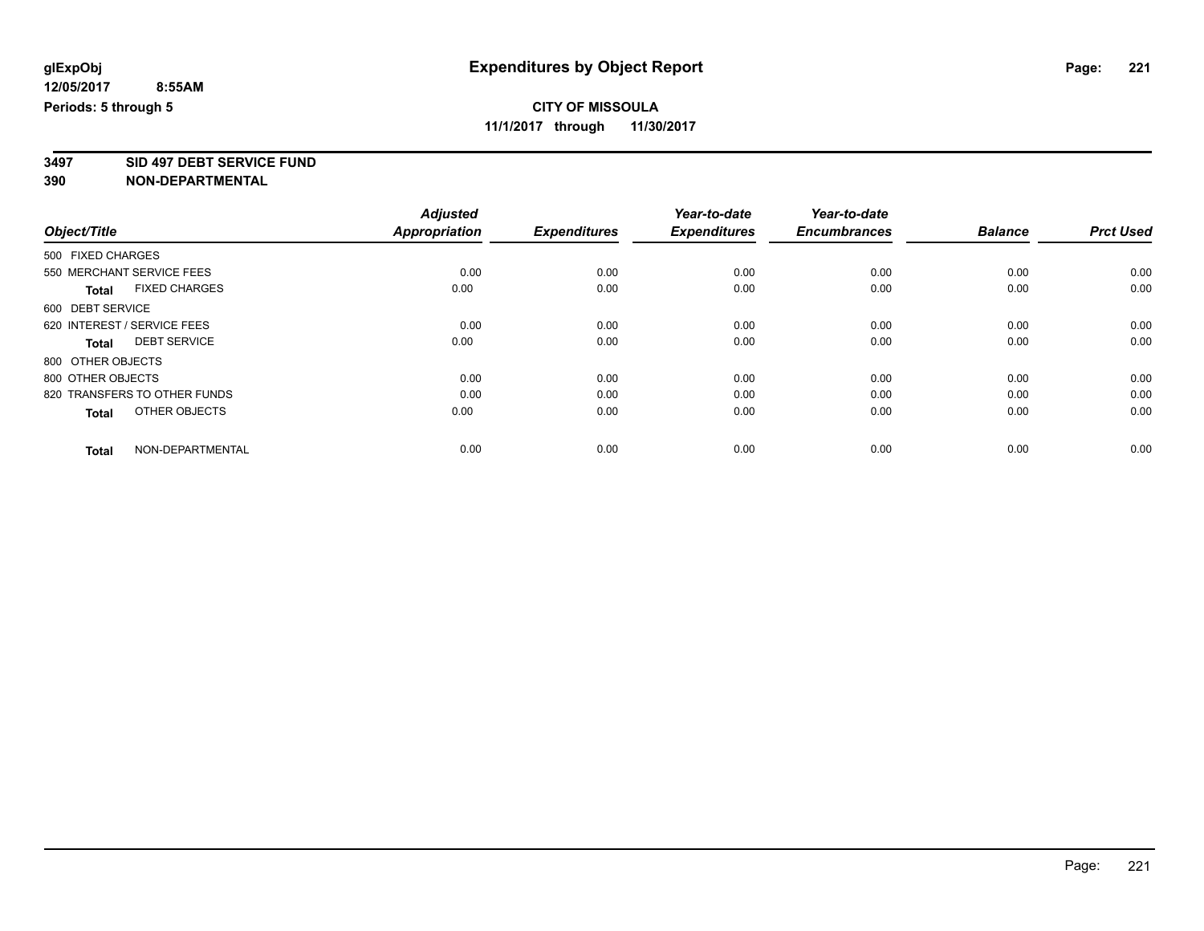**glExpObj** **Expenditures by Object Report**

**12/05/2017 8:55AM**

**Periods: 5 through 5**

**CITY OF MISSOULA**

**11/1/2017 through 11/30/2017**

**3497 SID 497 DEBT SERVICE FUND**

**390 NON-DEPARTMENTAL**

| Object/Title | Adjusted Appropriation | Expenditures | Year-to-date Expenditures | Year-to-date Encumbrances | Balance | Prct Used |
|---|---|---|---|---|---|---|
| 500 FIXED CHARGES | | | | | | |
| 550 MERCHANT SERVICE FEES | 0.00 | 0.00 | 0.00 | 0.00 | 0.00 | 0.00 |
| **Total** FIXED CHARGES | 0.00 | 0.00 | 0.00 | 0.00 | 0.00 | 0.00 |
| 600 DEBT SERVICE | | | | | | |
| 620 INTEREST / SERVICE FEES | 0.00 | 0.00 | 0.00 | 0.00 | 0.00 | 0.00 |
| **Total** DEBT SERVICE | 0.00 | 0.00 | 0.00 | 0.00 | 0.00 | 0.00 |
| 800 OTHER OBJECTS | | | | | | |
| 800 OTHER OBJECTS | 0.00 | 0.00 | 0.00 | 0.00 | 0.00 | 0.00 |
| 820 TRANSFERS TO OTHER FUNDS | 0.00 | 0.00 | 0.00 | 0.00 | 0.00 | 0.00 |
| **Total** OTHER OBJECTS | 0.00 | 0.00 | 0.00 | 0.00 | 0.00 | 0.00 |
| **Total** NON-DEPARTMENTAL | 0.00 | 0.00 | 0.00 | 0.00 | 0.00 | 0.00 |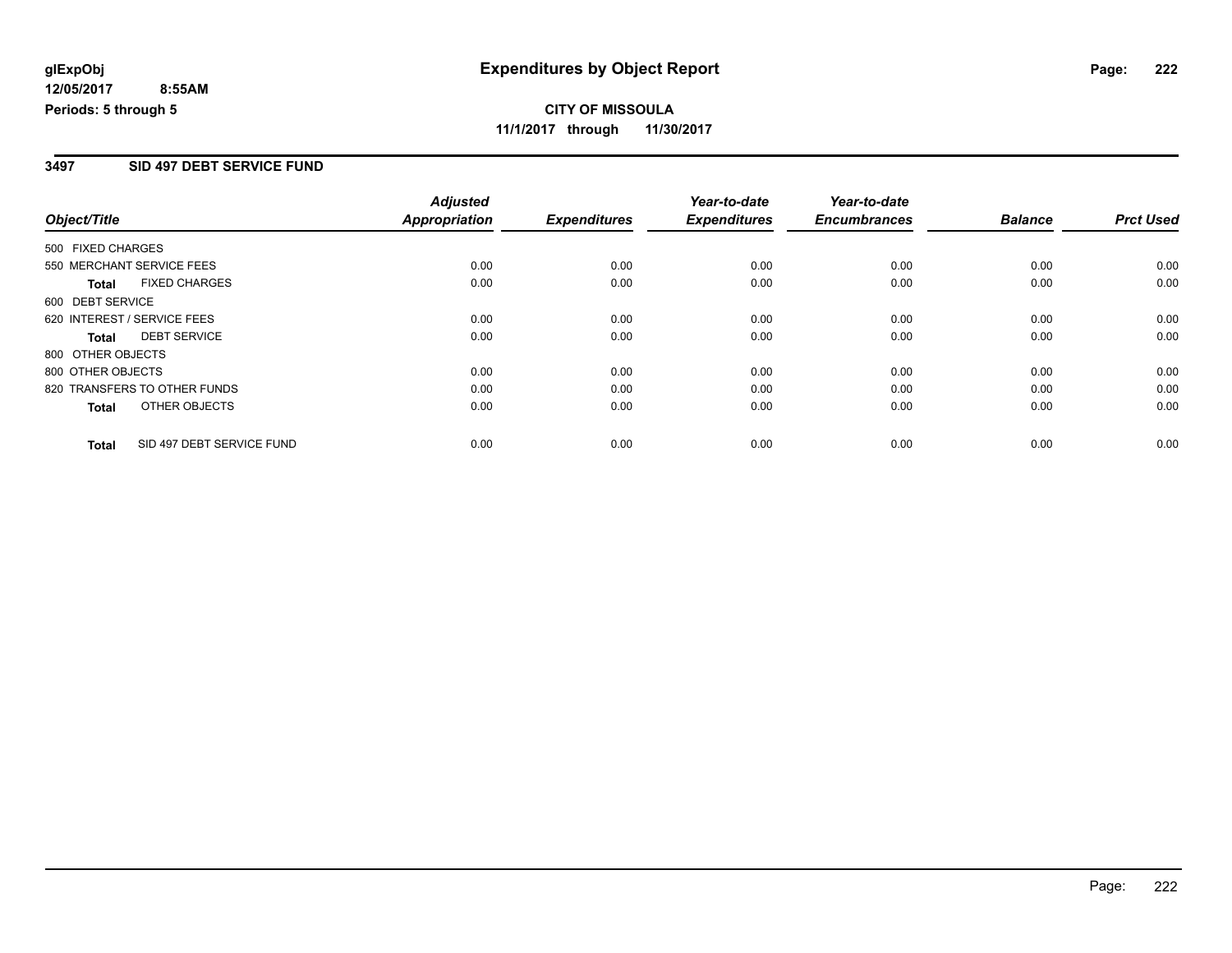**glExpObj**
**12/05/2017 8:55AM**
**Periods: 5 through 5**

# Expenditures by Object Report

**CITY OF MISSOULA**
**11/1/2017 through 11/30/2017**

## 3497 SID 497 DEBT SERVICE FUND

| Object/Title | | Adjusted Appropriation | Expenditures | Year-to-date Expenditures | Year-to-date Encumbrances | Balance | Prct Used |
|---|---|---|---|---|---|---|---|
| 500 FIXED CHARGES | | | | | | | |
| 550 MERCHANT SERVICE FEES | | 0.00 | 0.00 | 0.00 | 0.00 | 0.00 | 0.00 |
| **Total** | FIXED CHARGES | 0.00 | 0.00 | 0.00 | 0.00 | 0.00 | 0.00 |
| 600 DEBT SERVICE | | | | | | | |
| 620 INTEREST / SERVICE FEES | | 0.00 | 0.00 | 0.00 | 0.00 | 0.00 | 0.00 |
| **Total** | DEBT SERVICE | 0.00 | 0.00 | 0.00 | 0.00 | 0.00 | 0.00 |
| 800 OTHER OBJECTS | | | | | | | |
| 800 OTHER OBJECTS | | 0.00 | 0.00 | 0.00 | 0.00 | 0.00 | 0.00 |
| 820 TRANSFERS TO OTHER FUNDS | | 0.00 | 0.00 | 0.00 | 0.00 | 0.00 | 0.00 |
| **Total** | OTHER OBJECTS | 0.00 | 0.00 | 0.00 | 0.00 | 0.00 | 0.00 |
| **Total** | SID 497 DEBT SERVICE FUND | 0.00 | 0.00 | 0.00 | 0.00 | 0.00 | 0.00 |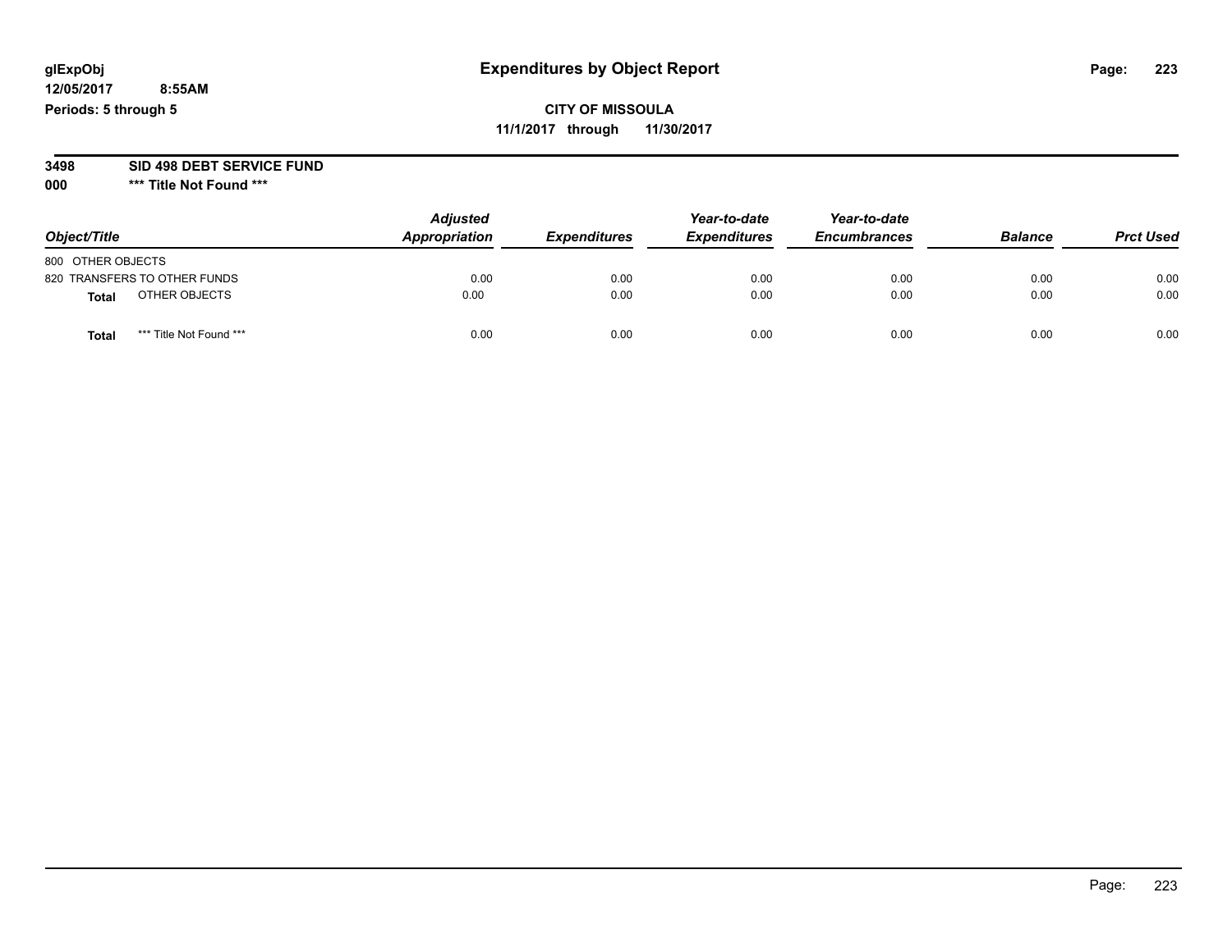**glExpObj**
**12/05/2017 8:55AM**
**Periods: 5 through 5**

# Expenditures by Object Report

**CITY OF MISSOULA**
**11/1/2017 through 11/30/2017**

**3498 SID 498 DEBT SERVICE FUND**
**000 *** Title Not Found *****

| Object/Title | Adjusted Appropriation | Expenditures | Year-to-date Expenditures | Year-to-date Encumbrances | Balance | Prct Used |
|---|---|---|---|---|---|---|
| 800 OTHER OBJECTS | | | | | | |
| 820 TRANSFERS TO OTHER FUNDS | 0.00 | 0.00 | 0.00 | 0.00 | 0.00 | 0.00 |
| **Total** OTHER OBJECTS | 0.00 | 0.00 | 0.00 | 0.00 | 0.00 | 0.00 |
| **Total** *** Title Not Found *** | 0.00 | 0.00 | 0.00 | 0.00 | 0.00 | 0.00 |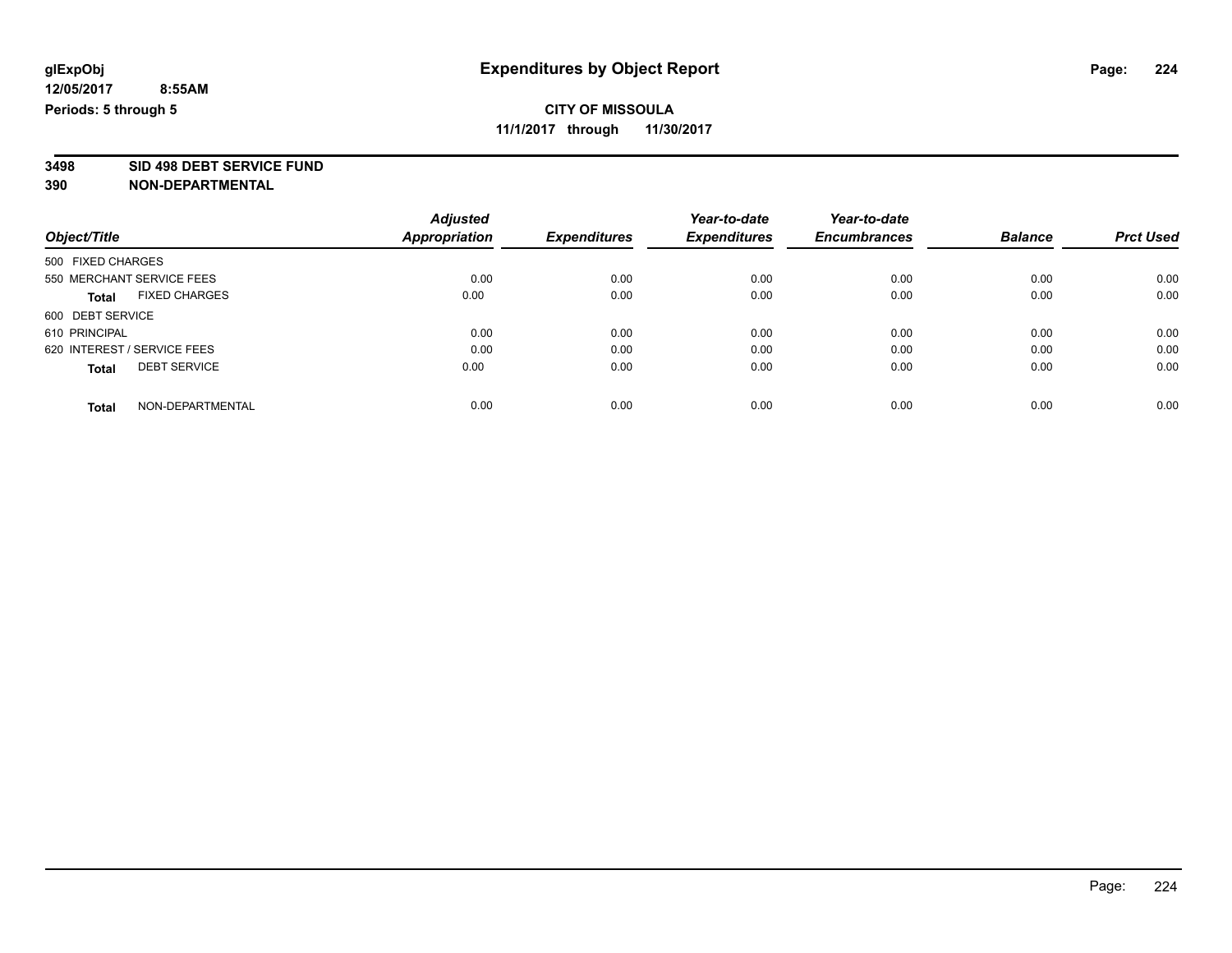**glExpObj** **Expenditures by Object Report**

**12/05/2017 8:55AM**

**Periods: 5 through 5**

**CITY OF MISSOULA**

**11/1/2017 through 11/30/2017**

**3498 SID 498 DEBT SERVICE FUND**

**390 NON-DEPARTMENTAL**

| Object/Title | Adjusted Appropriation | Expenditures | Year-to-date Expenditures | Year-to-date Encumbrances | Balance | Prct Used |
|---|---|---|---|---|---|---|
| 500 FIXED CHARGES | | | | | | |
| 550 MERCHANT SERVICE FEES | 0.00 | 0.00 | 0.00 | 0.00 | 0.00 | 0.00 |
| **Total** FIXED CHARGES | 0.00 | 0.00 | 0.00 | 0.00 | 0.00 | 0.00 |
| 600 DEBT SERVICE | | | | | | |
| 610 PRINCIPAL | 0.00 | 0.00 | 0.00 | 0.00 | 0.00 | 0.00 |
| 620 INTEREST / SERVICE FEES | 0.00 | 0.00 | 0.00 | 0.00 | 0.00 | 0.00 |
| **Total** DEBT SERVICE | 0.00 | 0.00 | 0.00 | 0.00 | 0.00 | 0.00 |
| **Total** NON-DEPARTMENTAL | 0.00 | 0.00 | 0.00 | 0.00 | 0.00 | 0.00 |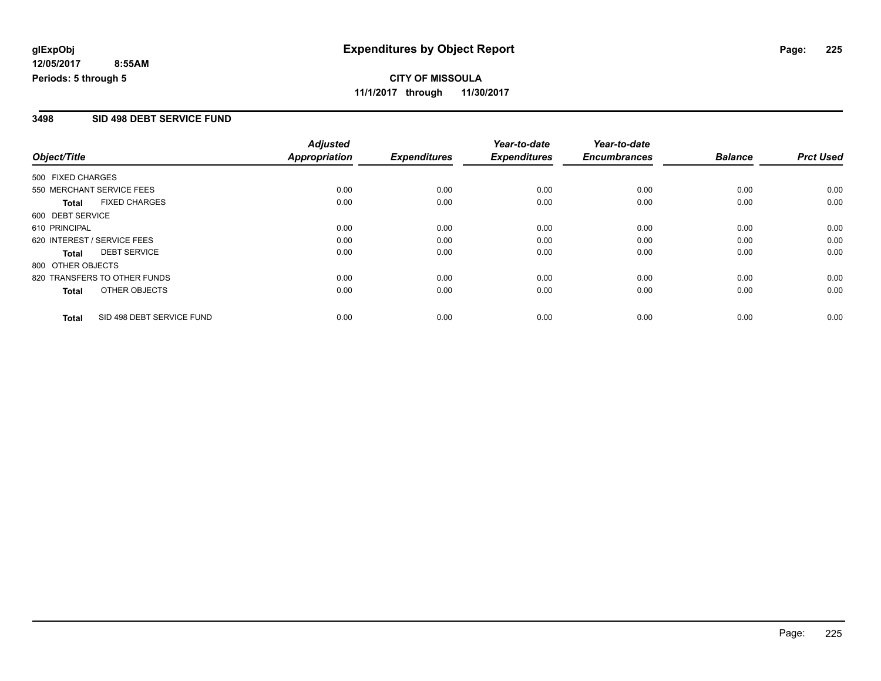**glExpObj**
**12/05/2017 8:55AM**
**Periods: 5 through 5**

# Expenditures by Object Report

**CITY OF MISSOULA**
**11/1/2017 through 11/30/2017**

## 3498 SID 498 DEBT SERVICE FUND

| Object/Title | Adjusted Appropriation | Expenditures | Year-to-date Expenditures | Year-to-date Encumbrances | Balance | Prct Used |
|---|---|---|---|---|---|---|
| 500 FIXED CHARGES | | | | | | |
| 550 MERCHANT SERVICE FEES | 0.00 | 0.00 | 0.00 | 0.00 | 0.00 | 0.00 |
| **Total** FIXED CHARGES | 0.00 | 0.00 | 0.00 | 0.00 | 0.00 | 0.00 |
| 600 DEBT SERVICE | | | | | | |
| 610 PRINCIPAL | 0.00 | 0.00 | 0.00 | 0.00 | 0.00 | 0.00 |
| 620 INTEREST / SERVICE FEES | 0.00 | 0.00 | 0.00 | 0.00 | 0.00 | 0.00 |
| **Total** DEBT SERVICE | 0.00 | 0.00 | 0.00 | 0.00 | 0.00 | 0.00 |
| 800 OTHER OBJECTS | | | | | | |
| 820 TRANSFERS TO OTHER FUNDS | 0.00 | 0.00 | 0.00 | 0.00 | 0.00 | 0.00 |
| **Total** OTHER OBJECTS | 0.00 | 0.00 | 0.00 | 0.00 | 0.00 | 0.00 |
| **Total** SID 498 DEBT SERVICE FUND | 0.00 | 0.00 | 0.00 | 0.00 | 0.00 | 0.00 |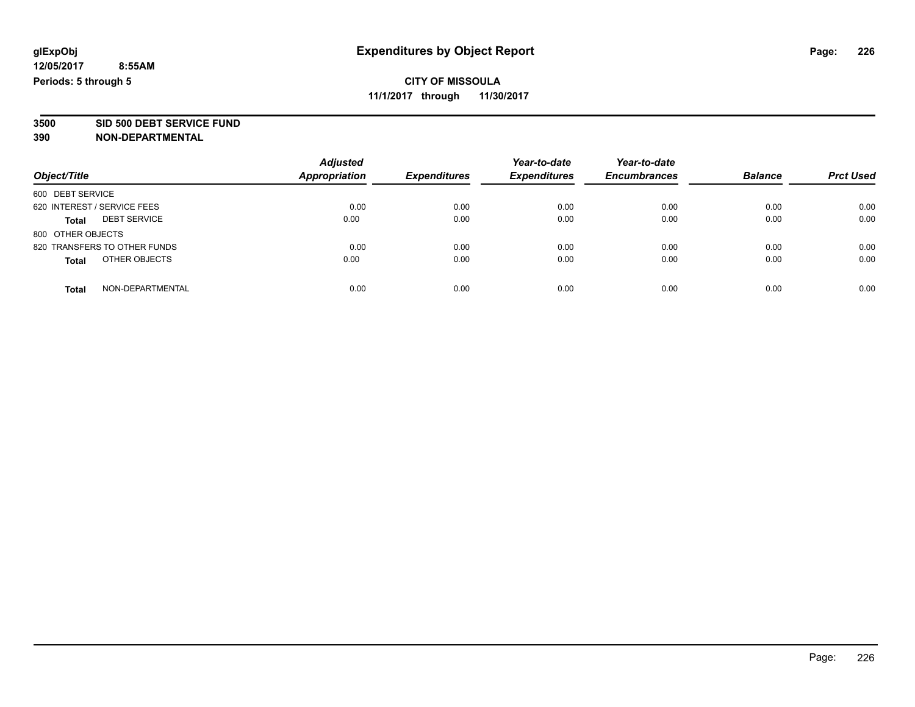**glExpObj**
**12/05/2017 8:55AM**
**Periods: 5 through 5**

# Expenditures by Object Report

**CITY OF MISSOULA**
**11/1/2017 through 11/30/2017**

**3500 SID 500 DEBT SERVICE FUND**
**390 NON-DEPARTMENTAL**

| Object/Title | | *Adjusted Appropriation* | *Expenditures* | *Year-to-date Expenditures* | *Year-to-date Encumbrances* | *Balance* | *Prct Used* |
|---|---|---|---|---|---|---|---|
| 600 DEBT SERVICE | | | | | | | |
| 620 INTEREST / SERVICE FEES | | 0.00 | 0.00 | 0.00 | 0.00 | 0.00 | 0.00 |
| **Total** | DEBT SERVICE | 0.00 | 0.00 | 0.00 | 0.00 | 0.00 | 0.00 |
| 800 OTHER OBJECTS | | | | | | | |
| 820 TRANSFERS TO OTHER FUNDS | | 0.00 | 0.00 | 0.00 | 0.00 | 0.00 | 0.00 |
| **Total** | OTHER OBJECTS | 0.00 | 0.00 | 0.00 | 0.00 | 0.00 | 0.00 |
| **Total** | NON-DEPARTMENTAL | 0.00 | 0.00 | 0.00 | 0.00 | 0.00 | 0.00 |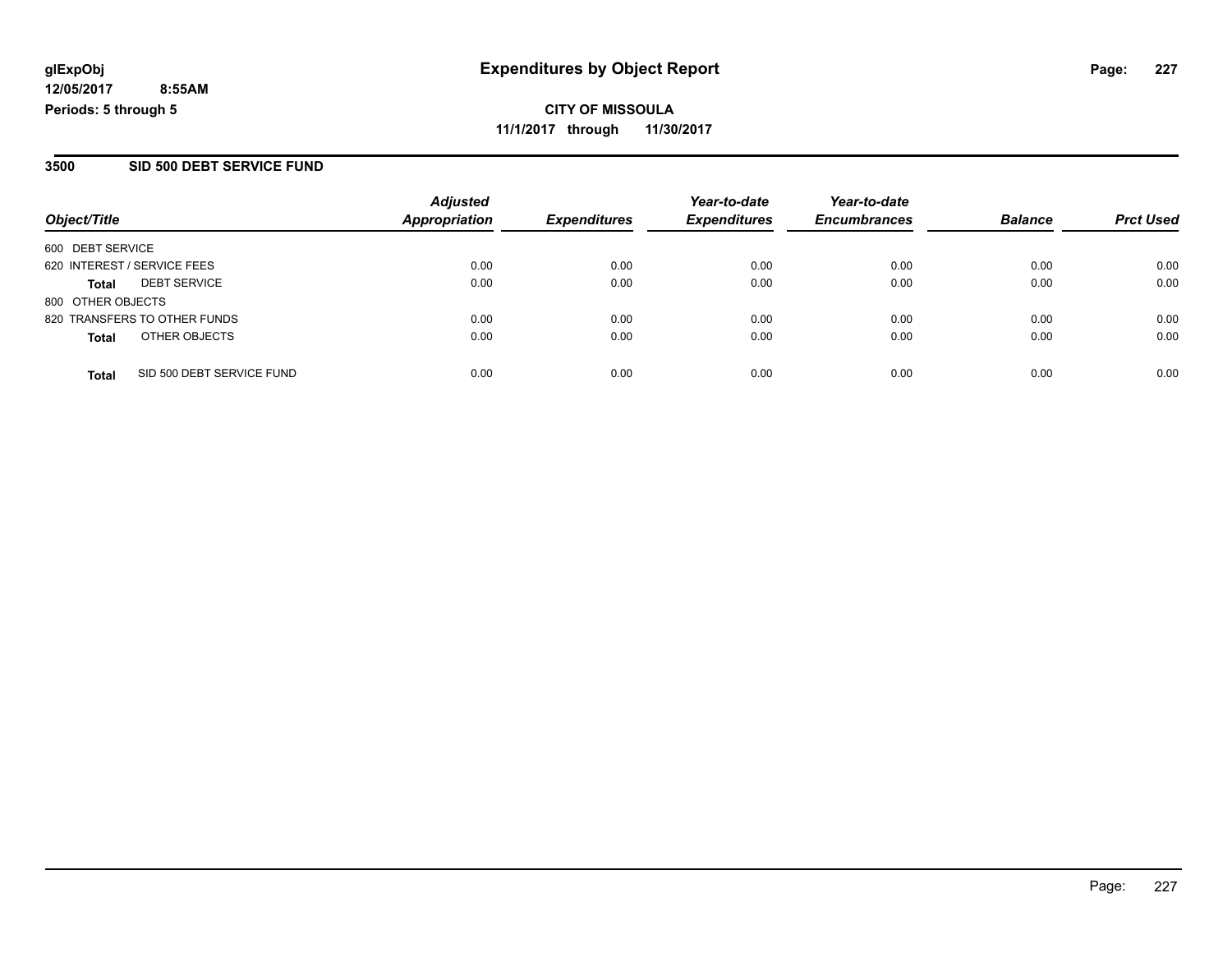glExpObj
12/05/2017 8:55AM
Periods: 5 through 5

# Expenditures by Object Report

**CITY OF MISSOULA**
**11/1/2017 through 11/30/2017**

## 3500 SID 500 DEBT SERVICE FUND

| Object/Title | | Adjusted Appropriation | Expenditures | Year-to-date Expenditures | Year-to-date Encumbrances | Balance | Prct Used |
|---|---|---|---|---|---|---|---|
| 600 DEBT SERVICE | | | | | | | |
| 620 INTEREST / SERVICE FEES | | 0.00 | 0.00 | 0.00 | 0.00 | 0.00 | 0.00 |
| **Total** | DEBT SERVICE | 0.00 | 0.00 | 0.00 | 0.00 | 0.00 | 0.00 |
| 800 OTHER OBJECTS | | | | | | | |
| 820 TRANSFERS TO OTHER FUNDS | | 0.00 | 0.00 | 0.00 | 0.00 | 0.00 | 0.00 |
| **Total** | OTHER OBJECTS | 0.00 | 0.00 | 0.00 | 0.00 | 0.00 | 0.00 |
| **Total** | SID 500 DEBT SERVICE FUND | 0.00 | 0.00 | 0.00 | 0.00 | 0.00 | 0.00 |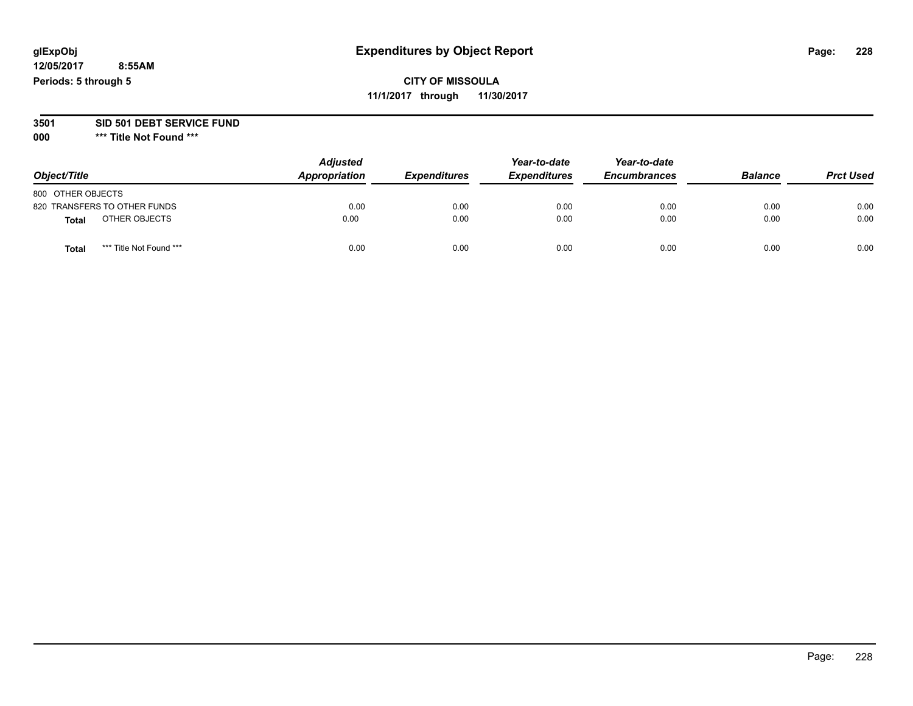glExpObj
12/05/2017 8:55AM
Periods: 5 through 5

# Expenditures by Object Report

**CITY OF MISSOULA**
**11/1/2017 through 11/30/2017**

**3501 SID 501 DEBT SERVICE FUND**
**000 \*\*\* Title Not Found \*\*\***

| Object/Title | Adjusted Appropriation | Expenditures | Year-to-date Expenditures | Year-to-date Encumbrances | Balance | Prct Used |
|---|---|---|---|---|---|---|
| 800 OTHER OBJECTS | | | | | | |
| 820 TRANSFERS TO OTHER FUNDS | 0.00 | 0.00 | 0.00 | 0.00 | 0.00 | 0.00 |
| **Total** OTHER OBJECTS | 0.00 | 0.00 | 0.00 | 0.00 | 0.00 | 0.00 |
| **Total** *** Title Not Found *** | 0.00 | 0.00 | 0.00 | 0.00 | 0.00 | 0.00 |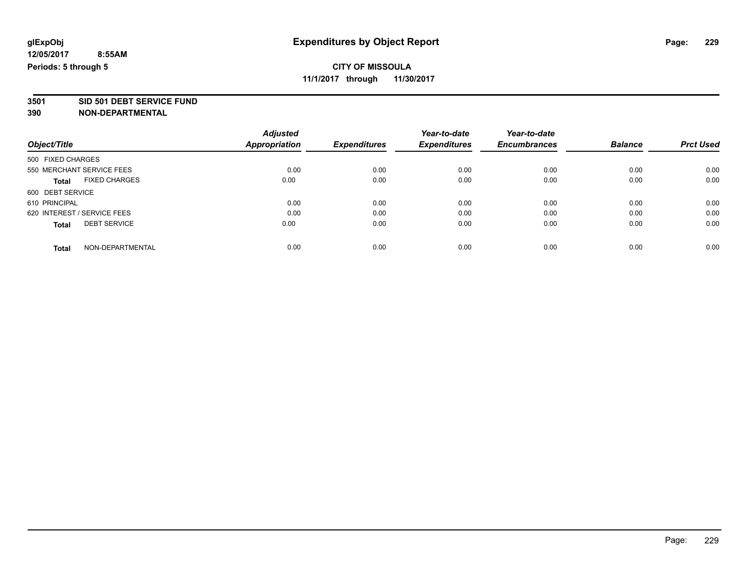glExpObj
12/05/2017 8:55AM
Periods: 5 through 5

# Expenditures by Object Report

**CITY OF MISSOULA**
**11/1/2017 through 11/30/2017**

**3501 SID 501 DEBT SERVICE FUND**
**390 NON-DEPARTMENTAL**

| Object/Title | Adjusted Appropriation | Expenditures | Year-to-date Expenditures | Year-to-date Encumbrances | Balance | Prct Used |
|---|---|---|---|---|---|---|
| 500 FIXED CHARGES | | | | | | |
| 550 MERCHANT SERVICE FEES | 0.00 | 0.00 | 0.00 | 0.00 | 0.00 | 0.00 |
| **Total** FIXED CHARGES | 0.00 | 0.00 | 0.00 | 0.00 | 0.00 | 0.00 |
| 600 DEBT SERVICE | | | | | | |
| 610 PRINCIPAL | 0.00 | 0.00 | 0.00 | 0.00 | 0.00 | 0.00 |
| 620 INTEREST / SERVICE FEES | 0.00 | 0.00 | 0.00 | 0.00 | 0.00 | 0.00 |
| **Total** DEBT SERVICE | 0.00 | 0.00 | 0.00 | 0.00 | 0.00 | 0.00 |
| **Total** NON-DEPARTMENTAL | 0.00 | 0.00 | 0.00 | 0.00 | 0.00 | 0.00 |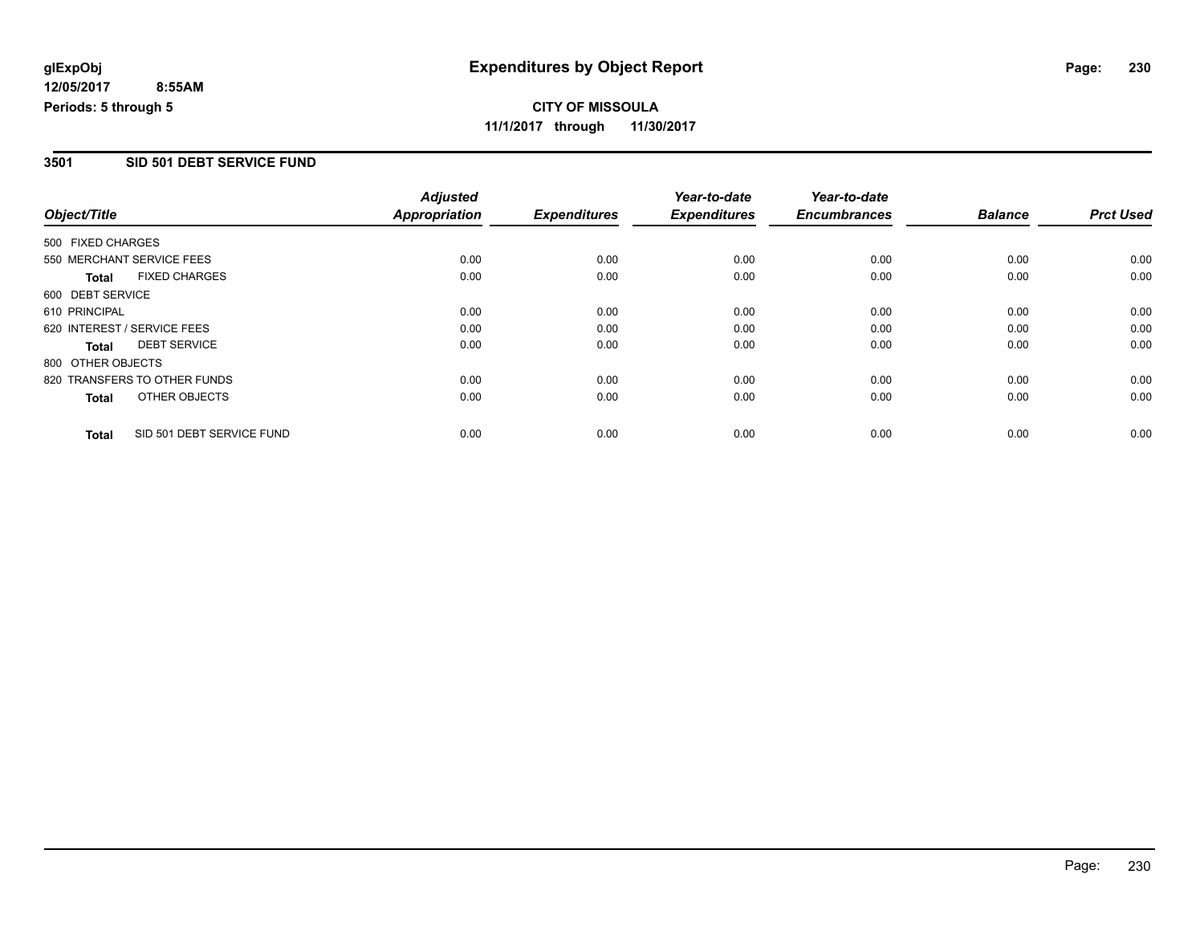# Expenditures by Object Report

glExpObj
12/05/2017 8:55AM
Periods: 5 through 5

**CITY OF MISSOULA**
**11/1/2017 through 11/30/2017**

## 3501 SID 501 DEBT SERVICE FUND

| Object/Title | Adjusted Appropriation | Expenditures | Year-to-date Expenditures | Year-to-date Encumbrances | Balance | Prct Used |
|---|---|---|---|---|---|---|
| 500 FIXED CHARGES | | | | | | |
| 550 MERCHANT SERVICE FEES | 0.00 | 0.00 | 0.00 | 0.00 | 0.00 | 0.00 |
| **Total** FIXED CHARGES | 0.00 | 0.00 | 0.00 | 0.00 | 0.00 | 0.00 |
| 600 DEBT SERVICE | | | | | | |
| 610 PRINCIPAL | 0.00 | 0.00 | 0.00 | 0.00 | 0.00 | 0.00 |
| 620 INTEREST / SERVICE FEES | 0.00 | 0.00 | 0.00 | 0.00 | 0.00 | 0.00 |
| **Total** DEBT SERVICE | 0.00 | 0.00 | 0.00 | 0.00 | 0.00 | 0.00 |
| 800 OTHER OBJECTS | | | | | | |
| 820 TRANSFERS TO OTHER FUNDS | 0.00 | 0.00 | 0.00 | 0.00 | 0.00 | 0.00 |
| **Total** OTHER OBJECTS | 0.00 | 0.00 | 0.00 | 0.00 | 0.00 | 0.00 |
| **Total** SID 501 DEBT SERVICE FUND | 0.00 | 0.00 | 0.00 | 0.00 | 0.00 | 0.00 |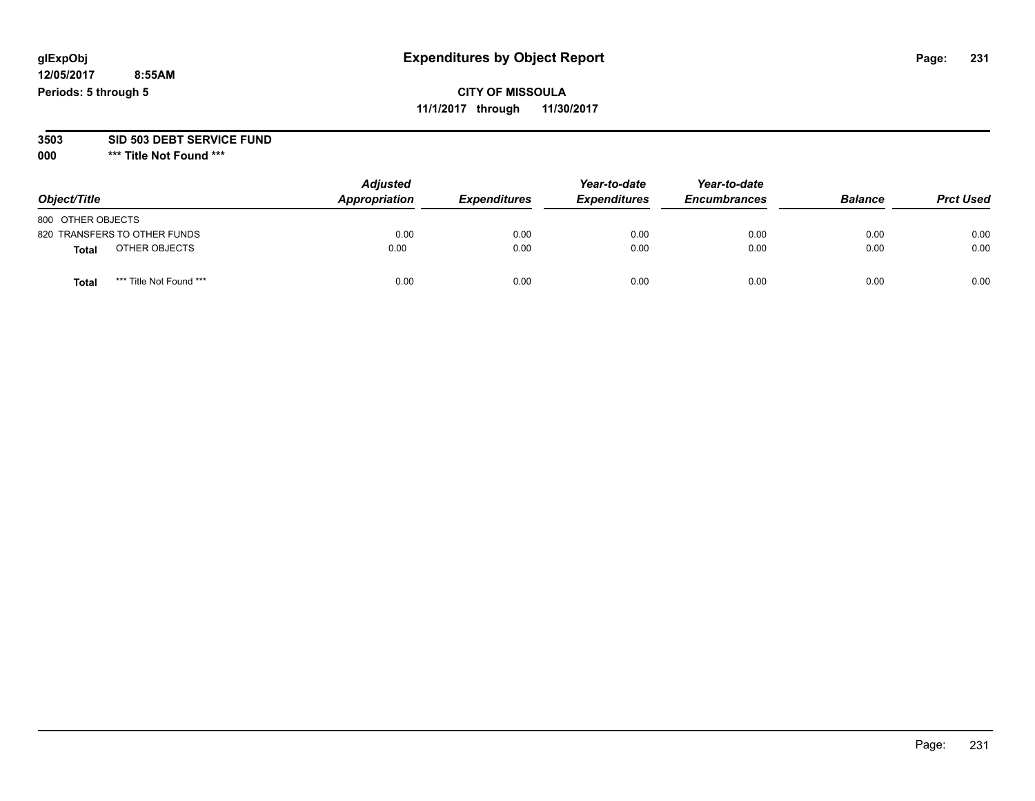glExpObj
12/05/2017 8:55AM
Periods: 5 through 5

# Expenditures by Object Report

**CITY OF MISSOULA**
**11/1/2017 through 11/30/2017**

**3503 SID 503 DEBT SERVICE FUND**
**000 *** Title Not Found *****

| Object/Title | Adjusted Appropriation | Expenditures | Year-to-date Expenditures | Year-to-date Encumbrances | Balance | Prct Used |
|---|---|---|---|---|---|---|
| 800 OTHER OBJECTS | | | | | | |
| 820 TRANSFERS TO OTHER FUNDS | 0.00 | 0.00 | 0.00 | 0.00 | 0.00 | 0.00 |
| **Total** OTHER OBJECTS | 0.00 | 0.00 | 0.00 | 0.00 | 0.00 | 0.00 |
| **Total** *** Title Not Found *** | 0.00 | 0.00 | 0.00 | 0.00 | 0.00 | 0.00 |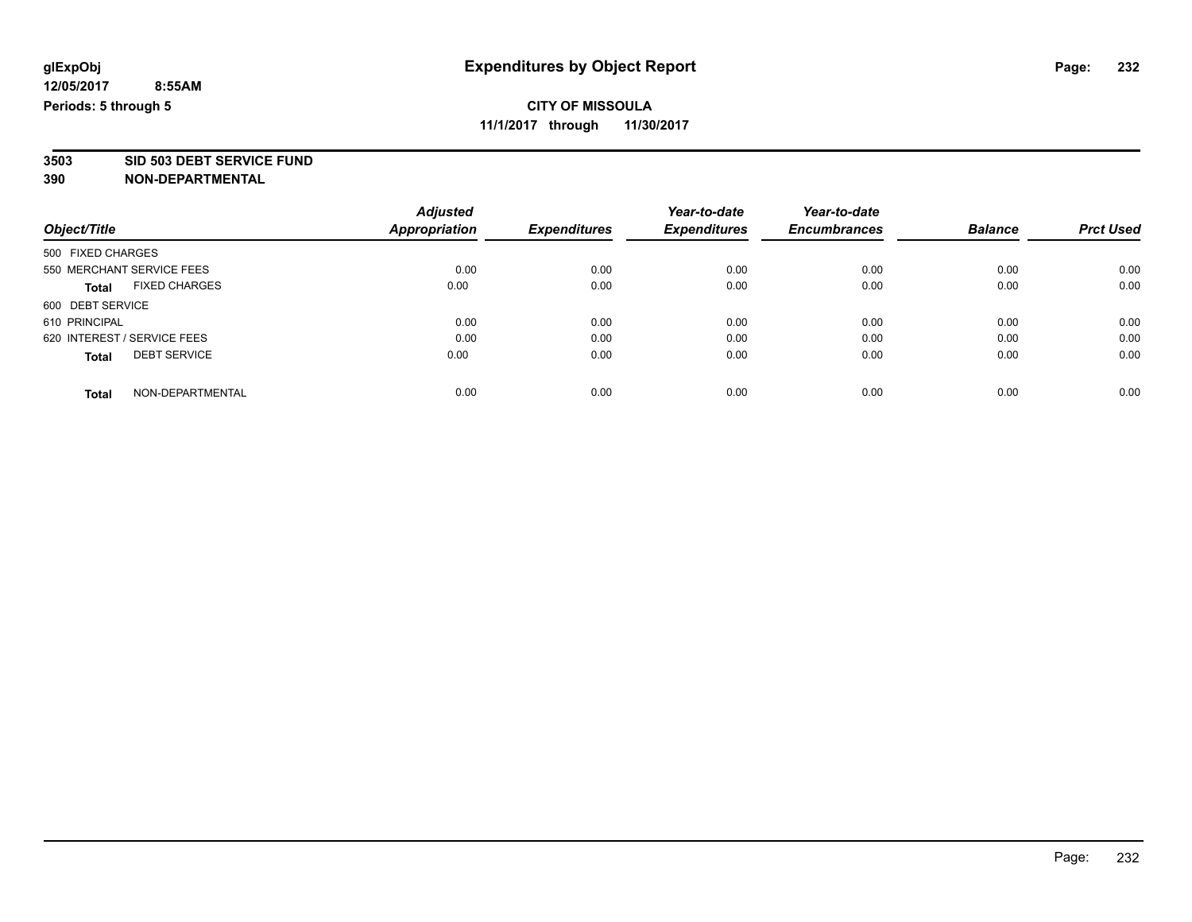**glExpObj** **Expenditures by Object Report**
**12/05/2017 8:55AM**
**Periods: 5 through 5**

**CITY OF MISSOULA**
**11/1/2017 through 11/30/2017**

**3503 SID 503 DEBT SERVICE FUND**
**390 NON-DEPARTMENTAL**

| Object/Title | Adjusted Appropriation | Expenditures | Year-to-date Expenditures | Year-to-date Encumbrances | Balance | Prct Used |
|---|---|---|---|---|---|---|
| 500 FIXED CHARGES | | | | | | |
| 550 MERCHANT SERVICE FEES | 0.00 | 0.00 | 0.00 | 0.00 | 0.00 | 0.00 |
| **Total** FIXED CHARGES | 0.00 | 0.00 | 0.00 | 0.00 | 0.00 | 0.00 |
| 600 DEBT SERVICE | | | | | | |
| 610 PRINCIPAL | 0.00 | 0.00 | 0.00 | 0.00 | 0.00 | 0.00 |
| 620 INTEREST / SERVICE FEES | 0.00 | 0.00 | 0.00 | 0.00 | 0.00 | 0.00 |
| **Total** DEBT SERVICE | 0.00 | 0.00 | 0.00 | 0.00 | 0.00 | 0.00 |
| **Total** NON-DEPARTMENTAL | 0.00 | 0.00 | 0.00 | 0.00 | 0.00 | 0.00 |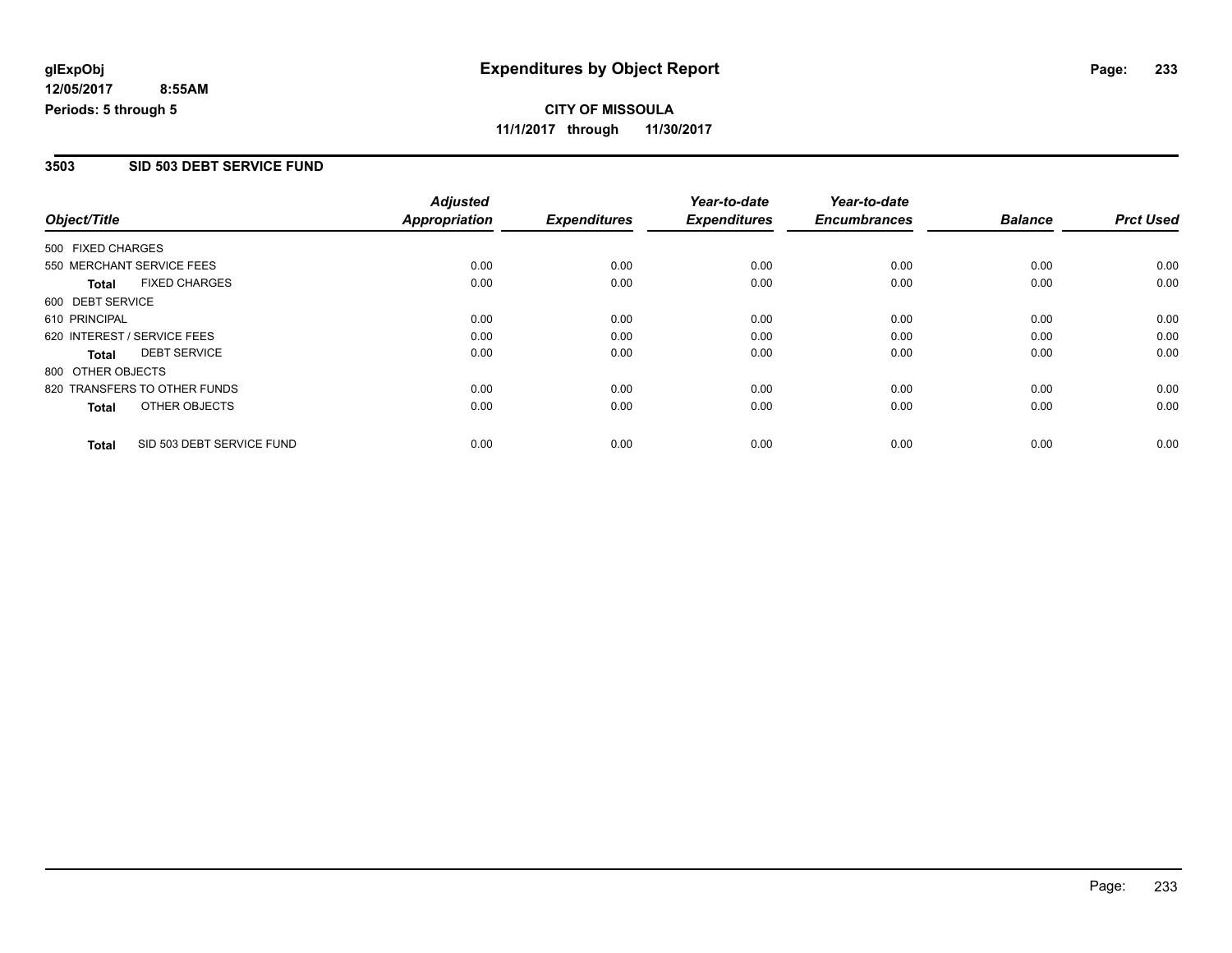# Expenditures by Object Report

glExpObj
12/05/2017 8:55AM
Periods: 5 through 5

**CITY OF MISSOULA**
**11/1/2017 through 11/30/2017**

## 3503 SID 503 DEBT SERVICE FUND

| Object/Title | Adjusted Appropriation | Expenditures | Year-to-date Expenditures | Year-to-date Encumbrances | Balance | Prct Used |
|---|---|---|---|---|---|---|
| 500 FIXED CHARGES | | | | | | |
| 550 MERCHANT SERVICE FEES | 0.00 | 0.00 | 0.00 | 0.00 | 0.00 | 0.00 |
| **Total** FIXED CHARGES | 0.00 | 0.00 | 0.00 | 0.00 | 0.00 | 0.00 |
| 600 DEBT SERVICE | | | | | | |
| 610 PRINCIPAL | 0.00 | 0.00 | 0.00 | 0.00 | 0.00 | 0.00 |
| 620 INTEREST / SERVICE FEES | 0.00 | 0.00 | 0.00 | 0.00 | 0.00 | 0.00 |
| **Total** DEBT SERVICE | 0.00 | 0.00 | 0.00 | 0.00 | 0.00 | 0.00 |
| 800 OTHER OBJECTS | | | | | | |
| 820 TRANSFERS TO OTHER FUNDS | 0.00 | 0.00 | 0.00 | 0.00 | 0.00 | 0.00 |
| **Total** OTHER OBJECTS | 0.00 | 0.00 | 0.00 | 0.00 | 0.00 | 0.00 |
| **Total** SID 503 DEBT SERVICE FUND | 0.00 | 0.00 | 0.00 | 0.00 | 0.00 | 0.00 |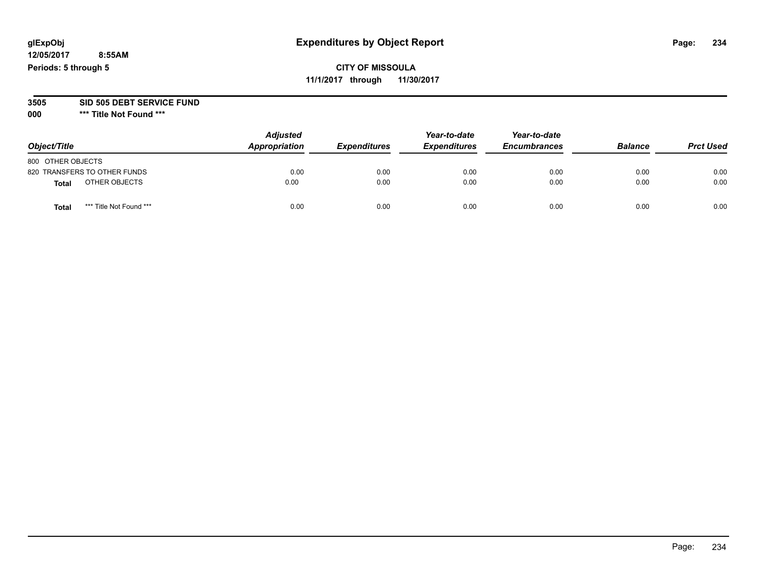# Expenditures by Object Report

glExpObj
12/05/2017 8:55AM
Periods: 5 through 5

**CITY OF MISSOULA**
**11/1/2017 through 11/30/2017**

**3505 SID 505 DEBT SERVICE FUND**
**000 \*\*\* Title Not Found \*\*\***

| Object/Title | Adjusted Appropriation | Expenditures | Year-to-date Expenditures | Year-to-date Encumbrances | Balance | Prct Used |
|---|---|---|---|---|---|---|
| 800 OTHER OBJECTS | | | | | | |
| 820 TRANSFERS TO OTHER FUNDS | 0.00 | 0.00 | 0.00 | 0.00 | 0.00 | 0.00 |
| **Total** OTHER OBJECTS | 0.00 | 0.00 | 0.00 | 0.00 | 0.00 | 0.00 |
| **Total** *** Title Not Found *** | 0.00 | 0.00 | 0.00 | 0.00 | 0.00 | 0.00 |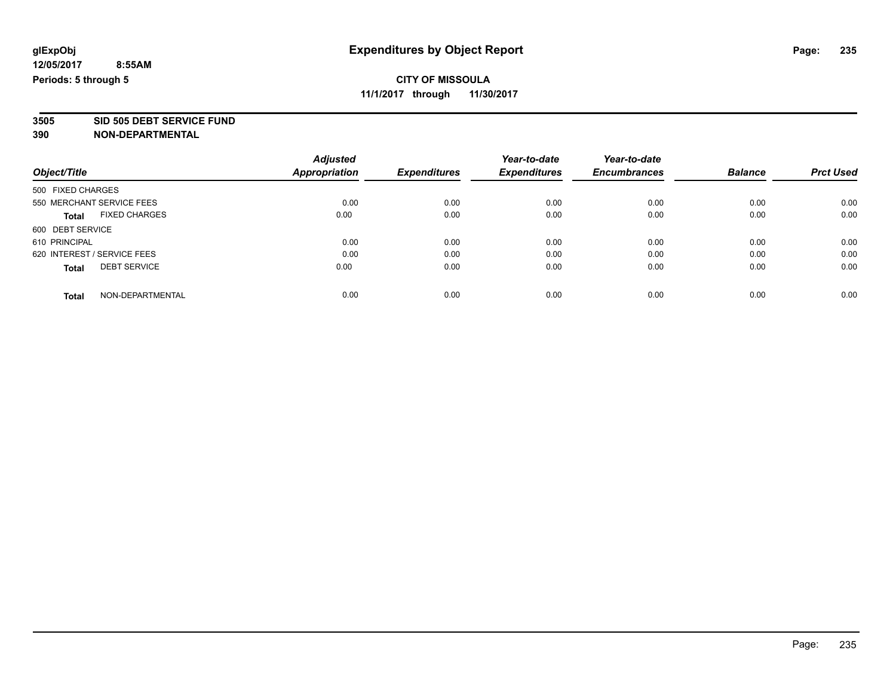**glExpObj** **Expenditures by Object Report**

**12/05/2017 8:55AM**

**Periods: 5 through 5**

**CITY OF MISSOULA**

**11/1/2017 through 11/30/2017**

**3505 SID 505 DEBT SERVICE FUND**

**390 NON-DEPARTMENTAL**

| Object/Title | Adjusted Appropriation | Expenditures | Year-to-date Expenditures | Year-to-date Encumbrances | Balance | Prct Used |
|---|---|---|---|---|---|---|
| 500 FIXED CHARGES | | | | | | |
| 550 MERCHANT SERVICE FEES | 0.00 | 0.00 | 0.00 | 0.00 | 0.00 | 0.00 |
| **Total** FIXED CHARGES | 0.00 | 0.00 | 0.00 | 0.00 | 0.00 | 0.00 |
| 600 DEBT SERVICE | | | | | | |
| 610 PRINCIPAL | 0.00 | 0.00 | 0.00 | 0.00 | 0.00 | 0.00 |
| 620 INTEREST / SERVICE FEES | 0.00 | 0.00 | 0.00 | 0.00 | 0.00 | 0.00 |
| **Total** DEBT SERVICE | 0.00 | 0.00 | 0.00 | 0.00 | 0.00 | 0.00 |
| **Total** NON-DEPARTMENTAL | 0.00 | 0.00 | 0.00 | 0.00 | 0.00 | 0.00 |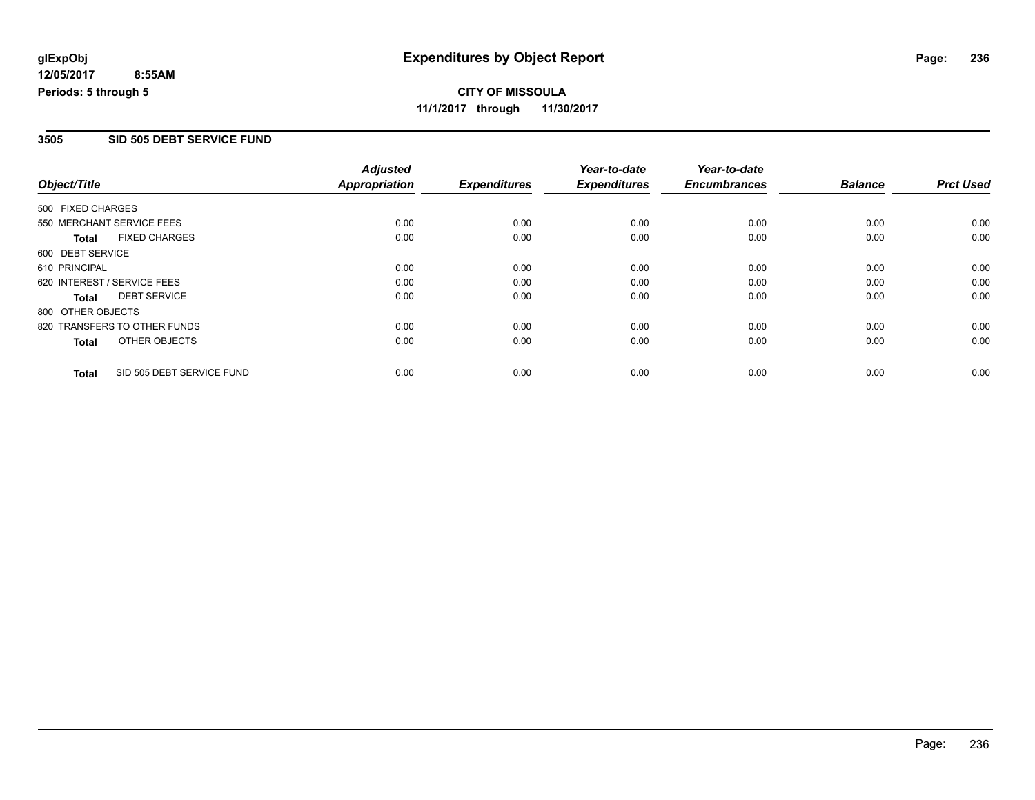# Expenditures by Object Report

glExpObj
12/05/2017 8:55AM
Periods: 5 through 5

**CITY OF MISSOULA**
**11/1/2017 through 11/30/2017**

## 3505 SID 505 DEBT SERVICE FUND

| Object/Title | Adjusted Appropriation | Expenditures | Year-to-date Expenditures | Year-to-date Encumbrances | Balance | Prct Used |
|---|---|---|---|---|---|---|
| 500 FIXED CHARGES | | | | | | |
| 550 MERCHANT SERVICE FEES | 0.00 | 0.00 | 0.00 | 0.00 | 0.00 | 0.00 |
| **Total** FIXED CHARGES | 0.00 | 0.00 | 0.00 | 0.00 | 0.00 | 0.00 |
| 600 DEBT SERVICE | | | | | | |
| 610 PRINCIPAL | 0.00 | 0.00 | 0.00 | 0.00 | 0.00 | 0.00 |
| 620 INTEREST / SERVICE FEES | 0.00 | 0.00 | 0.00 | 0.00 | 0.00 | 0.00 |
| **Total** DEBT SERVICE | 0.00 | 0.00 | 0.00 | 0.00 | 0.00 | 0.00 |
| 800 OTHER OBJECTS | | | | | | |
| 820 TRANSFERS TO OTHER FUNDS | 0.00 | 0.00 | 0.00 | 0.00 | 0.00 | 0.00 |
| **Total** OTHER OBJECTS | 0.00 | 0.00 | 0.00 | 0.00 | 0.00 | 0.00 |
| **Total** SID 505 DEBT SERVICE FUND | 0.00 | 0.00 | 0.00 | 0.00 | 0.00 | 0.00 |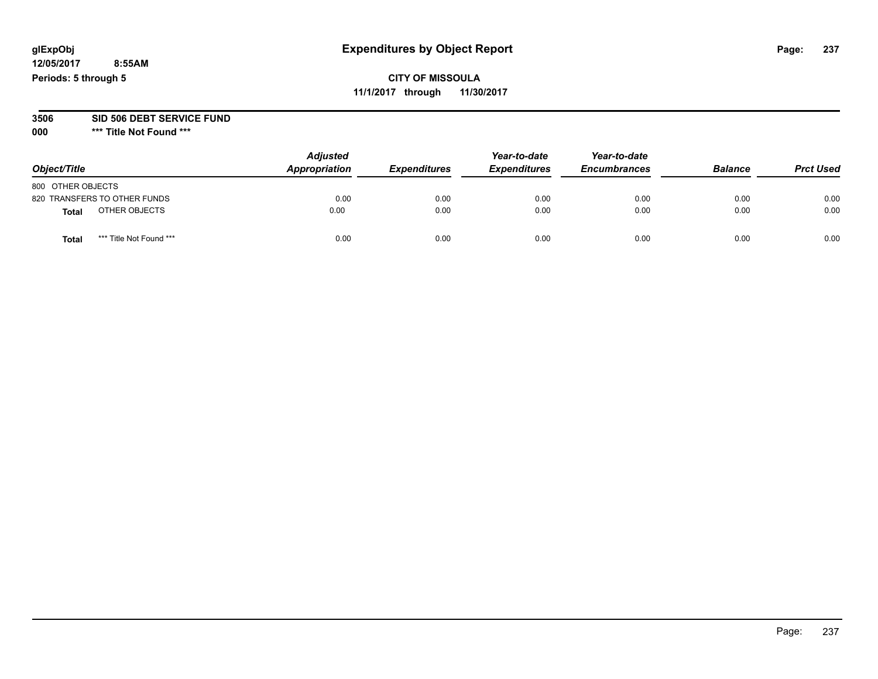# Expenditures by Object Report

glExpObj
12/05/2017 8:55AM
Periods: 5 through 5

**CITY OF MISSOULA**
**11/1/2017 through 11/30/2017**

**3506 SID 506 DEBT SERVICE FUND**
**000 \*\*\* Title Not Found \*\*\***

| Object/Title | Adjusted Appropriation | Expenditures | Year-to-date Expenditures | Year-to-date Encumbrances | Balance | Prct Used |
|---|---|---|---|---|---|---|
| 800 OTHER OBJECTS | | | | | | |
| 820 TRANSFERS TO OTHER FUNDS | 0.00 | 0.00 | 0.00 | 0.00 | 0.00 | 0.00 |
| **Total** OTHER OBJECTS | 0.00 | 0.00 | 0.00 | 0.00 | 0.00 | 0.00 |
| **Total** *** Title Not Found *** | 0.00 | 0.00 | 0.00 | 0.00 | 0.00 | 0.00 |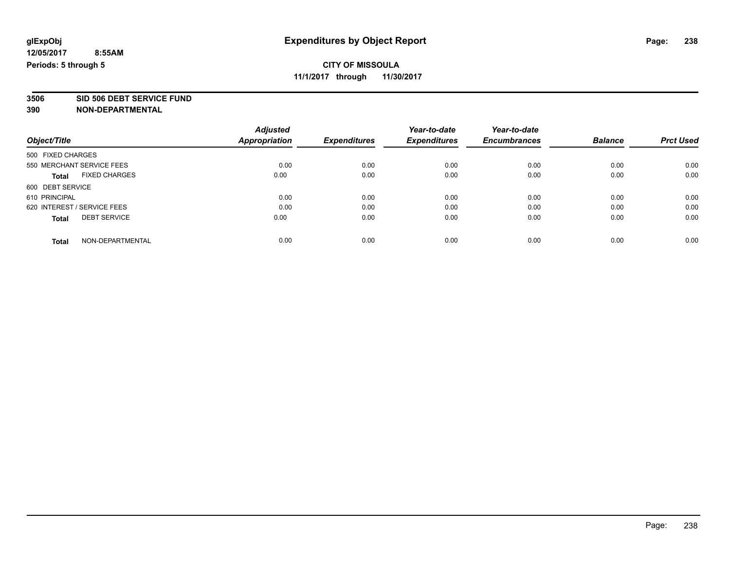glExpObj
12/05/2017 8:55AM
Periods: 5 through 5

# Expenditures by Object Report

**CITY OF MISSOULA**
**11/1/2017 through 11/30/2017**

**3506 SID 506 DEBT SERVICE FUND**
**390 NON-DEPARTMENTAL**

| Object/Title | Adjusted Appropriation | Expenditures | Year-to-date Expenditures | Year-to-date Encumbrances | Balance | Prct Used |
|---|---|---|---|---|---|---|
| 500 FIXED CHARGES | | | | | | |
| 550 MERCHANT SERVICE FEES | 0.00 | 0.00 | 0.00 | 0.00 | 0.00 | 0.00 |
| **Total** FIXED CHARGES | 0.00 | 0.00 | 0.00 | 0.00 | 0.00 | 0.00 |
| 600 DEBT SERVICE | | | | | | |
| 610 PRINCIPAL | 0.00 | 0.00 | 0.00 | 0.00 | 0.00 | 0.00 |
| 620 INTEREST / SERVICE FEES | 0.00 | 0.00 | 0.00 | 0.00 | 0.00 | 0.00 |
| **Total** DEBT SERVICE | 0.00 | 0.00 | 0.00 | 0.00 | 0.00 | 0.00 |
| **Total** NON-DEPARTMENTAL | 0.00 | 0.00 | 0.00 | 0.00 | 0.00 | 0.00 |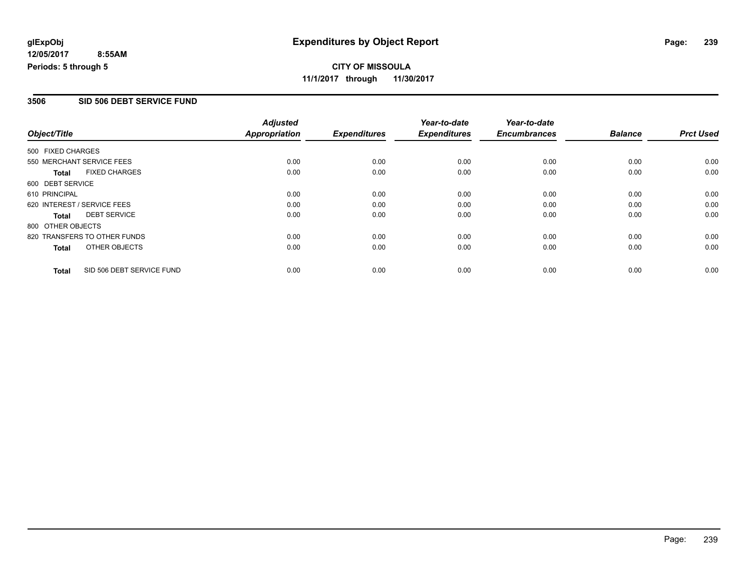**glExpObj**
**12/05/2017 8:55AM**
**Periods: 5 through 5**

# Expenditures by Object Report

**CITY OF MISSOULA**
**11/1/2017 through 11/30/2017**

## 3506 SID 506 DEBT SERVICE FUND

| Object/Title | Adjusted Appropriation | Expenditures | Year-to-date Expenditures | Year-to-date Encumbrances | Balance | Prct Used |
|---|---|---|---|---|---|---|
| 500 FIXED CHARGES | | | | | | |
| 550 MERCHANT SERVICE FEES | 0.00 | 0.00 | 0.00 | 0.00 | 0.00 | 0.00 |
| **Total** FIXED CHARGES | 0.00 | 0.00 | 0.00 | 0.00 | 0.00 | 0.00 |
| 600 DEBT SERVICE | | | | | | |
| 610 PRINCIPAL | 0.00 | 0.00 | 0.00 | 0.00 | 0.00 | 0.00 |
| 620 INTEREST / SERVICE FEES | 0.00 | 0.00 | 0.00 | 0.00 | 0.00 | 0.00 |
| **Total** DEBT SERVICE | 0.00 | 0.00 | 0.00 | 0.00 | 0.00 | 0.00 |
| 800 OTHER OBJECTS | | | | | | |
| 820 TRANSFERS TO OTHER FUNDS | 0.00 | 0.00 | 0.00 | 0.00 | 0.00 | 0.00 |
| **Total** OTHER OBJECTS | 0.00 | 0.00 | 0.00 | 0.00 | 0.00 | 0.00 |
| **Total** SID 506 DEBT SERVICE FUND | 0.00 | 0.00 | 0.00 | 0.00 | 0.00 | 0.00 |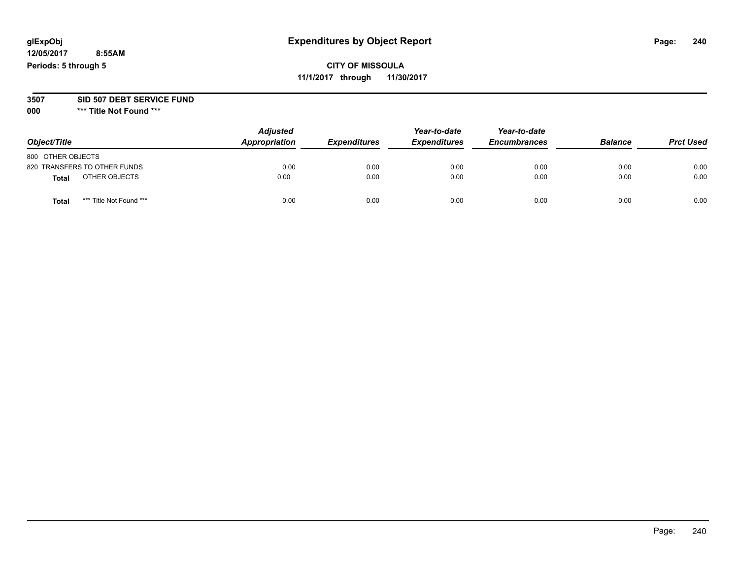glExpObj
12/05/2017 8:55AM
Periods: 5 through 5

# Expenditures by Object Report

**CITY OF MISSOULA**
**11/1/2017 through 11/30/2017**

**3507 SID 507 DEBT SERVICE FUND**
**000 *** Title Not Found *****

| Object/Title | Adjusted Appropriation | Expenditures | Year-to-date Expenditures | Year-to-date Encumbrances | Balance | Prct Used |
|---|---|---|---|---|---|---|
| 800 OTHER OBJECTS | | | | | | |
| 820 TRANSFERS TO OTHER FUNDS | 0.00 | 0.00 | 0.00 | 0.00 | 0.00 | 0.00 |
| **Total** OTHER OBJECTS | 0.00 | 0.00 | 0.00 | 0.00 | 0.00 | 0.00 |
| **Total** *** Title Not Found *** | 0.00 | 0.00 | 0.00 | 0.00 | 0.00 | 0.00 |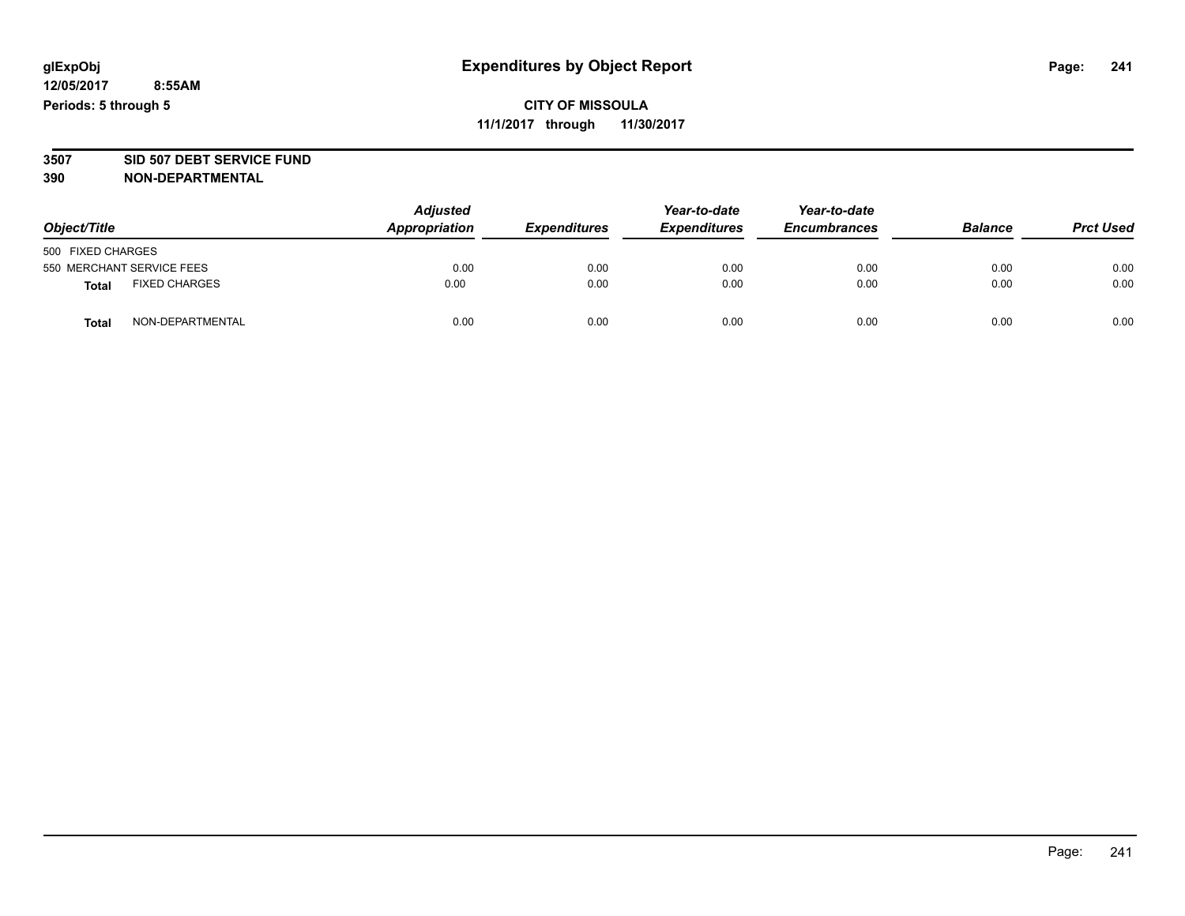# Expenditures by Object Report

glExpObj
12/05/2017 8:55AM
Periods: 5 through 5

**CITY OF MISSOULA**
**11/1/2017 through 11/30/2017**

**3507 SID 507 DEBT SERVICE FUND**
**390 NON-DEPARTMENTAL**

| Object/Title | Adjusted Appropriation | Expenditures | Year-to-date Expenditures | Year-to-date Encumbrances | Balance | Prct Used |
|---|---|---|---|---|---|---|
| 500 FIXED CHARGES | | | | | | |
| 550 MERCHANT SERVICE FEES | 0.00 | 0.00 | 0.00 | 0.00 | 0.00 | 0.00 |
| **Total** FIXED CHARGES | 0.00 | 0.00 | 0.00 | 0.00 | 0.00 | 0.00 |
| **Total** NON-DEPARTMENTAL | 0.00 | 0.00 | 0.00 | 0.00 | 0.00 | 0.00 |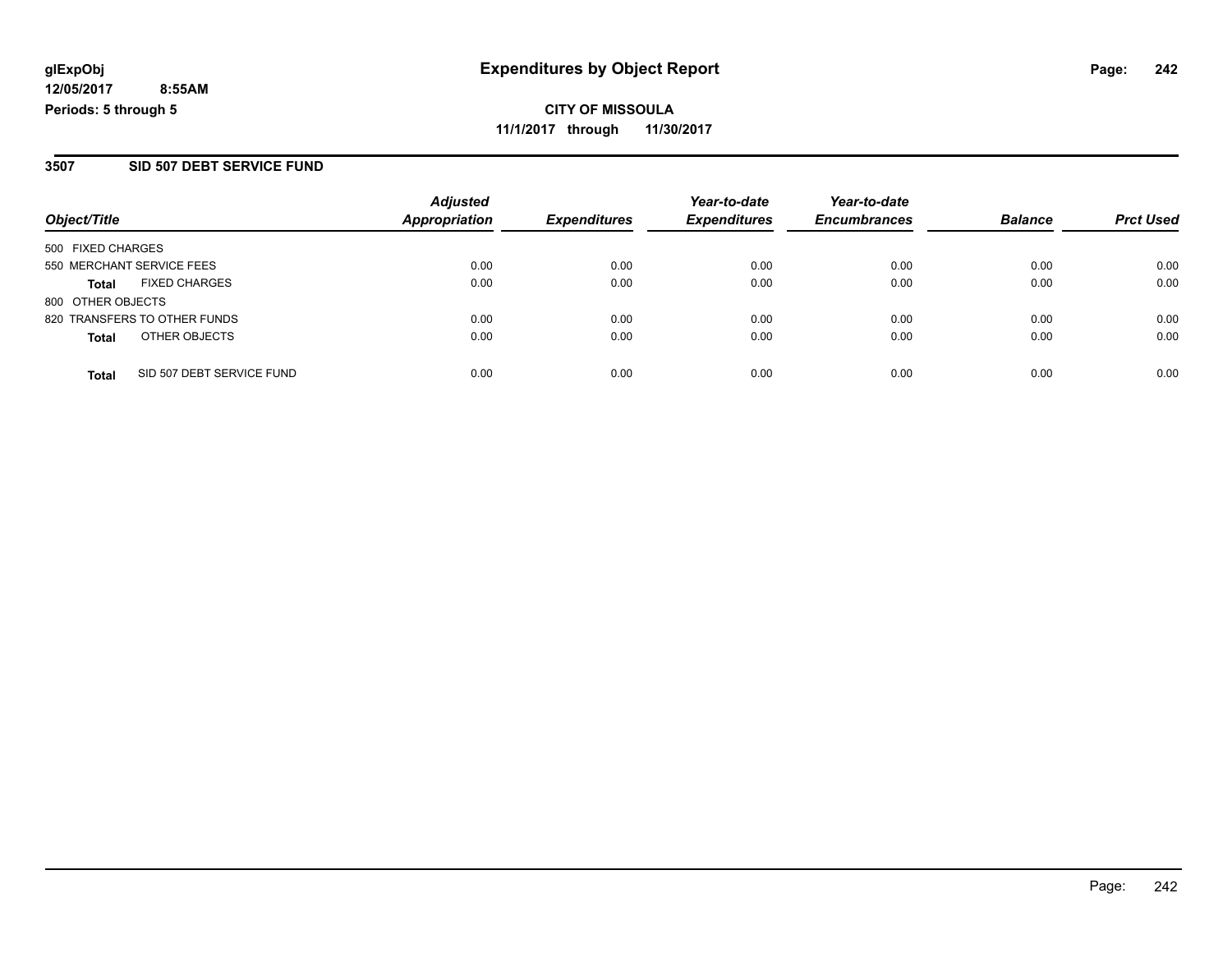# Expenditures by Object Report

glExpObj
12/05/2017 8:55AM
Periods: 5 through 5

**CITY OF MISSOULA**
**11/1/2017 through 11/30/2017**

## 3507 SID 507 DEBT SERVICE FUND

| Object/Title | Adjusted Appropriation | Expenditures | Year-to-date Expenditures | Year-to-date Encumbrances | Balance | Prct Used |
|---|---|---|---|---|---|---|
| 500 FIXED CHARGES | | | | | | |
| 550 MERCHANT SERVICE FEES | 0.00 | 0.00 | 0.00 | 0.00 | 0.00 | 0.00 |
| **Total** FIXED CHARGES | 0.00 | 0.00 | 0.00 | 0.00 | 0.00 | 0.00 |
| 800 OTHER OBJECTS | | | | | | |
| 820 TRANSFERS TO OTHER FUNDS | 0.00 | 0.00 | 0.00 | 0.00 | 0.00 | 0.00 |
| **Total** OTHER OBJECTS | 0.00 | 0.00 | 0.00 | 0.00 | 0.00 | 0.00 |
| **Total** SID 507 DEBT SERVICE FUND | 0.00 | 0.00 | 0.00 | 0.00 | 0.00 | 0.00 |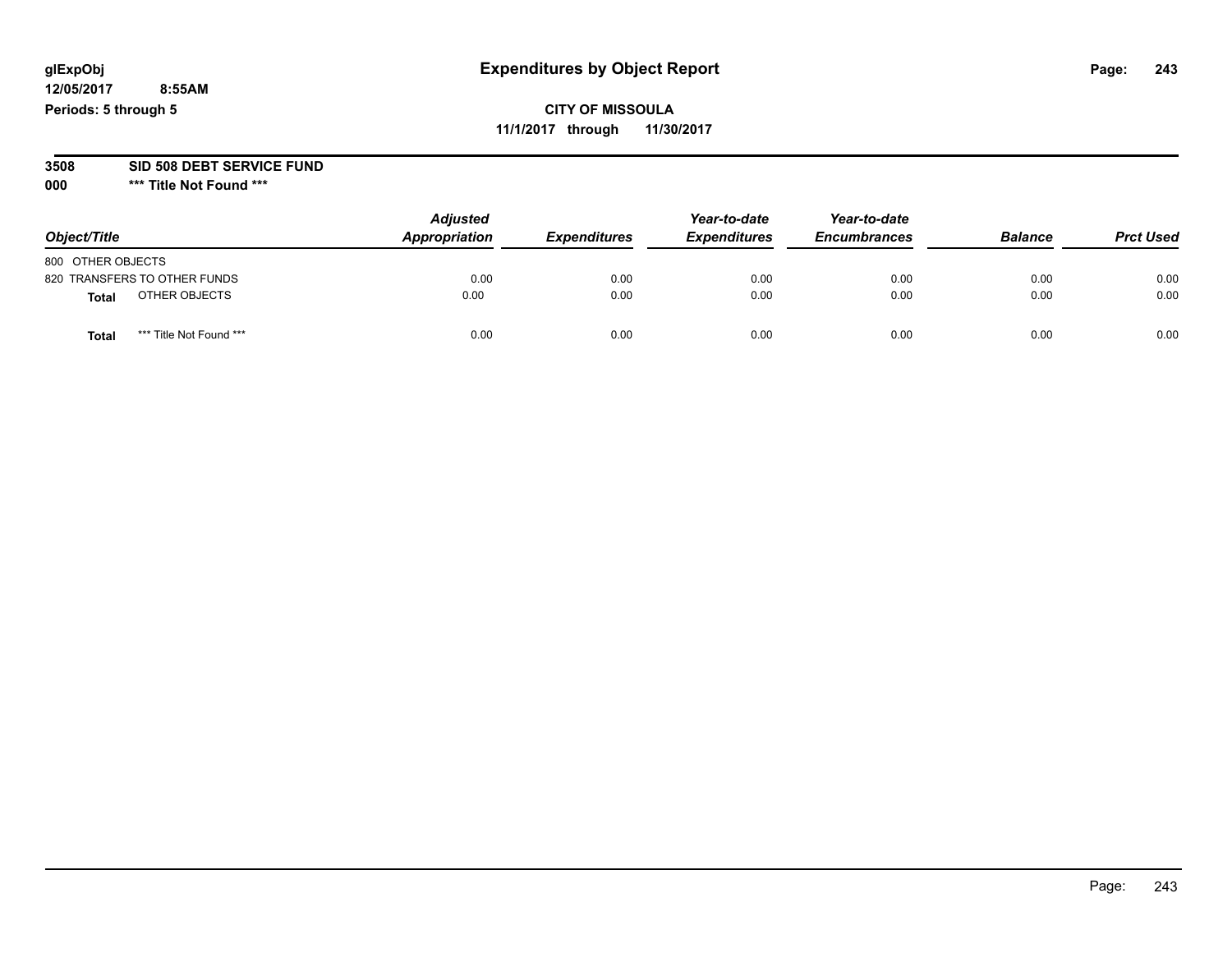**glExpObj**
**12/05/2017 8:55AM**
**Periods: 5 through 5**

# Expenditures by Object Report

**CITY OF MISSOULA**
**11/1/2017 through 11/30/2017**

**3508 SID 508 DEBT SERVICE FUND**
**000 \*\*\* Title Not Found \*\*\***

| Object/Title | Adjusted Appropriation | Expenditures | Year-to-date Expenditures | Year-to-date Encumbrances | Balance | Prct Used |
|---|---|---|---|---|---|---|
| 800 OTHER OBJECTS | | | | | | |
| 820 TRANSFERS TO OTHER FUNDS | 0.00 | 0.00 | 0.00 | 0.00 | 0.00 | 0.00 |
| **Total** OTHER OBJECTS | 0.00 | 0.00 | 0.00 | 0.00 | 0.00 | 0.00 |
| **Total** *** Title Not Found *** | 0.00 | 0.00 | 0.00 | 0.00 | 0.00 | 0.00 |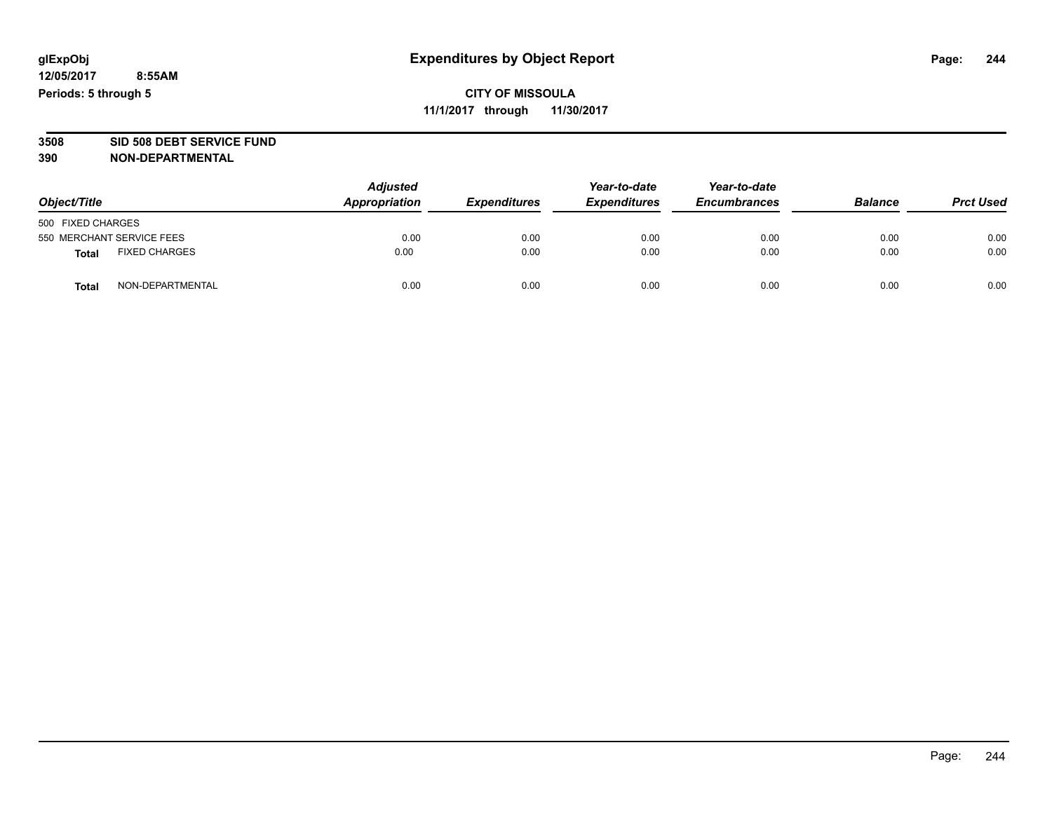# Expenditures by Object Report

glExpObj
12/05/2017 8:55AM
Periods: 5 through 5

**CITY OF MISSOULA**
**11/1/2017 through 11/30/2017**

**3508 SID 508 DEBT SERVICE FUND**
**390 NON-DEPARTMENTAL**

| Object/Title | Adjusted Appropriation | Expenditures | Year-to-date Expenditures | Year-to-date Encumbrances | Balance | Prct Used |
|---|---|---|---|---|---|---|
| 500 FIXED CHARGES | | | | | | |
| 550 MERCHANT SERVICE FEES | 0.00 | 0.00 | 0.00 | 0.00 | 0.00 | 0.00 |
| **Total** FIXED CHARGES | 0.00 | 0.00 | 0.00 | 0.00 | 0.00 | 0.00 |
| **Total** NON-DEPARTMENTAL | 0.00 | 0.00 | 0.00 | 0.00 | 0.00 | 0.00 |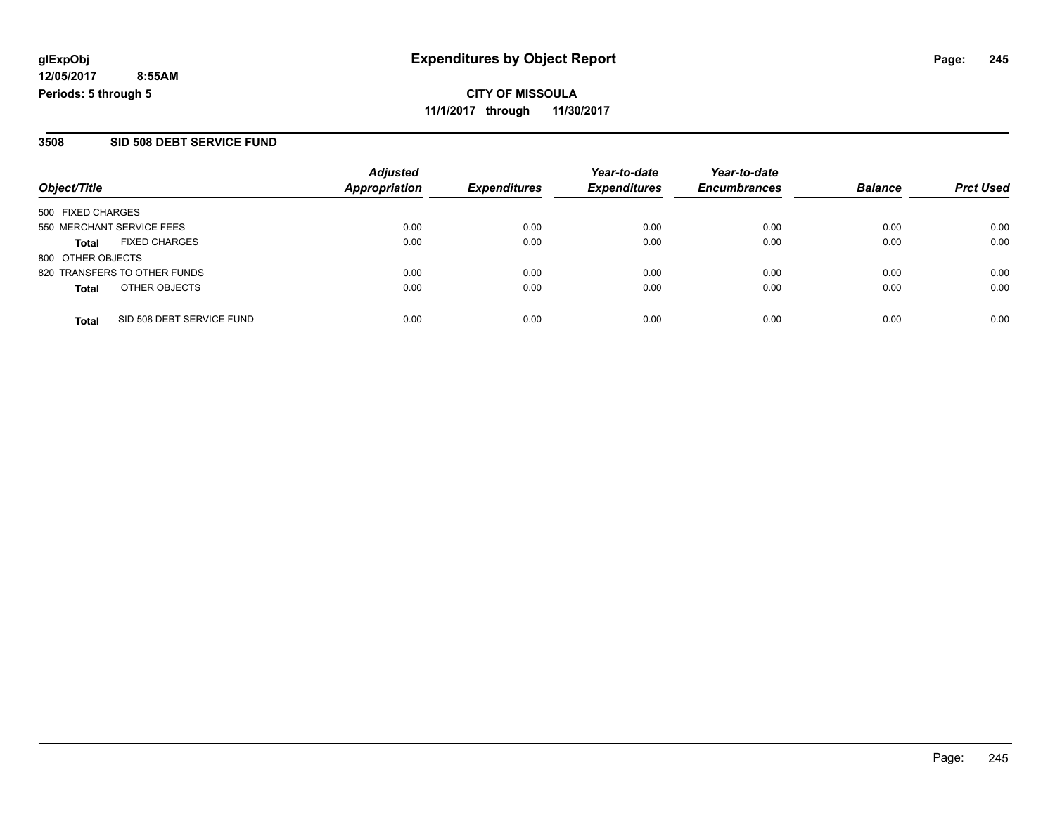**glExpObj** **Expenditures by Object Report**

**12/05/2017 8:55AM**

**Periods: 5 through 5**

**CITY OF MISSOULA**

**11/1/2017 through 11/30/2017**

## 3508 SID 508 DEBT SERVICE FUND

| Object/Title | Adjusted Appropriation | Expenditures | Year-to-date Expenditures | Year-to-date Encumbrances | Balance | Prct Used |
|---|---|---|---|---|---|---|
| 500 FIXED CHARGES | | | | | | |
| 550 MERCHANT SERVICE FEES | 0.00 | 0.00 | 0.00 | 0.00 | 0.00 | 0.00 |
| **Total** FIXED CHARGES | 0.00 | 0.00 | 0.00 | 0.00 | 0.00 | 0.00 |
| 800 OTHER OBJECTS | | | | | | |
| 820 TRANSFERS TO OTHER FUNDS | 0.00 | 0.00 | 0.00 | 0.00 | 0.00 | 0.00 |
| **Total** OTHER OBJECTS | 0.00 | 0.00 | 0.00 | 0.00 | 0.00 | 0.00 |
| **Total** SID 508 DEBT SERVICE FUND | 0.00 | 0.00 | 0.00 | 0.00 | 0.00 | 0.00 |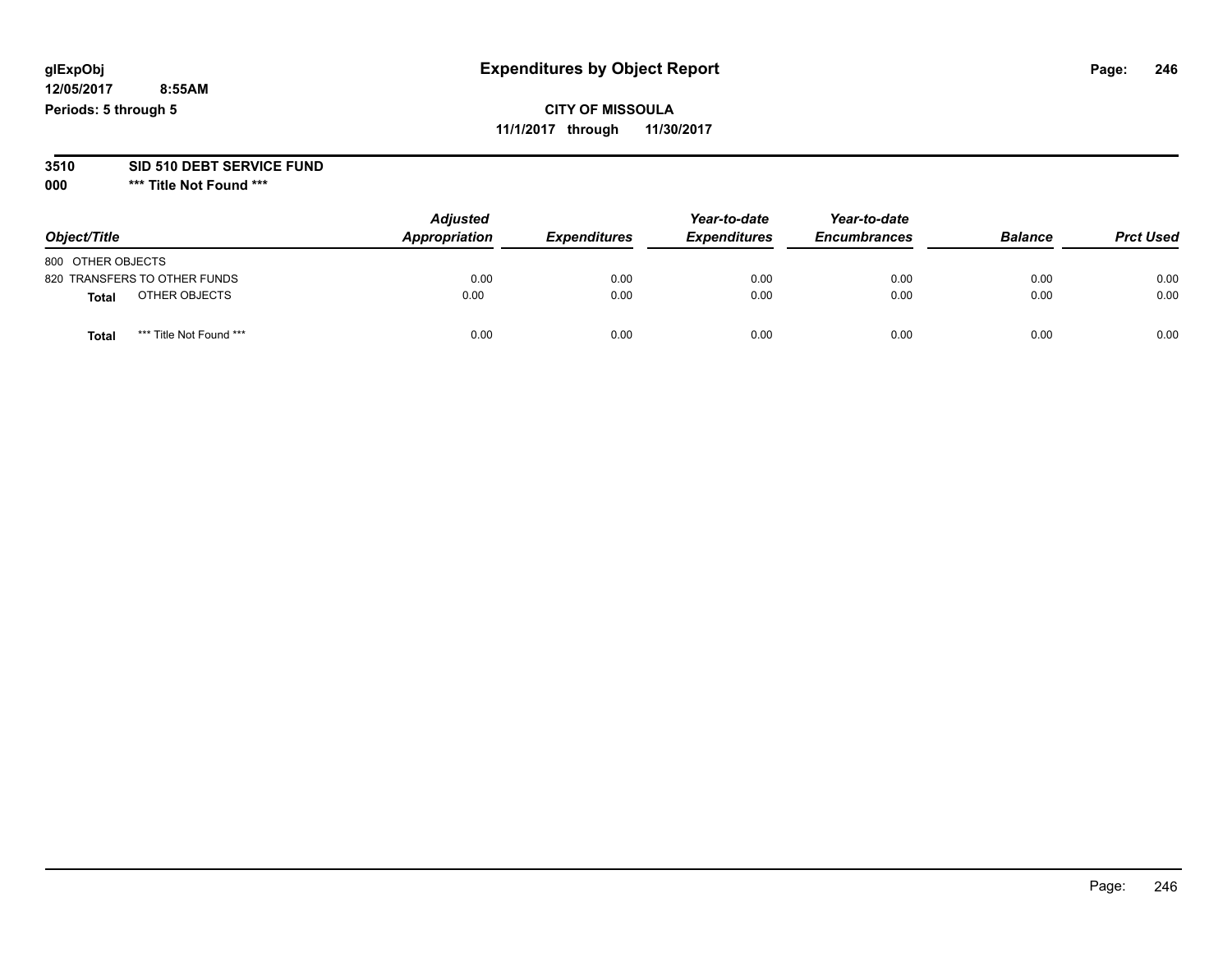# Expenditures by Object Report

glExpObj
12/05/2017 8:55AM
Periods: 5 through 5

**CITY OF MISSOULA**
**11/1/2017 through 11/30/2017**

**3510 SID 510 DEBT SERVICE FUND**
**000 \*\*\* Title Not Found \*\*\***

| Object/Title | Adjusted Appropriation | Expenditures | Year-to-date Expenditures | Year-to-date Encumbrances | Balance | Prct Used |
|---|---|---|---|---|---|---|
| 800 OTHER OBJECTS | | | | | | |
| 820 TRANSFERS TO OTHER FUNDS | 0.00 | 0.00 | 0.00 | 0.00 | 0.00 | 0.00 |
| **Total** OTHER OBJECTS | 0.00 | 0.00 | 0.00 | 0.00 | 0.00 | 0.00 |
| **Total** *** Title Not Found *** | 0.00 | 0.00 | 0.00 | 0.00 | 0.00 | 0.00 |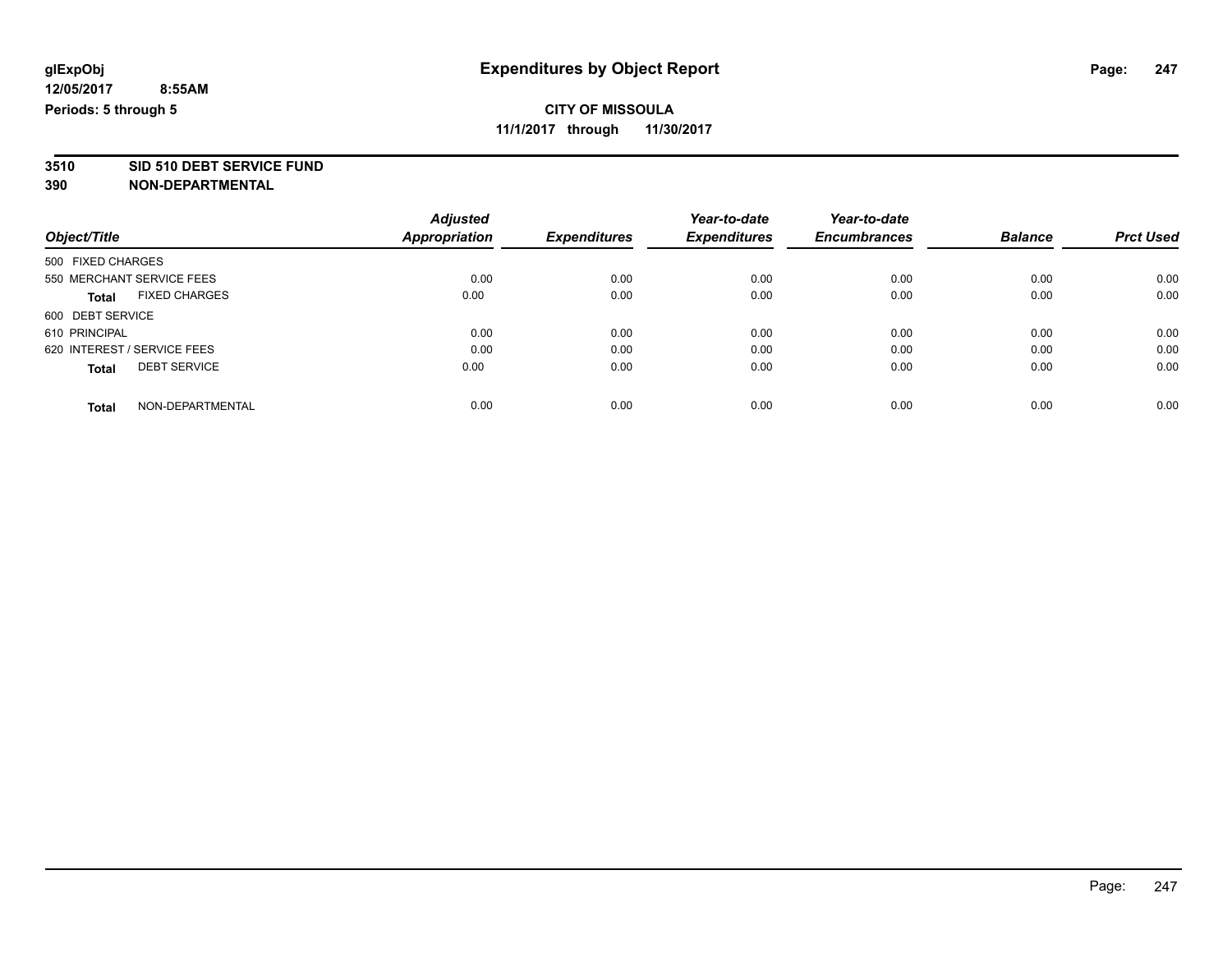# Expenditures by Object Report

glExpObj
12/05/2017 8:55AM
Periods: 5 through 5

**CITY OF MISSOULA**
**11/1/2017 through 11/30/2017**

**3510 SID 510 DEBT SERVICE FUND**
**390 NON-DEPARTMENTAL**

| Object/Title | Adjusted Appropriation | Expenditures | Year-to-date Expenditures | Year-to-date Encumbrances | Balance | Prct Used |
|---|---|---|---|---|---|---|
| 500 FIXED CHARGES | | | | | | |
| 550 MERCHANT SERVICE FEES | 0.00 | 0.00 | 0.00 | 0.00 | 0.00 | 0.00 |
| **Total** FIXED CHARGES | 0.00 | 0.00 | 0.00 | 0.00 | 0.00 | 0.00 |
| 600 DEBT SERVICE | | | | | | |
| 610 PRINCIPAL | 0.00 | 0.00 | 0.00 | 0.00 | 0.00 | 0.00 |
| 620 INTEREST / SERVICE FEES | 0.00 | 0.00 | 0.00 | 0.00 | 0.00 | 0.00 |
| **Total** DEBT SERVICE | 0.00 | 0.00 | 0.00 | 0.00 | 0.00 | 0.00 |
| **Total** NON-DEPARTMENTAL | 0.00 | 0.00 | 0.00 | 0.00 | 0.00 | 0.00 |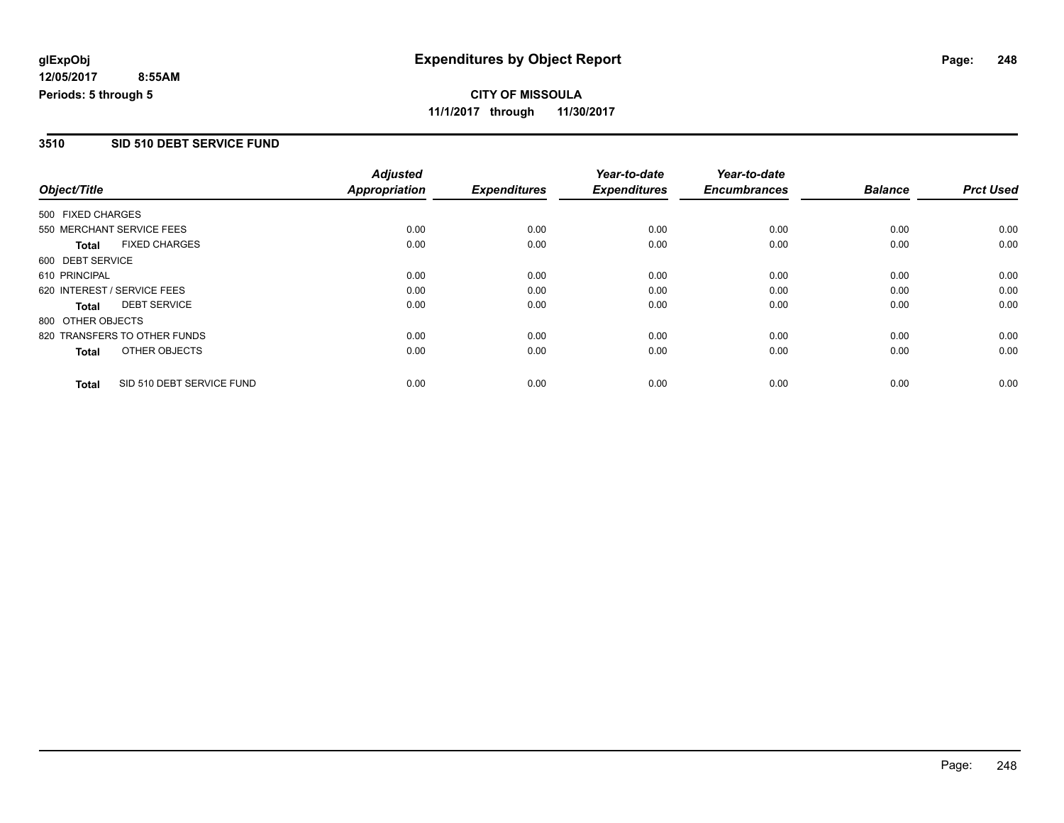glExpObj
12/05/2017 8:55AM
Periods: 5 through 5

# Expenditures by Object Report

**CITY OF MISSOULA**
**11/1/2017 through 11/30/2017**

## 3510 SID 510 DEBT SERVICE FUND

| Object/Title | | Adjusted Appropriation | Expenditures | Year-to-date Expenditures | Year-to-date Encumbrances | Balance | Prct Used |
|---|---|---|---|---|---|---|---|
| 500 FIXED CHARGES | | | | | | | |
| 550 MERCHANT SERVICE FEES | | 0.00 | 0.00 | 0.00 | 0.00 | 0.00 | 0.00 |
| Total | FIXED CHARGES | 0.00 | 0.00 | 0.00 | 0.00 | 0.00 | 0.00 |
| 600 DEBT SERVICE | | | | | | | |
| 610 PRINCIPAL | | 0.00 | 0.00 | 0.00 | 0.00 | 0.00 | 0.00 |
| 620 INTEREST / SERVICE FEES | | 0.00 | 0.00 | 0.00 | 0.00 | 0.00 | 0.00 |
| Total | DEBT SERVICE | 0.00 | 0.00 | 0.00 | 0.00 | 0.00 | 0.00 |
| 800 OTHER OBJECTS | | | | | | | |
| 820 TRANSFERS TO OTHER FUNDS | | 0.00 | 0.00 | 0.00 | 0.00 | 0.00 | 0.00 |
| Total | OTHER OBJECTS | 0.00 | 0.00 | 0.00 | 0.00 | 0.00 | 0.00 |
| Total | SID 510 DEBT SERVICE FUND | 0.00 | 0.00 | 0.00 | 0.00 | 0.00 | 0.00 |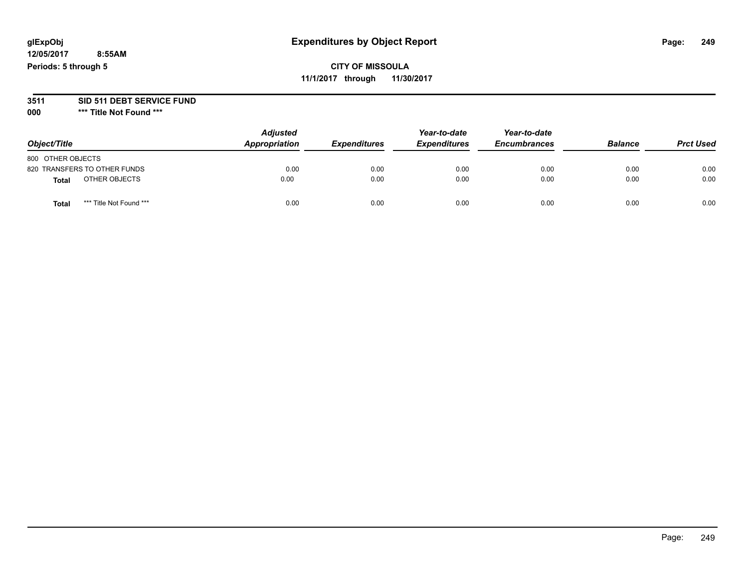**glExpObj** **Expenditures by Object Report**
**12/05/2017 8:55AM**
**Periods: 5 through 5**

**CITY OF MISSOULA**
**11/1/2017 through 11/30/2017**

## 3511 SID 511 DEBT SERVICE FUND
## 000 *** Title Not Found ***

| Object/Title | Adjusted Appropriation | Expenditures | Year-to-date Expenditures | Year-to-date Encumbrances | Balance | Prct Used |
|---|---|---|---|---|---|---|
| 800 OTHER OBJECTS | | | | | | |
| 820 TRANSFERS TO OTHER FUNDS | 0.00 | 0.00 | 0.00 | 0.00 | 0.00 | 0.00 |
| **Total** OTHER OBJECTS | 0.00 | 0.00 | 0.00 | 0.00 | 0.00 | 0.00 |
| **Total** *** Title Not Found *** | 0.00 | 0.00 | 0.00 | 0.00 | 0.00 | 0.00 |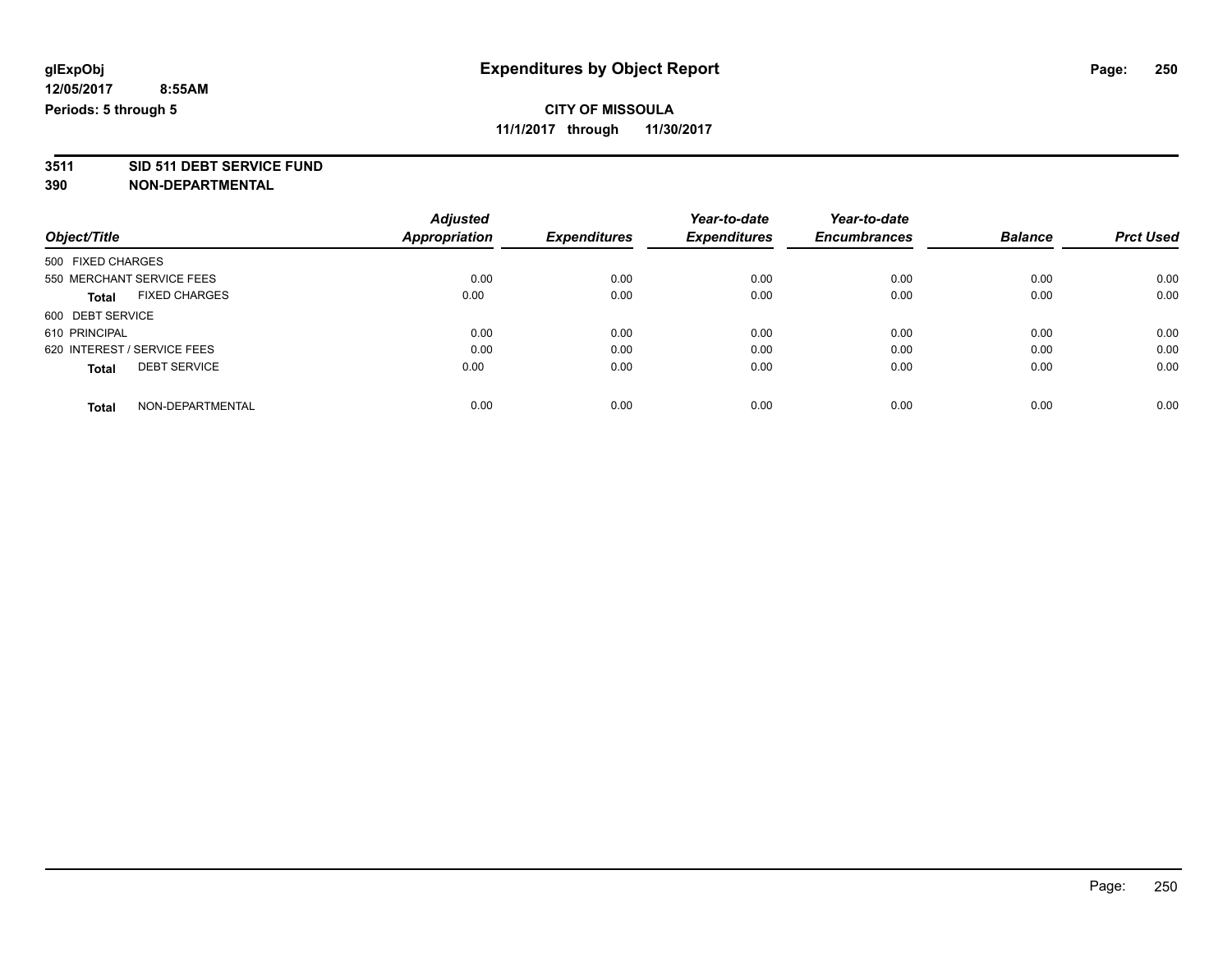glExpObj
12/05/2017 8:55AM
Periods: 5 through 5

# Expenditures by Object Report

**CITY OF MISSOULA**
**11/1/2017 through 11/30/2017**

**3511 SID 511 DEBT SERVICE FUND**
**390 NON-DEPARTMENTAL**

| Object/Title | Adjusted Appropriation | Expenditures | Year-to-date Expenditures | Year-to-date Encumbrances | Balance | Prct Used |
|---|---|---|---|---|---|---|
| 500 FIXED CHARGES | | | | | | |
| 550 MERCHANT SERVICE FEES | 0.00 | 0.00 | 0.00 | 0.00 | 0.00 | 0.00 |
| **Total** FIXED CHARGES | 0.00 | 0.00 | 0.00 | 0.00 | 0.00 | 0.00 |
| 600 DEBT SERVICE | | | | | | |
| 610 PRINCIPAL | 0.00 | 0.00 | 0.00 | 0.00 | 0.00 | 0.00 |
| 620 INTEREST / SERVICE FEES | 0.00 | 0.00 | 0.00 | 0.00 | 0.00 | 0.00 |
| **Total** DEBT SERVICE | 0.00 | 0.00 | 0.00 | 0.00 | 0.00 | 0.00 |
| **Total** NON-DEPARTMENTAL | 0.00 | 0.00 | 0.00 | 0.00 | 0.00 | 0.00 |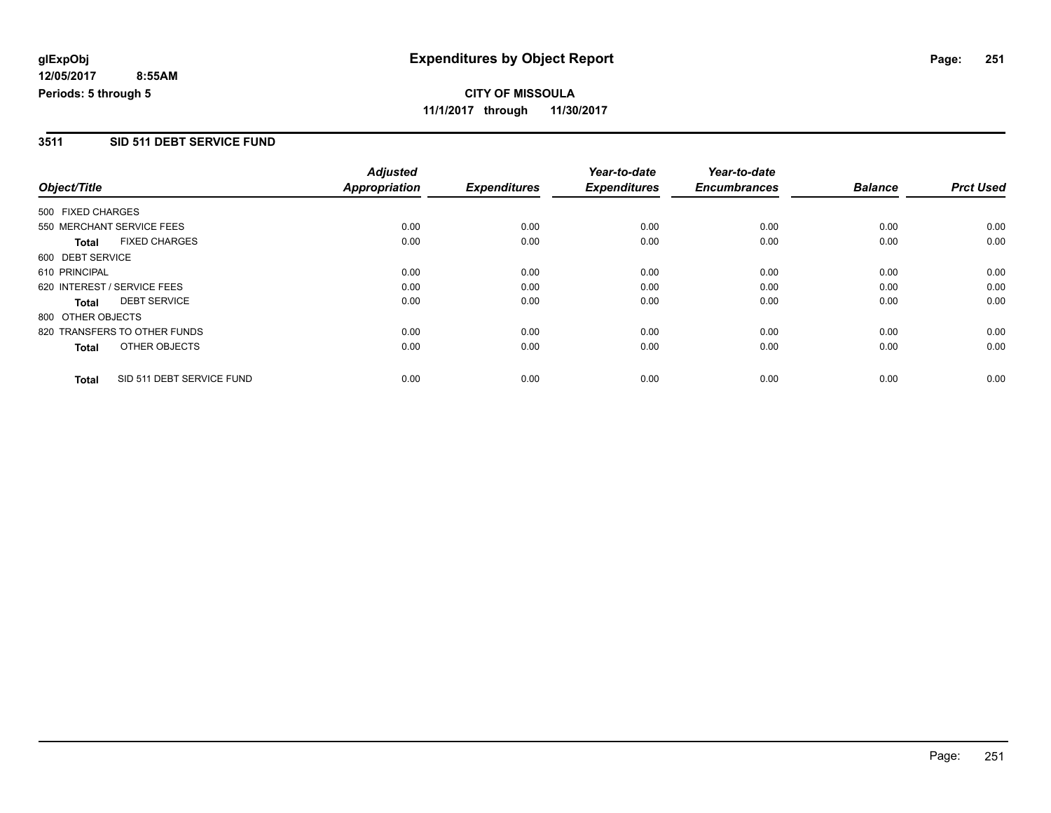**glExpObj**
**12/05/2017 8:55AM**
**Periods: 5 through 5**

# Expenditures by Object Report

**CITY OF MISSOULA**
**11/1/2017 through 11/30/2017**

## 3511 SID 511 DEBT SERVICE FUND

| Object/Title | Adjusted Appropriation | Expenditures | Year-to-date Expenditures | Year-to-date Encumbrances | Balance | Prct Used |
|---|---|---|---|---|---|---|
| 500 FIXED CHARGES | | | | | | |
| 550 MERCHANT SERVICE FEES | 0.00 | 0.00 | 0.00 | 0.00 | 0.00 | 0.00 |
| **Total** FIXED CHARGES | 0.00 | 0.00 | 0.00 | 0.00 | 0.00 | 0.00 |
| 600 DEBT SERVICE | | | | | | |
| 610 PRINCIPAL | 0.00 | 0.00 | 0.00 | 0.00 | 0.00 | 0.00 |
| 620 INTEREST / SERVICE FEES | 0.00 | 0.00 | 0.00 | 0.00 | 0.00 | 0.00 |
| **Total** DEBT SERVICE | 0.00 | 0.00 | 0.00 | 0.00 | 0.00 | 0.00 |
| 800 OTHER OBJECTS | | | | | | |
| 820 TRANSFERS TO OTHER FUNDS | 0.00 | 0.00 | 0.00 | 0.00 | 0.00 | 0.00 |
| **Total** OTHER OBJECTS | 0.00 | 0.00 | 0.00 | 0.00 | 0.00 | 0.00 |
| **Total** SID 511 DEBT SERVICE FUND | 0.00 | 0.00 | 0.00 | 0.00 | 0.00 | 0.00 |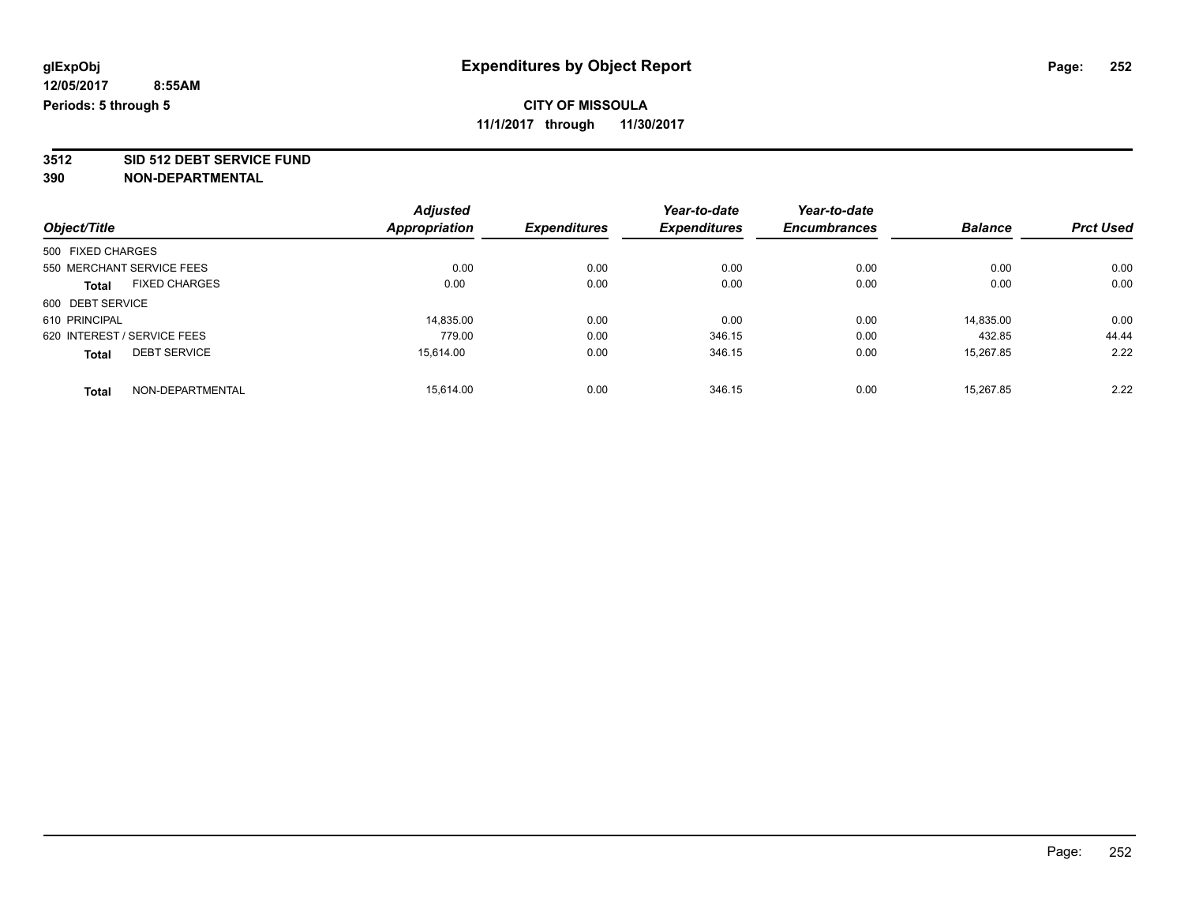glExpObj
12/05/2017 8:55AM
Periods: 5 through 5

# Expenditures by Object Report

**CITY OF MISSOULA**
**11/1/2017 through 11/30/2017**

**3512 SID 512 DEBT SERVICE FUND**
**390 NON-DEPARTMENTAL**

| Object/Title | | Adjusted Appropriation | Expenditures | Year-to-date Expenditures | Year-to-date Encumbrances | Balance | Prct Used |
|---|---|---|---|---|---|---|---|
| 500 FIXED CHARGES | | | | | | | |
| 550 MERCHANT SERVICE FEES | | 0.00 | 0.00 | 0.00 | 0.00 | 0.00 | 0.00 |
| **Total** | FIXED CHARGES | 0.00 | 0.00 | 0.00 | 0.00 | 0.00 | 0.00 |
| 600 DEBT SERVICE | | | | | | | |
| 610 PRINCIPAL | | 14,835.00 | 0.00 | 0.00 | 0.00 | 14,835.00 | 0.00 |
| 620 INTEREST / SERVICE FEES | | 779.00 | 0.00 | 346.15 | 0.00 | 432.85 | 44.44 |
| **Total** | DEBT SERVICE | 15,614.00 | 0.00 | 346.15 | 0.00 | 15,267.85 | 2.22 |
| **Total** | NON-DEPARTMENTAL | 15,614.00 | 0.00 | 346.15 | 0.00 | 15,267.85 | 2.22 |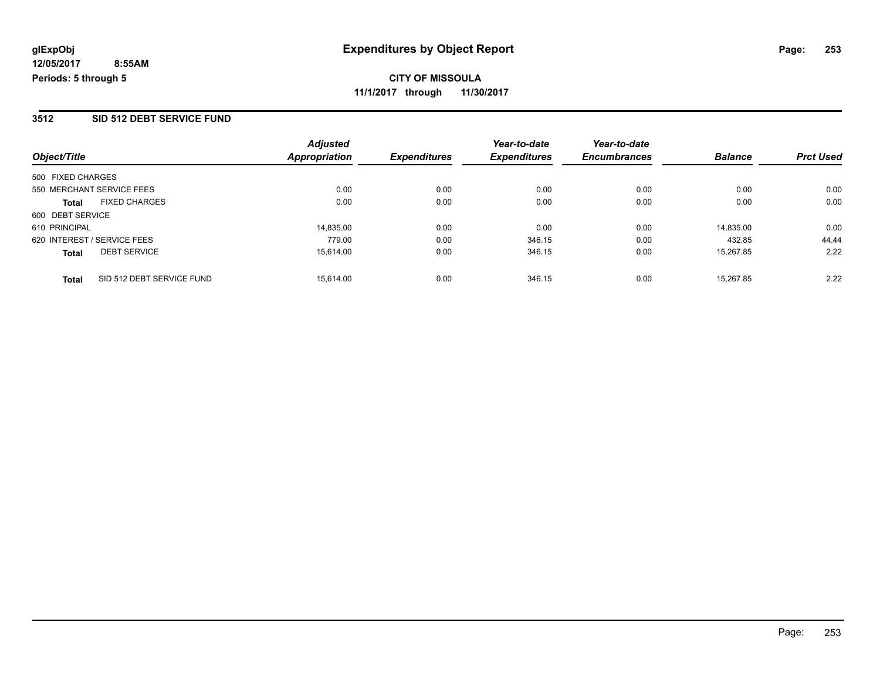# Expenditures by Object Report

glExpObj
12/05/2017 8:55AM
Periods: 5 through 5

**CITY OF MISSOULA**
**11/1/2017 through 11/30/2017**

## 3512 SID 512 DEBT SERVICE FUND

| Object/Title | | Adjusted Appropriation | Expenditures | Year-to-date Expenditures | Year-to-date Encumbrances | Balance | Prct Used |
|---|---|---|---|---|---|---|---|
| 500 FIXED CHARGES | | | | | | | |
| 550 MERCHANT SERVICE FEES | | 0.00 | 0.00 | 0.00 | 0.00 | 0.00 | 0.00 |
| **Total** | FIXED CHARGES | 0.00 | 0.00 | 0.00 | 0.00 | 0.00 | 0.00 |
| 600 DEBT SERVICE | | | | | | | |
| 610 PRINCIPAL | | 14,835.00 | 0.00 | 0.00 | 0.00 | 14,835.00 | 0.00 |
| 620 INTEREST / SERVICE FEES | | 779.00 | 0.00 | 346.15 | 0.00 | 432.85 | 44.44 |
| **Total** | DEBT SERVICE | 15,614.00 | 0.00 | 346.15 | 0.00 | 15,267.85 | 2.22 |
| **Total** | SID 512 DEBT SERVICE FUND | 15,614.00 | 0.00 | 346.15 | 0.00 | 15,267.85 | 2.22 |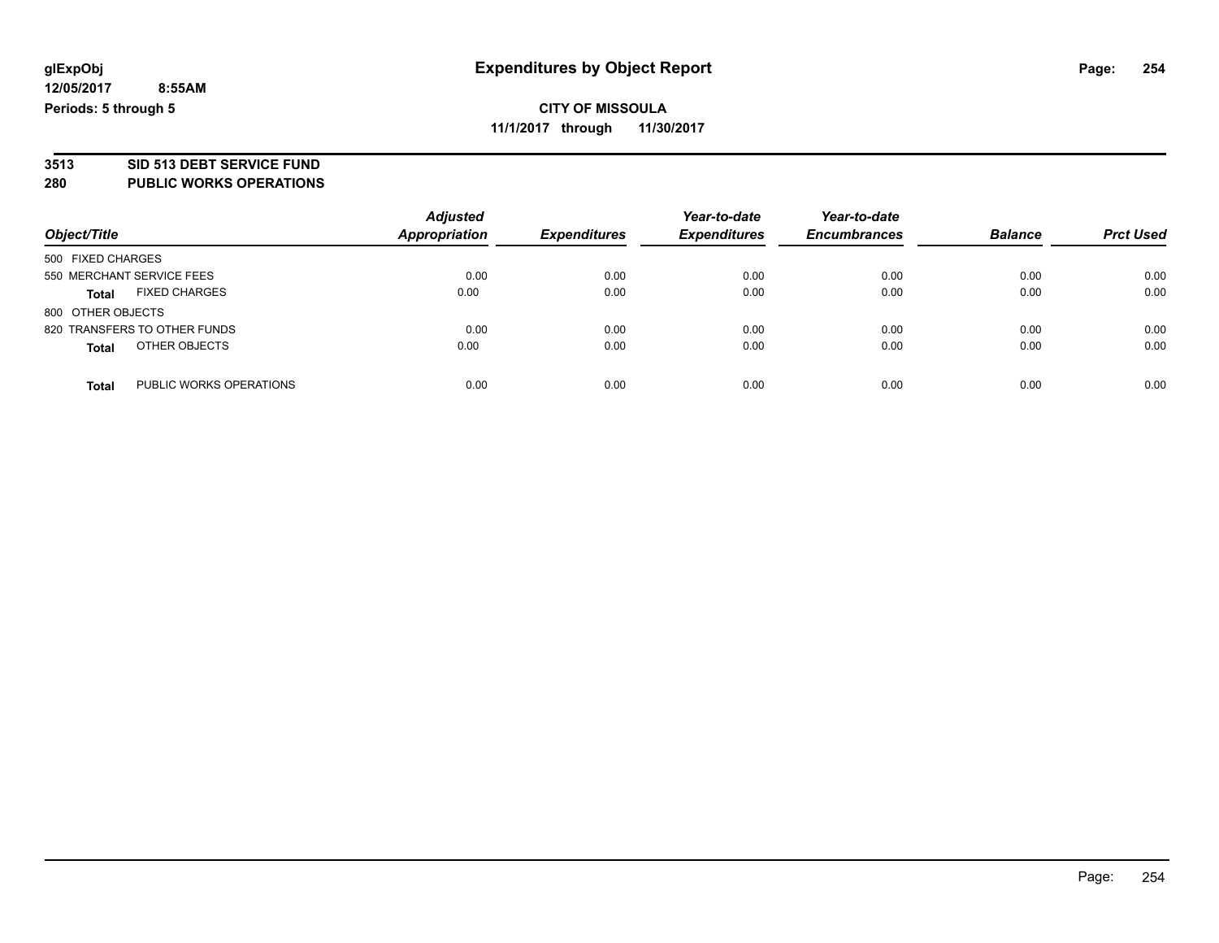glExpObj
12/05/2017 8:55AM
Periods: 5 through 5

# Expenditures by Object Report

**CITY OF MISSOULA**
**11/1/2017 through 11/30/2017**

## 3513 SID 513 DEBT SERVICE FUND
## 280 PUBLIC WORKS OPERATIONS

| Object/Title | Adjusted Appropriation | Expenditures | Year-to-date Expenditures | Year-to-date Encumbrances | Balance | Prct Used |
|---|---|---|---|---|---|---|
| 500 FIXED CHARGES | | | | | | |
| 550 MERCHANT SERVICE FEES | 0.00 | 0.00 | 0.00 | 0.00 | 0.00 | 0.00 |
| **Total** FIXED CHARGES | 0.00 | 0.00 | 0.00 | 0.00 | 0.00 | 0.00 |
| 800 OTHER OBJECTS | | | | | | |
| 820 TRANSFERS TO OTHER FUNDS | 0.00 | 0.00 | 0.00 | 0.00 | 0.00 | 0.00 |
| **Total** OTHER OBJECTS | 0.00 | 0.00 | 0.00 | 0.00 | 0.00 | 0.00 |
| **Total** PUBLIC WORKS OPERATIONS | 0.00 | 0.00 | 0.00 | 0.00 | 0.00 | 0.00 |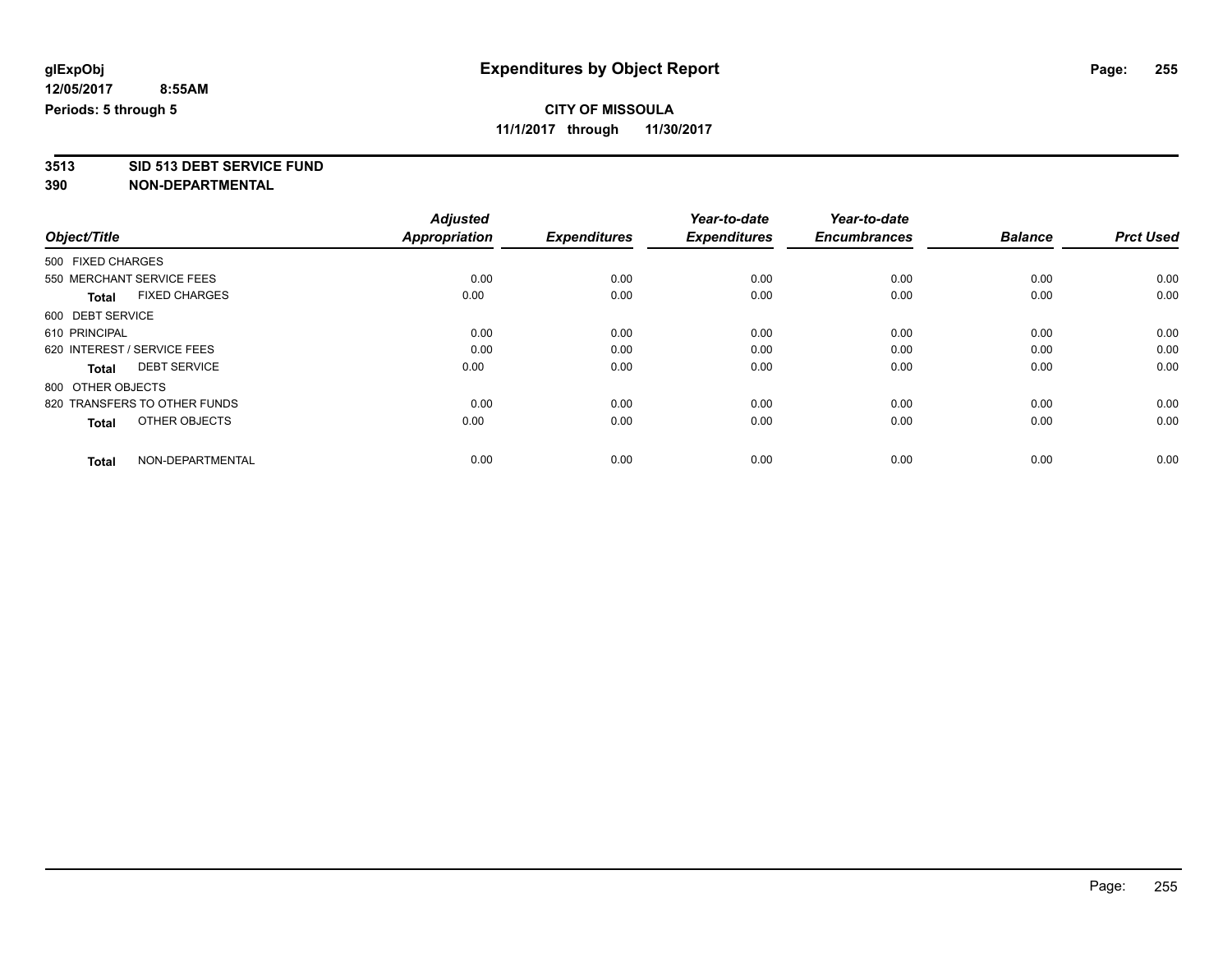**glExpObj** | **Expenditures by Object Report**

**12/05/2017 8:55AM**

**Periods: 5 through 5**

**CITY OF MISSOULA**

**11/1/2017 through 11/30/2017**

**3513 SID 513 DEBT SERVICE FUND**

**390 NON-DEPARTMENTAL**

| Object/Title | Adjusted Appropriation | Expenditures | Year-to-date Expenditures | Year-to-date Encumbrances | Balance | Prct Used |
|---|---|---|---|---|---|---|
| 500 FIXED CHARGES | | | | | | |
| 550 MERCHANT SERVICE FEES | 0.00 | 0.00 | 0.00 | 0.00 | 0.00 | 0.00 |
| **Total** FIXED CHARGES | 0.00 | 0.00 | 0.00 | 0.00 | 0.00 | 0.00 |
| 600 DEBT SERVICE | | | | | | |
| 610 PRINCIPAL | 0.00 | 0.00 | 0.00 | 0.00 | 0.00 | 0.00 |
| 620 INTEREST / SERVICE FEES | 0.00 | 0.00 | 0.00 | 0.00 | 0.00 | 0.00 |
| **Total** DEBT SERVICE | 0.00 | 0.00 | 0.00 | 0.00 | 0.00 | 0.00 |
| 800 OTHER OBJECTS | | | | | | |
| 820 TRANSFERS TO OTHER FUNDS | 0.00 | 0.00 | 0.00 | 0.00 | 0.00 | 0.00 |
| **Total** OTHER OBJECTS | 0.00 | 0.00 | 0.00 | 0.00 | 0.00 | 0.00 |
| **Total** NON-DEPARTMENTAL | 0.00 | 0.00 | 0.00 | 0.00 | 0.00 | 0.00 |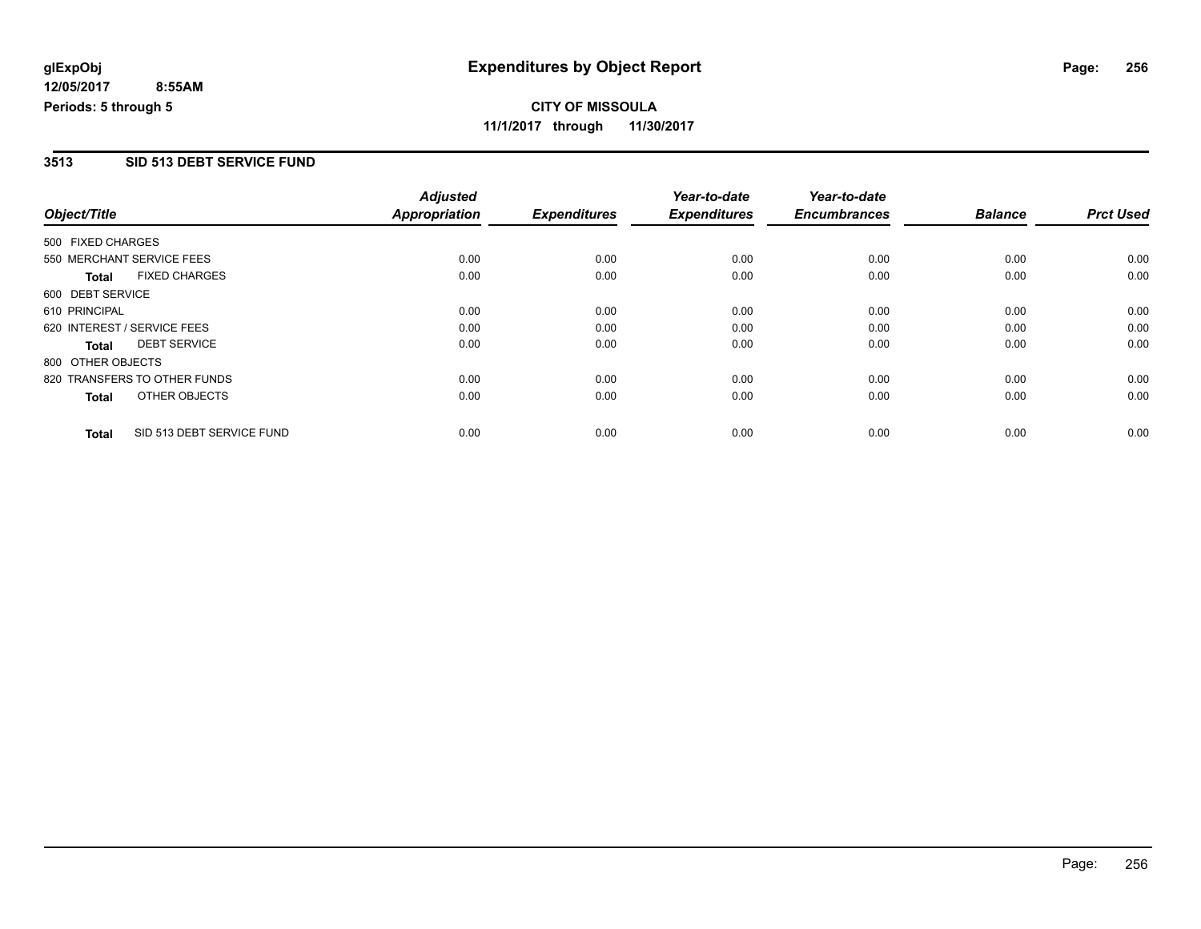# Expenditures by Object Report

glExpObj
12/05/2017 8:55AM
Periods: 5 through 5

**CITY OF MISSOULA**
**11/1/2017 through 11/30/2017**

## 3513 SID 513 DEBT SERVICE FUND

| Object/Title | Adjusted Appropriation | Expenditures | Year-to-date Expenditures | Year-to-date Encumbrances | Balance | Prct Used |
|---|---|---|---|---|---|---|
| 500 FIXED CHARGES | | | | | | |
| 550 MERCHANT SERVICE FEES | 0.00 | 0.00 | 0.00 | 0.00 | 0.00 | 0.00 |
| **Total** FIXED CHARGES | 0.00 | 0.00 | 0.00 | 0.00 | 0.00 | 0.00 |
| 600 DEBT SERVICE | | | | | | |
| 610 PRINCIPAL | 0.00 | 0.00 | 0.00 | 0.00 | 0.00 | 0.00 |
| 620 INTEREST / SERVICE FEES | 0.00 | 0.00 | 0.00 | 0.00 | 0.00 | 0.00 |
| **Total** DEBT SERVICE | 0.00 | 0.00 | 0.00 | 0.00 | 0.00 | 0.00 |
| 800 OTHER OBJECTS | | | | | | |
| 820 TRANSFERS TO OTHER FUNDS | 0.00 | 0.00 | 0.00 | 0.00 | 0.00 | 0.00 |
| **Total** OTHER OBJECTS | 0.00 | 0.00 | 0.00 | 0.00 | 0.00 | 0.00 |
| **Total** SID 513 DEBT SERVICE FUND | 0.00 | 0.00 | 0.00 | 0.00 | 0.00 | 0.00 |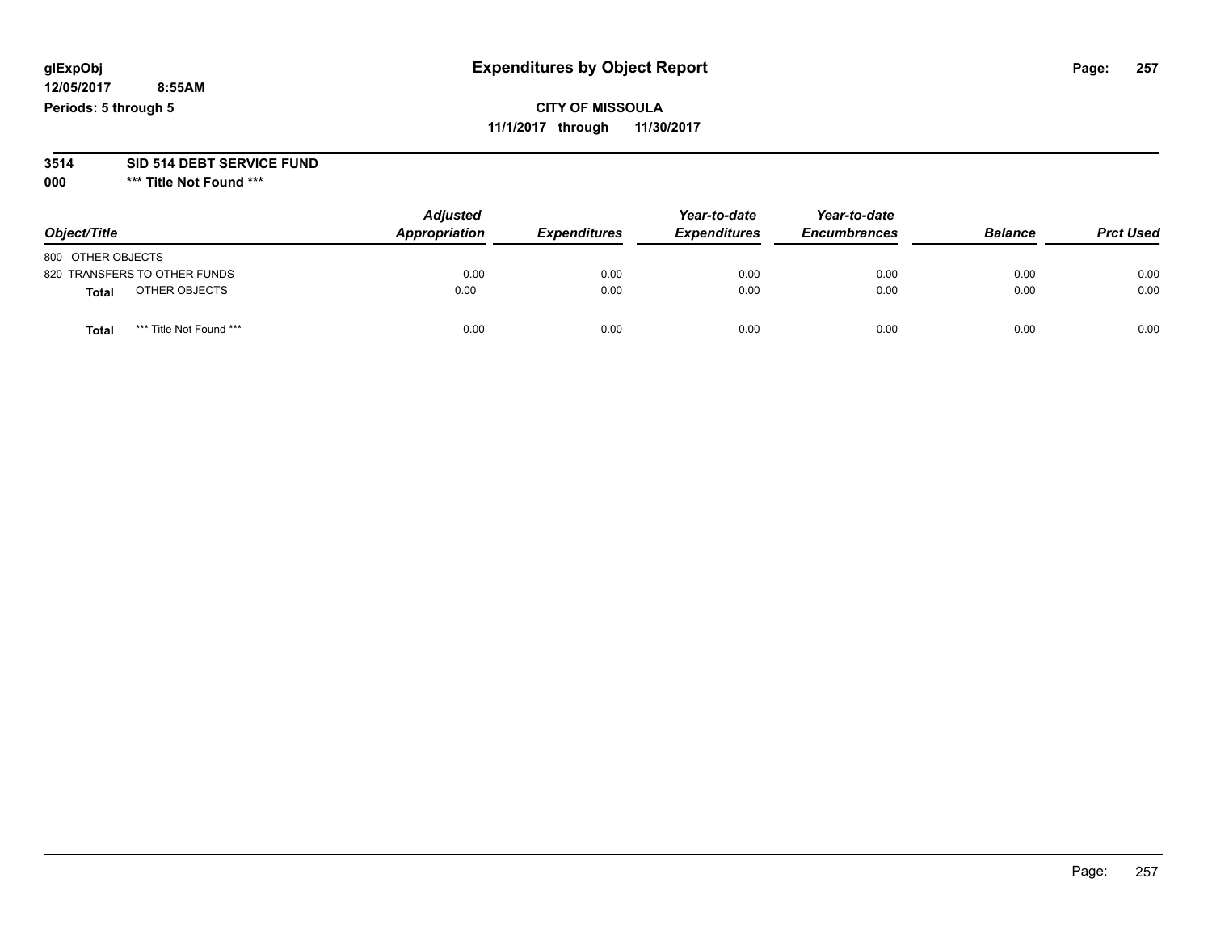**glExpObj**
**12/05/2017 8:55AM**
**Periods: 5 through 5**

# Expenditures by Object Report

**CITY OF MISSOULA**
**11/1/2017 through 11/30/2017**

**3514 SID 514 DEBT SERVICE FUND**
**000 \*\*\* Title Not Found \*\*\***

| Object/Title | Adjusted Appropriation | Expenditures | Year-to-date Expenditures | Year-to-date Encumbrances | Balance | Prct Used |
|---|---|---|---|---|---|---|
| 800 OTHER OBJECTS | | | | | | |
| 820 TRANSFERS TO OTHER FUNDS | 0.00 | 0.00 | 0.00 | 0.00 | 0.00 | 0.00 |
| **Total** OTHER OBJECTS | 0.00 | 0.00 | 0.00 | 0.00 | 0.00 | 0.00 |
| **Total** *** Title Not Found *** | 0.00 | 0.00 | 0.00 | 0.00 | 0.00 | 0.00 |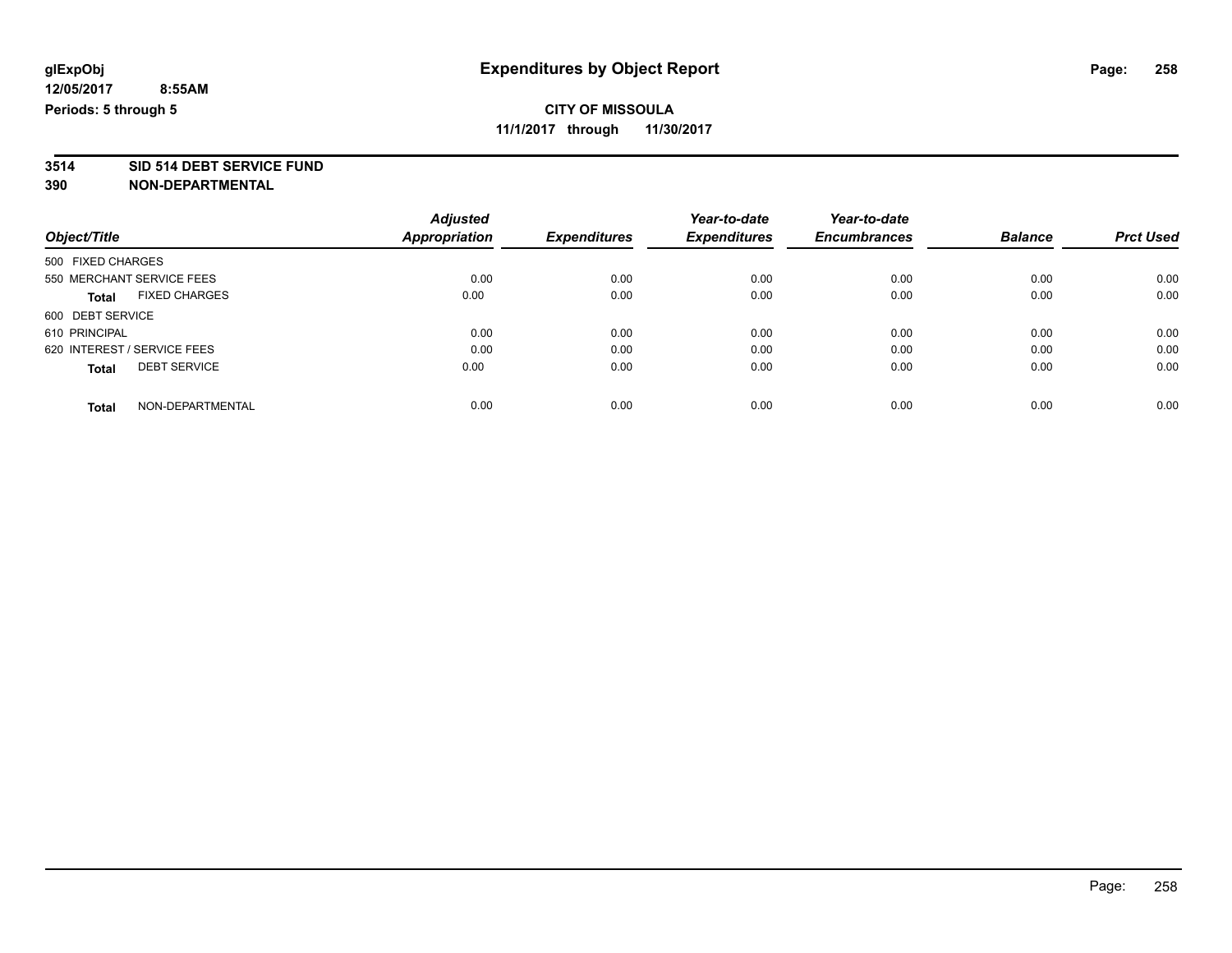# Expenditures by Object Report

glExpObj
12/05/2017 8:55AM
Periods: 5 through 5

**CITY OF MISSOULA**
**11/1/2017 through 11/30/2017**

**3514 SID 514 DEBT SERVICE FUND**
**390 NON-DEPARTMENTAL**

| Object/Title | Adjusted Appropriation | Expenditures | Year-to-date Expenditures | Year-to-date Encumbrances | Balance | Prct Used |
|---|---|---|---|---|---|---|
| 500 FIXED CHARGES | | | | | | |
| 550 MERCHANT SERVICE FEES | 0.00 | 0.00 | 0.00 | 0.00 | 0.00 | 0.00 |
| **Total** FIXED CHARGES | 0.00 | 0.00 | 0.00 | 0.00 | 0.00 | 0.00 |
| 600 DEBT SERVICE | | | | | | |
| 610 PRINCIPAL | 0.00 | 0.00 | 0.00 | 0.00 | 0.00 | 0.00 |
| 620 INTEREST / SERVICE FEES | 0.00 | 0.00 | 0.00 | 0.00 | 0.00 | 0.00 |
| **Total** DEBT SERVICE | 0.00 | 0.00 | 0.00 | 0.00 | 0.00 | 0.00 |
| **Total** NON-DEPARTMENTAL | 0.00 | 0.00 | 0.00 | 0.00 | 0.00 | 0.00 |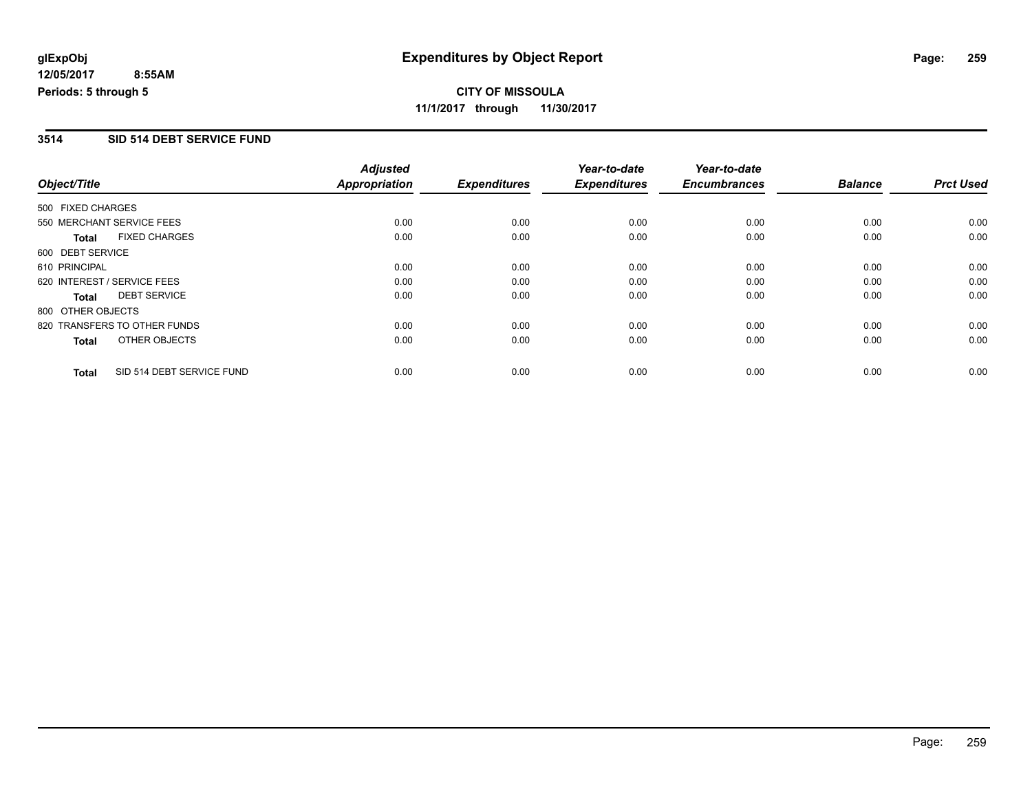glExpObj
12/05/2017 8:55AM
Periods: 5 through 5

# Expenditures by Object Report

**CITY OF MISSOULA**

**11/1/2017 through 11/30/2017**

## 3514 SID 514 DEBT SERVICE FUND

| Object/Title | Adjusted Appropriation | Expenditures | Year-to-date Expenditures | Year-to-date Encumbrances | Balance | Prct Used |
|---|---|---|---|---|---|---|
| 500 FIXED CHARGES | | | | | | |
| 550 MERCHANT SERVICE FEES | 0.00 | 0.00 | 0.00 | 0.00 | 0.00 | 0.00 |
| **Total** FIXED CHARGES | 0.00 | 0.00 | 0.00 | 0.00 | 0.00 | 0.00 |
| 600 DEBT SERVICE | | | | | | |
| 610 PRINCIPAL | 0.00 | 0.00 | 0.00 | 0.00 | 0.00 | 0.00 |
| 620 INTEREST / SERVICE FEES | 0.00 | 0.00 | 0.00 | 0.00 | 0.00 | 0.00 |
| **Total** DEBT SERVICE | 0.00 | 0.00 | 0.00 | 0.00 | 0.00 | 0.00 |
| 800 OTHER OBJECTS | | | | | | |
| 820 TRANSFERS TO OTHER FUNDS | 0.00 | 0.00 | 0.00 | 0.00 | 0.00 | 0.00 |
| **Total** OTHER OBJECTS | 0.00 | 0.00 | 0.00 | 0.00 | 0.00 | 0.00 |
| **Total** SID 514 DEBT SERVICE FUND | 0.00 | 0.00 | 0.00 | 0.00 | 0.00 | 0.00 |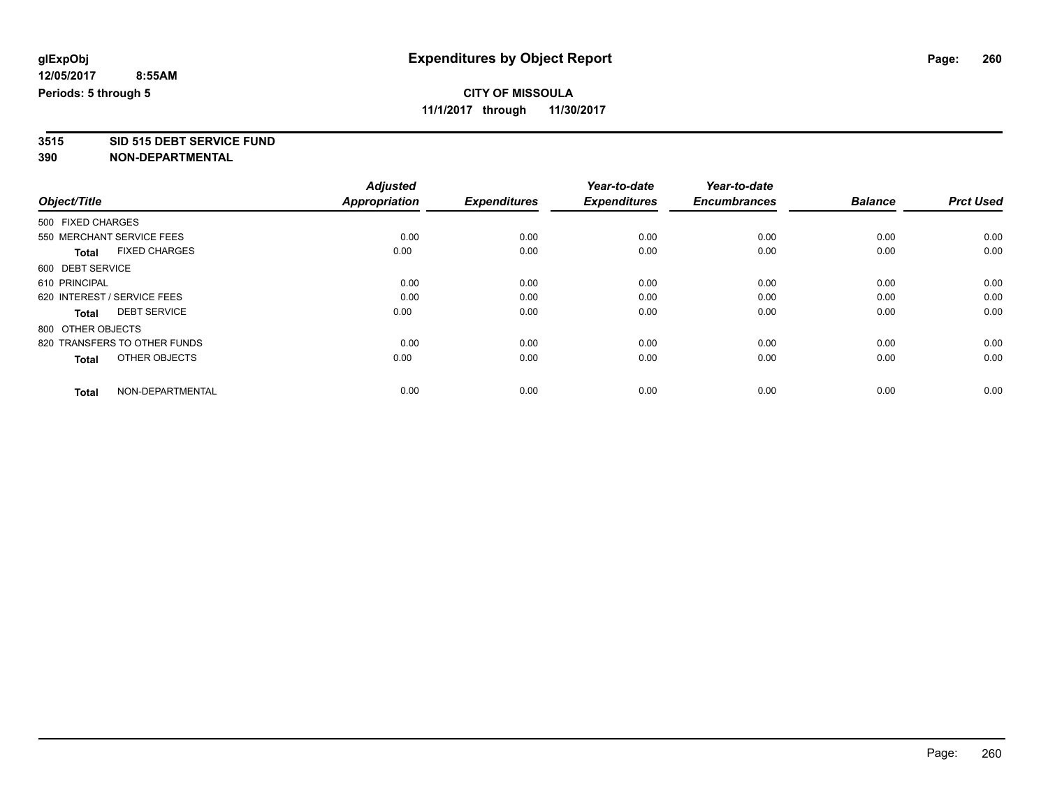**glExpObj** **Expenditures by Object Report**

**12/05/2017 8:55AM**

**Periods: 5 through 5**

**CITY OF MISSOULA**

**11/1/2017 through 11/30/2017**

**3515 SID 515 DEBT SERVICE FUND**

**390 NON-DEPARTMENTAL**

| Object/Title | Adjusted Appropriation | Expenditures | Year-to-date Expenditures | Year-to-date Encumbrances | Balance | Prct Used |
|---|---|---|---|---|---|---|
| 500 FIXED CHARGES | | | | | | |
| 550 MERCHANT SERVICE FEES | 0.00 | 0.00 | 0.00 | 0.00 | 0.00 | 0.00 |
| **Total** FIXED CHARGES | 0.00 | 0.00 | 0.00 | 0.00 | 0.00 | 0.00 |
| 600 DEBT SERVICE | | | | | | |
| 610 PRINCIPAL | 0.00 | 0.00 | 0.00 | 0.00 | 0.00 | 0.00 |
| 620 INTEREST / SERVICE FEES | 0.00 | 0.00 | 0.00 | 0.00 | 0.00 | 0.00 |
| **Total** DEBT SERVICE | 0.00 | 0.00 | 0.00 | 0.00 | 0.00 | 0.00 |
| 800 OTHER OBJECTS | | | | | | |
| 820 TRANSFERS TO OTHER FUNDS | 0.00 | 0.00 | 0.00 | 0.00 | 0.00 | 0.00 |
| **Total** OTHER OBJECTS | 0.00 | 0.00 | 0.00 | 0.00 | 0.00 | 0.00 |
| **Total** NON-DEPARTMENTAL | 0.00 | 0.00 | 0.00 | 0.00 | 0.00 | 0.00 |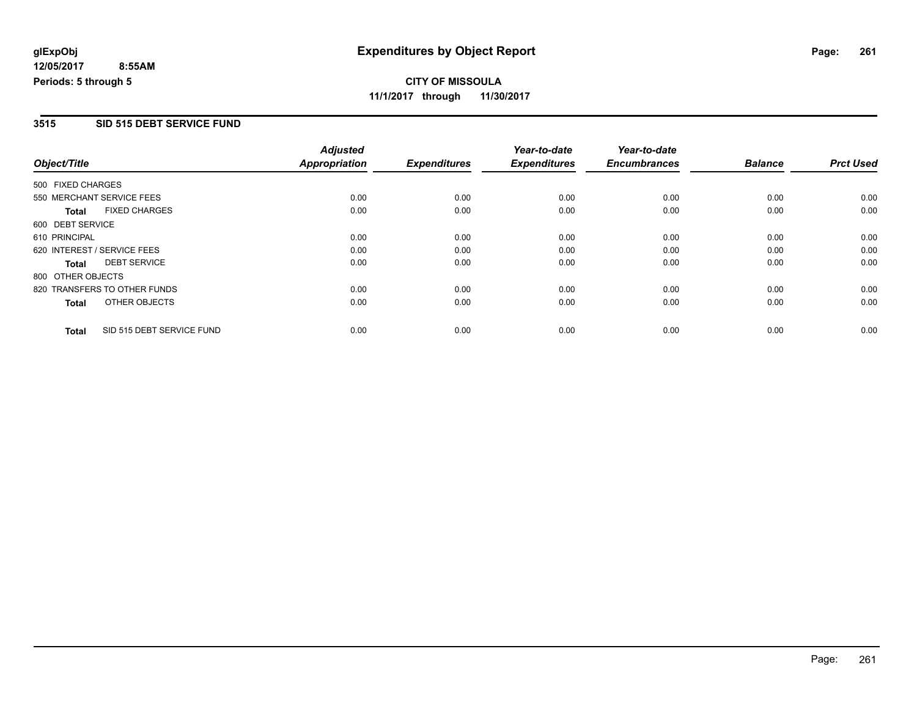**glExpObj**
**12/05/2017 8:55AM**
**Periods: 5 through 5**

# Expenditures by Object Report

**CITY OF MISSOULA**
**11/1/2017 through 11/30/2017**

## 3515 SID 515 DEBT SERVICE FUND

| Object/Title | Adjusted Appropriation | Expenditures | Year-to-date Expenditures | Year-to-date Encumbrances | Balance | Prct Used |
|---|---|---|---|---|---|---|
| 500 FIXED CHARGES | | | | | | |
| 550 MERCHANT SERVICE FEES | 0.00 | 0.00 | 0.00 | 0.00 | 0.00 | 0.00 |
| **Total** FIXED CHARGES | 0.00 | 0.00 | 0.00 | 0.00 | 0.00 | 0.00 |
| 600 DEBT SERVICE | | | | | | |
| 610 PRINCIPAL | 0.00 | 0.00 | 0.00 | 0.00 | 0.00 | 0.00 |
| 620 INTEREST / SERVICE FEES | 0.00 | 0.00 | 0.00 | 0.00 | 0.00 | 0.00 |
| **Total** DEBT SERVICE | 0.00 | 0.00 | 0.00 | 0.00 | 0.00 | 0.00 |
| 800 OTHER OBJECTS | | | | | | |
| 820 TRANSFERS TO OTHER FUNDS | 0.00 | 0.00 | 0.00 | 0.00 | 0.00 | 0.00 |
| **Total** OTHER OBJECTS | 0.00 | 0.00 | 0.00 | 0.00 | 0.00 | 0.00 |
| **Total** SID 515 DEBT SERVICE FUND | 0.00 | 0.00 | 0.00 | 0.00 | 0.00 | 0.00 |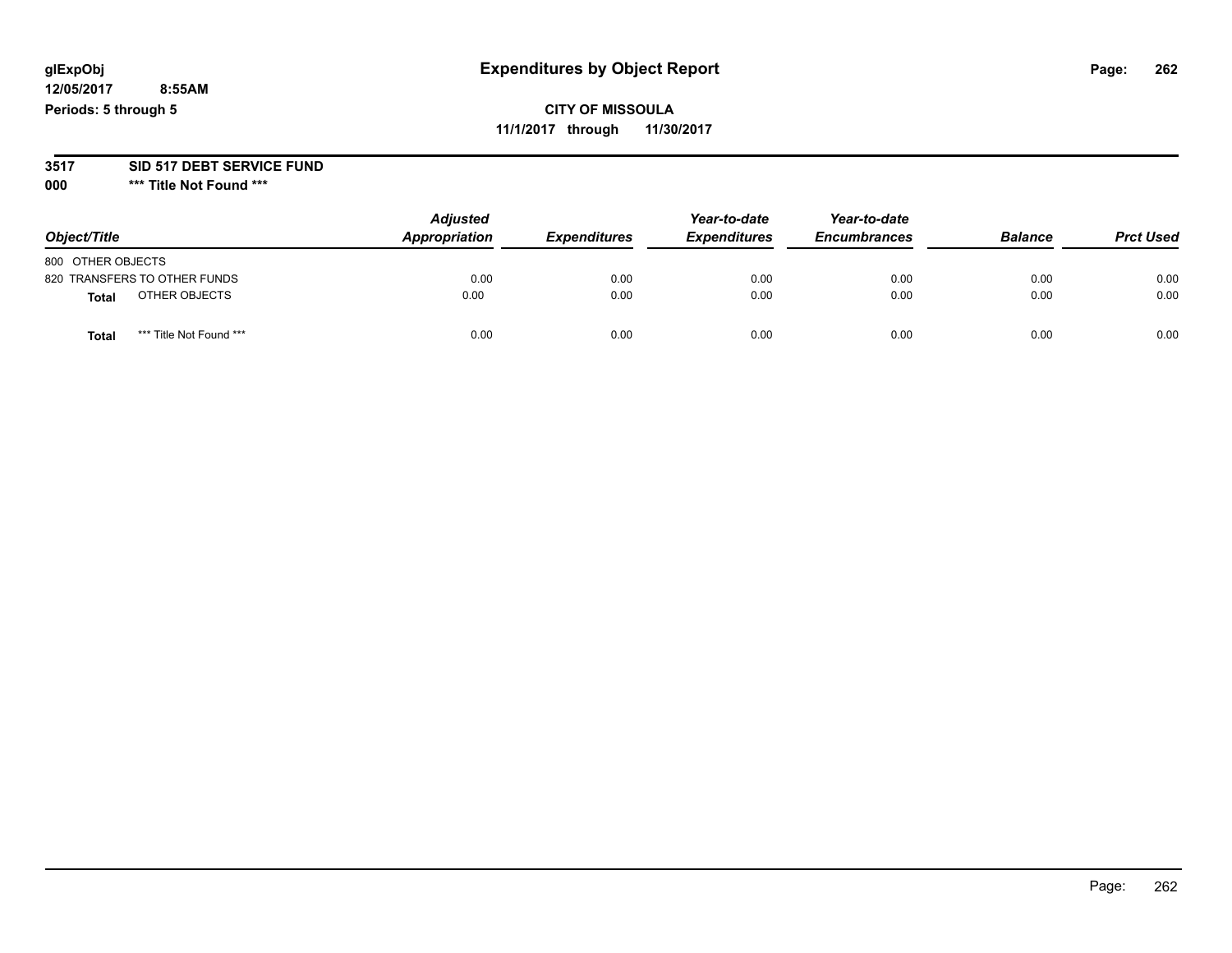# Expenditures by Object Report

glExpObj
12/05/2017 8:55AM
Periods: 5 through 5

**CITY OF MISSOULA**
**11/1/2017 through 11/30/2017**

**3517 SID 517 DEBT SERVICE FUND**
**000 *** Title Not Found *****

| Object/Title | Adjusted Appropriation | Expenditures | Year-to-date Expenditures | Year-to-date Encumbrances | Balance | Prct Used |
|---|---|---|---|---|---|---|
| 800 OTHER OBJECTS | | | | | | |
| 820 TRANSFERS TO OTHER FUNDS | 0.00 | 0.00 | 0.00 | 0.00 | 0.00 | 0.00 |
| **Total** OTHER OBJECTS | 0.00 | 0.00 | 0.00 | 0.00 | 0.00 | 0.00 |
| **Total** *** Title Not Found *** | 0.00 | 0.00 | 0.00 | 0.00 | 0.00 | 0.00 |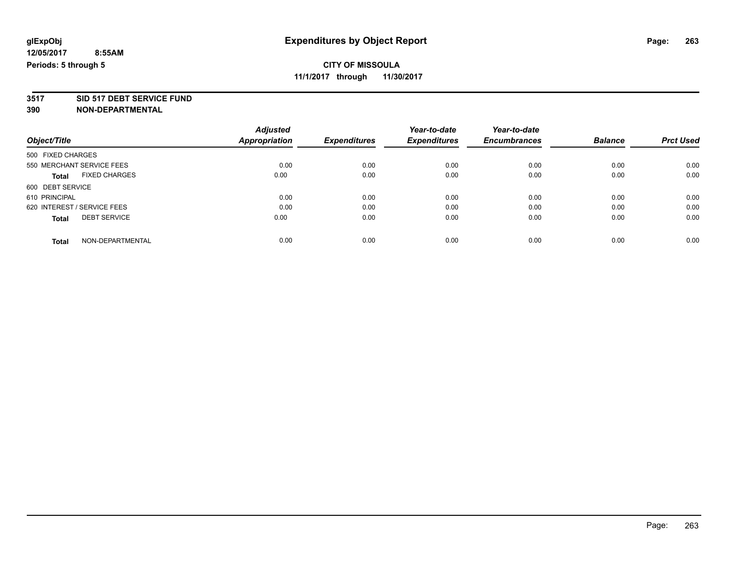**glExpObj** 

**12/05/2017 8:55AM**

**Periods: 5 through 5**

# Expenditures by Object Report

**CITY OF MISSOULA**

**11/1/2017 through 11/30/2017**

**3517 SID 517 DEBT SERVICE FUND**

**390 NON-DEPARTMENTAL**

| Object/Title | Adjusted Appropriation | Expenditures | Year-to-date Expenditures | Year-to-date Encumbrances | Balance | Prct Used |
|---|---|---|---|---|---|---|
| 500 FIXED CHARGES | | | | | | |
| 550 MERCHANT SERVICE FEES | 0.00 | 0.00 | 0.00 | 0.00 | 0.00 | 0.00 |
| **Total** FIXED CHARGES | 0.00 | 0.00 | 0.00 | 0.00 | 0.00 | 0.00 |
| 600 DEBT SERVICE | | | | | | |
| 610 PRINCIPAL | 0.00 | 0.00 | 0.00 | 0.00 | 0.00 | 0.00 |
| 620 INTEREST / SERVICE FEES | 0.00 | 0.00 | 0.00 | 0.00 | 0.00 | 0.00 |
| **Total** DEBT SERVICE | 0.00 | 0.00 | 0.00 | 0.00 | 0.00 | 0.00 |
| **Total** NON-DEPARTMENTAL | 0.00 | 0.00 | 0.00 | 0.00 | 0.00 | 0.00 |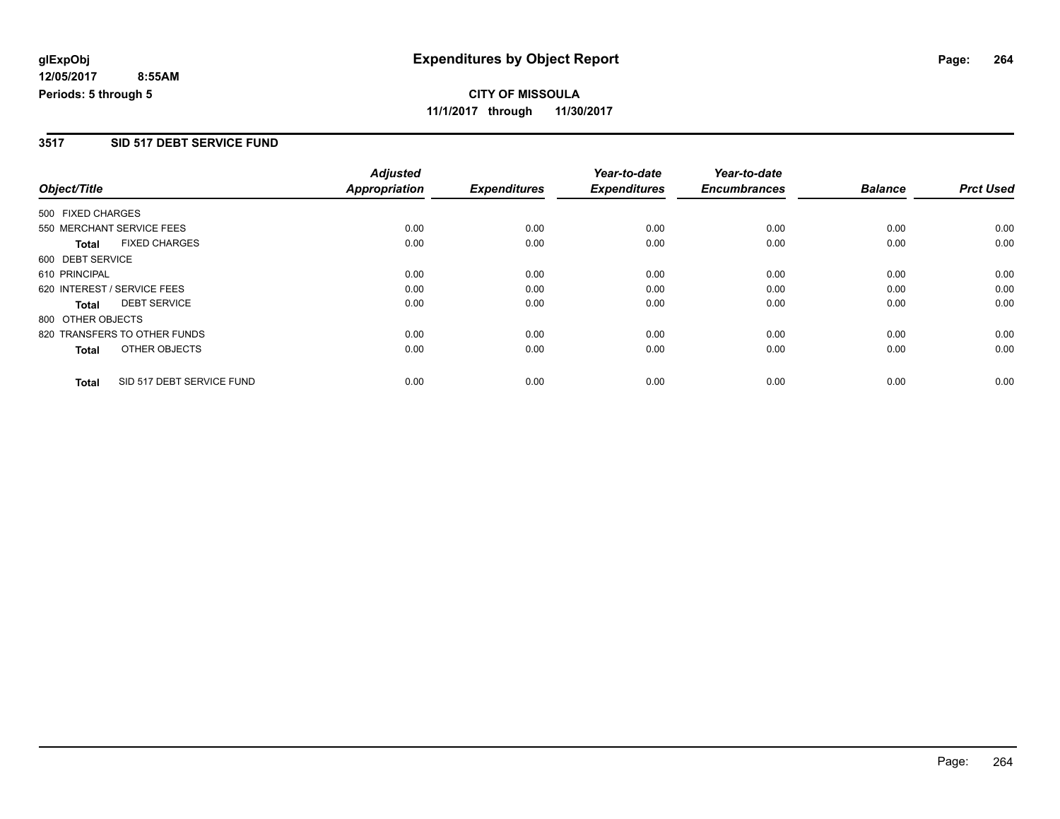**glExpObj** **Expenditures by Object Report**

**12/05/2017 8:55AM**

**Periods: 5 through 5**

**CITY OF MISSOULA**

**11/1/2017 through 11/30/2017**

## 3517 SID 517 DEBT SERVICE FUND

| Object/Title | Adjusted Appropriation | Expenditures | Year-to-date Expenditures | Year-to-date Encumbrances | Balance | Prct Used |
|---|---|---|---|---|---|---|
| 500 FIXED CHARGES | | | | | | |
| 550 MERCHANT SERVICE FEES | 0.00 | 0.00 | 0.00 | 0.00 | 0.00 | 0.00 |
| **Total** FIXED CHARGES | 0.00 | 0.00 | 0.00 | 0.00 | 0.00 | 0.00 |
| 600 DEBT SERVICE | | | | | | |
| 610 PRINCIPAL | 0.00 | 0.00 | 0.00 | 0.00 | 0.00 | 0.00 |
| 620 INTEREST / SERVICE FEES | 0.00 | 0.00 | 0.00 | 0.00 | 0.00 | 0.00 |
| **Total** DEBT SERVICE | 0.00 | 0.00 | 0.00 | 0.00 | 0.00 | 0.00 |
| 800 OTHER OBJECTS | | | | | | |
| 820 TRANSFERS TO OTHER FUNDS | 0.00 | 0.00 | 0.00 | 0.00 | 0.00 | 0.00 |
| **Total** OTHER OBJECTS | 0.00 | 0.00 | 0.00 | 0.00 | 0.00 | 0.00 |
| **Total** SID 517 DEBT SERVICE FUND | 0.00 | 0.00 | 0.00 | 0.00 | 0.00 | 0.00 |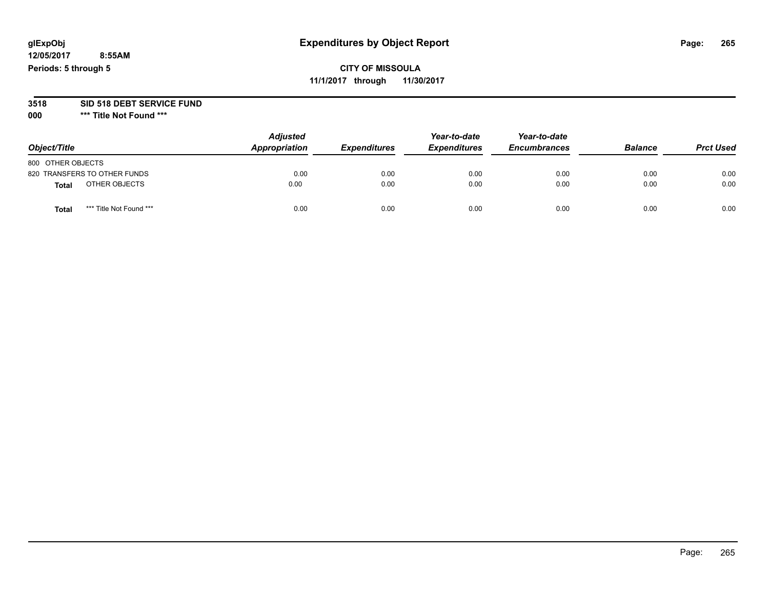glExpObj
12/05/2017 8:55AM
Periods: 5 through 5

# Expenditures by Object Report

**CITY OF MISSOULA**
**11/1/2017 through 11/30/2017**

**3518 SID 518 DEBT SERVICE FUND**
**000 \*\*\* Title Not Found \*\*\***

| Object/Title | Adjusted Appropriation | Expenditures | Year-to-date Expenditures | Year-to-date Encumbrances | Balance | Prct Used |
|---|---|---|---|---|---|---|
| 800 OTHER OBJECTS | | | | | | |
| 820 TRANSFERS TO OTHER FUNDS | 0.00 | 0.00 | 0.00 | 0.00 | 0.00 | 0.00 |
| **Total** OTHER OBJECTS | 0.00 | 0.00 | 0.00 | 0.00 | 0.00 | 0.00 |
| **Total** \*\*\* Title Not Found \*\*\* | 0.00 | 0.00 | 0.00 | 0.00 | 0.00 | 0.00 |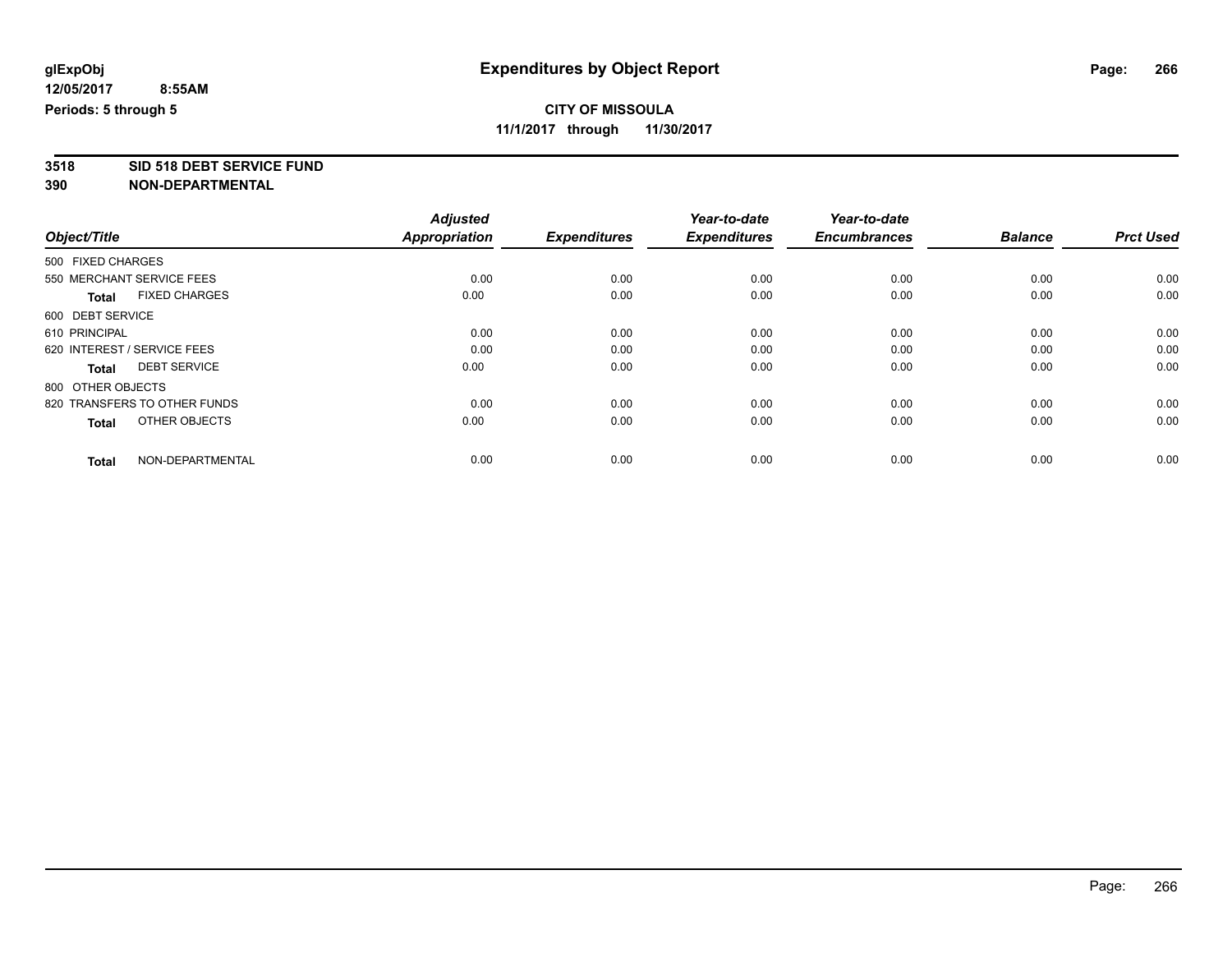**glExpObj**
**12/05/2017 8:55AM**
**Periods: 5 through 5**

# Expenditures by Object Report

**CITY OF MISSOULA**
**11/1/2017 through 11/30/2017**

**3518 SID 518 DEBT SERVICE FUND**
**390 NON-DEPARTMENTAL**

| Object/Title | Adjusted Appropriation | Expenditures | Year-to-date Expenditures | Year-to-date Encumbrances | Balance | Prct Used |
|---|---|---|---|---|---|---|
| 500 FIXED CHARGES | | | | | | |
| 550 MERCHANT SERVICE FEES | 0.00 | 0.00 | 0.00 | 0.00 | 0.00 | 0.00 |
| **Total** FIXED CHARGES | 0.00 | 0.00 | 0.00 | 0.00 | 0.00 | 0.00 |
| 600 DEBT SERVICE | | | | | | |
| 610 PRINCIPAL | 0.00 | 0.00 | 0.00 | 0.00 | 0.00 | 0.00 |
| 620 INTEREST / SERVICE FEES | 0.00 | 0.00 | 0.00 | 0.00 | 0.00 | 0.00 |
| **Total** DEBT SERVICE | 0.00 | 0.00 | 0.00 | 0.00 | 0.00 | 0.00 |
| 800 OTHER OBJECTS | | | | | | |
| 820 TRANSFERS TO OTHER FUNDS | 0.00 | 0.00 | 0.00 | 0.00 | 0.00 | 0.00 |
| **Total** OTHER OBJECTS | 0.00 | 0.00 | 0.00 | 0.00 | 0.00 | 0.00 |
| **Total** NON-DEPARTMENTAL | 0.00 | 0.00 | 0.00 | 0.00 | 0.00 | 0.00 |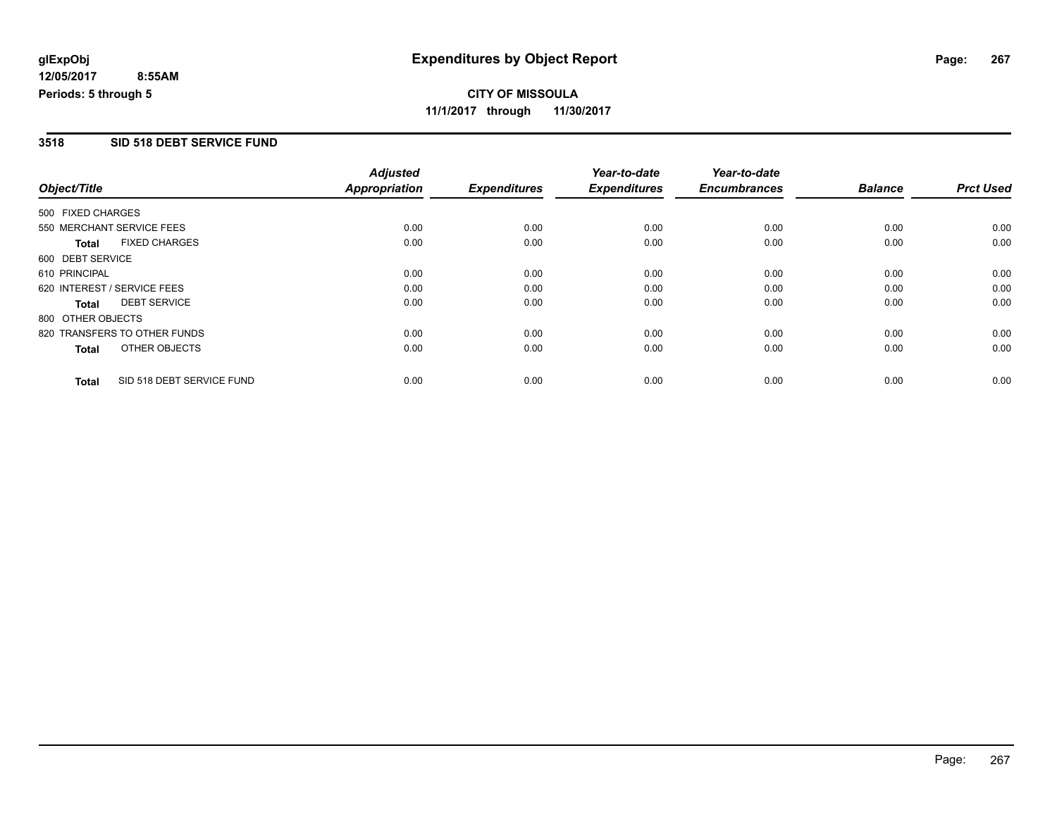**glExpObj**
**12/05/2017 8:55AM**
**Periods: 5 through 5**

# Expenditures by Object Report

**CITY OF MISSOULA**
**11/1/2017 through 11/30/2017**

### 3518 SID 518 DEBT SERVICE FUND

| Object/Title | | Adjusted Appropriation | Expenditures | Year-to-date Expenditures | Year-to-date Encumbrances | Balance | Prct Used |
|---|---|---|---|---|---|---|---|
| 500 FIXED CHARGES | | | | | | | |
| 550 MERCHANT SERVICE FEES | | 0.00 | 0.00 | 0.00 | 0.00 | 0.00 | 0.00 |
| **Total** | FIXED CHARGES | 0.00 | 0.00 | 0.00 | 0.00 | 0.00 | 0.00 |
| 600 DEBT SERVICE | | | | | | | |
| 610 PRINCIPAL | | 0.00 | 0.00 | 0.00 | 0.00 | 0.00 | 0.00 |
| 620 INTEREST / SERVICE FEES | | 0.00 | 0.00 | 0.00 | 0.00 | 0.00 | 0.00 |
| **Total** | DEBT SERVICE | 0.00 | 0.00 | 0.00 | 0.00 | 0.00 | 0.00 |
| 800 OTHER OBJECTS | | | | | | | |
| 820 TRANSFERS TO OTHER FUNDS | | 0.00 | 0.00 | 0.00 | 0.00 | 0.00 | 0.00 |
| **Total** | OTHER OBJECTS | 0.00 | 0.00 | 0.00 | 0.00 | 0.00 | 0.00 |
| **Total** | SID 518 DEBT SERVICE FUND | 0.00 | 0.00 | 0.00 | 0.00 | 0.00 | 0.00 |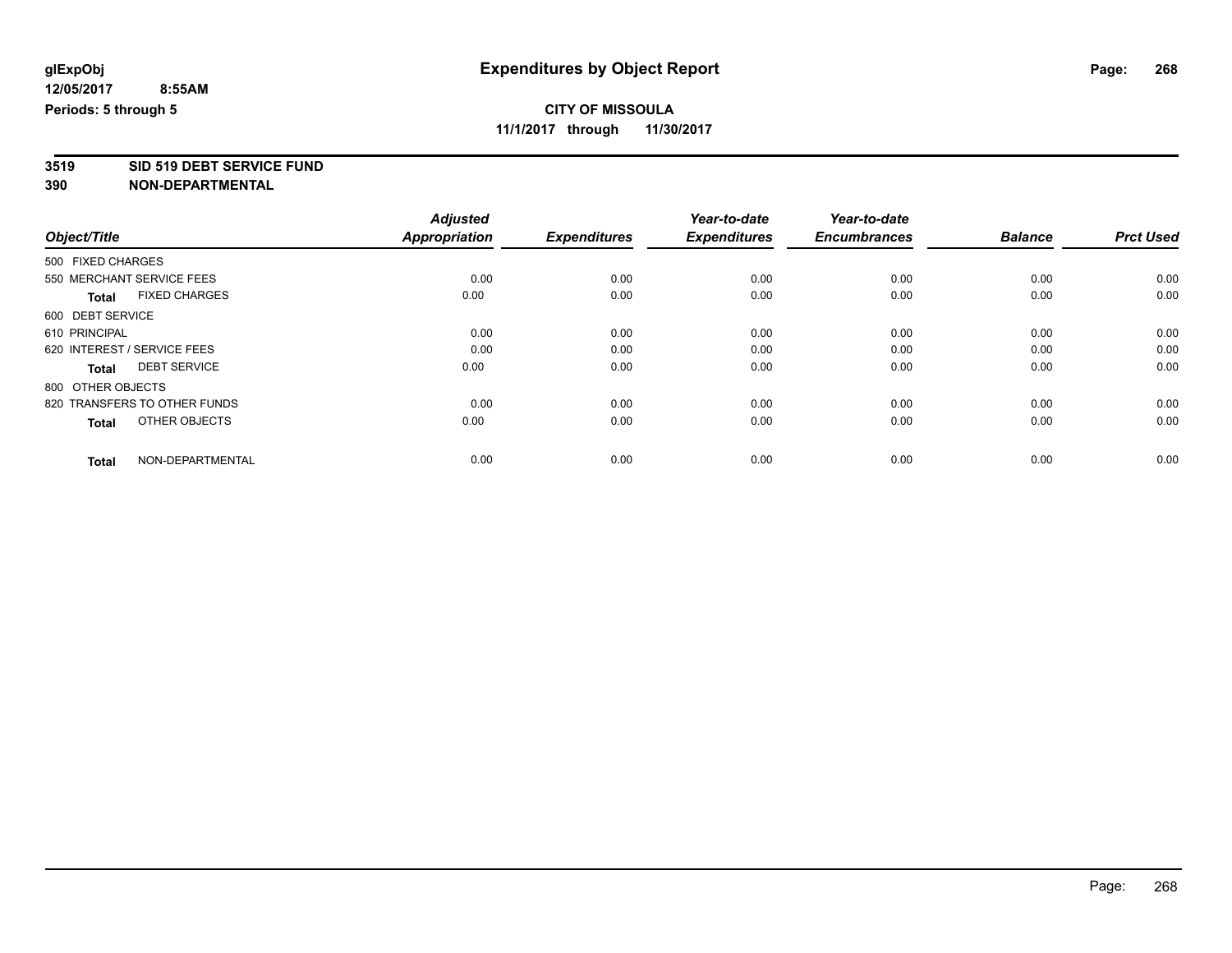# Expenditures by Object Report

glExpObj
12/05/2017 8:55AM
Periods: 5 through 5

**CITY OF MISSOULA**
**11/1/2017 through 11/30/2017**

**3519 SID 519 DEBT SERVICE FUND**
**390 NON-DEPARTMENTAL**

| Object/Title | Adjusted Appropriation | Expenditures | Year-to-date Expenditures | Year-to-date Encumbrances | Balance | Prct Used |
|---|---|---|---|---|---|---|
| 500 FIXED CHARGES | | | | | | |
| 550 MERCHANT SERVICE FEES | 0.00 | 0.00 | 0.00 | 0.00 | 0.00 | 0.00 |
| **Total** FIXED CHARGES | 0.00 | 0.00 | 0.00 | 0.00 | 0.00 | 0.00 |
| 600 DEBT SERVICE | | | | | | |
| 610 PRINCIPAL | 0.00 | 0.00 | 0.00 | 0.00 | 0.00 | 0.00 |
| 620 INTEREST / SERVICE FEES | 0.00 | 0.00 | 0.00 | 0.00 | 0.00 | 0.00 |
| **Total** DEBT SERVICE | 0.00 | 0.00 | 0.00 | 0.00 | 0.00 | 0.00 |
| 800 OTHER OBJECTS | | | | | | |
| 820 TRANSFERS TO OTHER FUNDS | 0.00 | 0.00 | 0.00 | 0.00 | 0.00 | 0.00 |
| **Total** OTHER OBJECTS | 0.00 | 0.00 | 0.00 | 0.00 | 0.00 | 0.00 |
| **Total** NON-DEPARTMENTAL | 0.00 | 0.00 | 0.00 | 0.00 | 0.00 | 0.00 |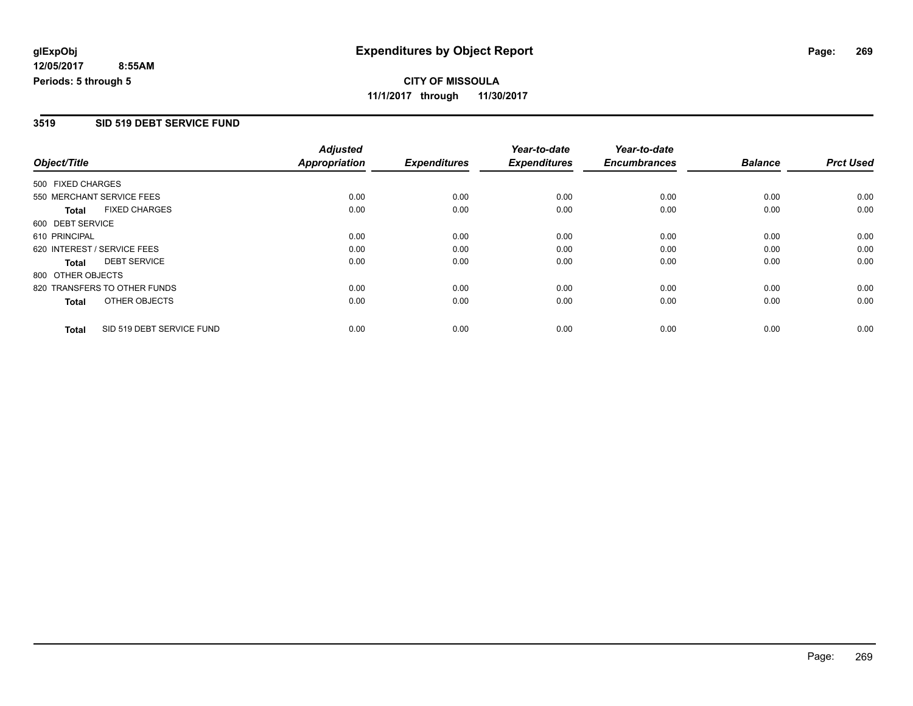**glExpObj**
**12/05/2017 8:55AM**
**Periods: 5 through 5**

# Expenditures by Object Report

**CITY OF MISSOULA**
**11/1/2017 through 11/30/2017**

## 3519 SID 519 DEBT SERVICE FUND

| Object/Title | Adjusted Appropriation | Expenditures | Year-to-date Expenditures | Year-to-date Encumbrances | Balance | Prct Used |
|---|---|---|---|---|---|---|
| 500 FIXED CHARGES | | | | | | |
| 550 MERCHANT SERVICE FEES | 0.00 | 0.00 | 0.00 | 0.00 | 0.00 | 0.00 |
| **Total** FIXED CHARGES | 0.00 | 0.00 | 0.00 | 0.00 | 0.00 | 0.00 |
| 600 DEBT SERVICE | | | | | | |
| 610 PRINCIPAL | 0.00 | 0.00 | 0.00 | 0.00 | 0.00 | 0.00 |
| 620 INTEREST / SERVICE FEES | 0.00 | 0.00 | 0.00 | 0.00 | 0.00 | 0.00 |
| **Total** DEBT SERVICE | 0.00 | 0.00 | 0.00 | 0.00 | 0.00 | 0.00 |
| 800 OTHER OBJECTS | | | | | | |
| 820 TRANSFERS TO OTHER FUNDS | 0.00 | 0.00 | 0.00 | 0.00 | 0.00 | 0.00 |
| **Total** OTHER OBJECTS | 0.00 | 0.00 | 0.00 | 0.00 | 0.00 | 0.00 |
| **Total** SID 519 DEBT SERVICE FUND | 0.00 | 0.00 | 0.00 | 0.00 | 0.00 | 0.00 |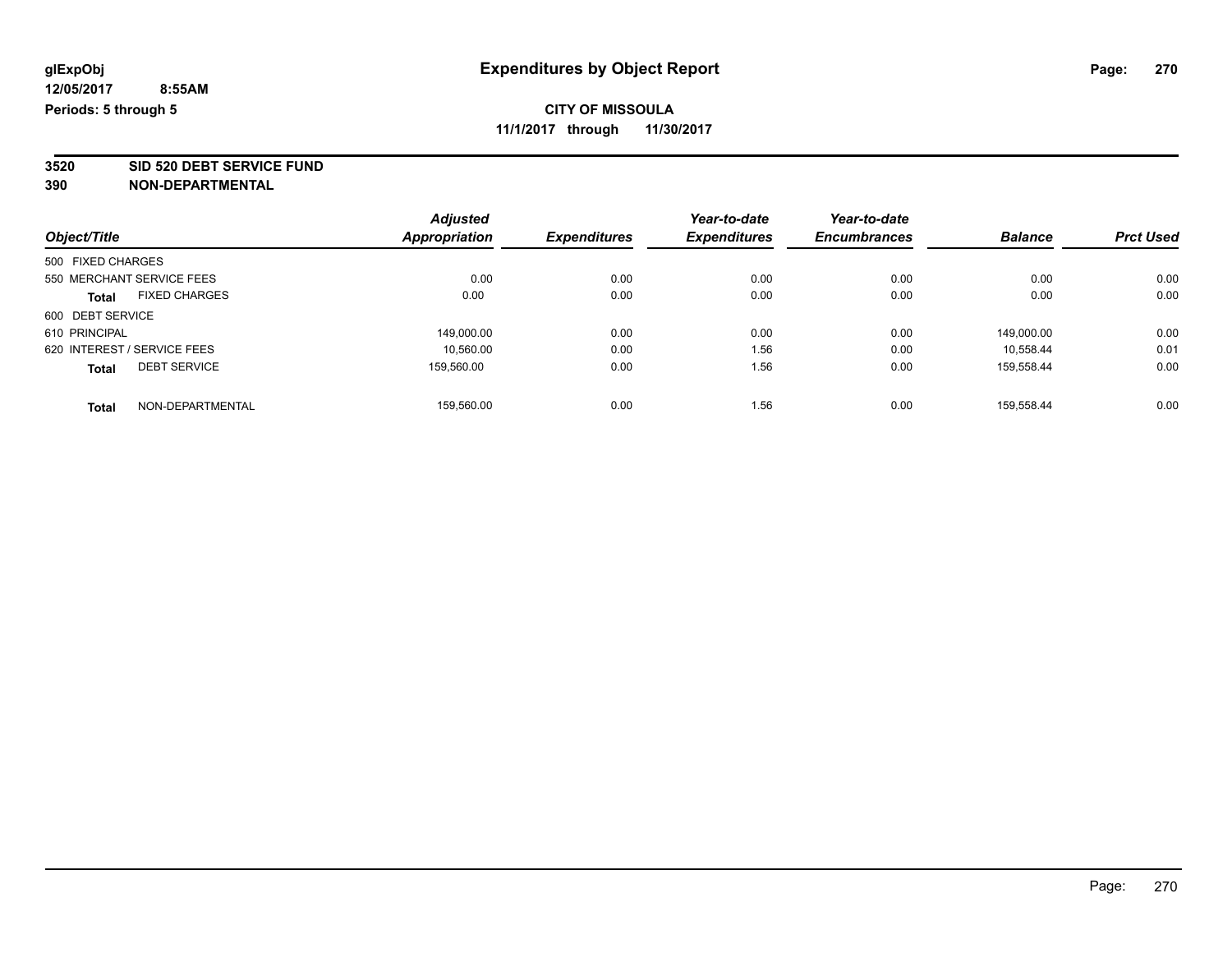**glExpObj** **Expenditures by Object Report**

**12/05/2017 8:55AM**

**Periods: 5 through 5**

**CITY OF MISSOULA**

**11/1/2017 through 11/30/2017**

**3520 SID 520 DEBT SERVICE FUND**

**390 NON-DEPARTMENTAL**

| Object/Title | Adjusted Appropriation | Expenditures | Year-to-date Expenditures | Year-to-date Encumbrances | Balance | Prct Used |
|---|---|---|---|---|---|---|
| 500 FIXED CHARGES | | | | | | |
| 550 MERCHANT SERVICE FEES | 0.00 | 0.00 | 0.00 | 0.00 | 0.00 | 0.00 |
| **Total** FIXED CHARGES | 0.00 | 0.00 | 0.00 | 0.00 | 0.00 | 0.00 |
| 600 DEBT SERVICE | | | | | | |
| 610 PRINCIPAL | 149,000.00 | 0.00 | 0.00 | 0.00 | 149,000.00 | 0.00 |
| 620 INTEREST / SERVICE FEES | 10,560.00 | 0.00 | 1.56 | 0.00 | 10,558.44 | 0.01 |
| **Total** DEBT SERVICE | 159,560.00 | 0.00 | 1.56 | 0.00 | 159,558.44 | 0.00 |
| **Total** NON-DEPARTMENTAL | 159,560.00 | 0.00 | 1.56 | 0.00 | 159,558.44 | 0.00 |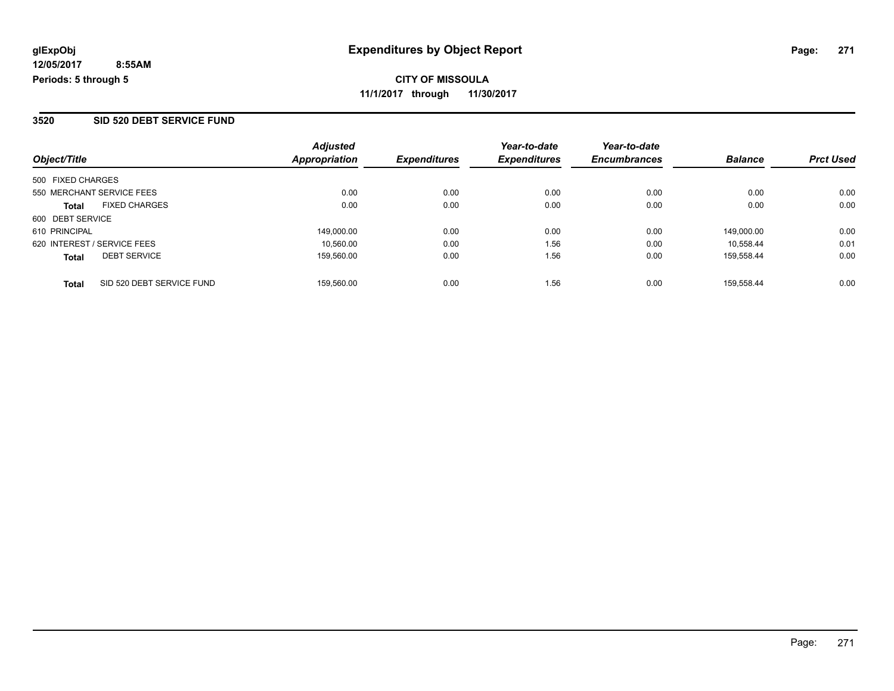**Expenditures by Object Report**

**CITY OF MISSOULA**

**11/1/2017 through 11/30/2017**

glExpObj
12/05/2017 8:55AM
Periods: 5 through 5

## 3520 SID 520 DEBT SERVICE FUND

| Object/Title | Adjusted Appropriation | Expenditures | Year-to-date Expenditures | Year-to-date Encumbrances | Balance | Prct Used |
|---|---|---|---|---|---|---|
| 500 FIXED CHARGES | | | | | | |
| 550 MERCHANT SERVICE FEES | 0.00 | 0.00 | 0.00 | 0.00 | 0.00 | 0.00 |
| **Total** FIXED CHARGES | 0.00 | 0.00 | 0.00 | 0.00 | 0.00 | 0.00 |
| 600 DEBT SERVICE | | | | | | |
| 610 PRINCIPAL | 149,000.00 | 0.00 | 0.00 | 0.00 | 149,000.00 | 0.00 |
| 620 INTEREST / SERVICE FEES | 10,560.00 | 0.00 | 1.56 | 0.00 | 10,558.44 | 0.01 |
| **Total** DEBT SERVICE | 159,560.00 | 0.00 | 1.56 | 0.00 | 159,558.44 | 0.00 |
| **Total** SID 520 DEBT SERVICE FUND | 159,560.00 | 0.00 | 1.56 | 0.00 | 159,558.44 | 0.00 |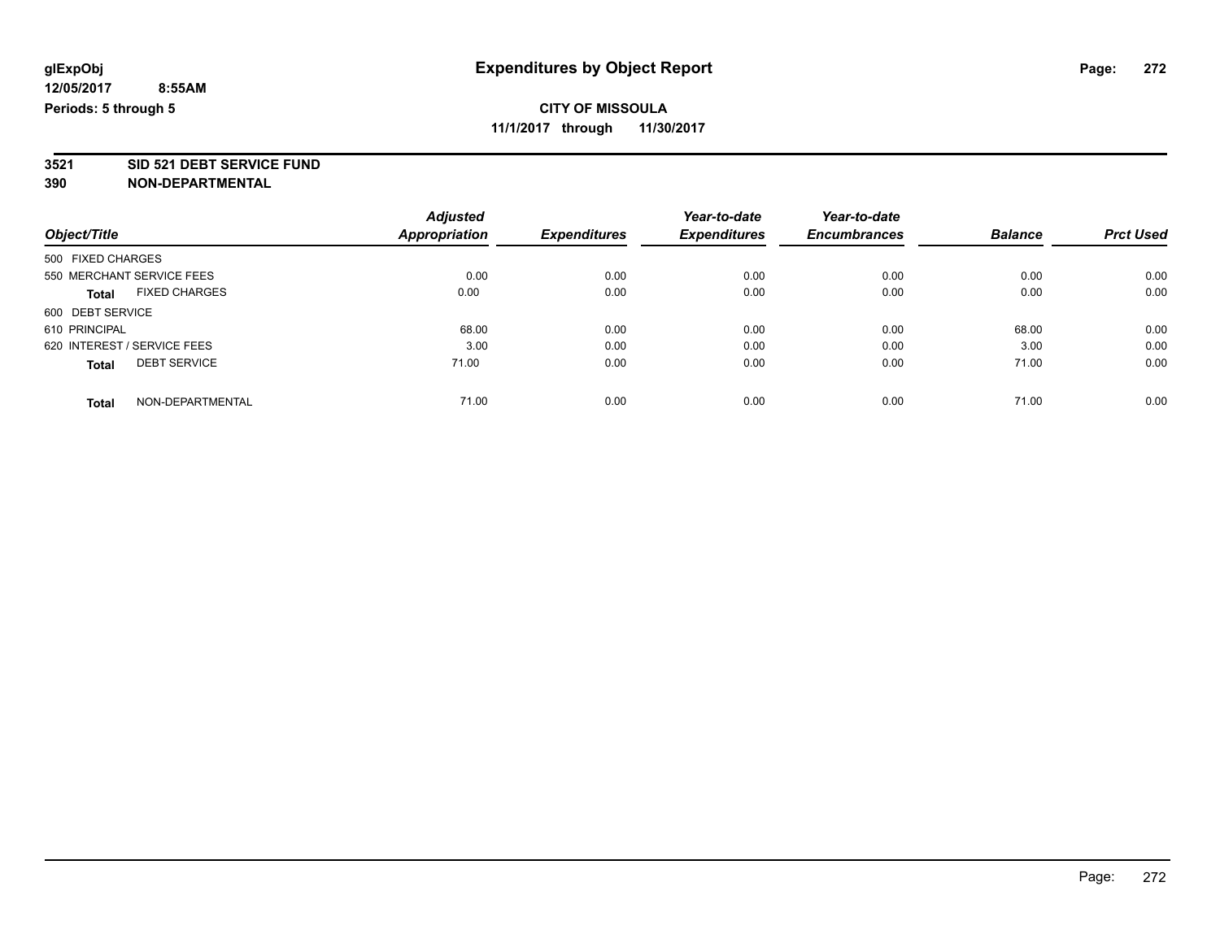# Expenditures by Object Report

glExpObj
12/05/2017 8:55AM
Periods: 5 through 5

**CITY OF MISSOULA**
**11/1/2017 through 11/30/2017**

**3521 SID 521 DEBT SERVICE FUND**
**390 NON-DEPARTMENTAL**

| Object/Title | | Adjusted Appropriation | Expenditures | Year-to-date Expenditures | Year-to-date Encumbrances | Balance | Prct Used |
|---|---|---|---|---|---|---|---|
| 500 FIXED CHARGES | | | | | | | |
| 550 MERCHANT SERVICE FEES | | 0.00 | 0.00 | 0.00 | 0.00 | 0.00 | 0.00 |
| **Total** | FIXED CHARGES | 0.00 | 0.00 | 0.00 | 0.00 | 0.00 | 0.00 |
| 600 DEBT SERVICE | | | | | | | |
| 610 PRINCIPAL | | 68.00 | 0.00 | 0.00 | 0.00 | 68.00 | 0.00 |
| 620 INTEREST / SERVICE FEES | | 3.00 | 0.00 | 0.00 | 0.00 | 3.00 | 0.00 |
| **Total** | DEBT SERVICE | 71.00 | 0.00 | 0.00 | 0.00 | 71.00 | 0.00 |
| **Total** | NON-DEPARTMENTAL | 71.00 | 0.00 | 0.00 | 0.00 | 71.00 | 0.00 |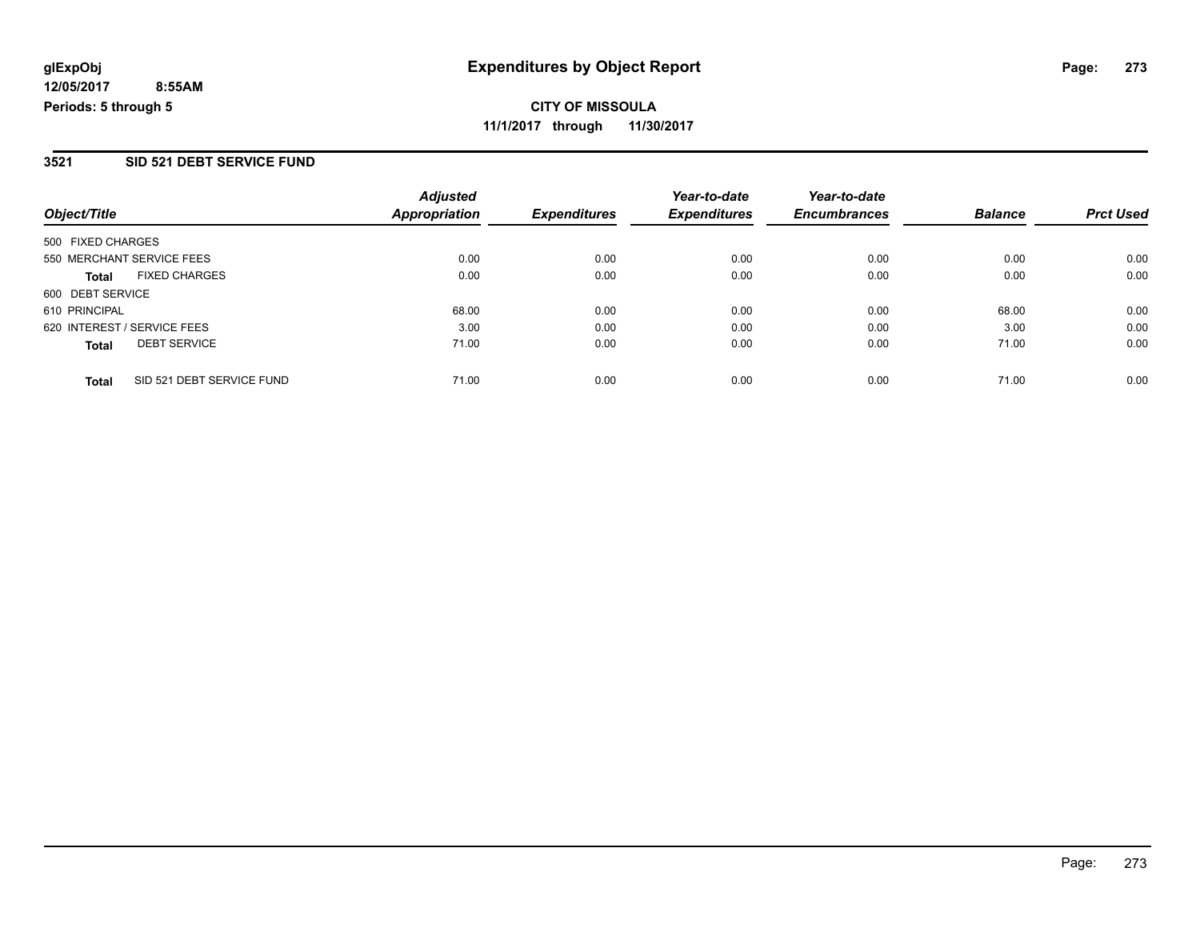# Expenditures by Object Report

glExpObj
12/05/2017 8:55AM
Periods: 5 through 5

**CITY OF MISSOULA**
**11/1/2017 through 11/30/2017**

## 3521 SID 521 DEBT SERVICE FUND

| Object/Title | | Adjusted Appropriation | Expenditures | Year-to-date Expenditures | Year-to-date Encumbrances | Balance | Prct Used |
|---|---|---|---|---|---|---|---|
| 500 FIXED CHARGES | | | | | | | |
| 550 MERCHANT SERVICE FEES | | 0.00 | 0.00 | 0.00 | 0.00 | 0.00 | 0.00 |
| **Total** | FIXED CHARGES | 0.00 | 0.00 | 0.00 | 0.00 | 0.00 | 0.00 |
| 600 DEBT SERVICE | | | | | | | |
| 610 PRINCIPAL | | 68.00 | 0.00 | 0.00 | 0.00 | 68.00 | 0.00 |
| 620 INTEREST / SERVICE FEES | | 3.00 | 0.00 | 0.00 | 0.00 | 3.00 | 0.00 |
| **Total** | DEBT SERVICE | 71.00 | 0.00 | 0.00 | 0.00 | 71.00 | 0.00 |
| **Total** | SID 521 DEBT SERVICE FUND | 71.00 | 0.00 | 0.00 | 0.00 | 71.00 | 0.00 |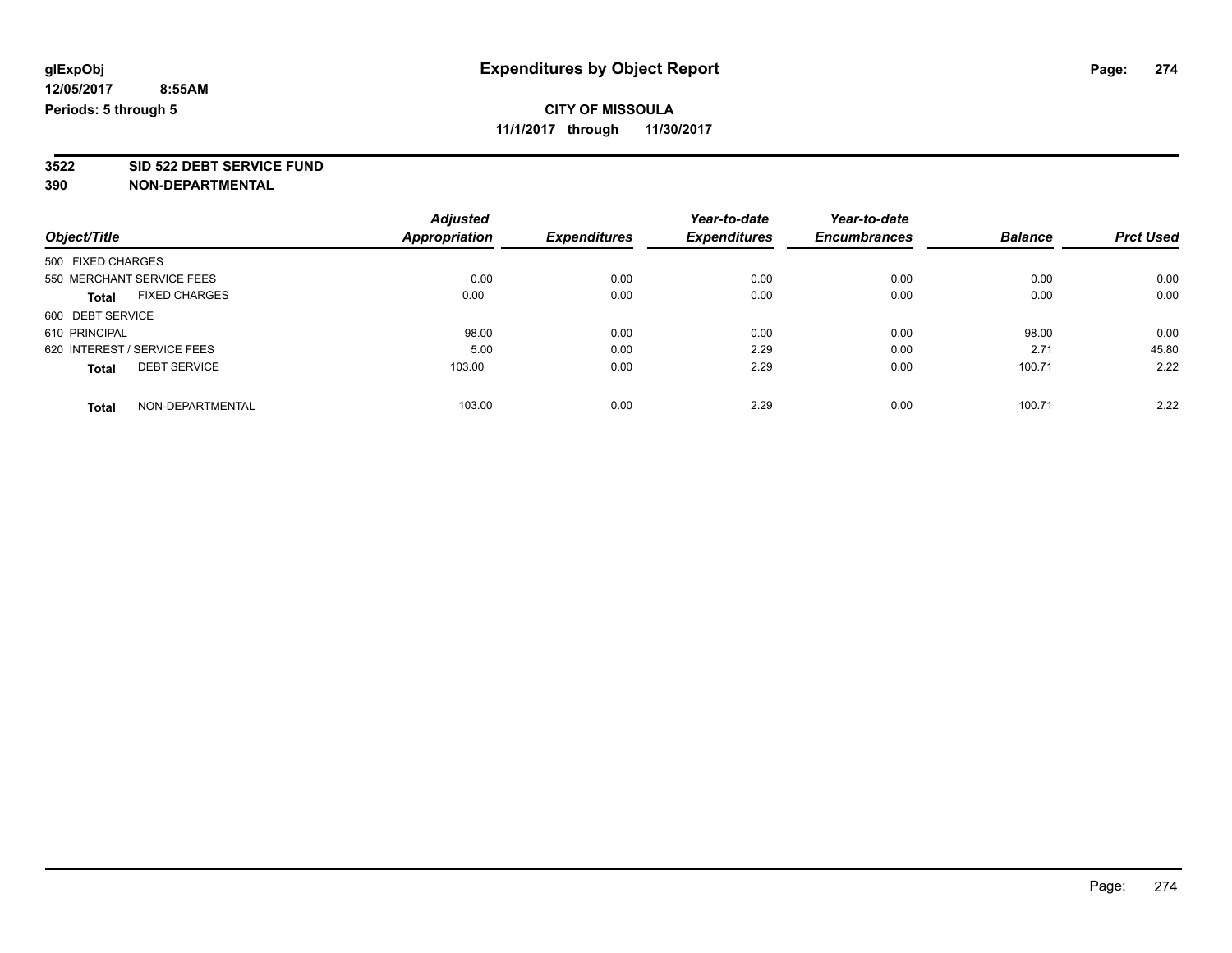**glExpObj**
**12/05/2017 8:55AM**
**Periods: 5 through 5**

# Expenditures by Object Report

**CITY OF MISSOULA**
**11/1/2017 through 11/30/2017**

**3522 SID 522 DEBT SERVICE FUND**
**390 NON-DEPARTMENTAL**

| Object/Title | Adjusted Appropriation | Expenditures | Year-to-date Expenditures | Year-to-date Encumbrances | Balance | Prct Used |
|---|---|---|---|---|---|---|
| 500 FIXED CHARGES | | | | | | |
| 550 MERCHANT SERVICE FEES | 0.00 | 0.00 | 0.00 | 0.00 | 0.00 | 0.00 |
| **Total** FIXED CHARGES | 0.00 | 0.00 | 0.00 | 0.00 | 0.00 | 0.00 |
| 600 DEBT SERVICE | | | | | | |
| 610 PRINCIPAL | 98.00 | 0.00 | 0.00 | 0.00 | 98.00 | 0.00 |
| 620 INTEREST / SERVICE FEES | 5.00 | 0.00 | 2.29 | 0.00 | 2.71 | 45.80 |
| **Total** DEBT SERVICE | 103.00 | 0.00 | 2.29 | 0.00 | 100.71 | 2.22 |
| **Total** NON-DEPARTMENTAL | 103.00 | 0.00 | 2.29 | 0.00 | 100.71 | 2.22 |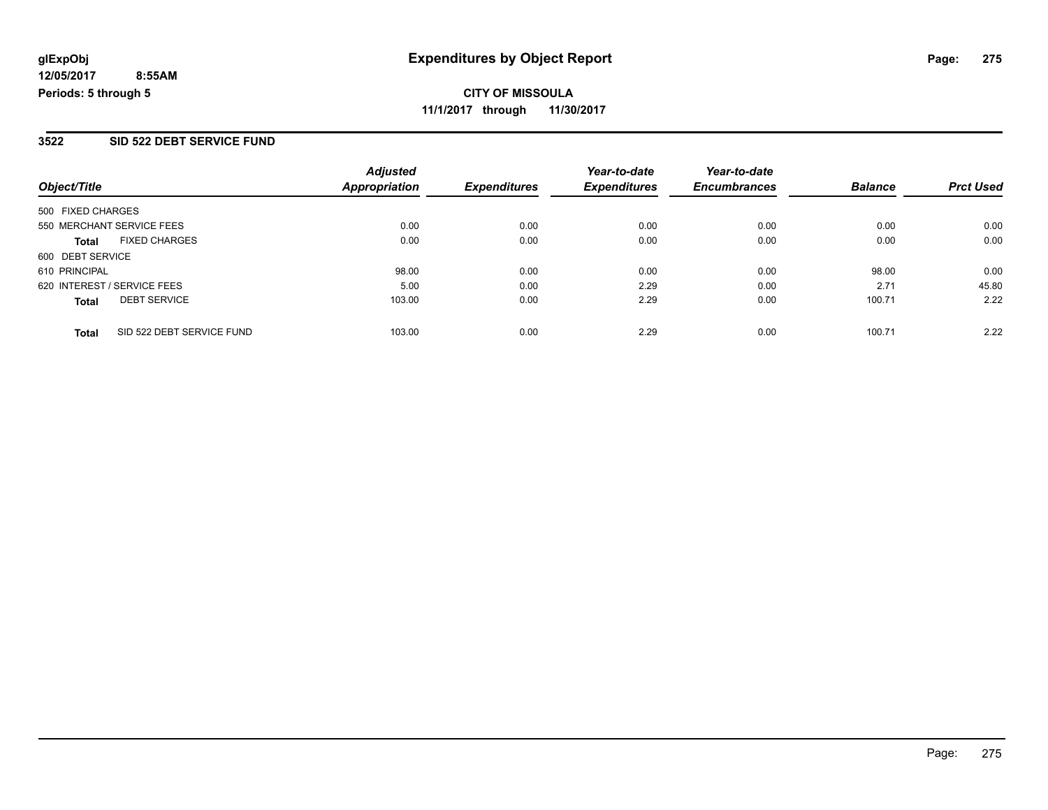**glExpObj**
**12/05/2017 8:55AM**
**Periods: 5 through 5**

# Expenditures by Object Report

**CITY OF MISSOULA**
**11/1/2017 through 11/30/2017**

## 3522 SID 522 DEBT SERVICE FUND

| Object/Title | Adjusted Appropriation | Expenditures | Year-to-date Expenditures | Year-to-date Encumbrances | Balance | Prct Used |
|---|---|---|---|---|---|---|
| 500 FIXED CHARGES | | | | | | |
| 550 MERCHANT SERVICE FEES | 0.00 | 0.00 | 0.00 | 0.00 | 0.00 | 0.00 |
| **Total** FIXED CHARGES | 0.00 | 0.00 | 0.00 | 0.00 | 0.00 | 0.00 |
| 600 DEBT SERVICE | | | | | | |
| 610 PRINCIPAL | 98.00 | 0.00 | 0.00 | 0.00 | 98.00 | 0.00 |
| 620 INTEREST / SERVICE FEES | 5.00 | 0.00 | 2.29 | 0.00 | 2.71 | 45.80 |
| **Total** DEBT SERVICE | 103.00 | 0.00 | 2.29 | 0.00 | 100.71 | 2.22 |
| **Total** SID 522 DEBT SERVICE FUND | 103.00 | 0.00 | 2.29 | 0.00 | 100.71 | 2.22 |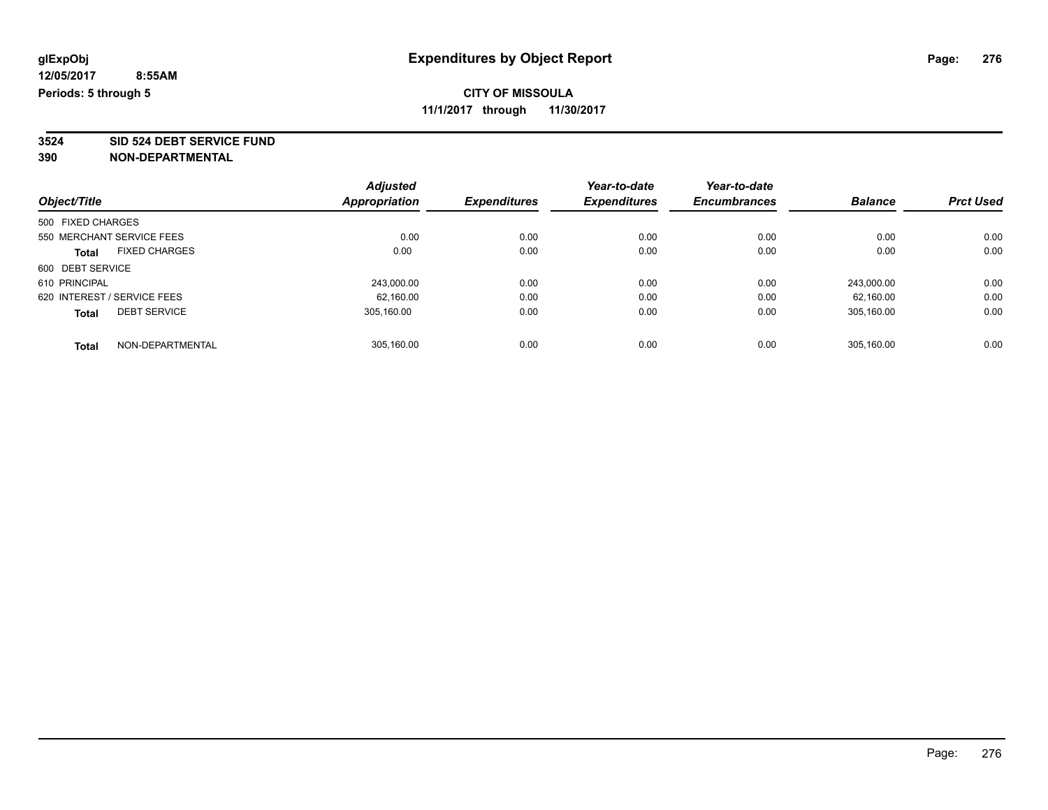glExpObj
12/05/2017 8:55AM
Periods: 5 through 5

# Expenditures by Object Report

**CITY OF MISSOULA**
**11/1/2017 through 11/30/2017**

**3524 SID 524 DEBT SERVICE FUND**
**390 NON-DEPARTMENTAL**

| Object/Title | | Adjusted Appropriation | Expenditures | Year-to-date Expenditures | Year-to-date Encumbrances | Balance | Prct Used |
|---|---|---|---|---|---|---|---|
| 500 FIXED CHARGES | | | | | | | |
| 550 MERCHANT SERVICE FEES | | 0.00 | 0.00 | 0.00 | 0.00 | 0.00 | 0.00 |
| **Total** | FIXED CHARGES | 0.00 | 0.00 | 0.00 | 0.00 | 0.00 | 0.00 |
| 600 DEBT SERVICE | | | | | | | |
| 610 PRINCIPAL | | 243,000.00 | 0.00 | 0.00 | 0.00 | 243,000.00 | 0.00 |
| 620 INTEREST / SERVICE FEES | | 62,160.00 | 0.00 | 0.00 | 0.00 | 62,160.00 | 0.00 |
| **Total** | DEBT SERVICE | 305,160.00 | 0.00 | 0.00 | 0.00 | 305,160.00 | 0.00 |
| **Total** | NON-DEPARTMENTAL | 305,160.00 | 0.00 | 0.00 | 0.00 | 305,160.00 | 0.00 |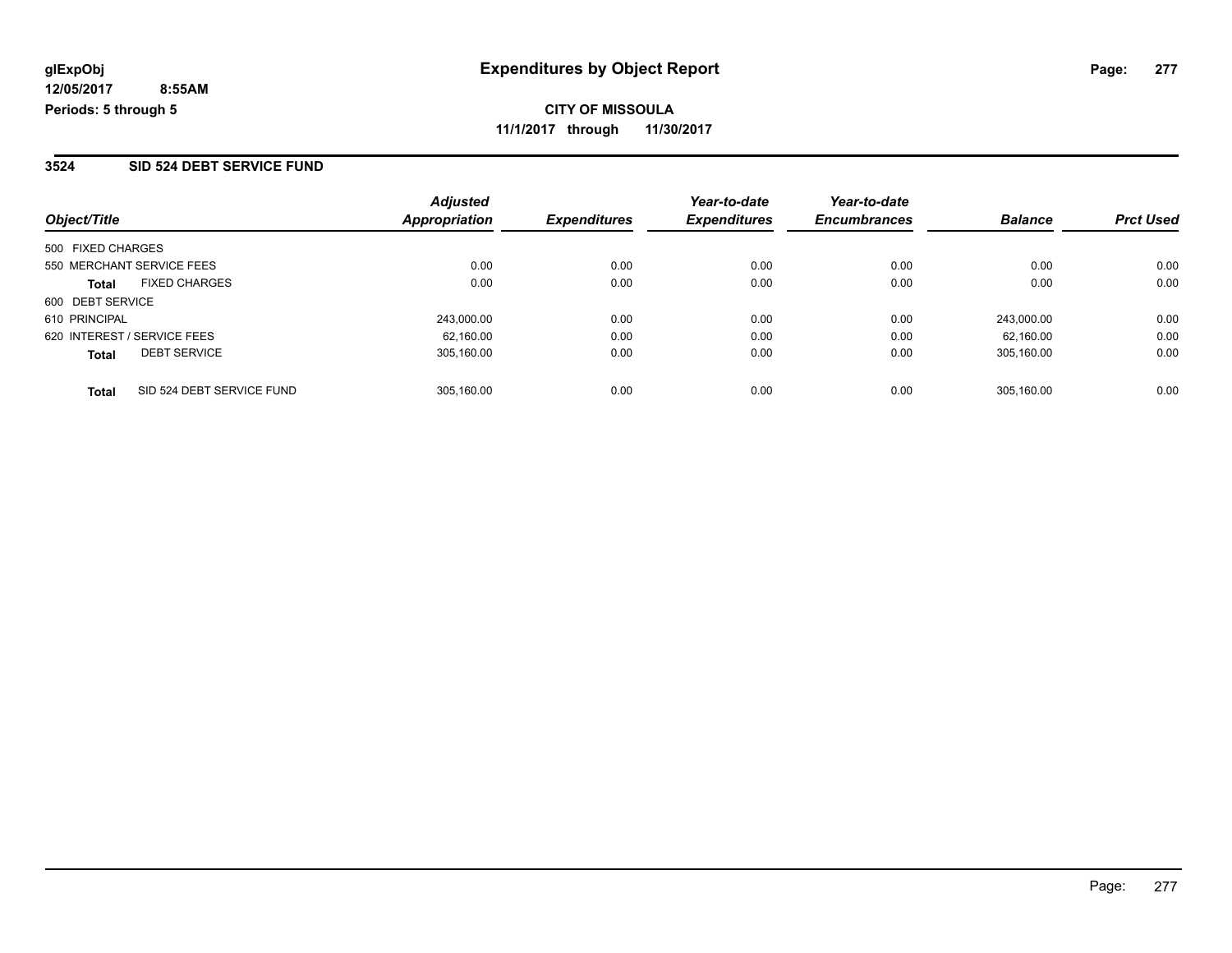# Expenditures by Object Report

glExpObj
12/05/2017 8:55AM
Periods: 5 through 5

**CITY OF MISSOULA**
**11/1/2017 through 11/30/2017**

## 3524 SID 524 DEBT SERVICE FUND

| Object/Title | | Adjusted Appropriation | Expenditures | Year-to-date Expenditures | Year-to-date Encumbrances | Balance | Prct Used |
|---|---|---|---|---|---|---|---|
| 500 FIXED CHARGES | | | | | | | |
| 550 MERCHANT SERVICE FEES | | 0.00 | 0.00 | 0.00 | 0.00 | 0.00 | 0.00 |
| **Total** | FIXED CHARGES | 0.00 | 0.00 | 0.00 | 0.00 | 0.00 | 0.00 |
| 600 DEBT SERVICE | | | | | | | |
| 610 PRINCIPAL | | 243,000.00 | 0.00 | 0.00 | 0.00 | 243,000.00 | 0.00 |
| 620 INTEREST / SERVICE FEES | | 62,160.00 | 0.00 | 0.00 | 0.00 | 62,160.00 | 0.00 |
| **Total** | DEBT SERVICE | 305,160.00 | 0.00 | 0.00 | 0.00 | 305,160.00 | 0.00 |
| **Total** | SID 524 DEBT SERVICE FUND | 305,160.00 | 0.00 | 0.00 | 0.00 | 305,160.00 | 0.00 |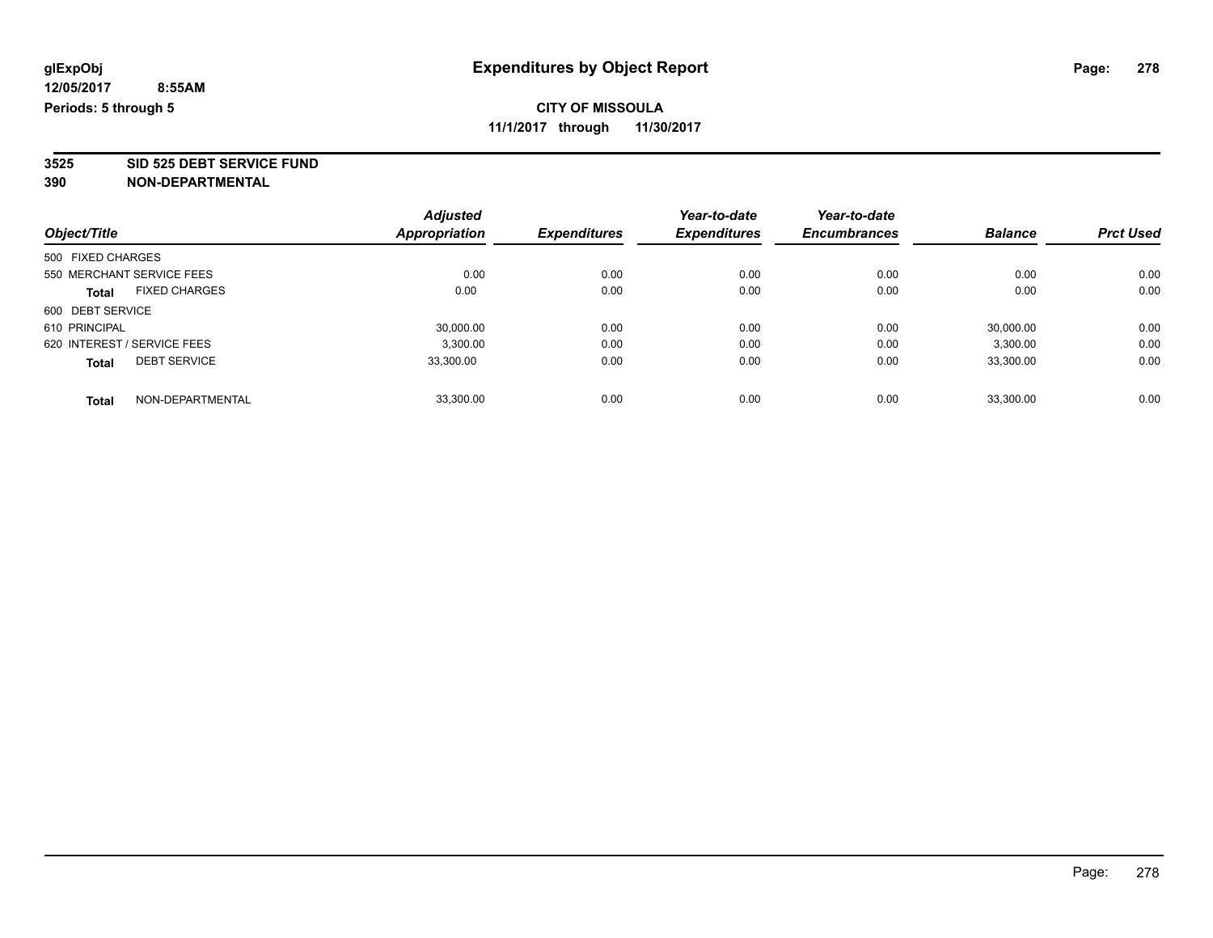glExpObj
12/05/2017 8:55AM
Periods: 5 through 5

# Expenditures by Object Report

**CITY OF MISSOULA**
**11/1/2017 through 11/30/2017**

**3525 SID 525 DEBT SERVICE FUND**
**390 NON-DEPARTMENTAL**

| Object/Title | Adjusted Appropriation | Expenditures | Year-to-date Expenditures | Year-to-date Encumbrances | Balance | Prct Used |
|---|---|---|---|---|---|---|
| 500 FIXED CHARGES | | | | | | |
| 550 MERCHANT SERVICE FEES | 0.00 | 0.00 | 0.00 | 0.00 | 0.00 | 0.00 |
| **Total** FIXED CHARGES | 0.00 | 0.00 | 0.00 | 0.00 | 0.00 | 0.00 |
| 600 DEBT SERVICE | | | | | | |
| 610 PRINCIPAL | 30,000.00 | 0.00 | 0.00 | 0.00 | 30,000.00 | 0.00 |
| 620 INTEREST / SERVICE FEES | 3,300.00 | 0.00 | 0.00 | 0.00 | 3,300.00 | 0.00 |
| **Total** DEBT SERVICE | 33,300.00 | 0.00 | 0.00 | 0.00 | 33,300.00 | 0.00 |
| **Total** NON-DEPARTMENTAL | 33,300.00 | 0.00 | 0.00 | 0.00 | 33,300.00 | 0.00 |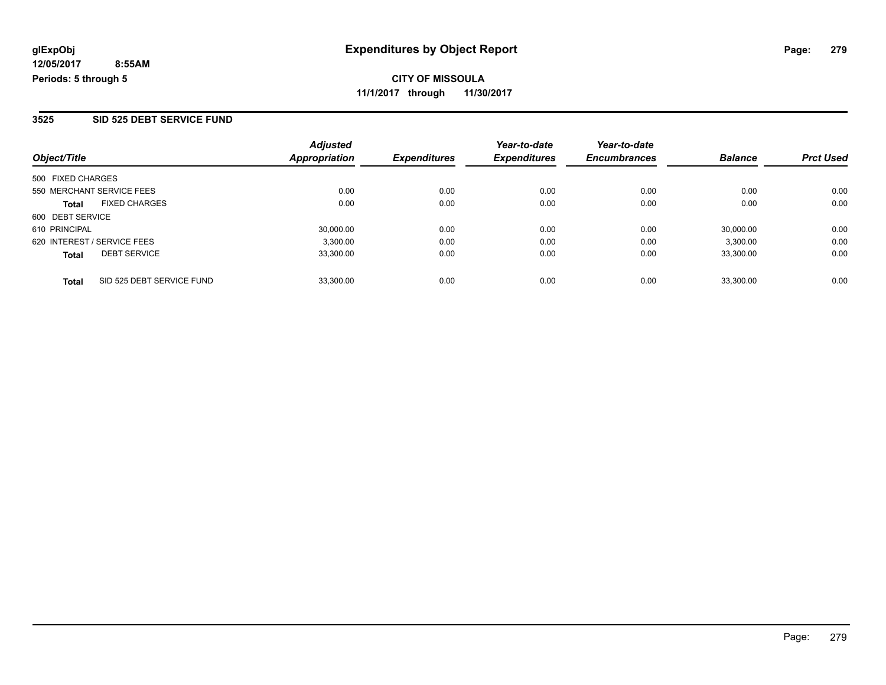glExpObj
12/05/2017 8:55AM
Periods: 5 through 5

# Expenditures by Object Report

**CITY OF MISSOULA**
**11/1/2017 through 11/30/2017**

## 3525 SID 525 DEBT SERVICE FUND

| Object/Title | | Adjusted Appropriation | Expenditures | Year-to-date Expenditures | Year-to-date Encumbrances | Balance | Prct Used |
|---|---|---|---|---|---|---|---|
| 500 FIXED CHARGES | | | | | | | |
| 550 MERCHANT SERVICE FEES | | 0.00 | 0.00 | 0.00 | 0.00 | 0.00 | 0.00 |
| **Total** | FIXED CHARGES | 0.00 | 0.00 | 0.00 | 0.00 | 0.00 | 0.00 |
| 600 DEBT SERVICE | | | | | | | |
| 610 PRINCIPAL | | 30,000.00 | 0.00 | 0.00 | 0.00 | 30,000.00 | 0.00 |
| 620 INTEREST / SERVICE FEES | | 3,300.00 | 0.00 | 0.00 | 0.00 | 3,300.00 | 0.00 |
| **Total** | DEBT SERVICE | 33,300.00 | 0.00 | 0.00 | 0.00 | 33,300.00 | 0.00 |
| **Total** | SID 525 DEBT SERVICE FUND | 33,300.00 | 0.00 | 0.00 | 0.00 | 33,300.00 | 0.00 |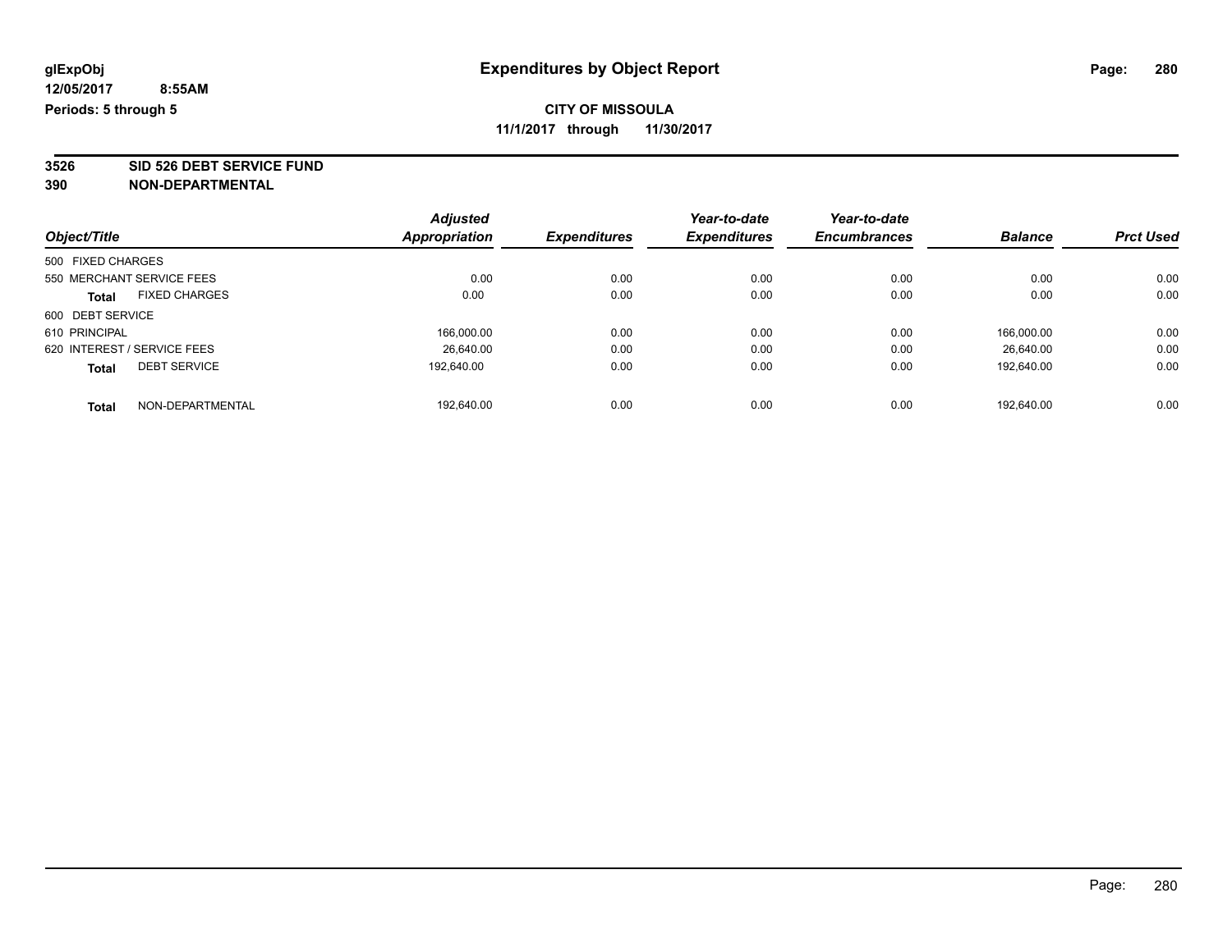# Expenditures by Object Report

glExpObj
12/05/2017 8:55AM
Periods: 5 through 5

**CITY OF MISSOULA**
**11/1/2017 through 11/30/2017**

**3526 SID 526 DEBT SERVICE FUND**
**390 NON-DEPARTMENTAL**

| Object/Title | Adjusted Appropriation | Expenditures | Year-to-date Expenditures | Year-to-date Encumbrances | Balance | Prct Used |
|---|---|---|---|---|---|---|
| 500 FIXED CHARGES | | | | | | |
| 550 MERCHANT SERVICE FEES | 0.00 | 0.00 | 0.00 | 0.00 | 0.00 | 0.00 |
| **Total** FIXED CHARGES | 0.00 | 0.00 | 0.00 | 0.00 | 0.00 | 0.00 |
| 600 DEBT SERVICE | | | | | | |
| 610 PRINCIPAL | 166,000.00 | 0.00 | 0.00 | 0.00 | 166,000.00 | 0.00 |
| 620 INTEREST / SERVICE FEES | 26,640.00 | 0.00 | 0.00 | 0.00 | 26,640.00 | 0.00 |
| **Total** DEBT SERVICE | 192,640.00 | 0.00 | 0.00 | 0.00 | 192,640.00 | 0.00 |
| **Total** NON-DEPARTMENTAL | 192,640.00 | 0.00 | 0.00 | 0.00 | 192,640.00 | 0.00 |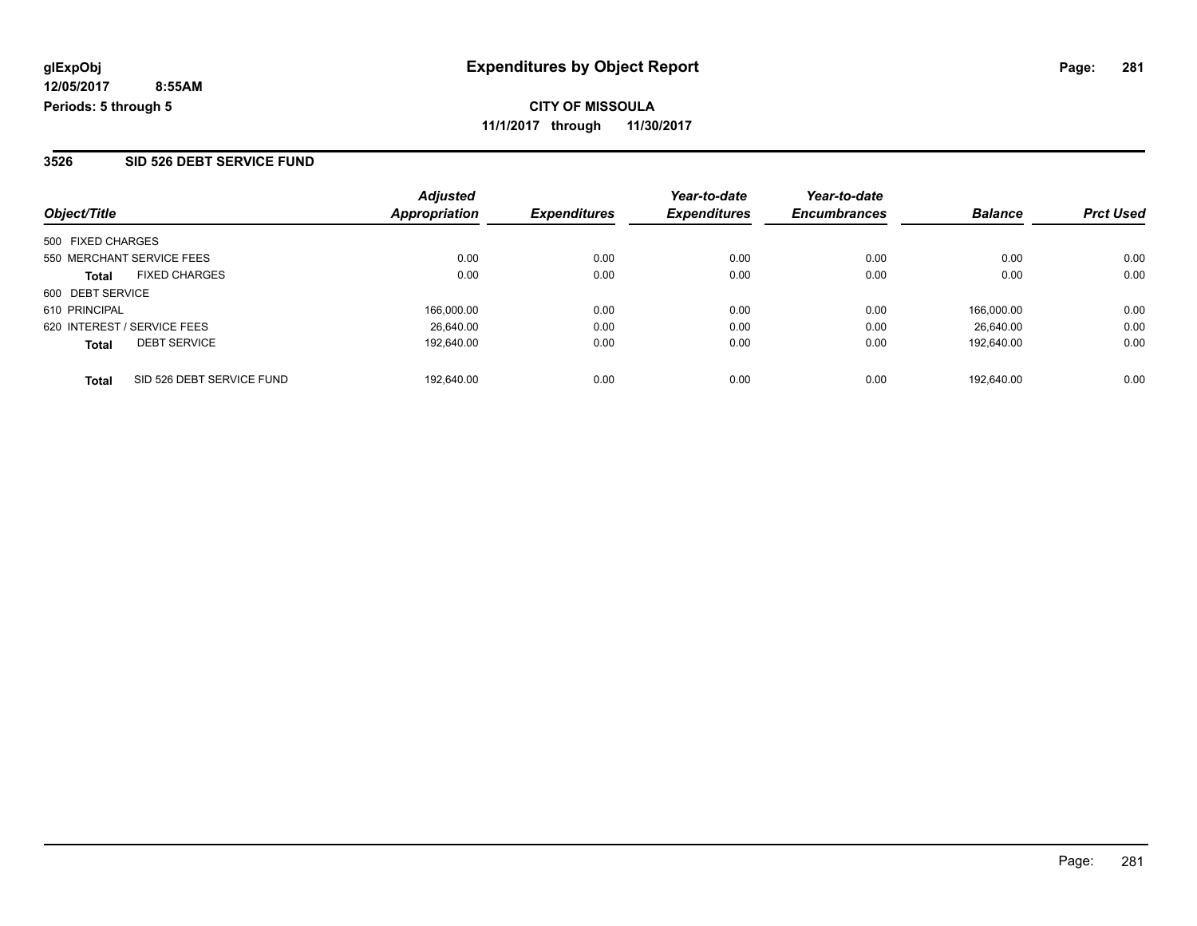# Expenditures by Object Report

glExpObj
12/05/2017 8:55AM
Periods: 5 through 5

**CITY OF MISSOULA**

**11/1/2017 through 11/30/2017**

## 3526 SID 526 DEBT SERVICE FUND

| Object/Title | | Adjusted Appropriation | Expenditures | Year-to-date Expenditures | Year-to-date Encumbrances | Balance | Prct Used |
|---|---|---|---|---|---|---|---|
| 500 FIXED CHARGES | | | | | | | |
| 550 MERCHANT SERVICE FEES | | 0.00 | 0.00 | 0.00 | 0.00 | 0.00 | 0.00 |
| **Total** | FIXED CHARGES | 0.00 | 0.00 | 0.00 | 0.00 | 0.00 | 0.00 |
| 600 DEBT SERVICE | | | | | | | |
| 610 PRINCIPAL | | 166,000.00 | 0.00 | 0.00 | 0.00 | 166,000.00 | 0.00 |
| 620 INTEREST / SERVICE FEES | | 26,640.00 | 0.00 | 0.00 | 0.00 | 26,640.00 | 0.00 |
| **Total** | DEBT SERVICE | 192,640.00 | 0.00 | 0.00 | 0.00 | 192,640.00 | 0.00 |
| **Total** | SID 526 DEBT SERVICE FUND | 192,640.00 | 0.00 | 0.00 | 0.00 | 192,640.00 | 0.00 |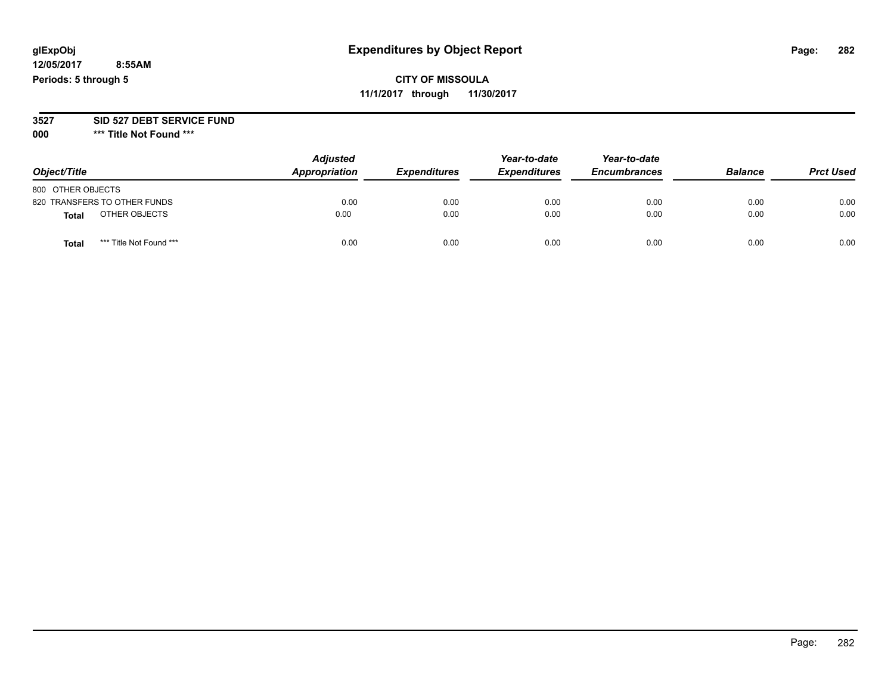glExpObj
12/05/2017 8:55AM
Periods: 5 through 5

# Expenditures by Object Report

**CITY OF MISSOULA**
**11/1/2017 through 11/30/2017**

**3527 SID 527 DEBT SERVICE FUND**
**000 \*\*\* Title Not Found \*\*\***

| Object/Title | Adjusted Appropriation | Expenditures | Year-to-date Expenditures | Year-to-date Encumbrances | Balance | Prct Used |
|---|---|---|---|---|---|---|
| 800 OTHER OBJECTS | | | | | | |
| 820 TRANSFERS TO OTHER FUNDS | 0.00 | 0.00 | 0.00 | 0.00 | 0.00 | 0.00 |
| **Total** OTHER OBJECTS | 0.00 | 0.00 | 0.00 | 0.00 | 0.00 | 0.00 |
| **Total** \*\*\* Title Not Found \*\*\* | 0.00 | 0.00 | 0.00 | 0.00 | 0.00 | 0.00 |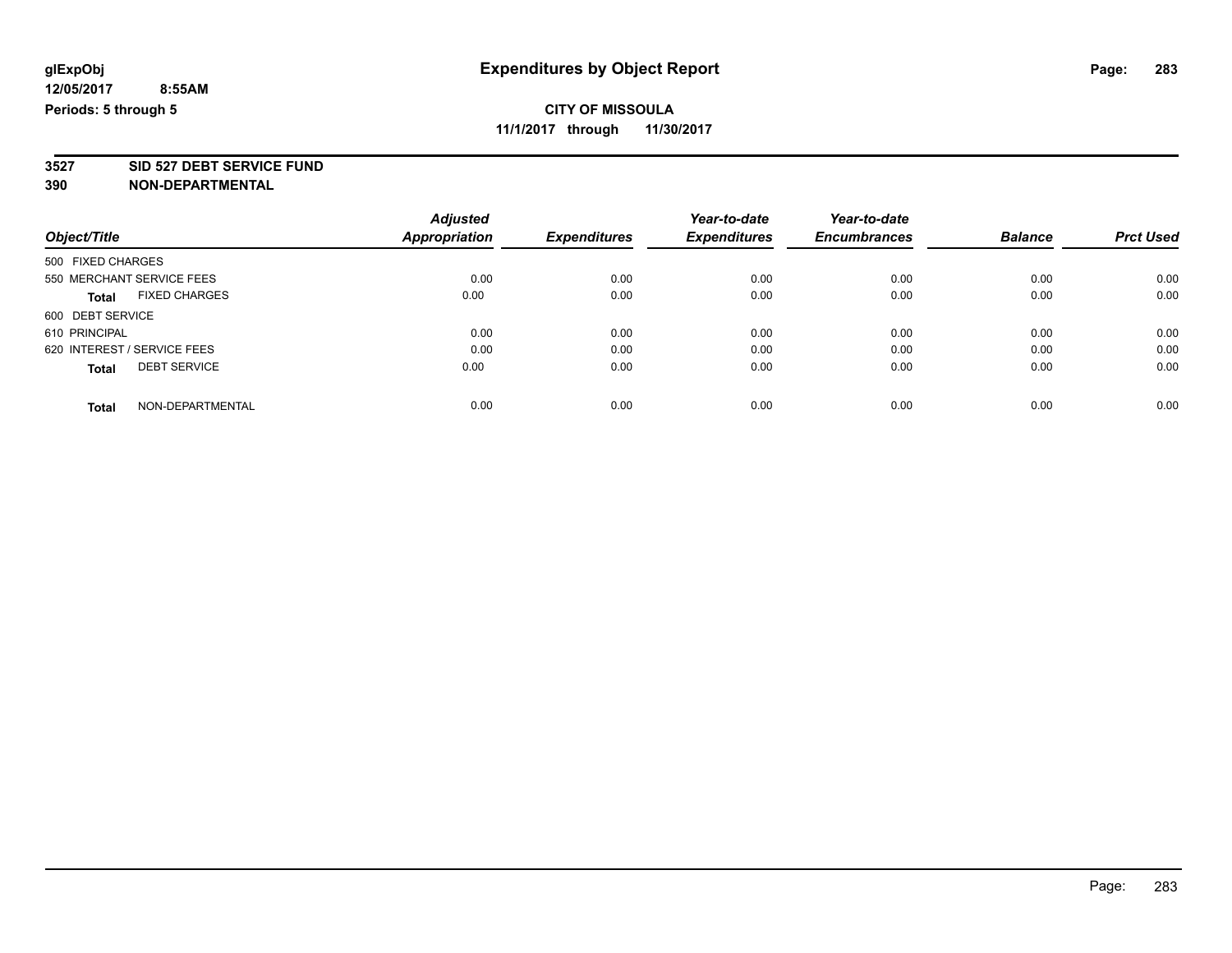**glExpObj** **Expenditures by Object Report**

**12/05/2017 8:55AM**

**Periods: 5 through 5**

**CITY OF MISSOULA**

**11/1/2017 through 11/30/2017**

**3527 SID 527 DEBT SERVICE FUND**

**390 NON-DEPARTMENTAL**

| Object/Title | Adjusted Appropriation | Expenditures | Year-to-date Expenditures | Year-to-date Encumbrances | Balance | Prct Used |
|---|---|---|---|---|---|---|
| 500 FIXED CHARGES | | | | | | |
| 550 MERCHANT SERVICE FEES | 0.00 | 0.00 | 0.00 | 0.00 | 0.00 | 0.00 |
| **Total** FIXED CHARGES | 0.00 | 0.00 | 0.00 | 0.00 | 0.00 | 0.00 |
| 600 DEBT SERVICE | | | | | | |
| 610 PRINCIPAL | 0.00 | 0.00 | 0.00 | 0.00 | 0.00 | 0.00 |
| 620 INTEREST / SERVICE FEES | 0.00 | 0.00 | 0.00 | 0.00 | 0.00 | 0.00 |
| **Total** DEBT SERVICE | 0.00 | 0.00 | 0.00 | 0.00 | 0.00 | 0.00 |
| **Total** NON-DEPARTMENTAL | 0.00 | 0.00 | 0.00 | 0.00 | 0.00 | 0.00 |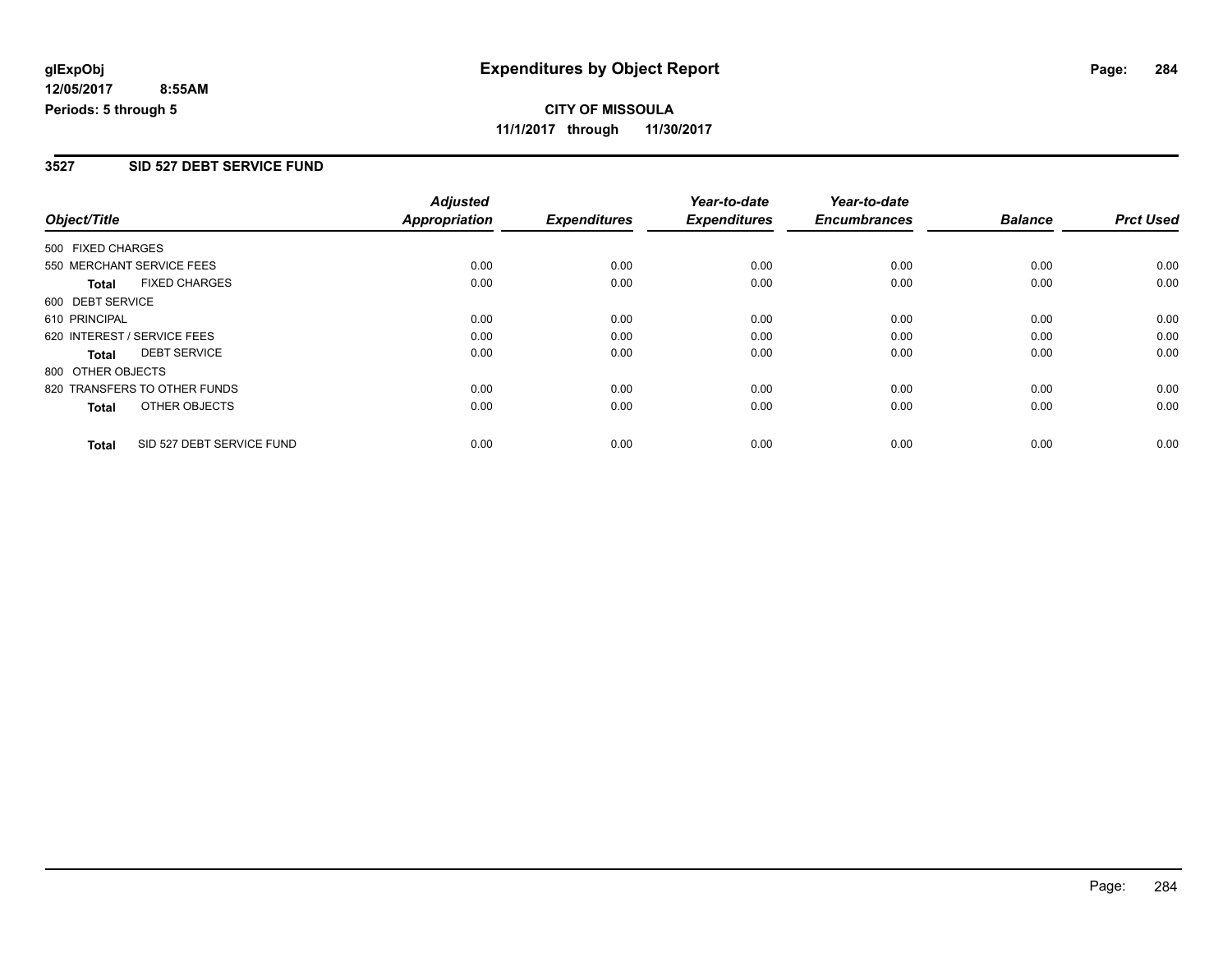**Expenditures by Object Report**

**CITY OF MISSOULA**

**11/1/2017 through 11/30/2017**

glExpObj
12/05/2017 8:55AM
Periods: 5 through 5

## 3527 SID 527 DEBT SERVICE FUND

| Object/Title | Adjusted Appropriation | Expenditures | Year-to-date Expenditures | Year-to-date Encumbrances | Balance | Prct Used |
|---|---|---|---|---|---|---|
| 500 FIXED CHARGES | | | | | | |
| 550 MERCHANT SERVICE FEES | 0.00 | 0.00 | 0.00 | 0.00 | 0.00 | 0.00 |
| **Total** FIXED CHARGES | 0.00 | 0.00 | 0.00 | 0.00 | 0.00 | 0.00 |
| 600 DEBT SERVICE | | | | | | |
| 610 PRINCIPAL | 0.00 | 0.00 | 0.00 | 0.00 | 0.00 | 0.00 |
| 620 INTEREST / SERVICE FEES | 0.00 | 0.00 | 0.00 | 0.00 | 0.00 | 0.00 |
| **Total** DEBT SERVICE | 0.00 | 0.00 | 0.00 | 0.00 | 0.00 | 0.00 |
| 800 OTHER OBJECTS | | | | | | |
| 820 TRANSFERS TO OTHER FUNDS | 0.00 | 0.00 | 0.00 | 0.00 | 0.00 | 0.00 |
| **Total** OTHER OBJECTS | 0.00 | 0.00 | 0.00 | 0.00 | 0.00 | 0.00 |
| **Total** SID 527 DEBT SERVICE FUND | 0.00 | 0.00 | 0.00 | 0.00 | 0.00 | 0.00 |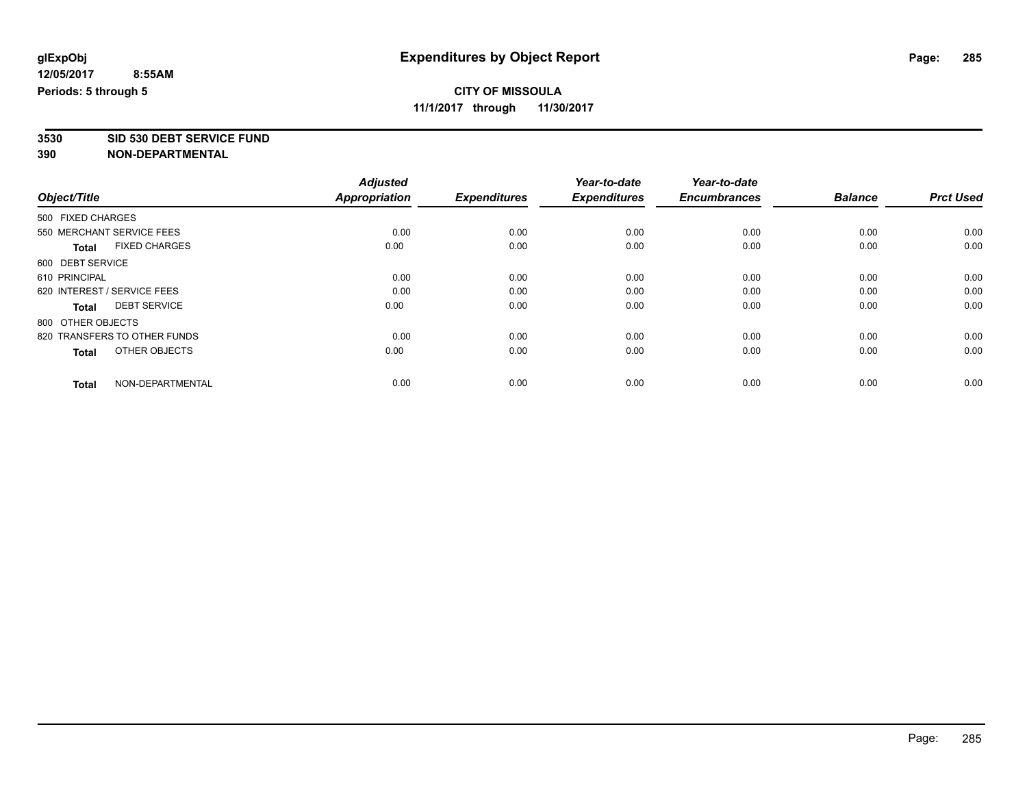**glExpObj** **Expenditures by Object Report**
**12/05/2017 8:55AM**
**Periods: 5 through 5**

**CITY OF MISSOULA**
**11/1/2017 through 11/30/2017**

**3530 SID 530 DEBT SERVICE FUND**
**390 NON-DEPARTMENTAL**

| Object/Title | Adjusted Appropriation | Expenditures | Year-to-date Expenditures | Year-to-date Encumbrances | Balance | Prct Used |
|---|---|---|---|---|---|---|
| 500 FIXED CHARGES | | | | | | |
| 550 MERCHANT SERVICE FEES | 0.00 | 0.00 | 0.00 | 0.00 | 0.00 | 0.00 |
| **Total** FIXED CHARGES | 0.00 | 0.00 | 0.00 | 0.00 | 0.00 | 0.00 |
| 600 DEBT SERVICE | | | | | | |
| 610 PRINCIPAL | 0.00 | 0.00 | 0.00 | 0.00 | 0.00 | 0.00 |
| 620 INTEREST / SERVICE FEES | 0.00 | 0.00 | 0.00 | 0.00 | 0.00 | 0.00 |
| **Total** DEBT SERVICE | 0.00 | 0.00 | 0.00 | 0.00 | 0.00 | 0.00 |
| 800 OTHER OBJECTS | | | | | | |
| 820 TRANSFERS TO OTHER FUNDS | 0.00 | 0.00 | 0.00 | 0.00 | 0.00 | 0.00 |
| **Total** OTHER OBJECTS | 0.00 | 0.00 | 0.00 | 0.00 | 0.00 | 0.00 |
| **Total** NON-DEPARTMENTAL | 0.00 | 0.00 | 0.00 | 0.00 | 0.00 | 0.00 |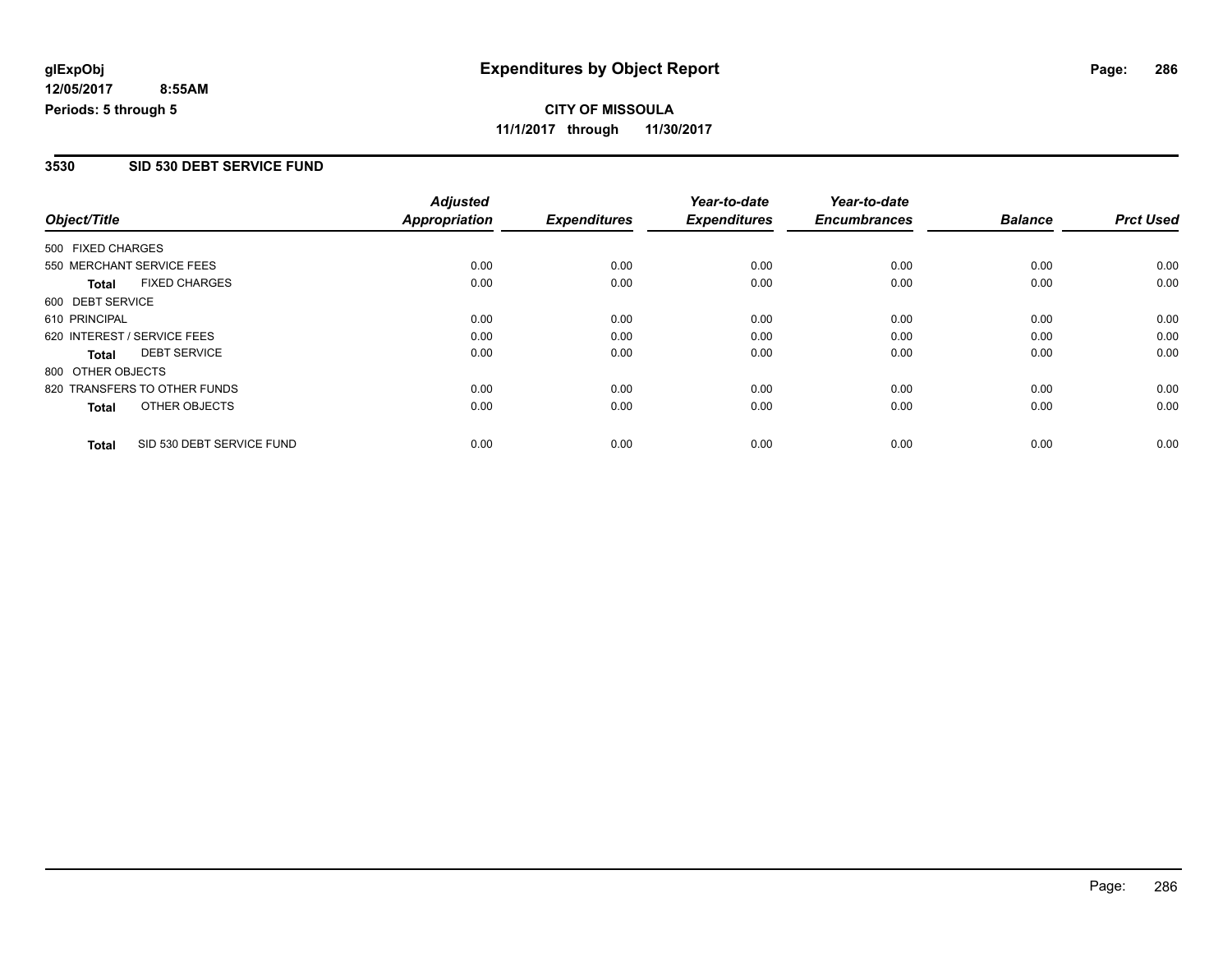**glExpObj**
**12/05/2017 8:55AM**
**Periods: 5 through 5**

# Expenditures by Object Report

**CITY OF MISSOULA**
**11/1/2017 through 11/30/2017**

## 3530 SID 530 DEBT SERVICE FUND

| Object/Title | | Adjusted Appropriation | Expenditures | Year-to-date Expenditures | Year-to-date Encumbrances | Balance | Prct Used |
|---|---|---|---|---|---|---|---|
| 500 FIXED CHARGES | | | | | | | |
| 550 MERCHANT SERVICE FEES | | 0.00 | 0.00 | 0.00 | 0.00 | 0.00 | 0.00 |
| **Total** | FIXED CHARGES | 0.00 | 0.00 | 0.00 | 0.00 | 0.00 | 0.00 |
| 600 DEBT SERVICE | | | | | | | |
| 610 PRINCIPAL | | 0.00 | 0.00 | 0.00 | 0.00 | 0.00 | 0.00 |
| 620 INTEREST / SERVICE FEES | | 0.00 | 0.00 | 0.00 | 0.00 | 0.00 | 0.00 |
| **Total** | DEBT SERVICE | 0.00 | 0.00 | 0.00 | 0.00 | 0.00 | 0.00 |
| 800 OTHER OBJECTS | | | | | | | |
| 820 TRANSFERS TO OTHER FUNDS | | 0.00 | 0.00 | 0.00 | 0.00 | 0.00 | 0.00 |
| **Total** | OTHER OBJECTS | 0.00 | 0.00 | 0.00 | 0.00 | 0.00 | 0.00 |
| **Total** | SID 530 DEBT SERVICE FUND | 0.00 | 0.00 | 0.00 | 0.00 | 0.00 | 0.00 |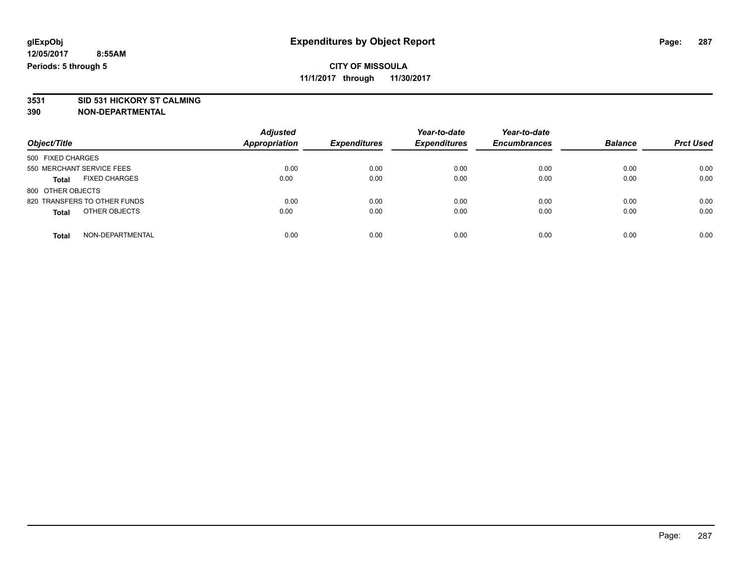# Expenditures by Object Report

glExpObj
12/05/2017 8:55AM
Periods: 5 through 5

**CITY OF MISSOULA**
**11/1/2017 through 11/30/2017**

**3531 SID 531 HICKORY ST CALMING**
**390 NON-DEPARTMENTAL**

| Object/Title | Adjusted Appropriation | Expenditures | Year-to-date Expenditures | Year-to-date Encumbrances | Balance | Prct Used |
|---|---|---|---|---|---|---|
| 500 FIXED CHARGES | | | | | | |
| 550 MERCHANT SERVICE FEES | 0.00 | 0.00 | 0.00 | 0.00 | 0.00 | 0.00 |
| **Total** FIXED CHARGES | 0.00 | 0.00 | 0.00 | 0.00 | 0.00 | 0.00 |
| 800 OTHER OBJECTS | | | | | | |
| 820 TRANSFERS TO OTHER FUNDS | 0.00 | 0.00 | 0.00 | 0.00 | 0.00 | 0.00 |
| **Total** OTHER OBJECTS | 0.00 | 0.00 | 0.00 | 0.00 | 0.00 | 0.00 |
| **Total** NON-DEPARTMENTAL | 0.00 | 0.00 | 0.00 | 0.00 | 0.00 | 0.00 |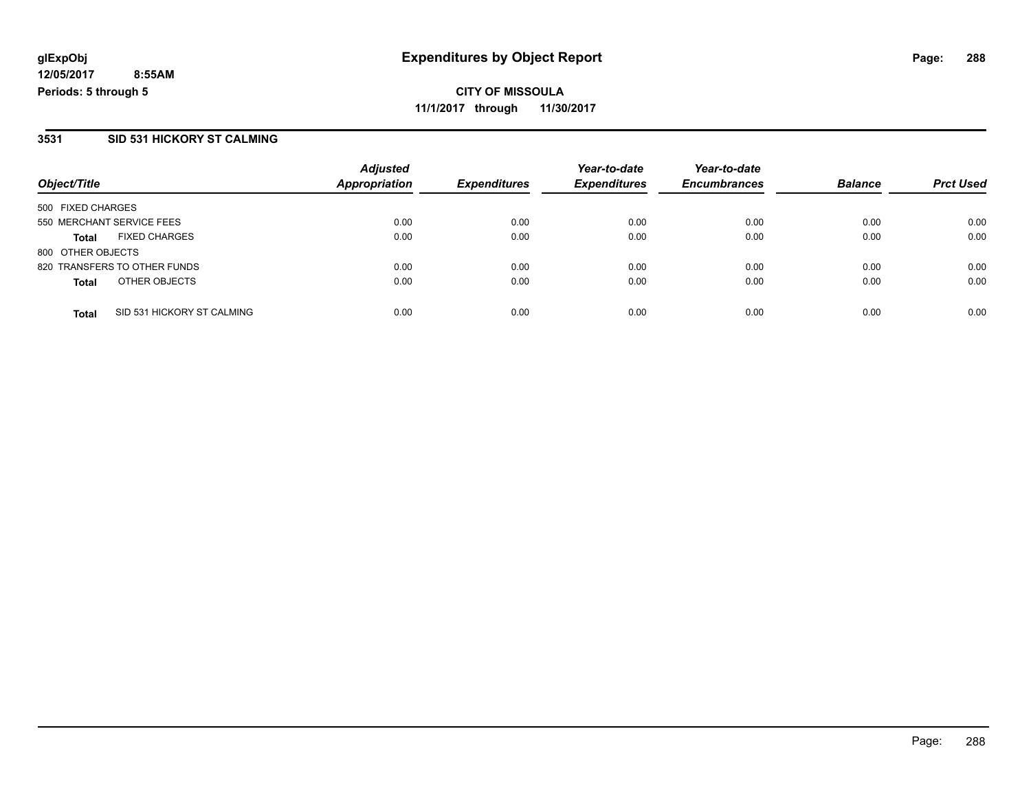glExpObj
12/05/2017 8:55AM
Periods: 5 through 5

# Expenditures by Object Report

**CITY OF MISSOULA**
**11/1/2017 through 11/30/2017**

## 3531 SID 531 HICKORY ST CALMING

| Object/Title | Adjusted Appropriation | Expenditures | Year-to-date Expenditures | Year-to-date Encumbrances | Balance | Prct Used |
|---|---|---|---|---|---|---|
| 500 FIXED CHARGES | | | | | | |
| 550 MERCHANT SERVICE FEES | 0.00 | 0.00 | 0.00 | 0.00 | 0.00 | 0.00 |
| **Total** FIXED CHARGES | 0.00 | 0.00 | 0.00 | 0.00 | 0.00 | 0.00 |
| 800 OTHER OBJECTS | | | | | | |
| 820 TRANSFERS TO OTHER FUNDS | 0.00 | 0.00 | 0.00 | 0.00 | 0.00 | 0.00 |
| **Total** OTHER OBJECTS | 0.00 | 0.00 | 0.00 | 0.00 | 0.00 | 0.00 |
| **Total** SID 531 HICKORY ST CALMING | 0.00 | 0.00 | 0.00 | 0.00 | 0.00 | 0.00 |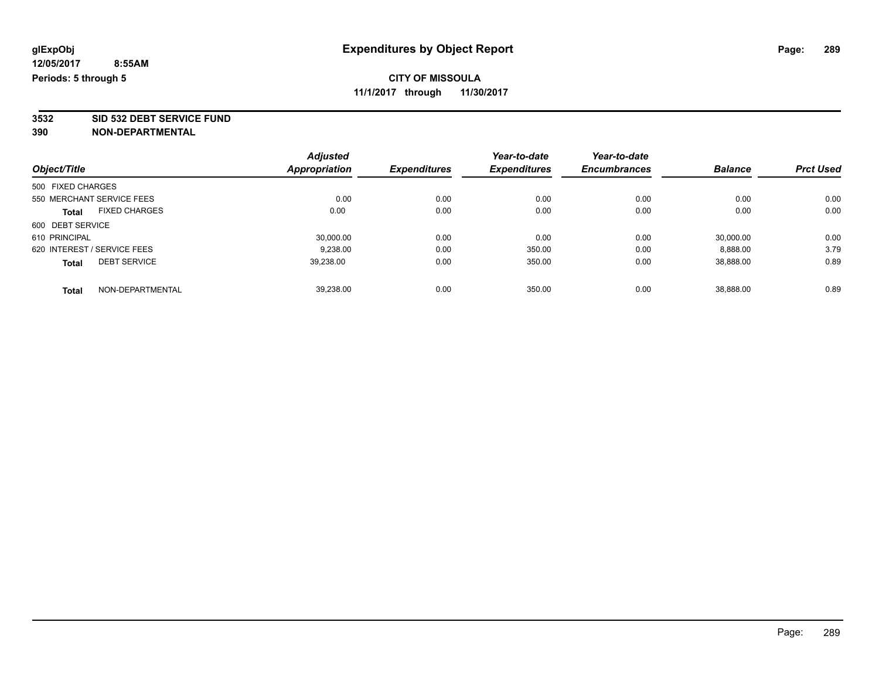glExpObj
12/05/2017 8:55AM
Periods: 5 through 5

# Expenditures by Object Report

## CITY OF MISSOULA

11/1/2017 through 11/30/2017

**3532 SID 532 DEBT SERVICE FUND**
**390 NON-DEPARTMENTAL**

| Object/Title | Adjusted Appropriation | Expenditures | Year-to-date Expenditures | Year-to-date Encumbrances | Balance | Prct Used |
|---|---|---|---|---|---|---|
| 500 FIXED CHARGES | | | | | | |
| 550 MERCHANT SERVICE FEES | 0.00 | 0.00 | 0.00 | 0.00 | 0.00 | 0.00 |
| **Total** FIXED CHARGES | 0.00 | 0.00 | 0.00 | 0.00 | 0.00 | 0.00 |
| 600 DEBT SERVICE | | | | | | |
| 610 PRINCIPAL | 30,000.00 | 0.00 | 0.00 | 0.00 | 30,000.00 | 0.00 |
| 620 INTEREST / SERVICE FEES | 9,238.00 | 0.00 | 350.00 | 0.00 | 8,888.00 | 3.79 |
| **Total** DEBT SERVICE | 39,238.00 | 0.00 | 350.00 | 0.00 | 38,888.00 | 0.89 |
| **Total** NON-DEPARTMENTAL | 39,238.00 | 0.00 | 350.00 | 0.00 | 38,888.00 | 0.89 |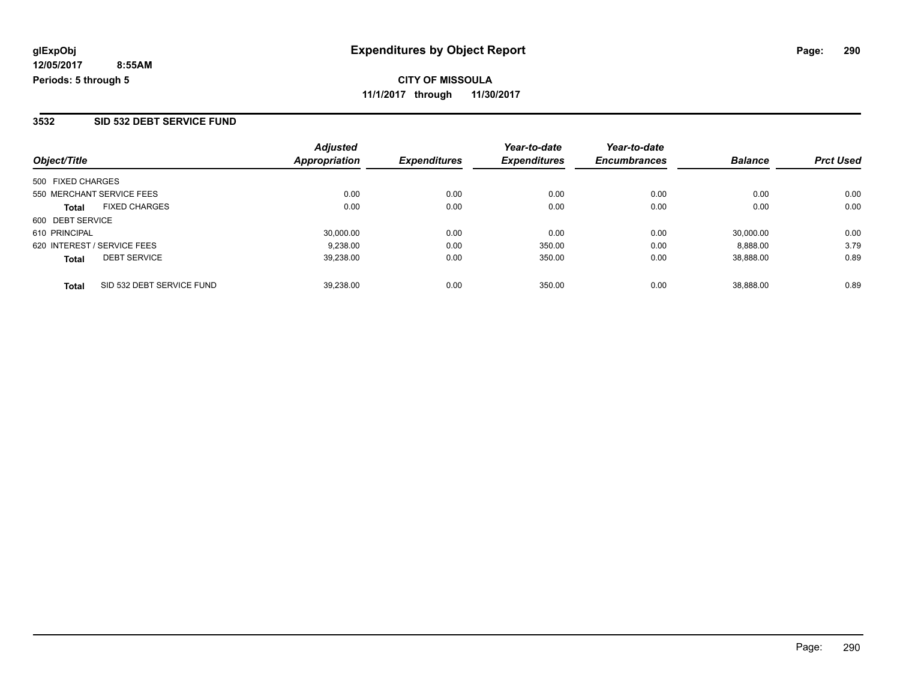glExpObj
12/05/2017 8:55AM
Periods: 5 through 5

# Expenditures by Object Report

**CITY OF MISSOULA**
**11/1/2017 through 11/30/2017**

## 3532 SID 532 DEBT SERVICE FUND

| Object/Title | | Adjusted Appropriation | Expenditures | Year-to-date Expenditures | Year-to-date Encumbrances | Balance | Prct Used |
|---|---|---|---|---|---|---|---|
| 500 FIXED CHARGES | | | | | | | |
| 550 MERCHANT SERVICE FEES | | 0.00 | 0.00 | 0.00 | 0.00 | 0.00 | 0.00 |
| **Total** | FIXED CHARGES | 0.00 | 0.00 | 0.00 | 0.00 | 0.00 | 0.00 |
| 600 DEBT SERVICE | | | | | | | |
| 610 PRINCIPAL | | 30,000.00 | 0.00 | 0.00 | 0.00 | 30,000.00 | 0.00 |
| 620 INTEREST / SERVICE FEES | | 9,238.00 | 0.00 | 350.00 | 0.00 | 8,888.00 | 3.79 |
| **Total** | DEBT SERVICE | 39,238.00 | 0.00 | 350.00 | 0.00 | 38,888.00 | 0.89 |
| **Total** | SID 532 DEBT SERVICE FUND | 39,238.00 | 0.00 | 350.00 | 0.00 | 38,888.00 | 0.89 |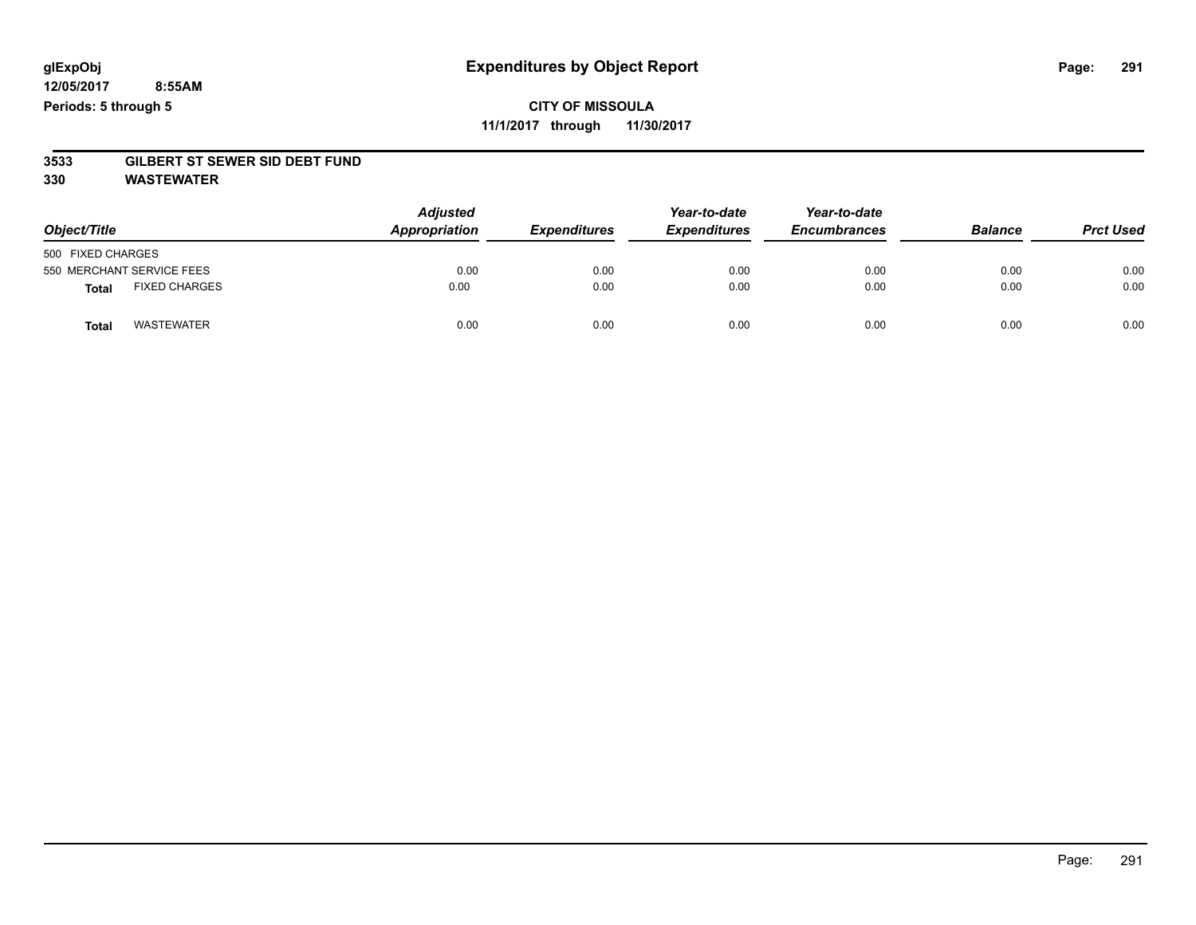# Expenditures by Object Report

glExpObj
12/05/2017 8:55AM
Periods: 5 through 5

**CITY OF MISSOULA**
**11/1/2017 through 11/30/2017**

**3533 GILBERT ST SEWER SID DEBT FUND**
**330 WASTEWATER**

| Object/Title | | Adjusted Appropriation | Expenditures | Year-to-date Expenditures | Year-to-date Encumbrances | Balance | Prct Used |
|---|---|---|---|---|---|---|---|
| 500 FIXED CHARGES | | | | | | | |
| 550 MERCHANT SERVICE FEES | | 0.00 | 0.00 | 0.00 | 0.00 | 0.00 | 0.00 |
| **Total** | FIXED CHARGES | 0.00 | 0.00 | 0.00 | 0.00 | 0.00 | 0.00 |
| **Total** | WASTEWATER | 0.00 | 0.00 | 0.00 | 0.00 | 0.00 | 0.00 |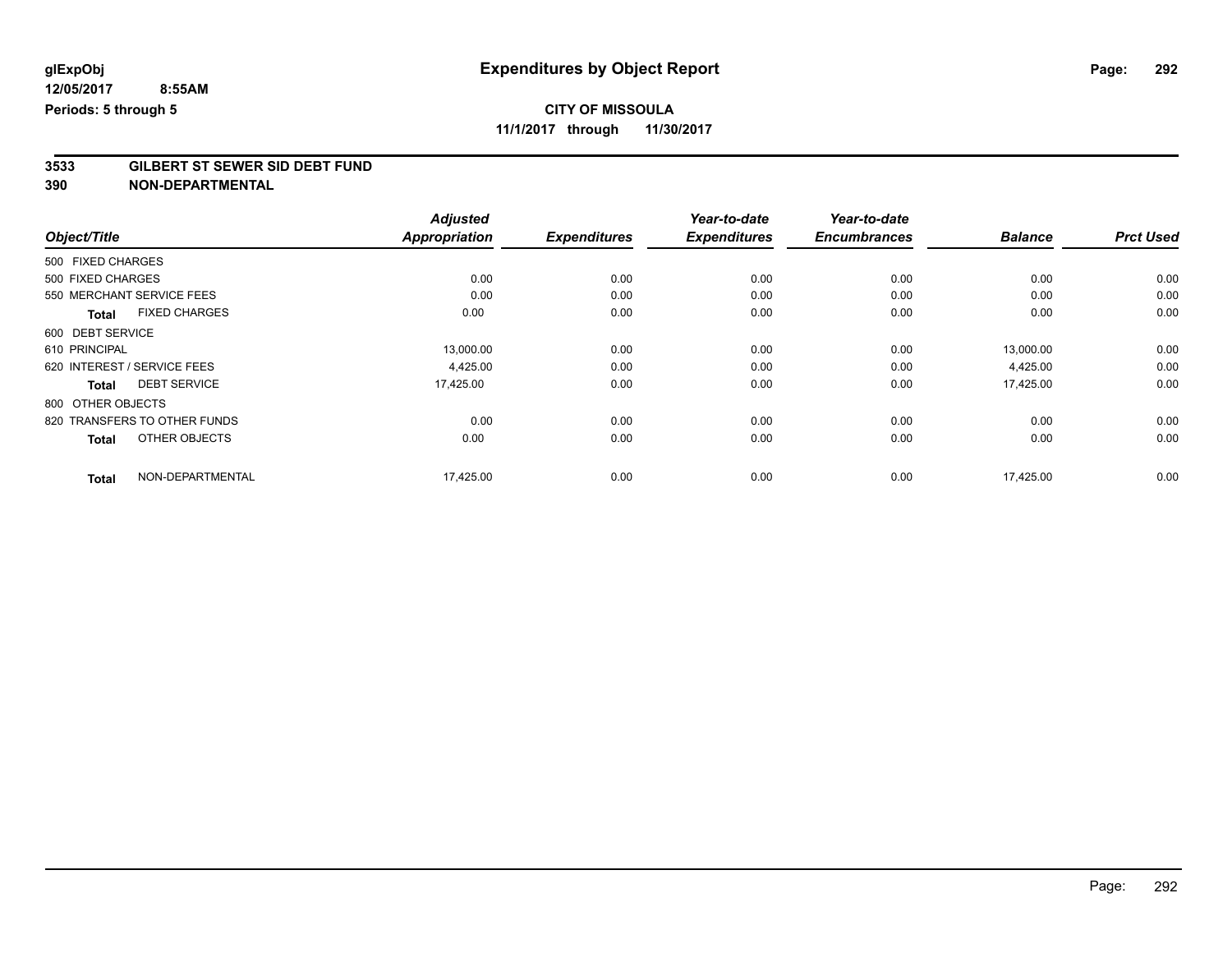**glExpObj**
**12/05/2017 8:55AM**
**Periods: 5 through 5**

# Expenditures by Object Report

**CITY OF MISSOULA**
**11/1/2017 through 11/30/2017**

**3533 GILBERT ST SEWER SID DEBT FUND**
**390 NON-DEPARTMENTAL**

| Object/Title | Adjusted Appropriation | Expenditures | Year-to-date Expenditures | Year-to-date Encumbrances | Balance | Prct Used |
|---|---|---|---|---|---|---|
| 500 FIXED CHARGES | | | | | | |
| 500 FIXED CHARGES | 0.00 | 0.00 | 0.00 | 0.00 | 0.00 | 0.00 |
| 550 MERCHANT SERVICE FEES | 0.00 | 0.00 | 0.00 | 0.00 | 0.00 | 0.00 |
| **Total** FIXED CHARGES | 0.00 | 0.00 | 0.00 | 0.00 | 0.00 | 0.00 |
| 600 DEBT SERVICE | | | | | | |
| 610 PRINCIPAL | 13,000.00 | 0.00 | 0.00 | 0.00 | 13,000.00 | 0.00 |
| 620 INTEREST / SERVICE FEES | 4,425.00 | 0.00 | 0.00 | 0.00 | 4,425.00 | 0.00 |
| **Total** DEBT SERVICE | 17,425.00 | 0.00 | 0.00 | 0.00 | 17,425.00 | 0.00 |
| 800 OTHER OBJECTS | | | | | | |
| 820 TRANSFERS TO OTHER FUNDS | 0.00 | 0.00 | 0.00 | 0.00 | 0.00 | 0.00 |
| **Total** OTHER OBJECTS | 0.00 | 0.00 | 0.00 | 0.00 | 0.00 | 0.00 |
| **Total** NON-DEPARTMENTAL | 17,425.00 | 0.00 | 0.00 | 0.00 | 17,425.00 | 0.00 |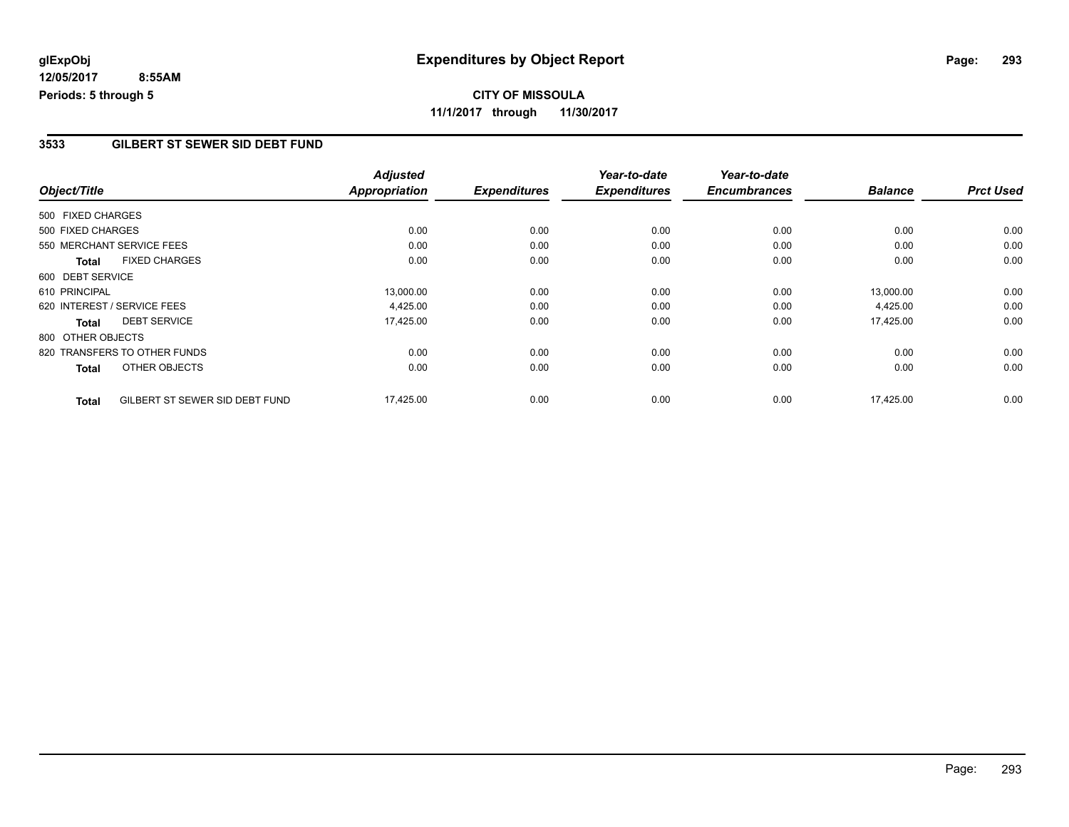**glExpObj** **Expenditures by Object Report**

**12/05/2017 8:55AM**

**Periods: 5 through 5**

**CITY OF MISSOULA**

**11/1/2017 through 11/30/2017**

## 3533 GILBERT ST SEWER SID DEBT FUND

| Object/Title | Adjusted Appropriation | Expenditures | Year-to-date Expenditures | Year-to-date Encumbrances | Balance | Prct Used |
|---|---|---|---|---|---|---|
| 500 FIXED CHARGES | | | | | | |
| 500 FIXED CHARGES | 0.00 | 0.00 | 0.00 | 0.00 | 0.00 | 0.00 |
| 550 MERCHANT SERVICE FEES | 0.00 | 0.00 | 0.00 | 0.00 | 0.00 | 0.00 |
| **Total** FIXED CHARGES | 0.00 | 0.00 | 0.00 | 0.00 | 0.00 | 0.00 |
| 600 DEBT SERVICE | | | | | | |
| 610 PRINCIPAL | 13,000.00 | 0.00 | 0.00 | 0.00 | 13,000.00 | 0.00 |
| 620 INTEREST / SERVICE FEES | 4,425.00 | 0.00 | 0.00 | 0.00 | 4,425.00 | 0.00 |
| **Total** DEBT SERVICE | 17,425.00 | 0.00 | 0.00 | 0.00 | 17,425.00 | 0.00 |
| 800 OTHER OBJECTS | | | | | | |
| 820 TRANSFERS TO OTHER FUNDS | 0.00 | 0.00 | 0.00 | 0.00 | 0.00 | 0.00 |
| **Total** OTHER OBJECTS | 0.00 | 0.00 | 0.00 | 0.00 | 0.00 | 0.00 |
| **Total** GILBERT ST SEWER SID DEBT FUND | 17,425.00 | 0.00 | 0.00 | 0.00 | 17,425.00 | 0.00 |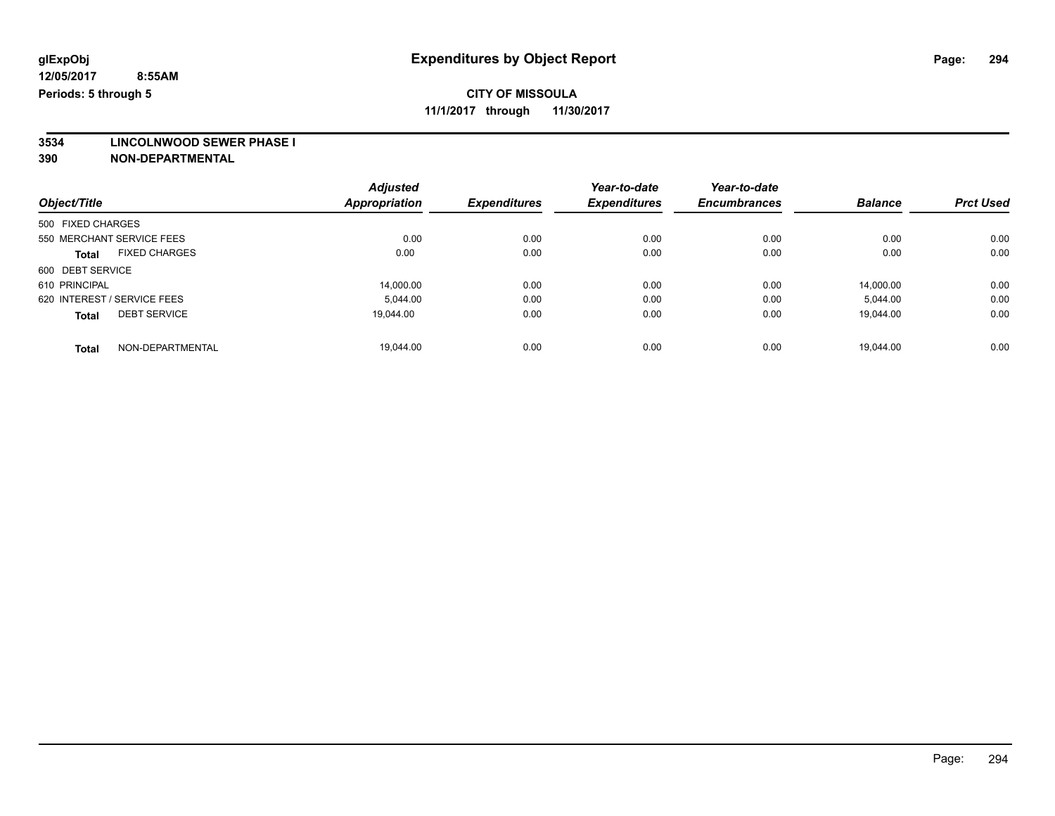# Expenditures by Object Report

**CITY OF MISSOULA**

**11/1/2017 through 11/30/2017**

glExpObj
12/05/2017 8:55AM
Periods: 5 through 5

**3534 LINCOLNWOOD SEWER PHASE I**

**390 NON-DEPARTMENTAL**

| Object/Title | Adjusted Appropriation | Expenditures | Year-to-date Expenditures | Year-to-date Encumbrances | Balance | Prct Used |
|---|---|---|---|---|---|---|
| 500 FIXED CHARGES | | | | | | |
| 550 MERCHANT SERVICE FEES | 0.00 | 0.00 | 0.00 | 0.00 | 0.00 | 0.00 |
| **Total** FIXED CHARGES | 0.00 | 0.00 | 0.00 | 0.00 | 0.00 | 0.00 |
| 600 DEBT SERVICE | | | | | | |
| 610 PRINCIPAL | 14,000.00 | 0.00 | 0.00 | 0.00 | 14,000.00 | 0.00 |
| 620 INTEREST / SERVICE FEES | 5,044.00 | 0.00 | 0.00 | 0.00 | 5,044.00 | 0.00 |
| **Total** DEBT SERVICE | 19,044.00 | 0.00 | 0.00 | 0.00 | 19,044.00 | 0.00 |
| **Total** NON-DEPARTMENTAL | 19,044.00 | 0.00 | 0.00 | 0.00 | 19,044.00 | 0.00 |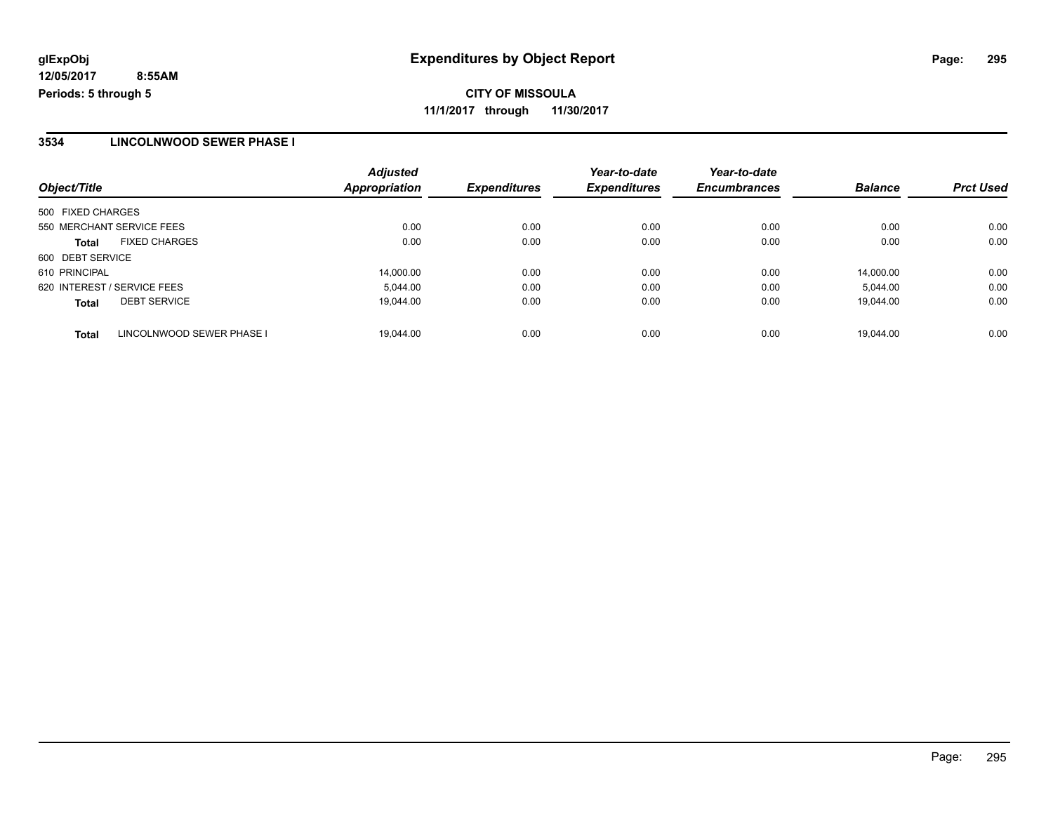# Expenditures by Object Report

glExpObj
12/05/2017 8:55AM
Periods: 5 through 5

**CITY OF MISSOULA**
**11/1/2017 through 11/30/2017**

## 3534 LINCOLNWOOD SEWER PHASE I

| Object/Title | Adjusted Appropriation | Expenditures | Year-to-date Expenditures | Year-to-date Encumbrances | Balance | Prct Used |
|---|---|---|---|---|---|---|
| 500 FIXED CHARGES | | | | | | |
| 550 MERCHANT SERVICE FEES | 0.00 | 0.00 | 0.00 | 0.00 | 0.00 | 0.00 |
| **Total** FIXED CHARGES | 0.00 | 0.00 | 0.00 | 0.00 | 0.00 | 0.00 |
| 600 DEBT SERVICE | | | | | | |
| 610 PRINCIPAL | 14,000.00 | 0.00 | 0.00 | 0.00 | 14,000.00 | 0.00 |
| 620 INTEREST / SERVICE FEES | 5,044.00 | 0.00 | 0.00 | 0.00 | 5,044.00 | 0.00 |
| **Total** DEBT SERVICE | 19,044.00 | 0.00 | 0.00 | 0.00 | 19,044.00 | 0.00 |
| **Total** LINCOLNWOOD SEWER PHASE I | 19,044.00 | 0.00 | 0.00 | 0.00 | 19,044.00 | 0.00 |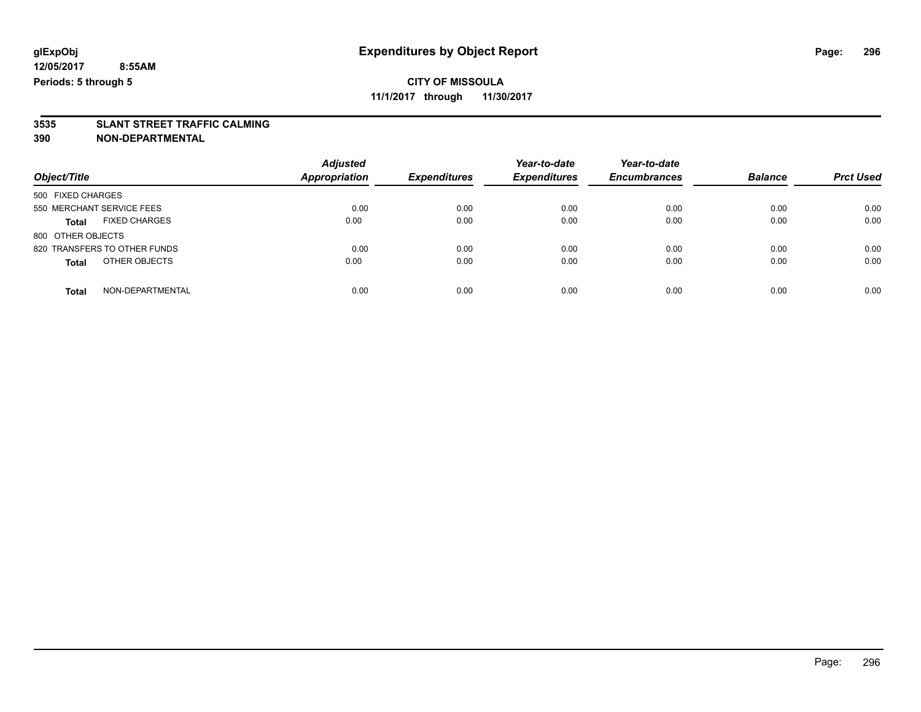glExpObj
12/05/2017 8:55AM
Periods: 5 through 5

# Expenditures by Object Report

**CITY OF MISSOULA**
**11/1/2017 through 11/30/2017**

**3535 SLANT STREET TRAFFIC CALMING**
**390 NON-DEPARTMENTAL**

| Object/Title | Adjusted Appropriation | Expenditures | Year-to-date Expenditures | Year-to-date Encumbrances | Balance | Prct Used |
|---|---|---|---|---|---|---|
| 500 FIXED CHARGES | | | | | | |
| 550 MERCHANT SERVICE FEES | 0.00 | 0.00 | 0.00 | 0.00 | 0.00 | 0.00 |
| **Total** FIXED CHARGES | 0.00 | 0.00 | 0.00 | 0.00 | 0.00 | 0.00 |
| 800 OTHER OBJECTS | | | | | | |
| 820 TRANSFERS TO OTHER FUNDS | 0.00 | 0.00 | 0.00 | 0.00 | 0.00 | 0.00 |
| **Total** OTHER OBJECTS | 0.00 | 0.00 | 0.00 | 0.00 | 0.00 | 0.00 |
| **Total** NON-DEPARTMENTAL | 0.00 | 0.00 | 0.00 | 0.00 | 0.00 | 0.00 |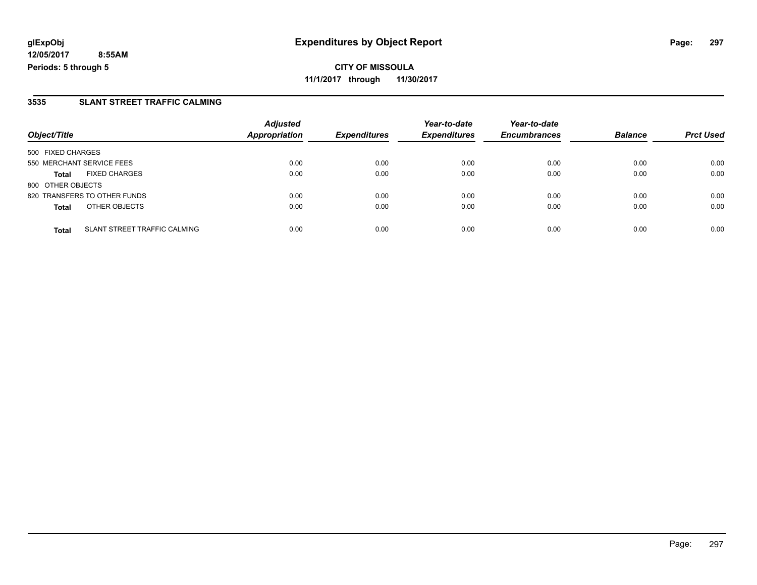**glExpObj** **Expenditures by Object Report**

**12/05/2017 8:55AM**

**Periods: 5 through 5**

**CITY OF MISSOULA**

**11/1/2017 through 11/30/2017**

## 3535 SLANT STREET TRAFFIC CALMING

| Object/Title | | Adjusted Appropriation | Expenditures | Year-to-date Expenditures | Year-to-date Encumbrances | Balance | Prct Used |
|---|---|---|---|---|---|---|---|
| 500 FIXED CHARGES | | | | | | | |
| 550 MERCHANT SERVICE FEES | | 0.00 | 0.00 | 0.00 | 0.00 | 0.00 | 0.00 |
| **Total** | FIXED CHARGES | 0.00 | 0.00 | 0.00 | 0.00 | 0.00 | 0.00 |
| 800 OTHER OBJECTS | | | | | | | |
| 820 TRANSFERS TO OTHER FUNDS | | 0.00 | 0.00 | 0.00 | 0.00 | 0.00 | 0.00 |
| **Total** | OTHER OBJECTS | 0.00 | 0.00 | 0.00 | 0.00 | 0.00 | 0.00 |
| **Total** | SLANT STREET TRAFFIC CALMING | 0.00 | 0.00 | 0.00 | 0.00 | 0.00 | 0.00 |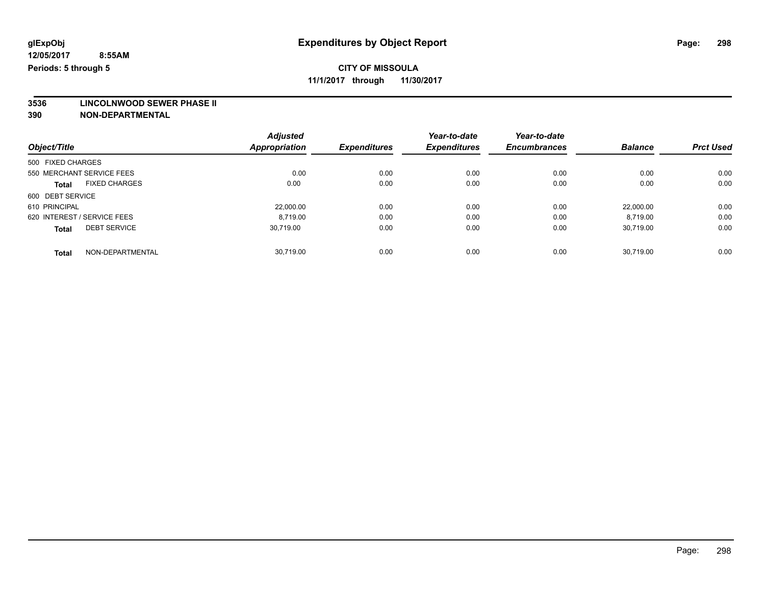**glExpObj**
**12/05/2017 8:55AM**
**Periods: 5 through 5**

# Expenditures by Object Report

**CITY OF MISSOULA**
**11/1/2017 through 11/30/2017**

**3536 LINCOLNWOOD SEWER PHASE II**
**390 NON-DEPARTMENTAL**

| Object/Title | Adjusted Appropriation | Expenditures | Year-to-date Expenditures | Year-to-date Encumbrances | Balance | Prct Used |
|---|---|---|---|---|---|---|
| 500 FIXED CHARGES | | | | | | |
| 550 MERCHANT SERVICE FEES | 0.00 | 0.00 | 0.00 | 0.00 | 0.00 | 0.00 |
| **Total** FIXED CHARGES | 0.00 | 0.00 | 0.00 | 0.00 | 0.00 | 0.00 |
| 600 DEBT SERVICE | | | | | | |
| 610 PRINCIPAL | 22,000.00 | 0.00 | 0.00 | 0.00 | 22,000.00 | 0.00 |
| 620 INTEREST / SERVICE FEES | 8,719.00 | 0.00 | 0.00 | 0.00 | 8,719.00 | 0.00 |
| **Total** DEBT SERVICE | 30,719.00 | 0.00 | 0.00 | 0.00 | 30,719.00 | 0.00 |
| **Total** NON-DEPARTMENTAL | 30,719.00 | 0.00 | 0.00 | 0.00 | 30,719.00 | 0.00 |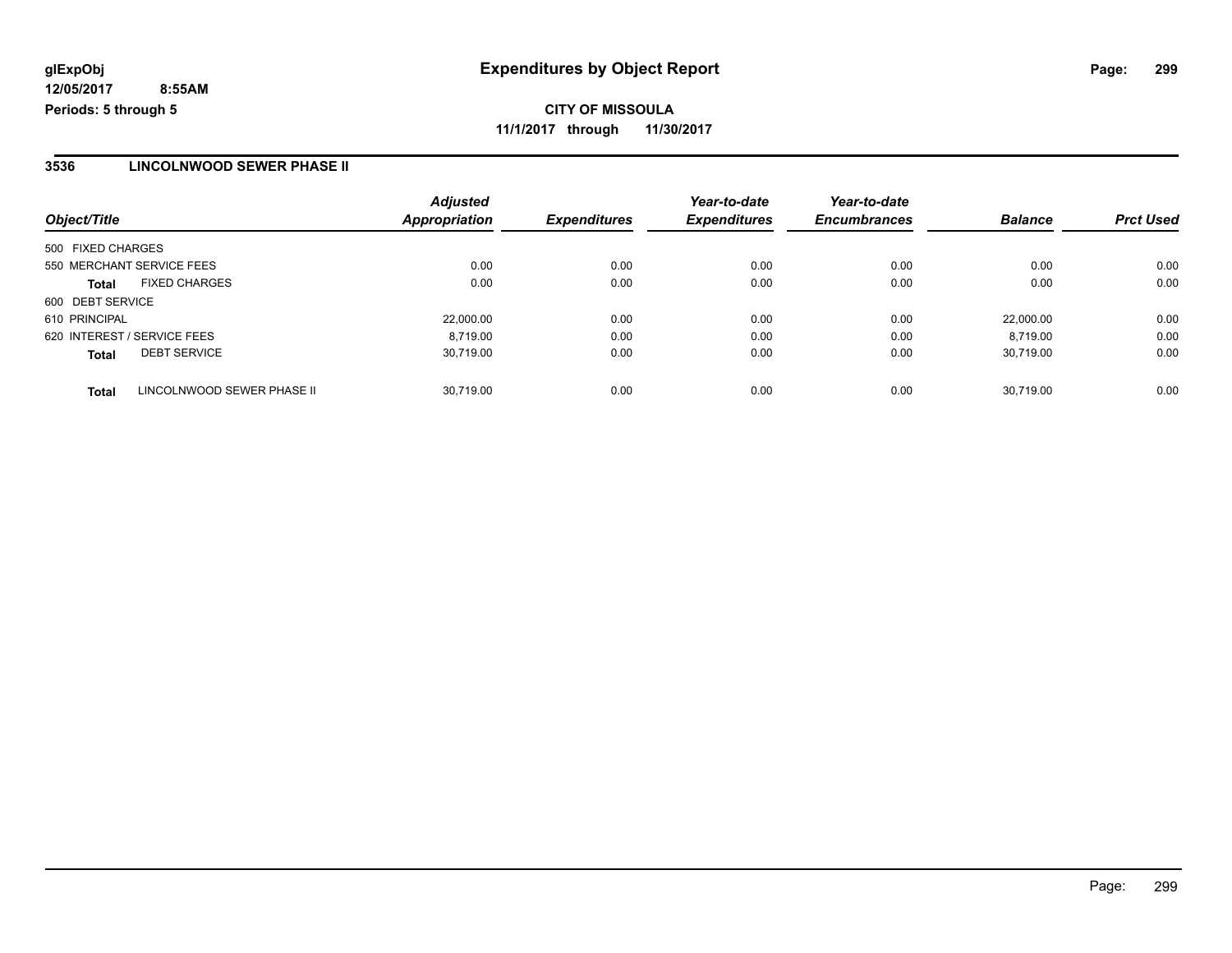# Expenditures by Object Report

glExpObj
12/05/2017 8:55AM
Periods: 5 through 5

**CITY OF MISSOULA**
**11/1/2017 through 11/30/2017**

## 3536 LINCOLNWOOD SEWER PHASE II

| Object/Title | | Adjusted Appropriation | Expenditures | Year-to-date Expenditures | Year-to-date Encumbrances | Balance | Prct Used |
|---|---|---|---|---|---|---|---|
| 500 FIXED CHARGES | | | | | | | |
| 550 MERCHANT SERVICE FEES | | 0.00 | 0.00 | 0.00 | 0.00 | 0.00 | 0.00 |
| **Total** | FIXED CHARGES | 0.00 | 0.00 | 0.00 | 0.00 | 0.00 | 0.00 |
| 600 DEBT SERVICE | | | | | | | |
| 610 PRINCIPAL | | 22,000.00 | 0.00 | 0.00 | 0.00 | 22,000.00 | 0.00 |
| 620 INTEREST / SERVICE FEES | | 8,719.00 | 0.00 | 0.00 | 0.00 | 8,719.00 | 0.00 |
| **Total** | DEBT SERVICE | 30,719.00 | 0.00 | 0.00 | 0.00 | 30,719.00 | 0.00 |
| **Total** | LINCOLNWOOD SEWER PHASE II | 30,719.00 | 0.00 | 0.00 | 0.00 | 30,719.00 | 0.00 |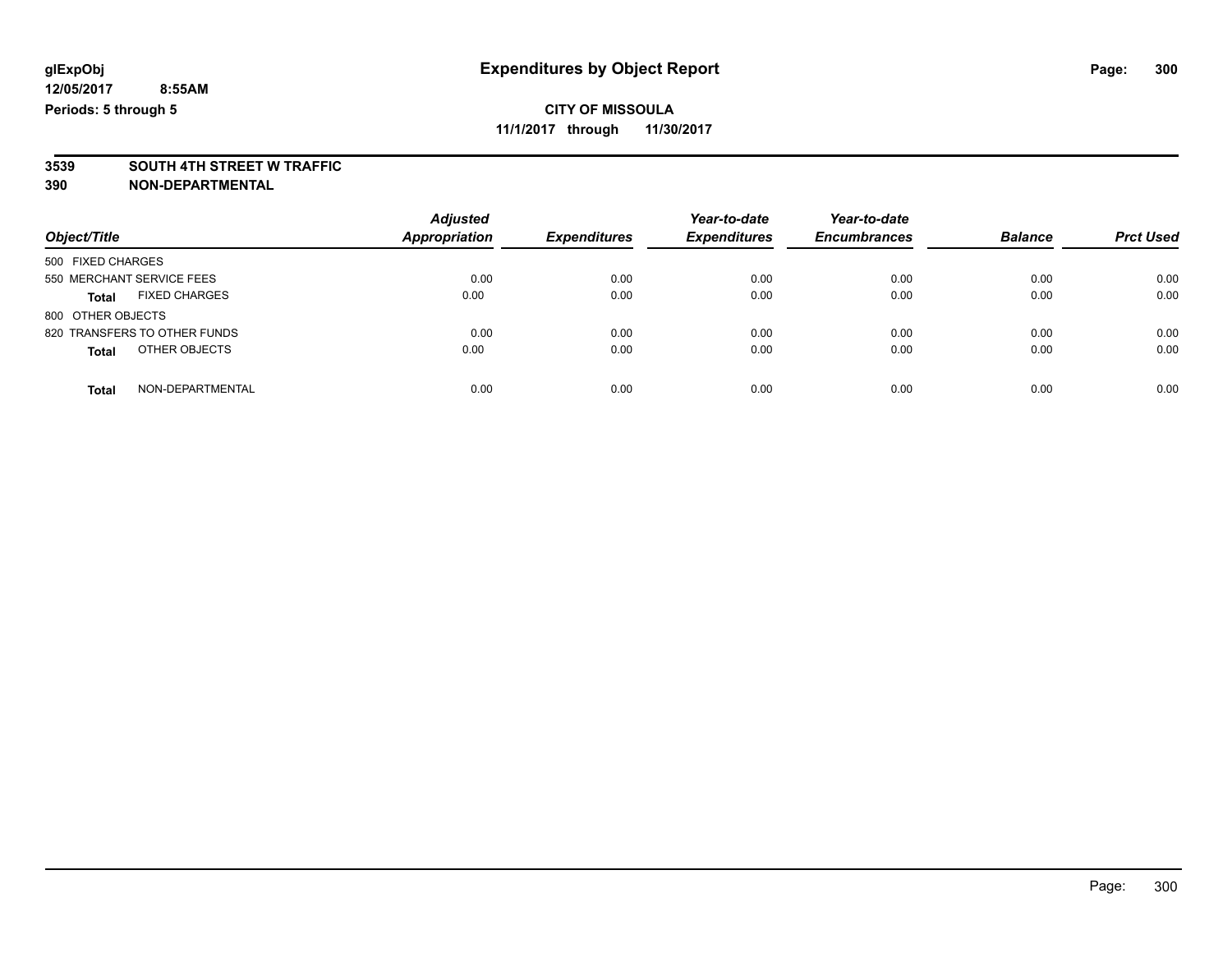glExpObj
12/05/2017 8:55AM
Periods: 5 through 5

# Expenditures by Object Report

**CITY OF MISSOULA**
**11/1/2017 through 11/30/2017**

**3539 SOUTH 4TH STREET W TRAFFIC**
**390 NON-DEPARTMENTAL**

| Object/Title | | Adjusted Appropriation | Expenditures | Year-to-date Expenditures | Year-to-date Encumbrances | Balance | Prct Used |
|---|---|---|---|---|---|---|---|
| 500 FIXED CHARGES | | | | | | | |
| 550 MERCHANT SERVICE FEES | | 0.00 | 0.00 | 0.00 | 0.00 | 0.00 | 0.00 |
| **Total** | FIXED CHARGES | 0.00 | 0.00 | 0.00 | 0.00 | 0.00 | 0.00 |
| 800 OTHER OBJECTS | | | | | | | |
| 820 TRANSFERS TO OTHER FUNDS | | 0.00 | 0.00 | 0.00 | 0.00 | 0.00 | 0.00 |
| **Total** | OTHER OBJECTS | 0.00 | 0.00 | 0.00 | 0.00 | 0.00 | 0.00 |
| **Total** | NON-DEPARTMENTAL | 0.00 | 0.00 | 0.00 | 0.00 | 0.00 | 0.00 |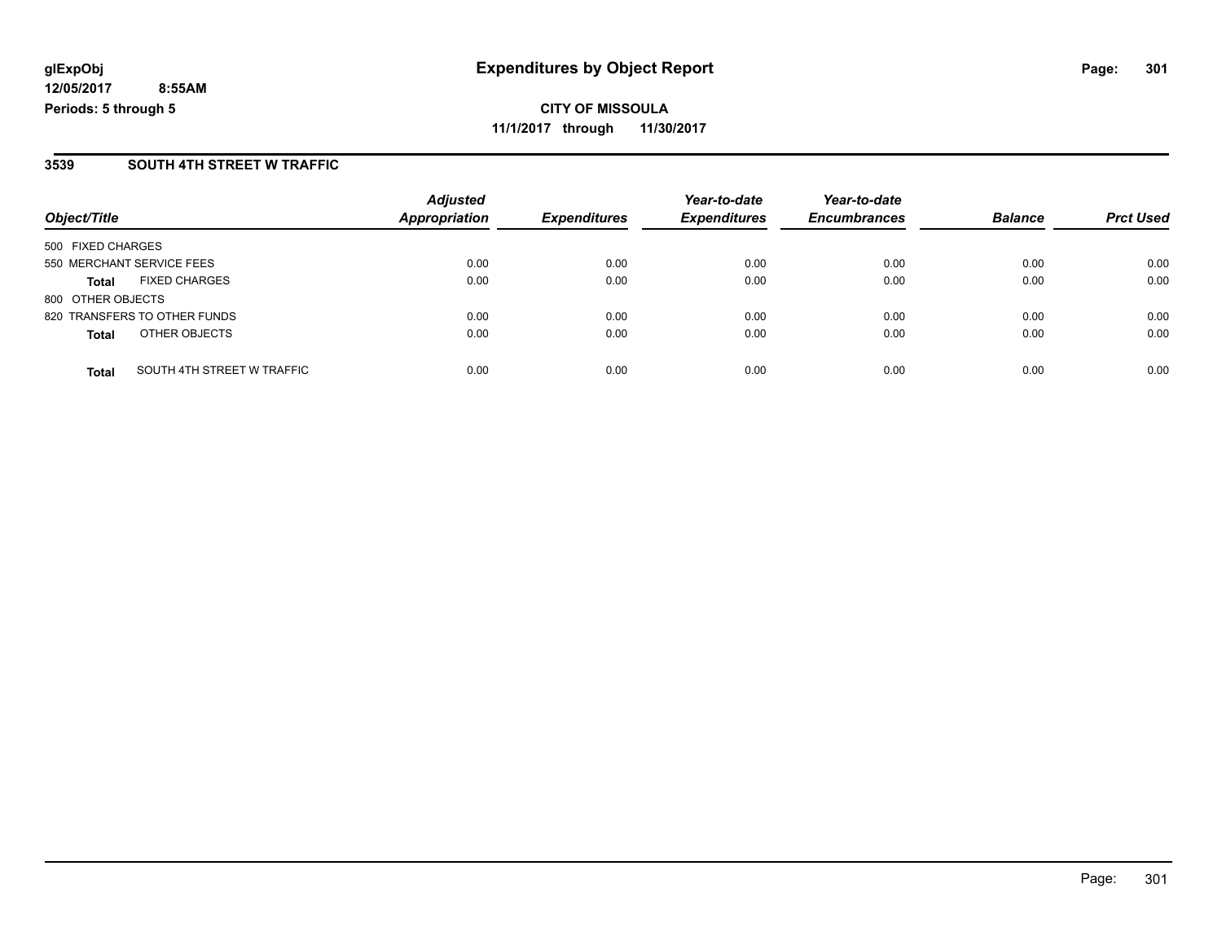**glExpObj**
**12/05/2017 8:55AM**
**Periods: 5 through 5**

# Expenditures by Object Report

**CITY OF MISSOULA**
**11/1/2017 through 11/30/2017**

## 3539 SOUTH 4TH STREET W TRAFFIC

| Object/Title | | Adjusted Appropriation | Expenditures | Year-to-date Expenditures | Year-to-date Encumbrances | Balance | Prct Used |
|---|---|---|---|---|---|---|---|
| 500 FIXED CHARGES | | | | | | | |
| 550 MERCHANT SERVICE FEES | | 0.00 | 0.00 | 0.00 | 0.00 | 0.00 | 0.00 |
| **Total** | FIXED CHARGES | 0.00 | 0.00 | 0.00 | 0.00 | 0.00 | 0.00 |
| 800 OTHER OBJECTS | | | | | | | |
| 820 TRANSFERS TO OTHER FUNDS | | 0.00 | 0.00 | 0.00 | 0.00 | 0.00 | 0.00 |
| **Total** | OTHER OBJECTS | 0.00 | 0.00 | 0.00 | 0.00 | 0.00 | 0.00 |
| **Total** | SOUTH 4TH STREET W TRAFFIC | 0.00 | 0.00 | 0.00 | 0.00 | 0.00 | 0.00 |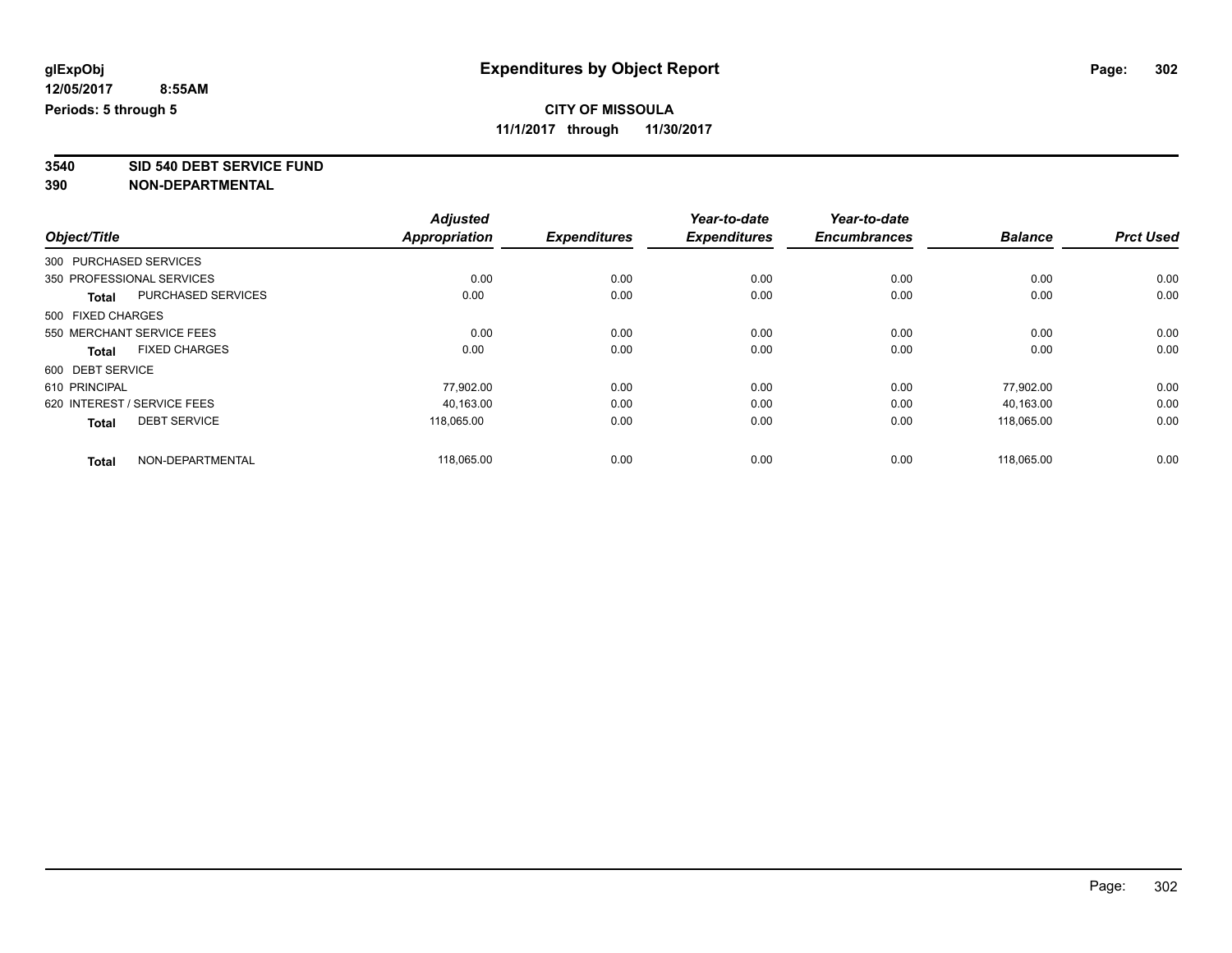**glExpObj**
**12/05/2017 8:55AM**
**Periods: 5 through 5**

# Expenditures by Object Report

**CITY OF MISSOULA**
**11/1/2017 through 11/30/2017**

**3540 SID 540 DEBT SERVICE FUND**
**390 NON-DEPARTMENTAL**

| Object/Title | | Adjusted Appropriation | Expenditures | Year-to-date Expenditures | Year-to-date Encumbrances | Balance | Prct Used |
|---|---|---|---|---|---|---|---|
| 300 PURCHASED SERVICES | | | | | | | |
| 350 PROFESSIONAL SERVICES | | 0.00 | 0.00 | 0.00 | 0.00 | 0.00 | 0.00 |
| **Total** | PURCHASED SERVICES | 0.00 | 0.00 | 0.00 | 0.00 | 0.00 | 0.00 |
| 500 FIXED CHARGES | | | | | | | |
| 550 MERCHANT SERVICE FEES | | 0.00 | 0.00 | 0.00 | 0.00 | 0.00 | 0.00 |
| **Total** | FIXED CHARGES | 0.00 | 0.00 | 0.00 | 0.00 | 0.00 | 0.00 |
| 600 DEBT SERVICE | | | | | | | |
| 610 PRINCIPAL | | 77,902.00 | 0.00 | 0.00 | 0.00 | 77,902.00 | 0.00 |
| 620 INTEREST / SERVICE FEES | | 40,163.00 | 0.00 | 0.00 | 0.00 | 40,163.00 | 0.00 |
| **Total** | DEBT SERVICE | 118,065.00 | 0.00 | 0.00 | 0.00 | 118,065.00 | 0.00 |
| **Total** | NON-DEPARTMENTAL | 118,065.00 | 0.00 | 0.00 | 0.00 | 118,065.00 | 0.00 |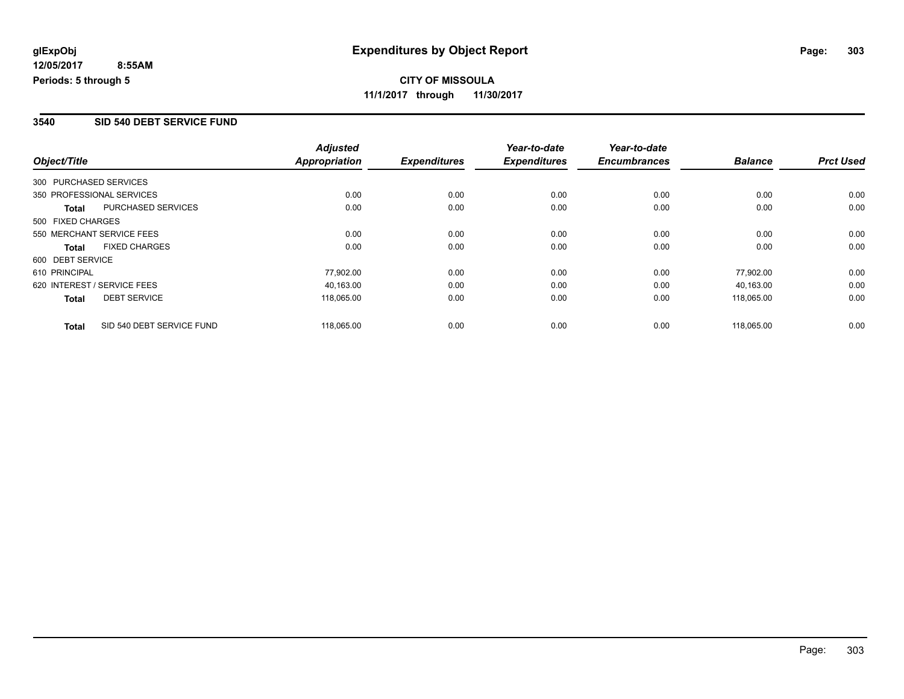**glExpObj** — **Expenditures by Object Report**

**12/05/2017 8:55AM**

**Periods: 5 through 5**

**CITY OF MISSOULA**

**11/1/2017 through 11/30/2017**

## 3540 SID 540 DEBT SERVICE FUND

| Object/Title | Adjusted Appropriation | Expenditures | Year-to-date Expenditures | Year-to-date Encumbrances | Balance | Prct Used |
|---|---|---|---|---|---|---|
| 300 PURCHASED SERVICES | | | | | | |
| 350 PROFESSIONAL SERVICES | 0.00 | 0.00 | 0.00 | 0.00 | 0.00 | 0.00 |
| **Total** PURCHASED SERVICES | 0.00 | 0.00 | 0.00 | 0.00 | 0.00 | 0.00 |
| 500 FIXED CHARGES | | | | | | |
| 550 MERCHANT SERVICE FEES | 0.00 | 0.00 | 0.00 | 0.00 | 0.00 | 0.00 |
| **Total** FIXED CHARGES | 0.00 | 0.00 | 0.00 | 0.00 | 0.00 | 0.00 |
| 600 DEBT SERVICE | | | | | | |
| 610 PRINCIPAL | 77,902.00 | 0.00 | 0.00 | 0.00 | 77,902.00 | 0.00 |
| 620 INTEREST / SERVICE FEES | 40,163.00 | 0.00 | 0.00 | 0.00 | 40,163.00 | 0.00 |
| **Total** DEBT SERVICE | 118,065.00 | 0.00 | 0.00 | 0.00 | 118,065.00 | 0.00 |
| **Total** SID 540 DEBT SERVICE FUND | 118,065.00 | 0.00 | 0.00 | 0.00 | 118,065.00 | 0.00 |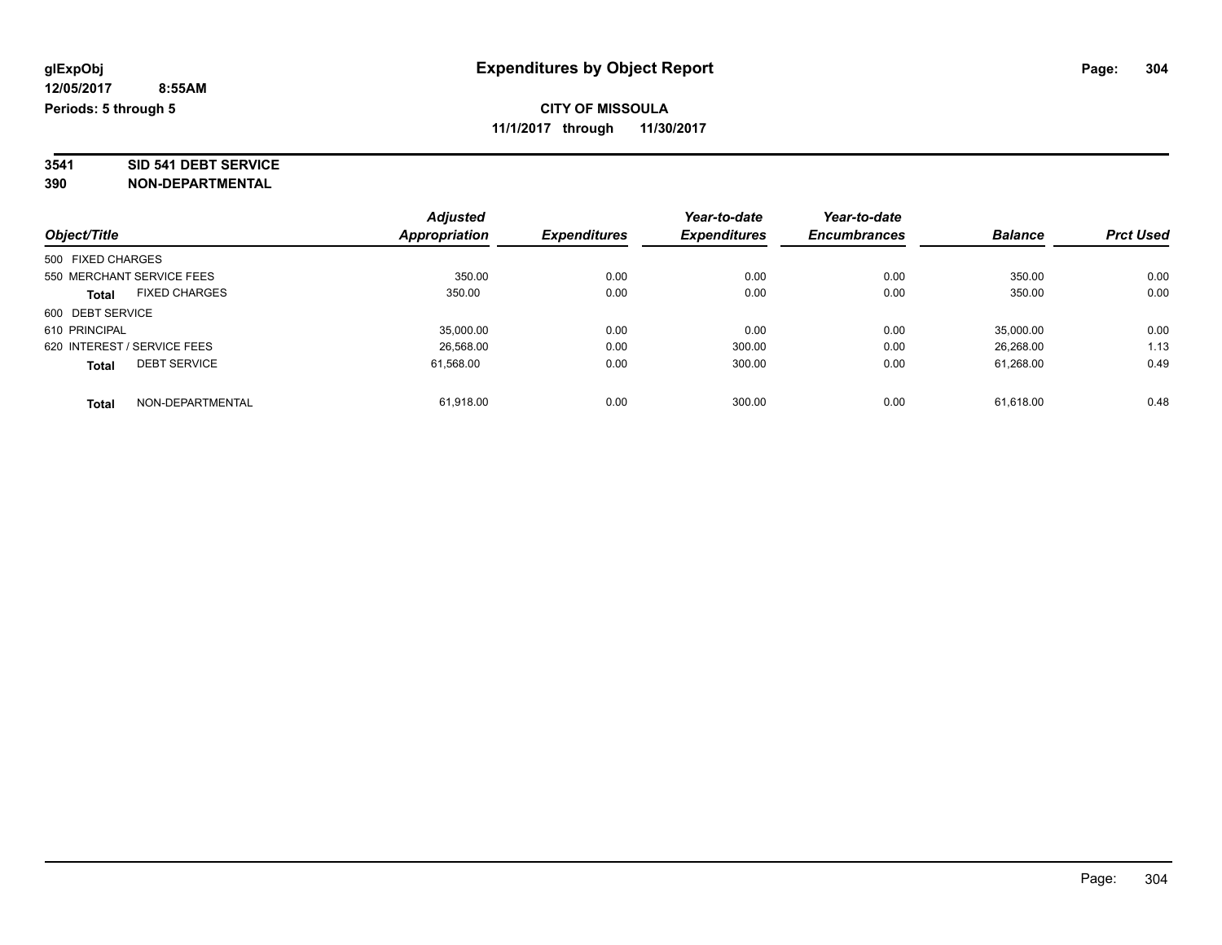# Expenditures by Object Report

glExpObj
12/05/2017 8:55AM
Periods: 5 through 5

**CITY OF MISSOULA**
**11/1/2017 through 11/30/2017**

**3541 SID 541 DEBT SERVICE**
**390 NON-DEPARTMENTAL**

| Object/Title | Adjusted Appropriation | Expenditures | Year-to-date Expenditures | Year-to-date Encumbrances | Balance | Prct Used |
|---|---|---|---|---|---|---|
| 500 FIXED CHARGES | | | | | | |
| 550 MERCHANT SERVICE FEES | 350.00 | 0.00 | 0.00 | 0.00 | 350.00 | 0.00 |
| **Total** FIXED CHARGES | 350.00 | 0.00 | 0.00 | 0.00 | 350.00 | 0.00 |
| 600 DEBT SERVICE | | | | | | |
| 610 PRINCIPAL | 35,000.00 | 0.00 | 0.00 | 0.00 | 35,000.00 | 0.00 |
| 620 INTEREST / SERVICE FEES | 26,568.00 | 0.00 | 300.00 | 0.00 | 26,268.00 | 1.13 |
| **Total** DEBT SERVICE | 61,568.00 | 0.00 | 300.00 | 0.00 | 61,268.00 | 0.49 |
| **Total** NON-DEPARTMENTAL | 61,918.00 | 0.00 | 300.00 | 0.00 | 61,618.00 | 0.48 |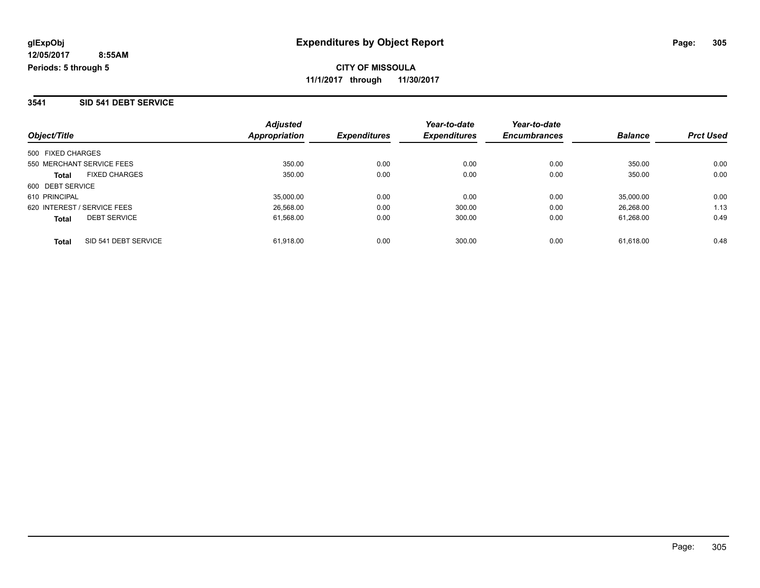glExpObj
12/05/2017 8:55AM
Periods: 5 through 5

# Expenditures by Object Report

**CITY OF MISSOULA**
**11/1/2017 through 11/30/2017**

## 3541 SID 541 DEBT SERVICE

| Object/Title | Adjusted Appropriation | Expenditures | Year-to-date Expenditures | Year-to-date Encumbrances | Balance | Prct Used |
|---|---|---|---|---|---|---|
| 500 FIXED CHARGES | | | | | | |
| 550 MERCHANT SERVICE FEES | 350.00 | 0.00 | 0.00 | 0.00 | 350.00 | 0.00 |
| **Total** FIXED CHARGES | 350.00 | 0.00 | 0.00 | 0.00 | 350.00 | 0.00 |
| 600 DEBT SERVICE | | | | | | |
| 610 PRINCIPAL | 35,000.00 | 0.00 | 0.00 | 0.00 | 35,000.00 | 0.00 |
| 620 INTEREST / SERVICE FEES | 26,568.00 | 0.00 | 300.00 | 0.00 | 26,268.00 | 1.13 |
| **Total** DEBT SERVICE | 61,568.00 | 0.00 | 300.00 | 0.00 | 61,268.00 | 0.49 |
| **Total** SID 541 DEBT SERVICE | 61,918.00 | 0.00 | 300.00 | 0.00 | 61,618.00 | 0.48 |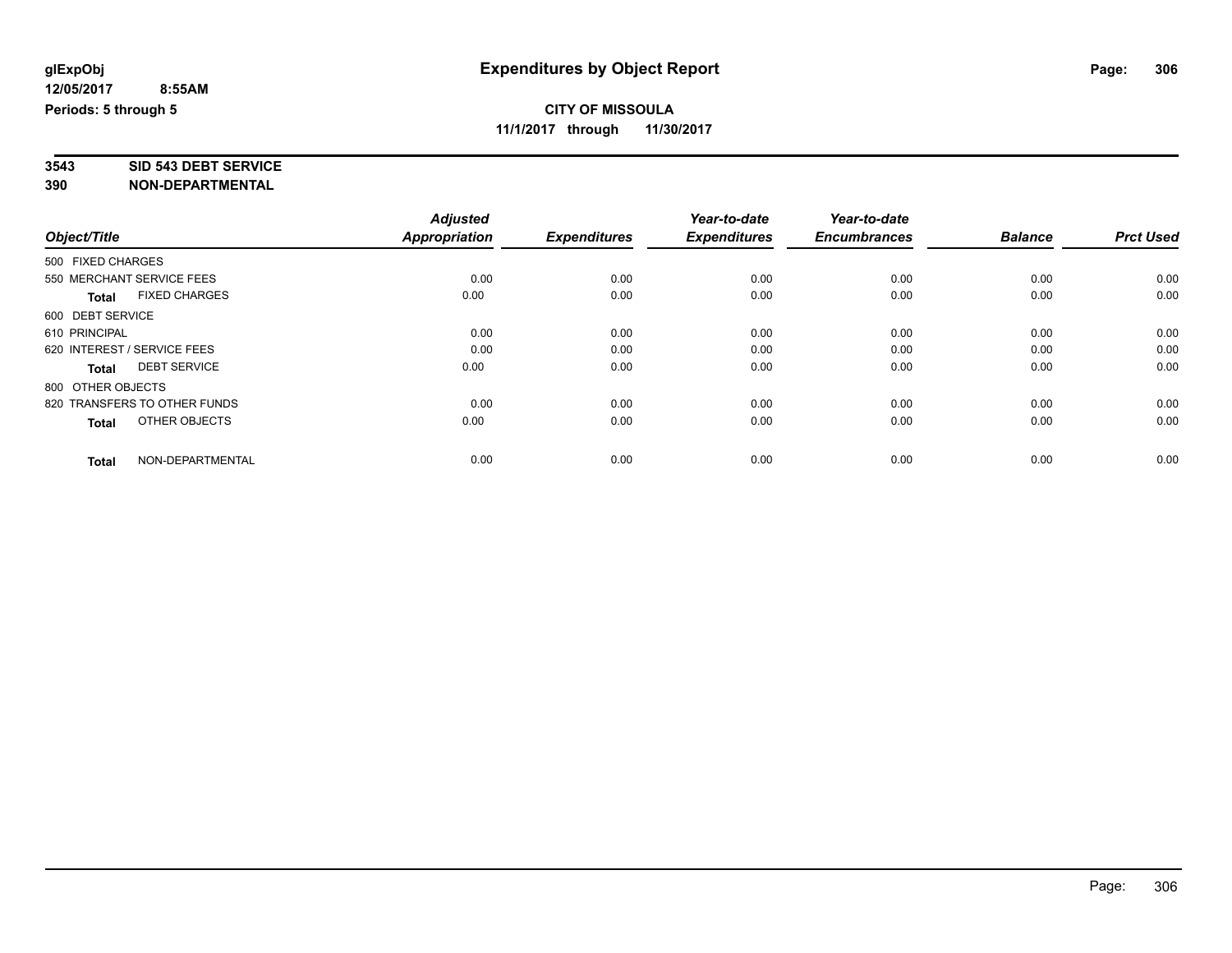**glExpObj**
**12/05/2017 8:55AM**
**Periods: 5 through 5**

# Expenditures by Object Report

**CITY OF MISSOULA**
**11/1/2017 through 11/30/2017**

**3543 SID 543 DEBT SERVICE**
**390 NON-DEPARTMENTAL**

| Object/Title | Adjusted Appropriation | Expenditures | Year-to-date Expenditures | Year-to-date Encumbrances | Balance | Prct Used |
|---|---|---|---|---|---|---|
| 500 FIXED CHARGES | | | | | | |
| 550 MERCHANT SERVICE FEES | 0.00 | 0.00 | 0.00 | 0.00 | 0.00 | 0.00 |
| **Total** FIXED CHARGES | 0.00 | 0.00 | 0.00 | 0.00 | 0.00 | 0.00 |
| 600 DEBT SERVICE | | | | | | |
| 610 PRINCIPAL | 0.00 | 0.00 | 0.00 | 0.00 | 0.00 | 0.00 |
| 620 INTEREST / SERVICE FEES | 0.00 | 0.00 | 0.00 | 0.00 | 0.00 | 0.00 |
| **Total** DEBT SERVICE | 0.00 | 0.00 | 0.00 | 0.00 | 0.00 | 0.00 |
| 800 OTHER OBJECTS | | | | | | |
| 820 TRANSFERS TO OTHER FUNDS | 0.00 | 0.00 | 0.00 | 0.00 | 0.00 | 0.00 |
| **Total** OTHER OBJECTS | 0.00 | 0.00 | 0.00 | 0.00 | 0.00 | 0.00 |
| **Total** NON-DEPARTMENTAL | 0.00 | 0.00 | 0.00 | 0.00 | 0.00 | 0.00 |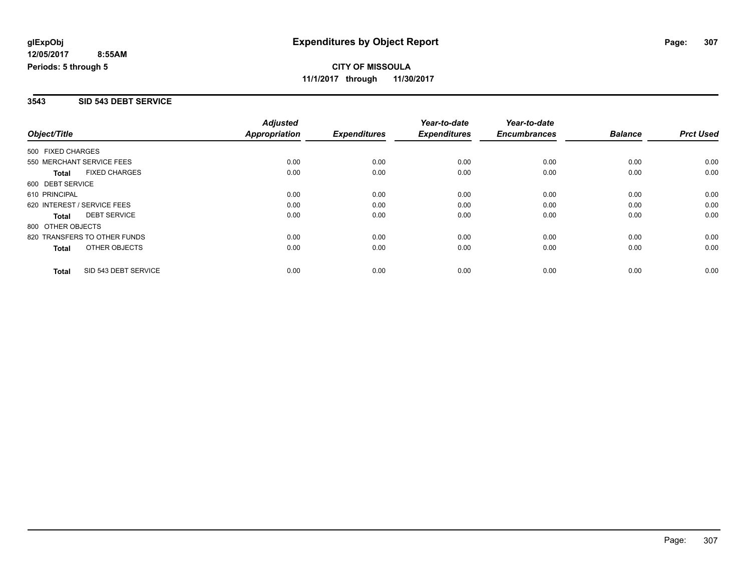# Expenditures by Object Report

glExpObj
12/05/2017 8:55AM
Periods: 5 through 5

**CITY OF MISSOULA**
**11/1/2017 through 11/30/2017**

## 3543 SID 543 DEBT SERVICE

| Object/Title | Adjusted Appropriation | Expenditures | Year-to-date Expenditures | Year-to-date Encumbrances | Balance | Prct Used |
|---|---|---|---|---|---|---|
| 500 FIXED CHARGES | | | | | | |
| 550 MERCHANT SERVICE FEES | 0.00 | 0.00 | 0.00 | 0.00 | 0.00 | 0.00 |
| **Total** FIXED CHARGES | 0.00 | 0.00 | 0.00 | 0.00 | 0.00 | 0.00 |
| 600 DEBT SERVICE | | | | | | |
| 610 PRINCIPAL | 0.00 | 0.00 | 0.00 | 0.00 | 0.00 | 0.00 |
| 620 INTEREST / SERVICE FEES | 0.00 | 0.00 | 0.00 | 0.00 | 0.00 | 0.00 |
| **Total** DEBT SERVICE | 0.00 | 0.00 | 0.00 | 0.00 | 0.00 | 0.00 |
| 800 OTHER OBJECTS | | | | | | |
| 820 TRANSFERS TO OTHER FUNDS | 0.00 | 0.00 | 0.00 | 0.00 | 0.00 | 0.00 |
| **Total** OTHER OBJECTS | 0.00 | 0.00 | 0.00 | 0.00 | 0.00 | 0.00 |
| **Total** SID 543 DEBT SERVICE | 0.00 | 0.00 | 0.00 | 0.00 | 0.00 | 0.00 |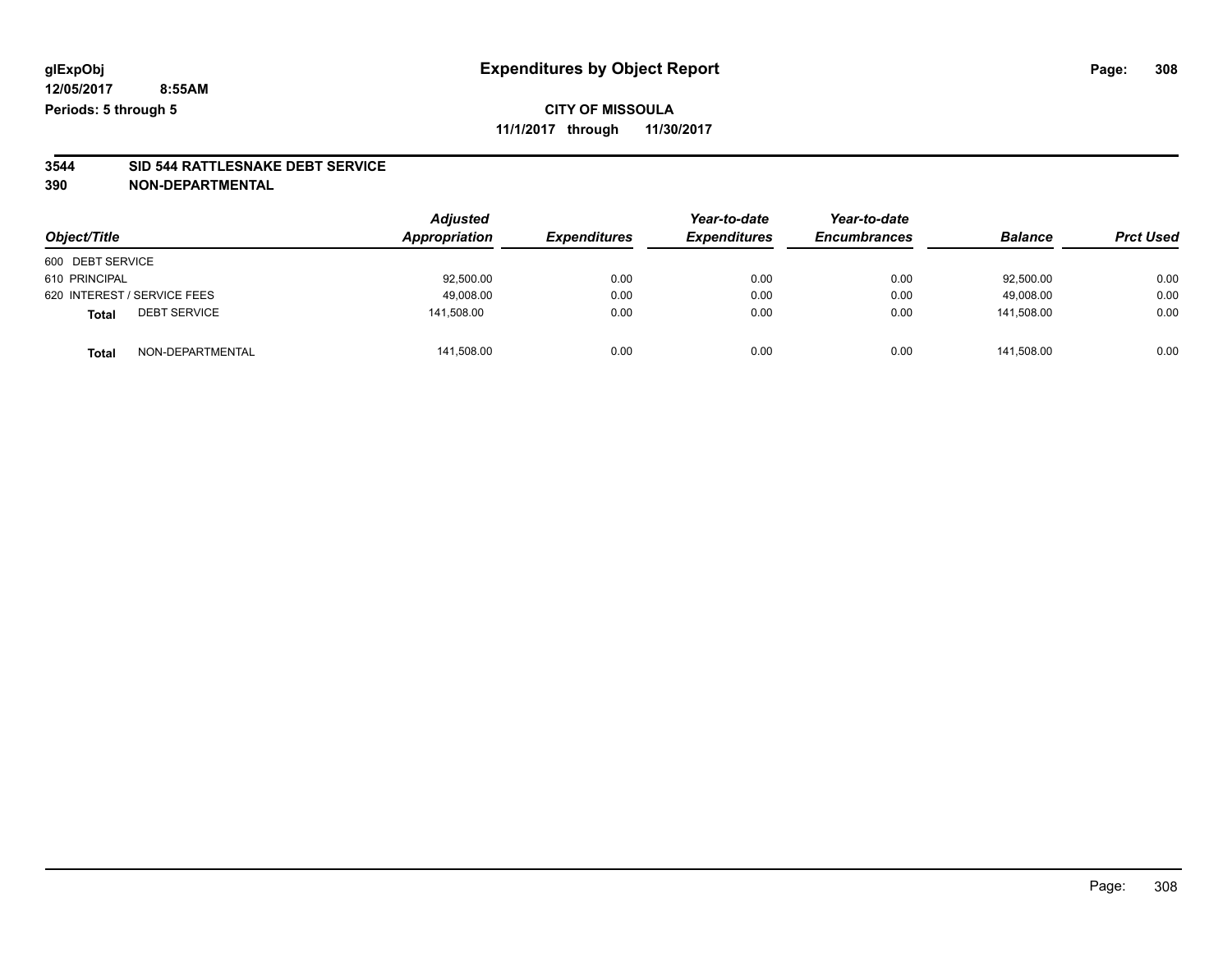# Expenditures by Object Report

glExpObj
12/05/2017 8:55AM
Periods: 5 through 5

**CITY OF MISSOULA**
**11/1/2017 through 11/30/2017**

**3544 SID 544 RATTLESNAKE DEBT SERVICE**
**390 NON-DEPARTMENTAL**

| Object/Title | Adjusted Appropriation | Expenditures | Year-to-date Expenditures | Year-to-date Encumbrances | Balance | Prct Used |
|---|---|---|---|---|---|---|
| 600 DEBT SERVICE | | | | | | |
| 610 PRINCIPAL | 92,500.00 | 0.00 | 0.00 | 0.00 | 92,500.00 | 0.00 |
| 620 INTEREST / SERVICE FEES | 49,008.00 | 0.00 | 0.00 | 0.00 | 49,008.00 | 0.00 |
| **Total** DEBT SERVICE | 141,508.00 | 0.00 | 0.00 | 0.00 | 141,508.00 | 0.00 |
| **Total** NON-DEPARTMENTAL | 141,508.00 | 0.00 | 0.00 | 0.00 | 141,508.00 | 0.00 |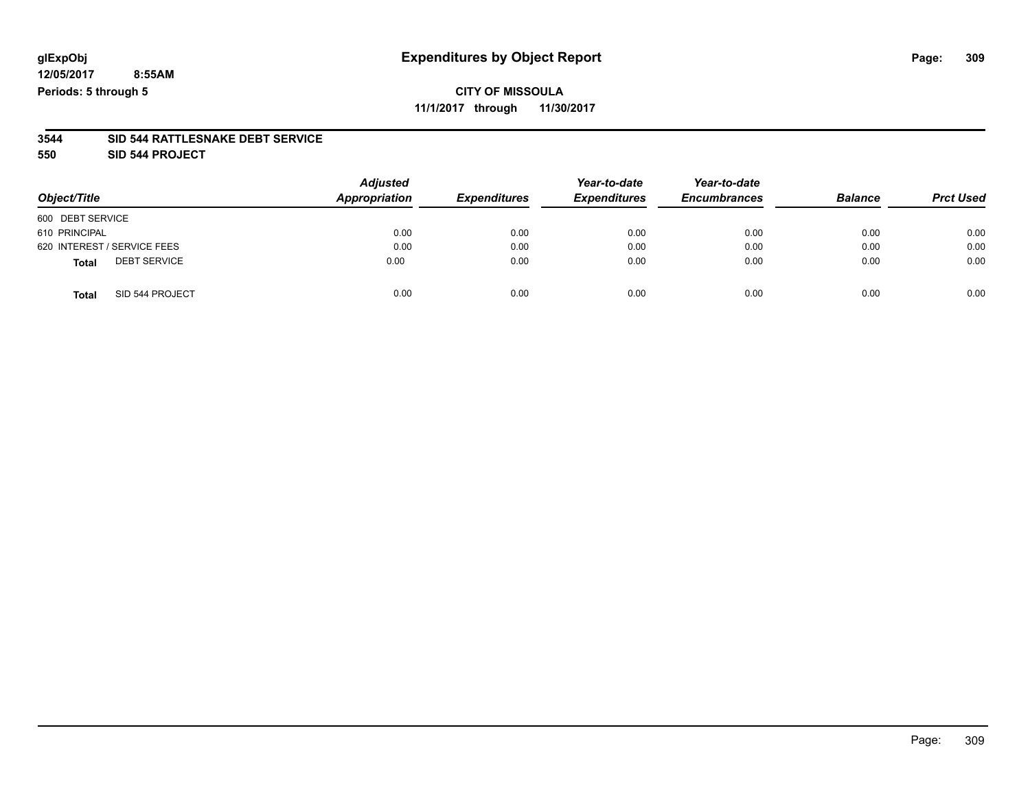**glExpObj**
**12/05/2017 8:55AM**
**Periods: 5 through 5**

# Expenditures by Object Report

**CITY OF MISSOULA**
**11/1/2017 through 11/30/2017**

**3544 SID 544 RATTLESNAKE DEBT SERVICE**
**550 SID 544 PROJECT**

| Object/Title | Adjusted Appropriation | Expenditures | Year-to-date Expenditures | Year-to-date Encumbrances | Balance | Prct Used |
|---|---|---|---|---|---|---|
| 600 DEBT SERVICE | | | | | | |
| 610 PRINCIPAL | 0.00 | 0.00 | 0.00 | 0.00 | 0.00 | 0.00 |
| 620 INTEREST / SERVICE FEES | 0.00 | 0.00 | 0.00 | 0.00 | 0.00 | 0.00 |
| **Total** DEBT SERVICE | 0.00 | 0.00 | 0.00 | 0.00 | 0.00 | 0.00 |
| **Total** SID 544 PROJECT | 0.00 | 0.00 | 0.00 | 0.00 | 0.00 | 0.00 |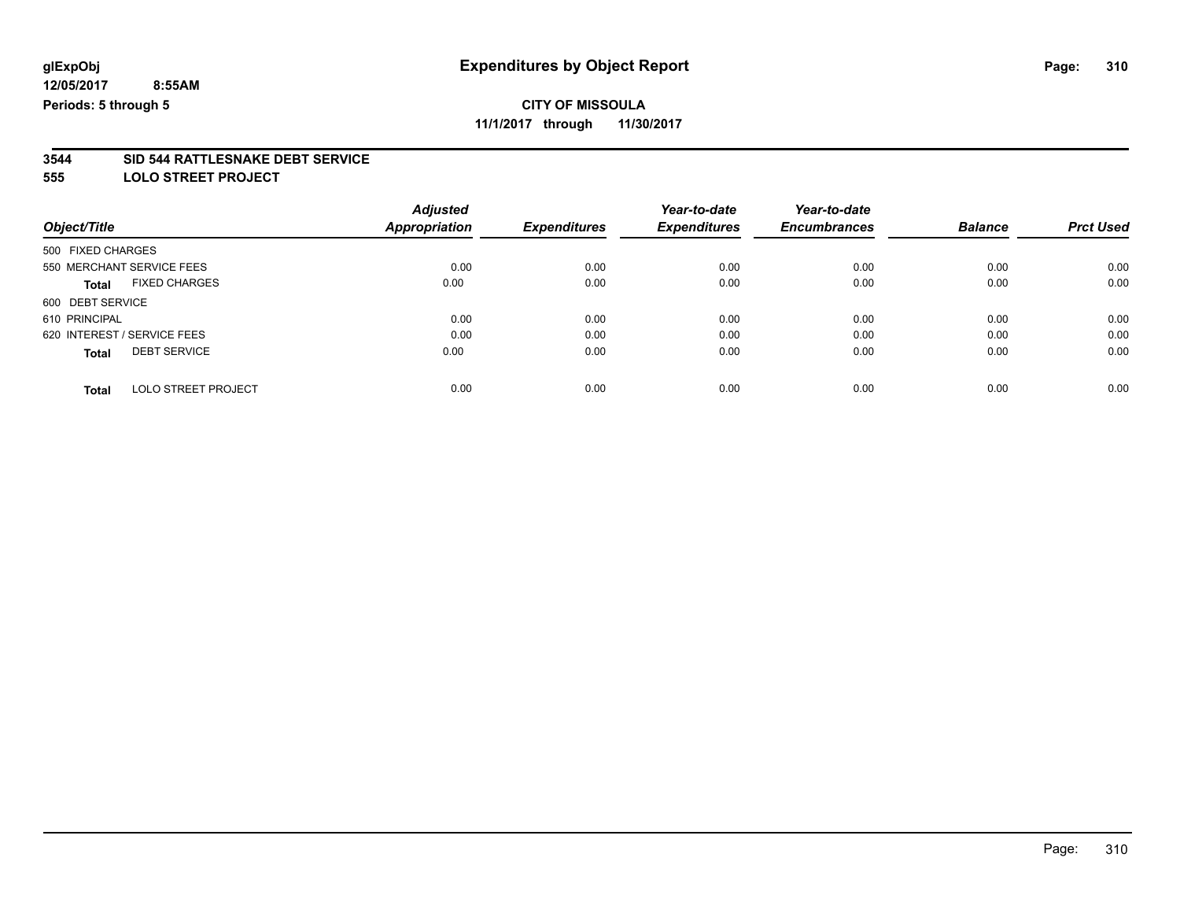glExpObj
12/05/2017 8:55AM
Periods: 5 through 5

# Expenditures by Object Report

**CITY OF MISSOULA**
**11/1/2017 through 11/30/2017**

## 3544 SID 544 RATTLESNAKE DEBT SERVICE
## 555 LOLO STREET PROJECT

| Object/Title | Adjusted Appropriation | Expenditures | Year-to-date Expenditures | Year-to-date Encumbrances | Balance | Prct Used |
|---|---|---|---|---|---|---|
| 500 FIXED CHARGES | | | | | | |
| 550 MERCHANT SERVICE FEES | 0.00 | 0.00 | 0.00 | 0.00 | 0.00 | 0.00 |
| **Total** FIXED CHARGES | 0.00 | 0.00 | 0.00 | 0.00 | 0.00 | 0.00 |
| 600 DEBT SERVICE | | | | | | |
| 610 PRINCIPAL | 0.00 | 0.00 | 0.00 | 0.00 | 0.00 | 0.00 |
| 620 INTEREST / SERVICE FEES | 0.00 | 0.00 | 0.00 | 0.00 | 0.00 | 0.00 |
| **Total** DEBT SERVICE | 0.00 | 0.00 | 0.00 | 0.00 | 0.00 | 0.00 |
| **Total** LOLO STREET PROJECT | 0.00 | 0.00 | 0.00 | 0.00 | 0.00 | 0.00 |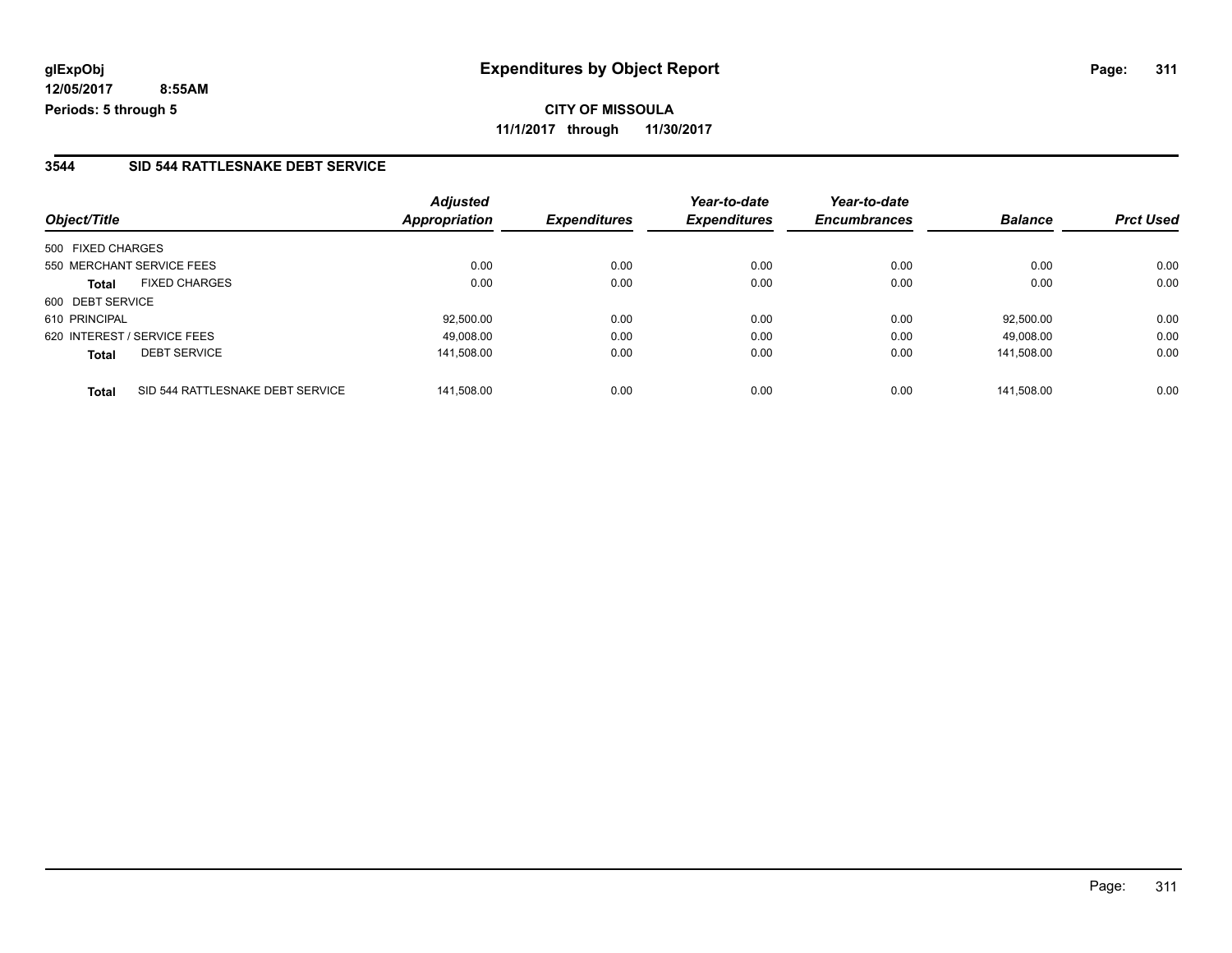**glExpObj** **Expenditures by Object Report**

**12/05/2017 8:55AM**

**Periods: 5 through 5**

**CITY OF MISSOULA**

**11/1/2017 through 11/30/2017**

## 3544 SID 544 RATTLESNAKE DEBT SERVICE

| Object/Title | | Adjusted Appropriation | Expenditures | Year-to-date Expenditures | Year-to-date Encumbrances | Balance | Prct Used |
|---|---|---|---|---|---|---|---|
| 500 FIXED CHARGES | | | | | | | |
| 550 MERCHANT SERVICE FEES | | 0.00 | 0.00 | 0.00 | 0.00 | 0.00 | 0.00 |
| **Total** | FIXED CHARGES | 0.00 | 0.00 | 0.00 | 0.00 | 0.00 | 0.00 |
| 600 DEBT SERVICE | | | | | | | |
| 610 PRINCIPAL | | 92,500.00 | 0.00 | 0.00 | 0.00 | 92,500.00 | 0.00 |
| 620 INTEREST / SERVICE FEES | | 49,008.00 | 0.00 | 0.00 | 0.00 | 49,008.00 | 0.00 |
| **Total** | DEBT SERVICE | 141,508.00 | 0.00 | 0.00 | 0.00 | 141,508.00 | 0.00 |
| **Total** | SID 544 RATTLESNAKE DEBT SERVICE | 141,508.00 | 0.00 | 0.00 | 0.00 | 141,508.00 | 0.00 |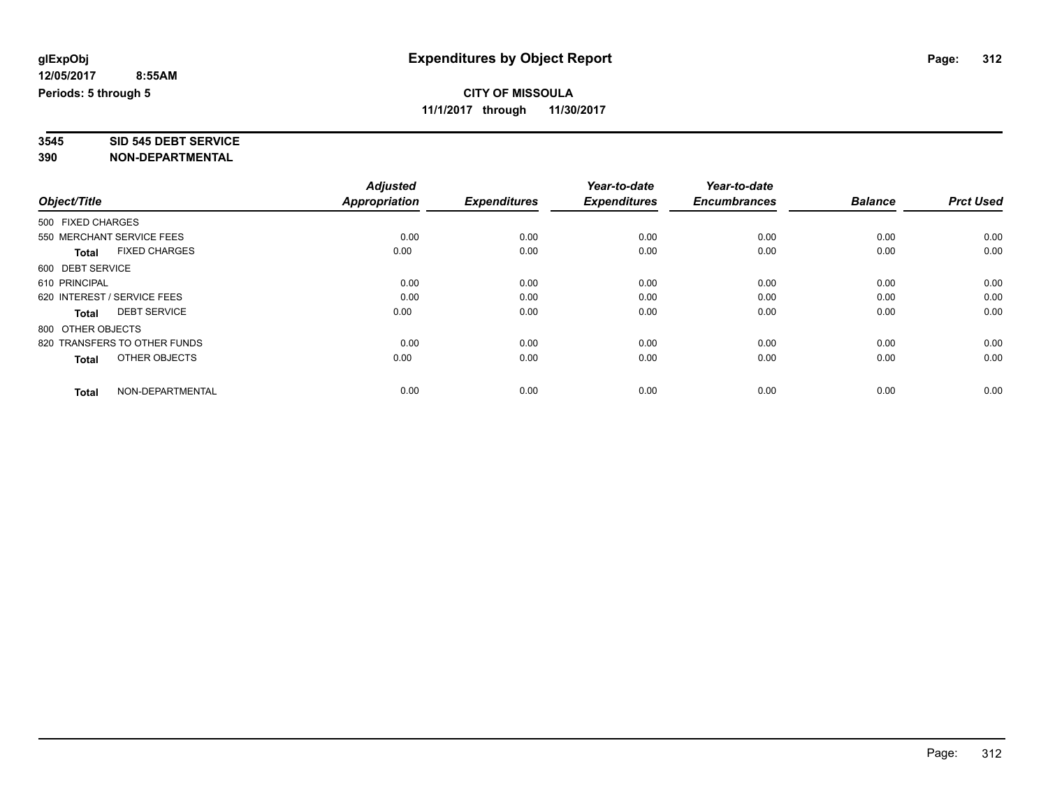glExpObj
12/05/2017 8:55AM
Periods: 5 through 5

# Expenditures by Object Report

**CITY OF MISSOULA**
**11/1/2017 through 11/30/2017**

**3545 SID 545 DEBT SERVICE**
**390 NON-DEPARTMENTAL**

| Object/Title | Adjusted Appropriation | Expenditures | Year-to-date Expenditures | Year-to-date Encumbrances | Balance | Prct Used |
|---|---|---|---|---|---|---|
| 500 FIXED CHARGES | | | | | | |
| 550 MERCHANT SERVICE FEES | 0.00 | 0.00 | 0.00 | 0.00 | 0.00 | 0.00 |
| **Total** FIXED CHARGES | 0.00 | 0.00 | 0.00 | 0.00 | 0.00 | 0.00 |
| 600 DEBT SERVICE | | | | | | |
| 610 PRINCIPAL | 0.00 | 0.00 | 0.00 | 0.00 | 0.00 | 0.00 |
| 620 INTEREST / SERVICE FEES | 0.00 | 0.00 | 0.00 | 0.00 | 0.00 | 0.00 |
| **Total** DEBT SERVICE | 0.00 | 0.00 | 0.00 | 0.00 | 0.00 | 0.00 |
| 800 OTHER OBJECTS | | | | | | |
| 820 TRANSFERS TO OTHER FUNDS | 0.00 | 0.00 | 0.00 | 0.00 | 0.00 | 0.00 |
| **Total** OTHER OBJECTS | 0.00 | 0.00 | 0.00 | 0.00 | 0.00 | 0.00 |
| **Total** NON-DEPARTMENTAL | 0.00 | 0.00 | 0.00 | 0.00 | 0.00 | 0.00 |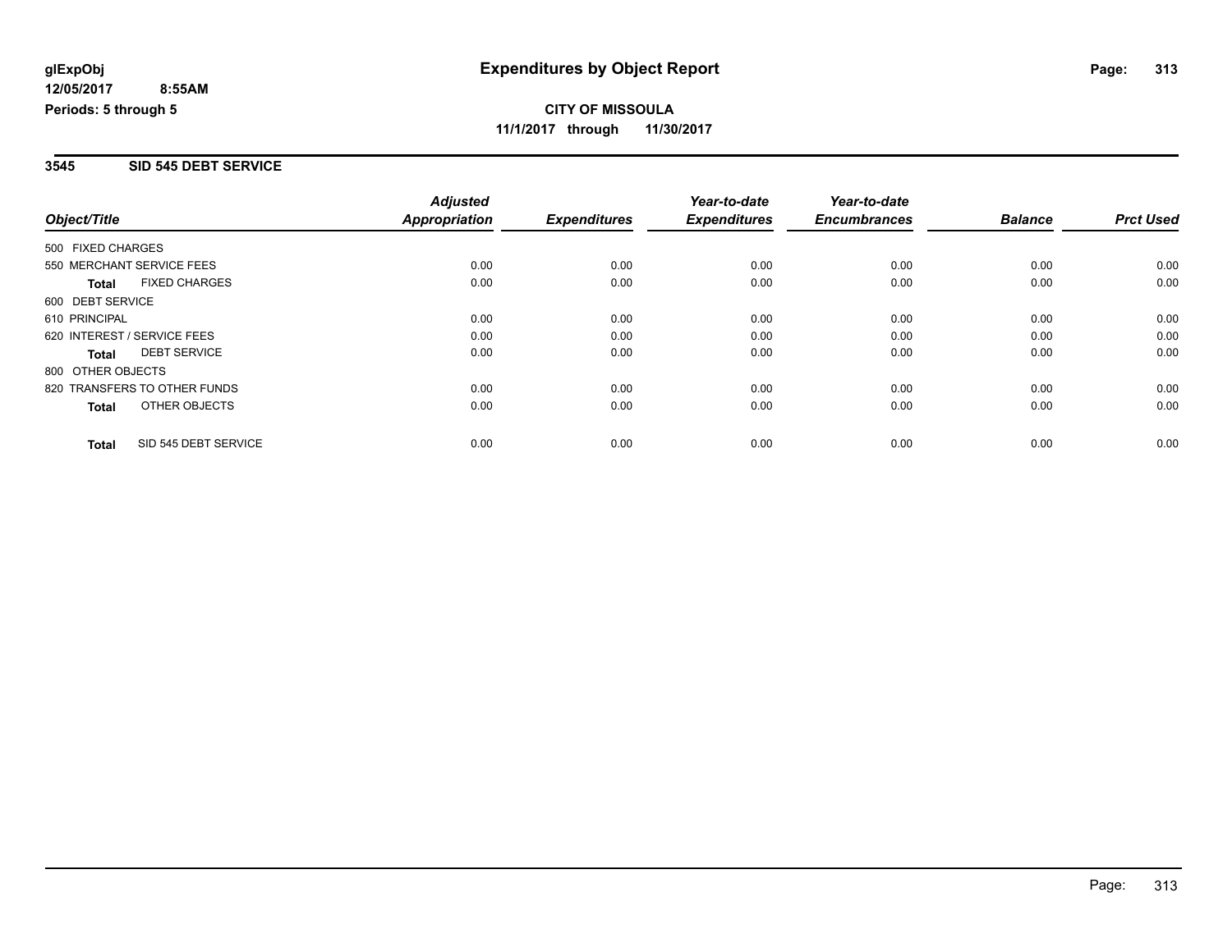**glExpObj** 
**12/05/2017 8:55AM**
**Periods: 5 through 5**

# Expenditures by Object Report

**CITY OF MISSOULA**
**11/1/2017 through 11/30/2017**

## 3545 SID 545 DEBT SERVICE

| Object/Title | Adjusted Appropriation | Expenditures | Year-to-date Expenditures | Year-to-date Encumbrances | Balance | Prct Used |
|---|---|---|---|---|---|---|
| 500 FIXED CHARGES | | | | | | |
| 550 MERCHANT SERVICE FEES | 0.00 | 0.00 | 0.00 | 0.00 | 0.00 | 0.00 |
| **Total** FIXED CHARGES | 0.00 | 0.00 | 0.00 | 0.00 | 0.00 | 0.00 |
| 600 DEBT SERVICE | | | | | | |
| 610 PRINCIPAL | 0.00 | 0.00 | 0.00 | 0.00 | 0.00 | 0.00 |
| 620 INTEREST / SERVICE FEES | 0.00 | 0.00 | 0.00 | 0.00 | 0.00 | 0.00 |
| **Total** DEBT SERVICE | 0.00 | 0.00 | 0.00 | 0.00 | 0.00 | 0.00 |
| 800 OTHER OBJECTS | | | | | | |
| 820 TRANSFERS TO OTHER FUNDS | 0.00 | 0.00 | 0.00 | 0.00 | 0.00 | 0.00 |
| **Total** OTHER OBJECTS | 0.00 | 0.00 | 0.00 | 0.00 | 0.00 | 0.00 |
| **Total** SID 545 DEBT SERVICE | 0.00 | 0.00 | 0.00 | 0.00 | 0.00 | 0.00 |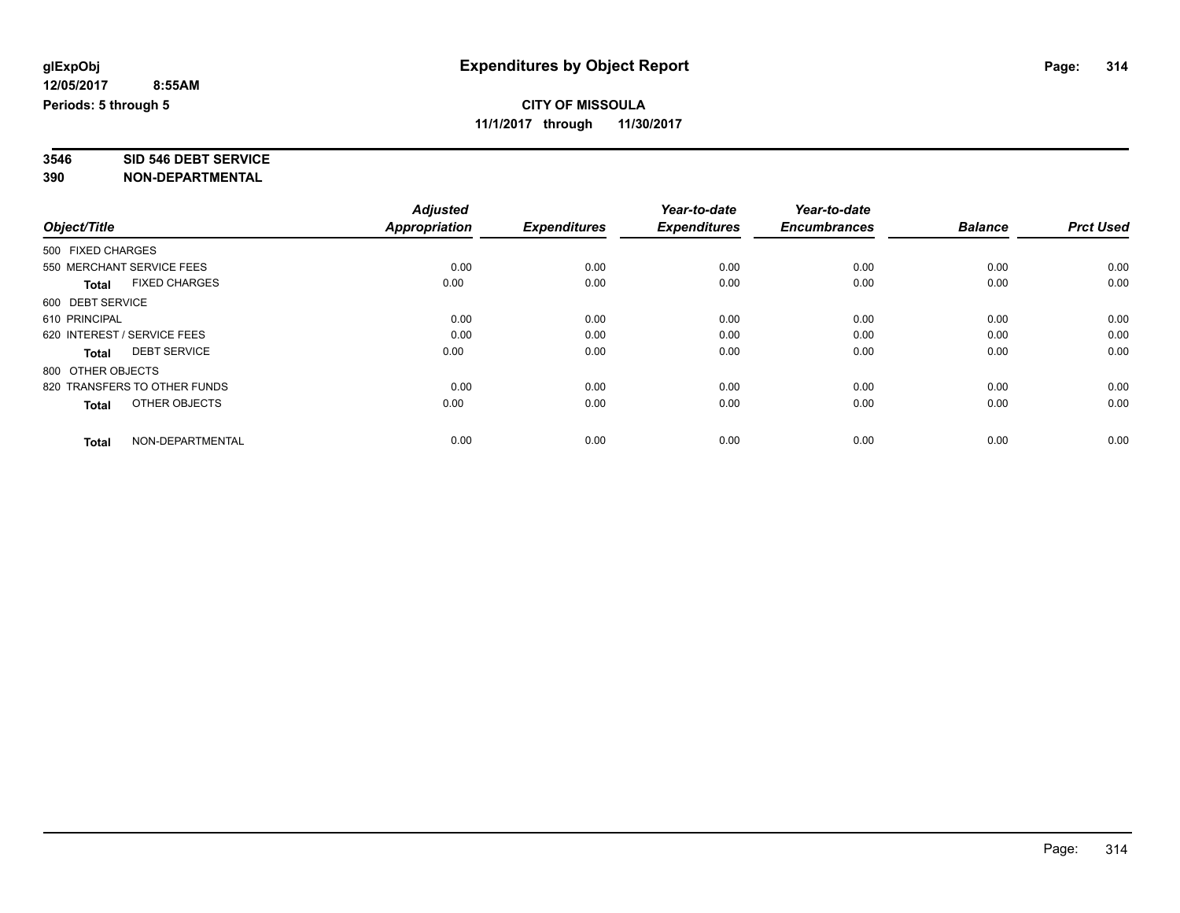# Expenditures by Object Report

glExpObj
12/05/2017 8:55AM
Periods: 5 through 5

**CITY OF MISSOULA**
**11/1/2017 through 11/30/2017**

**3546 SID 546 DEBT SERVICE**
**390 NON-DEPARTMENTAL**

| Object/Title | Adjusted Appropriation | Expenditures | Year-to-date Expenditures | Year-to-date Encumbrances | Balance | Prct Used |
|---|---|---|---|---|---|---|
| 500 FIXED CHARGES | | | | | | |
| 550 MERCHANT SERVICE FEES | 0.00 | 0.00 | 0.00 | 0.00 | 0.00 | 0.00 |
| **Total** FIXED CHARGES | 0.00 | 0.00 | 0.00 | 0.00 | 0.00 | 0.00 |
| 600 DEBT SERVICE | | | | | | |
| 610 PRINCIPAL | 0.00 | 0.00 | 0.00 | 0.00 | 0.00 | 0.00 |
| 620 INTEREST / SERVICE FEES | 0.00 | 0.00 | 0.00 | 0.00 | 0.00 | 0.00 |
| **Total** DEBT SERVICE | 0.00 | 0.00 | 0.00 | 0.00 | 0.00 | 0.00 |
| 800 OTHER OBJECTS | | | | | | |
| 820 TRANSFERS TO OTHER FUNDS | 0.00 | 0.00 | 0.00 | 0.00 | 0.00 | 0.00 |
| **Total** OTHER OBJECTS | 0.00 | 0.00 | 0.00 | 0.00 | 0.00 | 0.00 |
| **Total** NON-DEPARTMENTAL | 0.00 | 0.00 | 0.00 | 0.00 | 0.00 | 0.00 |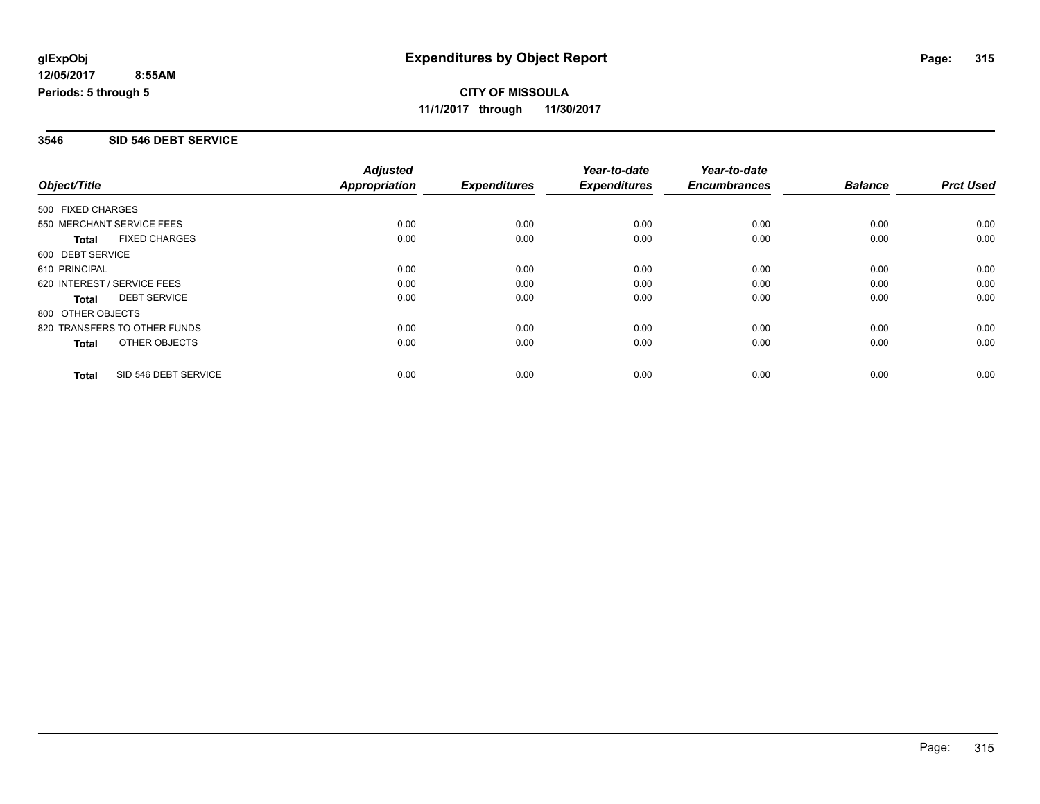**glExpObj**
**12/05/2017 8:55AM**
**Periods: 5 through 5**

# Expenditures by Object Report

**CITY OF MISSOULA**
**11/1/2017 through 11/30/2017**

## 3546 SID 546 DEBT SERVICE

| Object/Title | Adjusted Appropriation | Expenditures | Year-to-date Expenditures | Year-to-date Encumbrances | Balance | Prct Used |
|---|---|---|---|---|---|---|
| 500 FIXED CHARGES | | | | | | |
| 550 MERCHANT SERVICE FEES | 0.00 | 0.00 | 0.00 | 0.00 | 0.00 | 0.00 |
| **Total** FIXED CHARGES | 0.00 | 0.00 | 0.00 | 0.00 | 0.00 | 0.00 |
| 600 DEBT SERVICE | | | | | | |
| 610 PRINCIPAL | 0.00 | 0.00 | 0.00 | 0.00 | 0.00 | 0.00 |
| 620 INTEREST / SERVICE FEES | 0.00 | 0.00 | 0.00 | 0.00 | 0.00 | 0.00 |
| **Total** DEBT SERVICE | 0.00 | 0.00 | 0.00 | 0.00 | 0.00 | 0.00 |
| 800 OTHER OBJECTS | | | | | | |
| 820 TRANSFERS TO OTHER FUNDS | 0.00 | 0.00 | 0.00 | 0.00 | 0.00 | 0.00 |
| **Total** OTHER OBJECTS | 0.00 | 0.00 | 0.00 | 0.00 | 0.00 | 0.00 |
| **Total** SID 546 DEBT SERVICE | 0.00 | 0.00 | 0.00 | 0.00 | 0.00 | 0.00 |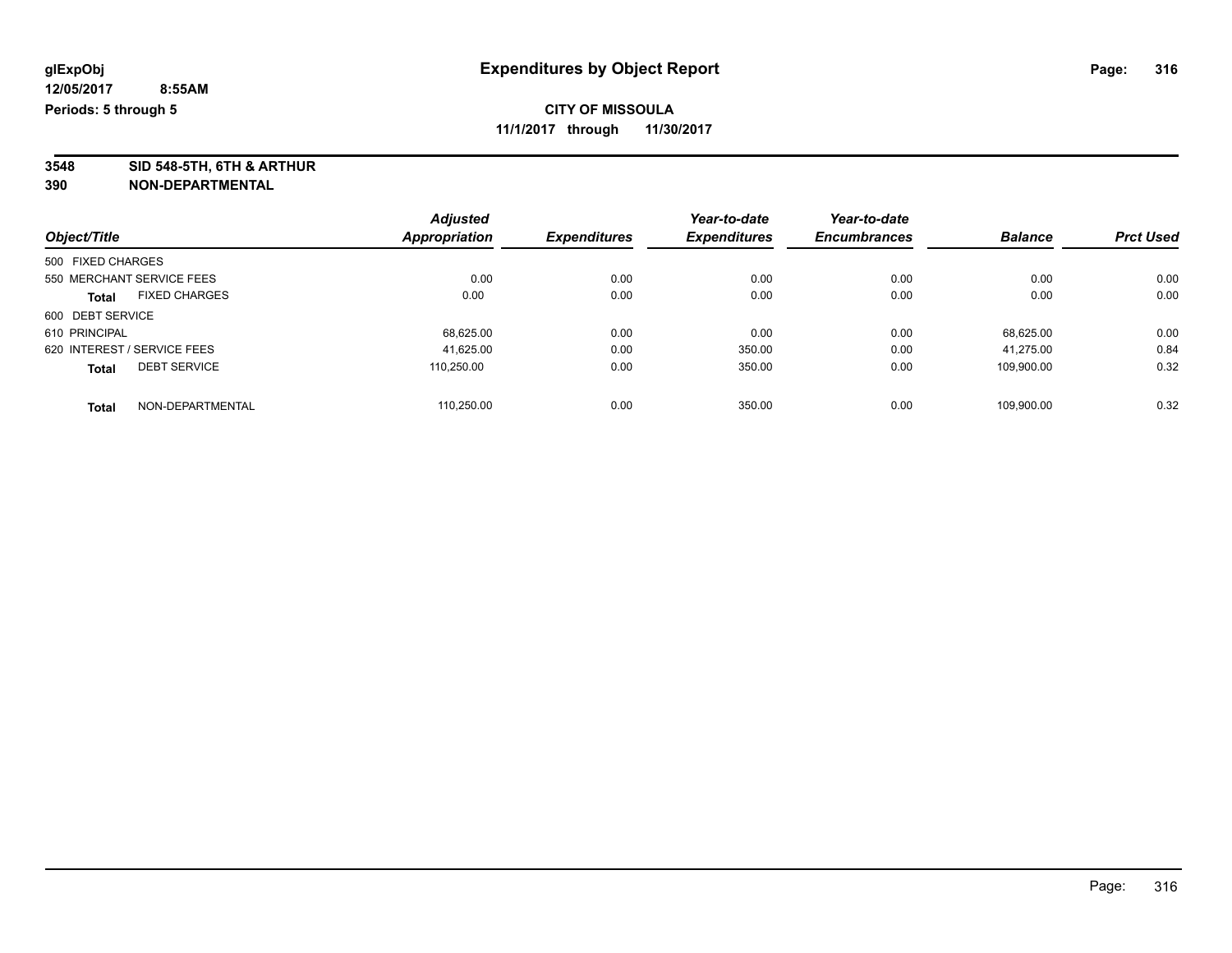**glExpObj**
**12/05/2017 8:55AM**
**Periods: 5 through 5**

# Expenditures by Object Report

**CITY OF MISSOULA**
**11/1/2017 through 11/30/2017**

**3548 SID 548-5TH, 6TH & ARTHUR**
**390 NON-DEPARTMENTAL**

| Object/Title | Adjusted Appropriation | Expenditures | Year-to-date Expenditures | Year-to-date Encumbrances | Balance | Prct Used |
|---|---|---|---|---|---|---|
| 500 FIXED CHARGES | | | | | | |
| 550 MERCHANT SERVICE FEES | 0.00 | 0.00 | 0.00 | 0.00 | 0.00 | 0.00 |
| **Total** FIXED CHARGES | 0.00 | 0.00 | 0.00 | 0.00 | 0.00 | 0.00 |
| 600 DEBT SERVICE | | | | | | |
| 610 PRINCIPAL | 68,625.00 | 0.00 | 0.00 | 0.00 | 68,625.00 | 0.00 |
| 620 INTEREST / SERVICE FEES | 41,625.00 | 0.00 | 350.00 | 0.00 | 41,275.00 | 0.84 |
| **Total** DEBT SERVICE | 110,250.00 | 0.00 | 350.00 | 0.00 | 109,900.00 | 0.32 |
| **Total** NON-DEPARTMENTAL | 110,250.00 | 0.00 | 350.00 | 0.00 | 109,900.00 | 0.32 |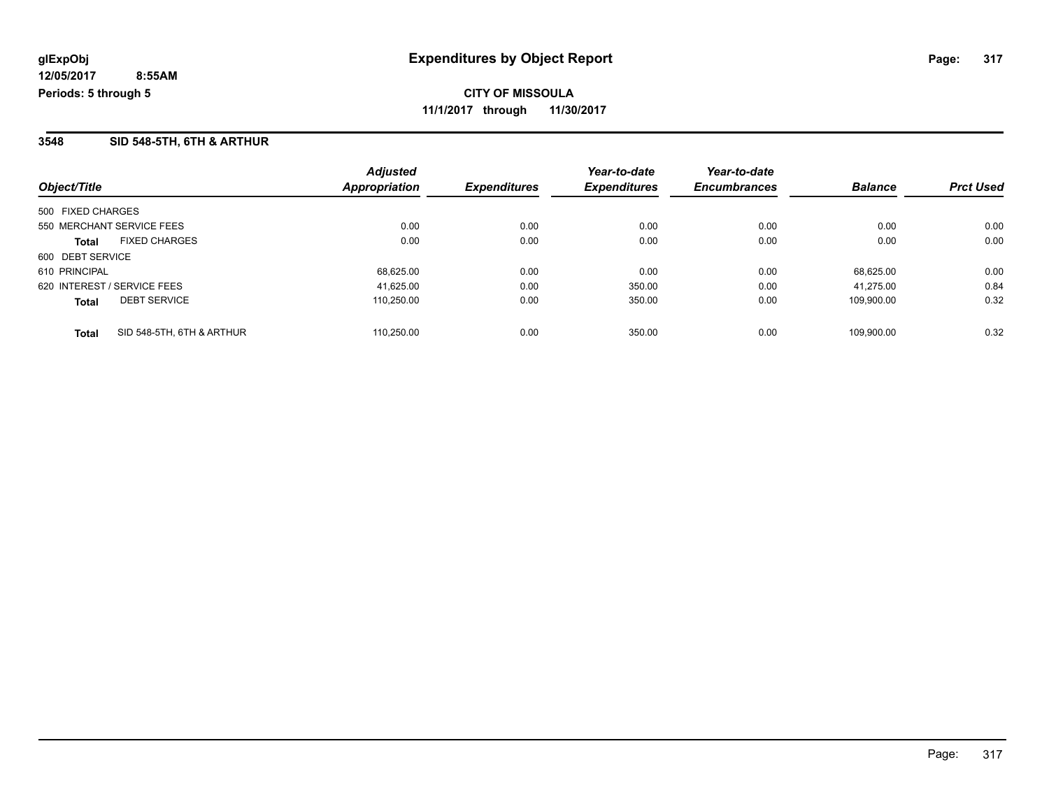**glExpObj**
**12/05/2017 8:55AM**
**Periods: 5 through 5**

# Expenditures by Object Report

**CITY OF MISSOULA**
**11/1/2017 through 11/30/2017**

## 3548 SID 548-5TH, 6TH & ARTHUR

| Object/Title | Adjusted Appropriation | Expenditures | Year-to-date Expenditures | Year-to-date Encumbrances | Balance | Prct Used |
|---|---|---|---|---|---|---|
| 500 FIXED CHARGES | | | | | | |
| 550 MERCHANT SERVICE FEES | 0.00 | 0.00 | 0.00 | 0.00 | 0.00 | 0.00 |
| **Total** FIXED CHARGES | 0.00 | 0.00 | 0.00 | 0.00 | 0.00 | 0.00 |
| 600 DEBT SERVICE | | | | | | |
| 610 PRINCIPAL | 68,625.00 | 0.00 | 0.00 | 0.00 | 68,625.00 | 0.00 |
| 620 INTEREST / SERVICE FEES | 41,625.00 | 0.00 | 350.00 | 0.00 | 41,275.00 | 0.84 |
| **Total** DEBT SERVICE | 110,250.00 | 0.00 | 350.00 | 0.00 | 109,900.00 | 0.32 |
| **Total** SID 548-5TH, 6TH & ARTHUR | 110,250.00 | 0.00 | 350.00 | 0.00 | 109,900.00 | 0.32 |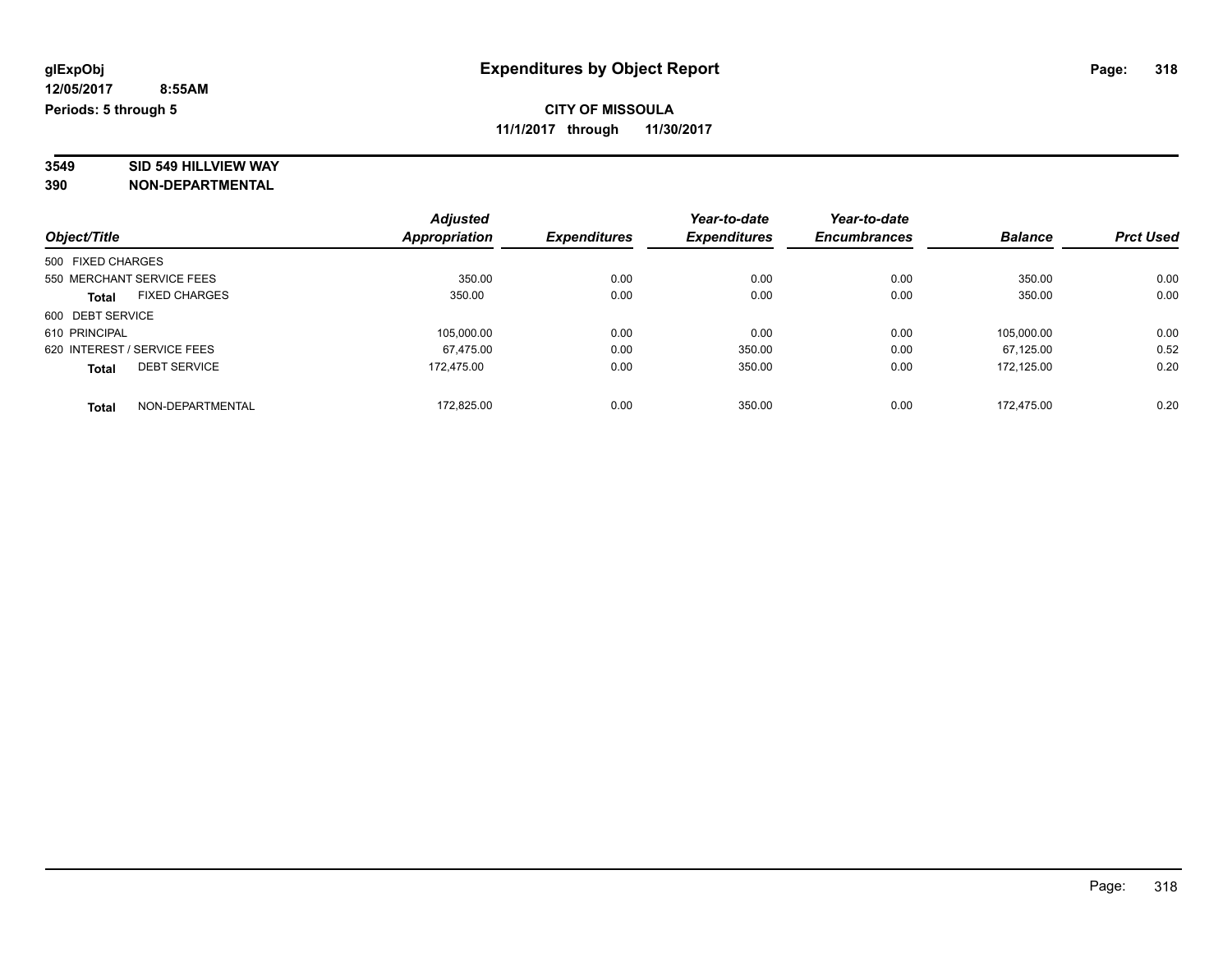**glExpObj** | **Expenditures by Object Report**

**12/05/2017 8:55AM**

**Periods: 5 through 5**

**CITY OF MISSOULA**

**11/1/2017 through 11/30/2017**

**3549 SID 549 HILLVIEW WAY**

**390 NON-DEPARTMENTAL**

| Object/Title | Adjusted Appropriation | Expenditures | Year-to-date Expenditures | Year-to-date Encumbrances | Balance | Prct Used |
|---|---|---|---|---|---|---|
| 500 FIXED CHARGES | | | | | | |
| 550 MERCHANT SERVICE FEES | 350.00 | 0.00 | 0.00 | 0.00 | 350.00 | 0.00 |
| **Total** FIXED CHARGES | 350.00 | 0.00 | 0.00 | 0.00 | 350.00 | 0.00 |
| 600 DEBT SERVICE | | | | | | |
| 610 PRINCIPAL | 105,000.00 | 0.00 | 0.00 | 0.00 | 105,000.00 | 0.00 |
| 620 INTEREST / SERVICE FEES | 67,475.00 | 0.00 | 350.00 | 0.00 | 67,125.00 | 0.52 |
| **Total** DEBT SERVICE | 172,475.00 | 0.00 | 350.00 | 0.00 | 172,125.00 | 0.20 |
| **Total** NON-DEPARTMENTAL | 172,825.00 | 0.00 | 350.00 | 0.00 | 172,475.00 | 0.20 |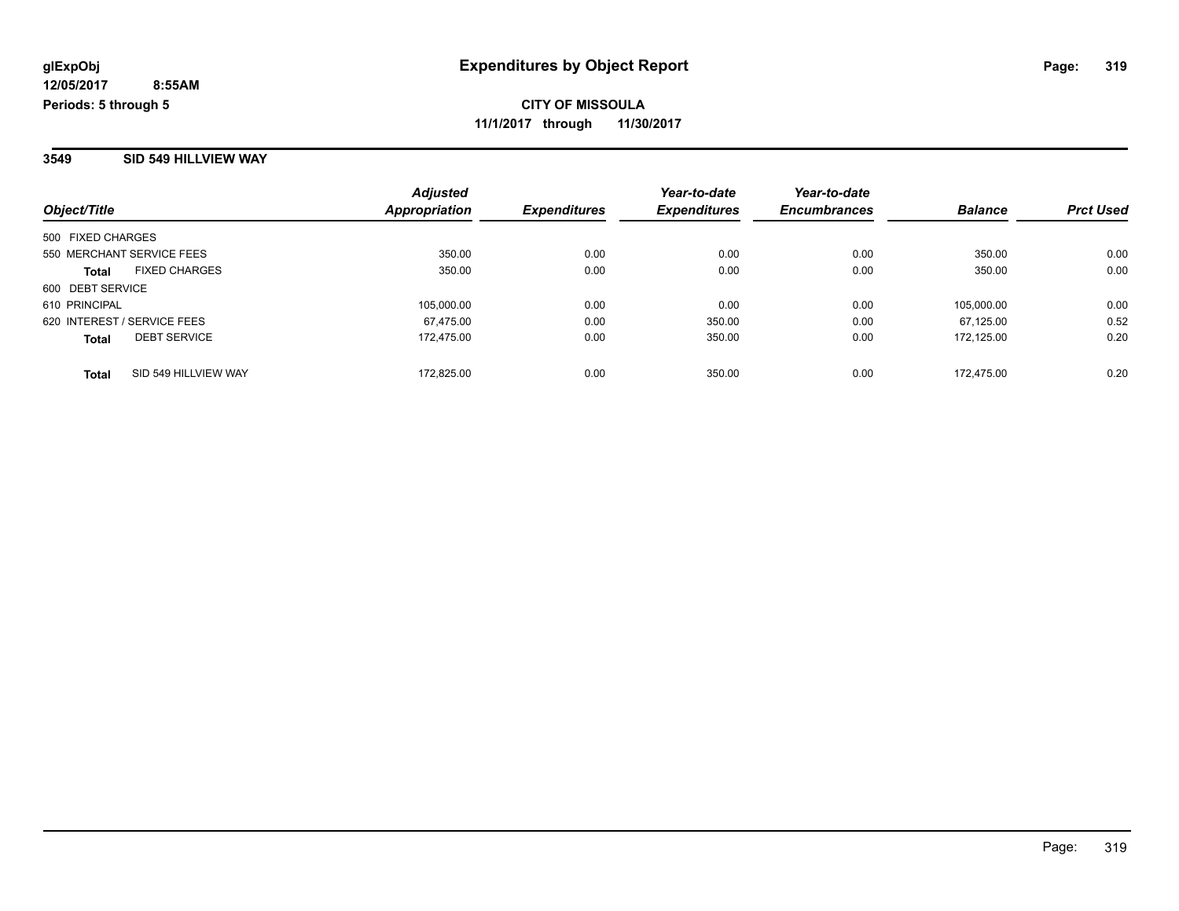glExpObj
12/05/2017 8:55AM
Periods: 5 through 5

# Expenditures by Object Report

**CITY OF MISSOULA**
**11/1/2017 through 11/30/2017**

## 3549 SID 549 HILLVIEW WAY

| Object/Title | | Adjusted Appropriation | Expenditures | Year-to-date Expenditures | Year-to-date Encumbrances | Balance | Prct Used |
|---|---|---|---|---|---|---|---|
| 500 FIXED CHARGES | | | | | | | |
| 550 MERCHANT SERVICE FEES | | 350.00 | 0.00 | 0.00 | 0.00 | 350.00 | 0.00 |
| **Total** | FIXED CHARGES | 350.00 | 0.00 | 0.00 | 0.00 | 350.00 | 0.00 |
| 600 DEBT SERVICE | | | | | | | |
| 610 PRINCIPAL | | 105,000.00 | 0.00 | 0.00 | 0.00 | 105,000.00 | 0.00 |
| 620 INTEREST / SERVICE FEES | | 67,475.00 | 0.00 | 350.00 | 0.00 | 67,125.00 | 0.52 |
| **Total** | DEBT SERVICE | 172,475.00 | 0.00 | 350.00 | 0.00 | 172,125.00 | 0.20 |
| **Total** | SID 549 HILLVIEW WAY | 172,825.00 | 0.00 | 350.00 | 0.00 | 172,475.00 | 0.20 |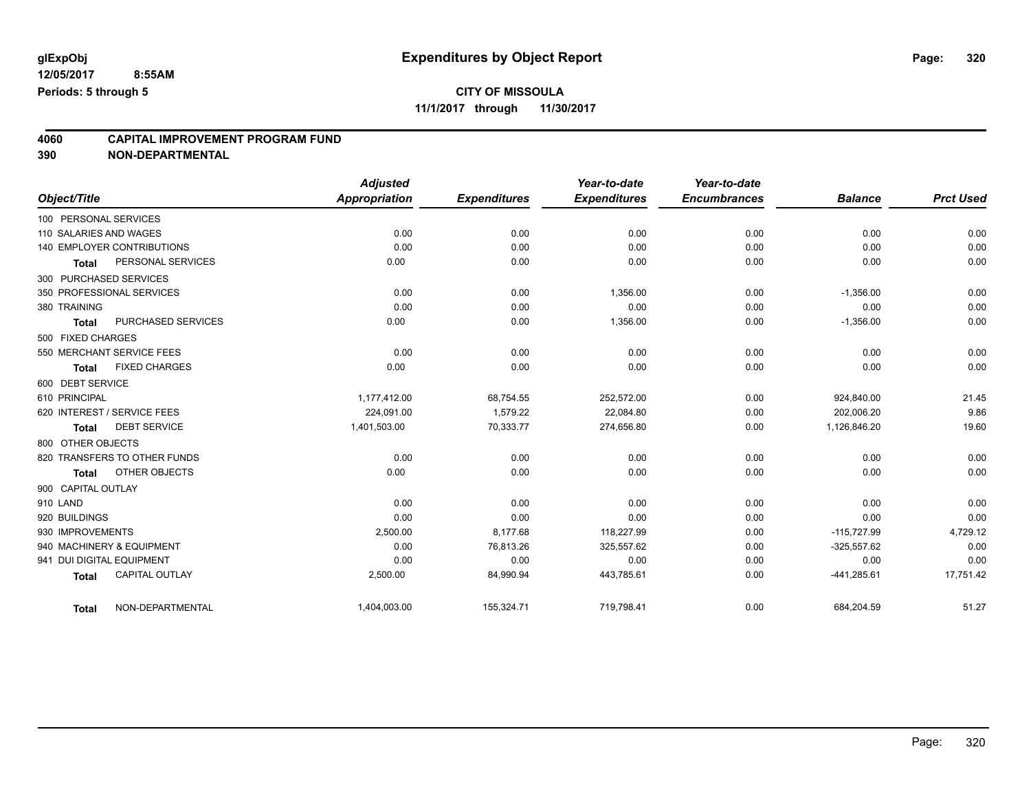# Expenditures by Object Report

glExpObj
12/05/2017 8:55AM
Periods: 5 through 5

**CITY OF MISSOULA**
**11/1/2017 through 11/30/2017**

## 4060 CAPITAL IMPROVEMENT PROGRAM FUND
## 390 NON-DEPARTMENTAL

| Object/Title | Adjusted Appropriation | Expenditures | Year-to-date Expenditures | Year-to-date Encumbrances | Balance | Prct Used |
|---|---|---|---|---|---|---|
| 100 PERSONAL SERVICES | | | | | | |
| 110 SALARIES AND WAGES | 0.00 | 0.00 | 0.00 | 0.00 | 0.00 | 0.00 |
| 140 EMPLOYER CONTRIBUTIONS | 0.00 | 0.00 | 0.00 | 0.00 | 0.00 | 0.00 |
| **Total** PERSONAL SERVICES | 0.00 | 0.00 | 0.00 | 0.00 | 0.00 | 0.00 |
| 300 PURCHASED SERVICES | | | | | | |
| 350 PROFESSIONAL SERVICES | 0.00 | 0.00 | 1,356.00 | 0.00 | -1,356.00 | 0.00 |
| 380 TRAINING | 0.00 | 0.00 | 0.00 | 0.00 | 0.00 | 0.00 |
| **Total** PURCHASED SERVICES | 0.00 | 0.00 | 1,356.00 | 0.00 | -1,356.00 | 0.00 |
| 500 FIXED CHARGES | | | | | | |
| 550 MERCHANT SERVICE FEES | 0.00 | 0.00 | 0.00 | 0.00 | 0.00 | 0.00 |
| **Total** FIXED CHARGES | 0.00 | 0.00 | 0.00 | 0.00 | 0.00 | 0.00 |
| 600 DEBT SERVICE | | | | | | |
| 610 PRINCIPAL | 1,177,412.00 | 68,754.55 | 252,572.00 | 0.00 | 924,840.00 | 21.45 |
| 620 INTEREST / SERVICE FEES | 224,091.00 | 1,579.22 | 22,084.80 | 0.00 | 202,006.20 | 9.86 |
| **Total** DEBT SERVICE | 1,401,503.00 | 70,333.77 | 274,656.80 | 0.00 | 1,126,846.20 | 19.60 |
| 800 OTHER OBJECTS | | | | | | |
| 820 TRANSFERS TO OTHER FUNDS | 0.00 | 0.00 | 0.00 | 0.00 | 0.00 | 0.00 |
| **Total** OTHER OBJECTS | 0.00 | 0.00 | 0.00 | 0.00 | 0.00 | 0.00 |
| 900 CAPITAL OUTLAY | | | | | | |
| 910 LAND | 0.00 | 0.00 | 0.00 | 0.00 | 0.00 | 0.00 |
| 920 BUILDINGS | 0.00 | 0.00 | 0.00 | 0.00 | 0.00 | 0.00 |
| 930 IMPROVEMENTS | 2,500.00 | 8,177.68 | 118,227.99 | 0.00 | -115,727.99 | 4,729.12 |
| 940 MACHINERY & EQUIPMENT | 0.00 | 76,813.26 | 325,557.62 | 0.00 | -325,557.62 | 0.00 |
| 941 DUI DIGITAL EQUIPMENT | 0.00 | 0.00 | 0.00 | 0.00 | 0.00 | 0.00 |
| **Total** CAPITAL OUTLAY | 2,500.00 | 84,990.94 | 443,785.61 | 0.00 | -441,285.61 | 17,751.42 |
| **Total** NON-DEPARTMENTAL | 1,404,003.00 | 155,324.71 | 719,798.41 | 0.00 | 684,204.59 | 51.27 |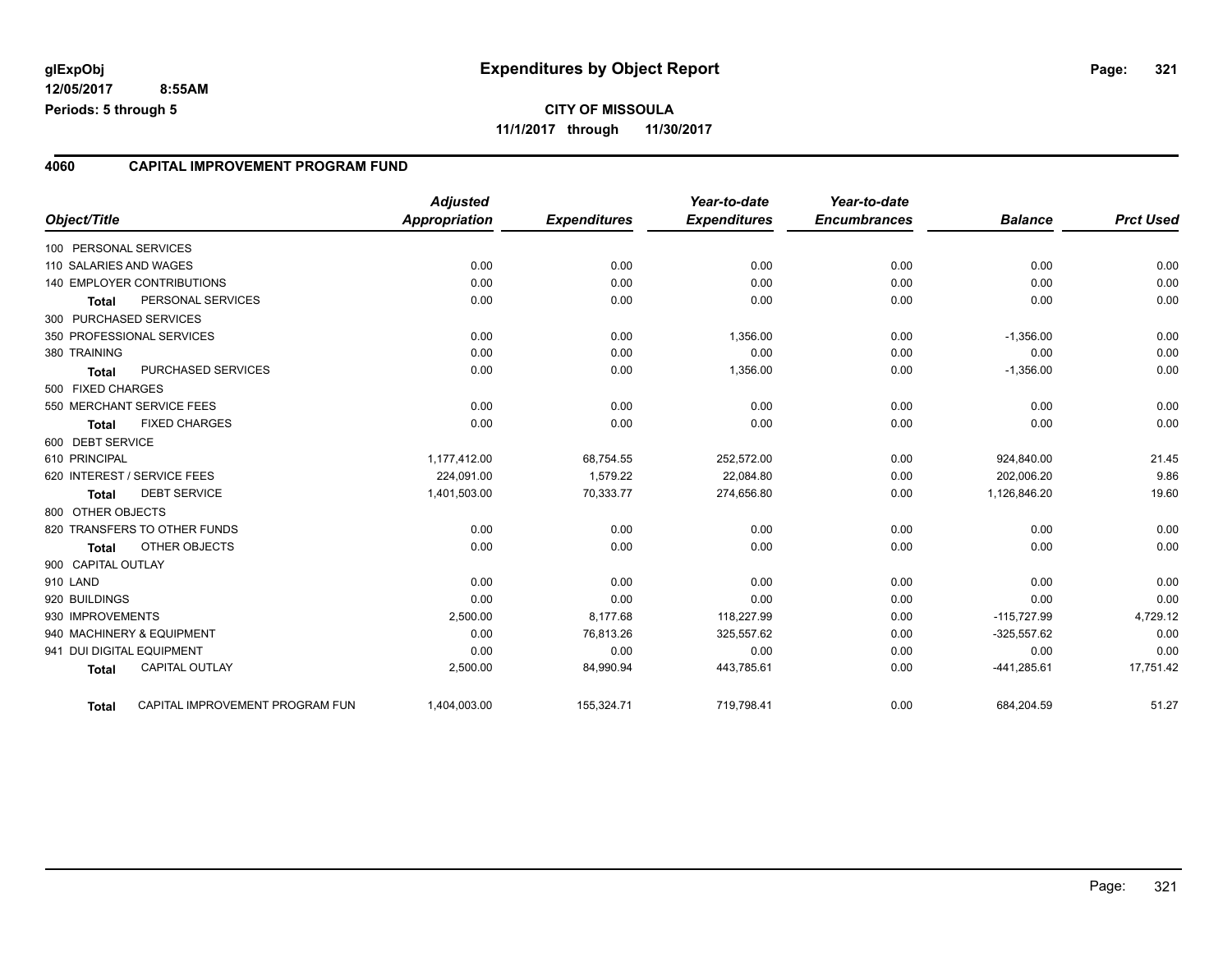glExpObj
12/05/2017 8:55AM
Periods: 5 through 5

# Expenditures by Object Report

**CITY OF MISSOULA**
**11/1/2017 through 11/30/2017**

## 4060 CAPITAL IMPROVEMENT PROGRAM FUND

| Object/Title | | Adjusted Appropriation | Expenditures | Year-to-date Expenditures | Year-to-date Encumbrances | Balance | Prct Used |
|---|---|---|---|---|---|---|---|
| 100 PERSONAL SERVICES | | | | | | | |
| 110 SALARIES AND WAGES | | 0.00 | 0.00 | 0.00 | 0.00 | 0.00 | 0.00 |
| 140 EMPLOYER CONTRIBUTIONS | | 0.00 | 0.00 | 0.00 | 0.00 | 0.00 | 0.00 |
| Total | PERSONAL SERVICES | 0.00 | 0.00 | 0.00 | 0.00 | 0.00 | 0.00 |
| 300 PURCHASED SERVICES | | | | | | | |
| 350 PROFESSIONAL SERVICES | | 0.00 | 0.00 | 1,356.00 | 0.00 | -1,356.00 | 0.00 |
| 380 TRAINING | | 0.00 | 0.00 | 0.00 | 0.00 | 0.00 | 0.00 |
| Total | PURCHASED SERVICES | 0.00 | 0.00 | 1,356.00 | 0.00 | -1,356.00 | 0.00 |
| 500 FIXED CHARGES | | | | | | | |
| 550 MERCHANT SERVICE FEES | | 0.00 | 0.00 | 0.00 | 0.00 | 0.00 | 0.00 |
| Total | FIXED CHARGES | 0.00 | 0.00 | 0.00 | 0.00 | 0.00 | 0.00 |
| 600 DEBT SERVICE | | | | | | | |
| 610 PRINCIPAL | | 1,177,412.00 | 68,754.55 | 252,572.00 | 0.00 | 924,840.00 | 21.45 |
| 620 INTEREST / SERVICE FEES | | 224,091.00 | 1,579.22 | 22,084.80 | 0.00 | 202,006.20 | 9.86 |
| Total | DEBT SERVICE | 1,401,503.00 | 70,333.77 | 274,656.80 | 0.00 | 1,126,846.20 | 19.60 |
| 800 OTHER OBJECTS | | | | | | | |
| 820 TRANSFERS TO OTHER FUNDS | | 0.00 | 0.00 | 0.00 | 0.00 | 0.00 | 0.00 |
| Total | OTHER OBJECTS | 0.00 | 0.00 | 0.00 | 0.00 | 0.00 | 0.00 |
| 900 CAPITAL OUTLAY | | | | | | | |
| 910 LAND | | 0.00 | 0.00 | 0.00 | 0.00 | 0.00 | 0.00 |
| 920 BUILDINGS | | 0.00 | 0.00 | 0.00 | 0.00 | 0.00 | 0.00 |
| 930 IMPROVEMENTS | | 2,500.00 | 8,177.68 | 118,227.99 | 0.00 | -115,727.99 | 4,729.12 |
| 940 MACHINERY & EQUIPMENT | | 0.00 | 76,813.26 | 325,557.62 | 0.00 | -325,557.62 | 0.00 |
| 941 DUI DIGITAL EQUIPMENT | | 0.00 | 0.00 | 0.00 | 0.00 | 0.00 | 0.00 |
| Total | CAPITAL OUTLAY | 2,500.00 | 84,990.94 | 443,785.61 | 0.00 | -441,285.61 | 17,751.42 |
| Total | CAPITAL IMPROVEMENT PROGRAM FUN | 1,404,003.00 | 155,324.71 | 719,798.41 | 0.00 | 684,204.59 | 51.27 |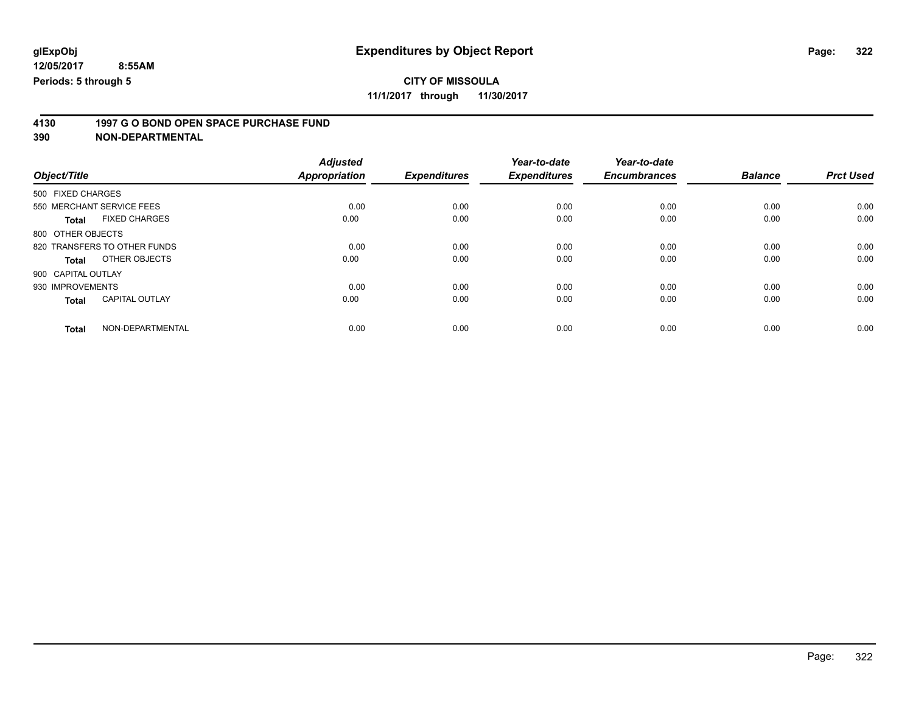glExpObj
12/05/2017 8:55AM
Periods: 5 through 5

# Expenditures by Object Report

**CITY OF MISSOULA**
**11/1/2017 through 11/30/2017**

**4130 1997 G O BOND OPEN SPACE PURCHASE FUND**
**390 NON-DEPARTMENTAL**

| Object/Title | | Adjusted Appropriation | Expenditures | Year-to-date Expenditures | Year-to-date Encumbrances | Balance | Prct Used |
|---|---|---|---|---|---|---|---|
| 500 FIXED CHARGES | | | | | | | |
| 550 MERCHANT SERVICE FEES | | 0.00 | 0.00 | 0.00 | 0.00 | 0.00 | 0.00 |
| **Total** | FIXED CHARGES | 0.00 | 0.00 | 0.00 | 0.00 | 0.00 | 0.00 |
| 800 OTHER OBJECTS | | | | | | | |
| 820 TRANSFERS TO OTHER FUNDS | | 0.00 | 0.00 | 0.00 | 0.00 | 0.00 | 0.00 |
| **Total** | OTHER OBJECTS | 0.00 | 0.00 | 0.00 | 0.00 | 0.00 | 0.00 |
| 900 CAPITAL OUTLAY | | | | | | | |
| 930 IMPROVEMENTS | | 0.00 | 0.00 | 0.00 | 0.00 | 0.00 | 0.00 |
| **Total** | CAPITAL OUTLAY | 0.00 | 0.00 | 0.00 | 0.00 | 0.00 | 0.00 |
| **Total** | NON-DEPARTMENTAL | 0.00 | 0.00 | 0.00 | 0.00 | 0.00 | 0.00 |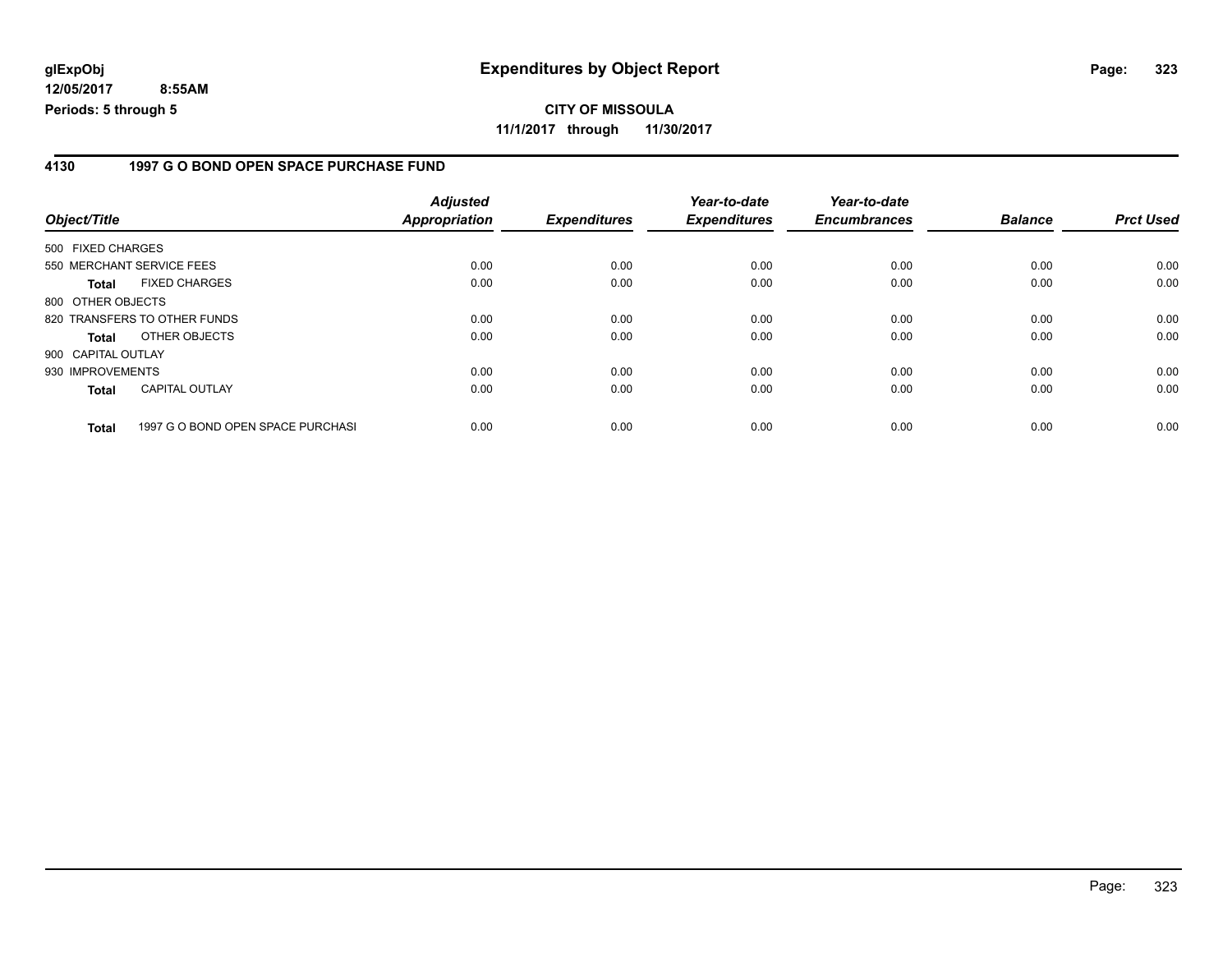**glExpObj** **Expenditures by Object Report**

**12/05/2017 8:55AM**

**Periods: 5 through 5**

**CITY OF MISSOULA**

**11/1/2017 through 11/30/2017**

## 4130 1997 G O BOND OPEN SPACE PURCHASE FUND

| Object/Title | | Adjusted Appropriation | Expenditures | Year-to-date Expenditures | Year-to-date Encumbrances | Balance | Prct Used |
|---|---|---|---|---|---|---|---|
| 500 FIXED CHARGES | | | | | | | |
| 550 MERCHANT SERVICE FEES | | 0.00 | 0.00 | 0.00 | 0.00 | 0.00 | 0.00 |
| **Total** | FIXED CHARGES | 0.00 | 0.00 | 0.00 | 0.00 | 0.00 | 0.00 |
| 800 OTHER OBJECTS | | | | | | | |
| 820 TRANSFERS TO OTHER FUNDS | | 0.00 | 0.00 | 0.00 | 0.00 | 0.00 | 0.00 |
| **Total** | OTHER OBJECTS | 0.00 | 0.00 | 0.00 | 0.00 | 0.00 | 0.00 |
| 900 CAPITAL OUTLAY | | | | | | | |
| 930 IMPROVEMENTS | | 0.00 | 0.00 | 0.00 | 0.00 | 0.00 | 0.00 |
| **Total** | CAPITAL OUTLAY | 0.00 | 0.00 | 0.00 | 0.00 | 0.00 | 0.00 |
| **Total** | 1997 G O BOND OPEN SPACE PURCHASI | 0.00 | 0.00 | 0.00 | 0.00 | 0.00 | 0.00 |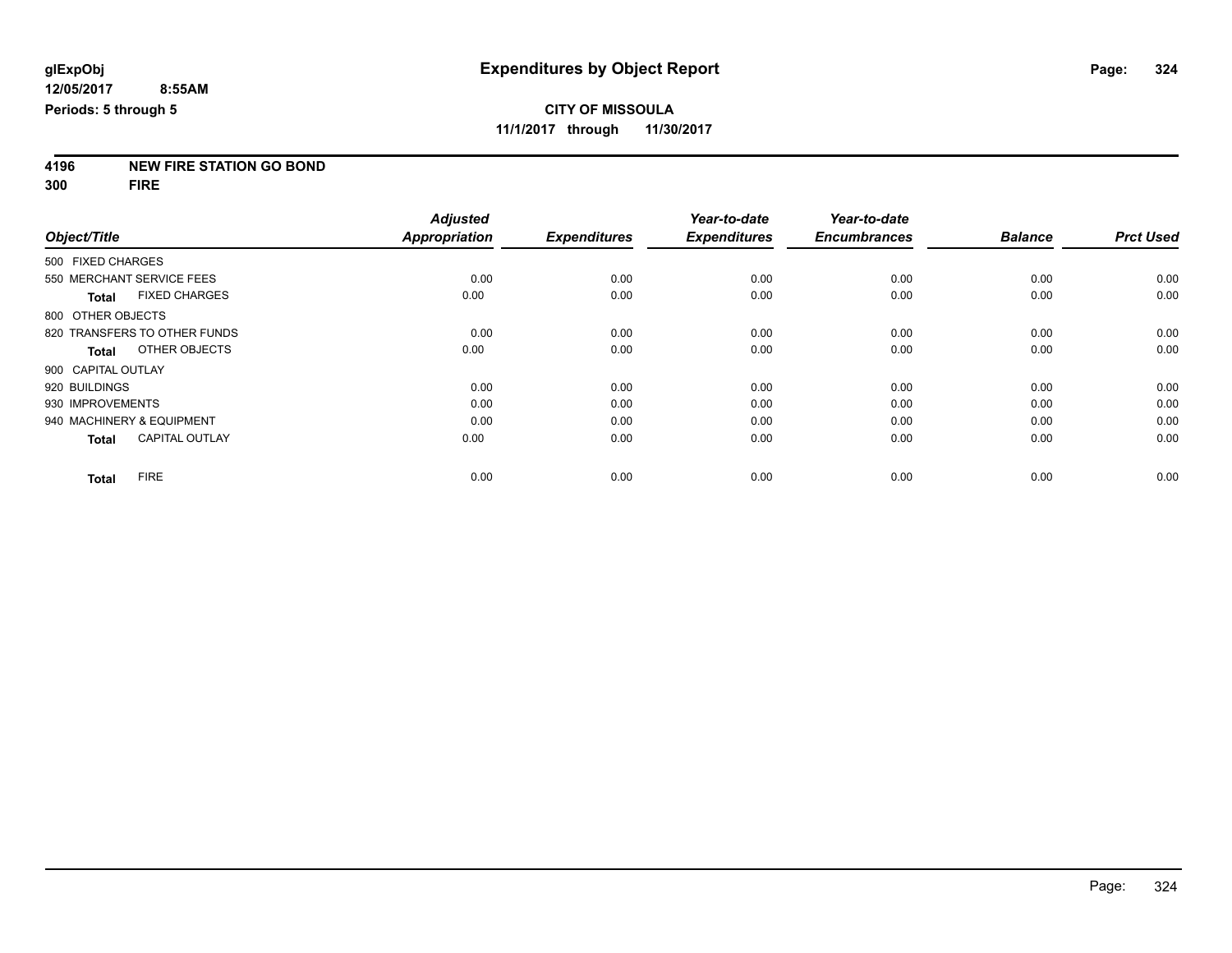glExpObj
12/05/2017 8:55AM
Periods: 5 through 5

# Expenditures by Object Report

**CITY OF MISSOULA**
**11/1/2017 through 11/30/2017**

**4196 NEW FIRE STATION GO BOND**
**300 FIRE**

| Object/Title | Adjusted Appropriation | Expenditures | Year-to-date Expenditures | Year-to-date Encumbrances | Balance | Prct Used |
|---|---|---|---|---|---|---|
| 500 FIXED CHARGES | | | | | | |
| 550 MERCHANT SERVICE FEES | 0.00 | 0.00 | 0.00 | 0.00 | 0.00 | 0.00 |
| **Total** FIXED CHARGES | 0.00 | 0.00 | 0.00 | 0.00 | 0.00 | 0.00 |
| 800 OTHER OBJECTS | | | | | | |
| 820 TRANSFERS TO OTHER FUNDS | 0.00 | 0.00 | 0.00 | 0.00 | 0.00 | 0.00 |
| **Total** OTHER OBJECTS | 0.00 | 0.00 | 0.00 | 0.00 | 0.00 | 0.00 |
| 900 CAPITAL OUTLAY | | | | | | |
| 920 BUILDINGS | 0.00 | 0.00 | 0.00 | 0.00 | 0.00 | 0.00 |
| 930 IMPROVEMENTS | 0.00 | 0.00 | 0.00 | 0.00 | 0.00 | 0.00 |
| 940 MACHINERY & EQUIPMENT | 0.00 | 0.00 | 0.00 | 0.00 | 0.00 | 0.00 |
| **Total** CAPITAL OUTLAY | 0.00 | 0.00 | 0.00 | 0.00 | 0.00 | 0.00 |
| **Total** FIRE | 0.00 | 0.00 | 0.00 | 0.00 | 0.00 | 0.00 |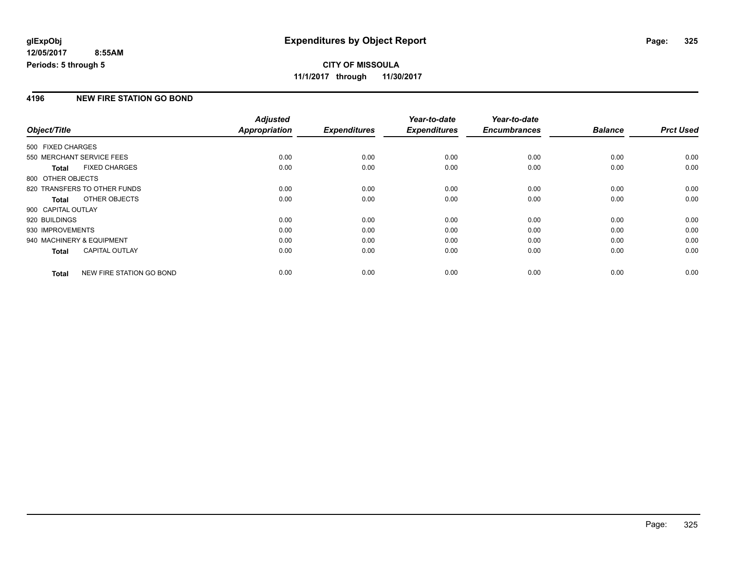**glExpObj**
**12/05/2017 8:55AM**
**Periods: 5 through 5**

# Expenditures by Object Report

**CITY OF MISSOULA**
**11/1/2017 through 11/30/2017**

## 4196 NEW FIRE STATION GO BOND

| Object/Title | *Adjusted Appropriation* | *Expenditures* | *Year-to-date Expenditures* | *Year-to-date Encumbrances* | *Balance* | *Prct Used* |
|---|---|---|---|---|---|---|
| 500 FIXED CHARGES | | | | | | |
| 550 MERCHANT SERVICE FEES | 0.00 | 0.00 | 0.00 | 0.00 | 0.00 | 0.00 |
| **Total** FIXED CHARGES | 0.00 | 0.00 | 0.00 | 0.00 | 0.00 | 0.00 |
| 800 OTHER OBJECTS | | | | | | |
| 820 TRANSFERS TO OTHER FUNDS | 0.00 | 0.00 | 0.00 | 0.00 | 0.00 | 0.00 |
| **Total** OTHER OBJECTS | 0.00 | 0.00 | 0.00 | 0.00 | 0.00 | 0.00 |
| 900 CAPITAL OUTLAY | | | | | | |
| 920 BUILDINGS | 0.00 | 0.00 | 0.00 | 0.00 | 0.00 | 0.00 |
| 930 IMPROVEMENTS | 0.00 | 0.00 | 0.00 | 0.00 | 0.00 | 0.00 |
| 940 MACHINERY & EQUIPMENT | 0.00 | 0.00 | 0.00 | 0.00 | 0.00 | 0.00 |
| **Total** CAPITAL OUTLAY | 0.00 | 0.00 | 0.00 | 0.00 | 0.00 | 0.00 |
| **Total** NEW FIRE STATION GO BOND | 0.00 | 0.00 | 0.00 | 0.00 | 0.00 | 0.00 |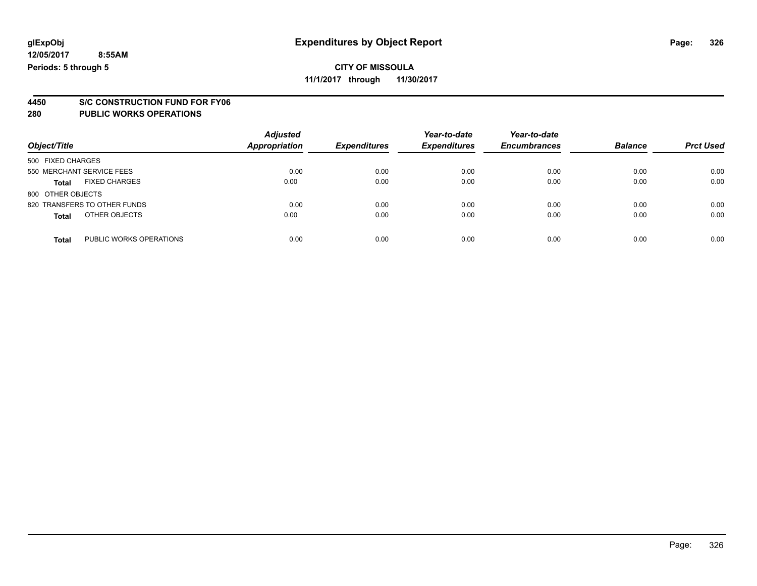glExpObj
12/05/2017 8:55AM
Periods: 5 through 5

# Expenditures by Object Report

**CITY OF MISSOULA**
**11/1/2017 through 11/30/2017**

## 4450 S/C CONSTRUCTION FUND FOR FY06
## 280 PUBLIC WORKS OPERATIONS

| Object/Title | Adjusted Appropriation | Expenditures | Year-to-date Expenditures | Year-to-date Encumbrances | Balance | Prct Used |
|---|---|---|---|---|---|---|
| 500 FIXED CHARGES | | | | | | |
| 550 MERCHANT SERVICE FEES | 0.00 | 0.00 | 0.00 | 0.00 | 0.00 | 0.00 |
| **Total** FIXED CHARGES | 0.00 | 0.00 | 0.00 | 0.00 | 0.00 | 0.00 |
| 800 OTHER OBJECTS | | | | | | |
| 820 TRANSFERS TO OTHER FUNDS | 0.00 | 0.00 | 0.00 | 0.00 | 0.00 | 0.00 |
| **Total** OTHER OBJECTS | 0.00 | 0.00 | 0.00 | 0.00 | 0.00 | 0.00 |
| **Total** PUBLIC WORKS OPERATIONS | 0.00 | 0.00 | 0.00 | 0.00 | 0.00 | 0.00 |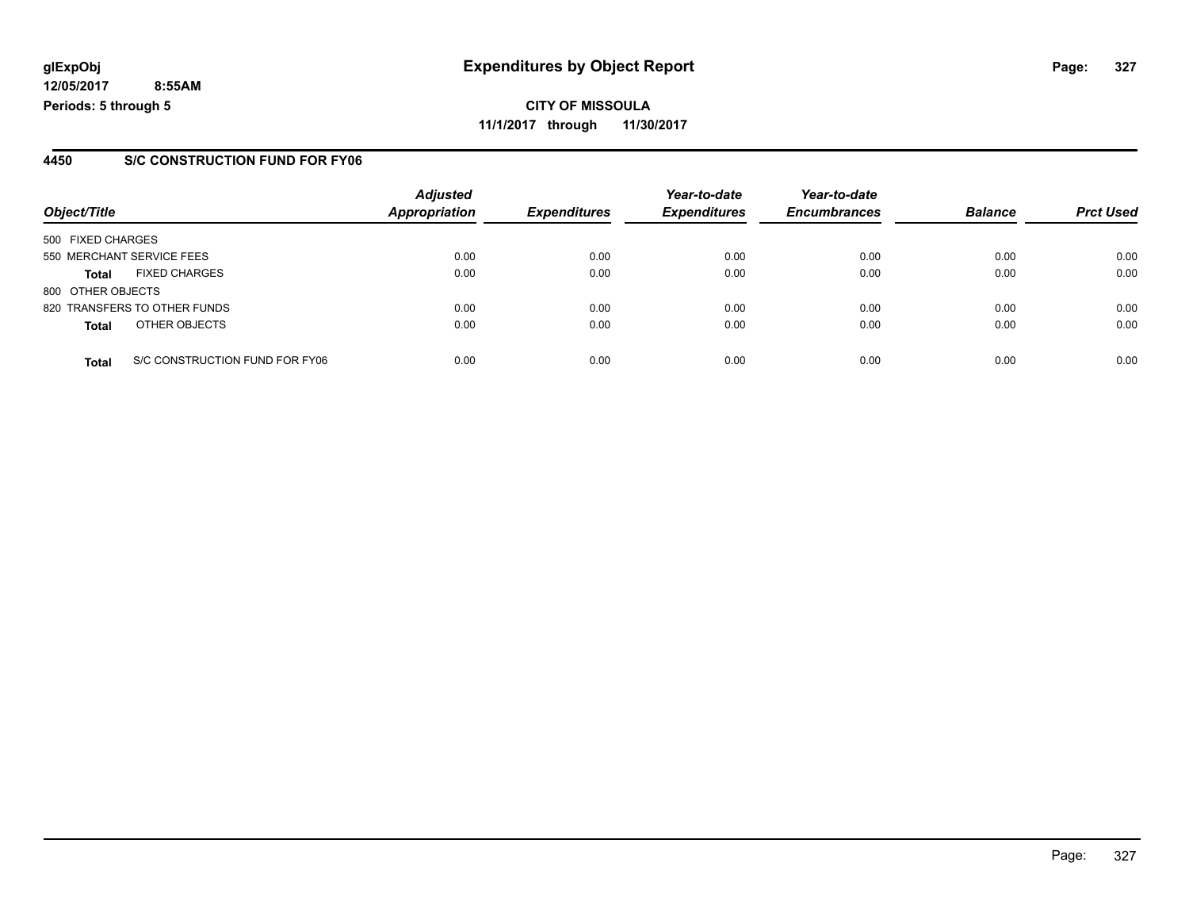**CITY OF MISSOULA**

**11/1/2017 through 11/30/2017**

## 4450 S/C CONSTRUCTION FUND FOR FY06

| Object/Title | | Adjusted Appropriation | Expenditures | Year-to-date Expenditures | Year-to-date Encumbrances | Balance | Prct Used |
|---|---|---|---|---|---|---|---|
| 500 FIXED CHARGES | | | | | | | |
| 550 MERCHANT SERVICE FEES | | 0.00 | 0.00 | 0.00 | 0.00 | 0.00 | 0.00 |
| **Total** | FIXED CHARGES | 0.00 | 0.00 | 0.00 | 0.00 | 0.00 | 0.00 |
| 800 OTHER OBJECTS | | | | | | | |
| 820 TRANSFERS TO OTHER FUNDS | | 0.00 | 0.00 | 0.00 | 0.00 | 0.00 | 0.00 |
| **Total** | OTHER OBJECTS | 0.00 | 0.00 | 0.00 | 0.00 | 0.00 | 0.00 |
| **Total** | S/C CONSTRUCTION FUND FOR FY06 | 0.00 | 0.00 | 0.00 | 0.00 | 0.00 | 0.00 |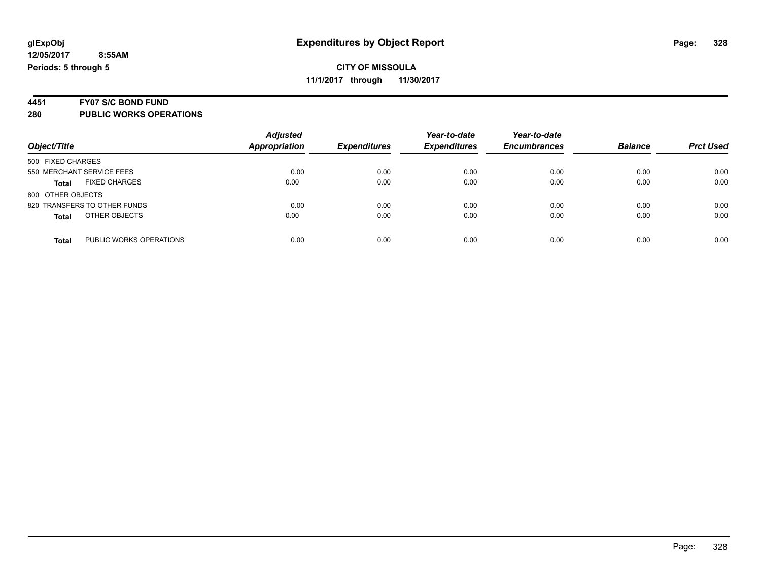# Expenditures by Object Report

glExpObj
12/05/2017 8:55AM
Periods: 5 through 5

**CITY OF MISSOULA**
**11/1/2017 through 11/30/2017**

**4451 FY07 S/C BOND FUND**
**280 PUBLIC WORKS OPERATIONS**

| Object/Title | Adjusted Appropriation | Expenditures | Year-to-date Expenditures | Year-to-date Encumbrances | Balance | Prct Used |
|---|---|---|---|---|---|---|
| 500 FIXED CHARGES | | | | | | |
| 550 MERCHANT SERVICE FEES | 0.00 | 0.00 | 0.00 | 0.00 | 0.00 | 0.00 |
| **Total** FIXED CHARGES | 0.00 | 0.00 | 0.00 | 0.00 | 0.00 | 0.00 |
| 800 OTHER OBJECTS | | | | | | |
| 820 TRANSFERS TO OTHER FUNDS | 0.00 | 0.00 | 0.00 | 0.00 | 0.00 | 0.00 |
| **Total** OTHER OBJECTS | 0.00 | 0.00 | 0.00 | 0.00 | 0.00 | 0.00 |
| **Total** PUBLIC WORKS OPERATIONS | 0.00 | 0.00 | 0.00 | 0.00 | 0.00 | 0.00 |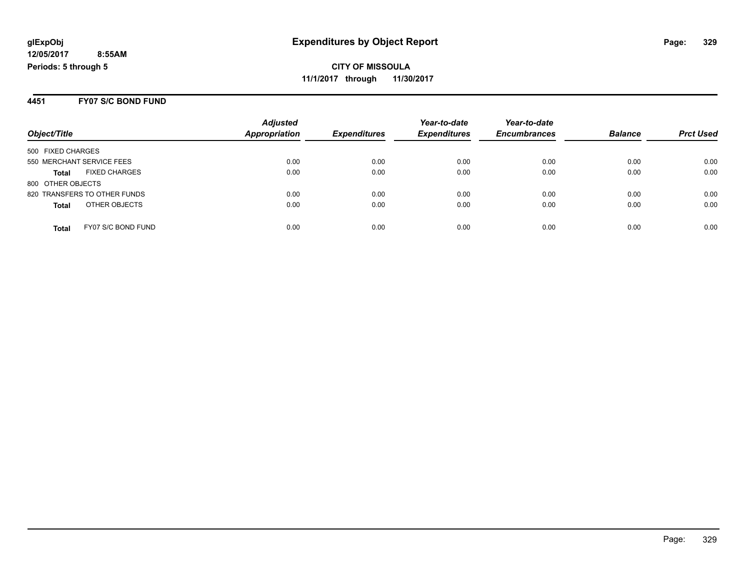**glExpObj**
**12/05/2017 8:55AM**
**Periods: 5 through 5**

# Expenditures by Object Report

**CITY OF MISSOULA**
**11/1/2017 through 11/30/2017**

## 4451 FY07 S/C BOND FUND

| Object/Title | Adjusted Appropriation | Expenditures | Year-to-date Expenditures | Year-to-date Encumbrances | Balance | Prct Used |
|---|---|---|---|---|---|---|
| 500 FIXED CHARGES | | | | | | |
| 550 MERCHANT SERVICE FEES | 0.00 | 0.00 | 0.00 | 0.00 | 0.00 | 0.00 |
| **Total** FIXED CHARGES | 0.00 | 0.00 | 0.00 | 0.00 | 0.00 | 0.00 |
| 800 OTHER OBJECTS | | | | | | |
| 820 TRANSFERS TO OTHER FUNDS | 0.00 | 0.00 | 0.00 | 0.00 | 0.00 | 0.00 |
| **Total** OTHER OBJECTS | 0.00 | 0.00 | 0.00 | 0.00 | 0.00 | 0.00 |
| **Total** FY07 S/C BOND FUND | 0.00 | 0.00 | 0.00 | 0.00 | 0.00 | 0.00 |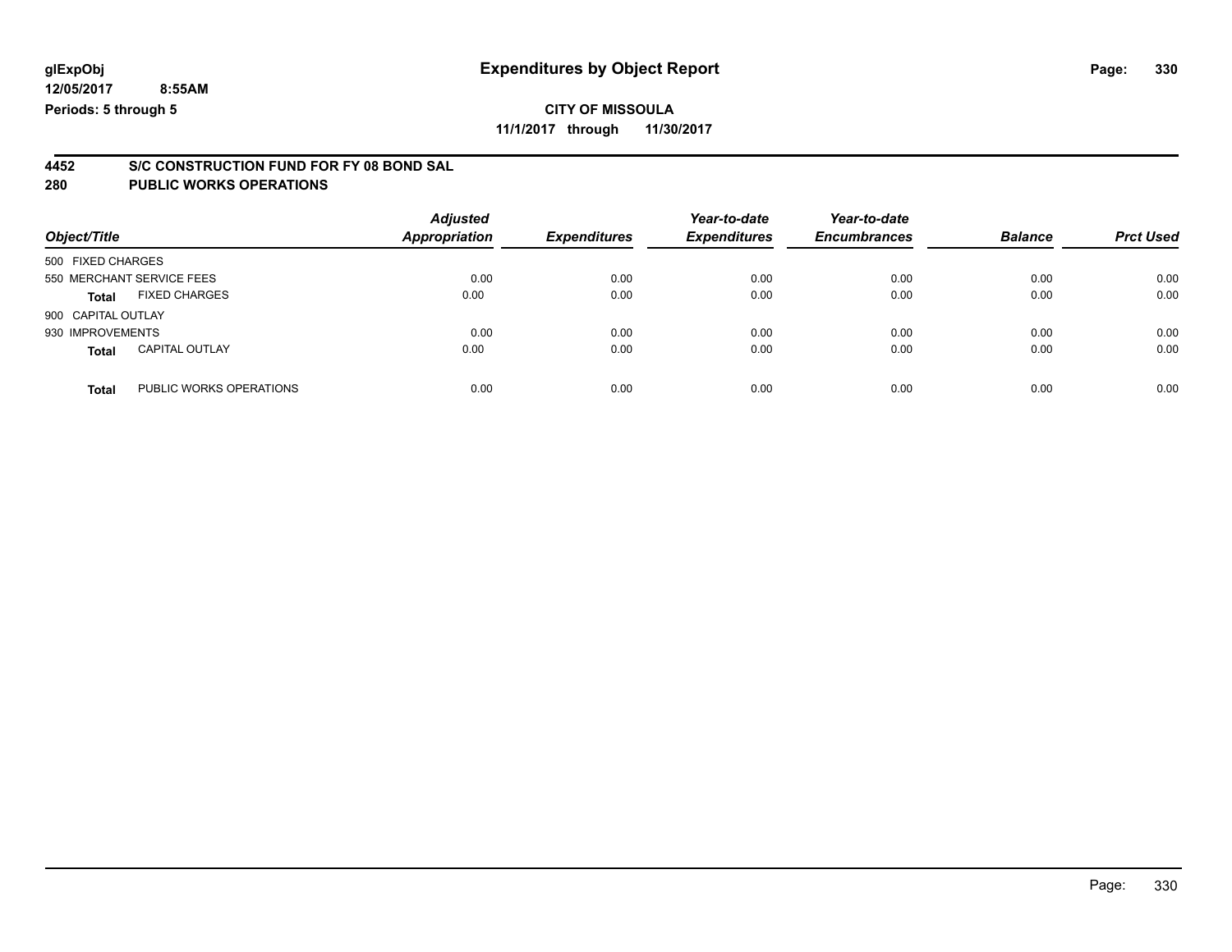**glExpObj**
**12/05/2017 8:55AM**
**Periods: 5 through 5**

# Expenditures by Object Report

**CITY OF MISSOULA**
**11/1/2017 through 11/30/2017**

## 4452 S/C CONSTRUCTION FUND FOR FY 08 BOND SAL
## 280 PUBLIC WORKS OPERATIONS

| Object/Title | | *Adjusted Appropriation* | *Expenditures* | *Year-to-date Expenditures* | *Year-to-date Encumbrances* | *Balance* | *Prct Used* |
|---|---|---|---|---|---|---|---|
| 500 FIXED CHARGES | | | | | | | |
| 550 MERCHANT SERVICE FEES | | 0.00 | 0.00 | 0.00 | 0.00 | 0.00 | 0.00 |
| **Total** | FIXED CHARGES | 0.00 | 0.00 | 0.00 | 0.00 | 0.00 | 0.00 |
| 900 CAPITAL OUTLAY | | | | | | | |
| 930 IMPROVEMENTS | | 0.00 | 0.00 | 0.00 | 0.00 | 0.00 | 0.00 |
| **Total** | CAPITAL OUTLAY | 0.00 | 0.00 | 0.00 | 0.00 | 0.00 | 0.00 |
| **Total** | PUBLIC WORKS OPERATIONS | 0.00 | 0.00 | 0.00 | 0.00 | 0.00 | 0.00 |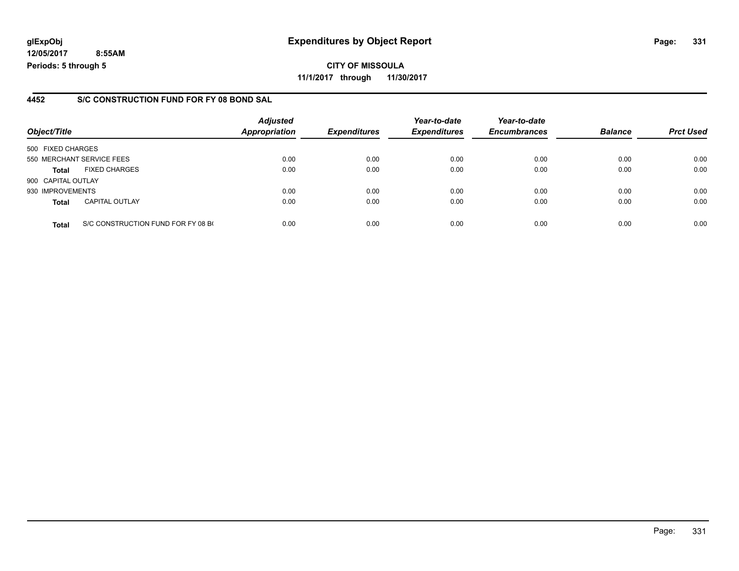**glExpObj** **Expenditures by Object Report**

**12/05/2017 8:55AM**

**Periods: 5 through 5**

**CITY OF MISSOULA**

**11/1/2017 through 11/30/2017**

## 4452 S/C CONSTRUCTION FUND FOR FY 08 BOND SAL

| Object/Title | | Adjusted Appropriation | Expenditures | Year-to-date Expenditures | Year-to-date Encumbrances | Balance | Prct Used |
|---|---|---|---|---|---|---|---|
| 500 FIXED CHARGES | | | | | | | |
| 550 MERCHANT SERVICE FEES | | 0.00 | 0.00 | 0.00 | 0.00 | 0.00 | 0.00 |
| **Total** | FIXED CHARGES | 0.00 | 0.00 | 0.00 | 0.00 | 0.00 | 0.00 |
| 900 CAPITAL OUTLAY | | | | | | | |
| 930 IMPROVEMENTS | | 0.00 | 0.00 | 0.00 | 0.00 | 0.00 | 0.00 |
| **Total** | CAPITAL OUTLAY | 0.00 | 0.00 | 0.00 | 0.00 | 0.00 | 0.00 |
| **Total** | S/C CONSTRUCTION FUND FOR FY 08 B( | 0.00 | 0.00 | 0.00 | 0.00 | 0.00 | 0.00 |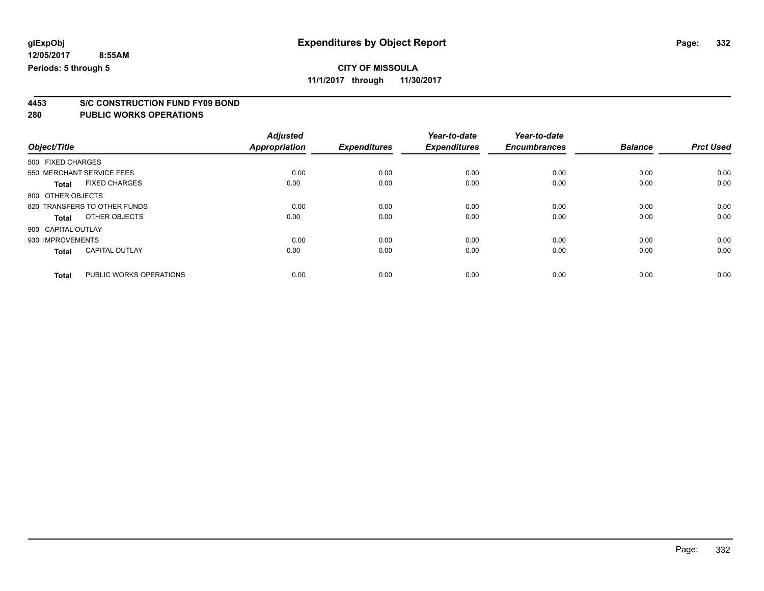glExpObj
12/05/2017 8:55AM
Periods: 5 through 5

# Expenditures by Object Report

**CITY OF MISSOULA**
**11/1/2017 through 11/30/2017**

## 4453 S/C CONSTRUCTION FUND FY09 BOND
## 280 PUBLIC WORKS OPERATIONS

| Object/Title | | Adjusted Appropriation | Expenditures | Year-to-date Expenditures | Year-to-date Encumbrances | Balance | Prct Used |
|---|---|---|---|---|---|---|---|
| 500 FIXED CHARGES | | | | | | | |
| 550 MERCHANT SERVICE FEES | | 0.00 | 0.00 | 0.00 | 0.00 | 0.00 | 0.00 |
| **Total** | FIXED CHARGES | 0.00 | 0.00 | 0.00 | 0.00 | 0.00 | 0.00 |
| 800 OTHER OBJECTS | | | | | | | |
| 820 TRANSFERS TO OTHER FUNDS | | 0.00 | 0.00 | 0.00 | 0.00 | 0.00 | 0.00 |
| **Total** | OTHER OBJECTS | 0.00 | 0.00 | 0.00 | 0.00 | 0.00 | 0.00 |
| 900 CAPITAL OUTLAY | | | | | | | |
| 930 IMPROVEMENTS | | 0.00 | 0.00 | 0.00 | 0.00 | 0.00 | 0.00 |
| **Total** | CAPITAL OUTLAY | 0.00 | 0.00 | 0.00 | 0.00 | 0.00 | 0.00 |
| **Total** | PUBLIC WORKS OPERATIONS | 0.00 | 0.00 | 0.00 | 0.00 | 0.00 | 0.00 |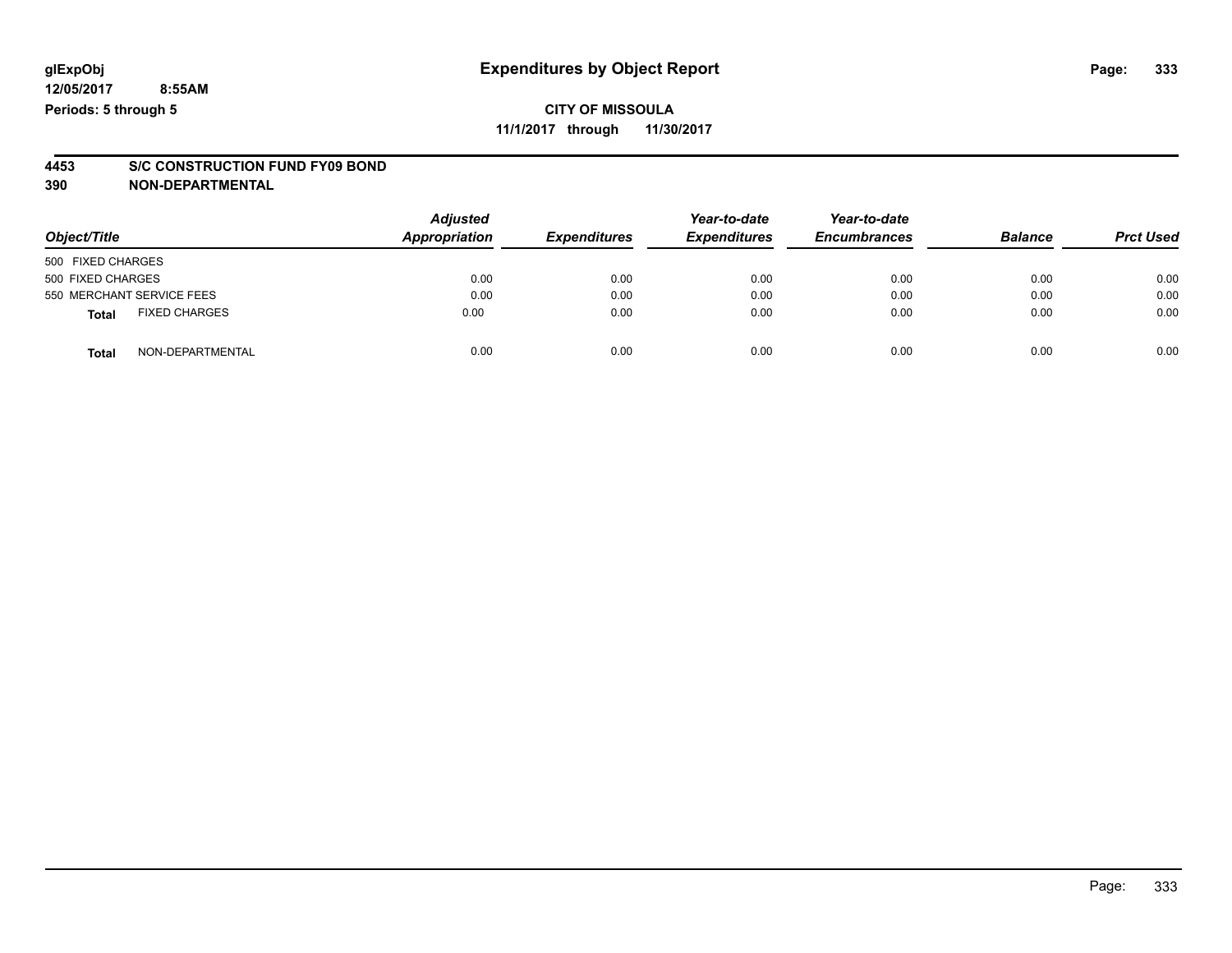**glExpObj** | **Expenditures by Object Report**

**12/05/2017 8:55AM**

**Periods: 5 through 5**

**CITY OF MISSOULA**

**11/1/2017 through 11/30/2017**

## 4453 S/C CONSTRUCTION FUND FY09 BOND

## 390 NON-DEPARTMENTAL

| Object/Title | | Adjusted Appropriation | Expenditures | Year-to-date Expenditures | Year-to-date Encumbrances | Balance | Prct Used |
|---|---|---|---|---|---|---|---|
| 500 FIXED CHARGES | | | | | | | |
| 500 FIXED CHARGES | | 0.00 | 0.00 | 0.00 | 0.00 | 0.00 | 0.00 |
| 550 MERCHANT SERVICE FEES | | 0.00 | 0.00 | 0.00 | 0.00 | 0.00 | 0.00 |
| **Total** | FIXED CHARGES | 0.00 | 0.00 | 0.00 | 0.00 | 0.00 | 0.00 |
| **Total** | NON-DEPARTMENTAL | 0.00 | 0.00 | 0.00 | 0.00 | 0.00 | 0.00 |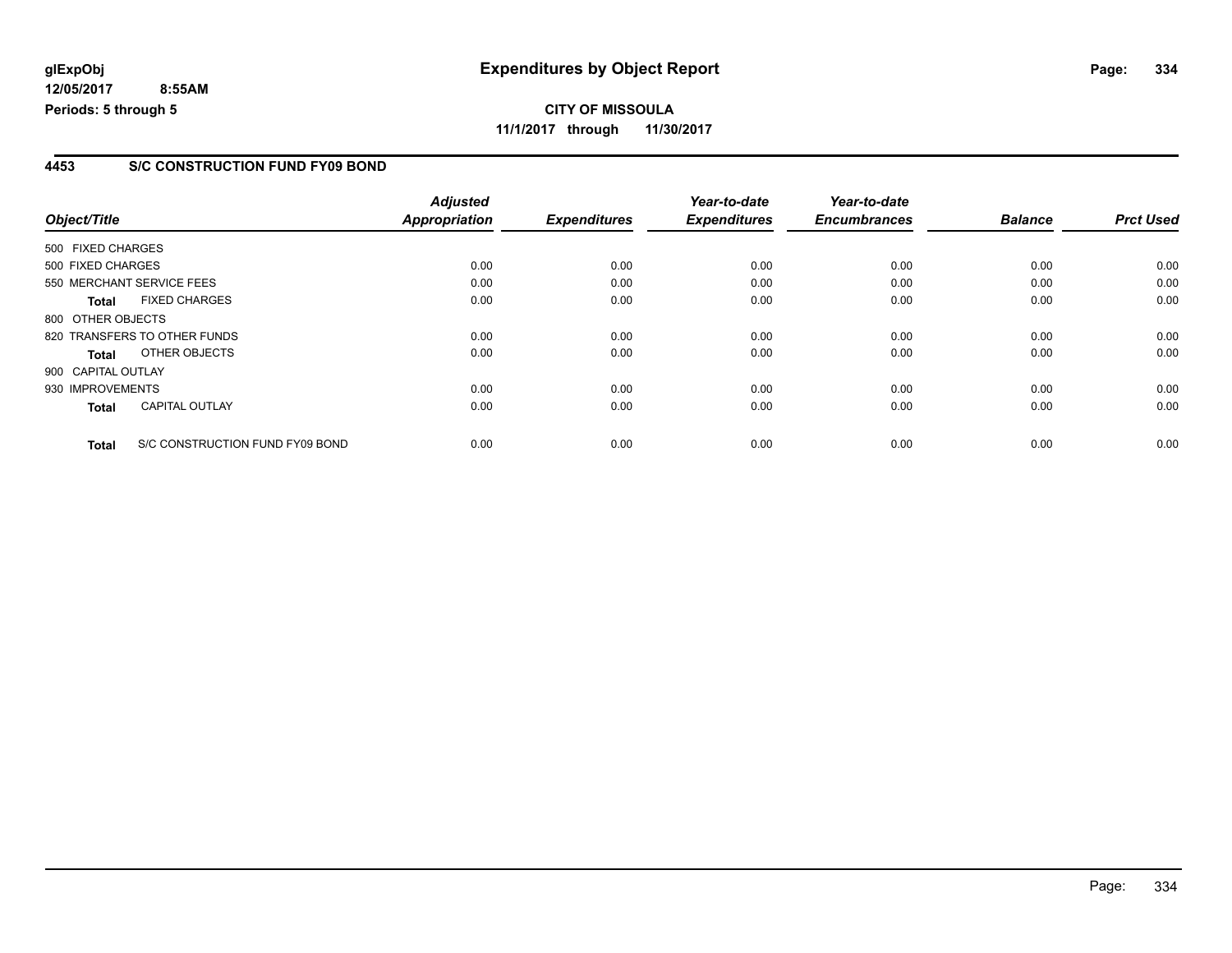**glExpObj**
**12/05/2017 8:55AM**
**Periods: 5 through 5**

# Expenditures by Object Report

**CITY OF MISSOULA**
**11/1/2017 through 11/30/2017**

## 4453 S/C CONSTRUCTION FUND FY09 BOND

| Object/Title | Adjusted Appropriation | Expenditures | Year-to-date Expenditures | Year-to-date Encumbrances | Balance | Prct Used |
|---|---|---|---|---|---|---|
| 500 FIXED CHARGES | | | | | | |
| 500 FIXED CHARGES | 0.00 | 0.00 | 0.00 | 0.00 | 0.00 | 0.00 |
| 550 MERCHANT SERVICE FEES | 0.00 | 0.00 | 0.00 | 0.00 | 0.00 | 0.00 |
| **Total** FIXED CHARGES | 0.00 | 0.00 | 0.00 | 0.00 | 0.00 | 0.00 |
| 800 OTHER OBJECTS | | | | | | |
| 820 TRANSFERS TO OTHER FUNDS | 0.00 | 0.00 | 0.00 | 0.00 | 0.00 | 0.00 |
| **Total** OTHER OBJECTS | 0.00 | 0.00 | 0.00 | 0.00 | 0.00 | 0.00 |
| 900 CAPITAL OUTLAY | | | | | | |
| 930 IMPROVEMENTS | 0.00 | 0.00 | 0.00 | 0.00 | 0.00 | 0.00 |
| **Total** CAPITAL OUTLAY | 0.00 | 0.00 | 0.00 | 0.00 | 0.00 | 0.00 |
| **Total** S/C CONSTRUCTION FUND FY09 BOND | 0.00 | 0.00 | 0.00 | 0.00 | 0.00 | 0.00 |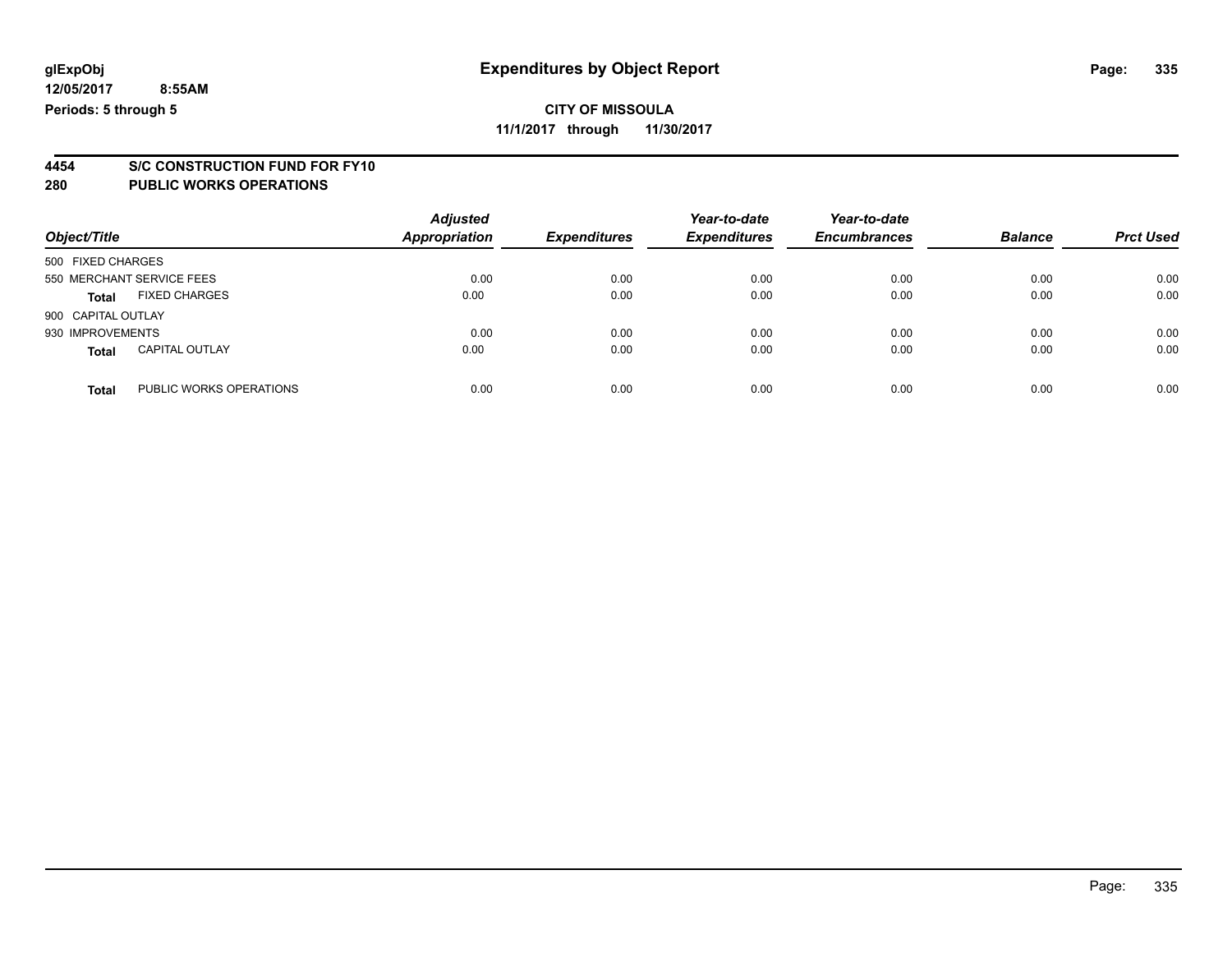**glExpObj**
**12/05/2017 8:55AM**
**Periods: 5 through 5**

# Expenditures by Object Report

**CITY OF MISSOULA**
**11/1/2017 through 11/30/2017**

## 4454 S/C CONSTRUCTION FUND FOR FY10
## 280 PUBLIC WORKS OPERATIONS

| Object/Title | | Adjusted Appropriation | Expenditures | Year-to-date Expenditures | Year-to-date Encumbrances | Balance | Prct Used |
|---|---|---|---|---|---|---|---|
| 500 FIXED CHARGES | | | | | | | |
| 550 MERCHANT SERVICE FEES | | 0.00 | 0.00 | 0.00 | 0.00 | 0.00 | 0.00 |
| **Total** | FIXED CHARGES | 0.00 | 0.00 | 0.00 | 0.00 | 0.00 | 0.00 |
| 900 CAPITAL OUTLAY | | | | | | | |
| 930 IMPROVEMENTS | | 0.00 | 0.00 | 0.00 | 0.00 | 0.00 | 0.00 |
| **Total** | CAPITAL OUTLAY | 0.00 | 0.00 | 0.00 | 0.00 | 0.00 | 0.00 |
| **Total** | PUBLIC WORKS OPERATIONS | 0.00 | 0.00 | 0.00 | 0.00 | 0.00 | 0.00 |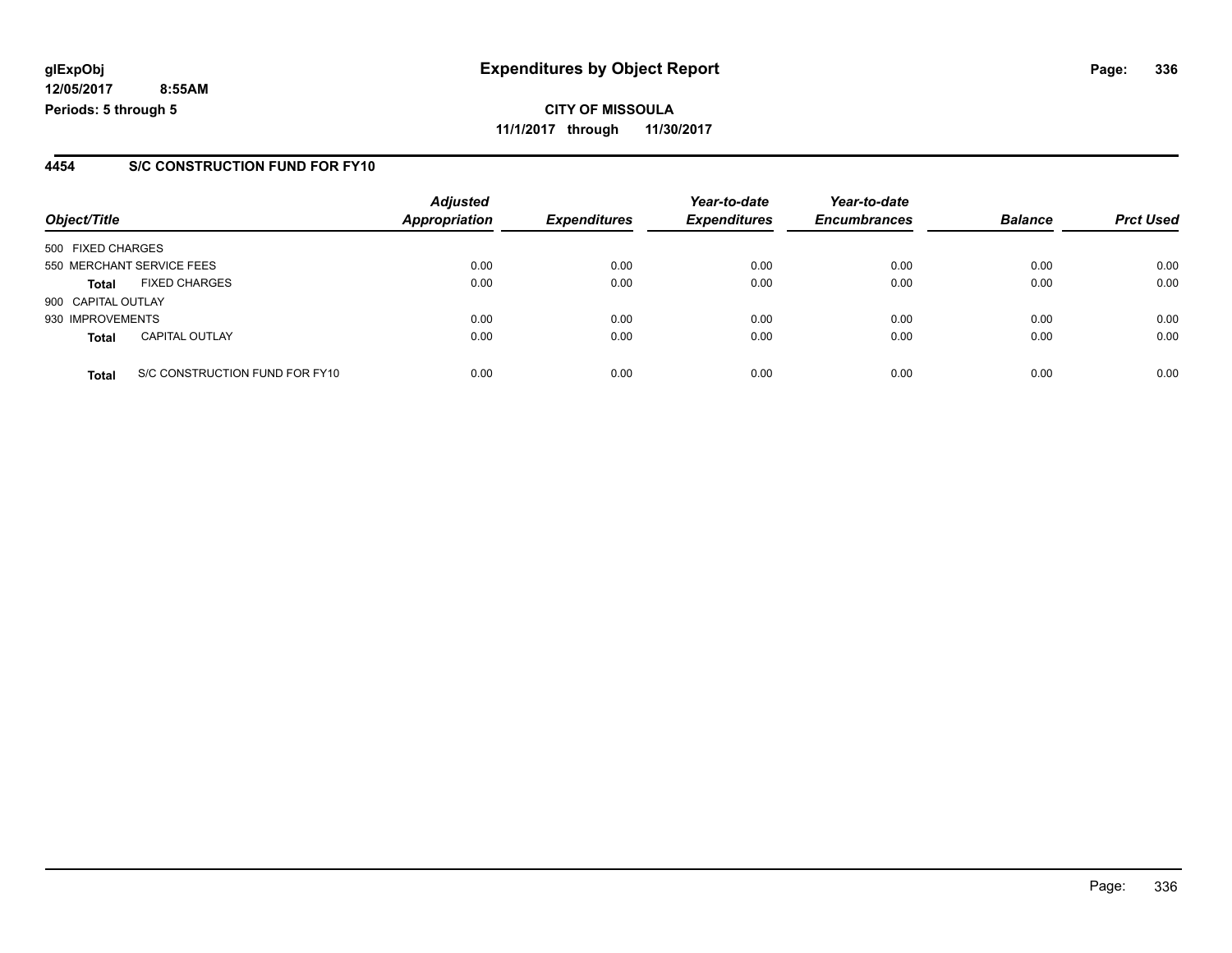**glExpObj** | **Expenditures by Object Report**

**12/05/2017 8:55AM**

**Periods: 5 through 5**

**CITY OF MISSOULA**

**11/1/2017 through 11/30/2017**

## 4454 S/C CONSTRUCTION FUND FOR FY10

| Object/Title | | Adjusted Appropriation | Expenditures | Year-to-date Expenditures | Year-to-date Encumbrances | Balance | Prct Used |
|---|---|---|---|---|---|---|---|
| 500 FIXED CHARGES | | | | | | | |
| 550 MERCHANT SERVICE FEES | | 0.00 | 0.00 | 0.00 | 0.00 | 0.00 | 0.00 |
| **Total** | FIXED CHARGES | 0.00 | 0.00 | 0.00 | 0.00 | 0.00 | 0.00 |
| 900 CAPITAL OUTLAY | | | | | | | |
| 930 IMPROVEMENTS | | 0.00 | 0.00 | 0.00 | 0.00 | 0.00 | 0.00 |
| **Total** | CAPITAL OUTLAY | 0.00 | 0.00 | 0.00 | 0.00 | 0.00 | 0.00 |
| **Total** | S/C CONSTRUCTION FUND FOR FY10 | 0.00 | 0.00 | 0.00 | 0.00 | 0.00 | 0.00 |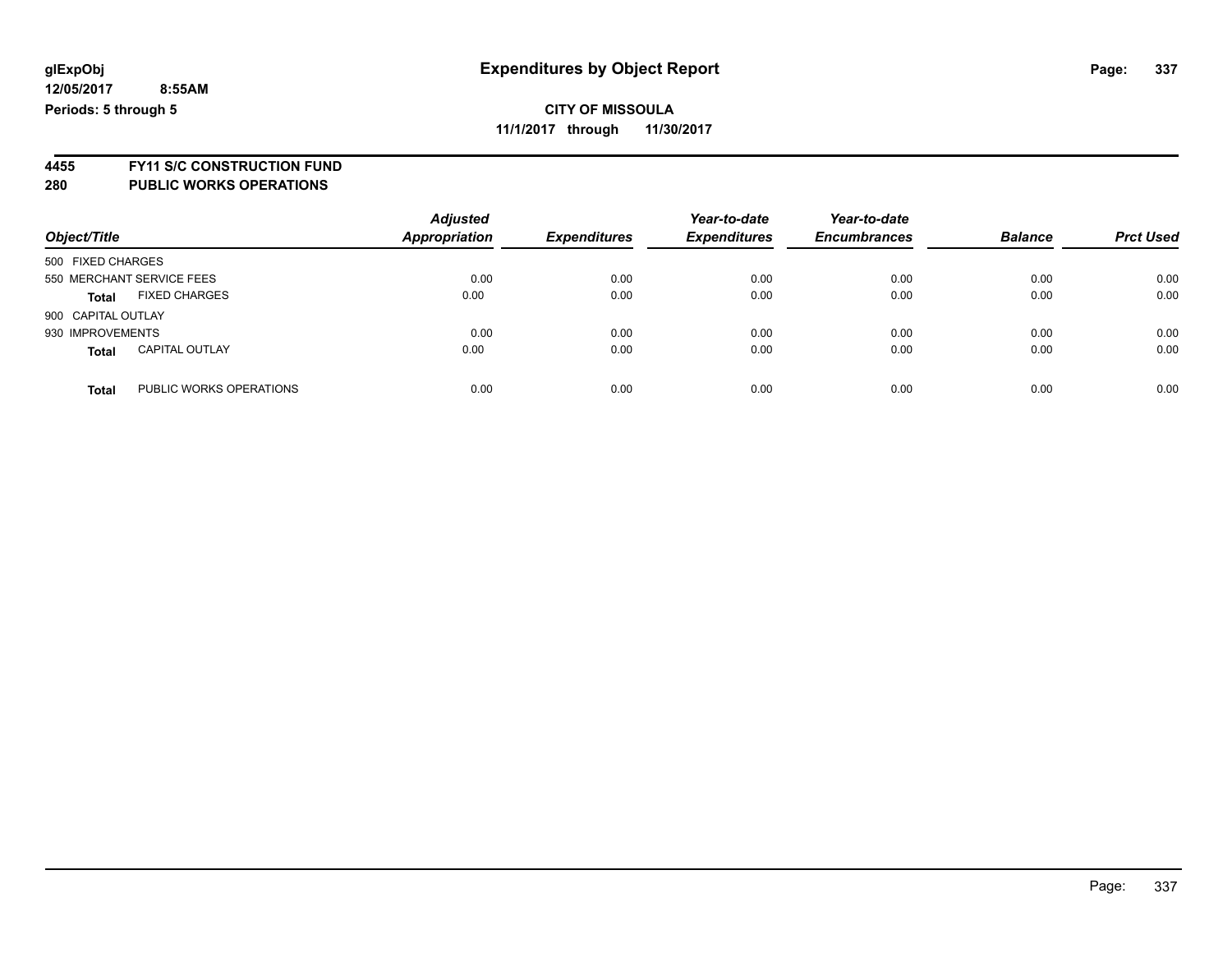glExpObj
12/05/2017 8:55AM
Periods: 5 through 5

# Expenditures by Object Report

**CITY OF MISSOULA**
**11/1/2017 through 11/30/2017**

## 4455 FY11 S/C CONSTRUCTION FUND
## 280 PUBLIC WORKS OPERATIONS

| Object/Title | | Adjusted Appropriation | Expenditures | Year-to-date Expenditures | Year-to-date Encumbrances | Balance | Prct Used |
|---|---|---|---|---|---|---|---|
| 500 FIXED CHARGES | | | | | | | |
| 550 MERCHANT SERVICE FEES | | 0.00 | 0.00 | 0.00 | 0.00 | 0.00 | 0.00 |
| **Total** | FIXED CHARGES | 0.00 | 0.00 | 0.00 | 0.00 | 0.00 | 0.00 |
| 900 CAPITAL OUTLAY | | | | | | | |
| 930 IMPROVEMENTS | | 0.00 | 0.00 | 0.00 | 0.00 | 0.00 | 0.00 |
| **Total** | CAPITAL OUTLAY | 0.00 | 0.00 | 0.00 | 0.00 | 0.00 | 0.00 |
| **Total** | PUBLIC WORKS OPERATIONS | 0.00 | 0.00 | 0.00 | 0.00 | 0.00 | 0.00 |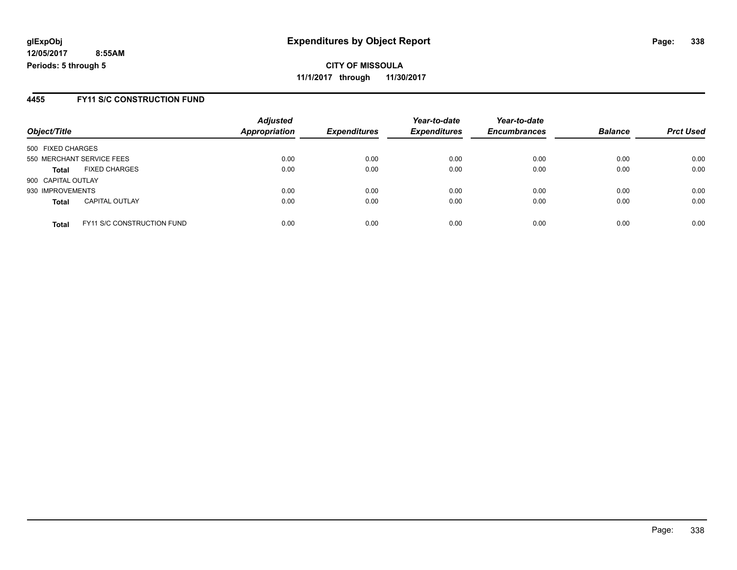**CITY OF MISSOULA**

**11/1/2017 through 11/30/2017**

## 4455 FY11 S/C CONSTRUCTION FUND

| Object/Title | | Adjusted Appropriation | Expenditures | Year-to-date Expenditures | Year-to-date Encumbrances | Balance | Prct Used |
|---|---|---|---|---|---|---|---|
| 500 FIXED CHARGES | | | | | | | |
| 550 MERCHANT SERVICE FEES | | 0.00 | 0.00 | 0.00 | 0.00 | 0.00 | 0.00 |
| **Total** | FIXED CHARGES | 0.00 | 0.00 | 0.00 | 0.00 | 0.00 | 0.00 |
| 900 CAPITAL OUTLAY | | | | | | | |
| 930 IMPROVEMENTS | | 0.00 | 0.00 | 0.00 | 0.00 | 0.00 | 0.00 |
| **Total** | CAPITAL OUTLAY | 0.00 | 0.00 | 0.00 | 0.00 | 0.00 | 0.00 |
| **Total** | FY11 S/C CONSTRUCTION FUND | 0.00 | 0.00 | 0.00 | 0.00 | 0.00 | 0.00 |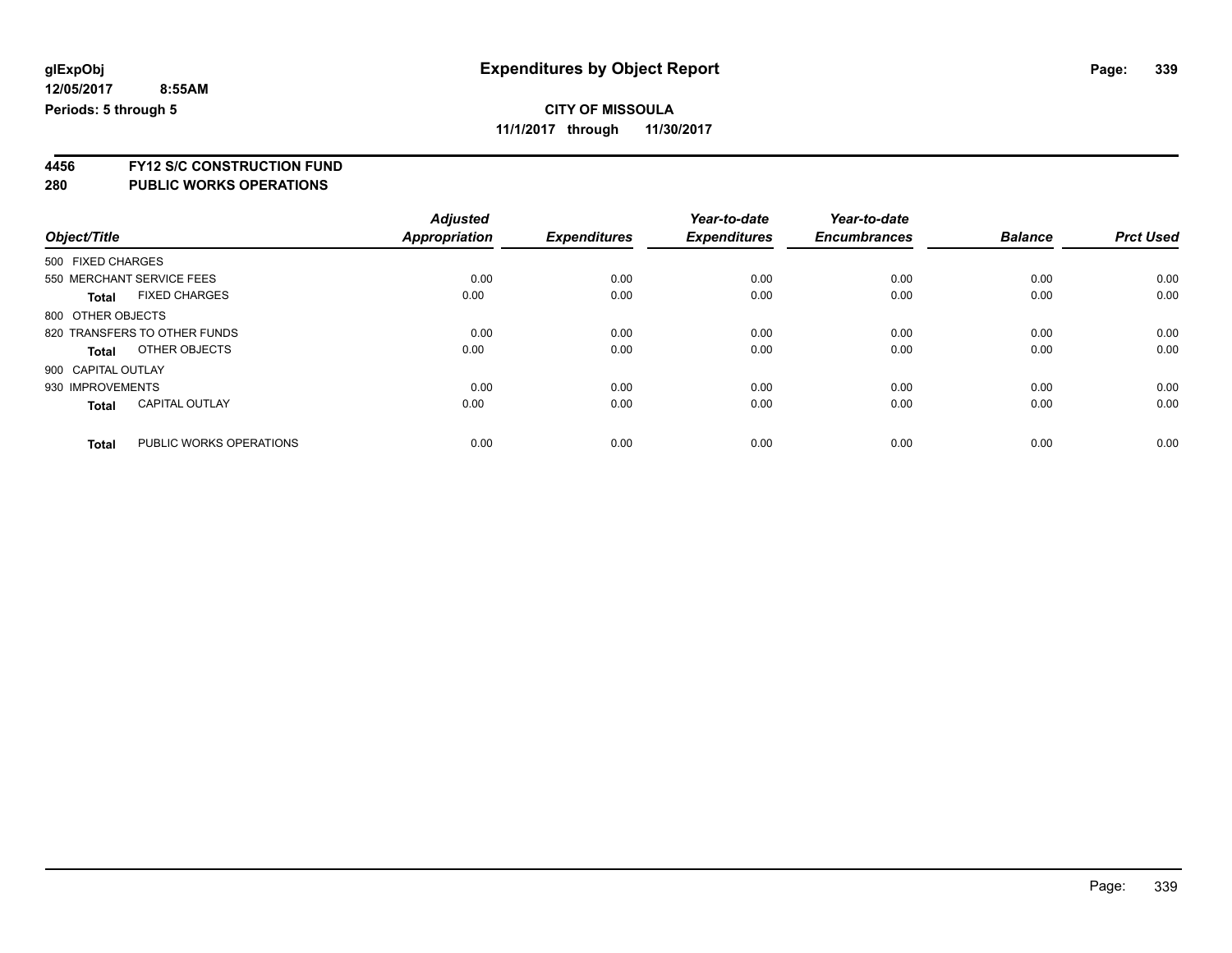**glExpObj** | **Expenditures by Object Report**

**12/05/2017 8:55AM**

**Periods: 5 through 5**

**CITY OF MISSOULA**

**11/1/2017 through 11/30/2017**

## 4456 FY12 S/C CONSTRUCTION FUND
## 280 PUBLIC WORKS OPERATIONS

| Object/Title | | Adjusted Appropriation | Expenditures | Year-to-date Expenditures | Year-to-date Encumbrances | Balance | Prct Used |
|---|---|---|---|---|---|---|---|
| 500 FIXED CHARGES | | | | | | | |
| 550 MERCHANT SERVICE FEES | | 0.00 | 0.00 | 0.00 | 0.00 | 0.00 | 0.00 |
| **Total** | FIXED CHARGES | 0.00 | 0.00 | 0.00 | 0.00 | 0.00 | 0.00 |
| 800 OTHER OBJECTS | | | | | | | |
| 820 TRANSFERS TO OTHER FUNDS | | 0.00 | 0.00 | 0.00 | 0.00 | 0.00 | 0.00 |
| **Total** | OTHER OBJECTS | 0.00 | 0.00 | 0.00 | 0.00 | 0.00 | 0.00 |
| 900 CAPITAL OUTLAY | | | | | | | |
| 930 IMPROVEMENTS | | 0.00 | 0.00 | 0.00 | 0.00 | 0.00 | 0.00 |
| **Total** | CAPITAL OUTLAY | 0.00 | 0.00 | 0.00 | 0.00 | 0.00 | 0.00 |
| **Total** | PUBLIC WORKS OPERATIONS | 0.00 | 0.00 | 0.00 | 0.00 | 0.00 | 0.00 |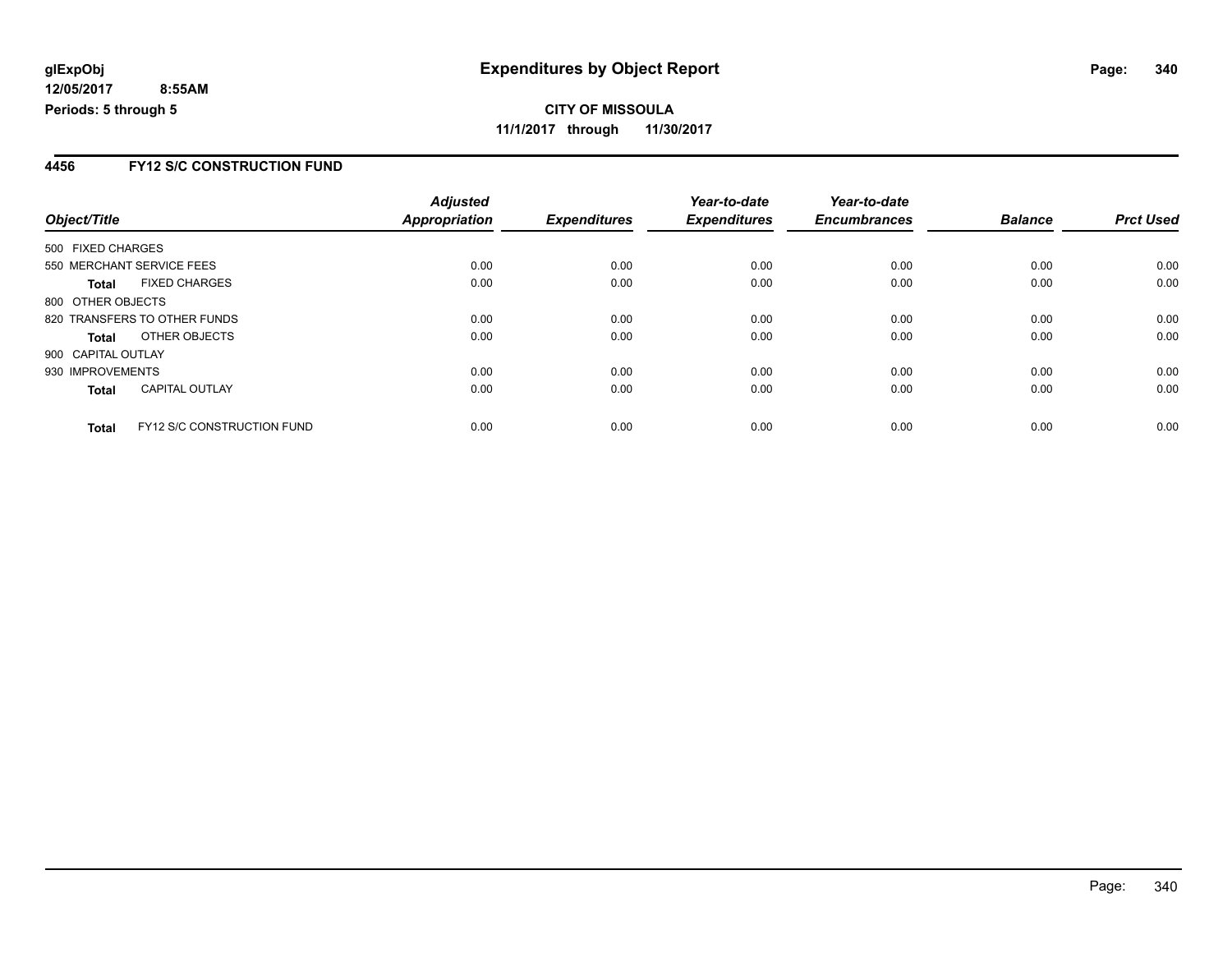# Expenditures by Object Report

glExpObj
12/05/2017 8:55AM
Periods: 5 through 5

**CITY OF MISSOULA**
**11/1/2017 through 11/30/2017**

### 4456 FY12 S/C CONSTRUCTION FUND

| Object/Title | | Adjusted Appropriation | Expenditures | Year-to-date Expenditures | Year-to-date Encumbrances | Balance | Prct Used |
|---|---|---|---|---|---|---|---|
| 500 FIXED CHARGES | | | | | | | |
| 550 MERCHANT SERVICE FEES | | 0.00 | 0.00 | 0.00 | 0.00 | 0.00 | 0.00 |
| **Total** | FIXED CHARGES | 0.00 | 0.00 | 0.00 | 0.00 | 0.00 | 0.00 |
| 800 OTHER OBJECTS | | | | | | | |
| 820 TRANSFERS TO OTHER FUNDS | | 0.00 | 0.00 | 0.00 | 0.00 | 0.00 | 0.00 |
| **Total** | OTHER OBJECTS | 0.00 | 0.00 | 0.00 | 0.00 | 0.00 | 0.00 |
| 900 CAPITAL OUTLAY | | | | | | | |
| 930 IMPROVEMENTS | | 0.00 | 0.00 | 0.00 | 0.00 | 0.00 | 0.00 |
| **Total** | CAPITAL OUTLAY | 0.00 | 0.00 | 0.00 | 0.00 | 0.00 | 0.00 |
| **Total** | FY12 S/C CONSTRUCTION FUND | 0.00 | 0.00 | 0.00 | 0.00 | 0.00 | 0.00 |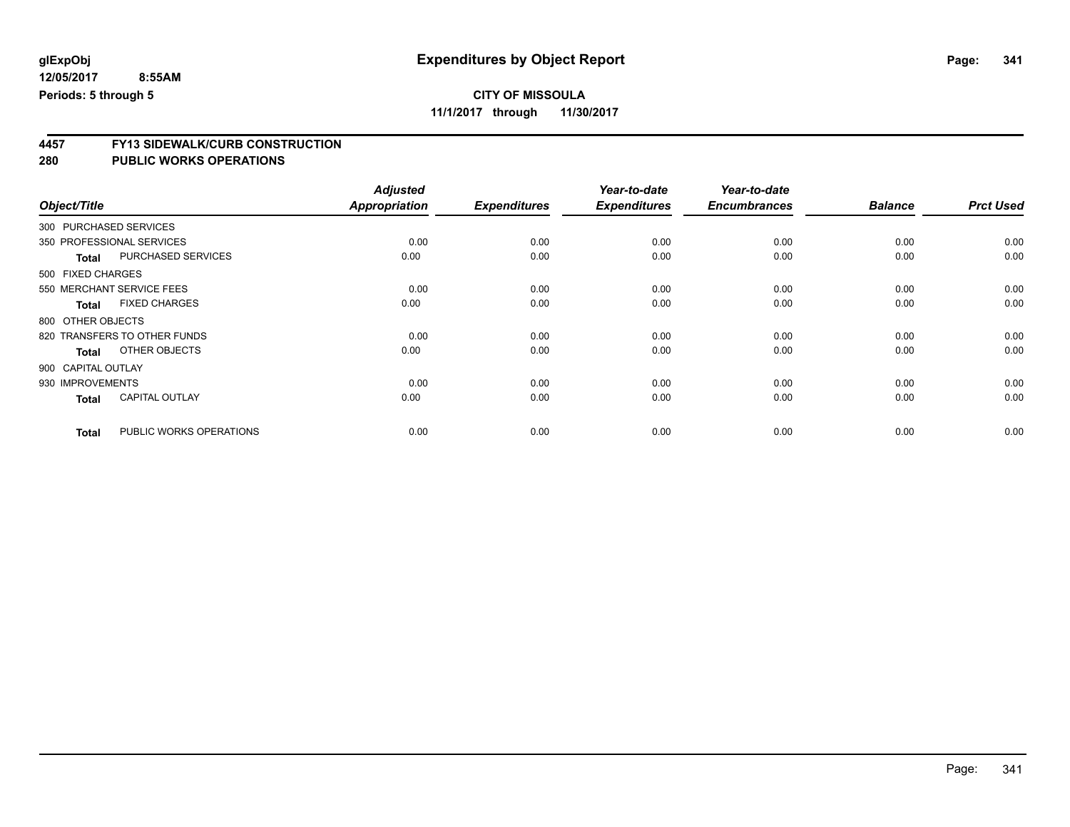glExpObj
12/05/2017 8:55AM
Periods: 5 through 5

# Expenditures by Object Report

**CITY OF MISSOULA**
**11/1/2017 through 11/30/2017**

## 4457 FY13 SIDEWALK/CURB CONSTRUCTION
## 280 PUBLIC WORKS OPERATIONS

| Object/Title | Adjusted Appropriation | Expenditures | Year-to-date Expenditures | Year-to-date Encumbrances | Balance | Prct Used |
|---|---|---|---|---|---|---|
| 300 PURCHASED SERVICES | | | | | | |
| 350 PROFESSIONAL SERVICES | 0.00 | 0.00 | 0.00 | 0.00 | 0.00 | 0.00 |
| **Total** PURCHASED SERVICES | 0.00 | 0.00 | 0.00 | 0.00 | 0.00 | 0.00 |
| 500 FIXED CHARGES | | | | | | |
| 550 MERCHANT SERVICE FEES | 0.00 | 0.00 | 0.00 | 0.00 | 0.00 | 0.00 |
| **Total** FIXED CHARGES | 0.00 | 0.00 | 0.00 | 0.00 | 0.00 | 0.00 |
| 800 OTHER OBJECTS | | | | | | |
| 820 TRANSFERS TO OTHER FUNDS | 0.00 | 0.00 | 0.00 | 0.00 | 0.00 | 0.00 |
| **Total** OTHER OBJECTS | 0.00 | 0.00 | 0.00 | 0.00 | 0.00 | 0.00 |
| 900 CAPITAL OUTLAY | | | | | | |
| 930 IMPROVEMENTS | 0.00 | 0.00 | 0.00 | 0.00 | 0.00 | 0.00 |
| **Total** CAPITAL OUTLAY | 0.00 | 0.00 | 0.00 | 0.00 | 0.00 | 0.00 |
| **Total** PUBLIC WORKS OPERATIONS | 0.00 | 0.00 | 0.00 | 0.00 | 0.00 | 0.00 |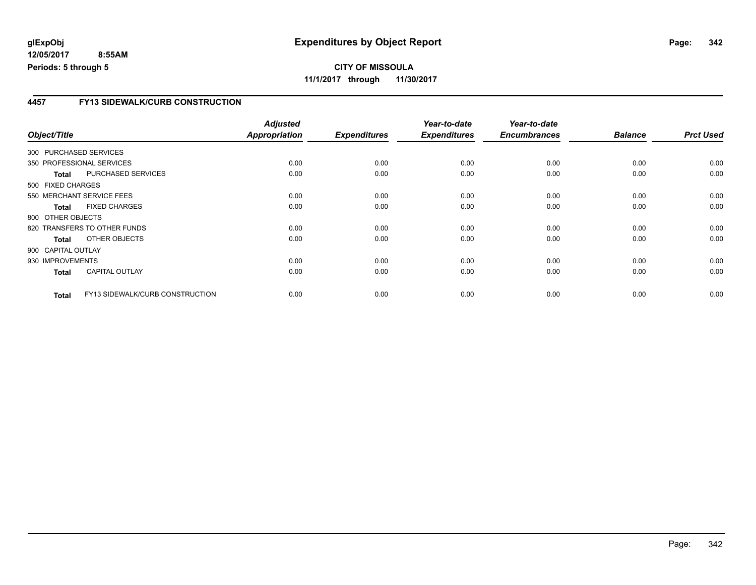glExpObj
12/05/2017 8:55AM
Periods: 5 through 5

# Expenditures by Object Report

**CITY OF MISSOULA**
**11/1/2017 through 11/30/2017**

## 4457 FY13 SIDEWALK/CURB CONSTRUCTION

| Object/Title | | Adjusted Appropriation | Expenditures | Year-to-date Expenditures | Year-to-date Encumbrances | Balance | Prct Used |
|---|---|---|---|---|---|---|---|
| 300 PURCHASED SERVICES | | | | | | | |
| 350 PROFESSIONAL SERVICES | | 0.00 | 0.00 | 0.00 | 0.00 | 0.00 | 0.00 |
| **Total** | PURCHASED SERVICES | 0.00 | 0.00 | 0.00 | 0.00 | 0.00 | 0.00 |
| 500 FIXED CHARGES | | | | | | | |
| 550 MERCHANT SERVICE FEES | | 0.00 | 0.00 | 0.00 | 0.00 | 0.00 | 0.00 |
| **Total** | FIXED CHARGES | 0.00 | 0.00 | 0.00 | 0.00 | 0.00 | 0.00 |
| 800 OTHER OBJECTS | | | | | | | |
| 820 TRANSFERS TO OTHER FUNDS | | 0.00 | 0.00 | 0.00 | 0.00 | 0.00 | 0.00 |
| **Total** | OTHER OBJECTS | 0.00 | 0.00 | 0.00 | 0.00 | 0.00 | 0.00 |
| 900 CAPITAL OUTLAY | | | | | | | |
| 930 IMPROVEMENTS | | 0.00 | 0.00 | 0.00 | 0.00 | 0.00 | 0.00 |
| **Total** | CAPITAL OUTLAY | 0.00 | 0.00 | 0.00 | 0.00 | 0.00 | 0.00 |
| **Total** | FY13 SIDEWALK/CURB CONSTRUCTION | 0.00 | 0.00 | 0.00 | 0.00 | 0.00 | 0.00 |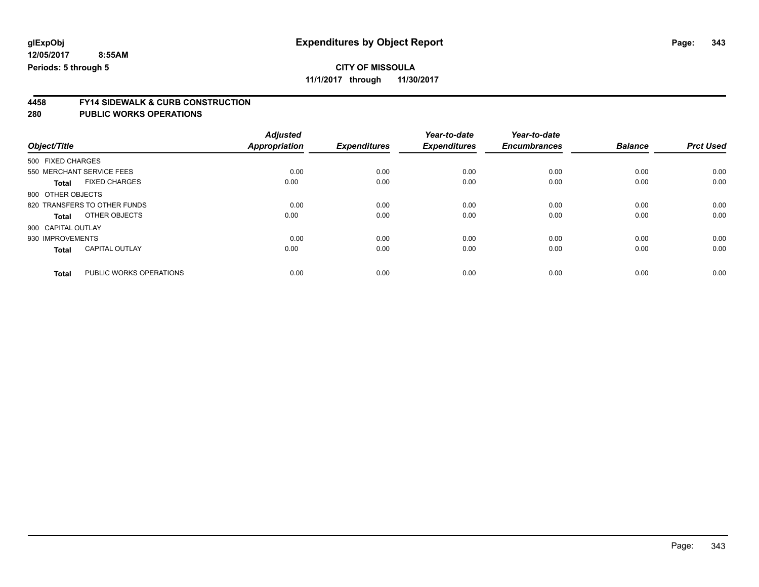# CITY OF MISSOULA

**11/1/2017 through 11/30/2017**

## 4458 FY14 SIDEWALK & CURB CONSTRUCTION
## 280 PUBLIC WORKS OPERATIONS

| Object/Title | | Adjusted Appropriation | Expenditures | Year-to-date Expenditures | Year-to-date Encumbrances | Balance | Prct Used |
|---|---|---|---|---|---|---|---|
| 500 FIXED CHARGES | | | | | | | |
| 550 MERCHANT SERVICE FEES | | 0.00 | 0.00 | 0.00 | 0.00 | 0.00 | 0.00 |
| **Total** | FIXED CHARGES | 0.00 | 0.00 | 0.00 | 0.00 | 0.00 | 0.00 |
| 800 OTHER OBJECTS | | | | | | | |
| 820 TRANSFERS TO OTHER FUNDS | | 0.00 | 0.00 | 0.00 | 0.00 | 0.00 | 0.00 |
| **Total** | OTHER OBJECTS | 0.00 | 0.00 | 0.00 | 0.00 | 0.00 | 0.00 |
| 900 CAPITAL OUTLAY | | | | | | | |
| 930 IMPROVEMENTS | | 0.00 | 0.00 | 0.00 | 0.00 | 0.00 | 0.00 |
| **Total** | CAPITAL OUTLAY | 0.00 | 0.00 | 0.00 | 0.00 | 0.00 | 0.00 |
| **Total** | PUBLIC WORKS OPERATIONS | 0.00 | 0.00 | 0.00 | 0.00 | 0.00 | 0.00 |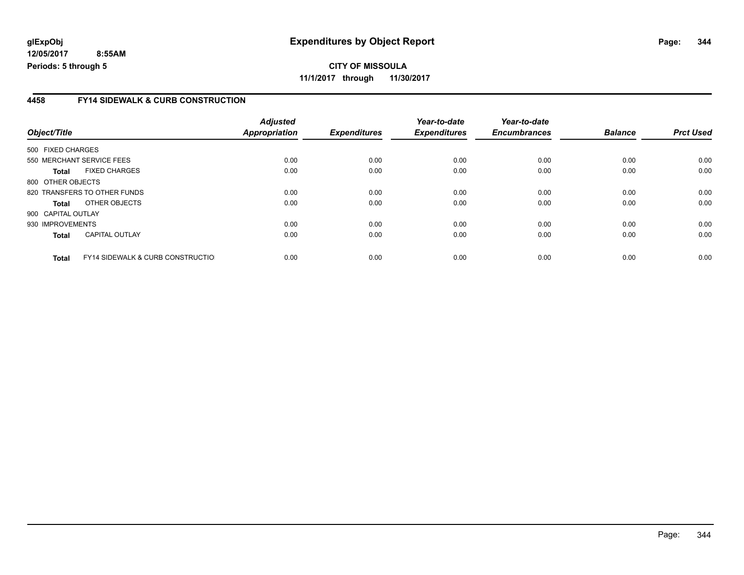# Expenditures by Object Report

glExpObj
12/05/2017 8:55AM
Periods: 5 through 5

**CITY OF MISSOULA**
**11/1/2017 through 11/30/2017**

## 4458 FY14 SIDEWALK & CURB CONSTRUCTION

| Object/Title | | Adjusted Appropriation | Expenditures | Year-to-date Expenditures | Year-to-date Encumbrances | Balance | Prct Used |
|---|---|---|---|---|---|---|---|
| 500 FIXED CHARGES | | | | | | | |
| 550 MERCHANT SERVICE FEES | | 0.00 | 0.00 | 0.00 | 0.00 | 0.00 | 0.00 |
| **Total** | FIXED CHARGES | 0.00 | 0.00 | 0.00 | 0.00 | 0.00 | 0.00 |
| 800 OTHER OBJECTS | | | | | | | |
| 820 TRANSFERS TO OTHER FUNDS | | 0.00 | 0.00 | 0.00 | 0.00 | 0.00 | 0.00 |
| **Total** | OTHER OBJECTS | 0.00 | 0.00 | 0.00 | 0.00 | 0.00 | 0.00 |
| 900 CAPITAL OUTLAY | | | | | | | |
| 930 IMPROVEMENTS | | 0.00 | 0.00 | 0.00 | 0.00 | 0.00 | 0.00 |
| **Total** | CAPITAL OUTLAY | 0.00 | 0.00 | 0.00 | 0.00 | 0.00 | 0.00 |
| **Total** | FY14 SIDEWALK & CURB CONSTRUCTIO | 0.00 | 0.00 | 0.00 | 0.00 | 0.00 | 0.00 |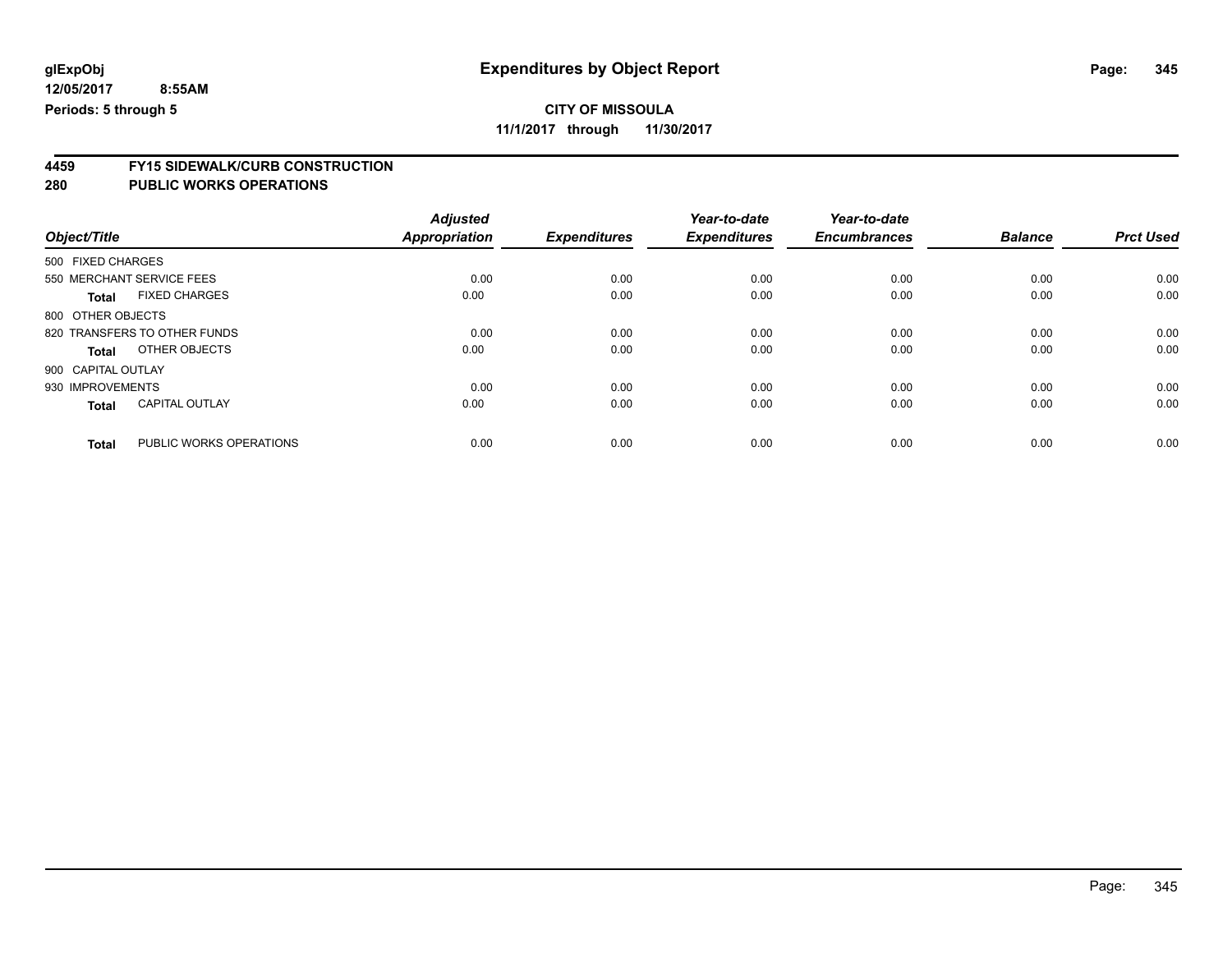**glExpObj**
**12/05/2017 8:55AM**
**Periods: 5 through 5**

# Expenditures by Object Report

**CITY OF MISSOULA**
**11/1/2017 through 11/30/2017**

## 4459 FY15 SIDEWALK/CURB CONSTRUCTION
## 280 PUBLIC WORKS OPERATIONS

| Object/Title | | Adjusted Appropriation | Expenditures | Year-to-date Expenditures | Year-to-date Encumbrances | Balance | Prct Used |
|---|---|---|---|---|---|---|---|
| 500 FIXED CHARGES | | | | | | | |
| 550 MERCHANT SERVICE FEES | | 0.00 | 0.00 | 0.00 | 0.00 | 0.00 | 0.00 |
| **Total** | FIXED CHARGES | 0.00 | 0.00 | 0.00 | 0.00 | 0.00 | 0.00 |
| 800 OTHER OBJECTS | | | | | | | |
| 820 TRANSFERS TO OTHER FUNDS | | 0.00 | 0.00 | 0.00 | 0.00 | 0.00 | 0.00 |
| **Total** | OTHER OBJECTS | 0.00 | 0.00 | 0.00 | 0.00 | 0.00 | 0.00 |
| 900 CAPITAL OUTLAY | | | | | | | |
| 930 IMPROVEMENTS | | 0.00 | 0.00 | 0.00 | 0.00 | 0.00 | 0.00 |
| **Total** | CAPITAL OUTLAY | 0.00 | 0.00 | 0.00 | 0.00 | 0.00 | 0.00 |
| **Total** | PUBLIC WORKS OPERATIONS | 0.00 | 0.00 | 0.00 | 0.00 | 0.00 | 0.00 |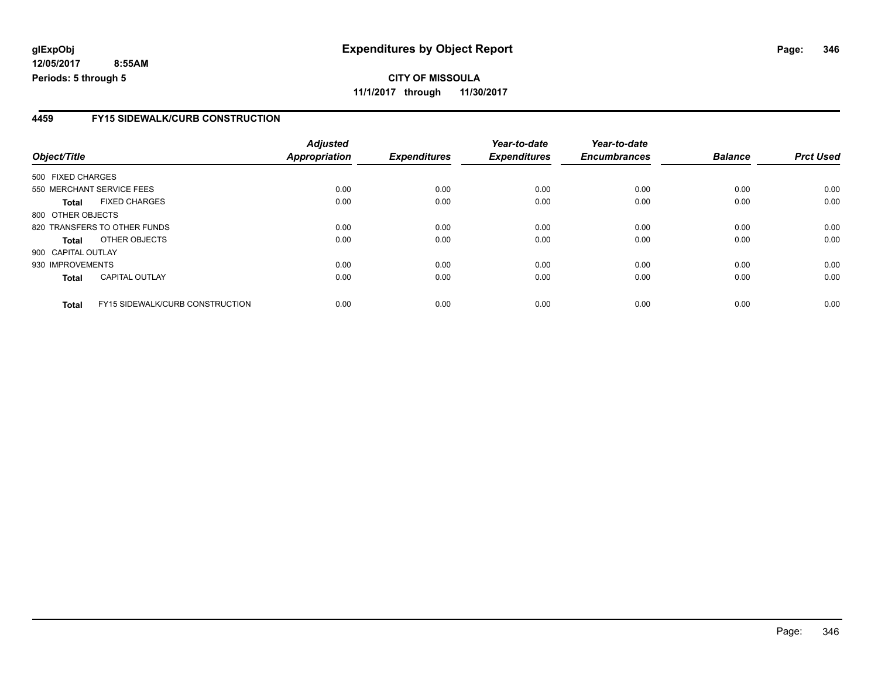**glExpObj**
**12/05/2017 8:55AM**
**Periods: 5 through 5**

# Expenditures by Object Report

**CITY OF MISSOULA**
**11/1/2017 through 11/30/2017**

## 4459 FY15 SIDEWALK/CURB CONSTRUCTION

| Object/Title | | Adjusted Appropriation | Expenditures | Year-to-date Expenditures | Year-to-date Encumbrances | Balance | Prct Used |
|---|---|---|---|---|---|---|---|
| 500 FIXED CHARGES | | | | | | | |
| 550 MERCHANT SERVICE FEES | | 0.00 | 0.00 | 0.00 | 0.00 | 0.00 | 0.00 |
| **Total** | FIXED CHARGES | 0.00 | 0.00 | 0.00 | 0.00 | 0.00 | 0.00 |
| 800 OTHER OBJECTS | | | | | | | |
| 820 TRANSFERS TO OTHER FUNDS | | 0.00 | 0.00 | 0.00 | 0.00 | 0.00 | 0.00 |
| **Total** | OTHER OBJECTS | 0.00 | 0.00 | 0.00 | 0.00 | 0.00 | 0.00 |
| 900 CAPITAL OUTLAY | | | | | | | |
| 930 IMPROVEMENTS | | 0.00 | 0.00 | 0.00 | 0.00 | 0.00 | 0.00 |
| **Total** | CAPITAL OUTLAY | 0.00 | 0.00 | 0.00 | 0.00 | 0.00 | 0.00 |
| **Total** | FY15 SIDEWALK/CURB CONSTRUCTION | 0.00 | 0.00 | 0.00 | 0.00 | 0.00 | 0.00 |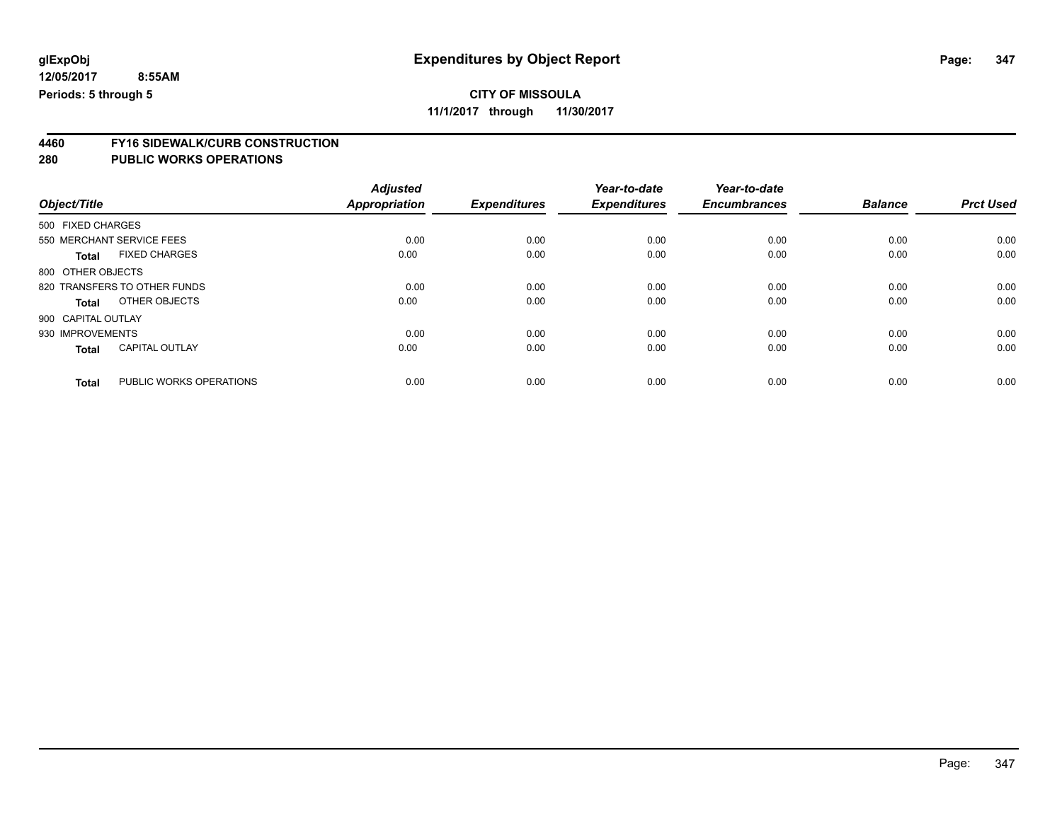glExpObj
12/05/2017 8:55AM
Periods: 5 through 5

# Expenditures by Object Report

**CITY OF MISSOULA**
**11/1/2017 through 11/30/2017**

## 4460 FY16 SIDEWALK/CURB CONSTRUCTION
## 280 PUBLIC WORKS OPERATIONS

| Object/Title | | Adjusted Appropriation | Expenditures | Year-to-date Expenditures | Year-to-date Encumbrances | Balance | Prct Used |
|---|---|---|---|---|---|---|---|
| 500 FIXED CHARGES | | | | | | | |
| 550 MERCHANT SERVICE FEES | | 0.00 | 0.00 | 0.00 | 0.00 | 0.00 | 0.00 |
| **Total** | FIXED CHARGES | 0.00 | 0.00 | 0.00 | 0.00 | 0.00 | 0.00 |
| 800 OTHER OBJECTS | | | | | | | |
| 820 TRANSFERS TO OTHER FUNDS | | 0.00 | 0.00 | 0.00 | 0.00 | 0.00 | 0.00 |
| **Total** | OTHER OBJECTS | 0.00 | 0.00 | 0.00 | 0.00 | 0.00 | 0.00 |
| 900 CAPITAL OUTLAY | | | | | | | |
| 930 IMPROVEMENTS | | 0.00 | 0.00 | 0.00 | 0.00 | 0.00 | 0.00 |
| **Total** | CAPITAL OUTLAY | 0.00 | 0.00 | 0.00 | 0.00 | 0.00 | 0.00 |
| **Total** | PUBLIC WORKS OPERATIONS | 0.00 | 0.00 | 0.00 | 0.00 | 0.00 | 0.00 |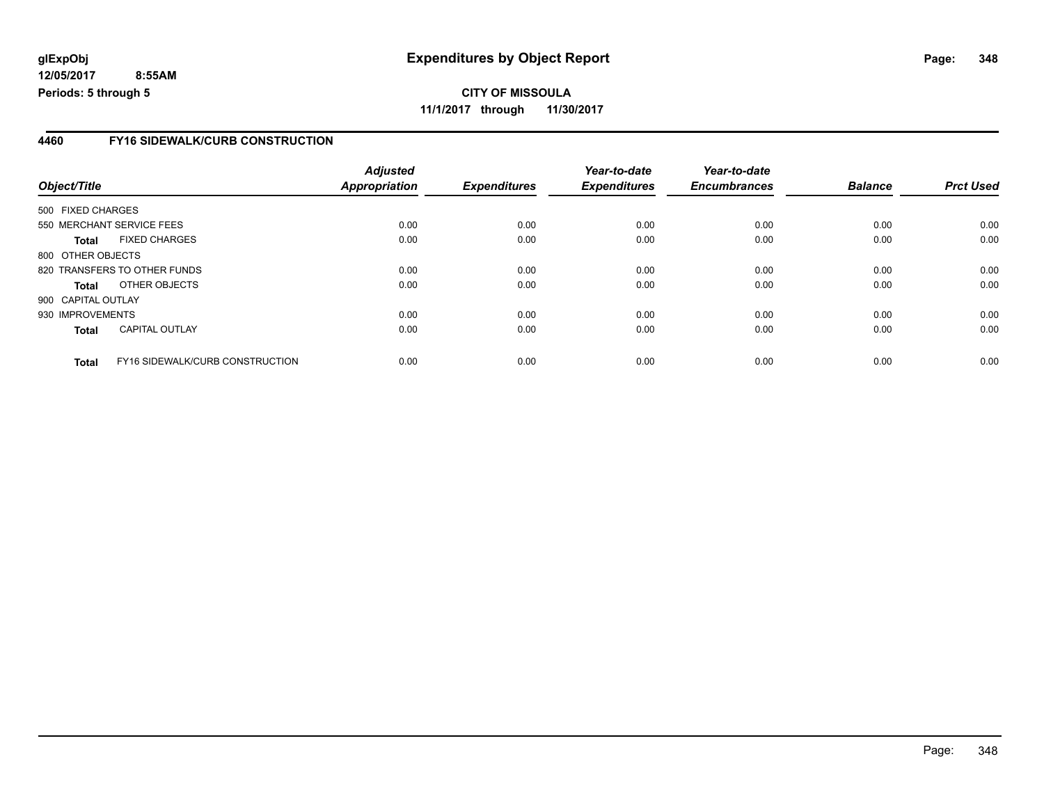# Expenditures by Object Report

glExpObj
12/05/2017 8:55AM
Periods: 5 through 5

**CITY OF MISSOULA**
**11/1/2017 through 11/30/2017**

## 4460 FY16 SIDEWALK/CURB CONSTRUCTION

| Object/Title | | Adjusted Appropriation | Expenditures | Year-to-date Expenditures | Year-to-date Encumbrances | Balance | Prct Used |
|---|---|---|---|---|---|---|---|
| 500 FIXED CHARGES | | | | | | | |
| 550 MERCHANT SERVICE FEES | | 0.00 | 0.00 | 0.00 | 0.00 | 0.00 | 0.00 |
| **Total** | FIXED CHARGES | 0.00 | 0.00 | 0.00 | 0.00 | 0.00 | 0.00 |
| 800 OTHER OBJECTS | | | | | | | |
| 820 TRANSFERS TO OTHER FUNDS | | 0.00 | 0.00 | 0.00 | 0.00 | 0.00 | 0.00 |
| **Total** | OTHER OBJECTS | 0.00 | 0.00 | 0.00 | 0.00 | 0.00 | 0.00 |
| 900 CAPITAL OUTLAY | | | | | | | |
| 930 IMPROVEMENTS | | 0.00 | 0.00 | 0.00 | 0.00 | 0.00 | 0.00 |
| **Total** | CAPITAL OUTLAY | 0.00 | 0.00 | 0.00 | 0.00 | 0.00 | 0.00 |
| **Total** | FY16 SIDEWALK/CURB CONSTRUCTION | 0.00 | 0.00 | 0.00 | 0.00 | 0.00 | 0.00 |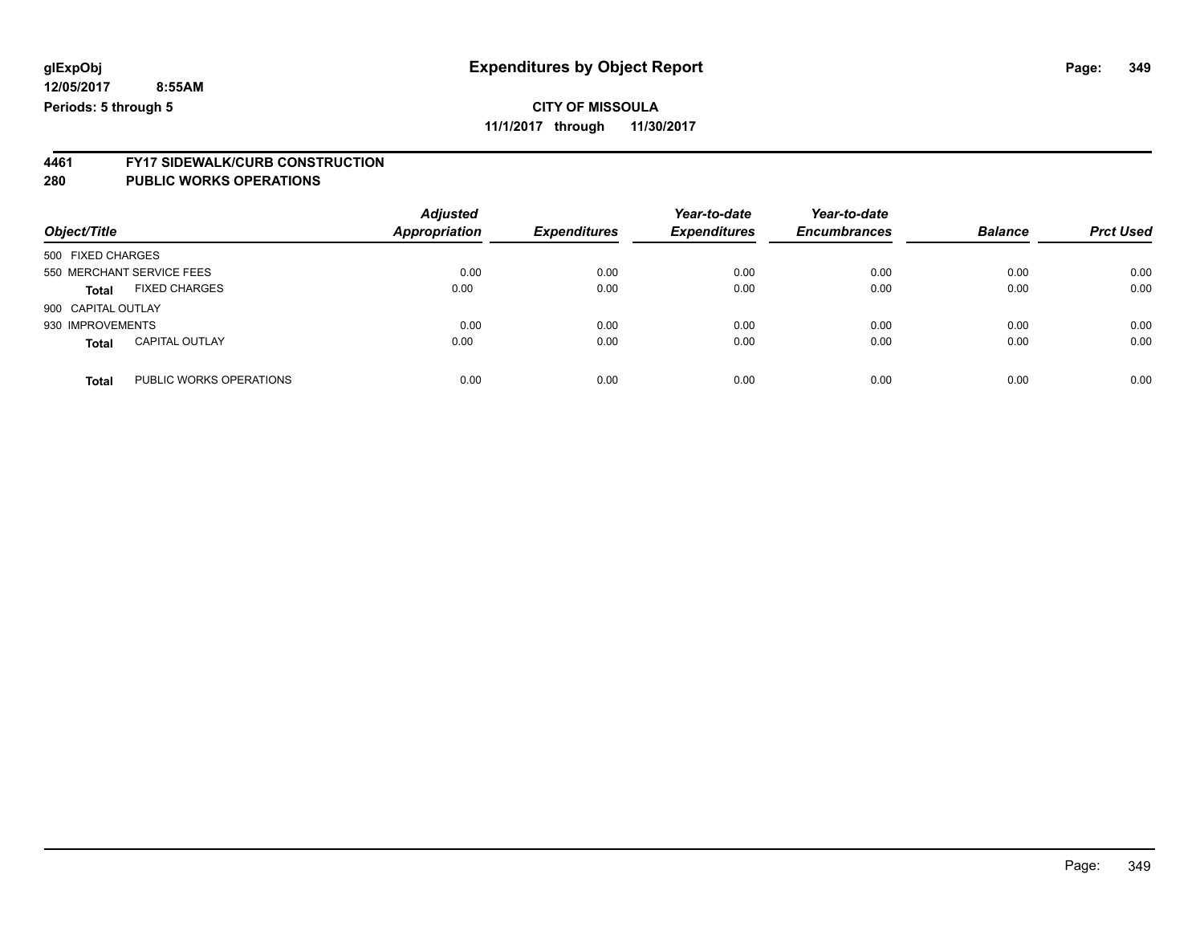glExpObj
12/05/2017 8:55AM
Periods: 5 through 5

# Expenditures by Object Report

CITY OF MISSOULA
11/1/2017 through 11/30/2017

## 4461 FY17 SIDEWALK/CURB CONSTRUCTION
## 280 PUBLIC WORKS OPERATIONS

| Object/Title | | Adjusted Appropriation | Expenditures | Year-to-date Expenditures | Year-to-date Encumbrances | Balance | Prct Used |
|---|---|---|---|---|---|---|---|
| 500 FIXED CHARGES | | | | | | | |
| 550 MERCHANT SERVICE FEES | | 0.00 | 0.00 | 0.00 | 0.00 | 0.00 | 0.00 |
| **Total** | FIXED CHARGES | 0.00 | 0.00 | 0.00 | 0.00 | 0.00 | 0.00 |
| 900 CAPITAL OUTLAY | | | | | | | |
| 930 IMPROVEMENTS | | 0.00 | 0.00 | 0.00 | 0.00 | 0.00 | 0.00 |
| **Total** | CAPITAL OUTLAY | 0.00 | 0.00 | 0.00 | 0.00 | 0.00 | 0.00 |
| **Total** | PUBLIC WORKS OPERATIONS | 0.00 | 0.00 | 0.00 | 0.00 | 0.00 | 0.00 |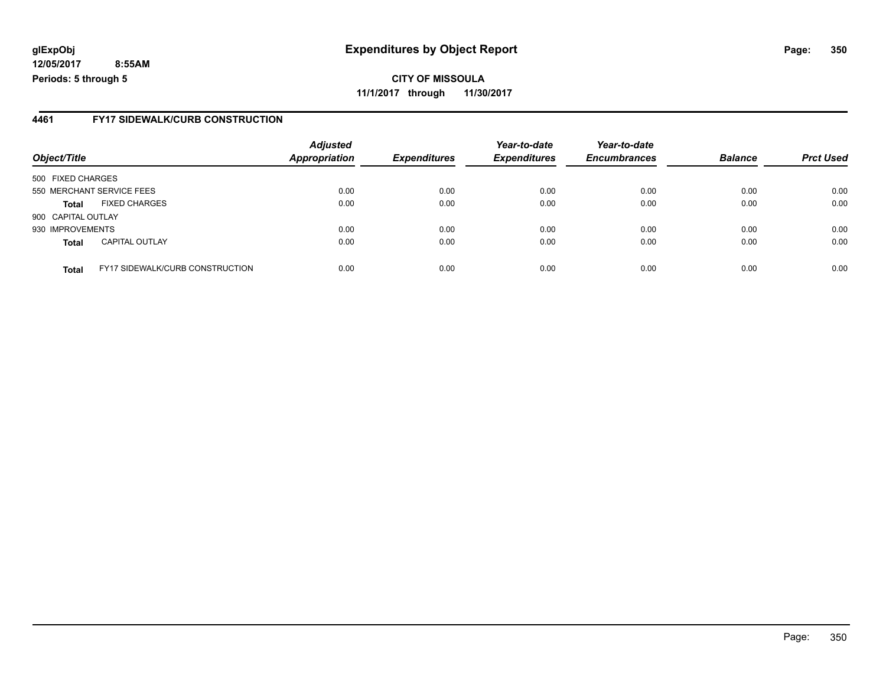**glExpObj** 
**12/05/2017 8:55AM** 
**Periods: 5 through 5**

# Expenditures by Object Report

**CITY OF MISSOULA** 
**11/1/2017 through 11/30/2017**

## 4461 FY17 SIDEWALK/CURB CONSTRUCTION

| Object/Title | | Adjusted Appropriation | Expenditures | Year-to-date Expenditures | Year-to-date Encumbrances | Balance | Prct Used |
|---|---|---|---|---|---|---|---|
| 500 FIXED CHARGES | | | | | | | |
| 550 MERCHANT SERVICE FEES | | 0.00 | 0.00 | 0.00 | 0.00 | 0.00 | 0.00 |
| **Total** | FIXED CHARGES | 0.00 | 0.00 | 0.00 | 0.00 | 0.00 | 0.00 |
| 900 CAPITAL OUTLAY | | | | | | | |
| 930 IMPROVEMENTS | | 0.00 | 0.00 | 0.00 | 0.00 | 0.00 | 0.00 |
| **Total** | CAPITAL OUTLAY | 0.00 | 0.00 | 0.00 | 0.00 | 0.00 | 0.00 |
| **Total** | FY17 SIDEWALK/CURB CONSTRUCTION | 0.00 | 0.00 | 0.00 | 0.00 | 0.00 | 0.00 |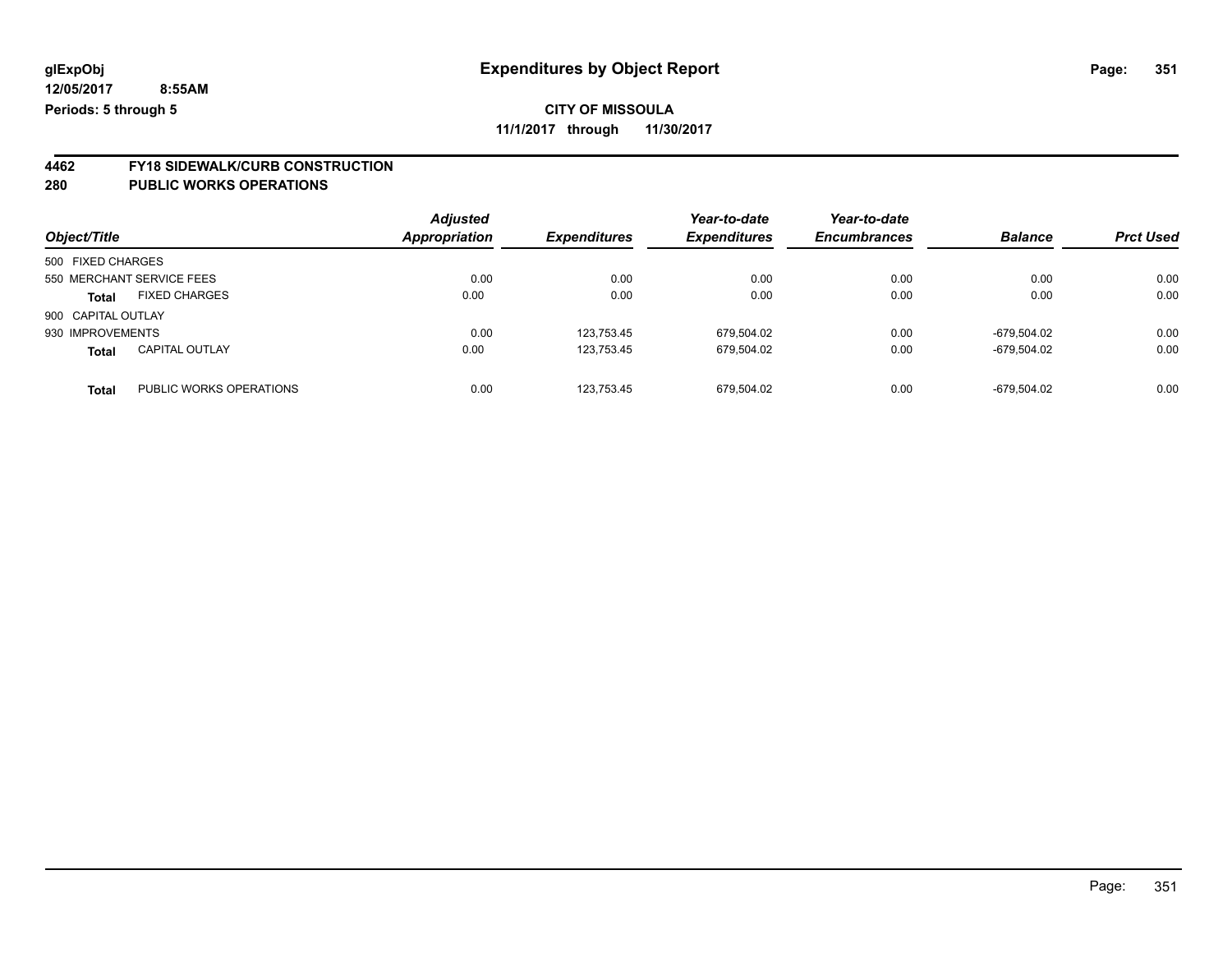**glExpObj**
**12/05/2017 8:55AM**
**Periods: 5 through 5**

# Expenditures by Object Report

**CITY OF MISSOULA**
**11/1/2017 through 11/30/2017**

## 4462 FY18 SIDEWALK/CURB CONSTRUCTION
## 280 PUBLIC WORKS OPERATIONS

| Object/Title | | Adjusted Appropriation | Expenditures | Year-to-date Expenditures | Year-to-date Encumbrances | Balance | Prct Used |
|---|---|---|---|---|---|---|---|
| 500 FIXED CHARGES | | | | | | | |
| 550 MERCHANT SERVICE FEES | | 0.00 | 0.00 | 0.00 | 0.00 | 0.00 | 0.00 |
| **Total** | FIXED CHARGES | 0.00 | 0.00 | 0.00 | 0.00 | 0.00 | 0.00 |
| 900 CAPITAL OUTLAY | | | | | | | |
| 930 IMPROVEMENTS | | 0.00 | 123,753.45 | 679,504.02 | 0.00 | -679,504.02 | 0.00 |
| **Total** | CAPITAL OUTLAY | 0.00 | 123,753.45 | 679,504.02 | 0.00 | -679,504.02 | 0.00 |
| **Total** | PUBLIC WORKS OPERATIONS | 0.00 | 123,753.45 | 679,504.02 | 0.00 | -679,504.02 | 0.00 |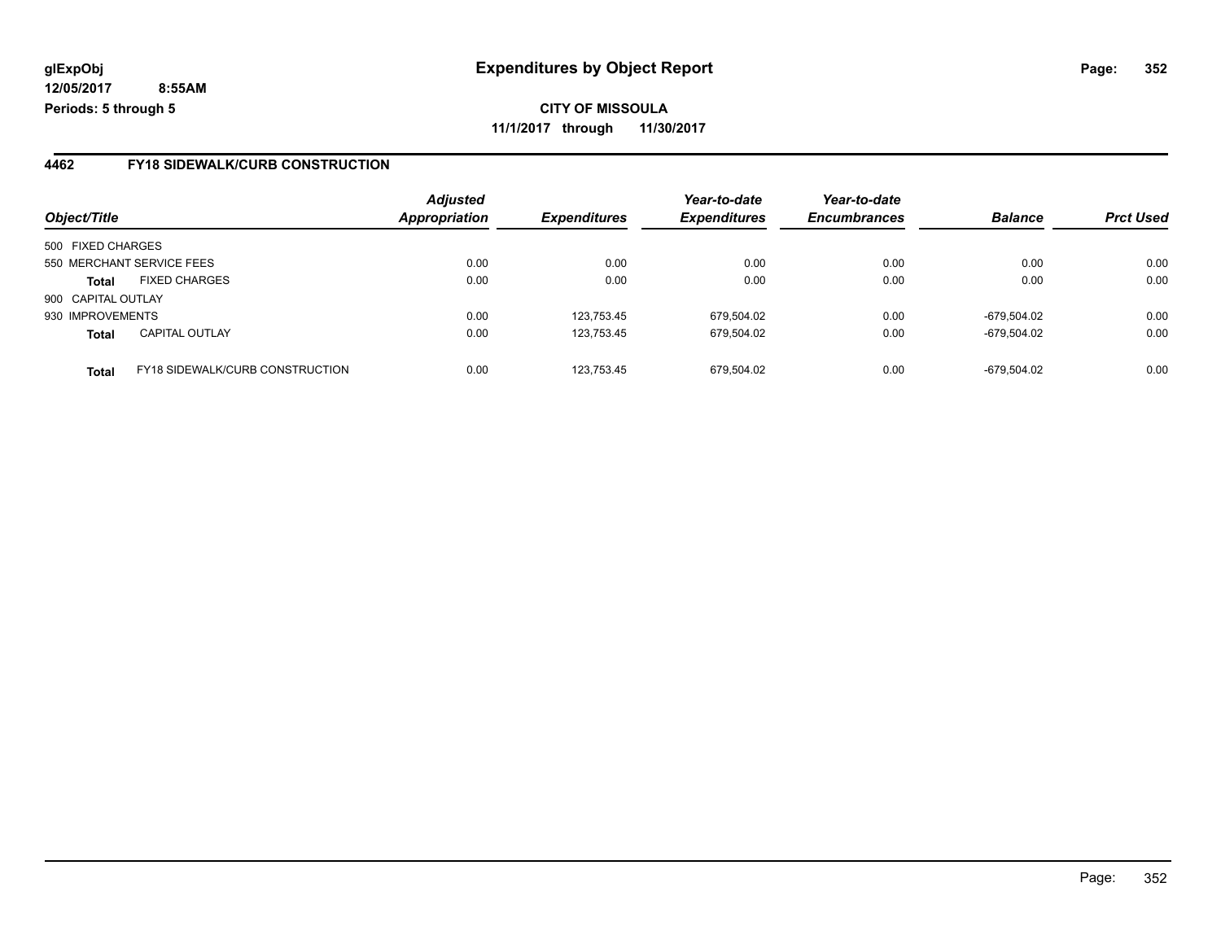**glExpObj**
**12/05/2017 8:55AM**
**Periods: 5 through 5**

# Expenditures by Object Report

**CITY OF MISSOULA**
**11/1/2017 through 11/30/2017**

## 4462 FY18 SIDEWALK/CURB CONSTRUCTION

| Object/Title | Adjusted Appropriation | Expenditures | Year-to-date Expenditures | Year-to-date Encumbrances | Balance | Prct Used |
|---|---|---|---|---|---|---|
| 500 FIXED CHARGES | | | | | | |
| 550 MERCHANT SERVICE FEES | 0.00 | 0.00 | 0.00 | 0.00 | 0.00 | 0.00 |
| **Total** FIXED CHARGES | 0.00 | 0.00 | 0.00 | 0.00 | 0.00 | 0.00 |
| 900 CAPITAL OUTLAY | | | | | | |
| 930 IMPROVEMENTS | 0.00 | 123,753.45 | 679,504.02 | 0.00 | -679,504.02 | 0.00 |
| **Total** CAPITAL OUTLAY | 0.00 | 123,753.45 | 679,504.02 | 0.00 | -679,504.02 | 0.00 |
| **Total** FY18 SIDEWALK/CURB CONSTRUCTION | 0.00 | 123,753.45 | 679,504.02 | 0.00 | -679,504.02 | 0.00 |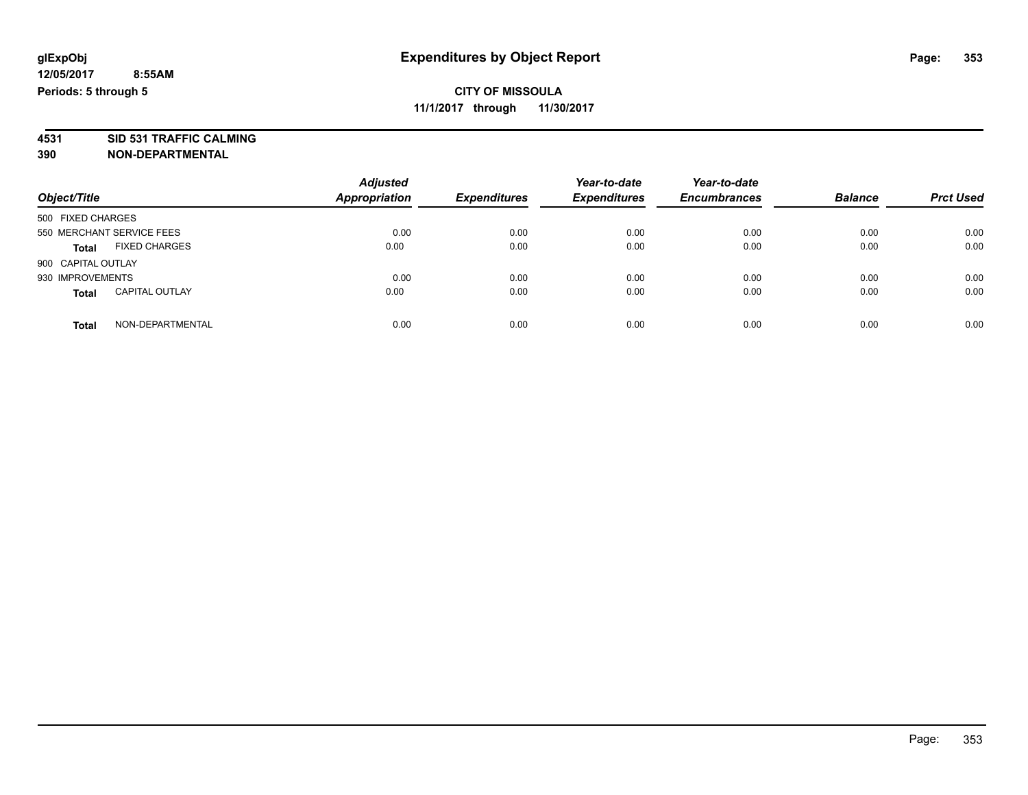**glExpObj** **Expenditures by Object Report**

**12/05/2017 8:55AM**

**Periods: 5 through 5**

**CITY OF MISSOULA**

**11/1/2017 through 11/30/2017**

**4531 SID 531 TRAFFIC CALMING**

**390 NON-DEPARTMENTAL**

| Object/Title | Adjusted Appropriation | Expenditures | Year-to-date Expenditures | Year-to-date Encumbrances | Balance | Prct Used |
|---|---|---|---|---|---|---|
| 500 FIXED CHARGES | | | | | | |
| 550 MERCHANT SERVICE FEES | 0.00 | 0.00 | 0.00 | 0.00 | 0.00 | 0.00 |
| **Total** FIXED CHARGES | 0.00 | 0.00 | 0.00 | 0.00 | 0.00 | 0.00 |
| 900 CAPITAL OUTLAY | | | | | | |
| 930 IMPROVEMENTS | 0.00 | 0.00 | 0.00 | 0.00 | 0.00 | 0.00 |
| **Total** CAPITAL OUTLAY | 0.00 | 0.00 | 0.00 | 0.00 | 0.00 | 0.00 |
| **Total** NON-DEPARTMENTAL | 0.00 | 0.00 | 0.00 | 0.00 | 0.00 | 0.00 |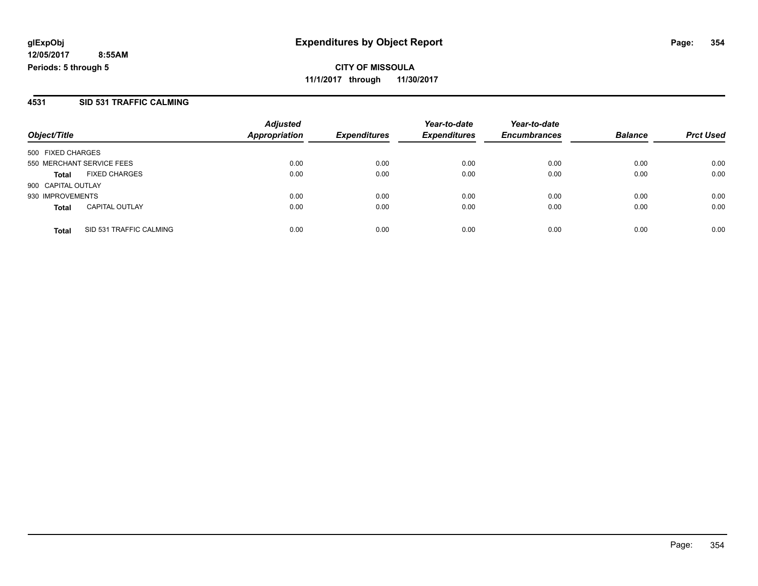**glExpObj** **Expenditures by Object Report**

**12/05/2017 8:55AM**

**Periods: 5 through 5**

**CITY OF MISSOULA**

**11/1/2017 through 11/30/2017**

## 4531 SID 531 TRAFFIC CALMING

| Object/Title | | Adjusted Appropriation | Expenditures | Year-to-date Expenditures | Year-to-date Encumbrances | Balance | Prct Used |
|---|---|---|---|---|---|---|---|
| 500 FIXED CHARGES | | | | | | | |
| 550 MERCHANT SERVICE FEES | | 0.00 | 0.00 | 0.00 | 0.00 | 0.00 | 0.00 |
| **Total** | FIXED CHARGES | 0.00 | 0.00 | 0.00 | 0.00 | 0.00 | 0.00 |
| 900 CAPITAL OUTLAY | | | | | | | |
| 930 IMPROVEMENTS | | 0.00 | 0.00 | 0.00 | 0.00 | 0.00 | 0.00 |
| **Total** | CAPITAL OUTLAY | 0.00 | 0.00 | 0.00 | 0.00 | 0.00 | 0.00 |
| **Total** | SID 531 TRAFFIC CALMING | 0.00 | 0.00 | 0.00 | 0.00 | 0.00 | 0.00 |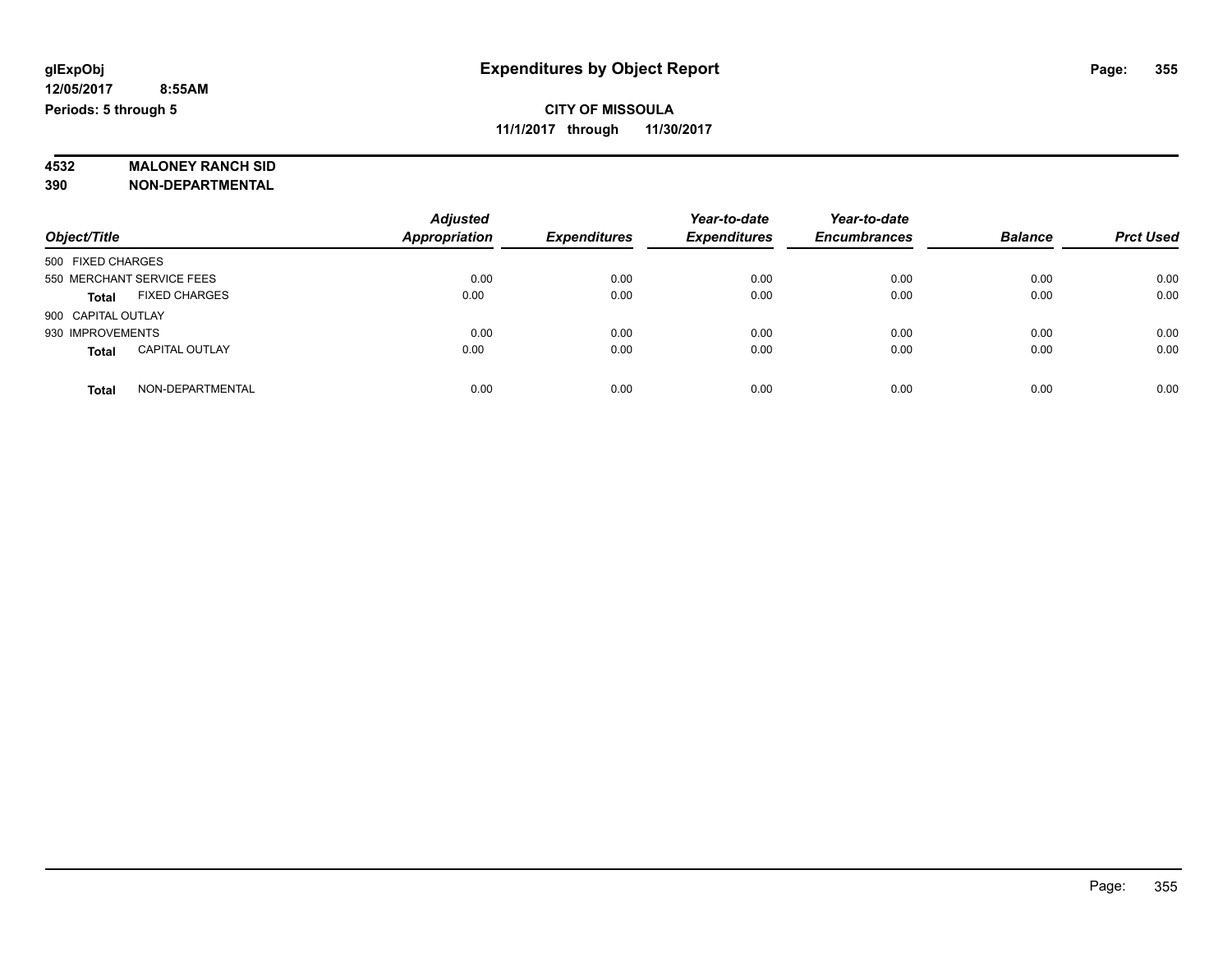**glExpObj** **Expenditures by Object Report**

**12/05/2017 8:55AM**

**Periods: 5 through 5**

**CITY OF MISSOULA**

**11/1/2017 through 11/30/2017**

**4532 MALONEY RANCH SID**

**390 NON-DEPARTMENTAL**

| Object/Title | | Adjusted Appropriation | Expenditures | Year-to-date Expenditures | Year-to-date Encumbrances | Balance | Prct Used |
|---|---|---|---|---|---|---|---|
| 500 FIXED CHARGES | | | | | | | |
| 550 MERCHANT SERVICE FEES | | 0.00 | 0.00 | 0.00 | 0.00 | 0.00 | 0.00 |
| **Total** | FIXED CHARGES | 0.00 | 0.00 | 0.00 | 0.00 | 0.00 | 0.00 |
| 900 CAPITAL OUTLAY | | | | | | | |
| 930 IMPROVEMENTS | | 0.00 | 0.00 | 0.00 | 0.00 | 0.00 | 0.00 |
| **Total** | CAPITAL OUTLAY | 0.00 | 0.00 | 0.00 | 0.00 | 0.00 | 0.00 |
| **Total** | NON-DEPARTMENTAL | 0.00 | 0.00 | 0.00 | 0.00 | 0.00 | 0.00 |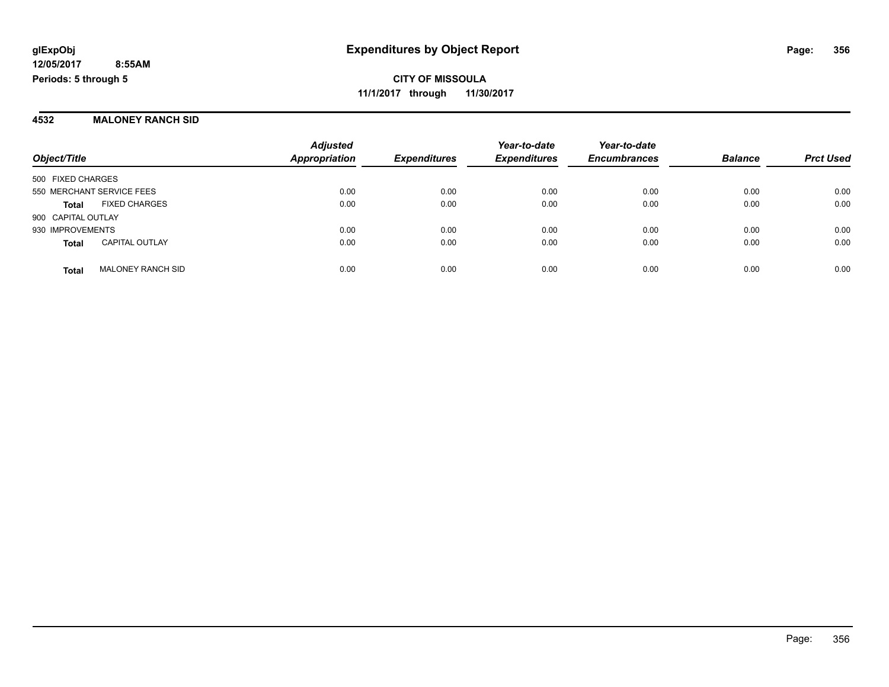# Expenditures by Object Report

glExpObj
12/05/2017 8:55AM
Periods: 5 through 5

**CITY OF MISSOULA**
**11/1/2017 through 11/30/2017**

## 4532 MALONEY RANCH SID

| Object/Title | Adjusted Appropriation | Expenditures | Year-to-date Expenditures | Year-to-date Encumbrances | Balance | Prct Used |
|---|---|---|---|---|---|---|
| 500 FIXED CHARGES | | | | | | |
| 550 MERCHANT SERVICE FEES | 0.00 | 0.00 | 0.00 | 0.00 | 0.00 | 0.00 |
| **Total** FIXED CHARGES | 0.00 | 0.00 | 0.00 | 0.00 | 0.00 | 0.00 |
| 900 CAPITAL OUTLAY | | | | | | |
| 930 IMPROVEMENTS | 0.00 | 0.00 | 0.00 | 0.00 | 0.00 | 0.00 |
| **Total** CAPITAL OUTLAY | 0.00 | 0.00 | 0.00 | 0.00 | 0.00 | 0.00 |
| **Total** MALONEY RANCH SID | 0.00 | 0.00 | 0.00 | 0.00 | 0.00 | 0.00 |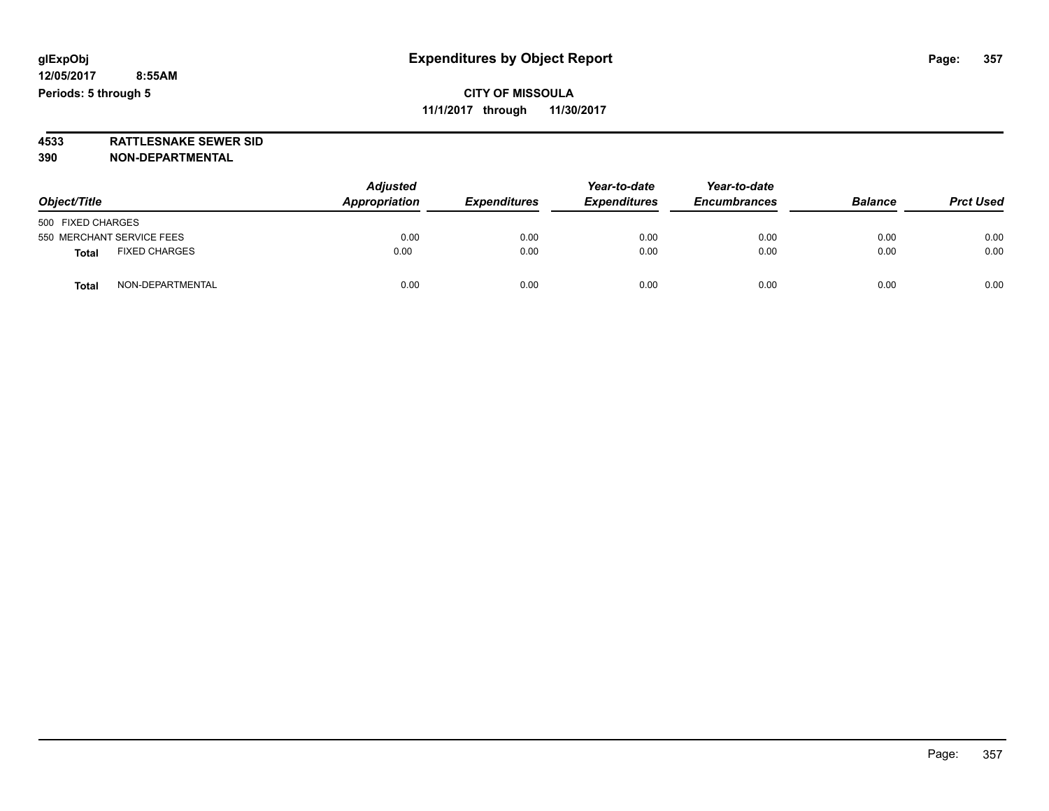**glExpObj** | **Expenditures by Object Report**

**12/05/2017 8:55AM**

**Periods: 5 through 5**

**CITY OF MISSOULA**

**11/1/2017 through 11/30/2017**

**4533 RATTLESNAKE SEWER SID**

**390 NON-DEPARTMENTAL**

| Object/Title | Adjusted Appropriation | Expenditures | Year-to-date Expenditures | Year-to-date Encumbrances | Balance | Prct Used |
|---|---|---|---|---|---|---|
| 500 FIXED CHARGES | | | | | | |
| 550 MERCHANT SERVICE FEES | 0.00 | 0.00 | 0.00 | 0.00 | 0.00 | 0.00 |
| **Total** FIXED CHARGES | 0.00 | 0.00 | 0.00 | 0.00 | 0.00 | 0.00 |
| **Total** NON-DEPARTMENTAL | 0.00 | 0.00 | 0.00 | 0.00 | 0.00 | 0.00 |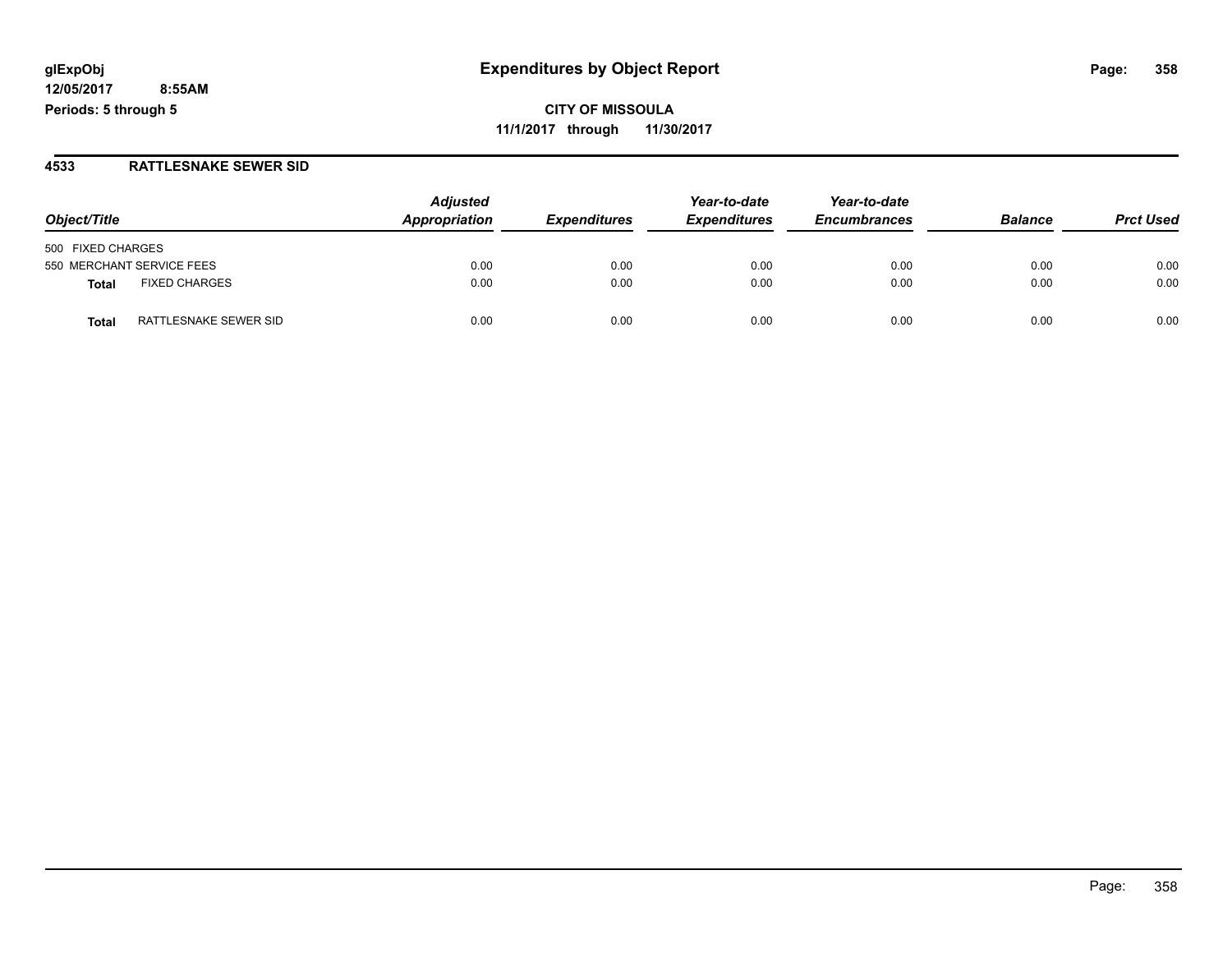# Expenditures by Object Report

glExpObj
12/05/2017 8:55AM
Periods: 5 through 5

**CITY OF MISSOULA**
**11/1/2017 through 11/30/2017**

## 4533 RATTLESNAKE SEWER SID

| Object/Title | Adjusted Appropriation | Expenditures | Year-to-date Expenditures | Year-to-date Encumbrances | Balance | Prct Used |
|---|---|---|---|---|---|---|
| 500 FIXED CHARGES | | | | | | |
| 550 MERCHANT SERVICE FEES | 0.00 | 0.00 | 0.00 | 0.00 | 0.00 | 0.00 |
| **Total** FIXED CHARGES | 0.00 | 0.00 | 0.00 | 0.00 | 0.00 | 0.00 |
| **Total** RATTLESNAKE SEWER SID | 0.00 | 0.00 | 0.00 | 0.00 | 0.00 | 0.00 |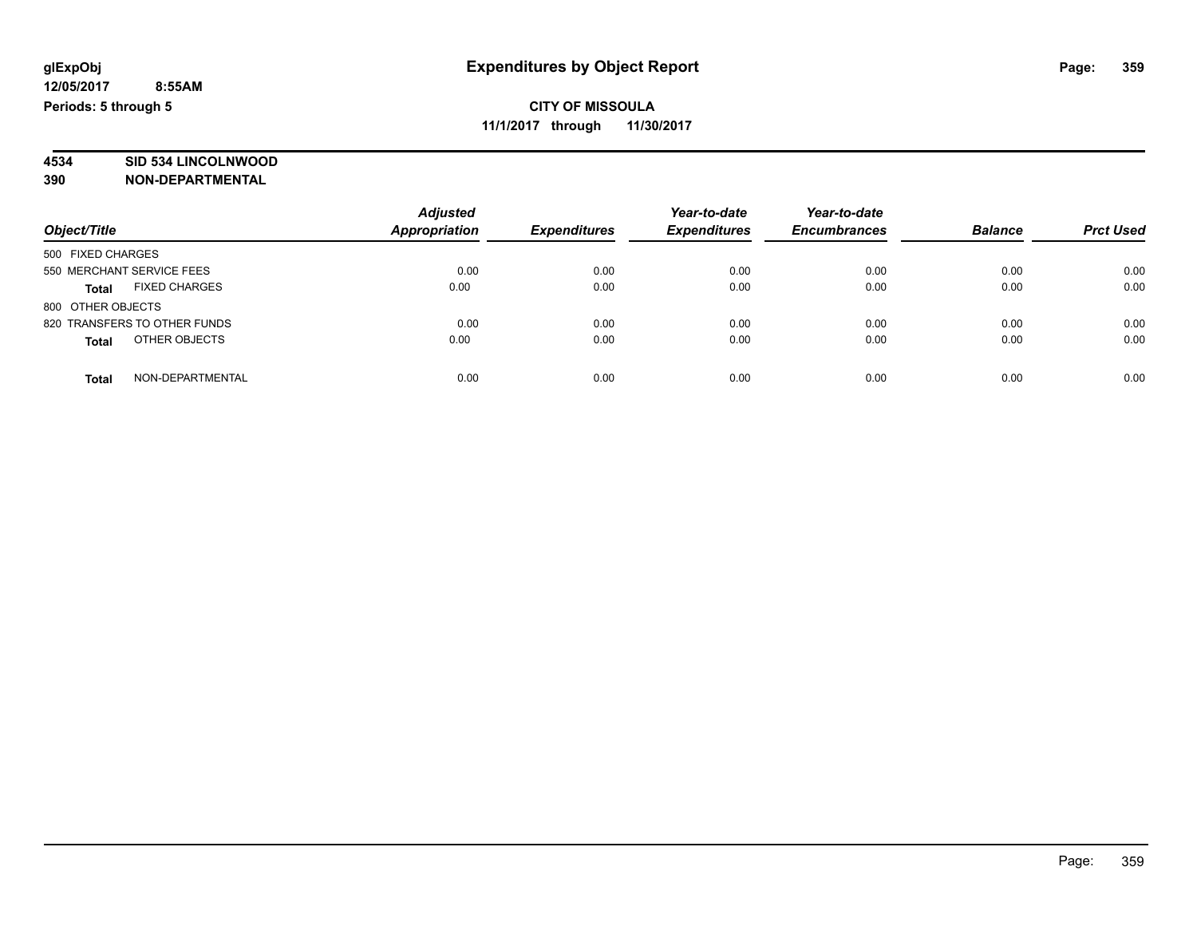glExpObj
12/05/2017 8:55AM
Periods: 5 through 5

# Expenditures by Object Report

**CITY OF MISSOULA**
**11/1/2017 through 11/30/2017**

**4534 SID 534 LINCOLNWOOD**
**390 NON-DEPARTMENTAL**

| Object/Title | Adjusted Appropriation | Expenditures | Year-to-date Expenditures | Year-to-date Encumbrances | Balance | Prct Used |
|---|---|---|---|---|---|---|
| 500 FIXED CHARGES | | | | | | |
| 550 MERCHANT SERVICE FEES | 0.00 | 0.00 | 0.00 | 0.00 | 0.00 | 0.00 |
| **Total** FIXED CHARGES | 0.00 | 0.00 | 0.00 | 0.00 | 0.00 | 0.00 |
| 800 OTHER OBJECTS | | | | | | |
| 820 TRANSFERS TO OTHER FUNDS | 0.00 | 0.00 | 0.00 | 0.00 | 0.00 | 0.00 |
| **Total** OTHER OBJECTS | 0.00 | 0.00 | 0.00 | 0.00 | 0.00 | 0.00 |
| **Total** NON-DEPARTMENTAL | 0.00 | 0.00 | 0.00 | 0.00 | 0.00 | 0.00 |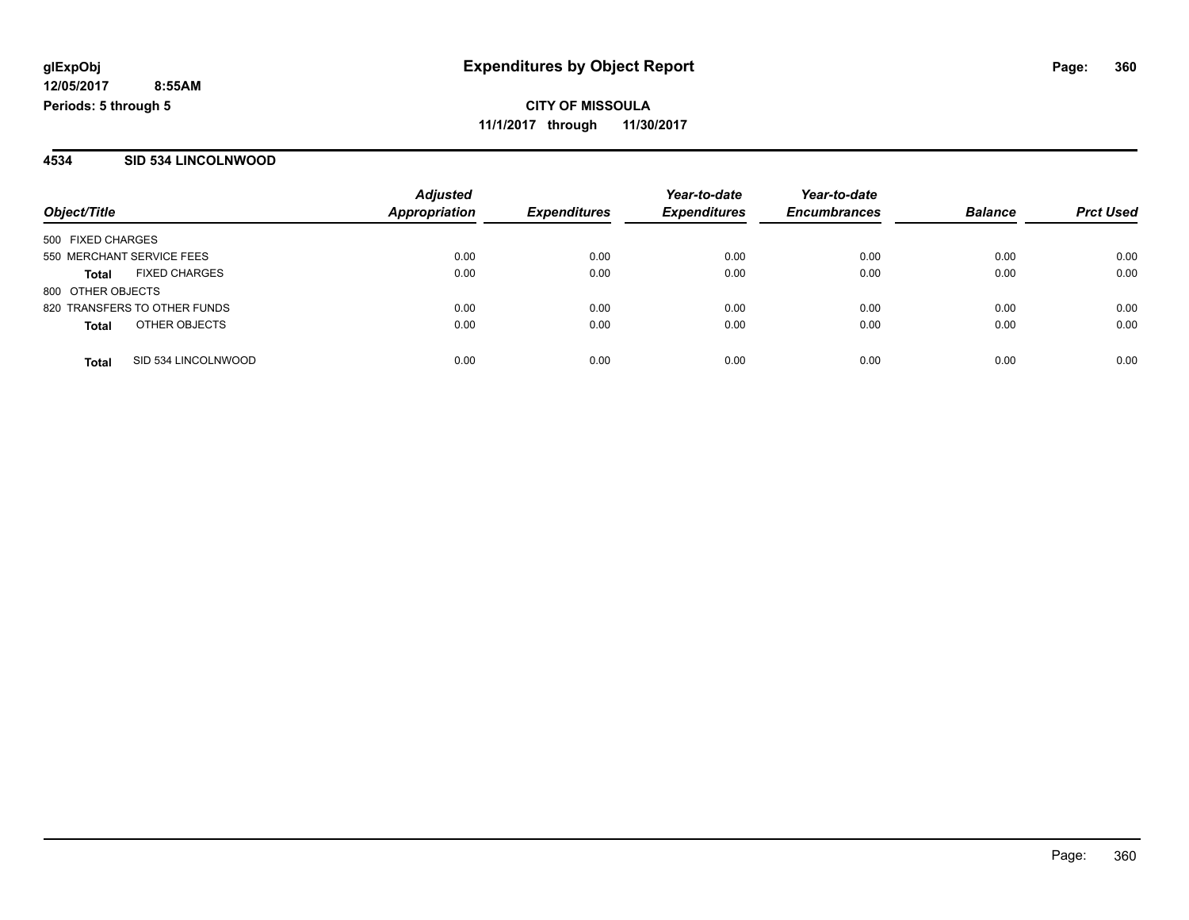glExpObj
12/05/2017 8:55AM
Periods: 5 through 5

# Expenditures by Object Report

**CITY OF MISSOULA**
**11/1/2017 through 11/30/2017**

## 4534 SID 534 LINCOLNWOOD

| Object/Title | | Adjusted Appropriation | Expenditures | Year-to-date Expenditures | Year-to-date Encumbrances | Balance | Prct Used |
|---|---|---|---|---|---|---|---|
| 500 FIXED CHARGES | | | | | | | |
| 550 MERCHANT SERVICE FEES | | 0.00 | 0.00 | 0.00 | 0.00 | 0.00 | 0.00 |
| **Total** | FIXED CHARGES | 0.00 | 0.00 | 0.00 | 0.00 | 0.00 | 0.00 |
| 800 OTHER OBJECTS | | | | | | | |
| 820 TRANSFERS TO OTHER FUNDS | | 0.00 | 0.00 | 0.00 | 0.00 | 0.00 | 0.00 |
| **Total** | OTHER OBJECTS | 0.00 | 0.00 | 0.00 | 0.00 | 0.00 | 0.00 |
| **Total** | SID 534 LINCOLNWOOD | 0.00 | 0.00 | 0.00 | 0.00 | 0.00 | 0.00 |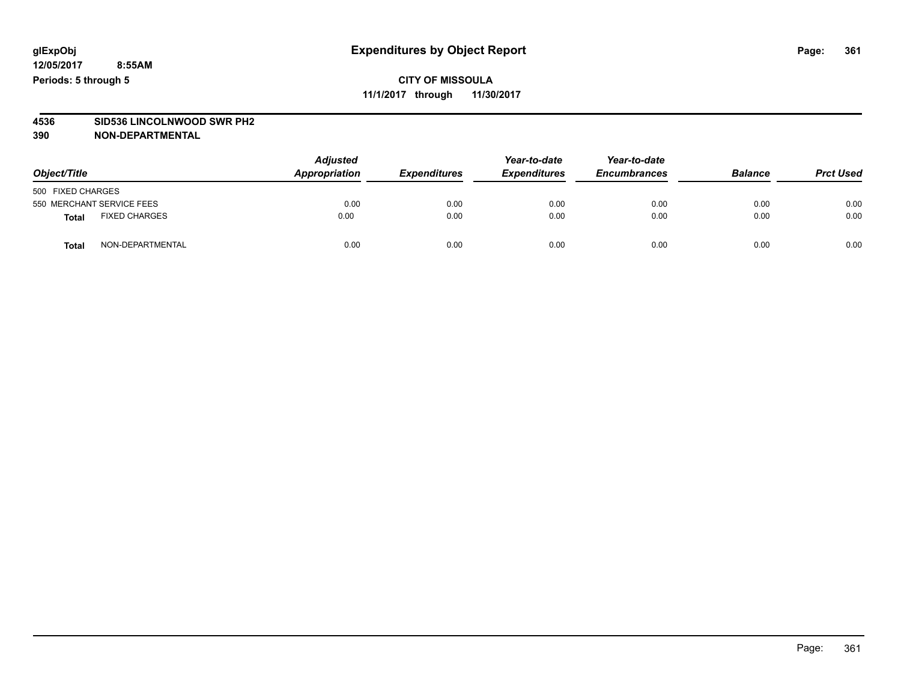glExpObj
12/05/2017 8:55AM
Periods: 5 through 5

# Expenditures by Object Report

**CITY OF MISSOULA**
**11/1/2017 through 11/30/2017**

**4536 SID536 LINCOLNWOOD SWR PH2**
**390 NON-DEPARTMENTAL**

| Object/Title | | Adjusted Appropriation | Expenditures | Year-to-date Expenditures | Year-to-date Encumbrances | Balance | Prct Used |
|---|---|---|---|---|---|---|---|
| 500 FIXED CHARGES | | | | | | | |
| 550 MERCHANT SERVICE FEES | | 0.00 | 0.00 | 0.00 | 0.00 | 0.00 | 0.00 |
| **Total** | FIXED CHARGES | 0.00 | 0.00 | 0.00 | 0.00 | 0.00 | 0.00 |
| **Total** | NON-DEPARTMENTAL | 0.00 | 0.00 | 0.00 | 0.00 | 0.00 | 0.00 |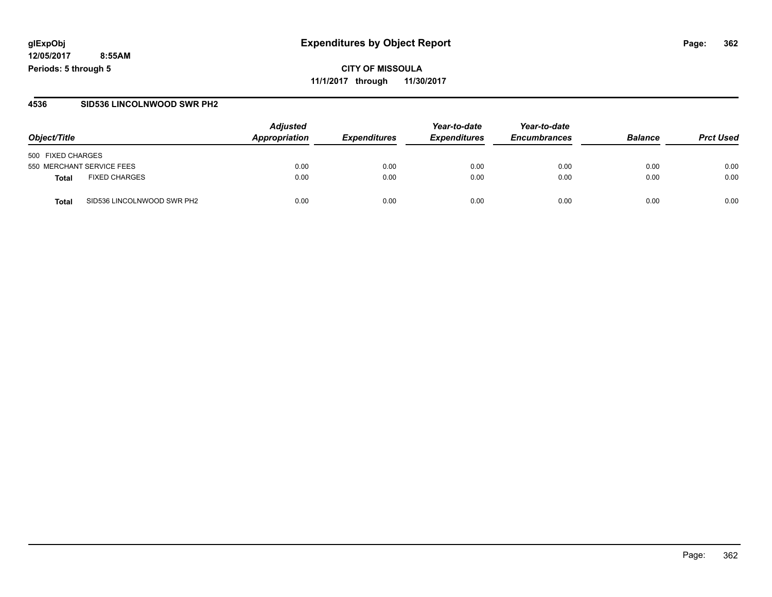**glExpObj**
**12/05/2017 8:55AM**
**Periods: 5 through 5**

# Expenditures by Object Report

**CITY OF MISSOULA**
**11/1/2017 through 11/30/2017**

## 4536 SID536 LINCOLNWOOD SWR PH2

| Object/Title | | Adjusted Appropriation | Expenditures | Year-to-date Expenditures | Year-to-date Encumbrances | Balance | Prct Used |
|---|---|---|---|---|---|---|---|
| 500 FIXED CHARGES | | | | | | | |
| 550 MERCHANT SERVICE FEES | | 0.00 | 0.00 | 0.00 | 0.00 | 0.00 | 0.00 |
| **Total** | FIXED CHARGES | 0.00 | 0.00 | 0.00 | 0.00 | 0.00 | 0.00 |
| **Total** | SID536 LINCOLNWOOD SWR PH2 | 0.00 | 0.00 | 0.00 | 0.00 | 0.00 | 0.00 |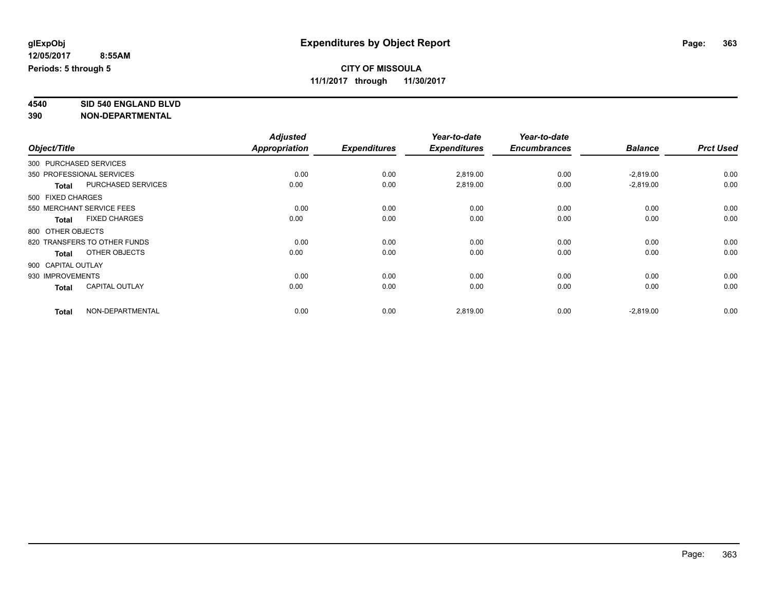# Expenditures by Object Report

**glExpObj**
**12/05/2017 8:55AM**
**Periods: 5 through 5**

**CITY OF MISSOULA**
**11/1/2017 through 11/30/2017**

**4540 SID 540 ENGLAND BLVD**
**390 NON-DEPARTMENTAL**

| Object/Title | Adjusted Appropriation | Expenditures | Year-to-date Expenditures | Year-to-date Encumbrances | Balance | Prct Used |
|---|---|---|---|---|---|---|
| 300 PURCHASED SERVICES | | | | | | |
| 350 PROFESSIONAL SERVICES | 0.00 | 0.00 | 2,819.00 | 0.00 | -2,819.00 | 0.00 |
| **Total** PURCHASED SERVICES | 0.00 | 0.00 | 2,819.00 | 0.00 | -2,819.00 | 0.00 |
| 500 FIXED CHARGES | | | | | | |
| 550 MERCHANT SERVICE FEES | 0.00 | 0.00 | 0.00 | 0.00 | 0.00 | 0.00 |
| **Total** FIXED CHARGES | 0.00 | 0.00 | 0.00 | 0.00 | 0.00 | 0.00 |
| 800 OTHER OBJECTS | | | | | | |
| 820 TRANSFERS TO OTHER FUNDS | 0.00 | 0.00 | 0.00 | 0.00 | 0.00 | 0.00 |
| **Total** OTHER OBJECTS | 0.00 | 0.00 | 0.00 | 0.00 | 0.00 | 0.00 |
| 900 CAPITAL OUTLAY | | | | | | |
| 930 IMPROVEMENTS | 0.00 | 0.00 | 0.00 | 0.00 | 0.00 | 0.00 |
| **Total** CAPITAL OUTLAY | 0.00 | 0.00 | 0.00 | 0.00 | 0.00 | 0.00 |
| **Total** NON-DEPARTMENTAL | 0.00 | 0.00 | 2,819.00 | 0.00 | -2,819.00 | 0.00 |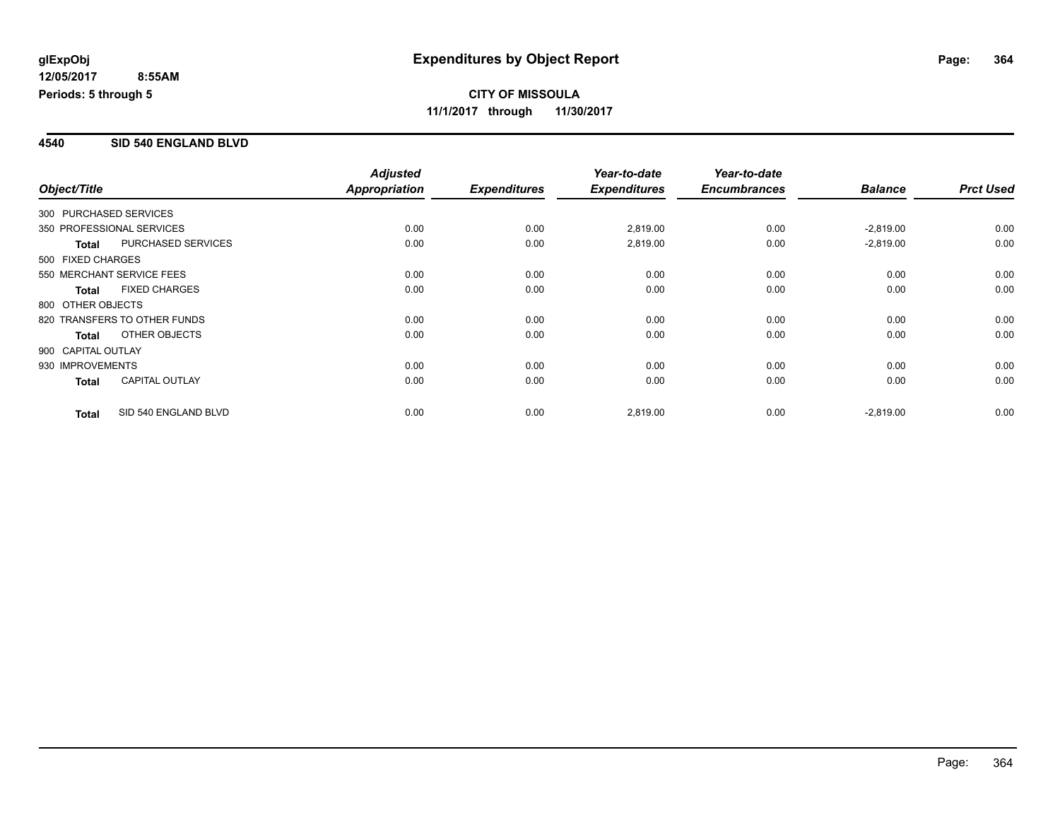# Expenditures by Object Report

glExpObj
12/05/2017 8:55AM
Periods: 5 through 5

**CITY OF MISSOULA**
**11/1/2017 through 11/30/2017**

## 4540 SID 540 ENGLAND BLVD

| Object/Title | | Adjusted Appropriation | Expenditures | Year-to-date Expenditures | Year-to-date Encumbrances | Balance | Prct Used |
|---|---|---|---|---|---|---|---|
| 300 PURCHASED SERVICES | | | | | | | |
| 350 PROFESSIONAL SERVICES | | 0.00 | 0.00 | 2,819.00 | 0.00 | -2,819.00 | 0.00 |
| **Total** | PURCHASED SERVICES | 0.00 | 0.00 | 2,819.00 | 0.00 | -2,819.00 | 0.00 |
| 500 FIXED CHARGES | | | | | | | |
| 550 MERCHANT SERVICE FEES | | 0.00 | 0.00 | 0.00 | 0.00 | 0.00 | 0.00 |
| **Total** | FIXED CHARGES | 0.00 | 0.00 | 0.00 | 0.00 | 0.00 | 0.00 |
| 800 OTHER OBJECTS | | | | | | | |
| 820 TRANSFERS TO OTHER FUNDS | | 0.00 | 0.00 | 0.00 | 0.00 | 0.00 | 0.00 |
| **Total** | OTHER OBJECTS | 0.00 | 0.00 | 0.00 | 0.00 | 0.00 | 0.00 |
| 900 CAPITAL OUTLAY | | | | | | | |
| 930 IMPROVEMENTS | | 0.00 | 0.00 | 0.00 | 0.00 | 0.00 | 0.00 |
| **Total** | CAPITAL OUTLAY | 0.00 | 0.00 | 0.00 | 0.00 | 0.00 | 0.00 |
| **Total** | SID 540 ENGLAND BLVD | 0.00 | 0.00 | 2,819.00 | 0.00 | -2,819.00 | 0.00 |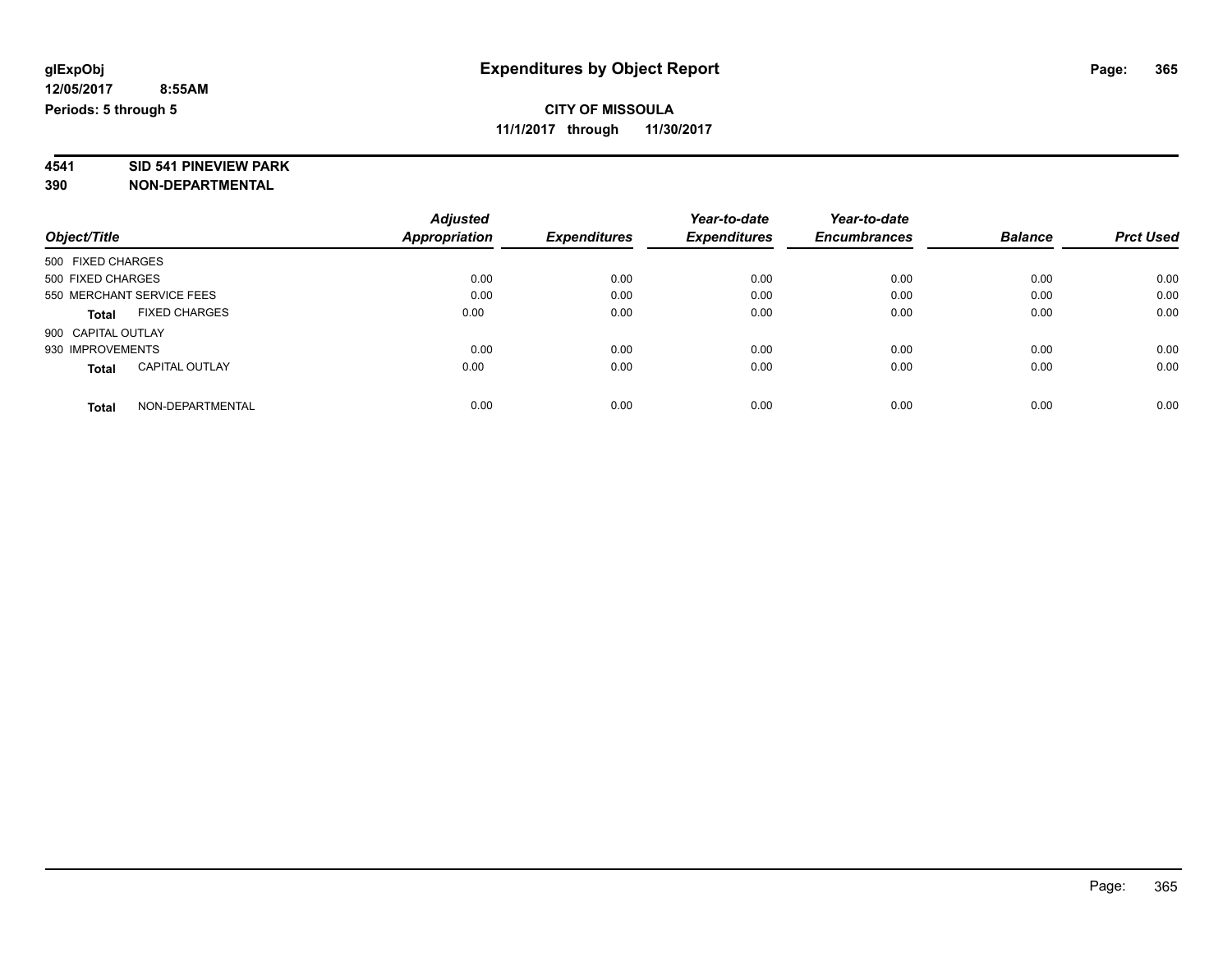**glExpObj**
**12/05/2017 8:55AM**
**Periods: 5 through 5**

# Expenditures by Object Report

**CITY OF MISSOULA**
**11/1/2017 through 11/30/2017**

**4541 SID 541 PINEVIEW PARK**
**390 NON-DEPARTMENTAL**

| Object/Title | | Adjusted Appropriation | Expenditures | Year-to-date Expenditures | Year-to-date Encumbrances | Balance | Prct Used |
|---|---|---|---|---|---|---|---|
| 500 FIXED CHARGES | | | | | | | |
| 500 FIXED CHARGES | | 0.00 | 0.00 | 0.00 | 0.00 | 0.00 | 0.00 |
| 550 MERCHANT SERVICE FEES | | 0.00 | 0.00 | 0.00 | 0.00 | 0.00 | 0.00 |
| **Total** | FIXED CHARGES | 0.00 | 0.00 | 0.00 | 0.00 | 0.00 | 0.00 |
| 900 CAPITAL OUTLAY | | | | | | | |
| 930 IMPROVEMENTS | | 0.00 | 0.00 | 0.00 | 0.00 | 0.00 | 0.00 |
| **Total** | CAPITAL OUTLAY | 0.00 | 0.00 | 0.00 | 0.00 | 0.00 | 0.00 |
| **Total** | NON-DEPARTMENTAL | 0.00 | 0.00 | 0.00 | 0.00 | 0.00 | 0.00 |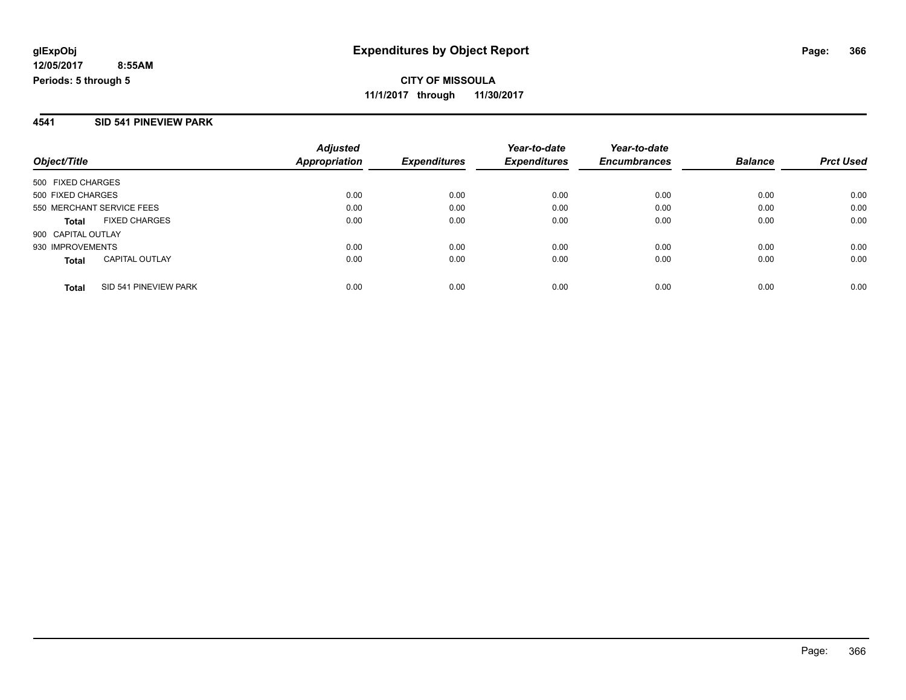**glExpObj** **Expenditures by Object Report**

**12/05/2017 8:55AM**

**Periods: 5 through 5**

**CITY OF MISSOULA**

**11/1/2017 through 11/30/2017**

**4541 SID 541 PINEVIEW PARK**

| Object/Title | Adjusted Appropriation | Expenditures | Year-to-date Expenditures | Year-to-date Encumbrances | Balance | Prct Used |
|---|---|---|---|---|---|---|
| 500 FIXED CHARGES | | | | | | |
| 500 FIXED CHARGES | 0.00 | 0.00 | 0.00 | 0.00 | 0.00 | 0.00 |
| 550 MERCHANT SERVICE FEES | 0.00 | 0.00 | 0.00 | 0.00 | 0.00 | 0.00 |
| **Total** FIXED CHARGES | 0.00 | 0.00 | 0.00 | 0.00 | 0.00 | 0.00 |
| 900 CAPITAL OUTLAY | | | | | | |
| 930 IMPROVEMENTS | 0.00 | 0.00 | 0.00 | 0.00 | 0.00 | 0.00 |
| **Total** CAPITAL OUTLAY | 0.00 | 0.00 | 0.00 | 0.00 | 0.00 | 0.00 |
| **Total** SID 541 PINEVIEW PARK | 0.00 | 0.00 | 0.00 | 0.00 | 0.00 | 0.00 |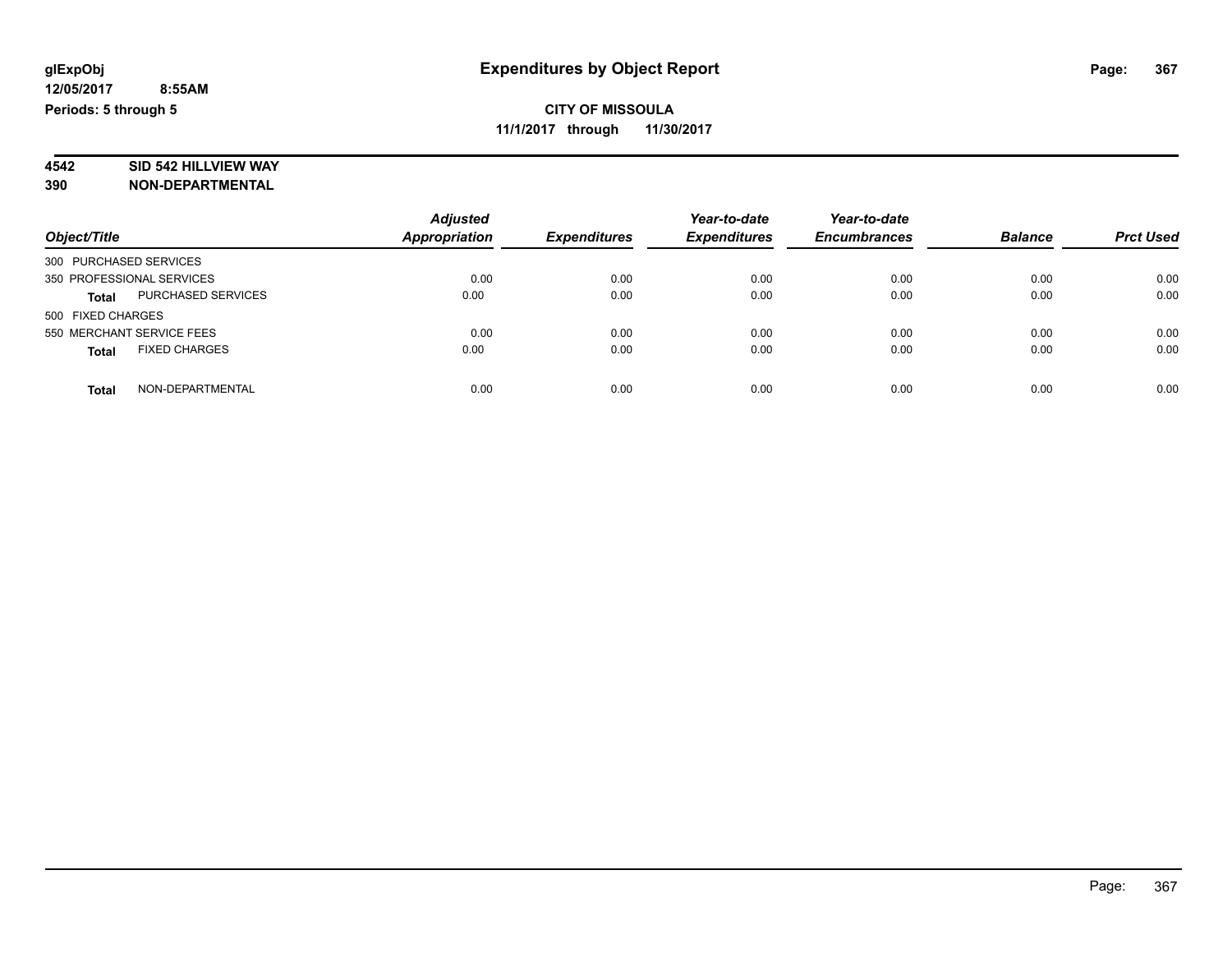**glExpObj** 
**12/05/2017 8:55AM**
**Periods: 5 through 5**

# Expenditures by Object Report

**CITY OF MISSOULA**
**11/1/2017 through 11/30/2017**

**4542 SID 542 HILLVIEW WAY**
**390 NON-DEPARTMENTAL**

| Object/Title | Adjusted Appropriation | Expenditures | Year-to-date Expenditures | Year-to-date Encumbrances | Balance | Prct Used |
|---|---|---|---|---|---|---|
| 300 PURCHASED SERVICES | | | | | | |
| 350 PROFESSIONAL SERVICES | 0.00 | 0.00 | 0.00 | 0.00 | 0.00 | 0.00 |
| **Total** PURCHASED SERVICES | 0.00 | 0.00 | 0.00 | 0.00 | 0.00 | 0.00 |
| 500 FIXED CHARGES | | | | | | |
| 550 MERCHANT SERVICE FEES | 0.00 | 0.00 | 0.00 | 0.00 | 0.00 | 0.00 |
| **Total** FIXED CHARGES | 0.00 | 0.00 | 0.00 | 0.00 | 0.00 | 0.00 |
| **Total** NON-DEPARTMENTAL | 0.00 | 0.00 | 0.00 | 0.00 | 0.00 | 0.00 |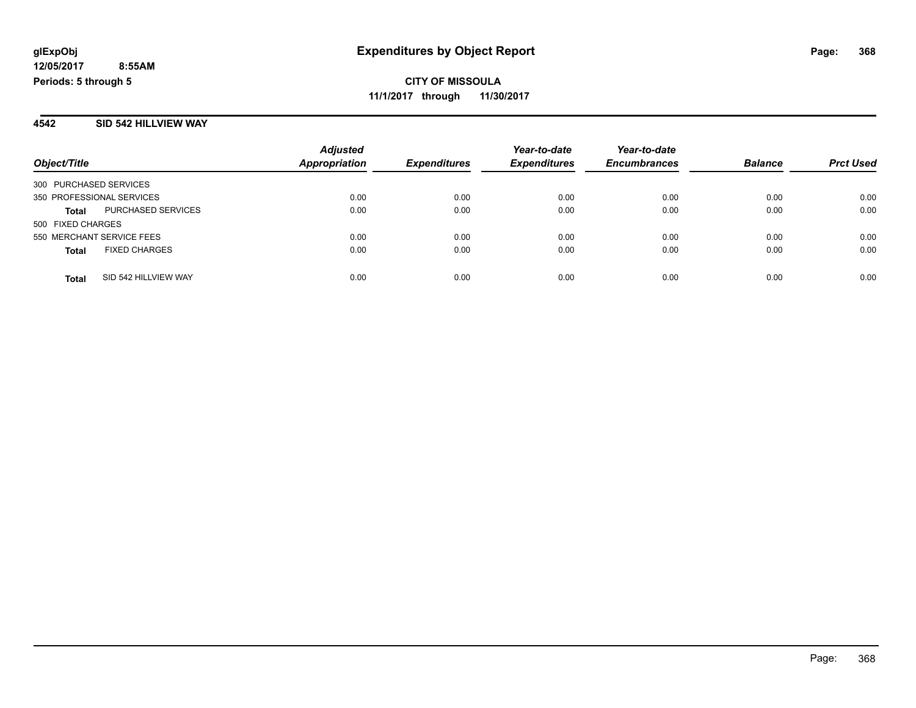**glExpObj**
**12/05/2017 8:55AM**
**Periods: 5 through 5**

# Expenditures by Object Report

**CITY OF MISSOULA**
**11/1/2017 through 11/30/2017**

## 4542 SID 542 HILLVIEW WAY

| Object/Title | | Adjusted Appropriation | Expenditures | Year-to-date Expenditures | Year-to-date Encumbrances | Balance | Prct Used |
|---|---|---|---|---|---|---|---|
| 300 PURCHASED SERVICES | | | | | | | |
| 350 PROFESSIONAL SERVICES | | 0.00 | 0.00 | 0.00 | 0.00 | 0.00 | 0.00 |
| **Total** | PURCHASED SERVICES | 0.00 | 0.00 | 0.00 | 0.00 | 0.00 | 0.00 |
| 500 FIXED CHARGES | | | | | | | |
| 550 MERCHANT SERVICE FEES | | 0.00 | 0.00 | 0.00 | 0.00 | 0.00 | 0.00 |
| **Total** | FIXED CHARGES | 0.00 | 0.00 | 0.00 | 0.00 | 0.00 | 0.00 |
| **Total** | SID 542 HILLVIEW WAY | 0.00 | 0.00 | 0.00 | 0.00 | 0.00 | 0.00 |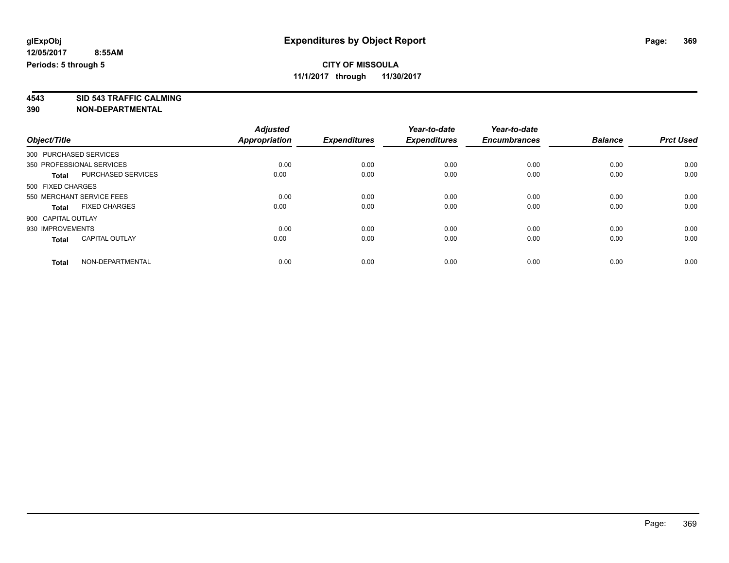# Expenditures by Object Report

glExpObj
12/05/2017 8:55AM
Periods: 5 through 5

**CITY OF MISSOULA**
**11/1/2017 through 11/30/2017**

**4543 SID 543 TRAFFIC CALMING**
**390 NON-DEPARTMENTAL**

| Object/Title | | Adjusted Appropriation | Expenditures | Year-to-date Expenditures | Year-to-date Encumbrances | Balance | Prct Used |
|---|---|---|---|---|---|---|---|
| 300 PURCHASED SERVICES | | | | | | | |
| 350 PROFESSIONAL SERVICES | | 0.00 | 0.00 | 0.00 | 0.00 | 0.00 | 0.00 |
| **Total** | PURCHASED SERVICES | 0.00 | 0.00 | 0.00 | 0.00 | 0.00 | 0.00 |
| 500 FIXED CHARGES | | | | | | | |
| 550 MERCHANT SERVICE FEES | | 0.00 | 0.00 | 0.00 | 0.00 | 0.00 | 0.00 |
| **Total** | FIXED CHARGES | 0.00 | 0.00 | 0.00 | 0.00 | 0.00 | 0.00 |
| 900 CAPITAL OUTLAY | | | | | | | |
| 930 IMPROVEMENTS | | 0.00 | 0.00 | 0.00 | 0.00 | 0.00 | 0.00 |
| **Total** | CAPITAL OUTLAY | 0.00 | 0.00 | 0.00 | 0.00 | 0.00 | 0.00 |
| **Total** | NON-DEPARTMENTAL | 0.00 | 0.00 | 0.00 | 0.00 | 0.00 | 0.00 |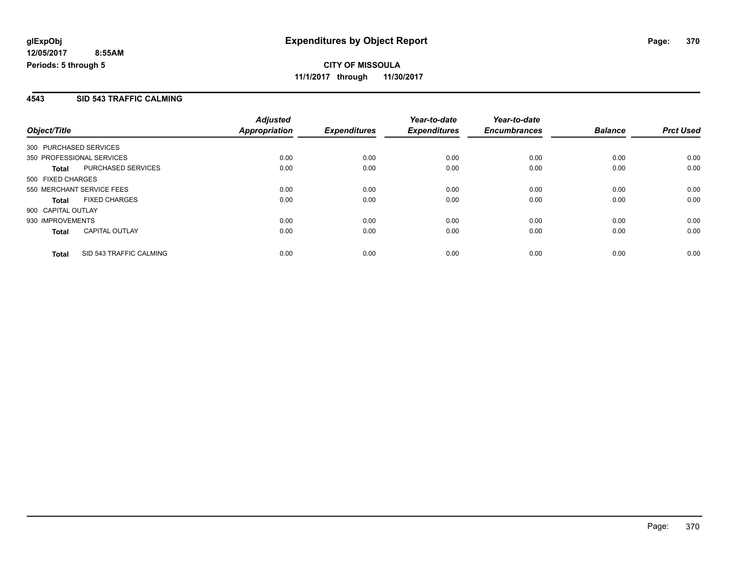# Expenditures by Object Report

**CITY OF MISSOULA**

**11/1/2017 through 11/30/2017**

glExpObj
12/05/2017 8:55AM
Periods: 5 through 5

## 4543 SID 543 TRAFFIC CALMING

| Object/Title | | Adjusted Appropriation | Expenditures | Year-to-date Expenditures | Year-to-date Encumbrances | Balance | Prct Used |
|---|---|---|---|---|---|---|---|
| 300 PURCHASED SERVICES | | | | | | | |
| 350 PROFESSIONAL SERVICES | | 0.00 | 0.00 | 0.00 | 0.00 | 0.00 | 0.00 |
| **Total** | PURCHASED SERVICES | 0.00 | 0.00 | 0.00 | 0.00 | 0.00 | 0.00 |
| 500 FIXED CHARGES | | | | | | | |
| 550 MERCHANT SERVICE FEES | | 0.00 | 0.00 | 0.00 | 0.00 | 0.00 | 0.00 |
| **Total** | FIXED CHARGES | 0.00 | 0.00 | 0.00 | 0.00 | 0.00 | 0.00 |
| 900 CAPITAL OUTLAY | | | | | | | |
| 930 IMPROVEMENTS | | 0.00 | 0.00 | 0.00 | 0.00 | 0.00 | 0.00 |
| **Total** | CAPITAL OUTLAY | 0.00 | 0.00 | 0.00 | 0.00 | 0.00 | 0.00 |
| **Total** | SID 543 TRAFFIC CALMING | 0.00 | 0.00 | 0.00 | 0.00 | 0.00 | 0.00 |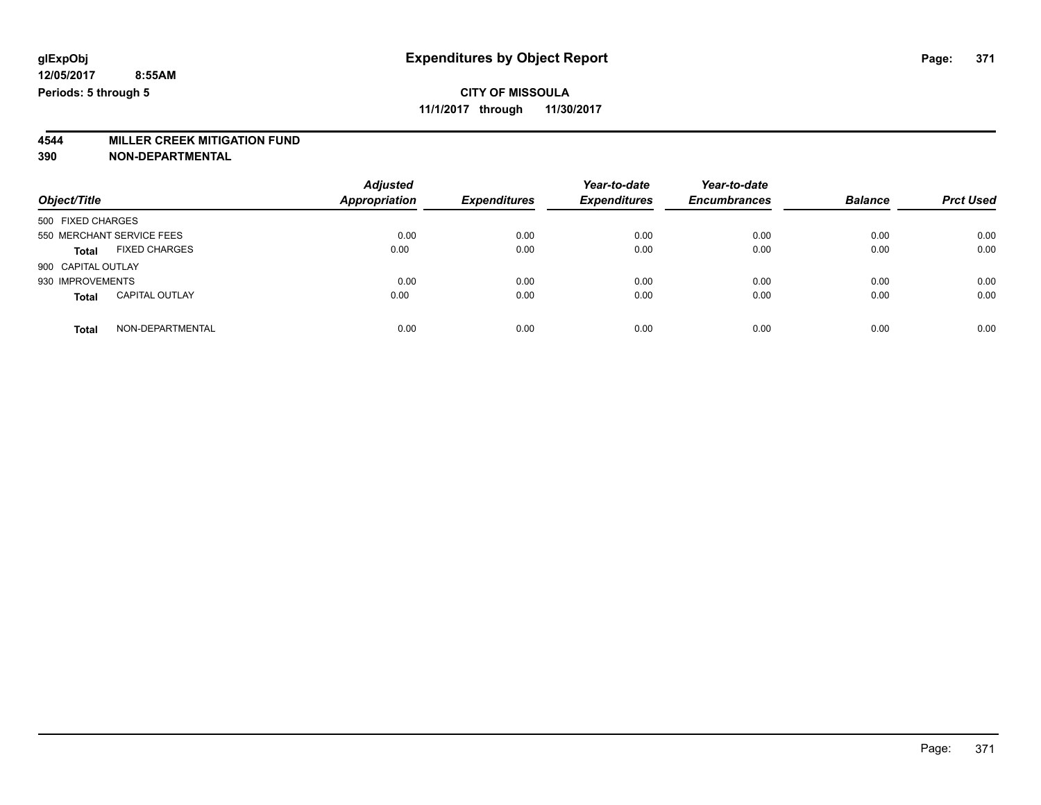glExpObj
12/05/2017 8:55AM
Periods: 5 through 5

# Expenditures by Object Report

**CITY OF MISSOULA**
**11/1/2017 through 11/30/2017**

**4544 MILLER CREEK MITIGATION FUND**
**390 NON-DEPARTMENTAL**

| Object/Title | Adjusted Appropriation | Expenditures | Year-to-date Expenditures | Year-to-date Encumbrances | Balance | Prct Used |
|---|---|---|---|---|---|---|
| 500 FIXED CHARGES | | | | | | |
| 550 MERCHANT SERVICE FEES | 0.00 | 0.00 | 0.00 | 0.00 | 0.00 | 0.00 |
| **Total** FIXED CHARGES | 0.00 | 0.00 | 0.00 | 0.00 | 0.00 | 0.00 |
| 900 CAPITAL OUTLAY | | | | | | |
| 930 IMPROVEMENTS | 0.00 | 0.00 | 0.00 | 0.00 | 0.00 | 0.00 |
| **Total** CAPITAL OUTLAY | 0.00 | 0.00 | 0.00 | 0.00 | 0.00 | 0.00 |
| **Total** NON-DEPARTMENTAL | 0.00 | 0.00 | 0.00 | 0.00 | 0.00 | 0.00 |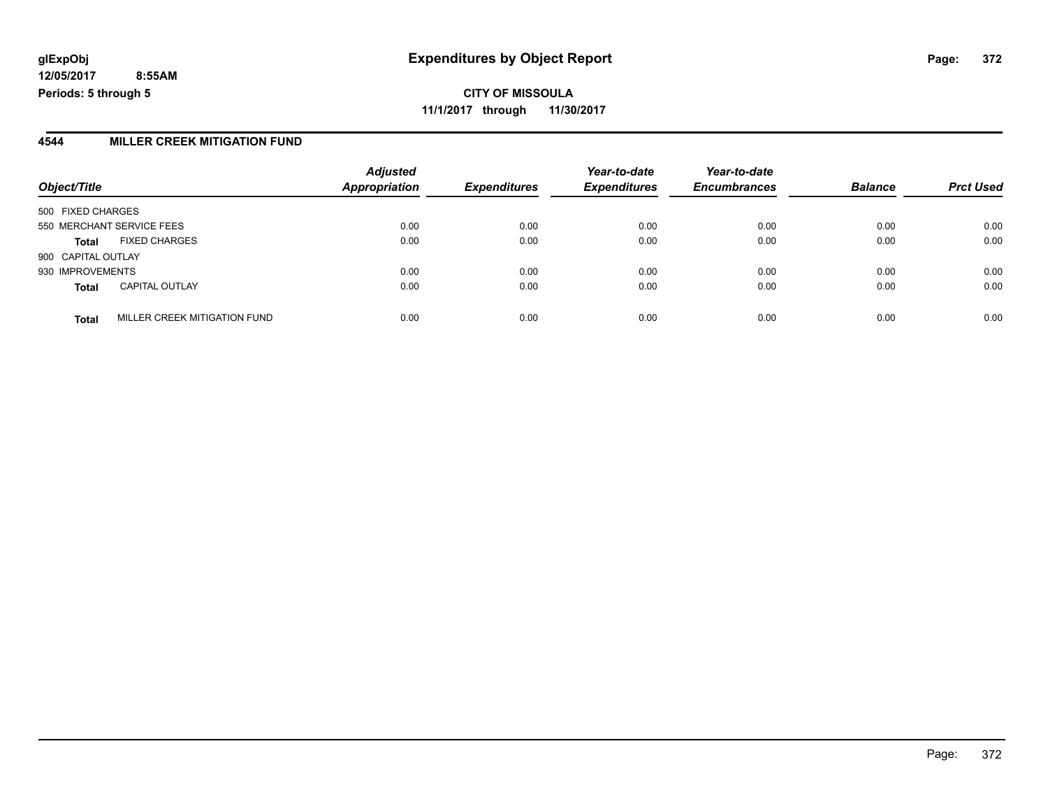glExpObj
12/05/2017 8:55AM
Periods: 5 through 5

# Expenditures by Object Report

**CITY OF MISSOULA**
**11/1/2017 through 11/30/2017**

## 4544 MILLER CREEK MITIGATION FUND

| Object/Title | | Adjusted Appropriation | Expenditures | Year-to-date Expenditures | Year-to-date Encumbrances | Balance | Prct Used |
|---|---|---|---|---|---|---|---|
| 500 FIXED CHARGES | | | | | | | |
| 550 MERCHANT SERVICE FEES | | 0.00 | 0.00 | 0.00 | 0.00 | 0.00 | 0.00 |
| **Total** | FIXED CHARGES | 0.00 | 0.00 | 0.00 | 0.00 | 0.00 | 0.00 |
| 900 CAPITAL OUTLAY | | | | | | | |
| 930 IMPROVEMENTS | | 0.00 | 0.00 | 0.00 | 0.00 | 0.00 | 0.00 |
| **Total** | CAPITAL OUTLAY | 0.00 | 0.00 | 0.00 | 0.00 | 0.00 | 0.00 |
| **Total** | MILLER CREEK MITIGATION FUND | 0.00 | 0.00 | 0.00 | 0.00 | 0.00 | 0.00 |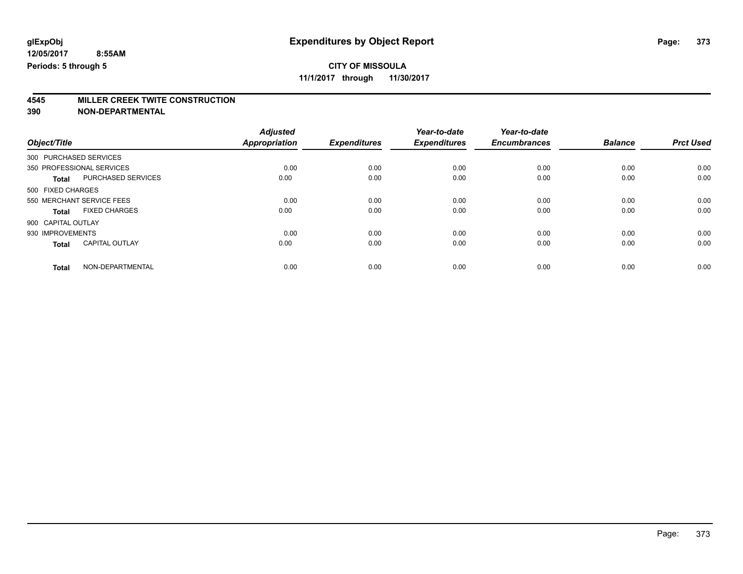**glExpObj**
**12/05/2017 8:55AM**
**Periods: 5 through 5**

# Expenditures by Object Report

**CITY OF MISSOULA**
**11/1/2017 through 11/30/2017**

## 4545 MILLER CREEK TWITE CONSTRUCTION
## 390 NON-DEPARTMENTAL

| Object/Title | | Adjusted Appropriation | Expenditures | Year-to-date Expenditures | Year-to-date Encumbrances | Balance | Prct Used |
|---|---|---|---|---|---|---|---|
| 300 PURCHASED SERVICES | | | | | | | |
| 350 PROFESSIONAL SERVICES | | 0.00 | 0.00 | 0.00 | 0.00 | 0.00 | 0.00 |
| **Total** | PURCHASED SERVICES | 0.00 | 0.00 | 0.00 | 0.00 | 0.00 | 0.00 |
| 500 FIXED CHARGES | | | | | | | |
| 550 MERCHANT SERVICE FEES | | 0.00 | 0.00 | 0.00 | 0.00 | 0.00 | 0.00 |
| **Total** | FIXED CHARGES | 0.00 | 0.00 | 0.00 | 0.00 | 0.00 | 0.00 |
| 900 CAPITAL OUTLAY | | | | | | | |
| 930 IMPROVEMENTS | | 0.00 | 0.00 | 0.00 | 0.00 | 0.00 | 0.00 |
| **Total** | CAPITAL OUTLAY | 0.00 | 0.00 | 0.00 | 0.00 | 0.00 | 0.00 |
| **Total** | NON-DEPARTMENTAL | 0.00 | 0.00 | 0.00 | 0.00 | 0.00 | 0.00 |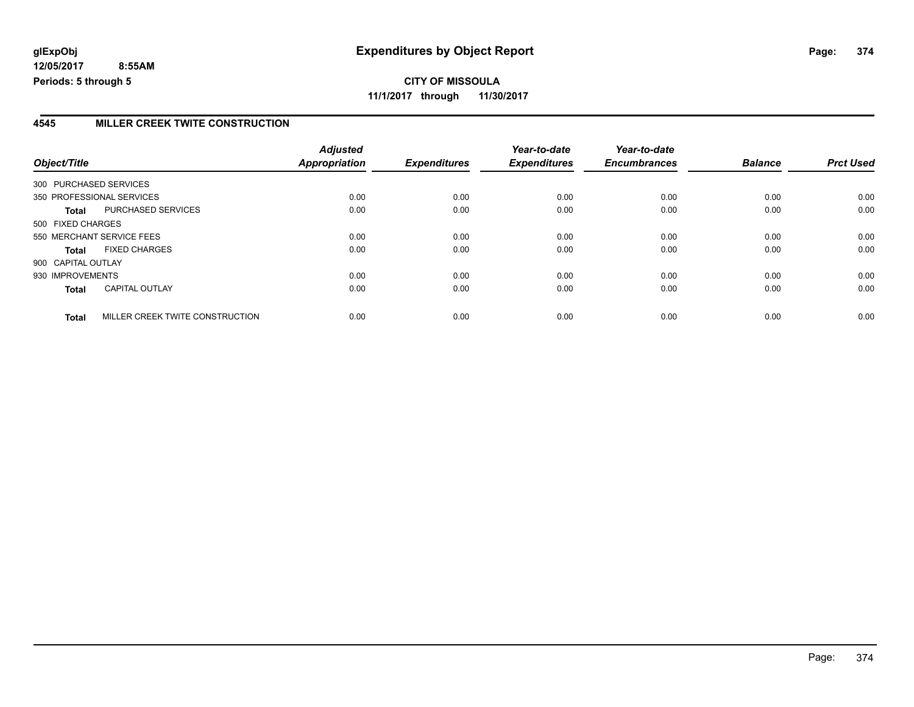glExpObj
12/05/2017 8:55AM
Periods: 5 through 5

# Expenditures by Object Report

**CITY OF MISSOULA**
**11/1/2017 through 11/30/2017**

## 4545 MILLER CREEK TWITE CONSTRUCTION

| Object/Title | Adjusted Appropriation | Expenditures | Year-to-date Expenditures | Year-to-date Encumbrances | Balance | Prct Used |
|---|---|---|---|---|---|---|
| 300 PURCHASED SERVICES | | | | | | |
| 350 PROFESSIONAL SERVICES | 0.00 | 0.00 | 0.00 | 0.00 | 0.00 | 0.00 |
| **Total** PURCHASED SERVICES | 0.00 | 0.00 | 0.00 | 0.00 | 0.00 | 0.00 |
| 500 FIXED CHARGES | | | | | | |
| 550 MERCHANT SERVICE FEES | 0.00 | 0.00 | 0.00 | 0.00 | 0.00 | 0.00 |
| **Total** FIXED CHARGES | 0.00 | 0.00 | 0.00 | 0.00 | 0.00 | 0.00 |
| 900 CAPITAL OUTLAY | | | | | | |
| 930 IMPROVEMENTS | 0.00 | 0.00 | 0.00 | 0.00 | 0.00 | 0.00 |
| **Total** CAPITAL OUTLAY | 0.00 | 0.00 | 0.00 | 0.00 | 0.00 | 0.00 |
| **Total** MILLER CREEK TWITE CONSTRUCTION | 0.00 | 0.00 | 0.00 | 0.00 | 0.00 | 0.00 |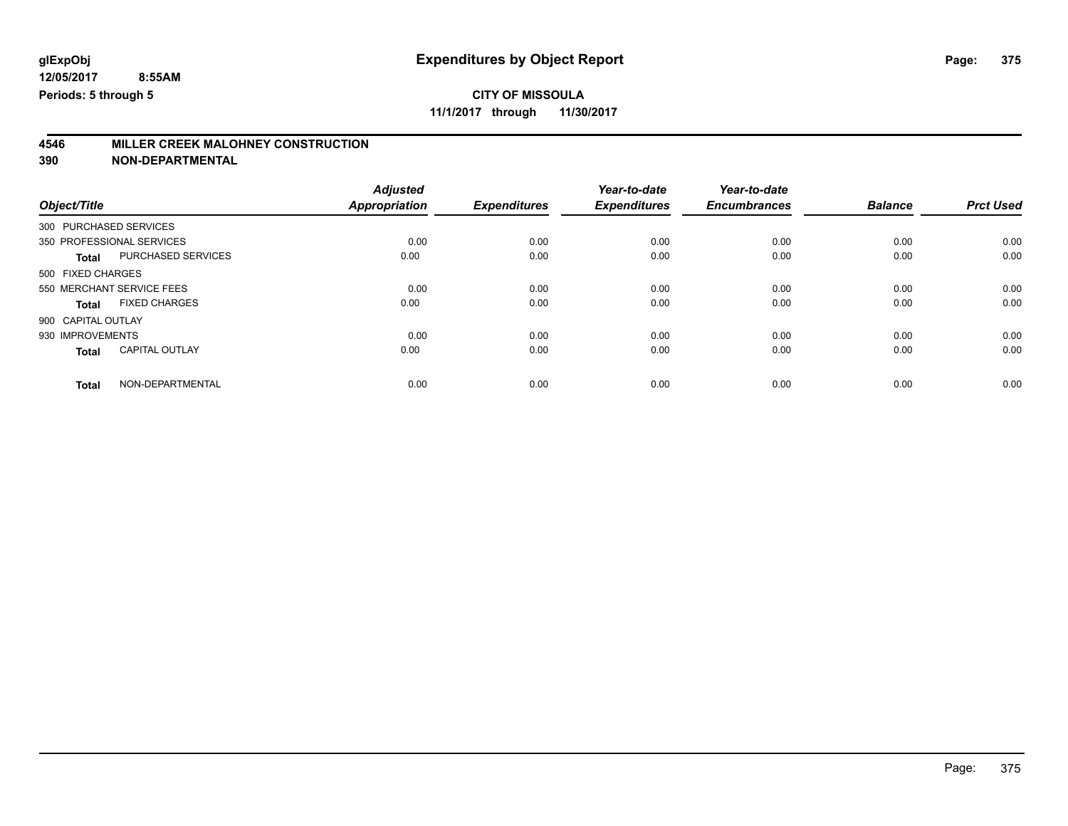**glExpObj**
**12/05/2017 8:55AM**
**Periods: 5 through 5**

# Expenditures by Object Report

**CITY OF MISSOULA**
**11/1/2017 through 11/30/2017**

## 4546 MILLER CREEK MALOHNEY CONSTRUCTION
## 390 NON-DEPARTMENTAL

| Object/Title | | Adjusted Appropriation | Expenditures | Year-to-date Expenditures | Year-to-date Encumbrances | Balance | Prct Used |
|---|---|---|---|---|---|---|---|
| 300 PURCHASED SERVICES | | | | | | | |
| 350 PROFESSIONAL SERVICES | | 0.00 | 0.00 | 0.00 | 0.00 | 0.00 | 0.00 |
| **Total** | PURCHASED SERVICES | 0.00 | 0.00 | 0.00 | 0.00 | 0.00 | 0.00 |
| 500 FIXED CHARGES | | | | | | | |
| 550 MERCHANT SERVICE FEES | | 0.00 | 0.00 | 0.00 | 0.00 | 0.00 | 0.00 |
| **Total** | FIXED CHARGES | 0.00 | 0.00 | 0.00 | 0.00 | 0.00 | 0.00 |
| 900 CAPITAL OUTLAY | | | | | | | |
| 930 IMPROVEMENTS | | 0.00 | 0.00 | 0.00 | 0.00 | 0.00 | 0.00 |
| **Total** | CAPITAL OUTLAY | 0.00 | 0.00 | 0.00 | 0.00 | 0.00 | 0.00 |
| **Total** | NON-DEPARTMENTAL | 0.00 | 0.00 | 0.00 | 0.00 | 0.00 | 0.00 |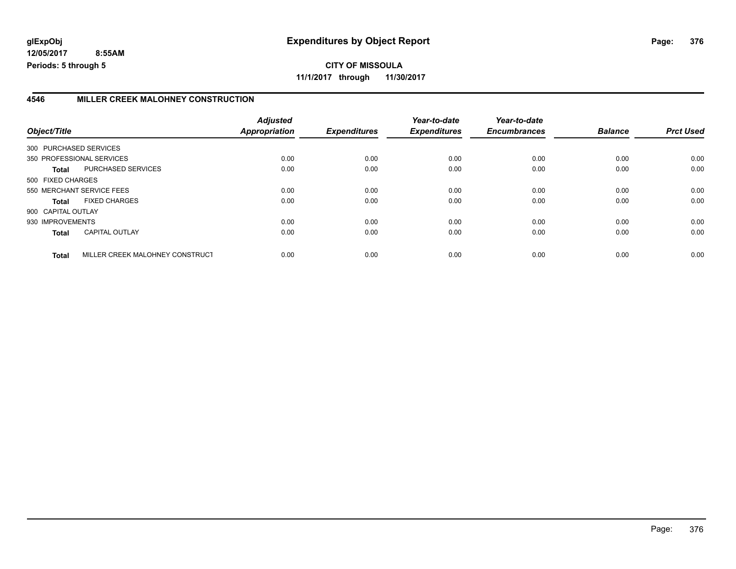# Expenditures by Object Report

glExpObj
12/05/2017 8:55AM
Periods: 5 through 5

**CITY OF MISSOULA**
**11/1/2017 through 11/30/2017**

## 4546 MILLER CREEK MALOHNEY CONSTRUCTION

| Object/Title | | Adjusted Appropriation | Expenditures | Year-to-date Expenditures | Year-to-date Encumbrances | Balance | Prct Used |
|---|---|---|---|---|---|---|---|
| 300 PURCHASED SERVICES | | | | | | | |
| 350 PROFESSIONAL SERVICES | | 0.00 | 0.00 | 0.00 | 0.00 | 0.00 | 0.00 |
| **Total** | PURCHASED SERVICES | 0.00 | 0.00 | 0.00 | 0.00 | 0.00 | 0.00 |
| 500 FIXED CHARGES | | | | | | | |
| 550 MERCHANT SERVICE FEES | | 0.00 | 0.00 | 0.00 | 0.00 | 0.00 | 0.00 |
| **Total** | FIXED CHARGES | 0.00 | 0.00 | 0.00 | 0.00 | 0.00 | 0.00 |
| 900 CAPITAL OUTLAY | | | | | | | |
| 930 IMPROVEMENTS | | 0.00 | 0.00 | 0.00 | 0.00 | 0.00 | 0.00 |
| **Total** | CAPITAL OUTLAY | 0.00 | 0.00 | 0.00 | 0.00 | 0.00 | 0.00 |
| **Total** | MILLER CREEK MALOHNEY CONSTRUCT | 0.00 | 0.00 | 0.00 | 0.00 | 0.00 | 0.00 |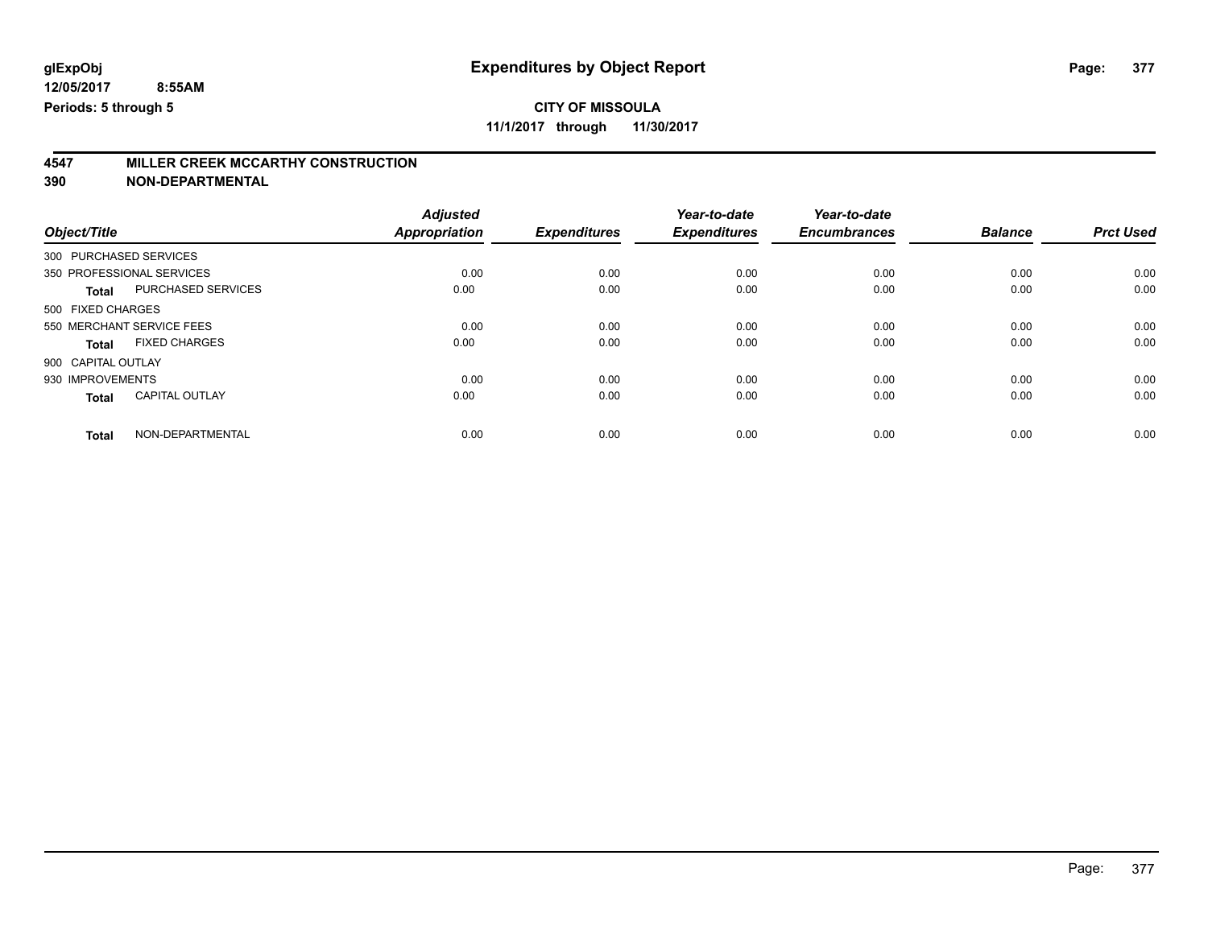**glExpObj**
**12/05/2017 8:55AM**
**Periods: 5 through 5**

# Expenditures by Object Report

**CITY OF MISSOULA**
**11/1/2017 through 11/30/2017**

## 4547 MILLER CREEK MCCARTHY CONSTRUCTION
## 390 NON-DEPARTMENTAL

| Object/Title | | Adjusted Appropriation | Expenditures | Year-to-date Expenditures | Year-to-date Encumbrances | Balance | Prct Used |
|---|---|---|---|---|---|---|---|
| 300 PURCHASED SERVICES | | | | | | | |
| 350 PROFESSIONAL SERVICES | | 0.00 | 0.00 | 0.00 | 0.00 | 0.00 | 0.00 |
| **Total** | PURCHASED SERVICES | 0.00 | 0.00 | 0.00 | 0.00 | 0.00 | 0.00 |
| 500 FIXED CHARGES | | | | | | | |
| 550 MERCHANT SERVICE FEES | | 0.00 | 0.00 | 0.00 | 0.00 | 0.00 | 0.00 |
| **Total** | FIXED CHARGES | 0.00 | 0.00 | 0.00 | 0.00 | 0.00 | 0.00 |
| 900 CAPITAL OUTLAY | | | | | | | |
| 930 IMPROVEMENTS | | 0.00 | 0.00 | 0.00 | 0.00 | 0.00 | 0.00 |
| **Total** | CAPITAL OUTLAY | 0.00 | 0.00 | 0.00 | 0.00 | 0.00 | 0.00 |
| **Total** | NON-DEPARTMENTAL | 0.00 | 0.00 | 0.00 | 0.00 | 0.00 | 0.00 |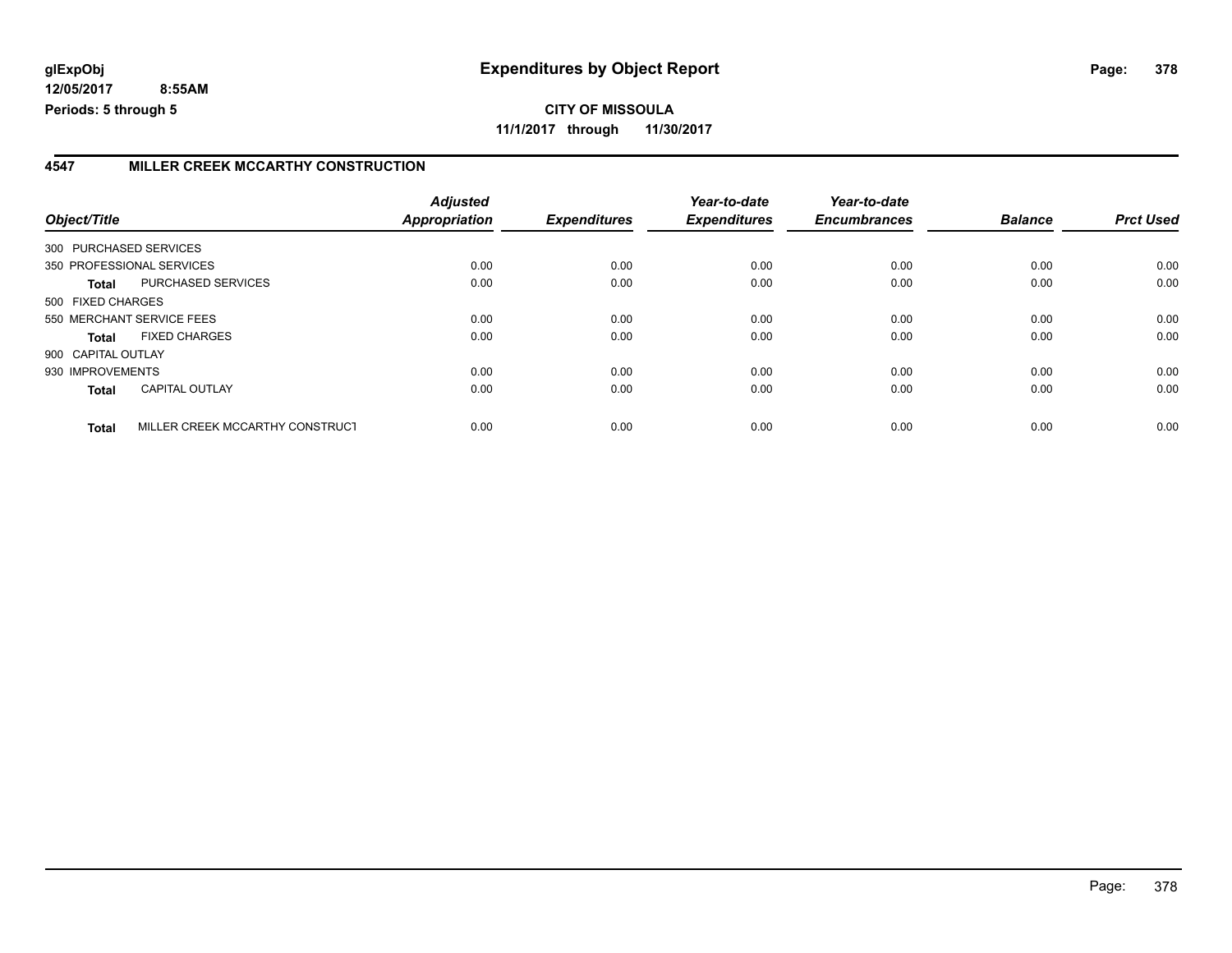# Expenditures by Object Report

glExpObj
12/05/2017 8:55AM
Periods: 5 through 5

**CITY OF MISSOULA**
**11/1/2017 through 11/30/2017**

## 4547 MILLER CREEK MCCARTHY CONSTRUCTION

| Object/Title | | Adjusted Appropriation | Expenditures | Year-to-date Expenditures | Year-to-date Encumbrances | Balance | Prct Used |
|---|---|---|---|---|---|---|---|
| 300 PURCHASED SERVICES | | | | | | | |
| 350 PROFESSIONAL SERVICES | | 0.00 | 0.00 | 0.00 | 0.00 | 0.00 | 0.00 |
| **Total** | PURCHASED SERVICES | 0.00 | 0.00 | 0.00 | 0.00 | 0.00 | 0.00 |
| 500 FIXED CHARGES | | | | | | | |
| 550 MERCHANT SERVICE FEES | | 0.00 | 0.00 | 0.00 | 0.00 | 0.00 | 0.00 |
| **Total** | FIXED CHARGES | 0.00 | 0.00 | 0.00 | 0.00 | 0.00 | 0.00 |
| 900 CAPITAL OUTLAY | | | | | | | |
| 930 IMPROVEMENTS | | 0.00 | 0.00 | 0.00 | 0.00 | 0.00 | 0.00 |
| **Total** | CAPITAL OUTLAY | 0.00 | 0.00 | 0.00 | 0.00 | 0.00 | 0.00 |
| **Total** | MILLER CREEK MCCARTHY CONSTRUCT | 0.00 | 0.00 | 0.00 | 0.00 | 0.00 | 0.00 |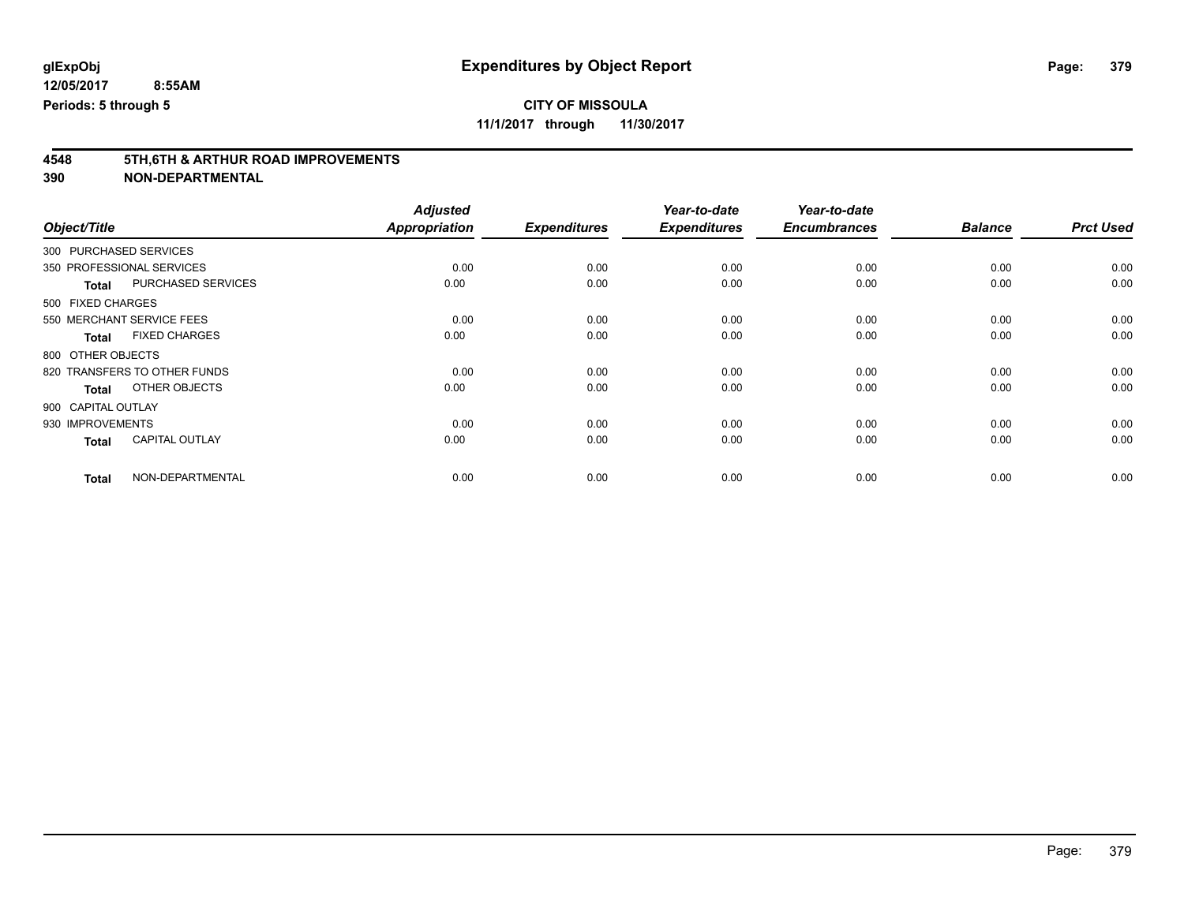**glExpObj**
**12/05/2017 8:55AM**
**Periods: 5 through 5**

# Expenditures by Object Report

**CITY OF MISSOULA**
**11/1/2017 through 11/30/2017**

## 4548 5TH,6TH & ARTHUR ROAD IMPROVEMENTS
## 390 NON-DEPARTMENTAL

| Object/Title | | Adjusted Appropriation | Expenditures | Year-to-date Expenditures | Year-to-date Encumbrances | Balance | Prct Used |
|---|---|---|---|---|---|---|---|
| 300 PURCHASED SERVICES | | | | | | | |
| 350 PROFESSIONAL SERVICES | | 0.00 | 0.00 | 0.00 | 0.00 | 0.00 | 0.00 |
| **Total** | PURCHASED SERVICES | 0.00 | 0.00 | 0.00 | 0.00 | 0.00 | 0.00 |
| 500 FIXED CHARGES | | | | | | | |
| 550 MERCHANT SERVICE FEES | | 0.00 | 0.00 | 0.00 | 0.00 | 0.00 | 0.00 |
| **Total** | FIXED CHARGES | 0.00 | 0.00 | 0.00 | 0.00 | 0.00 | 0.00 |
| 800 OTHER OBJECTS | | | | | | | |
| 820 TRANSFERS TO OTHER FUNDS | | 0.00 | 0.00 | 0.00 | 0.00 | 0.00 | 0.00 |
| **Total** | OTHER OBJECTS | 0.00 | 0.00 | 0.00 | 0.00 | 0.00 | 0.00 |
| 900 CAPITAL OUTLAY | | | | | | | |
| 930 IMPROVEMENTS | | 0.00 | 0.00 | 0.00 | 0.00 | 0.00 | 0.00 |
| **Total** | CAPITAL OUTLAY | 0.00 | 0.00 | 0.00 | 0.00 | 0.00 | 0.00 |
| **Total** | NON-DEPARTMENTAL | 0.00 | 0.00 | 0.00 | 0.00 | 0.00 | 0.00 |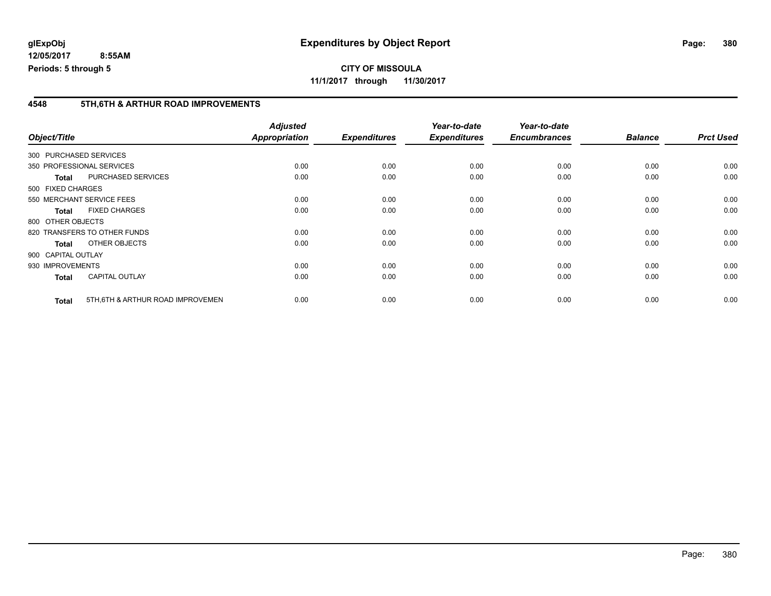# Expenditures by Object Report

**glExpObj**
**12/05/2017 8:55AM**
**Periods: 5 through 5**

**CITY OF MISSOULA**
**11/1/2017 through 11/30/2017**

## 4548 5TH,6TH & ARTHUR ROAD IMPROVEMENTS

| Object/Title | | Adjusted Appropriation | Expenditures | Year-to-date Expenditures | Year-to-date Encumbrances | Balance | Prct Used |
|---|---|---|---|---|---|---|---|
| 300 PURCHASED SERVICES | | | | | | | |
| 350 PROFESSIONAL SERVICES | | 0.00 | 0.00 | 0.00 | 0.00 | 0.00 | 0.00 |
| **Total** | PURCHASED SERVICES | 0.00 | 0.00 | 0.00 | 0.00 | 0.00 | 0.00 |
| 500 FIXED CHARGES | | | | | | | |
| 550 MERCHANT SERVICE FEES | | 0.00 | 0.00 | 0.00 | 0.00 | 0.00 | 0.00 |
| **Total** | FIXED CHARGES | 0.00 | 0.00 | 0.00 | 0.00 | 0.00 | 0.00 |
| 800 OTHER OBJECTS | | | | | | | |
| 820 TRANSFERS TO OTHER FUNDS | | 0.00 | 0.00 | 0.00 | 0.00 | 0.00 | 0.00 |
| **Total** | OTHER OBJECTS | 0.00 | 0.00 | 0.00 | 0.00 | 0.00 | 0.00 |
| 900 CAPITAL OUTLAY | | | | | | | |
| 930 IMPROVEMENTS | | 0.00 | 0.00 | 0.00 | 0.00 | 0.00 | 0.00 |
| **Total** | CAPITAL OUTLAY | 0.00 | 0.00 | 0.00 | 0.00 | 0.00 | 0.00 |
| **Total** | 5TH,6TH & ARTHUR ROAD IMPROVEMEN | 0.00 | 0.00 | 0.00 | 0.00 | 0.00 | 0.00 |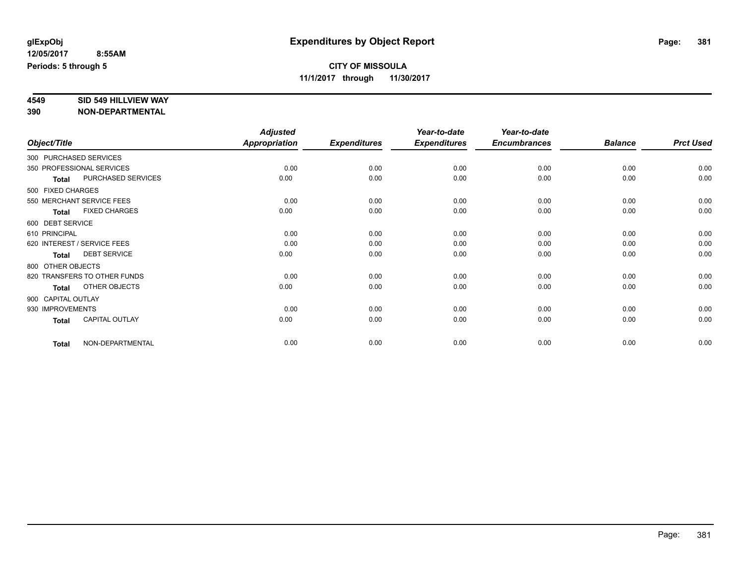**glExpObj**
**12/05/2017 8:55AM**
**Periods: 5 through 5**

# Expenditures by Object Report

**CITY OF MISSOULA**
**11/1/2017 through 11/30/2017**

**4549 SID 549 HILLVIEW WAY**
**390 NON-DEPARTMENTAL**

| Object/Title | Adjusted Appropriation | Expenditures | Year-to-date Expenditures | Year-to-date Encumbrances | Balance | Prct Used |
|---|---|---|---|---|---|---|
| 300 PURCHASED SERVICES | | | | | | |
| 350 PROFESSIONAL SERVICES | 0.00 | 0.00 | 0.00 | 0.00 | 0.00 | 0.00 |
| **Total** PURCHASED SERVICES | 0.00 | 0.00 | 0.00 | 0.00 | 0.00 | 0.00 |
| 500 FIXED CHARGES | | | | | | |
| 550 MERCHANT SERVICE FEES | 0.00 | 0.00 | 0.00 | 0.00 | 0.00 | 0.00 |
| **Total** FIXED CHARGES | 0.00 | 0.00 | 0.00 | 0.00 | 0.00 | 0.00 |
| 600 DEBT SERVICE | | | | | | |
| 610 PRINCIPAL | 0.00 | 0.00 | 0.00 | 0.00 | 0.00 | 0.00 |
| 620 INTEREST / SERVICE FEES | 0.00 | 0.00 | 0.00 | 0.00 | 0.00 | 0.00 |
| **Total** DEBT SERVICE | 0.00 | 0.00 | 0.00 | 0.00 | 0.00 | 0.00 |
| 800 OTHER OBJECTS | | | | | | |
| 820 TRANSFERS TO OTHER FUNDS | 0.00 | 0.00 | 0.00 | 0.00 | 0.00 | 0.00 |
| **Total** OTHER OBJECTS | 0.00 | 0.00 | 0.00 | 0.00 | 0.00 | 0.00 |
| 900 CAPITAL OUTLAY | | | | | | |
| 930 IMPROVEMENTS | 0.00 | 0.00 | 0.00 | 0.00 | 0.00 | 0.00 |
| **Total** CAPITAL OUTLAY | 0.00 | 0.00 | 0.00 | 0.00 | 0.00 | 0.00 |
| **Total** NON-DEPARTMENTAL | 0.00 | 0.00 | 0.00 | 0.00 | 0.00 | 0.00 |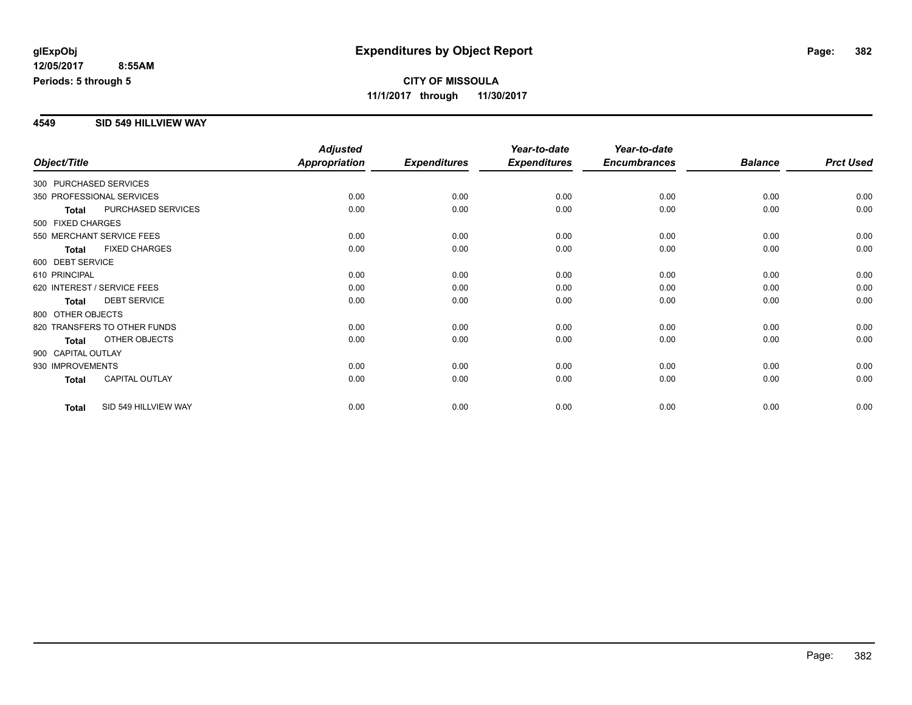**glExpObj**
**12/05/2017 8:55AM**
**Periods: 5 through 5**

# Expenditures by Object Report

**CITY OF MISSOULA**
**11/1/2017 through 11/30/2017**

## 4549 SID 549 HILLVIEW WAY

| Object/Title | | Adjusted Appropriation | Expenditures | Year-to-date Expenditures | Year-to-date Encumbrances | Balance | Prct Used |
|---|---|---|---|---|---|---|---|
| 300 PURCHASED SERVICES | | | | | | | |
| 350 PROFESSIONAL SERVICES | | 0.00 | 0.00 | 0.00 | 0.00 | 0.00 | 0.00 |
| **Total** | PURCHASED SERVICES | 0.00 | 0.00 | 0.00 | 0.00 | 0.00 | 0.00 |
| 500 FIXED CHARGES | | | | | | | |
| 550 MERCHANT SERVICE FEES | | 0.00 | 0.00 | 0.00 | 0.00 | 0.00 | 0.00 |
| **Total** | FIXED CHARGES | 0.00 | 0.00 | 0.00 | 0.00 | 0.00 | 0.00 |
| 600 DEBT SERVICE | | | | | | | |
| 610 PRINCIPAL | | 0.00 | 0.00 | 0.00 | 0.00 | 0.00 | 0.00 |
| 620 INTEREST / SERVICE FEES | | 0.00 | 0.00 | 0.00 | 0.00 | 0.00 | 0.00 |
| **Total** | DEBT SERVICE | 0.00 | 0.00 | 0.00 | 0.00 | 0.00 | 0.00 |
| 800 OTHER OBJECTS | | | | | | | |
| 820 TRANSFERS TO OTHER FUNDS | | 0.00 | 0.00 | 0.00 | 0.00 | 0.00 | 0.00 |
| **Total** | OTHER OBJECTS | 0.00 | 0.00 | 0.00 | 0.00 | 0.00 | 0.00 |
| 900 CAPITAL OUTLAY | | | | | | | |
| 930 IMPROVEMENTS | | 0.00 | 0.00 | 0.00 | 0.00 | 0.00 | 0.00 |
| **Total** | CAPITAL OUTLAY | 0.00 | 0.00 | 0.00 | 0.00 | 0.00 | 0.00 |
| **Total** | SID 549 HILLVIEW WAY | 0.00 | 0.00 | 0.00 | 0.00 | 0.00 | 0.00 |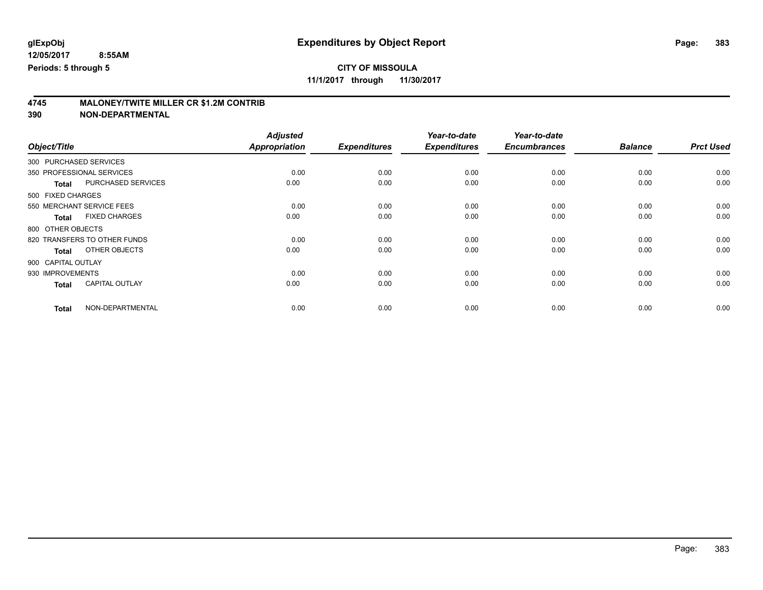**glExpObj**
**12/05/2017 8:55AM**
**Periods: 5 through 5**

# Expenditures by Object Report

**CITY OF MISSOULA**
**11/1/2017 through 11/30/2017**

## 4745 MALONEY/TWITE MILLER CR $1.2M CONTRIB
## 390 NON-DEPARTMENTAL

| Object/Title | Adjusted Appropriation | Expenditures | Year-to-date Expenditures | Year-to-date Encumbrances | Balance | Prct Used |
|---|---|---|---|---|---|---|
| 300 PURCHASED SERVICES | | | | | | |
| 350 PROFESSIONAL SERVICES | 0.00 | 0.00 | 0.00 | 0.00 | 0.00 | 0.00 |
| **Total** PURCHASED SERVICES | 0.00 | 0.00 | 0.00 | 0.00 | 0.00 | 0.00 |
| 500 FIXED CHARGES | | | | | | |
| 550 MERCHANT SERVICE FEES | 0.00 | 0.00 | 0.00 | 0.00 | 0.00 | 0.00 |
| **Total** FIXED CHARGES | 0.00 | 0.00 | 0.00 | 0.00 | 0.00 | 0.00 |
| 800 OTHER OBJECTS | | | | | | |
| 820 TRANSFERS TO OTHER FUNDS | 0.00 | 0.00 | 0.00 | 0.00 | 0.00 | 0.00 |
| **Total** OTHER OBJECTS | 0.00 | 0.00 | 0.00 | 0.00 | 0.00 | 0.00 |
| 900 CAPITAL OUTLAY | | | | | | |
| 930 IMPROVEMENTS | 0.00 | 0.00 | 0.00 | 0.00 | 0.00 | 0.00 |
| **Total** CAPITAL OUTLAY | 0.00 | 0.00 | 0.00 | 0.00 | 0.00 | 0.00 |
| **Total** NON-DEPARTMENTAL | 0.00 | 0.00 | 0.00 | 0.00 | 0.00 | 0.00 |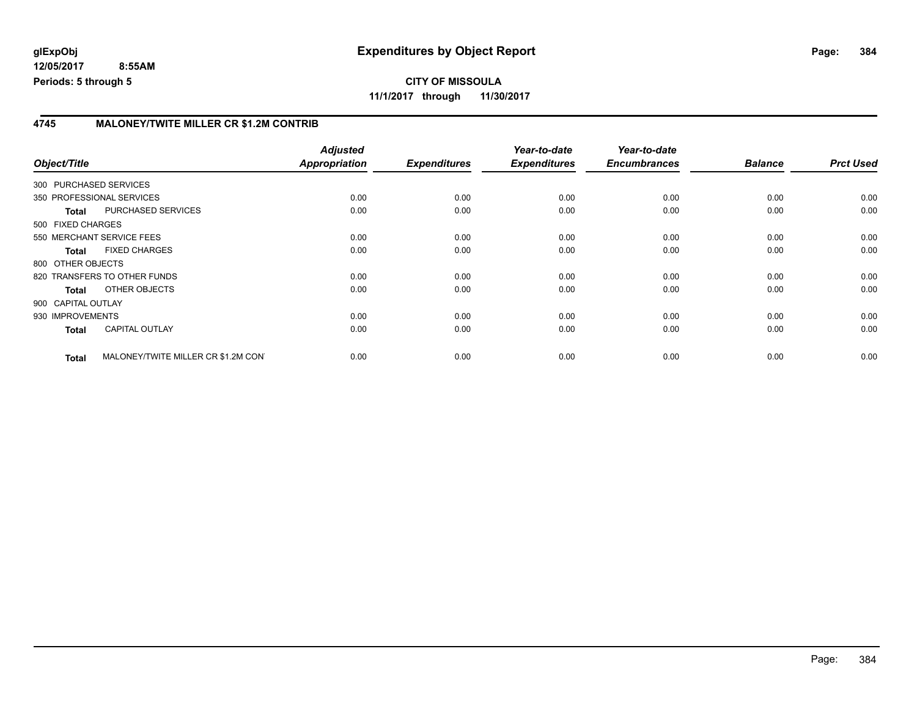# Expenditures by Object Report

glExpObj
12/05/2017 8:55AM
Periods: 5 through 5

**CITY OF MISSOULA**
**11/1/2017 through 11/30/2017**

## 4745 MALONEY/TWITE MILLER CR $1.2M CONTRIB

| Object/Title | | Adjusted Appropriation | Expenditures | Year-to-date Expenditures | Year-to-date Encumbrances | Balance | Prct Used |
|---|---|---|---|---|---|---|---|
| 300 PURCHASED SERVICES | | | | | | | |
| 350 PROFESSIONAL SERVICES | | 0.00 | 0.00 | 0.00 | 0.00 | 0.00 | 0.00 |
| Total | PURCHASED SERVICES | 0.00 | 0.00 | 0.00 | 0.00 | 0.00 | 0.00 |
| 500 FIXED CHARGES | | | | | | | |
| 550 MERCHANT SERVICE FEES | | 0.00 | 0.00 | 0.00 | 0.00 | 0.00 | 0.00 |
| Total | FIXED CHARGES | 0.00 | 0.00 | 0.00 | 0.00 | 0.00 | 0.00 |
| 800 OTHER OBJECTS | | | | | | | |
| 820 TRANSFERS TO OTHER FUNDS | | 0.00 | 0.00 | 0.00 | 0.00 | 0.00 | 0.00 |
| Total | OTHER OBJECTS | 0.00 | 0.00 | 0.00 | 0.00 | 0.00 | 0.00 |
| 900 CAPITAL OUTLAY | | | | | | | |
| 930 IMPROVEMENTS | | 0.00 | 0.00 | 0.00 | 0.00 | 0.00 | 0.00 |
| Total | CAPITAL OUTLAY | 0.00 | 0.00 | 0.00 | 0.00 | 0.00 | 0.00 |
| Total | MALONEY/TWITE MILLER CR $1.2M CON | 0.00 | 0.00 | 0.00 | 0.00 | 0.00 | 0.00 |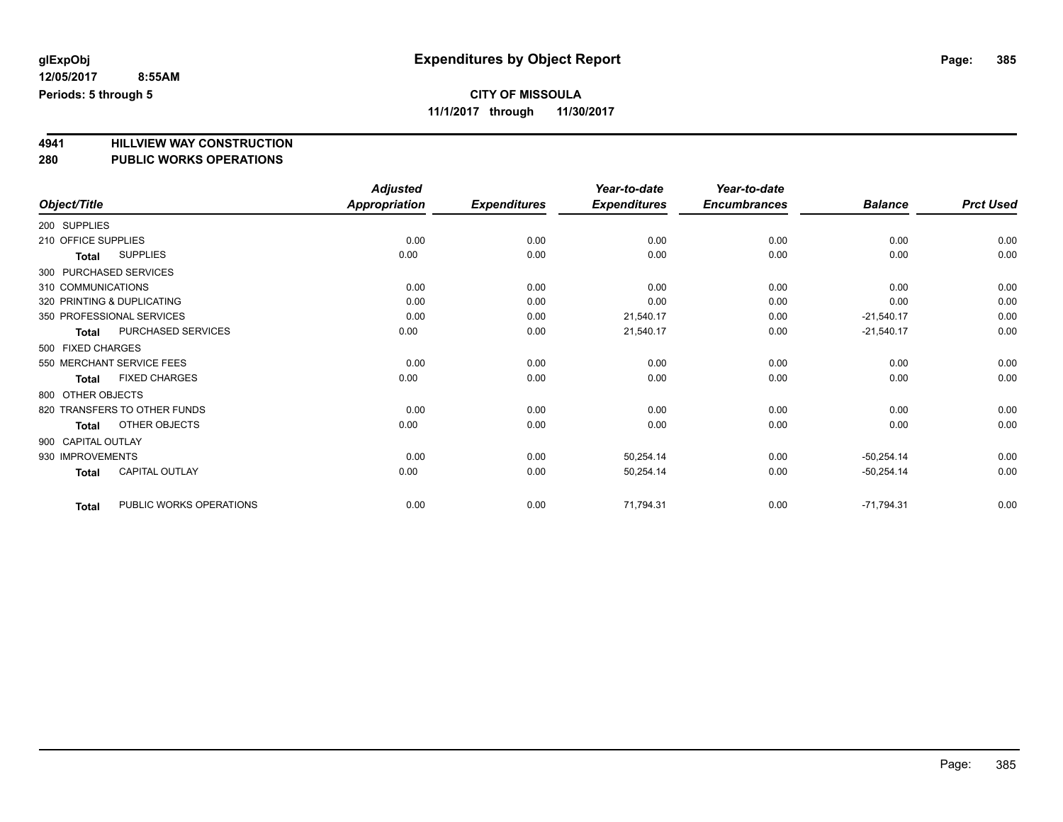**glExpObj**
**12/05/2017 8:55AM**
**Periods: 5 through 5**

# Expenditures by Object Report

**CITY OF MISSOULA**
**11/1/2017 through 11/30/2017**

## 4941 HILLVIEW WAY CONSTRUCTION
## 280 PUBLIC WORKS OPERATIONS

| Object/Title | | Adjusted Appropriation | Expenditures | Year-to-date Expenditures | Year-to-date Encumbrances | Balance | Prct Used |
|---|---|---|---|---|---|---|---|
| 200 SUPPLIES | | | | | | | |
| 210 OFFICE SUPPLIES | | 0.00 | 0.00 | 0.00 | 0.00 | 0.00 | 0.00 |
| **Total** | SUPPLIES | 0.00 | 0.00 | 0.00 | 0.00 | 0.00 | 0.00 |
| 300 PURCHASED SERVICES | | | | | | | |
| 310 COMMUNICATIONS | | 0.00 | 0.00 | 0.00 | 0.00 | 0.00 | 0.00 |
| 320 PRINTING & DUPLICATING | | 0.00 | 0.00 | 0.00 | 0.00 | 0.00 | 0.00 |
| 350 PROFESSIONAL SERVICES | | 0.00 | 0.00 | 21,540.17 | 0.00 | -21,540.17 | 0.00 |
| **Total** | PURCHASED SERVICES | 0.00 | 0.00 | 21,540.17 | 0.00 | -21,540.17 | 0.00 |
| 500 FIXED CHARGES | | | | | | | |
| 550 MERCHANT SERVICE FEES | | 0.00 | 0.00 | 0.00 | 0.00 | 0.00 | 0.00 |
| **Total** | FIXED CHARGES | 0.00 | 0.00 | 0.00 | 0.00 | 0.00 | 0.00 |
| 800 OTHER OBJECTS | | | | | | | |
| 820 TRANSFERS TO OTHER FUNDS | | 0.00 | 0.00 | 0.00 | 0.00 | 0.00 | 0.00 |
| **Total** | OTHER OBJECTS | 0.00 | 0.00 | 0.00 | 0.00 | 0.00 | 0.00 |
| 900 CAPITAL OUTLAY | | | | | | | |
| 930 IMPROVEMENTS | | 0.00 | 0.00 | 50,254.14 | 0.00 | -50,254.14 | 0.00 |
| **Total** | CAPITAL OUTLAY | 0.00 | 0.00 | 50,254.14 | 0.00 | -50,254.14 | 0.00 |
| **Total** | PUBLIC WORKS OPERATIONS | 0.00 | 0.00 | 71,794.31 | 0.00 | -71,794.31 | 0.00 |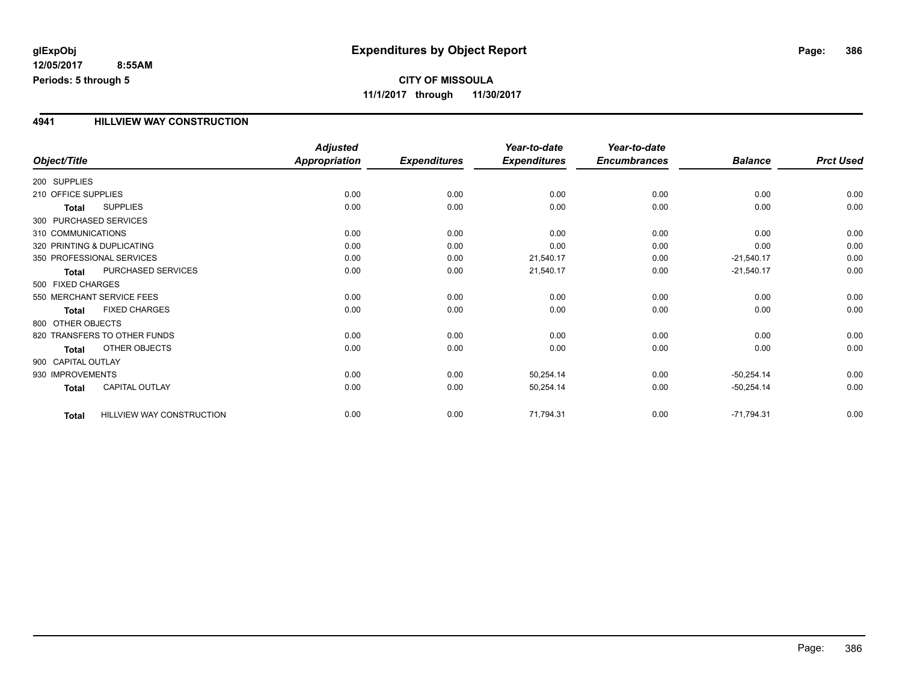# Expenditures by Object Report

glExpObj
12/05/2017 8:55AM
Periods: 5 through 5

**CITY OF MISSOULA**
**11/1/2017 through 11/30/2017**

## 4941 HILLVIEW WAY CONSTRUCTION

| Object/Title | Adjusted Appropriation | Expenditures | Year-to-date Expenditures | Year-to-date Encumbrances | Balance | Prct Used |
|---|---|---|---|---|---|---|
| 200 SUPPLIES | | | | | | |
| 210 OFFICE SUPPLIES | 0.00 | 0.00 | 0.00 | 0.00 | 0.00 | 0.00 |
| **Total** SUPPLIES | 0.00 | 0.00 | 0.00 | 0.00 | 0.00 | 0.00 |
| 300 PURCHASED SERVICES | | | | | | |
| 310 COMMUNICATIONS | 0.00 | 0.00 | 0.00 | 0.00 | 0.00 | 0.00 |
| 320 PRINTING & DUPLICATING | 0.00 | 0.00 | 0.00 | 0.00 | 0.00 | 0.00 |
| 350 PROFESSIONAL SERVICES | 0.00 | 0.00 | 21,540.17 | 0.00 | -21,540.17 | 0.00 |
| **Total** PURCHASED SERVICES | 0.00 | 0.00 | 21,540.17 | 0.00 | -21,540.17 | 0.00 |
| 500 FIXED CHARGES | | | | | | |
| 550 MERCHANT SERVICE FEES | 0.00 | 0.00 | 0.00 | 0.00 | 0.00 | 0.00 |
| **Total** FIXED CHARGES | 0.00 | 0.00 | 0.00 | 0.00 | 0.00 | 0.00 |
| 800 OTHER OBJECTS | | | | | | |
| 820 TRANSFERS TO OTHER FUNDS | 0.00 | 0.00 | 0.00 | 0.00 | 0.00 | 0.00 |
| **Total** OTHER OBJECTS | 0.00 | 0.00 | 0.00 | 0.00 | 0.00 | 0.00 |
| 900 CAPITAL OUTLAY | | | | | | |
| 930 IMPROVEMENTS | 0.00 | 0.00 | 50,254.14 | 0.00 | -50,254.14 | 0.00 |
| **Total** CAPITAL OUTLAY | 0.00 | 0.00 | 50,254.14 | 0.00 | -50,254.14 | 0.00 |
| **Total** HILLVIEW WAY CONSTRUCTION | 0.00 | 0.00 | 71,794.31 | 0.00 | -71,794.31 | 0.00 |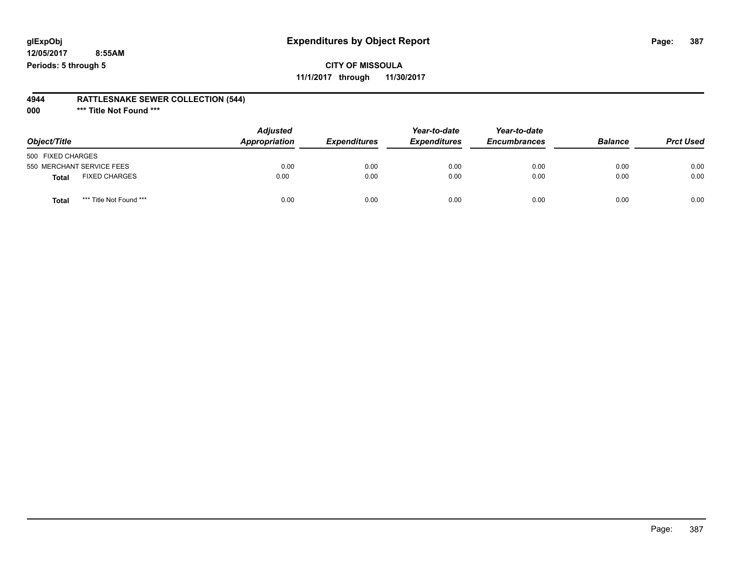glExpObj
12/05/2017 8:55AM
Periods: 5 through 5

# Expenditures by Object Report

**CITY OF MISSOULA**
**11/1/2017 through 11/30/2017**

**4944 RATTLESNAKE SEWER COLLECTION (544)**
**000 *** Title Not Found *****

| Object/Title | Adjusted Appropriation | Expenditures | Year-to-date Expenditures | Year-to-date Encumbrances | Balance | Prct Used |
|---|---|---|---|---|---|---|
| 500 FIXED CHARGES | | | | | | |
| 550 MERCHANT SERVICE FEES | 0.00 | 0.00 | 0.00 | 0.00 | 0.00 | 0.00 |
| **Total** FIXED CHARGES | 0.00 | 0.00 | 0.00 | 0.00 | 0.00 | 0.00 |
| **Total** *** Title Not Found *** | 0.00 | 0.00 | 0.00 | 0.00 | 0.00 | 0.00 |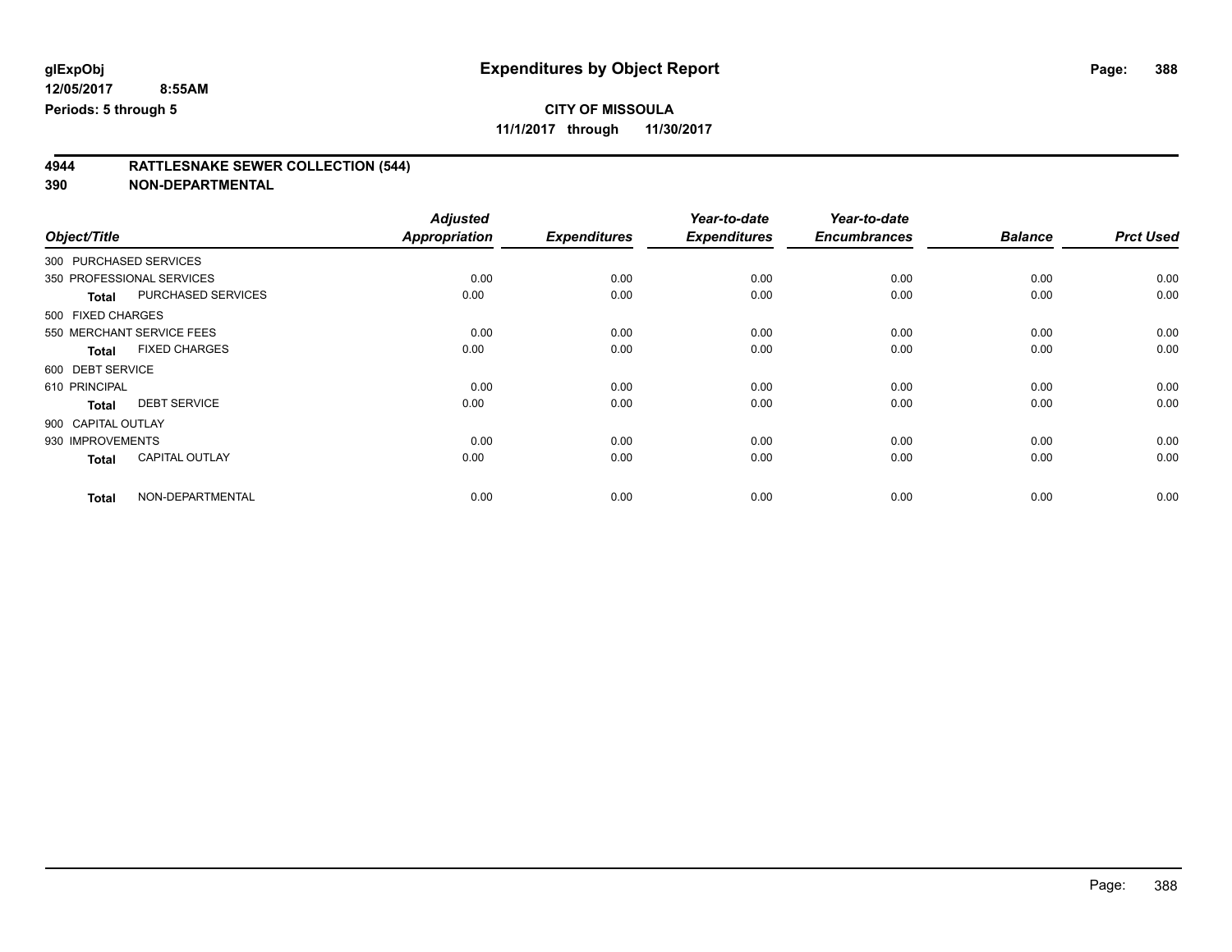**glExpObj** **Expenditures by Object Report**

**12/05/2017 8:55AM**

**Periods: 5 through 5**

**CITY OF MISSOULA**

**11/1/2017 through 11/30/2017**

## 4944 RATTLESNAKE SEWER COLLECTION (544)

## 390 NON-DEPARTMENTAL

| Object/Title | | Adjusted Appropriation | Expenditures | Year-to-date Expenditures | Year-to-date Encumbrances | Balance | Prct Used |
|---|---|---|---|---|---|---|---|
| 300 PURCHASED SERVICES | | | | | | | |
| 350 PROFESSIONAL SERVICES | | 0.00 | 0.00 | 0.00 | 0.00 | 0.00 | 0.00 |
| **Total** | PURCHASED SERVICES | 0.00 | 0.00 | 0.00 | 0.00 | 0.00 | 0.00 |
| 500 FIXED CHARGES | | | | | | | |
| 550 MERCHANT SERVICE FEES | | 0.00 | 0.00 | 0.00 | 0.00 | 0.00 | 0.00 |
| **Total** | FIXED CHARGES | 0.00 | 0.00 | 0.00 | 0.00 | 0.00 | 0.00 |
| 600 DEBT SERVICE | | | | | | | |
| 610 PRINCIPAL | | 0.00 | 0.00 | 0.00 | 0.00 | 0.00 | 0.00 |
| **Total** | DEBT SERVICE | 0.00 | 0.00 | 0.00 | 0.00 | 0.00 | 0.00 |
| 900 CAPITAL OUTLAY | | | | | | | |
| 930 IMPROVEMENTS | | 0.00 | 0.00 | 0.00 | 0.00 | 0.00 | 0.00 |
| **Total** | CAPITAL OUTLAY | 0.00 | 0.00 | 0.00 | 0.00 | 0.00 | 0.00 |
| **Total** | NON-DEPARTMENTAL | 0.00 | 0.00 | 0.00 | 0.00 | 0.00 | 0.00 |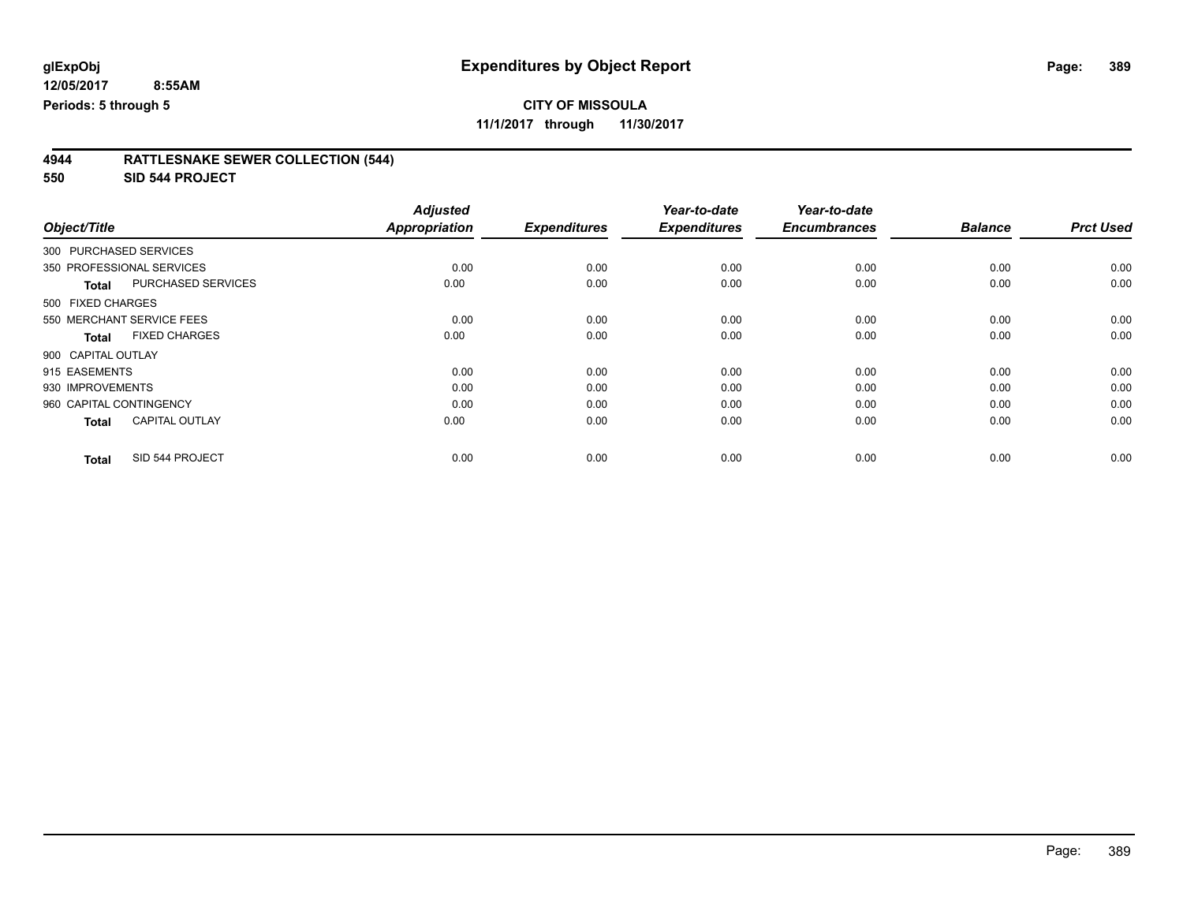# Expenditures by Object Report

**CITY OF MISSOULA**

**11/1/2017 through 11/30/2017**

glExpObj
12/05/2017 8:55AM
Periods: 5 through 5

## 4944 RATTLESNAKE SEWER COLLECTION (544)
## 550 SID 544 PROJECT

| Object/Title | Adjusted Appropriation | Expenditures | Year-to-date Expenditures | Year-to-date Encumbrances | Balance | Prct Used |
|---|---|---|---|---|---|---|
| 300 PURCHASED SERVICES | | | | | | |
| 350 PROFESSIONAL SERVICES | 0.00 | 0.00 | 0.00 | 0.00 | 0.00 | 0.00 |
| **Total** PURCHASED SERVICES | 0.00 | 0.00 | 0.00 | 0.00 | 0.00 | 0.00 |
| 500 FIXED CHARGES | | | | | | |
| 550 MERCHANT SERVICE FEES | 0.00 | 0.00 | 0.00 | 0.00 | 0.00 | 0.00 |
| **Total** FIXED CHARGES | 0.00 | 0.00 | 0.00 | 0.00 | 0.00 | 0.00 |
| 900 CAPITAL OUTLAY | | | | | | |
| 915 EASEMENTS | 0.00 | 0.00 | 0.00 | 0.00 | 0.00 | 0.00 |
| 930 IMPROVEMENTS | 0.00 | 0.00 | 0.00 | 0.00 | 0.00 | 0.00 |
| 960 CAPITAL CONTINGENCY | 0.00 | 0.00 | 0.00 | 0.00 | 0.00 | 0.00 |
| **Total** CAPITAL OUTLAY | 0.00 | 0.00 | 0.00 | 0.00 | 0.00 | 0.00 |
| **Total** SID 544 PROJECT | 0.00 | 0.00 | 0.00 | 0.00 | 0.00 | 0.00 |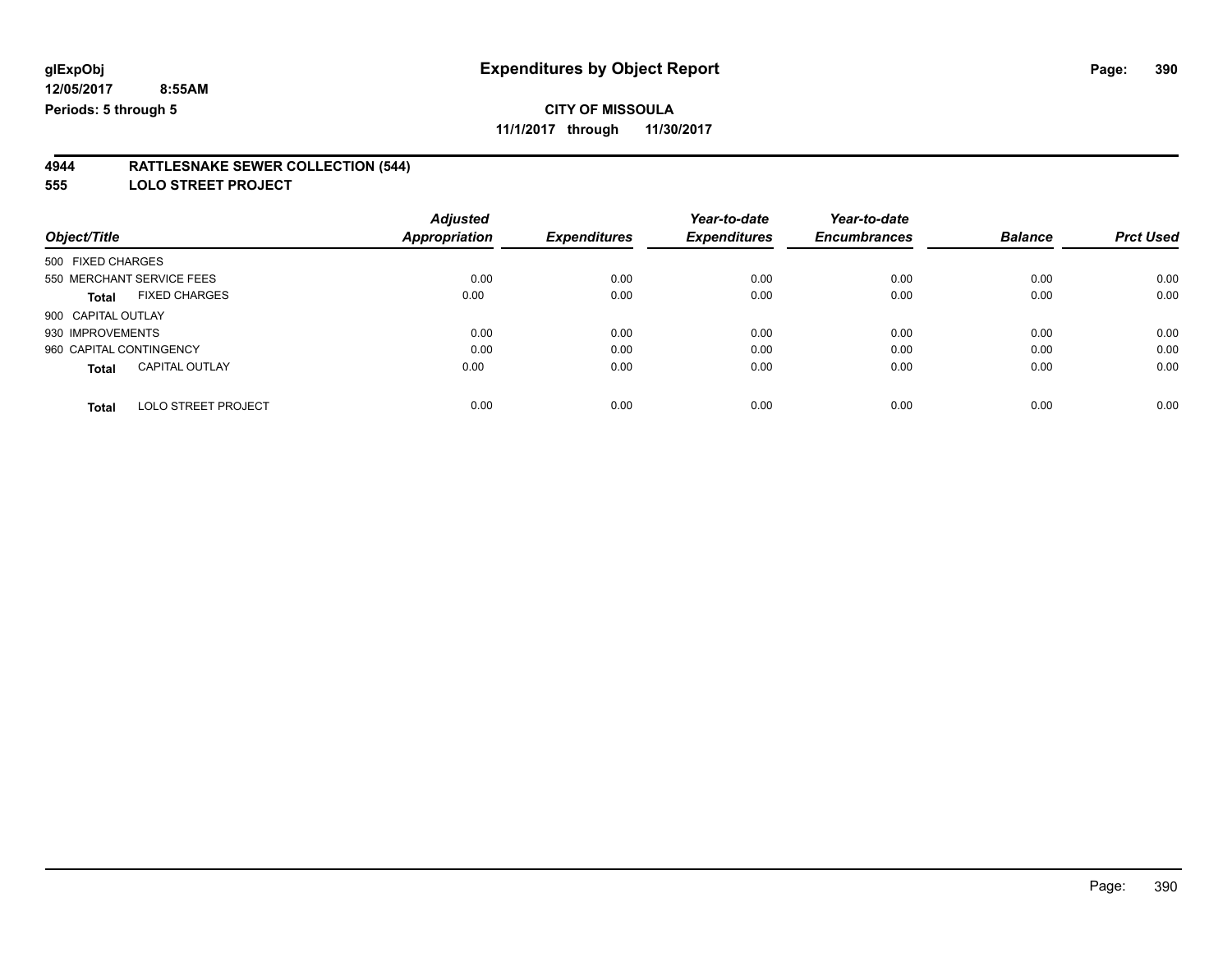# Expenditures by Object Report

glExpObj
12/05/2017 8:55AM
Periods: 5 through 5

**CITY OF MISSOULA**
**11/1/2017 through 11/30/2017**

## 4944 RATTLESNAKE SEWER COLLECTION (544)
## 555 LOLO STREET PROJECT

| Object/Title | Adjusted Appropriation | Expenditures | Year-to-date Expenditures | Year-to-date Encumbrances | Balance | Prct Used |
|---|---|---|---|---|---|---|
| 500 FIXED CHARGES | | | | | | |
| 550 MERCHANT SERVICE FEES | 0.00 | 0.00 | 0.00 | 0.00 | 0.00 | 0.00 |
| **Total** FIXED CHARGES | 0.00 | 0.00 | 0.00 | 0.00 | 0.00 | 0.00 |
| 900 CAPITAL OUTLAY | | | | | | |
| 930 IMPROVEMENTS | 0.00 | 0.00 | 0.00 | 0.00 | 0.00 | 0.00 |
| 960 CAPITAL CONTINGENCY | 0.00 | 0.00 | 0.00 | 0.00 | 0.00 | 0.00 |
| **Total** CAPITAL OUTLAY | 0.00 | 0.00 | 0.00 | 0.00 | 0.00 | 0.00 |
| **Total** LOLO STREET PROJECT | 0.00 | 0.00 | 0.00 | 0.00 | 0.00 | 0.00 |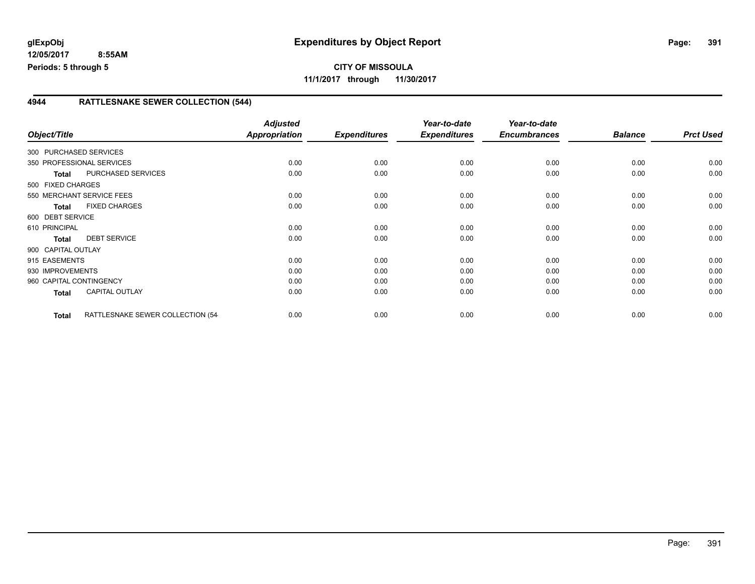**glExpObj** **Expenditures by Object Report**
**12/05/2017 8:55AM**
**Periods: 5 through 5**

**CITY OF MISSOULA**
**11/1/2017 through 11/30/2017**

## 4944 RATTLESNAKE SEWER COLLECTION (544)

| Object/Title | | Adjusted Appropriation | Expenditures | Year-to-date Expenditures | Year-to-date Encumbrances | Balance | Prct Used |
|---|---|---|---|---|---|---|---|
| 300 PURCHASED SERVICES | | | | | | | |
| 350 PROFESSIONAL SERVICES | | 0.00 | 0.00 | 0.00 | 0.00 | 0.00 | 0.00 |
| **Total** | PURCHASED SERVICES | 0.00 | 0.00 | 0.00 | 0.00 | 0.00 | 0.00 |
| 500 FIXED CHARGES | | | | | | | |
| 550 MERCHANT SERVICE FEES | | 0.00 | 0.00 | 0.00 | 0.00 | 0.00 | 0.00 |
| **Total** | FIXED CHARGES | 0.00 | 0.00 | 0.00 | 0.00 | 0.00 | 0.00 |
| 600 DEBT SERVICE | | | | | | | |
| 610 PRINCIPAL | | 0.00 | 0.00 | 0.00 | 0.00 | 0.00 | 0.00 |
| **Total** | DEBT SERVICE | 0.00 | 0.00 | 0.00 | 0.00 | 0.00 | 0.00 |
| 900 CAPITAL OUTLAY | | | | | | | |
| 915 EASEMENTS | | 0.00 | 0.00 | 0.00 | 0.00 | 0.00 | 0.00 |
| 930 IMPROVEMENTS | | 0.00 | 0.00 | 0.00 | 0.00 | 0.00 | 0.00 |
| 960 CAPITAL CONTINGENCY | | 0.00 | 0.00 | 0.00 | 0.00 | 0.00 | 0.00 |
| **Total** | CAPITAL OUTLAY | 0.00 | 0.00 | 0.00 | 0.00 | 0.00 | 0.00 |
| **Total** | RATTLESNAKE SEWER COLLECTION (54 | 0.00 | 0.00 | 0.00 | 0.00 | 0.00 | 0.00 |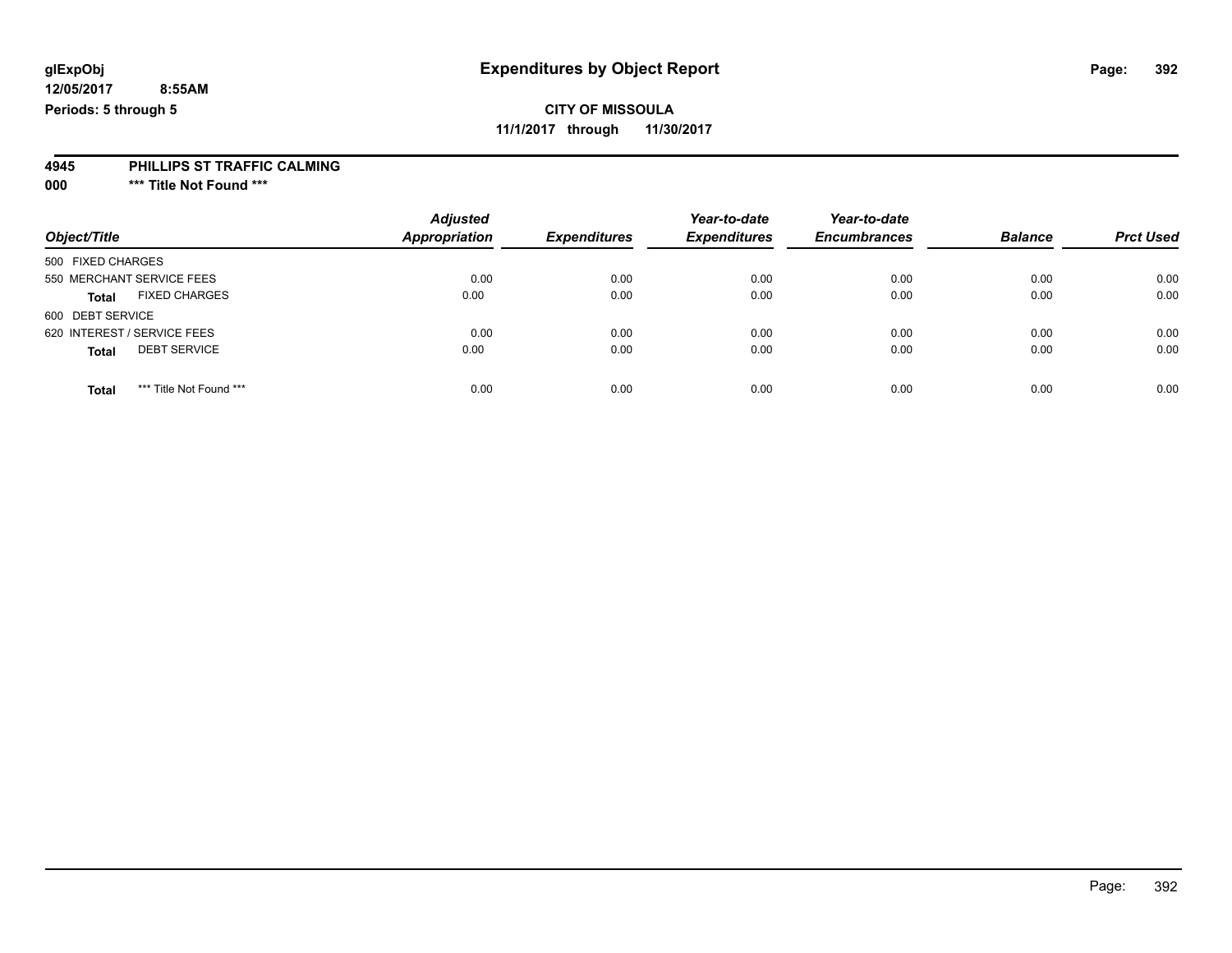glExpObj
12/05/2017 8:55AM
Periods: 5 through 5

# Expenditures by Object Report

**CITY OF MISSOULA**
**11/1/2017 through 11/30/2017**

**4945 PHILLIPS ST TRAFFIC CALMING**
**000 *** Title Not Found *****

| Object/Title | Adjusted Appropriation | Expenditures | Year-to-date Expenditures | Year-to-date Encumbrances | Balance | Prct Used |
|---|---|---|---|---|---|---|
| 500 FIXED CHARGES | | | | | | |
| 550 MERCHANT SERVICE FEES | 0.00 | 0.00 | 0.00 | 0.00 | 0.00 | 0.00 |
| **Total** FIXED CHARGES | 0.00 | 0.00 | 0.00 | 0.00 | 0.00 | 0.00 |
| 600 DEBT SERVICE | | | | | | |
| 620 INTEREST / SERVICE FEES | 0.00 | 0.00 | 0.00 | 0.00 | 0.00 | 0.00 |
| **Total** DEBT SERVICE | 0.00 | 0.00 | 0.00 | 0.00 | 0.00 | 0.00 |
| **Total** *** Title Not Found *** | 0.00 | 0.00 | 0.00 | 0.00 | 0.00 | 0.00 |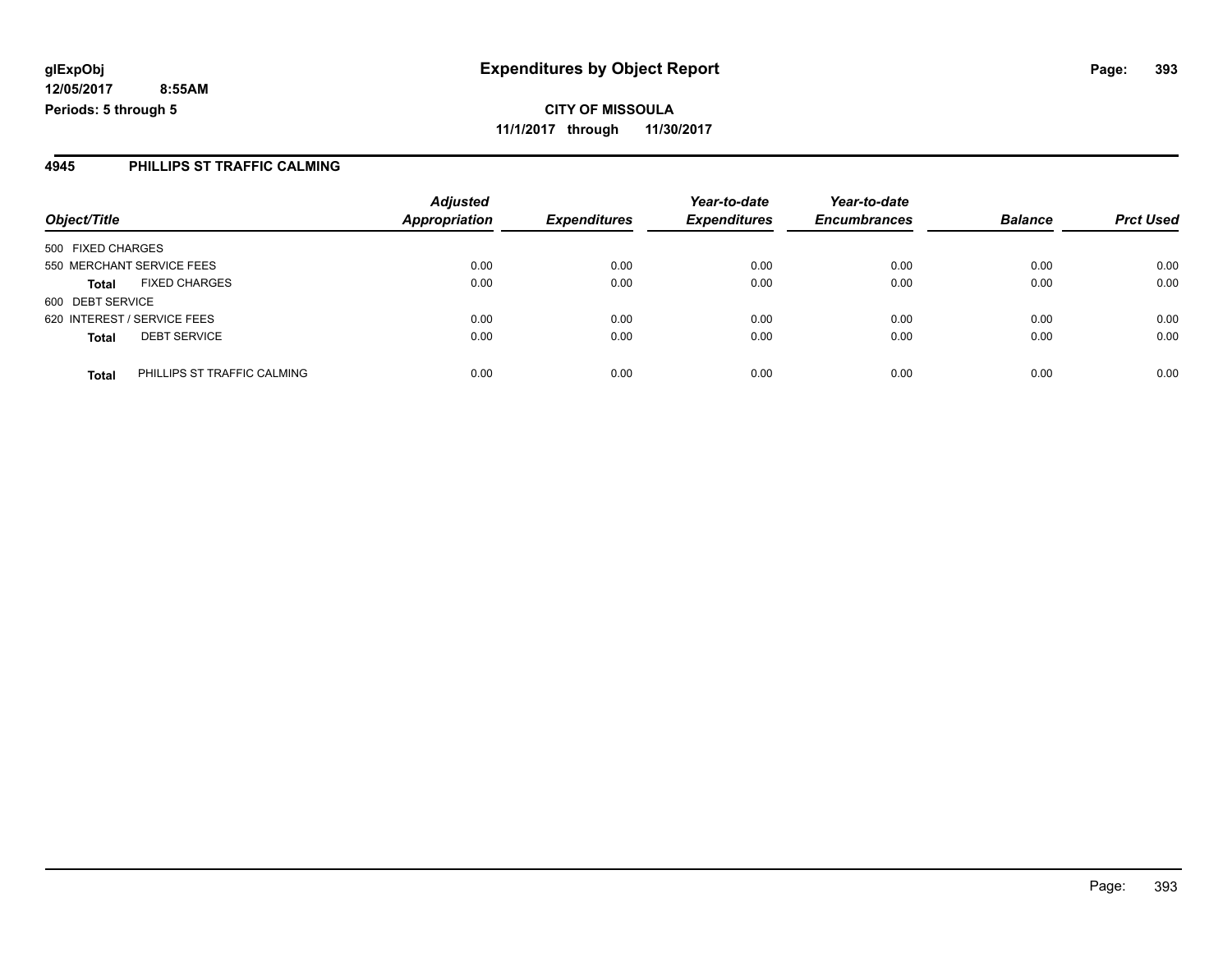**glExpObj**
**12/05/2017 8:55AM**
**Periods: 5 through 5**

# Expenditures by Object Report

**CITY OF MISSOULA**
**11/1/2017 through 11/30/2017**

## 4945 PHILLIPS ST TRAFFIC CALMING

| Object/Title | | *Adjusted Appropriation* | *Expenditures* | *Year-to-date Expenditures* | *Year-to-date Encumbrances* | *Balance* | *Prct Used* |
|---|---|---|---|---|---|---|---|
| 500 FIXED CHARGES | | | | | | | |
| 550 MERCHANT SERVICE FEES | | 0.00 | 0.00 | 0.00 | 0.00 | 0.00 | 0.00 |
| **Total** | FIXED CHARGES | 0.00 | 0.00 | 0.00 | 0.00 | 0.00 | 0.00 |
| 600 DEBT SERVICE | | | | | | | |
| 620 INTEREST / SERVICE FEES | | 0.00 | 0.00 | 0.00 | 0.00 | 0.00 | 0.00 |
| **Total** | DEBT SERVICE | 0.00 | 0.00 | 0.00 | 0.00 | 0.00 | 0.00 |
| **Total** | PHILLIPS ST TRAFFIC CALMING | 0.00 | 0.00 | 0.00 | 0.00 | 0.00 | 0.00 |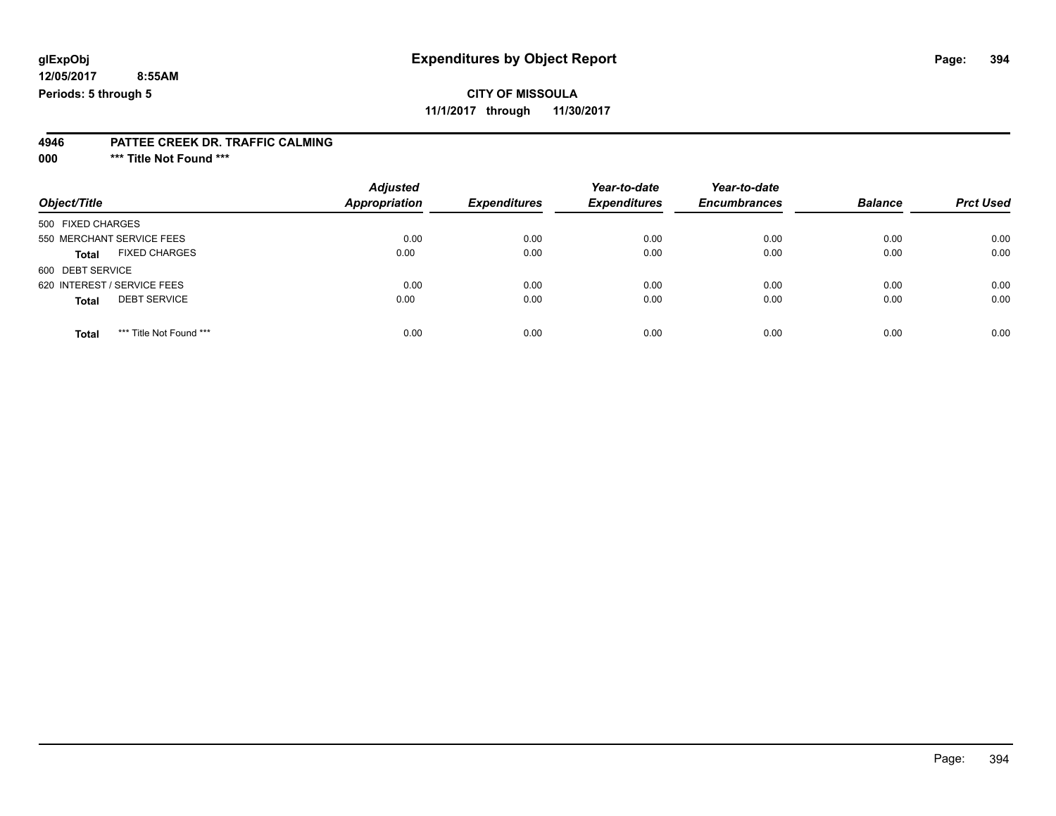# Expenditures by Object Report

**CITY OF MISSOULA**

**11/1/2017 through 11/30/2017**

glExpObj
12/05/2017 8:55AM
Periods: 5 through 5

**4946 PATTEE CREEK DR. TRAFFIC CALMING**

**000 \*\*\* Title Not Found \*\*\***

| Object/Title | Adjusted Appropriation | Expenditures | Year-to-date Expenditures | Year-to-date Encumbrances | Balance | Prct Used |
|---|---|---|---|---|---|---|
| 500 FIXED CHARGES | | | | | | |
| 550 MERCHANT SERVICE FEES | 0.00 | 0.00 | 0.00 | 0.00 | 0.00 | 0.00 |
| **Total** FIXED CHARGES | 0.00 | 0.00 | 0.00 | 0.00 | 0.00 | 0.00 |
| 600 DEBT SERVICE | | | | | | |
| 620 INTEREST / SERVICE FEES | 0.00 | 0.00 | 0.00 | 0.00 | 0.00 | 0.00 |
| **Total** DEBT SERVICE | 0.00 | 0.00 | 0.00 | 0.00 | 0.00 | 0.00 |
| **Total** *** Title Not Found *** | 0.00 | 0.00 | 0.00 | 0.00 | 0.00 | 0.00 |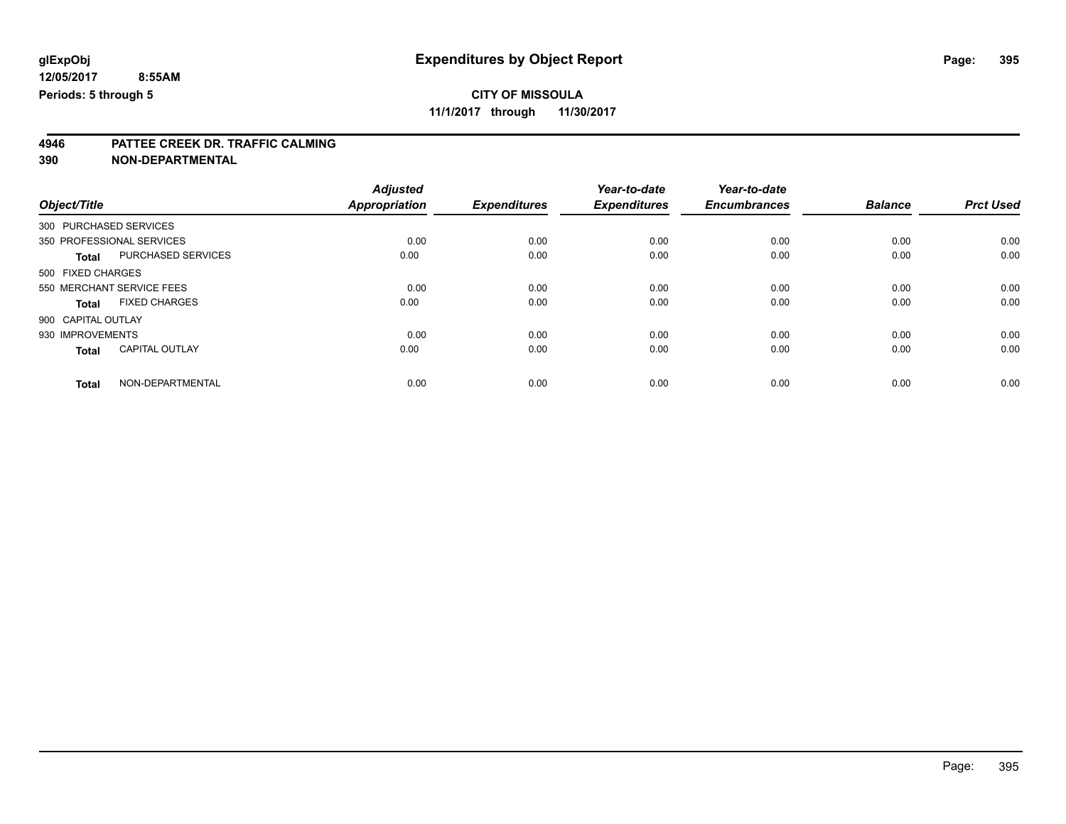# Expenditures by Object Report

**CITY OF MISSOULA**

**11/1/2017 through 11/30/2017**

glExpObj
12/05/2017 8:55AM
Periods: 5 through 5

## 4946 PATTEE CREEK DR. TRAFFIC CALMING
## 390 NON-DEPARTMENTAL

| Object/Title | | Adjusted Appropriation | Expenditures | Year-to-date Expenditures | Year-to-date Encumbrances | Balance | Prct Used |
|---|---|---|---|---|---|---|---|
| 300 PURCHASED SERVICES | | | | | | | |
| 350 PROFESSIONAL SERVICES | | 0.00 | 0.00 | 0.00 | 0.00 | 0.00 | 0.00 |
| **Total** | PURCHASED SERVICES | 0.00 | 0.00 | 0.00 | 0.00 | 0.00 | 0.00 |
| 500 FIXED CHARGES | | | | | | | |
| 550 MERCHANT SERVICE FEES | | 0.00 | 0.00 | 0.00 | 0.00 | 0.00 | 0.00 |
| **Total** | FIXED CHARGES | 0.00 | 0.00 | 0.00 | 0.00 | 0.00 | 0.00 |
| 900 CAPITAL OUTLAY | | | | | | | |
| 930 IMPROVEMENTS | | 0.00 | 0.00 | 0.00 | 0.00 | 0.00 | 0.00 |
| **Total** | CAPITAL OUTLAY | 0.00 | 0.00 | 0.00 | 0.00 | 0.00 | 0.00 |
| **Total** | NON-DEPARTMENTAL | 0.00 | 0.00 | 0.00 | 0.00 | 0.00 | 0.00 |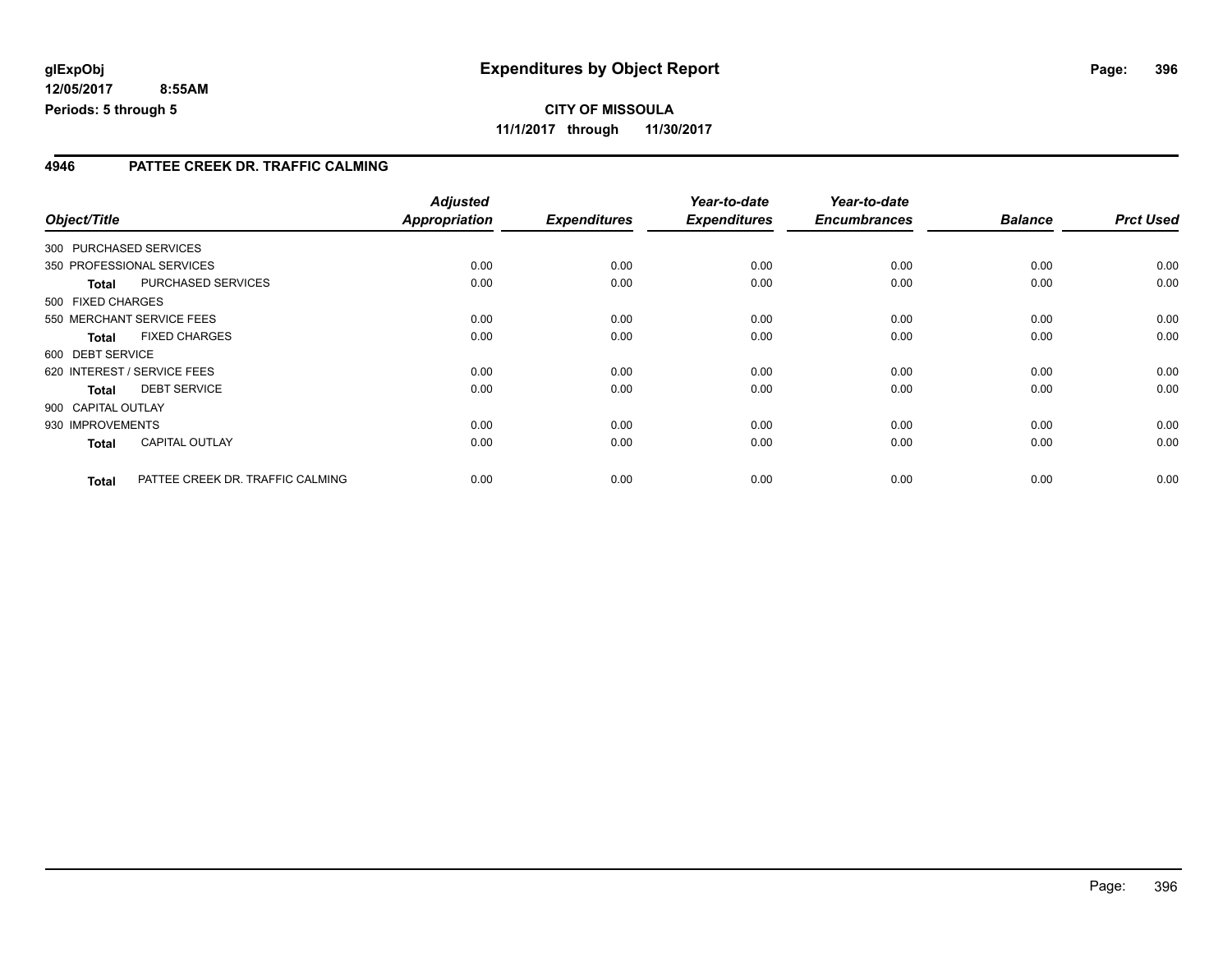**glExpObj**
**12/05/2017 8:55AM**
**Periods: 5 through 5**

# Expenditures by Object Report

**CITY OF MISSOULA**
**11/1/2017 through 11/30/2017**

## 4946 PATTEE CREEK DR. TRAFFIC CALMING

| Object/Title | | Adjusted Appropriation | Expenditures | Year-to-date Expenditures | Year-to-date Encumbrances | Balance | Prct Used |
|---|---|---|---|---|---|---|---|
| 300 PURCHASED SERVICES | | | | | | | |
| 350 PROFESSIONAL SERVICES | | 0.00 | 0.00 | 0.00 | 0.00 | 0.00 | 0.00 |
| **Total** | PURCHASED SERVICES | 0.00 | 0.00 | 0.00 | 0.00 | 0.00 | 0.00 |
| 500 FIXED CHARGES | | | | | | | |
| 550 MERCHANT SERVICE FEES | | 0.00 | 0.00 | 0.00 | 0.00 | 0.00 | 0.00 |
| **Total** | FIXED CHARGES | 0.00 | 0.00 | 0.00 | 0.00 | 0.00 | 0.00 |
| 600 DEBT SERVICE | | | | | | | |
| 620 INTEREST / SERVICE FEES | | 0.00 | 0.00 | 0.00 | 0.00 | 0.00 | 0.00 |
| **Total** | DEBT SERVICE | 0.00 | 0.00 | 0.00 | 0.00 | 0.00 | 0.00 |
| 900 CAPITAL OUTLAY | | | | | | | |
| 930 IMPROVEMENTS | | 0.00 | 0.00 | 0.00 | 0.00 | 0.00 | 0.00 |
| **Total** | CAPITAL OUTLAY | 0.00 | 0.00 | 0.00 | 0.00 | 0.00 | 0.00 |
| **Total** | PATTEE CREEK DR. TRAFFIC CALMING | 0.00 | 0.00 | 0.00 | 0.00 | 0.00 | 0.00 |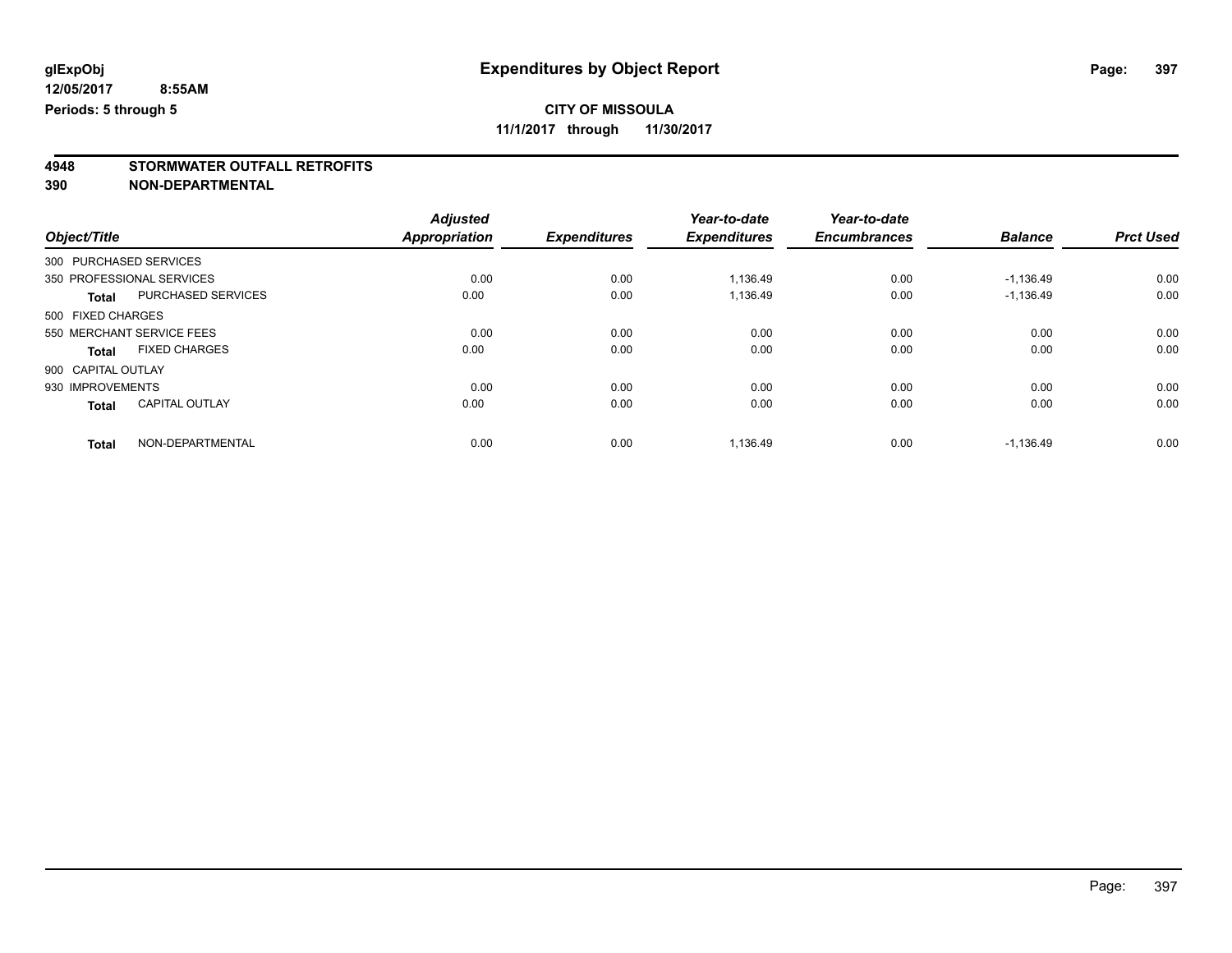**glExpObj**
**12/05/2017 8:55AM**
**Periods: 5 through 5**

# Expenditures by Object Report

**CITY OF MISSOULA**
**11/1/2017 through 11/30/2017**

## 4948 STORMWATER OUTFALL RETROFITS
## 390 NON-DEPARTMENTAL

| Object/Title | | *Adjusted Appropriation* | *Expenditures* | *Year-to-date Expenditures* | *Year-to-date Encumbrances* | *Balance* | *Prct Used* |
|---|---|---|---|---|---|---|---|
| 300 PURCHASED SERVICES | | | | | | | |
| 350 PROFESSIONAL SERVICES | | 0.00 | 0.00 | 1,136.49 | 0.00 | -1,136.49 | 0.00 |
| **Total** | PURCHASED SERVICES | 0.00 | 0.00 | 1,136.49 | 0.00 | -1,136.49 | 0.00 |
| 500 FIXED CHARGES | | | | | | | |
| 550 MERCHANT SERVICE FEES | | 0.00 | 0.00 | 0.00 | 0.00 | 0.00 | 0.00 |
| **Total** | FIXED CHARGES | 0.00 | 0.00 | 0.00 | 0.00 | 0.00 | 0.00 |
| 900 CAPITAL OUTLAY | | | | | | | |
| 930 IMPROVEMENTS | | 0.00 | 0.00 | 0.00 | 0.00 | 0.00 | 0.00 |
| **Total** | CAPITAL OUTLAY | 0.00 | 0.00 | 0.00 | 0.00 | 0.00 | 0.00 |
| **Total** | NON-DEPARTMENTAL | 0.00 | 0.00 | 1,136.49 | 0.00 | -1,136.49 | 0.00 |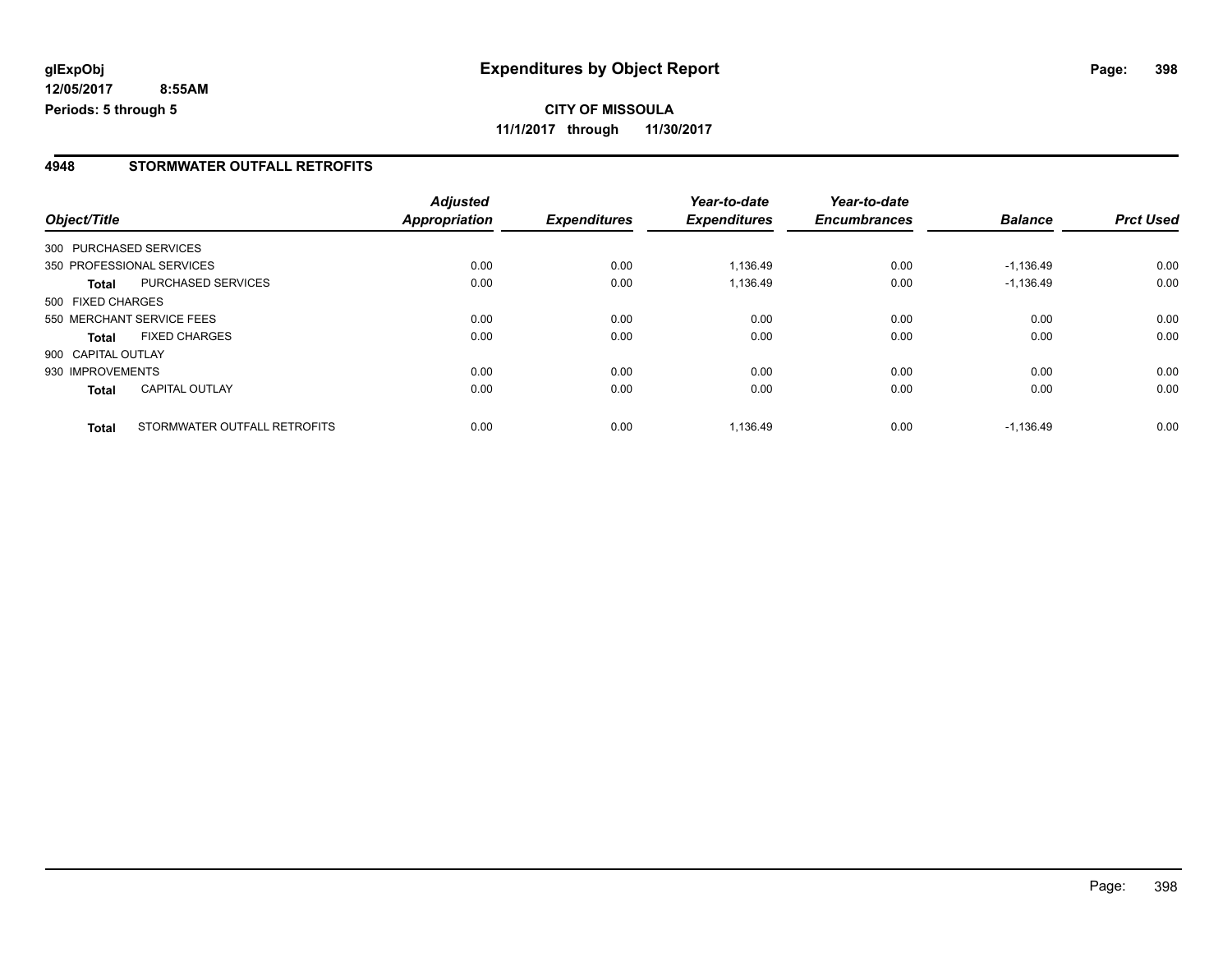**glExpObj**
**12/05/2017 8:55AM**
**Periods: 5 through 5**

# Expenditures by Object Report

**CITY OF MISSOULA**
**11/1/2017 through 11/30/2017**

## 4948 STORMWATER OUTFALL RETROFITS

| Object/Title | | *Adjusted Appropriation* | *Expenditures* | *Year-to-date Expenditures* | *Year-to-date Encumbrances* | *Balance* | *Prct Used* |
|---|---|---|---|---|---|---|---|
| 300 PURCHASED SERVICES | | | | | | | |
| 350 PROFESSIONAL SERVICES | | 0.00 | 0.00 | 1,136.49 | 0.00 | -1,136.49 | 0.00 |
| **Total** | PURCHASED SERVICES | 0.00 | 0.00 | 1,136.49 | 0.00 | -1,136.49 | 0.00 |
| 500 FIXED CHARGES | | | | | | | |
| 550 MERCHANT SERVICE FEES | | 0.00 | 0.00 | 0.00 | 0.00 | 0.00 | 0.00 |
| **Total** | FIXED CHARGES | 0.00 | 0.00 | 0.00 | 0.00 | 0.00 | 0.00 |
| 900 CAPITAL OUTLAY | | | | | | | |
| 930 IMPROVEMENTS | | 0.00 | 0.00 | 0.00 | 0.00 | 0.00 | 0.00 |
| **Total** | CAPITAL OUTLAY | 0.00 | 0.00 | 0.00 | 0.00 | 0.00 | 0.00 |
| **Total** | STORMWATER OUTFALL RETROFITS | 0.00 | 0.00 | 1,136.49 | 0.00 | -1,136.49 | 0.00 |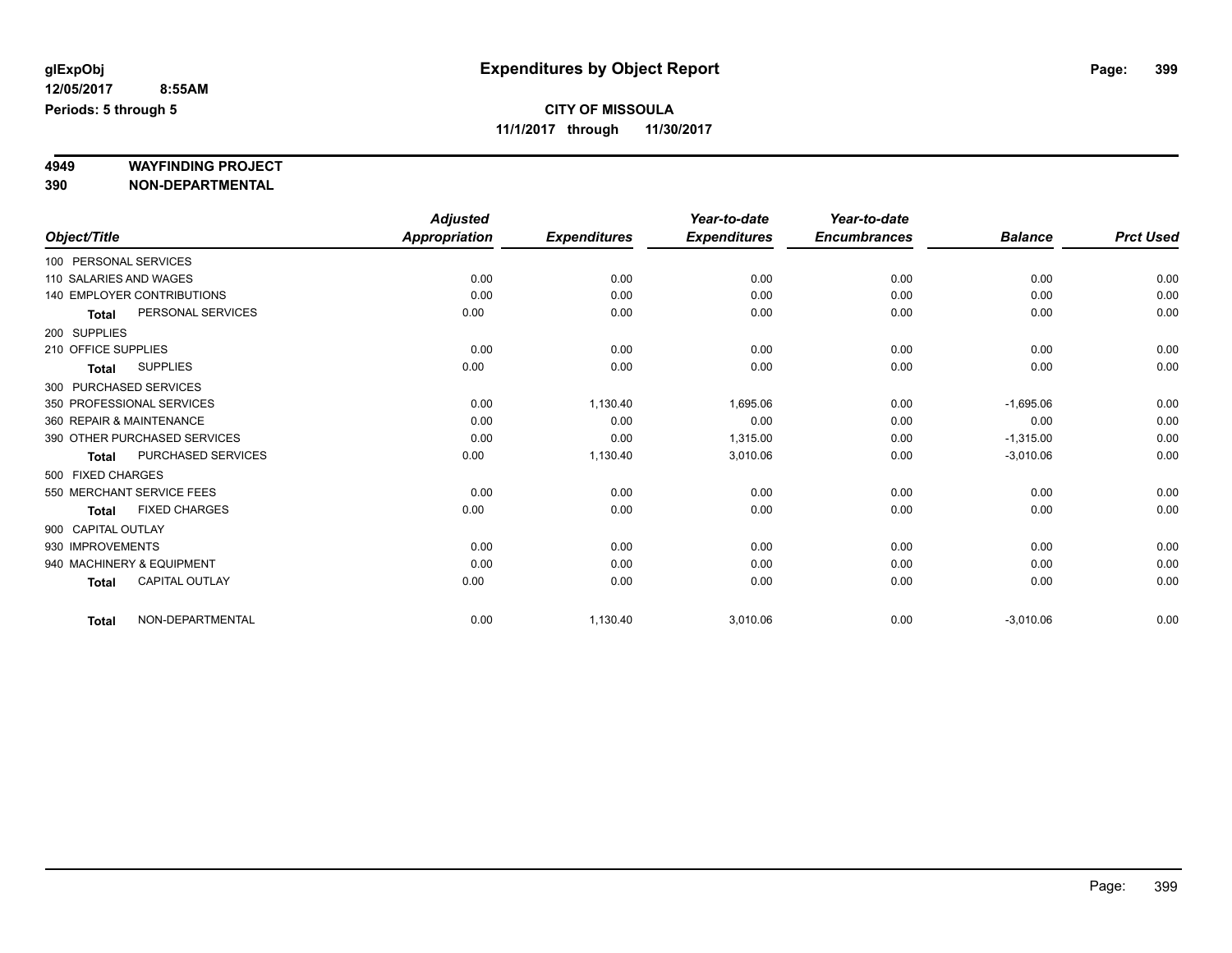# Expenditures by Object Report

glExpObj
12/05/2017 8:55AM
Periods: 5 through 5

**CITY OF MISSOULA**
**11/1/2017 through 11/30/2017**

## 4949 WAYFINDING PROJECT
## 390 NON-DEPARTMENTAL

| Object/Title | | Adjusted Appropriation | Expenditures | Year-to-date Expenditures | Year-to-date Encumbrances | Balance | Prct Used |
|---|---|---|---|---|---|---|---|
| 100 PERSONAL SERVICES | | | | | | | |
| 110 SALARIES AND WAGES | | 0.00 | 0.00 | 0.00 | 0.00 | 0.00 | 0.00 |
| 140 EMPLOYER CONTRIBUTIONS | | 0.00 | 0.00 | 0.00 | 0.00 | 0.00 | 0.00 |
| **Total** | PERSONAL SERVICES | 0.00 | 0.00 | 0.00 | 0.00 | 0.00 | 0.00 |
| 200 SUPPLIES | | | | | | | |
| 210 OFFICE SUPPLIES | | 0.00 | 0.00 | 0.00 | 0.00 | 0.00 | 0.00 |
| **Total** | SUPPLIES | 0.00 | 0.00 | 0.00 | 0.00 | 0.00 | 0.00 |
| 300 PURCHASED SERVICES | | | | | | | |
| 350 PROFESSIONAL SERVICES | | 0.00 | 1,130.40 | 1,695.06 | 0.00 | -1,695.06 | 0.00 |
| 360 REPAIR & MAINTENANCE | | 0.00 | 0.00 | 0.00 | 0.00 | 0.00 | 0.00 |
| 390 OTHER PURCHASED SERVICES | | 0.00 | 0.00 | 1,315.00 | 0.00 | -1,315.00 | 0.00 |
| **Total** | PURCHASED SERVICES | 0.00 | 1,130.40 | 3,010.06 | 0.00 | -3,010.06 | 0.00 |
| 500 FIXED CHARGES | | | | | | | |
| 550 MERCHANT SERVICE FEES | | 0.00 | 0.00 | 0.00 | 0.00 | 0.00 | 0.00 |
| **Total** | FIXED CHARGES | 0.00 | 0.00 | 0.00 | 0.00 | 0.00 | 0.00 |
| 900 CAPITAL OUTLAY | | | | | | | |
| 930 IMPROVEMENTS | | 0.00 | 0.00 | 0.00 | 0.00 | 0.00 | 0.00 |
| 940 MACHINERY & EQUIPMENT | | 0.00 | 0.00 | 0.00 | 0.00 | 0.00 | 0.00 |
| **Total** | CAPITAL OUTLAY | 0.00 | 0.00 | 0.00 | 0.00 | 0.00 | 0.00 |
| **Total** | NON-DEPARTMENTAL | 0.00 | 1,130.40 | 3,010.06 | 0.00 | -3,010.06 | 0.00 |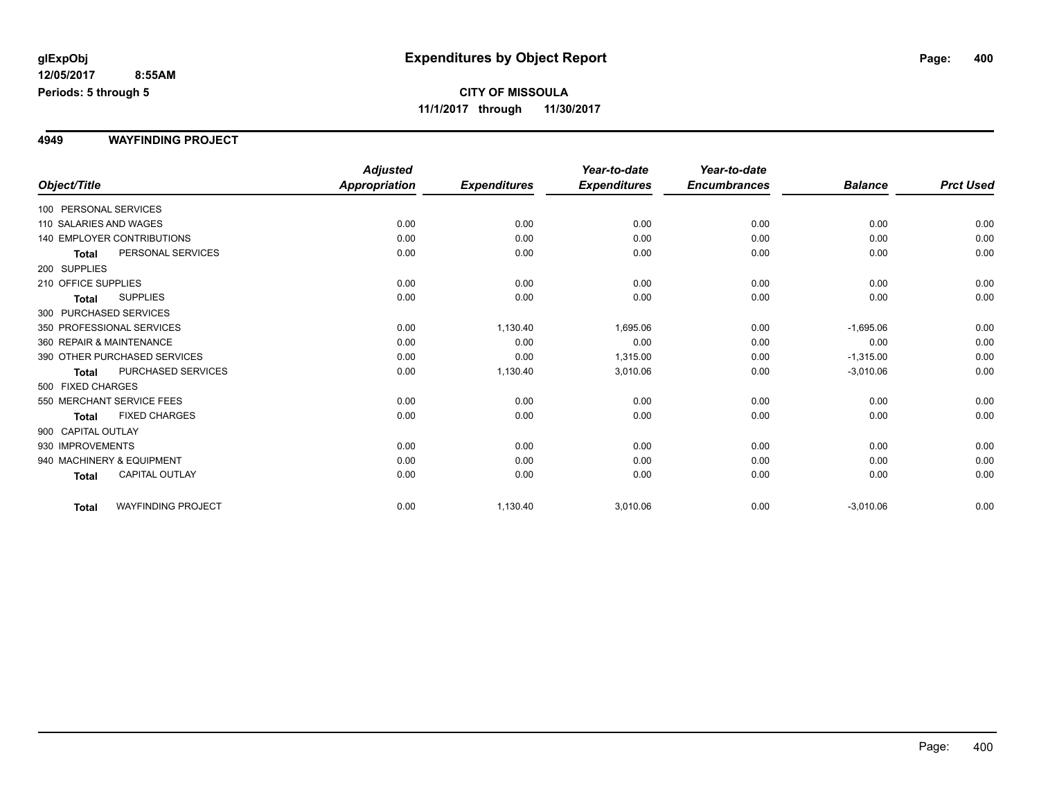# Expenditures by Object Report

glExpObj
12/05/2017 8:55AM
Periods: 5 through 5

**CITY OF MISSOULA**
**11/1/2017 through 11/30/2017**

## 4949 WAYFINDING PROJECT

| Object/Title | Adjusted Appropriation | Expenditures | Year-to-date Expenditures | Year-to-date Encumbrances | Balance | Prct Used |
|---|---|---|---|---|---|---|
| 100 PERSONAL SERVICES | | | | | | |
| 110 SALARIES AND WAGES | 0.00 | 0.00 | 0.00 | 0.00 | 0.00 | 0.00 |
| 140 EMPLOYER CONTRIBUTIONS | 0.00 | 0.00 | 0.00 | 0.00 | 0.00 | 0.00 |
| **Total** PERSONAL SERVICES | 0.00 | 0.00 | 0.00 | 0.00 | 0.00 | 0.00 |
| 200 SUPPLIES | | | | | | |
| 210 OFFICE SUPPLIES | 0.00 | 0.00 | 0.00 | 0.00 | 0.00 | 0.00 |
| **Total** SUPPLIES | 0.00 | 0.00 | 0.00 | 0.00 | 0.00 | 0.00 |
| 300 PURCHASED SERVICES | | | | | | |
| 350 PROFESSIONAL SERVICES | 0.00 | 1,130.40 | 1,695.06 | 0.00 | -1,695.06 | 0.00 |
| 360 REPAIR & MAINTENANCE | 0.00 | 0.00 | 0.00 | 0.00 | 0.00 | 0.00 |
| 390 OTHER PURCHASED SERVICES | 0.00 | 0.00 | 1,315.00 | 0.00 | -1,315.00 | 0.00 |
| **Total** PURCHASED SERVICES | 0.00 | 1,130.40 | 3,010.06 | 0.00 | -3,010.06 | 0.00 |
| 500 FIXED CHARGES | | | | | | |
| 550 MERCHANT SERVICE FEES | 0.00 | 0.00 | 0.00 | 0.00 | 0.00 | 0.00 |
| **Total** FIXED CHARGES | 0.00 | 0.00 | 0.00 | 0.00 | 0.00 | 0.00 |
| 900 CAPITAL OUTLAY | | | | | | |
| 930 IMPROVEMENTS | 0.00 | 0.00 | 0.00 | 0.00 | 0.00 | 0.00 |
| 940 MACHINERY & EQUIPMENT | 0.00 | 0.00 | 0.00 | 0.00 | 0.00 | 0.00 |
| **Total** CAPITAL OUTLAY | 0.00 | 0.00 | 0.00 | 0.00 | 0.00 | 0.00 |
| **Total** WAYFINDING PROJECT | 0.00 | 1,130.40 | 3,010.06 | 0.00 | -3,010.06 | 0.00 |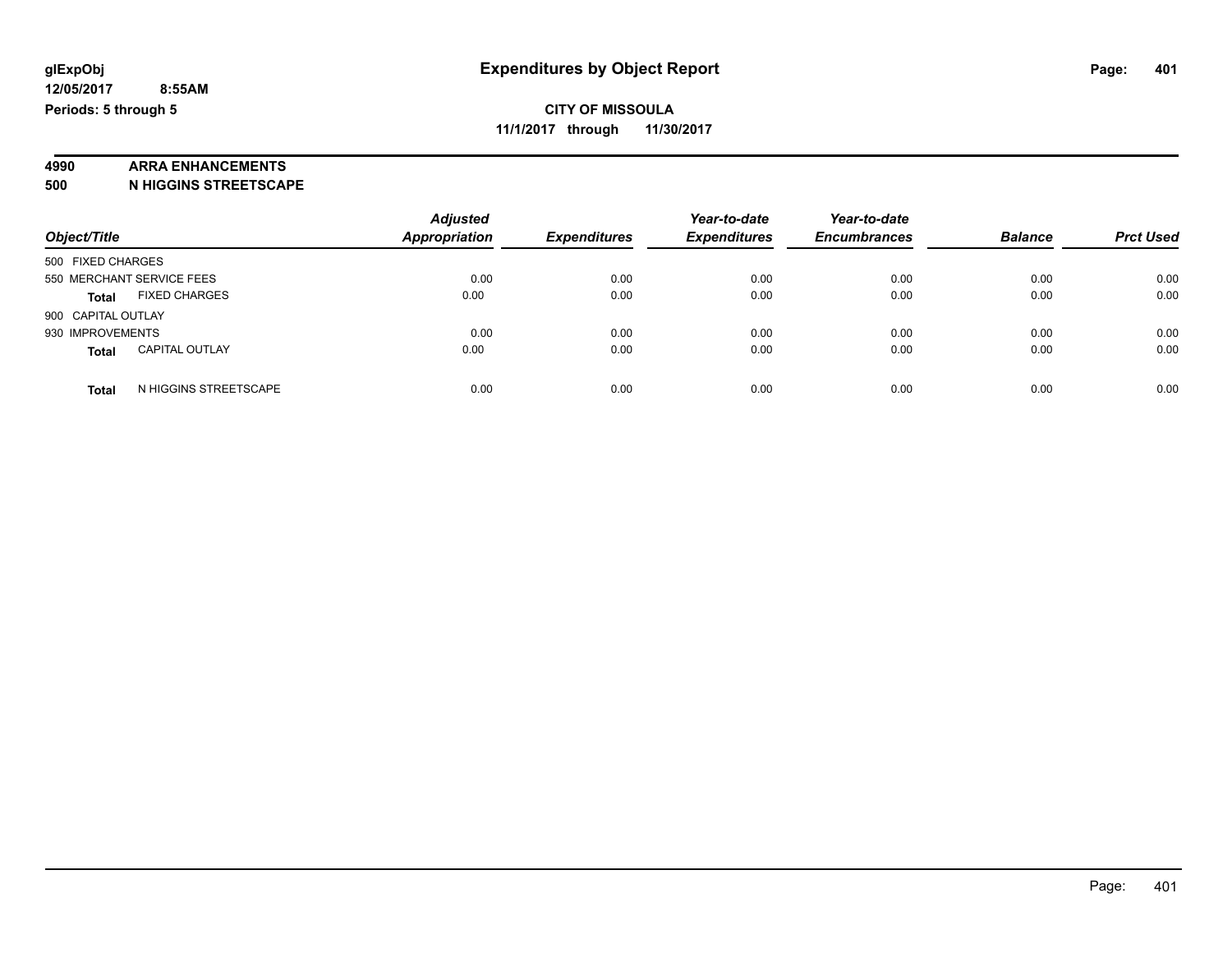**glExpObj** | **Expenditures by Object Report**

**12/05/2017 8:55AM**

**Periods: 5 through 5**

**CITY OF MISSOULA**

**11/1/2017 through 11/30/2017**

**4990 ARRA ENHANCEMENTS**

**500 N HIGGINS STREETSCAPE**

| Object/Title | | Adjusted Appropriation | Expenditures | Year-to-date Expenditures | Year-to-date Encumbrances | Balance | Prct Used |
|---|---|---|---|---|---|---|---|
| 500 FIXED CHARGES | | | | | | | |
| 550 MERCHANT SERVICE FEES | | 0.00 | 0.00 | 0.00 | 0.00 | 0.00 | 0.00 |
| **Total** | FIXED CHARGES | 0.00 | 0.00 | 0.00 | 0.00 | 0.00 | 0.00 |
| 900 CAPITAL OUTLAY | | | | | | | |
| 930 IMPROVEMENTS | | 0.00 | 0.00 | 0.00 | 0.00 | 0.00 | 0.00 |
| **Total** | CAPITAL OUTLAY | 0.00 | 0.00 | 0.00 | 0.00 | 0.00 | 0.00 |
| **Total** | N HIGGINS STREETSCAPE | 0.00 | 0.00 | 0.00 | 0.00 | 0.00 | 0.00 |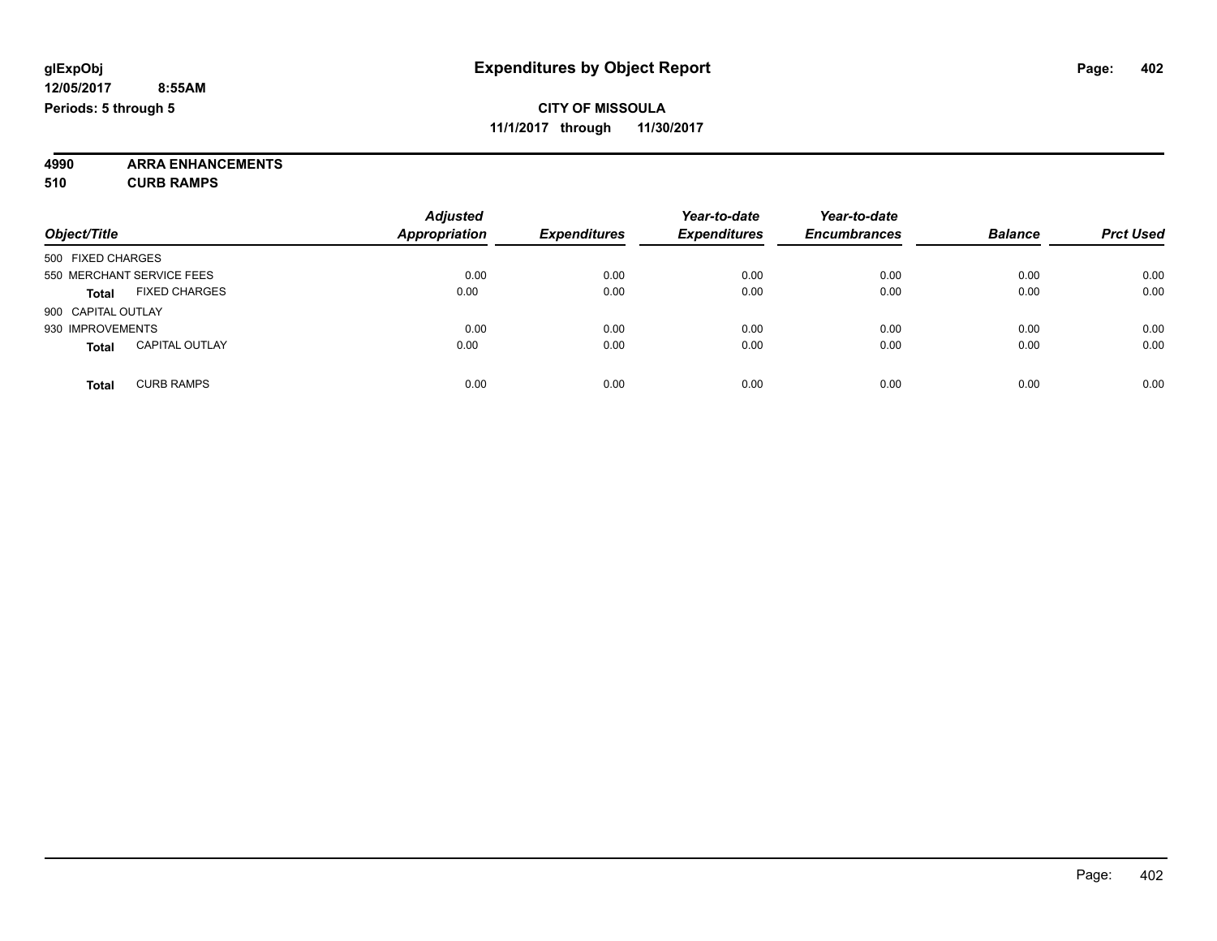**glExpObj**
**12/05/2017 8:55AM**
**Periods: 5 through 5**

# Expenditures by Object Report

**CITY OF MISSOULA**
**11/1/2017 through 11/30/2017**

**4990 ARRA ENHANCEMENTS**
**510 CURB RAMPS**

| Object/Title | Adjusted Appropriation | Expenditures | Year-to-date Expenditures | Year-to-date Encumbrances | Balance | Prct Used |
|---|---|---|---|---|---|---|
| 500 FIXED CHARGES | | | | | | |
| 550 MERCHANT SERVICE FEES | 0.00 | 0.00 | 0.00 | 0.00 | 0.00 | 0.00 |
| **Total** FIXED CHARGES | 0.00 | 0.00 | 0.00 | 0.00 | 0.00 | 0.00 |
| 900 CAPITAL OUTLAY | | | | | | |
| 930 IMPROVEMENTS | 0.00 | 0.00 | 0.00 | 0.00 | 0.00 | 0.00 |
| **Total** CAPITAL OUTLAY | 0.00 | 0.00 | 0.00 | 0.00 | 0.00 | 0.00 |
| **Total** CURB RAMPS | 0.00 | 0.00 | 0.00 | 0.00 | 0.00 | 0.00 |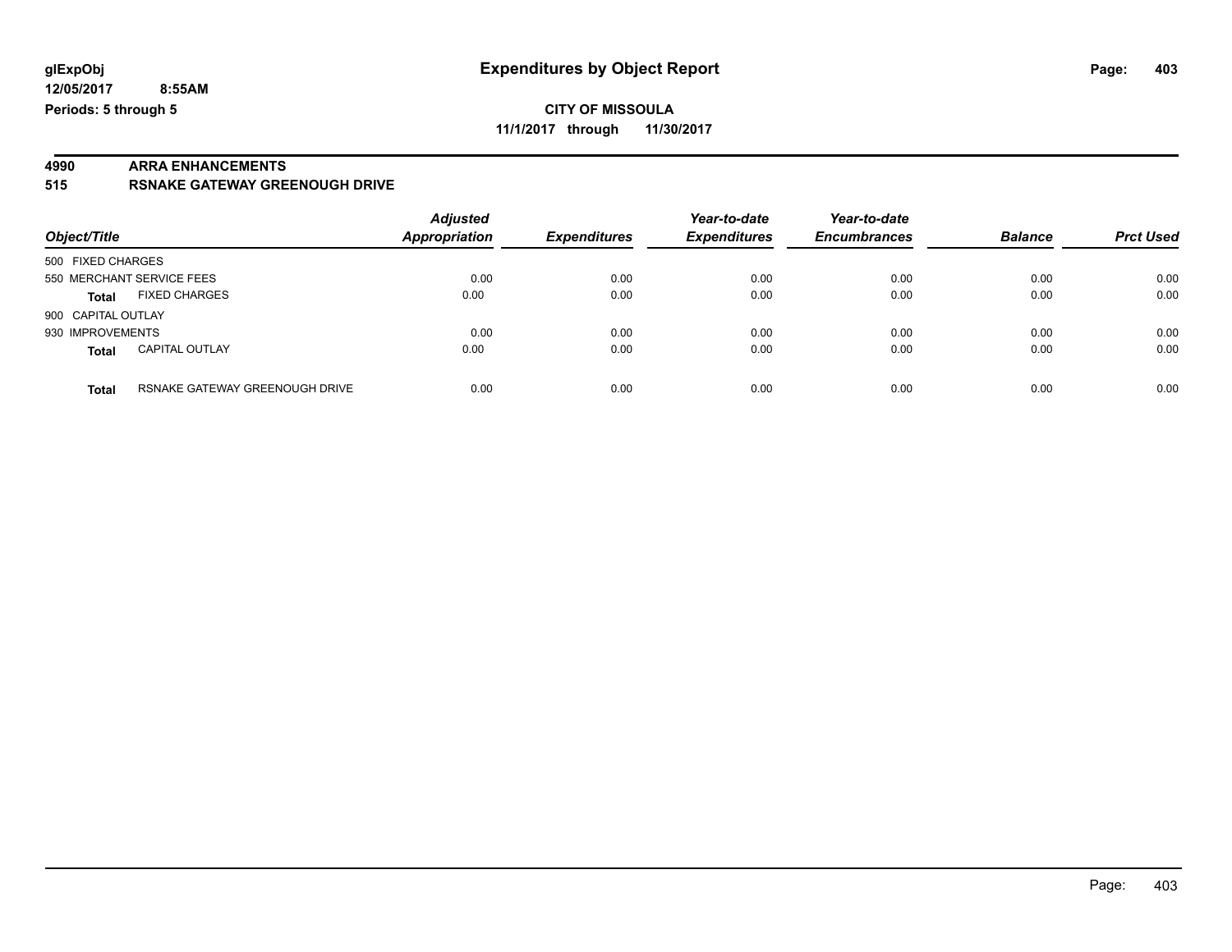glExpObj
12/05/2017 8:55AM
Periods: 5 through 5

# Expenditures by Object Report

CITY OF MISSOULA
11/1/2017 through 11/30/2017

**4990 ARRA ENHANCEMENTS**
**515 RSNAKE GATEWAY GREENOUGH DRIVE**

| Object/Title | | Adjusted Appropriation | Expenditures | Year-to-date Expenditures | Year-to-date Encumbrances | Balance | Prct Used |
|---|---|---|---|---|---|---|---|
| 500 FIXED CHARGES | | | | | | | |
| 550 MERCHANT SERVICE FEES | | 0.00 | 0.00 | 0.00 | 0.00 | 0.00 | 0.00 |
| **Total** | FIXED CHARGES | 0.00 | 0.00 | 0.00 | 0.00 | 0.00 | 0.00 |
| 900 CAPITAL OUTLAY | | | | | | | |
| 930 IMPROVEMENTS | | 0.00 | 0.00 | 0.00 | 0.00 | 0.00 | 0.00 |
| **Total** | CAPITAL OUTLAY | 0.00 | 0.00 | 0.00 | 0.00 | 0.00 | 0.00 |
| **Total** | RSNAKE GATEWAY GREENOUGH DRIVE | 0.00 | 0.00 | 0.00 | 0.00 | 0.00 | 0.00 |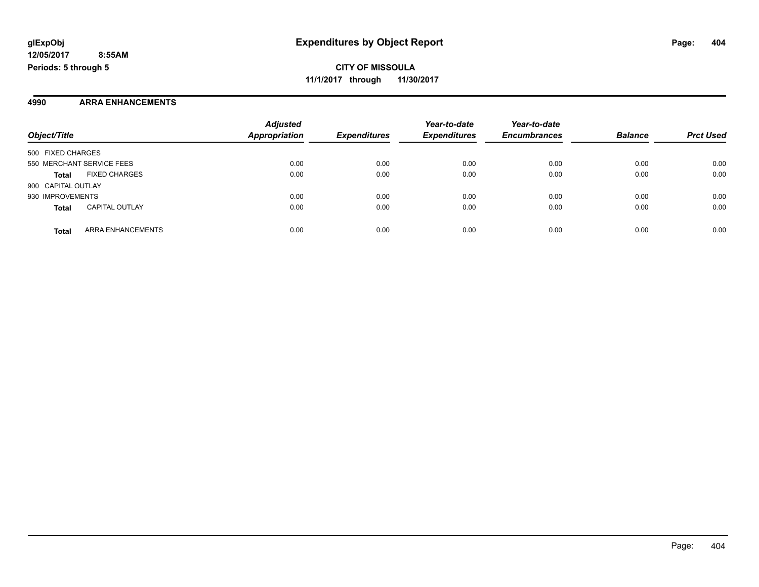**glExpObj** **Expenditures by Object Report**

**12/05/2017 8:55AM**

**Periods: 5 through 5**

**CITY OF MISSOULA**

**11/1/2017 through 11/30/2017**

## 4990 ARRA ENHANCEMENTS

| Object/Title | | Adjusted Appropriation | Expenditures | Year-to-date Expenditures | Year-to-date Encumbrances | Balance | Prct Used |
|---|---|---|---|---|---|---|---|
| 500 FIXED CHARGES | | | | | | | |
| 550 MERCHANT SERVICE FEES | | 0.00 | 0.00 | 0.00 | 0.00 | 0.00 | 0.00 |
| **Total** | FIXED CHARGES | 0.00 | 0.00 | 0.00 | 0.00 | 0.00 | 0.00 |
| 900 CAPITAL OUTLAY | | | | | | | |
| 930 IMPROVEMENTS | | 0.00 | 0.00 | 0.00 | 0.00 | 0.00 | 0.00 |
| **Total** | CAPITAL OUTLAY | 0.00 | 0.00 | 0.00 | 0.00 | 0.00 | 0.00 |
| **Total** | ARRA ENHANCEMENTS | 0.00 | 0.00 | 0.00 | 0.00 | 0.00 | 0.00 |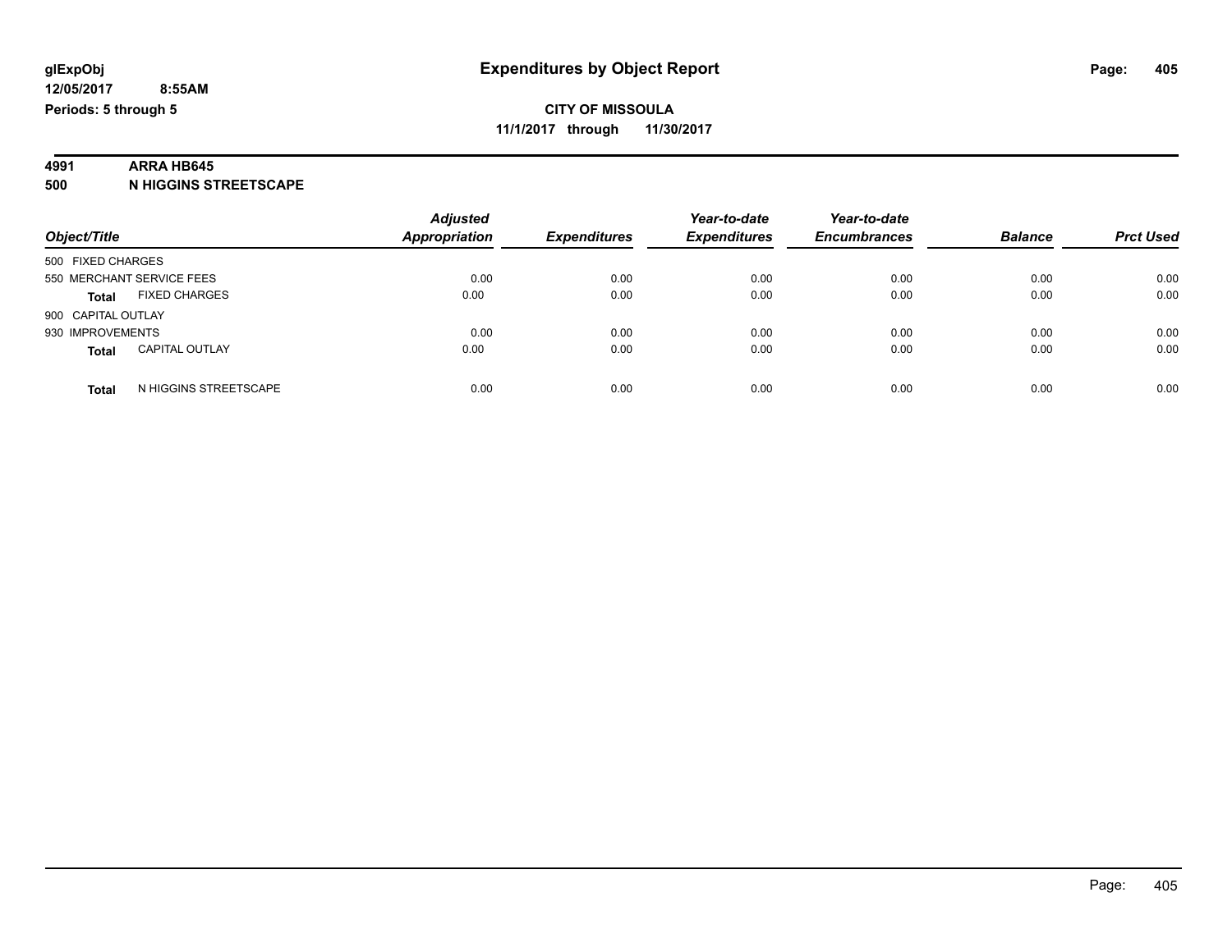**glExpObj**
**12/05/2017 8:55AM**
**Periods: 5 through 5**

# Expenditures by Object Report

**CITY OF MISSOULA**
**11/1/2017 through 11/30/2017**

**4991 ARRA HB645**
**500 N HIGGINS STREETSCAPE**

| Object/Title | | Adjusted Appropriation | Expenditures | Year-to-date Expenditures | Year-to-date Encumbrances | Balance | Prct Used |
|---|---|---|---|---|---|---|---|
| 500 FIXED CHARGES | | | | | | | |
| 550 MERCHANT SERVICE FEES | | 0.00 | 0.00 | 0.00 | 0.00 | 0.00 | 0.00 |
| **Total** | FIXED CHARGES | 0.00 | 0.00 | 0.00 | 0.00 | 0.00 | 0.00 |
| 900 CAPITAL OUTLAY | | | | | | | |
| 930 IMPROVEMENTS | | 0.00 | 0.00 | 0.00 | 0.00 | 0.00 | 0.00 |
| **Total** | CAPITAL OUTLAY | 0.00 | 0.00 | 0.00 | 0.00 | 0.00 | 0.00 |
| **Total** | N HIGGINS STREETSCAPE | 0.00 | 0.00 | 0.00 | 0.00 | 0.00 | 0.00 |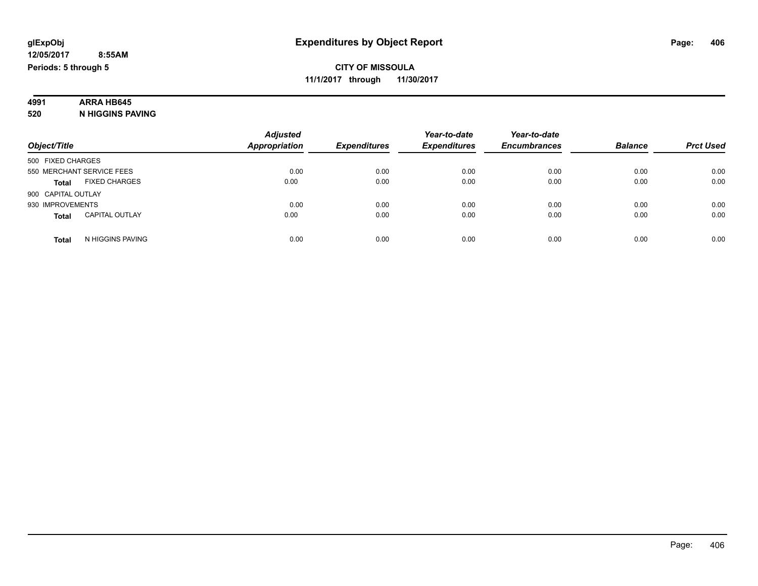**glExpObj**
**12/05/2017 8:55AM**
**Periods: 5 through 5**

# Expenditures by Object Report

**CITY OF MISSOULA**
**11/1/2017 through 11/30/2017**

**4991 ARRA HB645**
**520 N HIGGINS PAVING**

| Object/Title | | Adjusted Appropriation | Expenditures | Year-to-date Expenditures | Year-to-date Encumbrances | Balance | Prct Used |
|---|---|---|---|---|---|---|---|
| 500 FIXED CHARGES | | | | | | | |
| 550 MERCHANT SERVICE FEES | | 0.00 | 0.00 | 0.00 | 0.00 | 0.00 | 0.00 |
| **Total** | FIXED CHARGES | 0.00 | 0.00 | 0.00 | 0.00 | 0.00 | 0.00 |
| 900 CAPITAL OUTLAY | | | | | | | |
| 930 IMPROVEMENTS | | 0.00 | 0.00 | 0.00 | 0.00 | 0.00 | 0.00 |
| **Total** | CAPITAL OUTLAY | 0.00 | 0.00 | 0.00 | 0.00 | 0.00 | 0.00 |
| **Total** | N HIGGINS PAVING | 0.00 | 0.00 | 0.00 | 0.00 | 0.00 | 0.00 |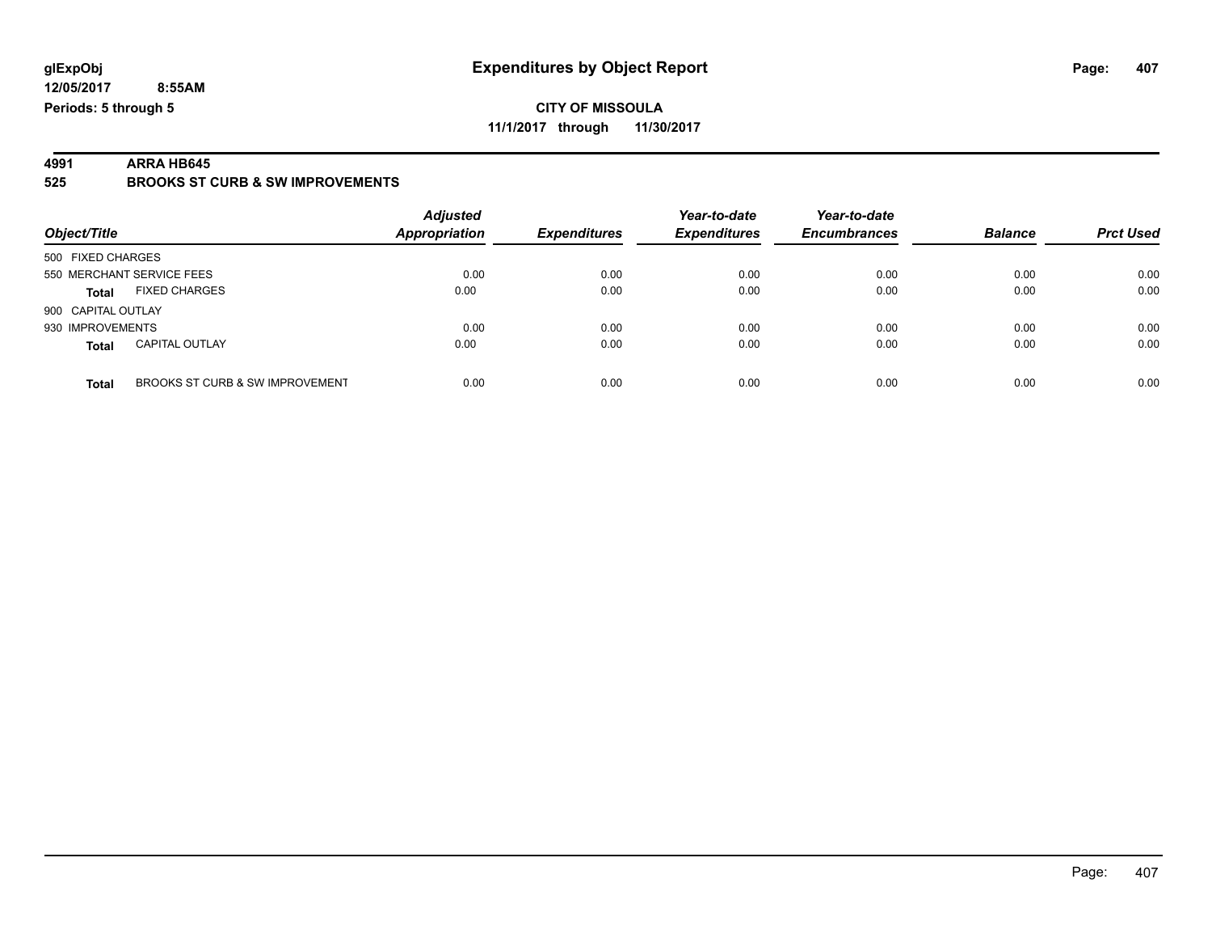**glExpObj** | **Expenditures by Object Report**

**12/05/2017 8:55AM**

**Periods: 5 through 5**

**CITY OF MISSOULA**

**11/1/2017 through 11/30/2017**

**4991 ARRA HB645**

**525 BROOKS ST CURB & SW IMPROVEMENTS**

| Object/Title | | Adjusted Appropriation | Expenditures | Year-to-date Expenditures | Year-to-date Encumbrances | Balance | Prct Used |
|---|---|---|---|---|---|---|---|
| 500 FIXED CHARGES | | | | | | | |
| 550 MERCHANT SERVICE FEES | | 0.00 | 0.00 | 0.00 | 0.00 | 0.00 | 0.00 |
| **Total** | FIXED CHARGES | 0.00 | 0.00 | 0.00 | 0.00 | 0.00 | 0.00 |
| 900 CAPITAL OUTLAY | | | | | | | |
| 930 IMPROVEMENTS | | 0.00 | 0.00 | 0.00 | 0.00 | 0.00 | 0.00 |
| **Total** | CAPITAL OUTLAY | 0.00 | 0.00 | 0.00 | 0.00 | 0.00 | 0.00 |
| **Total** | BROOKS ST CURB & SW IMPROVEMENT | 0.00 | 0.00 | 0.00 | 0.00 | 0.00 | 0.00 |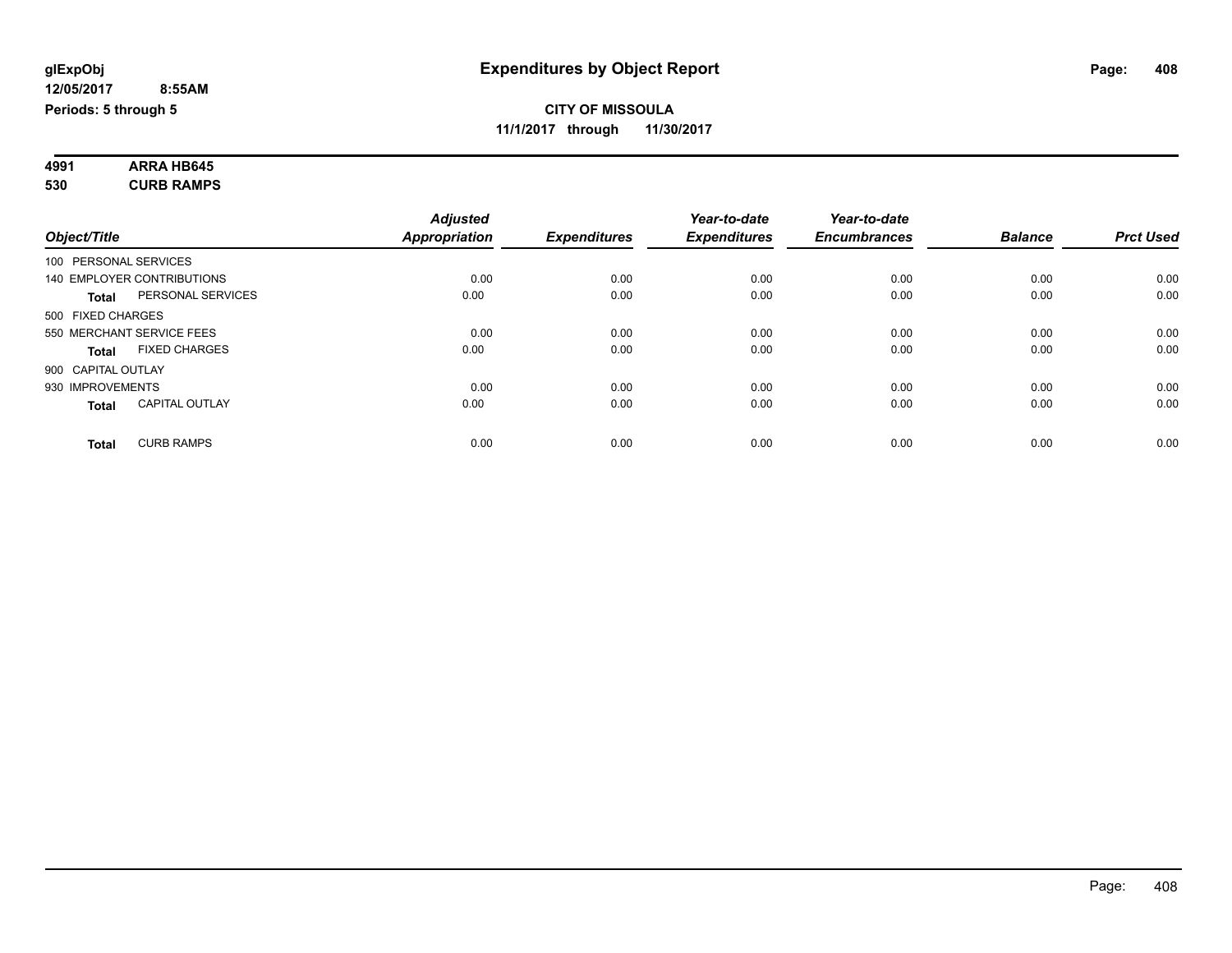**glExpObj**
**12/05/2017 8:55AM**
**Periods: 5 through 5**

# Expenditures by Object Report

**CITY OF MISSOULA**
**11/1/2017 through 11/30/2017**

**4991 ARRA HB645**
**530 CURB RAMPS**

| Object/Title | | Adjusted Appropriation | Expenditures | Year-to-date Expenditures | Year-to-date Encumbrances | Balance | Prct Used |
|---|---|---|---|---|---|---|---|
| 100 PERSONAL SERVICES | | | | | | | |
| 140 EMPLOYER CONTRIBUTIONS | | 0.00 | 0.00 | 0.00 | 0.00 | 0.00 | 0.00 |
| **Total** | PERSONAL SERVICES | 0.00 | 0.00 | 0.00 | 0.00 | 0.00 | 0.00 |
| 500 FIXED CHARGES | | | | | | | |
| 550 MERCHANT SERVICE FEES | | 0.00 | 0.00 | 0.00 | 0.00 | 0.00 | 0.00 |
| **Total** | FIXED CHARGES | 0.00 | 0.00 | 0.00 | 0.00 | 0.00 | 0.00 |
| 900 CAPITAL OUTLAY | | | | | | | |
| 930 IMPROVEMENTS | | 0.00 | 0.00 | 0.00 | 0.00 | 0.00 | 0.00 |
| **Total** | CAPITAL OUTLAY | 0.00 | 0.00 | 0.00 | 0.00 | 0.00 | 0.00 |
| **Total** | CURB RAMPS | 0.00 | 0.00 | 0.00 | 0.00 | 0.00 | 0.00 |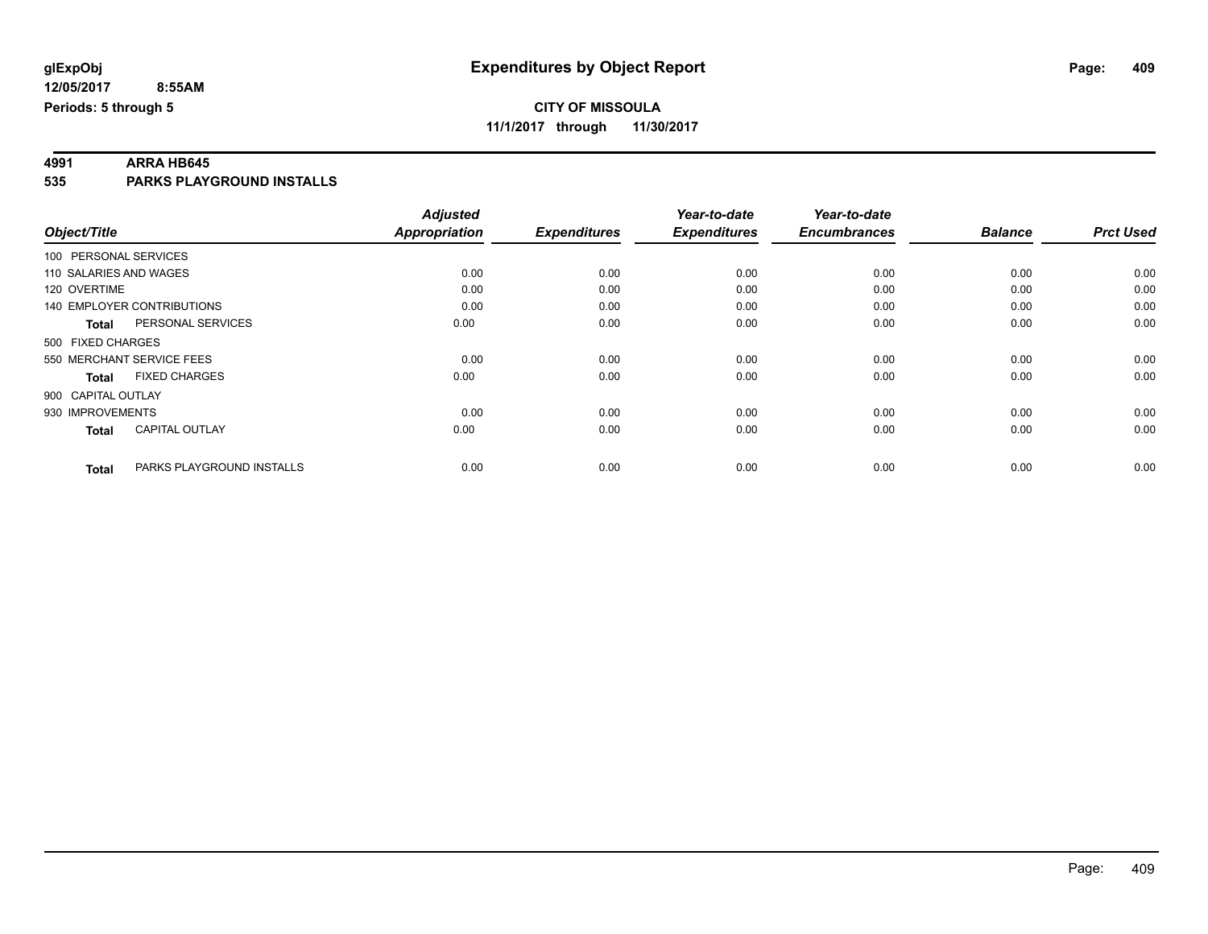**glExpObj** **Expenditures by Object Report**

**12/05/2017 8:55AM**

**Periods: 5 through 5**

**CITY OF MISSOULA**

**11/1/2017 through 11/30/2017**

## 4991 ARRA HB645

## 535 PARKS PLAYGROUND INSTALLS

| Object/Title | | Adjusted Appropriation | Expenditures | Year-to-date Expenditures | Year-to-date Encumbrances | Balance | Prct Used |
|---|---|---|---|---|---|---|---|
| 100 PERSONAL SERVICES | | | | | | | |
| 110 SALARIES AND WAGES | | 0.00 | 0.00 | 0.00 | 0.00 | 0.00 | 0.00 |
| 120 OVERTIME | | 0.00 | 0.00 | 0.00 | 0.00 | 0.00 | 0.00 |
| 140 EMPLOYER CONTRIBUTIONS | | 0.00 | 0.00 | 0.00 | 0.00 | 0.00 | 0.00 |
| **Total** | PERSONAL SERVICES | 0.00 | 0.00 | 0.00 | 0.00 | 0.00 | 0.00 |
| 500 FIXED CHARGES | | | | | | | |
| 550 MERCHANT SERVICE FEES | | 0.00 | 0.00 | 0.00 | 0.00 | 0.00 | 0.00 |
| **Total** | FIXED CHARGES | 0.00 | 0.00 | 0.00 | 0.00 | 0.00 | 0.00 |
| 900 CAPITAL OUTLAY | | | | | | | |
| 930 IMPROVEMENTS | | 0.00 | 0.00 | 0.00 | 0.00 | 0.00 | 0.00 |
| **Total** | CAPITAL OUTLAY | 0.00 | 0.00 | 0.00 | 0.00 | 0.00 | 0.00 |
| **Total** | PARKS PLAYGROUND INSTALLS | 0.00 | 0.00 | 0.00 | 0.00 | 0.00 | 0.00 |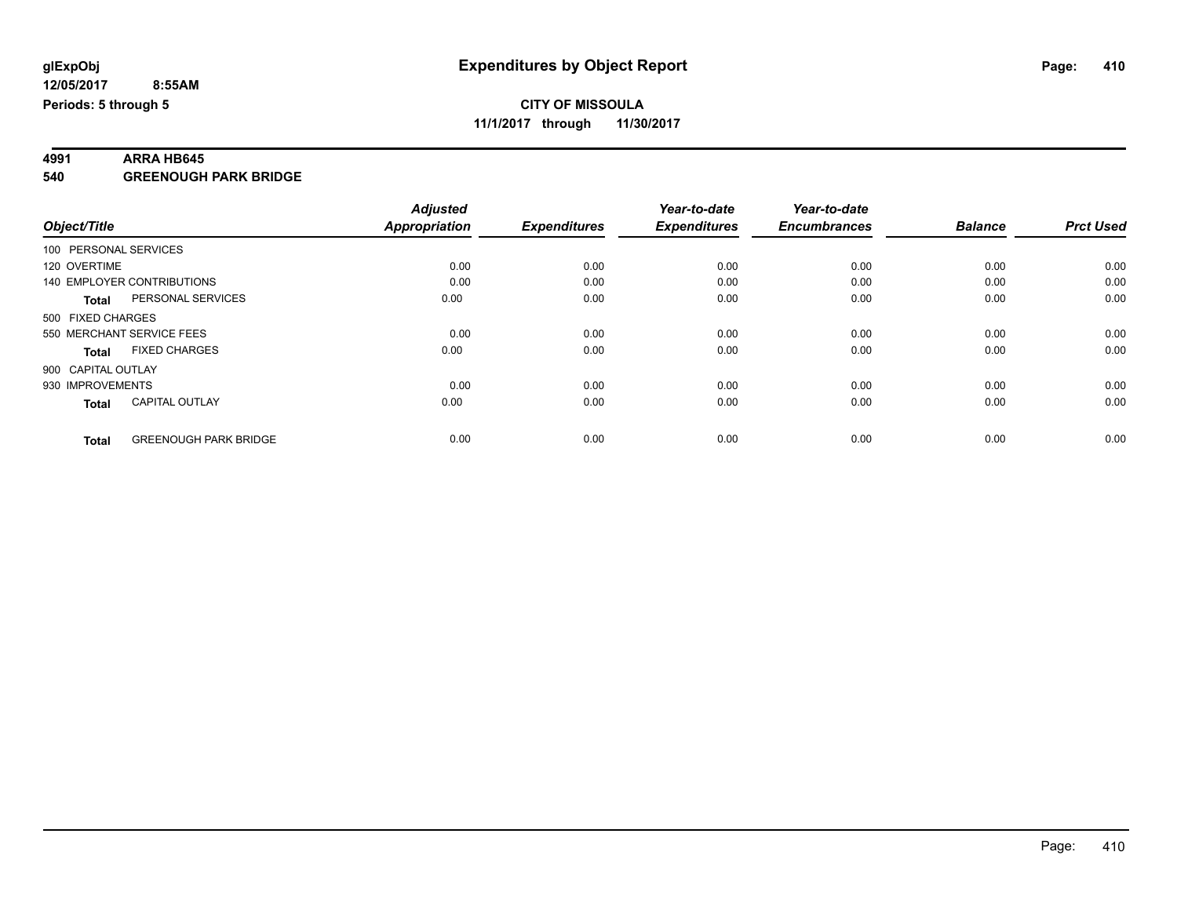# Expenditures by Object Report

**CITY OF MISSOULA**

**11/1/2017 through 11/30/2017**

glExpObj
12/05/2017 8:55AM
Periods: 5 through 5

**4991 ARRA HB645**

**540 GREENOUGH PARK BRIDGE**

| Object/Title | | Adjusted Appropriation | Expenditures | Year-to-date Expenditures | Year-to-date Encumbrances | Balance | Prct Used |
|---|---|---|---|---|---|---|---|
| 100 PERSONAL SERVICES | | | | | | | |
| 120 OVERTIME | | 0.00 | 0.00 | 0.00 | 0.00 | 0.00 | 0.00 |
| 140 EMPLOYER CONTRIBUTIONS | | 0.00 | 0.00 | 0.00 | 0.00 | 0.00 | 0.00 |
| **Total** | PERSONAL SERVICES | 0.00 | 0.00 | 0.00 | 0.00 | 0.00 | 0.00 |
| 500 FIXED CHARGES | | | | | | | |
| 550 MERCHANT SERVICE FEES | | 0.00 | 0.00 | 0.00 | 0.00 | 0.00 | 0.00 |
| **Total** | FIXED CHARGES | 0.00 | 0.00 | 0.00 | 0.00 | 0.00 | 0.00 |
| 900 CAPITAL OUTLAY | | | | | | | |
| 930 IMPROVEMENTS | | 0.00 | 0.00 | 0.00 | 0.00 | 0.00 | 0.00 |
| **Total** | CAPITAL OUTLAY | 0.00 | 0.00 | 0.00 | 0.00 | 0.00 | 0.00 |
| **Total** | GREENOUGH PARK BRIDGE | 0.00 | 0.00 | 0.00 | 0.00 | 0.00 | 0.00 |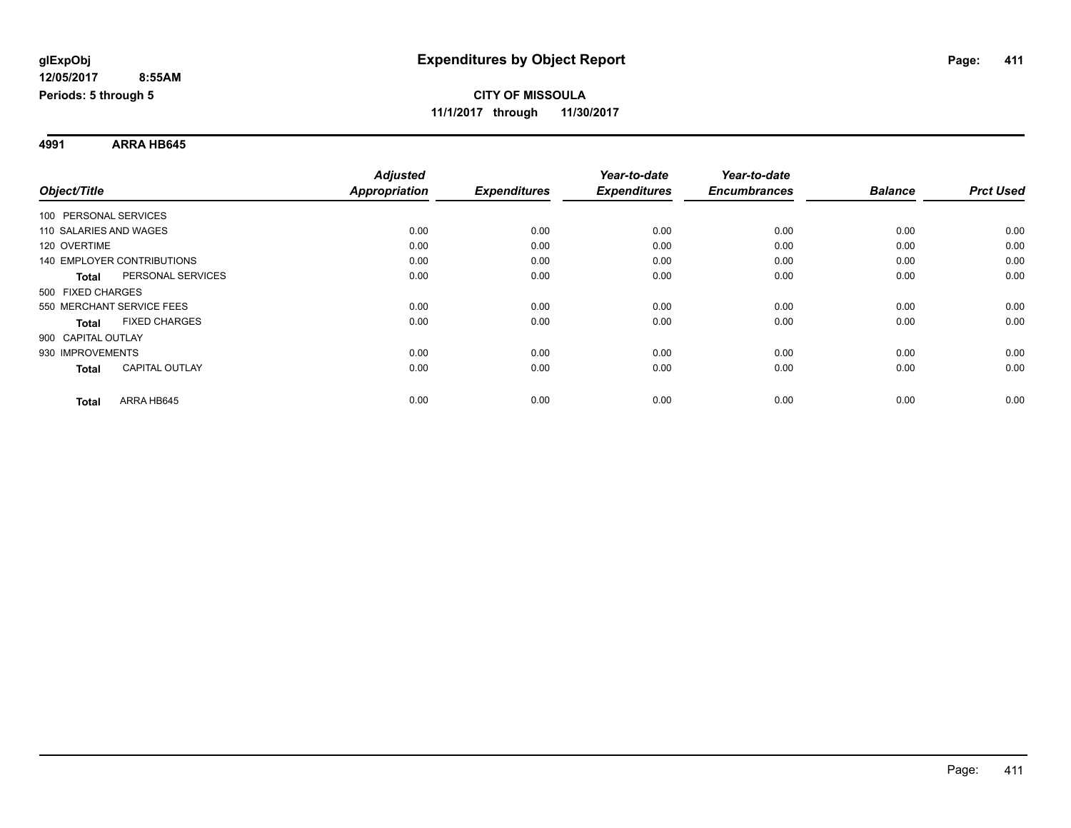glExpObj
12/05/2017 8:55AM
Periods: 5 through 5

# Expenditures by Object Report

**CITY OF MISSOULA**
**11/1/2017 through 11/30/2017**

## 4991 ARRA HB645

| Object/Title | Adjusted Appropriation | Expenditures | Year-to-date Expenditures | Year-to-date Encumbrances | Balance | Prct Used |
|---|---|---|---|---|---|---|
| 100 PERSONAL SERVICES | | | | | | |
| 110 SALARIES AND WAGES | 0.00 | 0.00 | 0.00 | 0.00 | 0.00 | 0.00 |
| 120 OVERTIME | 0.00 | 0.00 | 0.00 | 0.00 | 0.00 | 0.00 |
| 140 EMPLOYER CONTRIBUTIONS | 0.00 | 0.00 | 0.00 | 0.00 | 0.00 | 0.00 |
| **Total** PERSONAL SERVICES | 0.00 | 0.00 | 0.00 | 0.00 | 0.00 | 0.00 |
| 500 FIXED CHARGES | | | | | | |
| 550 MERCHANT SERVICE FEES | 0.00 | 0.00 | 0.00 | 0.00 | 0.00 | 0.00 |
| **Total** FIXED CHARGES | 0.00 | 0.00 | 0.00 | 0.00 | 0.00 | 0.00 |
| 900 CAPITAL OUTLAY | | | | | | |
| 930 IMPROVEMENTS | 0.00 | 0.00 | 0.00 | 0.00 | 0.00 | 0.00 |
| **Total** CAPITAL OUTLAY | 0.00 | 0.00 | 0.00 | 0.00 | 0.00 | 0.00 |
| **Total** ARRA HB645 | 0.00 | 0.00 | 0.00 | 0.00 | 0.00 | 0.00 |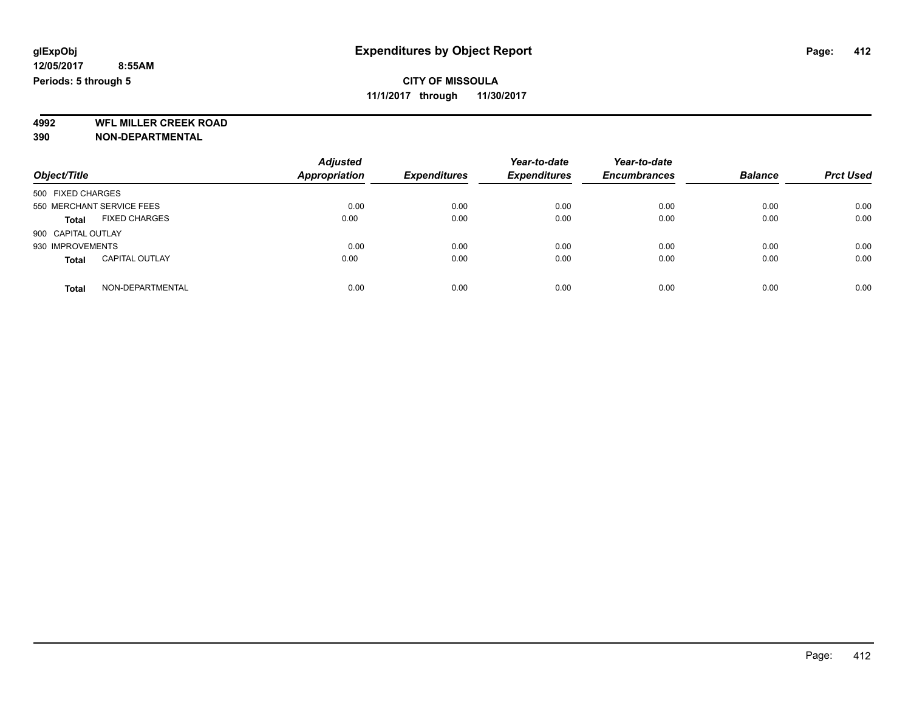**glExpObj**
**12/05/2017 8:55AM**
**Periods: 5 through 5**

# Expenditures by Object Report

**CITY OF MISSOULA**
**11/1/2017 through 11/30/2017**

**4992 WFL MILLER CREEK ROAD**
**390 NON-DEPARTMENTAL**

| Object/Title | | Adjusted Appropriation | Expenditures | Year-to-date Expenditures | Year-to-date Encumbrances | Balance | Prct Used |
|---|---|---|---|---|---|---|---|
| 500 FIXED CHARGES | | | | | | | |
| 550 MERCHANT SERVICE FEES | | 0.00 | 0.00 | 0.00 | 0.00 | 0.00 | 0.00 |
| **Total** | FIXED CHARGES | 0.00 | 0.00 | 0.00 | 0.00 | 0.00 | 0.00 |
| 900 CAPITAL OUTLAY | | | | | | | |
| 930 IMPROVEMENTS | | 0.00 | 0.00 | 0.00 | 0.00 | 0.00 | 0.00 |
| **Total** | CAPITAL OUTLAY | 0.00 | 0.00 | 0.00 | 0.00 | 0.00 | 0.00 |
| **Total** | NON-DEPARTMENTAL | 0.00 | 0.00 | 0.00 | 0.00 | 0.00 | 0.00 |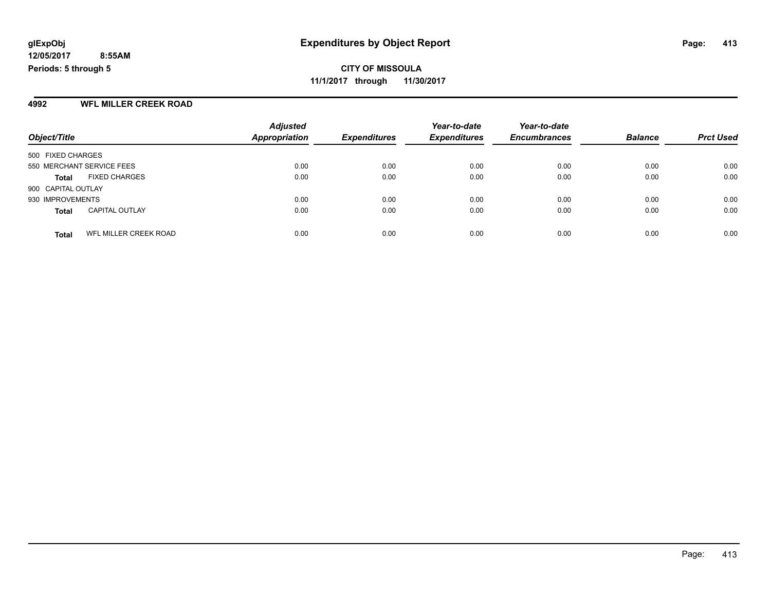**CITY OF MISSOULA**

**11/1/2017 through 11/30/2017**

**glExpObj**
**12/05/2017 8:55AM**
**Periods: 5 through 5**

# Expenditures by Object Report

## 4992 WFL MILLER CREEK ROAD

| Object/Title | | Adjusted Appropriation | Expenditures | Year-to-date Expenditures | Year-to-date Encumbrances | Balance | Prct Used |
|---|---|---|---|---|---|---|---|
| 500 FIXED CHARGES | | | | | | | |
| 550 MERCHANT SERVICE FEES | | 0.00 | 0.00 | 0.00 | 0.00 | 0.00 | 0.00 |
| **Total** | FIXED CHARGES | 0.00 | 0.00 | 0.00 | 0.00 | 0.00 | 0.00 |
| 900 CAPITAL OUTLAY | | | | | | | |
| 930 IMPROVEMENTS | | 0.00 | 0.00 | 0.00 | 0.00 | 0.00 | 0.00 |
| **Total** | CAPITAL OUTLAY | 0.00 | 0.00 | 0.00 | 0.00 | 0.00 | 0.00 |
| **Total** | WFL MILLER CREEK ROAD | 0.00 | 0.00 | 0.00 | 0.00 | 0.00 | 0.00 |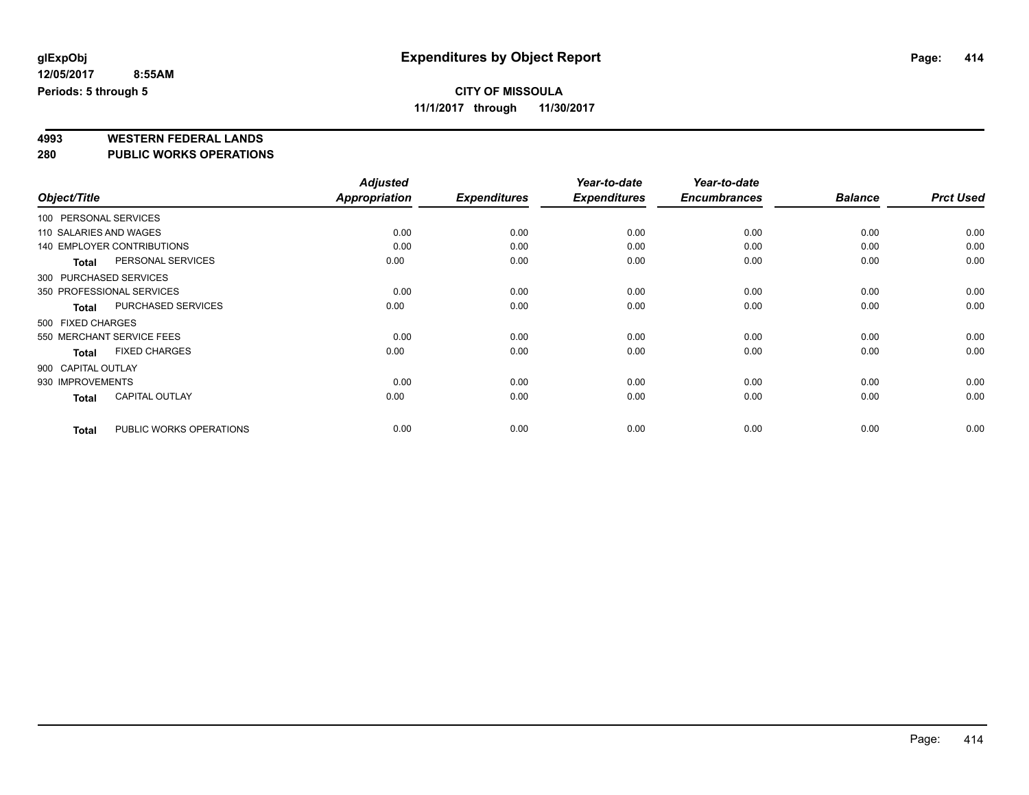# Expenditures by Object Report

glExpObj
12/05/2017 8:55AM
Periods: 5 through 5

**CITY OF MISSOULA**
**11/1/2017 through 11/30/2017**

## 4993 WESTERN FEDERAL LANDS
## 280 PUBLIC WORKS OPERATIONS

| Object/Title | Adjusted Appropriation | Expenditures | Year-to-date Expenditures | Year-to-date Encumbrances | Balance | Prct Used |
|---|---|---|---|---|---|---|
| 100 PERSONAL SERVICES | | | | | | |
| 110 SALARIES AND WAGES | 0.00 | 0.00 | 0.00 | 0.00 | 0.00 | 0.00 |
| 140 EMPLOYER CONTRIBUTIONS | 0.00 | 0.00 | 0.00 | 0.00 | 0.00 | 0.00 |
| **Total** PERSONAL SERVICES | 0.00 | 0.00 | 0.00 | 0.00 | 0.00 | 0.00 |
| 300 PURCHASED SERVICES | | | | | | |
| 350 PROFESSIONAL SERVICES | 0.00 | 0.00 | 0.00 | 0.00 | 0.00 | 0.00 |
| **Total** PURCHASED SERVICES | 0.00 | 0.00 | 0.00 | 0.00 | 0.00 | 0.00 |
| 500 FIXED CHARGES | | | | | | |
| 550 MERCHANT SERVICE FEES | 0.00 | 0.00 | 0.00 | 0.00 | 0.00 | 0.00 |
| **Total** FIXED CHARGES | 0.00 | 0.00 | 0.00 | 0.00 | 0.00 | 0.00 |
| 900 CAPITAL OUTLAY | | | | | | |
| 930 IMPROVEMENTS | 0.00 | 0.00 | 0.00 | 0.00 | 0.00 | 0.00 |
| **Total** CAPITAL OUTLAY | 0.00 | 0.00 | 0.00 | 0.00 | 0.00 | 0.00 |
| **Total** PUBLIC WORKS OPERATIONS | 0.00 | 0.00 | 0.00 | 0.00 | 0.00 | 0.00 |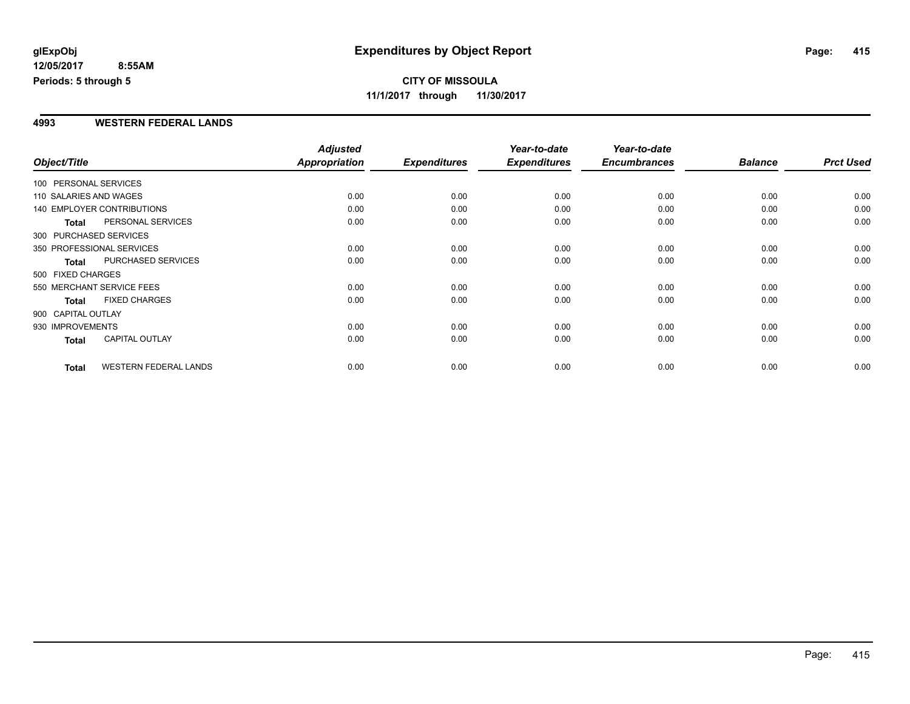**CITY OF MISSOULA**

**11/1/2017 through 11/30/2017**

## 4993 WESTERN FEDERAL LANDS

| Object/Title | Adjusted Appropriation | Expenditures | Year-to-date Expenditures | Year-to-date Encumbrances | Balance | Prct Used |
|---|---|---|---|---|---|---|
| 100 PERSONAL SERVICES | | | | | | |
| 110 SALARIES AND WAGES | 0.00 | 0.00 | 0.00 | 0.00 | 0.00 | 0.00 |
| 140 EMPLOYER CONTRIBUTIONS | 0.00 | 0.00 | 0.00 | 0.00 | 0.00 | 0.00 |
| **Total** PERSONAL SERVICES | 0.00 | 0.00 | 0.00 | 0.00 | 0.00 | 0.00 |
| 300 PURCHASED SERVICES | | | | | | |
| 350 PROFESSIONAL SERVICES | 0.00 | 0.00 | 0.00 | 0.00 | 0.00 | 0.00 |
| **Total** PURCHASED SERVICES | 0.00 | 0.00 | 0.00 | 0.00 | 0.00 | 0.00 |
| 500 FIXED CHARGES | | | | | | |
| 550 MERCHANT SERVICE FEES | 0.00 | 0.00 | 0.00 | 0.00 | 0.00 | 0.00 |
| **Total** FIXED CHARGES | 0.00 | 0.00 | 0.00 | 0.00 | 0.00 | 0.00 |
| 900 CAPITAL OUTLAY | | | | | | |
| 930 IMPROVEMENTS | 0.00 | 0.00 | 0.00 | 0.00 | 0.00 | 0.00 |
| **Total** CAPITAL OUTLAY | 0.00 | 0.00 | 0.00 | 0.00 | 0.00 | 0.00 |
| **Total** WESTERN FEDERAL LANDS | 0.00 | 0.00 | 0.00 | 0.00 | 0.00 | 0.00 |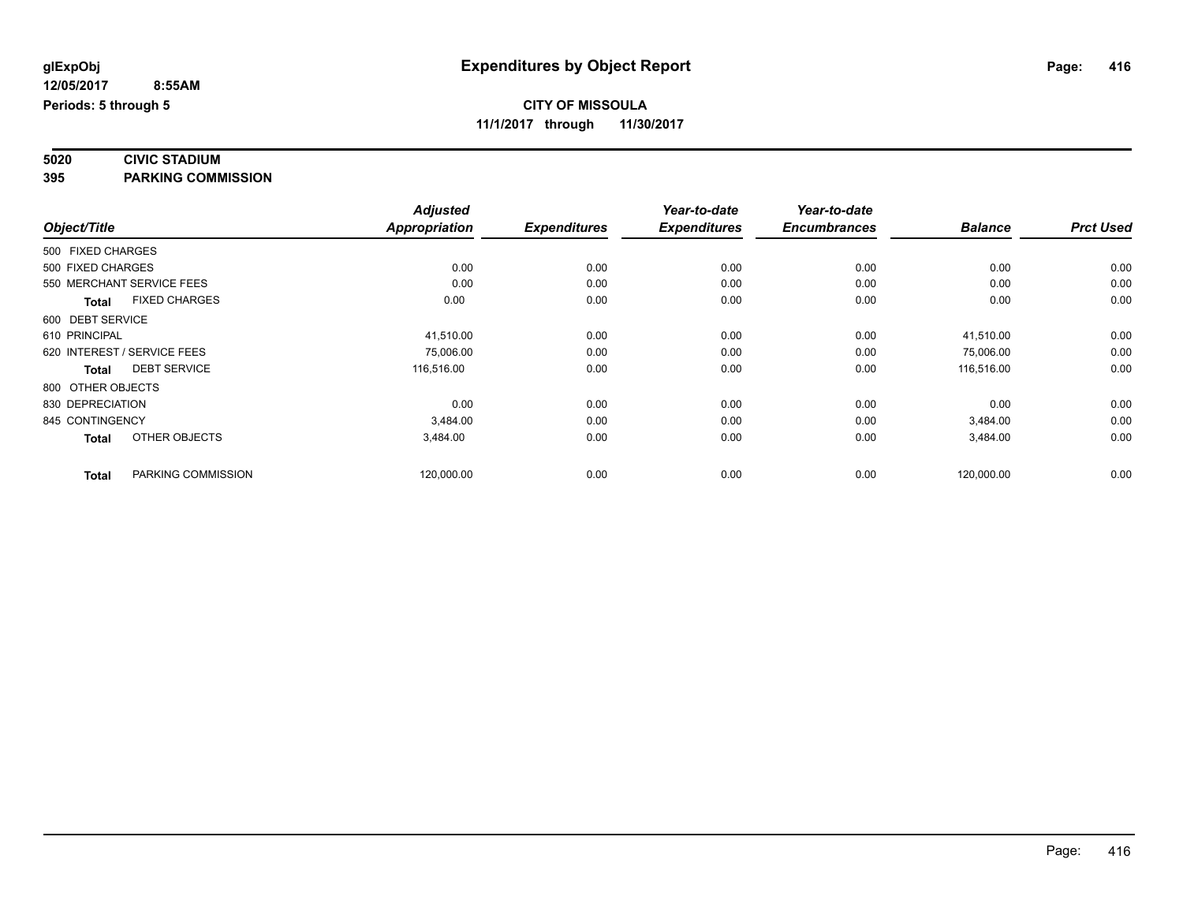**glExpObj**
**12/05/2017 8:55AM**
**Periods: 5 through 5**

# Expenditures by Object Report

**CITY OF MISSOULA**
**11/1/2017 through 11/30/2017**

**5020 CIVIC STADIUM**
**395 PARKING COMMISSION**

| Object/Title | Adjusted Appropriation | Expenditures | Year-to-date Expenditures | Year-to-date Encumbrances | Balance | Prct Used |
|---|---|---|---|---|---|---|
| 500 FIXED CHARGES | | | | | | |
| 500 FIXED CHARGES | 0.00 | 0.00 | 0.00 | 0.00 | 0.00 | 0.00 |
| 550 MERCHANT SERVICE FEES | 0.00 | 0.00 | 0.00 | 0.00 | 0.00 | 0.00 |
| **Total** FIXED CHARGES | 0.00 | 0.00 | 0.00 | 0.00 | 0.00 | 0.00 |
| 600 DEBT SERVICE | | | | | | |
| 610 PRINCIPAL | 41,510.00 | 0.00 | 0.00 | 0.00 | 41,510.00 | 0.00 |
| 620 INTEREST / SERVICE FEES | 75,006.00 | 0.00 | 0.00 | 0.00 | 75,006.00 | 0.00 |
| **Total** DEBT SERVICE | 116,516.00 | 0.00 | 0.00 | 0.00 | 116,516.00 | 0.00 |
| 800 OTHER OBJECTS | | | | | | |
| 830 DEPRECIATION | 0.00 | 0.00 | 0.00 | 0.00 | 0.00 | 0.00 |
| 845 CONTINGENCY | 3,484.00 | 0.00 | 0.00 | 0.00 | 3,484.00 | 0.00 |
| **Total** OTHER OBJECTS | 3,484.00 | 0.00 | 0.00 | 0.00 | 3,484.00 | 0.00 |
| **Total** PARKING COMMISSION | 120,000.00 | 0.00 | 0.00 | 0.00 | 120,000.00 | 0.00 |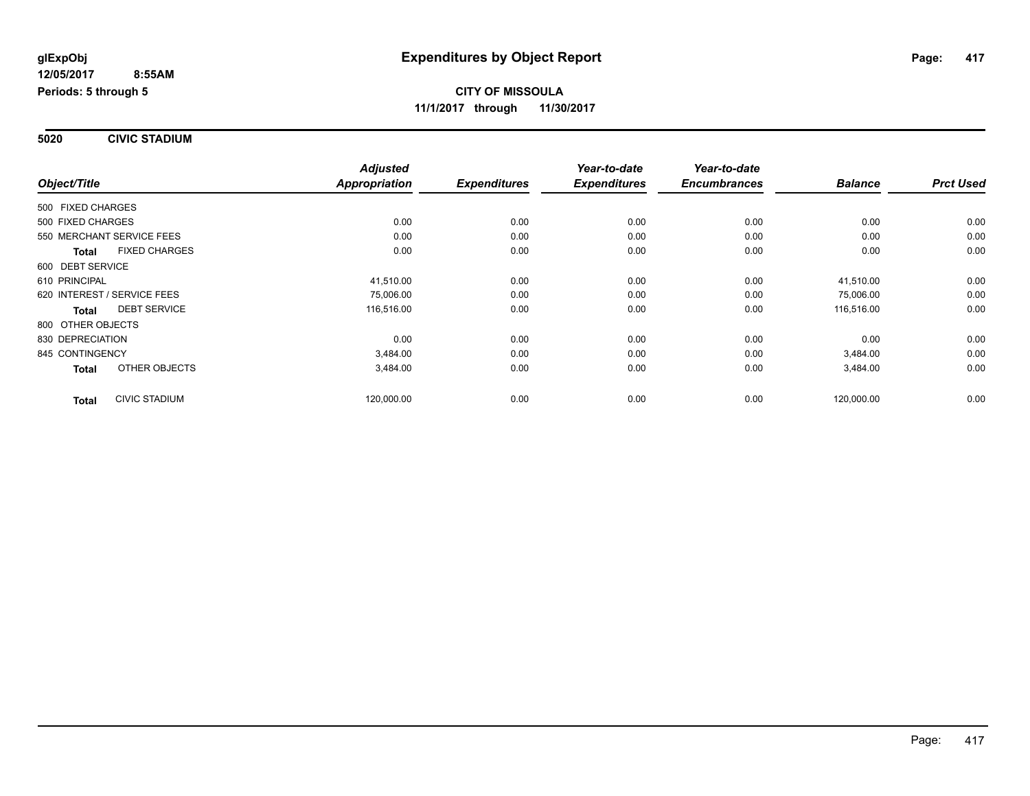# Expenditures by Object Report

glExpObj
12/05/2017 8:55AM
Periods: 5 through 5

**CITY OF MISSOULA**
**11/1/2017 through 11/30/2017**

**5020 CIVIC STADIUM**

| Object/Title | | Adjusted Appropriation | Expenditures | Year-to-date Expenditures | Year-to-date Encumbrances | Balance | Prct Used |
|---|---|---|---|---|---|---|---|
| 500 FIXED CHARGES | | | | | | | |
| 500 FIXED CHARGES | | 0.00 | 0.00 | 0.00 | 0.00 | 0.00 | 0.00 |
| 550 MERCHANT SERVICE FEES | | 0.00 | 0.00 | 0.00 | 0.00 | 0.00 | 0.00 |
| **Total** | FIXED CHARGES | 0.00 | 0.00 | 0.00 | 0.00 | 0.00 | 0.00 |
| 600 DEBT SERVICE | | | | | | | |
| 610 PRINCIPAL | | 41,510.00 | 0.00 | 0.00 | 0.00 | 41,510.00 | 0.00 |
| 620 INTEREST / SERVICE FEES | | 75,006.00 | 0.00 | 0.00 | 0.00 | 75,006.00 | 0.00 |
| **Total** | DEBT SERVICE | 116,516.00 | 0.00 | 0.00 | 0.00 | 116,516.00 | 0.00 |
| 800 OTHER OBJECTS | | | | | | | |
| 830 DEPRECIATION | | 0.00 | 0.00 | 0.00 | 0.00 | 0.00 | 0.00 |
| 845 CONTINGENCY | | 3,484.00 | 0.00 | 0.00 | 0.00 | 3,484.00 | 0.00 |
| **Total** | OTHER OBJECTS | 3,484.00 | 0.00 | 0.00 | 0.00 | 3,484.00 | 0.00 |
| **Total** | CIVIC STADIUM | 120,000.00 | 0.00 | 0.00 | 0.00 | 120,000.00 | 0.00 |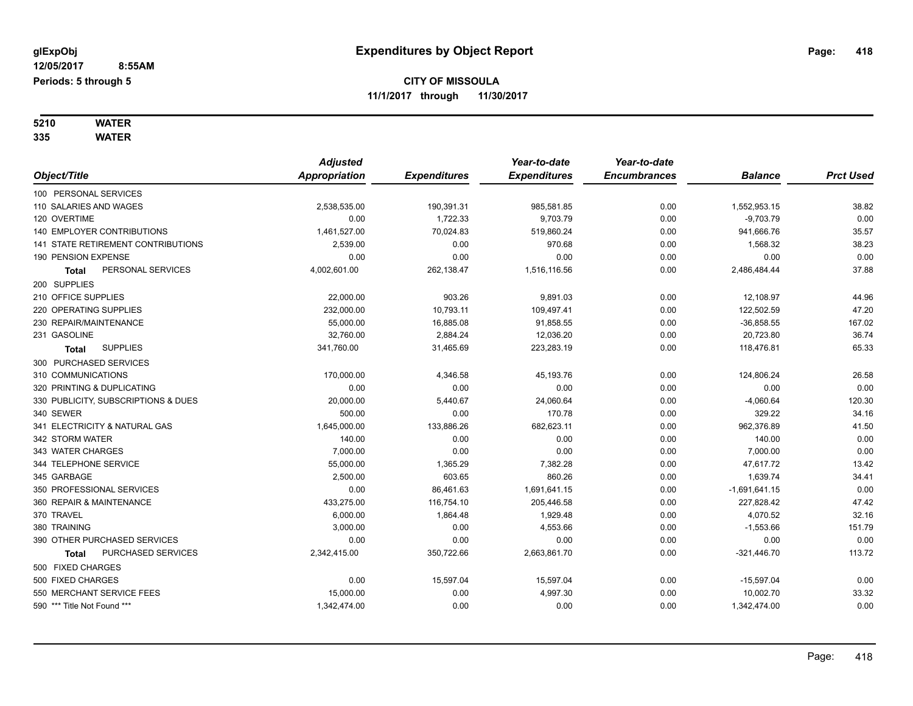glExpObj
12/05/2017 8:55AM
Periods: 5 through 5

# Expenditures by Object Report

**CITY OF MISSOULA**
**11/1/2017 through 11/30/2017**

**5210 WATER**
**335 WATER**

| Object/Title | Adjusted Appropriation | Expenditures | Year-to-date Expenditures | Year-to-date Encumbrances | Balance | Prct Used |
|---|---|---|---|---|---|---|
| 100 PERSONAL SERVICES | | | | | | |
| 110 SALARIES AND WAGES | 2,538,535.00 | 190,391.31 | 985,581.85 | 0.00 | 1,552,953.15 | 38.82 |
| 120 OVERTIME | 0.00 | 1,722.33 | 9,703.79 | 0.00 | -9,703.79 | 0.00 |
| 140 EMPLOYER CONTRIBUTIONS | 1,461,527.00 | 70,024.83 | 519,860.24 | 0.00 | 941,666.76 | 35.57 |
| 141 STATE RETIREMENT CONTRIBUTIONS | 2,539.00 | 0.00 | 970.68 | 0.00 | 1,568.32 | 38.23 |
| 190 PENSION EXPENSE | 0.00 | 0.00 | 0.00 | 0.00 | 0.00 | 0.00 |
| **Total** PERSONAL SERVICES | 4,002,601.00 | 262,138.47 | 1,516,116.56 | 0.00 | 2,486,484.44 | 37.88 |
| 200 SUPPLIES | | | | | | |
| 210 OFFICE SUPPLIES | 22,000.00 | 903.26 | 9,891.03 | 0.00 | 12,108.97 | 44.96 |
| 220 OPERATING SUPPLIES | 232,000.00 | 10,793.11 | 109,497.41 | 0.00 | 122,502.59 | 47.20 |
| 230 REPAIR/MAINTENANCE | 55,000.00 | 16,885.08 | 91,858.55 | 0.00 | -36,858.55 | 167.02 |
| 231 GASOLINE | 32,760.00 | 2,884.24 | 12,036.20 | 0.00 | 20,723.80 | 36.74 |
| **Total** SUPPLIES | 341,760.00 | 31,465.69 | 223,283.19 | 0.00 | 118,476.81 | 65.33 |
| 300 PURCHASED SERVICES | | | | | | |
| 310 COMMUNICATIONS | 170,000.00 | 4,346.58 | 45,193.76 | 0.00 | 124,806.24 | 26.58 |
| 320 PRINTING & DUPLICATING | 0.00 | 0.00 | 0.00 | 0.00 | 0.00 | 0.00 |
| 330 PUBLICITY, SUBSCRIPTIONS & DUES | 20,000.00 | 5,440.67 | 24,060.64 | 0.00 | -4,060.64 | 120.30 |
| 340 SEWER | 500.00 | 0.00 | 170.78 | 0.00 | 329.22 | 34.16 |
| 341 ELECTRICITY & NATURAL GAS | 1,645,000.00 | 133,886.26 | 682,623.11 | 0.00 | 962,376.89 | 41.50 |
| 342 STORM WATER | 140.00 | 0.00 | 0.00 | 0.00 | 140.00 | 0.00 |
| 343 WATER CHARGES | 7,000.00 | 0.00 | 0.00 | 0.00 | 7,000.00 | 0.00 |
| 344 TELEPHONE SERVICE | 55,000.00 | 1,365.29 | 7,382.28 | 0.00 | 47,617.72 | 13.42 |
| 345 GARBAGE | 2,500.00 | 603.65 | 860.26 | 0.00 | 1,639.74 | 34.41 |
| 350 PROFESSIONAL SERVICES | 0.00 | 86,461.63 | 1,691,641.15 | 0.00 | -1,691,641.15 | 0.00 |
| 360 REPAIR & MAINTENANCE | 433,275.00 | 116,754.10 | 205,446.58 | 0.00 | 227,828.42 | 47.42 |
| 370 TRAVEL | 6,000.00 | 1,864.48 | 1,929.48 | 0.00 | 4,070.52 | 32.16 |
| 380 TRAINING | 3,000.00 | 0.00 | 4,553.66 | 0.00 | -1,553.66 | 151.79 |
| 390 OTHER PURCHASED SERVICES | 0.00 | 0.00 | 0.00 | 0.00 | 0.00 | 0.00 |
| **Total** PURCHASED SERVICES | 2,342,415.00 | 350,722.66 | 2,663,861.70 | 0.00 | -321,446.70 | 113.72 |
| 500 FIXED CHARGES | | | | | | |
| 500 FIXED CHARGES | 0.00 | 15,597.04 | 15,597.04 | 0.00 | -15,597.04 | 0.00 |
| 550 MERCHANT SERVICE FEES | 15,000.00 | 0.00 | 4,997.30 | 0.00 | 10,002.70 | 33.32 |
| 590 *** Title Not Found *** | 1,342,474.00 | 0.00 | 0.00 | 0.00 | 1,342,474.00 | 0.00 |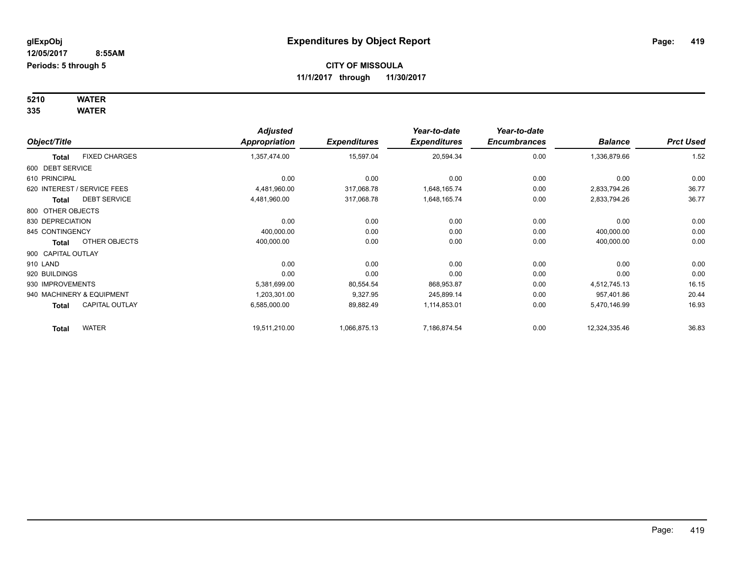glExpObj
12/05/2017 8:55AM
Periods: 5 through 5

# Expenditures by Object Report

**CITY OF MISSOULA**
**11/1/2017 through 11/30/2017**

**5210 WATER**
**335 WATER**

| Object/Title | | Adjusted Appropriation | Expenditures | Year-to-date Expenditures | Year-to-date Encumbrances | Balance | Prct Used |
|---|---|---|---|---|---|---|---|
| **Total** | FIXED CHARGES | 1,357,474.00 | 15,597.04 | 20,594.34 | 0.00 | 1,336,879.66 | 1.52 |
| 600 DEBT SERVICE | | | | | | | |
| 610 PRINCIPAL | | 0.00 | 0.00 | 0.00 | 0.00 | 0.00 | 0.00 |
| 620 INTEREST / SERVICE FEES | | 4,481,960.00 | 317,068.78 | 1,648,165.74 | 0.00 | 2,833,794.26 | 36.77 |
| **Total** | DEBT SERVICE | 4,481,960.00 | 317,068.78 | 1,648,165.74 | 0.00 | 2,833,794.26 | 36.77 |
| 800 OTHER OBJECTS | | | | | | | |
| 830 DEPRECIATION | | 0.00 | 0.00 | 0.00 | 0.00 | 0.00 | 0.00 |
| 845 CONTINGENCY | | 400,000.00 | 0.00 | 0.00 | 0.00 | 400,000.00 | 0.00 |
| **Total** | OTHER OBJECTS | 400,000.00 | 0.00 | 0.00 | 0.00 | 400,000.00 | 0.00 |
| 900 CAPITAL OUTLAY | | | | | | | |
| 910 LAND | | 0.00 | 0.00 | 0.00 | 0.00 | 0.00 | 0.00 |
| 920 BUILDINGS | | 0.00 | 0.00 | 0.00 | 0.00 | 0.00 | 0.00 |
| 930 IMPROVEMENTS | | 5,381,699.00 | 80,554.54 | 868,953.87 | 0.00 | 4,512,745.13 | 16.15 |
| 940 MACHINERY & EQUIPMENT | | 1,203,301.00 | 9,327.95 | 245,899.14 | 0.00 | 957,401.86 | 20.44 |
| **Total** | CAPITAL OUTLAY | 6,585,000.00 | 89,882.49 | 1,114,853.01 | 0.00 | 5,470,146.99 | 16.93 |
| **Total** | WATER | 19,511,210.00 | 1,066,875.13 | 7,186,874.54 | 0.00 | 12,324,335.46 | 36.83 |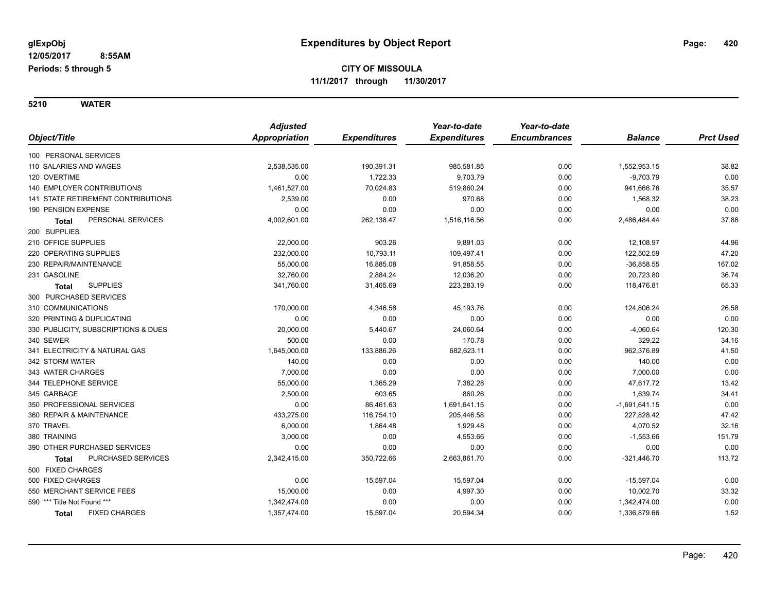**glExpObj**
**12/05/2017 8:55AM**
**Periods: 5 through 5**

# Expenditures by Object Report

**CITY OF MISSOULA**
**11/1/2017 through 11/30/2017**

## 5210 WATER

| Object/Title | Adjusted Appropriation | Expenditures | Year-to-date Expenditures | Year-to-date Encumbrances | Balance | Prct Used |
|---|---|---|---|---|---|---|
| 100 PERSONAL SERVICES | | | | | | |
| 110 SALARIES AND WAGES | 2,538,535.00 | 190,391.31 | 985,581.85 | 0.00 | 1,552,953.15 | 38.82 |
| 120 OVERTIME | 0.00 | 1,722.33 | 9,703.79 | 0.00 | -9,703.79 | 0.00 |
| 140 EMPLOYER CONTRIBUTIONS | 1,461,527.00 | 70,024.83 | 519,860.24 | 0.00 | 941,666.76 | 35.57 |
| 141 STATE RETIREMENT CONTRIBUTIONS | 2,539.00 | 0.00 | 970.68 | 0.00 | 1,568.32 | 38.23 |
| 190 PENSION EXPENSE | 0.00 | 0.00 | 0.00 | 0.00 | 0.00 | 0.00 |
| **Total** PERSONAL SERVICES | 4,002,601.00 | 262,138.47 | 1,516,116.56 | 0.00 | 2,486,484.44 | 37.88 |
| 200 SUPPLIES | | | | | | |
| 210 OFFICE SUPPLIES | 22,000.00 | 903.26 | 9,891.03 | 0.00 | 12,108.97 | 44.96 |
| 220 OPERATING SUPPLIES | 232,000.00 | 10,793.11 | 109,497.41 | 0.00 | 122,502.59 | 47.20 |
| 230 REPAIR/MAINTENANCE | 55,000.00 | 16,885.08 | 91,858.55 | 0.00 | -36,858.55 | 167.02 |
| 231 GASOLINE | 32,760.00 | 2,884.24 | 12,036.20 | 0.00 | 20,723.80 | 36.74 |
| **Total** SUPPLIES | 341,760.00 | 31,465.69 | 223,283.19 | 0.00 | 118,476.81 | 65.33 |
| 300 PURCHASED SERVICES | | | | | | |
| 310 COMMUNICATIONS | 170,000.00 | 4,346.58 | 45,193.76 | 0.00 | 124,806.24 | 26.58 |
| 320 PRINTING & DUPLICATING | 0.00 | 0.00 | 0.00 | 0.00 | 0.00 | 0.00 |
| 330 PUBLICITY, SUBSCRIPTIONS & DUES | 20,000.00 | 5,440.67 | 24,060.64 | 0.00 | -4,060.64 | 120.30 |
| 340 SEWER | 500.00 | 0.00 | 170.78 | 0.00 | 329.22 | 34.16 |
| 341 ELECTRICITY & NATURAL GAS | 1,645,000.00 | 133,886.26 | 682,623.11 | 0.00 | 962,376.89 | 41.50 |
| 342 STORM WATER | 140.00 | 0.00 | 0.00 | 0.00 | 140.00 | 0.00 |
| 343 WATER CHARGES | 7,000.00 | 0.00 | 0.00 | 0.00 | 7,000.00 | 0.00 |
| 344 TELEPHONE SERVICE | 55,000.00 | 1,365.29 | 7,382.28 | 0.00 | 47,617.72 | 13.42 |
| 345 GARBAGE | 2,500.00 | 603.65 | 860.26 | 0.00 | 1,639.74 | 34.41 |
| 350 PROFESSIONAL SERVICES | 0.00 | 86,461.63 | 1,691,641.15 | 0.00 | -1,691,641.15 | 0.00 |
| 360 REPAIR & MAINTENANCE | 433,275.00 | 116,754.10 | 205,446.58 | 0.00 | 227,828.42 | 47.42 |
| 370 TRAVEL | 6,000.00 | 1,864.48 | 1,929.48 | 0.00 | 4,070.52 | 32.16 |
| 380 TRAINING | 3,000.00 | 0.00 | 4,553.66 | 0.00 | -1,553.66 | 151.79 |
| 390 OTHER PURCHASED SERVICES | 0.00 | 0.00 | 0.00 | 0.00 | 0.00 | 0.00 |
| **Total** PURCHASED SERVICES | 2,342,415.00 | 350,722.66 | 2,663,861.70 | 0.00 | -321,446.70 | 113.72 |
| 500 FIXED CHARGES | | | | | | |
| 500 FIXED CHARGES | 0.00 | 15,597.04 | 15,597.04 | 0.00 | -15,597.04 | 0.00 |
| 550 MERCHANT SERVICE FEES | 15,000.00 | 0.00 | 4,997.30 | 0.00 | 10,002.70 | 33.32 |
| 590 *** Title Not Found *** | 1,342,474.00 | 0.00 | 0.00 | 0.00 | 1,342,474.00 | 0.00 |
| **Total** FIXED CHARGES | 1,357,474.00 | 15,597.04 | 20,594.34 | 0.00 | 1,336,879.66 | 1.52 |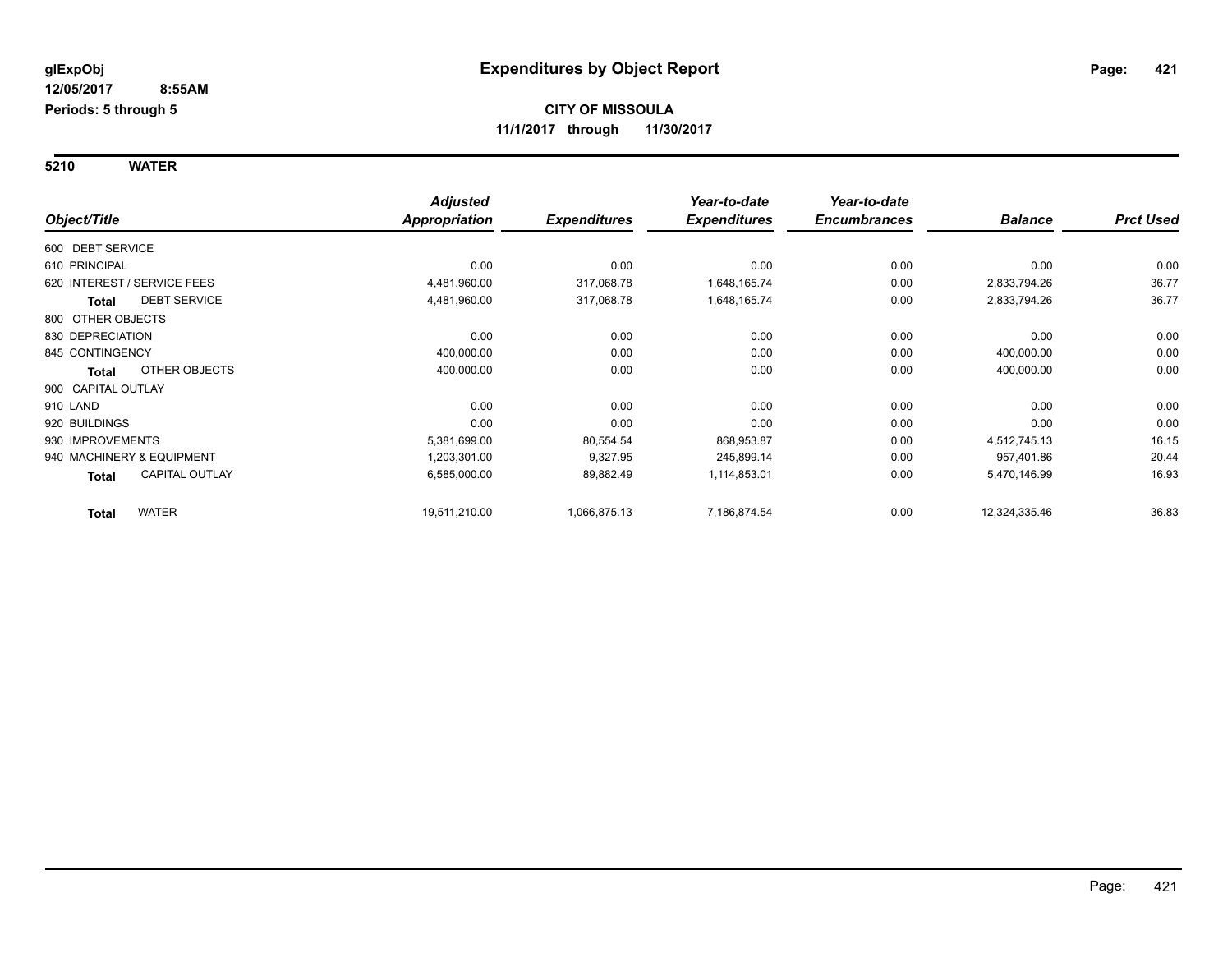**glExpObj** | **Expenditures by Object Report**

**12/05/2017 8:55AM**

**Periods: 5 through 5**

**CITY OF MISSOULA**

**11/1/2017 through 11/30/2017**

**5210 WATER**

| Object/Title | Adjusted Appropriation | Expenditures | Year-to-date Expenditures | Year-to-date Encumbrances | Balance | Prct Used |
|---|---|---|---|---|---|---|
| 600 DEBT SERVICE | | | | | | |
| 610 PRINCIPAL | 0.00 | 0.00 | 0.00 | 0.00 | 0.00 | 0.00 |
| 620 INTEREST / SERVICE FEES | 4,481,960.00 | 317,068.78 | 1,648,165.74 | 0.00 | 2,833,794.26 | 36.77 |
| **Total** DEBT SERVICE | 4,481,960.00 | 317,068.78 | 1,648,165.74 | 0.00 | 2,833,794.26 | 36.77 |
| 800 OTHER OBJECTS | | | | | | |
| 830 DEPRECIATION | 0.00 | 0.00 | 0.00 | 0.00 | 0.00 | 0.00 |
| 845 CONTINGENCY | 400,000.00 | 0.00 | 0.00 | 0.00 | 400,000.00 | 0.00 |
| **Total** OTHER OBJECTS | 400,000.00 | 0.00 | 0.00 | 0.00 | 400,000.00 | 0.00 |
| 900 CAPITAL OUTLAY | | | | | | |
| 910 LAND | 0.00 | 0.00 | 0.00 | 0.00 | 0.00 | 0.00 |
| 920 BUILDINGS | 0.00 | 0.00 | 0.00 | 0.00 | 0.00 | 0.00 |
| 930 IMPROVEMENTS | 5,381,699.00 | 80,554.54 | 868,953.87 | 0.00 | 4,512,745.13 | 16.15 |
| 940 MACHINERY & EQUIPMENT | 1,203,301.00 | 9,327.95 | 245,899.14 | 0.00 | 957,401.86 | 20.44 |
| **Total** CAPITAL OUTLAY | 6,585,000.00 | 89,882.49 | 1,114,853.01 | 0.00 | 5,470,146.99 | 16.93 |
| **Total** WATER | 19,511,210.00 | 1,066,875.13 | 7,186,874.54 | 0.00 | 12,324,335.46 | 36.83 |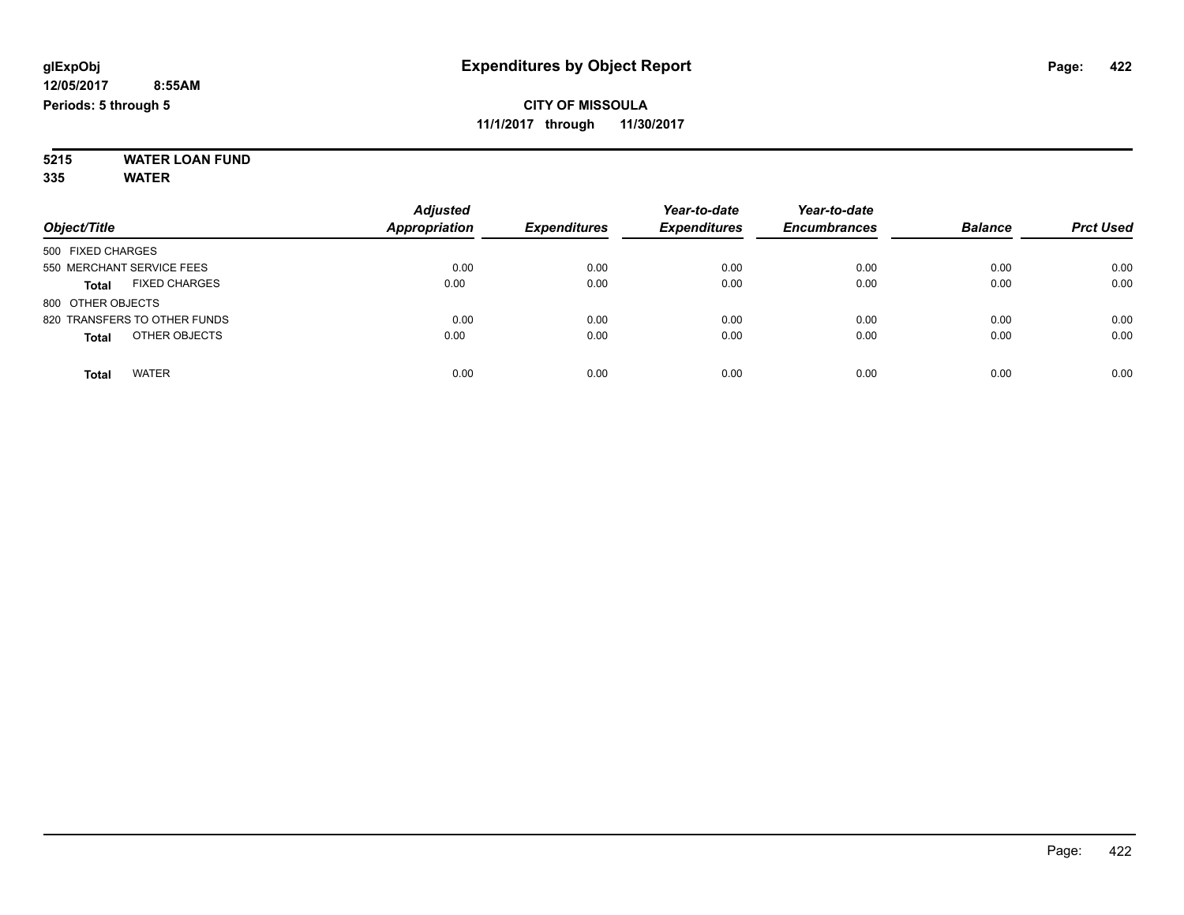**glExpObj**
**12/05/2017 8:55AM**
**Periods: 5 through 5**

# Expenditures by Object Report

**CITY OF MISSOULA**
**11/1/2017 through 11/30/2017**

**5215 WATER LOAN FUND**
**335 WATER**

| Object/Title | Adjusted Appropriation | Expenditures | Year-to-date Expenditures | Year-to-date Encumbrances | Balance | Prct Used |
|---|---|---|---|---|---|---|
| 500 FIXED CHARGES | | | | | | |
| 550 MERCHANT SERVICE FEES | 0.00 | 0.00 | 0.00 | 0.00 | 0.00 | 0.00 |
| **Total** FIXED CHARGES | 0.00 | 0.00 | 0.00 | 0.00 | 0.00 | 0.00 |
| 800 OTHER OBJECTS | | | | | | |
| 820 TRANSFERS TO OTHER FUNDS | 0.00 | 0.00 | 0.00 | 0.00 | 0.00 | 0.00 |
| **Total** OTHER OBJECTS | 0.00 | 0.00 | 0.00 | 0.00 | 0.00 | 0.00 |
| **Total** WATER | 0.00 | 0.00 | 0.00 | 0.00 | 0.00 | 0.00 |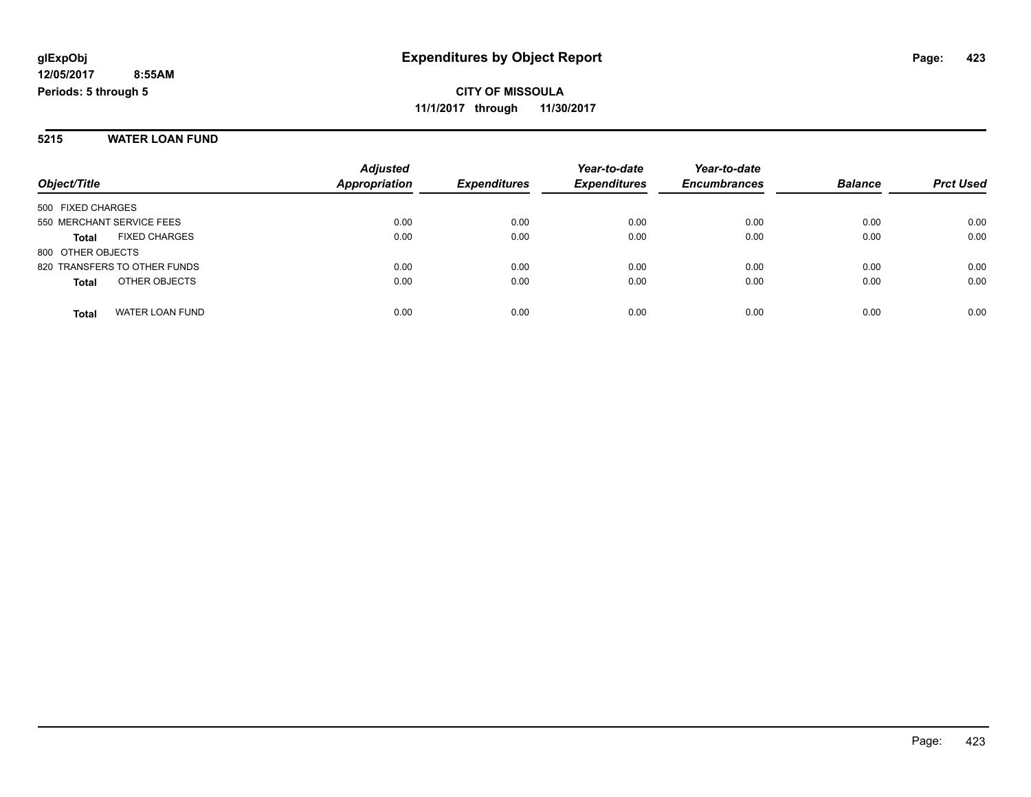**CITY OF MISSOULA**

**11/1/2017 through 11/30/2017**

## Expenditures by Object Report

glExpObj
12/05/2017 8:55AM
Periods: 5 through 5

### 5215 WATER LOAN FUND

| Object/Title | Adjusted Appropriation | Expenditures | Year-to-date Expenditures | Year-to-date Encumbrances | Balance | Prct Used |
|---|---|---|---|---|---|---|
| 500 FIXED CHARGES | | | | | | |
| 550 MERCHANT SERVICE FEES | 0.00 | 0.00 | 0.00 | 0.00 | 0.00 | 0.00 |
| **Total** FIXED CHARGES | 0.00 | 0.00 | 0.00 | 0.00 | 0.00 | 0.00 |
| 800 OTHER OBJECTS | | | | | | |
| 820 TRANSFERS TO OTHER FUNDS | 0.00 | 0.00 | 0.00 | 0.00 | 0.00 | 0.00 |
| **Total** OTHER OBJECTS | 0.00 | 0.00 | 0.00 | 0.00 | 0.00 | 0.00 |
| **Total** WATER LOAN FUND | 0.00 | 0.00 | 0.00 | 0.00 | 0.00 | 0.00 |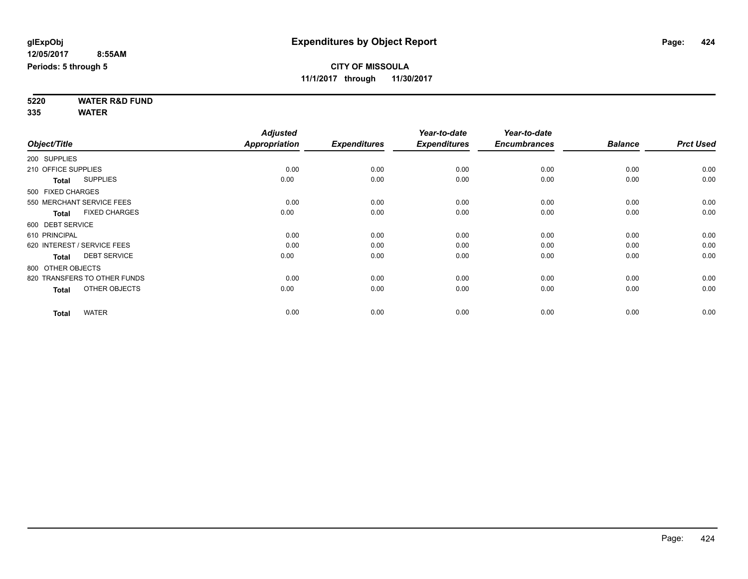**glExpObj**
**12/05/2017 8:55AM**
**Periods: 5 through 5**

# Expenditures by Object Report

**CITY OF MISSOULA**
**11/1/2017 through 11/30/2017**

**5220 WATER R&D FUND**
**335 WATER**

| Object/Title | Adjusted Appropriation | Expenditures | Year-to-date Expenditures | Year-to-date Encumbrances | Balance | Prct Used |
|---|---|---|---|---|---|---|
| 200 SUPPLIES | | | | | | |
| 210 OFFICE SUPPLIES | 0.00 | 0.00 | 0.00 | 0.00 | 0.00 | 0.00 |
| **Total** SUPPLIES | 0.00 | 0.00 | 0.00 | 0.00 | 0.00 | 0.00 |
| 500 FIXED CHARGES | | | | | | |
| 550 MERCHANT SERVICE FEES | 0.00 | 0.00 | 0.00 | 0.00 | 0.00 | 0.00 |
| **Total** FIXED CHARGES | 0.00 | 0.00 | 0.00 | 0.00 | 0.00 | 0.00 |
| 600 DEBT SERVICE | | | | | | |
| 610 PRINCIPAL | 0.00 | 0.00 | 0.00 | 0.00 | 0.00 | 0.00 |
| 620 INTEREST / SERVICE FEES | 0.00 | 0.00 | 0.00 | 0.00 | 0.00 | 0.00 |
| **Total** DEBT SERVICE | 0.00 | 0.00 | 0.00 | 0.00 | 0.00 | 0.00 |
| 800 OTHER OBJECTS | | | | | | |
| 820 TRANSFERS TO OTHER FUNDS | 0.00 | 0.00 | 0.00 | 0.00 | 0.00 | 0.00 |
| **Total** OTHER OBJECTS | 0.00 | 0.00 | 0.00 | 0.00 | 0.00 | 0.00 |
| **Total** WATER | 0.00 | 0.00 | 0.00 | 0.00 | 0.00 | 0.00 |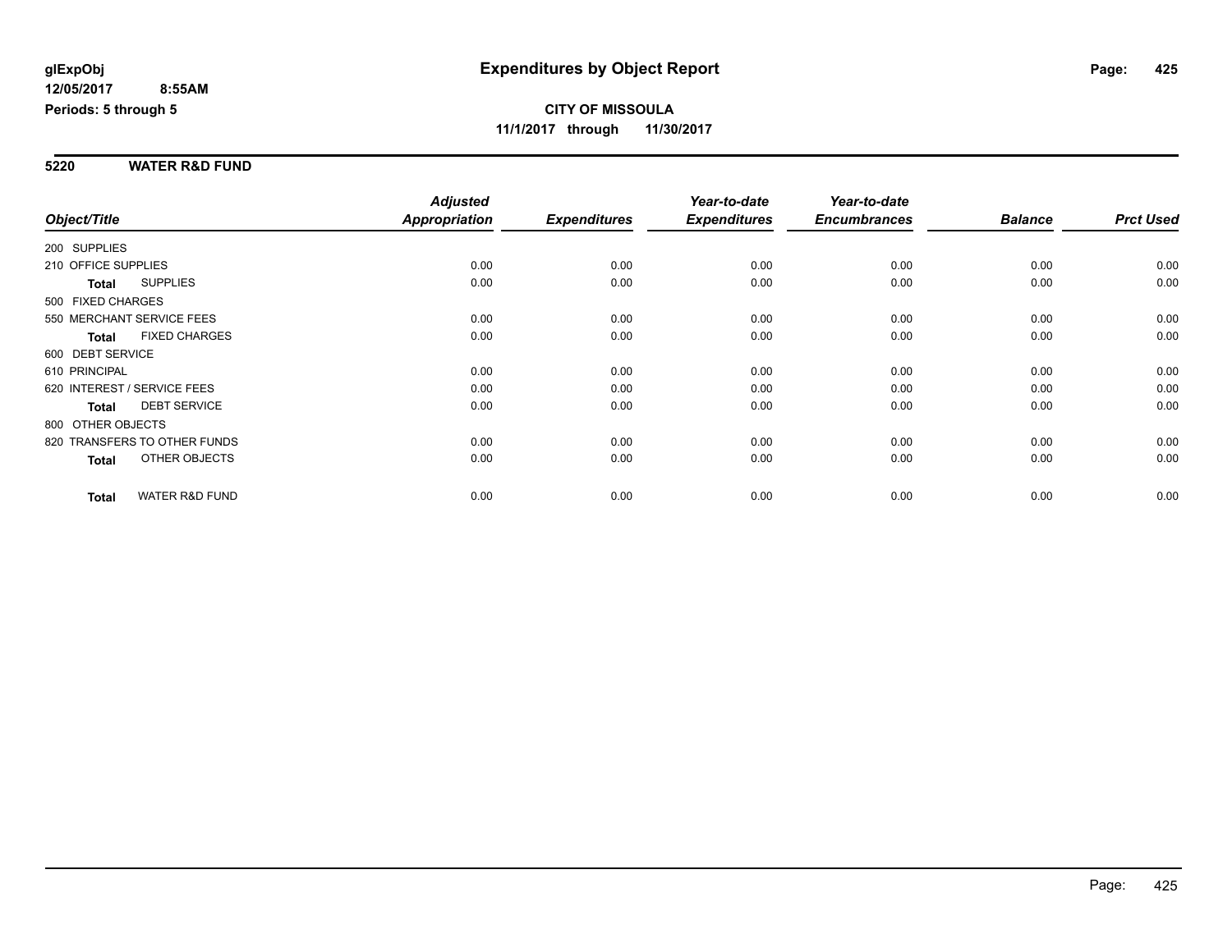**glExpObj**
**12/05/2017 8:55AM**
**Periods: 5 through 5**

# Expenditures by Object Report

**CITY OF MISSOULA**
**11/1/2017 through 11/30/2017**

## 5220 WATER R&D FUND

| Object/Title | Adjusted Appropriation | Expenditures | Year-to-date Expenditures | Year-to-date Encumbrances | Balance | Prct Used |
|---|---|---|---|---|---|---|
| 200 SUPPLIES | | | | | | |
| 210 OFFICE SUPPLIES | 0.00 | 0.00 | 0.00 | 0.00 | 0.00 | 0.00 |
| **Total** SUPPLIES | 0.00 | 0.00 | 0.00 | 0.00 | 0.00 | 0.00 |
| 500 FIXED CHARGES | | | | | | |
| 550 MERCHANT SERVICE FEES | 0.00 | 0.00 | 0.00 | 0.00 | 0.00 | 0.00 |
| **Total** FIXED CHARGES | 0.00 | 0.00 | 0.00 | 0.00 | 0.00 | 0.00 |
| 600 DEBT SERVICE | | | | | | |
| 610 PRINCIPAL | 0.00 | 0.00 | 0.00 | 0.00 | 0.00 | 0.00 |
| 620 INTEREST / SERVICE FEES | 0.00 | 0.00 | 0.00 | 0.00 | 0.00 | 0.00 |
| **Total** DEBT SERVICE | 0.00 | 0.00 | 0.00 | 0.00 | 0.00 | 0.00 |
| 800 OTHER OBJECTS | | | | | | |
| 820 TRANSFERS TO OTHER FUNDS | 0.00 | 0.00 | 0.00 | 0.00 | 0.00 | 0.00 |
| **Total** OTHER OBJECTS | 0.00 | 0.00 | 0.00 | 0.00 | 0.00 | 0.00 |
| **Total** WATER R&D FUND | 0.00 | 0.00 | 0.00 | 0.00 | 0.00 | 0.00 |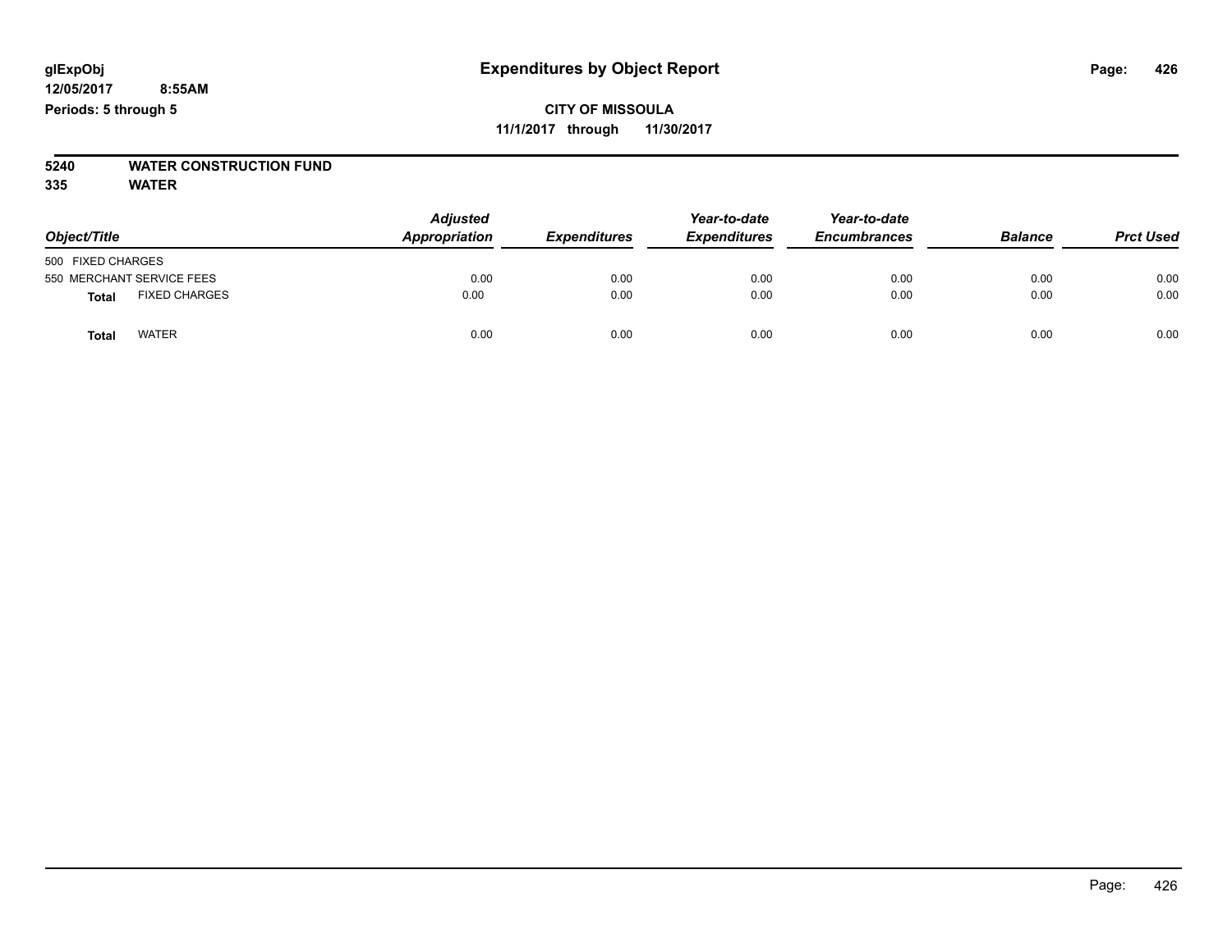**glExpObj**
**12/05/2017 8:55AM**
**Periods: 5 through 5**

# Expenditures by Object Report

**CITY OF MISSOULA**
**11/1/2017 through 11/30/2017**

**5240 WATER CONSTRUCTION FUND**
**335 WATER**

| Object/Title | | Adjusted Appropriation | Expenditures | Year-to-date Expenditures | Year-to-date Encumbrances | Balance | Prct Used |
|---|---|---|---|---|---|---|---|
| 500 FIXED CHARGES | | | | | | | |
| 550 MERCHANT SERVICE FEES | | 0.00 | 0.00 | 0.00 | 0.00 | 0.00 | 0.00 |
| **Total** | FIXED CHARGES | 0.00 | 0.00 | 0.00 | 0.00 | 0.00 | 0.00 |
| **Total** | WATER | 0.00 | 0.00 | 0.00 | 0.00 | 0.00 | 0.00 |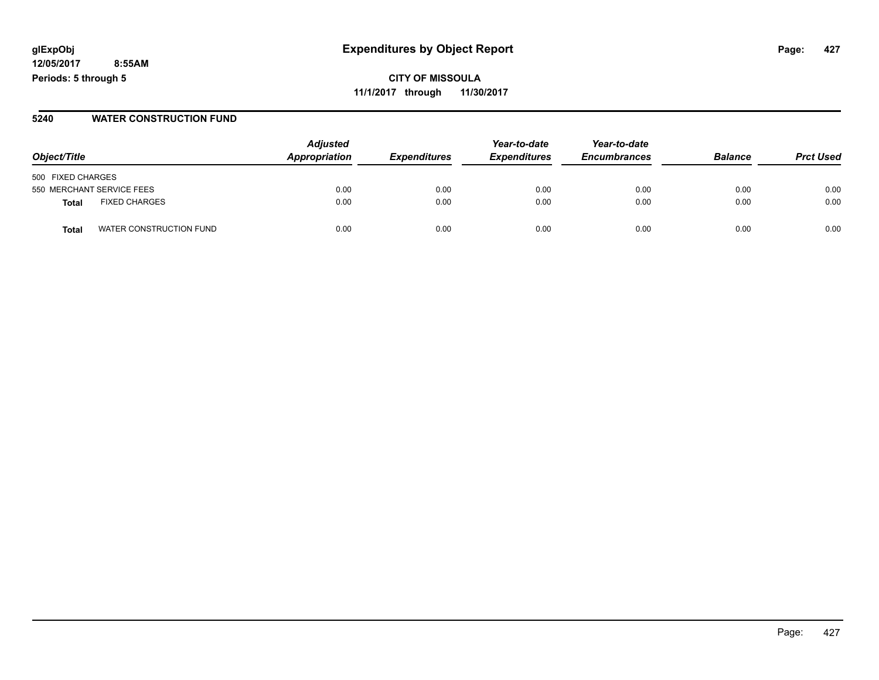glExpObj
12/05/2017 8:55AM
Periods: 5 through 5

# Expenditures by Object Report

**CITY OF MISSOULA**
**11/1/2017 through 11/30/2017**

## 5240 WATER CONSTRUCTION FUND

| Object/Title | | Adjusted Appropriation | Expenditures | Year-to-date Expenditures | Year-to-date Encumbrances | Balance | Prct Used |
|---|---|---|---|---|---|---|---|
| 500 FIXED CHARGES | | | | | | | |
| 550 MERCHANT SERVICE FEES | | 0.00 | 0.00 | 0.00 | 0.00 | 0.00 | 0.00 |
| **Total** | FIXED CHARGES | 0.00 | 0.00 | 0.00 | 0.00 | 0.00 | 0.00 |
| **Total** | WATER CONSTRUCTION FUND | 0.00 | 0.00 | 0.00 | 0.00 | 0.00 | 0.00 |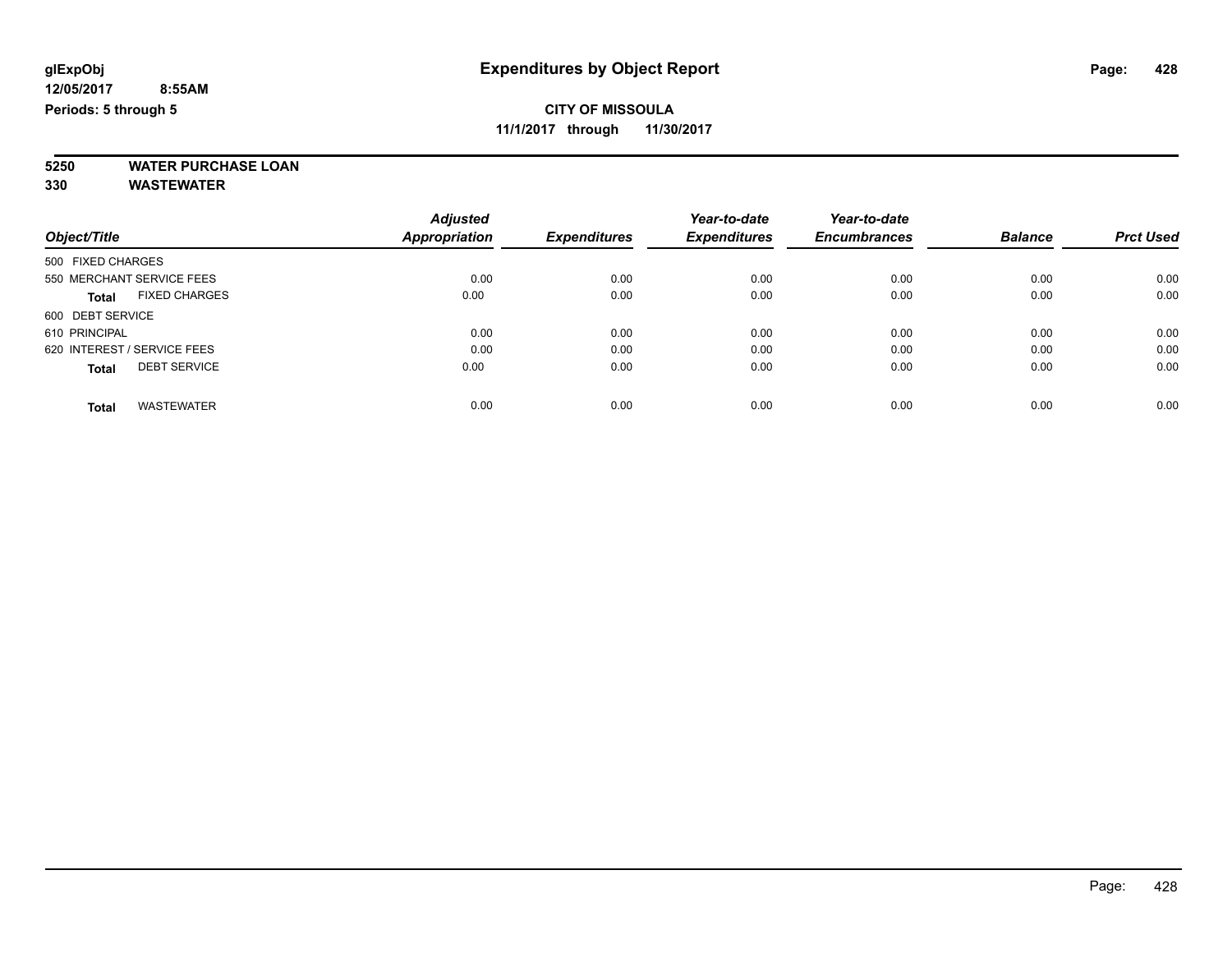**glExpObj** **Expenditures by Object Report**
**12/05/2017 8:55AM**
**Periods: 5 through 5**

**CITY OF MISSOULA**
**11/1/2017 through 11/30/2017**

**5250 WATER PURCHASE LOAN**
**330 WASTEWATER**

| Object/Title | Adjusted Appropriation | Expenditures | Year-to-date Expenditures | Year-to-date Encumbrances | Balance | Prct Used |
|---|---|---|---|---|---|---|
| 500 FIXED CHARGES | | | | | | |
| 550 MERCHANT SERVICE FEES | 0.00 | 0.00 | 0.00 | 0.00 | 0.00 | 0.00 |
| **Total** FIXED CHARGES | 0.00 | 0.00 | 0.00 | 0.00 | 0.00 | 0.00 |
| 600 DEBT SERVICE | | | | | | |
| 610 PRINCIPAL | 0.00 | 0.00 | 0.00 | 0.00 | 0.00 | 0.00 |
| 620 INTEREST / SERVICE FEES | 0.00 | 0.00 | 0.00 | 0.00 | 0.00 | 0.00 |
| **Total** DEBT SERVICE | 0.00 | 0.00 | 0.00 | 0.00 | 0.00 | 0.00 |
| **Total** WASTEWATER | 0.00 | 0.00 | 0.00 | 0.00 | 0.00 | 0.00 |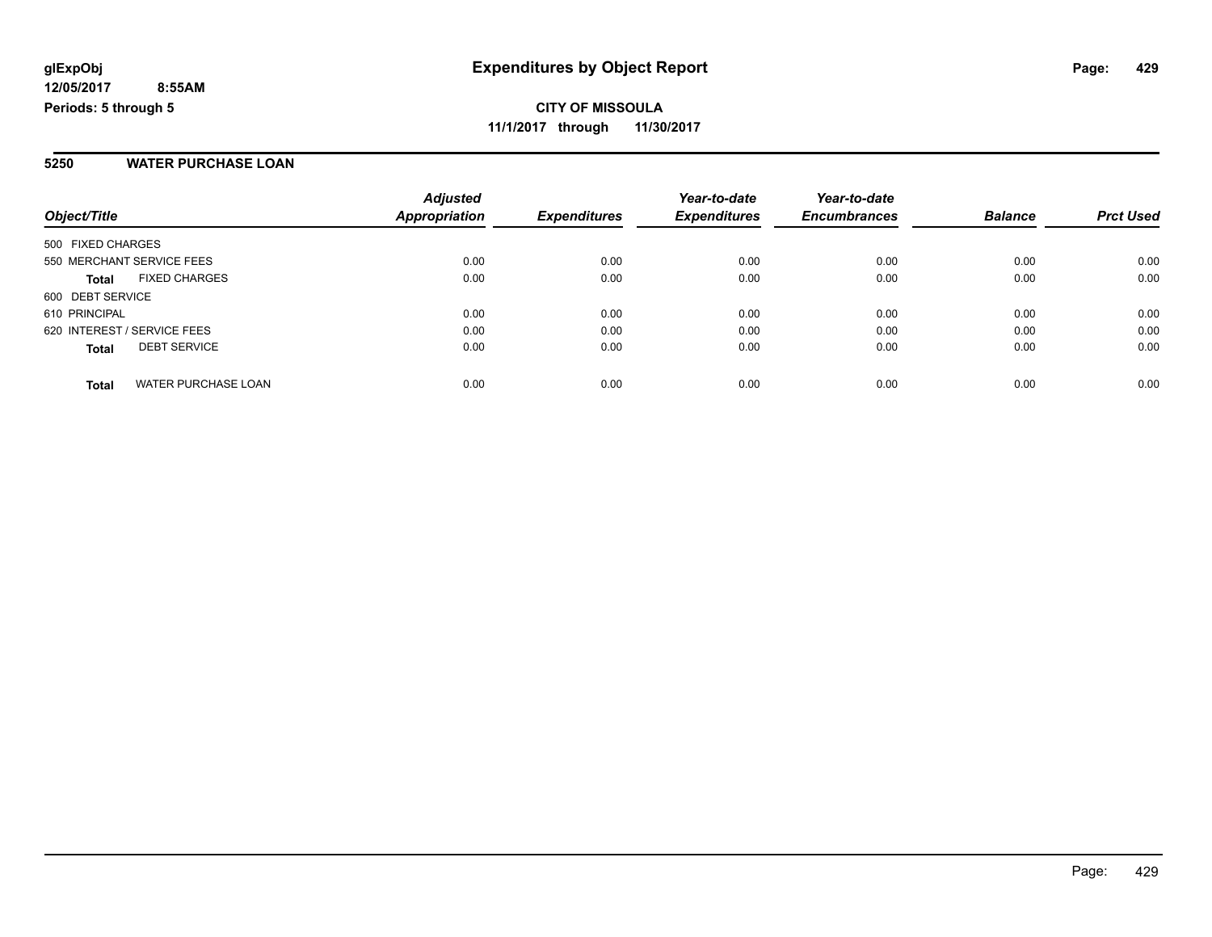**glExpObj**
**12/05/2017 8:55AM**
**Periods: 5 through 5**

# Expenditures by Object Report

**CITY OF MISSOULA**
**11/1/2017 through 11/30/2017**

## 5250 WATER PURCHASE LOAN

| Object/Title | | Adjusted Appropriation | Expenditures | Year-to-date Expenditures | Year-to-date Encumbrances | Balance | Prct Used |
|---|---|---|---|---|---|---|---|
| 500 FIXED CHARGES | | | | | | | |
| 550 MERCHANT SERVICE FEES | | 0.00 | 0.00 | 0.00 | 0.00 | 0.00 | 0.00 |
| **Total** | FIXED CHARGES | 0.00 | 0.00 | 0.00 | 0.00 | 0.00 | 0.00 |
| 600 DEBT SERVICE | | | | | | | |
| 610 PRINCIPAL | | 0.00 | 0.00 | 0.00 | 0.00 | 0.00 | 0.00 |
| 620 INTEREST / SERVICE FEES | | 0.00 | 0.00 | 0.00 | 0.00 | 0.00 | 0.00 |
| **Total** | DEBT SERVICE | 0.00 | 0.00 | 0.00 | 0.00 | 0.00 | 0.00 |
| **Total** | WATER PURCHASE LOAN | 0.00 | 0.00 | 0.00 | 0.00 | 0.00 | 0.00 |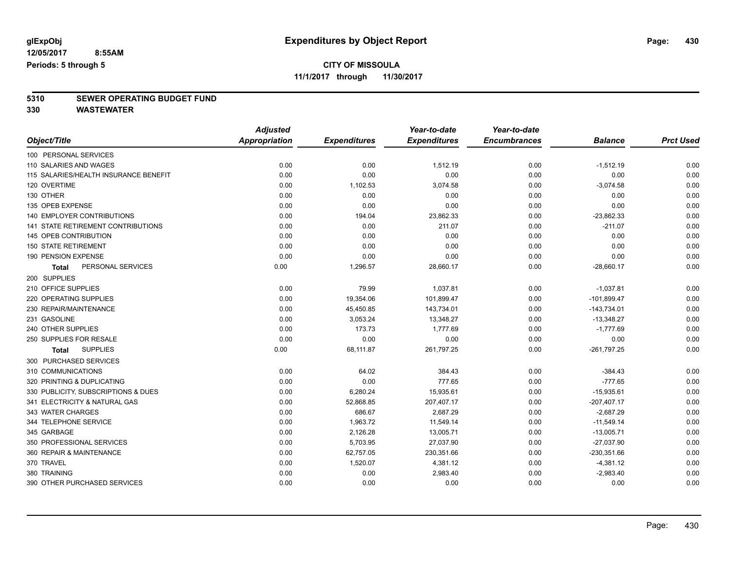glExpObj **Expenditures by Object Report**

12/05/2017 8:55AM

Periods: 5 through 5

**CITY OF MISSOULA**

**11/1/2017 through 11/30/2017**

## 5310 SEWER OPERATING BUDGET FUND
## 330 WASTEWATER

| Object/Title | Adjusted Appropriation | Expenditures | Year-to-date Expenditures | Year-to-date Encumbrances | Balance | Prct Used |
|---|---|---|---|---|---|---|
| 100 PERSONAL SERVICES | | | | | | |
| 110 SALARIES AND WAGES | 0.00 | 0.00 | 1,512.19 | 0.00 | -1,512.19 | 0.00 |
| 115 SALARIES/HEALTH INSURANCE BENEFIT | 0.00 | 0.00 | 0.00 | 0.00 | 0.00 | 0.00 |
| 120 OVERTIME | 0.00 | 1,102.53 | 3,074.58 | 0.00 | -3,074.58 | 0.00 |
| 130 OTHER | 0.00 | 0.00 | 0.00 | 0.00 | 0.00 | 0.00 |
| 135 OPEB EXPENSE | 0.00 | 0.00 | 0.00 | 0.00 | 0.00 | 0.00 |
| 140 EMPLOYER CONTRIBUTIONS | 0.00 | 194.04 | 23,862.33 | 0.00 | -23,862.33 | 0.00 |
| 141 STATE RETIREMENT CONTRIBUTIONS | 0.00 | 0.00 | 211.07 | 0.00 | -211.07 | 0.00 |
| 145 OPEB CONTRIBUTION | 0.00 | 0.00 | 0.00 | 0.00 | 0.00 | 0.00 |
| 150 STATE RETIREMENT | 0.00 | 0.00 | 0.00 | 0.00 | 0.00 | 0.00 |
| 190 PENSION EXPENSE | 0.00 | 0.00 | 0.00 | 0.00 | 0.00 | 0.00 |
| **Total** PERSONAL SERVICES | 0.00 | 1,296.57 | 28,660.17 | 0.00 | -28,660.17 | 0.00 |
| 200 SUPPLIES | | | | | | |
| 210 OFFICE SUPPLIES | 0.00 | 79.99 | 1,037.81 | 0.00 | -1,037.81 | 0.00 |
| 220 OPERATING SUPPLIES | 0.00 | 19,354.06 | 101,899.47 | 0.00 | -101,899.47 | 0.00 |
| 230 REPAIR/MAINTENANCE | 0.00 | 45,450.85 | 143,734.01 | 0.00 | -143,734.01 | 0.00 |
| 231 GASOLINE | 0.00 | 3,053.24 | 13,348.27 | 0.00 | -13,348.27 | 0.00 |
| 240 OTHER SUPPLIES | 0.00 | 173.73 | 1,777.69 | 0.00 | -1,777.69 | 0.00 |
| 250 SUPPLIES FOR RESALE | 0.00 | 0.00 | 0.00 | 0.00 | 0.00 | 0.00 |
| **Total** SUPPLIES | 0.00 | 68,111.87 | 261,797.25 | 0.00 | -261,797.25 | 0.00 |
| 300 PURCHASED SERVICES | | | | | | |
| 310 COMMUNICATIONS | 0.00 | 64.02 | 384.43 | 0.00 | -384.43 | 0.00 |
| 320 PRINTING & DUPLICATING | 0.00 | 0.00 | 777.65 | 0.00 | -777.65 | 0.00 |
| 330 PUBLICITY, SUBSCRIPTIONS & DUES | 0.00 | 6,280.24 | 15,935.61 | 0.00 | -15,935.61 | 0.00 |
| 341 ELECTRICITY & NATURAL GAS | 0.00 | 52,868.85 | 207,407.17 | 0.00 | -207,407.17 | 0.00 |
| 343 WATER CHARGES | 0.00 | 686.67 | 2,687.29 | 0.00 | -2,687.29 | 0.00 |
| 344 TELEPHONE SERVICE | 0.00 | 1,963.72 | 11,549.14 | 0.00 | -11,549.14 | 0.00 |
| 345 GARBAGE | 0.00 | 2,126.28 | 13,005.71 | 0.00 | -13,005.71 | 0.00 |
| 350 PROFESSIONAL SERVICES | 0.00 | 5,703.95 | 27,037.90 | 0.00 | -27,037.90 | 0.00 |
| 360 REPAIR & MAINTENANCE | 0.00 | 62,757.05 | 230,351.66 | 0.00 | -230,351.66 | 0.00 |
| 370 TRAVEL | 0.00 | 1,520.07 | 4,381.12 | 0.00 | -4,381.12 | 0.00 |
| 380 TRAINING | 0.00 | 0.00 | 2,983.40 | 0.00 | -2,983.40 | 0.00 |
| 390 OTHER PURCHASED SERVICES | 0.00 | 0.00 | 0.00 | 0.00 | 0.00 | 0.00 |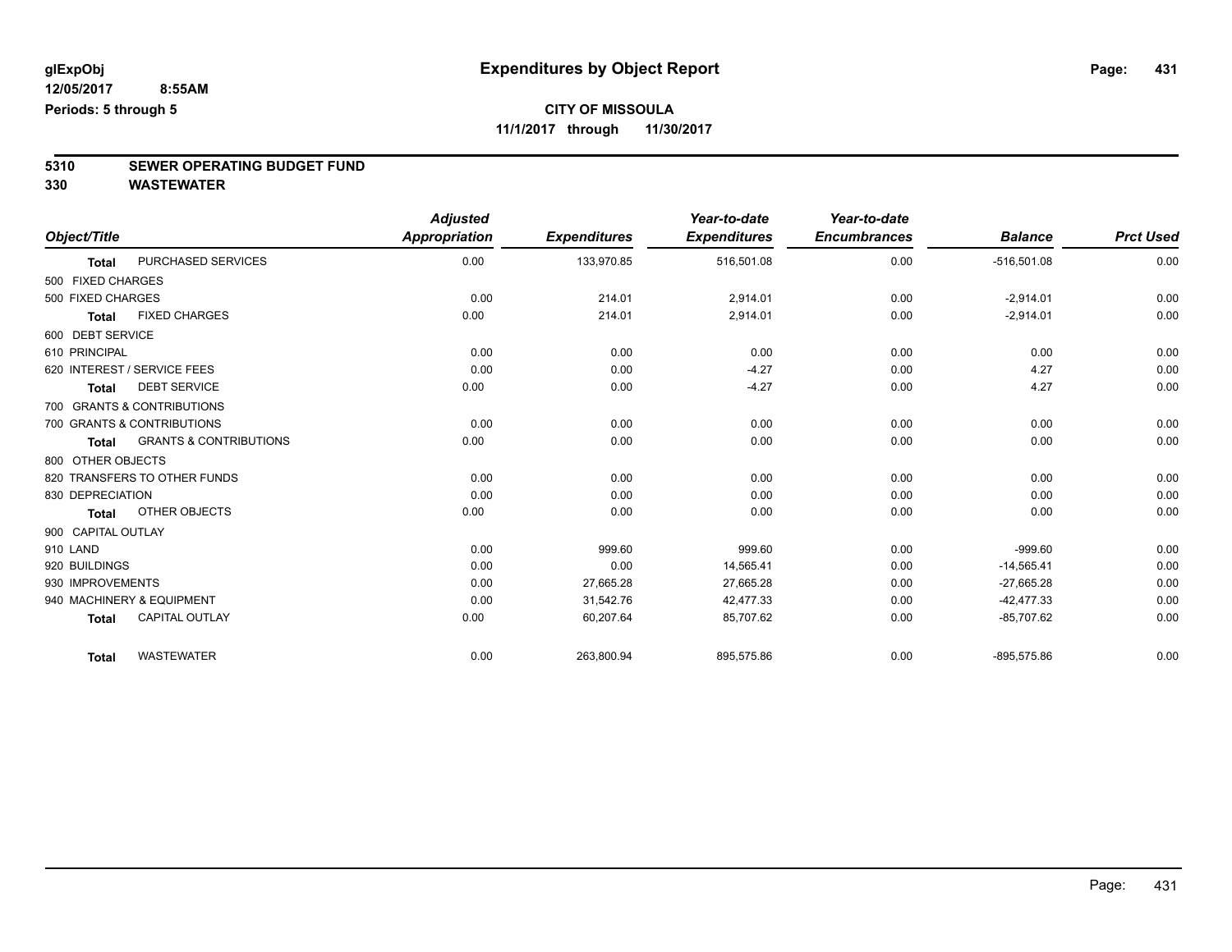# Expenditures by Object Report

glExpObj
12/05/2017 8:55AM
Periods: 5 through 5

**CITY OF MISSOULA**
**11/1/2017 through 11/30/2017**

## 5310 SEWER OPERATING BUDGET FUND
## 330 WASTEWATER

| Object/Title | Adjusted Appropriation | Expenditures | Year-to-date Expenditures | Year-to-date Encumbrances | Balance | Prct Used |
|---|---|---|---|---|---|---|
| **Total** PURCHASED SERVICES | 0.00 | 133,970.85 | 516,501.08 | 0.00 | -516,501.08 | 0.00 |
| 500 FIXED CHARGES | | | | | | |
| 500 FIXED CHARGES | 0.00 | 214.01 | 2,914.01 | 0.00 | -2,914.01 | 0.00 |
| **Total** FIXED CHARGES | 0.00 | 214.01 | 2,914.01 | 0.00 | -2,914.01 | 0.00 |
| 600 DEBT SERVICE | | | | | | |
| 610 PRINCIPAL | 0.00 | 0.00 | 0.00 | 0.00 | 0.00 | 0.00 |
| 620 INTEREST / SERVICE FEES | 0.00 | 0.00 | -4.27 | 0.00 | 4.27 | 0.00 |
| **Total** DEBT SERVICE | 0.00 | 0.00 | -4.27 | 0.00 | 4.27 | 0.00 |
| 700 GRANTS & CONTRIBUTIONS | | | | | | |
| 700 GRANTS & CONTRIBUTIONS | 0.00 | 0.00 | 0.00 | 0.00 | 0.00 | 0.00 |
| **Total** GRANTS & CONTRIBUTIONS | 0.00 | 0.00 | 0.00 | 0.00 | 0.00 | 0.00 |
| 800 OTHER OBJECTS | | | | | | |
| 820 TRANSFERS TO OTHER FUNDS | 0.00 | 0.00 | 0.00 | 0.00 | 0.00 | 0.00 |
| 830 DEPRECIATION | 0.00 | 0.00 | 0.00 | 0.00 | 0.00 | 0.00 |
| **Total** OTHER OBJECTS | 0.00 | 0.00 | 0.00 | 0.00 | 0.00 | 0.00 |
| 900 CAPITAL OUTLAY | | | | | | |
| 910 LAND | 0.00 | 999.60 | 999.60 | 0.00 | -999.60 | 0.00 |
| 920 BUILDINGS | 0.00 | 0.00 | 14,565.41 | 0.00 | -14,565.41 | 0.00 |
| 930 IMPROVEMENTS | 0.00 | 27,665.28 | 27,665.28 | 0.00 | -27,665.28 | 0.00 |
| 940 MACHINERY & EQUIPMENT | 0.00 | 31,542.76 | 42,477.33 | 0.00 | -42,477.33 | 0.00 |
| **Total** CAPITAL OUTLAY | 0.00 | 60,207.64 | 85,707.62 | 0.00 | -85,707.62 | 0.00 |
| **Total** WASTEWATER | 0.00 | 263,800.94 | 895,575.86 | 0.00 | -895,575.86 | 0.00 |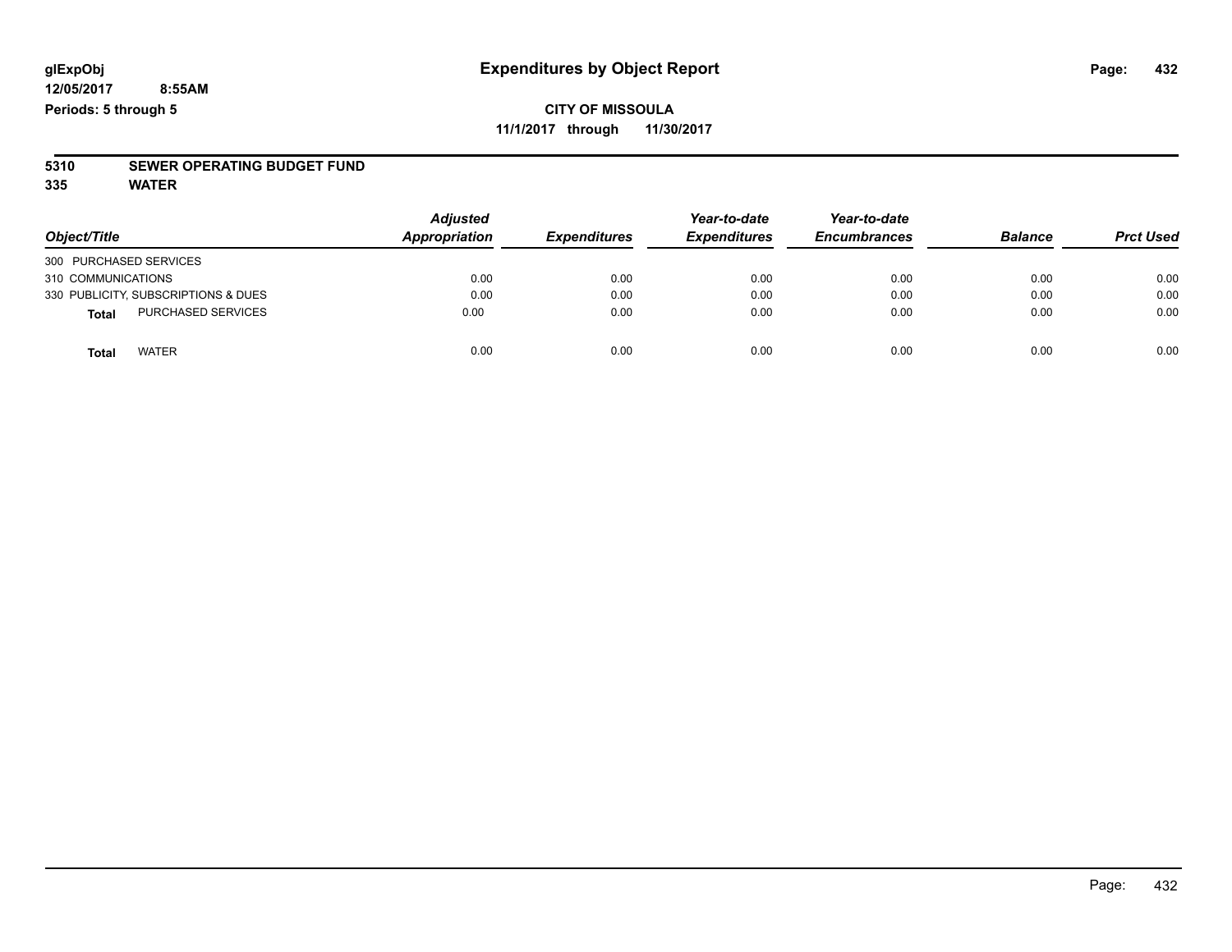glExpObj
12/05/2017 8:55AM
Periods: 5 through 5

# Expenditures by Object Report

**CITY OF MISSOULA**
**11/1/2017 through 11/30/2017**

**5310 SEWER OPERATING BUDGET FUND**
**335 WATER**

| Object/Title | Adjusted Appropriation | Expenditures | Year-to-date Expenditures | Year-to-date Encumbrances | Balance | Prct Used |
|---|---|---|---|---|---|---|
| 300 PURCHASED SERVICES | | | | | | |
| 310 COMMUNICATIONS | 0.00 | 0.00 | 0.00 | 0.00 | 0.00 | 0.00 |
| 330 PUBLICITY, SUBSCRIPTIONS & DUES | 0.00 | 0.00 | 0.00 | 0.00 | 0.00 | 0.00 |
| **Total** PURCHASED SERVICES | 0.00 | 0.00 | 0.00 | 0.00 | 0.00 | 0.00 |
| **Total** WATER | 0.00 | 0.00 | 0.00 | 0.00 | 0.00 | 0.00 |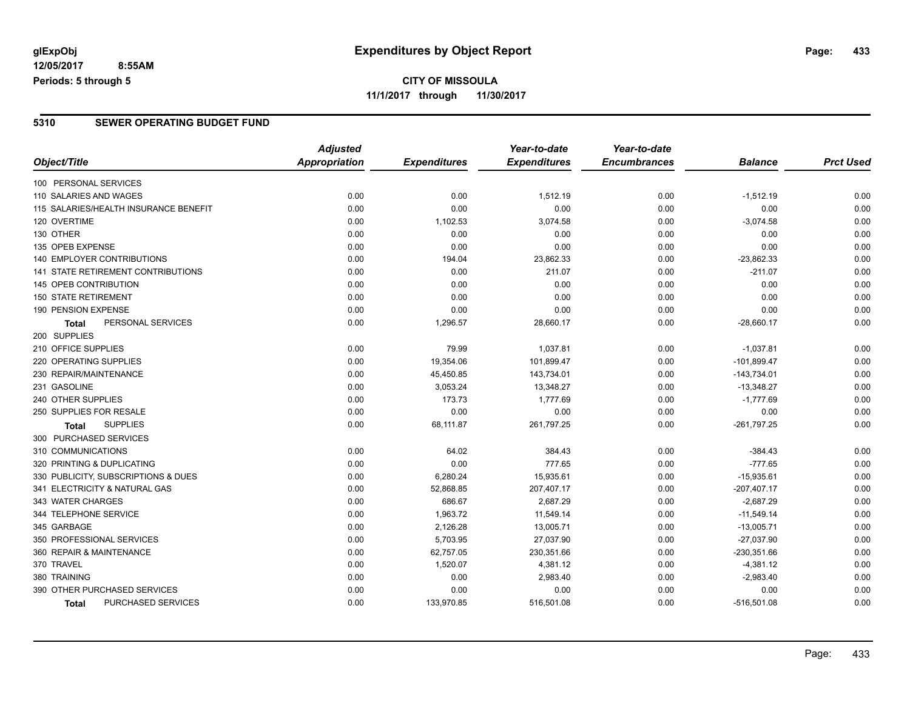glExpObj
12/05/2017 8:55AM
Periods: 5 through 5

# Expenditures by Object Report

**CITY OF MISSOULA**

**11/1/2017 through 11/30/2017**

## 5310 SEWER OPERATING BUDGET FUND

| Object/Title | Adjusted Appropriation | Expenditures | Year-to-date Expenditures | Year-to-date Encumbrances | Balance | Prct Used |
|---|---|---|---|---|---|---|
| 100 PERSONAL SERVICES | | | | | | |
| 110 SALARIES AND WAGES | 0.00 | 0.00 | 1,512.19 | 0.00 | -1,512.19 | 0.00 |
| 115 SALARIES/HEALTH INSURANCE BENEFIT | 0.00 | 0.00 | 0.00 | 0.00 | 0.00 | 0.00 |
| 120 OVERTIME | 0.00 | 1,102.53 | 3,074.58 | 0.00 | -3,074.58 | 0.00 |
| 130 OTHER | 0.00 | 0.00 | 0.00 | 0.00 | 0.00 | 0.00 |
| 135 OPEB EXPENSE | 0.00 | 0.00 | 0.00 | 0.00 | 0.00 | 0.00 |
| 140 EMPLOYER CONTRIBUTIONS | 0.00 | 194.04 | 23,862.33 | 0.00 | -23,862.33 | 0.00 |
| 141 STATE RETIREMENT CONTRIBUTIONS | 0.00 | 0.00 | 211.07 | 0.00 | -211.07 | 0.00 |
| 145 OPEB CONTRIBUTION | 0.00 | 0.00 | 0.00 | 0.00 | 0.00 | 0.00 |
| 150 STATE RETIREMENT | 0.00 | 0.00 | 0.00 | 0.00 | 0.00 | 0.00 |
| 190 PENSION EXPENSE | 0.00 | 0.00 | 0.00 | 0.00 | 0.00 | 0.00 |
| **Total** PERSONAL SERVICES | 0.00 | 1,296.57 | 28,660.17 | 0.00 | -28,660.17 | 0.00 |
| 200 SUPPLIES | | | | | | |
| 210 OFFICE SUPPLIES | 0.00 | 79.99 | 1,037.81 | 0.00 | -1,037.81 | 0.00 |
| 220 OPERATING SUPPLIES | 0.00 | 19,354.06 | 101,899.47 | 0.00 | -101,899.47 | 0.00 |
| 230 REPAIR/MAINTENANCE | 0.00 | 45,450.85 | 143,734.01 | 0.00 | -143,734.01 | 0.00 |
| 231 GASOLINE | 0.00 | 3,053.24 | 13,348.27 | 0.00 | -13,348.27 | 0.00 |
| 240 OTHER SUPPLIES | 0.00 | 173.73 | 1,777.69 | 0.00 | -1,777.69 | 0.00 |
| 250 SUPPLIES FOR RESALE | 0.00 | 0.00 | 0.00 | 0.00 | 0.00 | 0.00 |
| **Total** SUPPLIES | 0.00 | 68,111.87 | 261,797.25 | 0.00 | -261,797.25 | 0.00 |
| 300 PURCHASED SERVICES | | | | | | |
| 310 COMMUNICATIONS | 0.00 | 64.02 | 384.43 | 0.00 | -384.43 | 0.00 |
| 320 PRINTING & DUPLICATING | 0.00 | 0.00 | 777.65 | 0.00 | -777.65 | 0.00 |
| 330 PUBLICITY, SUBSCRIPTIONS & DUES | 0.00 | 6,280.24 | 15,935.61 | 0.00 | -15,935.61 | 0.00 |
| 341 ELECTRICITY & NATURAL GAS | 0.00 | 52,868.85 | 207,407.17 | 0.00 | -207,407.17 | 0.00 |
| 343 WATER CHARGES | 0.00 | 686.67 | 2,687.29 | 0.00 | -2,687.29 | 0.00 |
| 344 TELEPHONE SERVICE | 0.00 | 1,963.72 | 11,549.14 | 0.00 | -11,549.14 | 0.00 |
| 345 GARBAGE | 0.00 | 2,126.28 | 13,005.71 | 0.00 | -13,005.71 | 0.00 |
| 350 PROFESSIONAL SERVICES | 0.00 | 5,703.95 | 27,037.90 | 0.00 | -27,037.90 | 0.00 |
| 360 REPAIR & MAINTENANCE | 0.00 | 62,757.05 | 230,351.66 | 0.00 | -230,351.66 | 0.00 |
| 370 TRAVEL | 0.00 | 1,520.07 | 4,381.12 | 0.00 | -4,381.12 | 0.00 |
| 380 TRAINING | 0.00 | 0.00 | 2,983.40 | 0.00 | -2,983.40 | 0.00 |
| 390 OTHER PURCHASED SERVICES | 0.00 | 0.00 | 0.00 | 0.00 | 0.00 | 0.00 |
| **Total** PURCHASED SERVICES | 0.00 | 133,970.85 | 516,501.08 | 0.00 | -516,501.08 | 0.00 |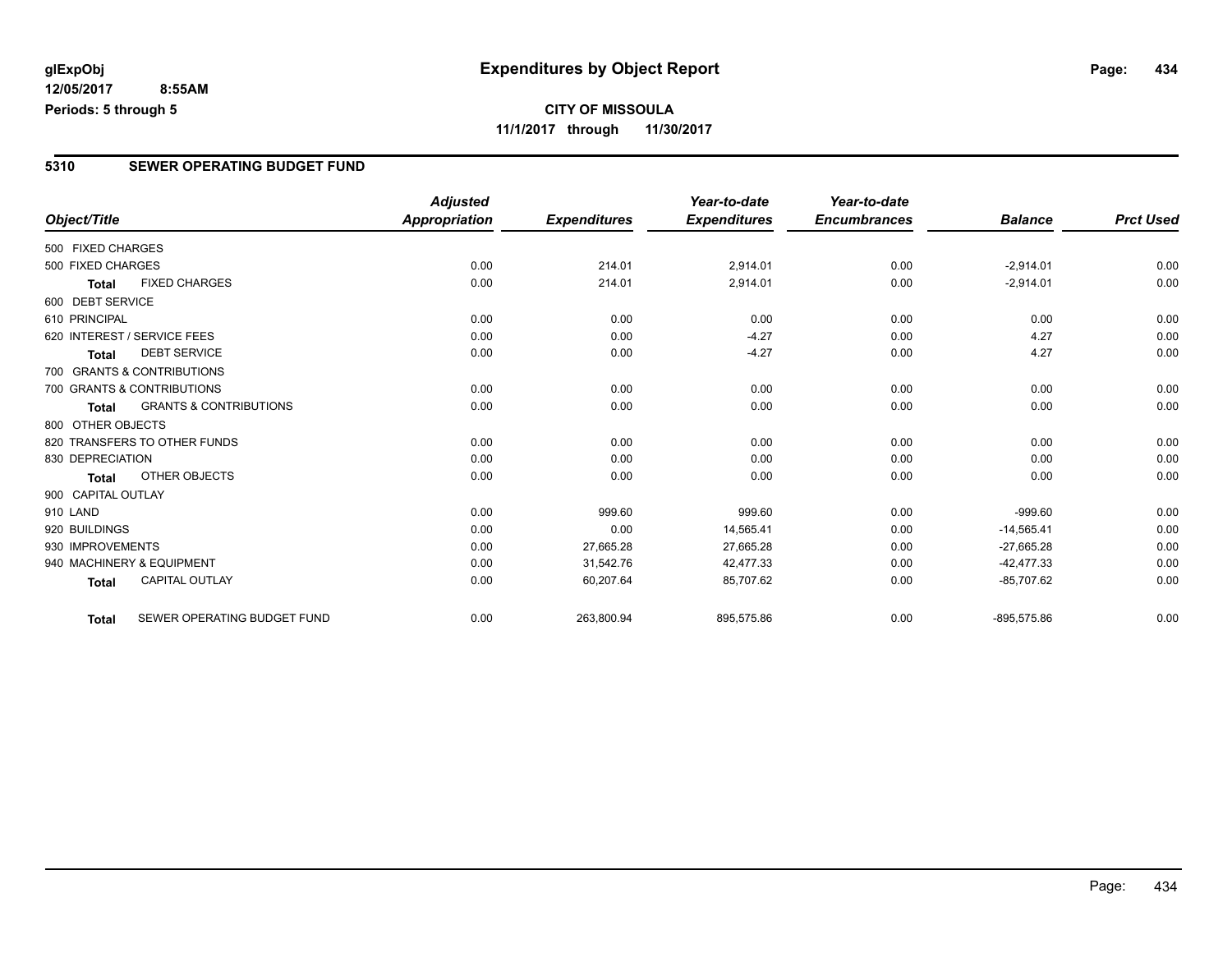glExpObj
12/05/2017 8:55AM
Periods: 5 through 5

# Expenditures by Object Report

**CITY OF MISSOULA**
**11/1/2017 through 11/30/2017**

## 5310 SEWER OPERATING BUDGET FUND

| Object/Title | | Adjusted Appropriation | Expenditures | Year-to-date Expenditures | Year-to-date Encumbrances | Balance | Prct Used |
|---|---|---|---|---|---|---|---|
| 500 FIXED CHARGES | | | | | | | |
| 500 FIXED CHARGES | | 0.00 | 214.01 | 2,914.01 | 0.00 | -2,914.01 | 0.00 |
| **Total** | FIXED CHARGES | 0.00 | 214.01 | 2,914.01 | 0.00 | -2,914.01 | 0.00 |
| 600 DEBT SERVICE | | | | | | | |
| 610 PRINCIPAL | | 0.00 | 0.00 | 0.00 | 0.00 | 0.00 | 0.00 |
| 620 INTEREST / SERVICE FEES | | 0.00 | 0.00 | -4.27 | 0.00 | 4.27 | 0.00 |
| **Total** | DEBT SERVICE | 0.00 | 0.00 | -4.27 | 0.00 | 4.27 | 0.00 |
| 700 GRANTS & CONTRIBUTIONS | | | | | | | |
| 700 GRANTS & CONTRIBUTIONS | | 0.00 | 0.00 | 0.00 | 0.00 | 0.00 | 0.00 |
| **Total** | GRANTS & CONTRIBUTIONS | 0.00 | 0.00 | 0.00 | 0.00 | 0.00 | 0.00 |
| 800 OTHER OBJECTS | | | | | | | |
| 820 TRANSFERS TO OTHER FUNDS | | 0.00 | 0.00 | 0.00 | 0.00 | 0.00 | 0.00 |
| 830 DEPRECIATION | | 0.00 | 0.00 | 0.00 | 0.00 | 0.00 | 0.00 |
| **Total** | OTHER OBJECTS | 0.00 | 0.00 | 0.00 | 0.00 | 0.00 | 0.00 |
| 900 CAPITAL OUTLAY | | | | | | | |
| 910 LAND | | 0.00 | 999.60 | 999.60 | 0.00 | -999.60 | 0.00 |
| 920 BUILDINGS | | 0.00 | 0.00 | 14,565.41 | 0.00 | -14,565.41 | 0.00 |
| 930 IMPROVEMENTS | | 0.00 | 27,665.28 | 27,665.28 | 0.00 | -27,665.28 | 0.00 |
| 940 MACHINERY & EQUIPMENT | | 0.00 | 31,542.76 | 42,477.33 | 0.00 | -42,477.33 | 0.00 |
| **Total** | CAPITAL OUTLAY | 0.00 | 60,207.64 | 85,707.62 | 0.00 | -85,707.62 | 0.00 |
| **Total** | SEWER OPERATING BUDGET FUND | 0.00 | 263,800.94 | 895,575.86 | 0.00 | -895,575.86 | 0.00 |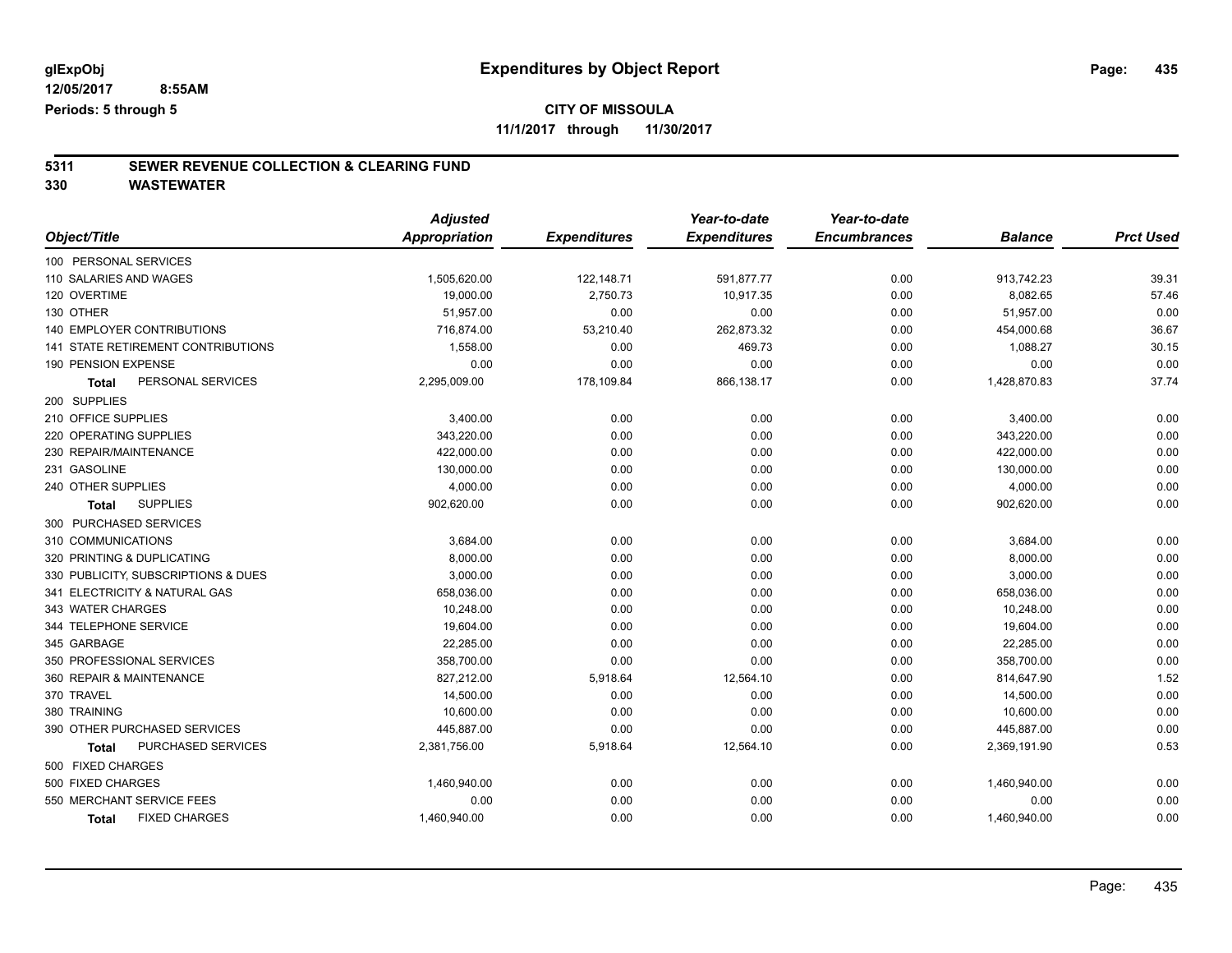# Expenditures by Object Report

glExpObj
12/05/2017 8:55AM
Periods: 5 through 5

**CITY OF MISSOULA**
**11/1/2017 through 11/30/2017**

## 5311 SEWER REVENUE COLLECTION & CLEARING FUND
## 330 WASTEWATER

| Object/Title | Adjusted Appropriation | Expenditures | Year-to-date Expenditures | Year-to-date Encumbrances | Balance | Prct Used |
|---|---|---|---|---|---|---|
| 100 PERSONAL SERVICES | | | | | | |
| 110 SALARIES AND WAGES | 1,505,620.00 | 122,148.71 | 591,877.77 | 0.00 | 913,742.23 | 39.31 |
| 120 OVERTIME | 19,000.00 | 2,750.73 | 10,917.35 | 0.00 | 8,082.65 | 57.46 |
| 130 OTHER | 51,957.00 | 0.00 | 0.00 | 0.00 | 51,957.00 | 0.00 |
| 140 EMPLOYER CONTRIBUTIONS | 716,874.00 | 53,210.40 | 262,873.32 | 0.00 | 454,000.68 | 36.67 |
| 141 STATE RETIREMENT CONTRIBUTIONS | 1,558.00 | 0.00 | 469.73 | 0.00 | 1,088.27 | 30.15 |
| 190 PENSION EXPENSE | 0.00 | 0.00 | 0.00 | 0.00 | 0.00 | 0.00 |
| **Total** PERSONAL SERVICES | 2,295,009.00 | 178,109.84 | 866,138.17 | 0.00 | 1,428,870.83 | 37.74 |
| 200 SUPPLIES | | | | | | |
| 210 OFFICE SUPPLIES | 3,400.00 | 0.00 | 0.00 | 0.00 | 3,400.00 | 0.00 |
| 220 OPERATING SUPPLIES | 343,220.00 | 0.00 | 0.00 | 0.00 | 343,220.00 | 0.00 |
| 230 REPAIR/MAINTENANCE | 422,000.00 | 0.00 | 0.00 | 0.00 | 422,000.00 | 0.00 |
| 231 GASOLINE | 130,000.00 | 0.00 | 0.00 | 0.00 | 130,000.00 | 0.00 |
| 240 OTHER SUPPLIES | 4,000.00 | 0.00 | 0.00 | 0.00 | 4,000.00 | 0.00 |
| **Total** SUPPLIES | 902,620.00 | 0.00 | 0.00 | 0.00 | 902,620.00 | 0.00 |
| 300 PURCHASED SERVICES | | | | | | |
| 310 COMMUNICATIONS | 3,684.00 | 0.00 | 0.00 | 0.00 | 3,684.00 | 0.00 |
| 320 PRINTING & DUPLICATING | 8,000.00 | 0.00 | 0.00 | 0.00 | 8,000.00 | 0.00 |
| 330 PUBLICITY, SUBSCRIPTIONS & DUES | 3,000.00 | 0.00 | 0.00 | 0.00 | 3,000.00 | 0.00 |
| 341 ELECTRICITY & NATURAL GAS | 658,036.00 | 0.00 | 0.00 | 0.00 | 658,036.00 | 0.00 |
| 343 WATER CHARGES | 10,248.00 | 0.00 | 0.00 | 0.00 | 10,248.00 | 0.00 |
| 344 TELEPHONE SERVICE | 19,604.00 | 0.00 | 0.00 | 0.00 | 19,604.00 | 0.00 |
| 345 GARBAGE | 22,285.00 | 0.00 | 0.00 | 0.00 | 22,285.00 | 0.00 |
| 350 PROFESSIONAL SERVICES | 358,700.00 | 0.00 | 0.00 | 0.00 | 358,700.00 | 0.00 |
| 360 REPAIR & MAINTENANCE | 827,212.00 | 5,918.64 | 12,564.10 | 0.00 | 814,647.90 | 1.52 |
| 370 TRAVEL | 14,500.00 | 0.00 | 0.00 | 0.00 | 14,500.00 | 0.00 |
| 380 TRAINING | 10,600.00 | 0.00 | 0.00 | 0.00 | 10,600.00 | 0.00 |
| 390 OTHER PURCHASED SERVICES | 445,887.00 | 0.00 | 0.00 | 0.00 | 445,887.00 | 0.00 |
| **Total** PURCHASED SERVICES | 2,381,756.00 | 5,918.64 | 12,564.10 | 0.00 | 2,369,191.90 | 0.53 |
| 500 FIXED CHARGES | | | | | | |
| 500 FIXED CHARGES | 1,460,940.00 | 0.00 | 0.00 | 0.00 | 1,460,940.00 | 0.00 |
| 550 MERCHANT SERVICE FEES | 0.00 | 0.00 | 0.00 | 0.00 | 0.00 | 0.00 |
| **Total** FIXED CHARGES | 1,460,940.00 | 0.00 | 0.00 | 0.00 | 1,460,940.00 | 0.00 |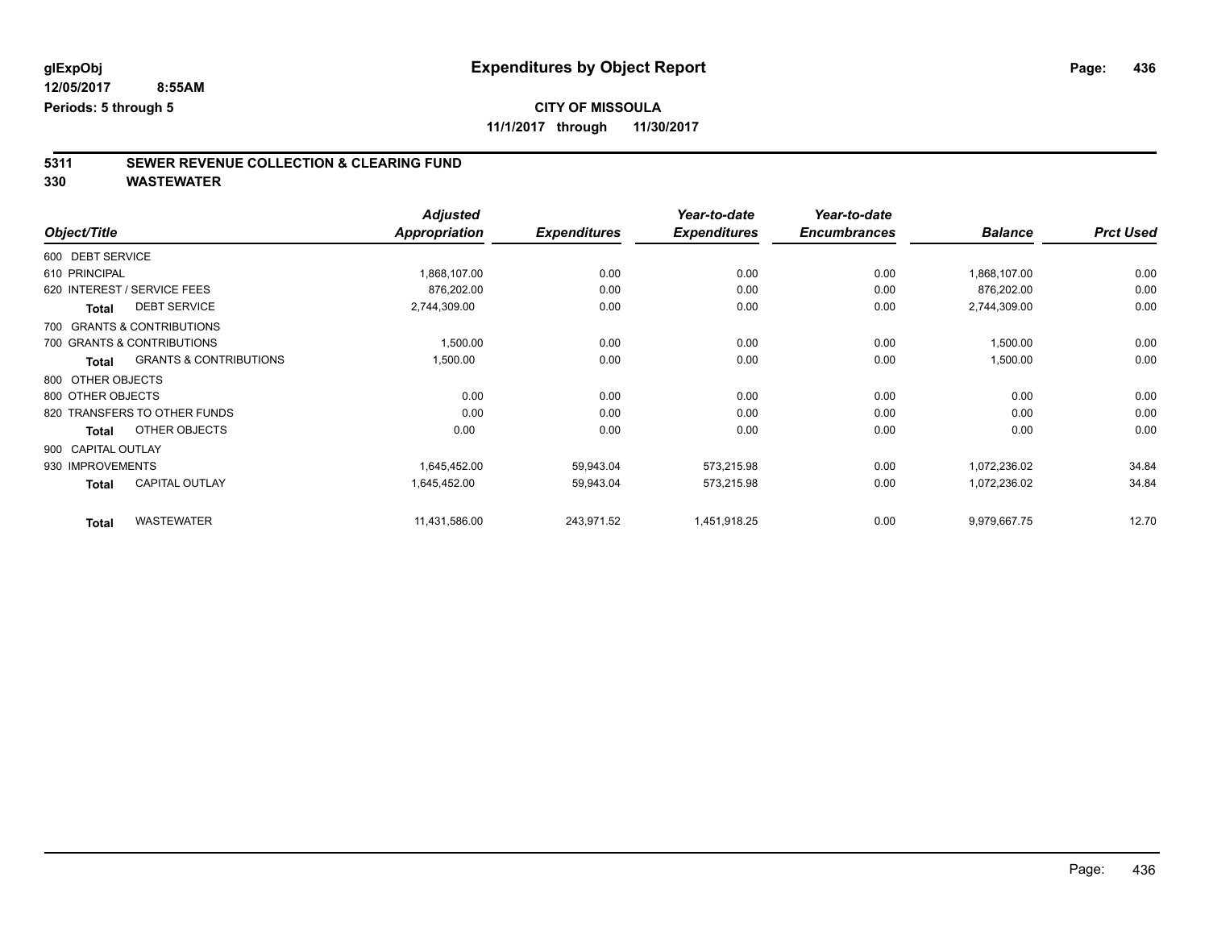**glExpObj** 
**12/05/2017 8:55AM** 
**Periods: 5 through 5**

# Expenditures by Object Report

**CITY OF MISSOULA**
**11/1/2017 through 11/30/2017**

## 5311 SEWER REVENUE COLLECTION & CLEARING FUND
## 330 WASTEWATER

| Object/Title | | *Adjusted Appropriation* | *Expenditures* | *Year-to-date Expenditures* | *Year-to-date Encumbrances* | *Balance* | *Prct Used* |
|---|---|---|---|---|---|---|---|
| 600 DEBT SERVICE | | | | | | | |
| 610 PRINCIPAL | | 1,868,107.00 | 0.00 | 0.00 | 0.00 | 1,868,107.00 | 0.00 |
| 620 INTEREST / SERVICE FEES | | 876,202.00 | 0.00 | 0.00 | 0.00 | 876,202.00 | 0.00 |
| **Total** | DEBT SERVICE | 2,744,309.00 | 0.00 | 0.00 | 0.00 | 2,744,309.00 | 0.00 |
| 700 GRANTS & CONTRIBUTIONS | | | | | | | |
| 700 GRANTS & CONTRIBUTIONS | | 1,500.00 | 0.00 | 0.00 | 0.00 | 1,500.00 | 0.00 |
| **Total** | GRANTS & CONTRIBUTIONS | 1,500.00 | 0.00 | 0.00 | 0.00 | 1,500.00 | 0.00 |
| 800 OTHER OBJECTS | | | | | | | |
| 800 OTHER OBJECTS | | 0.00 | 0.00 | 0.00 | 0.00 | 0.00 | 0.00 |
| 820 TRANSFERS TO OTHER FUNDS | | 0.00 | 0.00 | 0.00 | 0.00 | 0.00 | 0.00 |
| **Total** | OTHER OBJECTS | 0.00 | 0.00 | 0.00 | 0.00 | 0.00 | 0.00 |
| 900 CAPITAL OUTLAY | | | | | | | |
| 930 IMPROVEMENTS | | 1,645,452.00 | 59,943.04 | 573,215.98 | 0.00 | 1,072,236.02 | 34.84 |
| **Total** | CAPITAL OUTLAY | 1,645,452.00 | 59,943.04 | 573,215.98 | 0.00 | 1,072,236.02 | 34.84 |
| **Total** | WASTEWATER | 11,431,586.00 | 243,971.52 | 1,451,918.25 | 0.00 | 9,979,667.75 | 12.70 |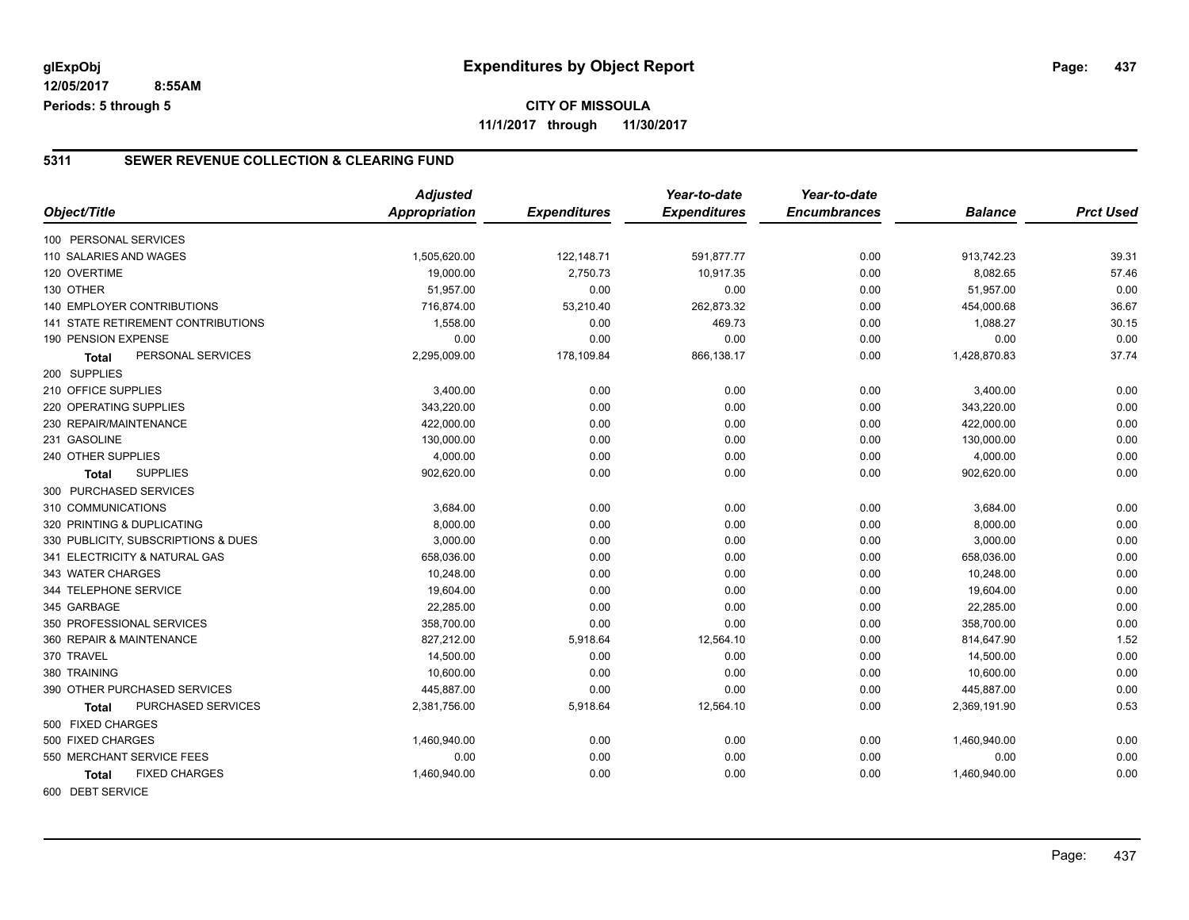# Expenditures by Object Report

glExpObj
12/05/2017 8:55AM
Periods: 5 through 5

**CITY OF MISSOULA**
**11/1/2017 through 11/30/2017**

## 5311 SEWER REVENUE COLLECTION & CLEARING FUND

| Object/Title | Adjusted Appropriation | Expenditures | Year-to-date Expenditures | Year-to-date Encumbrances | Balance | Prct Used |
|---|---|---|---|---|---|---|
| 100 PERSONAL SERVICES | | | | | | |
| 110 SALARIES AND WAGES | 1,505,620.00 | 122,148.71 | 591,877.77 | 0.00 | 913,742.23 | 39.31 |
| 120 OVERTIME | 19,000.00 | 2,750.73 | 10,917.35 | 0.00 | 8,082.65 | 57.46 |
| 130 OTHER | 51,957.00 | 0.00 | 0.00 | 0.00 | 51,957.00 | 0.00 |
| 140 EMPLOYER CONTRIBUTIONS | 716,874.00 | 53,210.40 | 262,873.32 | 0.00 | 454,000.68 | 36.67 |
| 141 STATE RETIREMENT CONTRIBUTIONS | 1,558.00 | 0.00 | 469.73 | 0.00 | 1,088.27 | 30.15 |
| 190 PENSION EXPENSE | 0.00 | 0.00 | 0.00 | 0.00 | 0.00 | 0.00 |
| **Total** PERSONAL SERVICES | 2,295,009.00 | 178,109.84 | 866,138.17 | 0.00 | 1,428,870.83 | 37.74 |
| 200 SUPPLIES | | | | | | |
| 210 OFFICE SUPPLIES | 3,400.00 | 0.00 | 0.00 | 0.00 | 3,400.00 | 0.00 |
| 220 OPERATING SUPPLIES | 343,220.00 | 0.00 | 0.00 | 0.00 | 343,220.00 | 0.00 |
| 230 REPAIR/MAINTENANCE | 422,000.00 | 0.00 | 0.00 | 0.00 | 422,000.00 | 0.00 |
| 231 GASOLINE | 130,000.00 | 0.00 | 0.00 | 0.00 | 130,000.00 | 0.00 |
| 240 OTHER SUPPLIES | 4,000.00 | 0.00 | 0.00 | 0.00 | 4,000.00 | 0.00 |
| **Total** SUPPLIES | 902,620.00 | 0.00 | 0.00 | 0.00 | 902,620.00 | 0.00 |
| 300 PURCHASED SERVICES | | | | | | |
| 310 COMMUNICATIONS | 3,684.00 | 0.00 | 0.00 | 0.00 | 3,684.00 | 0.00 |
| 320 PRINTING & DUPLICATING | 8,000.00 | 0.00 | 0.00 | 0.00 | 8,000.00 | 0.00 |
| 330 PUBLICITY, SUBSCRIPTIONS & DUES | 3,000.00 | 0.00 | 0.00 | 0.00 | 3,000.00 | 0.00 |
| 341 ELECTRICITY & NATURAL GAS | 658,036.00 | 0.00 | 0.00 | 0.00 | 658,036.00 | 0.00 |
| 343 WATER CHARGES | 10,248.00 | 0.00 | 0.00 | 0.00 | 10,248.00 | 0.00 |
| 344 TELEPHONE SERVICE | 19,604.00 | 0.00 | 0.00 | 0.00 | 19,604.00 | 0.00 |
| 345 GARBAGE | 22,285.00 | 0.00 | 0.00 | 0.00 | 22,285.00 | 0.00 |
| 350 PROFESSIONAL SERVICES | 358,700.00 | 0.00 | 0.00 | 0.00 | 358,700.00 | 0.00 |
| 360 REPAIR & MAINTENANCE | 827,212.00 | 5,918.64 | 12,564.10 | 0.00 | 814,647.90 | 1.52 |
| 370 TRAVEL | 14,500.00 | 0.00 | 0.00 | 0.00 | 14,500.00 | 0.00 |
| 380 TRAINING | 10,600.00 | 0.00 | 0.00 | 0.00 | 10,600.00 | 0.00 |
| 390 OTHER PURCHASED SERVICES | 445,887.00 | 0.00 | 0.00 | 0.00 | 445,887.00 | 0.00 |
| **Total** PURCHASED SERVICES | 2,381,756.00 | 5,918.64 | 12,564.10 | 0.00 | 2,369,191.90 | 0.53 |
| 500 FIXED CHARGES | | | | | | |
| 500 FIXED CHARGES | 1,460,940.00 | 0.00 | 0.00 | 0.00 | 1,460,940.00 | 0.00 |
| 550 MERCHANT SERVICE FEES | 0.00 | 0.00 | 0.00 | 0.00 | 0.00 | 0.00 |
| **Total** FIXED CHARGES | 1,460,940.00 | 0.00 | 0.00 | 0.00 | 1,460,940.00 | 0.00 |
| 600 DEBT SERVICE | | | | | | |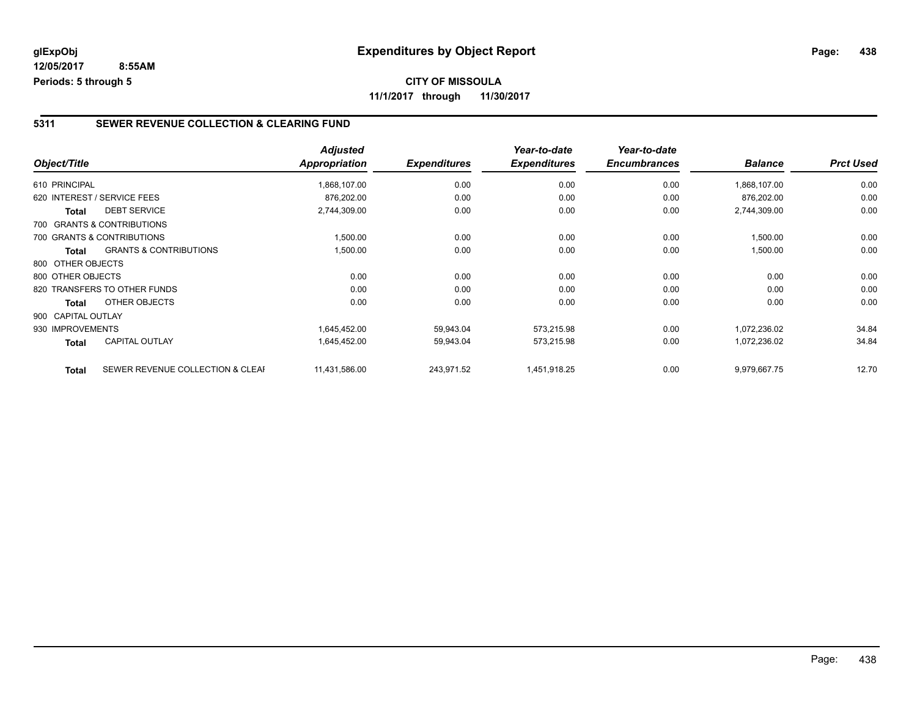# Expenditures by Object Report

glExpObj
12/05/2017 8:55AM
Periods: 5 through 5

**CITY OF MISSOULA**
**11/1/2017 through 11/30/2017**

## 5311 SEWER REVENUE COLLECTION & CLEARING FUND

| Object/Title | | Adjusted Appropriation | Expenditures | Year-to-date Expenditures | Year-to-date Encumbrances | Balance | Prct Used |
|---|---|---|---|---|---|---|---|
| 610 PRINCIPAL | | 1,868,107.00 | 0.00 | 0.00 | 0.00 | 1,868,107.00 | 0.00 |
| 620 INTEREST / SERVICE FEES | | 876,202.00 | 0.00 | 0.00 | 0.00 | 876,202.00 | 0.00 |
| **Total** | DEBT SERVICE | 2,744,309.00 | 0.00 | 0.00 | 0.00 | 2,744,309.00 | 0.00 |
| 700 GRANTS & CONTRIBUTIONS | | | | | | | |
| 700 GRANTS & CONTRIBUTIONS | | 1,500.00 | 0.00 | 0.00 | 0.00 | 1,500.00 | 0.00 |
| **Total** | GRANTS & CONTRIBUTIONS | 1,500.00 | 0.00 | 0.00 | 0.00 | 1,500.00 | 0.00 |
| 800 OTHER OBJECTS | | | | | | | |
| 800 OTHER OBJECTS | | 0.00 | 0.00 | 0.00 | 0.00 | 0.00 | 0.00 |
| 820 TRANSFERS TO OTHER FUNDS | | 0.00 | 0.00 | 0.00 | 0.00 | 0.00 | 0.00 |
| **Total** | OTHER OBJECTS | 0.00 | 0.00 | 0.00 | 0.00 | 0.00 | 0.00 |
| 900 CAPITAL OUTLAY | | | | | | | |
| 930 IMPROVEMENTS | | 1,645,452.00 | 59,943.04 | 573,215.98 | 0.00 | 1,072,236.02 | 34.84 |
| **Total** | CAPITAL OUTLAY | 1,645,452.00 | 59,943.04 | 573,215.98 | 0.00 | 1,072,236.02 | 34.84 |
| **Total** | SEWER REVENUE COLLECTION & CLEAI | 11,431,586.00 | 243,971.52 | 1,451,918.25 | 0.00 | 9,979,667.75 | 12.70 |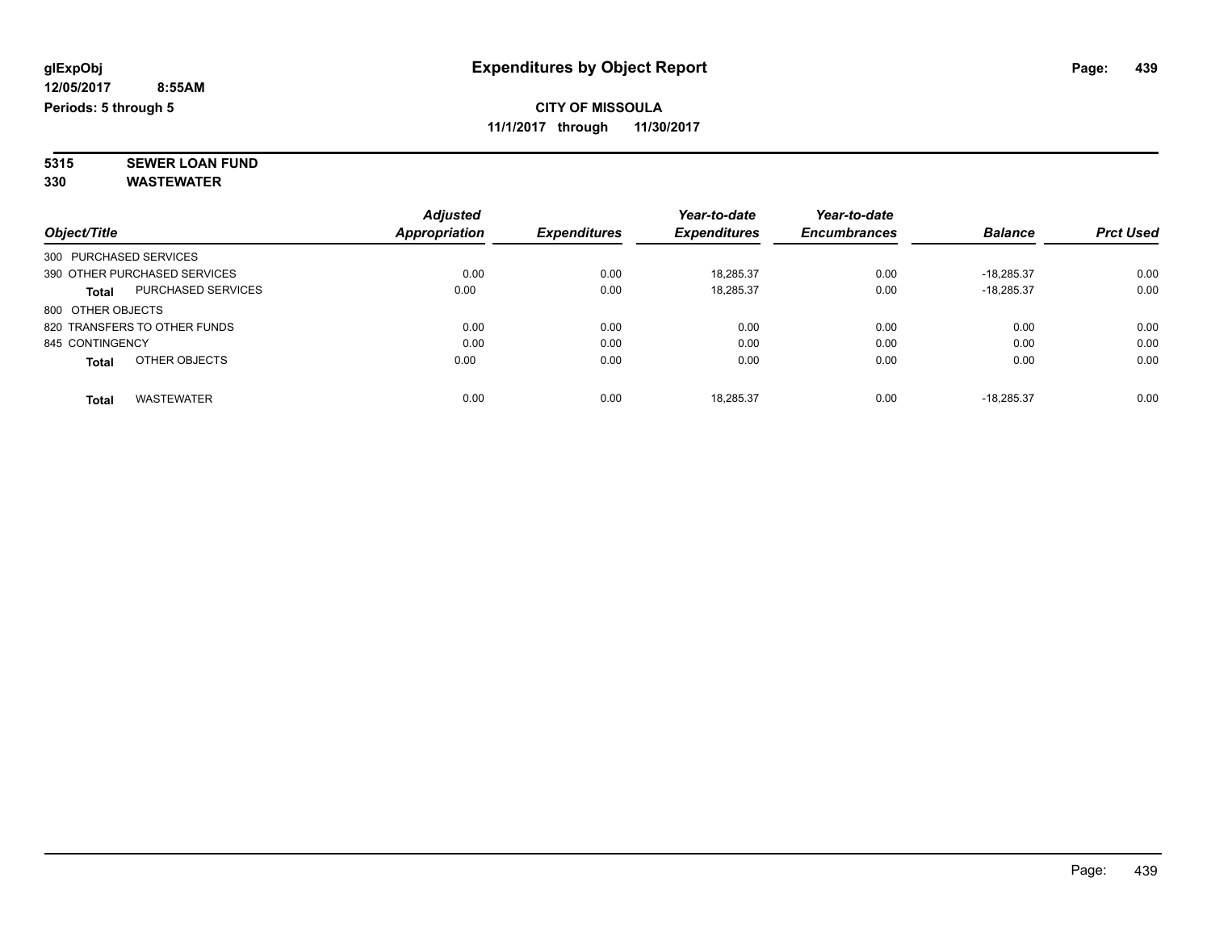# Expenditures by Object Report

glExpObj
12/05/2017 8:55AM
Periods: 5 through 5

**CITY OF MISSOULA**
**11/1/2017 through 11/30/2017**

**5315 SEWER LOAN FUND**
**330 WASTEWATER**

| Object/Title | | Adjusted Appropriation | Expenditures | Year-to-date Expenditures | Year-to-date Encumbrances | Balance | Prct Used |
|---|---|---|---|---|---|---|---|
| 300 PURCHASED SERVICES | | | | | | | |
| 390 OTHER PURCHASED SERVICES | | 0.00 | 0.00 | 18,285.37 | 0.00 | -18,285.37 | 0.00 |
| **Total** | PURCHASED SERVICES | 0.00 | 0.00 | 18,285.37 | 0.00 | -18,285.37 | 0.00 |
| 800 OTHER OBJECTS | | | | | | | |
| 820 TRANSFERS TO OTHER FUNDS | | 0.00 | 0.00 | 0.00 | 0.00 | 0.00 | 0.00 |
| 845 CONTINGENCY | | 0.00 | 0.00 | 0.00 | 0.00 | 0.00 | 0.00 |
| **Total** | OTHER OBJECTS | 0.00 | 0.00 | 0.00 | 0.00 | 0.00 | 0.00 |
| **Total** | WASTEWATER | 0.00 | 0.00 | 18,285.37 | 0.00 | -18,285.37 | 0.00 |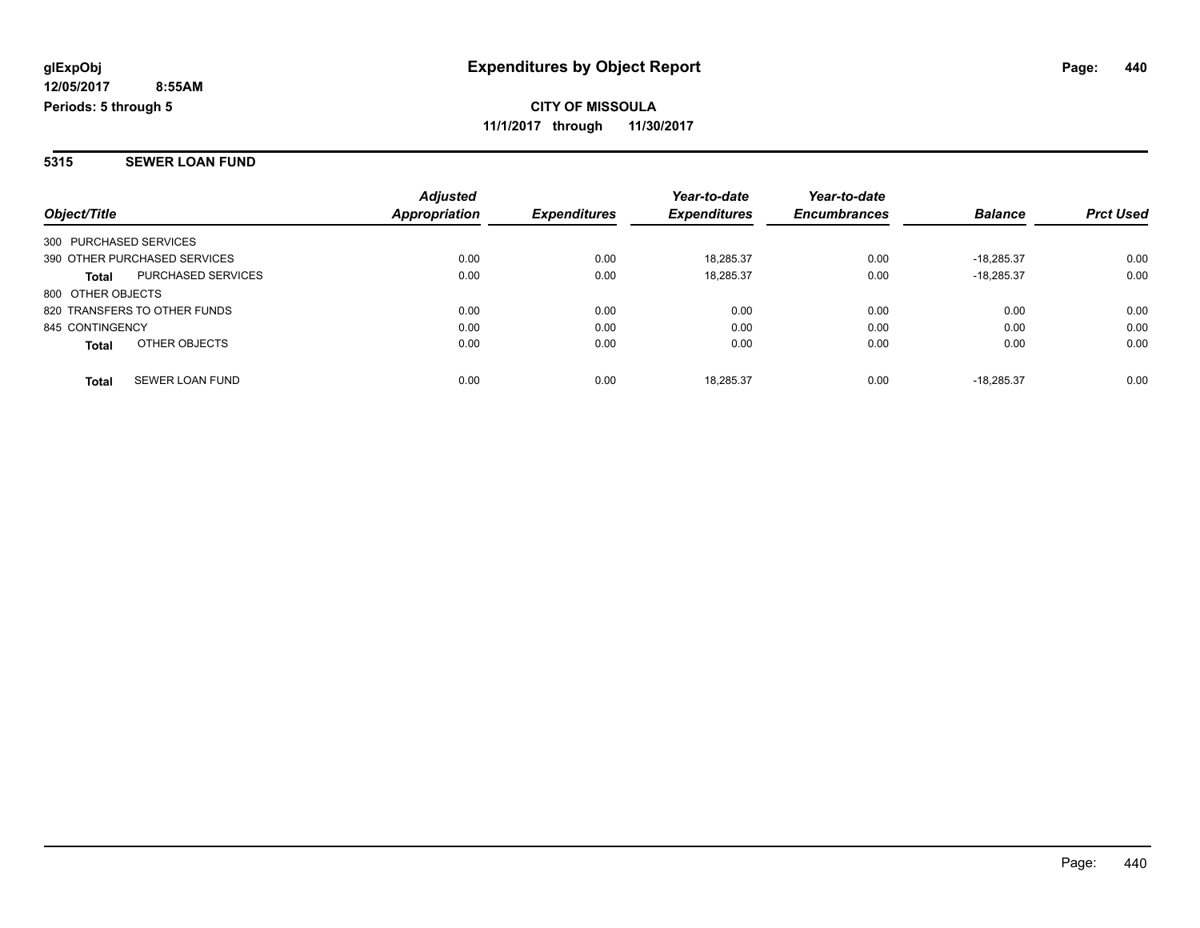**glExpObj**
**12/05/2017 8:55AM**
**Periods: 5 through 5**

# Expenditures by Object Report

**CITY OF MISSOULA**
**11/1/2017 through 11/30/2017**

## 5315 SEWER LOAN FUND

| Object/Title | | Adjusted Appropriation | Expenditures | Year-to-date Expenditures | Year-to-date Encumbrances | Balance | Prct Used |
|---|---|---|---|---|---|---|---|
| 300 PURCHASED SERVICES | | | | | | | |
| 390 OTHER PURCHASED SERVICES | | 0.00 | 0.00 | 18,285.37 | 0.00 | -18,285.37 | 0.00 |
| **Total** | PURCHASED SERVICES | 0.00 | 0.00 | 18,285.37 | 0.00 | -18,285.37 | 0.00 |
| 800 OTHER OBJECTS | | | | | | | |
| 820 TRANSFERS TO OTHER FUNDS | | 0.00 | 0.00 | 0.00 | 0.00 | 0.00 | 0.00 |
| 845 CONTINGENCY | | 0.00 | 0.00 | 0.00 | 0.00 | 0.00 | 0.00 |
| **Total** | OTHER OBJECTS | 0.00 | 0.00 | 0.00 | 0.00 | 0.00 | 0.00 |
| **Total** | SEWER LOAN FUND | 0.00 | 0.00 | 18,285.37 | 0.00 | -18,285.37 | 0.00 |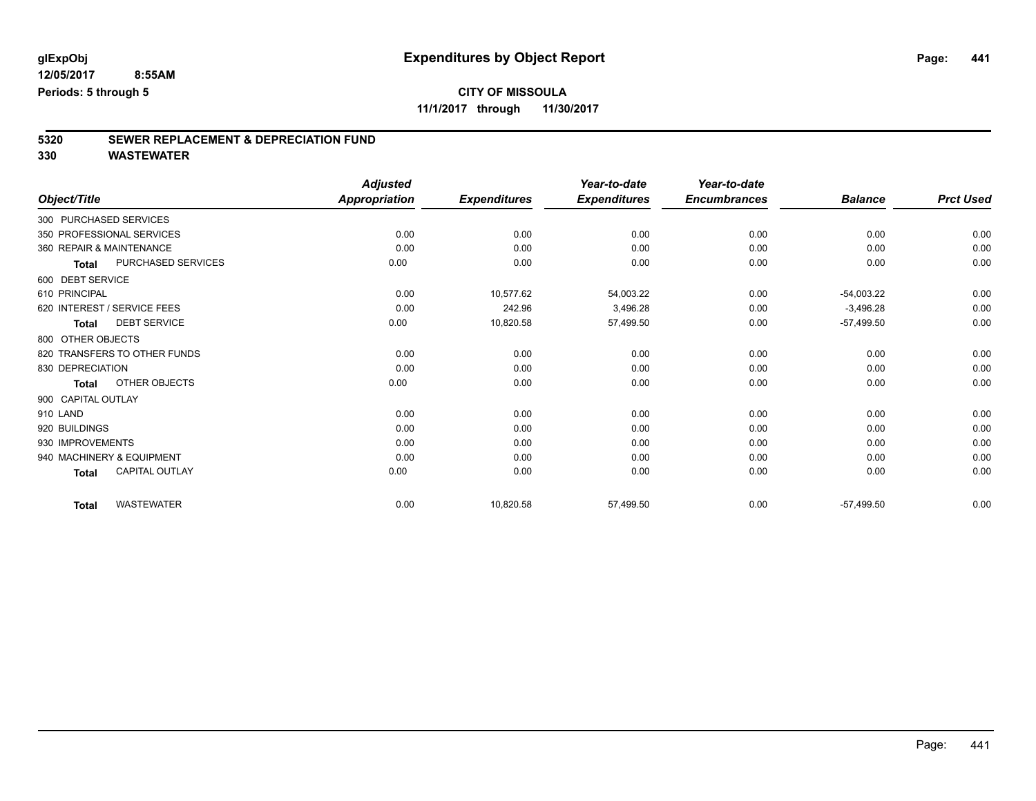**glExpObj**
**12/05/2017 8:55AM**
**Periods: 5 through 5**

# Expenditures by Object Report

**CITY OF MISSOULA**
**11/1/2017 through 11/30/2017**

## 5320 SEWER REPLACEMENT & DEPRECIATION FUND
## 330 WASTEWATER

| Object/Title | | Adjusted Appropriation | Expenditures | Year-to-date Expenditures | Year-to-date Encumbrances | Balance | Prct Used |
|---|---|---|---|---|---|---|---|
| 300 PURCHASED SERVICES | | | | | | | |
| 350 PROFESSIONAL SERVICES | | 0.00 | 0.00 | 0.00 | 0.00 | 0.00 | 0.00 |
| 360 REPAIR & MAINTENANCE | | 0.00 | 0.00 | 0.00 | 0.00 | 0.00 | 0.00 |
| **Total** | PURCHASED SERVICES | 0.00 | 0.00 | 0.00 | 0.00 | 0.00 | 0.00 |
| 600 DEBT SERVICE | | | | | | | |
| 610 PRINCIPAL | | 0.00 | 10,577.62 | 54,003.22 | 0.00 | -54,003.22 | 0.00 |
| 620 INTEREST / SERVICE FEES | | 0.00 | 242.96 | 3,496.28 | 0.00 | -3,496.28 | 0.00 |
| **Total** | DEBT SERVICE | 0.00 | 10,820.58 | 57,499.50 | 0.00 | -57,499.50 | 0.00 |
| 800 OTHER OBJECTS | | | | | | | |
| 820 TRANSFERS TO OTHER FUNDS | | 0.00 | 0.00 | 0.00 | 0.00 | 0.00 | 0.00 |
| 830 DEPRECIATION | | 0.00 | 0.00 | 0.00 | 0.00 | 0.00 | 0.00 |
| **Total** | OTHER OBJECTS | 0.00 | 0.00 | 0.00 | 0.00 | 0.00 | 0.00 |
| 900 CAPITAL OUTLAY | | | | | | | |
| 910 LAND | | 0.00 | 0.00 | 0.00 | 0.00 | 0.00 | 0.00 |
| 920 BUILDINGS | | 0.00 | 0.00 | 0.00 | 0.00 | 0.00 | 0.00 |
| 930 IMPROVEMENTS | | 0.00 | 0.00 | 0.00 | 0.00 | 0.00 | 0.00 |
| 940 MACHINERY & EQUIPMENT | | 0.00 | 0.00 | 0.00 | 0.00 | 0.00 | 0.00 |
| **Total** | CAPITAL OUTLAY | 0.00 | 0.00 | 0.00 | 0.00 | 0.00 | 0.00 |
| **Total** | WASTEWATER | 0.00 | 10,820.58 | 57,499.50 | 0.00 | -57,499.50 | 0.00 |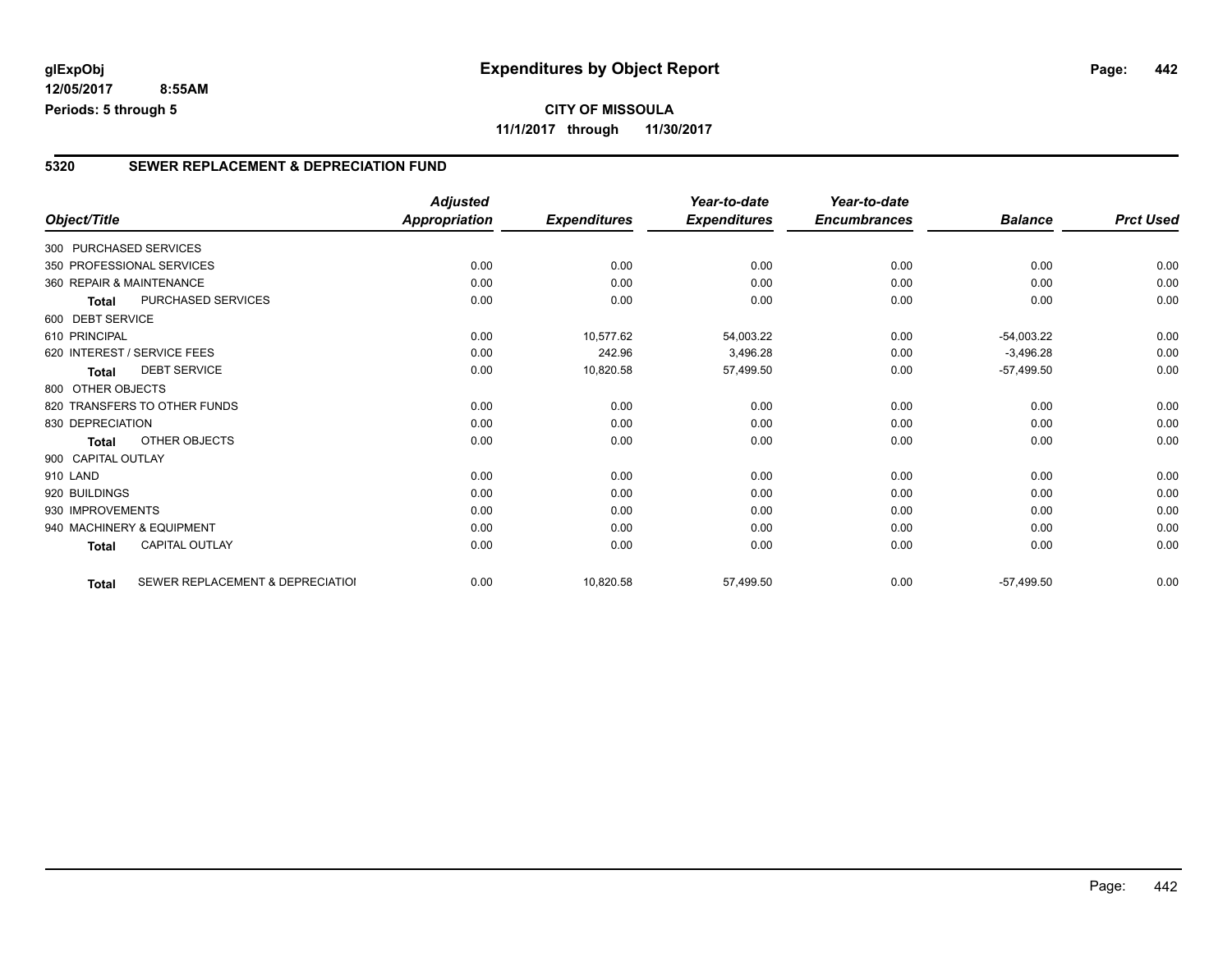# Expenditures by Object Report

glExpObj
12/05/2017 8:55AM
Periods: 5 through 5

**CITY OF MISSOULA**
**11/1/2017 through 11/30/2017**

## 5320 SEWER REPLACEMENT & DEPRECIATION FUND

| Object/Title | | Adjusted Appropriation | Expenditures | Year-to-date Expenditures | Year-to-date Encumbrances | Balance | Prct Used |
|---|---|---|---|---|---|---|---|
| 300 PURCHASED SERVICES | | | | | | | |
| 350 PROFESSIONAL SERVICES | | 0.00 | 0.00 | 0.00 | 0.00 | 0.00 | 0.00 |
| 360 REPAIR & MAINTENANCE | | 0.00 | 0.00 | 0.00 | 0.00 | 0.00 | 0.00 |
| Total | PURCHASED SERVICES | 0.00 | 0.00 | 0.00 | 0.00 | 0.00 | 0.00 |
| 600 DEBT SERVICE | | | | | | | |
| 610 PRINCIPAL | | 0.00 | 10,577.62 | 54,003.22 | 0.00 | -54,003.22 | 0.00 |
| 620 INTEREST / SERVICE FEES | | 0.00 | 242.96 | 3,496.28 | 0.00 | -3,496.28 | 0.00 |
| Total | DEBT SERVICE | 0.00 | 10,820.58 | 57,499.50 | 0.00 | -57,499.50 | 0.00 |
| 800 OTHER OBJECTS | | | | | | | |
| 820 TRANSFERS TO OTHER FUNDS | | 0.00 | 0.00 | 0.00 | 0.00 | 0.00 | 0.00 |
| 830 DEPRECIATION | | 0.00 | 0.00 | 0.00 | 0.00 | 0.00 | 0.00 |
| Total | OTHER OBJECTS | 0.00 | 0.00 | 0.00 | 0.00 | 0.00 | 0.00 |
| 900 CAPITAL OUTLAY | | | | | | | |
| 910 LAND | | 0.00 | 0.00 | 0.00 | 0.00 | 0.00 | 0.00 |
| 920 BUILDINGS | | 0.00 | 0.00 | 0.00 | 0.00 | 0.00 | 0.00 |
| 930 IMPROVEMENTS | | 0.00 | 0.00 | 0.00 | 0.00 | 0.00 | 0.00 |
| 940 MACHINERY & EQUIPMENT | | 0.00 | 0.00 | 0.00 | 0.00 | 0.00 | 0.00 |
| Total | CAPITAL OUTLAY | 0.00 | 0.00 | 0.00 | 0.00 | 0.00 | 0.00 |
| Total | SEWER REPLACEMENT & DEPRECIATIOI | 0.00 | 10,820.58 | 57,499.50 | 0.00 | -57,499.50 | 0.00 |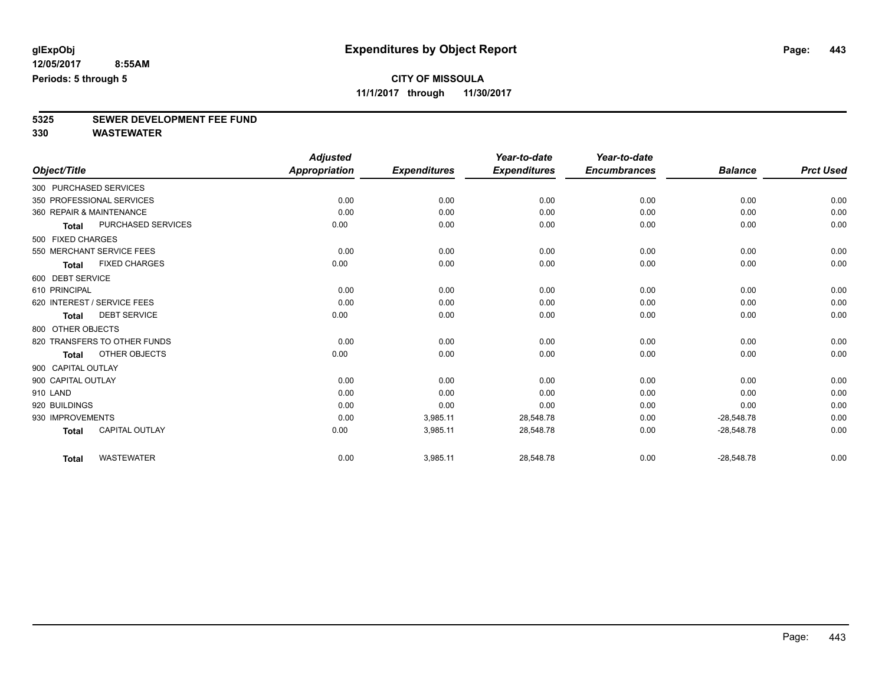**glExpObj** 12/05/2017 8:55AM Periods: 5 through 5

# Expenditures by Object Report

**CITY OF MISSOULA**
**11/1/2017 through 11/30/2017**

## 5325 SEWER DEVELOPMENT FEE FUND
## 330 WASTEWATER

| Object/Title | Adjusted Appropriation | Expenditures | Year-to-date Expenditures | Year-to-date Encumbrances | Balance | Prct Used |
|---|---|---|---|---|---|---|
| 300 PURCHASED SERVICES | | | | | | |
| 350 PROFESSIONAL SERVICES | 0.00 | 0.00 | 0.00 | 0.00 | 0.00 | 0.00 |
| 360 REPAIR & MAINTENANCE | 0.00 | 0.00 | 0.00 | 0.00 | 0.00 | 0.00 |
| Total PURCHASED SERVICES | 0.00 | 0.00 | 0.00 | 0.00 | 0.00 | 0.00 |
| 500 FIXED CHARGES | | | | | | |
| 550 MERCHANT SERVICE FEES | 0.00 | 0.00 | 0.00 | 0.00 | 0.00 | 0.00 |
| Total FIXED CHARGES | 0.00 | 0.00 | 0.00 | 0.00 | 0.00 | 0.00 |
| 600 DEBT SERVICE | | | | | | |
| 610 PRINCIPAL | 0.00 | 0.00 | 0.00 | 0.00 | 0.00 | 0.00 |
| 620 INTEREST / SERVICE FEES | 0.00 | 0.00 | 0.00 | 0.00 | 0.00 | 0.00 |
| Total DEBT SERVICE | 0.00 | 0.00 | 0.00 | 0.00 | 0.00 | 0.00 |
| 800 OTHER OBJECTS | | | | | | |
| 820 TRANSFERS TO OTHER FUNDS | 0.00 | 0.00 | 0.00 | 0.00 | 0.00 | 0.00 |
| Total OTHER OBJECTS | 0.00 | 0.00 | 0.00 | 0.00 | 0.00 | 0.00 |
| 900 CAPITAL OUTLAY | | | | | | |
| 900 CAPITAL OUTLAY | 0.00 | 0.00 | 0.00 | 0.00 | 0.00 | 0.00 |
| 910 LAND | 0.00 | 0.00 | 0.00 | 0.00 | 0.00 | 0.00 |
| 920 BUILDINGS | 0.00 | 0.00 | 0.00 | 0.00 | 0.00 | 0.00 |
| 930 IMPROVEMENTS | 0.00 | 3,985.11 | 28,548.78 | 0.00 | -28,548.78 | 0.00 |
| Total CAPITAL OUTLAY | 0.00 | 3,985.11 | 28,548.78 | 0.00 | -28,548.78 | 0.00 |
| Total WASTEWATER | 0.00 | 3,985.11 | 28,548.78 | 0.00 | -28,548.78 | 0.00 |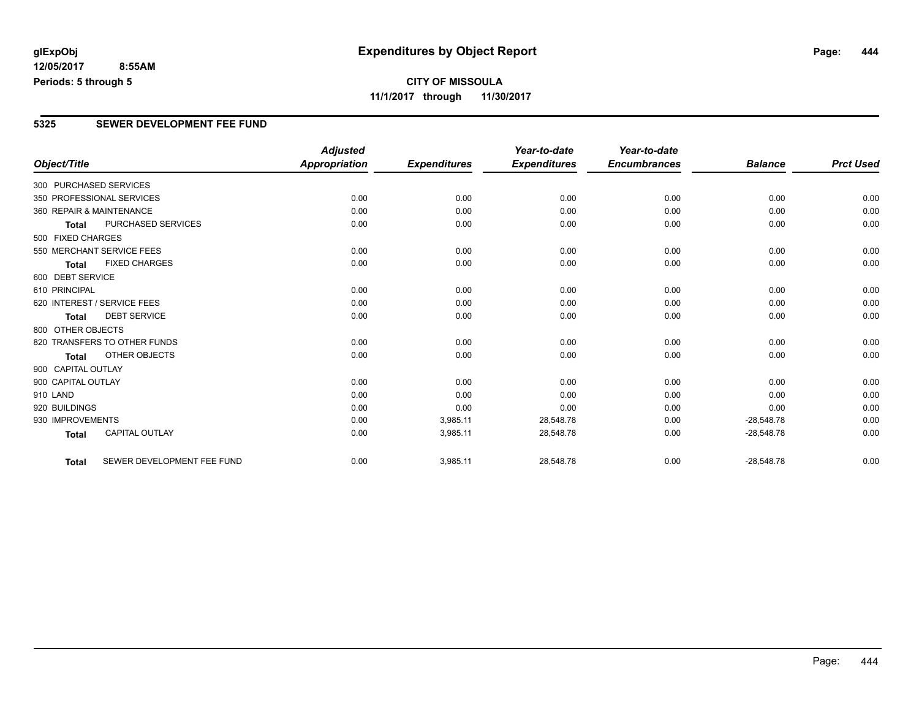**glExpObj** 
**12/05/2017 8:55AM** 
**Periods: 5 through 5**

# Expenditures by Object Report

**CITY OF MISSOULA** 
**11/1/2017 through 11/30/2017**

## 5325 SEWER DEVELOPMENT FEE FUND

| Object/Title | | *Adjusted Appropriation* | *Expenditures* | *Year-to-date Expenditures* | *Year-to-date Encumbrances* | *Balance* | *Prct Used* |
|---|---|---|---|---|---|---|---|
| 300 PURCHASED SERVICES | | | | | | | |
| 350 PROFESSIONAL SERVICES | | 0.00 | 0.00 | 0.00 | 0.00 | 0.00 | 0.00 |
| 360 REPAIR & MAINTENANCE | | 0.00 | 0.00 | 0.00 | 0.00 | 0.00 | 0.00 |
| **Total** | PURCHASED SERVICES | 0.00 | 0.00 | 0.00 | 0.00 | 0.00 | 0.00 |
| 500 FIXED CHARGES | | | | | | | |
| 550 MERCHANT SERVICE FEES | | 0.00 | 0.00 | 0.00 | 0.00 | 0.00 | 0.00 |
| **Total** | FIXED CHARGES | 0.00 | 0.00 | 0.00 | 0.00 | 0.00 | 0.00 |
| 600 DEBT SERVICE | | | | | | | |
| 610 PRINCIPAL | | 0.00 | 0.00 | 0.00 | 0.00 | 0.00 | 0.00 |
| 620 INTEREST / SERVICE FEES | | 0.00 | 0.00 | 0.00 | 0.00 | 0.00 | 0.00 |
| **Total** | DEBT SERVICE | 0.00 | 0.00 | 0.00 | 0.00 | 0.00 | 0.00 |
| 800 OTHER OBJECTS | | | | | | | |
| 820 TRANSFERS TO OTHER FUNDS | | 0.00 | 0.00 | 0.00 | 0.00 | 0.00 | 0.00 |
| **Total** | OTHER OBJECTS | 0.00 | 0.00 | 0.00 | 0.00 | 0.00 | 0.00 |
| 900 CAPITAL OUTLAY | | | | | | | |
| 900 CAPITAL OUTLAY | | 0.00 | 0.00 | 0.00 | 0.00 | 0.00 | 0.00 |
| 910 LAND | | 0.00 | 0.00 | 0.00 | 0.00 | 0.00 | 0.00 |
| 920 BUILDINGS | | 0.00 | 0.00 | 0.00 | 0.00 | 0.00 | 0.00 |
| 930 IMPROVEMENTS | | 0.00 | 3,985.11 | 28,548.78 | 0.00 | -28,548.78 | 0.00 |
| **Total** | CAPITAL OUTLAY | 0.00 | 3,985.11 | 28,548.78 | 0.00 | -28,548.78 | 0.00 |
| **Total** | SEWER DEVELOPMENT FEE FUND | 0.00 | 3,985.11 | 28,548.78 | 0.00 | -28,548.78 | 0.00 |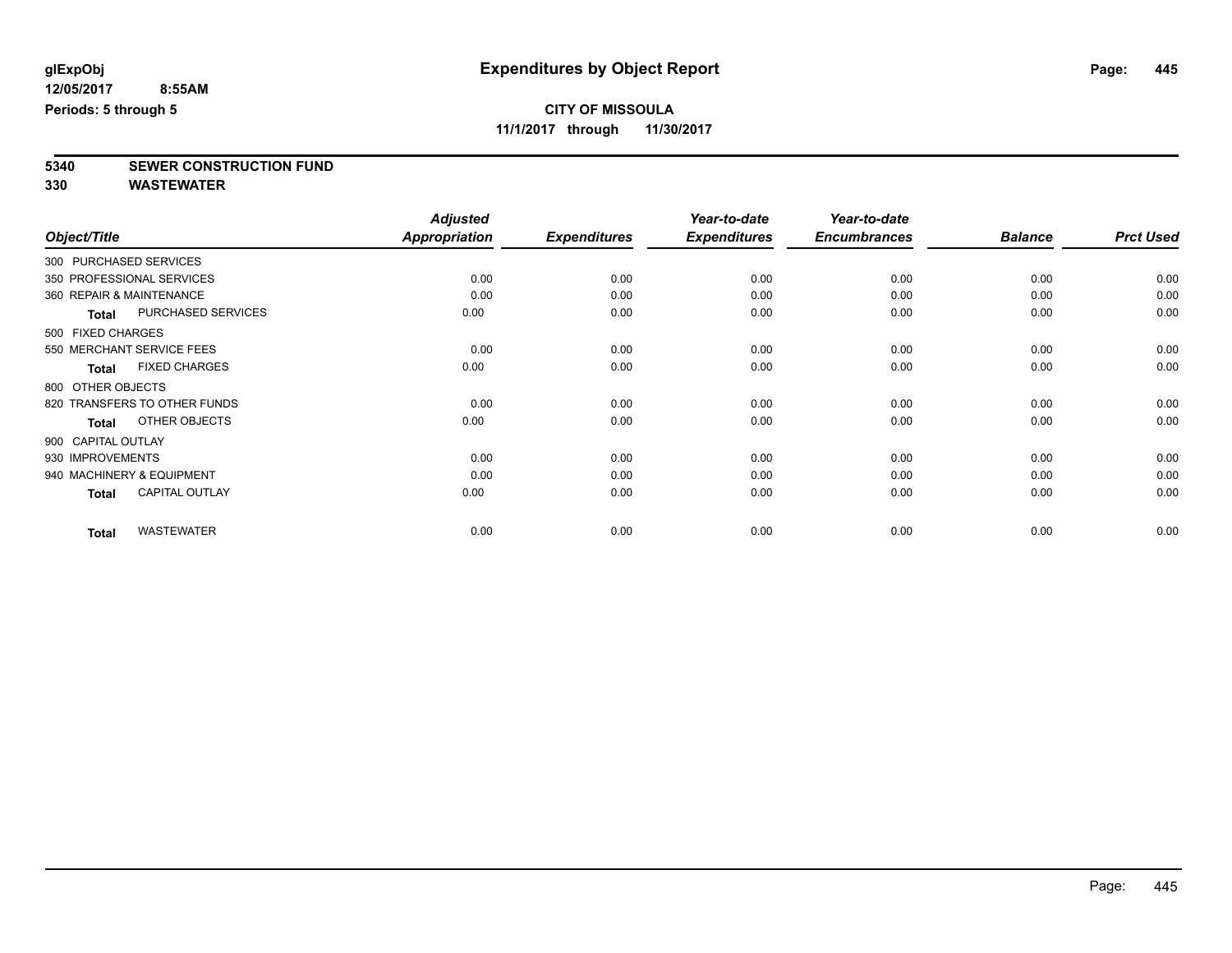**glExpObj**
**12/05/2017 8:55AM**
**Periods: 5 through 5**

# Expenditures by Object Report

**CITY OF MISSOULA**
**11/1/2017 through 11/30/2017**

**5340 SEWER CONSTRUCTION FUND**
**330 WASTEWATER**

| Object/Title | Adjusted Appropriation | Expenditures | Year-to-date Expenditures | Year-to-date Encumbrances | Balance | Prct Used |
|---|---|---|---|---|---|---|
| 300 PURCHASED SERVICES | | | | | | |
| 350 PROFESSIONAL SERVICES | 0.00 | 0.00 | 0.00 | 0.00 | 0.00 | 0.00 |
| 360 REPAIR & MAINTENANCE | 0.00 | 0.00 | 0.00 | 0.00 | 0.00 | 0.00 |
| **Total** PURCHASED SERVICES | 0.00 | 0.00 | 0.00 | 0.00 | 0.00 | 0.00 |
| 500 FIXED CHARGES | | | | | | |
| 550 MERCHANT SERVICE FEES | 0.00 | 0.00 | 0.00 | 0.00 | 0.00 | 0.00 |
| **Total** FIXED CHARGES | 0.00 | 0.00 | 0.00 | 0.00 | 0.00 | 0.00 |
| 800 OTHER OBJECTS | | | | | | |
| 820 TRANSFERS TO OTHER FUNDS | 0.00 | 0.00 | 0.00 | 0.00 | 0.00 | 0.00 |
| **Total** OTHER OBJECTS | 0.00 | 0.00 | 0.00 | 0.00 | 0.00 | 0.00 |
| 900 CAPITAL OUTLAY | | | | | | |
| 930 IMPROVEMENTS | 0.00 | 0.00 | 0.00 | 0.00 | 0.00 | 0.00 |
| 940 MACHINERY & EQUIPMENT | 0.00 | 0.00 | 0.00 | 0.00 | 0.00 | 0.00 |
| **Total** CAPITAL OUTLAY | 0.00 | 0.00 | 0.00 | 0.00 | 0.00 | 0.00 |
| **Total** WASTEWATER | 0.00 | 0.00 | 0.00 | 0.00 | 0.00 | 0.00 |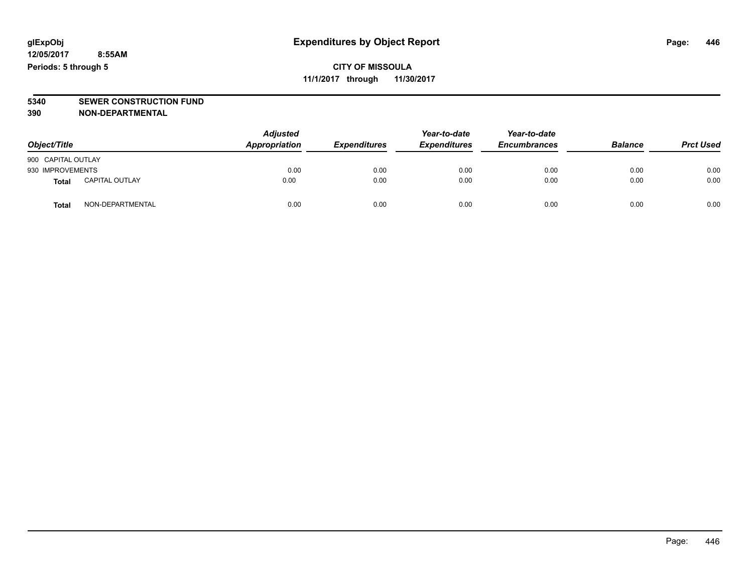glExpObj
12/05/2017 8:55AM
Periods: 5 through 5

# Expenditures by Object Report

**CITY OF MISSOULA**
**11/1/2017 through 11/30/2017**

**5340 SEWER CONSTRUCTION FUND**
**390 NON-DEPARTMENTAL**

| Object/Title | | Adjusted Appropriation | Expenditures | Year-to-date Expenditures | Year-to-date Encumbrances | Balance | Prct Used |
|---|---|---|---|---|---|---|---|
| 900 CAPITAL OUTLAY | | | | | | | |
| 930 IMPROVEMENTS | | 0.00 | 0.00 | 0.00 | 0.00 | 0.00 | 0.00 |
| **Total** | CAPITAL OUTLAY | 0.00 | 0.00 | 0.00 | 0.00 | 0.00 | 0.00 |
| **Total** | NON-DEPARTMENTAL | 0.00 | 0.00 | 0.00 | 0.00 | 0.00 | 0.00 |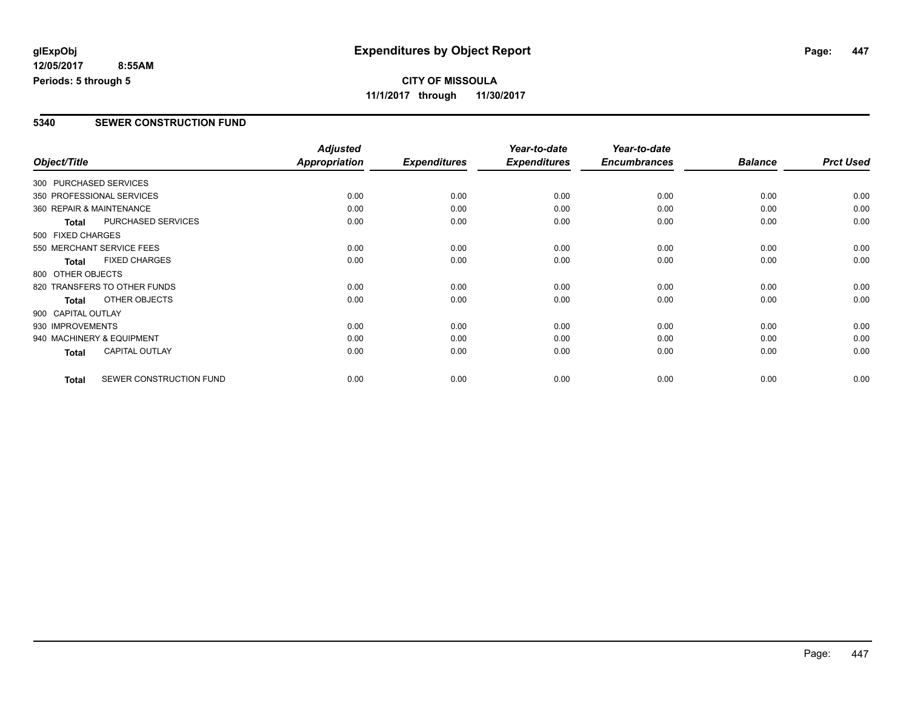**glExpObj** **Expenditures by Object Report**

**12/05/2017 8:55AM**

**Periods: 5 through 5**

**CITY OF MISSOULA**

**11/1/2017 through 11/30/2017**

## 5340 SEWER CONSTRUCTION FUND

| Object/Title | Adjusted Appropriation | Expenditures | Year-to-date Expenditures | Year-to-date Encumbrances | Balance | Prct Used |
|---|---|---|---|---|---|---|
| 300 PURCHASED SERVICES | | | | | | |
| 350 PROFESSIONAL SERVICES | 0.00 | 0.00 | 0.00 | 0.00 | 0.00 | 0.00 |
| 360 REPAIR & MAINTENANCE | 0.00 | 0.00 | 0.00 | 0.00 | 0.00 | 0.00 |
| **Total** PURCHASED SERVICES | 0.00 | 0.00 | 0.00 | 0.00 | 0.00 | 0.00 |
| 500 FIXED CHARGES | | | | | | |
| 550 MERCHANT SERVICE FEES | 0.00 | 0.00 | 0.00 | 0.00 | 0.00 | 0.00 |
| **Total** FIXED CHARGES | 0.00 | 0.00 | 0.00 | 0.00 | 0.00 | 0.00 |
| 800 OTHER OBJECTS | | | | | | |
| 820 TRANSFERS TO OTHER FUNDS | 0.00 | 0.00 | 0.00 | 0.00 | 0.00 | 0.00 |
| **Total** OTHER OBJECTS | 0.00 | 0.00 | 0.00 | 0.00 | 0.00 | 0.00 |
| 900 CAPITAL OUTLAY | | | | | | |
| 930 IMPROVEMENTS | 0.00 | 0.00 | 0.00 | 0.00 | 0.00 | 0.00 |
| 940 MACHINERY & EQUIPMENT | 0.00 | 0.00 | 0.00 | 0.00 | 0.00 | 0.00 |
| **Total** CAPITAL OUTLAY | 0.00 | 0.00 | 0.00 | 0.00 | 0.00 | 0.00 |
| **Total** SEWER CONSTRUCTION FUND | 0.00 | 0.00 | 0.00 | 0.00 | 0.00 | 0.00 |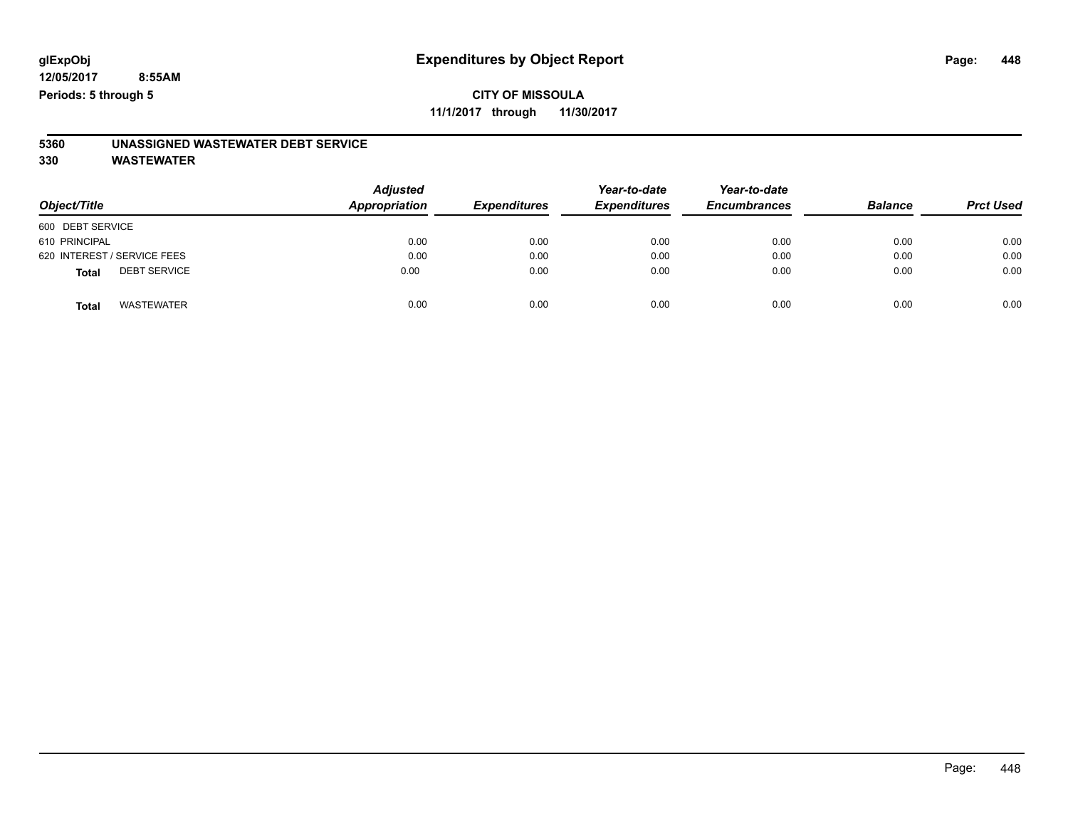glExpObj
12/05/2017 8:55AM
Periods: 5 through 5

# Expenditures by Object Report

**CITY OF MISSOULA**
**11/1/2017 through 11/30/2017**

**5360 UNASSIGNED WASTEWATER DEBT SERVICE**
**330 WASTEWATER**

| Object/Title | Adjusted Appropriation | Expenditures | Year-to-date Expenditures | Year-to-date Encumbrances | Balance | Prct Used |
|---|---|---|---|---|---|---|
| 600 DEBT SERVICE | | | | | | |
| 610 PRINCIPAL | 0.00 | 0.00 | 0.00 | 0.00 | 0.00 | 0.00 |
| 620 INTEREST / SERVICE FEES | 0.00 | 0.00 | 0.00 | 0.00 | 0.00 | 0.00 |
| **Total** DEBT SERVICE | 0.00 | 0.00 | 0.00 | 0.00 | 0.00 | 0.00 |
| **Total** WASTEWATER | 0.00 | 0.00 | 0.00 | 0.00 | 0.00 | 0.00 |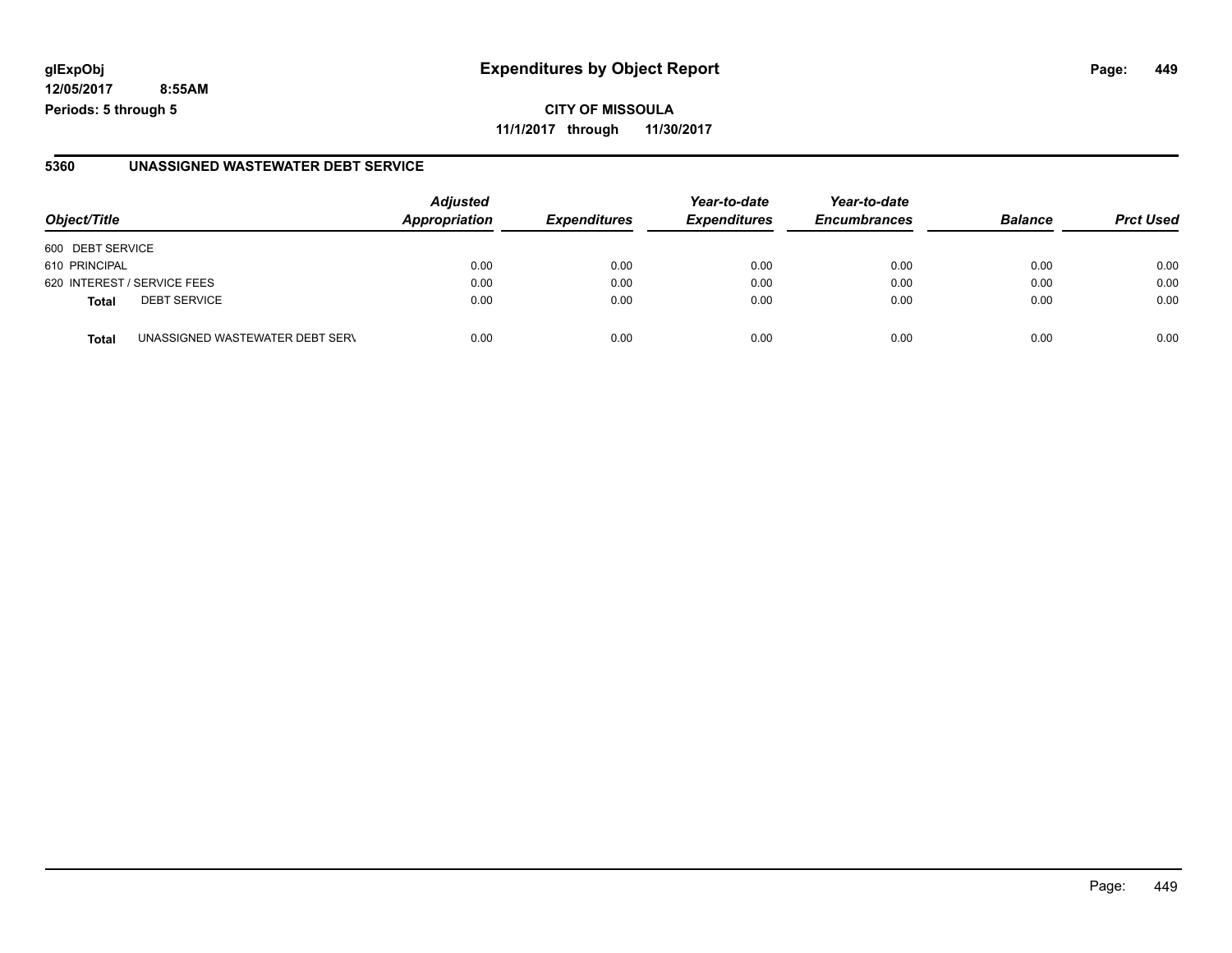**glExpObj**
**12/05/2017 8:55AM**
**Periods: 5 through 5**

# Expenditures by Object Report

**CITY OF MISSOULA**
**11/1/2017 through 11/30/2017**

## 5360 UNASSIGNED WASTEWATER DEBT SERVICE

| Object/Title | | Adjusted Appropriation | Expenditures | Year-to-date Expenditures | Year-to-date Encumbrances | Balance | Prct Used |
|---|---|---|---|---|---|---|---|
| 600 DEBT SERVICE | | | | | | | |
| 610 PRINCIPAL | | 0.00 | 0.00 | 0.00 | 0.00 | 0.00 | 0.00 |
| 620 INTEREST / SERVICE FEES | | 0.00 | 0.00 | 0.00 | 0.00 | 0.00 | 0.00 |
| **Total** | DEBT SERVICE | 0.00 | 0.00 | 0.00 | 0.00 | 0.00 | 0.00 |
| **Total** | UNASSIGNED WASTEWATER DEBT SERV | 0.00 | 0.00 | 0.00 | 0.00 | 0.00 | 0.00 |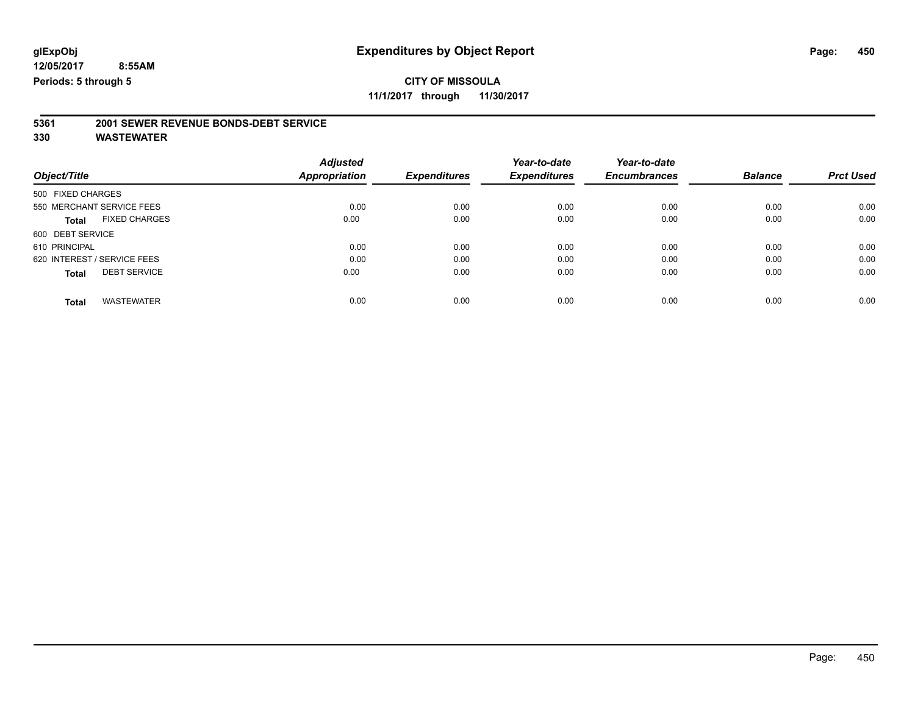# Expenditures by Object Report

glExpObj
12/05/2017 8:55AM
Periods: 5 through 5

**CITY OF MISSOULA**
**11/1/2017 through 11/30/2017**

**5361 2001 SEWER REVENUE BONDS-DEBT SERVICE**
**330 WASTEWATER**

| Object/Title | Adjusted Appropriation | Expenditures | Year-to-date Expenditures | Year-to-date Encumbrances | Balance | Prct Used |
|---|---|---|---|---|---|---|
| 500 FIXED CHARGES | | | | | | |
| 550 MERCHANT SERVICE FEES | 0.00 | 0.00 | 0.00 | 0.00 | 0.00 | 0.00 |
| **Total** FIXED CHARGES | 0.00 | 0.00 | 0.00 | 0.00 | 0.00 | 0.00 |
| 600 DEBT SERVICE | | | | | | |
| 610 PRINCIPAL | 0.00 | 0.00 | 0.00 | 0.00 | 0.00 | 0.00 |
| 620 INTEREST / SERVICE FEES | 0.00 | 0.00 | 0.00 | 0.00 | 0.00 | 0.00 |
| **Total** DEBT SERVICE | 0.00 | 0.00 | 0.00 | 0.00 | 0.00 | 0.00 |
| **Total** WASTEWATER | 0.00 | 0.00 | 0.00 | 0.00 | 0.00 | 0.00 |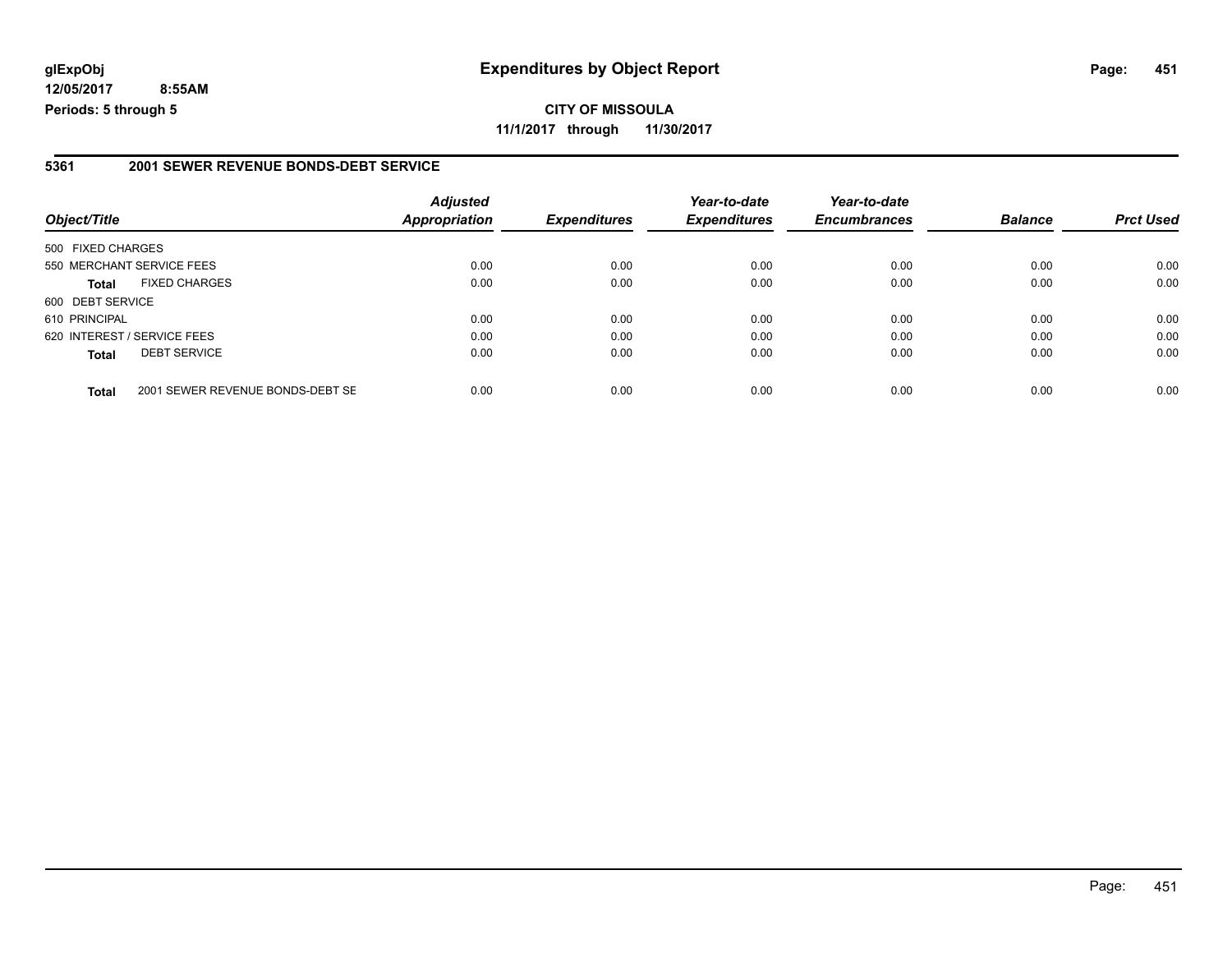**glExpObj** | **Expenditures by Object Report**
**12/05/2017 8:55AM**
**Periods: 5 through 5**

**CITY OF MISSOULA**
**11/1/2017 through 11/30/2017**

### 5361 2001 SEWER REVENUE BONDS-DEBT SERVICE

| Object/Title | | Adjusted Appropriation | Expenditures | Year-to-date Expenditures | Year-to-date Encumbrances | Balance | Prct Used |
|---|---|---|---|---|---|---|---|
| 500 FIXED CHARGES | | | | | | | |
| 550 MERCHANT SERVICE FEES | | 0.00 | 0.00 | 0.00 | 0.00 | 0.00 | 0.00 |
| **Total** | FIXED CHARGES | 0.00 | 0.00 | 0.00 | 0.00 | 0.00 | 0.00 |
| 600 DEBT SERVICE | | | | | | | |
| 610 PRINCIPAL | | 0.00 | 0.00 | 0.00 | 0.00 | 0.00 | 0.00 |
| 620 INTEREST / SERVICE FEES | | 0.00 | 0.00 | 0.00 | 0.00 | 0.00 | 0.00 |
| **Total** | DEBT SERVICE | 0.00 | 0.00 | 0.00 | 0.00 | 0.00 | 0.00 |
| **Total** | 2001 SEWER REVENUE BONDS-DEBT SE | 0.00 | 0.00 | 0.00 | 0.00 | 0.00 | 0.00 |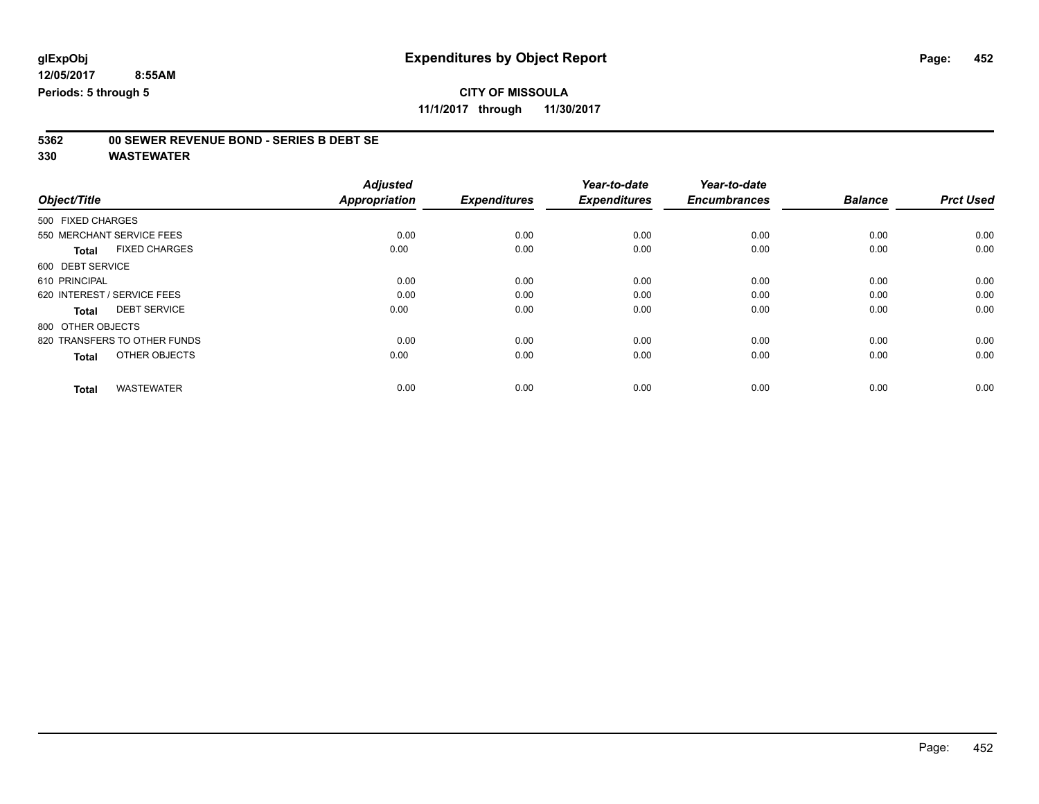# Expenditures by Object Report

glExpObj
12/05/2017 8:55AM
Periods: 5 through 5

**CITY OF MISSOULA**
**11/1/2017 through 11/30/2017**

**5362 00 SEWER REVENUE BOND - SERIES B DEBT SE**
**330 WASTEWATER**

| Object/Title | Adjusted Appropriation | Expenditures | Year-to-date Expenditures | Year-to-date Encumbrances | Balance | Prct Used |
|---|---|---|---|---|---|---|
| 500 FIXED CHARGES | | | | | | |
| 550 MERCHANT SERVICE FEES | 0.00 | 0.00 | 0.00 | 0.00 | 0.00 | 0.00 |
| **Total** FIXED CHARGES | 0.00 | 0.00 | 0.00 | 0.00 | 0.00 | 0.00 |
| 600 DEBT SERVICE | | | | | | |
| 610 PRINCIPAL | 0.00 | 0.00 | 0.00 | 0.00 | 0.00 | 0.00 |
| 620 INTEREST / SERVICE FEES | 0.00 | 0.00 | 0.00 | 0.00 | 0.00 | 0.00 |
| **Total** DEBT SERVICE | 0.00 | 0.00 | 0.00 | 0.00 | 0.00 | 0.00 |
| 800 OTHER OBJECTS | | | | | | |
| 820 TRANSFERS TO OTHER FUNDS | 0.00 | 0.00 | 0.00 | 0.00 | 0.00 | 0.00 |
| **Total** OTHER OBJECTS | 0.00 | 0.00 | 0.00 | 0.00 | 0.00 | 0.00 |
| **Total** WASTEWATER | 0.00 | 0.00 | 0.00 | 0.00 | 0.00 | 0.00 |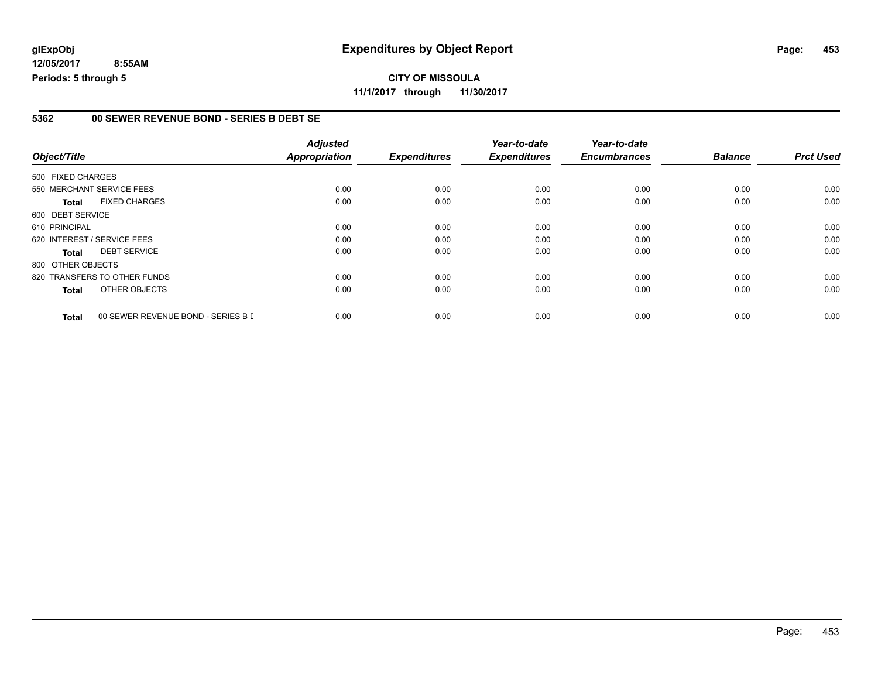# Expenditures by Object Report

glExpObj
12/05/2017 8:55AM
Periods: 5 through 5

**CITY OF MISSOULA**
**11/1/2017 through 11/30/2017**

## 5362 00 SEWER REVENUE BOND - SERIES B DEBT SE

| Object/Title | Adjusted Appropriation | Expenditures | Year-to-date Expenditures | Year-to-date Encumbrances | Balance | Prct Used |
|---|---|---|---|---|---|---|
| 500 FIXED CHARGES | | | | | | |
| 550 MERCHANT SERVICE FEES | 0.00 | 0.00 | 0.00 | 0.00 | 0.00 | 0.00 |
| **Total** FIXED CHARGES | 0.00 | 0.00 | 0.00 | 0.00 | 0.00 | 0.00 |
| 600 DEBT SERVICE | | | | | | |
| 610 PRINCIPAL | 0.00 | 0.00 | 0.00 | 0.00 | 0.00 | 0.00 |
| 620 INTEREST / SERVICE FEES | 0.00 | 0.00 | 0.00 | 0.00 | 0.00 | 0.00 |
| **Total** DEBT SERVICE | 0.00 | 0.00 | 0.00 | 0.00 | 0.00 | 0.00 |
| 800 OTHER OBJECTS | | | | | | |
| 820 TRANSFERS TO OTHER FUNDS | 0.00 | 0.00 | 0.00 | 0.00 | 0.00 | 0.00 |
| **Total** OTHER OBJECTS | 0.00 | 0.00 | 0.00 | 0.00 | 0.00 | 0.00 |
| **Total** 00 SEWER REVENUE BOND - SERIES B D | 0.00 | 0.00 | 0.00 | 0.00 | 0.00 | 0.00 |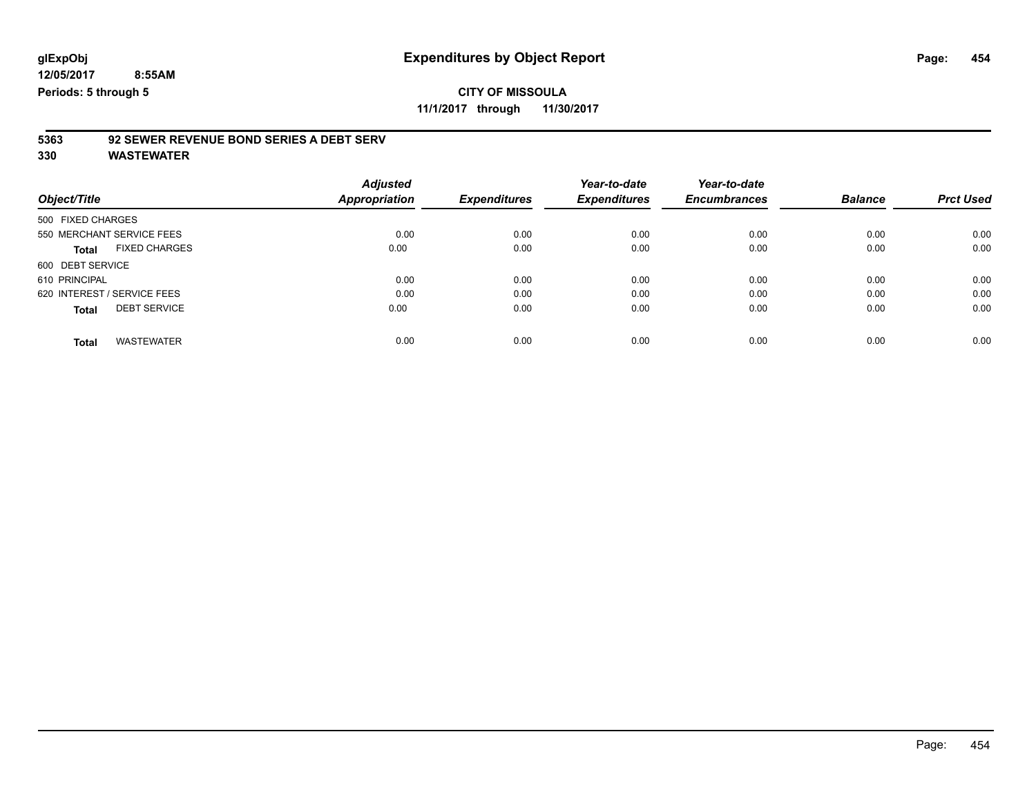**glExpObj** **Expenditures by Object Report**

**12/05/2017 8:55AM**

**Periods: 5 through 5**

**CITY OF MISSOULA**

**11/1/2017 through 11/30/2017**

## 5363 92 SEWER REVENUE BOND SERIES A DEBT SERV

## 330 WASTEWATER

| Object/Title | Adjusted Appropriation | Expenditures | Year-to-date Expenditures | Year-to-date Encumbrances | Balance | Prct Used |
|---|---|---|---|---|---|---|
| 500 FIXED CHARGES | | | | | | |
| 550 MERCHANT SERVICE FEES | 0.00 | 0.00 | 0.00 | 0.00 | 0.00 | 0.00 |
| **Total** FIXED CHARGES | 0.00 | 0.00 | 0.00 | 0.00 | 0.00 | 0.00 |
| 600 DEBT SERVICE | | | | | | |
| 610 PRINCIPAL | 0.00 | 0.00 | 0.00 | 0.00 | 0.00 | 0.00 |
| 620 INTEREST / SERVICE FEES | 0.00 | 0.00 | 0.00 | 0.00 | 0.00 | 0.00 |
| **Total** DEBT SERVICE | 0.00 | 0.00 | 0.00 | 0.00 | 0.00 | 0.00 |
| **Total** WASTEWATER | 0.00 | 0.00 | 0.00 | 0.00 | 0.00 | 0.00 |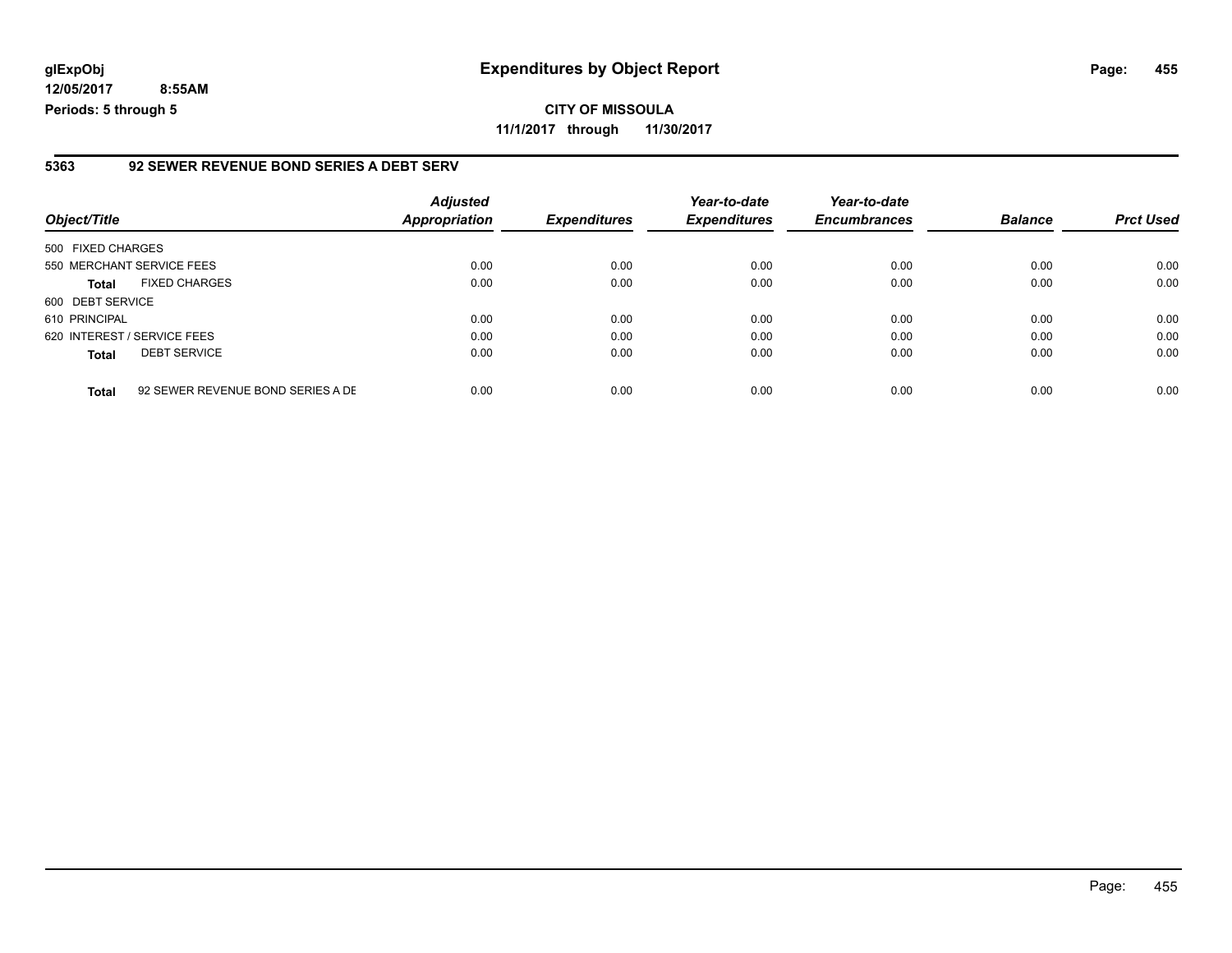# Expenditures by Object Report

glExpObj
12/05/2017 8:55AM
Periods: 5 through 5

**CITY OF MISSOULA**
**11/1/2017 through 11/30/2017**

### 5363 92 SEWER REVENUE BOND SERIES A DEBT SERV

| Object/Title | | Adjusted Appropriation | Expenditures | Year-to-date Expenditures | Year-to-date Encumbrances | Balance | Prct Used |
|---|---|---|---|---|---|---|---|
| 500 FIXED CHARGES | | | | | | | |
| 550 MERCHANT SERVICE FEES | | 0.00 | 0.00 | 0.00 | 0.00 | 0.00 | 0.00 |
| **Total** | FIXED CHARGES | 0.00 | 0.00 | 0.00 | 0.00 | 0.00 | 0.00 |
| 600 DEBT SERVICE | | | | | | | |
| 610 PRINCIPAL | | 0.00 | 0.00 | 0.00 | 0.00 | 0.00 | 0.00 |
| 620 INTEREST / SERVICE FEES | | 0.00 | 0.00 | 0.00 | 0.00 | 0.00 | 0.00 |
| **Total** | DEBT SERVICE | 0.00 | 0.00 | 0.00 | 0.00 | 0.00 | 0.00 |
| **Total** | 92 SEWER REVENUE BOND SERIES A DE | 0.00 | 0.00 | 0.00 | 0.00 | 0.00 | 0.00 |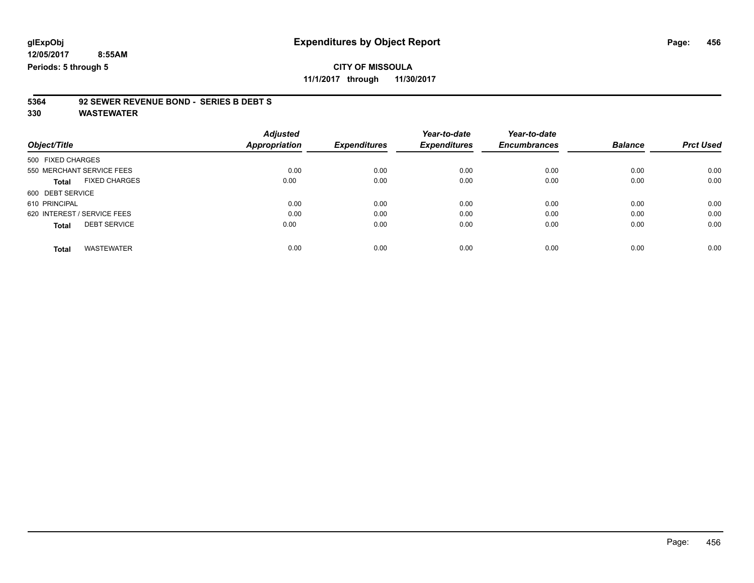glExpObj
12/05/2017 8:55AM
Periods: 5 through 5

# Expenditures by Object Report

**CITY OF MISSOULA**
**11/1/2017 through 11/30/2017**

**5364 92 SEWER REVENUE BOND - SERIES B DEBT S**
**330 WASTEWATER**

| Object/Title | Adjusted Appropriation | Expenditures | Year-to-date Expenditures | Year-to-date Encumbrances | Balance | Prct Used |
|---|---|---|---|---|---|---|
| 500 FIXED CHARGES | | | | | | |
| 550 MERCHANT SERVICE FEES | 0.00 | 0.00 | 0.00 | 0.00 | 0.00 | 0.00 |
| **Total** FIXED CHARGES | 0.00 | 0.00 | 0.00 | 0.00 | 0.00 | 0.00 |
| 600 DEBT SERVICE | | | | | | |
| 610 PRINCIPAL | 0.00 | 0.00 | 0.00 | 0.00 | 0.00 | 0.00 |
| 620 INTEREST / SERVICE FEES | 0.00 | 0.00 | 0.00 | 0.00 | 0.00 | 0.00 |
| **Total** DEBT SERVICE | 0.00 | 0.00 | 0.00 | 0.00 | 0.00 | 0.00 |
| **Total** WASTEWATER | 0.00 | 0.00 | 0.00 | 0.00 | 0.00 | 0.00 |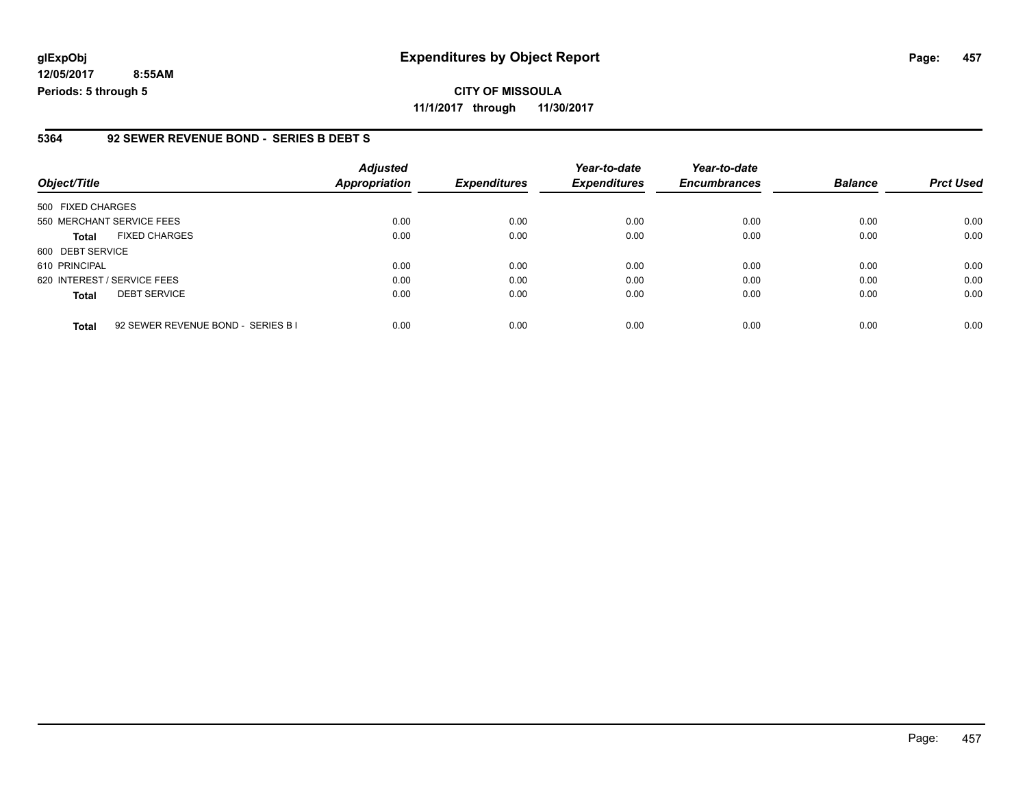**glExpObj** **Expenditures by Object Report**

**12/05/2017 8:55AM**

**Periods: 5 through 5**

**CITY OF MISSOULA**

**11/1/2017 through 11/30/2017**

## 5364 92 SEWER REVENUE BOND - SERIES B DEBT S

| Object/Title | | Adjusted Appropriation | Expenditures | Year-to-date Expenditures | Year-to-date Encumbrances | Balance | Prct Used |
|---|---|---|---|---|---|---|---|
| 500 FIXED CHARGES | | | | | | | |
| 550 MERCHANT SERVICE FEES | | 0.00 | 0.00 | 0.00 | 0.00 | 0.00 | 0.00 |
| **Total** | FIXED CHARGES | 0.00 | 0.00 | 0.00 | 0.00 | 0.00 | 0.00 |
| 600 DEBT SERVICE | | | | | | | |
| 610 PRINCIPAL | | 0.00 | 0.00 | 0.00 | 0.00 | 0.00 | 0.00 |
| 620 INTEREST / SERVICE FEES | | 0.00 | 0.00 | 0.00 | 0.00 | 0.00 | 0.00 |
| **Total** | DEBT SERVICE | 0.00 | 0.00 | 0.00 | 0.00 | 0.00 | 0.00 |
| **Total** | 92 SEWER REVENUE BOND - SERIES B I | 0.00 | 0.00 | 0.00 | 0.00 | 0.00 | 0.00 |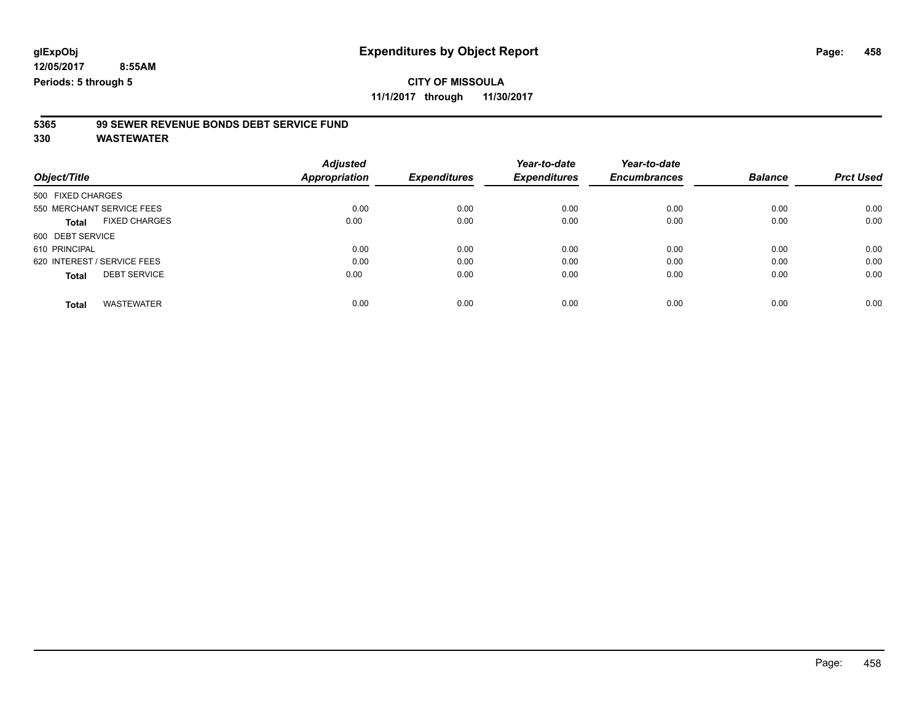glExpObj
12/05/2017 8:55AM
Periods: 5 through 5

# Expenditures by Object Report

**CITY OF MISSOULA**
**11/1/2017 through 11/30/2017**

**5365 99 SEWER REVENUE BONDS DEBT SERVICE FUND**
**330 WASTEWATER**

| Object/Title | Adjusted Appropriation | Expenditures | Year-to-date Expenditures | Year-to-date Encumbrances | Balance | Prct Used |
|---|---|---|---|---|---|---|
| 500 FIXED CHARGES | | | | | | |
| 550 MERCHANT SERVICE FEES | 0.00 | 0.00 | 0.00 | 0.00 | 0.00 | 0.00 |
| **Total** FIXED CHARGES | 0.00 | 0.00 | 0.00 | 0.00 | 0.00 | 0.00 |
| 600 DEBT SERVICE | | | | | | |
| 610 PRINCIPAL | 0.00 | 0.00 | 0.00 | 0.00 | 0.00 | 0.00 |
| 620 INTEREST / SERVICE FEES | 0.00 | 0.00 | 0.00 | 0.00 | 0.00 | 0.00 |
| **Total** DEBT SERVICE | 0.00 | 0.00 | 0.00 | 0.00 | 0.00 | 0.00 |
| **Total** WASTEWATER | 0.00 | 0.00 | 0.00 | 0.00 | 0.00 | 0.00 |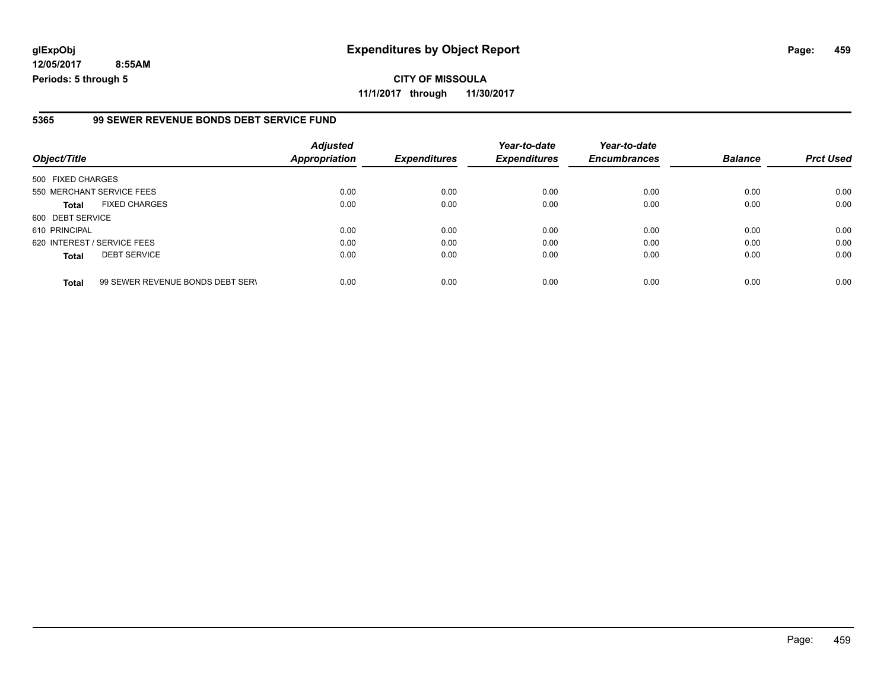**glExpObj**
**12/05/2017 8:55AM**
**Periods: 5 through 5**

# Expenditures by Object Report

**CITY OF MISSOULA**
**11/1/2017 through 11/30/2017**

## 5365 99 SEWER REVENUE BONDS DEBT SERVICE FUND

| Object/Title | | *Adjusted Appropriation* | *Expenditures* | *Year-to-date Expenditures* | *Year-to-date Encumbrances* | *Balance* | *Prct Used* |
|---|---|---|---|---|---|---|---|
| 500 FIXED CHARGES | | | | | | | |
| 550 MERCHANT SERVICE FEES | | 0.00 | 0.00 | 0.00 | 0.00 | 0.00 | 0.00 |
| **Total** | FIXED CHARGES | 0.00 | 0.00 | 0.00 | 0.00 | 0.00 | 0.00 |
| 600 DEBT SERVICE | | | | | | | |
| 610 PRINCIPAL | | 0.00 | 0.00 | 0.00 | 0.00 | 0.00 | 0.00 |
| 620 INTEREST / SERVICE FEES | | 0.00 | 0.00 | 0.00 | 0.00 | 0.00 | 0.00 |
| **Total** | DEBT SERVICE | 0.00 | 0.00 | 0.00 | 0.00 | 0.00 | 0.00 |
| **Total** | 99 SEWER REVENUE BONDS DEBT SER\ | 0.00 | 0.00 | 0.00 | 0.00 | 0.00 | 0.00 |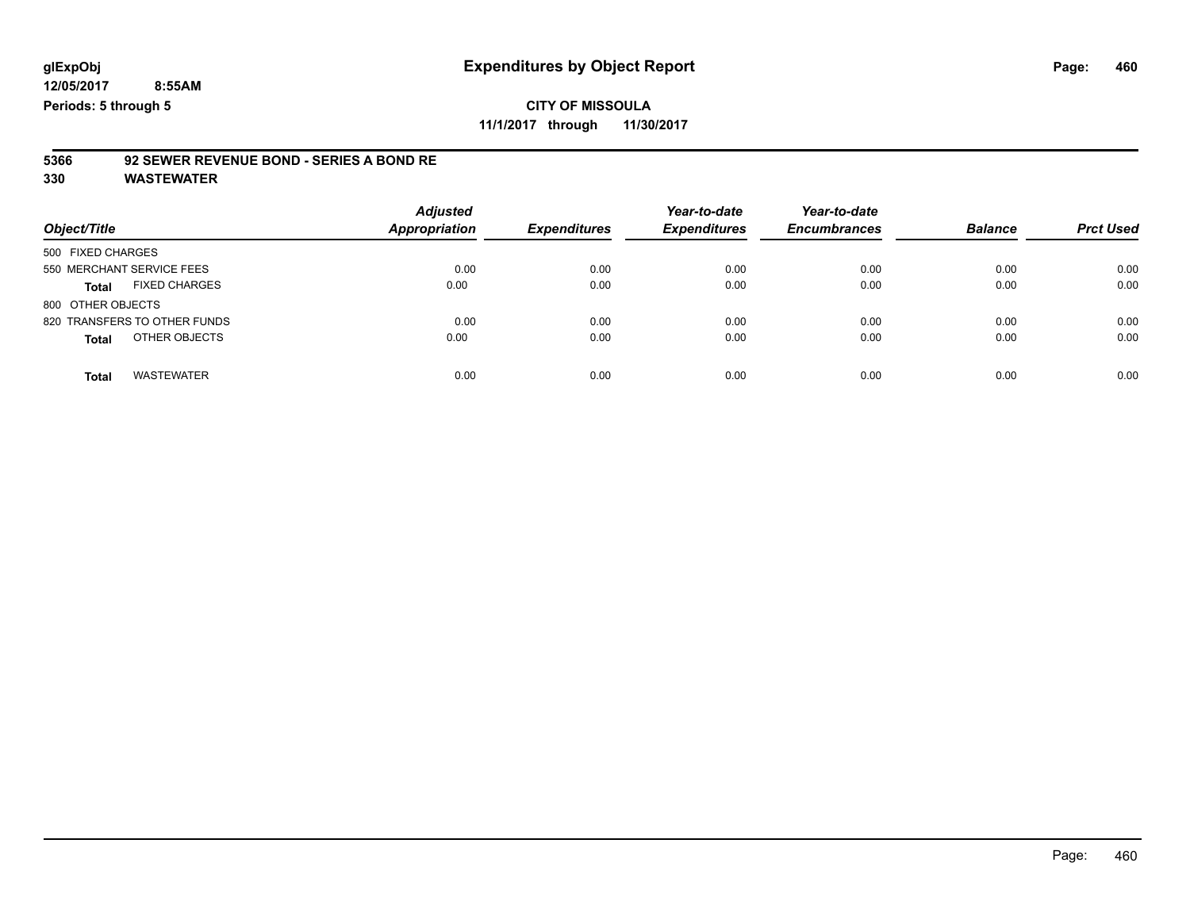**glExpObj**
**12/05/2017 8:55AM**
**Periods: 5 through 5**

# Expenditures by Object Report

**CITY OF MISSOULA**
**11/1/2017 through 11/30/2017**

**5366 92 SEWER REVENUE BOND - SERIES A BOND RE**
**330 WASTEWATER**

| Object/Title | Adjusted Appropriation | Expenditures | Year-to-date Expenditures | Year-to-date Encumbrances | Balance | Prct Used |
|---|---|---|---|---|---|---|
| 500 FIXED CHARGES | | | | | | |
| 550 MERCHANT SERVICE FEES | 0.00 | 0.00 | 0.00 | 0.00 | 0.00 | 0.00 |
| **Total** FIXED CHARGES | 0.00 | 0.00 | 0.00 | 0.00 | 0.00 | 0.00 |
| 800 OTHER OBJECTS | | | | | | |
| 820 TRANSFERS TO OTHER FUNDS | 0.00 | 0.00 | 0.00 | 0.00 | 0.00 | 0.00 |
| **Total** OTHER OBJECTS | 0.00 | 0.00 | 0.00 | 0.00 | 0.00 | 0.00 |
| **Total** WASTEWATER | 0.00 | 0.00 | 0.00 | 0.00 | 0.00 | 0.00 |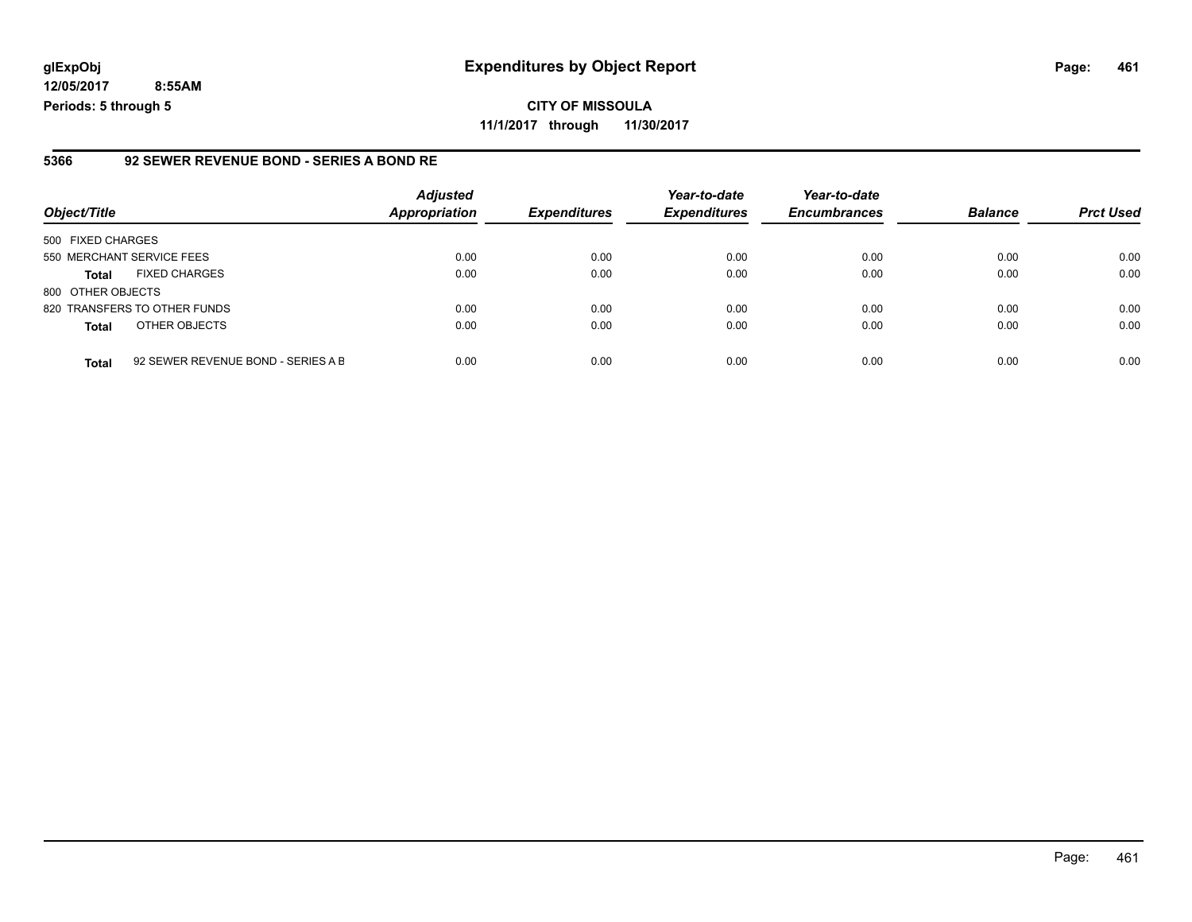**glExpObj**
**12/05/2017 8:55AM**
**Periods: 5 through 5**

# Expenditures by Object Report

**CITY OF MISSOULA**
**11/1/2017 through 11/30/2017**

## 5366 92 SEWER REVENUE BOND - SERIES A BOND RE

| Object/Title | | *Adjusted Appropriation* | *Expenditures* | *Year-to-date Expenditures* | *Year-to-date Encumbrances* | *Balance* | *Prct Used* |
|---|---|---|---|---|---|---|---|
| 500 FIXED CHARGES | | | | | | | |
| 550 MERCHANT SERVICE FEES | | 0.00 | 0.00 | 0.00 | 0.00 | 0.00 | 0.00 |
| **Total** | FIXED CHARGES | 0.00 | 0.00 | 0.00 | 0.00 | 0.00 | 0.00 |
| 800 OTHER OBJECTS | | | | | | | |
| 820 TRANSFERS TO OTHER FUNDS | | 0.00 | 0.00 | 0.00 | 0.00 | 0.00 | 0.00 |
| **Total** | OTHER OBJECTS | 0.00 | 0.00 | 0.00 | 0.00 | 0.00 | 0.00 |
| **Total** | 92 SEWER REVENUE BOND - SERIES A B | 0.00 | 0.00 | 0.00 | 0.00 | 0.00 | 0.00 |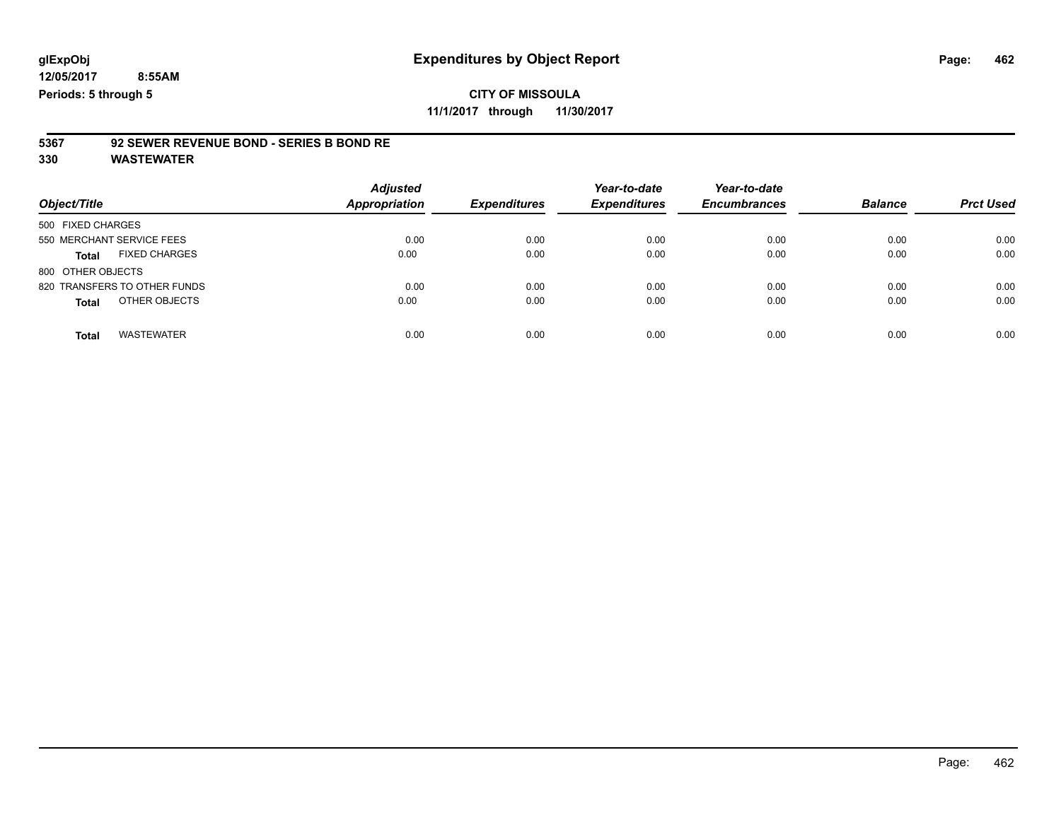glExpObj
12/05/2017 8:55AM
Periods: 5 through 5

# Expenditures by Object Report

**CITY OF MISSOULA**
**11/1/2017 through 11/30/2017**

**5367 92 SEWER REVENUE BOND - SERIES B BOND RE**
**330 WASTEWATER**

| Object/Title | Adjusted Appropriation | Expenditures | Year-to-date Expenditures | Year-to-date Encumbrances | Balance | Prct Used |
|---|---|---|---|---|---|---|
| 500 FIXED CHARGES | | | | | | |
| 550 MERCHANT SERVICE FEES | 0.00 | 0.00 | 0.00 | 0.00 | 0.00 | 0.00 |
| **Total** FIXED CHARGES | 0.00 | 0.00 | 0.00 | 0.00 | 0.00 | 0.00 |
| 800 OTHER OBJECTS | | | | | | |
| 820 TRANSFERS TO OTHER FUNDS | 0.00 | 0.00 | 0.00 | 0.00 | 0.00 | 0.00 |
| **Total** OTHER OBJECTS | 0.00 | 0.00 | 0.00 | 0.00 | 0.00 | 0.00 |
| **Total** WASTEWATER | 0.00 | 0.00 | 0.00 | 0.00 | 0.00 | 0.00 |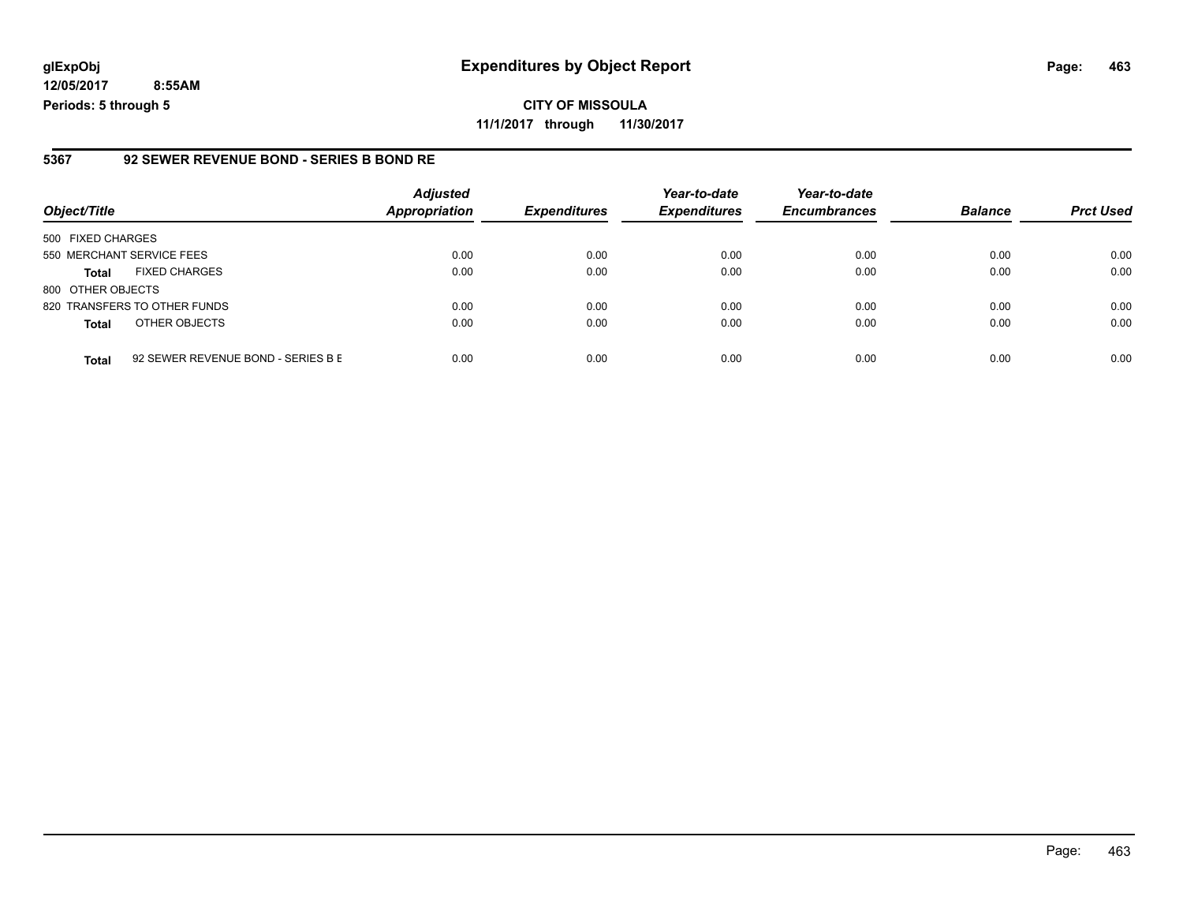**glExpObj** 
**12/05/2017 8:55AM** 
**Periods: 5 through 5**

# Expenditures by Object Report

**CITY OF MISSOULA** 
**11/1/2017 through 11/30/2017**

## 5367 92 SEWER REVENUE BOND - SERIES B BOND RE

| Object/Title | Adjusted Appropriation | Expenditures | Year-to-date Expenditures | Year-to-date Encumbrances | Balance | Prct Used |
|---|---|---|---|---|---|---|
| 500 FIXED CHARGES | | | | | | |
| 550 MERCHANT SERVICE FEES | 0.00 | 0.00 | 0.00 | 0.00 | 0.00 | 0.00 |
| **Total** FIXED CHARGES | 0.00 | 0.00 | 0.00 | 0.00 | 0.00 | 0.00 |
| 800 OTHER OBJECTS | | | | | | |
| 820 TRANSFERS TO OTHER FUNDS | 0.00 | 0.00 | 0.00 | 0.00 | 0.00 | 0.00 |
| **Total** OTHER OBJECTS | 0.00 | 0.00 | 0.00 | 0.00 | 0.00 | 0.00 |
| **Total** 92 SEWER REVENUE BOND - SERIES B E | 0.00 | 0.00 | 0.00 | 0.00 | 0.00 | 0.00 |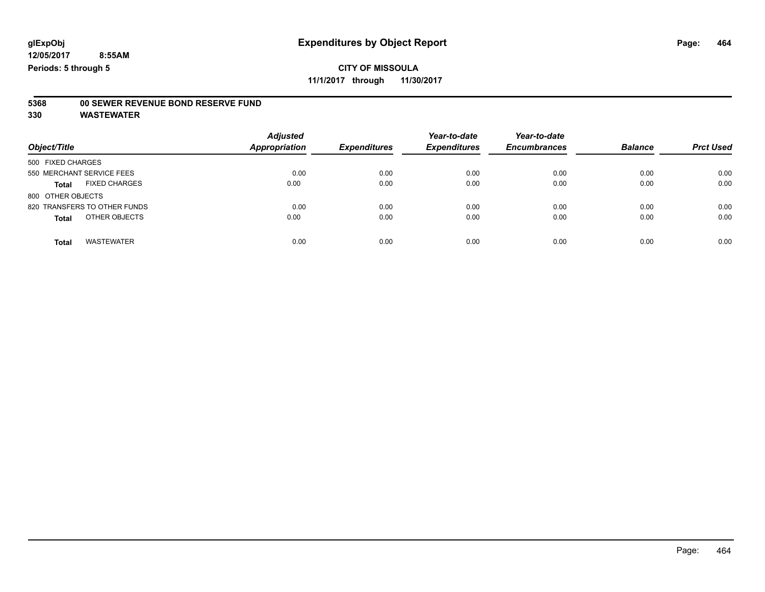glExpObj
12/05/2017 8:55AM
Periods: 5 through 5

# Expenditures by Object Report

**CITY OF MISSOULA**
**11/1/2017 through 11/30/2017**

**5368 00 SEWER REVENUE BOND RESERVE FUND**
**330 WASTEWATER**

| Object/Title | Adjusted Appropriation | Expenditures | Year-to-date Expenditures | Year-to-date Encumbrances | Balance | Prct Used |
|---|---|---|---|---|---|---|
| 500 FIXED CHARGES | | | | | | |
| 550 MERCHANT SERVICE FEES | 0.00 | 0.00 | 0.00 | 0.00 | 0.00 | 0.00 |
| **Total** FIXED CHARGES | 0.00 | 0.00 | 0.00 | 0.00 | 0.00 | 0.00 |
| 800 OTHER OBJECTS | | | | | | |
| 820 TRANSFERS TO OTHER FUNDS | 0.00 | 0.00 | 0.00 | 0.00 | 0.00 | 0.00 |
| **Total** OTHER OBJECTS | 0.00 | 0.00 | 0.00 | 0.00 | 0.00 | 0.00 |
| **Total** WASTEWATER | 0.00 | 0.00 | 0.00 | 0.00 | 0.00 | 0.00 |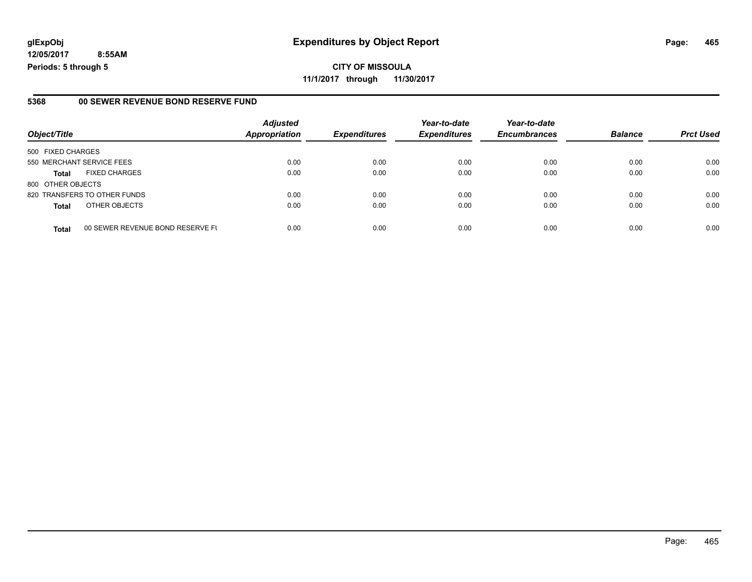**glExpObj** **Expenditures by Object Report**
**12/05/2017 8:55AM**
**Periods: 5 through 5**

**CITY OF MISSOULA**
**11/1/2017 through 11/30/2017**

### 5368 00 SEWER REVENUE BOND RESERVE FUND

| Object/Title | | Adjusted Appropriation | Expenditures | Year-to-date Expenditures | Year-to-date Encumbrances | Balance | Prct Used |
|---|---|---|---|---|---|---|---|
| 500 FIXED CHARGES | | | | | | | |
| 550 MERCHANT SERVICE FEES | | 0.00 | 0.00 | 0.00 | 0.00 | 0.00 | 0.00 |
| **Total** | FIXED CHARGES | 0.00 | 0.00 | 0.00 | 0.00 | 0.00 | 0.00 |
| 800 OTHER OBJECTS | | | | | | | |
| 820 TRANSFERS TO OTHER FUNDS | | 0.00 | 0.00 | 0.00 | 0.00 | 0.00 | 0.00 |
| **Total** | OTHER OBJECTS | 0.00 | 0.00 | 0.00 | 0.00 | 0.00 | 0.00 |
| **Total** | 00 SEWER REVENUE BOND RESERVE FU | 0.00 | 0.00 | 0.00 | 0.00 | 0.00 | 0.00 |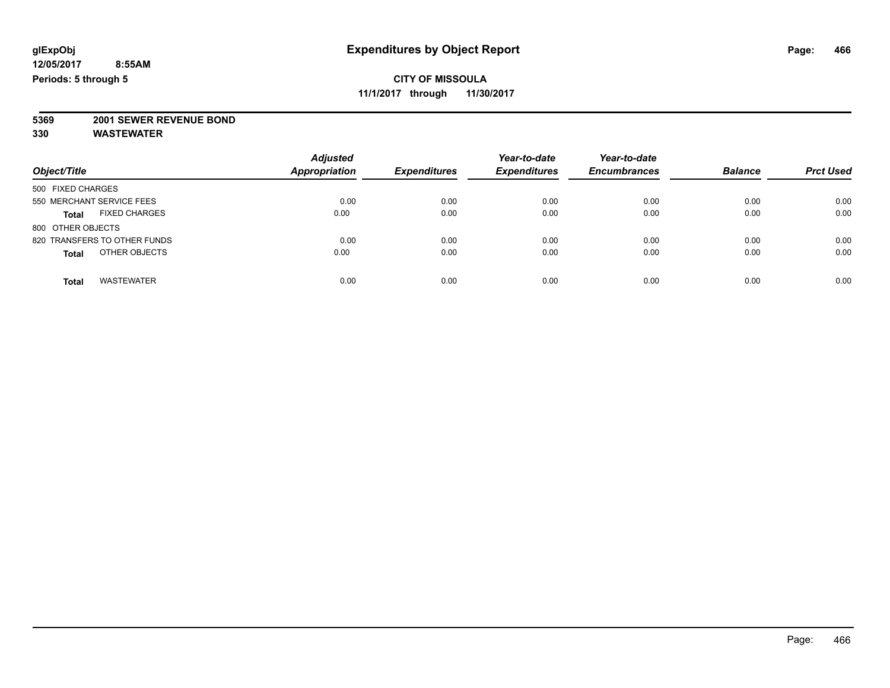**glExpObj** | **Expenditures by Object Report**

**12/05/2017 8:55AM**

**Periods: 5 through 5**

**CITY OF MISSOULA**

**11/1/2017 through 11/30/2017**

**5369 2001 SEWER REVENUE BOND**

**330 WASTEWATER**

| Object/Title | Adjusted Appropriation | Expenditures | Year-to-date Expenditures | Year-to-date Encumbrances | Balance | Prct Used |
|---|---|---|---|---|---|---|
| 500 FIXED CHARGES | | | | | | |
| 550 MERCHANT SERVICE FEES | 0.00 | 0.00 | 0.00 | 0.00 | 0.00 | 0.00 |
| **Total** FIXED CHARGES | 0.00 | 0.00 | 0.00 | 0.00 | 0.00 | 0.00 |
| 800 OTHER OBJECTS | | | | | | |
| 820 TRANSFERS TO OTHER FUNDS | 0.00 | 0.00 | 0.00 | 0.00 | 0.00 | 0.00 |
| **Total** OTHER OBJECTS | 0.00 | 0.00 | 0.00 | 0.00 | 0.00 | 0.00 |
| **Total** WASTEWATER | 0.00 | 0.00 | 0.00 | 0.00 | 0.00 | 0.00 |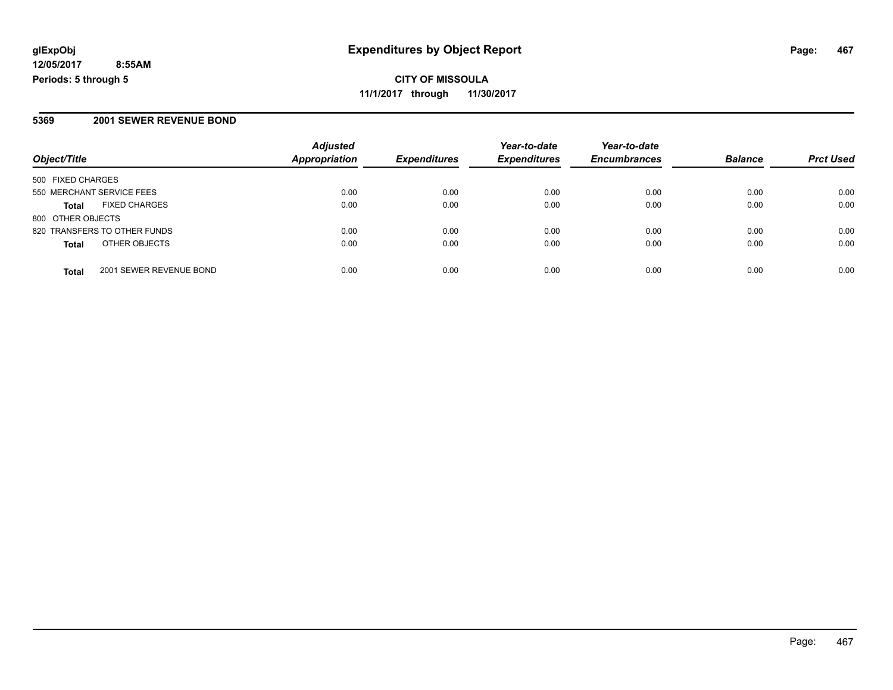**glExpObj**
**12/05/2017 8:55AM**
**Periods: 5 through 5**

# Expenditures by Object Report

**CITY OF MISSOULA**
**11/1/2017 through 11/30/2017**

## 5369 2001 SEWER REVENUE BOND

| Object/Title | Adjusted Appropriation | Expenditures | Year-to-date Expenditures | Year-to-date Encumbrances | Balance | Prct Used |
|---|---|---|---|---|---|---|
| 500 FIXED CHARGES | | | | | | |
| 550 MERCHANT SERVICE FEES | 0.00 | 0.00 | 0.00 | 0.00 | 0.00 | 0.00 |
| **Total** FIXED CHARGES | 0.00 | 0.00 | 0.00 | 0.00 | 0.00 | 0.00 |
| 800 OTHER OBJECTS | | | | | | |
| 820 TRANSFERS TO OTHER FUNDS | 0.00 | 0.00 | 0.00 | 0.00 | 0.00 | 0.00 |
| **Total** OTHER OBJECTS | 0.00 | 0.00 | 0.00 | 0.00 | 0.00 | 0.00 |
| **Total** 2001 SEWER REVENUE BOND | 0.00 | 0.00 | 0.00 | 0.00 | 0.00 | 0.00 |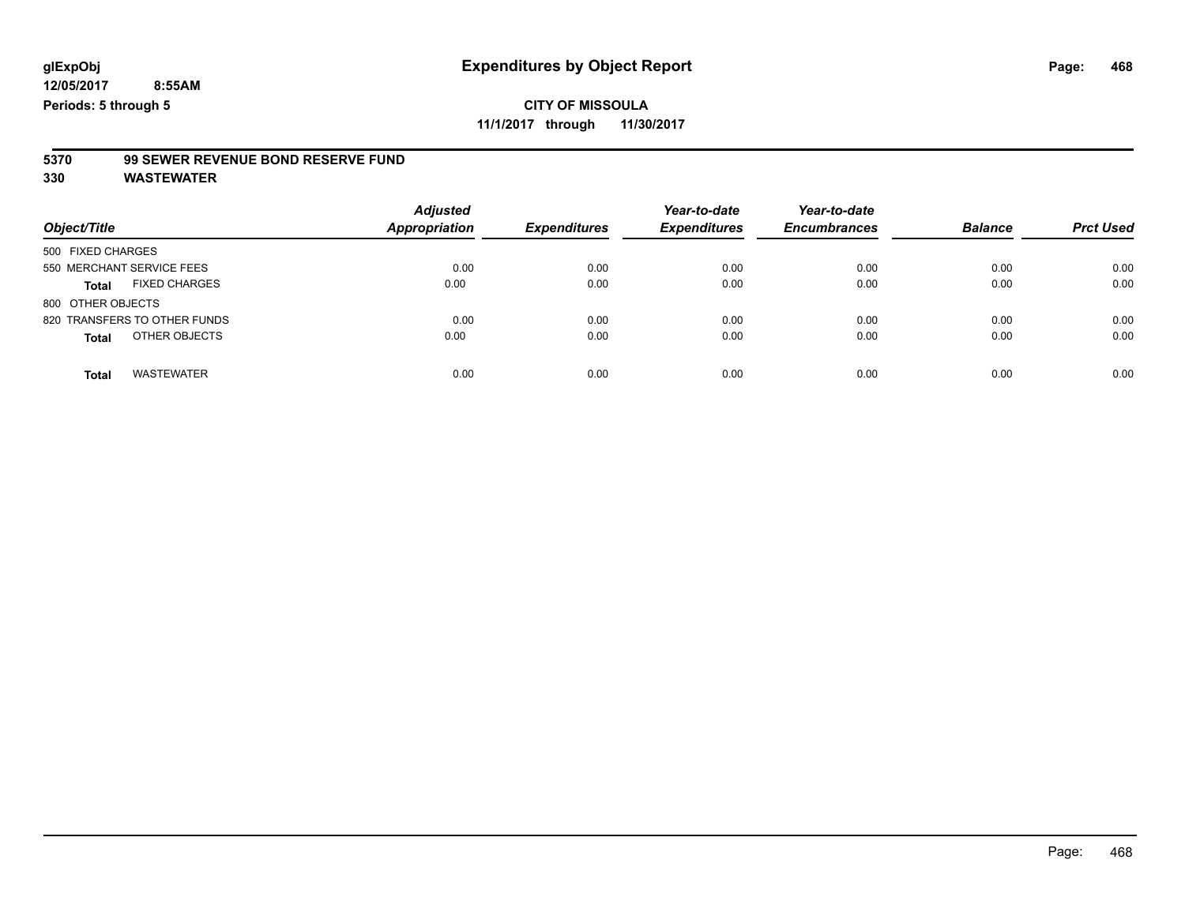**glExpObj**
**12/05/2017 8:55AM**
**Periods: 5 through 5**

# Expenditures by Object Report

**CITY OF MISSOULA**
**11/1/2017 through 11/30/2017**

**5370 99 SEWER REVENUE BOND RESERVE FUND**
**330 WASTEWATER**

| Object/Title | Adjusted Appropriation | Expenditures | Year-to-date Expenditures | Year-to-date Encumbrances | Balance | Prct Used |
|---|---|---|---|---|---|---|
| 500 FIXED CHARGES | | | | | | |
| 550 MERCHANT SERVICE FEES | 0.00 | 0.00 | 0.00 | 0.00 | 0.00 | 0.00 |
| **Total** FIXED CHARGES | 0.00 | 0.00 | 0.00 | 0.00 | 0.00 | 0.00 |
| 800 OTHER OBJECTS | | | | | | |
| 820 TRANSFERS TO OTHER FUNDS | 0.00 | 0.00 | 0.00 | 0.00 | 0.00 | 0.00 |
| **Total** OTHER OBJECTS | 0.00 | 0.00 | 0.00 | 0.00 | 0.00 | 0.00 |
| **Total** WASTEWATER | 0.00 | 0.00 | 0.00 | 0.00 | 0.00 | 0.00 |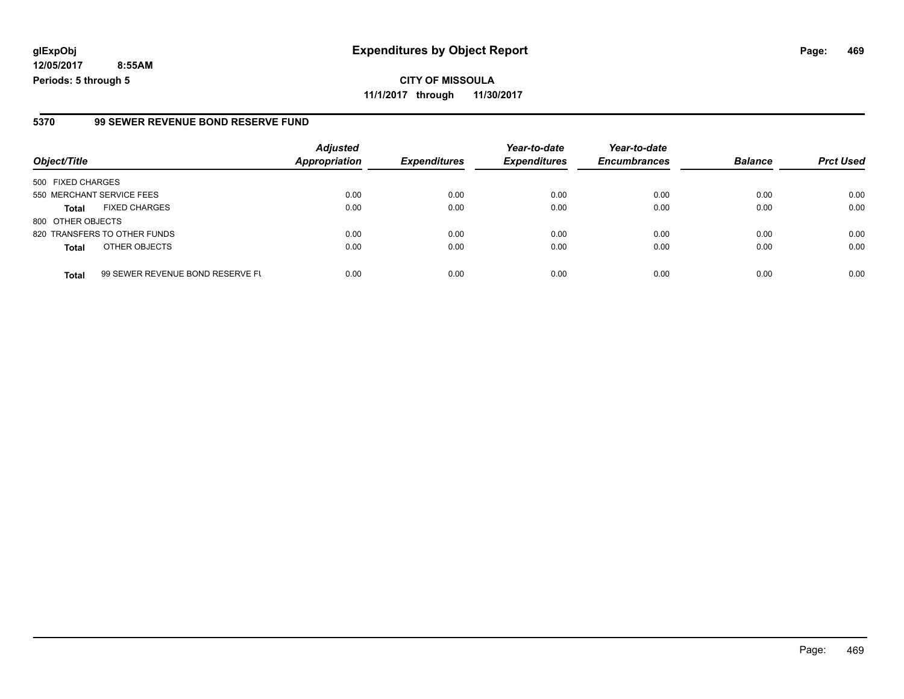glExpObj
12/05/2017 8:55AM
Periods: 5 through 5

# Expenditures by Object Report

**CITY OF MISSOULA**
**11/1/2017 through 11/30/2017**

## 5370 99 SEWER REVENUE BOND RESERVE FUND

| Object/Title | | Adjusted Appropriation | Expenditures | Year-to-date Expenditures | Year-to-date Encumbrances | Balance | Prct Used |
|---|---|---|---|---|---|---|---|
| 500 FIXED CHARGES | | | | | | | |
| 550 MERCHANT SERVICE FEES | | 0.00 | 0.00 | 0.00 | 0.00 | 0.00 | 0.00 |
| **Total** | FIXED CHARGES | 0.00 | 0.00 | 0.00 | 0.00 | 0.00 | 0.00 |
| 800 OTHER OBJECTS | | | | | | | |
| 820 TRANSFERS TO OTHER FUNDS | | 0.00 | 0.00 | 0.00 | 0.00 | 0.00 | 0.00 |
| **Total** | OTHER OBJECTS | 0.00 | 0.00 | 0.00 | 0.00 | 0.00 | 0.00 |
| **Total** | 99 SEWER REVENUE BOND RESERVE FU | 0.00 | 0.00 | 0.00 | 0.00 | 0.00 | 0.00 |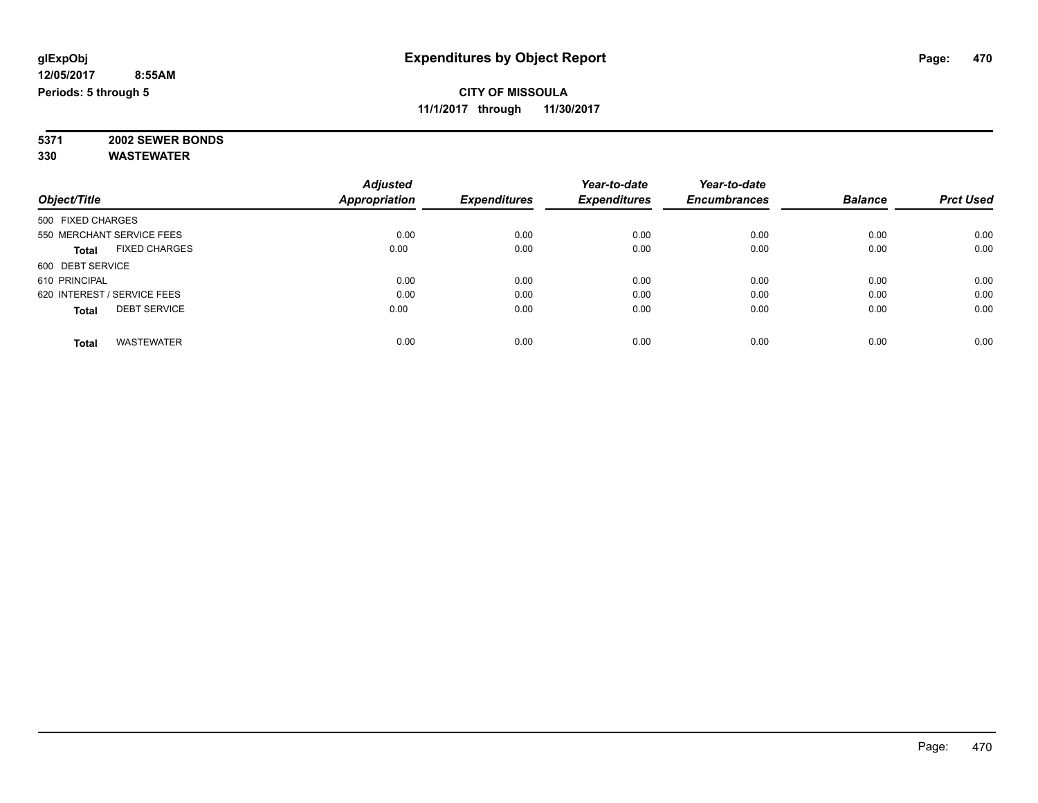# Expenditures by Object Report

glExpObj
12/05/2017 8:55AM
Periods: 5 through 5

**CITY OF MISSOULA**
**11/1/2017 through 11/30/2017**

**5371 2002 SEWER BONDS**
**330 WASTEWATER**

| Object/Title | Adjusted Appropriation | Expenditures | Year-to-date Expenditures | Year-to-date Encumbrances | Balance | Prct Used |
|---|---|---|---|---|---|---|
| 500 FIXED CHARGES | | | | | | |
| 550 MERCHANT SERVICE FEES | 0.00 | 0.00 | 0.00 | 0.00 | 0.00 | 0.00 |
| **Total** FIXED CHARGES | 0.00 | 0.00 | 0.00 | 0.00 | 0.00 | 0.00 |
| 600 DEBT SERVICE | | | | | | |
| 610 PRINCIPAL | 0.00 | 0.00 | 0.00 | 0.00 | 0.00 | 0.00 |
| 620 INTEREST / SERVICE FEES | 0.00 | 0.00 | 0.00 | 0.00 | 0.00 | 0.00 |
| **Total** DEBT SERVICE | 0.00 | 0.00 | 0.00 | 0.00 | 0.00 | 0.00 |
| **Total** WASTEWATER | 0.00 | 0.00 | 0.00 | 0.00 | 0.00 | 0.00 |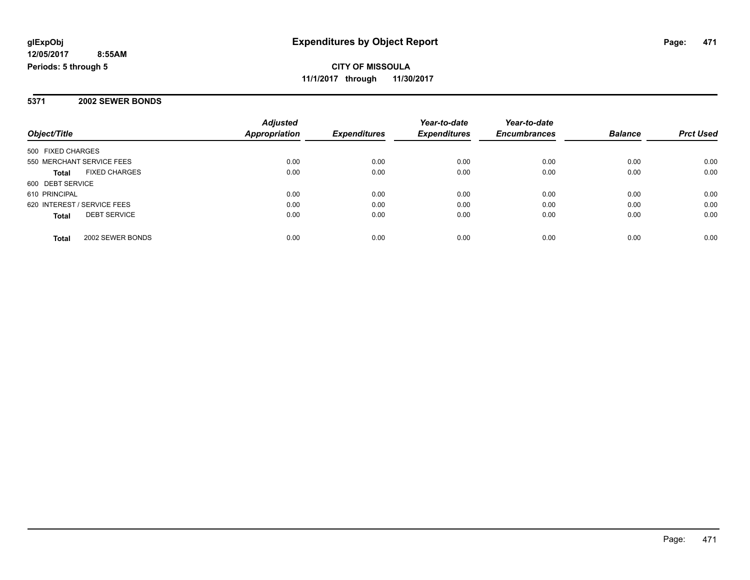# Expenditures by Object Report

glExpObj
12/05/2017 8:55AM
Periods: 5 through 5

**CITY OF MISSOULA**
**11/1/2017 through 11/30/2017**

## 5371 2002 SEWER BONDS

| Object/Title | Adjusted Appropriation | Expenditures | Year-to-date Expenditures | Year-to-date Encumbrances | Balance | Prct Used |
|---|---|---|---|---|---|---|
| 500 FIXED CHARGES | | | | | | |
| 550 MERCHANT SERVICE FEES | 0.00 | 0.00 | 0.00 | 0.00 | 0.00 | 0.00 |
| **Total** FIXED CHARGES | 0.00 | 0.00 | 0.00 | 0.00 | 0.00 | 0.00 |
| 600 DEBT SERVICE | | | | | | |
| 610 PRINCIPAL | 0.00 | 0.00 | 0.00 | 0.00 | 0.00 | 0.00 |
| 620 INTEREST / SERVICE FEES | 0.00 | 0.00 | 0.00 | 0.00 | 0.00 | 0.00 |
| **Total** DEBT SERVICE | 0.00 | 0.00 | 0.00 | 0.00 | 0.00 | 0.00 |
| **Total** 2002 SEWER BONDS | 0.00 | 0.00 | 0.00 | 0.00 | 0.00 | 0.00 |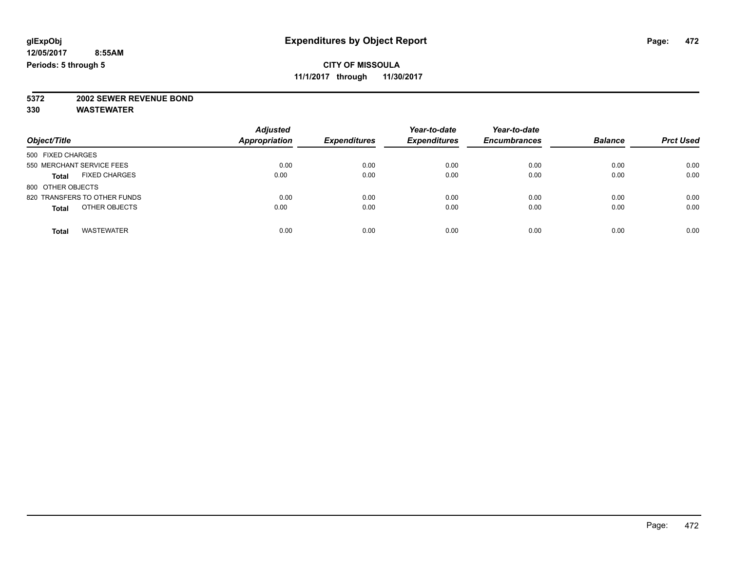**CITY OF MISSOULA**

**11/1/2017 through 11/30/2017**

**5372 2002 SEWER REVENUE BOND**

**330 WASTEWATER**

| Object/Title | Adjusted Appropriation | Expenditures | Year-to-date Expenditures | Year-to-date Encumbrances | Balance | Prct Used |
|---|---|---|---|---|---|---|
| 500 FIXED CHARGES | | | | | | |
| 550 MERCHANT SERVICE FEES | 0.00 | 0.00 | 0.00 | 0.00 | 0.00 | 0.00 |
| **Total** FIXED CHARGES | 0.00 | 0.00 | 0.00 | 0.00 | 0.00 | 0.00 |
| 800 OTHER OBJECTS | | | | | | |
| 820 TRANSFERS TO OTHER FUNDS | 0.00 | 0.00 | 0.00 | 0.00 | 0.00 | 0.00 |
| **Total** OTHER OBJECTS | 0.00 | 0.00 | 0.00 | 0.00 | 0.00 | 0.00 |
| **Total** WASTEWATER | 0.00 | 0.00 | 0.00 | 0.00 | 0.00 | 0.00 |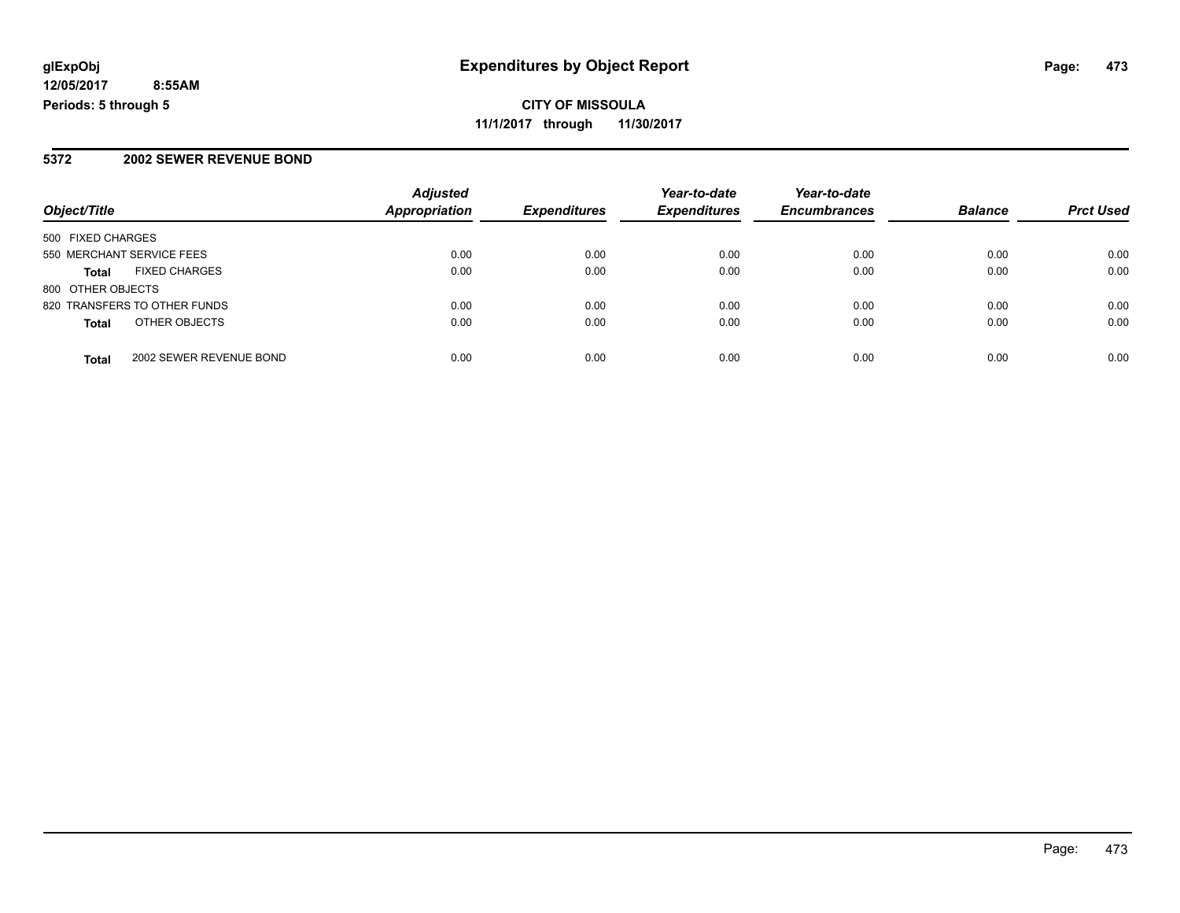**glExpObj**
**12/05/2017 8:55AM**
**Periods: 5 through 5**

# Expenditures by Object Report

**CITY OF MISSOULA**
**11/1/2017 through 11/30/2017**

## 5372 2002 SEWER REVENUE BOND

| Object/Title | | Adjusted Appropriation | Expenditures | Year-to-date Expenditures | Year-to-date Encumbrances | Balance | Prct Used |
|---|---|---|---|---|---|---|---|
| 500 FIXED CHARGES | | | | | | | |
| 550 MERCHANT SERVICE FEES | | 0.00 | 0.00 | 0.00 | 0.00 | 0.00 | 0.00 |
| **Total** | FIXED CHARGES | 0.00 | 0.00 | 0.00 | 0.00 | 0.00 | 0.00 |
| 800 OTHER OBJECTS | | | | | | | |
| 820 TRANSFERS TO OTHER FUNDS | | 0.00 | 0.00 | 0.00 | 0.00 | 0.00 | 0.00 |
| **Total** | OTHER OBJECTS | 0.00 | 0.00 | 0.00 | 0.00 | 0.00 | 0.00 |
| **Total** | 2002 SEWER REVENUE BOND | 0.00 | 0.00 | 0.00 | 0.00 | 0.00 | 0.00 |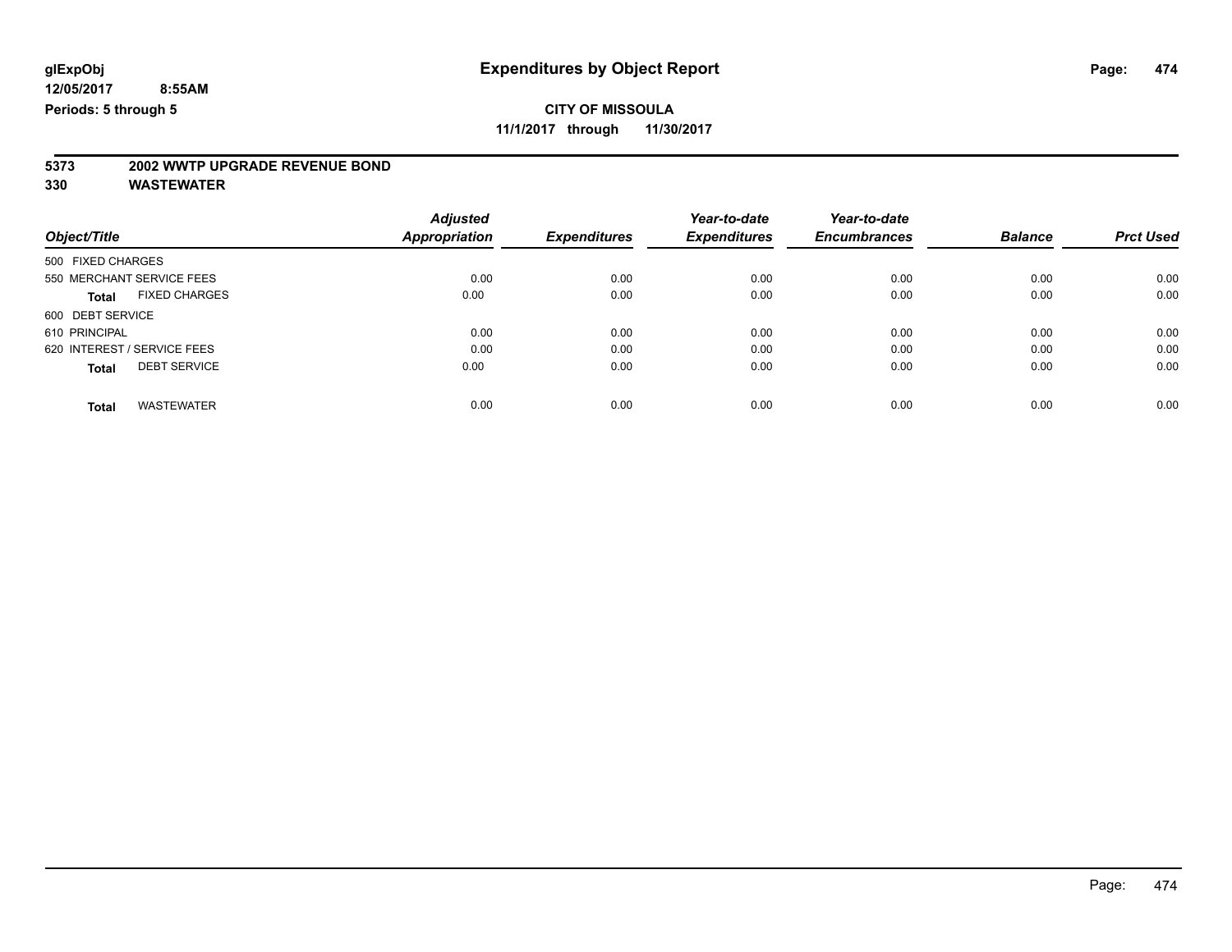**glExpObj** 
**12/05/2017 8:55AM** 
**Periods: 5 through 5**

# Expenditures by Object Report

**CITY OF MISSOULA** 
**11/1/2017 through 11/30/2017**

## 5373 2002 WWTP UPGRADE REVENUE BOND
## 330 WASTEWATER

| Object/Title | Adjusted Appropriation | Expenditures | Year-to-date Expenditures | Year-to-date Encumbrances | Balance | Prct Used |
|---|---|---|---|---|---|---|
| 500 FIXED CHARGES | | | | | | |
| 550 MERCHANT SERVICE FEES | 0.00 | 0.00 | 0.00 | 0.00 | 0.00 | 0.00 |
| **Total** FIXED CHARGES | 0.00 | 0.00 | 0.00 | 0.00 | 0.00 | 0.00 |
| 600 DEBT SERVICE | | | | | | |
| 610 PRINCIPAL | 0.00 | 0.00 | 0.00 | 0.00 | 0.00 | 0.00 |
| 620 INTEREST / SERVICE FEES | 0.00 | 0.00 | 0.00 | 0.00 | 0.00 | 0.00 |
| **Total** DEBT SERVICE | 0.00 | 0.00 | 0.00 | 0.00 | 0.00 | 0.00 |
| **Total** WASTEWATER | 0.00 | 0.00 | 0.00 | 0.00 | 0.00 | 0.00 |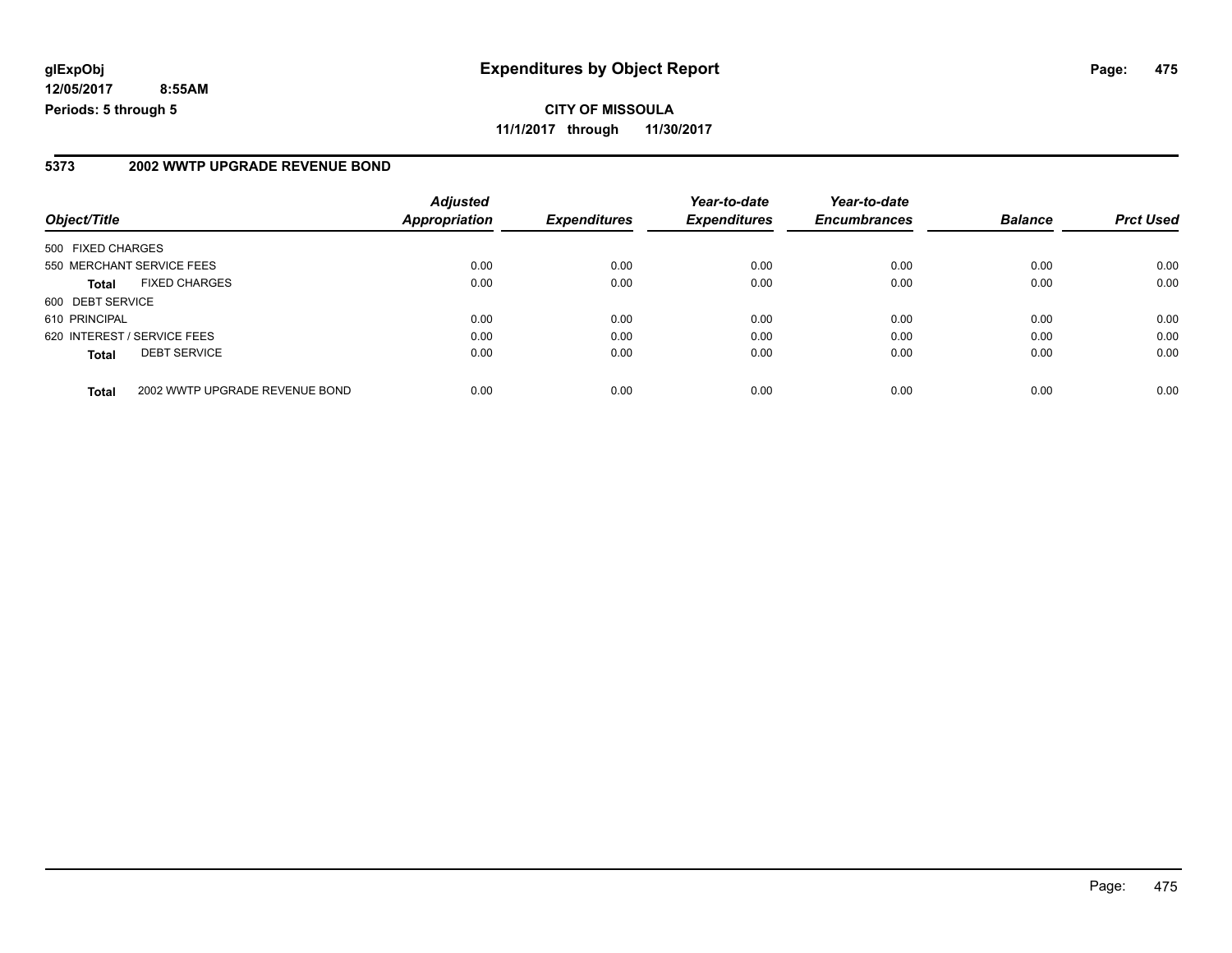glExpObj
12/05/2017 8:55AM
Periods: 5 through 5

# Expenditures by Object Report

**CITY OF MISSOULA**
**11/1/2017 through 11/30/2017**

### 5373 2002 WWTP UPGRADE REVENUE BOND

| Object/Title | Adjusted Appropriation | Expenditures | Year-to-date Expenditures | Year-to-date Encumbrances | Balance | Prct Used |
|---|---|---|---|---|---|---|
| 500 FIXED CHARGES | | | | | | |
| 550 MERCHANT SERVICE FEES | 0.00 | 0.00 | 0.00 | 0.00 | 0.00 | 0.00 |
| **Total** FIXED CHARGES | 0.00 | 0.00 | 0.00 | 0.00 | 0.00 | 0.00 |
| 600 DEBT SERVICE | | | | | | |
| 610 PRINCIPAL | 0.00 | 0.00 | 0.00 | 0.00 | 0.00 | 0.00 |
| 620 INTEREST / SERVICE FEES | 0.00 | 0.00 | 0.00 | 0.00 | 0.00 | 0.00 |
| **Total** DEBT SERVICE | 0.00 | 0.00 | 0.00 | 0.00 | 0.00 | 0.00 |
| **Total** 2002 WWTP UPGRADE REVENUE BOND | 0.00 | 0.00 | 0.00 | 0.00 | 0.00 | 0.00 |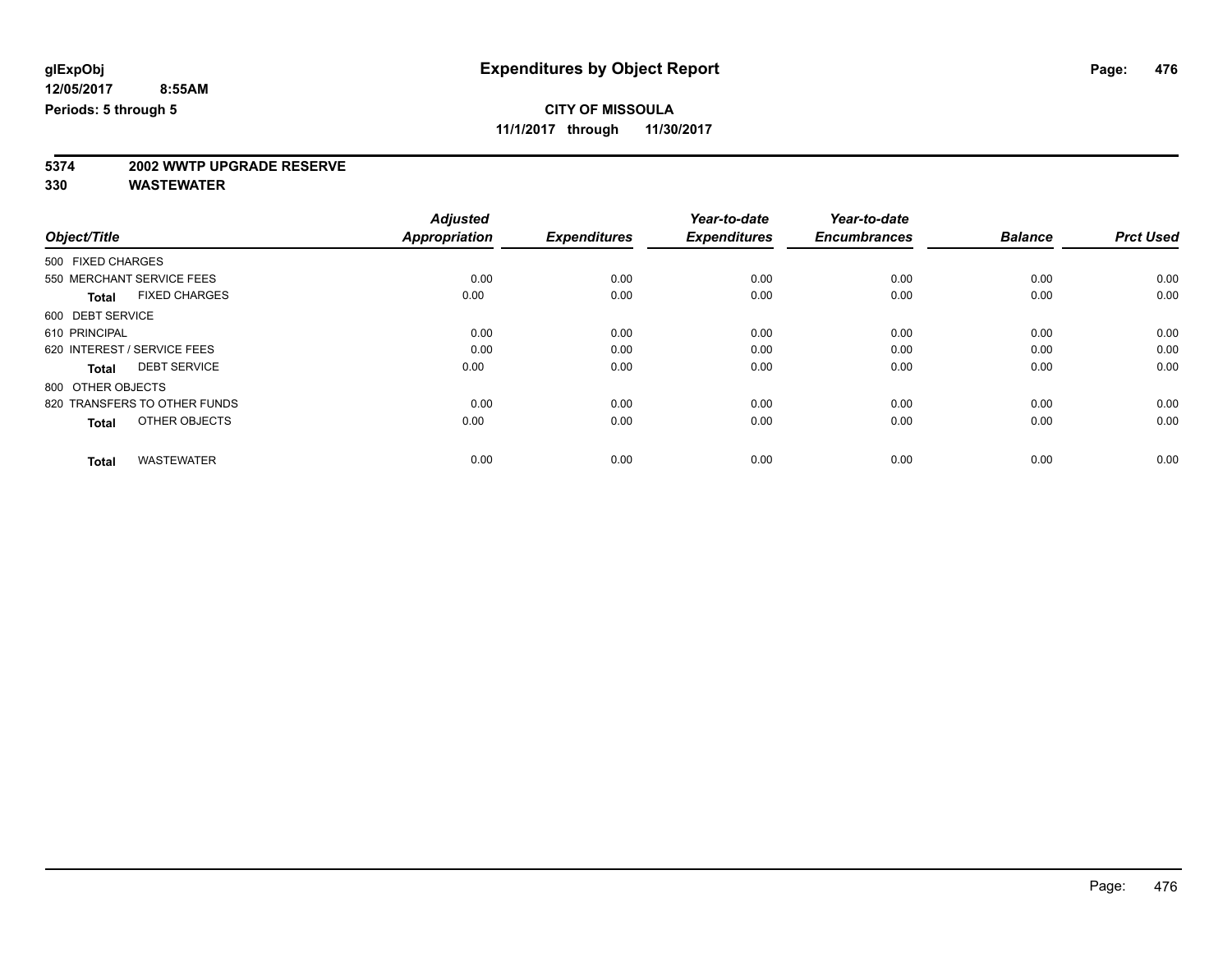glExpObj
12/05/2017 8:55AM
Periods: 5 through 5

# Expenditures by Object Report

**CITY OF MISSOULA**
**11/1/2017 through 11/30/2017**

**5374 2002 WWTP UPGRADE RESERVE**
**330 WASTEWATER**

| Object/Title | Adjusted Appropriation | Expenditures | Year-to-date Expenditures | Year-to-date Encumbrances | Balance | Prct Used |
|---|---|---|---|---|---|---|
| 500 FIXED CHARGES | | | | | | |
| 550 MERCHANT SERVICE FEES | 0.00 | 0.00 | 0.00 | 0.00 | 0.00 | 0.00 |
| **Total** FIXED CHARGES | 0.00 | 0.00 | 0.00 | 0.00 | 0.00 | 0.00 |
| 600 DEBT SERVICE | | | | | | |
| 610 PRINCIPAL | 0.00 | 0.00 | 0.00 | 0.00 | 0.00 | 0.00 |
| 620 INTEREST / SERVICE FEES | 0.00 | 0.00 | 0.00 | 0.00 | 0.00 | 0.00 |
| **Total** DEBT SERVICE | 0.00 | 0.00 | 0.00 | 0.00 | 0.00 | 0.00 |
| 800 OTHER OBJECTS | | | | | | |
| 820 TRANSFERS TO OTHER FUNDS | 0.00 | 0.00 | 0.00 | 0.00 | 0.00 | 0.00 |
| **Total** OTHER OBJECTS | 0.00 | 0.00 | 0.00 | 0.00 | 0.00 | 0.00 |
| **Total** WASTEWATER | 0.00 | 0.00 | 0.00 | 0.00 | 0.00 | 0.00 |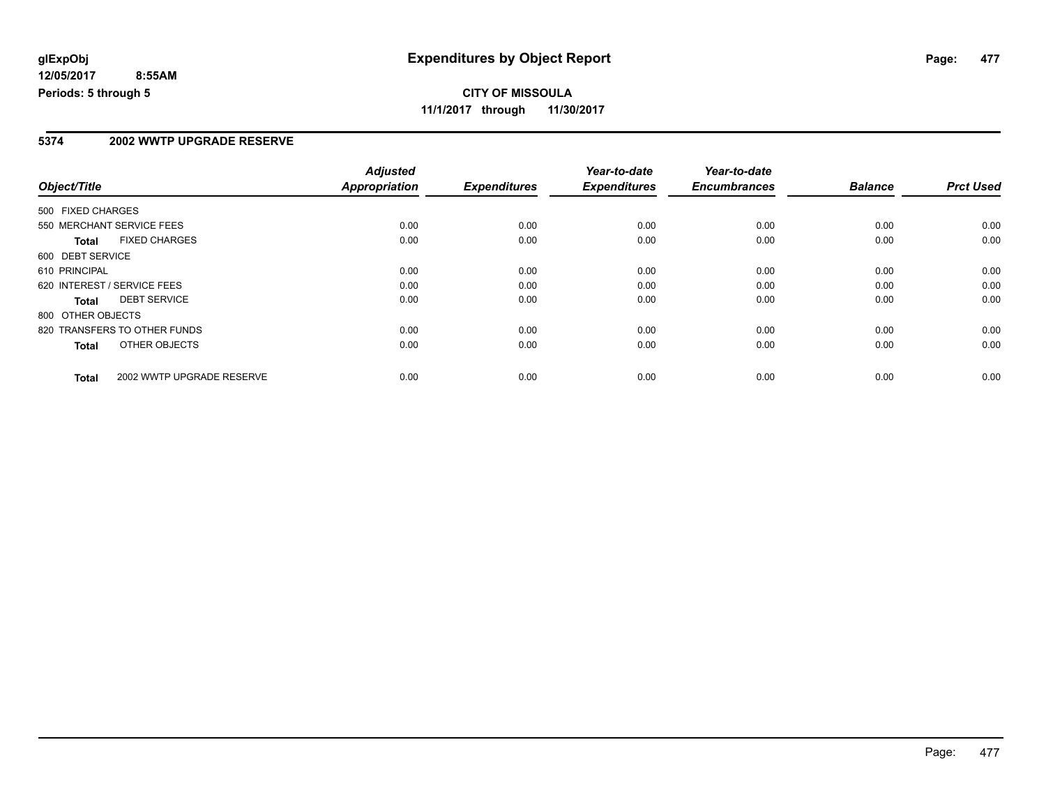**glExpObj**
**12/05/2017 8:55AM**
**Periods: 5 through 5**

# Expenditures by Object Report

**CITY OF MISSOULA**
**11/1/2017 through 11/30/2017**

## 5374 2002 WWTP UPGRADE RESERVE

| Object/Title | Adjusted Appropriation | Expenditures | Year-to-date Expenditures | Year-to-date Encumbrances | Balance | Prct Used |
|---|---|---|---|---|---|---|
| 500 FIXED CHARGES | | | | | | |
| 550 MERCHANT SERVICE FEES | 0.00 | 0.00 | 0.00 | 0.00 | 0.00 | 0.00 |
| **Total** FIXED CHARGES | 0.00 | 0.00 | 0.00 | 0.00 | 0.00 | 0.00 |
| 600 DEBT SERVICE | | | | | | |
| 610 PRINCIPAL | 0.00 | 0.00 | 0.00 | 0.00 | 0.00 | 0.00 |
| 620 INTEREST / SERVICE FEES | 0.00 | 0.00 | 0.00 | 0.00 | 0.00 | 0.00 |
| **Total** DEBT SERVICE | 0.00 | 0.00 | 0.00 | 0.00 | 0.00 | 0.00 |
| 800 OTHER OBJECTS | | | | | | |
| 820 TRANSFERS TO OTHER FUNDS | 0.00 | 0.00 | 0.00 | 0.00 | 0.00 | 0.00 |
| **Total** OTHER OBJECTS | 0.00 | 0.00 | 0.00 | 0.00 | 0.00 | 0.00 |
| **Total** 2002 WWTP UPGRADE RESERVE | 0.00 | 0.00 | 0.00 | 0.00 | 0.00 | 0.00 |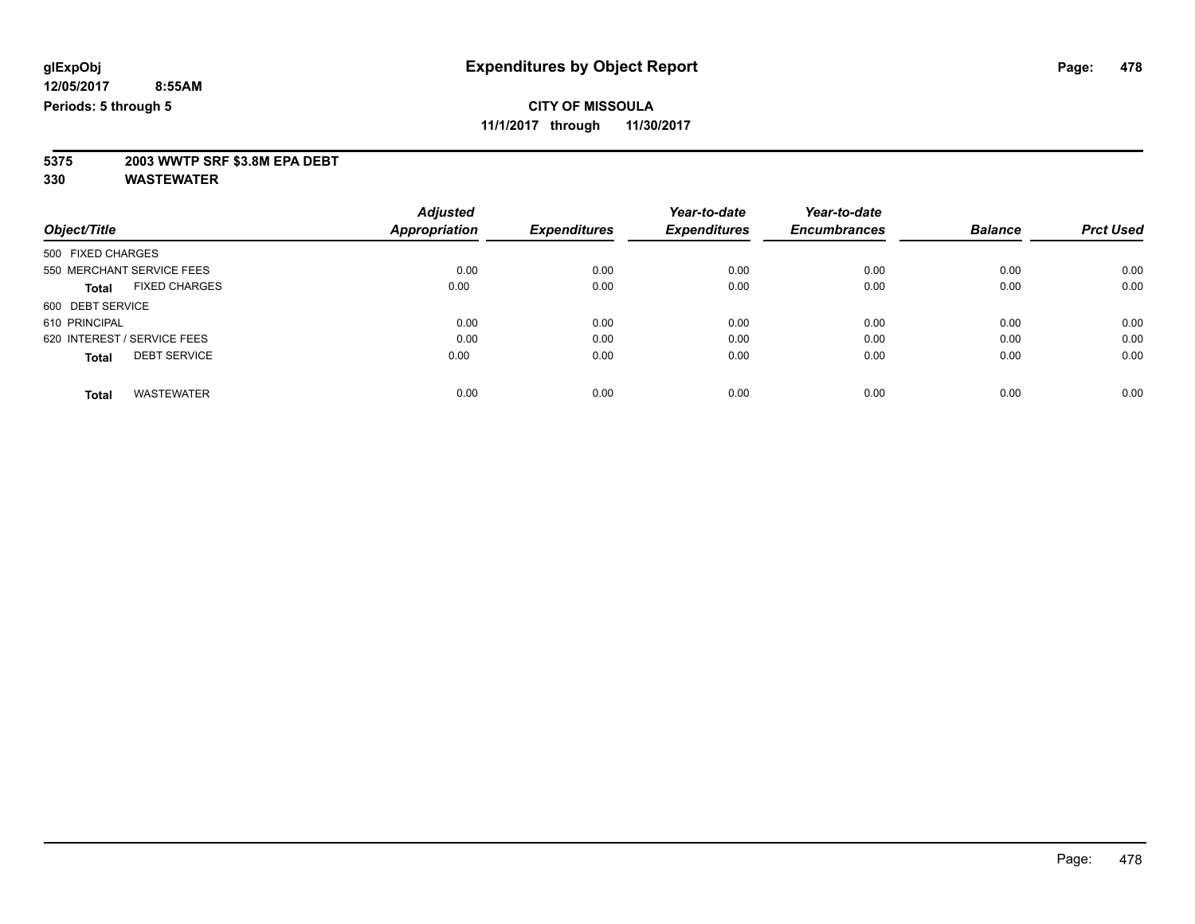**glExpObj**
**12/05/2017 8:55AM**
**Periods: 5 through 5**

# Expenditures by Object Report

**CITY OF MISSOULA**
**11/1/2017 through 11/30/2017**

**5375 2003 WWTP SRF $3.8M EPA DEBT**
**330 WASTEWATER**

| Object/Title | Adjusted Appropriation | Expenditures | Year-to-date Expenditures | Year-to-date Encumbrances | Balance | Prct Used |
|---|---|---|---|---|---|---|
| 500 FIXED CHARGES | | | | | | |
| 550 MERCHANT SERVICE FEES | 0.00 | 0.00 | 0.00 | 0.00 | 0.00 | 0.00 |
| **Total** FIXED CHARGES | 0.00 | 0.00 | 0.00 | 0.00 | 0.00 | 0.00 |
| 600 DEBT SERVICE | | | | | | |
| 610 PRINCIPAL | 0.00 | 0.00 | 0.00 | 0.00 | 0.00 | 0.00 |
| 620 INTEREST / SERVICE FEES | 0.00 | 0.00 | 0.00 | 0.00 | 0.00 | 0.00 |
| **Total** DEBT SERVICE | 0.00 | 0.00 | 0.00 | 0.00 | 0.00 | 0.00 |
| **Total** WASTEWATER | 0.00 | 0.00 | 0.00 | 0.00 | 0.00 | 0.00 |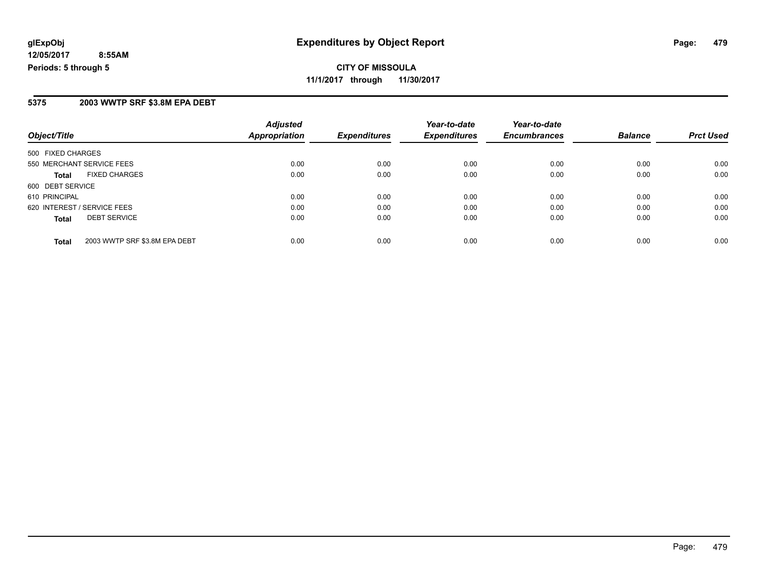glExpObj
12/05/2017 8:55AM
Periods: 5 through 5

# Expenditures by Object Report

**CITY OF MISSOULA**
**11/1/2017 through 11/30/2017**

## 5375 2003 WWTP SRF $3.8M EPA DEBT

| Object/Title | Adjusted Appropriation | Expenditures | Year-to-date Expenditures | Year-to-date Encumbrances | Balance | Prct Used |
|---|---|---|---|---|---|---|
| 500 FIXED CHARGES | | | | | | |
| 550 MERCHANT SERVICE FEES | 0.00 | 0.00 | 0.00 | 0.00 | 0.00 | 0.00 |
| **Total** FIXED CHARGES | 0.00 | 0.00 | 0.00 | 0.00 | 0.00 | 0.00 |
| 600 DEBT SERVICE | | | | | | |
| 610 PRINCIPAL | 0.00 | 0.00 | 0.00 | 0.00 | 0.00 | 0.00 |
| 620 INTEREST / SERVICE FEES | 0.00 | 0.00 | 0.00 | 0.00 | 0.00 | 0.00 |
| **Total** DEBT SERVICE | 0.00 | 0.00 | 0.00 | 0.00 | 0.00 | 0.00 |
| **Total** 2003 WWTP SRF $3.8M EPA DEBT | 0.00 | 0.00 | 0.00 | 0.00 | 0.00 | 0.00 |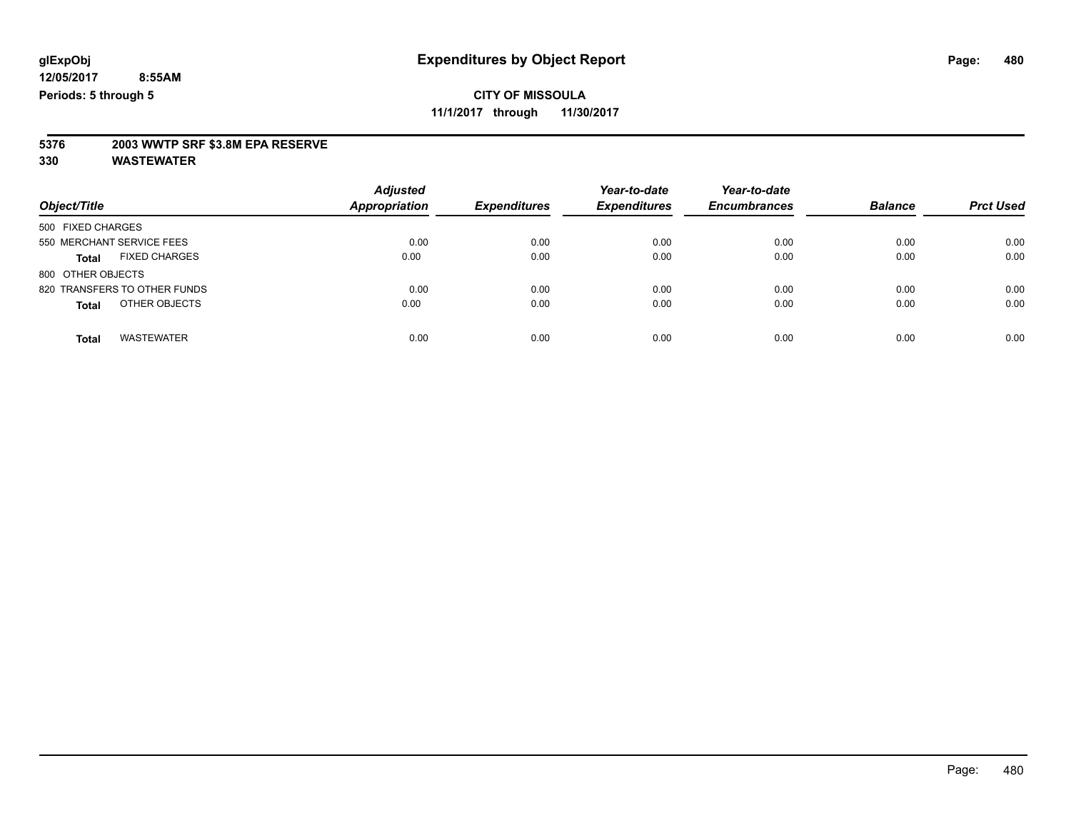# Expenditures by Object Report

glExpObj
12/05/2017 8:55AM
Periods: 5 through 5

**CITY OF MISSOULA**
**11/1/2017 through 11/30/2017**

**5376 2003 WWTP SRF $3.8M EPA RESERVE**
**330 WASTEWATER**

| Object/Title | Adjusted Appropriation | Expenditures | Year-to-date Expenditures | Year-to-date Encumbrances | Balance | Prct Used |
|---|---|---|---|---|---|---|
| 500 FIXED CHARGES | | | | | | |
| 550 MERCHANT SERVICE FEES | 0.00 | 0.00 | 0.00 | 0.00 | 0.00 | 0.00 |
| **Total** FIXED CHARGES | 0.00 | 0.00 | 0.00 | 0.00 | 0.00 | 0.00 |
| 800 OTHER OBJECTS | | | | | | |
| 820 TRANSFERS TO OTHER FUNDS | 0.00 | 0.00 | 0.00 | 0.00 | 0.00 | 0.00 |
| **Total** OTHER OBJECTS | 0.00 | 0.00 | 0.00 | 0.00 | 0.00 | 0.00 |
| **Total** WASTEWATER | 0.00 | 0.00 | 0.00 | 0.00 | 0.00 | 0.00 |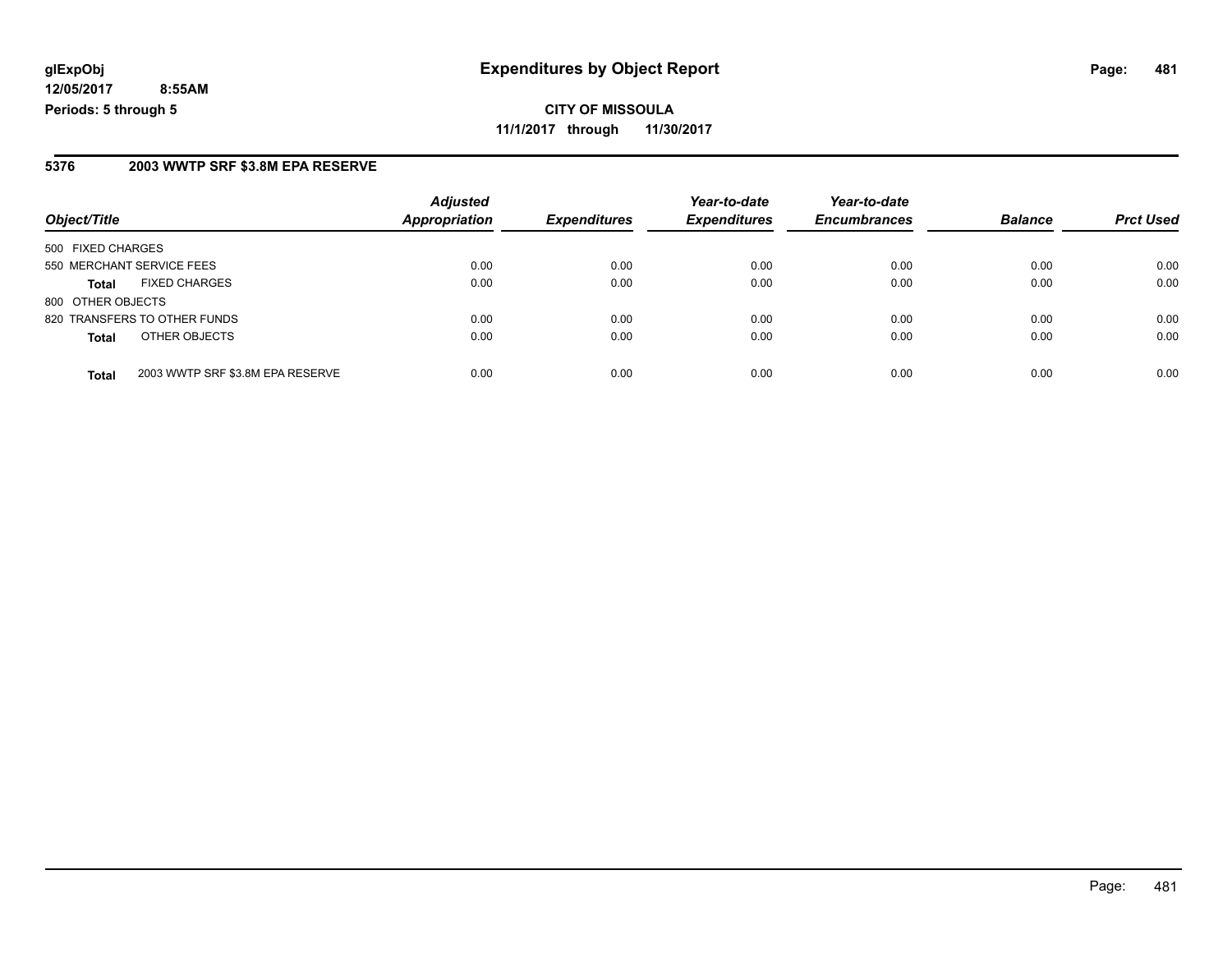**glExpObj** **Expenditures by Object Report**

**12/05/2017 8:55AM**

**Periods: 5 through 5**

**CITY OF MISSOULA**

**11/1/2017 through 11/30/2017**

## 5376 2003 WWTP SRF $3.8M EPA RESERVE

| Object/Title | | Adjusted Appropriation | Expenditures | Year-to-date Expenditures | Year-to-date Encumbrances | Balance | Prct Used |
|---|---|---|---|---|---|---|---|
| 500 FIXED CHARGES | | | | | | | |
| 550 MERCHANT SERVICE FEES | | 0.00 | 0.00 | 0.00 | 0.00 | 0.00 | 0.00 |
| **Total** | FIXED CHARGES | 0.00 | 0.00 | 0.00 | 0.00 | 0.00 | 0.00 |
| 800 OTHER OBJECTS | | | | | | | |
| 820 TRANSFERS TO OTHER FUNDS | | 0.00 | 0.00 | 0.00 | 0.00 | 0.00 | 0.00 |
| **Total** | OTHER OBJECTS | 0.00 | 0.00 | 0.00 | 0.00 | 0.00 | 0.00 |
| **Total** | 2003 WWTP SRF $3.8M EPA RESERVE | 0.00 | 0.00 | 0.00 | 0.00 | 0.00 | 0.00 |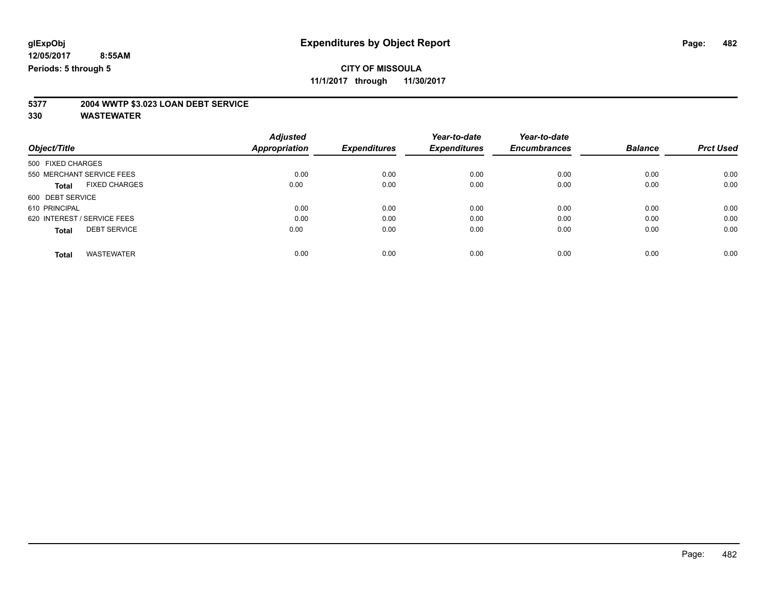**glExpObj** **Expenditures by Object Report**

**12/05/2017 8:55AM**

**Periods: 5 through 5**

**CITY OF MISSOULA**

**11/1/2017 through 11/30/2017**

**5377 2004 WWTP $3.023 LOAN DEBT SERVICE**

**330 WASTEWATER**

| Object/Title | Adjusted Appropriation | Expenditures | Year-to-date Expenditures | Year-to-date Encumbrances | Balance | Prct Used |
|---|---|---|---|---|---|---|
| 500 FIXED CHARGES | | | | | | |
| 550 MERCHANT SERVICE FEES | 0.00 | 0.00 | 0.00 | 0.00 | 0.00 | 0.00 |
| **Total** FIXED CHARGES | 0.00 | 0.00 | 0.00 | 0.00 | 0.00 | 0.00 |
| 600 DEBT SERVICE | | | | | | |
| 610 PRINCIPAL | 0.00 | 0.00 | 0.00 | 0.00 | 0.00 | 0.00 |
| 620 INTEREST / SERVICE FEES | 0.00 | 0.00 | 0.00 | 0.00 | 0.00 | 0.00 |
| **Total** DEBT SERVICE | 0.00 | 0.00 | 0.00 | 0.00 | 0.00 | 0.00 |
| **Total** WASTEWATER | 0.00 | 0.00 | 0.00 | 0.00 | 0.00 | 0.00 |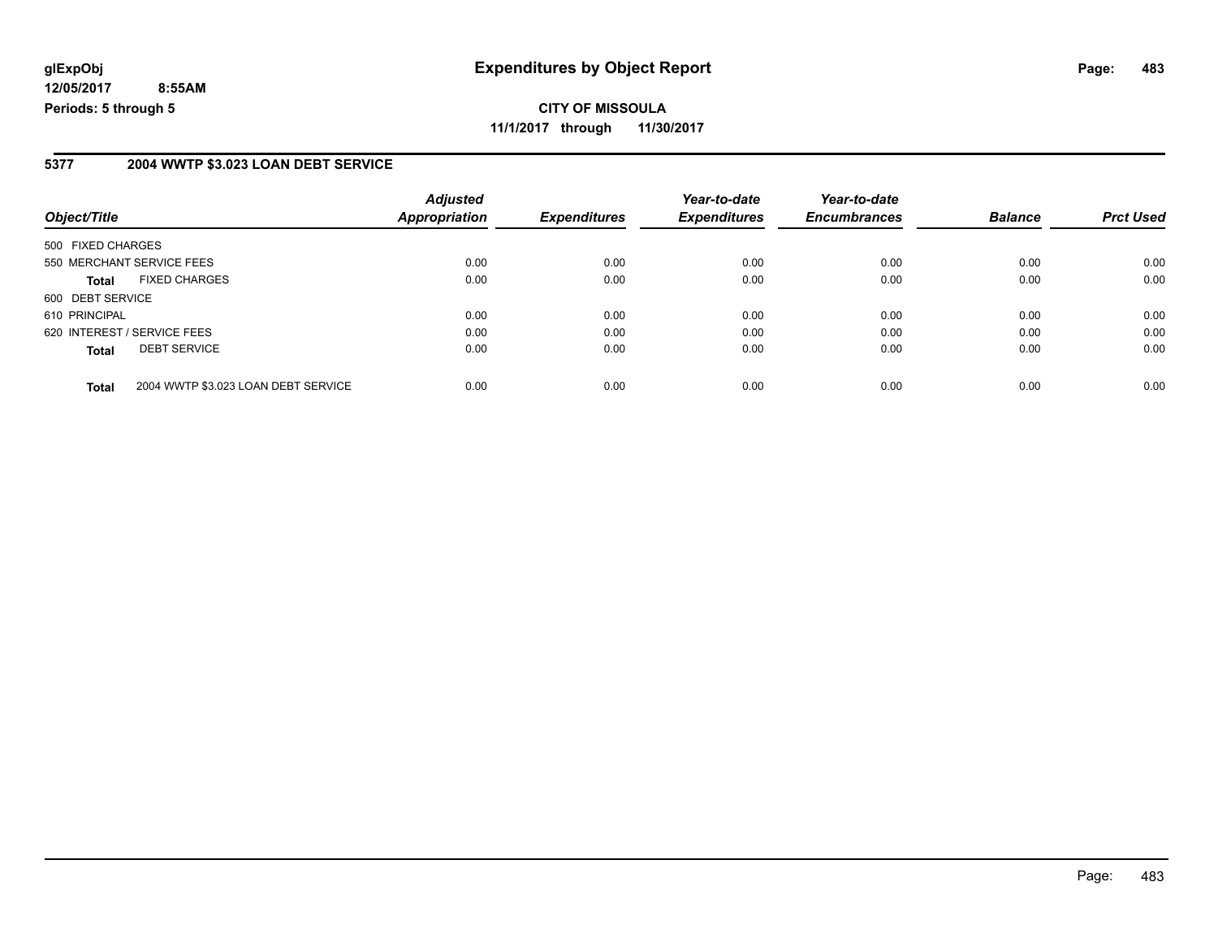**glExpObj** **Expenditures by Object Report**

**12/05/2017 8:55AM**

**Periods: 5 through 5**

**CITY OF MISSOULA**

**11/1/2017 through 11/30/2017**

## 5377 2004 WWTP $3.023 LOAN DEBT SERVICE

| Object/Title | | Adjusted Appropriation | Expenditures | Year-to-date Expenditures | Year-to-date Encumbrances | Balance | Prct Used |
|---|---|---|---|---|---|---|---|
| 500 FIXED CHARGES | | | | | | | |
| 550 MERCHANT SERVICE FEES | | 0.00 | 0.00 | 0.00 | 0.00 | 0.00 | 0.00 |
| **Total** | FIXED CHARGES | 0.00 | 0.00 | 0.00 | 0.00 | 0.00 | 0.00 |
| 600 DEBT SERVICE | | | | | | | |
| 610 PRINCIPAL | | 0.00 | 0.00 | 0.00 | 0.00 | 0.00 | 0.00 |
| 620 INTEREST / SERVICE FEES | | 0.00 | 0.00 | 0.00 | 0.00 | 0.00 | 0.00 |
| **Total** | DEBT SERVICE | 0.00 | 0.00 | 0.00 | 0.00 | 0.00 | 0.00 |
| **Total** | 2004 WWTP $3.023 LOAN DEBT SERVICE | 0.00 | 0.00 | 0.00 | 0.00 | 0.00 | 0.00 |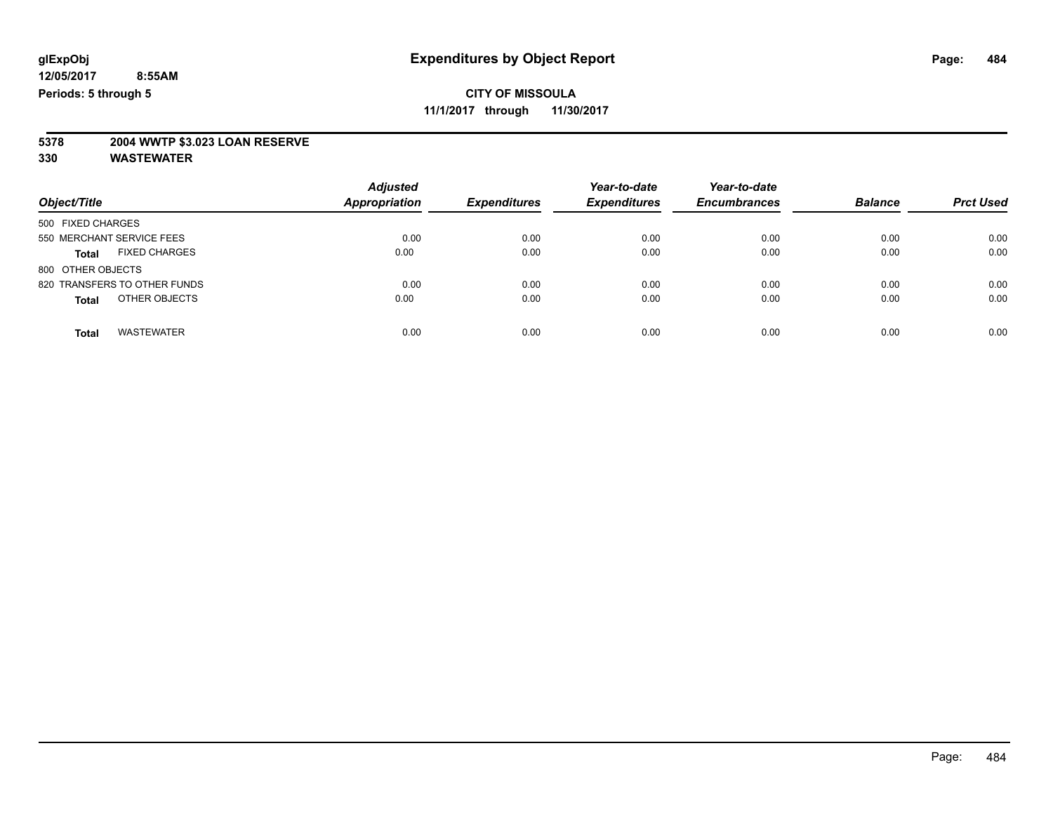**glExpObj**
**12/05/2017 8:55AM**
**Periods: 5 through 5**

# Expenditures by Object Report

**CITY OF MISSOULA**
**11/1/2017 through 11/30/2017**

**5378 2004 WWTP $3.023 LOAN RESERVE**
**330 WASTEWATER**

| Object/Title | Adjusted Appropriation | Expenditures | Year-to-date Expenditures | Year-to-date Encumbrances | Balance | Prct Used |
|---|---|---|---|---|---|---|
| 500 FIXED CHARGES | | | | | | |
| 550 MERCHANT SERVICE FEES | 0.00 | 0.00 | 0.00 | 0.00 | 0.00 | 0.00 |
| **Total** FIXED CHARGES | 0.00 | 0.00 | 0.00 | 0.00 | 0.00 | 0.00 |
| 800 OTHER OBJECTS | | | | | | |
| 820 TRANSFERS TO OTHER FUNDS | 0.00 | 0.00 | 0.00 | 0.00 | 0.00 | 0.00 |
| **Total** OTHER OBJECTS | 0.00 | 0.00 | 0.00 | 0.00 | 0.00 | 0.00 |
| **Total** WASTEWATER | 0.00 | 0.00 | 0.00 | 0.00 | 0.00 | 0.00 |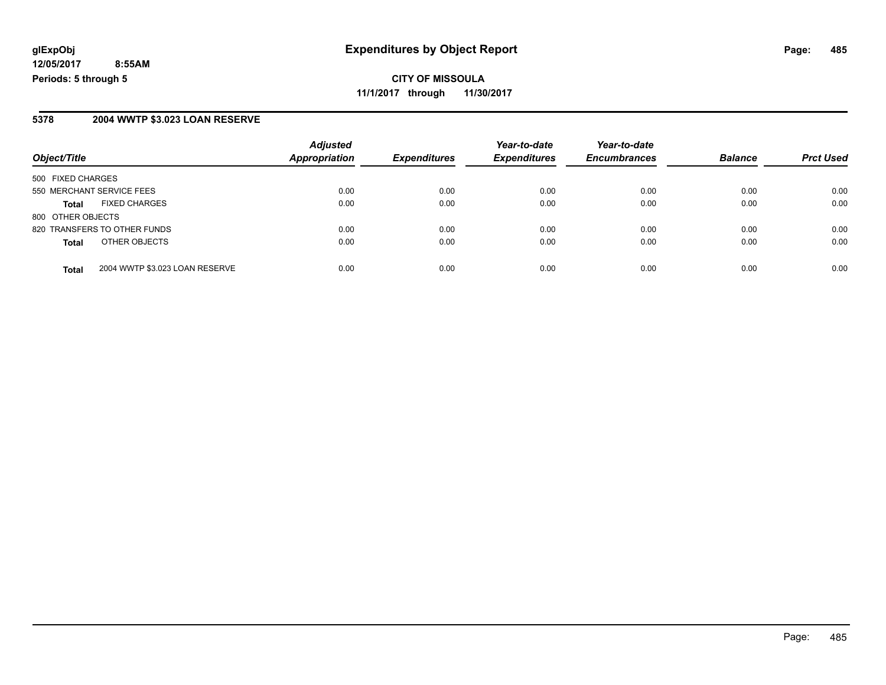**CITY OF MISSOULA**

**11/1/2017 through 11/30/2017**

**Expenditures by Object Report**

glExpObj
12/05/2017 8:55AM
Periods: 5 through 5

## 5378 2004 WWTP $3.023 LOAN RESERVE

| Object/Title | | Adjusted Appropriation | Expenditures | Year-to-date Expenditures | Year-to-date Encumbrances | Balance | Prct Used |
|---|---|---|---|---|---|---|---|
| 500 FIXED CHARGES | | | | | | | |
| 550 MERCHANT SERVICE FEES | | 0.00 | 0.00 | 0.00 | 0.00 | 0.00 | 0.00 |
| **Total** | FIXED CHARGES | 0.00 | 0.00 | 0.00 | 0.00 | 0.00 | 0.00 |
| 800 OTHER OBJECTS | | | | | | | |
| 820 TRANSFERS TO OTHER FUNDS | | 0.00 | 0.00 | 0.00 | 0.00 | 0.00 | 0.00 |
| **Total** | OTHER OBJECTS | 0.00 | 0.00 | 0.00 | 0.00 | 0.00 | 0.00 |
| **Total** | 2004 WWTP $3.023 LOAN RESERVE | 0.00 | 0.00 | 0.00 | 0.00 | 0.00 | 0.00 |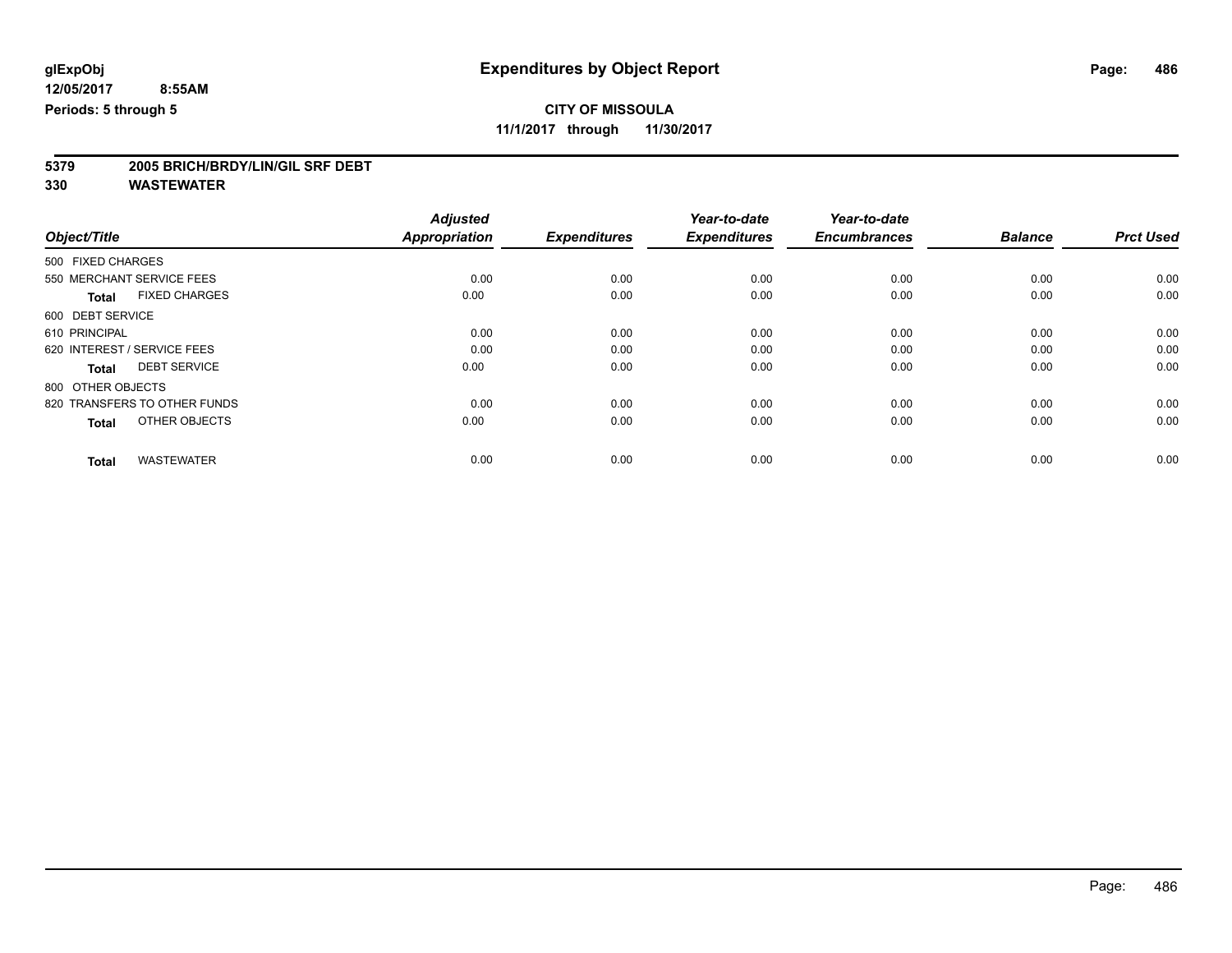**glExpObj**
**12/05/2017 8:55AM**
**Periods: 5 through 5**

# Expenditures by Object Report

**CITY OF MISSOULA**
**11/1/2017 through 11/30/2017**

**5379 2005 BRICH/BRDY/LIN/GIL SRF DEBT**
**330 WASTEWATER**

| Object/Title | Adjusted Appropriation | Expenditures | Year-to-date Expenditures | Year-to-date Encumbrances | Balance | Prct Used |
|---|---|---|---|---|---|---|
| 500 FIXED CHARGES | | | | | | |
| 550 MERCHANT SERVICE FEES | 0.00 | 0.00 | 0.00 | 0.00 | 0.00 | 0.00 |
| **Total** FIXED CHARGES | 0.00 | 0.00 | 0.00 | 0.00 | 0.00 | 0.00 |
| 600 DEBT SERVICE | | | | | | |
| 610 PRINCIPAL | 0.00 | 0.00 | 0.00 | 0.00 | 0.00 | 0.00 |
| 620 INTEREST / SERVICE FEES | 0.00 | 0.00 | 0.00 | 0.00 | 0.00 | 0.00 |
| **Total** DEBT SERVICE | 0.00 | 0.00 | 0.00 | 0.00 | 0.00 | 0.00 |
| 800 OTHER OBJECTS | | | | | | |
| 820 TRANSFERS TO OTHER FUNDS | 0.00 | 0.00 | 0.00 | 0.00 | 0.00 | 0.00 |
| **Total** OTHER OBJECTS | 0.00 | 0.00 | 0.00 | 0.00 | 0.00 | 0.00 |
| **Total** WASTEWATER | 0.00 | 0.00 | 0.00 | 0.00 | 0.00 | 0.00 |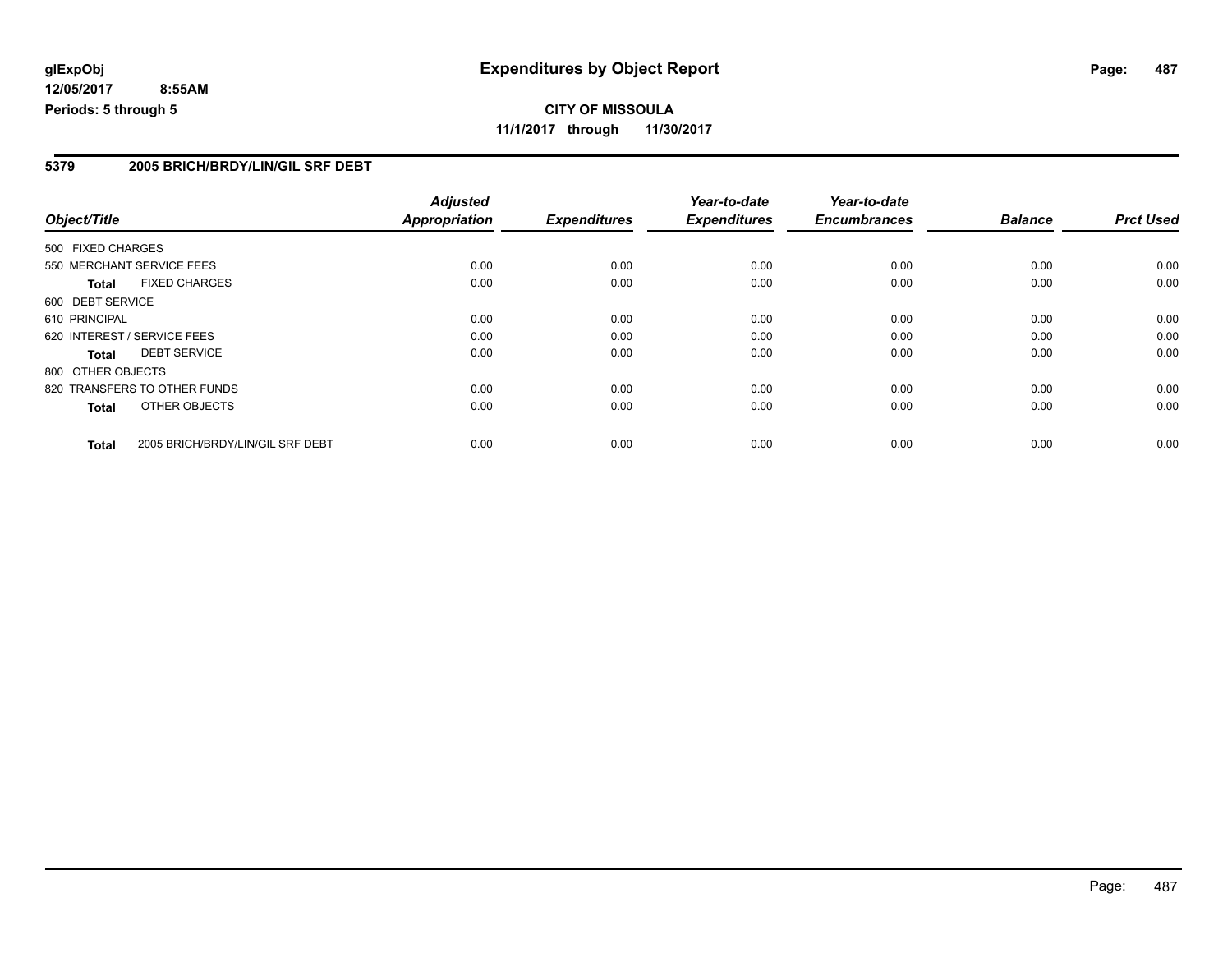# Expenditures by Object Report

glExpObj
12/05/2017 8:55AM
Periods: 5 through 5

**CITY OF MISSOULA**
**11/1/2017 through 11/30/2017**

## 5379 2005 BRICH/BRDY/LIN/GIL SRF DEBT

| Object/Title | | Adjusted Appropriation | Expenditures | Year-to-date Expenditures | Year-to-date Encumbrances | Balance | Prct Used |
|---|---|---|---|---|---|---|---|
| 500 FIXED CHARGES | | | | | | | |
| 550 MERCHANT SERVICE FEES | | 0.00 | 0.00 | 0.00 | 0.00 | 0.00 | 0.00 |
| **Total** | FIXED CHARGES | 0.00 | 0.00 | 0.00 | 0.00 | 0.00 | 0.00 |
| 600 DEBT SERVICE | | | | | | | |
| 610 PRINCIPAL | | 0.00 | 0.00 | 0.00 | 0.00 | 0.00 | 0.00 |
| 620 INTEREST / SERVICE FEES | | 0.00 | 0.00 | 0.00 | 0.00 | 0.00 | 0.00 |
| **Total** | DEBT SERVICE | 0.00 | 0.00 | 0.00 | 0.00 | 0.00 | 0.00 |
| 800 OTHER OBJECTS | | | | | | | |
| 820 TRANSFERS TO OTHER FUNDS | | 0.00 | 0.00 | 0.00 | 0.00 | 0.00 | 0.00 |
| **Total** | OTHER OBJECTS | 0.00 | 0.00 | 0.00 | 0.00 | 0.00 | 0.00 |
| **Total** | 2005 BRICH/BRDY/LIN/GIL SRF DEBT | 0.00 | 0.00 | 0.00 | 0.00 | 0.00 | 0.00 |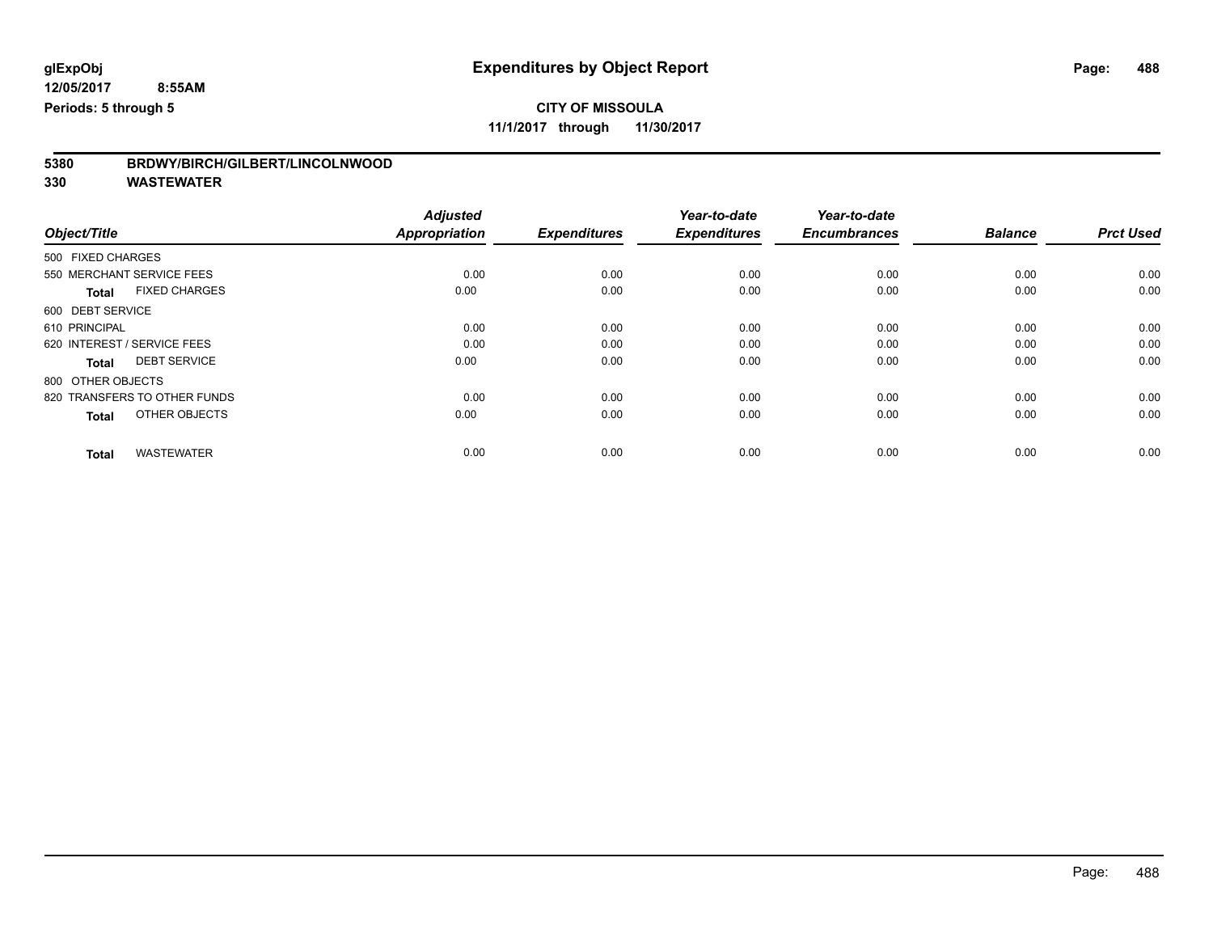glExpObj
12/05/2017 8:55AM
Periods: 5 through 5

# Expenditures by Object Report

**CITY OF MISSOULA**
**11/1/2017 through 11/30/2017**

**5380 BRDWY/BIRCH/GILBERT/LINCOLNWOOD**
**330 WASTEWATER**

| Object/Title | Adjusted Appropriation | Expenditures | Year-to-date Expenditures | Year-to-date Encumbrances | Balance | Prct Used |
|---|---|---|---|---|---|---|
| 500 FIXED CHARGES | | | | | | |
| 550 MERCHANT SERVICE FEES | 0.00 | 0.00 | 0.00 | 0.00 | 0.00 | 0.00 |
| **Total** FIXED CHARGES | 0.00 | 0.00 | 0.00 | 0.00 | 0.00 | 0.00 |
| 600 DEBT SERVICE | | | | | | |
| 610 PRINCIPAL | 0.00 | 0.00 | 0.00 | 0.00 | 0.00 | 0.00 |
| 620 INTEREST / SERVICE FEES | 0.00 | 0.00 | 0.00 | 0.00 | 0.00 | 0.00 |
| **Total** DEBT SERVICE | 0.00 | 0.00 | 0.00 | 0.00 | 0.00 | 0.00 |
| 800 OTHER OBJECTS | | | | | | |
| 820 TRANSFERS TO OTHER FUNDS | 0.00 | 0.00 | 0.00 | 0.00 | 0.00 | 0.00 |
| **Total** OTHER OBJECTS | 0.00 | 0.00 | 0.00 | 0.00 | 0.00 | 0.00 |
| **Total** WASTEWATER | 0.00 | 0.00 | 0.00 | 0.00 | 0.00 | 0.00 |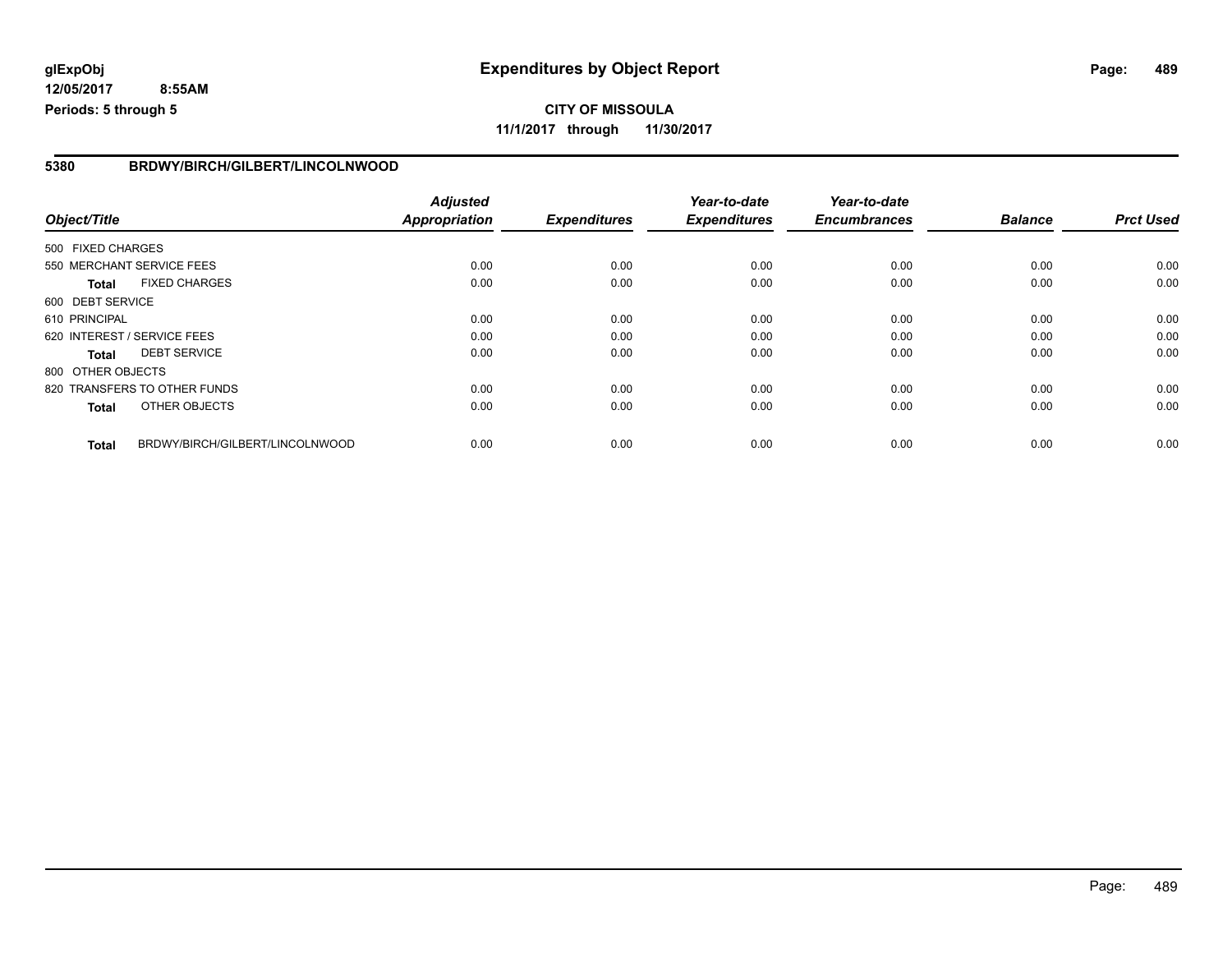# Expenditures by Object Report

glExpObj
12/05/2017 8:55AM
Periods: 5 through 5

**CITY OF MISSOULA**
**11/1/2017 through 11/30/2017**

## 5380 BRDWY/BIRCH/GILBERT/LINCOLNWOOD

| Object/Title | | Adjusted Appropriation | Expenditures | Year-to-date Expenditures | Year-to-date Encumbrances | Balance | Prct Used |
|---|---|---|---|---|---|---|---|
| 500 FIXED CHARGES | | | | | | | |
| 550 MERCHANT SERVICE FEES | | 0.00 | 0.00 | 0.00 | 0.00 | 0.00 | 0.00 |
| **Total** | FIXED CHARGES | 0.00 | 0.00 | 0.00 | 0.00 | 0.00 | 0.00 |
| 600 DEBT SERVICE | | | | | | | |
| 610 PRINCIPAL | | 0.00 | 0.00 | 0.00 | 0.00 | 0.00 | 0.00 |
| 620 INTEREST / SERVICE FEES | | 0.00 | 0.00 | 0.00 | 0.00 | 0.00 | 0.00 |
| **Total** | DEBT SERVICE | 0.00 | 0.00 | 0.00 | 0.00 | 0.00 | 0.00 |
| 800 OTHER OBJECTS | | | | | | | |
| 820 TRANSFERS TO OTHER FUNDS | | 0.00 | 0.00 | 0.00 | 0.00 | 0.00 | 0.00 |
| **Total** | OTHER OBJECTS | 0.00 | 0.00 | 0.00 | 0.00 | 0.00 | 0.00 |
| **Total** | BRDWY/BIRCH/GILBERT/LINCOLNWOOD | 0.00 | 0.00 | 0.00 | 0.00 | 0.00 | 0.00 |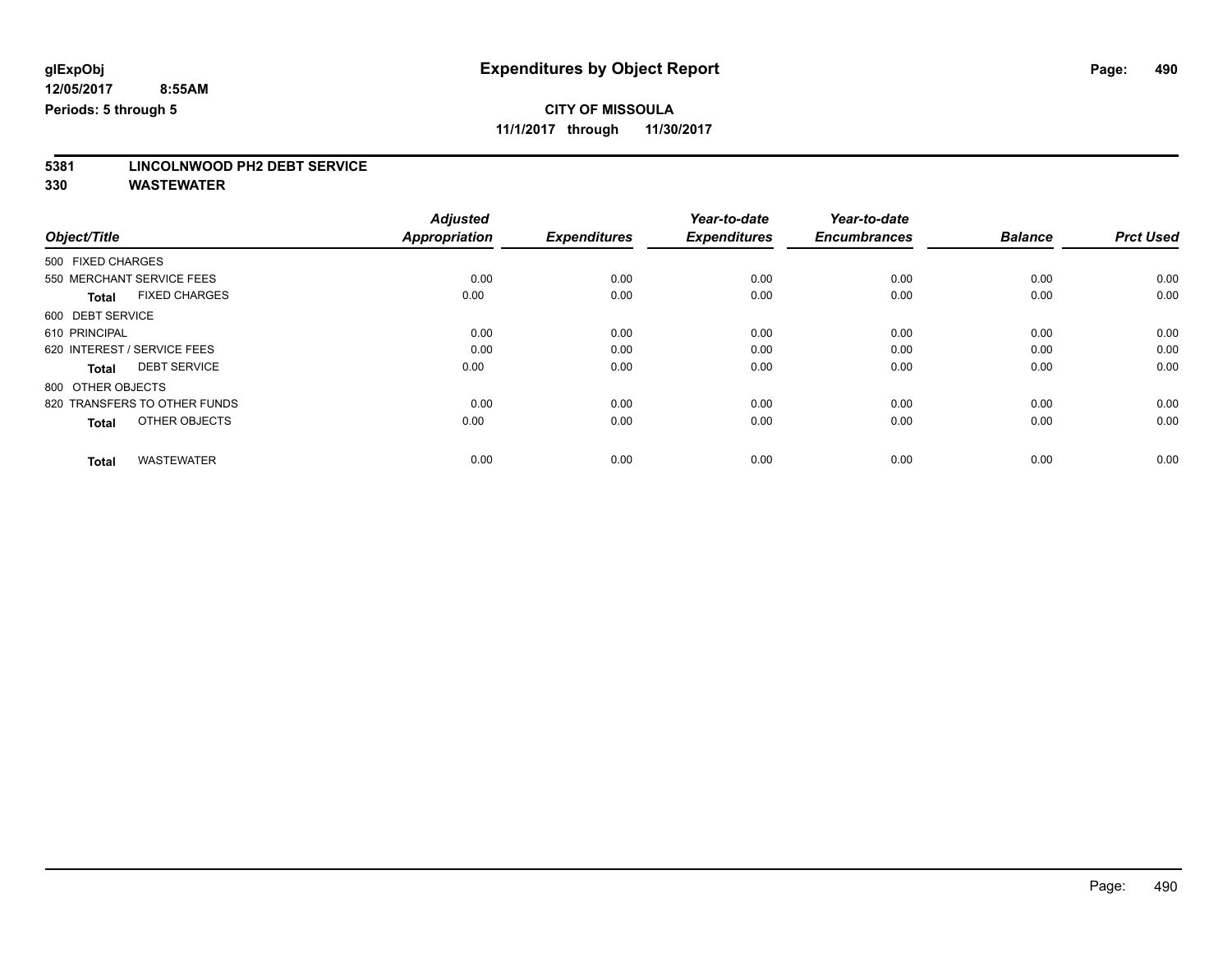**glExpObj**
**12/05/2017 8:55AM**
**Periods: 5 through 5**

# Expenditures by Object Report

**CITY OF MISSOULA**
**11/1/2017 through 11/30/2017**

**5381 LINCOLNWOOD PH2 DEBT SERVICE**
**330 WASTEWATER**

| Object/Title | Adjusted Appropriation | Expenditures | Year-to-date Expenditures | Year-to-date Encumbrances | Balance | Prct Used |
|---|---|---|---|---|---|---|
| 500 FIXED CHARGES | | | | | | |
| 550 MERCHANT SERVICE FEES | 0.00 | 0.00 | 0.00 | 0.00 | 0.00 | 0.00 |
| **Total** FIXED CHARGES | 0.00 | 0.00 | 0.00 | 0.00 | 0.00 | 0.00 |
| 600 DEBT SERVICE | | | | | | |
| 610 PRINCIPAL | 0.00 | 0.00 | 0.00 | 0.00 | 0.00 | 0.00 |
| 620 INTEREST / SERVICE FEES | 0.00 | 0.00 | 0.00 | 0.00 | 0.00 | 0.00 |
| **Total** DEBT SERVICE | 0.00 | 0.00 | 0.00 | 0.00 | 0.00 | 0.00 |
| 800 OTHER OBJECTS | | | | | | |
| 820 TRANSFERS TO OTHER FUNDS | 0.00 | 0.00 | 0.00 | 0.00 | 0.00 | 0.00 |
| **Total** OTHER OBJECTS | 0.00 | 0.00 | 0.00 | 0.00 | 0.00 | 0.00 |
| **Total** WASTEWATER | 0.00 | 0.00 | 0.00 | 0.00 | 0.00 | 0.00 |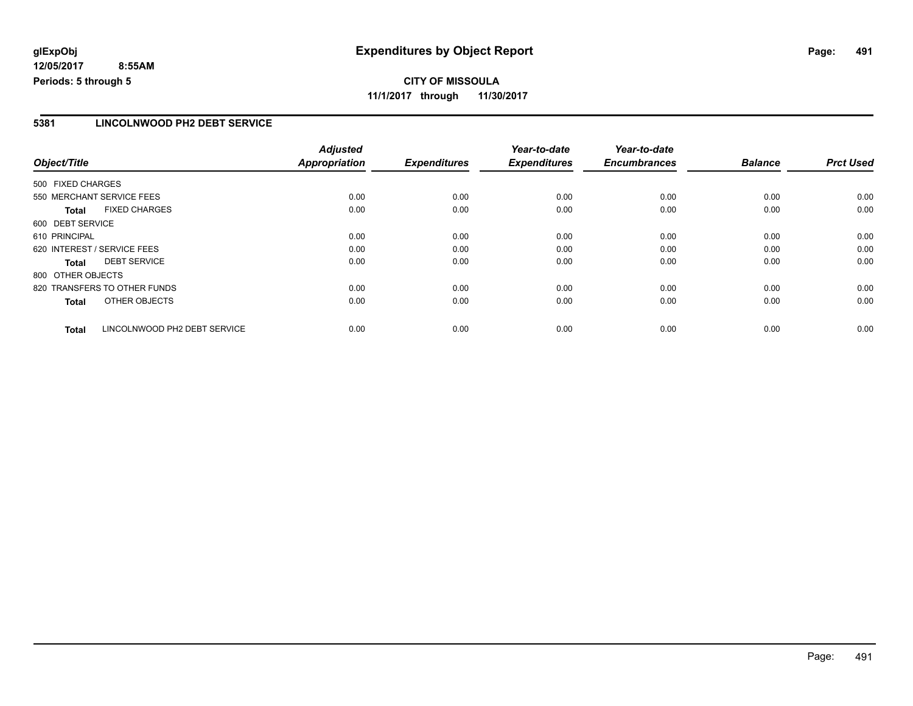**glExpObj**
**12/05/2017 8:55AM**
**Periods: 5 through 5**

# Expenditures by Object Report

**CITY OF MISSOULA**
**11/1/2017 through 11/30/2017**

## 5381 LINCOLNWOOD PH2 DEBT SERVICE

| Object/Title | Adjusted Appropriation | Expenditures | Year-to-date Expenditures | Year-to-date Encumbrances | Balance | Prct Used |
|---|---|---|---|---|---|---|
| 500 FIXED CHARGES | | | | | | |
| 550 MERCHANT SERVICE FEES | 0.00 | 0.00 | 0.00 | 0.00 | 0.00 | 0.00 |
| **Total** FIXED CHARGES | 0.00 | 0.00 | 0.00 | 0.00 | 0.00 | 0.00 |
| 600 DEBT SERVICE | | | | | | |
| 610 PRINCIPAL | 0.00 | 0.00 | 0.00 | 0.00 | 0.00 | 0.00 |
| 620 INTEREST / SERVICE FEES | 0.00 | 0.00 | 0.00 | 0.00 | 0.00 | 0.00 |
| **Total** DEBT SERVICE | 0.00 | 0.00 | 0.00 | 0.00 | 0.00 | 0.00 |
| 800 OTHER OBJECTS | | | | | | |
| 820 TRANSFERS TO OTHER FUNDS | 0.00 | 0.00 | 0.00 | 0.00 | 0.00 | 0.00 |
| **Total** OTHER OBJECTS | 0.00 | 0.00 | 0.00 | 0.00 | 0.00 | 0.00 |
| **Total** LINCOLNWOOD PH2 DEBT SERVICE | 0.00 | 0.00 | 0.00 | 0.00 | 0.00 | 0.00 |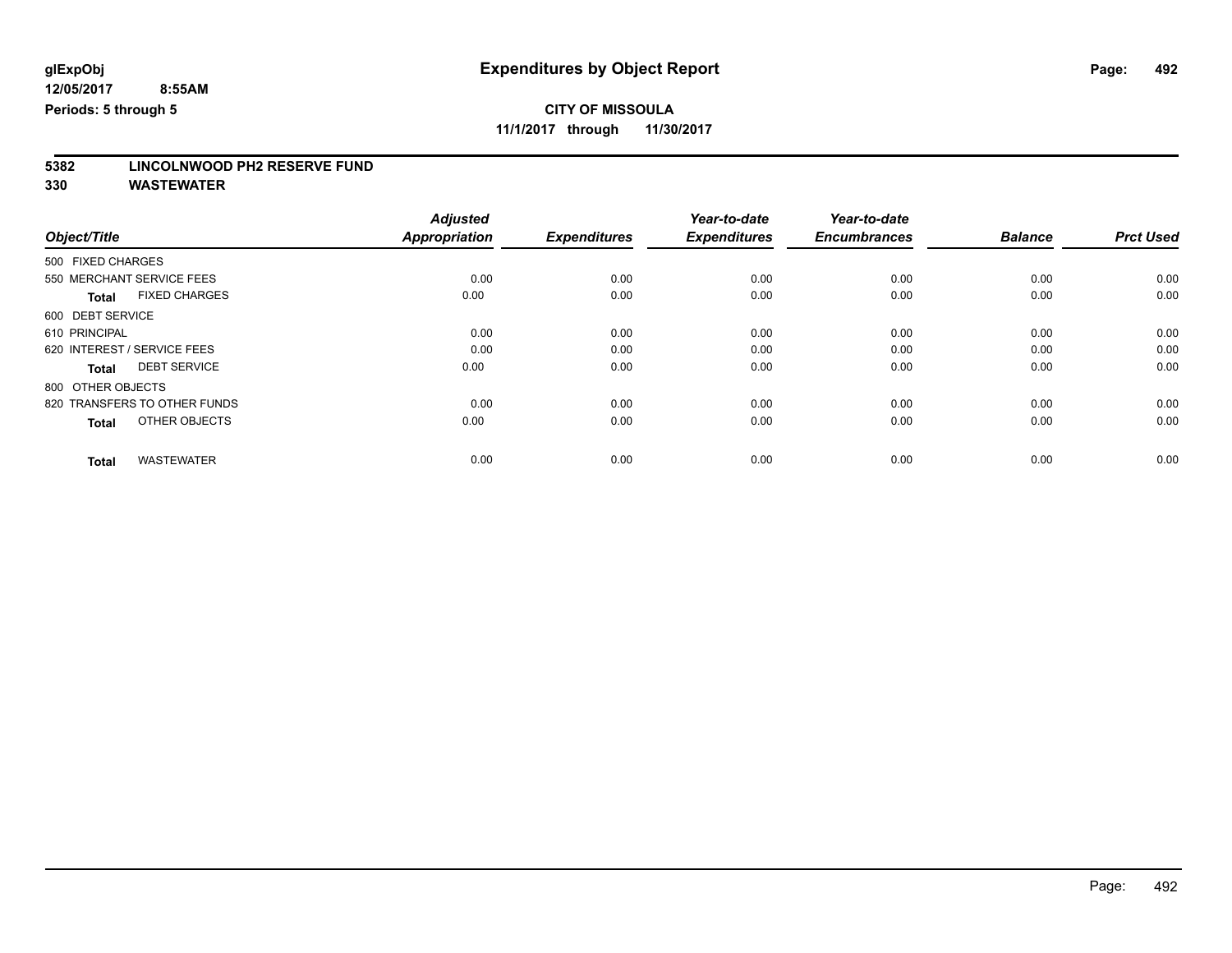**glExpObj** **Expenditures by Object Report**

**12/05/2017 8:55AM**

**Periods: 5 through 5**

**CITY OF MISSOULA**

**11/1/2017 through 11/30/2017**

**5382 LINCOLNWOOD PH2 RESERVE FUND**

**330 WASTEWATER**

| Object/Title | Adjusted Appropriation | Expenditures | Year-to-date Expenditures | Year-to-date Encumbrances | Balance | Prct Used |
|---|---|---|---|---|---|---|
| 500 FIXED CHARGES | | | | | | |
| 550 MERCHANT SERVICE FEES | 0.00 | 0.00 | 0.00 | 0.00 | 0.00 | 0.00 |
| **Total** FIXED CHARGES | 0.00 | 0.00 | 0.00 | 0.00 | 0.00 | 0.00 |
| 600 DEBT SERVICE | | | | | | |
| 610 PRINCIPAL | 0.00 | 0.00 | 0.00 | 0.00 | 0.00 | 0.00 |
| 620 INTEREST / SERVICE FEES | 0.00 | 0.00 | 0.00 | 0.00 | 0.00 | 0.00 |
| **Total** DEBT SERVICE | 0.00 | 0.00 | 0.00 | 0.00 | 0.00 | 0.00 |
| 800 OTHER OBJECTS | | | | | | |
| 820 TRANSFERS TO OTHER FUNDS | 0.00 | 0.00 | 0.00 | 0.00 | 0.00 | 0.00 |
| **Total** OTHER OBJECTS | 0.00 | 0.00 | 0.00 | 0.00 | 0.00 | 0.00 |
| **Total** WASTEWATER | 0.00 | 0.00 | 0.00 | 0.00 | 0.00 | 0.00 |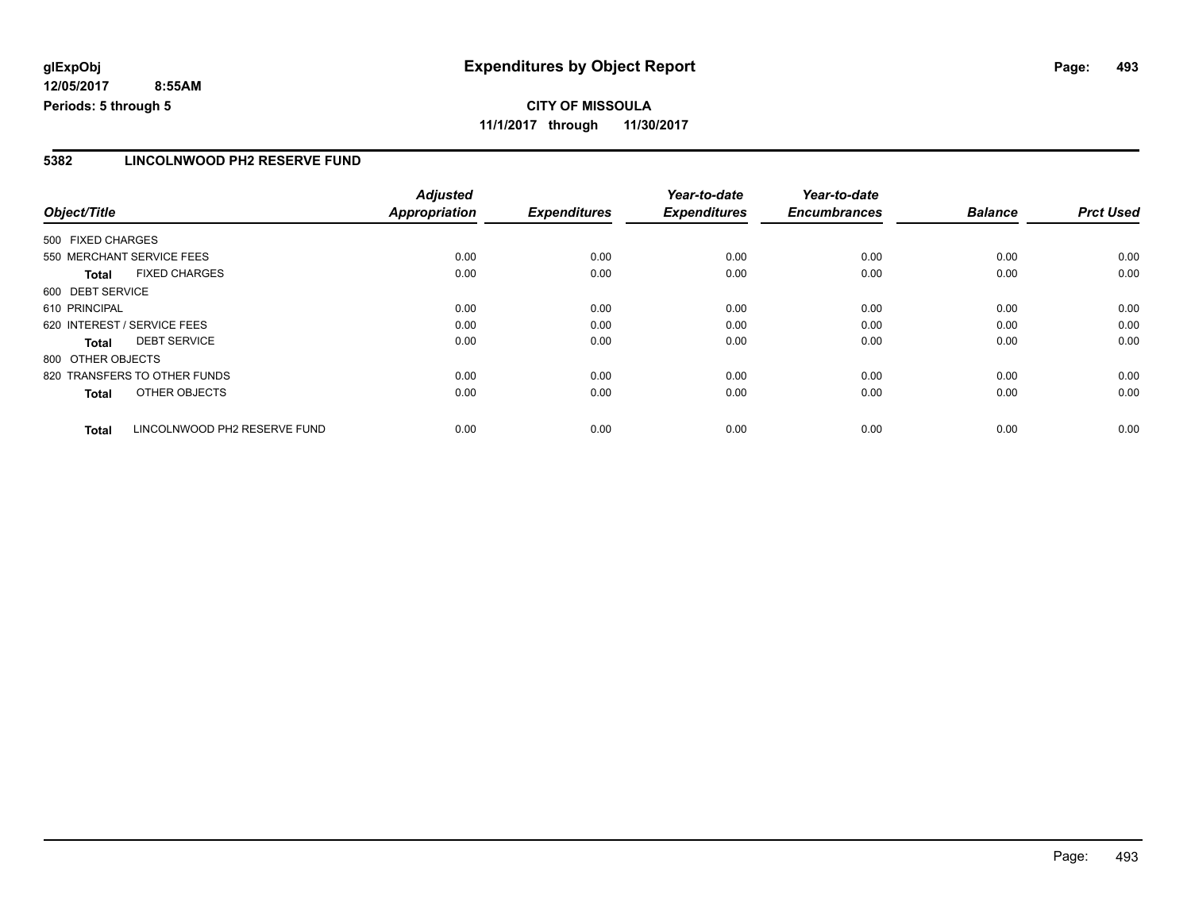**glExpObj**
**12/05/2017 8:55AM**
**Periods: 5 through 5**

# Expenditures by Object Report

**CITY OF MISSOULA**
**11/1/2017 through 11/30/2017**

## 5382 LINCOLNWOOD PH2 RESERVE FUND

| Object/Title | | Adjusted Appropriation | Expenditures | Year-to-date Expenditures | Year-to-date Encumbrances | Balance | Prct Used |
|---|---|---|---|---|---|---|---|
| 500 FIXED CHARGES | | | | | | | |
| 550 MERCHANT SERVICE FEES | | 0.00 | 0.00 | 0.00 | 0.00 | 0.00 | 0.00 |
| **Total** | FIXED CHARGES | 0.00 | 0.00 | 0.00 | 0.00 | 0.00 | 0.00 |
| 600 DEBT SERVICE | | | | | | | |
| 610 PRINCIPAL | | 0.00 | 0.00 | 0.00 | 0.00 | 0.00 | 0.00 |
| 620 INTEREST / SERVICE FEES | | 0.00 | 0.00 | 0.00 | 0.00 | 0.00 | 0.00 |
| **Total** | DEBT SERVICE | 0.00 | 0.00 | 0.00 | 0.00 | 0.00 | 0.00 |
| 800 OTHER OBJECTS | | | | | | | |
| 820 TRANSFERS TO OTHER FUNDS | | 0.00 | 0.00 | 0.00 | 0.00 | 0.00 | 0.00 |
| **Total** | OTHER OBJECTS | 0.00 | 0.00 | 0.00 | 0.00 | 0.00 | 0.00 |
| **Total** | LINCOLNWOOD PH2 RESERVE FUND | 0.00 | 0.00 | 0.00 | 0.00 | 0.00 | 0.00 |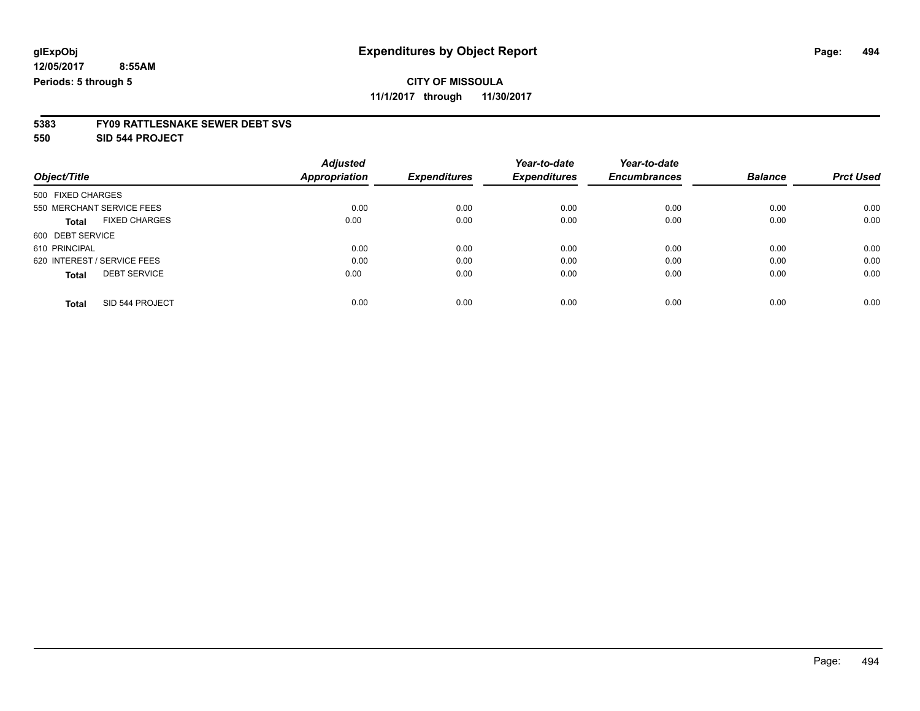glExpObj
12/05/2017 8:55AM
Periods: 5 through 5

# Expenditures by Object Report

**CITY OF MISSOULA**
**11/1/2017 through 11/30/2017**

**5383 FY09 RATTLESNAKE SEWER DEBT SVS**
**550 SID 544 PROJECT**

| Object/Title | Adjusted Appropriation | Expenditures | Year-to-date Expenditures | Year-to-date Encumbrances | Balance | Prct Used |
|---|---|---|---|---|---|---|
| 500 FIXED CHARGES | | | | | | |
| 550 MERCHANT SERVICE FEES | 0.00 | 0.00 | 0.00 | 0.00 | 0.00 | 0.00 |
| **Total** FIXED CHARGES | 0.00 | 0.00 | 0.00 | 0.00 | 0.00 | 0.00 |
| 600 DEBT SERVICE | | | | | | |
| 610 PRINCIPAL | 0.00 | 0.00 | 0.00 | 0.00 | 0.00 | 0.00 |
| 620 INTEREST / SERVICE FEES | 0.00 | 0.00 | 0.00 | 0.00 | 0.00 | 0.00 |
| **Total** DEBT SERVICE | 0.00 | 0.00 | 0.00 | 0.00 | 0.00 | 0.00 |
| **Total** SID 544 PROJECT | 0.00 | 0.00 | 0.00 | 0.00 | 0.00 | 0.00 |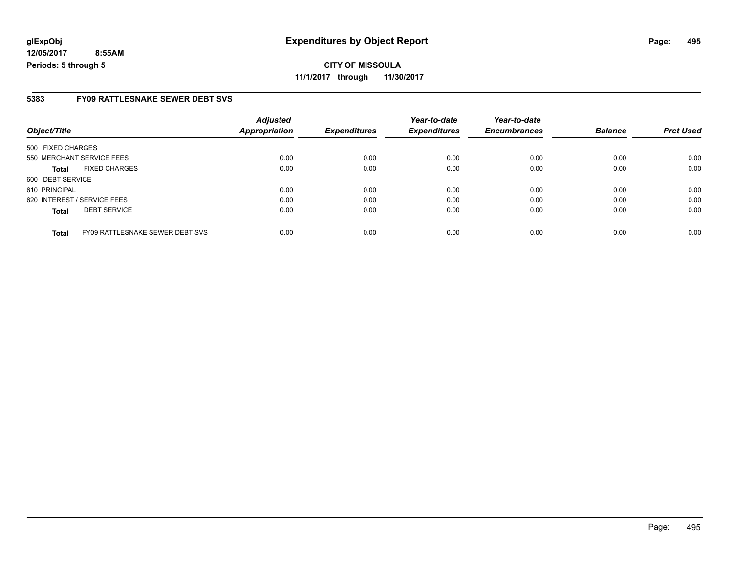# Expenditures by Object Report

glExpObj
12/05/2017 8:55AM
Periods: 5 through 5

**CITY OF MISSOULA**
**11/1/2017 through 11/30/2017**

## 5383 FY09 RATTLESNAKE SEWER DEBT SVS

| Object/Title | | Adjusted Appropriation | Expenditures | Year-to-date Expenditures | Year-to-date Encumbrances | Balance | Prct Used |
|---|---|---|---|---|---|---|---|
| 500 FIXED CHARGES | | | | | | | |
| 550 MERCHANT SERVICE FEES | | 0.00 | 0.00 | 0.00 | 0.00 | 0.00 | 0.00 |
| **Total** | FIXED CHARGES | 0.00 | 0.00 | 0.00 | 0.00 | 0.00 | 0.00 |
| 600 DEBT SERVICE | | | | | | | |
| 610 PRINCIPAL | | 0.00 | 0.00 | 0.00 | 0.00 | 0.00 | 0.00 |
| 620 INTEREST / SERVICE FEES | | 0.00 | 0.00 | 0.00 | 0.00 | 0.00 | 0.00 |
| **Total** | DEBT SERVICE | 0.00 | 0.00 | 0.00 | 0.00 | 0.00 | 0.00 |
| **Total** | FY09 RATTLESNAKE SEWER DEBT SVS | 0.00 | 0.00 | 0.00 | 0.00 | 0.00 | 0.00 |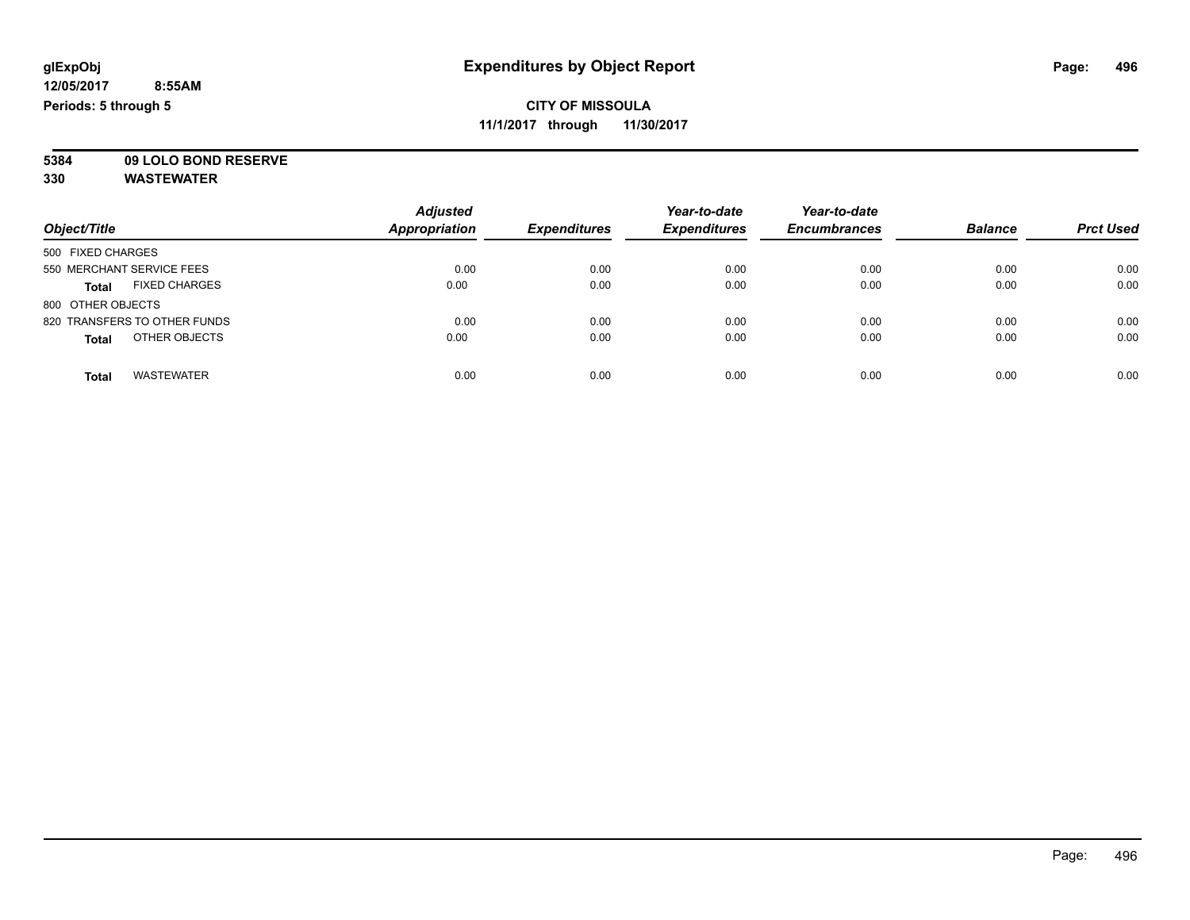glExpObj
12/05/2017 8:55AM
Periods: 5 through 5

# Expenditures by Object Report

**CITY OF MISSOULA**
**11/1/2017 through 11/30/2017**

**5384 09 LOLO BOND RESERVE**
**330 WASTEWATER**

| Object/Title | Adjusted Appropriation | Expenditures | Year-to-date Expenditures | Year-to-date Encumbrances | Balance | Prct Used |
|---|---|---|---|---|---|---|
| 500 FIXED CHARGES | | | | | | |
| 550 MERCHANT SERVICE FEES | 0.00 | 0.00 | 0.00 | 0.00 | 0.00 | 0.00 |
| **Total** FIXED CHARGES | 0.00 | 0.00 | 0.00 | 0.00 | 0.00 | 0.00 |
| 800 OTHER OBJECTS | | | | | | |
| 820 TRANSFERS TO OTHER FUNDS | 0.00 | 0.00 | 0.00 | 0.00 | 0.00 | 0.00 |
| **Total** OTHER OBJECTS | 0.00 | 0.00 | 0.00 | 0.00 | 0.00 | 0.00 |
| **Total** WASTEWATER | 0.00 | 0.00 | 0.00 | 0.00 | 0.00 | 0.00 |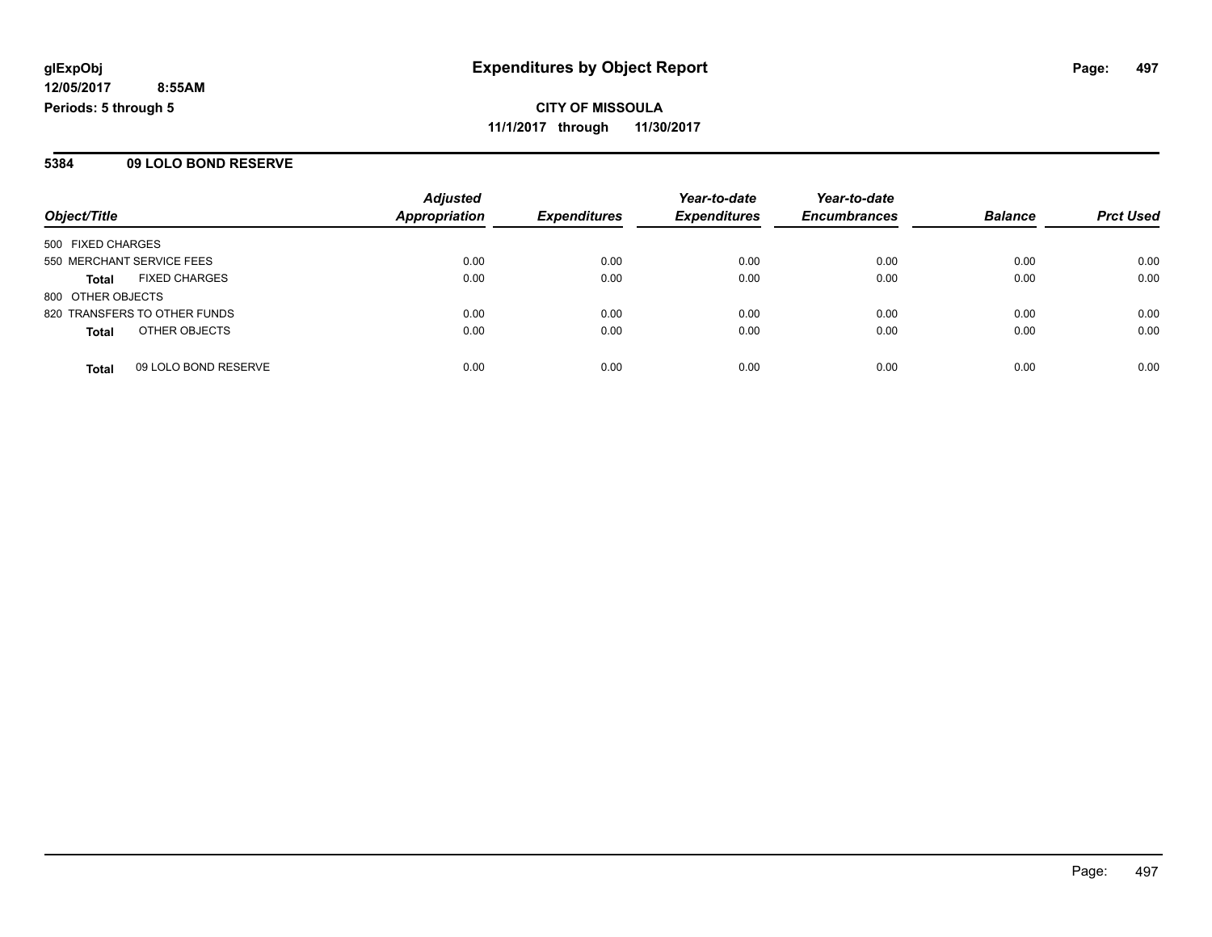**glExpObj** **Expenditures by Object Report**

**12/05/2017 8:55AM**

**Periods: 5 through 5**

**CITY OF MISSOULA**

**11/1/2017 through 11/30/2017**

## 5384 09 LOLO BOND RESERVE

| Object/Title | Adjusted Appropriation | Expenditures | Year-to-date Expenditures | Year-to-date Encumbrances | Balance | Prct Used |
|---|---|---|---|---|---|---|
| 500 FIXED CHARGES | | | | | | |
| 550 MERCHANT SERVICE FEES | 0.00 | 0.00 | 0.00 | 0.00 | 0.00 | 0.00 |
| **Total** FIXED CHARGES | 0.00 | 0.00 | 0.00 | 0.00 | 0.00 | 0.00 |
| 800 OTHER OBJECTS | | | | | | |
| 820 TRANSFERS TO OTHER FUNDS | 0.00 | 0.00 | 0.00 | 0.00 | 0.00 | 0.00 |
| **Total** OTHER OBJECTS | 0.00 | 0.00 | 0.00 | 0.00 | 0.00 | 0.00 |
| **Total** 09 LOLO BOND RESERVE | 0.00 | 0.00 | 0.00 | 0.00 | 0.00 | 0.00 |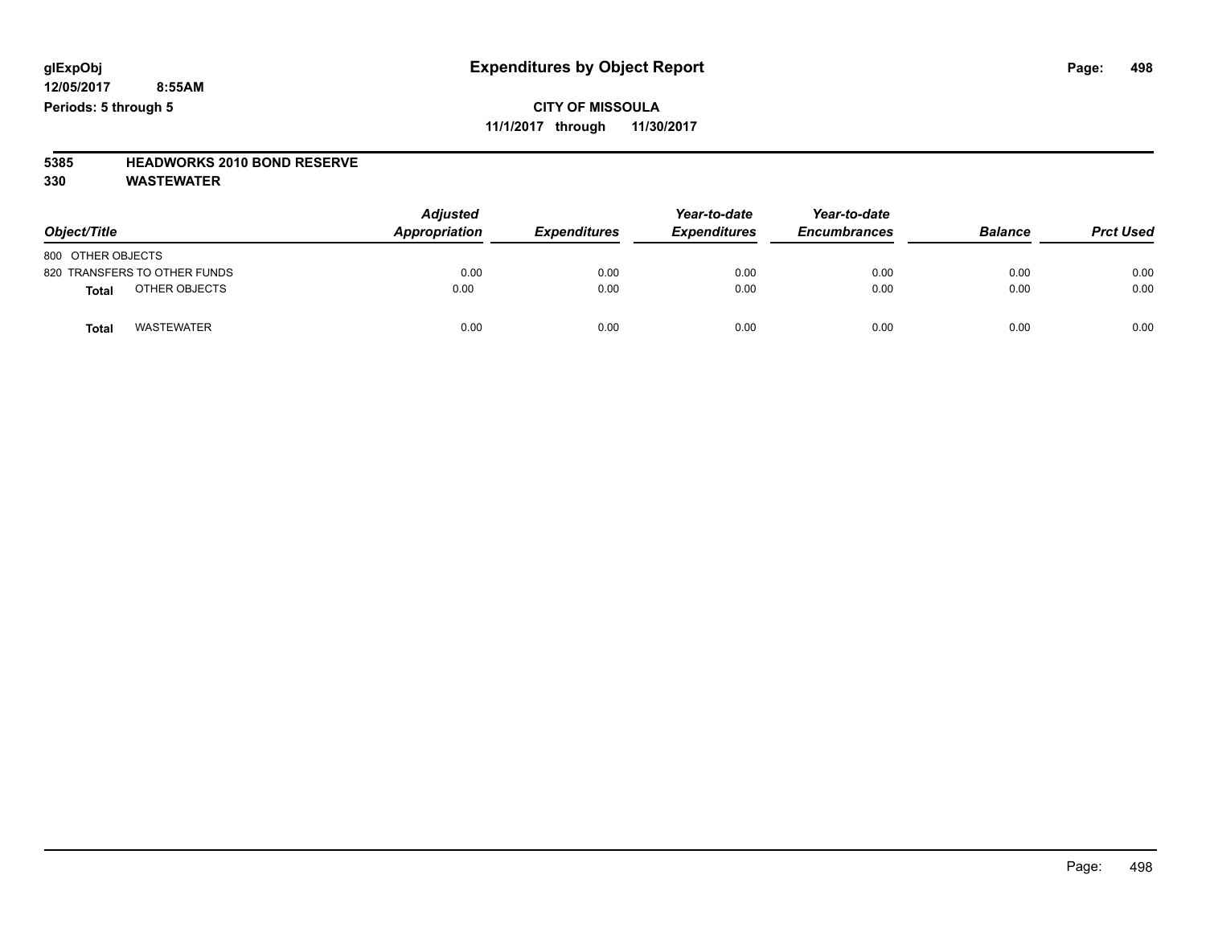**glExpObj**
**12/05/2017 8:55AM**
**Periods: 5 through 5**

# Expenditures by Object Report

**CITY OF MISSOULA**
**11/1/2017 through 11/30/2017**

**5385 HEADWORKS 2010 BOND RESERVE**
**330 WASTEWATER**

| Object/Title | Adjusted Appropriation | Expenditures | Year-to-date Expenditures | Year-to-date Encumbrances | Balance | Prct Used |
|---|---|---|---|---|---|---|
| 800 OTHER OBJECTS | | | | | | |
| 820 TRANSFERS TO OTHER FUNDS | 0.00 | 0.00 | 0.00 | 0.00 | 0.00 | 0.00 |
| **Total** OTHER OBJECTS | 0.00 | 0.00 | 0.00 | 0.00 | 0.00 | 0.00 |
| **Total** WASTEWATER | 0.00 | 0.00 | 0.00 | 0.00 | 0.00 | 0.00 |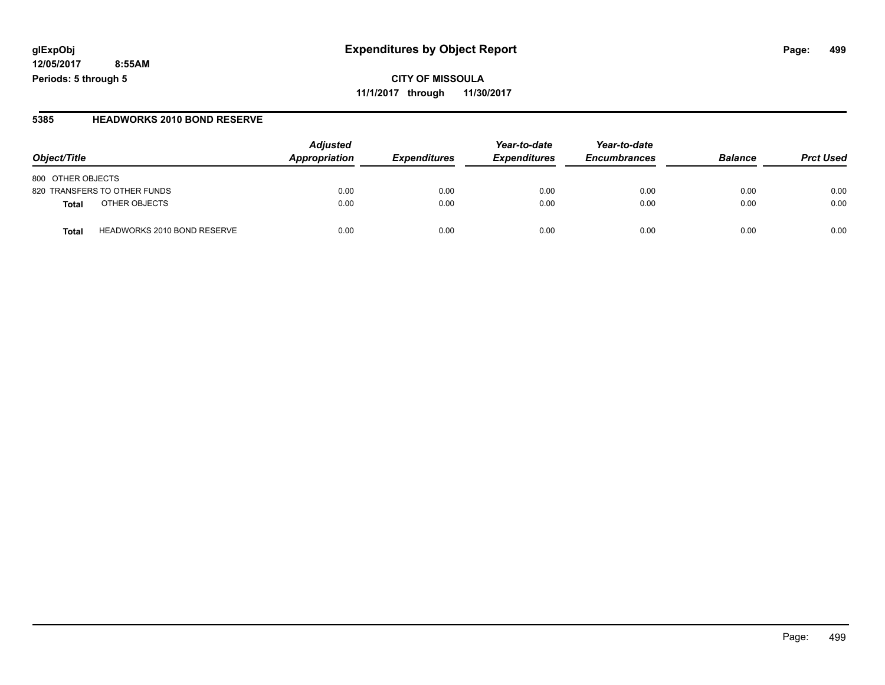glExpObj
12/05/2017 8:55AM
Periods: 5 through 5

# Expenditures by Object Report

**CITY OF MISSOULA**
**11/1/2017 through 11/30/2017**

## 5385 HEADWORKS 2010 BOND RESERVE

| Object/Title | | Adjusted Appropriation | Expenditures | Year-to-date Expenditures | Year-to-date Encumbrances | Balance | Prct Used |
|---|---|---|---|---|---|---|---|
| 800 OTHER OBJECTS | | | | | | | |
| 820 TRANSFERS TO OTHER FUNDS | | 0.00 | 0.00 | 0.00 | 0.00 | 0.00 | 0.00 |
| **Total** | OTHER OBJECTS | 0.00 | 0.00 | 0.00 | 0.00 | 0.00 | 0.00 |
| **Total** | HEADWORKS 2010 BOND RESERVE | 0.00 | 0.00 | 0.00 | 0.00 | 0.00 | 0.00 |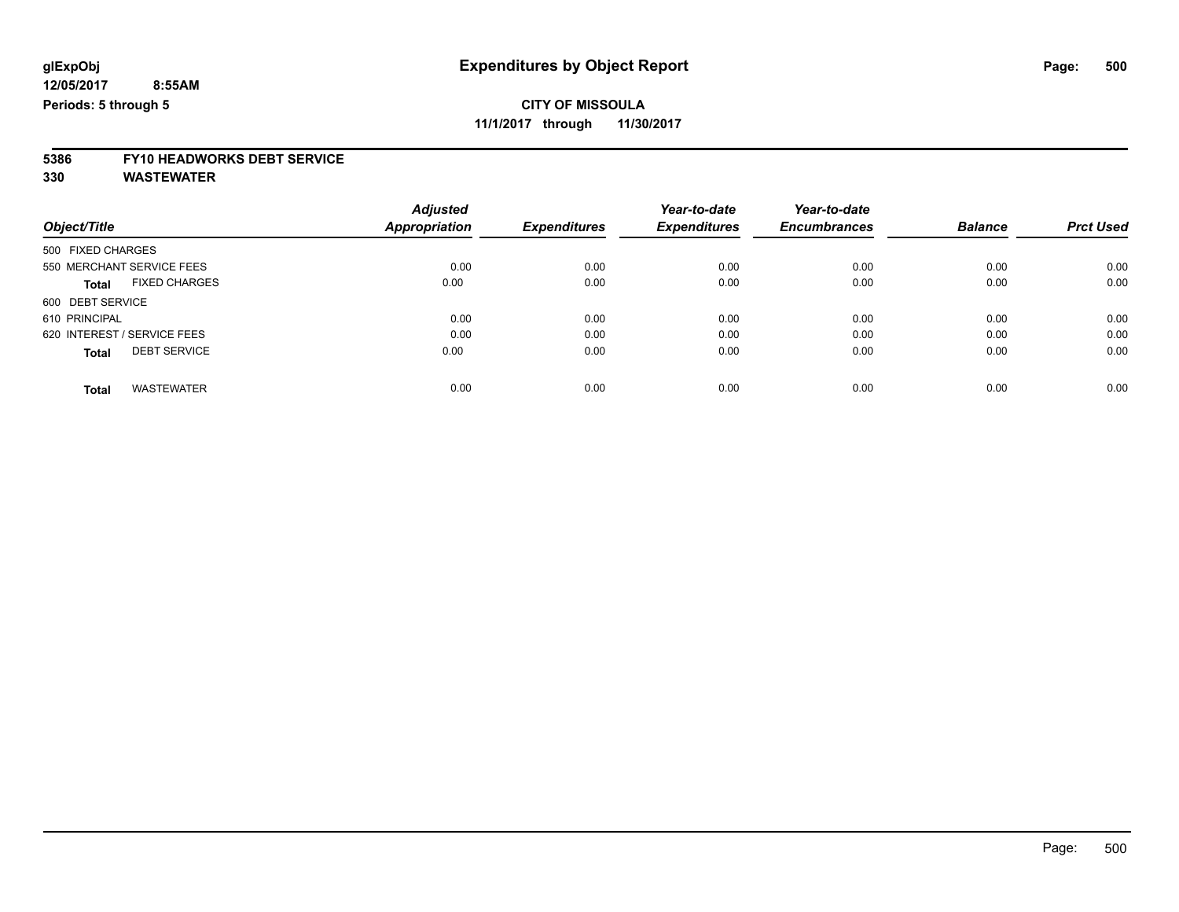glExpObj
12/05/2017 8:55AM
Periods: 5 through 5

# Expenditures by Object Report

**CITY OF MISSOULA**
**11/1/2017 through 11/30/2017**

**5386 FY10 HEADWORKS DEBT SERVICE**
**330 WASTEWATER**

| Object/Title | Adjusted Appropriation | Expenditures | Year-to-date Expenditures | Year-to-date Encumbrances | Balance | Prct Used |
|---|---|---|---|---|---|---|
| 500 FIXED CHARGES | | | | | | |
| 550 MERCHANT SERVICE FEES | 0.00 | 0.00 | 0.00 | 0.00 | 0.00 | 0.00 |
| **Total** FIXED CHARGES | 0.00 | 0.00 | 0.00 | 0.00 | 0.00 | 0.00 |
| 600 DEBT SERVICE | | | | | | |
| 610 PRINCIPAL | 0.00 | 0.00 | 0.00 | 0.00 | 0.00 | 0.00 |
| 620 INTEREST / SERVICE FEES | 0.00 | 0.00 | 0.00 | 0.00 | 0.00 | 0.00 |
| **Total** DEBT SERVICE | 0.00 | 0.00 | 0.00 | 0.00 | 0.00 | 0.00 |
| **Total** WASTEWATER | 0.00 | 0.00 | 0.00 | 0.00 | 0.00 | 0.00 |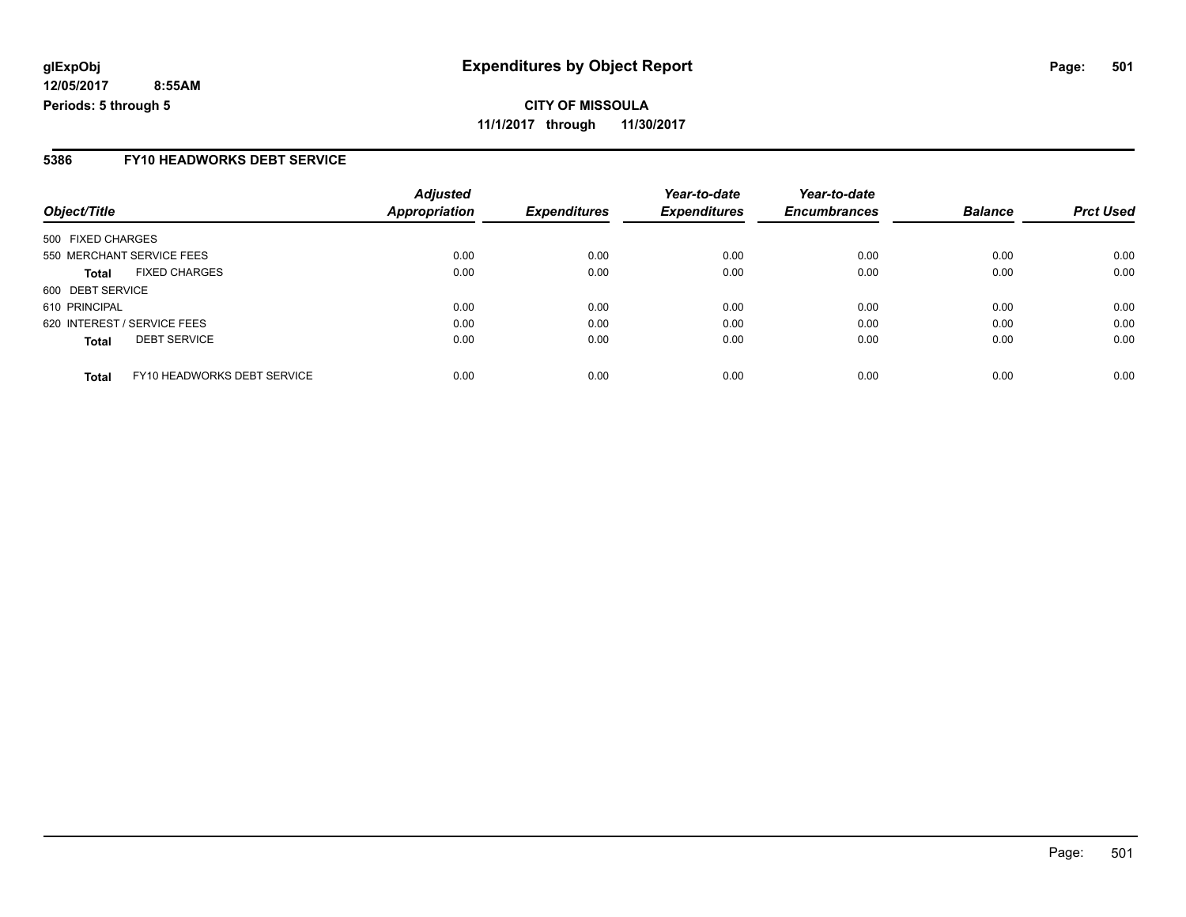**glExpObj** **Expenditures by Object Report**
**12/05/2017 8:55AM**
**Periods: 5 through 5**

**CITY OF MISSOULA**
**11/1/2017 through 11/30/2017**

## 5386 FY10 HEADWORKS DEBT SERVICE

| Object/Title | | Adjusted Appropriation | Expenditures | Year-to-date Expenditures | Year-to-date Encumbrances | Balance | Prct Used |
|---|---|---|---|---|---|---|---|
| 500 FIXED CHARGES | | | | | | | |
| 550 MERCHANT SERVICE FEES | | 0.00 | 0.00 | 0.00 | 0.00 | 0.00 | 0.00 |
| **Total** | FIXED CHARGES | 0.00 | 0.00 | 0.00 | 0.00 | 0.00 | 0.00 |
| 600 DEBT SERVICE | | | | | | | |
| 610 PRINCIPAL | | 0.00 | 0.00 | 0.00 | 0.00 | 0.00 | 0.00 |
| 620 INTEREST / SERVICE FEES | | 0.00 | 0.00 | 0.00 | 0.00 | 0.00 | 0.00 |
| **Total** | DEBT SERVICE | 0.00 | 0.00 | 0.00 | 0.00 | 0.00 | 0.00 |
| **Total** | FY10 HEADWORKS DEBT SERVICE | 0.00 | 0.00 | 0.00 | 0.00 | 0.00 | 0.00 |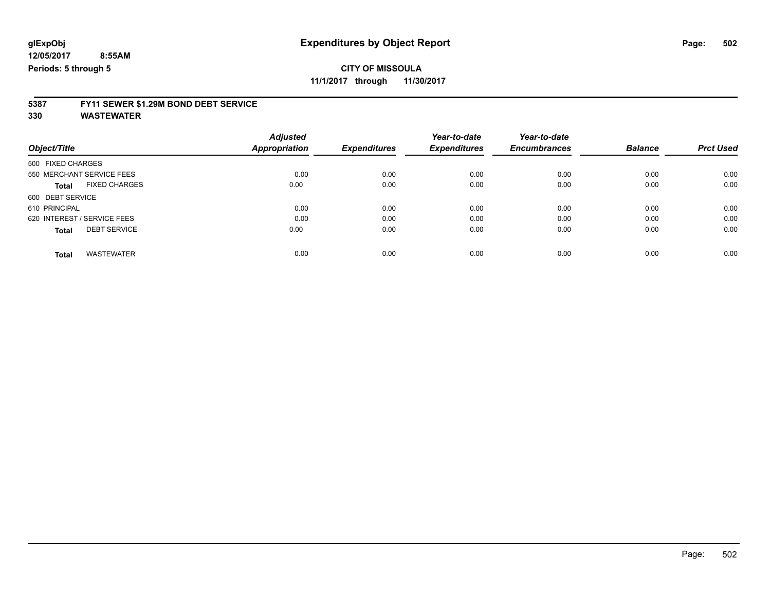**glExpObj** **Expenditures by Object Report**

**12/05/2017 8:55AM**

**Periods: 5 through 5**

**CITY OF MISSOULA**

**11/1/2017 through 11/30/2017**

## 5387 FY11 SEWER $1.29M BOND DEBT SERVICE

## 330 WASTEWATER

| Object/Title | Adjusted Appropriation | Expenditures | Year-to-date Expenditures | Year-to-date Encumbrances | Balance | Prct Used |
|---|---|---|---|---|---|---|
| 500 FIXED CHARGES | | | | | | |
| 550 MERCHANT SERVICE FEES | 0.00 | 0.00 | 0.00 | 0.00 | 0.00 | 0.00 |
| **Total** FIXED CHARGES | 0.00 | 0.00 | 0.00 | 0.00 | 0.00 | 0.00 |
| 600 DEBT SERVICE | | | | | | |
| 610 PRINCIPAL | 0.00 | 0.00 | 0.00 | 0.00 | 0.00 | 0.00 |
| 620 INTEREST / SERVICE FEES | 0.00 | 0.00 | 0.00 | 0.00 | 0.00 | 0.00 |
| **Total** DEBT SERVICE | 0.00 | 0.00 | 0.00 | 0.00 | 0.00 | 0.00 |
| **Total** WASTEWATER | 0.00 | 0.00 | 0.00 | 0.00 | 0.00 | 0.00 |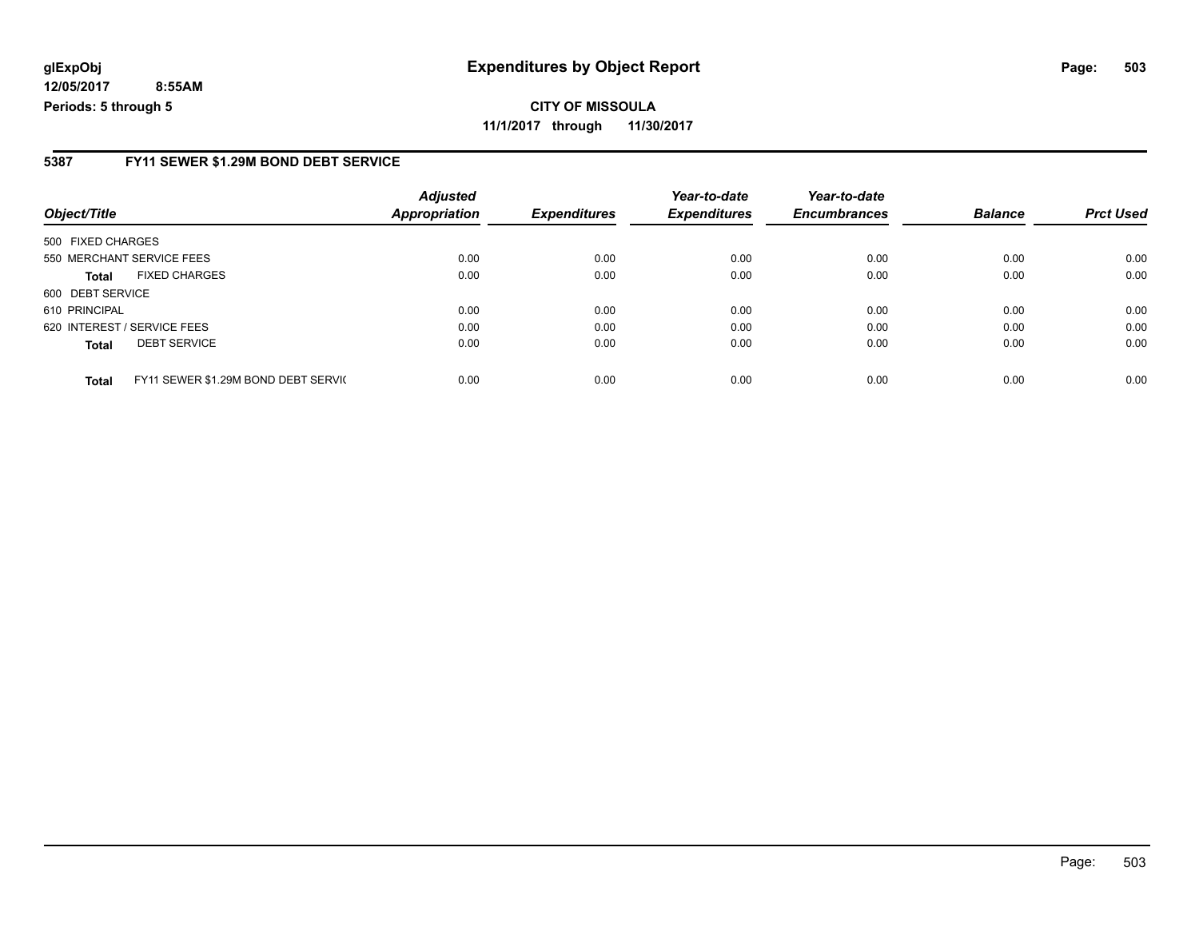**glExpObj**
**12/05/2017 8:55AM**
**Periods: 5 through 5**

# Expenditures by Object Report

**CITY OF MISSOULA**
**11/1/2017 through 11/30/2017**

## 5387 FY11 SEWER $1.29M BOND DEBT SERVICE

| Object/Title | | Adjusted Appropriation | Expenditures | Year-to-date Expenditures | Year-to-date Encumbrances | Balance | Prct Used |
|---|---|---|---|---|---|---|---|
| 500 FIXED CHARGES | | | | | | | |
| 550 MERCHANT SERVICE FEES | | 0.00 | 0.00 | 0.00 | 0.00 | 0.00 | 0.00 |
| **Total** | FIXED CHARGES | 0.00 | 0.00 | 0.00 | 0.00 | 0.00 | 0.00 |
| 600 DEBT SERVICE | | | | | | | |
| 610 PRINCIPAL | | 0.00 | 0.00 | 0.00 | 0.00 | 0.00 | 0.00 |
| 620 INTEREST / SERVICE FEES | | 0.00 | 0.00 | 0.00 | 0.00 | 0.00 | 0.00 |
| **Total** | DEBT SERVICE | 0.00 | 0.00 | 0.00 | 0.00 | 0.00 | 0.00 |
| **Total** | FY11 SEWER $1.29M BOND DEBT SERVIC | 0.00 | 0.00 | 0.00 | 0.00 | 0.00 | 0.00 |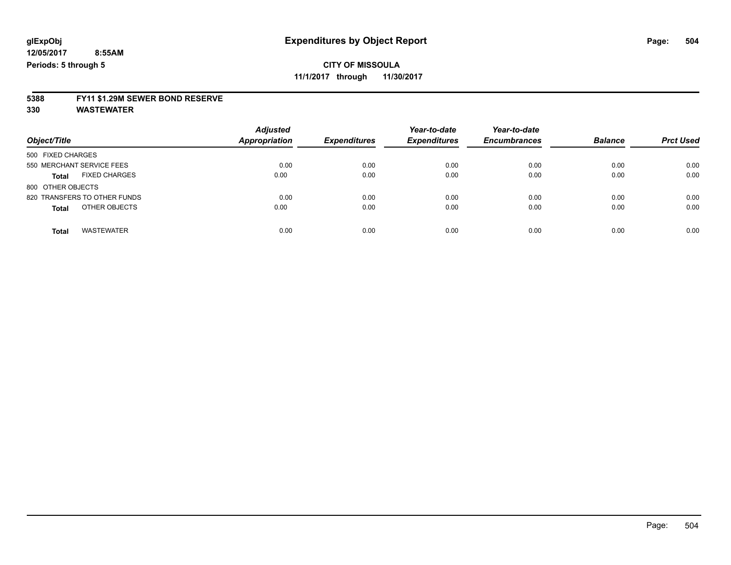glExpObj
12/05/2017 8:55AM
Periods: 5 through 5

# Expenditures by Object Report

**CITY OF MISSOULA**
**11/1/2017 through 11/30/2017**

**5388 FY11 $1.29M SEWER BOND RESERVE**
**330 WASTEWATER**

| Object/Title | Adjusted Appropriation | Expenditures | Year-to-date Expenditures | Year-to-date Encumbrances | Balance | Prct Used |
|---|---|---|---|---|---|---|
| 500 FIXED CHARGES | | | | | | |
| 550 MERCHANT SERVICE FEES | 0.00 | 0.00 | 0.00 | 0.00 | 0.00 | 0.00 |
| **Total** FIXED CHARGES | 0.00 | 0.00 | 0.00 | 0.00 | 0.00 | 0.00 |
| 800 OTHER OBJECTS | | | | | | |
| 820 TRANSFERS TO OTHER FUNDS | 0.00 | 0.00 | 0.00 | 0.00 | 0.00 | 0.00 |
| **Total** OTHER OBJECTS | 0.00 | 0.00 | 0.00 | 0.00 | 0.00 | 0.00 |
| **Total** WASTEWATER | 0.00 | 0.00 | 0.00 | 0.00 | 0.00 | 0.00 |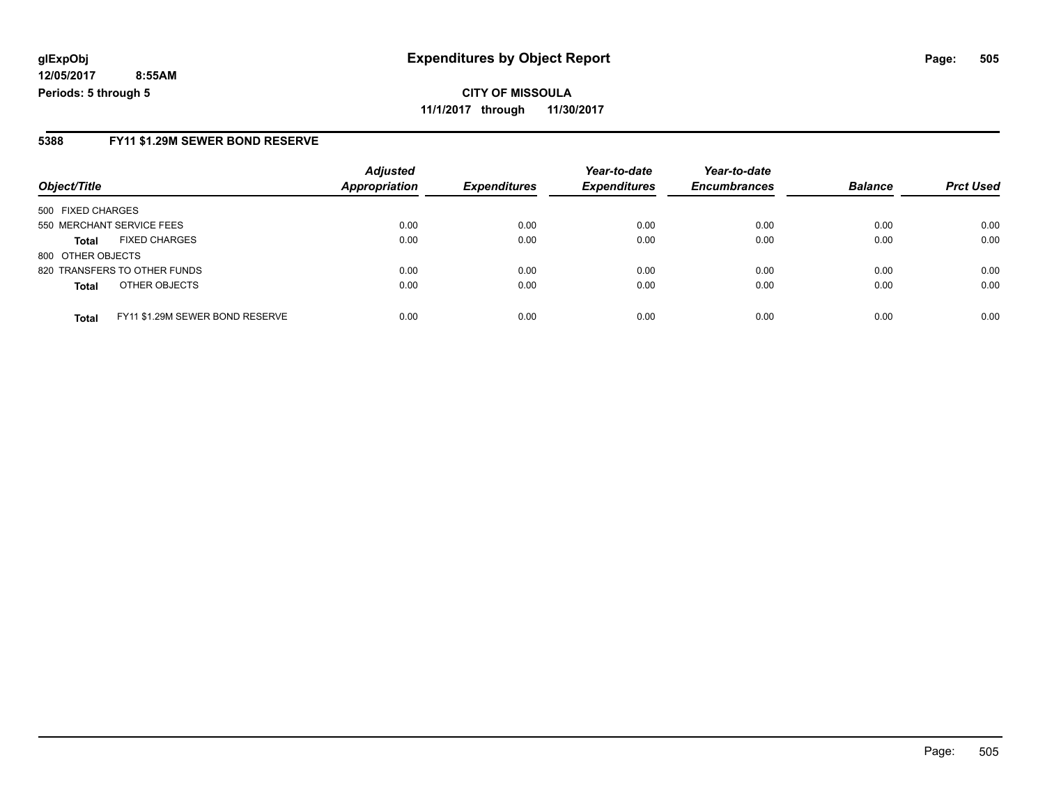glExpObj
12/05/2017 8:55AM
Periods: 5 through 5

# Expenditures by Object Report

**CITY OF MISSOULA**
**11/1/2017 through 11/30/2017**

## 5388 FY11 $1.29M SEWER BOND RESERVE

| Object/Title | | Adjusted Appropriation | Expenditures | Year-to-date Expenditures | Year-to-date Encumbrances | Balance | Prct Used |
|---|---|---|---|---|---|---|---|
| 500 FIXED CHARGES | | | | | | | |
| 550 MERCHANT SERVICE FEES | | 0.00 | 0.00 | 0.00 | 0.00 | 0.00 | 0.00 |
| **Total** | FIXED CHARGES | 0.00 | 0.00 | 0.00 | 0.00 | 0.00 | 0.00 |
| 800 OTHER OBJECTS | | | | | | | |
| 820 TRANSFERS TO OTHER FUNDS | | 0.00 | 0.00 | 0.00 | 0.00 | 0.00 | 0.00 |
| **Total** | OTHER OBJECTS | 0.00 | 0.00 | 0.00 | 0.00 | 0.00 | 0.00 |
| **Total** | FY11 $1.29M SEWER BOND RESERVE | 0.00 | 0.00 | 0.00 | 0.00 | 0.00 | 0.00 |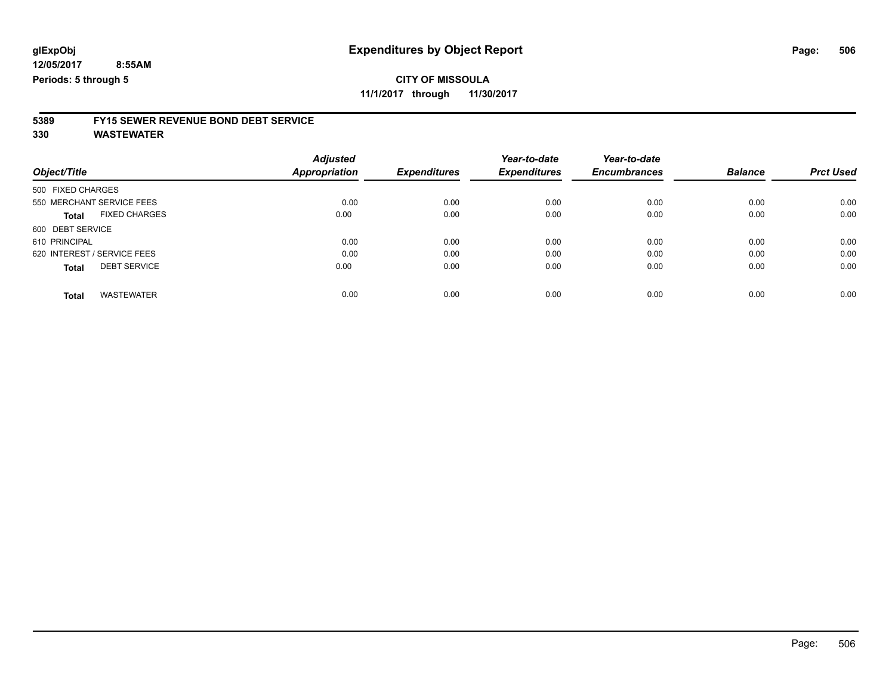glExpObj
12/05/2017 8:55AM
Periods: 5 through 5

# Expenditures by Object Report

**CITY OF MISSOULA**
**11/1/2017 through 11/30/2017**

## 5389 FY15 SEWER REVENUE BOND DEBT SERVICE
## 330 WASTEWATER

| Object/Title | Adjusted Appropriation | Expenditures | Year-to-date Expenditures | Year-to-date Encumbrances | Balance | Prct Used |
|---|---|---|---|---|---|---|
| 500 FIXED CHARGES | | | | | | |
| 550 MERCHANT SERVICE FEES | 0.00 | 0.00 | 0.00 | 0.00 | 0.00 | 0.00 |
| **Total** FIXED CHARGES | 0.00 | 0.00 | 0.00 | 0.00 | 0.00 | 0.00 |
| 600 DEBT SERVICE | | | | | | |
| 610 PRINCIPAL | 0.00 | 0.00 | 0.00 | 0.00 | 0.00 | 0.00 |
| 620 INTEREST / SERVICE FEES | 0.00 | 0.00 | 0.00 | 0.00 | 0.00 | 0.00 |
| **Total** DEBT SERVICE | 0.00 | 0.00 | 0.00 | 0.00 | 0.00 | 0.00 |
| **Total** WASTEWATER | 0.00 | 0.00 | 0.00 | 0.00 | 0.00 | 0.00 |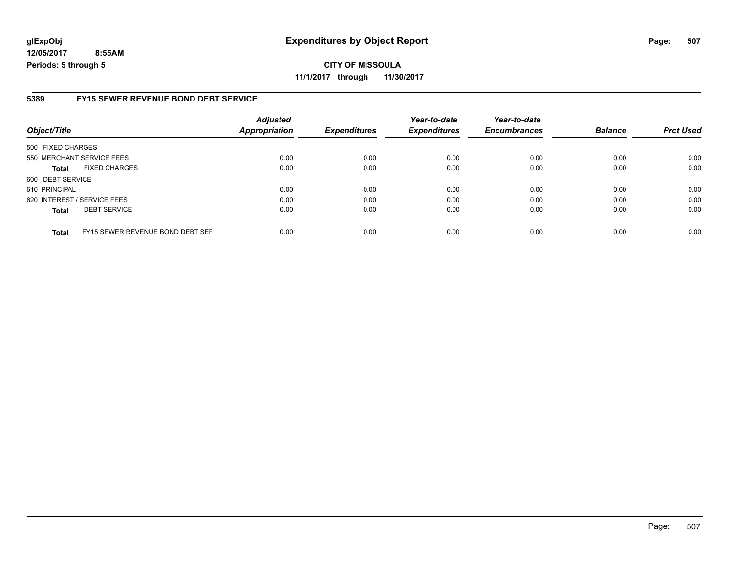**glExpObj**
**12/05/2017 8:55AM**
**Periods: 5 through 5**

# Expenditures by Object Report

**CITY OF MISSOULA**
**11/1/2017 through 11/30/2017**

## 5389 FY15 SEWER REVENUE BOND DEBT SERVICE

| Object/Title | | Adjusted Appropriation | Expenditures | Year-to-date Expenditures | Year-to-date Encumbrances | Balance | Prct Used |
|---|---|---|---|---|---|---|---|
| 500 FIXED CHARGES | | | | | | | |
| 550 MERCHANT SERVICE FEES | | 0.00 | 0.00 | 0.00 | 0.00 | 0.00 | 0.00 |
| **Total** | FIXED CHARGES | 0.00 | 0.00 | 0.00 | 0.00 | 0.00 | 0.00 |
| 600 DEBT SERVICE | | | | | | | |
| 610 PRINCIPAL | | 0.00 | 0.00 | 0.00 | 0.00 | 0.00 | 0.00 |
| 620 INTEREST / SERVICE FEES | | 0.00 | 0.00 | 0.00 | 0.00 | 0.00 | 0.00 |
| **Total** | DEBT SERVICE | 0.00 | 0.00 | 0.00 | 0.00 | 0.00 | 0.00 |
| **Total** | FY15 SEWER REVENUE BOND DEBT SEF | 0.00 | 0.00 | 0.00 | 0.00 | 0.00 | 0.00 |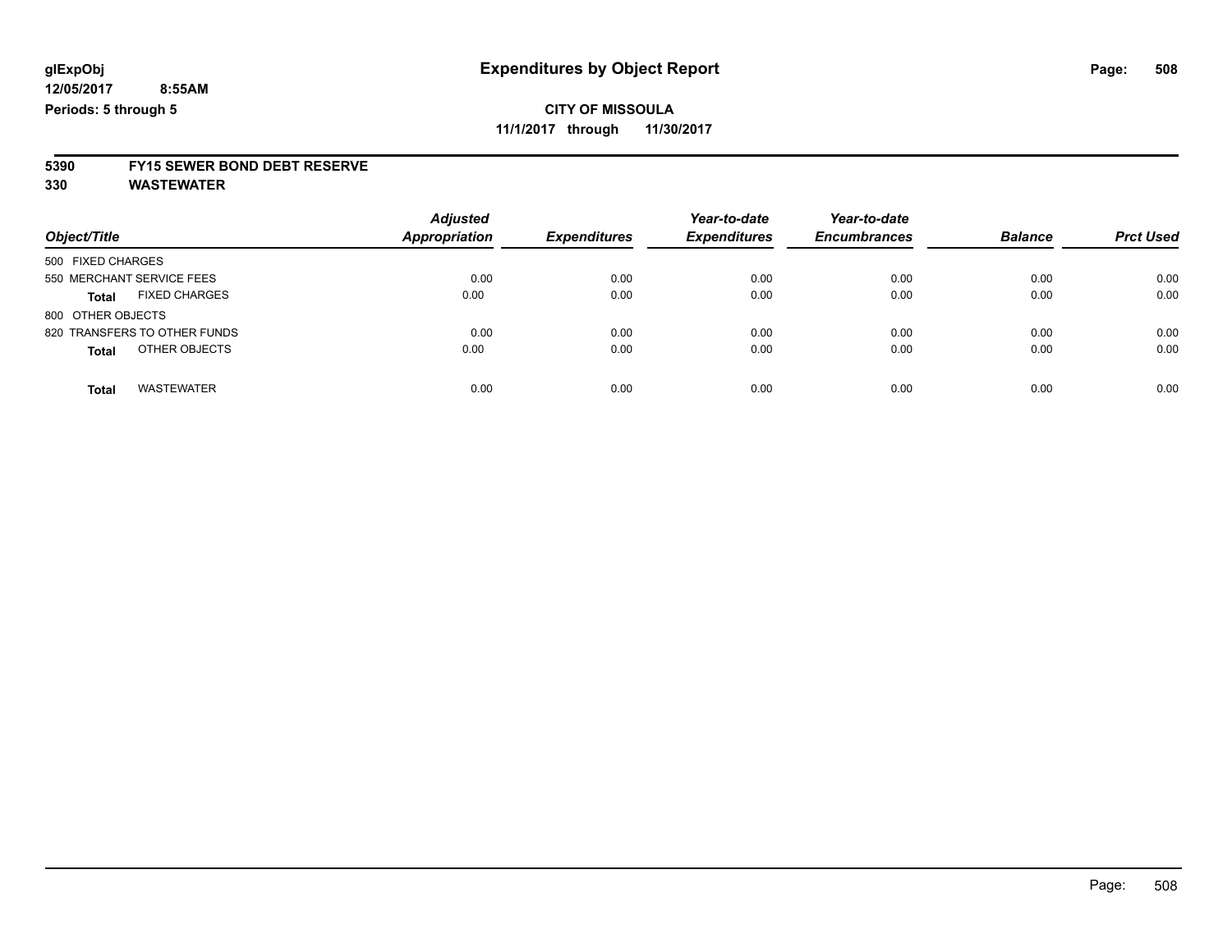glExpObj
12/05/2017 8:55AM
Periods: 5 through 5

# Expenditures by Object Report

**CITY OF MISSOULA**
**11/1/2017 through 11/30/2017**

**5390 FY15 SEWER BOND DEBT RESERVE**
**330 WASTEWATER**

| Object/Title | Adjusted Appropriation | Expenditures | Year-to-date Expenditures | Year-to-date Encumbrances | Balance | Prct Used |
|---|---|---|---|---|---|---|
| 500 FIXED CHARGES | | | | | | |
| 550 MERCHANT SERVICE FEES | 0.00 | 0.00 | 0.00 | 0.00 | 0.00 | 0.00 |
| **Total** FIXED CHARGES | 0.00 | 0.00 | 0.00 | 0.00 | 0.00 | 0.00 |
| 800 OTHER OBJECTS | | | | | | |
| 820 TRANSFERS TO OTHER FUNDS | 0.00 | 0.00 | 0.00 | 0.00 | 0.00 | 0.00 |
| **Total** OTHER OBJECTS | 0.00 | 0.00 | 0.00 | 0.00 | 0.00 | 0.00 |
| **Total** WASTEWATER | 0.00 | 0.00 | 0.00 | 0.00 | 0.00 | 0.00 |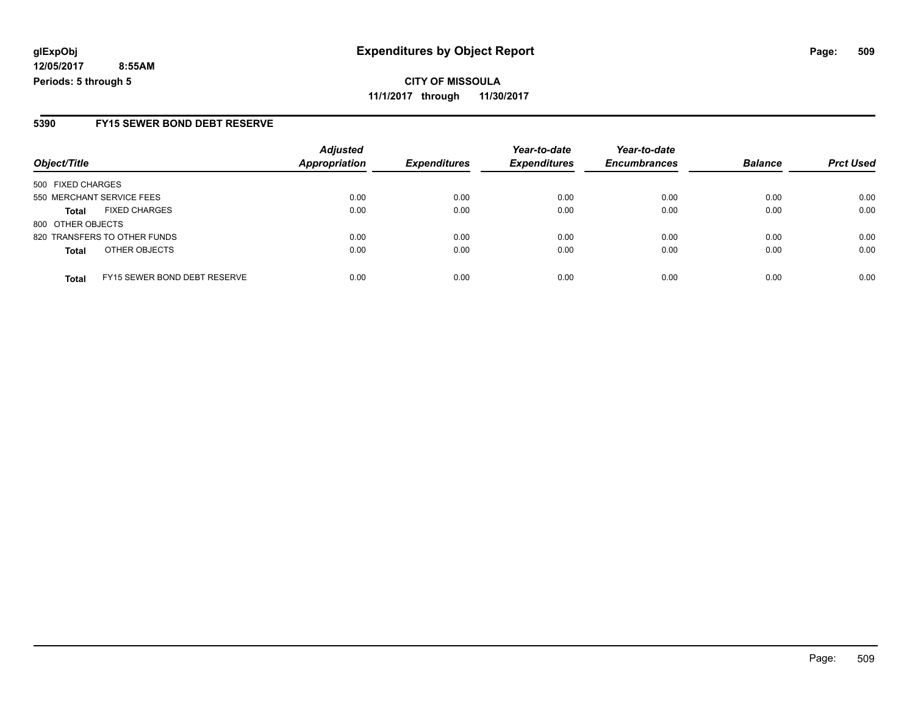**glExpObj**
**12/05/2017 8:55AM**
**Periods: 5 through 5**

# Expenditures by Object Report

**CITY OF MISSOULA**
**11/1/2017 through 11/30/2017**

## 5390 FY15 SEWER BOND DEBT RESERVE

| Object/Title | Adjusted Appropriation | Expenditures | Year-to-date Expenditures | Year-to-date Encumbrances | Balance | Prct Used |
|---|---|---|---|---|---|---|
| 500 FIXED CHARGES | | | | | | |
| 550 MERCHANT SERVICE FEES | 0.00 | 0.00 | 0.00 | 0.00 | 0.00 | 0.00 |
| **Total** FIXED CHARGES | 0.00 | 0.00 | 0.00 | 0.00 | 0.00 | 0.00 |
| 800 OTHER OBJECTS | | | | | | |
| 820 TRANSFERS TO OTHER FUNDS | 0.00 | 0.00 | 0.00 | 0.00 | 0.00 | 0.00 |
| **Total** OTHER OBJECTS | 0.00 | 0.00 | 0.00 | 0.00 | 0.00 | 0.00 |
| **Total** FY15 SEWER BOND DEBT RESERVE | 0.00 | 0.00 | 0.00 | 0.00 | 0.00 | 0.00 |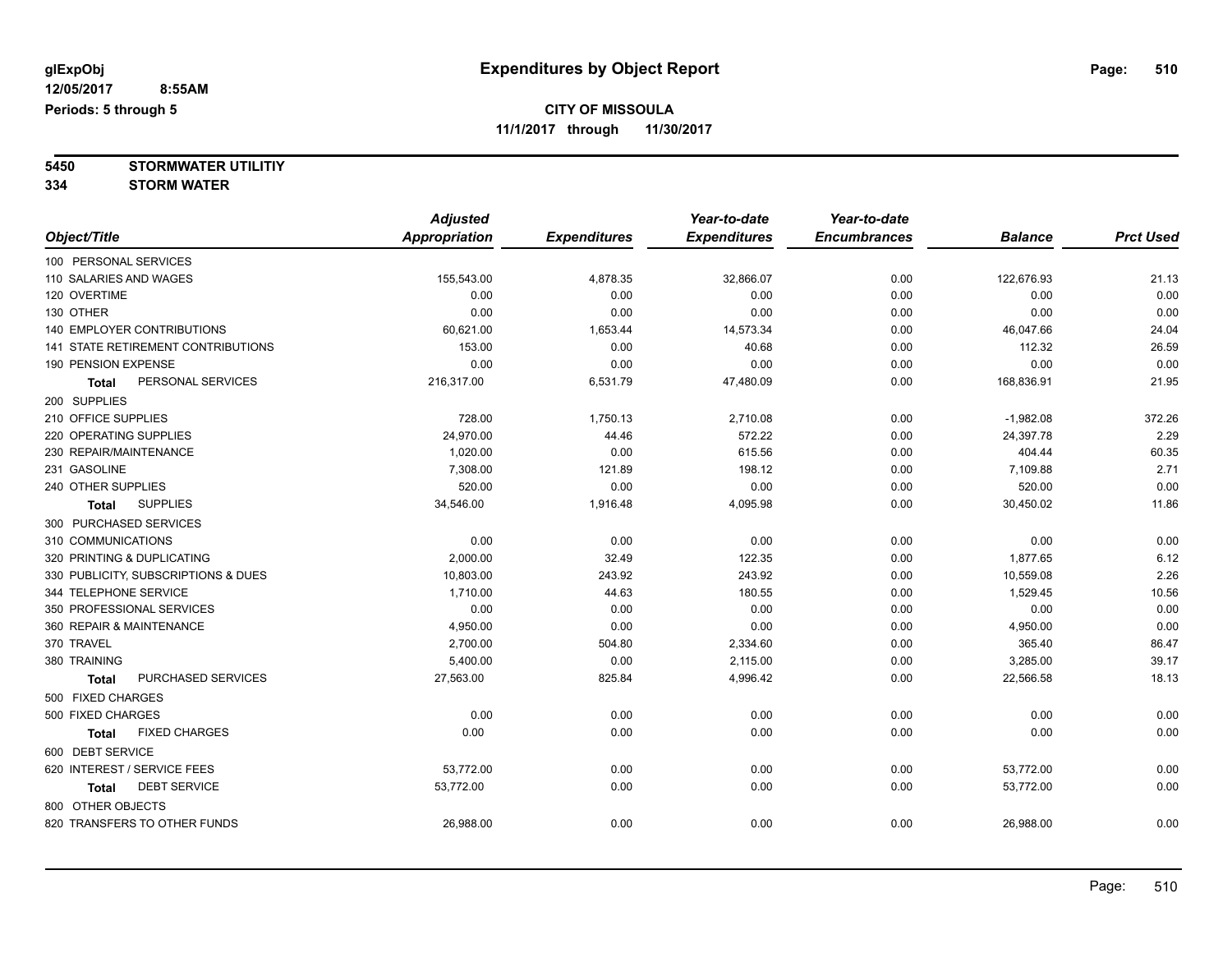# Expenditures by Object Report

glExpObj
12/05/2017 8:55AM
Periods: 5 through 5

**CITY OF MISSOULA**
**11/1/2017 through 11/30/2017**

**5450 STORMWATER UTILITIY**
**334 STORM WATER**

| Object/Title | Adjusted Appropriation | Expenditures | Year-to-date Expenditures | Year-to-date Encumbrances | Balance | Prct Used |
|---|---|---|---|---|---|---|
| 100 PERSONAL SERVICES | | | | | | |
| 110 SALARIES AND WAGES | 155,543.00 | 4,878.35 | 32,866.07 | 0.00 | 122,676.93 | 21.13 |
| 120 OVERTIME | 0.00 | 0.00 | 0.00 | 0.00 | 0.00 | 0.00 |
| 130 OTHER | 0.00 | 0.00 | 0.00 | 0.00 | 0.00 | 0.00 |
| 140 EMPLOYER CONTRIBUTIONS | 60,621.00 | 1,653.44 | 14,573.34 | 0.00 | 46,047.66 | 24.04 |
| 141 STATE RETIREMENT CONTRIBUTIONS | 153.00 | 0.00 | 40.68 | 0.00 | 112.32 | 26.59 |
| 190 PENSION EXPENSE | 0.00 | 0.00 | 0.00 | 0.00 | 0.00 | 0.00 |
| **Total** PERSONAL SERVICES | 216,317.00 | 6,531.79 | 47,480.09 | 0.00 | 168,836.91 | 21.95 |
| 200 SUPPLIES | | | | | | |
| 210 OFFICE SUPPLIES | 728.00 | 1,750.13 | 2,710.08 | 0.00 | -1,982.08 | 372.26 |
| 220 OPERATING SUPPLIES | 24,970.00 | 44.46 | 572.22 | 0.00 | 24,397.78 | 2.29 |
| 230 REPAIR/MAINTENANCE | 1,020.00 | 0.00 | 615.56 | 0.00 | 404.44 | 60.35 |
| 231 GASOLINE | 7,308.00 | 121.89 | 198.12 | 0.00 | 7,109.88 | 2.71 |
| 240 OTHER SUPPLIES | 520.00 | 0.00 | 0.00 | 0.00 | 520.00 | 0.00 |
| **Total** SUPPLIES | 34,546.00 | 1,916.48 | 4,095.98 | 0.00 | 30,450.02 | 11.86 |
| 300 PURCHASED SERVICES | | | | | | |
| 310 COMMUNICATIONS | 0.00 | 0.00 | 0.00 | 0.00 | 0.00 | 0.00 |
| 320 PRINTING & DUPLICATING | 2,000.00 | 32.49 | 122.35 | 0.00 | 1,877.65 | 6.12 |
| 330 PUBLICITY, SUBSCRIPTIONS & DUES | 10,803.00 | 243.92 | 243.92 | 0.00 | 10,559.08 | 2.26 |
| 344 TELEPHONE SERVICE | 1,710.00 | 44.63 | 180.55 | 0.00 | 1,529.45 | 10.56 |
| 350 PROFESSIONAL SERVICES | 0.00 | 0.00 | 0.00 | 0.00 | 0.00 | 0.00 |
| 360 REPAIR & MAINTENANCE | 4,950.00 | 0.00 | 0.00 | 0.00 | 4,950.00 | 0.00 |
| 370 TRAVEL | 2,700.00 | 504.80 | 2,334.60 | 0.00 | 365.40 | 86.47 |
| 380 TRAINING | 5,400.00 | 0.00 | 2,115.00 | 0.00 | 3,285.00 | 39.17 |
| **Total** PURCHASED SERVICES | 27,563.00 | 825.84 | 4,996.42 | 0.00 | 22,566.58 | 18.13 |
| 500 FIXED CHARGES | | | | | | |
| 500 FIXED CHARGES | 0.00 | 0.00 | 0.00 | 0.00 | 0.00 | 0.00 |
| **Total** FIXED CHARGES | 0.00 | 0.00 | 0.00 | 0.00 | 0.00 | 0.00 |
| 600 DEBT SERVICE | | | | | | |
| 620 INTEREST / SERVICE FEES | 53,772.00 | 0.00 | 0.00 | 0.00 | 53,772.00 | 0.00 |
| **Total** DEBT SERVICE | 53,772.00 | 0.00 | 0.00 | 0.00 | 53,772.00 | 0.00 |
| 800 OTHER OBJECTS | | | | | | |
| 820 TRANSFERS TO OTHER FUNDS | 26,988.00 | 0.00 | 0.00 | 0.00 | 26,988.00 | 0.00 |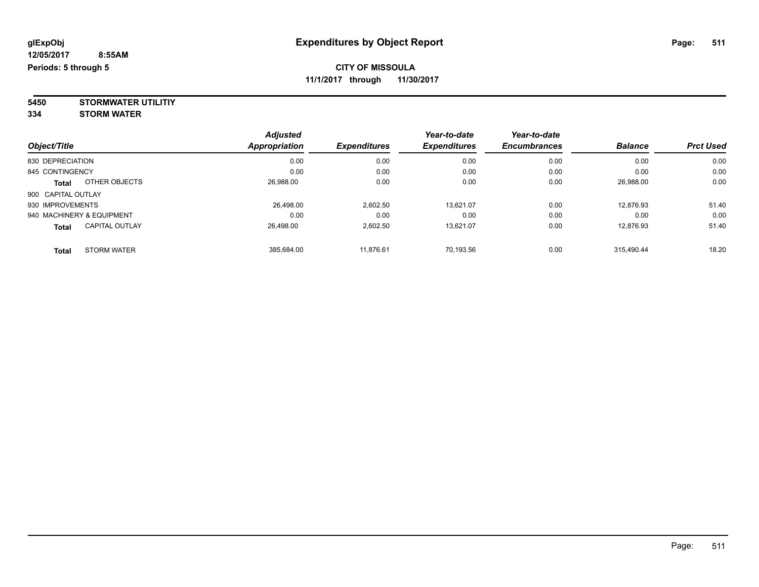# Expenditures by Object Report

glExpObj
12/05/2017 8:55AM
Periods: 5 through 5

**CITY OF MISSOULA**
**11/1/2017 through 11/30/2017**

**5450 STORMWATER UTILITIY**
**334 STORM WATER**

| Object/Title | | Adjusted Appropriation | Expenditures | Year-to-date Expenditures | Year-to-date Encumbrances | Balance | Prct Used |
|---|---|---|---|---|---|---|---|
| 830 DEPRECIATION | | 0.00 | 0.00 | 0.00 | 0.00 | 0.00 | 0.00 |
| 845 CONTINGENCY | | 0.00 | 0.00 | 0.00 | 0.00 | 0.00 | 0.00 |
| **Total** | OTHER OBJECTS | 26,988.00 | 0.00 | 0.00 | 0.00 | 26,988.00 | 0.00 |
| 900 CAPITAL OUTLAY | | | | | | | |
| 930 IMPROVEMENTS | | 26,498.00 | 2,602.50 | 13,621.07 | 0.00 | 12,876.93 | 51.40 |
| 940 MACHINERY & EQUIPMENT | | 0.00 | 0.00 | 0.00 | 0.00 | 0.00 | 0.00 |
| **Total** | CAPITAL OUTLAY | 26,498.00 | 2,602.50 | 13,621.07 | 0.00 | 12,876.93 | 51.40 |
| **Total** | STORM WATER | 385,684.00 | 11,876.61 | 70,193.56 | 0.00 | 315,490.44 | 18.20 |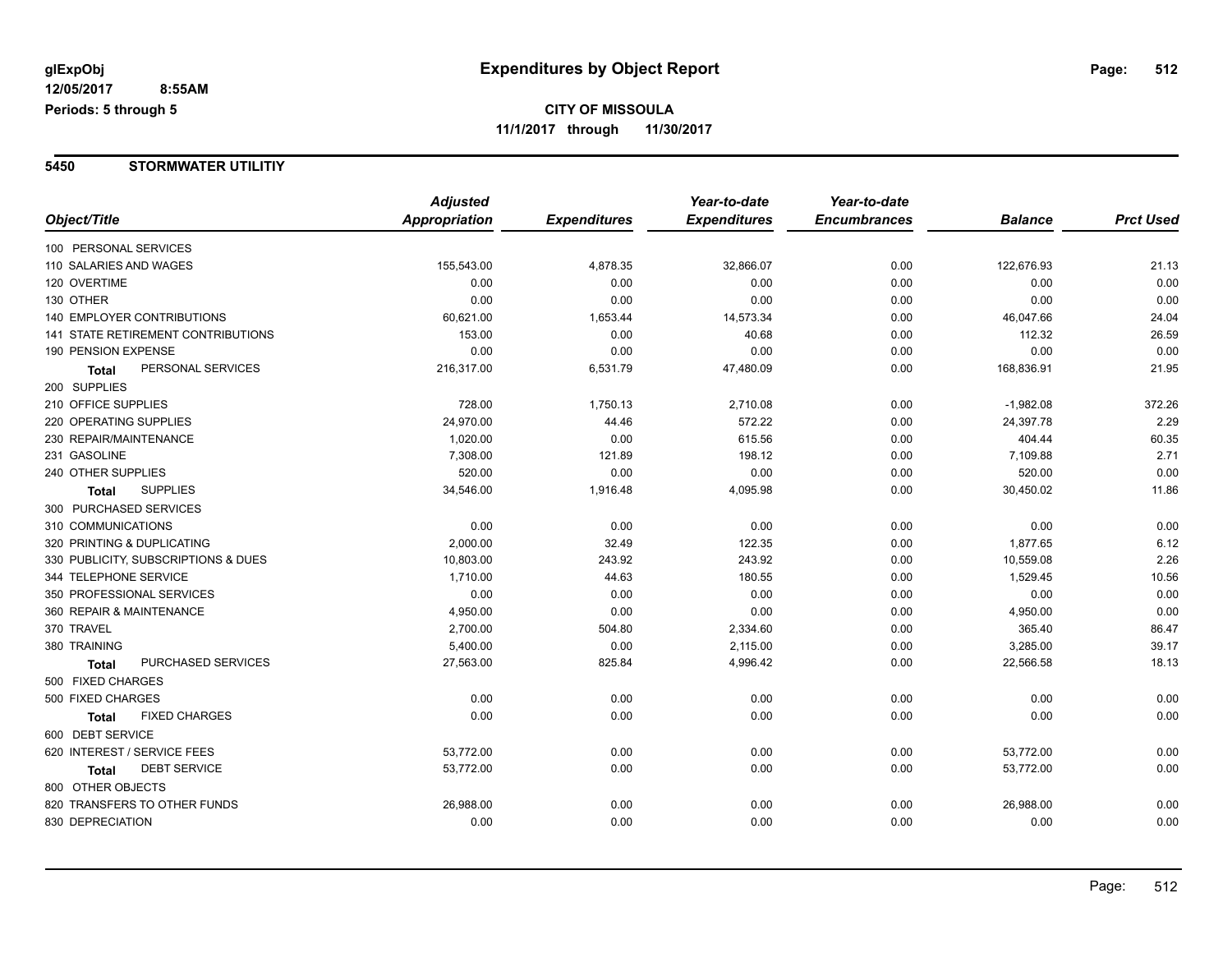**glExpObj**
**12/05/2017 8:55AM**
**Periods: 5 through 5**

# Expenditures by Object Report

**CITY OF MISSOULA**
**11/1/2017 through 11/30/2017**

## 5450 STORMWATER UTILITIY

| Object/Title | Adjusted Appropriation | Expenditures | Year-to-date Expenditures | Year-to-date Encumbrances | Balance | Prct Used |
|---|---|---|---|---|---|---|
| 100 PERSONAL SERVICES | | | | | | |
| 110 SALARIES AND WAGES | 155,543.00 | 4,878.35 | 32,866.07 | 0.00 | 122,676.93 | 21.13 |
| 120 OVERTIME | 0.00 | 0.00 | 0.00 | 0.00 | 0.00 | 0.00 |
| 130 OTHER | 0.00 | 0.00 | 0.00 | 0.00 | 0.00 | 0.00 |
| 140 EMPLOYER CONTRIBUTIONS | 60,621.00 | 1,653.44 | 14,573.34 | 0.00 | 46,047.66 | 24.04 |
| 141 STATE RETIREMENT CONTRIBUTIONS | 153.00 | 0.00 | 40.68 | 0.00 | 112.32 | 26.59 |
| 190 PENSION EXPENSE | 0.00 | 0.00 | 0.00 | 0.00 | 0.00 | 0.00 |
| **Total** PERSONAL SERVICES | 216,317.00 | 6,531.79 | 47,480.09 | 0.00 | 168,836.91 | 21.95 |
| 200 SUPPLIES | | | | | | |
| 210 OFFICE SUPPLIES | 728.00 | 1,750.13 | 2,710.08 | 0.00 | -1,982.08 | 372.26 |
| 220 OPERATING SUPPLIES | 24,970.00 | 44.46 | 572.22 | 0.00 | 24,397.78 | 2.29 |
| 230 REPAIR/MAINTENANCE | 1,020.00 | 0.00 | 615.56 | 0.00 | 404.44 | 60.35 |
| 231 GASOLINE | 7,308.00 | 121.89 | 198.12 | 0.00 | 7,109.88 | 2.71 |
| 240 OTHER SUPPLIES | 520.00 | 0.00 | 0.00 | 0.00 | 520.00 | 0.00 |
| **Total** SUPPLIES | 34,546.00 | 1,916.48 | 4,095.98 | 0.00 | 30,450.02 | 11.86 |
| 300 PURCHASED SERVICES | | | | | | |
| 310 COMMUNICATIONS | 0.00 | 0.00 | 0.00 | 0.00 | 0.00 | 0.00 |
| 320 PRINTING & DUPLICATING | 2,000.00 | 32.49 | 122.35 | 0.00 | 1,877.65 | 6.12 |
| 330 PUBLICITY, SUBSCRIPTIONS & DUES | 10,803.00 | 243.92 | 243.92 | 0.00 | 10,559.08 | 2.26 |
| 344 TELEPHONE SERVICE | 1,710.00 | 44.63 | 180.55 | 0.00 | 1,529.45 | 10.56 |
| 350 PROFESSIONAL SERVICES | 0.00 | 0.00 | 0.00 | 0.00 | 0.00 | 0.00 |
| 360 REPAIR & MAINTENANCE | 4,950.00 | 0.00 | 0.00 | 0.00 | 4,950.00 | 0.00 |
| 370 TRAVEL | 2,700.00 | 504.80 | 2,334.60 | 0.00 | 365.40 | 86.47 |
| 380 TRAINING | 5,400.00 | 0.00 | 2,115.00 | 0.00 | 3,285.00 | 39.17 |
| **Total** PURCHASED SERVICES | 27,563.00 | 825.84 | 4,996.42 | 0.00 | 22,566.58 | 18.13 |
| 500 FIXED CHARGES | | | | | | |
| 500 FIXED CHARGES | 0.00 | 0.00 | 0.00 | 0.00 | 0.00 | 0.00 |
| **Total** FIXED CHARGES | 0.00 | 0.00 | 0.00 | 0.00 | 0.00 | 0.00 |
| 600 DEBT SERVICE | | | | | | |
| 620 INTEREST / SERVICE FEES | 53,772.00 | 0.00 | 0.00 | 0.00 | 53,772.00 | 0.00 |
| **Total** DEBT SERVICE | 53,772.00 | 0.00 | 0.00 | 0.00 | 53,772.00 | 0.00 |
| 800 OTHER OBJECTS | | | | | | |
| 820 TRANSFERS TO OTHER FUNDS | 26,988.00 | 0.00 | 0.00 | 0.00 | 26,988.00 | 0.00 |
| 830 DEPRECIATION | 0.00 | 0.00 | 0.00 | 0.00 | 0.00 | 0.00 |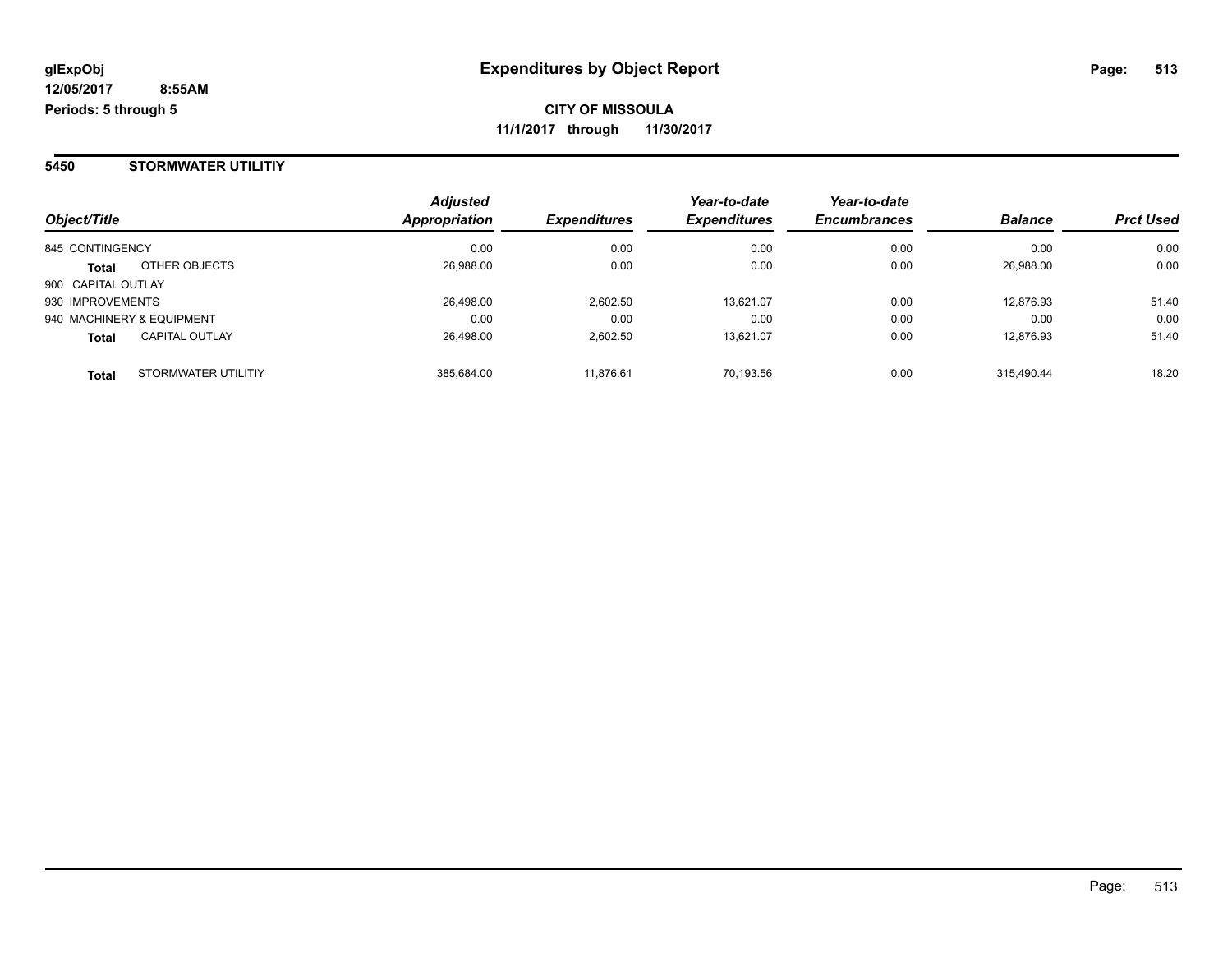**glExpObj**
**12/05/2017 8:55AM**
**Periods: 5 through 5**

# Expenditures by Object Report

**CITY OF MISSOULA**
**11/1/2017 through 11/30/2017**

## 5450 STORMWATER UTILITIY

| Object/Title | | *Adjusted Appropriation* | *Expenditures* | *Year-to-date Expenditures* | *Year-to-date Encumbrances* | *Balance* | *Prct Used* |
|---|---|---|---|---|---|---|---|
| 845 CONTINGENCY | | 0.00 | 0.00 | 0.00 | 0.00 | 0.00 | 0.00 |
| **Total** | OTHER OBJECTS | 26,988.00 | 0.00 | 0.00 | 0.00 | 26,988.00 | 0.00 |
| 900 CAPITAL OUTLAY | | | | | | | |
| 930 IMPROVEMENTS | | 26,498.00 | 2,602.50 | 13,621.07 | 0.00 | 12,876.93 | 51.40 |
| 940 MACHINERY & EQUIPMENT | | 0.00 | 0.00 | 0.00 | 0.00 | 0.00 | 0.00 |
| **Total** | CAPITAL OUTLAY | 26,498.00 | 2,602.50 | 13,621.07 | 0.00 | 12,876.93 | 51.40 |
| **Total** | STORMWATER UTILITIY | 385,684.00 | 11,876.61 | 70,193.56 | 0.00 | 315,490.44 | 18.20 |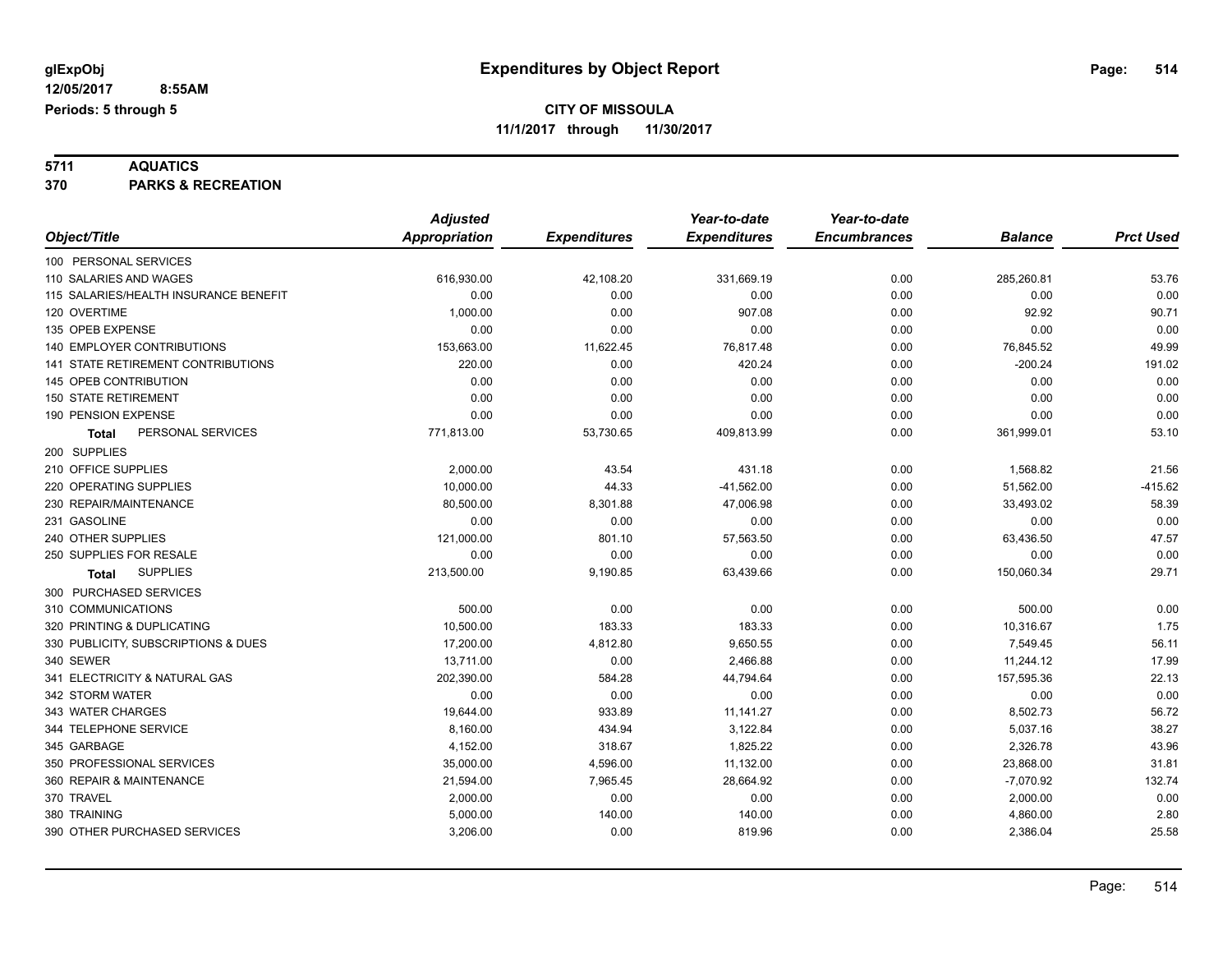glExpObj
12/05/2017 8:55AM
Periods: 5 through 5

# Expenditures by Object Report

**CITY OF MISSOULA**
**11/1/2017 through 11/30/2017**

**5711 AQUATICS**
**370 PARKS & RECREATION**

| Object/Title | Adjusted Appropriation | Expenditures | Year-to-date Expenditures | Year-to-date Encumbrances | Balance | Prct Used |
|---|---|---|---|---|---|---|
| 100 PERSONAL SERVICES | | | | | | |
| 110 SALARIES AND WAGES | 616,930.00 | 42,108.20 | 331,669.19 | 0.00 | 285,260.81 | 53.76 |
| 115 SALARIES/HEALTH INSURANCE BENEFIT | 0.00 | 0.00 | 0.00 | 0.00 | 0.00 | 0.00 |
| 120 OVERTIME | 1,000.00 | 0.00 | 907.08 | 0.00 | 92.92 | 90.71 |
| 135 OPEB EXPENSE | 0.00 | 0.00 | 0.00 | 0.00 | 0.00 | 0.00 |
| 140 EMPLOYER CONTRIBUTIONS | 153,663.00 | 11,622.45 | 76,817.48 | 0.00 | 76,845.52 | 49.99 |
| 141 STATE RETIREMENT CONTRIBUTIONS | 220.00 | 0.00 | 420.24 | 0.00 | -200.24 | 191.02 |
| 145 OPEB CONTRIBUTION | 0.00 | 0.00 | 0.00 | 0.00 | 0.00 | 0.00 |
| 150 STATE RETIREMENT | 0.00 | 0.00 | 0.00 | 0.00 | 0.00 | 0.00 |
| 190 PENSION EXPENSE | 0.00 | 0.00 | 0.00 | 0.00 | 0.00 | 0.00 |
| **Total** PERSONAL SERVICES | 771,813.00 | 53,730.65 | 409,813.99 | 0.00 | 361,999.01 | 53.10 |
| 200 SUPPLIES | | | | | | |
| 210 OFFICE SUPPLIES | 2,000.00 | 43.54 | 431.18 | 0.00 | 1,568.82 | 21.56 |
| 220 OPERATING SUPPLIES | 10,000.00 | 44.33 | -41,562.00 | 0.00 | 51,562.00 | -415.62 |
| 230 REPAIR/MAINTENANCE | 80,500.00 | 8,301.88 | 47,006.98 | 0.00 | 33,493.02 | 58.39 |
| 231 GASOLINE | 0.00 | 0.00 | 0.00 | 0.00 | 0.00 | 0.00 |
| 240 OTHER SUPPLIES | 121,000.00 | 801.10 | 57,563.50 | 0.00 | 63,436.50 | 47.57 |
| 250 SUPPLIES FOR RESALE | 0.00 | 0.00 | 0.00 | 0.00 | 0.00 | 0.00 |
| **Total** SUPPLIES | 213,500.00 | 9,190.85 | 63,439.66 | 0.00 | 150,060.34 | 29.71 |
| 300 PURCHASED SERVICES | | | | | | |
| 310 COMMUNICATIONS | 500.00 | 0.00 | 0.00 | 0.00 | 500.00 | 0.00 |
| 320 PRINTING & DUPLICATING | 10,500.00 | 183.33 | 183.33 | 0.00 | 10,316.67 | 1.75 |
| 330 PUBLICITY, SUBSCRIPTIONS & DUES | 17,200.00 | 4,812.80 | 9,650.55 | 0.00 | 7,549.45 | 56.11 |
| 340 SEWER | 13,711.00 | 0.00 | 2,466.88 | 0.00 | 11,244.12 | 17.99 |
| 341 ELECTRICITY & NATURAL GAS | 202,390.00 | 584.28 | 44,794.64 | 0.00 | 157,595.36 | 22.13 |
| 342 STORM WATER | 0.00 | 0.00 | 0.00 | 0.00 | 0.00 | 0.00 |
| 343 WATER CHARGES | 19,644.00 | 933.89 | 11,141.27 | 0.00 | 8,502.73 | 56.72 |
| 344 TELEPHONE SERVICE | 8,160.00 | 434.94 | 3,122.84 | 0.00 | 5,037.16 | 38.27 |
| 345 GARBAGE | 4,152.00 | 318.67 | 1,825.22 | 0.00 | 2,326.78 | 43.96 |
| 350 PROFESSIONAL SERVICES | 35,000.00 | 4,596.00 | 11,132.00 | 0.00 | 23,868.00 | 31.81 |
| 360 REPAIR & MAINTENANCE | 21,594.00 | 7,965.45 | 28,664.92 | 0.00 | -7,070.92 | 132.74 |
| 370 TRAVEL | 2,000.00 | 0.00 | 0.00 | 0.00 | 2,000.00 | 0.00 |
| 380 TRAINING | 5,000.00 | 140.00 | 140.00 | 0.00 | 4,860.00 | 2.80 |
| 390 OTHER PURCHASED SERVICES | 3,206.00 | 0.00 | 819.96 | 0.00 | 2,386.04 | 25.58 |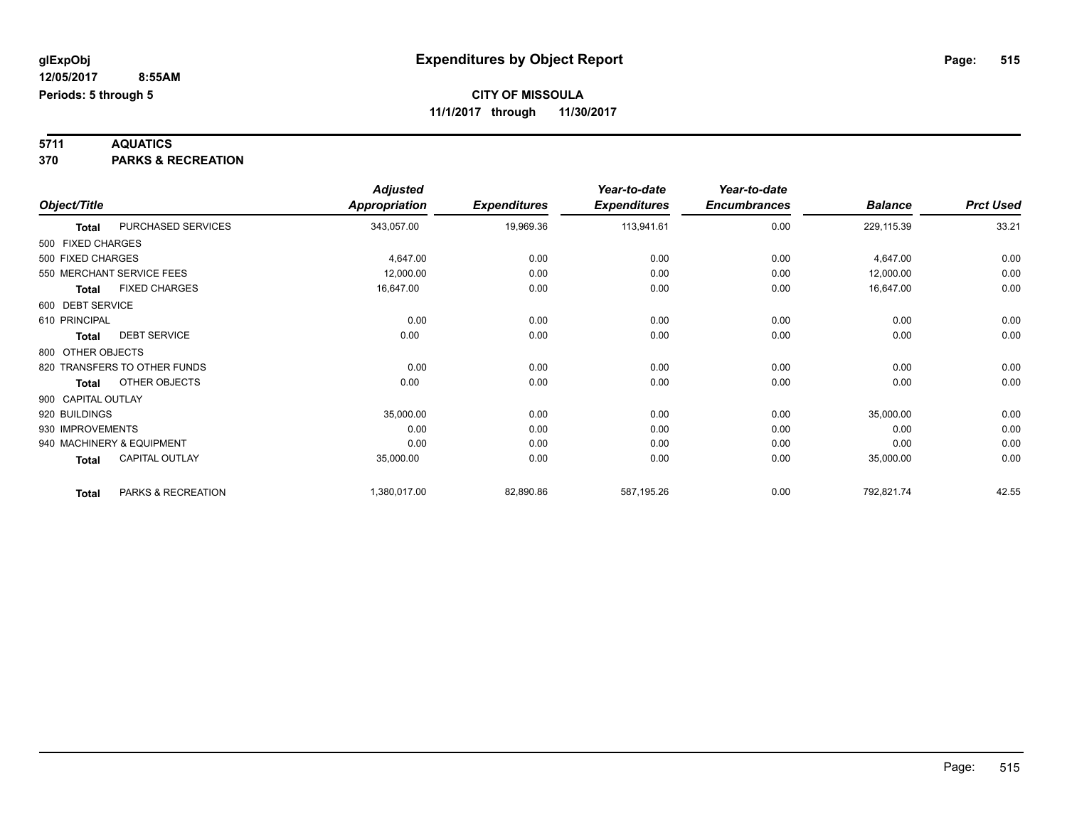# Expenditures by Object Report

glExpObj
12/05/2017 8:55AM
Periods: 5 through 5

**CITY OF MISSOULA**
**11/1/2017 through 11/30/2017**

**5711 AQUATICS**
**370 PARKS & RECREATION**

| Object/Title | | Adjusted Appropriation | Expenditures | Year-to-date Expenditures | Year-to-date Encumbrances | Balance | Prct Used |
|---|---|---|---|---|---|---|---|
| **Total** | PURCHASED SERVICES | 343,057.00 | 19,969.36 | 113,941.61 | 0.00 | 229,115.39 | 33.21 |
| 500 FIXED CHARGES | | | | | | | |
| 500 FIXED CHARGES | | 4,647.00 | 0.00 | 0.00 | 0.00 | 4,647.00 | 0.00 |
| 550 MERCHANT SERVICE FEES | | 12,000.00 | 0.00 | 0.00 | 0.00 | 12,000.00 | 0.00 |
| **Total** | FIXED CHARGES | 16,647.00 | 0.00 | 0.00 | 0.00 | 16,647.00 | 0.00 |
| 600 DEBT SERVICE | | | | | | | |
| 610 PRINCIPAL | | 0.00 | 0.00 | 0.00 | 0.00 | 0.00 | 0.00 |
| **Total** | DEBT SERVICE | 0.00 | 0.00 | 0.00 | 0.00 | 0.00 | 0.00 |
| 800 OTHER OBJECTS | | | | | | | |
| 820 TRANSFERS TO OTHER FUNDS | | 0.00 | 0.00 | 0.00 | 0.00 | 0.00 | 0.00 |
| **Total** | OTHER OBJECTS | 0.00 | 0.00 | 0.00 | 0.00 | 0.00 | 0.00 |
| 900 CAPITAL OUTLAY | | | | | | | |
| 920 BUILDINGS | | 35,000.00 | 0.00 | 0.00 | 0.00 | 35,000.00 | 0.00 |
| 930 IMPROVEMENTS | | 0.00 | 0.00 | 0.00 | 0.00 | 0.00 | 0.00 |
| 940 MACHINERY & EQUIPMENT | | 0.00 | 0.00 | 0.00 | 0.00 | 0.00 | 0.00 |
| **Total** | CAPITAL OUTLAY | 35,000.00 | 0.00 | 0.00 | 0.00 | 35,000.00 | 0.00 |
| **Total** | PARKS & RECREATION | 1,380,017.00 | 82,890.86 | 587,195.26 | 0.00 | 792,821.74 | 42.55 |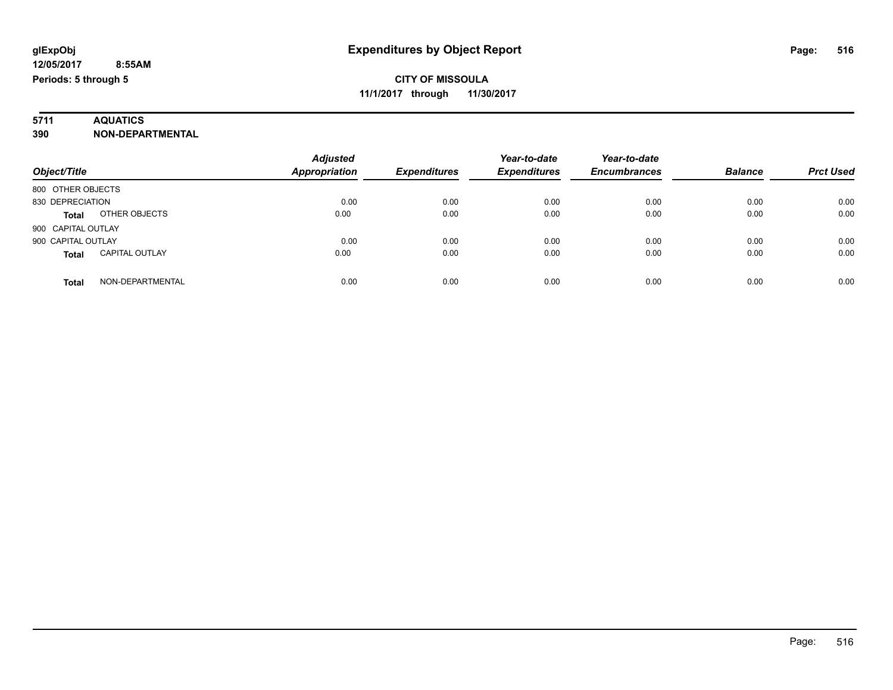# Expenditures by Object Report

glExpObj
12/05/2017 8:55AM
Periods: 5 through 5

**CITY OF MISSOULA**
**11/1/2017 through 11/30/2017**

**5711 AQUATICS**
**390 NON-DEPARTMENTAL**

| Object/Title | | Adjusted Appropriation | Expenditures | Year-to-date Expenditures | Year-to-date Encumbrances | Balance | Prct Used |
|---|---|---|---|---|---|---|---|
| 800 OTHER OBJECTS | | | | | | | |
| 830 DEPRECIATION | | 0.00 | 0.00 | 0.00 | 0.00 | 0.00 | 0.00 |
| **Total** | OTHER OBJECTS | 0.00 | 0.00 | 0.00 | 0.00 | 0.00 | 0.00 |
| 900 CAPITAL OUTLAY | | | | | | | |
| 900 CAPITAL OUTLAY | | 0.00 | 0.00 | 0.00 | 0.00 | 0.00 | 0.00 |
| **Total** | CAPITAL OUTLAY | 0.00 | 0.00 | 0.00 | 0.00 | 0.00 | 0.00 |
| **Total** | NON-DEPARTMENTAL | 0.00 | 0.00 | 0.00 | 0.00 | 0.00 | 0.00 |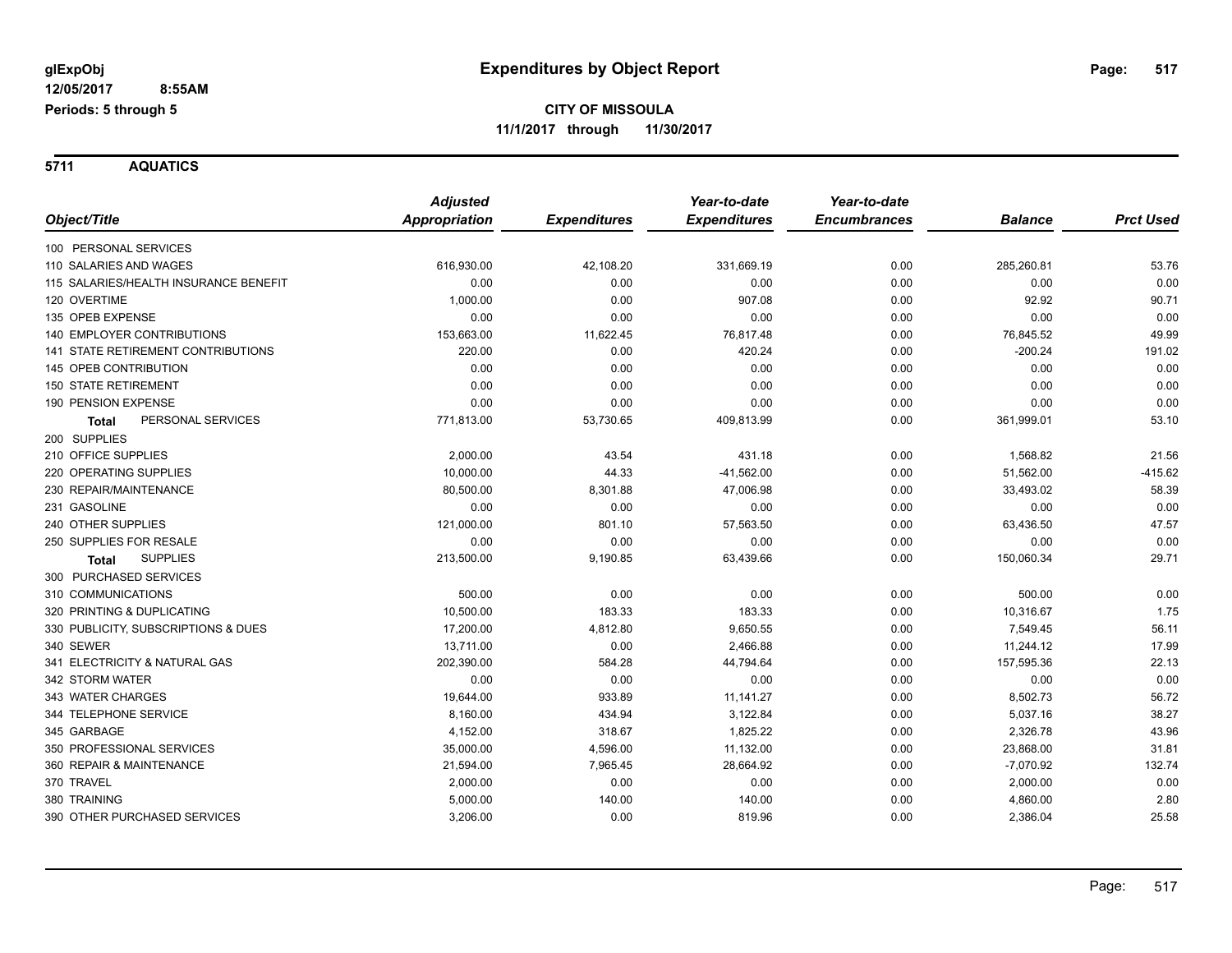**glExpObj** 12/05/2017 8:55AM
**Periods: 5 through 5**

# Expenditures by Object Report

**CITY OF MISSOULA**
**11/1/2017 through 11/30/2017**

## 5711 AQUATICS

| Object/Title | Adjusted Appropriation | Expenditures | Year-to-date Expenditures | Year-to-date Encumbrances | Balance | Prct Used |
|---|---|---|---|---|---|---|
| 100 PERSONAL SERVICES | | | | | | |
| 110 SALARIES AND WAGES | 616,930.00 | 42,108.20 | 331,669.19 | 0.00 | 285,260.81 | 53.76 |
| 115 SALARIES/HEALTH INSURANCE BENEFIT | 0.00 | 0.00 | 0.00 | 0.00 | 0.00 | 0.00 |
| 120 OVERTIME | 1,000.00 | 0.00 | 907.08 | 0.00 | 92.92 | 90.71 |
| 135 OPEB EXPENSE | 0.00 | 0.00 | 0.00 | 0.00 | 0.00 | 0.00 |
| 140 EMPLOYER CONTRIBUTIONS | 153,663.00 | 11,622.45 | 76,817.48 | 0.00 | 76,845.52 | 49.99 |
| 141 STATE RETIREMENT CONTRIBUTIONS | 220.00 | 0.00 | 420.24 | 0.00 | -200.24 | 191.02 |
| 145 OPEB CONTRIBUTION | 0.00 | 0.00 | 0.00 | 0.00 | 0.00 | 0.00 |
| 150 STATE RETIREMENT | 0.00 | 0.00 | 0.00 | 0.00 | 0.00 | 0.00 |
| 190 PENSION EXPENSE | 0.00 | 0.00 | 0.00 | 0.00 | 0.00 | 0.00 |
| **Total** PERSONAL SERVICES | 771,813.00 | 53,730.65 | 409,813.99 | 0.00 | 361,999.01 | 53.10 |
| 200 SUPPLIES | | | | | | |
| 210 OFFICE SUPPLIES | 2,000.00 | 43.54 | 431.18 | 0.00 | 1,568.82 | 21.56 |
| 220 OPERATING SUPPLIES | 10,000.00 | 44.33 | -41,562.00 | 0.00 | 51,562.00 | -415.62 |
| 230 REPAIR/MAINTENANCE | 80,500.00 | 8,301.88 | 47,006.98 | 0.00 | 33,493.02 | 58.39 |
| 231 GASOLINE | 0.00 | 0.00 | 0.00 | 0.00 | 0.00 | 0.00 |
| 240 OTHER SUPPLIES | 121,000.00 | 801.10 | 57,563.50 | 0.00 | 63,436.50 | 47.57 |
| 250 SUPPLIES FOR RESALE | 0.00 | 0.00 | 0.00 | 0.00 | 0.00 | 0.00 |
| **Total** SUPPLIES | 213,500.00 | 9,190.85 | 63,439.66 | 0.00 | 150,060.34 | 29.71 |
| 300 PURCHASED SERVICES | | | | | | |
| 310 COMMUNICATIONS | 500.00 | 0.00 | 0.00 | 0.00 | 500.00 | 0.00 |
| 320 PRINTING & DUPLICATING | 10,500.00 | 183.33 | 183.33 | 0.00 | 10,316.67 | 1.75 |
| 330 PUBLICITY, SUBSCRIPTIONS & DUES | 17,200.00 | 4,812.80 | 9,650.55 | 0.00 | 7,549.45 | 56.11 |
| 340 SEWER | 13,711.00 | 0.00 | 2,466.88 | 0.00 | 11,244.12 | 17.99 |
| 341 ELECTRICITY & NATURAL GAS | 202,390.00 | 584.28 | 44,794.64 | 0.00 | 157,595.36 | 22.13 |
| 342 STORM WATER | 0.00 | 0.00 | 0.00 | 0.00 | 0.00 | 0.00 |
| 343 WATER CHARGES | 19,644.00 | 933.89 | 11,141.27 | 0.00 | 8,502.73 | 56.72 |
| 344 TELEPHONE SERVICE | 8,160.00 | 434.94 | 3,122.84 | 0.00 | 5,037.16 | 38.27 |
| 345 GARBAGE | 4,152.00 | 318.67 | 1,825.22 | 0.00 | 2,326.78 | 43.96 |
| 350 PROFESSIONAL SERVICES | 35,000.00 | 4,596.00 | 11,132.00 | 0.00 | 23,868.00 | 31.81 |
| 360 REPAIR & MAINTENANCE | 21,594.00 | 7,965.45 | 28,664.92 | 0.00 | -7,070.92 | 132.74 |
| 370 TRAVEL | 2,000.00 | 0.00 | 0.00 | 0.00 | 2,000.00 | 0.00 |
| 380 TRAINING | 5,000.00 | 140.00 | 140.00 | 0.00 | 4,860.00 | 2.80 |
| 390 OTHER PURCHASED SERVICES | 3,206.00 | 0.00 | 819.96 | 0.00 | 2,386.04 | 25.58 |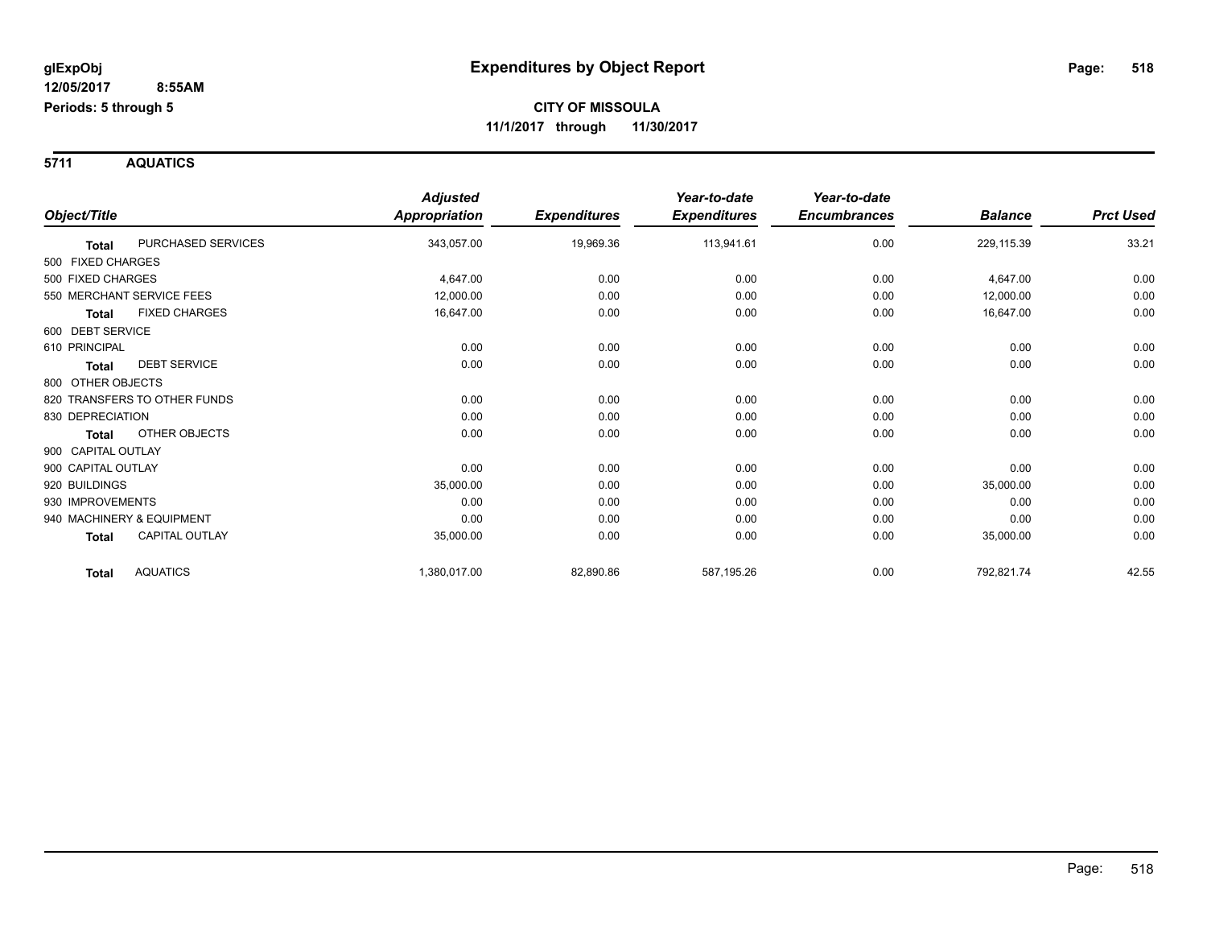# Expenditures by Object Report

glExpObj
12/05/2017 8:55AM
Periods: 5 through 5

**CITY OF MISSOULA**
**11/1/2017 through 11/30/2017**

## 5711 AQUATICS

| Object/Title | | Adjusted Appropriation | Expenditures | Year-to-date Expenditures | Year-to-date Encumbrances | Balance | Prct Used |
|---|---|---|---|---|---|---|---|
| **Total** | PURCHASED SERVICES | 343,057.00 | 19,969.36 | 113,941.61 | 0.00 | 229,115.39 | 33.21 |
| 500 FIXED CHARGES | | | | | | | |
| 500 FIXED CHARGES | | 4,647.00 | 0.00 | 0.00 | 0.00 | 4,647.00 | 0.00 |
| 550 MERCHANT SERVICE FEES | | 12,000.00 | 0.00 | 0.00 | 0.00 | 12,000.00 | 0.00 |
| **Total** | FIXED CHARGES | 16,647.00 | 0.00 | 0.00 | 0.00 | 16,647.00 | 0.00 |
| 600 DEBT SERVICE | | | | | | | |
| 610 PRINCIPAL | | 0.00 | 0.00 | 0.00 | 0.00 | 0.00 | 0.00 |
| **Total** | DEBT SERVICE | 0.00 | 0.00 | 0.00 | 0.00 | 0.00 | 0.00 |
| 800 OTHER OBJECTS | | | | | | | |
| 820 TRANSFERS TO OTHER FUNDS | | 0.00 | 0.00 | 0.00 | 0.00 | 0.00 | 0.00 |
| 830 DEPRECIATION | | 0.00 | 0.00 | 0.00 | 0.00 | 0.00 | 0.00 |
| **Total** | OTHER OBJECTS | 0.00 | 0.00 | 0.00 | 0.00 | 0.00 | 0.00 |
| 900 CAPITAL OUTLAY | | | | | | | |
| 900 CAPITAL OUTLAY | | 0.00 | 0.00 | 0.00 | 0.00 | 0.00 | 0.00 |
| 920 BUILDINGS | | 35,000.00 | 0.00 | 0.00 | 0.00 | 35,000.00 | 0.00 |
| 930 IMPROVEMENTS | | 0.00 | 0.00 | 0.00 | 0.00 | 0.00 | 0.00 |
| 940 MACHINERY & EQUIPMENT | | 0.00 | 0.00 | 0.00 | 0.00 | 0.00 | 0.00 |
| **Total** | CAPITAL OUTLAY | 35,000.00 | 0.00 | 0.00 | 0.00 | 35,000.00 | 0.00 |
| **Total** | AQUATICS | 1,380,017.00 | 82,890.86 | 587,195.26 | 0.00 | 792,821.74 | 42.55 |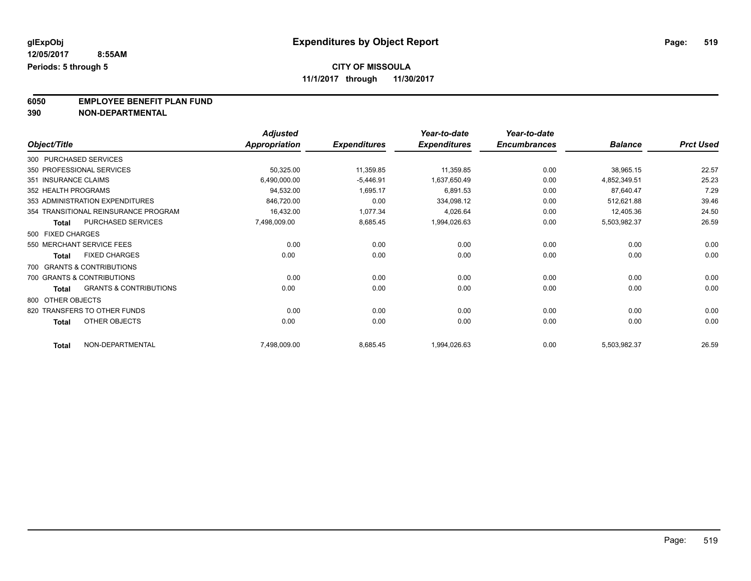# Expenditures by Object Report

glExpObj
12/05/2017 8:55AM
Periods: 5 through 5

**CITY OF MISSOULA**
**11/1/2017 through 11/30/2017**

**6050 EMPLOYEE BENEFIT PLAN FUND**
**390 NON-DEPARTMENTAL**

| Object/Title | Adjusted Appropriation | Expenditures | Year-to-date Expenditures | Year-to-date Encumbrances | Balance | Prct Used |
|---|---|---|---|---|---|---|
| 300 PURCHASED SERVICES | | | | | | |
| 350 PROFESSIONAL SERVICES | 50,325.00 | 11,359.85 | 11,359.85 | 0.00 | 38,965.15 | 22.57 |
| 351 INSURANCE CLAIMS | 6,490,000.00 | -5,446.91 | 1,637,650.49 | 0.00 | 4,852,349.51 | 25.23 |
| 352 HEALTH PROGRAMS | 94,532.00 | 1,695.17 | 6,891.53 | 0.00 | 87,640.47 | 7.29 |
| 353 ADMINISTRATION EXPENDITURES | 846,720.00 | 0.00 | 334,098.12 | 0.00 | 512,621.88 | 39.46 |
| 354 TRANSITIONAL REINSURANCE PROGRAM | 16,432.00 | 1,077.34 | 4,026.64 | 0.00 | 12,405.36 | 24.50 |
| **Total** PURCHASED SERVICES | 7,498,009.00 | 8,685.45 | 1,994,026.63 | 0.00 | 5,503,982.37 | 26.59 |
| 500 FIXED CHARGES | | | | | | |
| 550 MERCHANT SERVICE FEES | 0.00 | 0.00 | 0.00 | 0.00 | 0.00 | 0.00 |
| **Total** FIXED CHARGES | 0.00 | 0.00 | 0.00 | 0.00 | 0.00 | 0.00 |
| 700 GRANTS & CONTRIBUTIONS | | | | | | |
| 700 GRANTS & CONTRIBUTIONS | 0.00 | 0.00 | 0.00 | 0.00 | 0.00 | 0.00 |
| **Total** GRANTS & CONTRIBUTIONS | 0.00 | 0.00 | 0.00 | 0.00 | 0.00 | 0.00 |
| 800 OTHER OBJECTS | | | | | | |
| 820 TRANSFERS TO OTHER FUNDS | 0.00 | 0.00 | 0.00 | 0.00 | 0.00 | 0.00 |
| **Total** OTHER OBJECTS | 0.00 | 0.00 | 0.00 | 0.00 | 0.00 | 0.00 |
| **Total** NON-DEPARTMENTAL | 7,498,009.00 | 8,685.45 | 1,994,026.63 | 0.00 | 5,503,982.37 | 26.59 |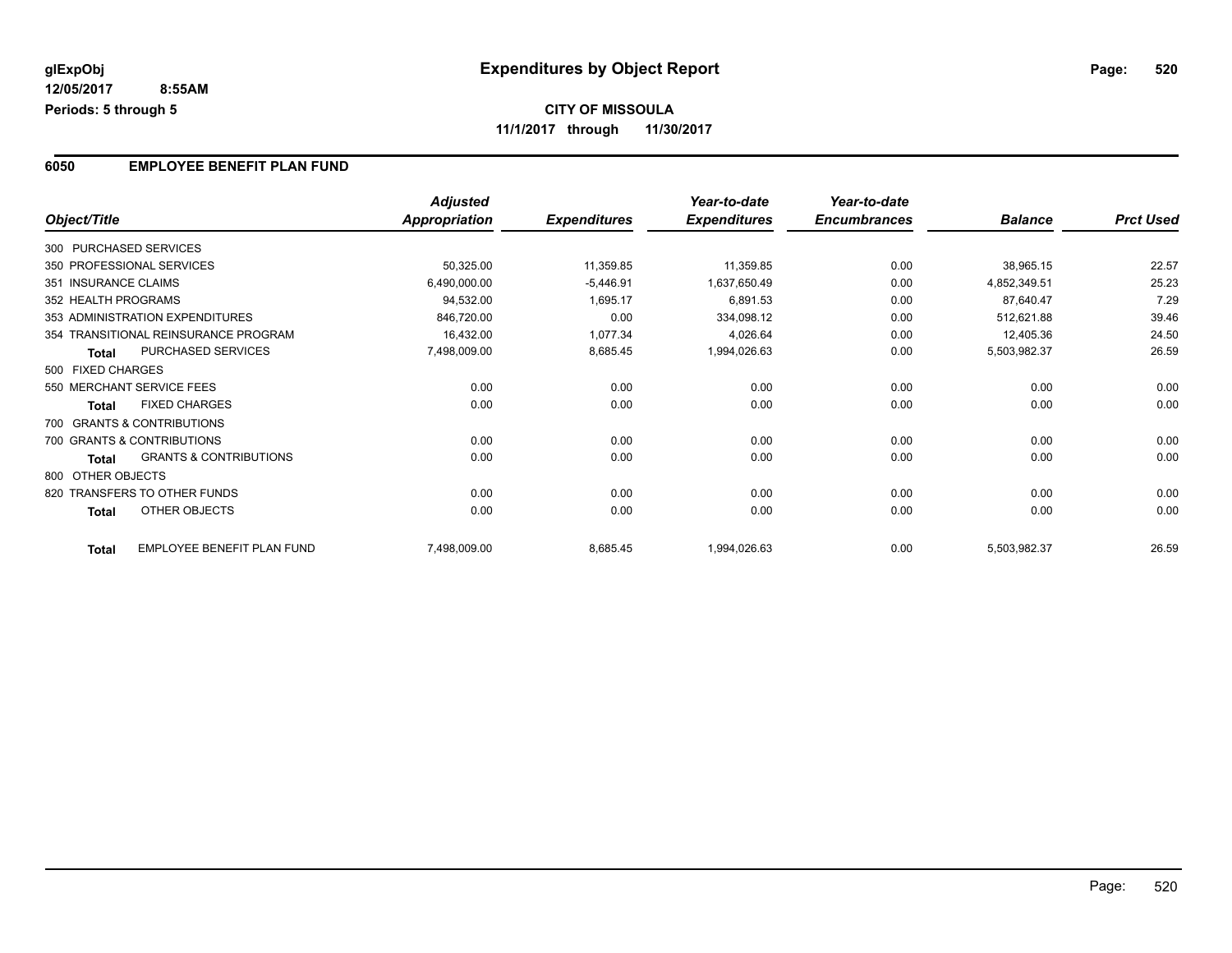**glExpObj**
**12/05/2017 8:55AM**
**Periods: 5 through 5**

# Expenditures by Object Report

**CITY OF MISSOULA**
**11/1/2017 through 11/30/2017**

## 6050 EMPLOYEE BENEFIT PLAN FUND

| Object/Title | Adjusted Appropriation | Expenditures | Year-to-date Expenditures | Year-to-date Encumbrances | Balance | Prct Used |
|---|---|---|---|---|---|---|
| 300 PURCHASED SERVICES | | | | | | |
| 350 PROFESSIONAL SERVICES | 50,325.00 | 11,359.85 | 11,359.85 | 0.00 | 38,965.15 | 22.57 |
| 351 INSURANCE CLAIMS | 6,490,000.00 | -5,446.91 | 1,637,650.49 | 0.00 | 4,852,349.51 | 25.23 |
| 352 HEALTH PROGRAMS | 94,532.00 | 1,695.17 | 6,891.53 | 0.00 | 87,640.47 | 7.29 |
| 353 ADMINISTRATION EXPENDITURES | 846,720.00 | 0.00 | 334,098.12 | 0.00 | 512,621.88 | 39.46 |
| 354 TRANSITIONAL REINSURANCE PROGRAM | 16,432.00 | 1,077.34 | 4,026.64 | 0.00 | 12,405.36 | 24.50 |
| **Total** PURCHASED SERVICES | 7,498,009.00 | 8,685.45 | 1,994,026.63 | 0.00 | 5,503,982.37 | 26.59 |
| 500 FIXED CHARGES | | | | | | |
| 550 MERCHANT SERVICE FEES | 0.00 | 0.00 | 0.00 | 0.00 | 0.00 | 0.00 |
| **Total** FIXED CHARGES | 0.00 | 0.00 | 0.00 | 0.00 | 0.00 | 0.00 |
| 700 GRANTS & CONTRIBUTIONS | | | | | | |
| 700 GRANTS & CONTRIBUTIONS | 0.00 | 0.00 | 0.00 | 0.00 | 0.00 | 0.00 |
| **Total** GRANTS & CONTRIBUTIONS | 0.00 | 0.00 | 0.00 | 0.00 | 0.00 | 0.00 |
| 800 OTHER OBJECTS | | | | | | |
| 820 TRANSFERS TO OTHER FUNDS | 0.00 | 0.00 | 0.00 | 0.00 | 0.00 | 0.00 |
| **Total** OTHER OBJECTS | 0.00 | 0.00 | 0.00 | 0.00 | 0.00 | 0.00 |
| **Total** EMPLOYEE BENEFIT PLAN FUND | 7,498,009.00 | 8,685.45 | 1,994,026.63 | 0.00 | 5,503,982.37 | 26.59 |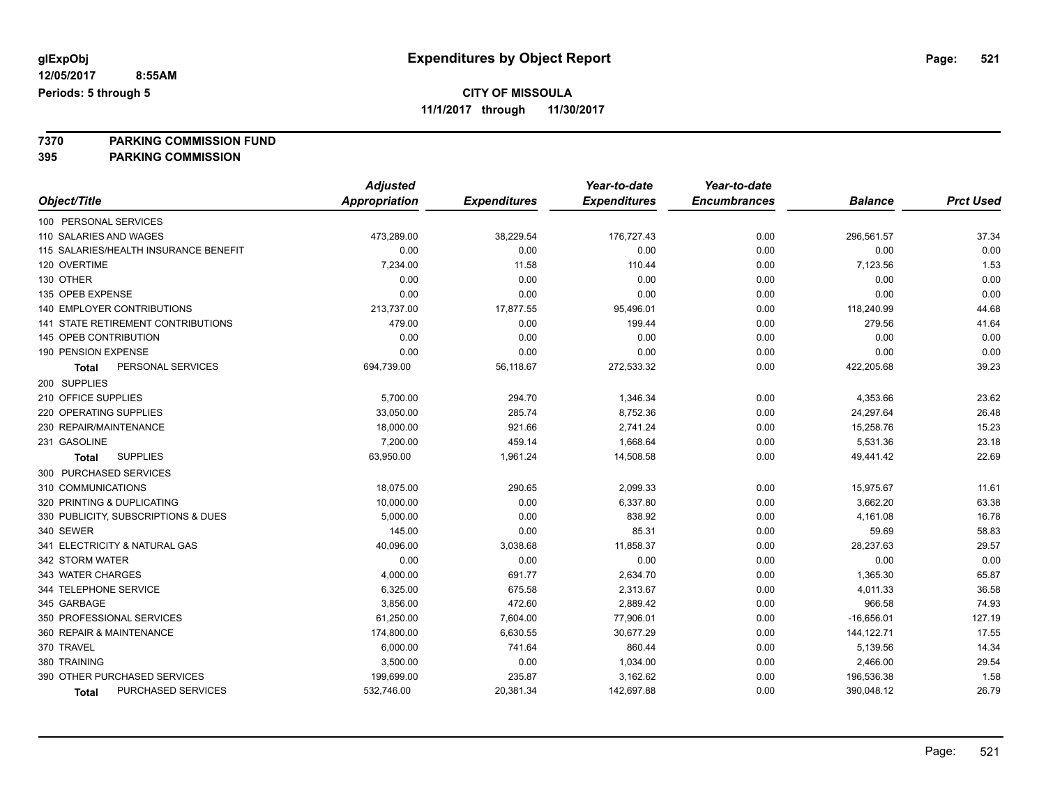# Expenditures by Object Report

glExpObj
12/05/2017 8:55AM
Periods: 5 through 5

**CITY OF MISSOULA**
**11/1/2017 through 11/30/2017**

**7370 PARKING COMMISSION FUND**
**395 PARKING COMMISSION**

| Object/Title | Adjusted Appropriation | Expenditures | Year-to-date Expenditures | Year-to-date Encumbrances | Balance | Prct Used |
|---|---|---|---|---|---|---|
| 100 PERSONAL SERVICES | | | | | | |
| 110 SALARIES AND WAGES | 473,289.00 | 38,229.54 | 176,727.43 | 0.00 | 296,561.57 | 37.34 |
| 115 SALARIES/HEALTH INSURANCE BENEFIT | 0.00 | 0.00 | 0.00 | 0.00 | 0.00 | 0.00 |
| 120 OVERTIME | 7,234.00 | 11.58 | 110.44 | 0.00 | 7,123.56 | 1.53 |
| 130 OTHER | 0.00 | 0.00 | 0.00 | 0.00 | 0.00 | 0.00 |
| 135 OPEB EXPENSE | 0.00 | 0.00 | 0.00 | 0.00 | 0.00 | 0.00 |
| 140 EMPLOYER CONTRIBUTIONS | 213,737.00 | 17,877.55 | 95,496.01 | 0.00 | 118,240.99 | 44.68 |
| 141 STATE RETIREMENT CONTRIBUTIONS | 479.00 | 0.00 | 199.44 | 0.00 | 279.56 | 41.64 |
| 145 OPEB CONTRIBUTION | 0.00 | 0.00 | 0.00 | 0.00 | 0.00 | 0.00 |
| 190 PENSION EXPENSE | 0.00 | 0.00 | 0.00 | 0.00 | 0.00 | 0.00 |
| **Total** PERSONAL SERVICES | 694,739.00 | 56,118.67 | 272,533.32 | 0.00 | 422,205.68 | 39.23 |
| 200 SUPPLIES | | | | | | |
| 210 OFFICE SUPPLIES | 5,700.00 | 294.70 | 1,346.34 | 0.00 | 4,353.66 | 23.62 |
| 220 OPERATING SUPPLIES | 33,050.00 | 285.74 | 8,752.36 | 0.00 | 24,297.64 | 26.48 |
| 230 REPAIR/MAINTENANCE | 18,000.00 | 921.66 | 2,741.24 | 0.00 | 15,258.76 | 15.23 |
| 231 GASOLINE | 7,200.00 | 459.14 | 1,668.64 | 0.00 | 5,531.36 | 23.18 |
| **Total** SUPPLIES | 63,950.00 | 1,961.24 | 14,508.58 | 0.00 | 49,441.42 | 22.69 |
| 300 PURCHASED SERVICES | | | | | | |
| 310 COMMUNICATIONS | 18,075.00 | 290.65 | 2,099.33 | 0.00 | 15,975.67 | 11.61 |
| 320 PRINTING & DUPLICATING | 10,000.00 | 0.00 | 6,337.80 | 0.00 | 3,662.20 | 63.38 |
| 330 PUBLICITY, SUBSCRIPTIONS & DUES | 5,000.00 | 0.00 | 838.92 | 0.00 | 4,161.08 | 16.78 |
| 340 SEWER | 145.00 | 0.00 | 85.31 | 0.00 | 59.69 | 58.83 |
| 341 ELECTRICITY & NATURAL GAS | 40,096.00 | 3,038.68 | 11,858.37 | 0.00 | 28,237.63 | 29.57 |
| 342 STORM WATER | 0.00 | 0.00 | 0.00 | 0.00 | 0.00 | 0.00 |
| 343 WATER CHARGES | 4,000.00 | 691.77 | 2,634.70 | 0.00 | 1,365.30 | 65.87 |
| 344 TELEPHONE SERVICE | 6,325.00 | 675.58 | 2,313.67 | 0.00 | 4,011.33 | 36.58 |
| 345 GARBAGE | 3,856.00 | 472.60 | 2,889.42 | 0.00 | 966.58 | 74.93 |
| 350 PROFESSIONAL SERVICES | 61,250.00 | 7,604.00 | 77,906.01 | 0.00 | -16,656.01 | 127.19 |
| 360 REPAIR & MAINTENANCE | 174,800.00 | 6,630.55 | 30,677.29 | 0.00 | 144,122.71 | 17.55 |
| 370 TRAVEL | 6,000.00 | 741.64 | 860.44 | 0.00 | 5,139.56 | 14.34 |
| 380 TRAINING | 3,500.00 | 0.00 | 1,034.00 | 0.00 | 2,466.00 | 29.54 |
| 390 OTHER PURCHASED SERVICES | 199,699.00 | 235.87 | 3,162.62 | 0.00 | 196,536.38 | 1.58 |
| **Total** PURCHASED SERVICES | 532,746.00 | 20,381.34 | 142,697.88 | 0.00 | 390,048.12 | 26.79 |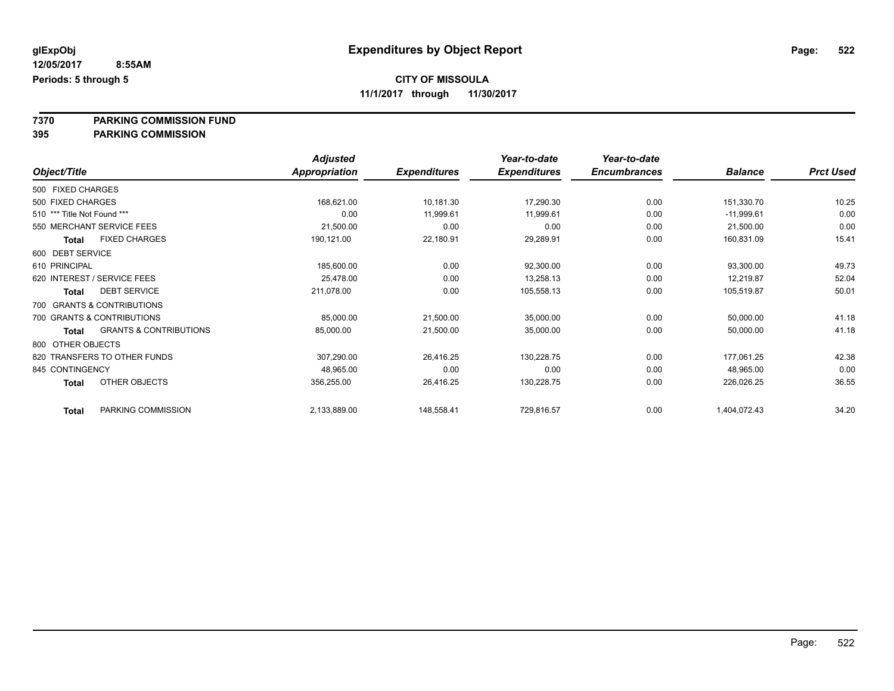# Expenditures by Object Report

glExpObj
12/05/2017 8:55AM
Periods: 5 through 5

**CITY OF MISSOULA**
**11/1/2017 through 11/30/2017**

**7370 PARKING COMMISSION FUND**
**395 PARKING COMMISSION**

| Object/Title | Adjusted Appropriation | Expenditures | Year-to-date Expenditures | Year-to-date Encumbrances | Balance | Prct Used |
|---|---|---|---|---|---|---|
| 500 FIXED CHARGES | | | | | | |
| 500 FIXED CHARGES | 168,621.00 | 10,181.30 | 17,290.30 | 0.00 | 151,330.70 | 10.25 |
| 510 *** Title Not Found *** | 0.00 | 11,999.61 | 11,999.61 | 0.00 | -11,999.61 | 0.00 |
| 550 MERCHANT SERVICE FEES | 21,500.00 | 0.00 | 0.00 | 0.00 | 21,500.00 | 0.00 |
| **Total** FIXED CHARGES | 190,121.00 | 22,180.91 | 29,289.91 | 0.00 | 160,831.09 | 15.41 |
| 600 DEBT SERVICE | | | | | | |
| 610 PRINCIPAL | 185,600.00 | 0.00 | 92,300.00 | 0.00 | 93,300.00 | 49.73 |
| 620 INTEREST / SERVICE FEES | 25,478.00 | 0.00 | 13,258.13 | 0.00 | 12,219.87 | 52.04 |
| **Total** DEBT SERVICE | 211,078.00 | 0.00 | 105,558.13 | 0.00 | 105,519.87 | 50.01 |
| 700 GRANTS & CONTRIBUTIONS | | | | | | |
| 700 GRANTS & CONTRIBUTIONS | 85,000.00 | 21,500.00 | 35,000.00 | 0.00 | 50,000.00 | 41.18 |
| **Total** GRANTS & CONTRIBUTIONS | 85,000.00 | 21,500.00 | 35,000.00 | 0.00 | 50,000.00 | 41.18 |
| 800 OTHER OBJECTS | | | | | | |
| 820 TRANSFERS TO OTHER FUNDS | 307,290.00 | 26,416.25 | 130,228.75 | 0.00 | 177,061.25 | 42.38 |
| 845 CONTINGENCY | 48,965.00 | 0.00 | 0.00 | 0.00 | 48,965.00 | 0.00 |
| **Total** OTHER OBJECTS | 356,255.00 | 26,416.25 | 130,228.75 | 0.00 | 226,026.25 | 36.55 |
| **Total** PARKING COMMISSION | 2,133,889.00 | 148,558.41 | 729,816.57 | 0.00 | 1,404,072.43 | 34.20 |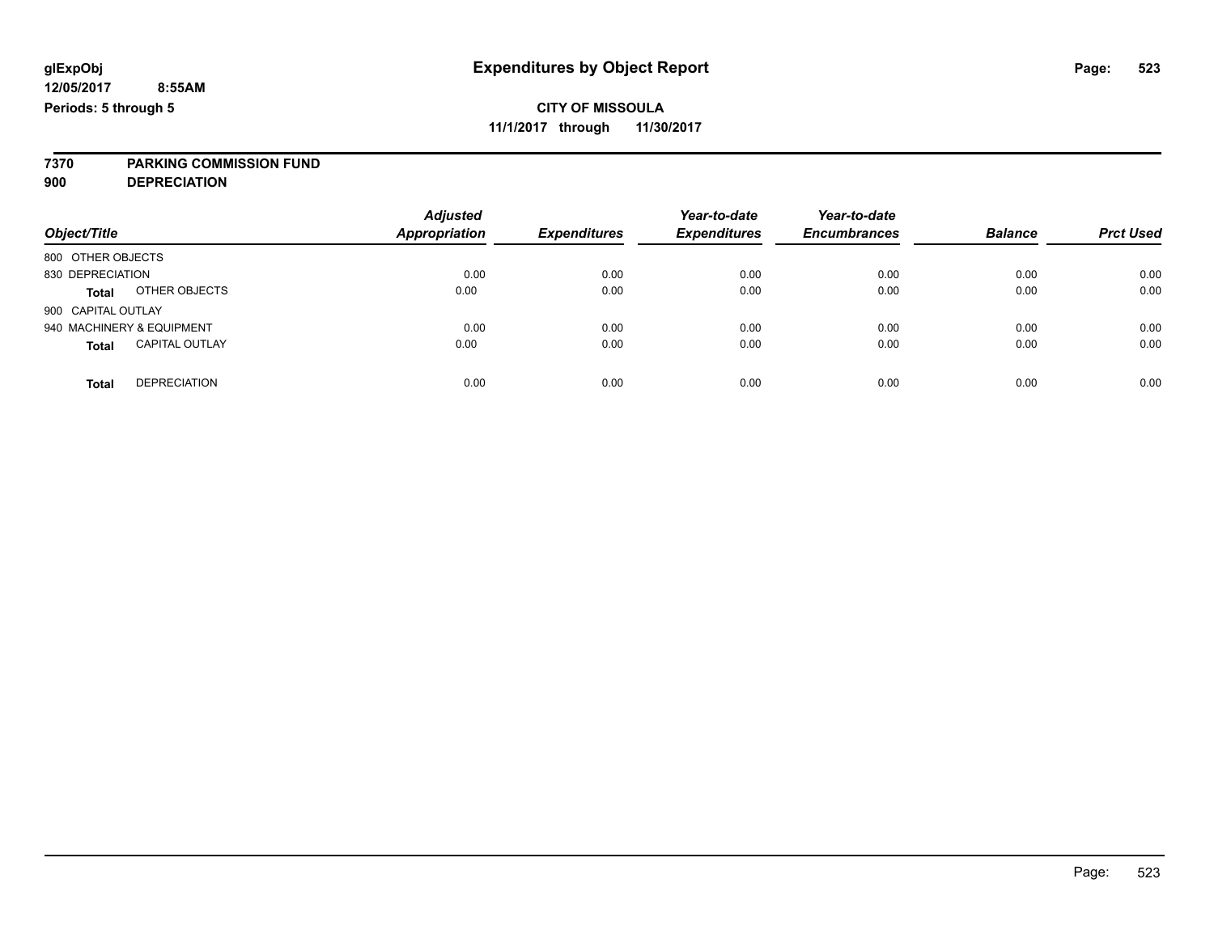# Expenditures by Object Report

glExpObj
12/05/2017 8:55AM
Periods: 5 through 5

**CITY OF MISSOULA**
**11/1/2017 through 11/30/2017**

**7370 PARKING COMMISSION FUND**
**900 DEPRECIATION**

| Object/Title | | Adjusted Appropriation | Expenditures | Year-to-date Expenditures | Year-to-date Encumbrances | Balance | Prct Used |
|---|---|---|---|---|---|---|---|
| 800 OTHER OBJECTS | | | | | | | |
| 830 DEPRECIATION | | 0.00 | 0.00 | 0.00 | 0.00 | 0.00 | 0.00 |
| **Total** | OTHER OBJECTS | 0.00 | 0.00 | 0.00 | 0.00 | 0.00 | 0.00 |
| 900 CAPITAL OUTLAY | | | | | | | |
| 940 MACHINERY & EQUIPMENT | | 0.00 | 0.00 | 0.00 | 0.00 | 0.00 | 0.00 |
| **Total** | CAPITAL OUTLAY | 0.00 | 0.00 | 0.00 | 0.00 | 0.00 | 0.00 |
| **Total** | DEPRECIATION | 0.00 | 0.00 | 0.00 | 0.00 | 0.00 | 0.00 |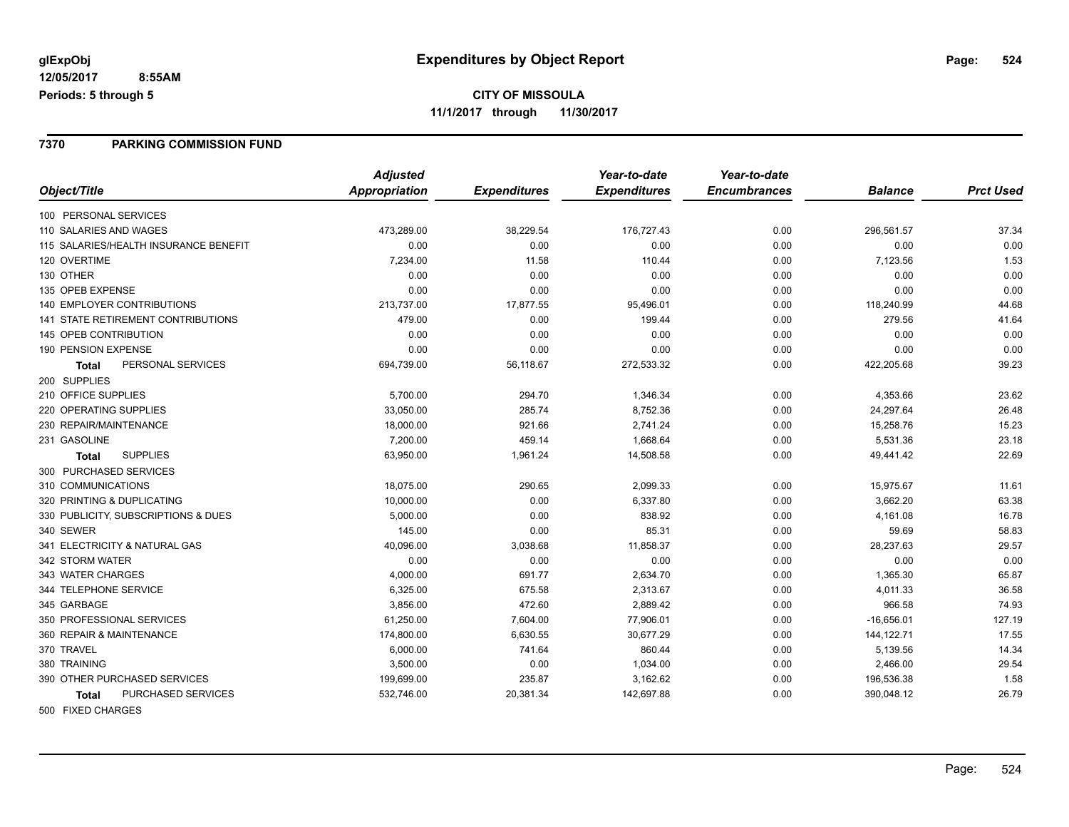**glExpObj** **Expenditures by Object Report**

12/05/2017 8:55AM

Periods: 5 through 5

**CITY OF MISSOULA**

**11/1/2017 through 11/30/2017**

## 7370 PARKING COMMISSION FUND

| Object/Title | Adjusted Appropriation | Expenditures | Year-to-date Expenditures | Year-to-date Encumbrances | Balance | Prct Used |
|---|---|---|---|---|---|---|
| 100 PERSONAL SERVICES | | | | | | |
| 110 SALARIES AND WAGES | 473,289.00 | 38,229.54 | 176,727.43 | 0.00 | 296,561.57 | 37.34 |
| 115 SALARIES/HEALTH INSURANCE BENEFIT | 0.00 | 0.00 | 0.00 | 0.00 | 0.00 | 0.00 |
| 120 OVERTIME | 7,234.00 | 11.58 | 110.44 | 0.00 | 7,123.56 | 1.53 |
| 130 OTHER | 0.00 | 0.00 | 0.00 | 0.00 | 0.00 | 0.00 |
| 135 OPEB EXPENSE | 0.00 | 0.00 | 0.00 | 0.00 | 0.00 | 0.00 |
| 140 EMPLOYER CONTRIBUTIONS | 213,737.00 | 17,877.55 | 95,496.01 | 0.00 | 118,240.99 | 44.68 |
| 141 STATE RETIREMENT CONTRIBUTIONS | 479.00 | 0.00 | 199.44 | 0.00 | 279.56 | 41.64 |
| 145 OPEB CONTRIBUTION | 0.00 | 0.00 | 0.00 | 0.00 | 0.00 | 0.00 |
| 190 PENSION EXPENSE | 0.00 | 0.00 | 0.00 | 0.00 | 0.00 | 0.00 |
| **Total** PERSONAL SERVICES | 694,739.00 | 56,118.67 | 272,533.32 | 0.00 | 422,205.68 | 39.23 |
| 200 SUPPLIES | | | | | | |
| 210 OFFICE SUPPLIES | 5,700.00 | 294.70 | 1,346.34 | 0.00 | 4,353.66 | 23.62 |
| 220 OPERATING SUPPLIES | 33,050.00 | 285.74 | 8,752.36 | 0.00 | 24,297.64 | 26.48 |
| 230 REPAIR/MAINTENANCE | 18,000.00 | 921.66 | 2,741.24 | 0.00 | 15,258.76 | 15.23 |
| 231 GASOLINE | 7,200.00 | 459.14 | 1,668.64 | 0.00 | 5,531.36 | 23.18 |
| **Total** SUPPLIES | 63,950.00 | 1,961.24 | 14,508.58 | 0.00 | 49,441.42 | 22.69 |
| 300 PURCHASED SERVICES | | | | | | |
| 310 COMMUNICATIONS | 18,075.00 | 290.65 | 2,099.33 | 0.00 | 15,975.67 | 11.61 |
| 320 PRINTING & DUPLICATING | 10,000.00 | 0.00 | 6,337.80 | 0.00 | 3,662.20 | 63.38 |
| 330 PUBLICITY, SUBSCRIPTIONS & DUES | 5,000.00 | 0.00 | 838.92 | 0.00 | 4,161.08 | 16.78 |
| 340 SEWER | 145.00 | 0.00 | 85.31 | 0.00 | 59.69 | 58.83 |
| 341 ELECTRICITY & NATURAL GAS | 40,096.00 | 3,038.68 | 11,858.37 | 0.00 | 28,237.63 | 29.57 |
| 342 STORM WATER | 0.00 | 0.00 | 0.00 | 0.00 | 0.00 | 0.00 |
| 343 WATER CHARGES | 4,000.00 | 691.77 | 2,634.70 | 0.00 | 1,365.30 | 65.87 |
| 344 TELEPHONE SERVICE | 6,325.00 | 675.58 | 2,313.67 | 0.00 | 4,011.33 | 36.58 |
| 345 GARBAGE | 3,856.00 | 472.60 | 2,889.42 | 0.00 | 966.58 | 74.93 |
| 350 PROFESSIONAL SERVICES | 61,250.00 | 7,604.00 | 77,906.01 | 0.00 | -16,656.01 | 127.19 |
| 360 REPAIR & MAINTENANCE | 174,800.00 | 6,630.55 | 30,677.29 | 0.00 | 144,122.71 | 17.55 |
| 370 TRAVEL | 6,000.00 | 741.64 | 860.44 | 0.00 | 5,139.56 | 14.34 |
| 380 TRAINING | 3,500.00 | 0.00 | 1,034.00 | 0.00 | 2,466.00 | 29.54 |
| 390 OTHER PURCHASED SERVICES | 199,699.00 | 235.87 | 3,162.62 | 0.00 | 196,536.38 | 1.58 |
| **Total** PURCHASED SERVICES | 532,746.00 | 20,381.34 | 142,697.88 | 0.00 | 390,048.12 | 26.79 |
| 500 FIXED CHARGES | | | | | | |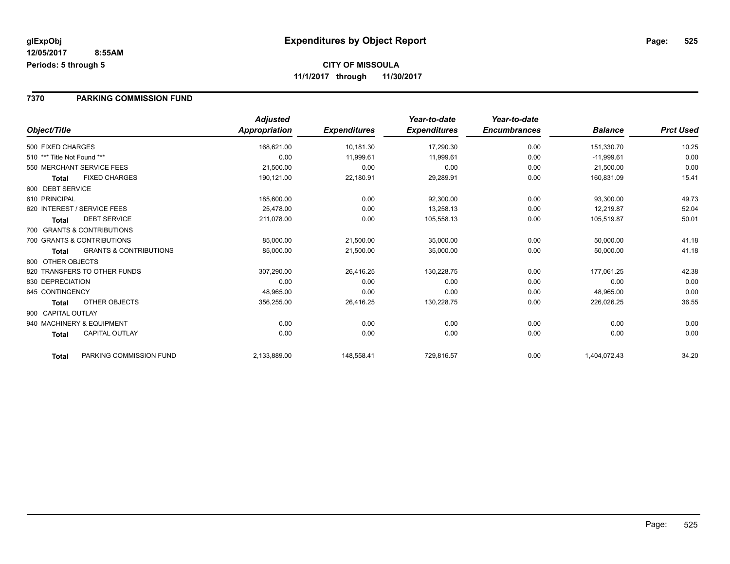**glExpObj**
**12/05/2017 8:55AM**
**Periods: 5 through 5**

# Expenditures by Object Report

**CITY OF MISSOULA**
**11/1/2017 through 11/30/2017**

## 7370 PARKING COMMISSION FUND

| Object/Title | Adjusted Appropriation | Expenditures | Year-to-date Expenditures | Year-to-date Encumbrances | Balance | Prct Used |
|---|---|---|---|---|---|---|
| 500 FIXED CHARGES | 168,621.00 | 10,181.30 | 17,290.30 | 0.00 | 151,330.70 | 10.25 |
| 510 *** Title Not Found *** | 0.00 | 11,999.61 | 11,999.61 | 0.00 | -11,999.61 | 0.00 |
| 550 MERCHANT SERVICE FEES | 21,500.00 | 0.00 | 0.00 | 0.00 | 21,500.00 | 0.00 |
| **Total** FIXED CHARGES | 190,121.00 | 22,180.91 | 29,289.91 | 0.00 | 160,831.09 | 15.41 |
| 600 DEBT SERVICE | | | | | | |
| 610 PRINCIPAL | 185,600.00 | 0.00 | 92,300.00 | 0.00 | 93,300.00 | 49.73 |
| 620 INTEREST / SERVICE FEES | 25,478.00 | 0.00 | 13,258.13 | 0.00 | 12,219.87 | 52.04 |
| **Total** DEBT SERVICE | 211,078.00 | 0.00 | 105,558.13 | 0.00 | 105,519.87 | 50.01 |
| 700 GRANTS & CONTRIBUTIONS | | | | | | |
| 700 GRANTS & CONTRIBUTIONS | 85,000.00 | 21,500.00 | 35,000.00 | 0.00 | 50,000.00 | 41.18 |
| **Total** GRANTS & CONTRIBUTIONS | 85,000.00 | 21,500.00 | 35,000.00 | 0.00 | 50,000.00 | 41.18 |
| 800 OTHER OBJECTS | | | | | | |
| 820 TRANSFERS TO OTHER FUNDS | 307,290.00 | 26,416.25 | 130,228.75 | 0.00 | 177,061.25 | 42.38 |
| 830 DEPRECIATION | 0.00 | 0.00 | 0.00 | 0.00 | 0.00 | 0.00 |
| 845 CONTINGENCY | 48,965.00 | 0.00 | 0.00 | 0.00 | 48,965.00 | 0.00 |
| **Total** OTHER OBJECTS | 356,255.00 | 26,416.25 | 130,228.75 | 0.00 | 226,026.25 | 36.55 |
| 900 CAPITAL OUTLAY | | | | | | |
| 940 MACHINERY & EQUIPMENT | 0.00 | 0.00 | 0.00 | 0.00 | 0.00 | 0.00 |
| **Total** CAPITAL OUTLAY | 0.00 | 0.00 | 0.00 | 0.00 | 0.00 | 0.00 |
| **Total** PARKING COMMISSION FUND | 2,133,889.00 | 148,558.41 | 729,816.57 | 0.00 | 1,404,072.43 | 34.20 |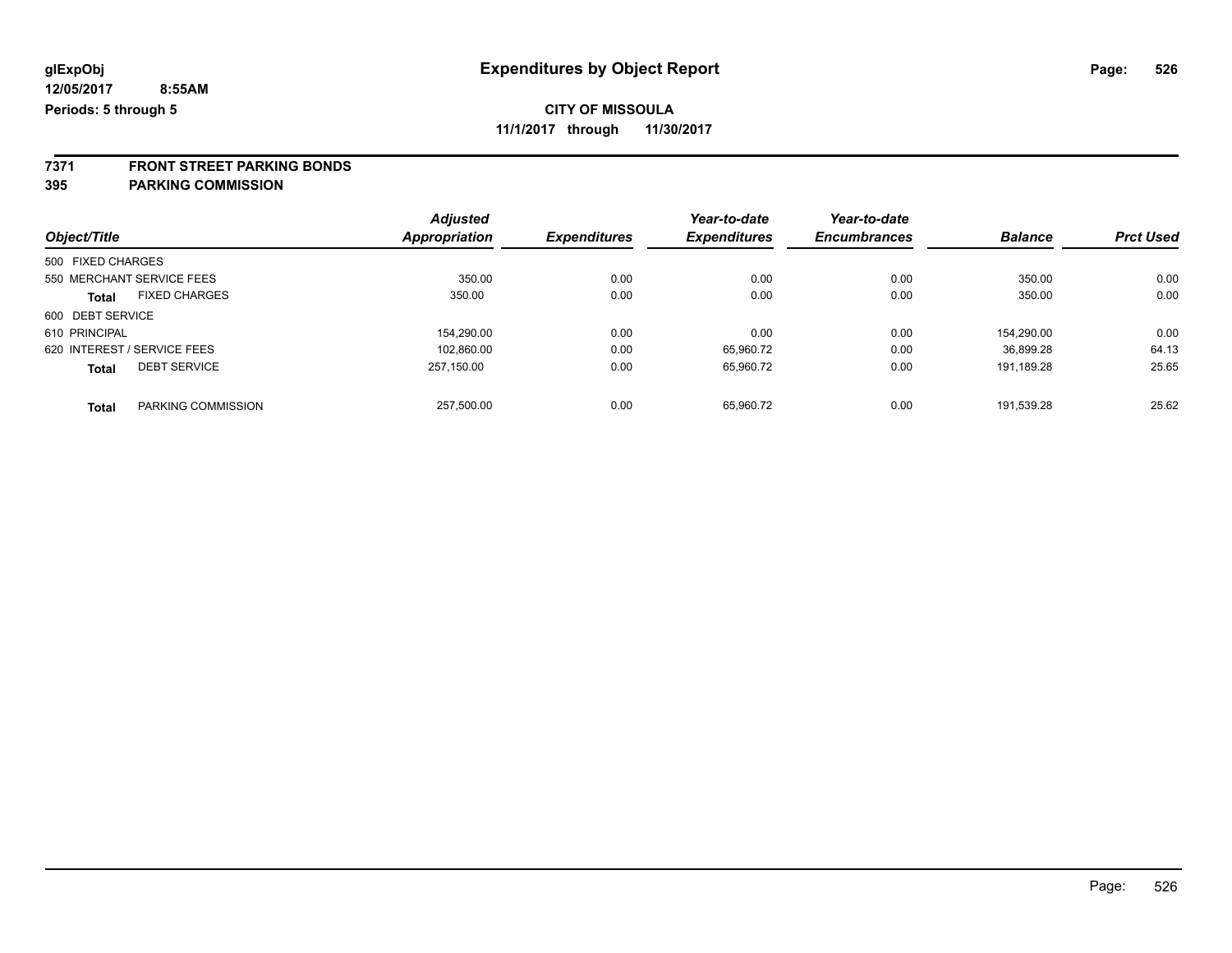**glExpObj** | **Expenditures by Object Report**

**12/05/2017 8:55AM**

**Periods: 5 through 5**

**CITY OF MISSOULA**

**11/1/2017 through 11/30/2017**

## 7371 FRONT STREET PARKING BONDS
## 395 PARKING COMMISSION

| Object/Title | | Adjusted Appropriation | Expenditures | Year-to-date Expenditures | Year-to-date Encumbrances | Balance | Prct Used |
|---|---|---|---|---|---|---|---|
| 500 FIXED CHARGES | | | | | | | |
| 550 MERCHANT SERVICE FEES | | 350.00 | 0.00 | 0.00 | 0.00 | 350.00 | 0.00 |
| **Total** | FIXED CHARGES | 350.00 | 0.00 | 0.00 | 0.00 | 350.00 | 0.00 |
| 600 DEBT SERVICE | | | | | | | |
| 610 PRINCIPAL | | 154,290.00 | 0.00 | 0.00 | 0.00 | 154,290.00 | 0.00 |
| 620 INTEREST / SERVICE FEES | | 102,860.00 | 0.00 | 65,960.72 | 0.00 | 36,899.28 | 64.13 |
| **Total** | DEBT SERVICE | 257,150.00 | 0.00 | 65,960.72 | 0.00 | 191,189.28 | 25.65 |
| **Total** | PARKING COMMISSION | 257,500.00 | 0.00 | 65,960.72 | 0.00 | 191,539.28 | 25.62 |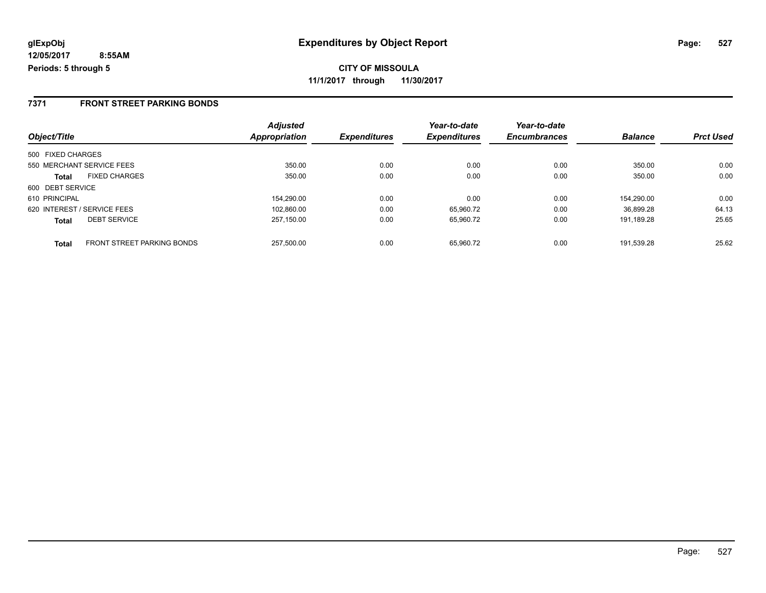**glExpObj** **Expenditures by Object Report**

**12/05/2017 8:55AM**

**Periods: 5 through 5**

**CITY OF MISSOULA**

**11/1/2017 through 11/30/2017**

## 7371 FRONT STREET PARKING BONDS

| Object/Title | | Adjusted Appropriation | Expenditures | Year-to-date Expenditures | Year-to-date Encumbrances | Balance | Prct Used |
|---|---|---|---|---|---|---|---|
| 500 FIXED CHARGES | | | | | | | |
| 550 MERCHANT SERVICE FEES | | 350.00 | 0.00 | 0.00 | 0.00 | 350.00 | 0.00 |
| **Total** | FIXED CHARGES | 350.00 | 0.00 | 0.00 | 0.00 | 350.00 | 0.00 |
| 600 DEBT SERVICE | | | | | | | |
| 610 PRINCIPAL | | 154,290.00 | 0.00 | 0.00 | 0.00 | 154,290.00 | 0.00 |
| 620 INTEREST / SERVICE FEES | | 102,860.00 | 0.00 | 65,960.72 | 0.00 | 36,899.28 | 64.13 |
| **Total** | DEBT SERVICE | 257,150.00 | 0.00 | 65,960.72 | 0.00 | 191,189.28 | 25.65 |
| **Total** | FRONT STREET PARKING BONDS | 257,500.00 | 0.00 | 65,960.72 | 0.00 | 191,539.28 | 25.62 |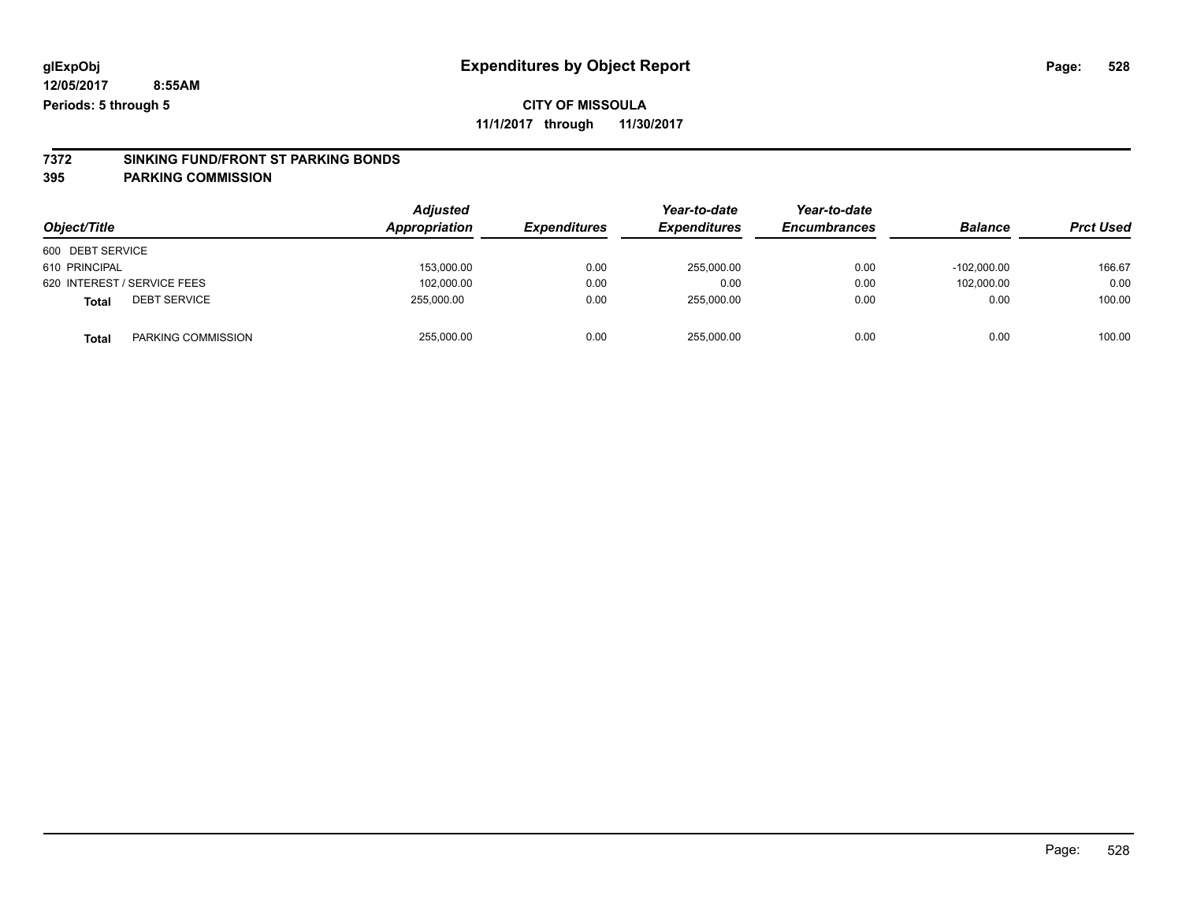glExpObj
12/05/2017 8:55AM
Periods: 5 through 5

# Expenditures by Object Report

**CITY OF MISSOULA**
**11/1/2017 through 11/30/2017**

**7372 SINKING FUND/FRONT ST PARKING BONDS**
**395 PARKING COMMISSION**

| Object/Title | | Adjusted Appropriation | Expenditures | Year-to-date Expenditures | Year-to-date Encumbrances | Balance | Prct Used |
|---|---|---|---|---|---|---|---|
| 600 DEBT SERVICE | | | | | | | |
| 610 PRINCIPAL | | 153,000.00 | 0.00 | 255,000.00 | 0.00 | -102,000.00 | 166.67 |
| 620 INTEREST / SERVICE FEES | | 102,000.00 | 0.00 | 0.00 | 0.00 | 102,000.00 | 0.00 |
| **Total** | DEBT SERVICE | 255,000.00 | 0.00 | 255,000.00 | 0.00 | 0.00 | 100.00 |
| **Total** | PARKING COMMISSION | 255,000.00 | 0.00 | 255,000.00 | 0.00 | 0.00 | 100.00 |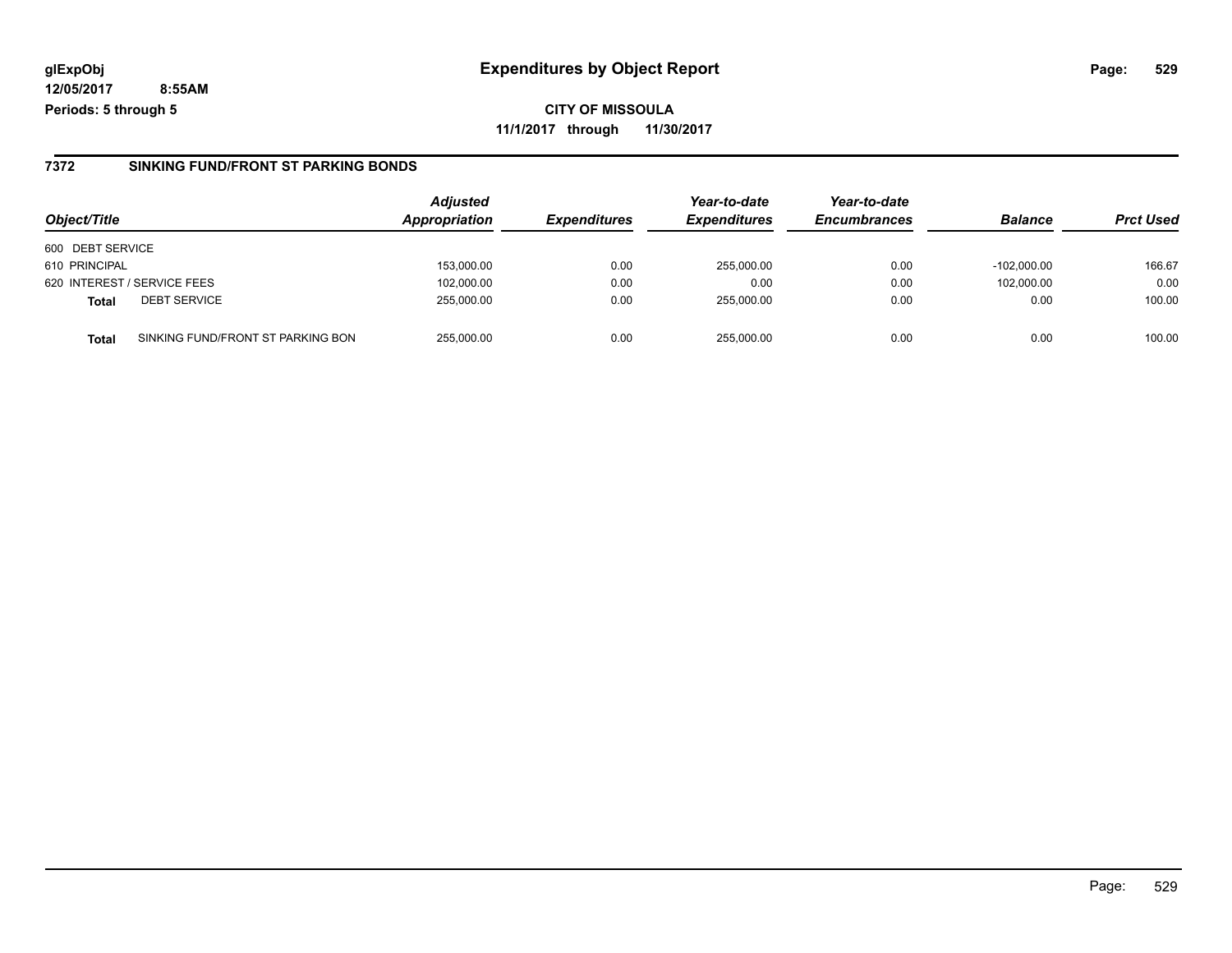glExpObj
12/05/2017 8:55AM
Periods: 5 through 5

# Expenditures by Object Report

**CITY OF MISSOULA**
**11/1/2017 through 11/30/2017**

## 7372 SINKING FUND/FRONT ST PARKING BONDS

| Object/Title | | Adjusted Appropriation | Expenditures | Year-to-date Expenditures | Year-to-date Encumbrances | Balance | Prct Used |
|---|---|---|---|---|---|---|---|
| 600 DEBT SERVICE | | | | | | | |
| 610 PRINCIPAL | | 153,000.00 | 0.00 | 255,000.00 | 0.00 | -102,000.00 | 166.67 |
| 620 INTEREST / SERVICE FEES | | 102,000.00 | 0.00 | 0.00 | 0.00 | 102,000.00 | 0.00 |
| **Total** | DEBT SERVICE | 255,000.00 | 0.00 | 255,000.00 | 0.00 | 0.00 | 100.00 |
| **Total** | SINKING FUND/FRONT ST PARKING BON | 255,000.00 | 0.00 | 255,000.00 | 0.00 | 0.00 | 100.00 |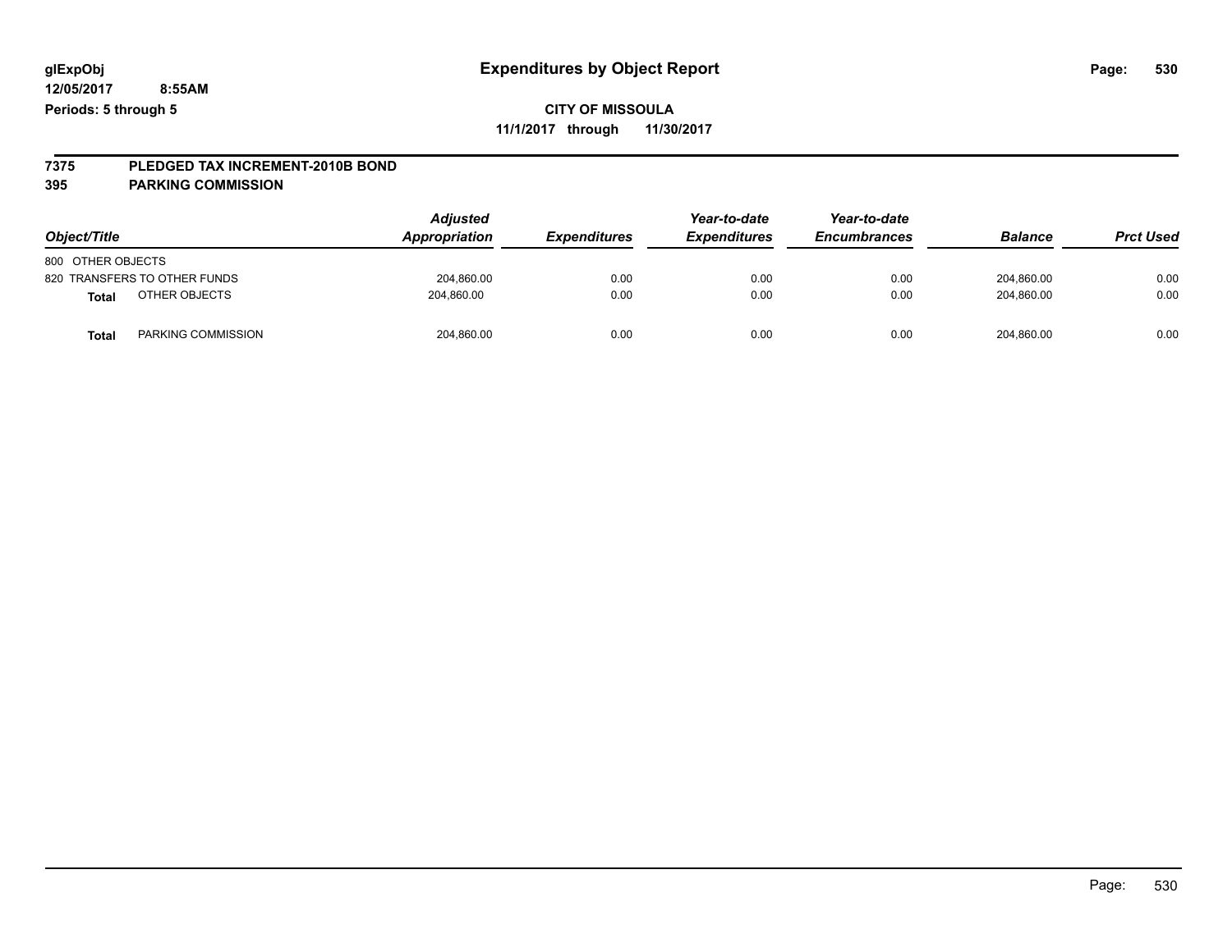glExpObj
12/05/2017 8:55AM
Periods: 5 through 5

# Expenditures by Object Report

**CITY OF MISSOULA**
**11/1/2017 through 11/30/2017**

**7375 PLEDGED TAX INCREMENT-2010B BOND**
**395 PARKING COMMISSION**

| Object/Title | Adjusted Appropriation | Expenditures | Year-to-date Expenditures | Year-to-date Encumbrances | Balance | Prct Used |
|---|---|---|---|---|---|---|
| 800 OTHER OBJECTS | | | | | | |
| 820 TRANSFERS TO OTHER FUNDS | 204,860.00 | 0.00 | 0.00 | 0.00 | 204,860.00 | 0.00 |
| **Total** OTHER OBJECTS | 204,860.00 | 0.00 | 0.00 | 0.00 | 204,860.00 | 0.00 |
| **Total** PARKING COMMISSION | 204,860.00 | 0.00 | 0.00 | 0.00 | 204,860.00 | 0.00 |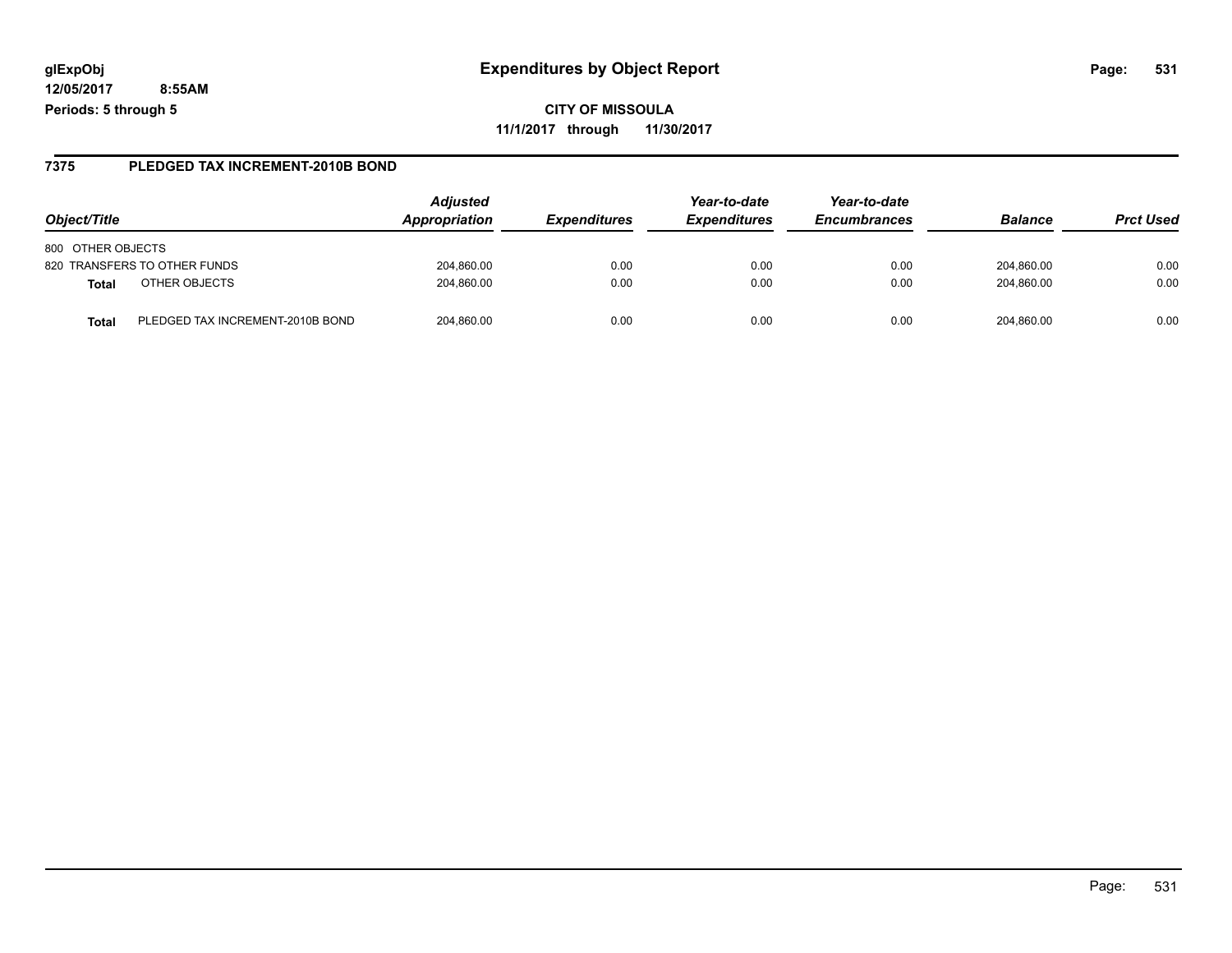glExpObj
12/05/2017 8:55AM
Periods: 5 through 5

# Expenditures by Object Report

**CITY OF MISSOULA**

**11/1/2017 through 11/30/2017**

## 7375 PLEDGED TAX INCREMENT-2010B BOND

| Object/Title | | Adjusted Appropriation | Expenditures | Year-to-date Expenditures | Year-to-date Encumbrances | Balance | Prct Used |
|---|---|---|---|---|---|---|---|
| 800 OTHER OBJECTS | | | | | | | |
| 820 TRANSFERS TO OTHER FUNDS | | 204,860.00 | 0.00 | 0.00 | 0.00 | 204,860.00 | 0.00 |
| **Total** | OTHER OBJECTS | 204,860.00 | 0.00 | 0.00 | 0.00 | 204,860.00 | 0.00 |
| **Total** | PLEDGED TAX INCREMENT-2010B BOND | 204,860.00 | 0.00 | 0.00 | 0.00 | 204,860.00 | 0.00 |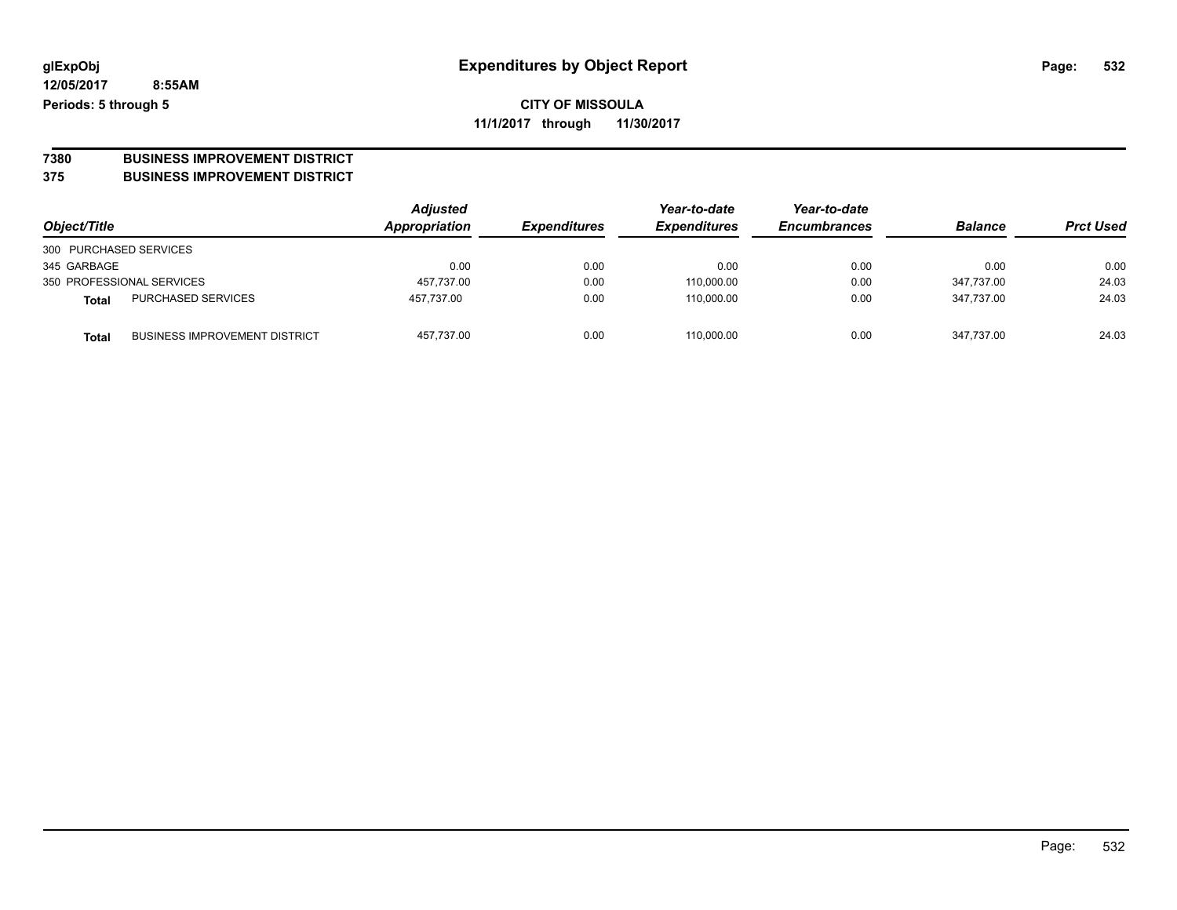# Expenditures by Object Report

glExpObj
12/05/2017 8:55AM
Periods: 5 through 5

**CITY OF MISSOULA**
**11/1/2017 through 11/30/2017**

## 7380 BUSINESS IMPROVEMENT DISTRICT
## 375 BUSINESS IMPROVEMENT DISTRICT

| Object/Title | | *Adjusted Appropriation* | *Expenditures* | *Year-to-date Expenditures* | *Year-to-date Encumbrances* | *Balance* | *Prct Used* |
|---|---|---|---|---|---|---|---|
| 300 PURCHASED SERVICES | | | | | | | |
| 345 GARBAGE | | 0.00 | 0.00 | 0.00 | 0.00 | 0.00 | 0.00 |
| 350 PROFESSIONAL SERVICES | | 457,737.00 | 0.00 | 110,000.00 | 0.00 | 347,737.00 | 24.03 |
| **Total** | PURCHASED SERVICES | 457,737.00 | 0.00 | 110,000.00 | 0.00 | 347,737.00 | 24.03 |
| **Total** | BUSINESS IMPROVEMENT DISTRICT | 457,737.00 | 0.00 | 110,000.00 | 0.00 | 347,737.00 | 24.03 |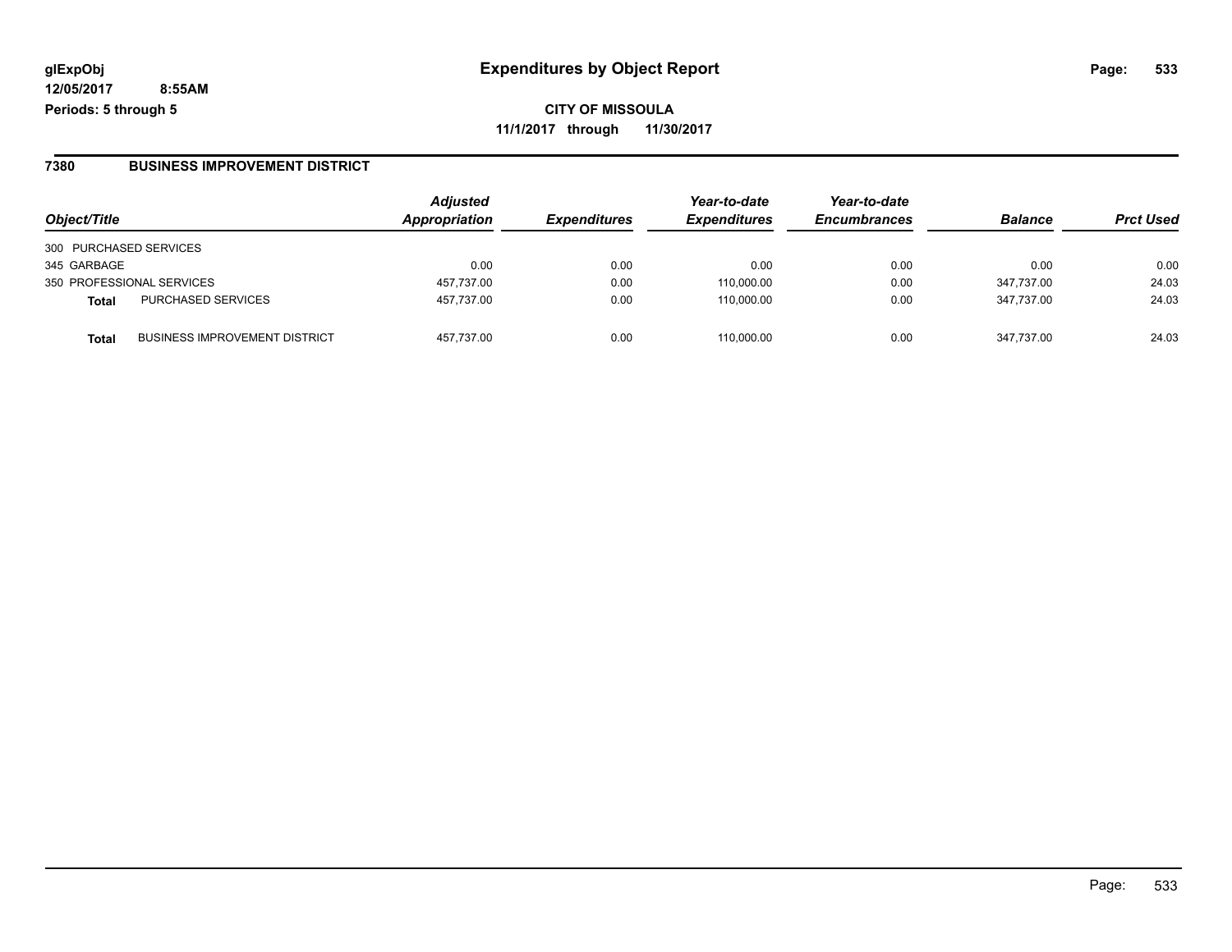**glExpObj** **Expenditures by Object Report**

**12/05/2017 8:55AM**

**Periods: 5 through 5**

**CITY OF MISSOULA**

**11/1/2017 through 11/30/2017**

## 7380 BUSINESS IMPROVEMENT DISTRICT

| Object/Title | | Adjusted Appropriation | Expenditures | Year-to-date Expenditures | Year-to-date Encumbrances | Balance | Prct Used |
|---|---|---|---|---|---|---|---|
| 300 PURCHASED SERVICES | | | | | | | |
| 345 GARBAGE | | 0.00 | 0.00 | 0.00 | 0.00 | 0.00 | 0.00 |
| 350 PROFESSIONAL SERVICES | | 457,737.00 | 0.00 | 110,000.00 | 0.00 | 347,737.00 | 24.03 |
| **Total** | PURCHASED SERVICES | 457,737.00 | 0.00 | 110,000.00 | 0.00 | 347,737.00 | 24.03 |
| **Total** | BUSINESS IMPROVEMENT DISTRICT | 457,737.00 | 0.00 | 110,000.00 | 0.00 | 347,737.00 | 24.03 |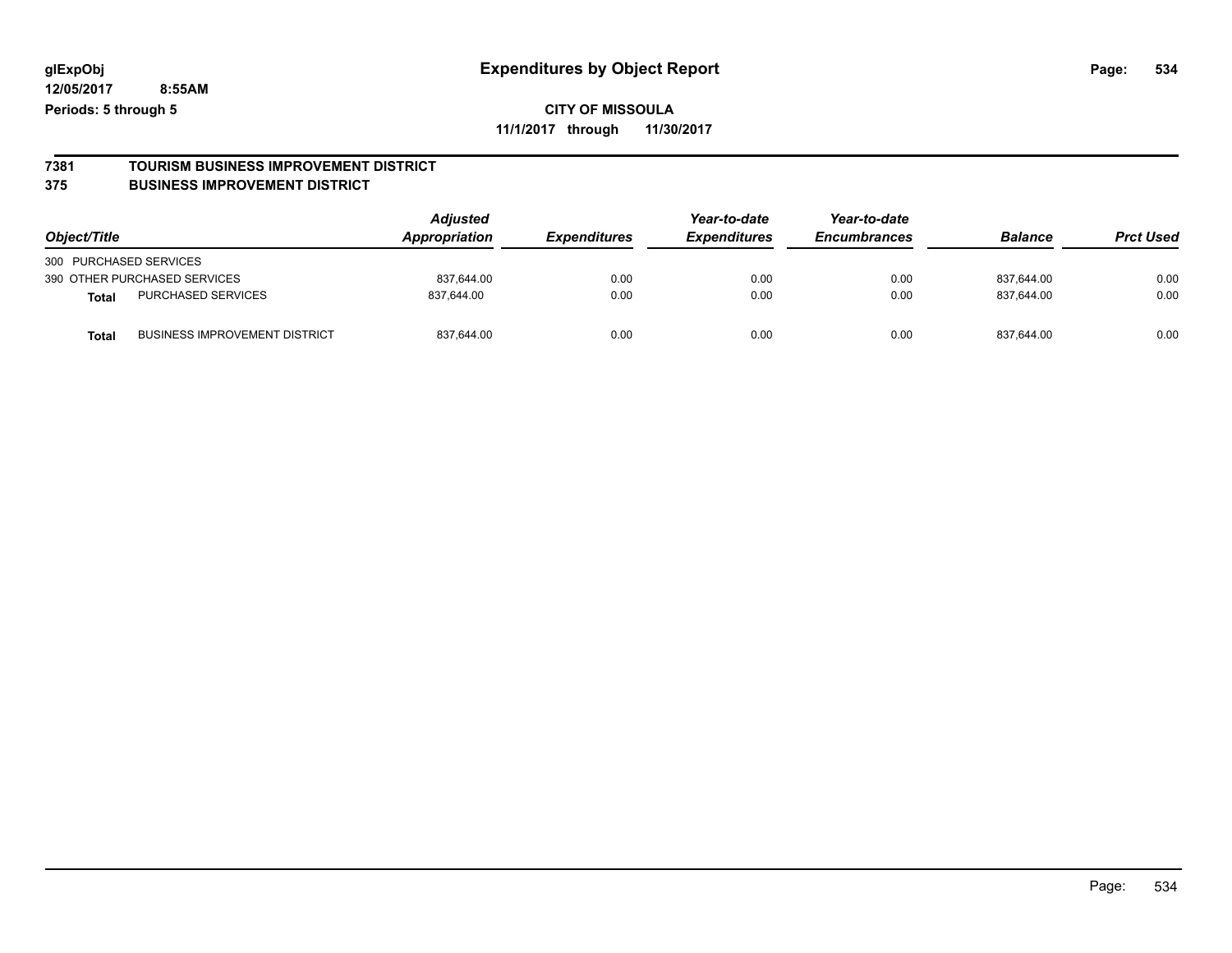**glExpObj**
**12/05/2017 8:55AM**
**Periods: 5 through 5**

# Expenditures by Object Report

**CITY OF MISSOULA**
**11/1/2017 through 11/30/2017**

## 7381 TOURISM BUSINESS IMPROVEMENT DISTRICT
## 375 BUSINESS IMPROVEMENT DISTRICT

| Object/Title | | Adjusted Appropriation | Expenditures | Year-to-date Expenditures | Year-to-date Encumbrances | Balance | Prct Used |
|---|---|---|---|---|---|---|---|
| 300 PURCHASED SERVICES | | | | | | | |
| 390 OTHER PURCHASED SERVICES | | 837,644.00 | 0.00 | 0.00 | 0.00 | 837,644.00 | 0.00 |
| **Total** | PURCHASED SERVICES | 837,644.00 | 0.00 | 0.00 | 0.00 | 837,644.00 | 0.00 |
| **Total** | BUSINESS IMPROVEMENT DISTRICT | 837,644.00 | 0.00 | 0.00 | 0.00 | 837,644.00 | 0.00 |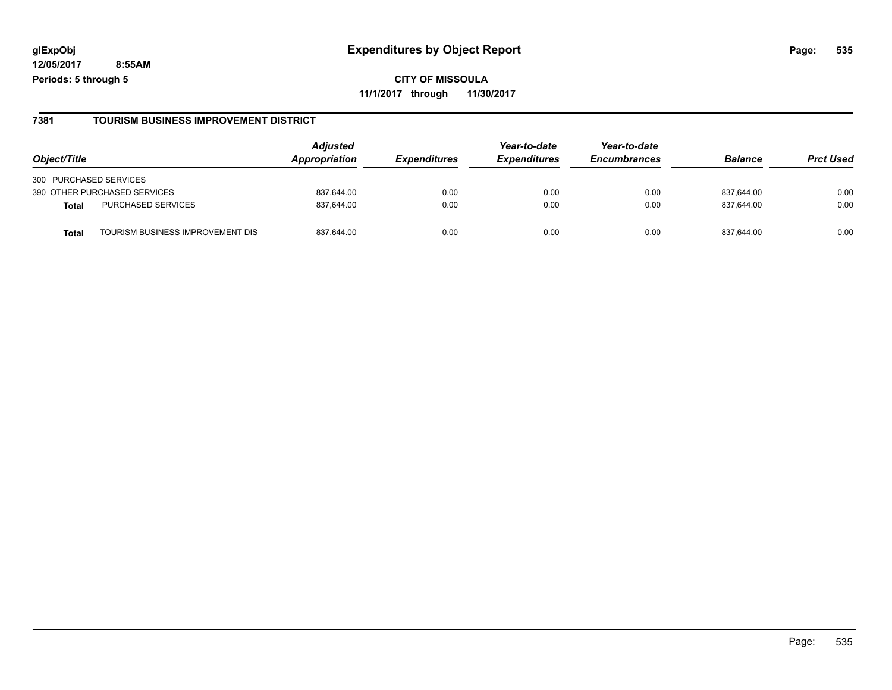# Expenditures by Object Report

glExpObj
12/05/2017 8:55AM
Periods: 5 through 5

**CITY OF MISSOULA**
**11/1/2017 through 11/30/2017**

## 7381 TOURISM BUSINESS IMPROVEMENT DISTRICT

| Object/Title | | Adjusted Appropriation | Expenditures | Year-to-date Expenditures | Year-to-date Encumbrances | Balance | Prct Used |
|---|---|---|---|---|---|---|---|
| 300 PURCHASED SERVICES | | | | | | | |
| 390 OTHER PURCHASED SERVICES | | 837,644.00 | 0.00 | 0.00 | 0.00 | 837,644.00 | 0.00 |
| **Total** | PURCHASED SERVICES | 837,644.00 | 0.00 | 0.00 | 0.00 | 837,644.00 | 0.00 |
| **Total** | TOURISM BUSINESS IMPROVEMENT DIS | 837,644.00 | 0.00 | 0.00 | 0.00 | 837,644.00 | 0.00 |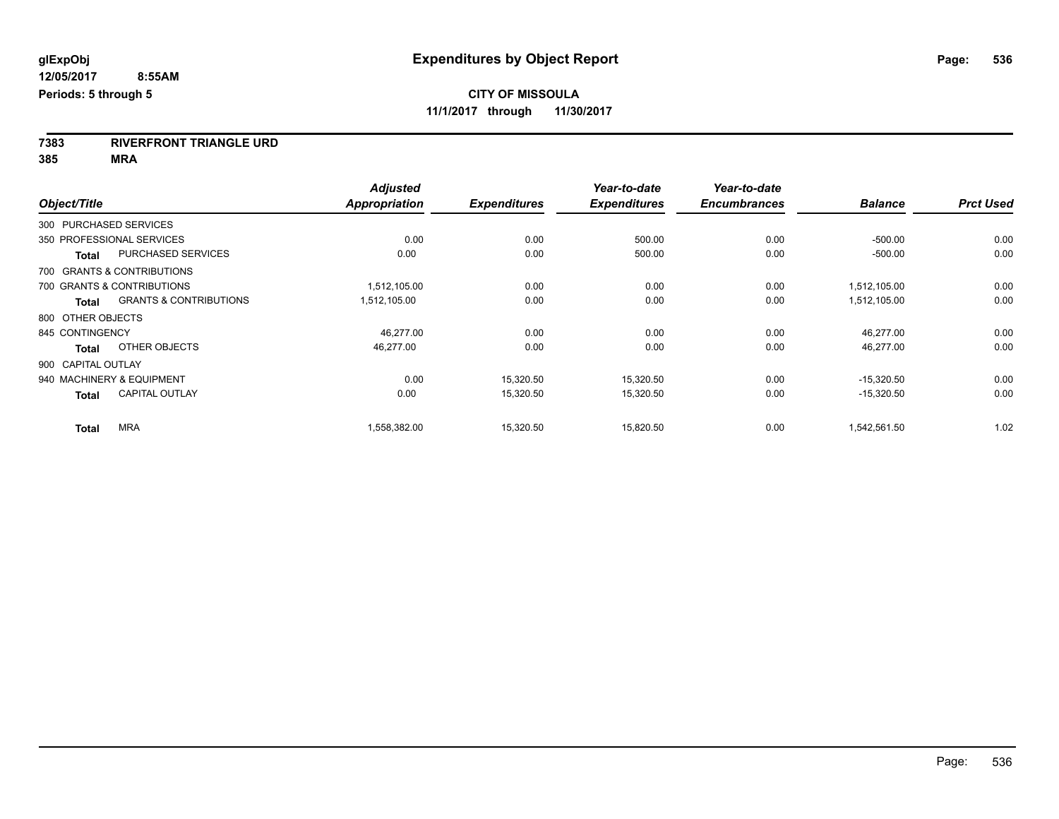# Expenditures by Object Report

glExpObj
12/05/2017 8:55AM
Periods: 5 through 5

**CITY OF MISSOULA**
**11/1/2017 through 11/30/2017**

**7383 RIVERFRONT TRIANGLE URD**
**385 MRA**

| Object/Title | Adjusted Appropriation | Expenditures | Year-to-date Expenditures | Year-to-date Encumbrances | Balance | Prct Used |
|---|---|---|---|---|---|---|
| 300 PURCHASED SERVICES | | | | | | |
| 350 PROFESSIONAL SERVICES | 0.00 | 0.00 | 500.00 | 0.00 | -500.00 | 0.00 |
| **Total** PURCHASED SERVICES | 0.00 | 0.00 | 500.00 | 0.00 | -500.00 | 0.00 |
| 700 GRANTS & CONTRIBUTIONS | | | | | | |
| 700 GRANTS & CONTRIBUTIONS | 1,512,105.00 | 0.00 | 0.00 | 0.00 | 1,512,105.00 | 0.00 |
| **Total** GRANTS & CONTRIBUTIONS | 1,512,105.00 | 0.00 | 0.00 | 0.00 | 1,512,105.00 | 0.00 |
| 800 OTHER OBJECTS | | | | | | |
| 845 CONTINGENCY | 46,277.00 | 0.00 | 0.00 | 0.00 | 46,277.00 | 0.00 |
| **Total** OTHER OBJECTS | 46,277.00 | 0.00 | 0.00 | 0.00 | 46,277.00 | 0.00 |
| 900 CAPITAL OUTLAY | | | | | | |
| 940 MACHINERY & EQUIPMENT | 0.00 | 15,320.50 | 15,320.50 | 0.00 | -15,320.50 | 0.00 |
| **Total** CAPITAL OUTLAY | 0.00 | 15,320.50 | 15,320.50 | 0.00 | -15,320.50 | 0.00 |
| **Total** MRA | 1,558,382.00 | 15,320.50 | 15,820.50 | 0.00 | 1,542,561.50 | 1.02 |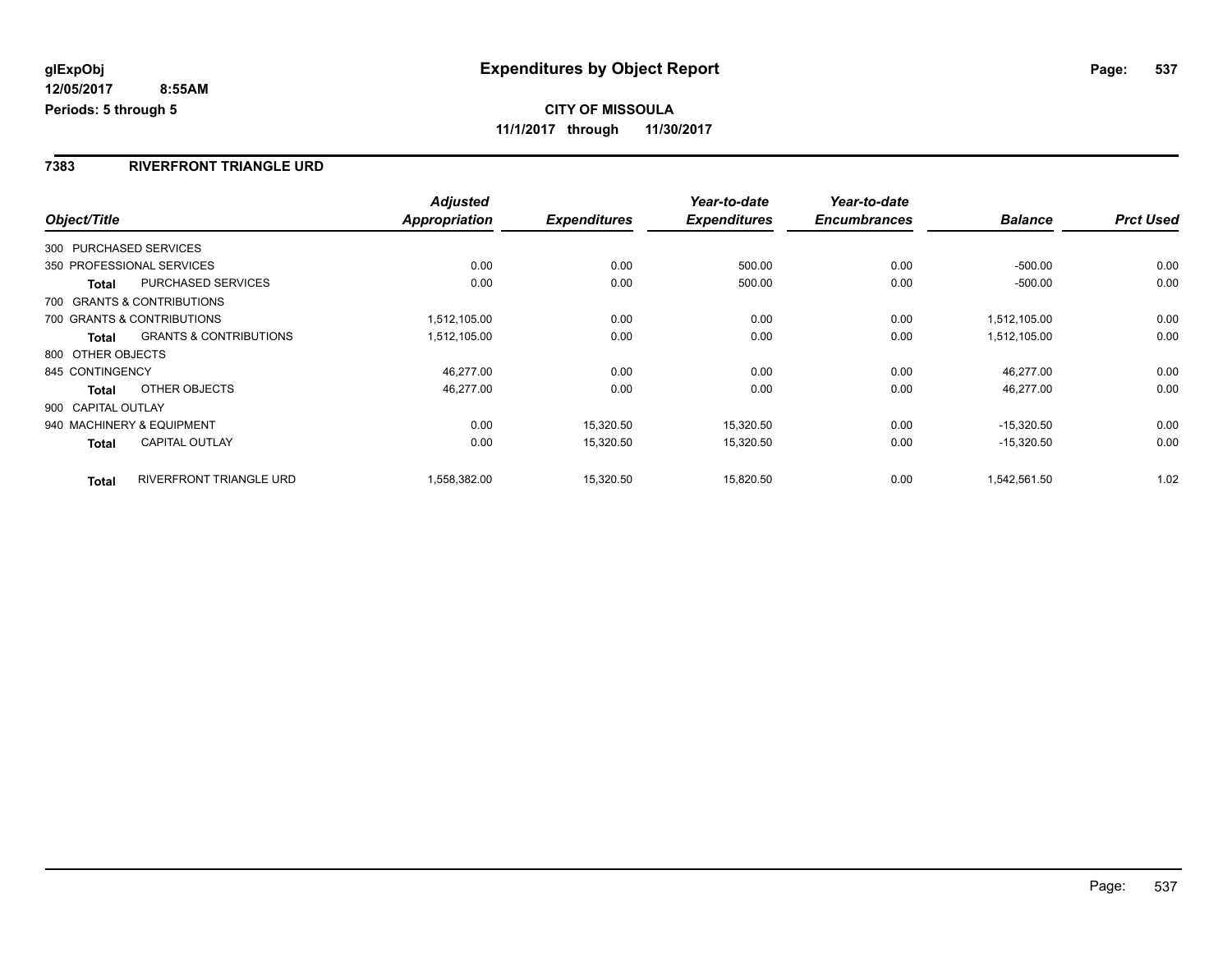# Expenditures by Object Report

**CITY OF MISSOULA**

**11/1/2017 through 11/30/2017**

glExpObj
12/05/2017 8:55AM
Periods: 5 through 5

## 7383 RIVERFRONT TRIANGLE URD

| Object/Title | | Adjusted Appropriation | Expenditures | Year-to-date Expenditures | Year-to-date Encumbrances | Balance | Prct Used |
|---|---|---|---|---|---|---|---|
| 300 PURCHASED SERVICES | | | | | | | |
| 350 PROFESSIONAL SERVICES | | 0.00 | 0.00 | 500.00 | 0.00 | -500.00 | 0.00 |
| **Total** | PURCHASED SERVICES | 0.00 | 0.00 | 500.00 | 0.00 | -500.00 | 0.00 |
| 700 GRANTS & CONTRIBUTIONS | | | | | | | |
| 700 GRANTS & CONTRIBUTIONS | | 1,512,105.00 | 0.00 | 0.00 | 0.00 | 1,512,105.00 | 0.00 |
| **Total** | GRANTS & CONTRIBUTIONS | 1,512,105.00 | 0.00 | 0.00 | 0.00 | 1,512,105.00 | 0.00 |
| 800 OTHER OBJECTS | | | | | | | |
| 845 CONTINGENCY | | 46,277.00 | 0.00 | 0.00 | 0.00 | 46,277.00 | 0.00 |
| **Total** | OTHER OBJECTS | 46,277.00 | 0.00 | 0.00 | 0.00 | 46,277.00 | 0.00 |
| 900 CAPITAL OUTLAY | | | | | | | |
| 940 MACHINERY & EQUIPMENT | | 0.00 | 15,320.50 | 15,320.50 | 0.00 | -15,320.50 | 0.00 |
| **Total** | CAPITAL OUTLAY | 0.00 | 15,320.50 | 15,320.50 | 0.00 | -15,320.50 | 0.00 |
| **Total** | RIVERFRONT TRIANGLE URD | 1,558,382.00 | 15,320.50 | 15,820.50 | 0.00 | 1,542,561.50 | 1.02 |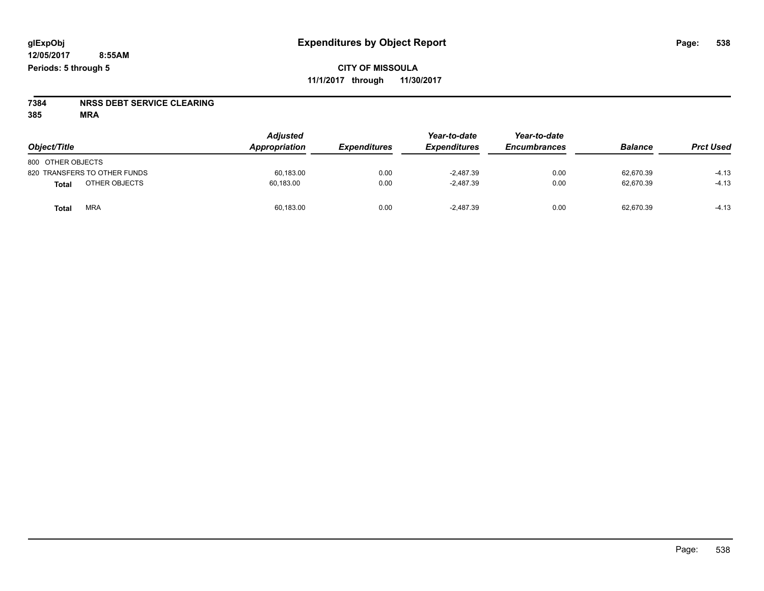# Expenditures by Object Report

glExpObj
12/05/2017 8:55AM
Periods: 5 through 5

**CITY OF MISSOULA**
**11/1/2017 through 11/30/2017**

**7384 NRSS DEBT SERVICE CLEARING**
**385 MRA**

| Object/Title | Adjusted Appropriation | Expenditures | Year-to-date Expenditures | Year-to-date Encumbrances | Balance | Prct Used |
|---|---|---|---|---|---|---|
| 800 OTHER OBJECTS | | | | | | |
| 820 TRANSFERS TO OTHER FUNDS | 60,183.00 | 0.00 | -2,487.39 | 0.00 | 62,670.39 | -4.13 |
| **Total** OTHER OBJECTS | 60,183.00 | 0.00 | -2,487.39 | 0.00 | 62,670.39 | -4.13 |
| **Total** MRA | 60,183.00 | 0.00 | -2,487.39 | 0.00 | 62,670.39 | -4.13 |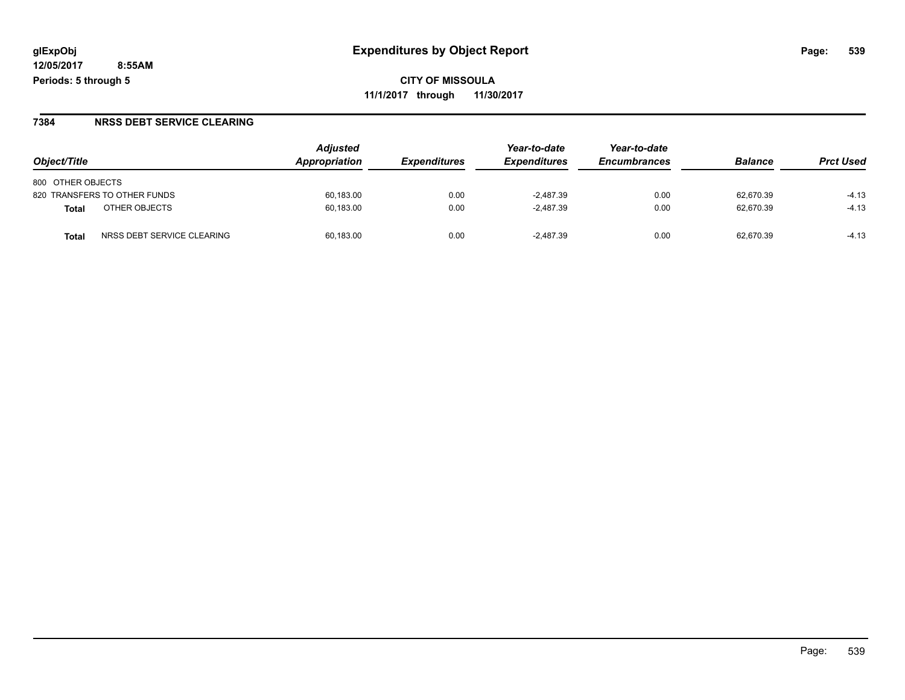**glExpObj**
**12/05/2017 8:55AM**
**Periods: 5 through 5**

# Expenditures by Object Report

**CITY OF MISSOULA**
**11/1/2017 through 11/30/2017**

## 7384 NRSS DEBT SERVICE CLEARING

| Object/Title | Adjusted Appropriation | Expenditures | Year-to-date Expenditures | Year-to-date Encumbrances | Balance | Prct Used |
|---|---|---|---|---|---|---|
| 800 OTHER OBJECTS | | | | | | |
| 820 TRANSFERS TO OTHER FUNDS | 60,183.00 | 0.00 | -2,487.39 | 0.00 | 62,670.39 | -4.13 |
| **Total** OTHER OBJECTS | 60,183.00 | 0.00 | -2,487.39 | 0.00 | 62,670.39 | -4.13 |
| **Total** NRSS DEBT SERVICE CLEARING | 60,183.00 | 0.00 | -2,487.39 | 0.00 | 62,670.39 | -4.13 |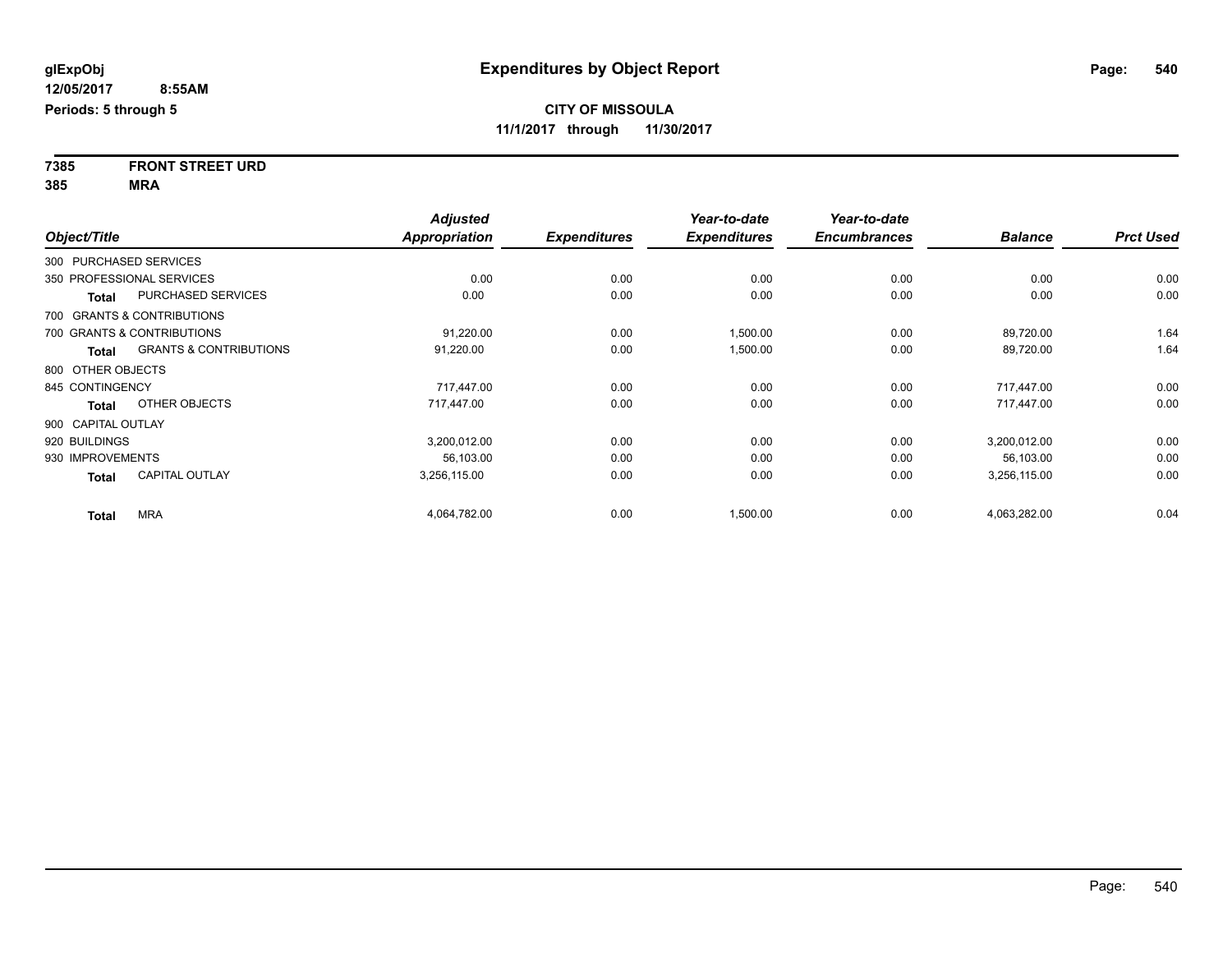**glExpObj** 

**12/05/2017 8:55AM**

**Periods: 5 through 5**

# Expenditures by Object Report

**CITY OF MISSOULA**

**11/1/2017 through 11/30/2017**

**7385 FRONT STREET URD**

**385 MRA**

| Object/Title | | Adjusted Appropriation | Expenditures | Year-to-date Expenditures | Year-to-date Encumbrances | Balance | Prct Used |
|---|---|---|---|---|---|---|---|
| 300 PURCHASED SERVICES | | | | | | | |
| 350 PROFESSIONAL SERVICES | | 0.00 | 0.00 | 0.00 | 0.00 | 0.00 | 0.00 |
| **Total** | PURCHASED SERVICES | 0.00 | 0.00 | 0.00 | 0.00 | 0.00 | 0.00 |
| 700 GRANTS & CONTRIBUTIONS | | | | | | | |
| 700 GRANTS & CONTRIBUTIONS | | 91,220.00 | 0.00 | 1,500.00 | 0.00 | 89,720.00 | 1.64 |
| **Total** | GRANTS & CONTRIBUTIONS | 91,220.00 | 0.00 | 1,500.00 | 0.00 | 89,720.00 | 1.64 |
| 800 OTHER OBJECTS | | | | | | | |
| 845 CONTINGENCY | | 717,447.00 | 0.00 | 0.00 | 0.00 | 717,447.00 | 0.00 |
| **Total** | OTHER OBJECTS | 717,447.00 | 0.00 | 0.00 | 0.00 | 717,447.00 | 0.00 |
| 900 CAPITAL OUTLAY | | | | | | | |
| 920 BUILDINGS | | 3,200,012.00 | 0.00 | 0.00 | 0.00 | 3,200,012.00 | 0.00 |
| 930 IMPROVEMENTS | | 56,103.00 | 0.00 | 0.00 | 0.00 | 56,103.00 | 0.00 |
| **Total** | CAPITAL OUTLAY | 3,256,115.00 | 0.00 | 0.00 | 0.00 | 3,256,115.00 | 0.00 |
| **Total** | MRA | 4,064,782.00 | 0.00 | 1,500.00 | 0.00 | 4,063,282.00 | 0.04 |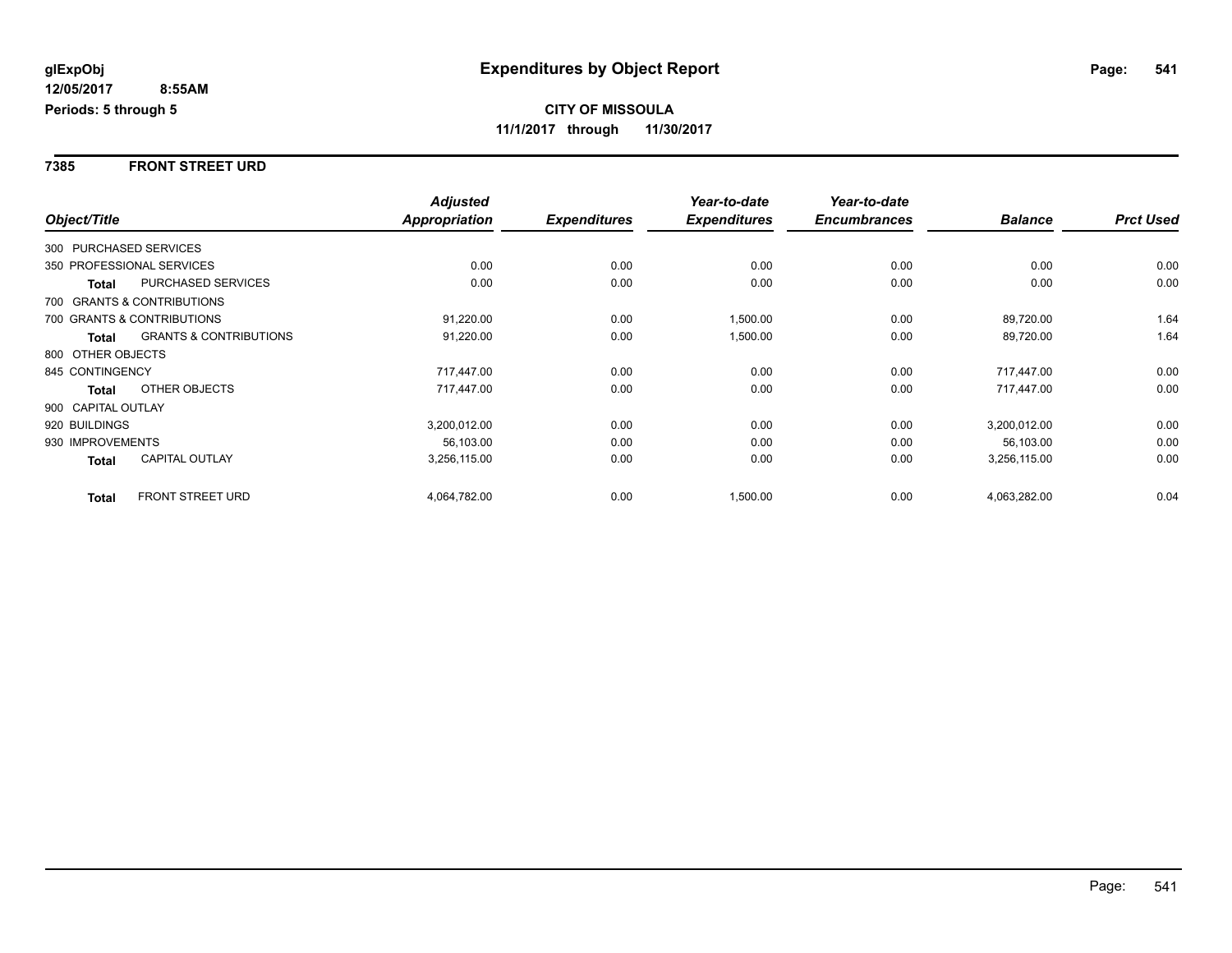# Expenditures by Object Report

glExpObj
12/05/2017 8:55AM
Periods: 5 through 5

**CITY OF MISSOULA**
**11/1/2017 through 11/30/2017**

## 7385 FRONT STREET URD

| Object/Title | | Adjusted Appropriation | Expenditures | Year-to-date Expenditures | Year-to-date Encumbrances | Balance | Prct Used |
|---|---|---|---|---|---|---|---|
| 300 PURCHASED SERVICES | | | | | | | |
| 350 PROFESSIONAL SERVICES | | 0.00 | 0.00 | 0.00 | 0.00 | 0.00 | 0.00 |
| **Total** | PURCHASED SERVICES | 0.00 | 0.00 | 0.00 | 0.00 | 0.00 | 0.00 |
| 700 GRANTS & CONTRIBUTIONS | | | | | | | |
| 700 GRANTS & CONTRIBUTIONS | | 91,220.00 | 0.00 | 1,500.00 | 0.00 | 89,720.00 | 1.64 |
| **Total** | GRANTS & CONTRIBUTIONS | 91,220.00 | 0.00 | 1,500.00 | 0.00 | 89,720.00 | 1.64 |
| 800 OTHER OBJECTS | | | | | | | |
| 845 CONTINGENCY | | 717,447.00 | 0.00 | 0.00 | 0.00 | 717,447.00 | 0.00 |
| **Total** | OTHER OBJECTS | 717,447.00 | 0.00 | 0.00 | 0.00 | 717,447.00 | 0.00 |
| 900 CAPITAL OUTLAY | | | | | | | |
| 920 BUILDINGS | | 3,200,012.00 | 0.00 | 0.00 | 0.00 | 3,200,012.00 | 0.00 |
| 930 IMPROVEMENTS | | 56,103.00 | 0.00 | 0.00 | 0.00 | 56,103.00 | 0.00 |
| **Total** | CAPITAL OUTLAY | 3,256,115.00 | 0.00 | 0.00 | 0.00 | 3,256,115.00 | 0.00 |
| **Total** | FRONT STREET URD | 4,064,782.00 | 0.00 | 1,500.00 | 0.00 | 4,063,282.00 | 0.04 |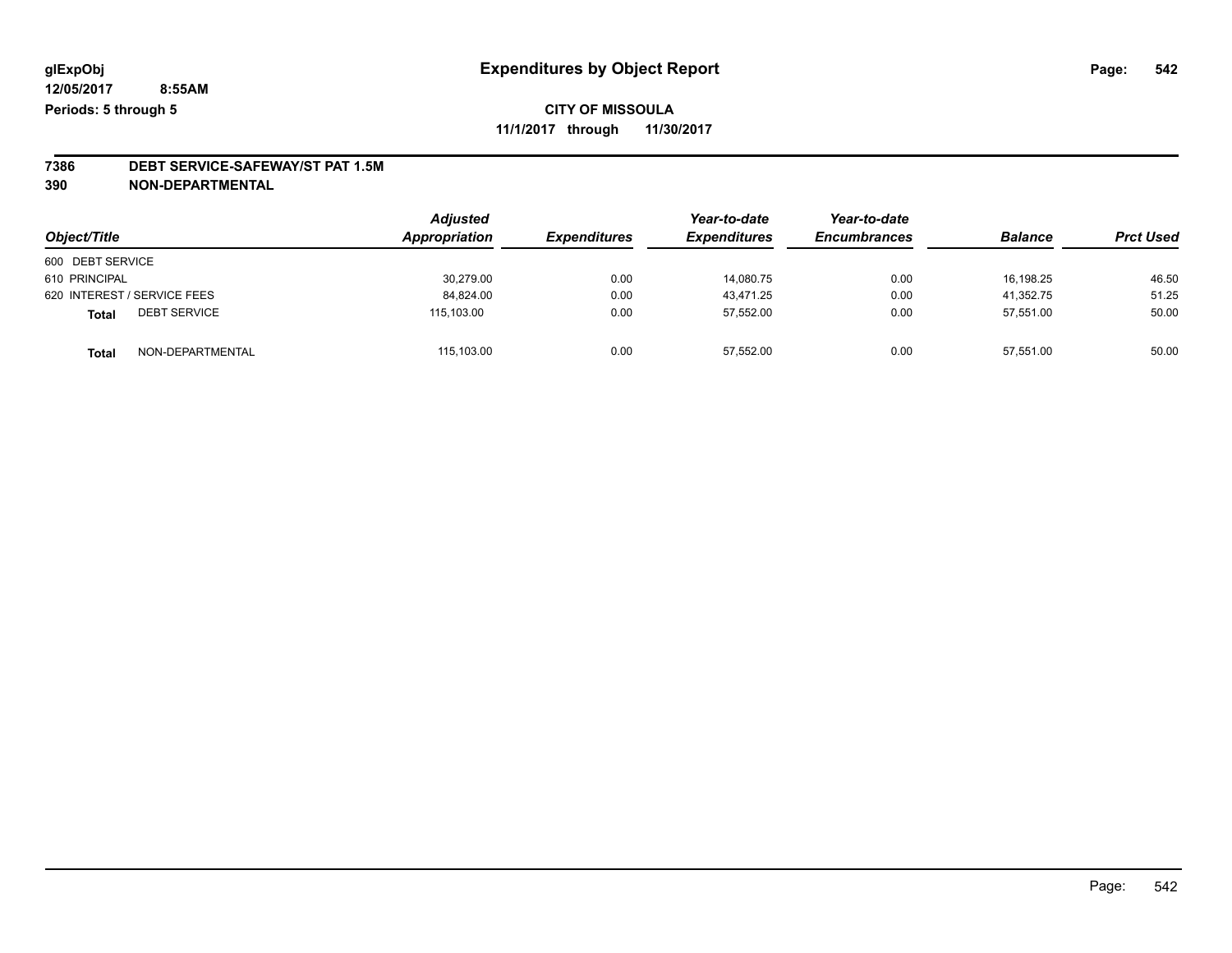# Expenditures by Object Report

glExpObj
12/05/2017 8:55AM
Periods: 5 through 5

**CITY OF MISSOULA**
11/1/2017 through 11/30/2017

**7386 DEBT SERVICE-SAFEWAY/ST PAT 1.5M**
**390 NON-DEPARTMENTAL**

| Object/Title | | Adjusted Appropriation | Expenditures | Year-to-date Expenditures | Year-to-date Encumbrances | Balance | Prct Used |
|---|---|---|---|---|---|---|---|
| 600 DEBT SERVICE | | | | | | | |
| 610 PRINCIPAL | | 30,279.00 | 0.00 | 14,080.75 | 0.00 | 16,198.25 | 46.50 |
| 620 INTEREST / SERVICE FEES | | 84,824.00 | 0.00 | 43,471.25 | 0.00 | 41,352.75 | 51.25 |
| **Total** | DEBT SERVICE | 115,103.00 | 0.00 | 57,552.00 | 0.00 | 57,551.00 | 50.00 |
| **Total** | NON-DEPARTMENTAL | 115,103.00 | 0.00 | 57,552.00 | 0.00 | 57,551.00 | 50.00 |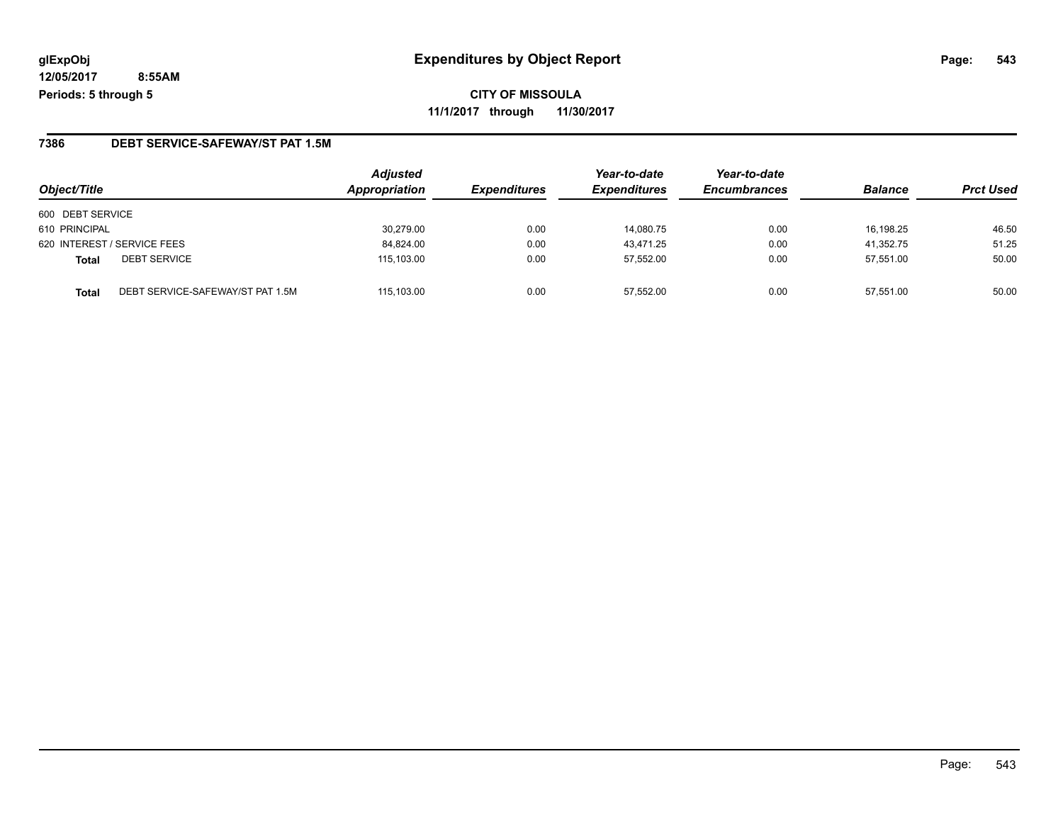**CITY OF MISSOULA**

**11/1/2017 through 11/30/2017**

## 7386 DEBT SERVICE-SAFEWAY/ST PAT 1.5M

| Object/Title | Adjusted Appropriation | Expenditures | Year-to-date Expenditures | Year-to-date Encumbrances | Balance | Prct Used |
|---|---|---|---|---|---|---|
| 600 DEBT SERVICE | | | | | | |
| 610 PRINCIPAL | 30,279.00 | 0.00 | 14,080.75 | 0.00 | 16,198.25 | 46.50 |
| 620 INTEREST / SERVICE FEES | 84,824.00 | 0.00 | 43,471.25 | 0.00 | 41,352.75 | 51.25 |
| **Total** DEBT SERVICE | 115,103.00 | 0.00 | 57,552.00 | 0.00 | 57,551.00 | 50.00 |
| **Total** DEBT SERVICE-SAFEWAY/ST PAT 1.5M | 115,103.00 | 0.00 | 57,552.00 | 0.00 | 57,551.00 | 50.00 |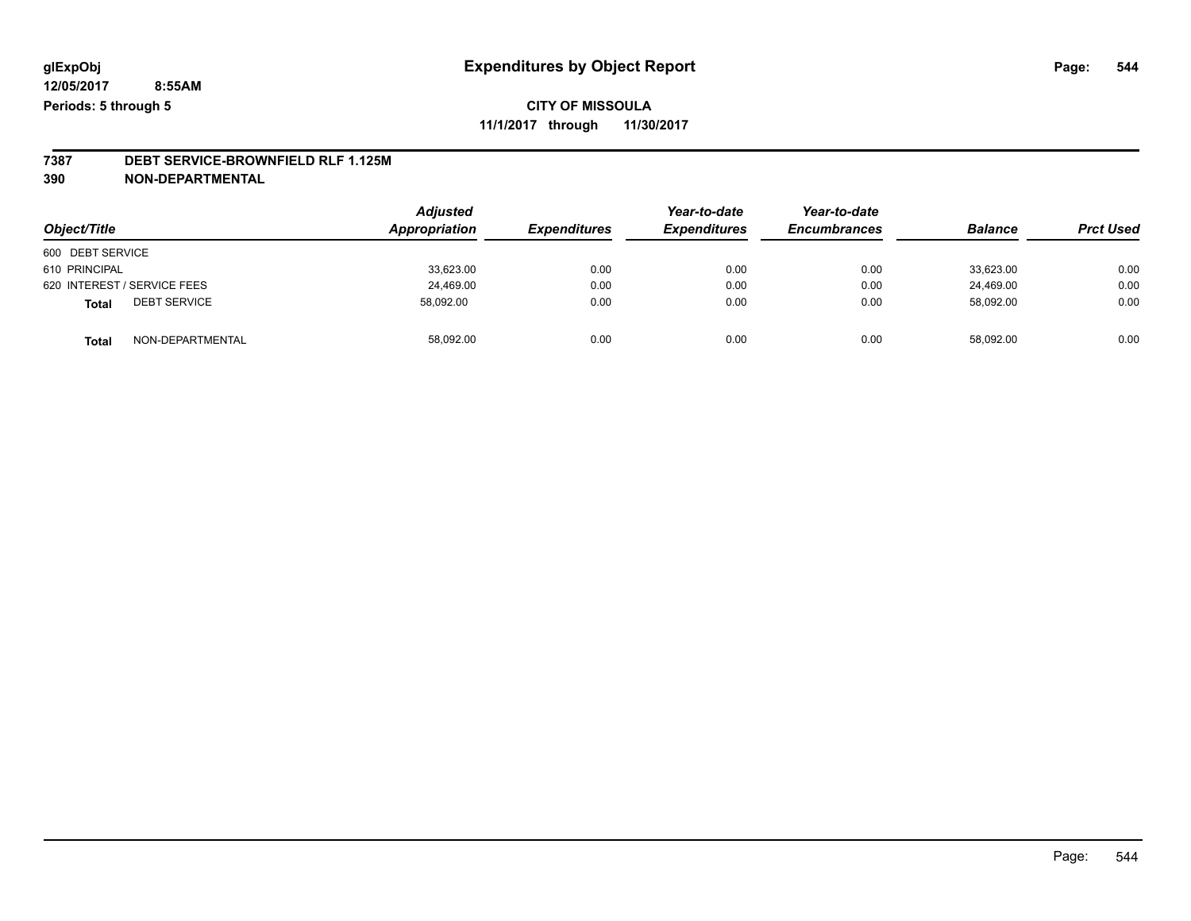glExpObj
12/05/2017 8:55AM
Periods: 5 through 5

# Expenditures by Object Report

**CITY OF MISSOULA**
**11/1/2017 through 11/30/2017**

**7387 DEBT SERVICE-BROWNFIELD RLF 1.125M**
**390 NON-DEPARTMENTAL**

| Object/Title | | Adjusted Appropriation | Expenditures | Year-to-date Expenditures | Year-to-date Encumbrances | Balance | Prct Used |
|---|---|---|---|---|---|---|---|
| 600 DEBT SERVICE | | | | | | | |
| 610 PRINCIPAL | | 33,623.00 | 0.00 | 0.00 | 0.00 | 33,623.00 | 0.00 |
| 620 INTEREST / SERVICE FEES | | 24,469.00 | 0.00 | 0.00 | 0.00 | 24,469.00 | 0.00 |
| **Total** | DEBT SERVICE | 58,092.00 | 0.00 | 0.00 | 0.00 | 58,092.00 | 0.00 |
| **Total** | NON-DEPARTMENTAL | 58,092.00 | 0.00 | 0.00 | 0.00 | 58,092.00 | 0.00 |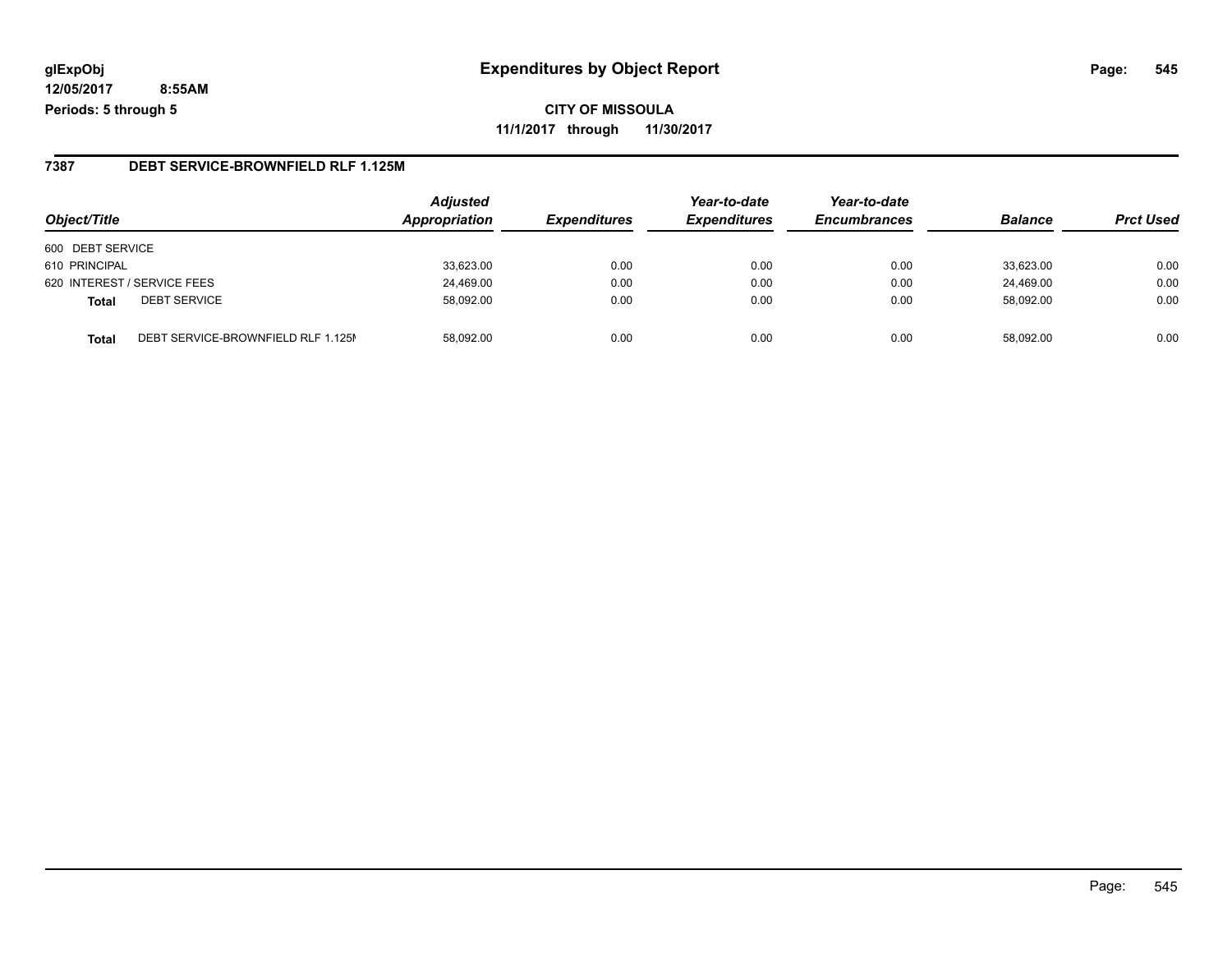# Expenditures by Object Report

**CITY OF MISSOULA**

**11/1/2017 through 11/30/2017**

glExpObj
12/05/2017 8:55AM
Periods: 5 through 5

## 7387 DEBT SERVICE-BROWNFIELD RLF 1.125M

| Object/Title | | Adjusted Appropriation | Expenditures | Year-to-date Expenditures | Year-to-date Encumbrances | Balance | Prct Used |
|---|---|---|---|---|---|---|---|
| 600 DEBT SERVICE | | | | | | | |
| 610 PRINCIPAL | | 33,623.00 | 0.00 | 0.00 | 0.00 | 33,623.00 | 0.00 |
| 620 INTEREST / SERVICE FEES | | 24,469.00 | 0.00 | 0.00 | 0.00 | 24,469.00 | 0.00 |
| **Total** | DEBT SERVICE | 58,092.00 | 0.00 | 0.00 | 0.00 | 58,092.00 | 0.00 |
| **Total** | DEBT SERVICE-BROWNFIELD RLF 1.125M | 58,092.00 | 0.00 | 0.00 | 0.00 | 58,092.00 | 0.00 |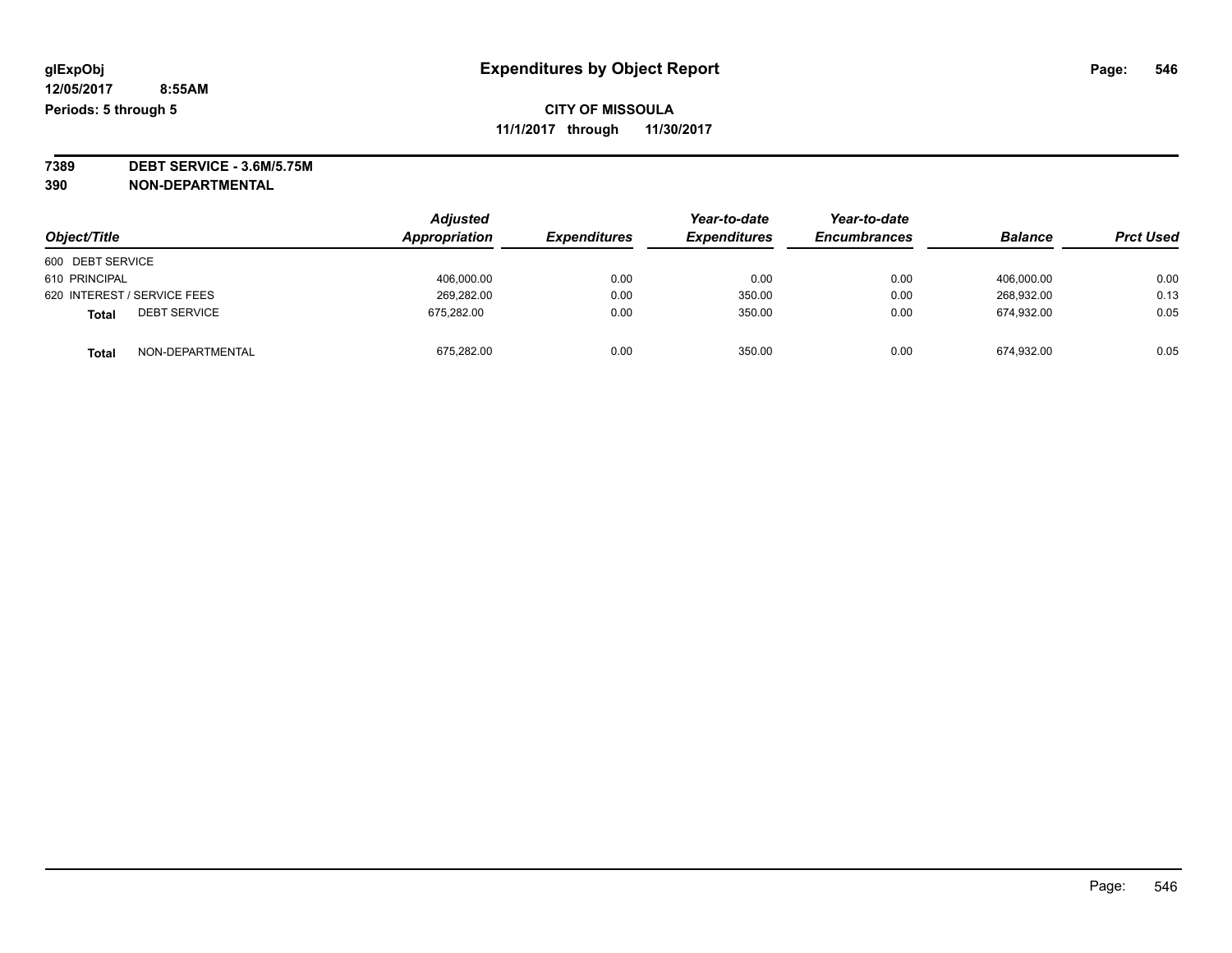# Expenditures by Object Report

glExpObj
12/05/2017 8:55AM
Periods: 5 through 5

**CITY OF MISSOULA**
**11/1/2017 through 11/30/2017**

**7389 DEBT SERVICE - 3.6M/5.75M**
**390 NON-DEPARTMENTAL**

| Object/Title | Adjusted Appropriation | Expenditures | Year-to-date Expenditures | Year-to-date Encumbrances | Balance | Prct Used |
|---|---|---|---|---|---|---|
| 600 DEBT SERVICE | | | | | | |
| 610 PRINCIPAL | 406,000.00 | 0.00 | 0.00 | 0.00 | 406,000.00 | 0.00 |
| 620 INTEREST / SERVICE FEES | 269,282.00 | 0.00 | 350.00 | 0.00 | 268,932.00 | 0.13 |
| **Total** DEBT SERVICE | 675,282.00 | 0.00 | 350.00 | 0.00 | 674,932.00 | 0.05 |
| **Total** NON-DEPARTMENTAL | 675,282.00 | 0.00 | 350.00 | 0.00 | 674,932.00 | 0.05 |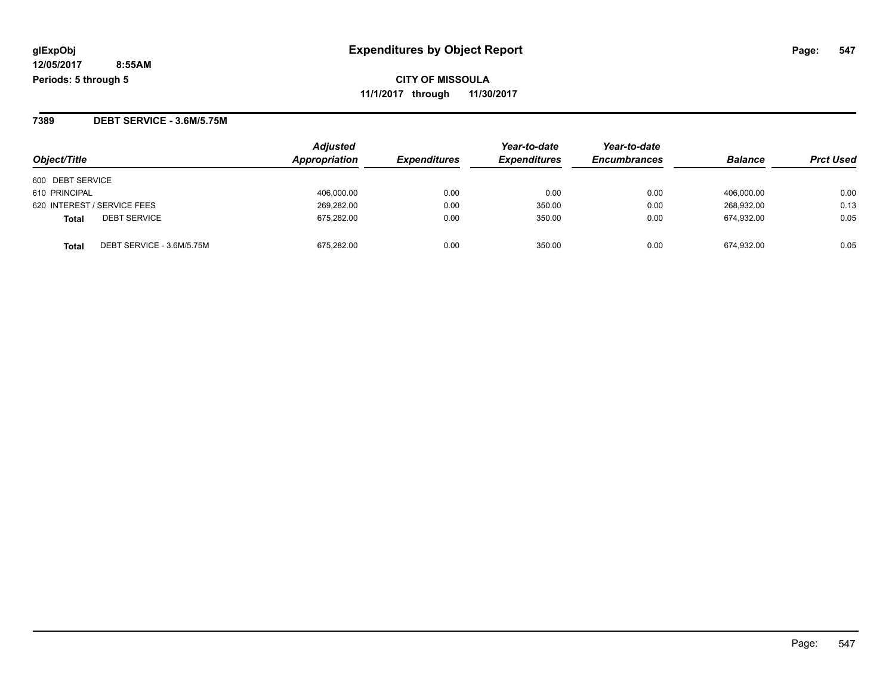**glExpObj**
**12/05/2017 8:55AM**
**Periods: 5 through 5**

# Expenditures by Object Report

**CITY OF MISSOULA**
**11/1/2017 through 11/30/2017**

## 7389 DEBT SERVICE - 3.6M/5.75M

| Object/Title | Adjusted Appropriation | Expenditures | Year-to-date Expenditures | Year-to-date Encumbrances | Balance | Prct Used |
|---|---|---|---|---|---|---|
| 600 DEBT SERVICE | | | | | | |
| 610 PRINCIPAL | 406,000.00 | 0.00 | 0.00 | 0.00 | 406,000.00 | 0.00 |
| 620 INTEREST / SERVICE FEES | 269,282.00 | 0.00 | 350.00 | 0.00 | 268,932.00 | 0.13 |
| **Total** DEBT SERVICE | 675,282.00 | 0.00 | 350.00 | 0.00 | 674,932.00 | 0.05 |
| **Total** DEBT SERVICE - 3.6M/5.75M | 675,282.00 | 0.00 | 350.00 | 0.00 | 674,932.00 | 0.05 |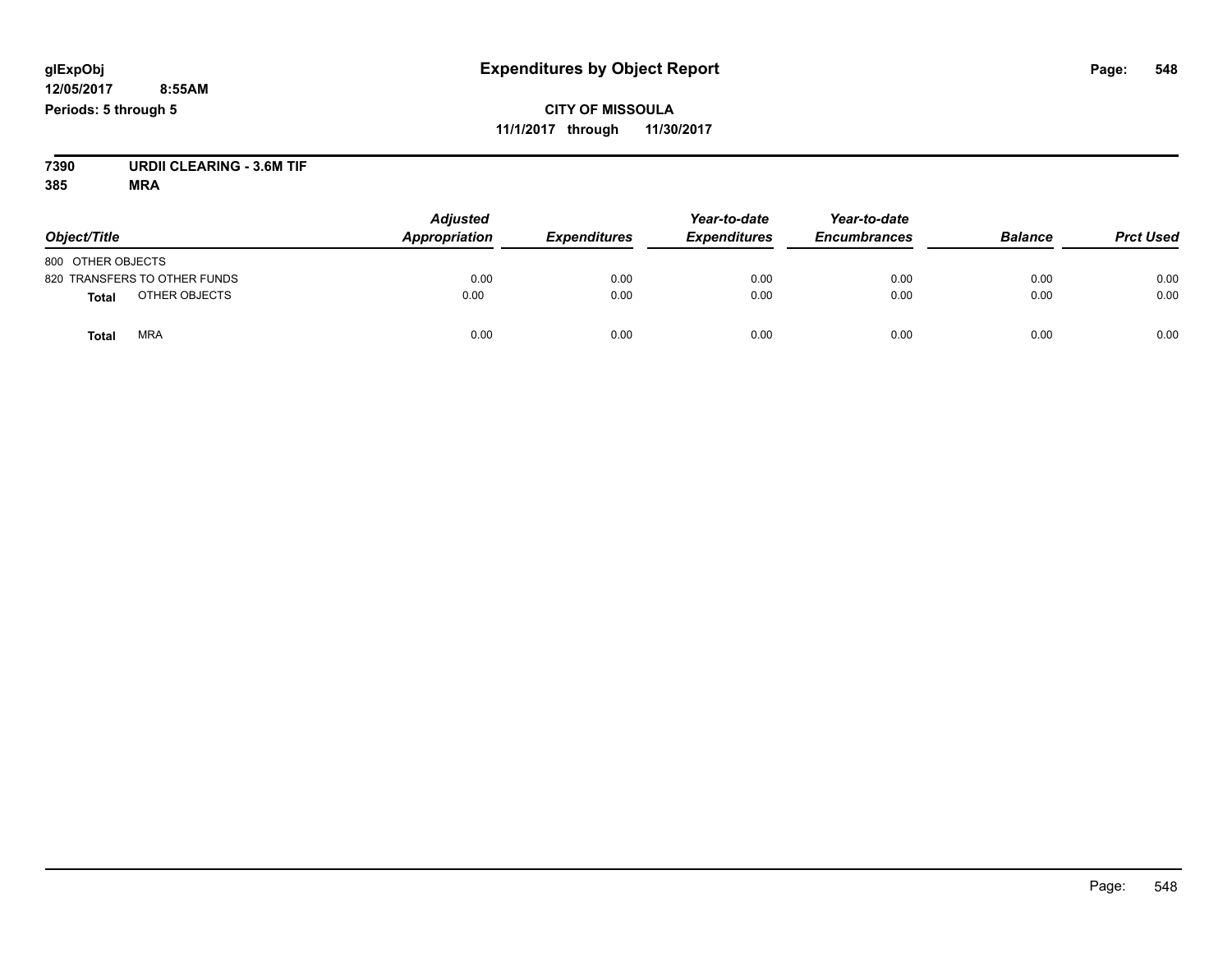glExpObj
12/05/2017 8:55AM
Periods: 5 through 5

# Expenditures by Object Report

**CITY OF MISSOULA**
**11/1/2017 through 11/30/2017**

**7390 URDII CLEARING - 3.6M TIF**
**385 MRA**

| Object/Title | Adjusted Appropriation | Expenditures | Year-to-date Expenditures | Year-to-date Encumbrances | Balance | Prct Used |
|---|---|---|---|---|---|---|
| 800 OTHER OBJECTS | | | | | | |
| 820 TRANSFERS TO OTHER FUNDS | 0.00 | 0.00 | 0.00 | 0.00 | 0.00 | 0.00 |
| **Total** OTHER OBJECTS | 0.00 | 0.00 | 0.00 | 0.00 | 0.00 | 0.00 |
| **Total** MRA | 0.00 | 0.00 | 0.00 | 0.00 | 0.00 | 0.00 |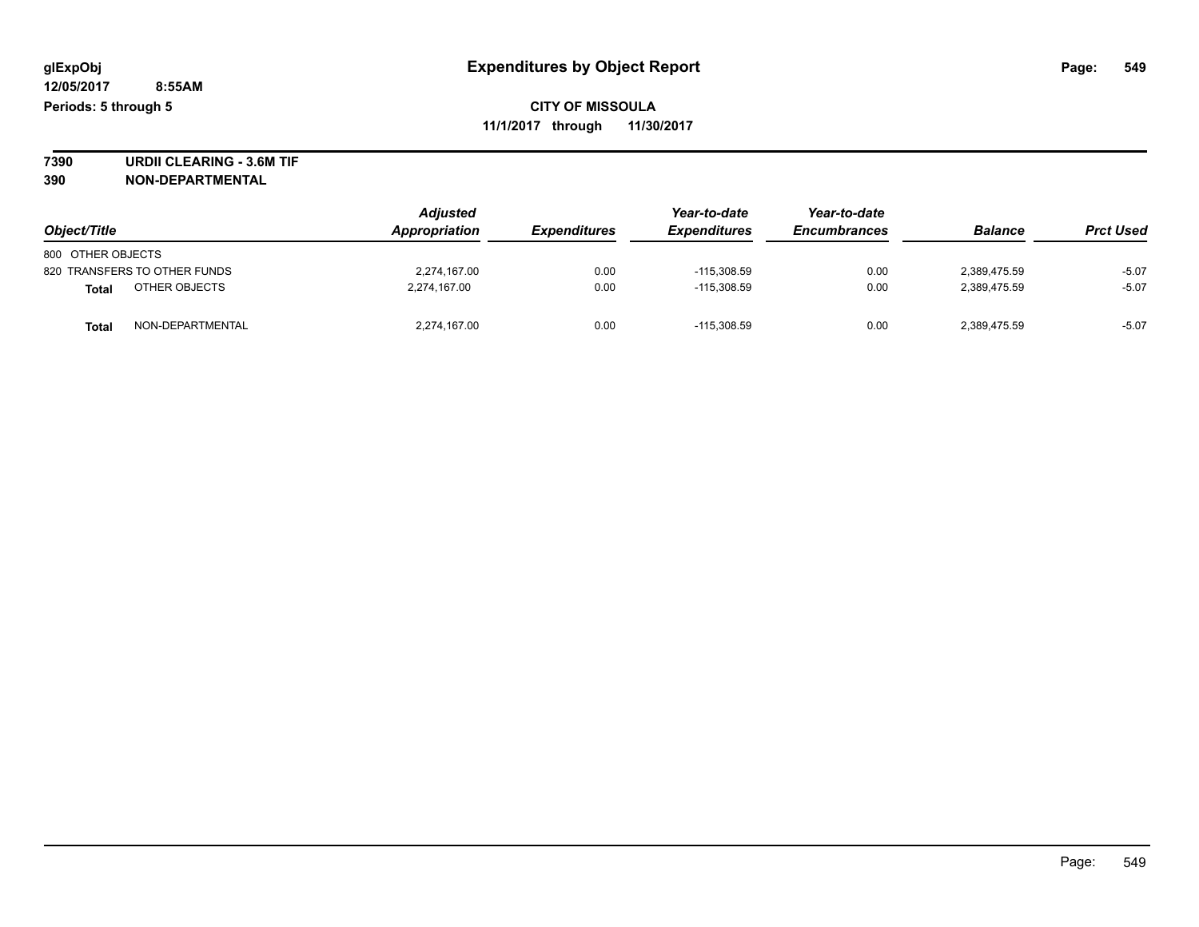# Expenditures by Object Report

glExpObj
12/05/2017 8:55AM
Periods: 5 through 5

**CITY OF MISSOULA**
**11/1/2017 through 11/30/2017**

**7390 URDII CLEARING - 3.6M TIF**
**390 NON-DEPARTMENTAL**

| Object/Title | Adjusted Appropriation | Expenditures | Year-to-date Expenditures | Year-to-date Encumbrances | Balance | Prct Used |
|---|---|---|---|---|---|---|
| 800 OTHER OBJECTS | | | | | | |
| 820 TRANSFERS TO OTHER FUNDS | 2,274,167.00 | 0.00 | -115,308.59 | 0.00 | 2,389,475.59 | -5.07 |
| **Total** OTHER OBJECTS | 2,274,167.00 | 0.00 | -115,308.59 | 0.00 | 2,389,475.59 | -5.07 |
| **Total** NON-DEPARTMENTAL | 2,274,167.00 | 0.00 | -115,308.59 | 0.00 | 2,389,475.59 | -5.07 |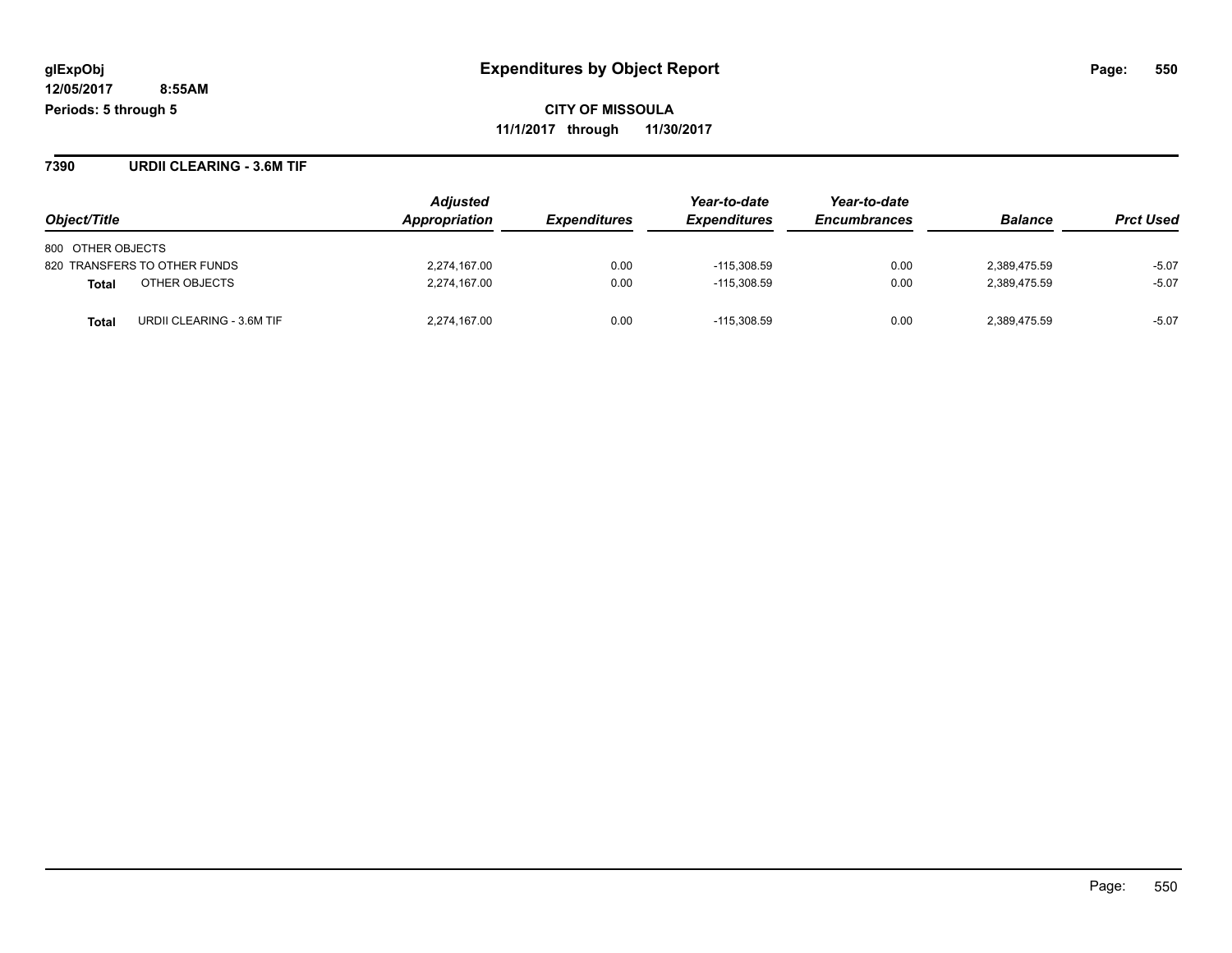glExpObj
12/05/2017 8:55AM
Periods: 5 through 5

# Expenditures by Object Report

**CITY OF MISSOULA**
**11/1/2017 through 11/30/2017**

## 7390 URDII CLEARING - 3.6M TIF

| Object/Title | Adjusted Appropriation | Expenditures | Year-to-date Expenditures | Year-to-date Encumbrances | Balance | Prct Used |
|---|---|---|---|---|---|---|
| 800 OTHER OBJECTS | | | | | | |
| 820 TRANSFERS TO OTHER FUNDS | 2,274,167.00 | 0.00 | -115,308.59 | 0.00 | 2,389,475.59 | -5.07 |
| **Total** OTHER OBJECTS | 2,274,167.00 | 0.00 | -115,308.59 | 0.00 | 2,389,475.59 | -5.07 |
| **Total** URDII CLEARING - 3.6M TIF | 2,274,167.00 | 0.00 | -115,308.59 | 0.00 | 2,389,475.59 | -5.07 |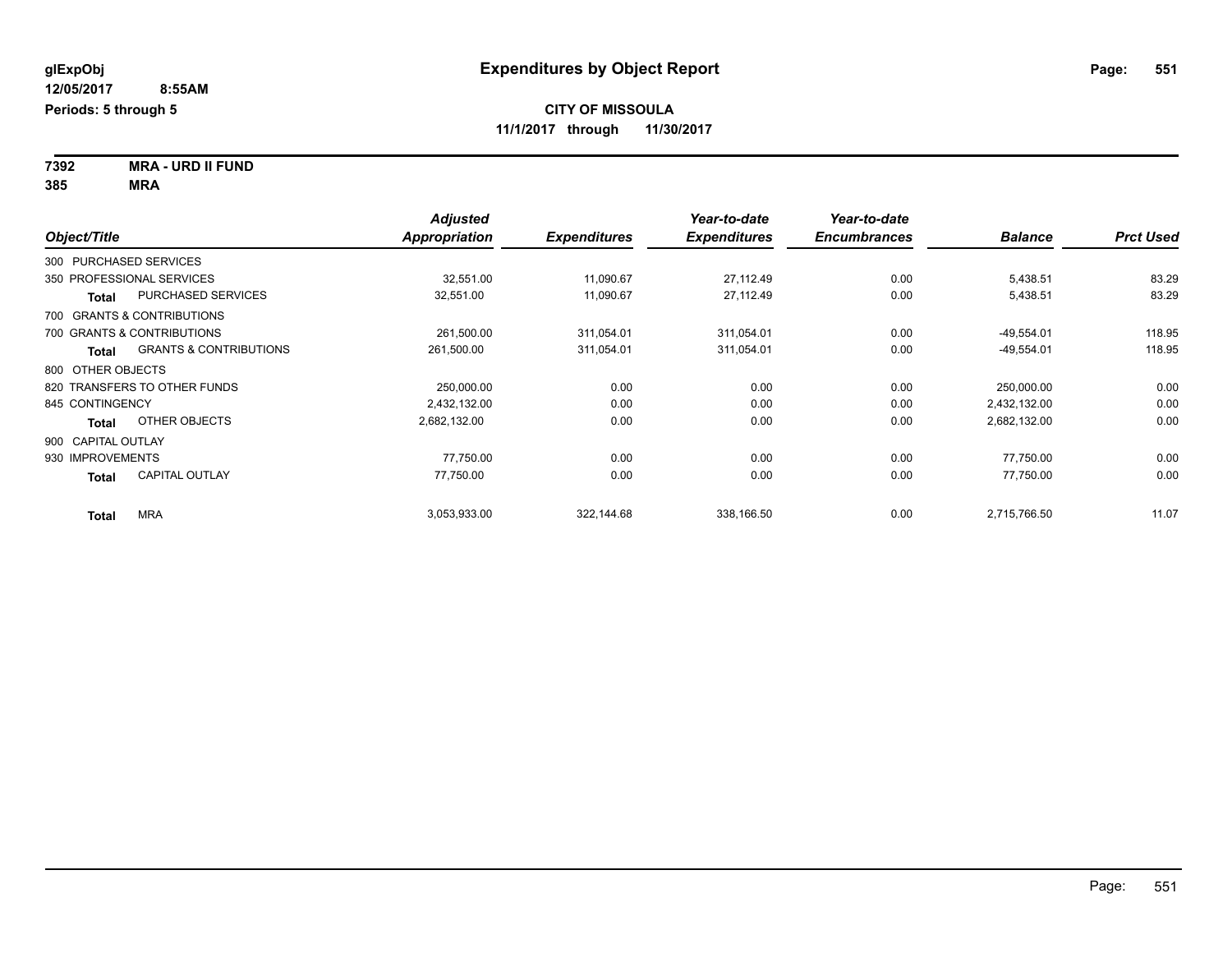**glExpObj**
**12/05/2017 8:55AM**
**Periods: 5 through 5**

# Expenditures by Object Report

**CITY OF MISSOULA**
**11/1/2017 through 11/30/2017**

**7392 MRA - URD II FUND**
**385 MRA**

| Object/Title | | *Adjusted Appropriation* | *Expenditures* | *Year-to-date Expenditures* | *Year-to-date Encumbrances* | *Balance* | *Prct Used* |
|---|---|---|---|---|---|---|---|
| 300 PURCHASED SERVICES | | | | | | | |
| 350 PROFESSIONAL SERVICES | | 32,551.00 | 11,090.67 | 27,112.49 | 0.00 | 5,438.51 | 83.29 |
| **Total** | PURCHASED SERVICES | 32,551.00 | 11,090.67 | 27,112.49 | 0.00 | 5,438.51 | 83.29 |
| 700 GRANTS & CONTRIBUTIONS | | | | | | | |
| 700 GRANTS & CONTRIBUTIONS | | 261,500.00 | 311,054.01 | 311,054.01 | 0.00 | -49,554.01 | 118.95 |
| **Total** | GRANTS & CONTRIBUTIONS | 261,500.00 | 311,054.01 | 311,054.01 | 0.00 | -49,554.01 | 118.95 |
| 800 OTHER OBJECTS | | | | | | | |
| 820 TRANSFERS TO OTHER FUNDS | | 250,000.00 | 0.00 | 0.00 | 0.00 | 250,000.00 | 0.00 |
| 845 CONTINGENCY | | 2,432,132.00 | 0.00 | 0.00 | 0.00 | 2,432,132.00 | 0.00 |
| **Total** | OTHER OBJECTS | 2,682,132.00 | 0.00 | 0.00 | 0.00 | 2,682,132.00 | 0.00 |
| 900 CAPITAL OUTLAY | | | | | | | |
| 930 IMPROVEMENTS | | 77,750.00 | 0.00 | 0.00 | 0.00 | 77,750.00 | 0.00 |
| **Total** | CAPITAL OUTLAY | 77,750.00 | 0.00 | 0.00 | 0.00 | 77,750.00 | 0.00 |
| **Total** | MRA | 3,053,933.00 | 322,144.68 | 338,166.50 | 0.00 | 2,715,766.50 | 11.07 |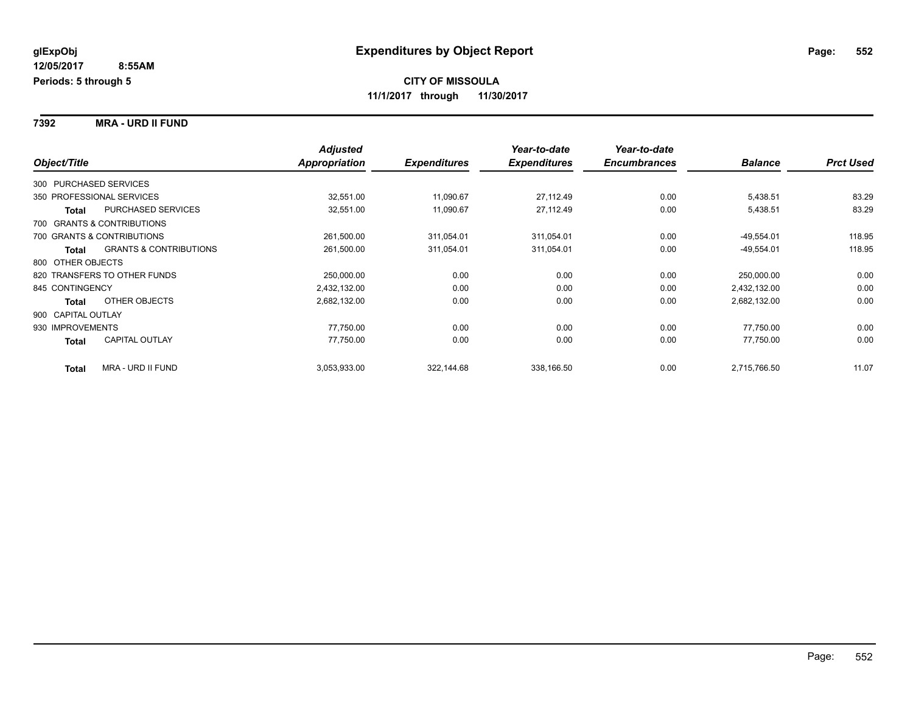# Expenditures by Object Report

glExpObj
12/05/2017 8:55AM
Periods: 5 through 5

**CITY OF MISSOULA**
**11/1/2017 through 11/30/2017**

**7392 MRA - URD II FUND**

| Object/Title | Adjusted Appropriation | Expenditures | Year-to-date Expenditures | Year-to-date Encumbrances | Balance | Prct Used |
|---|---|---|---|---|---|---|
| 300 PURCHASED SERVICES | | | | | | |
| 350 PROFESSIONAL SERVICES | 32,551.00 | 11,090.67 | 27,112.49 | 0.00 | 5,438.51 | 83.29 |
| **Total** PURCHASED SERVICES | 32,551.00 | 11,090.67 | 27,112.49 | 0.00 | 5,438.51 | 83.29 |
| 700 GRANTS & CONTRIBUTIONS | | | | | | |
| 700 GRANTS & CONTRIBUTIONS | 261,500.00 | 311,054.01 | 311,054.01 | 0.00 | -49,554.01 | 118.95 |
| **Total** GRANTS & CONTRIBUTIONS | 261,500.00 | 311,054.01 | 311,054.01 | 0.00 | -49,554.01 | 118.95 |
| 800 OTHER OBJECTS | | | | | | |
| 820 TRANSFERS TO OTHER FUNDS | 250,000.00 | 0.00 | 0.00 | 0.00 | 250,000.00 | 0.00 |
| 845 CONTINGENCY | 2,432,132.00 | 0.00 | 0.00 | 0.00 | 2,432,132.00 | 0.00 |
| **Total** OTHER OBJECTS | 2,682,132.00 | 0.00 | 0.00 | 0.00 | 2,682,132.00 | 0.00 |
| 900 CAPITAL OUTLAY | | | | | | |
| 930 IMPROVEMENTS | 77,750.00 | 0.00 | 0.00 | 0.00 | 77,750.00 | 0.00 |
| **Total** CAPITAL OUTLAY | 77,750.00 | 0.00 | 0.00 | 0.00 | 77,750.00 | 0.00 |
| **Total** MRA - URD II FUND | 3,053,933.00 | 322,144.68 | 338,166.50 | 0.00 | 2,715,766.50 | 11.07 |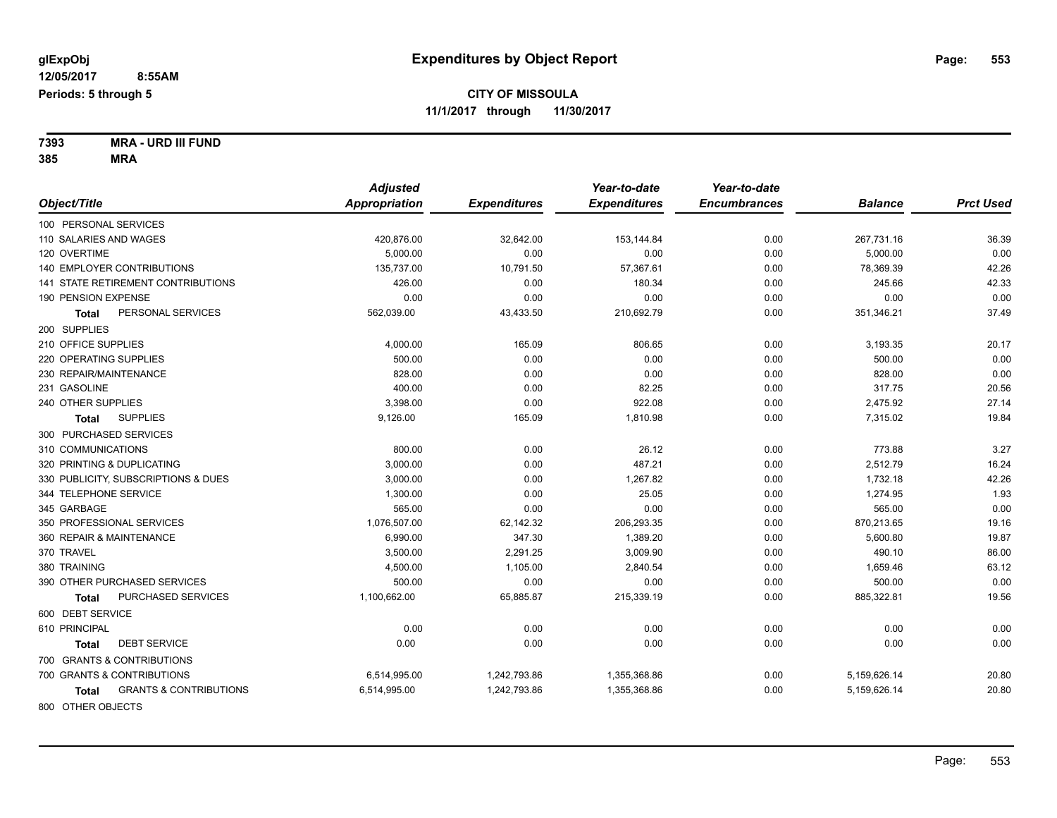**glExpObj**
**12/05/2017 8:55AM**
**Periods: 5 through 5**

# Expenditures by Object Report

**CITY OF MISSOULA**
**11/1/2017 through 11/30/2017**

**7393 MRA - URD III FUND**
**385 MRA**

| Object/Title | Adjusted Appropriation | Expenditures | Year-to-date Expenditures | Year-to-date Encumbrances | Balance | Prct Used |
|---|---|---|---|---|---|---|
| 100 PERSONAL SERVICES | | | | | | |
| 110 SALARIES AND WAGES | 420,876.00 | 32,642.00 | 153,144.84 | 0.00 | 267,731.16 | 36.39 |
| 120 OVERTIME | 5,000.00 | 0.00 | 0.00 | 0.00 | 5,000.00 | 0.00 |
| 140 EMPLOYER CONTRIBUTIONS | 135,737.00 | 10,791.50 | 57,367.61 | 0.00 | 78,369.39 | 42.26 |
| 141 STATE RETIREMENT CONTRIBUTIONS | 426.00 | 0.00 | 180.34 | 0.00 | 245.66 | 42.33 |
| 190 PENSION EXPENSE | 0.00 | 0.00 | 0.00 | 0.00 | 0.00 | 0.00 |
| **Total** PERSONAL SERVICES | 562,039.00 | 43,433.50 | 210,692.79 | 0.00 | 351,346.21 | 37.49 |
| 200 SUPPLIES | | | | | | |
| 210 OFFICE SUPPLIES | 4,000.00 | 165.09 | 806.65 | 0.00 | 3,193.35 | 20.17 |
| 220 OPERATING SUPPLIES | 500.00 | 0.00 | 0.00 | 0.00 | 500.00 | 0.00 |
| 230 REPAIR/MAINTENANCE | 828.00 | 0.00 | 0.00 | 0.00 | 828.00 | 0.00 |
| 231 GASOLINE | 400.00 | 0.00 | 82.25 | 0.00 | 317.75 | 20.56 |
| 240 OTHER SUPPLIES | 3,398.00 | 0.00 | 922.08 | 0.00 | 2,475.92 | 27.14 |
| **Total** SUPPLIES | 9,126.00 | 165.09 | 1,810.98 | 0.00 | 7,315.02 | 19.84 |
| 300 PURCHASED SERVICES | | | | | | |
| 310 COMMUNICATIONS | 800.00 | 0.00 | 26.12 | 0.00 | 773.88 | 3.27 |
| 320 PRINTING & DUPLICATING | 3,000.00 | 0.00 | 487.21 | 0.00 | 2,512.79 | 16.24 |
| 330 PUBLICITY, SUBSCRIPTIONS & DUES | 3,000.00 | 0.00 | 1,267.82 | 0.00 | 1,732.18 | 42.26 |
| 344 TELEPHONE SERVICE | 1,300.00 | 0.00 | 25.05 | 0.00 | 1,274.95 | 1.93 |
| 345 GARBAGE | 565.00 | 0.00 | 0.00 | 0.00 | 565.00 | 0.00 |
| 350 PROFESSIONAL SERVICES | 1,076,507.00 | 62,142.32 | 206,293.35 | 0.00 | 870,213.65 | 19.16 |
| 360 REPAIR & MAINTENANCE | 6,990.00 | 347.30 | 1,389.20 | 0.00 | 5,600.80 | 19.87 |
| 370 TRAVEL | 3,500.00 | 2,291.25 | 3,009.90 | 0.00 | 490.10 | 86.00 |
| 380 TRAINING | 4,500.00 | 1,105.00 | 2,840.54 | 0.00 | 1,659.46 | 63.12 |
| 390 OTHER PURCHASED SERVICES | 500.00 | 0.00 | 0.00 | 0.00 | 500.00 | 0.00 |
| **Total** PURCHASED SERVICES | 1,100,662.00 | 65,885.87 | 215,339.19 | 0.00 | 885,322.81 | 19.56 |
| 600 DEBT SERVICE | | | | | | |
| 610 PRINCIPAL | 0.00 | 0.00 | 0.00 | 0.00 | 0.00 | 0.00 |
| **Total** DEBT SERVICE | 0.00 | 0.00 | 0.00 | 0.00 | 0.00 | 0.00 |
| 700 GRANTS & CONTRIBUTIONS | | | | | | |
| 700 GRANTS & CONTRIBUTIONS | 6,514,995.00 | 1,242,793.86 | 1,355,368.86 | 0.00 | 5,159,626.14 | 20.80 |
| **Total** GRANTS & CONTRIBUTIONS | 6,514,995.00 | 1,242,793.86 | 1,355,368.86 | 0.00 | 5,159,626.14 | 20.80 |
| 800 OTHER OBJECTS | | | | | | |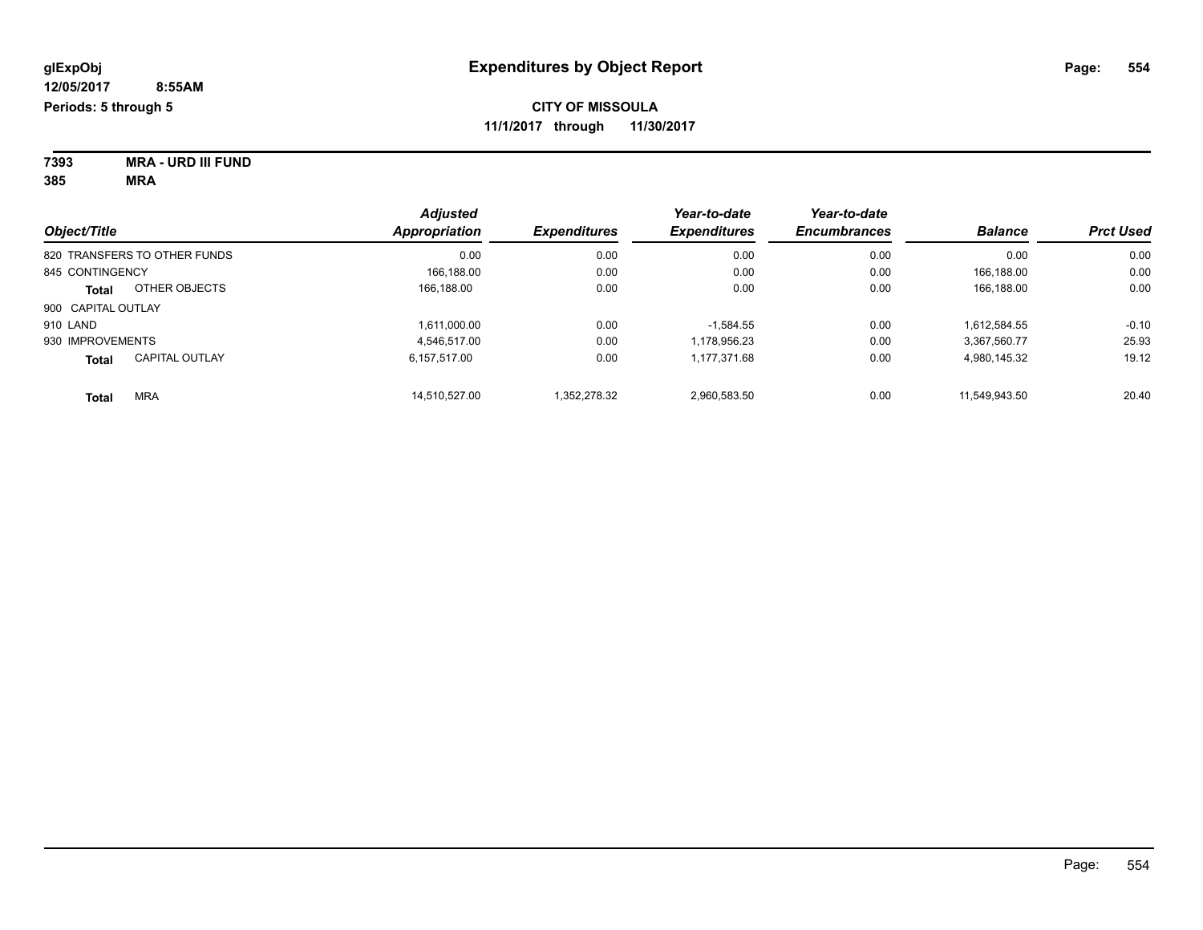**glExpObj** — **Expenditures by Object Report**

**12/05/2017 8:55AM**

**Periods: 5 through 5**

**CITY OF MISSOULA**

**11/1/2017 through 11/30/2017**

**7393 MRA - URD III FUND**

**385 MRA**

| Object/Title | Adjusted Appropriation | Expenditures | Year-to-date Expenditures | Year-to-date Encumbrances | Balance | Prct Used |
|---|---|---|---|---|---|---|
| 820 TRANSFERS TO OTHER FUNDS | 0.00 | 0.00 | 0.00 | 0.00 | 0.00 | 0.00 |
| 845 CONTINGENCY | 166,188.00 | 0.00 | 0.00 | 0.00 | 166,188.00 | 0.00 |
| **Total** OTHER OBJECTS | 166,188.00 | 0.00 | 0.00 | 0.00 | 166,188.00 | 0.00 |
| 900 CAPITAL OUTLAY | | | | | | |
| 910 LAND | 1,611,000.00 | 0.00 | -1,584.55 | 0.00 | 1,612,584.55 | -0.10 |
| 930 IMPROVEMENTS | 4,546,517.00 | 0.00 | 1,178,956.23 | 0.00 | 3,367,560.77 | 25.93 |
| **Total** CAPITAL OUTLAY | 6,157,517.00 | 0.00 | 1,177,371.68 | 0.00 | 4,980,145.32 | 19.12 |
| **Total** MRA | 14,510,527.00 | 1,352,278.32 | 2,960,583.50 | 0.00 | 11,549,943.50 | 20.40 |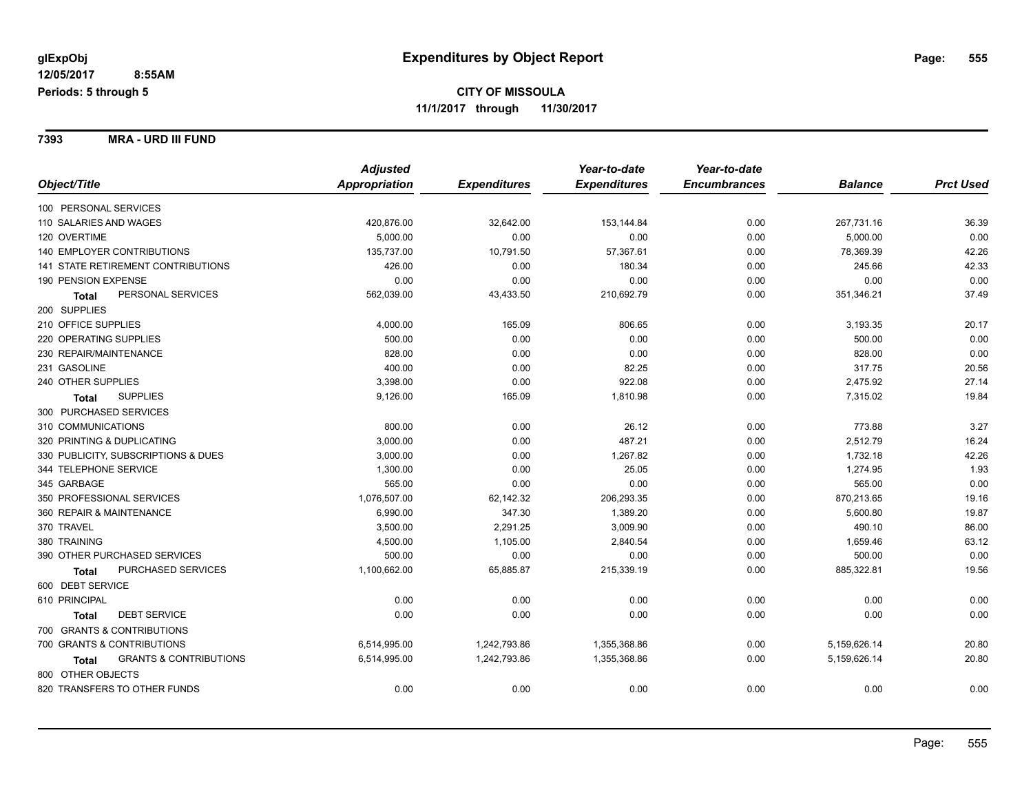glExpObj
12/05/2017 8:55AM
Periods: 5 through 5

# Expenditures by Object Report

**CITY OF MISSOULA**
**11/1/2017 through 11/30/2017**

**7393 MRA - URD III FUND**

| Object/Title | Adjusted Appropriation | Expenditures | Year-to-date Expenditures | Year-to-date Encumbrances | Balance | Prct Used |
|---|---|---|---|---|---|---|
| 100 PERSONAL SERVICES | | | | | | |
| 110 SALARIES AND WAGES | 420,876.00 | 32,642.00 | 153,144.84 | 0.00 | 267,731.16 | 36.39 |
| 120 OVERTIME | 5,000.00 | 0.00 | 0.00 | 0.00 | 5,000.00 | 0.00 |
| 140 EMPLOYER CONTRIBUTIONS | 135,737.00 | 10,791.50 | 57,367.61 | 0.00 | 78,369.39 | 42.26 |
| 141 STATE RETIREMENT CONTRIBUTIONS | 426.00 | 0.00 | 180.34 | 0.00 | 245.66 | 42.33 |
| 190 PENSION EXPENSE | 0.00 | 0.00 | 0.00 | 0.00 | 0.00 | 0.00 |
| **Total** PERSONAL SERVICES | 562,039.00 | 43,433.50 | 210,692.79 | 0.00 | 351,346.21 | 37.49 |
| 200 SUPPLIES | | | | | | |
| 210 OFFICE SUPPLIES | 4,000.00 | 165.09 | 806.65 | 0.00 | 3,193.35 | 20.17 |
| 220 OPERATING SUPPLIES | 500.00 | 0.00 | 0.00 | 0.00 | 500.00 | 0.00 |
| 230 REPAIR/MAINTENANCE | 828.00 | 0.00 | 0.00 | 0.00 | 828.00 | 0.00 |
| 231 GASOLINE | 400.00 | 0.00 | 82.25 | 0.00 | 317.75 | 20.56 |
| 240 OTHER SUPPLIES | 3,398.00 | 0.00 | 922.08 | 0.00 | 2,475.92 | 27.14 |
| **Total** SUPPLIES | 9,126.00 | 165.09 | 1,810.98 | 0.00 | 7,315.02 | 19.84 |
| 300 PURCHASED SERVICES | | | | | | |
| 310 COMMUNICATIONS | 800.00 | 0.00 | 26.12 | 0.00 | 773.88 | 3.27 |
| 320 PRINTING & DUPLICATING | 3,000.00 | 0.00 | 487.21 | 0.00 | 2,512.79 | 16.24 |
| 330 PUBLICITY, SUBSCRIPTIONS & DUES | 3,000.00 | 0.00 | 1,267.82 | 0.00 | 1,732.18 | 42.26 |
| 344 TELEPHONE SERVICE | 1,300.00 | 0.00 | 25.05 | 0.00 | 1,274.95 | 1.93 |
| 345 GARBAGE | 565.00 | 0.00 | 0.00 | 0.00 | 565.00 | 0.00 |
| 350 PROFESSIONAL SERVICES | 1,076,507.00 | 62,142.32 | 206,293.35 | 0.00 | 870,213.65 | 19.16 |
| 360 REPAIR & MAINTENANCE | 6,990.00 | 347.30 | 1,389.20 | 0.00 | 5,600.80 | 19.87 |
| 370 TRAVEL | 3,500.00 | 2,291.25 | 3,009.90 | 0.00 | 490.10 | 86.00 |
| 380 TRAINING | 4,500.00 | 1,105.00 | 2,840.54 | 0.00 | 1,659.46 | 63.12 |
| 390 OTHER PURCHASED SERVICES | 500.00 | 0.00 | 0.00 | 0.00 | 500.00 | 0.00 |
| **Total** PURCHASED SERVICES | 1,100,662.00 | 65,885.87 | 215,339.19 | 0.00 | 885,322.81 | 19.56 |
| 600 DEBT SERVICE | | | | | | |
| 610 PRINCIPAL | 0.00 | 0.00 | 0.00 | 0.00 | 0.00 | 0.00 |
| **Total** DEBT SERVICE | 0.00 | 0.00 | 0.00 | 0.00 | 0.00 | 0.00 |
| 700 GRANTS & CONTRIBUTIONS | | | | | | |
| 700 GRANTS & CONTRIBUTIONS | 6,514,995.00 | 1,242,793.86 | 1,355,368.86 | 0.00 | 5,159,626.14 | 20.80 |
| **Total** GRANTS & CONTRIBUTIONS | 6,514,995.00 | 1,242,793.86 | 1,355,368.86 | 0.00 | 5,159,626.14 | 20.80 |
| 800 OTHER OBJECTS | | | | | | |
| 820 TRANSFERS TO OTHER FUNDS | 0.00 | 0.00 | 0.00 | 0.00 | 0.00 | 0.00 |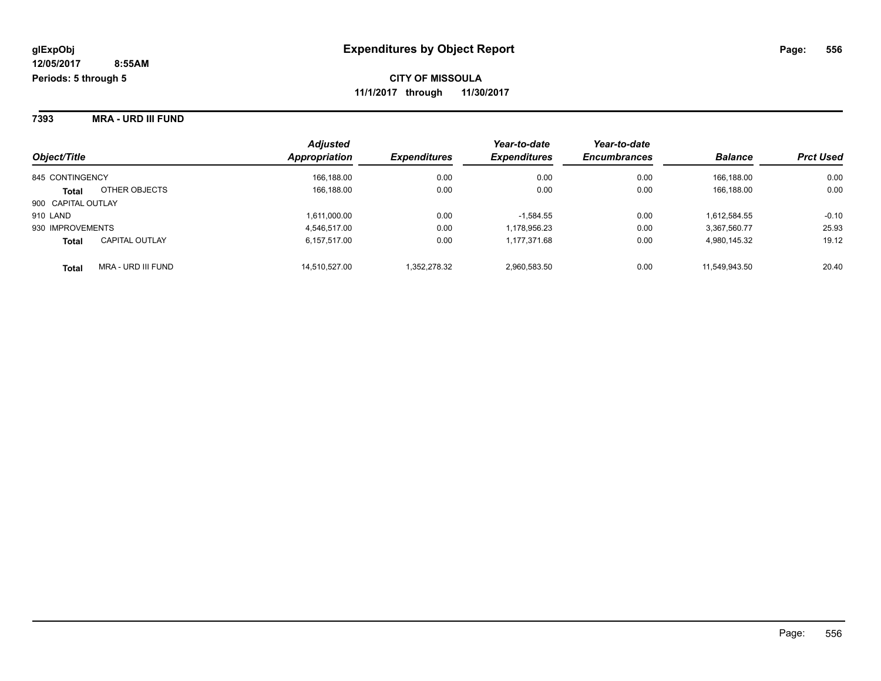**CITY OF MISSOULA**

**11/1/2017 through 11/30/2017**

**7393 MRA - URD III FUND**

| Object/Title | | Adjusted Appropriation | Expenditures | Year-to-date Expenditures | Year-to-date Encumbrances | Balance | Prct Used |
|---|---|---|---|---|---|---|---|
| 845 CONTINGENCY | | 166,188.00 | 0.00 | 0.00 | 0.00 | 166,188.00 | 0.00 |
| **Total** | OTHER OBJECTS | 166,188.00 | 0.00 | 0.00 | 0.00 | 166,188.00 | 0.00 |
| 900 CAPITAL OUTLAY | | | | | | | |
| 910 LAND | | 1,611,000.00 | 0.00 | -1,584.55 | 0.00 | 1,612,584.55 | -0.10 |
| 930 IMPROVEMENTS | | 4,546,517.00 | 0.00 | 1,178,956.23 | 0.00 | 3,367,560.77 | 25.93 |
| **Total** | CAPITAL OUTLAY | 6,157,517.00 | 0.00 | 1,177,371.68 | 0.00 | 4,980,145.32 | 19.12 |
| **Total** | MRA - URD III FUND | 14,510,527.00 | 1,352,278.32 | 2,960,583.50 | 0.00 | 11,549,943.50 | 20.40 |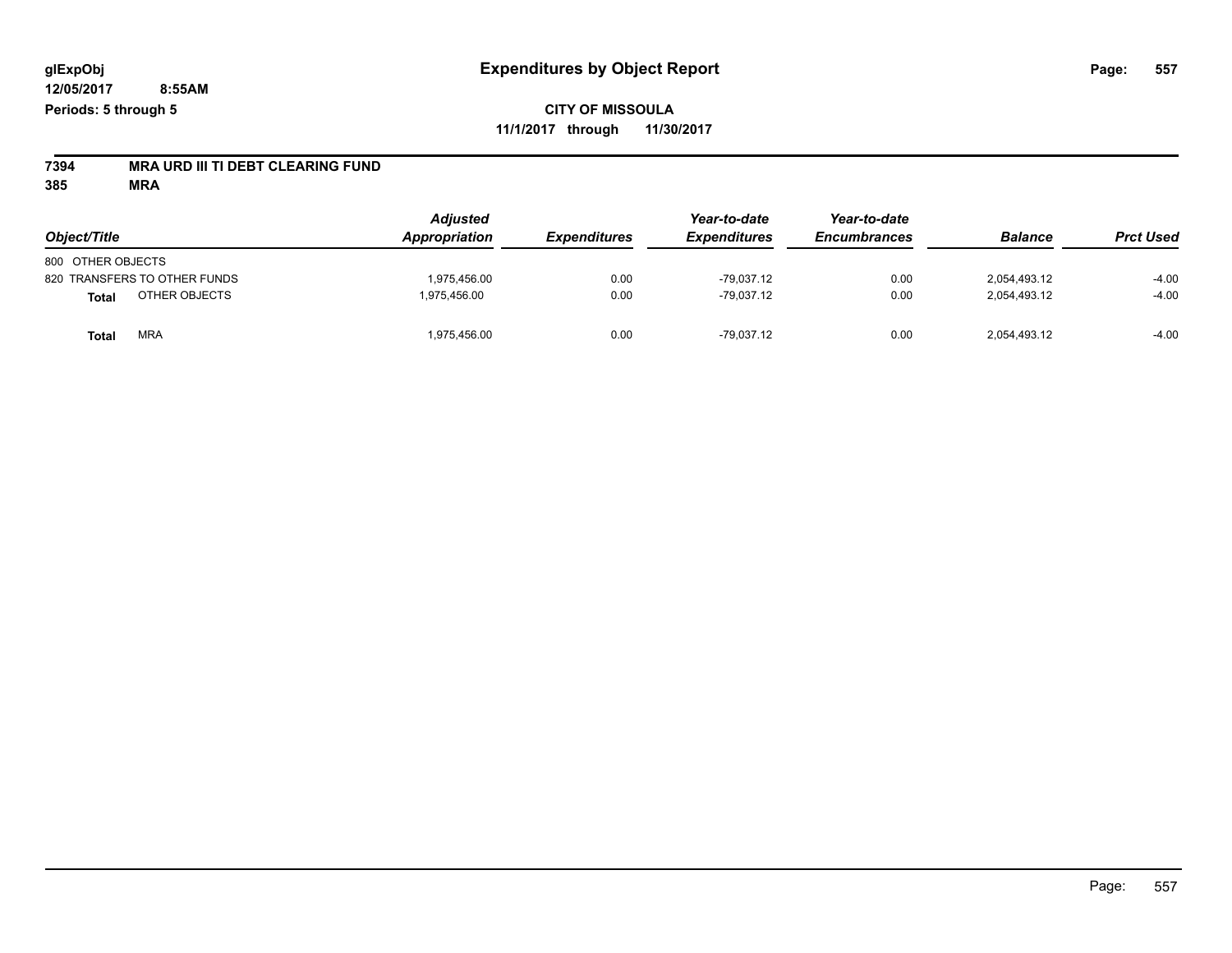**glExpObj** — **Expenditures by Object Report**

**12/05/2017 8:55AM**

**Periods: 5 through 5**

**CITY OF MISSOULA**

**11/1/2017 through 11/30/2017**

**7394 MRA URD III TI DEBT CLEARING FUND**

**385 MRA**

| Object/Title | Adjusted Appropriation | Expenditures | Year-to-date Expenditures | Year-to-date Encumbrances | Balance | Prct Used |
|---|---|---|---|---|---|---|
| 800 OTHER OBJECTS | | | | | | |
| 820 TRANSFERS TO OTHER FUNDS | 1,975,456.00 | 0.00 | -79,037.12 | 0.00 | 2,054,493.12 | -4.00 |
| **Total** OTHER OBJECTS | 1,975,456.00 | 0.00 | -79,037.12 | 0.00 | 2,054,493.12 | -4.00 |
| **Total** MRA | 1,975,456.00 | 0.00 | -79,037.12 | 0.00 | 2,054,493.12 | -4.00 |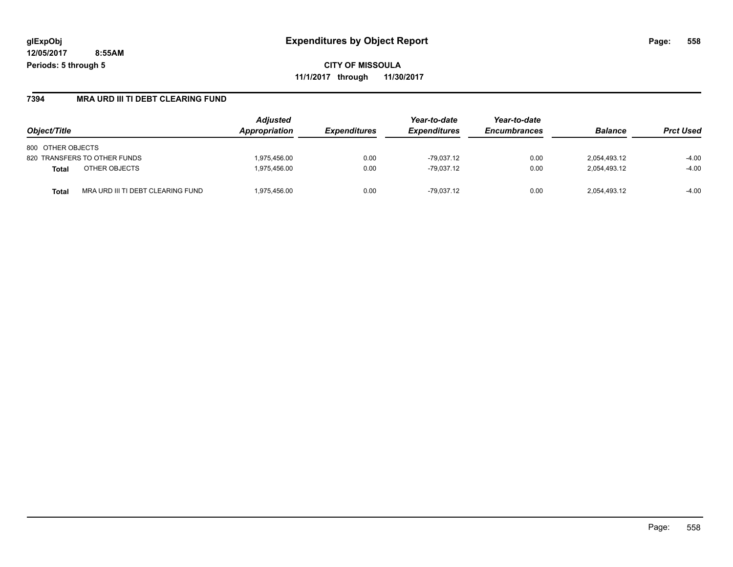**glExpObj**
**12/05/2017 8:55AM**
**Periods: 5 through 5**

# Expenditures by Object Report

**CITY OF MISSOULA**
**11/1/2017 through 11/30/2017**

## 7394 MRA URD III TI DEBT CLEARING FUND

| Object/Title | Adjusted Appropriation | Expenditures | Year-to-date Expenditures | Year-to-date Encumbrances | Balance | Prct Used |
|---|---|---|---|---|---|---|
| 800 OTHER OBJECTS | | | | | | |
| 820 TRANSFERS TO OTHER FUNDS | 1,975,456.00 | 0.00 | -79,037.12 | 0.00 | 2,054,493.12 | -4.00 |
| **Total** OTHER OBJECTS | 1,975,456.00 | 0.00 | -79,037.12 | 0.00 | 2,054,493.12 | -4.00 |
| **Total** MRA URD III TI DEBT CLEARING FUND | 1,975,456.00 | 0.00 | -79,037.12 | 0.00 | 2,054,493.12 | -4.00 |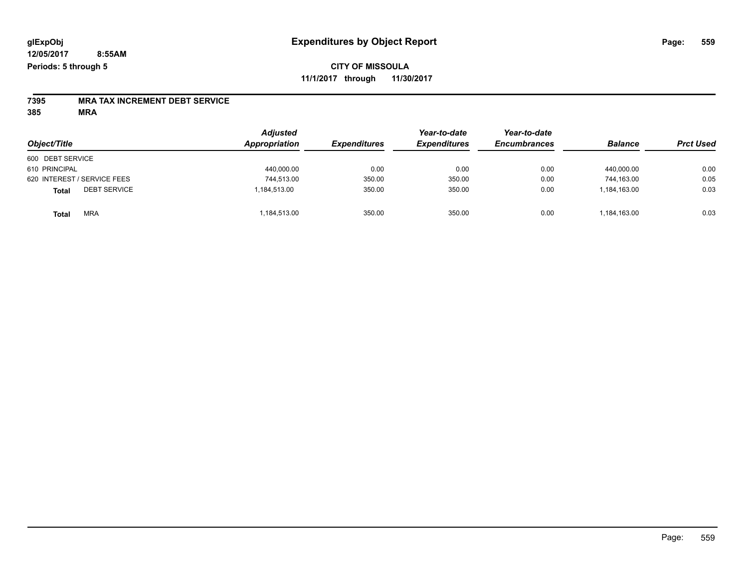**glExpObj**
**12/05/2017 8:55AM**
**Periods: 5 through 5**

# Expenditures by Object Report

**CITY OF MISSOULA**
**11/1/2017 through 11/30/2017**

**7395 MRA TAX INCREMENT DEBT SERVICE**
**385 MRA**

| Object/Title | Adjusted Appropriation | Expenditures | Year-to-date Expenditures | Year-to-date Encumbrances | Balance | Prct Used |
|---|---|---|---|---|---|---|
| 600 DEBT SERVICE | | | | | | |
| 610 PRINCIPAL | 440,000.00 | 0.00 | 0.00 | 0.00 | 440,000.00 | 0.00 |
| 620 INTEREST / SERVICE FEES | 744,513.00 | 350.00 | 350.00 | 0.00 | 744,163.00 | 0.05 |
| **Total** DEBT SERVICE | 1,184,513.00 | 350.00 | 350.00 | 0.00 | 1,184,163.00 | 0.03 |
| **Total** MRA | 1,184,513.00 | 350.00 | 350.00 | 0.00 | 1,184,163.00 | 0.03 |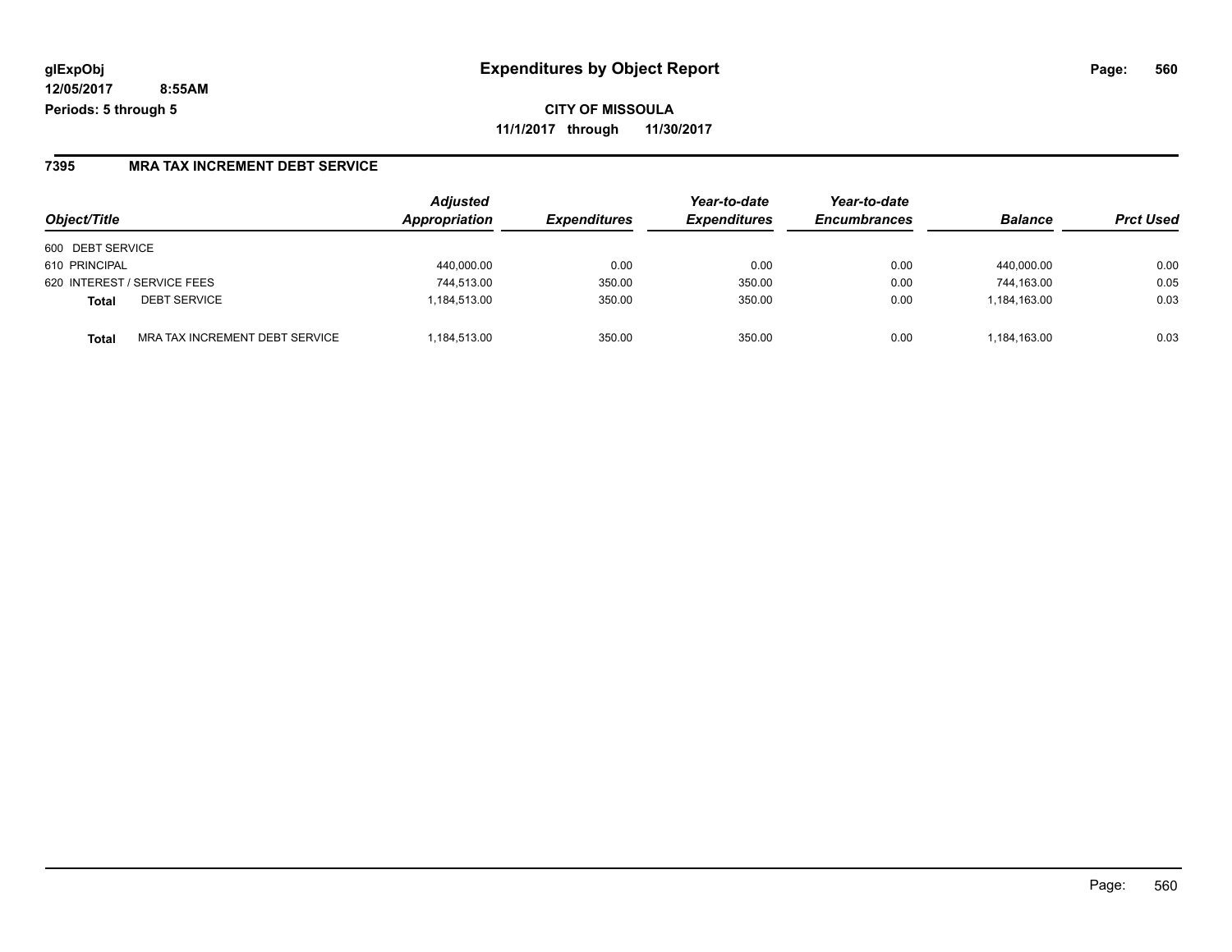**glExpObj**
**12/05/2017 8:55AM**
**Periods: 5 through 5**

# Expenditures by Object Report

**CITY OF MISSOULA**
**11/1/2017 through 11/30/2017**

## 7395 MRA TAX INCREMENT DEBT SERVICE

| Object/Title | | Adjusted Appropriation | Expenditures | Year-to-date Expenditures | Year-to-date Encumbrances | Balance | Prct Used |
|---|---|---|---|---|---|---|---|
| 600 DEBT SERVICE | | | | | | | |
| 610 PRINCIPAL | | 440,000.00 | 0.00 | 0.00 | 0.00 | 440,000.00 | 0.00 |
| 620 INTEREST / SERVICE FEES | | 744,513.00 | 350.00 | 350.00 | 0.00 | 744,163.00 | 0.05 |
| **Total** | DEBT SERVICE | 1,184,513.00 | 350.00 | 350.00 | 0.00 | 1,184,163.00 | 0.03 |
| **Total** | MRA TAX INCREMENT DEBT SERVICE | 1,184,513.00 | 350.00 | 350.00 | 0.00 | 1,184,163.00 | 0.03 |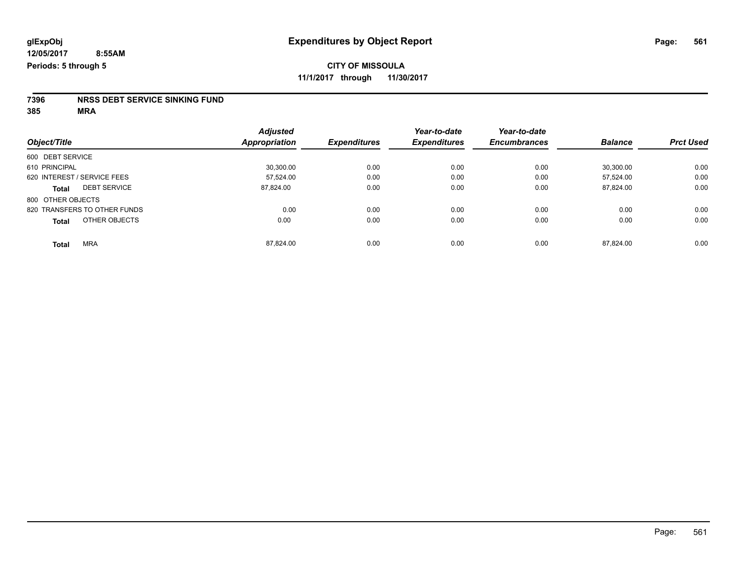**glExpObj** **Expenditures by Object Report**

**12/05/2017 8:55AM**

**Periods: 5 through 5**

**CITY OF MISSOULA**

**11/1/2017 through 11/30/2017**

**7396 NRSS DEBT SERVICE SINKING FUND**

**385 MRA**

| Object/Title | Adjusted Appropriation | Expenditures | Year-to-date Expenditures | Year-to-date Encumbrances | Balance | Prct Used |
|---|---|---|---|---|---|---|
| 600 DEBT SERVICE | | | | | | |
| 610 PRINCIPAL | 30,300.00 | 0.00 | 0.00 | 0.00 | 30,300.00 | 0.00 |
| 620 INTEREST / SERVICE FEES | 57,524.00 | 0.00 | 0.00 | 0.00 | 57,524.00 | 0.00 |
| **Total** DEBT SERVICE | 87,824.00 | 0.00 | 0.00 | 0.00 | 87,824.00 | 0.00 |
| 800 OTHER OBJECTS | | | | | | |
| 820 TRANSFERS TO OTHER FUNDS | 0.00 | 0.00 | 0.00 | 0.00 | 0.00 | 0.00 |
| **Total** OTHER OBJECTS | 0.00 | 0.00 | 0.00 | 0.00 | 0.00 | 0.00 |
| **Total** MRA | 87,824.00 | 0.00 | 0.00 | 0.00 | 87,824.00 | 0.00 |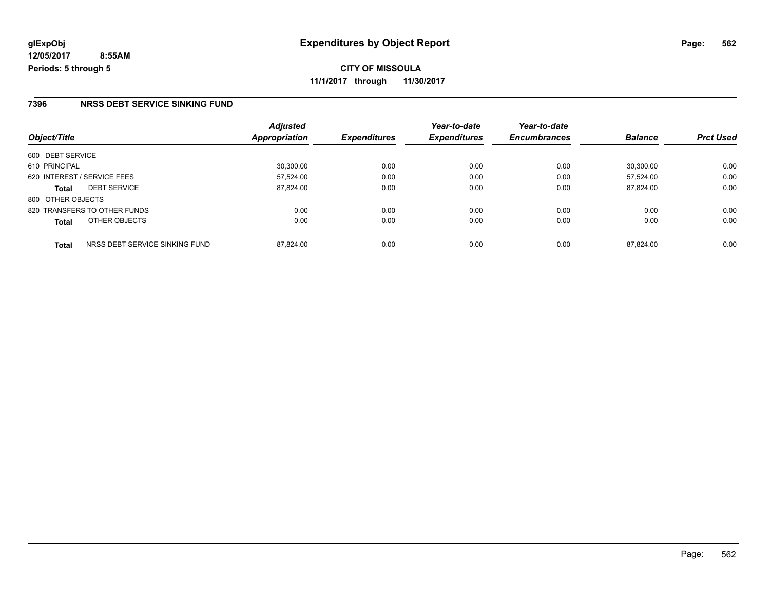**glExpObj**
**12/05/2017 8:55AM**
**Periods: 5 through 5**

# Expenditures by Object Report

**CITY OF MISSOULA**
**11/1/2017 through 11/30/2017**

## 7396 NRSS DEBT SERVICE SINKING FUND

| Object/Title | Adjusted Appropriation | Expenditures | Year-to-date Expenditures | Year-to-date Encumbrances | Balance | Prct Used |
|---|---|---|---|---|---|---|
| 600 DEBT SERVICE | | | | | | |
| 610 PRINCIPAL | 30,300.00 | 0.00 | 0.00 | 0.00 | 30,300.00 | 0.00 |
| 620 INTEREST / SERVICE FEES | 57,524.00 | 0.00 | 0.00 | 0.00 | 57,524.00 | 0.00 |
| **Total** DEBT SERVICE | 87,824.00 | 0.00 | 0.00 | 0.00 | 87,824.00 | 0.00 |
| 800 OTHER OBJECTS | | | | | | |
| 820 TRANSFERS TO OTHER FUNDS | 0.00 | 0.00 | 0.00 | 0.00 | 0.00 | 0.00 |
| **Total** OTHER OBJECTS | 0.00 | 0.00 | 0.00 | 0.00 | 0.00 | 0.00 |
| **Total** NRSS DEBT SERVICE SINKING FUND | 87,824.00 | 0.00 | 0.00 | 0.00 | 87,824.00 | 0.00 |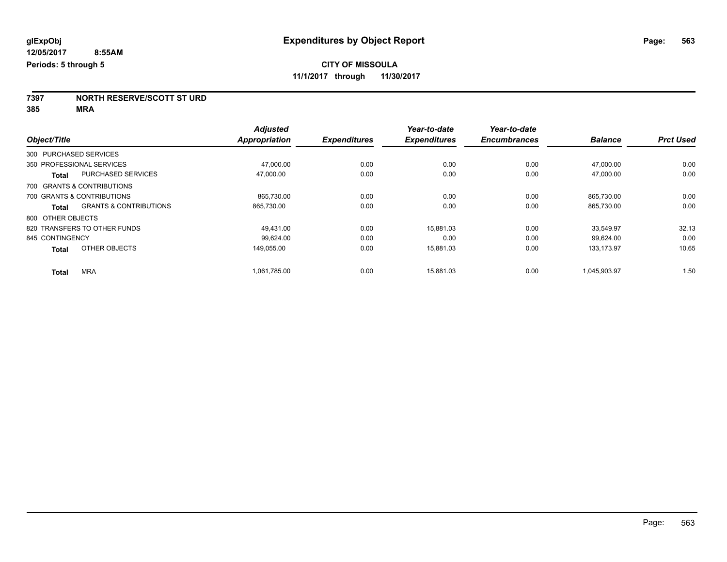# Expenditures by Object Report

glExpObj
12/05/2017 8:55AM
Periods: 5 through 5

**CITY OF MISSOULA**
**11/1/2017 through 11/30/2017**

**7397 NORTH RESERVE/SCOTT ST URD**
**385 MRA**

| Object/Title | | Adjusted Appropriation | Expenditures | Year-to-date Expenditures | Year-to-date Encumbrances | Balance | Prct Used |
|---|---|---|---|---|---|---|---|
| 300 PURCHASED SERVICES | | | | | | | |
| 350 PROFESSIONAL SERVICES | | 47,000.00 | 0.00 | 0.00 | 0.00 | 47,000.00 | 0.00 |
| **Total** | PURCHASED SERVICES | 47,000.00 | 0.00 | 0.00 | 0.00 | 47,000.00 | 0.00 |
| 700 GRANTS & CONTRIBUTIONS | | | | | | | |
| 700 GRANTS & CONTRIBUTIONS | | 865,730.00 | 0.00 | 0.00 | 0.00 | 865,730.00 | 0.00 |
| **Total** | GRANTS & CONTRIBUTIONS | 865,730.00 | 0.00 | 0.00 | 0.00 | 865,730.00 | 0.00 |
| 800 OTHER OBJECTS | | | | | | | |
| 820 TRANSFERS TO OTHER FUNDS | | 49,431.00 | 0.00 | 15,881.03 | 0.00 | 33,549.97 | 32.13 |
| 845 CONTINGENCY | | 99,624.00 | 0.00 | 0.00 | 0.00 | 99,624.00 | 0.00 |
| **Total** | OTHER OBJECTS | 149,055.00 | 0.00 | 15,881.03 | 0.00 | 133,173.97 | 10.65 |
| **Total** | MRA | 1,061,785.00 | 0.00 | 15,881.03 | 0.00 | 1,045,903.97 | 1.50 |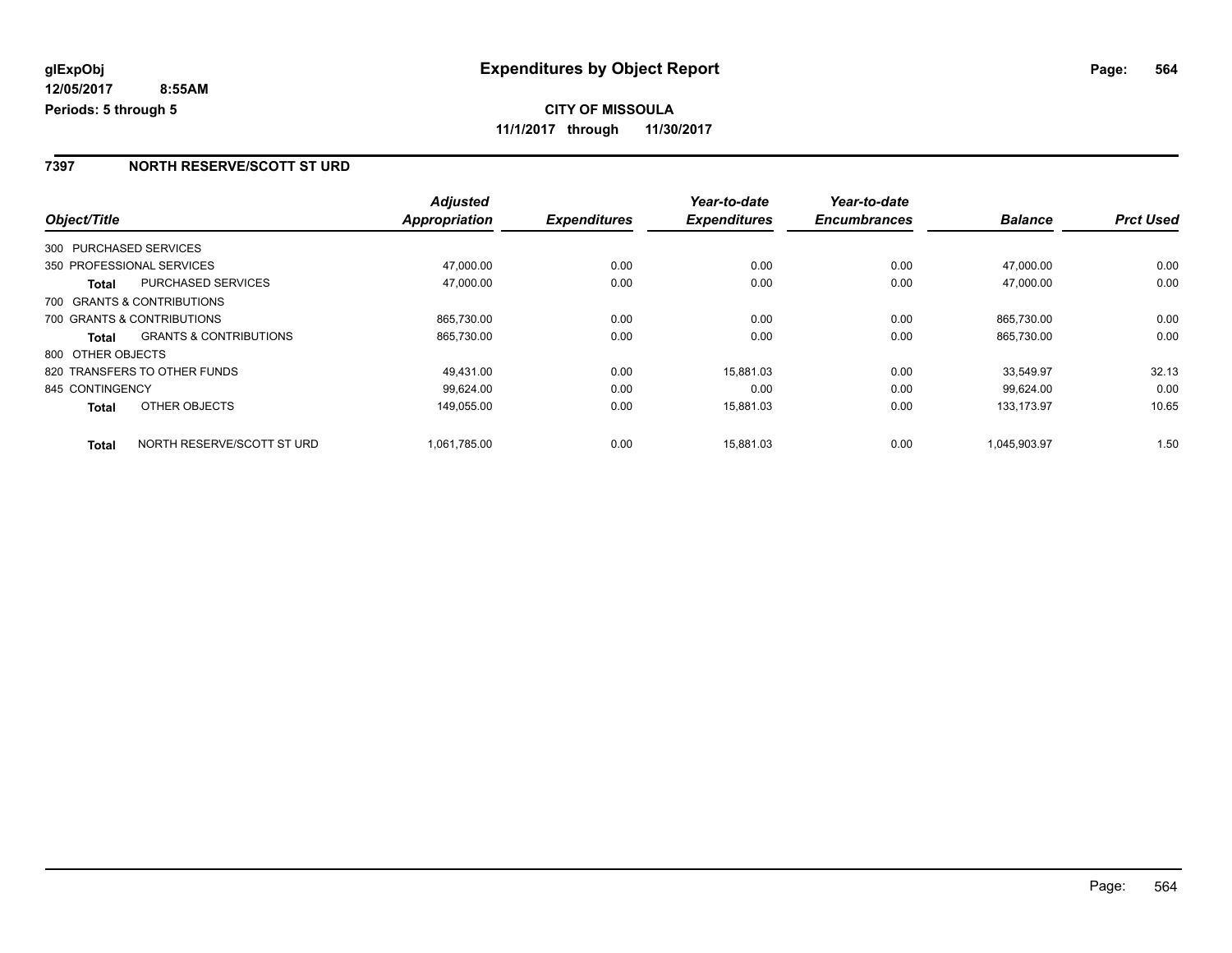# Expenditures by Object Report

glExpObj
12/05/2017 8:55AM
Periods: 5 through 5

**CITY OF MISSOULA**
**11/1/2017 through 11/30/2017**

## 7397 NORTH RESERVE/SCOTT ST URD

| Object/Title | | Adjusted Appropriation | Expenditures | Year-to-date Expenditures | Year-to-date Encumbrances | Balance | Prct Used |
|---|---|---|---|---|---|---|---|
| 300 PURCHASED SERVICES | | | | | | | |
| 350 PROFESSIONAL SERVICES | | 47,000.00 | 0.00 | 0.00 | 0.00 | 47,000.00 | 0.00 |
| **Total** | PURCHASED SERVICES | 47,000.00 | 0.00 | 0.00 | 0.00 | 47,000.00 | 0.00 |
| 700 GRANTS & CONTRIBUTIONS | | | | | | | |
| 700 GRANTS & CONTRIBUTIONS | | 865,730.00 | 0.00 | 0.00 | 0.00 | 865,730.00 | 0.00 |
| **Total** | GRANTS & CONTRIBUTIONS | 865,730.00 | 0.00 | 0.00 | 0.00 | 865,730.00 | 0.00 |
| 800 OTHER OBJECTS | | | | | | | |
| 820 TRANSFERS TO OTHER FUNDS | | 49,431.00 | 0.00 | 15,881.03 | 0.00 | 33,549.97 | 32.13 |
| 845 CONTINGENCY | | 99,624.00 | 0.00 | 0.00 | 0.00 | 99,624.00 | 0.00 |
| **Total** | OTHER OBJECTS | 149,055.00 | 0.00 | 15,881.03 | 0.00 | 133,173.97 | 10.65 |
| **Total** | NORTH RESERVE/SCOTT ST URD | 1,061,785.00 | 0.00 | 15,881.03 | 0.00 | 1,045,903.97 | 1.50 |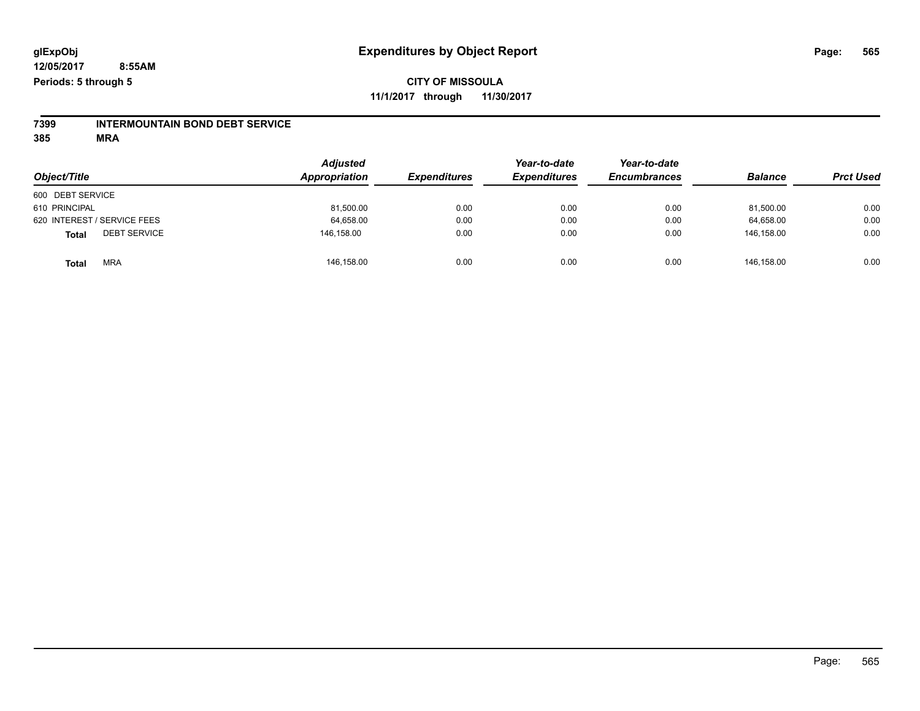glExpObj
12/05/2017 8:55AM
Periods: 5 through 5

# Expenditures by Object Report

**CITY OF MISSOULA**
**11/1/2017 through 11/30/2017**

**7399 INTERMOUNTAIN BOND DEBT SERVICE**
**385 MRA**

| Object/Title | Adjusted Appropriation | Expenditures | Year-to-date Expenditures | Year-to-date Encumbrances | Balance | Prct Used |
|---|---|---|---|---|---|---|
| 600 DEBT SERVICE | | | | | | |
| 610 PRINCIPAL | 81,500.00 | 0.00 | 0.00 | 0.00 | 81,500.00 | 0.00 |
| 620 INTEREST / SERVICE FEES | 64,658.00 | 0.00 | 0.00 | 0.00 | 64,658.00 | 0.00 |
| **Total** DEBT SERVICE | 146,158.00 | 0.00 | 0.00 | 0.00 | 146,158.00 | 0.00 |
| **Total** MRA | 146,158.00 | 0.00 | 0.00 | 0.00 | 146,158.00 | 0.00 |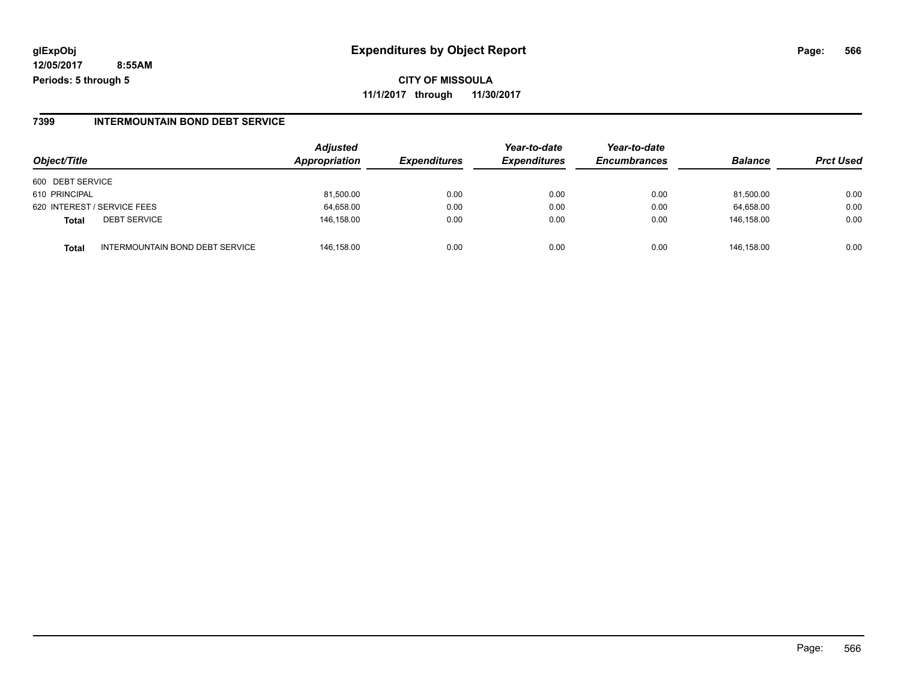glExpObj
12/05/2017 8:55AM
Periods: 5 through 5

# Expenditures by Object Report

**CITY OF MISSOULA**
**11/1/2017 through 11/30/2017**

## 7399 INTERMOUNTAIN BOND DEBT SERVICE

| Object/Title | | Adjusted Appropriation | Expenditures | Year-to-date Expenditures | Year-to-date Encumbrances | Balance | Prct Used |
|---|---|---|---|---|---|---|---|
| 600 DEBT SERVICE | | | | | | | |
| 610 PRINCIPAL | | 81,500.00 | 0.00 | 0.00 | 0.00 | 81,500.00 | 0.00 |
| 620 INTEREST / SERVICE FEES | | 64,658.00 | 0.00 | 0.00 | 0.00 | 64,658.00 | 0.00 |
| **Total** | DEBT SERVICE | 146,158.00 | 0.00 | 0.00 | 0.00 | 146,158.00 | 0.00 |
| **Total** | INTERMOUNTAIN BOND DEBT SERVICE | 146,158.00 | 0.00 | 0.00 | 0.00 | 146,158.00 | 0.00 |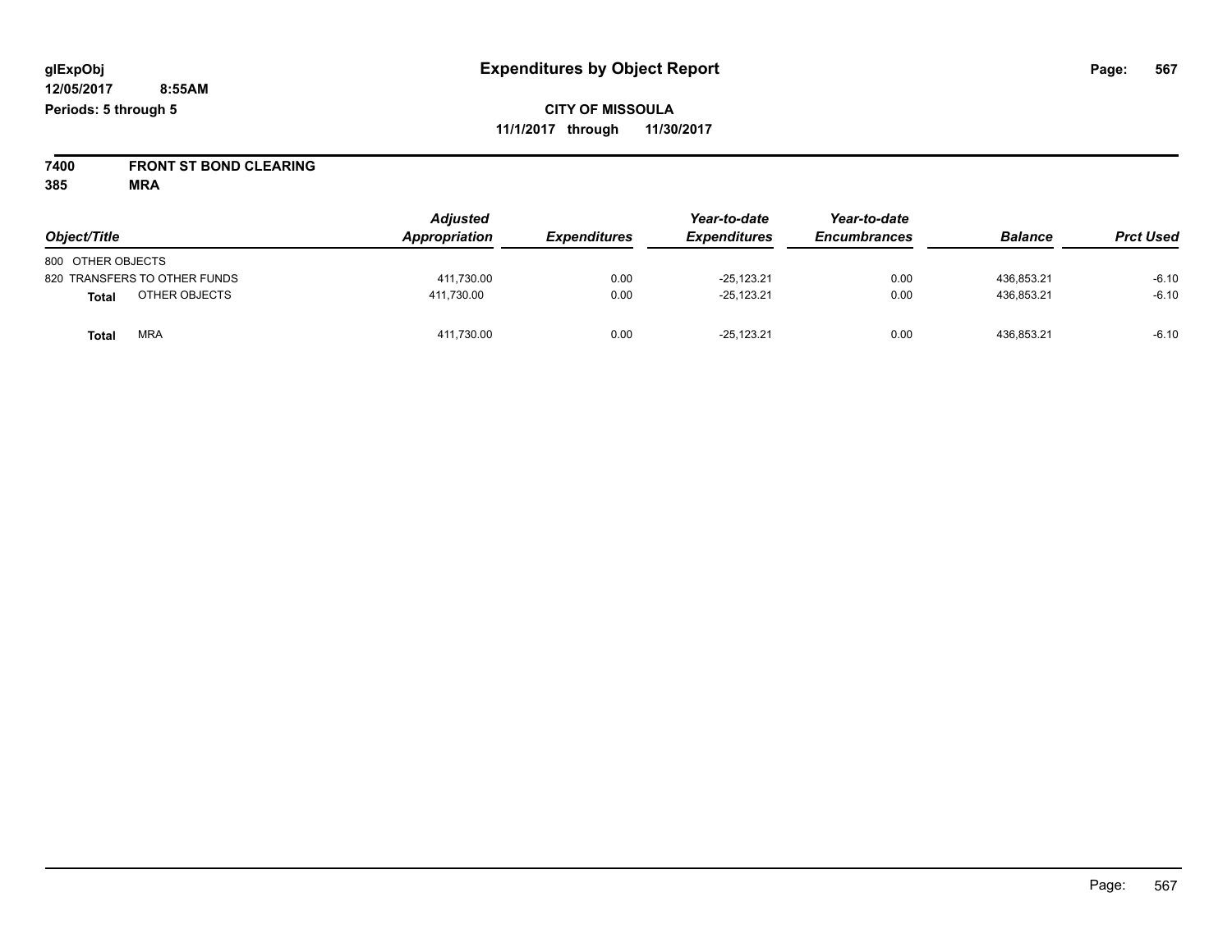glExpObj
12/05/2017 8:55AM
Periods: 5 through 5

# Expenditures by Object Report

**CITY OF MISSOULA**
**11/1/2017 through 11/30/2017**

**7400 FRONT ST BOND CLEARING**
**385 MRA**

| Object/Title | Adjusted Appropriation | Expenditures | Year-to-date Expenditures | Year-to-date Encumbrances | Balance | Prct Used |
|---|---|---|---|---|---|---|
| 800 OTHER OBJECTS | | | | | | |
| 820 TRANSFERS TO OTHER FUNDS | 411,730.00 | 0.00 | -25,123.21 | 0.00 | 436,853.21 | -6.10 |
| **Total** OTHER OBJECTS | 411,730.00 | 0.00 | -25,123.21 | 0.00 | 436,853.21 | -6.10 |
| **Total** MRA | 411,730.00 | 0.00 | -25,123.21 | 0.00 | 436,853.21 | -6.10 |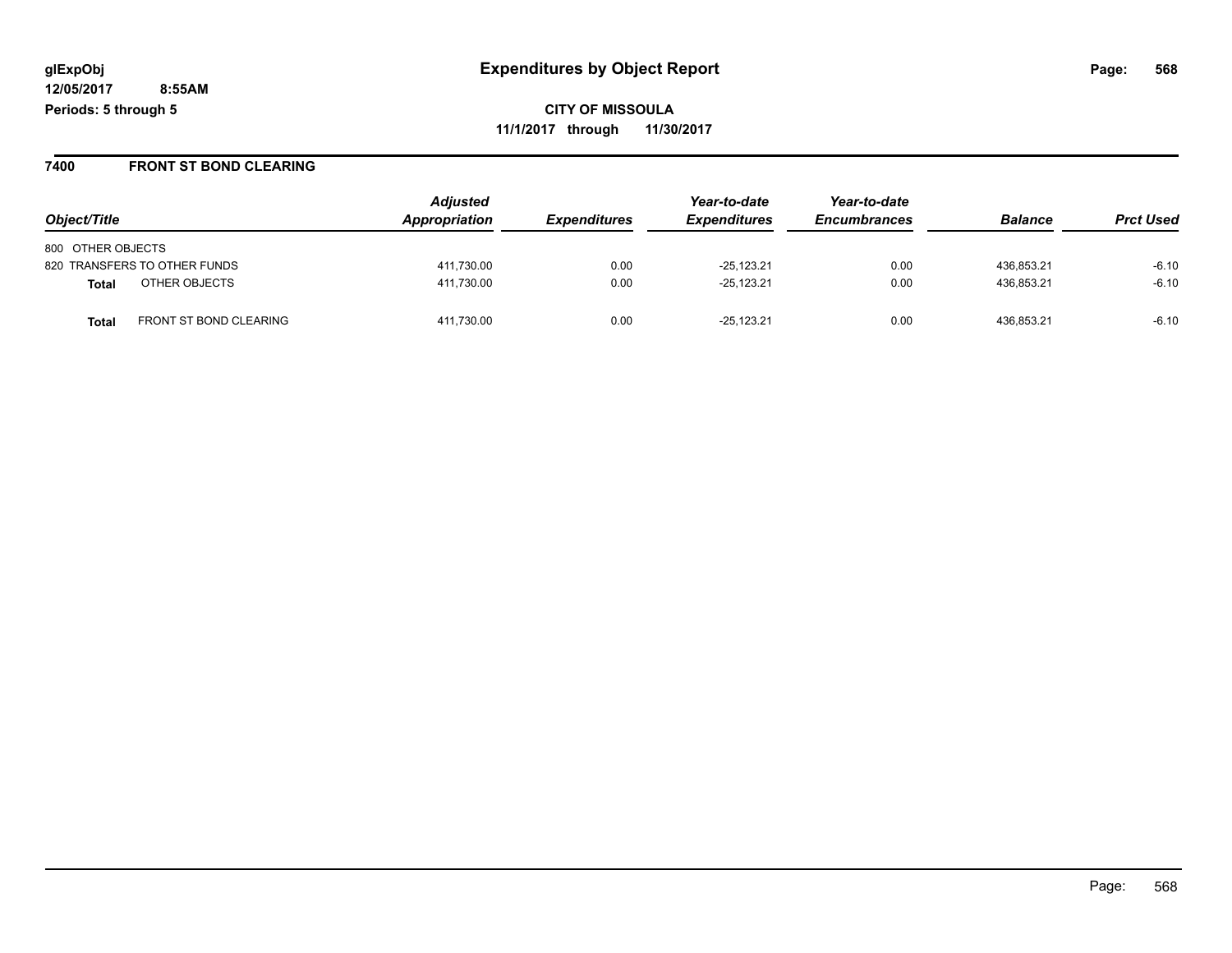**CITY OF MISSOULA**

**11/1/2017 through 11/30/2017**

**Periods: 5 through 5**

## 7400 FRONT ST BOND CLEARING

| Object/Title | Adjusted Appropriation | Expenditures | Year-to-date Expenditures | Year-to-date Encumbrances | Balance | Prct Used |
|---|---|---|---|---|---|---|
| 800 OTHER OBJECTS | | | | | | |
| 820 TRANSFERS TO OTHER FUNDS | 411,730.00 | 0.00 | -25,123.21 | 0.00 | 436,853.21 | -6.10 |
| **Total** OTHER OBJECTS | 411,730.00 | 0.00 | -25,123.21 | 0.00 | 436,853.21 | -6.10 |
| **Total** FRONT ST BOND CLEARING | 411,730.00 | 0.00 | -25,123.21 | 0.00 | 436,853.21 | -6.10 |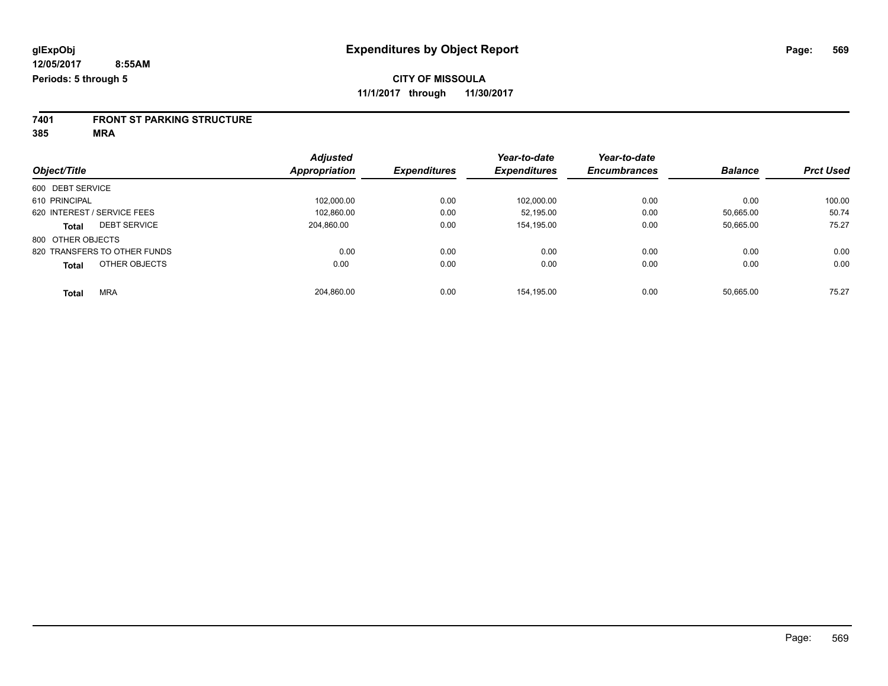**glExpObj** **Expenditures by Object Report**

**12/05/2017 8:55AM**

**Periods: 5 through 5**

**CITY OF MISSOULA**

**11/1/2017 through 11/30/2017**

## 7401 FRONT ST PARKING STRUCTURE

## 385 MRA

| Object/Title | Adjusted Appropriation | Expenditures | Year-to-date Expenditures | Year-to-date Encumbrances | Balance | Prct Used |
|---|---|---|---|---|---|---|
| 600 DEBT SERVICE | | | | | | |
| 610 PRINCIPAL | 102,000.00 | 0.00 | 102,000.00 | 0.00 | 0.00 | 100.00 |
| 620 INTEREST / SERVICE FEES | 102,860.00 | 0.00 | 52,195.00 | 0.00 | 50,665.00 | 50.74 |
| **Total** DEBT SERVICE | 204,860.00 | 0.00 | 154,195.00 | 0.00 | 50,665.00 | 75.27 |
| 800 OTHER OBJECTS | | | | | | |
| 820 TRANSFERS TO OTHER FUNDS | 0.00 | 0.00 | 0.00 | 0.00 | 0.00 | 0.00 |
| **Total** OTHER OBJECTS | 0.00 | 0.00 | 0.00 | 0.00 | 0.00 | 0.00 |
| **Total** MRA | 204,860.00 | 0.00 | 154,195.00 | 0.00 | 50,665.00 | 75.27 |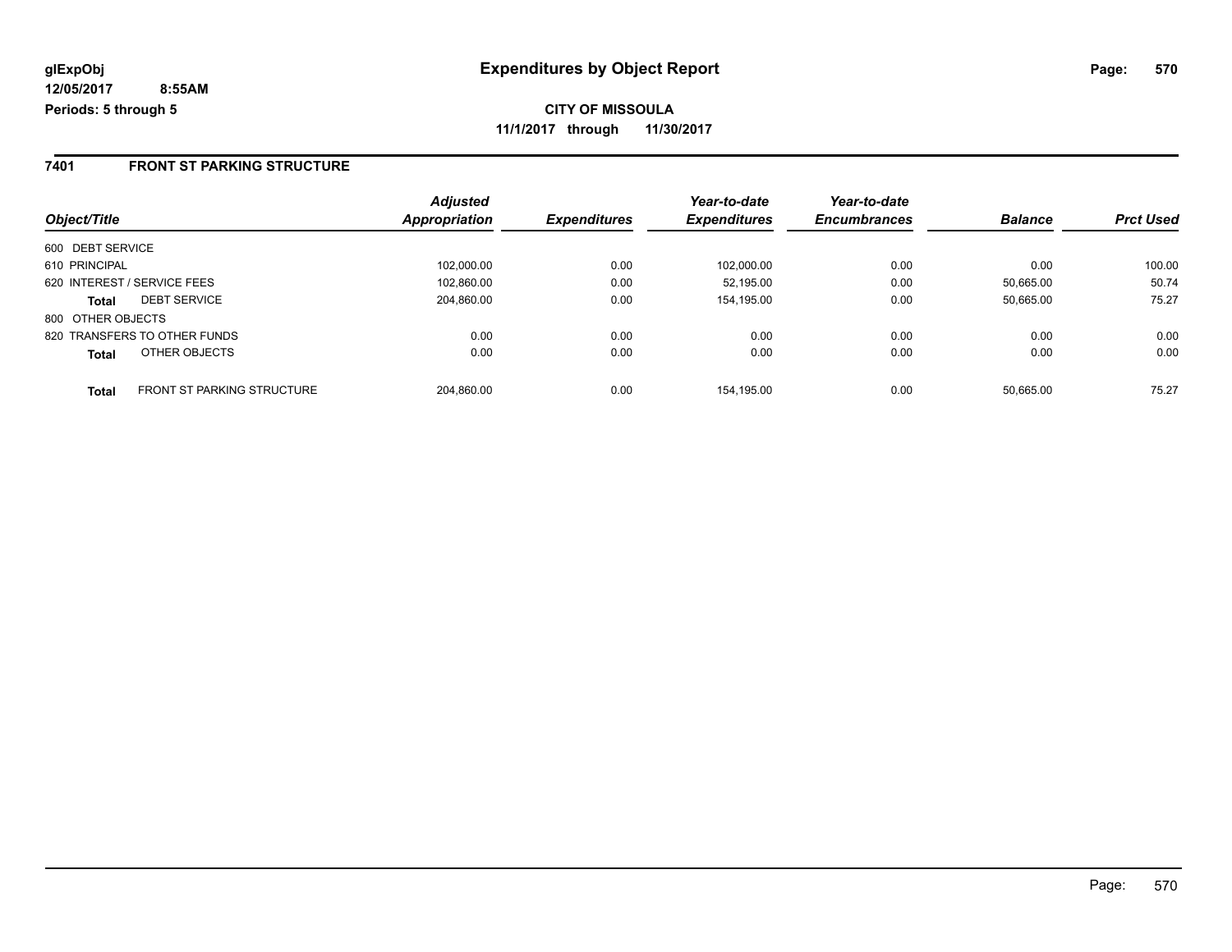**glExpObj** **Expenditures by Object Report**

**12/05/2017 8:55AM**

**Periods: 5 through 5**

**CITY OF MISSOULA**

**11/1/2017 through 11/30/2017**

## 7401 FRONT ST PARKING STRUCTURE

| Object/Title | | Adjusted Appropriation | Expenditures | Year-to-date Expenditures | Year-to-date Encumbrances | Balance | Prct Used |
|---|---|---|---|---|---|---|---|
| 600 DEBT SERVICE | | | | | | | |
| 610 PRINCIPAL | | 102,000.00 | 0.00 | 102,000.00 | 0.00 | 0.00 | 100.00 |
| 620 INTEREST / SERVICE FEES | | 102,860.00 | 0.00 | 52,195.00 | 0.00 | 50,665.00 | 50.74 |
| **Total** | DEBT SERVICE | 204,860.00 | 0.00 | 154,195.00 | 0.00 | 50,665.00 | 75.27 |
| 800 OTHER OBJECTS | | | | | | | |
| 820 TRANSFERS TO OTHER FUNDS | | 0.00 | 0.00 | 0.00 | 0.00 | 0.00 | 0.00 |
| **Total** | OTHER OBJECTS | 0.00 | 0.00 | 0.00 | 0.00 | 0.00 | 0.00 |
| **Total** | FRONT ST PARKING STRUCTURE | 204,860.00 | 0.00 | 154,195.00 | 0.00 | 50,665.00 | 75.27 |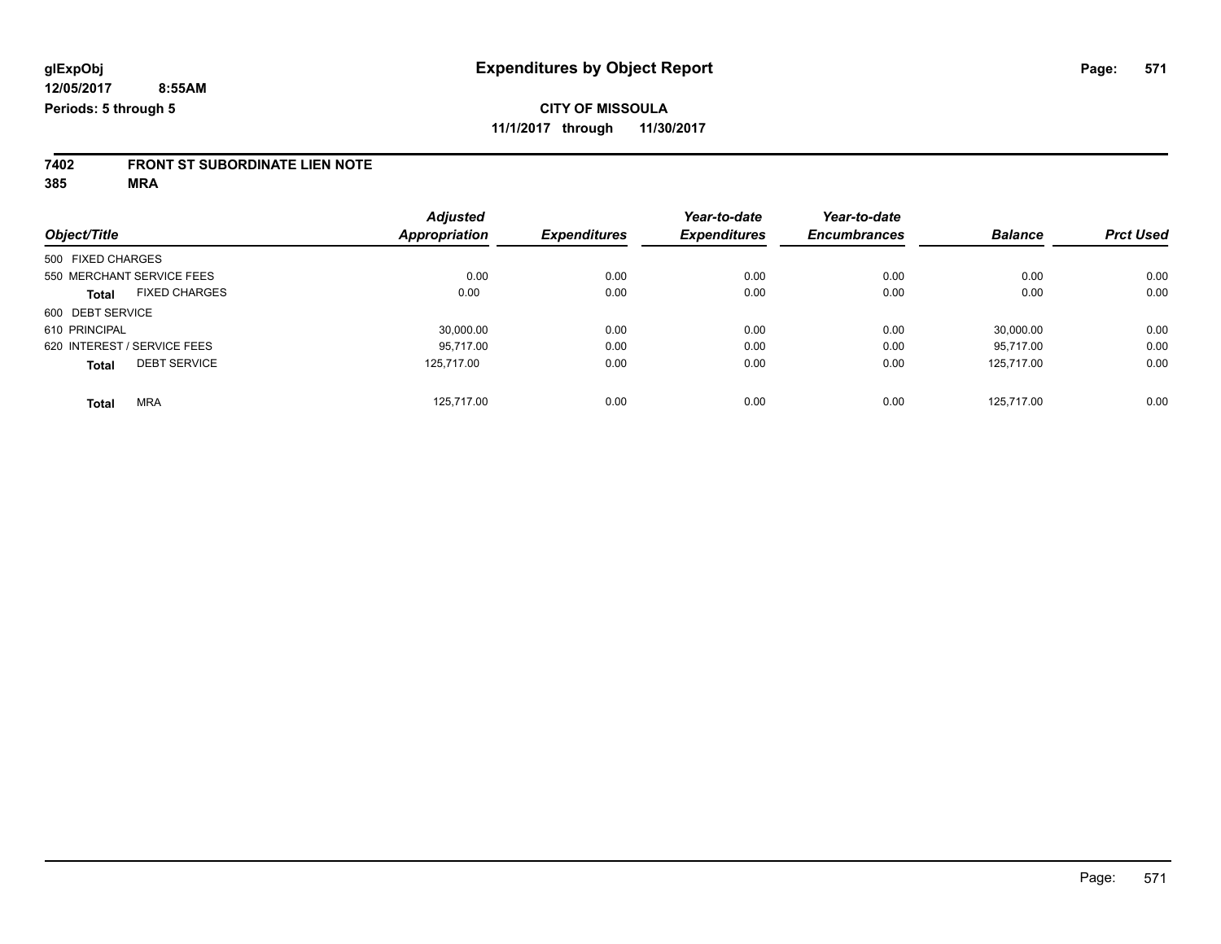glExpObj
12/05/2017 8:55AM
Periods: 5 through 5

# Expenditures by Object Report

**CITY OF MISSOULA**
**11/1/2017 through 11/30/2017**

**7402 FRONT ST SUBORDINATE LIEN NOTE**
**385 MRA**

| Object/Title | | Adjusted Appropriation | Expenditures | Year-to-date Expenditures | Year-to-date Encumbrances | Balance | Prct Used |
|---|---|---|---|---|---|---|---|
| 500 FIXED CHARGES | | | | | | | |
| 550 MERCHANT SERVICE FEES | | 0.00 | 0.00 | 0.00 | 0.00 | 0.00 | 0.00 |
| **Total** | FIXED CHARGES | 0.00 | 0.00 | 0.00 | 0.00 | 0.00 | 0.00 |
| 600 DEBT SERVICE | | | | | | | |
| 610 PRINCIPAL | | 30,000.00 | 0.00 | 0.00 | 0.00 | 30,000.00 | 0.00 |
| 620 INTEREST / SERVICE FEES | | 95,717.00 | 0.00 | 0.00 | 0.00 | 95,717.00 | 0.00 |
| **Total** | DEBT SERVICE | 125,717.00 | 0.00 | 0.00 | 0.00 | 125,717.00 | 0.00 |
| **Total** | MRA | 125,717.00 | 0.00 | 0.00 | 0.00 | 125,717.00 | 0.00 |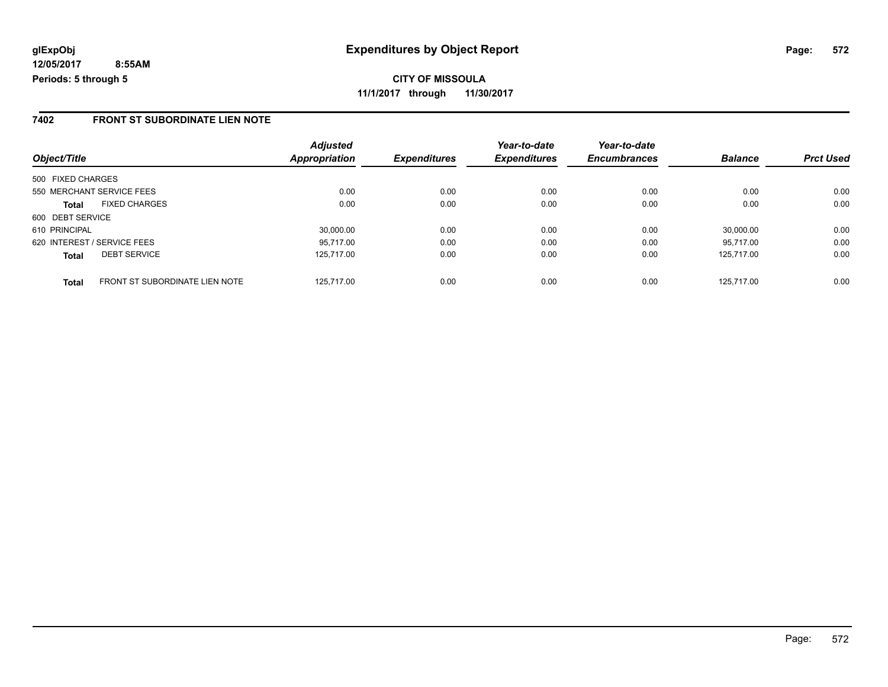**glExpObj** **Expenditures by Object Report**

**12/05/2017 8:55AM**

**Periods: 5 through 5**

**CITY OF MISSOULA**

**11/1/2017 through 11/30/2017**

## 7402 FRONT ST SUBORDINATE LIEN NOTE

| Object/Title | | Adjusted Appropriation | Expenditures | Year-to-date Expenditures | Year-to-date Encumbrances | Balance | Prct Used |
|---|---|---|---|---|---|---|---|
| 500 FIXED CHARGES | | | | | | | |
| 550 MERCHANT SERVICE FEES | | 0.00 | 0.00 | 0.00 | 0.00 | 0.00 | 0.00 |
| **Total** | FIXED CHARGES | 0.00 | 0.00 | 0.00 | 0.00 | 0.00 | 0.00 |
| 600 DEBT SERVICE | | | | | | | |
| 610 PRINCIPAL | | 30,000.00 | 0.00 | 0.00 | 0.00 | 30,000.00 | 0.00 |
| 620 INTEREST / SERVICE FEES | | 95,717.00 | 0.00 | 0.00 | 0.00 | 95,717.00 | 0.00 |
| **Total** | DEBT SERVICE | 125,717.00 | 0.00 | 0.00 | 0.00 | 125,717.00 | 0.00 |
| **Total** | FRONT ST SUBORDINATE LIEN NOTE | 125,717.00 | 0.00 | 0.00 | 0.00 | 125,717.00 | 0.00 |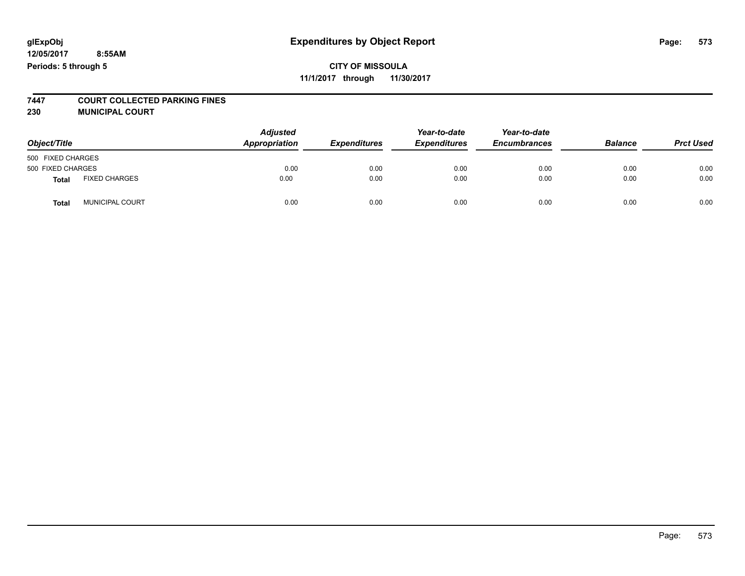glExpObj
12/05/2017 8:55AM
Periods: 5 through 5

# Expenditures by Object Report

**CITY OF MISSOULA**
**11/1/2017 through 11/30/2017**

**7447 COURT COLLECTED PARKING FINES**
**230 MUNICIPAL COURT**

| Object/Title | | Adjusted Appropriation | Expenditures | Year-to-date Expenditures | Year-to-date Encumbrances | Balance | Prct Used |
|---|---|---|---|---|---|---|---|
| 500 FIXED CHARGES | | | | | | | |
| 500 FIXED CHARGES | | 0.00 | 0.00 | 0.00 | 0.00 | 0.00 | 0.00 |
| **Total** | FIXED CHARGES | 0.00 | 0.00 | 0.00 | 0.00 | 0.00 | 0.00 |
| **Total** | MUNICIPAL COURT | 0.00 | 0.00 | 0.00 | 0.00 | 0.00 | 0.00 |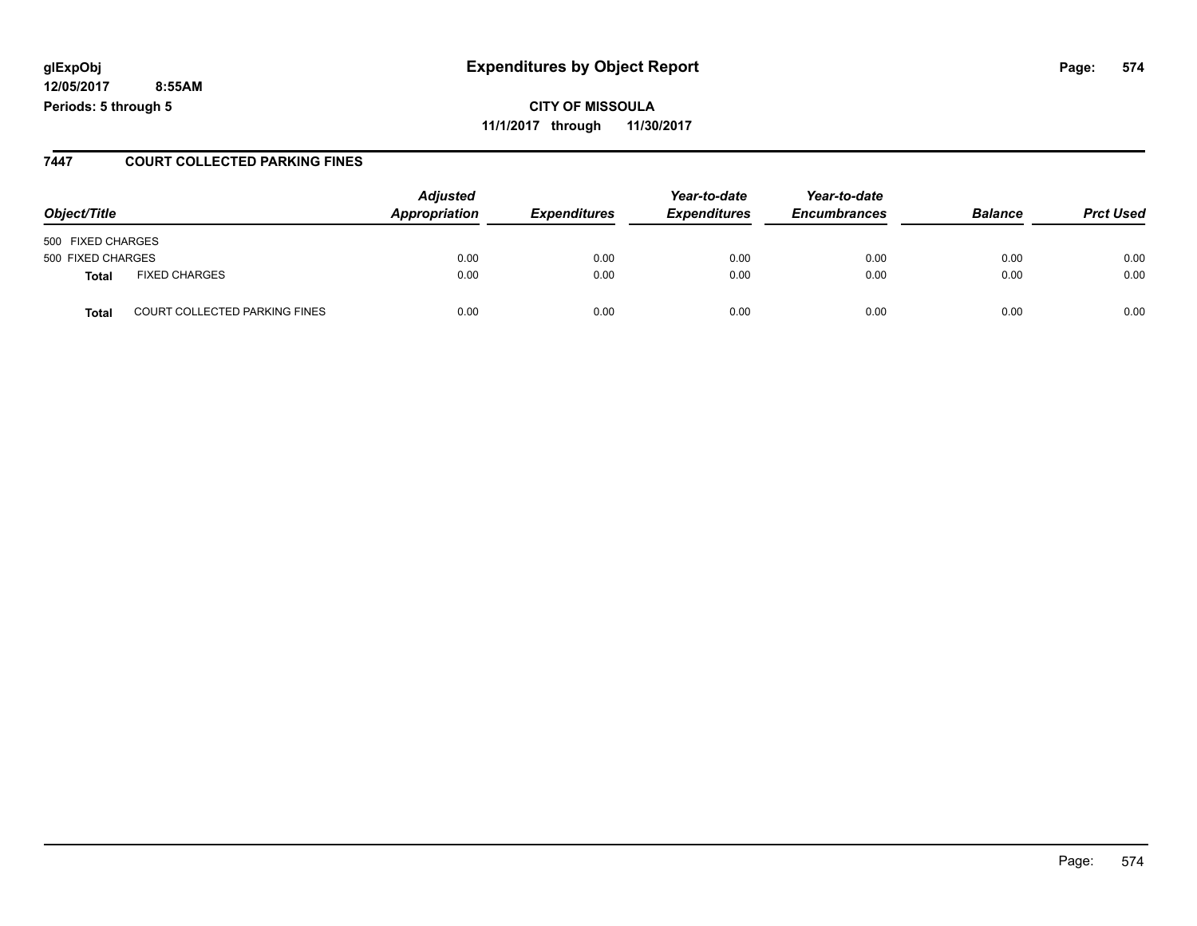**glExpObj**
**12/05/2017 8:55AM**
**Periods: 5 through 5**

# Expenditures by Object Report

**CITY OF MISSOULA**
**11/1/2017 through 11/30/2017**

## 7447 COURT COLLECTED PARKING FINES

| Object/Title | | Adjusted Appropriation | Expenditures | Year-to-date Expenditures | Year-to-date Encumbrances | Balance | Prct Used |
|---|---|---|---|---|---|---|---|
| 500 FIXED CHARGES | | | | | | | |
| 500 FIXED CHARGES | | 0.00 | 0.00 | 0.00 | 0.00 | 0.00 | 0.00 |
| **Total** | FIXED CHARGES | 0.00 | 0.00 | 0.00 | 0.00 | 0.00 | 0.00 |
| **Total** | COURT COLLECTED PARKING FINES | 0.00 | 0.00 | 0.00 | 0.00 | 0.00 | 0.00 |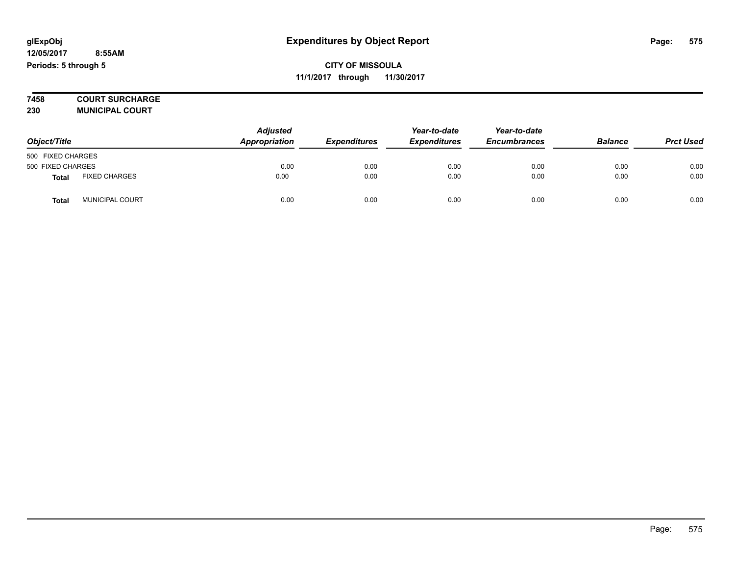**glExpObj** 
**12/05/2017 8:55AM** 
**Periods: 5 through 5**

# Expenditures by Object Report

**CITY OF MISSOULA** 
**11/1/2017 through 11/30/2017**

**7458 COURT SURCHARGE** 
**230 MUNICIPAL COURT**

| Object/Title | | Adjusted Appropriation | Expenditures | Year-to-date Expenditures | Year-to-date Encumbrances | Balance | Prct Used |
|---|---|---|---|---|---|---|---|
| 500 FIXED CHARGES | | | | | | | |
| 500 FIXED CHARGES | | 0.00 | 0.00 | 0.00 | 0.00 | 0.00 | 0.00 |
| **Total** | FIXED CHARGES | 0.00 | 0.00 | 0.00 | 0.00 | 0.00 | 0.00 |
| **Total** | MUNICIPAL COURT | 0.00 | 0.00 | 0.00 | 0.00 | 0.00 | 0.00 |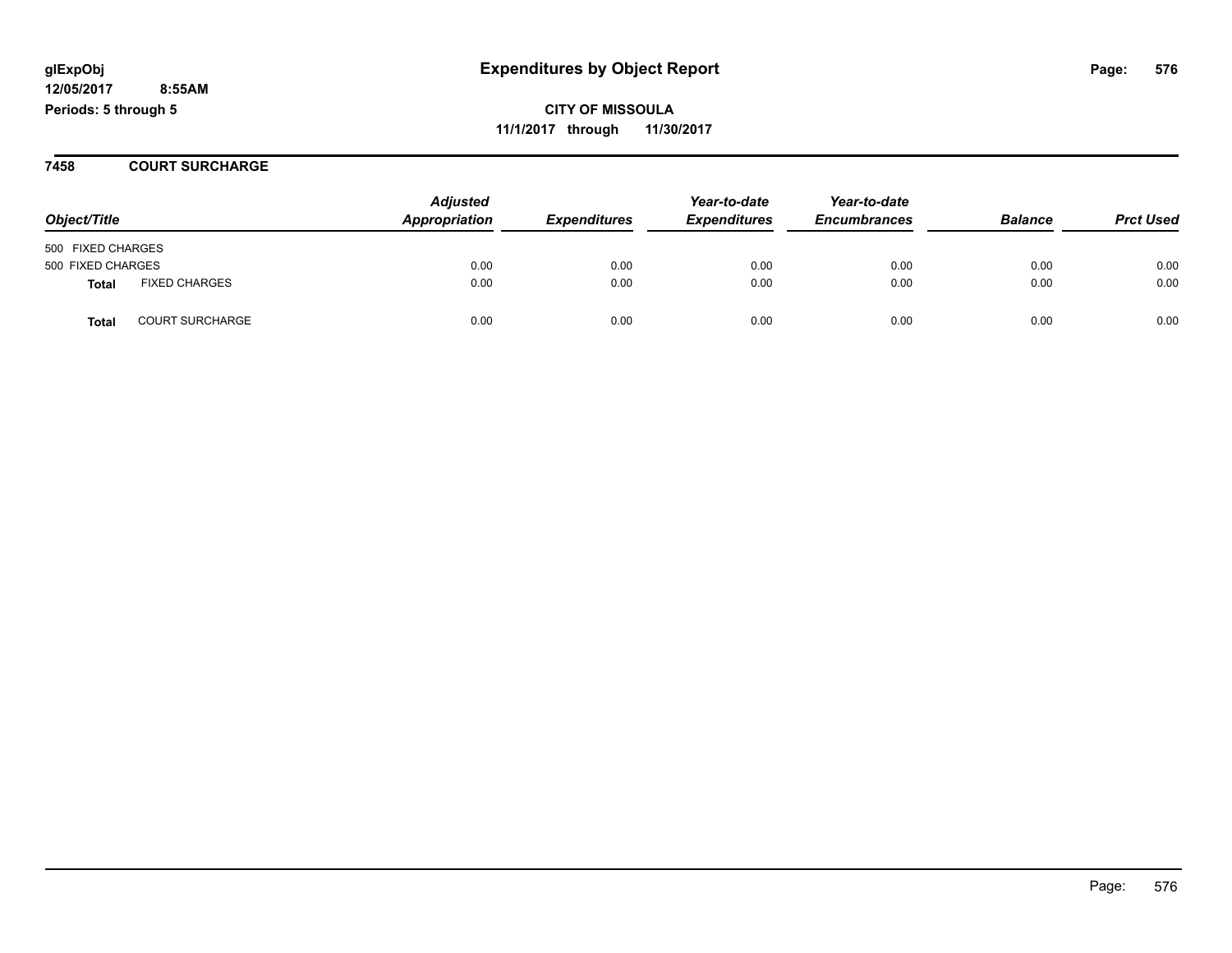**glExpObj**
**12/05/2017 8:55AM**
**Periods: 5 through 5**

# Expenditures by Object Report

**CITY OF MISSOULA**
**11/1/2017 through 11/30/2017**

## 7458 COURT SURCHARGE

| Object/Title | | *Adjusted Appropriation* | *Expenditures* | *Year-to-date Expenditures* | *Year-to-date Encumbrances* | *Balance* | *Prct Used* |
|---|---|---|---|---|---|---|---|
| 500 FIXED CHARGES | | | | | | | |
| 500 FIXED CHARGES | | 0.00 | 0.00 | 0.00 | 0.00 | 0.00 | 0.00 |
| **Total** | FIXED CHARGES | 0.00 | 0.00 | 0.00 | 0.00 | 0.00 | 0.00 |
| **Total** | COURT SURCHARGE | 0.00 | 0.00 | 0.00 | 0.00 | 0.00 | 0.00 |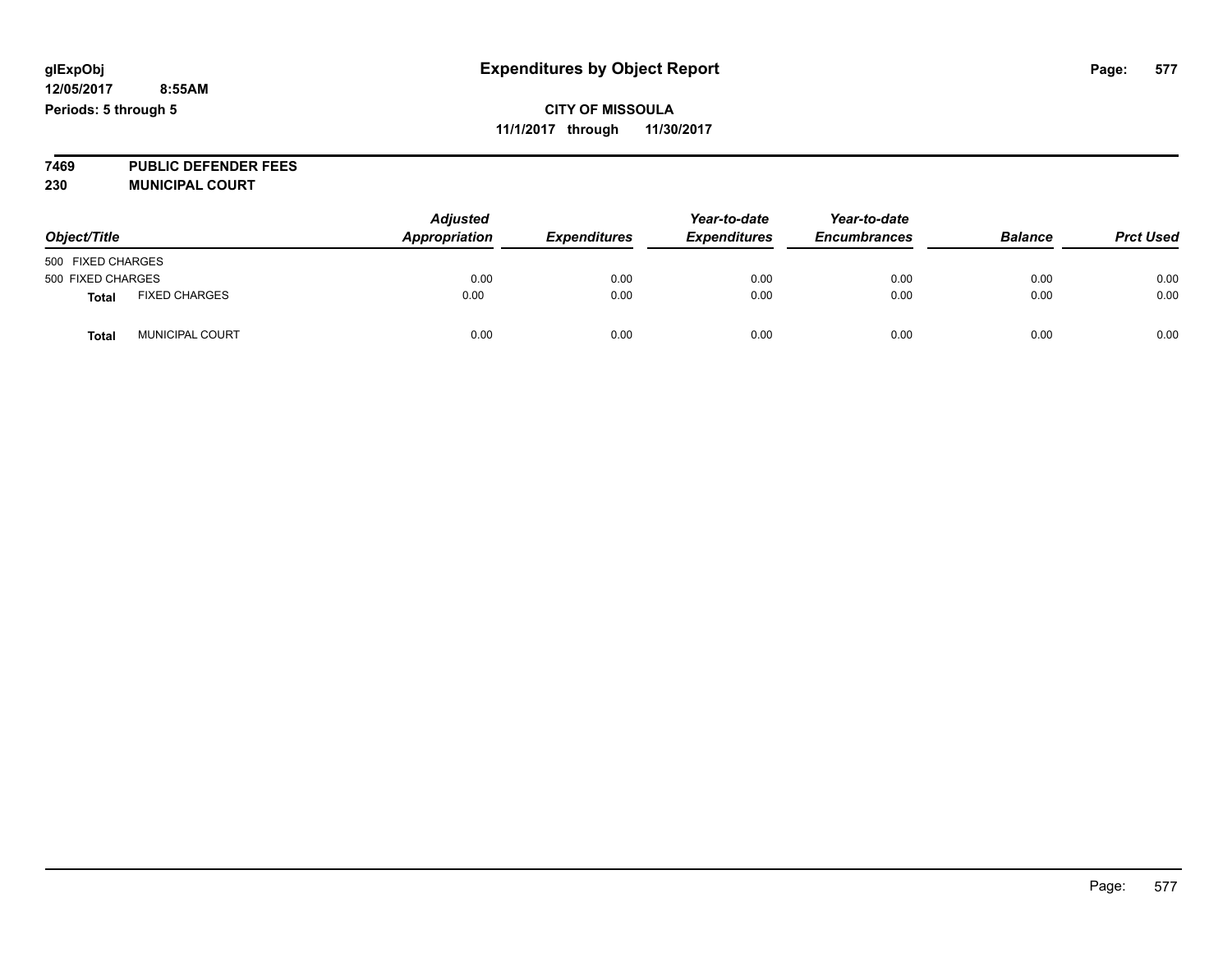# Expenditures by Object Report

glExpObj
12/05/2017 8:55AM
Periods: 5 through 5

**CITY OF MISSOULA**
**11/1/2017 through 11/30/2017**

**7469 PUBLIC DEFENDER FEES**
**230 MUNICIPAL COURT**

| Object/Title | | Adjusted Appropriation | Expenditures | Year-to-date Expenditures | Year-to-date Encumbrances | Balance | Prct Used |
|---|---|---|---|---|---|---|---|
| 500 FIXED CHARGES | | | | | | | |
| 500 FIXED CHARGES | | 0.00 | 0.00 | 0.00 | 0.00 | 0.00 | 0.00 |
| **Total** | FIXED CHARGES | 0.00 | 0.00 | 0.00 | 0.00 | 0.00 | 0.00 |
| **Total** | MUNICIPAL COURT | 0.00 | 0.00 | 0.00 | 0.00 | 0.00 | 0.00 |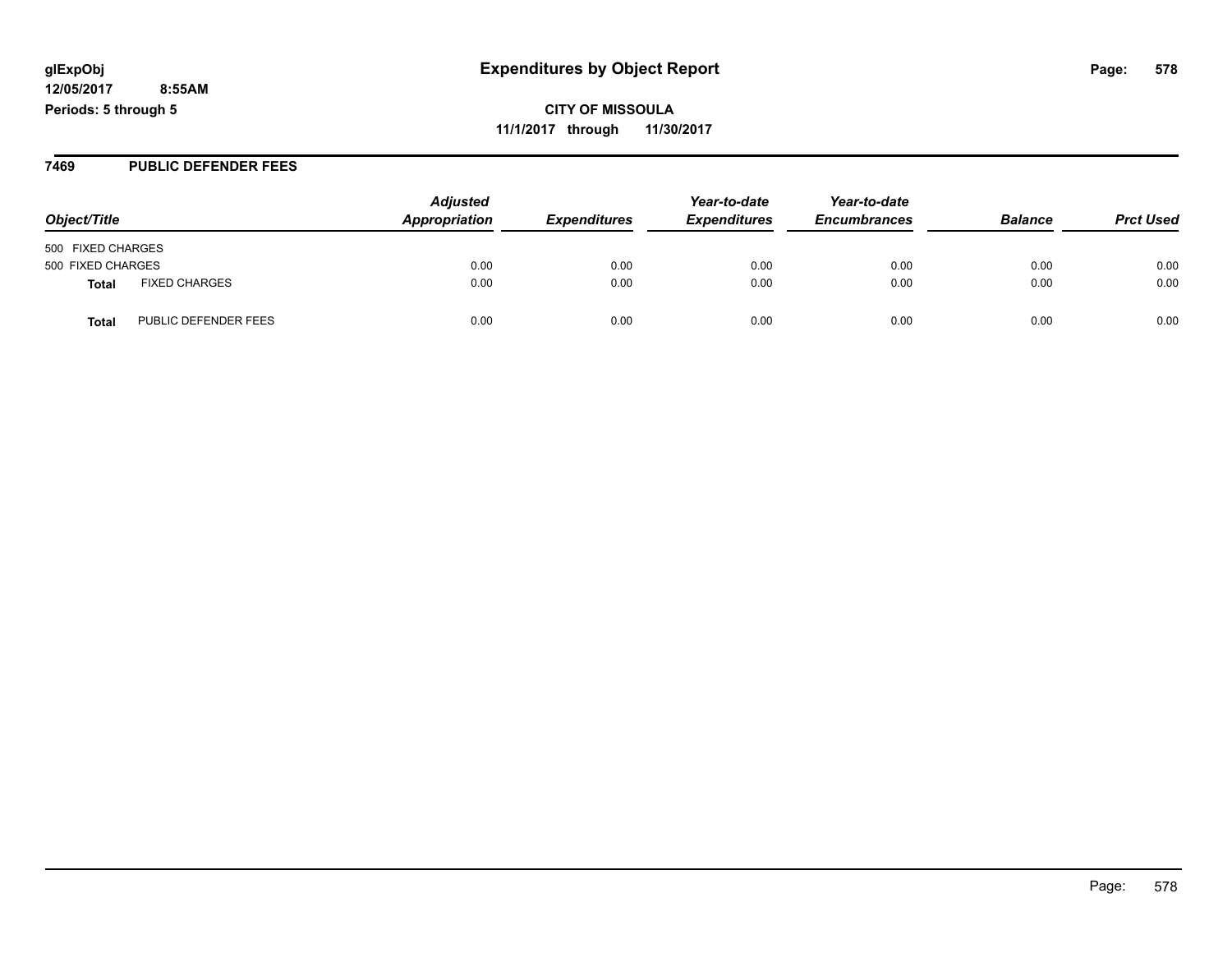**glExpObj**
**12/05/2017 8:55AM**
**Periods: 5 through 5**

# Expenditures by Object Report

**CITY OF MISSOULA**
**11/1/2017 through 11/30/2017**

## 7469 PUBLIC DEFENDER FEES

| Object/Title | | Adjusted Appropriation | Expenditures | Year-to-date Expenditures | Year-to-date Encumbrances | Balance | Prct Used |
|---|---|---|---|---|---|---|---|
| 500 FIXED CHARGES | | | | | | | |
| 500 FIXED CHARGES | | 0.00 | 0.00 | 0.00 | 0.00 | 0.00 | 0.00 |
| **Total** | FIXED CHARGES | 0.00 | 0.00 | 0.00 | 0.00 | 0.00 | 0.00 |
| **Total** | PUBLIC DEFENDER FEES | 0.00 | 0.00 | 0.00 | 0.00 | 0.00 | 0.00 |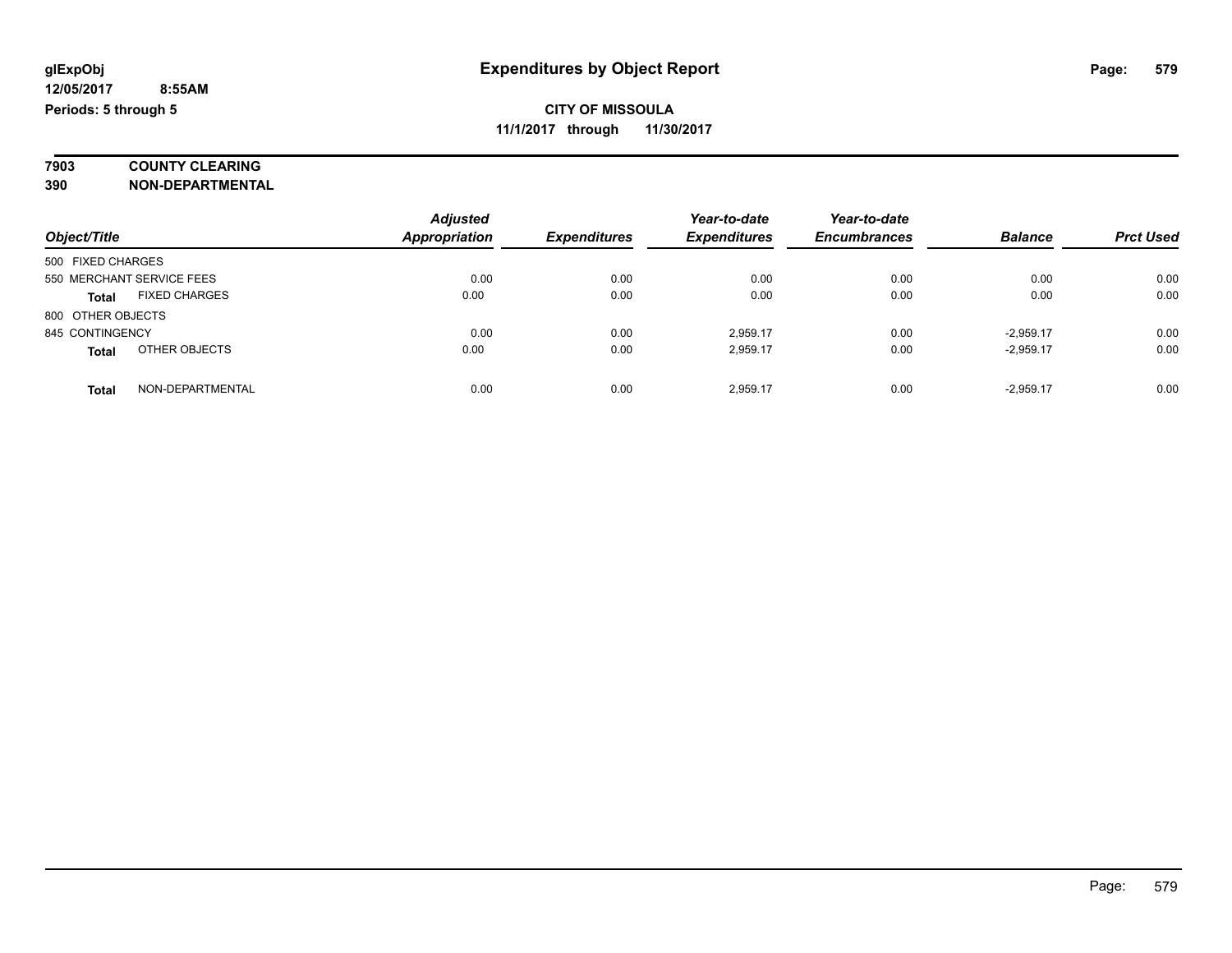**glExpObj** | **Expenditures by Object Report**
**12/05/2017 8:55AM**
**Periods: 5 through 5**

**CITY OF MISSOULA**
**11/1/2017 through 11/30/2017**

**7903 COUNTY CLEARING**
**390 NON-DEPARTMENTAL**

| Object/Title | | Adjusted Appropriation | Expenditures | Year-to-date Expenditures | Year-to-date Encumbrances | Balance | Prct Used |
|---|---|---|---|---|---|---|---|
| 500 FIXED CHARGES | | | | | | | |
| 550 MERCHANT SERVICE FEES | | 0.00 | 0.00 | 0.00 | 0.00 | 0.00 | 0.00 |
| **Total** | FIXED CHARGES | 0.00 | 0.00 | 0.00 | 0.00 | 0.00 | 0.00 |
| 800 OTHER OBJECTS | | | | | | | |
| 845 CONTINGENCY | | 0.00 | 0.00 | 2,959.17 | 0.00 | -2,959.17 | 0.00 |
| **Total** | OTHER OBJECTS | 0.00 | 0.00 | 2,959.17 | 0.00 | -2,959.17 | 0.00 |
| **Total** | NON-DEPARTMENTAL | 0.00 | 0.00 | 2,959.17 | 0.00 | -2,959.17 | 0.00 |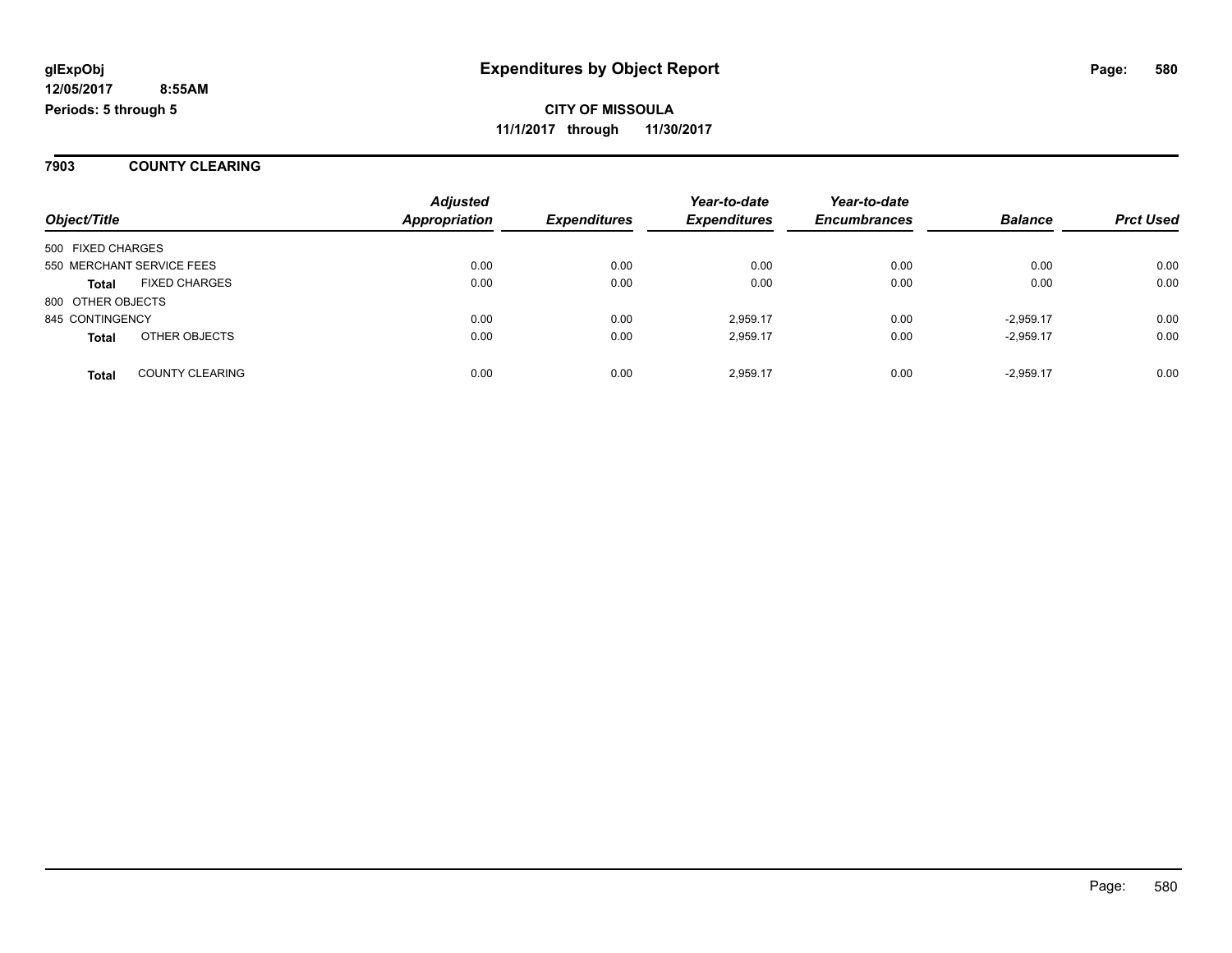# Expenditures by Object Report

glExpObj
12/05/2017 8:55AM
Periods: 5 through 5

**CITY OF MISSOULA**
**11/1/2017 through 11/30/2017**

## 7903 COUNTY CLEARING

| Object/Title | | Adjusted Appropriation | Expenditures | Year-to-date Expenditures | Year-to-date Encumbrances | Balance | Prct Used |
|---|---|---|---|---|---|---|---|
| 500 FIXED CHARGES | | | | | | | |
| 550 MERCHANT SERVICE FEES | | 0.00 | 0.00 | 0.00 | 0.00 | 0.00 | 0.00 |
| **Total** | FIXED CHARGES | 0.00 | 0.00 | 0.00 | 0.00 | 0.00 | 0.00 |
| 800 OTHER OBJECTS | | | | | | | |
| 845 CONTINGENCY | | 0.00 | 0.00 | 2,959.17 | 0.00 | -2,959.17 | 0.00 |
| **Total** | OTHER OBJECTS | 0.00 | 0.00 | 2,959.17 | 0.00 | -2,959.17 | 0.00 |
| **Total** | COUNTY CLEARING | 0.00 | 0.00 | 2,959.17 | 0.00 | -2,959.17 | 0.00 |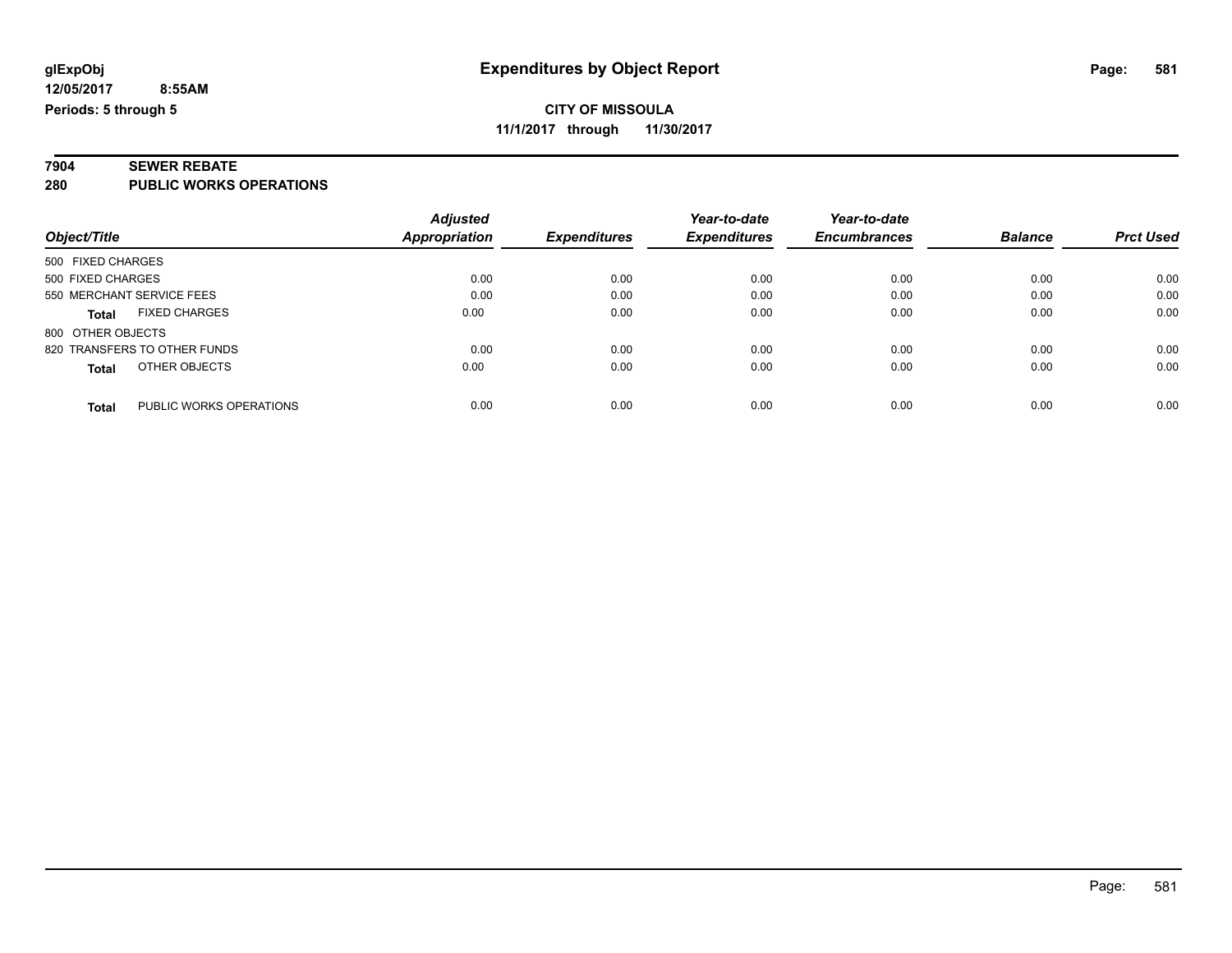**glExpObj**
**12/05/2017 8:55AM**
**Periods: 5 through 5**

# Expenditures by Object Report

**CITY OF MISSOULA**
**11/1/2017 through 11/30/2017**

**7904 SEWER REBATE**
**280 PUBLIC WORKS OPERATIONS**

| Object/Title | Adjusted Appropriation | Expenditures | Year-to-date Expenditures | Year-to-date Encumbrances | Balance | Prct Used |
|---|---|---|---|---|---|---|
| 500 FIXED CHARGES | | | | | | |
| 500 FIXED CHARGES | 0.00 | 0.00 | 0.00 | 0.00 | 0.00 | 0.00 |
| 550 MERCHANT SERVICE FEES | 0.00 | 0.00 | 0.00 | 0.00 | 0.00 | 0.00 |
| **Total** FIXED CHARGES | 0.00 | 0.00 | 0.00 | 0.00 | 0.00 | 0.00 |
| 800 OTHER OBJECTS | | | | | | |
| 820 TRANSFERS TO OTHER FUNDS | 0.00 | 0.00 | 0.00 | 0.00 | 0.00 | 0.00 |
| **Total** OTHER OBJECTS | 0.00 | 0.00 | 0.00 | 0.00 | 0.00 | 0.00 |
| **Total** PUBLIC WORKS OPERATIONS | 0.00 | 0.00 | 0.00 | 0.00 | 0.00 | 0.00 |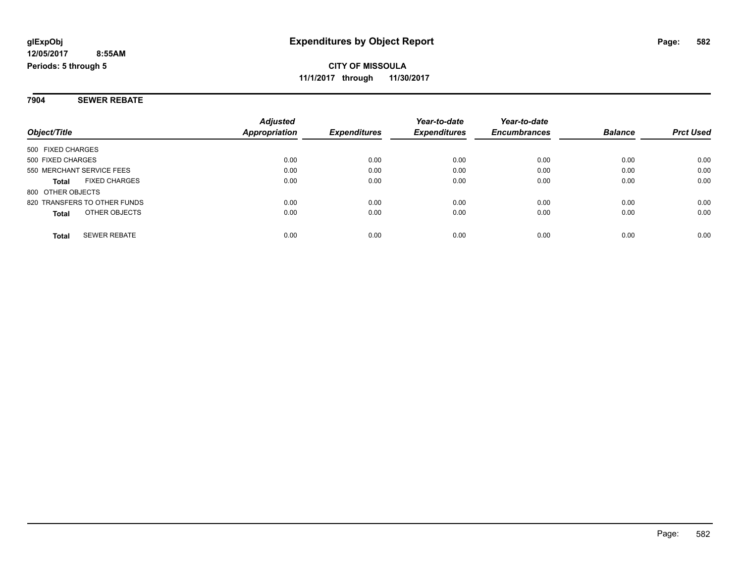**glExpObj** **Expenditures by Object Report**
**12/05/2017 8:55AM**
**Periods: 5 through 5**

**CITY OF MISSOULA**
**11/1/2017 through 11/30/2017**

## 7904 SEWER REBATE

| Object/Title | Adjusted Appropriation | Expenditures | Year-to-date Expenditures | Year-to-date Encumbrances | Balance | Prct Used |
|---|---|---|---|---|---|---|
| 500 FIXED CHARGES | | | | | | |
| 500 FIXED CHARGES | 0.00 | 0.00 | 0.00 | 0.00 | 0.00 | 0.00 |
| 550 MERCHANT SERVICE FEES | 0.00 | 0.00 | 0.00 | 0.00 | 0.00 | 0.00 |
| **Total** FIXED CHARGES | 0.00 | 0.00 | 0.00 | 0.00 | 0.00 | 0.00 |
| 800 OTHER OBJECTS | | | | | | |
| 820 TRANSFERS TO OTHER FUNDS | 0.00 | 0.00 | 0.00 | 0.00 | 0.00 | 0.00 |
| **Total** OTHER OBJECTS | 0.00 | 0.00 | 0.00 | 0.00 | 0.00 | 0.00 |
| **Total** SEWER REBATE | 0.00 | 0.00 | 0.00 | 0.00 | 0.00 | 0.00 |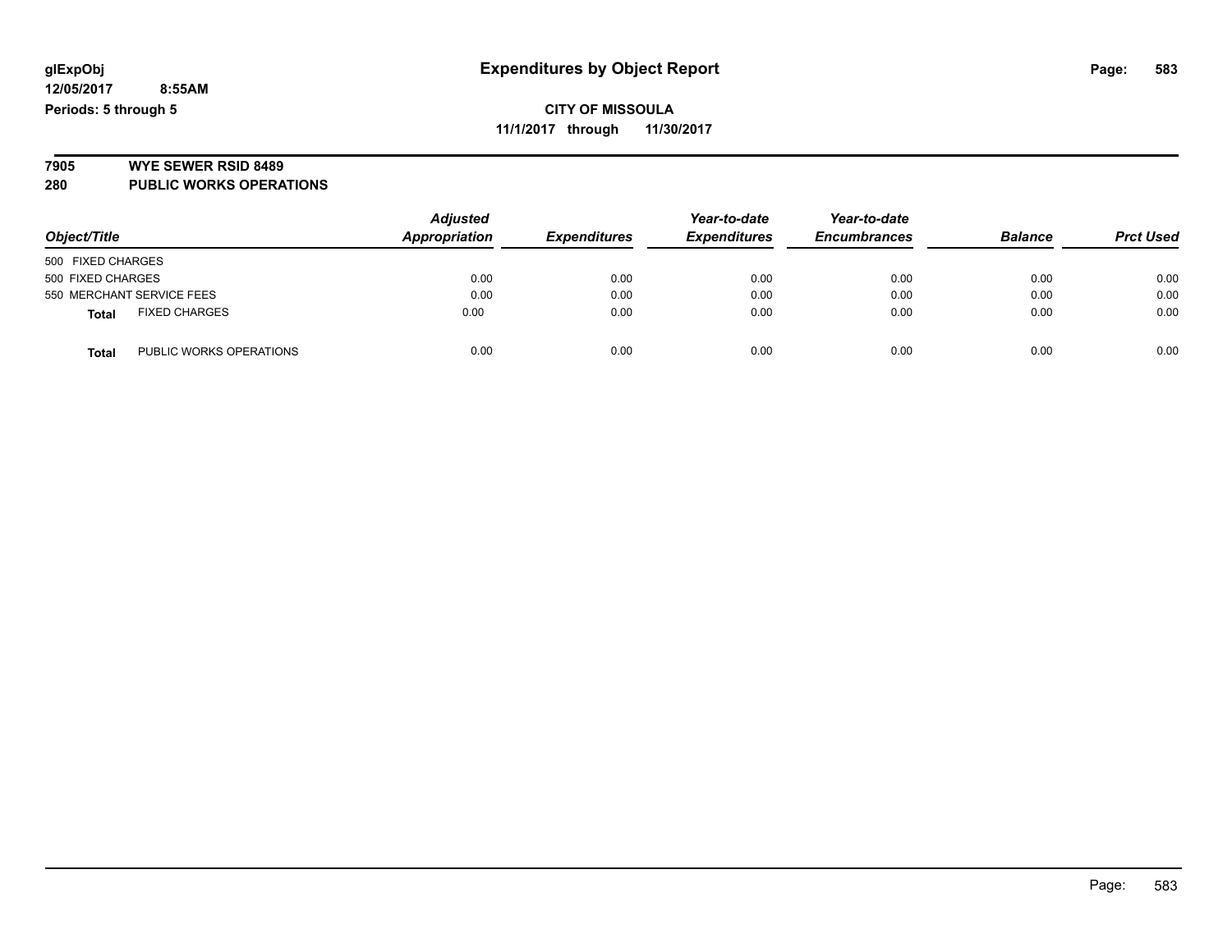**glExpObj** **Expenditures by Object Report**

**12/05/2017 8:55AM**

**Periods: 5 through 5**

**CITY OF MISSOULA**

**11/1/2017 through 11/30/2017**

**7905 WYE SEWER RSID 8489**

**280 PUBLIC WORKS OPERATIONS**

| Object/Title | Adjusted Appropriation | Expenditures | Year-to-date Expenditures | Year-to-date Encumbrances | Balance | Prct Used |
|---|---|---|---|---|---|---|
| 500 FIXED CHARGES | | | | | | |
| 500 FIXED CHARGES | 0.00 | 0.00 | 0.00 | 0.00 | 0.00 | 0.00 |
| 550 MERCHANT SERVICE FEES | 0.00 | 0.00 | 0.00 | 0.00 | 0.00 | 0.00 |
| **Total** FIXED CHARGES | 0.00 | 0.00 | 0.00 | 0.00 | 0.00 | 0.00 |
| **Total** PUBLIC WORKS OPERATIONS | 0.00 | 0.00 | 0.00 | 0.00 | 0.00 | 0.00 |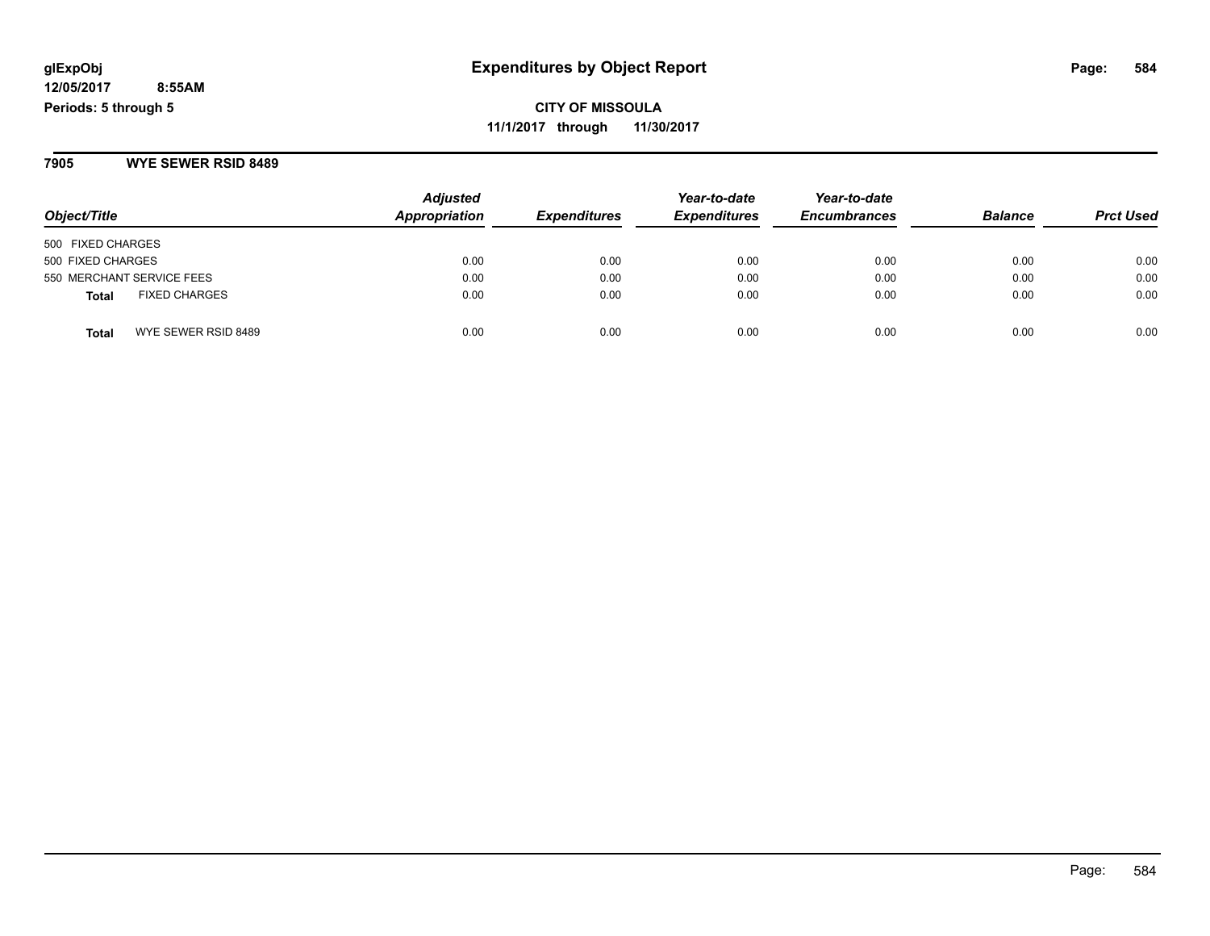# Expenditures by Object Report

glExpObj
12/05/2017 8:55AM
Periods: 5 through 5

**CITY OF MISSOULA**
**11/1/2017 through 11/30/2017**

## 7905 WYE SEWER RSID 8489

| Object/Title | Adjusted Appropriation | Expenditures | Year-to-date Expenditures | Year-to-date Encumbrances | Balance | Prct Used |
|---|---|---|---|---|---|---|
| 500 FIXED CHARGES | | | | | | |
| 500 FIXED CHARGES | 0.00 | 0.00 | 0.00 | 0.00 | 0.00 | 0.00 |
| 550 MERCHANT SERVICE FEES | 0.00 | 0.00 | 0.00 | 0.00 | 0.00 | 0.00 |
| **Total** FIXED CHARGES | 0.00 | 0.00 | 0.00 | 0.00 | 0.00 | 0.00 |
| **Total** WYE SEWER RSID 8489 | 0.00 | 0.00 | 0.00 | 0.00 | 0.00 | 0.00 |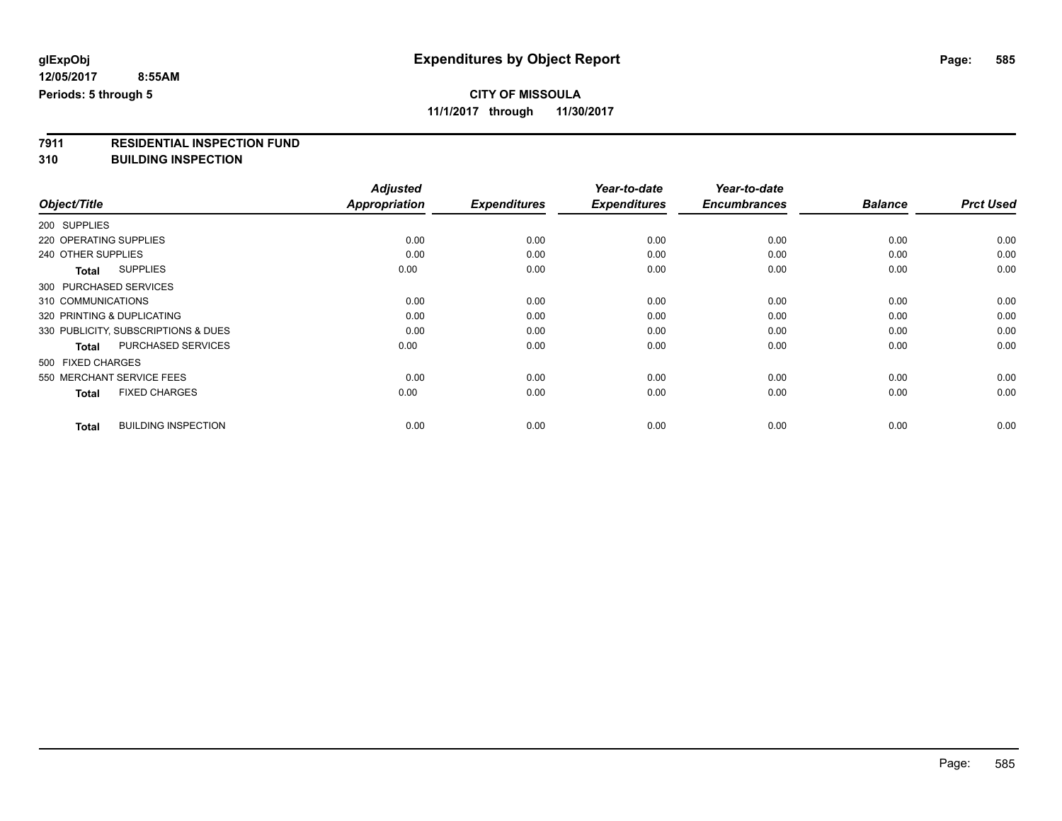# Expenditures by Object Report

glExpObj
12/05/2017 8:55AM
Periods: 5 through 5

**CITY OF MISSOULA**
**11/1/2017 through 11/30/2017**

**7911 RESIDENTIAL INSPECTION FUND**
**310 BUILDING INSPECTION**

| Object/Title | Adjusted Appropriation | Expenditures | Year-to-date Expenditures | Year-to-date Encumbrances | Balance | Prct Used |
|---|---|---|---|---|---|---|
| 200 SUPPLIES | | | | | | |
| 220 OPERATING SUPPLIES | 0.00 | 0.00 | 0.00 | 0.00 | 0.00 | 0.00 |
| 240 OTHER SUPPLIES | 0.00 | 0.00 | 0.00 | 0.00 | 0.00 | 0.00 |
| **Total** SUPPLIES | 0.00 | 0.00 | 0.00 | 0.00 | 0.00 | 0.00 |
| 300 PURCHASED SERVICES | | | | | | |
| 310 COMMUNICATIONS | 0.00 | 0.00 | 0.00 | 0.00 | 0.00 | 0.00 |
| 320 PRINTING & DUPLICATING | 0.00 | 0.00 | 0.00 | 0.00 | 0.00 | 0.00 |
| 330 PUBLICITY, SUBSCRIPTIONS & DUES | 0.00 | 0.00 | 0.00 | 0.00 | 0.00 | 0.00 |
| **Total** PURCHASED SERVICES | 0.00 | 0.00 | 0.00 | 0.00 | 0.00 | 0.00 |
| 500 FIXED CHARGES | | | | | | |
| 550 MERCHANT SERVICE FEES | 0.00 | 0.00 | 0.00 | 0.00 | 0.00 | 0.00 |
| **Total** FIXED CHARGES | 0.00 | 0.00 | 0.00 | 0.00 | 0.00 | 0.00 |
| **Total** BUILDING INSPECTION | 0.00 | 0.00 | 0.00 | 0.00 | 0.00 | 0.00 |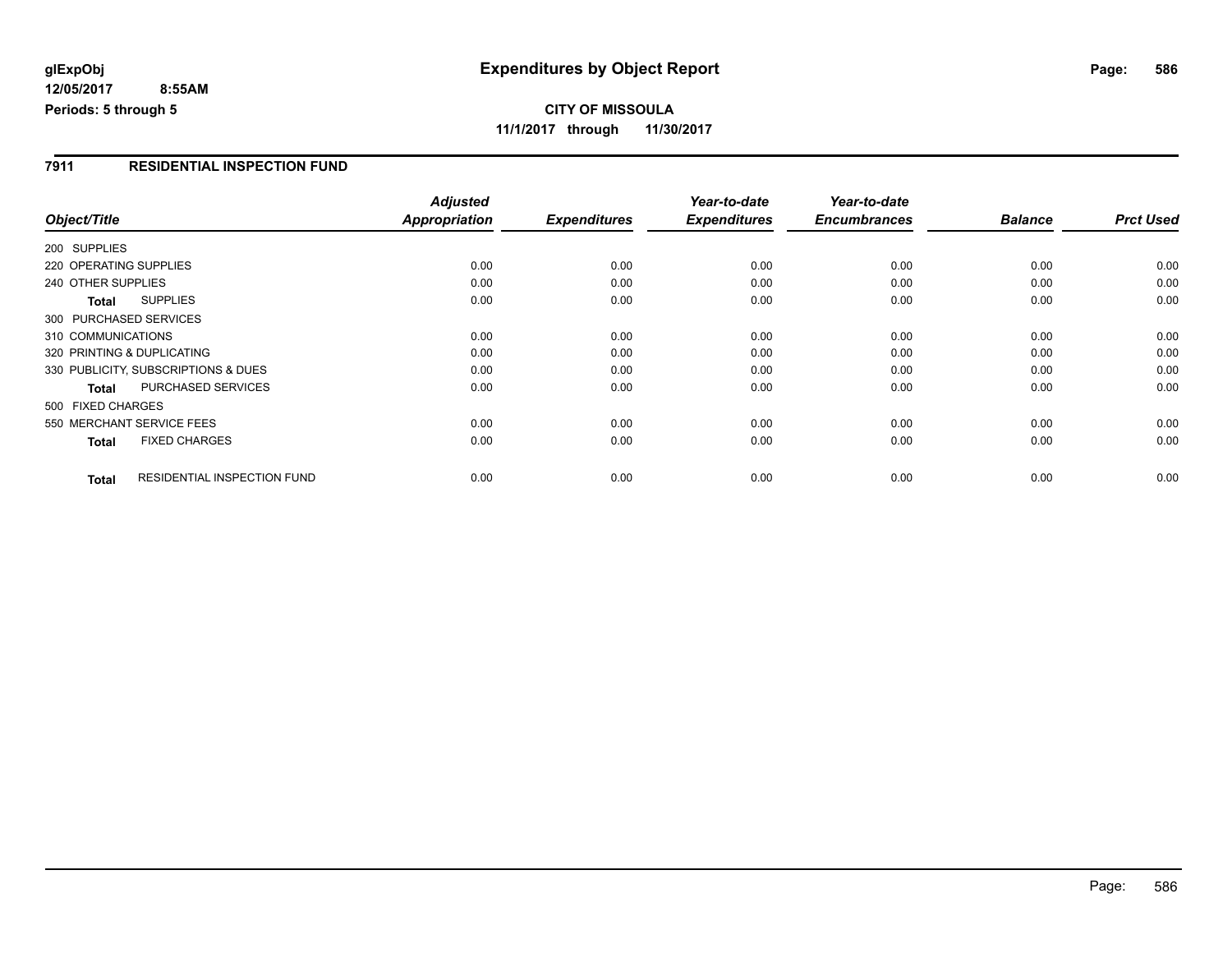**glExpObj** **Expenditures by Object Report**

**12/05/2017 8:55AM**

**Periods: 5 through 5**

**CITY OF MISSOULA**

**11/1/2017 through 11/30/2017**

## 7911 RESIDENTIAL INSPECTION FUND

| Object/Title | | Adjusted Appropriation | Expenditures | Year-to-date Expenditures | Year-to-date Encumbrances | Balance | Prct Used |
|---|---|---|---|---|---|---|---|
| 200 SUPPLIES | | | | | | | |
| 220 OPERATING SUPPLIES | | 0.00 | 0.00 | 0.00 | 0.00 | 0.00 | 0.00 |
| 240 OTHER SUPPLIES | | 0.00 | 0.00 | 0.00 | 0.00 | 0.00 | 0.00 |
| **Total** | SUPPLIES | 0.00 | 0.00 | 0.00 | 0.00 | 0.00 | 0.00 |
| 300 PURCHASED SERVICES | | | | | | | |
| 310 COMMUNICATIONS | | 0.00 | 0.00 | 0.00 | 0.00 | 0.00 | 0.00 |
| 320 PRINTING & DUPLICATING | | 0.00 | 0.00 | 0.00 | 0.00 | 0.00 | 0.00 |
| 330 PUBLICITY, SUBSCRIPTIONS & DUES | | 0.00 | 0.00 | 0.00 | 0.00 | 0.00 | 0.00 |
| **Total** | PURCHASED SERVICES | 0.00 | 0.00 | 0.00 | 0.00 | 0.00 | 0.00 |
| 500 FIXED CHARGES | | | | | | | |
| 550 MERCHANT SERVICE FEES | | 0.00 | 0.00 | 0.00 | 0.00 | 0.00 | 0.00 |
| **Total** | FIXED CHARGES | 0.00 | 0.00 | 0.00 | 0.00 | 0.00 | 0.00 |
| **Total** | RESIDENTIAL INSPECTION FUND | 0.00 | 0.00 | 0.00 | 0.00 | 0.00 | 0.00 |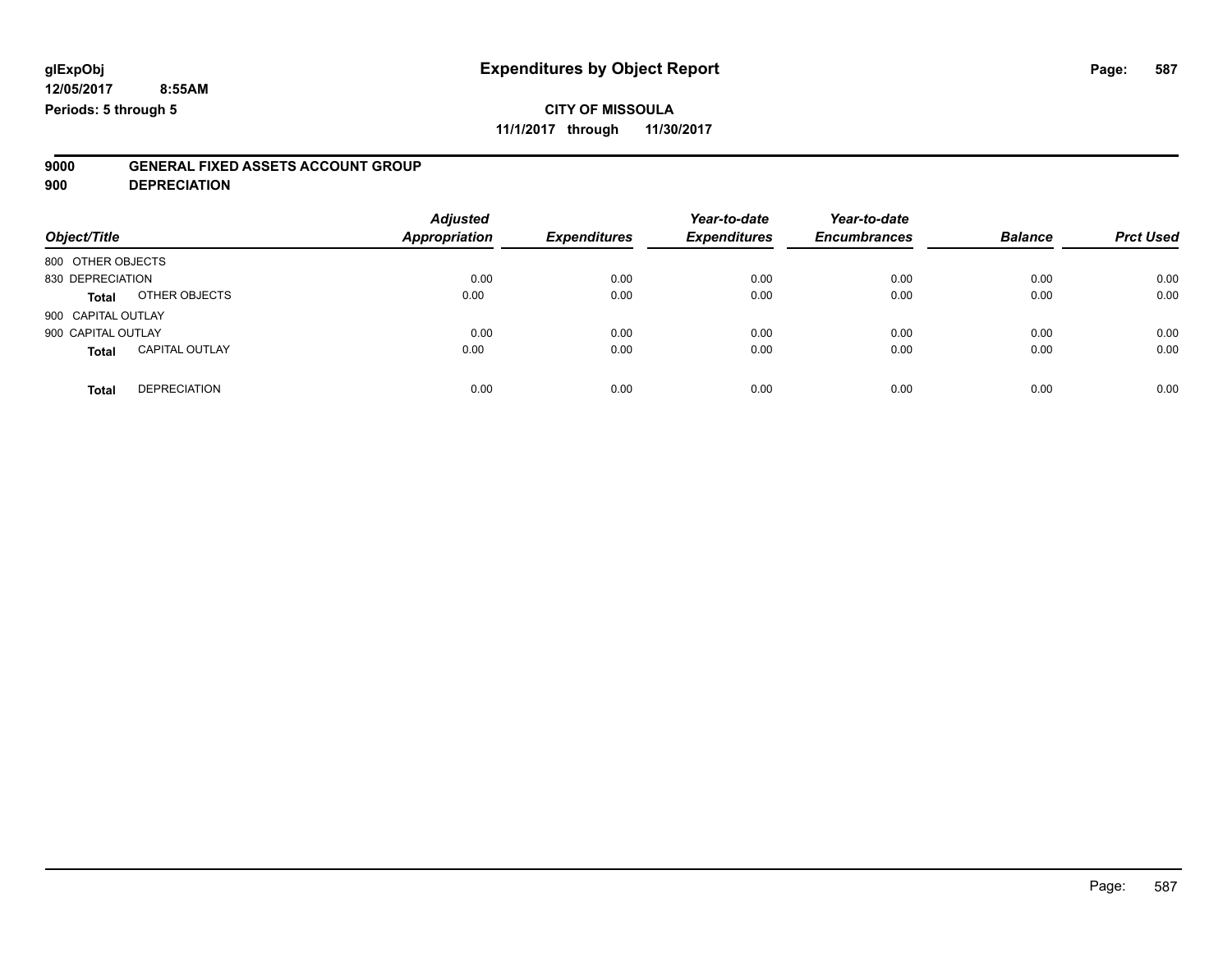**glExpObj**
**12/05/2017 8:55AM**
**Periods: 5 through 5**

# Expenditures by Object Report

**CITY OF MISSOULA**
**11/1/2017 through 11/30/2017**

**9000 GENERAL FIXED ASSETS ACCOUNT GROUP**
**900 DEPRECIATION**

| Object/Title | | Adjusted Appropriation | Expenditures | Year-to-date Expenditures | Year-to-date Encumbrances | Balance | Prct Used |
|---|---|---|---|---|---|---|---|
| 800 OTHER OBJECTS | | | | | | | |
| 830 DEPRECIATION | | 0.00 | 0.00 | 0.00 | 0.00 | 0.00 | 0.00 |
| **Total** | OTHER OBJECTS | 0.00 | 0.00 | 0.00 | 0.00 | 0.00 | 0.00 |
| 900 CAPITAL OUTLAY | | | | | | | |
| 900 CAPITAL OUTLAY | | 0.00 | 0.00 | 0.00 | 0.00 | 0.00 | 0.00 |
| **Total** | CAPITAL OUTLAY | 0.00 | 0.00 | 0.00 | 0.00 | 0.00 | 0.00 |
| **Total** | DEPRECIATION | 0.00 | 0.00 | 0.00 | 0.00 | 0.00 | 0.00 |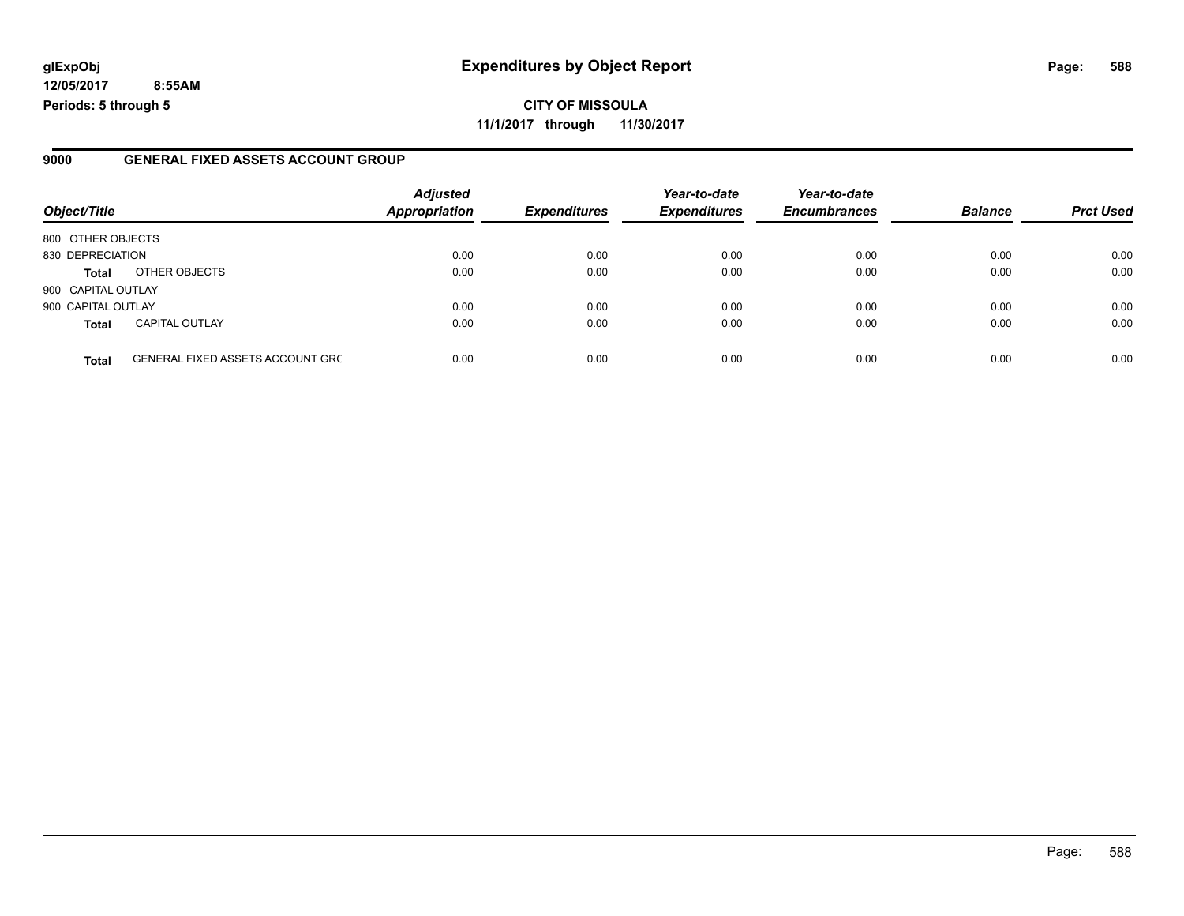**glExpObj** **Expenditures by Object Report**

**12/05/2017 8:55AM**

**Periods: 5 through 5**

**CITY OF MISSOULA**

**11/1/2017 through 11/30/2017**

## 9000 GENERAL FIXED ASSETS ACCOUNT GROUP

| Object/Title | | Adjusted Appropriation | Expenditures | Year-to-date Expenditures | Year-to-date Encumbrances | Balance | Prct Used |
|---|---|---|---|---|---|---|---|
| 800 OTHER OBJECTS | | | | | | | |
| 830 DEPRECIATION | | 0.00 | 0.00 | 0.00 | 0.00 | 0.00 | 0.00 |
| **Total** | OTHER OBJECTS | 0.00 | 0.00 | 0.00 | 0.00 | 0.00 | 0.00 |
| 900 CAPITAL OUTLAY | | | | | | | |
| 900 CAPITAL OUTLAY | | 0.00 | 0.00 | 0.00 | 0.00 | 0.00 | 0.00 |
| **Total** | CAPITAL OUTLAY | 0.00 | 0.00 | 0.00 | 0.00 | 0.00 | 0.00 |
| **Total** | GENERAL FIXED ASSETS ACCOUNT GRC | 0.00 | 0.00 | 0.00 | 0.00 | 0.00 | 0.00 |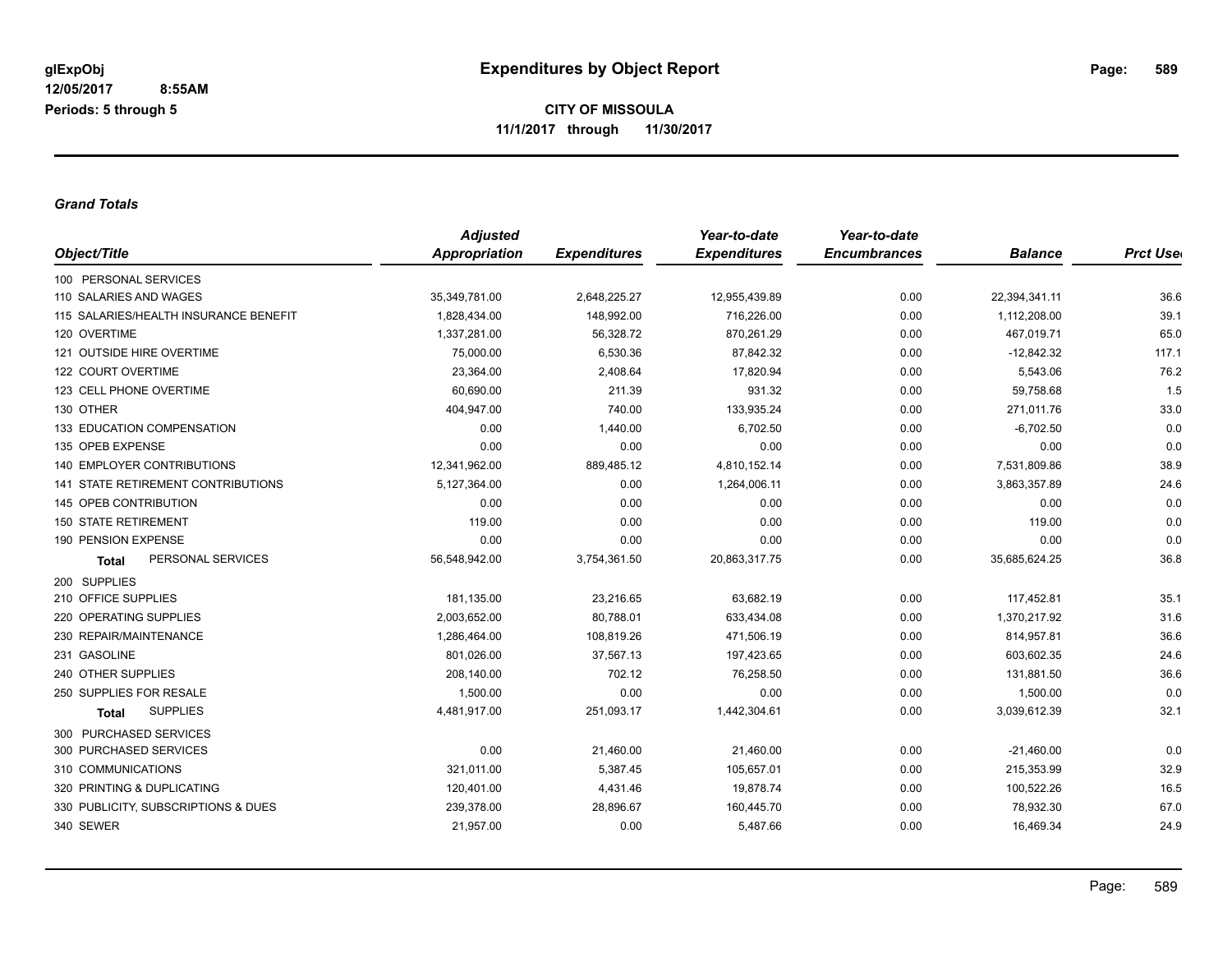# Expenditures by Object Report

glExpObj
12/05/2017 8:55AM
Periods: 5 through 5

**CITY OF MISSOULA**
**11/1/2017 through 11/30/2017**

### *Grand Totals*

| Object/Title | Adjusted Appropriation | Expenditures | Year-to-date Expenditures | Year-to-date Encumbrances | Balance | Prct Used |
|---|---|---|---|---|---|---|
| 100 PERSONAL SERVICES | | | | | | |
| 110 SALARIES AND WAGES | 35,349,781.00 | 2,648,225.27 | 12,955,439.89 | 0.00 | 22,394,341.11 | 36.6 |
| 115 SALARIES/HEALTH INSURANCE BENEFIT | 1,828,434.00 | 148,992.00 | 716,226.00 | 0.00 | 1,112,208.00 | 39.1 |
| 120 OVERTIME | 1,337,281.00 | 56,328.72 | 870,261.29 | 0.00 | 467,019.71 | 65.0 |
| 121 OUTSIDE HIRE OVERTIME | 75,000.00 | 6,530.36 | 87,842.32 | 0.00 | -12,842.32 | 117.1 |
| 122 COURT OVERTIME | 23,364.00 | 2,408.64 | 17,820.94 | 0.00 | 5,543.06 | 76.2 |
| 123 CELL PHONE OVERTIME | 60,690.00 | 211.39 | 931.32 | 0.00 | 59,758.68 | 1.5 |
| 130 OTHER | 404,947.00 | 740.00 | 133,935.24 | 0.00 | 271,011.76 | 33.0 |
| 133 EDUCATION COMPENSATION | 0.00 | 1,440.00 | 6,702.50 | 0.00 | -6,702.50 | 0.0 |
| 135 OPEB EXPENSE | 0.00 | 0.00 | 0.00 | 0.00 | 0.00 | 0.0 |
| 140 EMPLOYER CONTRIBUTIONS | 12,341,962.00 | 889,485.12 | 4,810,152.14 | 0.00 | 7,531,809.86 | 38.9 |
| 141 STATE RETIREMENT CONTRIBUTIONS | 5,127,364.00 | 0.00 | 1,264,006.11 | 0.00 | 3,863,357.89 | 24.6 |
| 145 OPEB CONTRIBUTION | 0.00 | 0.00 | 0.00 | 0.00 | 0.00 | 0.0 |
| 150 STATE RETIREMENT | 119.00 | 0.00 | 0.00 | 0.00 | 119.00 | 0.0 |
| 190 PENSION EXPENSE | 0.00 | 0.00 | 0.00 | 0.00 | 0.00 | 0.0 |
| **Total** PERSONAL SERVICES | 56,548,942.00 | 3,754,361.50 | 20,863,317.75 | 0.00 | 35,685,624.25 | 36.8 |
| 200 SUPPLIES | | | | | | |
| 210 OFFICE SUPPLIES | 181,135.00 | 23,216.65 | 63,682.19 | 0.00 | 117,452.81 | 35.1 |
| 220 OPERATING SUPPLIES | 2,003,652.00 | 80,788.01 | 633,434.08 | 0.00 | 1,370,217.92 | 31.6 |
| 230 REPAIR/MAINTENANCE | 1,286,464.00 | 108,819.26 | 471,506.19 | 0.00 | 814,957.81 | 36.6 |
| 231 GASOLINE | 801,026.00 | 37,567.13 | 197,423.65 | 0.00 | 603,602.35 | 24.6 |
| 240 OTHER SUPPLIES | 208,140.00 | 702.12 | 76,258.50 | 0.00 | 131,881.50 | 36.6 |
| 250 SUPPLIES FOR RESALE | 1,500.00 | 0.00 | 0.00 | 0.00 | 1,500.00 | 0.0 |
| **Total** SUPPLIES | 4,481,917.00 | 251,093.17 | 1,442,304.61 | 0.00 | 3,039,612.39 | 32.1 |
| 300 PURCHASED SERVICES | | | | | | |
| 300 PURCHASED SERVICES | 0.00 | 21,460.00 | 21,460.00 | 0.00 | -21,460.00 | 0.0 |
| 310 COMMUNICATIONS | 321,011.00 | 5,387.45 | 105,657.01 | 0.00 | 215,353.99 | 32.9 |
| 320 PRINTING & DUPLICATING | 120,401.00 | 4,431.46 | 19,878.74 | 0.00 | 100,522.26 | 16.5 |
| 330 PUBLICITY, SUBSCRIPTIONS & DUES | 239,378.00 | 28,896.67 | 160,445.70 | 0.00 | 78,932.30 | 67.0 |
| 340 SEWER | 21,957.00 | 0.00 | 5,487.66 | 0.00 | 16,469.34 | 24.9 |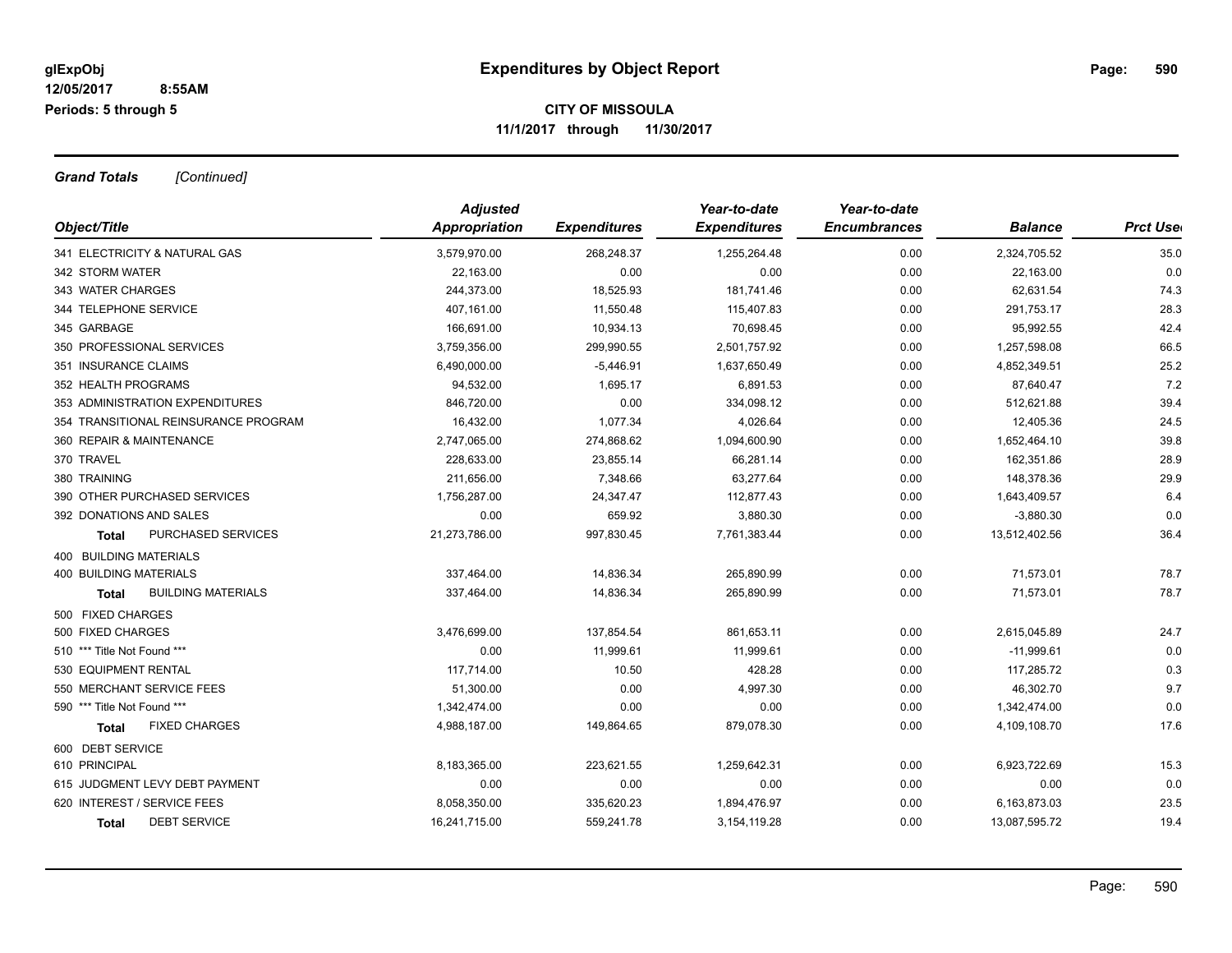# Expenditures by Object Report

glExpObj
12/05/2017 8:55AM
Periods: 5 through 5

**CITY OF MISSOULA**
**11/1/2017 through 11/30/2017**

***Grand Totals*** *[Continued]*

| Object/Title | Adjusted Appropriation | Expenditures | Year-to-date Expenditures | Year-to-date Encumbrances | Balance | Prct Used |
|---|---|---|---|---|---|---|
| 341 ELECTRICITY & NATURAL GAS | 3,579,970.00 | 268,248.37 | 1,255,264.48 | 0.00 | 2,324,705.52 | 35.0 |
| 342 STORM WATER | 22,163.00 | 0.00 | 0.00 | 0.00 | 22,163.00 | 0.0 |
| 343 WATER CHARGES | 244,373.00 | 18,525.93 | 181,741.46 | 0.00 | 62,631.54 | 74.3 |
| 344 TELEPHONE SERVICE | 407,161.00 | 11,550.48 | 115,407.83 | 0.00 | 291,753.17 | 28.3 |
| 345 GARBAGE | 166,691.00 | 10,934.13 | 70,698.45 | 0.00 | 95,992.55 | 42.4 |
| 350 PROFESSIONAL SERVICES | 3,759,356.00 | 299,990.55 | 2,501,757.92 | 0.00 | 1,257,598.08 | 66.5 |
| 351 INSURANCE CLAIMS | 6,490,000.00 | -5,446.91 | 1,637,650.49 | 0.00 | 4,852,349.51 | 25.2 |
| 352 HEALTH PROGRAMS | 94,532.00 | 1,695.17 | 6,891.53 | 0.00 | 87,640.47 | 7.2 |
| 353 ADMINISTRATION EXPENDITURES | 846,720.00 | 0.00 | 334,098.12 | 0.00 | 512,621.88 | 39.4 |
| 354 TRANSITIONAL REINSURANCE PROGRAM | 16,432.00 | 1,077.34 | 4,026.64 | 0.00 | 12,405.36 | 24.5 |
| 360 REPAIR & MAINTENANCE | 2,747,065.00 | 274,868.62 | 1,094,600.90 | 0.00 | 1,652,464.10 | 39.8 |
| 370 TRAVEL | 228,633.00 | 23,855.14 | 66,281.14 | 0.00 | 162,351.86 | 28.9 |
| 380 TRAINING | 211,656.00 | 7,348.66 | 63,277.64 | 0.00 | 148,378.36 | 29.9 |
| 390 OTHER PURCHASED SERVICES | 1,756,287.00 | 24,347.47 | 112,877.43 | 0.00 | 1,643,409.57 | 6.4 |
| 392 DONATIONS AND SALES | 0.00 | 659.92 | 3,880.30 | 0.00 | -3,880.30 | 0.0 |
| **Total** PURCHASED SERVICES | 21,273,786.00 | 997,830.45 | 7,761,383.44 | 0.00 | 13,512,402.56 | 36.4 |
| 400 BUILDING MATERIALS | | | | | | |
| 400 BUILDING MATERIALS | 337,464.00 | 14,836.34 | 265,890.99 | 0.00 | 71,573.01 | 78.7 |
| **Total** BUILDING MATERIALS | 337,464.00 | 14,836.34 | 265,890.99 | 0.00 | 71,573.01 | 78.7 |
| 500 FIXED CHARGES | | | | | | |
| 500 FIXED CHARGES | 3,476,699.00 | 137,854.54 | 861,653.11 | 0.00 | 2,615,045.89 | 24.7 |
| 510 *** Title Not Found *** | 0.00 | 11,999.61 | 11,999.61 | 0.00 | -11,999.61 | 0.0 |
| 530 EQUIPMENT RENTAL | 117,714.00 | 10.50 | 428.28 | 0.00 | 117,285.72 | 0.3 |
| 550 MERCHANT SERVICE FEES | 51,300.00 | 0.00 | 4,997.30 | 0.00 | 46,302.70 | 9.7 |
| 590 *** Title Not Found *** | 1,342,474.00 | 0.00 | 0.00 | 0.00 | 1,342,474.00 | 0.0 |
| **Total** FIXED CHARGES | 4,988,187.00 | 149,864.65 | 879,078.30 | 0.00 | 4,109,108.70 | 17.6 |
| 600 DEBT SERVICE | | | | | | |
| 610 PRINCIPAL | 8,183,365.00 | 223,621.55 | 1,259,642.31 | 0.00 | 6,923,722.69 | 15.3 |
| 615 JUDGMENT LEVY DEBT PAYMENT | 0.00 | 0.00 | 0.00 | 0.00 | 0.00 | 0.0 |
| 620 INTEREST / SERVICE FEES | 8,058,350.00 | 335,620.23 | 1,894,476.97 | 0.00 | 6,163,873.03 | 23.5 |
| **Total** DEBT SERVICE | 16,241,715.00 | 559,241.78 | 3,154,119.28 | 0.00 | 13,087,595.72 | 19.4 |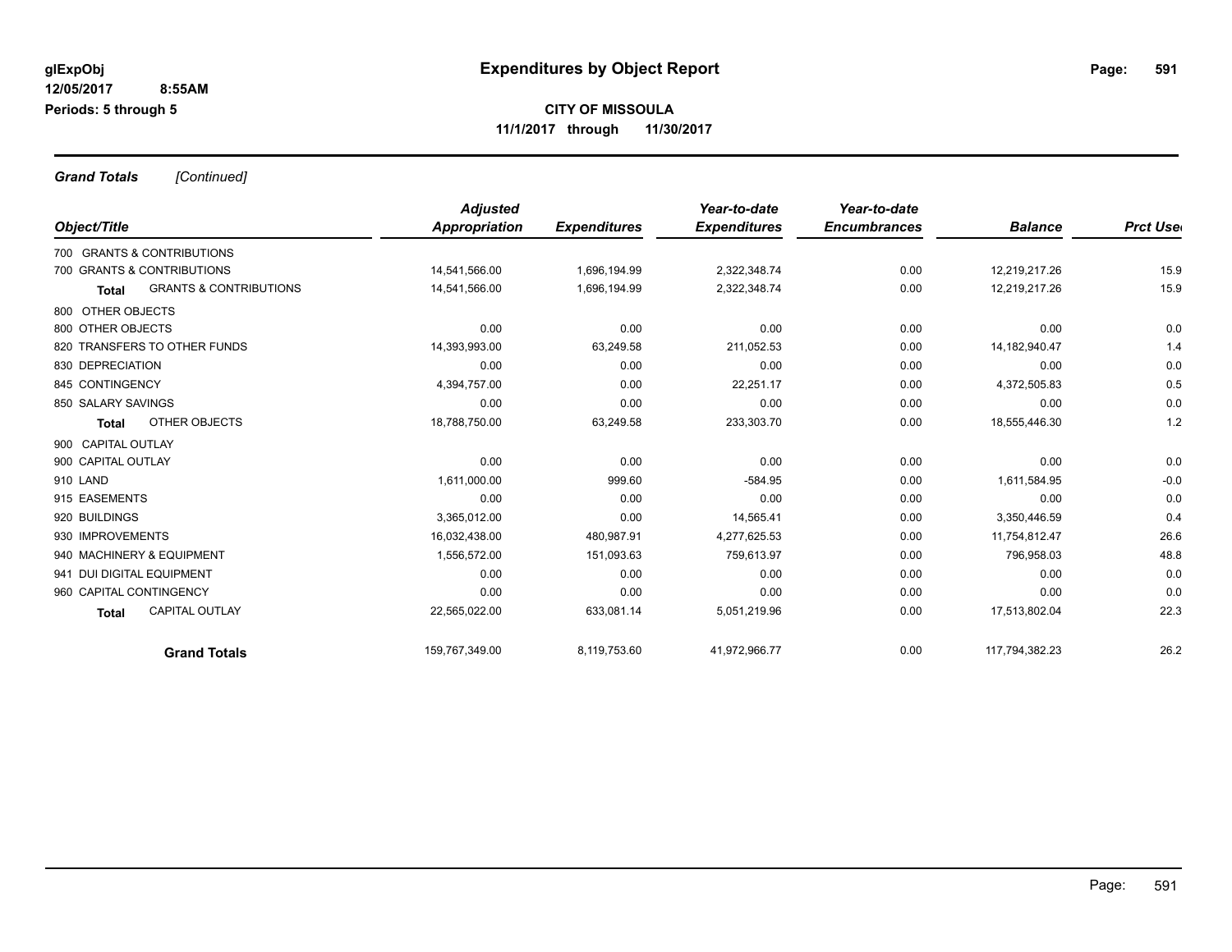**CITY OF MISSOULA**

**11/1/2017 through 11/30/2017**

***Grand Totals*** *[Continued]*

| Object/Title | Adjusted Appropriation | Expenditures | Year-to-date Expenditures | Year-to-date Encumbrances | Balance | Prct Used |
|---|---|---|---|---|---|---|
| 700 GRANTS & CONTRIBUTIONS | | | | | | |
| 700 GRANTS & CONTRIBUTIONS | 14,541,566.00 | 1,696,194.99 | 2,322,348.74 | 0.00 | 12,219,217.26 | 15.9 |
| **Total** GRANTS & CONTRIBUTIONS | 14,541,566.00 | 1,696,194.99 | 2,322,348.74 | 0.00 | 12,219,217.26 | 15.9 |
| 800 OTHER OBJECTS | | | | | | |
| 800 OTHER OBJECTS | 0.00 | 0.00 | 0.00 | 0.00 | 0.00 | 0.0 |
| 820 TRANSFERS TO OTHER FUNDS | 14,393,993.00 | 63,249.58 | 211,052.53 | 0.00 | 14,182,940.47 | 1.4 |
| 830 DEPRECIATION | 0.00 | 0.00 | 0.00 | 0.00 | 0.00 | 0.0 |
| 845 CONTINGENCY | 4,394,757.00 | 0.00 | 22,251.17 | 0.00 | 4,372,505.83 | 0.5 |
| 850 SALARY SAVINGS | 0.00 | 0.00 | 0.00 | 0.00 | 0.00 | 0.0 |
| **Total** OTHER OBJECTS | 18,788,750.00 | 63,249.58 | 233,303.70 | 0.00 | 18,555,446.30 | 1.2 |
| 900 CAPITAL OUTLAY | | | | | | |
| 900 CAPITAL OUTLAY | 0.00 | 0.00 | 0.00 | 0.00 | 0.00 | 0.0 |
| 910 LAND | 1,611,000.00 | 999.60 | -584.95 | 0.00 | 1,611,584.95 | -0.0 |
| 915 EASEMENTS | 0.00 | 0.00 | 0.00 | 0.00 | 0.00 | 0.0 |
| 920 BUILDINGS | 3,365,012.00 | 0.00 | 14,565.41 | 0.00 | 3,350,446.59 | 0.4 |
| 930 IMPROVEMENTS | 16,032,438.00 | 480,987.91 | 4,277,625.53 | 0.00 | 11,754,812.47 | 26.6 |
| 940 MACHINERY & EQUIPMENT | 1,556,572.00 | 151,093.63 | 759,613.97 | 0.00 | 796,958.03 | 48.8 |
| 941 DUI DIGITAL EQUIPMENT | 0.00 | 0.00 | 0.00 | 0.00 | 0.00 | 0.0 |
| 960 CAPITAL CONTINGENCY | 0.00 | 0.00 | 0.00 | 0.00 | 0.00 | 0.0 |
| **Total** CAPITAL OUTLAY | 22,565,022.00 | 633,081.14 | 5,051,219.96 | 0.00 | 17,513,802.04 | 22.3 |
| **Grand Totals** | 159,767,349.00 | 8,119,753.60 | 41,972,966.77 | 0.00 | 117,794,382.23 | 26.2 |